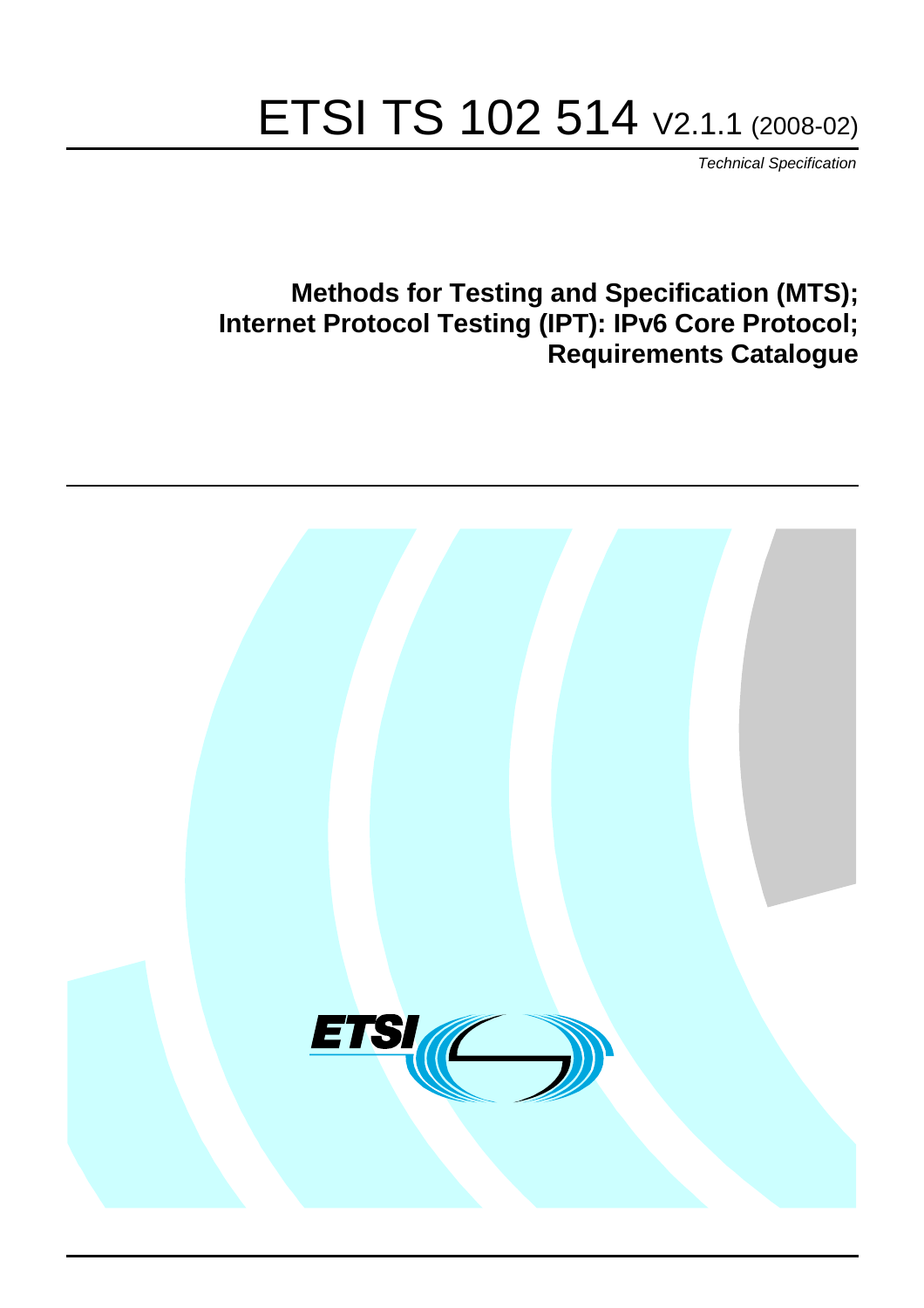# ETSI TS 102 514 V2.1.1 (2008-02)

*Technical Specification*

## Methods for Testing and Specification (MTS); Internet Protocol Testing (IPT): IPv6 Core Protocol; Requirements Catalogue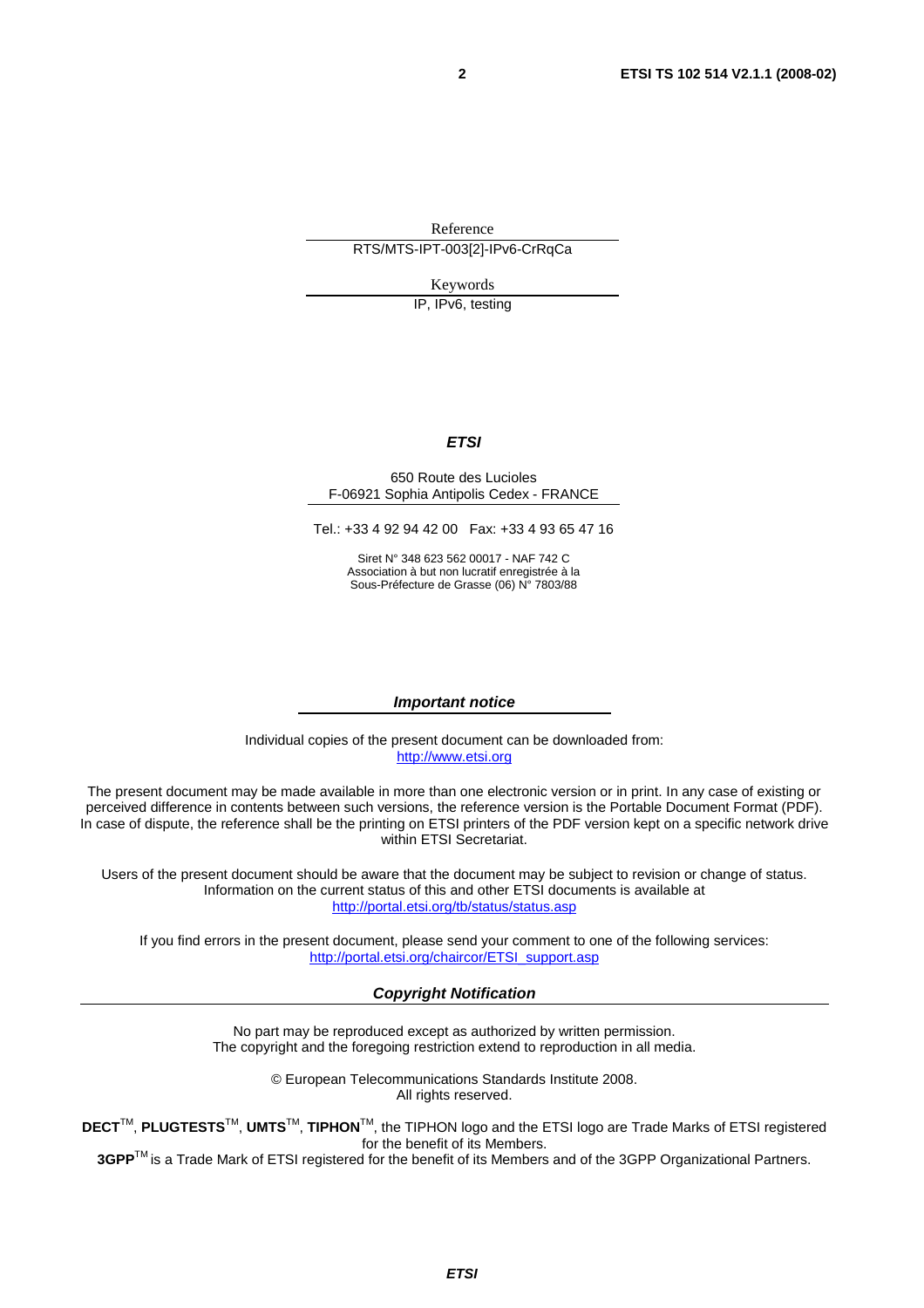Reference

RTS/MTS-IPT-003[2]-IPv6-CrRqCa

Keywords

IP, IPv6, testing

***ETSI***

650 Route des Lucioles
F-06921 Sophia Antipolis Cedex - FRANCE

Tel.: +33 4 92 94 42 00 Fax: +33 4 93 65 47 16

Siret N° 348 623 562 00017 - NAF 742 C
Association à but non lucratif enregistrée à la
Sous-Préfecture de Grasse (06) N° 7803/88

***Important notice***

Individual copies of the present document can be downloaded from:
http://www.etsi.org

The present document may be made available in more than one electronic version or in print. In any case of existing or perceived difference in contents between such versions, the reference version is the Portable Document Format (PDF). In case of dispute, the reference shall be the printing on ETSI printers of the PDF version kept on a specific network drive within ETSI Secretariat.

Users of the present document should be aware that the document may be subject to revision or change of status. Information on the current status of this and other ETSI documents is available at
http://portal.etsi.org/tb/status/status.asp

If you find errors in the present document, please send your comment to one of the following services:
http://portal.etsi.org/chaircor/ETSI_support.asp

***Copyright Notification***

No part may be reproduced except as authorized by written permission.
The copyright and the foregoing restriction extend to reproduction in all media.

© European Telecommunications Standards Institute 2008.
All rights reserved.

**DECT**™, **PLUGTESTS**™, **UMTS**™, **TIPHON**™, the TIPHON logo and the ETSI logo are Trade Marks of ETSI registered for the benefit of its Members.
**3GPP**™ is a Trade Mark of ETSI registered for the benefit of its Members and of the 3GPP Organizational Partners.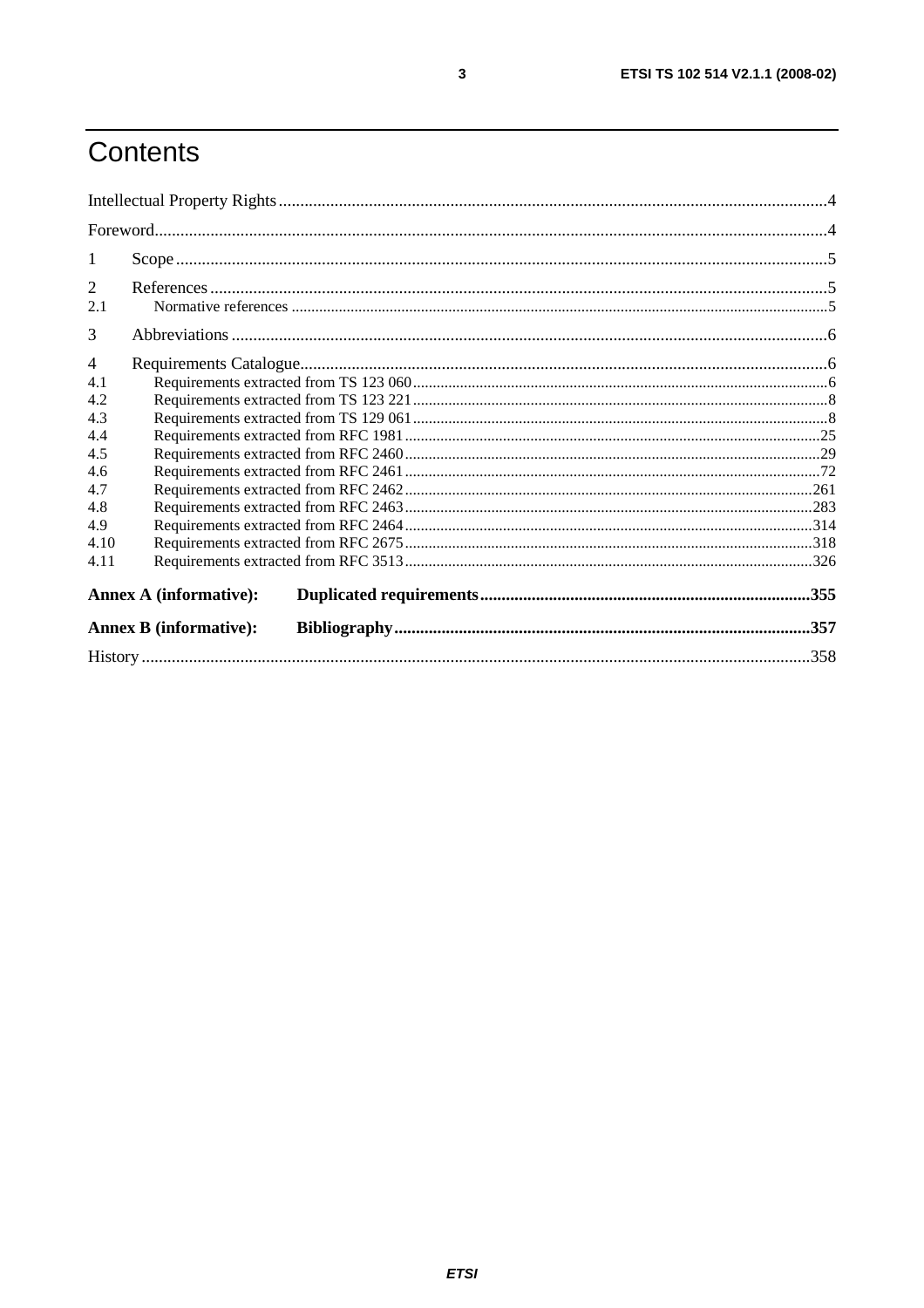# Contents

Intellectual Property Rights ..... 4

Foreword ..... 4

1 Scope ..... 5

2 References ..... 5

2.1 Normative references ..... 5

3 Abbreviations ..... 6

4 Requirements Catalogue ..... 6

4.1 Requirements extracted from TS 123 060 ..... 6

4.2 Requirements extracted from TS 123 221 ..... 8

4.3 Requirements extracted from TS 129 061 ..... 8

4.4 Requirements extracted from RFC 1981 ..... 25

4.5 Requirements extracted from RFC 2460 ..... 29

4.6 Requirements extracted from RFC 2461 ..... 72

4.7 Requirements extracted from RFC 2462 ..... 261

4.8 Requirements extracted from RFC 2463 ..... 283

4.9 Requirements extracted from RFC 2464 ..... 314

4.10 Requirements extracted from RFC 2675 ..... 318

4.11 Requirements extracted from RFC 3513 ..... 326

**Annex A (informative): Duplicated requirements ..... 355**

**Annex B (informative): Bibliography ..... 357**

History ..... 358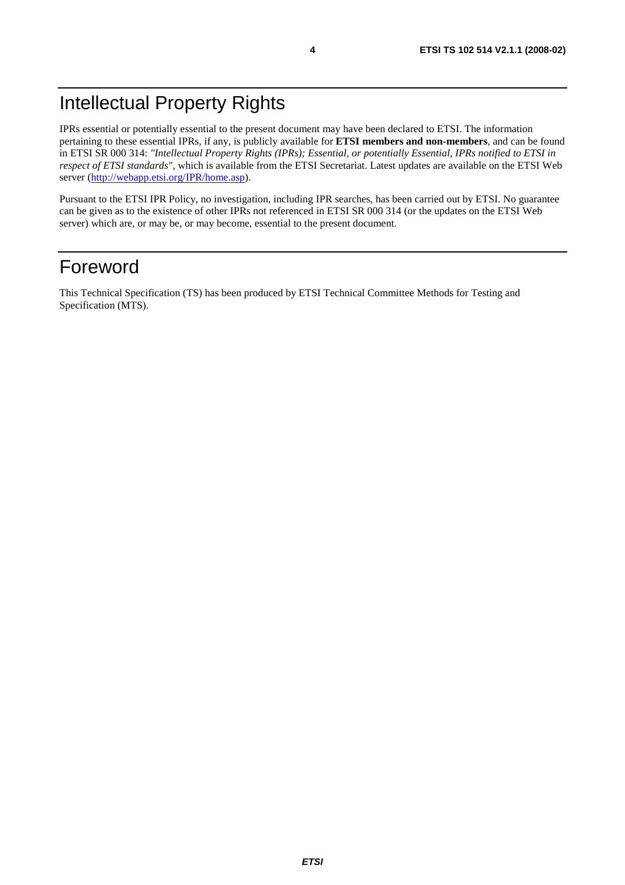# Intellectual Property Rights

IPRs essential or potentially essential to the present document may have been declared to ETSI. The information pertaining to these essential IPRs, if any, is publicly available for **ETSI members and non-members**, and can be found in ETSI SR 000 314: *"Intellectual Property Rights (IPRs); Essential, or potentially Essential, IPRs notified to ETSI in respect of ETSI standards"*, which is available from the ETSI Secretariat. Latest updates are available on the ETSI Web server (http://webapp.etsi.org/IPR/home.asp).

Pursuant to the ETSI IPR Policy, no investigation, including IPR searches, has been carried out by ETSI. No guarantee can be given as to the existence of other IPRs not referenced in ETSI SR 000 314 (or the updates on the ETSI Web server) which are, or may be, or may become, essential to the present document.

# Foreword

This Technical Specification (TS) has been produced by ETSI Technical Committee Methods for Testing and Specification (MTS).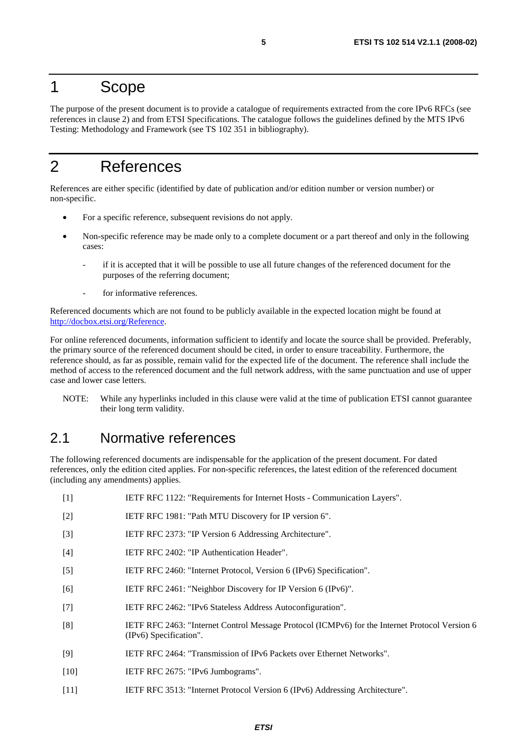# 1 Scope

The purpose of the present document is to provide a catalogue of requirements extracted from the core IPv6 RFCs (see references in clause 2) and from ETSI Specifications. The catalogue follows the guidelines defined by the MTS IPv6 Testing: Methodology and Framework (see TS 102 351 in bibliography).

# 2 References

References are either specific (identified by date of publication and/or edition number or version number) or non-specific.

- For a specific reference, subsequent revisions do not apply.
- Non-specific reference may be made only to a complete document or a part thereof and only in the following cases:
  - if it is accepted that it will be possible to use all future changes of the referenced document for the purposes of the referring document;
  - for informative references.

Referenced documents which are not found to be publicly available in the expected location might be found at http://docbox.etsi.org/Reference.

For online referenced documents, information sufficient to identify and locate the source shall be provided. Preferably, the primary source of the referenced document should be cited, in order to ensure traceability. Furthermore, the reference should, as far as possible, remain valid for the expected life of the document. The reference shall include the method of access to the referenced document and the full network address, with the same punctuation and use of upper case and lower case letters.

NOTE: While any hyperlinks included in this clause were valid at the time of publication ETSI cannot guarantee their long term validity.

## 2.1 Normative references

The following referenced documents are indispensable for the application of the present document. For dated references, only the edition cited applies. For non-specific references, the latest edition of the referenced document (including any amendments) applies.

[1] IETF RFC 1122: "Requirements for Internet Hosts - Communication Layers".

[2] IETF RFC 1981: "Path MTU Discovery for IP version 6".

[3] IETF RFC 2373: "IP Version 6 Addressing Architecture".

[4] IETF RFC 2402: "IP Authentication Header".

[5] IETF RFC 2460: "Internet Protocol, Version 6 (IPv6) Specification".

[6] IETF RFC 2461: "Neighbor Discovery for IP Version 6 (IPv6)".

[7] IETF RFC 2462: "IPv6 Stateless Address Autoconfiguration".

[8] IETF RFC 2463: "Internet Control Message Protocol (ICMPv6) for the Internet Protocol Version 6 (IPv6) Specification".

[9] IETF RFC 2464: "Transmission of IPv6 Packets over Ethernet Networks".

[10] IETF RFC 2675: "IPv6 Jumbograms".

[11] IETF RFC 3513: "Internet Protocol Version 6 (IPv6) Addressing Architecture".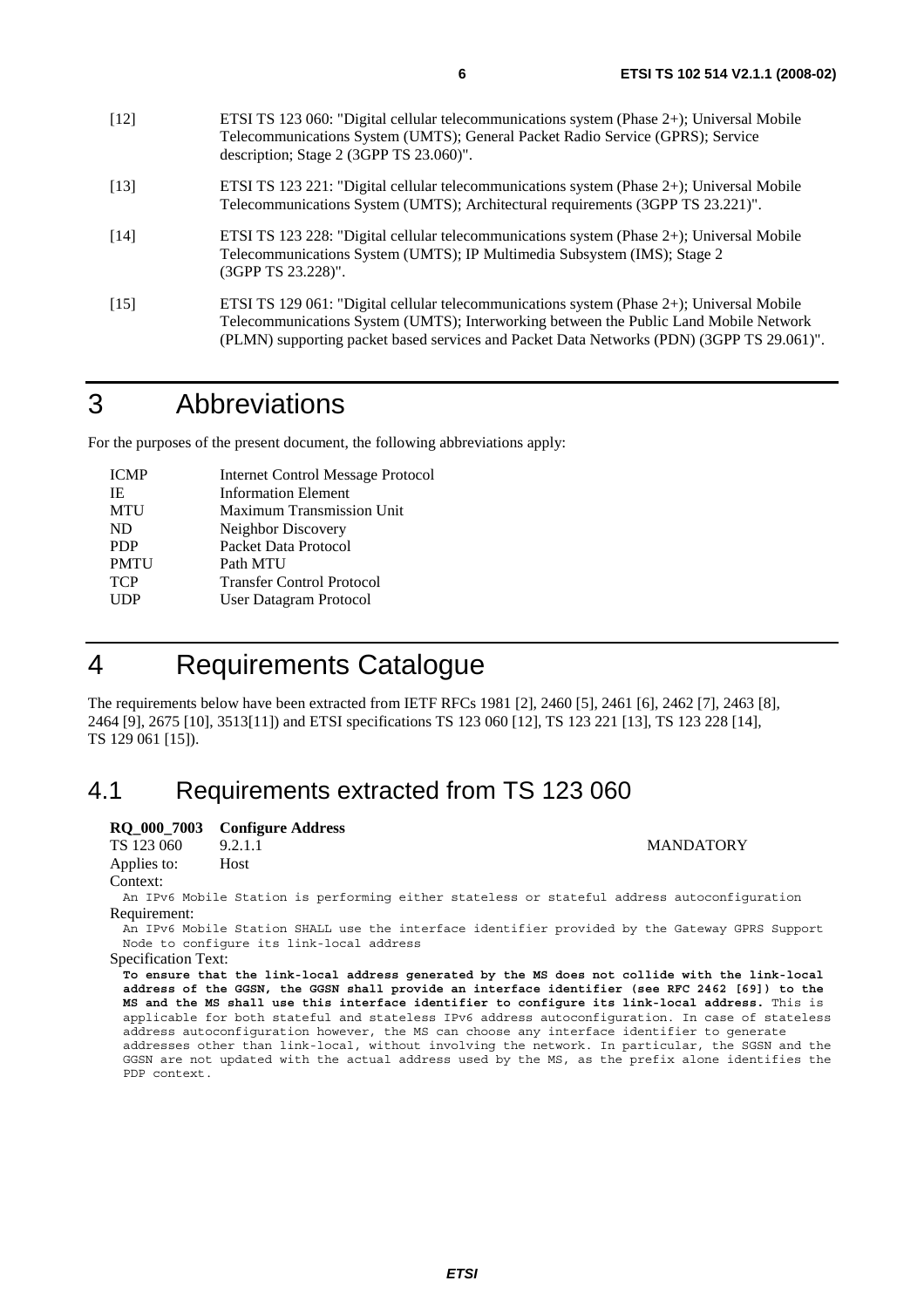[12] ETSI TS 123 060: "Digital cellular telecommunications system (Phase 2+); Universal Mobile Telecommunications System (UMTS); General Packet Radio Service (GPRS); Service description; Stage 2 (3GPP TS 23.060)".

[13] ETSI TS 123 221: "Digital cellular telecommunications system (Phase 2+); Universal Mobile Telecommunications System (UMTS); Architectural requirements (3GPP TS 23.221)".

[14] ETSI TS 123 228: "Digital cellular telecommunications system (Phase 2+); Universal Mobile Telecommunications System (UMTS); IP Multimedia Subsystem (IMS); Stage 2 (3GPP TS 23.228)".

[15] ETSI TS 129 061: "Digital cellular telecommunications system (Phase 2+); Universal Mobile Telecommunications System (UMTS); Interworking between the Public Land Mobile Network (PLMN) supporting packet based services and Packet Data Networks (PDN) (3GPP TS 29.061)".

# 3 Abbreviations

For the purposes of the present document, the following abbreviations apply:

| | |
|---|---|
| ICMP | Internet Control Message Protocol |
| IE | Information Element |
| MTU | Maximum Transmission Unit |
| ND | Neighbor Discovery |
| PDP | Packet Data Protocol |
| PMTU | Path MTU |
| TCP | Transfer Control Protocol |
| UDP | User Datagram Protocol |

# 4 Requirements Catalogue

The requirements below have been extracted from IETF RFCs 1981 [2], 2460 [5], 2461 [6], 2462 [7], 2463 [8], 2464 [9], 2675 [10], 3513[11]) and ETSI specifications TS 123 060 [12], TS 123 221 [13], TS 123 228 [14], TS 129 061 [15]).

## 4.1 Requirements extracted from TS 123 060

**RQ_000_7003 Configure Address**

TS 123 060 9.2.1.1 MANDATORY

Applies to: Host

Context:

An IPv6 Mobile Station is performing either stateless or stateful address autoconfiguration

Requirement:

An IPv6 Mobile Station SHALL use the interface identifier provided by the Gateway GPRS Support Node to configure its link-local address

Specification Text:

**To ensure that the link-local address generated by the MS does not collide with the link-local address of the GGSN, the GGSN shall provide an interface identifier (see RFC 2462 [69]) to the MS and the MS shall use this interface identifier to configure its link-local address.** This is applicable for both stateful and stateless IPv6 address autoconfiguration. In case of stateless address autoconfiguration however, the MS can choose any interface identifier to generate addresses other than link-local, without involving the network. In particular, the SGSN and the GGSN are not updated with the actual address used by the MS, as the prefix alone identifies the PDP context.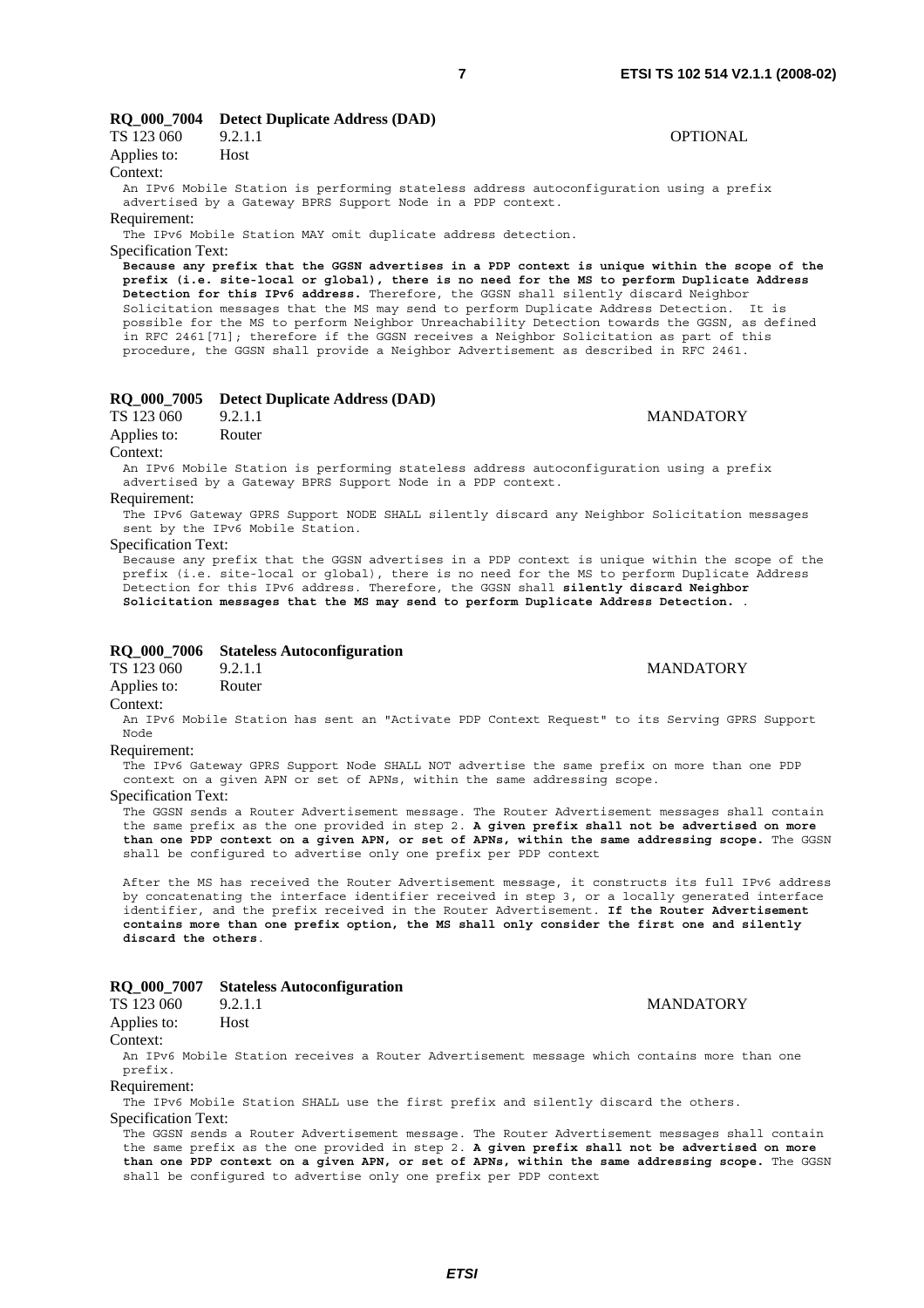**RQ_000_7004 Detect Duplicate Address (DAD)**

TS 123 060 9.2.1.1 OPTIONAL

Applies to: Host

Context:

An IPv6 Mobile Station is performing stateless address autoconfiguration using a prefix advertised by a Gateway BPRS Support Node in a PDP context.

Requirement:

The IPv6 Mobile Station MAY omit duplicate address detection.

Specification Text:

**Because any prefix that the GGSN advertises in a PDP context is unique within the scope of the prefix (i.e. site-local or global), there is no need for the MS to perform Duplicate Address Detection for this IPv6 address.** Therefore, the GGSN shall silently discard Neighbor Solicitation messages that the MS may send to perform Duplicate Address Detection. It is possible for the MS to perform Neighbor Unreachability Detection towards the GGSN, as defined in RFC 2461[71]; therefore if the GGSN receives a Neighbor Solicitation as part of this procedure, the GGSN shall provide a Neighbor Advertisement as described in RFC 2461.

**RQ_000_7005 Detect Duplicate Address (DAD)**

TS 123 060 9.2.1.1 MANDATORY

Applies to: Router

Context:

An IPv6 Mobile Station is performing stateless address autoconfiguration using a prefix advertised by a Gateway BPRS Support Node in a PDP context.

Requirement:

The IPv6 Gateway GPRS Support NODE SHALL silently discard any Neighbor Solicitation messages sent by the IPv6 Mobile Station.

Specification Text:

Because any prefix that the GGSN advertises in a PDP context is unique within the scope of the prefix (i.e. site-local or global), there is no need for the MS to perform Duplicate Address Detection for this IPv6 address. Therefore, the GGSN shall **silently discard Neighbor Solicitation messages that the MS may send to perform Duplicate Address Detection.** .

**RQ_000_7006 Stateless Autoconfiguration**

TS 123 060 9.2.1.1 MANDATORY

Applies to: Router

Context:

An IPv6 Mobile Station has sent an "Activate PDP Context Request" to its Serving GPRS Support Node

Requirement:

The IPv6 Gateway GPRS Support Node SHALL NOT advertise the same prefix on more than one PDP context on a given APN or set of APNs, within the same addressing scope.

Specification Text:

The GGSN sends a Router Advertisement message. The Router Advertisement messages shall contain the same prefix as the one provided in step 2. **A given prefix shall not be advertised on more than one PDP context on a given APN, or set of APNs, within the same addressing scope.** The GGSN shall be configured to advertise only one prefix per PDP context

After the MS has received the Router Advertisement message, it constructs its full IPv6 address by concatenating the interface identifier received in step 3, or a locally generated interface identifier, and the prefix received in the Router Advertisement. **If the Router Advertisement contains more than one prefix option, the MS shall only consider the first one and silently discard the others**.

**RQ_000_7007 Stateless Autoconfiguration**

TS 123 060 9.2.1.1 MANDATORY

Applies to: Host

Context:

An IPv6 Mobile Station receives a Router Advertisement message which contains more than one prefix.

Requirement:

The IPv6 Mobile Station SHALL use the first prefix and silently discard the others.

Specification Text:

The GGSN sends a Router Advertisement message. The Router Advertisement messages shall contain the same prefix as the one provided in step 2. **A given prefix shall not be advertised on more than one PDP context on a given APN, or set of APNs, within the same addressing scope.** The GGSN shall be configured to advertise only one prefix per PDP context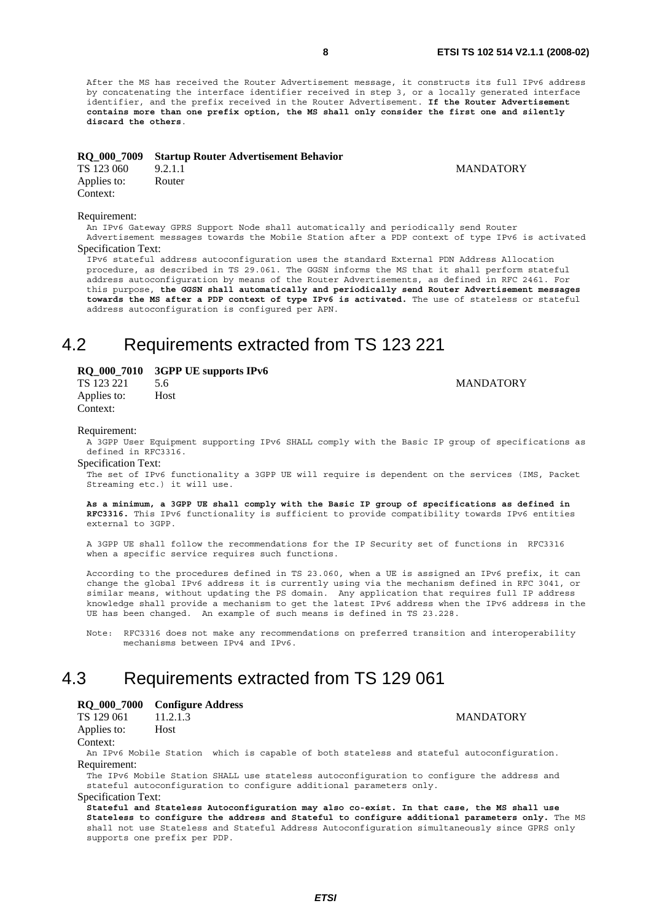After the MS has received the Router Advertisement message, it constructs its full IPv6 address by concatenating the interface identifier received in step 3, or a locally generated interface identifier, and the prefix received in the Router Advertisement. **If the Router Advertisement contains more than one prefix option, the MS shall only consider the first one and silently discard the others**.

**RQ_000_7009 Startup Router Advertisement Behavior**

TS 123 060 9.2.1.1 MANDATORY

Applies to: Router

Context:

Requirement:

An IPv6 Gateway GPRS Support Node shall automatically and periodically send Router Advertisement messages towards the Mobile Station after a PDP context of type IPv6 is activated

Specification Text:

IPv6 stateful address autoconfiguration uses the standard External PDN Address Allocation procedure, as described in TS 29.061. The GGSN informs the MS that it shall perform stateful address autoconfiguration by means of the Router Advertisements, as defined in RFC 2461. For this purpose, **the GGSN shall automatically and periodically send Router Advertisement messages towards the MS after a PDP context of type IPv6 is activated.** The use of stateless or stateful address autoconfiguration is configured per APN.

## 4.2 Requirements extracted from TS 123 221

**RQ_000_7010 3GPP UE supports IPv6**

TS 123 221 5.6 MANDATORY

Applies to: Host

Context:

Requirement:

A 3GPP User Equipment supporting IPv6 SHALL comply with the Basic IP group of specifications as defined in RFC3316.

Specification Text:

The set of IPv6 functionality a 3GPP UE will require is dependent on the services (IMS, Packet Streaming etc.) it will use.

**As a minimum, a 3GPP UE shall comply with the Basic IP group of specifications as defined in RFC3316.** This IPv6 functionality is sufficient to provide compatibility towards IPv6 entities external to 3GPP.

A 3GPP UE shall follow the recommendations for the IP Security set of functions in RFC3316 when a specific service requires such functions.

According to the procedures defined in TS 23.060, when a UE is assigned an IPv6 prefix, it can change the global IPv6 address it is currently using via the mechanism defined in RFC 3041, or similar means, without updating the PS domain. Any application that requires full IP address knowledge shall provide a mechanism to get the latest IPv6 address when the IPv6 address in the UE has been changed. An example of such means is defined in TS 23.228.

Note: RFC3316 does not make any recommendations on preferred transition and interoperability mechanisms between IPv4 and IPv6.

## 4.3 Requirements extracted from TS 129 061

**RQ_000_7000 Configure Address**

TS 129 061 11.2.1.3 MANDATORY

Applies to: Host

Context:

An IPv6 Mobile Station which is capable of both stateless and stateful autoconfiguration.

Requirement:

The IPv6 Mobile Station SHALL use stateless autoconfiguration to configure the address and stateful autoconfiguration to configure additional parameters only.

Specification Text:

**Stateful and Stateless Autoconfiguration may also co-exist. In that case, the MS shall use Stateless to configure the address and Stateful to configure additional parameters only.** The MS shall not use Stateless and Stateful Address Autoconfiguration simultaneously since GPRS only supports one prefix per PDP.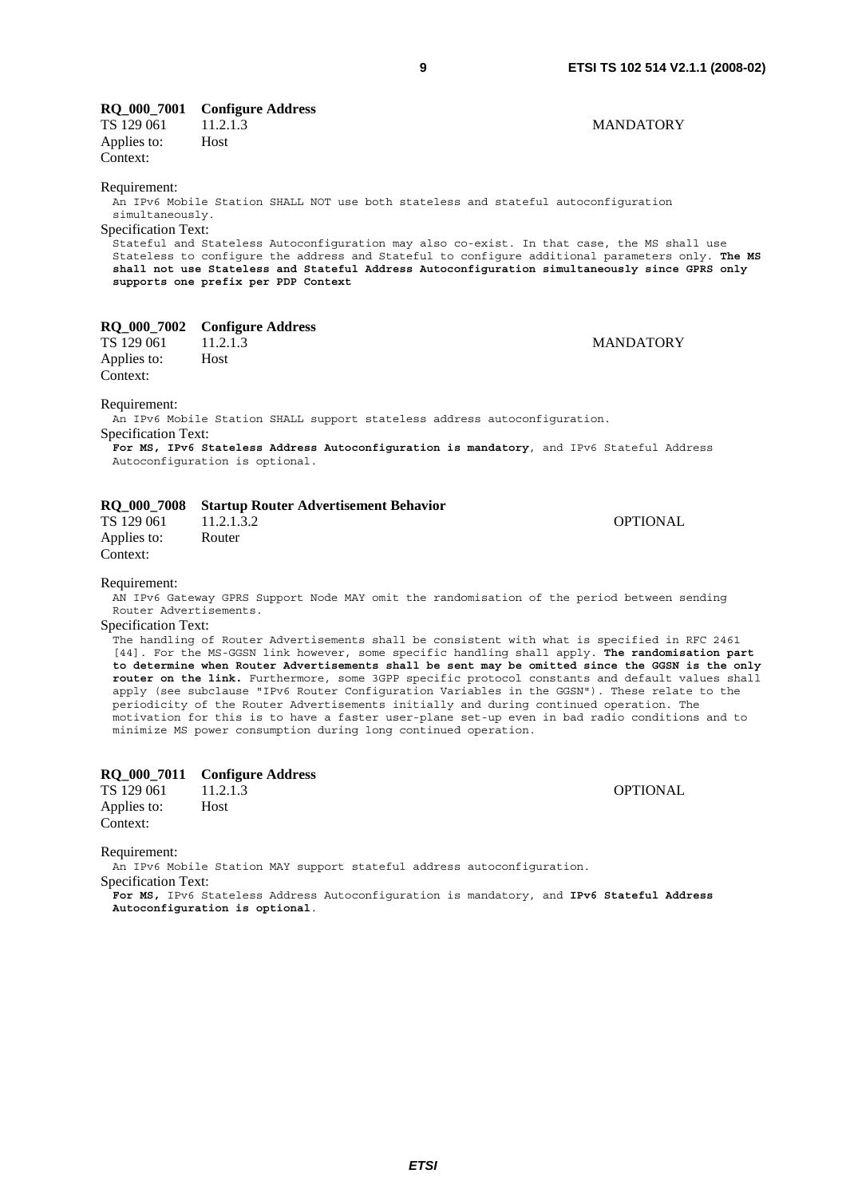**RQ_000_7001 Configure Address**

TS 129 061 11.2.1.3 MANDATORY

Applies to: Host

Context:

Requirement:

An IPv6 Mobile Station SHALL NOT use both stateless and stateful autoconfiguration simultaneously.

Specification Text:

Stateful and Stateless Autoconfiguration may also co-exist. In that case, the MS shall use Stateless to configure the address and Stateful to configure additional parameters only. **The MS shall not use Stateless and Stateful Address Autoconfiguration simultaneously since GPRS only supports one prefix per PDP Context**

**RQ_000_7002 Configure Address**

TS 129 061 11.2.1.3 MANDATORY

Applies to: Host

Context:

Requirement:

An IPv6 Mobile Station SHALL support stateless address autoconfiguration.

Specification Text:

**For MS, IPv6 Stateless Address Autoconfiguration is mandatory**, and IPv6 Stateful Address Autoconfiguration is optional.

**RQ_000_7008 Startup Router Advertisement Behavior**

TS 129 061 11.2.1.3.2 OPTIONAL

Applies to: Router

Context:

Requirement:

AN IPv6 Gateway GPRS Support Node MAY omit the randomisation of the period between sending Router Advertisements.

Specification Text:

The handling of Router Advertisements shall be consistent with what is specified in RFC 2461 [44]. For the MS-GGSN link however, some specific handling shall apply. **The randomisation part to determine when Router Advertisements shall be sent may be omitted since the GGSN is the only router on the link.** Furthermore, some 3GPP specific protocol constants and default values shall apply (see subclause "IPv6 Router Configuration Variables in the GGSN"). These relate to the periodicity of the Router Advertisements initially and during continued operation. The motivation for this is to have a faster user-plane set-up even in bad radio conditions and to minimize MS power consumption during long continued operation.

**RQ_000_7011 Configure Address**

TS 129 061 11.2.1.3 OPTIONAL

Applies to: Host

Context:

Requirement:

An IPv6 Mobile Station MAY support stateful address autoconfiguration.

Specification Text:

**For MS,** IPv6 Stateless Address Autoconfiguration is mandatory, and **IPv6 Stateful Address Autoconfiguration is optional**.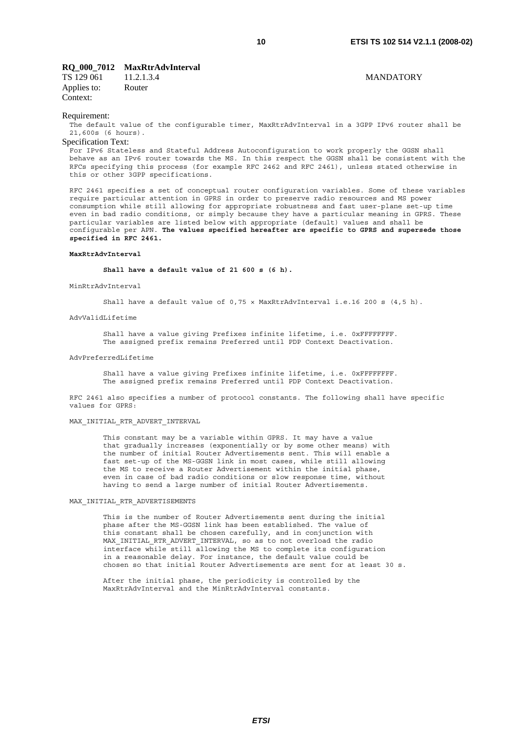**RQ_000_7012 MaxRtrAdvInterval**

TS 129 061 11.2.1.3.4 MANDATORY

Applies to: Router

Context:

Requirement:

The default value of the configurable timer, MaxRtrAdvInterval in a 3GPP IPv6 router shall be 21,600s (6 hours).

Specification Text:

For IPv6 Stateless and Stateful Address Autoconfiguration to work properly the GGSN shall behave as an IPv6 router towards the MS. In this respect the GGSN shall be consistent with the RFCs specifying this process (for example RFC 2462 and RFC 2461), unless stated otherwise in this or other 3GPP specifications.

RFC 2461 specifies a set of conceptual router configuration variables. Some of these variables require particular attention in GPRS in order to preserve radio resources and MS power consumption while still allowing for appropriate robustness and fast user-plane set-up time even in bad radio conditions, or simply because they have a particular meaning in GPRS. These particular variables are listed below with appropriate (default) values and shall be configurable per APN. **The values specified hereafter are specific to GPRS and supersede those specified in RFC 2461.**

**MaxRtrAdvInterval**

**Shall have a default value of 21 600 s (6 h).**

MinRtrAdvInterval

Shall have a default value of 0,75 × MaxRtrAdvInterval i.e.16 200 s (4,5 h).

AdvValidLifetime

Shall have a value giving Prefixes infinite lifetime, i.e. 0xFFFFFFFF.
The assigned prefix remains Preferred until PDP Context Deactivation.

AdvPreferredLifetime

Shall have a value giving Prefixes infinite lifetime, i.e. 0xFFFFFFFF.
The assigned prefix remains Preferred until PDP Context Deactivation.

RFC 2461 also specifies a number of protocol constants. The following shall have specific values for GPRS:

MAX_INITIAL_RTR_ADVERT_INTERVAL

This constant may be a variable within GPRS. It may have a value that gradually increases (exponentially or by some other means) with the number of initial Router Advertisements sent. This will enable a fast set-up of the MS-GGSN link in most cases, while still allowing the MS to receive a Router Advertisement within the initial phase, even in case of bad radio conditions or slow response time, without having to send a large number of initial Router Advertisements.

MAX_INITIAL_RTR_ADVERTISEMENTS

This is the number of Router Advertisements sent during the initial phase after the MS-GGSN link has been established. The value of this constant shall be chosen carefully, and in conjunction with MAX_INITIAL_RTR_ADVERT_INTERVAL, so as to not overload the radio interface while still allowing the MS to complete its configuration in a reasonable delay. For instance, the default value could be chosen so that initial Router Advertisements are sent for at least 30 s.

After the initial phase, the periodicity is controlled by the MaxRtrAdvInterval and the MinRtrAdvInterval constants.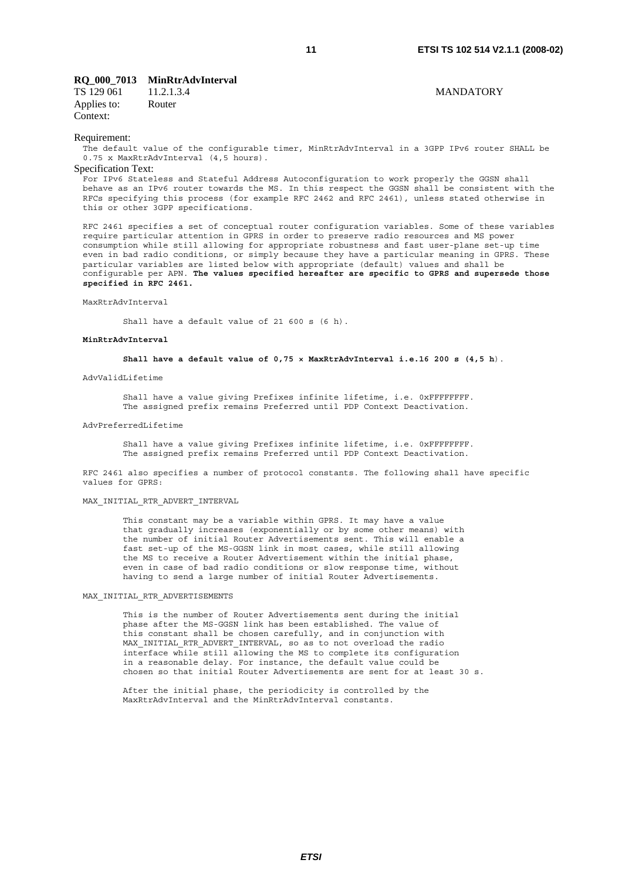**RQ_000_7013 MinRtrAdvInterval**

TS 129 061 11.2.1.3.4 MANDATORY

Applies to: Router

Context:

Requirement:

The default value of the configurable timer, MinRtrAdvInterval in a 3GPP IPv6 router SHALL be 0.75 x MaxRtrAdvInterval (4,5 hours).

Specification Text:

For IPv6 Stateless and Stateful Address Autoconfiguration to work properly the GGSN shall behave as an IPv6 router towards the MS. In this respect the GGSN shall be consistent with the RFCs specifying this process (for example RFC 2462 and RFC 2461), unless stated otherwise in this or other 3GPP specifications.

RFC 2461 specifies a set of conceptual router configuration variables. Some of these variables require particular attention in GPRS in order to preserve radio resources and MS power consumption while still allowing for appropriate robustness and fast user-plane set-up time even in bad radio conditions, or simply because they have a particular meaning in GPRS. These particular variables are listed below with appropriate (default) values and shall be configurable per APN. **The values specified hereafter are specific to GPRS and supersede those specified in RFC 2461.**

MaxRtrAdvInterval

Shall have a default value of 21 600 s (6 h).

**MinRtrAdvInterval**

**Shall have a default value of 0,75 × MaxRtrAdvInterval i.e.16 200 s (4,5 h**).

AdvValidLifetime

Shall have a value giving Prefixes infinite lifetime, i.e. 0xFFFFFFFF. The assigned prefix remains Preferred until PDP Context Deactivation.

AdvPreferredLifetime

Shall have a value giving Prefixes infinite lifetime, i.e. 0xFFFFFFFF. The assigned prefix remains Preferred until PDP Context Deactivation.

RFC 2461 also specifies a number of protocol constants. The following shall have specific values for GPRS:

MAX_INITIAL_RTR_ADVERT_INTERVAL

This constant may be a variable within GPRS. It may have a value that gradually increases (exponentially or by some other means) with the number of initial Router Advertisements sent. This will enable a fast set-up of the MS-GGSN link in most cases, while still allowing the MS to receive a Router Advertisement within the initial phase, even in case of bad radio conditions or slow response time, without having to send a large number of initial Router Advertisements.

MAX_INITIAL_RTR_ADVERTISEMENTS

This is the number of Router Advertisements sent during the initial phase after the MS-GGSN link has been established. The value of this constant shall be chosen carefully, and in conjunction with MAX_INITIAL_RTR_ADVERT_INTERVAL, so as to not overload the radio interface while still allowing the MS to complete its configuration in a reasonable delay. For instance, the default value could be chosen so that initial Router Advertisements are sent for at least 30 s.

After the initial phase, the periodicity is controlled by the MaxRtrAdvInterval and the MinRtrAdvInterval constants.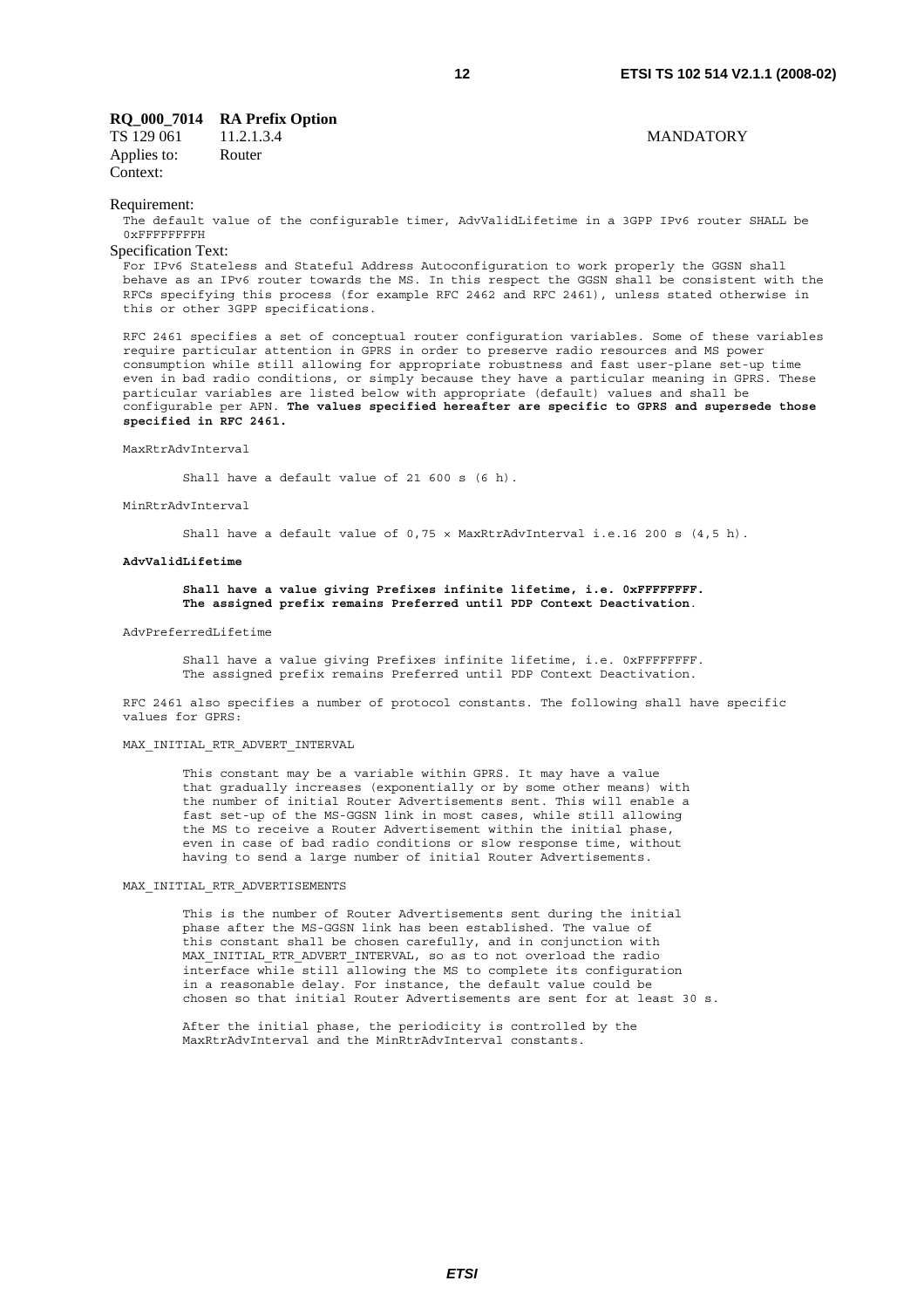**RQ_000_7014 RA Prefix Option**

TS 129 061 11.2.1.3.4 MANDATORY

Applies to: Router

Context:

Requirement:

The default value of the configurable timer, AdvValidLifetime in a 3GPP IPv6 router SHALL be 0xFFFFFFFFH

Specification Text:

For IPv6 Stateless and Stateful Address Autoconfiguration to work properly the GGSN shall behave as an IPv6 router towards the MS. In this respect the GGSN shall be consistent with the RFCs specifying this process (for example RFC 2462 and RFC 2461), unless stated otherwise in this or other 3GPP specifications.

RFC 2461 specifies a set of conceptual router configuration variables. Some of these variables require particular attention in GPRS in order to preserve radio resources and MS power consumption while still allowing for appropriate robustness and fast user-plane set-up time even in bad radio conditions, or simply because they have a particular meaning in GPRS. These particular variables are listed below with appropriate (default) values and shall be configurable per APN. **The values specified hereafter are specific to GPRS and supersede those specified in RFC 2461.**

MaxRtrAdvInterval

Shall have a default value of 21 600 s (6 h).

MinRtrAdvInterval

Shall have a default value of 0,75 × MaxRtrAdvInterval i.e.16 200 s (4,5 h).

**AdvValidLifetime**

**Shall have a value giving Prefixes infinite lifetime, i.e. 0xFFFFFFFF. The assigned prefix remains Preferred until PDP Context Deactivation**.

AdvPreferredLifetime

Shall have a value giving Prefixes infinite lifetime, i.e. 0xFFFFFFFF. The assigned prefix remains Preferred until PDP Context Deactivation.

RFC 2461 also specifies a number of protocol constants. The following shall have specific values for GPRS:

MAX_INITIAL_RTR_ADVERT_INTERVAL

This constant may be a variable within GPRS. It may have a value that gradually increases (exponentially or by some other means) with the number of initial Router Advertisements sent. This will enable a fast set-up of the MS-GGSN link in most cases, while still allowing the MS to receive a Router Advertisement within the initial phase, even in case of bad radio conditions or slow response time, without having to send a large number of initial Router Advertisements.

MAX_INITIAL_RTR_ADVERTISEMENTS

This is the number of Router Advertisements sent during the initial phase after the MS-GGSN link has been established. The value of this constant shall be chosen carefully, and in conjunction with MAX_INITIAL_RTR_ADVERT_INTERVAL, so as to not overload the radio interface while still allowing the MS to complete its configuration in a reasonable delay. For instance, the default value could be chosen so that initial Router Advertisements are sent for at least 30 s.

After the initial phase, the periodicity is controlled by the MaxRtrAdvInterval and the MinRtrAdvInterval constants.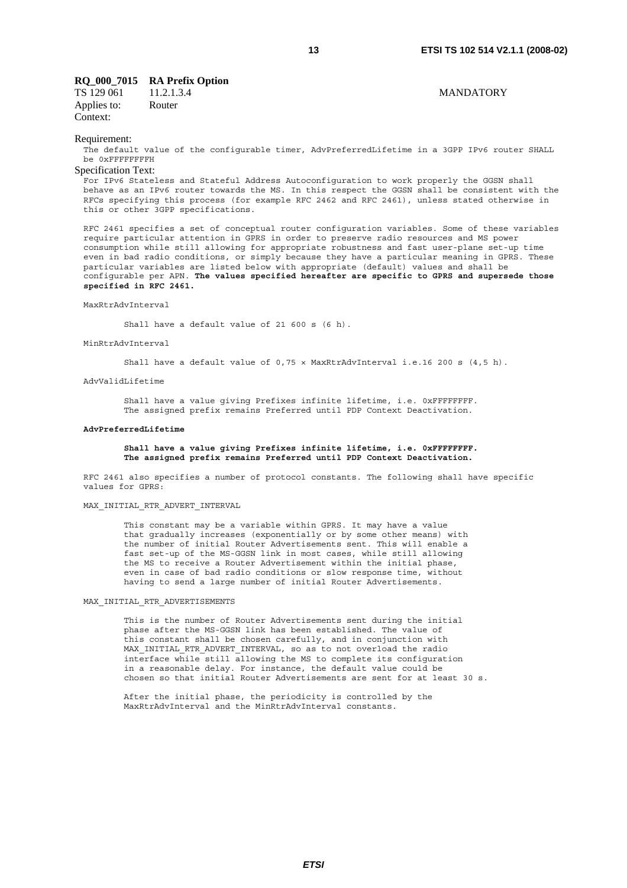**RQ_000_7015 RA Prefix Option**

TS 129 061 11.2.1.3.4 MANDATORY

Applies to: Router

Context:

Requirement:

The default value of the configurable timer, AdvPreferredLifetime in a 3GPP IPv6 router SHALL be 0xFFFFFFFFH

Specification Text:

For IPv6 Stateless and Stateful Address Autoconfiguration to work properly the GGSN shall behave as an IPv6 router towards the MS. In this respect the GGSN shall be consistent with the RFCs specifying this process (for example RFC 2462 and RFC 2461), unless stated otherwise in this or other 3GPP specifications.

RFC 2461 specifies a set of conceptual router configuration variables. Some of these variables require particular attention in GPRS in order to preserve radio resources and MS power consumption while still allowing for appropriate robustness and fast user-plane set-up time even in bad radio conditions, or simply because they have a particular meaning in GPRS. These particular variables are listed below with appropriate (default) values and shall be configurable per APN. **The values specified hereafter are specific to GPRS and supersede those specified in RFC 2461.**

MaxRtrAdvInterval

Shall have a default value of 21 600 s (6 h).

MinRtrAdvInterval

Shall have a default value of 0,75 × MaxRtrAdvInterval i.e.16 200 s (4,5 h).

AdvValidLifetime

Shall have a value giving Prefixes infinite lifetime, i.e. 0xFFFFFFFF. The assigned prefix remains Preferred until PDP Context Deactivation.

**AdvPreferredLifetime**

**Shall have a value giving Prefixes infinite lifetime, i.e. 0xFFFFFFFF. The assigned prefix remains Preferred until PDP Context Deactivation.**

RFC 2461 also specifies a number of protocol constants. The following shall have specific values for GPRS:

MAX_INITIAL_RTR_ADVERT_INTERVAL

This constant may be a variable within GPRS. It may have a value that gradually increases (exponentially or by some other means) with the number of initial Router Advertisements sent. This will enable a fast set-up of the MS-GGSN link in most cases, while still allowing the MS to receive a Router Advertisement within the initial phase, even in case of bad radio conditions or slow response time, without having to send a large number of initial Router Advertisements.

MAX_INITIAL_RTR_ADVERTISEMENTS

This is the number of Router Advertisements sent during the initial phase after the MS-GGSN link has been established. The value of this constant shall be chosen carefully, and in conjunction with MAX_INITIAL_RTR_ADVERT_INTERVAL, so as to not overload the radio interface while still allowing the MS to complete its configuration in a reasonable delay. For instance, the default value could be chosen so that initial Router Advertisements are sent for at least 30 s.

After the initial phase, the periodicity is controlled by the MaxRtrAdvInterval and the MinRtrAdvInterval constants.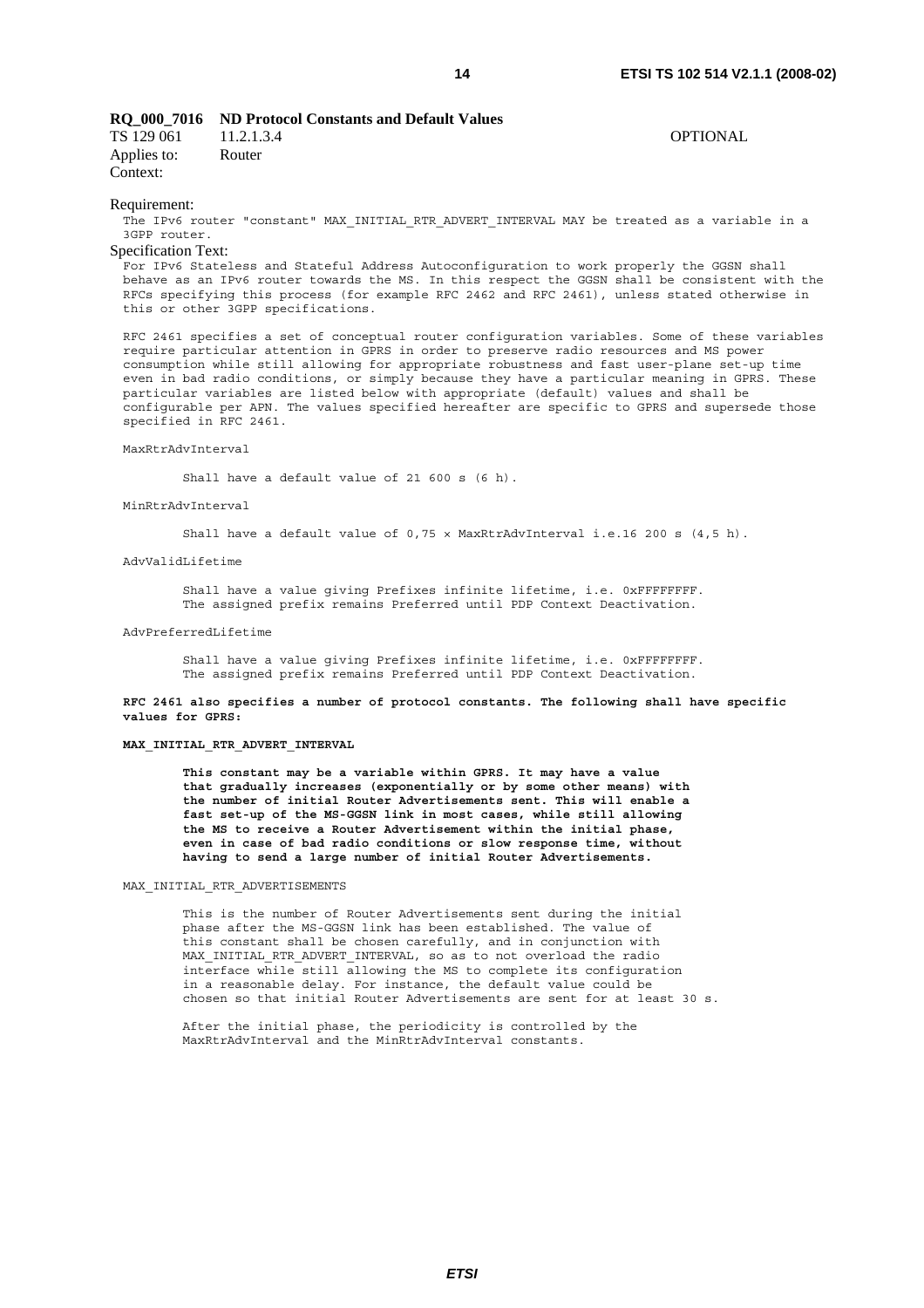**RQ_000_7016 ND Protocol Constants and Default Values**

TS 129 061 11.2.1.3.4 OPTIONAL

Applies to: Router

Context:

Requirement:

The IPv6 router "constant" MAX_INITIAL_RTR_ADVERT_INTERVAL MAY be treated as a variable in a 3GPP router.

Specification Text:

For IPv6 Stateless and Stateful Address Autoconfiguration to work properly the GGSN shall behave as an IPv6 router towards the MS. In this respect the GGSN shall be consistent with the RFCs specifying this process (for example RFC 2462 and RFC 2461), unless stated otherwise in this or other 3GPP specifications.

RFC 2461 specifies a set of conceptual router configuration variables. Some of these variables require particular attention in GPRS in order to preserve radio resources and MS power consumption while still allowing for appropriate robustness and fast user-plane set-up time even in bad radio conditions, or simply because they have a particular meaning in GPRS. These particular variables are listed below with appropriate (default) values and shall be configurable per APN. The values specified hereafter are specific to GPRS and supersede those specified in RFC 2461.

MaxRtrAdvInterval

Shall have a default value of 21 600 s (6 h).

MinRtrAdvInterval

Shall have a default value of 0,75 × MaxRtrAdvInterval i.e.16 200 s (4,5 h).

AdvValidLifetime

Shall have a value giving Prefixes infinite lifetime, i.e. 0xFFFFFFFF. The assigned prefix remains Preferred until PDP Context Deactivation.

AdvPreferredLifetime

Shall have a value giving Prefixes infinite lifetime, i.e. 0xFFFFFFFF. The assigned prefix remains Preferred until PDP Context Deactivation.

**RFC 2461 also specifies a number of protocol constants. The following shall have specific values for GPRS:**

**MAX_INITIAL_RTR_ADVERT_INTERVAL**

**This constant may be a variable within GPRS. It may have a value that gradually increases (exponentially or by some other means) with the number of initial Router Advertisements sent. This will enable a fast set-up of the MS-GGSN link in most cases, while still allowing the MS to receive a Router Advertisement within the initial phase, even in case of bad radio conditions or slow response time, without having to send a large number of initial Router Advertisements.**

MAX_INITIAL_RTR_ADVERTISEMENTS

This is the number of Router Advertisements sent during the initial phase after the MS-GGSN link has been established. The value of this constant shall be chosen carefully, and in conjunction with MAX_INITIAL_RTR_ADVERT_INTERVAL, so as to not overload the radio interface while still allowing the MS to complete its configuration in a reasonable delay. For instance, the default value could be chosen so that initial Router Advertisements are sent for at least 30 s.

After the initial phase, the periodicity is controlled by the MaxRtrAdvInterval and the MinRtrAdvInterval constants.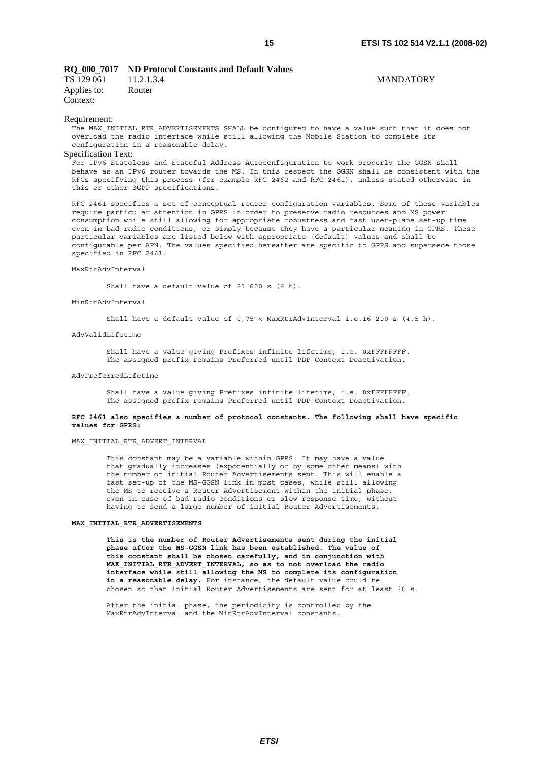**RQ_000_7017 ND Protocol Constants and Default Values**

TS 129 061 11.2.1.3.4 MANDATORY

Applies to: Router

Context:

Requirement:

The MAX_INITIAL_RTR_ADVERTISEMENTS SHALL be configured to have a value such that it does not overload the radio interface while still allowing the Mobile Station to complete its configuration in a reasonable delay.

Specification Text:

For IPv6 Stateless and Stateful Address Autoconfiguration to work properly the GGSN shall behave as an IPv6 router towards the MS. In this respect the GGSN shall be consistent with the RFCs specifying this process (for example RFC 2462 and RFC 2461), unless stated otherwise in this or other 3GPP specifications.

RFC 2461 specifies a set of conceptual router configuration variables. Some of these variables require particular attention in GPRS in order to preserve radio resources and MS power consumption while still allowing for appropriate robustness and fast user-plane set-up time even in bad radio conditions, or simply because they have a particular meaning in GPRS. These particular variables are listed below with appropriate (default) values and shall be configurable per APN. The values specified hereafter are specific to GPRS and supersede those specified in RFC 2461.

MaxRtrAdvInterval

Shall have a default value of 21 600 s (6 h).

MinRtrAdvInterval

Shall have a default value of 0,75 × MaxRtrAdvInterval i.e.16 200 s (4,5 h).

AdvValidLifetime

Shall have a value giving Prefixes infinite lifetime, i.e. 0xFFFFFFFF. The assigned prefix remains Preferred until PDP Context Deactivation.

AdvPreferredLifetime

Shall have a value giving Prefixes infinite lifetime, i.e. 0xFFFFFFFF. The assigned prefix remains Preferred until PDP Context Deactivation.

**RFC 2461 also specifies a number of protocol constants. The following shall have specific values for GPRS:**

MAX_INITIAL_RTR_ADVERT_INTERVAL

This constant may be a variable within GPRS. It may have a value that gradually increases (exponentially or by some other means) with the number of initial Router Advertisements sent. This will enable a fast set-up of the MS-GGSN link in most cases, while still allowing the MS to receive a Router Advertisement within the initial phase, even in case of bad radio conditions or slow response time, without having to send a large number of initial Router Advertisements.

**MAX_INITIAL_RTR_ADVERTISEMENTS**

**This is the number of Router Advertisements sent during the initial phase after the MS-GGSN link has been established. The value of this constant shall be chosen carefully, and in conjunction with MAX_INITIAL_RTR_ADVERT_INTERVAL, so as to not overload the radio interface while still allowing the MS to complete its configuration in a reasonable delay.** For instance, the default value could be chosen so that initial Router Advertisements are sent for at least 30 s.

After the initial phase, the periodicity is controlled by the MaxRtrAdvInterval and the MinRtrAdvInterval constants.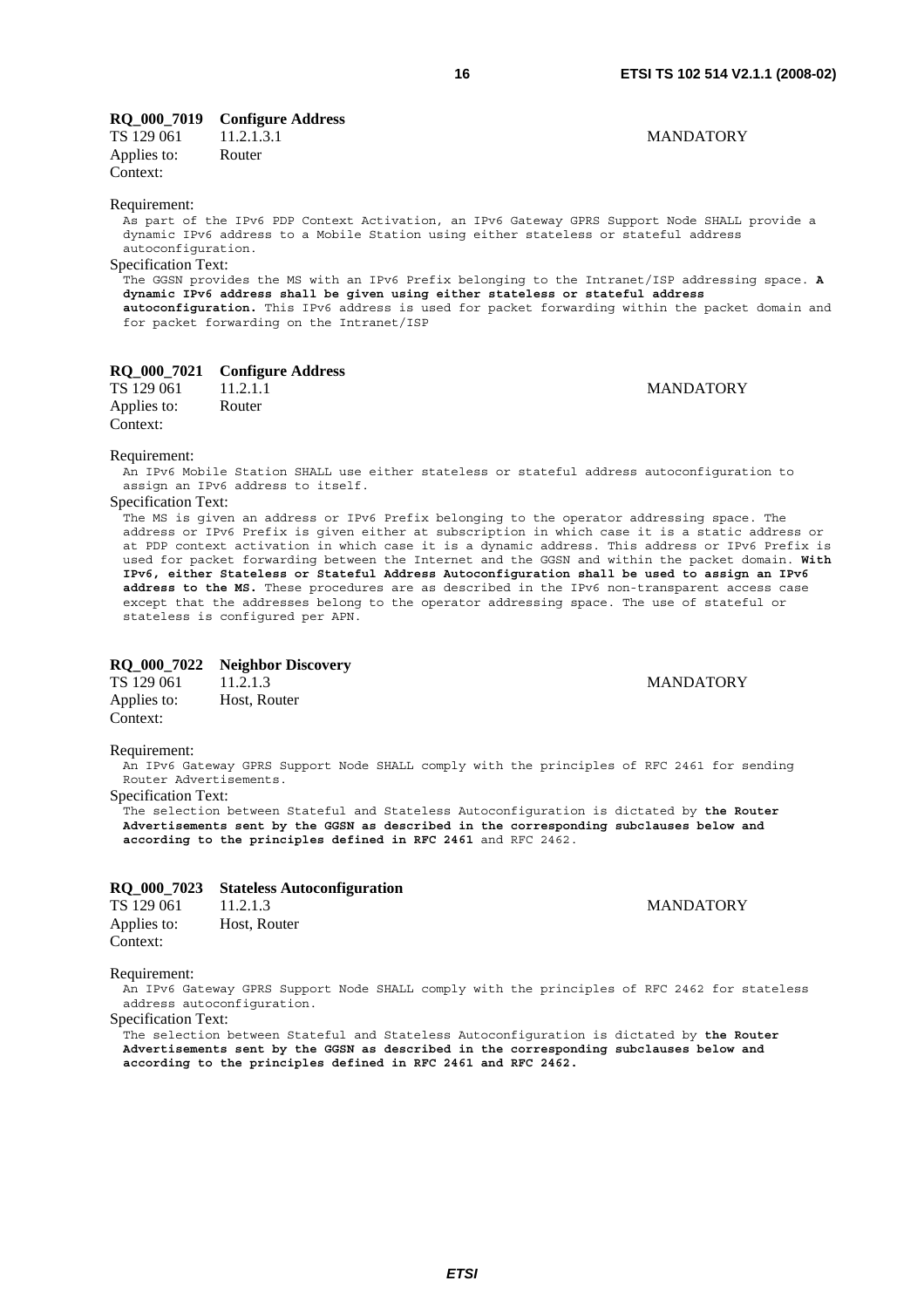**RQ_000_7019 Configure Address**

TS 129 061 11.2.1.3.1 MANDATORY
Applies to: Router
Context:

Requirement:

As part of the IPv6 PDP Context Activation, an IPv6 Gateway GPRS Support Node SHALL provide a dynamic IPv6 address to a Mobile Station using either stateless or stateful address autoconfiguration.

Specification Text:

The GGSN provides the MS with an IPv6 Prefix belonging to the Intranet/ISP addressing space. **A dynamic IPv6 address shall be given using either stateless or stateful address autoconfiguration.** This IPv6 address is used for packet forwarding within the packet domain and for packet forwarding on the Intranet/ISP

**RQ_000_7021 Configure Address**

TS 129 061 11.2.1.1 MANDATORY
Applies to: Router
Context:

Requirement:

An IPv6 Mobile Station SHALL use either stateless or stateful address autoconfiguration to assign an IPv6 address to itself.

Specification Text:

The MS is given an address or IPv6 Prefix belonging to the operator addressing space. The address or IPv6 Prefix is given either at subscription in which case it is a static address or at PDP context activation in which case it is a dynamic address. This address or IPv6 Prefix is used for packet forwarding between the Internet and the GGSN and within the packet domain. **With IPv6, either Stateless or Stateful Address Autoconfiguration shall be used to assign an IPv6 address to the MS.** These procedures are as described in the IPv6 non-transparent access case except that the addresses belong to the operator addressing space. The use of stateful or stateless is configured per APN.

**RQ_000_7022 Neighbor Discovery**

TS 129 061 11.2.1.3 MANDATORY
Applies to: Host, Router
Context:

Requirement:

An IPv6 Gateway GPRS Support Node SHALL comply with the principles of RFC 2461 for sending Router Advertisements.

Specification Text:

The selection between Stateful and Stateless Autoconfiguration is dictated by **the Router Advertisements sent by the GGSN as described in the corresponding subclauses below and according to the principles defined in RFC 2461** and RFC 2462.

**RQ_000_7023 Stateless Autoconfiguration**

TS 129 061 11.2.1.3 MANDATORY
Applies to: Host, Router
Context:

Requirement:

An IPv6 Gateway GPRS Support Node SHALL comply with the principles of RFC 2462 for stateless address autoconfiguration.

Specification Text:

The selection between Stateful and Stateless Autoconfiguration is dictated by **the Router Advertisements sent by the GGSN as described in the corresponding subclauses below and according to the principles defined in RFC 2461 and RFC 2462.**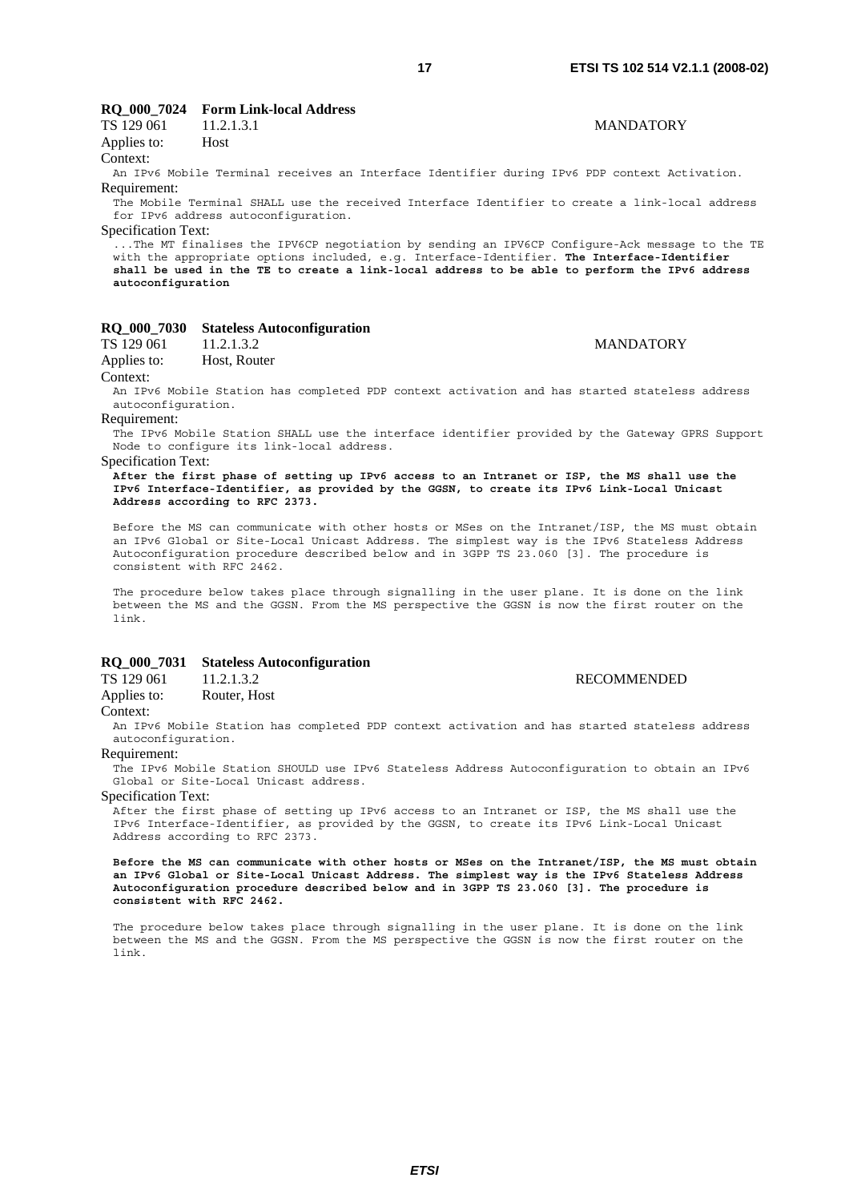**RQ_000_7024 Form Link-local Address**

TS 129 061 11.2.1.3.1 MANDATORY

Applies to: Host

Context:

An IPv6 Mobile Terminal receives an Interface Identifier during IPv6 PDP context Activation.

Requirement:

The Mobile Terminal SHALL use the received Interface Identifier to create a link-local address for IPv6 address autoconfiguration.

Specification Text:

...The MT finalises the IPV6CP negotiation by sending an IPV6CP Configure-Ack message to the TE with the appropriate options included, e.g. Interface-Identifier. **The Interface-Identifier shall be used in the TE to create a link-local address to be able to perform the IPv6 address autoconfiguration**

**RQ_000_7030 Stateless Autoconfiguration**

TS 129 061 11.2.1.3.2 MANDATORY

Applies to: Host, Router

Context:

An IPv6 Mobile Station has completed PDP context activation and has started stateless address autoconfiguration.

Requirement:

The IPv6 Mobile Station SHALL use the interface identifier provided by the Gateway GPRS Support Node to configure its link-local address.

Specification Text:

**After the first phase of setting up IPv6 access to an Intranet or ISP, the MS shall use the IPv6 Interface-Identifier, as provided by the GGSN, to create its IPv6 Link-Local Unicast Address according to RFC 2373.**

Before the MS can communicate with other hosts or MSes on the Intranet/ISP, the MS must obtain an IPv6 Global or Site-Local Unicast Address. The simplest way is the IPv6 Stateless Address Autoconfiguration procedure described below and in 3GPP TS 23.060 [3]. The procedure is consistent with RFC 2462.

The procedure below takes place through signalling in the user plane. It is done on the link between the MS and the GGSN. From the MS perspective the GGSN is now the first router on the link.

**RQ_000_7031 Stateless Autoconfiguration**

TS 129 061 11.2.1.3.2 RECOMMENDED

Applies to: Router, Host

Context:

An IPv6 Mobile Station has completed PDP context activation and has started stateless address autoconfiguration.

Requirement:

The IPv6 Mobile Station SHOULD use IPv6 Stateless Address Autoconfiguration to obtain an IPv6 Global or Site-Local Unicast address.

Specification Text:

After the first phase of setting up IPv6 access to an Intranet or ISP, the MS shall use the IPv6 Interface-Identifier, as provided by the GGSN, to create its IPv6 Link-Local Unicast Address according to RFC 2373.

**Before the MS can communicate with other hosts or MSes on the Intranet/ISP, the MS must obtain an IPv6 Global or Site-Local Unicast Address. The simplest way is the IPv6 Stateless Address Autoconfiguration procedure described below and in 3GPP TS 23.060 [3]. The procedure is consistent with RFC 2462.**

The procedure below takes place through signalling in the user plane. It is done on the link between the MS and the GGSN. From the MS perspective the GGSN is now the first router on the link.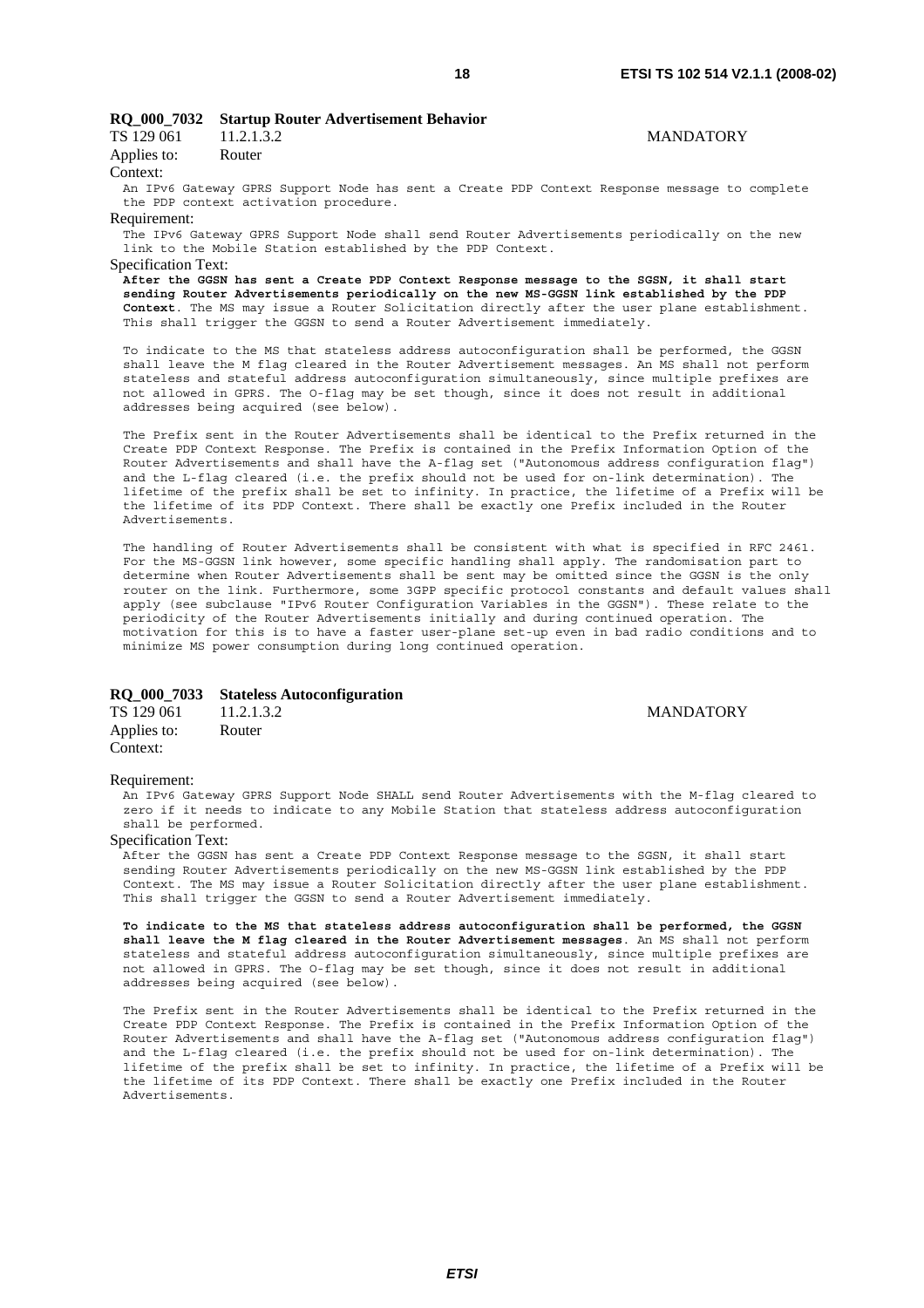**RQ_000_7032 Startup Router Advertisement Behavior**

TS 129 061 11.2.1.3.2 MANDATORY

Applies to: Router

Context:

An IPv6 Gateway GPRS Support Node has sent a Create PDP Context Response message to complete the PDP context activation procedure.

Requirement:

The IPv6 Gateway GPRS Support Node shall send Router Advertisements periodically on the new link to the Mobile Station established by the PDP Context.

Specification Text:

**After the GGSN has sent a Create PDP Context Response message to the SGSN, it shall start sending Router Advertisements periodically on the new MS-GGSN link established by the PDP Context**. The MS may issue a Router Solicitation directly after the user plane establishment. This shall trigger the GGSN to send a Router Advertisement immediately.

To indicate to the MS that stateless address autoconfiguration shall be performed, the GGSN shall leave the M flag cleared in the Router Advertisement messages. An MS shall not perform stateless and stateful address autoconfiguration simultaneously, since multiple prefixes are not allowed in GPRS. The O-flag may be set though, since it does not result in additional addresses being acquired (see below).

The Prefix sent in the Router Advertisements shall be identical to the Prefix returned in the Create PDP Context Response. The Prefix is contained in the Prefix Information Option of the Router Advertisements and shall have the A-flag set ("Autonomous address configuration flag") and the L-flag cleared (i.e. the prefix should not be used for on-link determination). The lifetime of the prefix shall be set to infinity. In practice, the lifetime of a Prefix will be the lifetime of its PDP Context. There shall be exactly one Prefix included in the Router Advertisements.

The handling of Router Advertisements shall be consistent with what is specified in RFC 2461. For the MS-GGSN link however, some specific handling shall apply. The randomisation part to determine when Router Advertisements shall be sent may be omitted since the GGSN is the only router on the link. Furthermore, some 3GPP specific protocol constants and default values shall apply (see subclause "IPv6 Router Configuration Variables in the GGSN"). These relate to the periodicity of the Router Advertisements initially and during continued operation. The motivation for this is to have a faster user-plane set-up even in bad radio conditions and to minimize MS power consumption during long continued operation.

**RQ_000_7033 Stateless Autoconfiguration**

TS 129 061 11.2.1.3.2 MANDATORY

Applies to: Router

Context:

Requirement:

An IPv6 Gateway GPRS Support Node SHALL send Router Advertisements with the M-flag cleared to zero if it needs to indicate to any Mobile Station that stateless address autoconfiguration shall be performed.

Specification Text:

After the GGSN has sent a Create PDP Context Response message to the SGSN, it shall start sending Router Advertisements periodically on the new MS-GGSN link established by the PDP Context. The MS may issue a Router Solicitation directly after the user plane establishment. This shall trigger the GGSN to send a Router Advertisement immediately.

**To indicate to the MS that stateless address autoconfiguration shall be performed, the GGSN shall leave the M flag cleared in the Router Advertisement messages**. An MS shall not perform stateless and stateful address autoconfiguration simultaneously, since multiple prefixes are not allowed in GPRS. The O-flag may be set though, since it does not result in additional addresses being acquired (see below).

The Prefix sent in the Router Advertisements shall be identical to the Prefix returned in the Create PDP Context Response. The Prefix is contained in the Prefix Information Option of the Router Advertisements and shall have the A-flag set ("Autonomous address configuration flag") and the L-flag cleared (i.e. the prefix should not be used for on-link determination). The lifetime of the prefix shall be set to infinity. In practice, the lifetime of a Prefix will be the lifetime of its PDP Context. There shall be exactly one Prefix included in the Router Advertisements.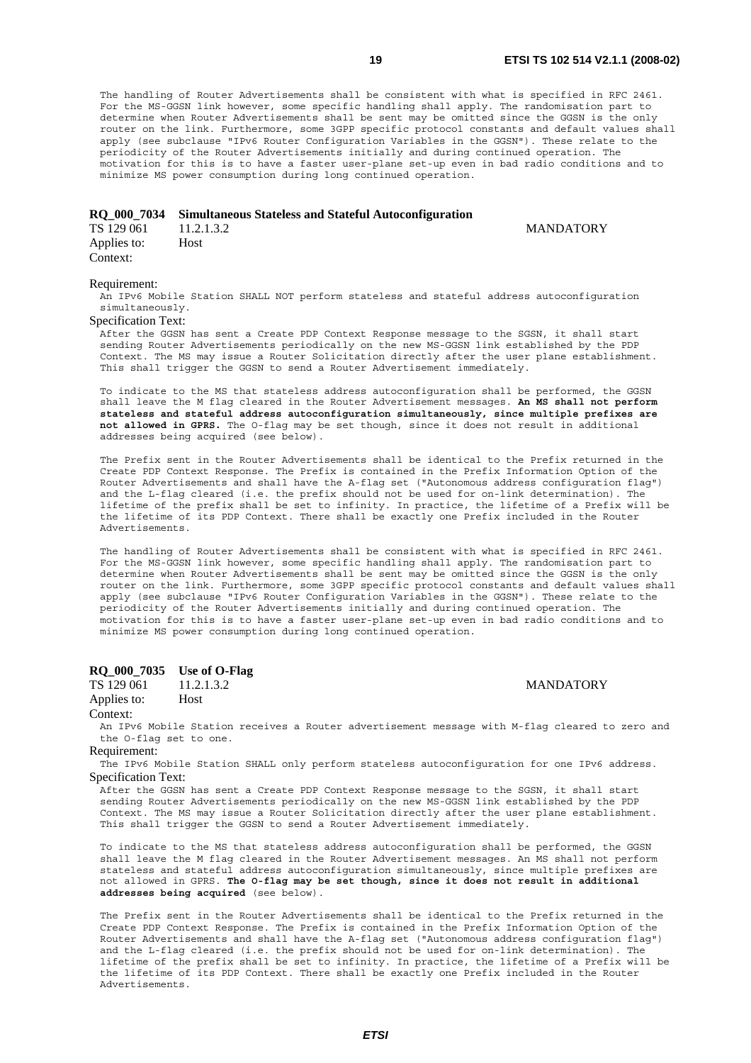The handling of Router Advertisements shall be consistent with what is specified in RFC 2461. For the MS-GGSN link however, some specific handling shall apply. The randomisation part to determine when Router Advertisements shall be sent may be omitted since the GGSN is the only router on the link. Furthermore, some 3GPP specific protocol constants and default values shall apply (see subclause "IPv6 Router Configuration Variables in the GGSN"). These relate to the periodicity of the Router Advertisements initially and during continued operation. The motivation for this is to have a faster user-plane set-up even in bad radio conditions and to minimize MS power consumption during long continued operation.

### RQ_000_7034 Simultaneous Stateless and Stateful Autoconfiguration

TS 129 061 11.2.1.3.2 MANDATORY

Applies to: Host

Context:

Requirement:

An IPv6 Mobile Station SHALL NOT perform stateless and stateful address autoconfiguration simultaneously.

Specification Text:

After the GGSN has sent a Create PDP Context Response message to the SGSN, it shall start sending Router Advertisements periodically on the new MS-GGSN link established by the PDP Context. The MS may issue a Router Solicitation directly after the user plane establishment. This shall trigger the GGSN to send a Router Advertisement immediately.

To indicate to the MS that stateless address autoconfiguration shall be performed, the GGSN shall leave the M flag cleared in the Router Advertisement messages. **An MS shall not perform stateless and stateful address autoconfiguration simultaneously, since multiple prefixes are not allowed in GPRS.** The O-flag may be set though, since it does not result in additional addresses being acquired (see below).

The Prefix sent in the Router Advertisements shall be identical to the Prefix returned in the Create PDP Context Response. The Prefix is contained in the Prefix Information Option of the Router Advertisements and shall have the A-flag set ("Autonomous address configuration flag") and the L-flag cleared (i.e. the prefix should not be used for on-link determination). The lifetime of the prefix shall be set to infinity. In practice, the lifetime of a Prefix will be the lifetime of its PDP Context. There shall be exactly one Prefix included in the Router Advertisements.

The handling of Router Advertisements shall be consistent with what is specified in RFC 2461. For the MS-GGSN link however, some specific handling shall apply. The randomisation part to determine when Router Advertisements shall be sent may be omitted since the GGSN is the only router on the link. Furthermore, some 3GPP specific protocol constants and default values shall apply (see subclause "IPv6 Router Configuration Variables in the GGSN"). These relate to the periodicity of the Router Advertisements initially and during continued operation. The motivation for this is to have a faster user-plane set-up even in bad radio conditions and to minimize MS power consumption during long continued operation.

### RQ_000_7035 Use of O-Flag

TS 129 061 11.2.1.3.2 MANDATORY

Applies to: Host

Context:

An IPv6 Mobile Station receives a Router advertisement message with M-flag cleared to zero and the O-flag set to one.

Requirement:

The IPv6 Mobile Station SHALL only perform stateless autoconfiguration for one IPv6 address.

Specification Text:

After the GGSN has sent a Create PDP Context Response message to the SGSN, it shall start sending Router Advertisements periodically on the new MS-GGSN link established by the PDP Context. The MS may issue a Router Solicitation directly after the user plane establishment. This shall trigger the GGSN to send a Router Advertisement immediately.

To indicate to the MS that stateless address autoconfiguration shall be performed, the GGSN shall leave the M flag cleared in the Router Advertisement messages. An MS shall not perform stateless and stateful address autoconfiguration simultaneously, since multiple prefixes are not allowed in GPRS. **The O-flag may be set though, since it does not result in additional addresses being acquired** (see below).

The Prefix sent in the Router Advertisements shall be identical to the Prefix returned in the Create PDP Context Response. The Prefix is contained in the Prefix Information Option of the Router Advertisements and shall have the A-flag set ("Autonomous address configuration flag") and the L-flag cleared (i.e. the prefix should not be used for on-link determination). The lifetime of the prefix shall be set to infinity. In practice, the lifetime of a Prefix will be the lifetime of its PDP Context. There shall be exactly one Prefix included in the Router Advertisements.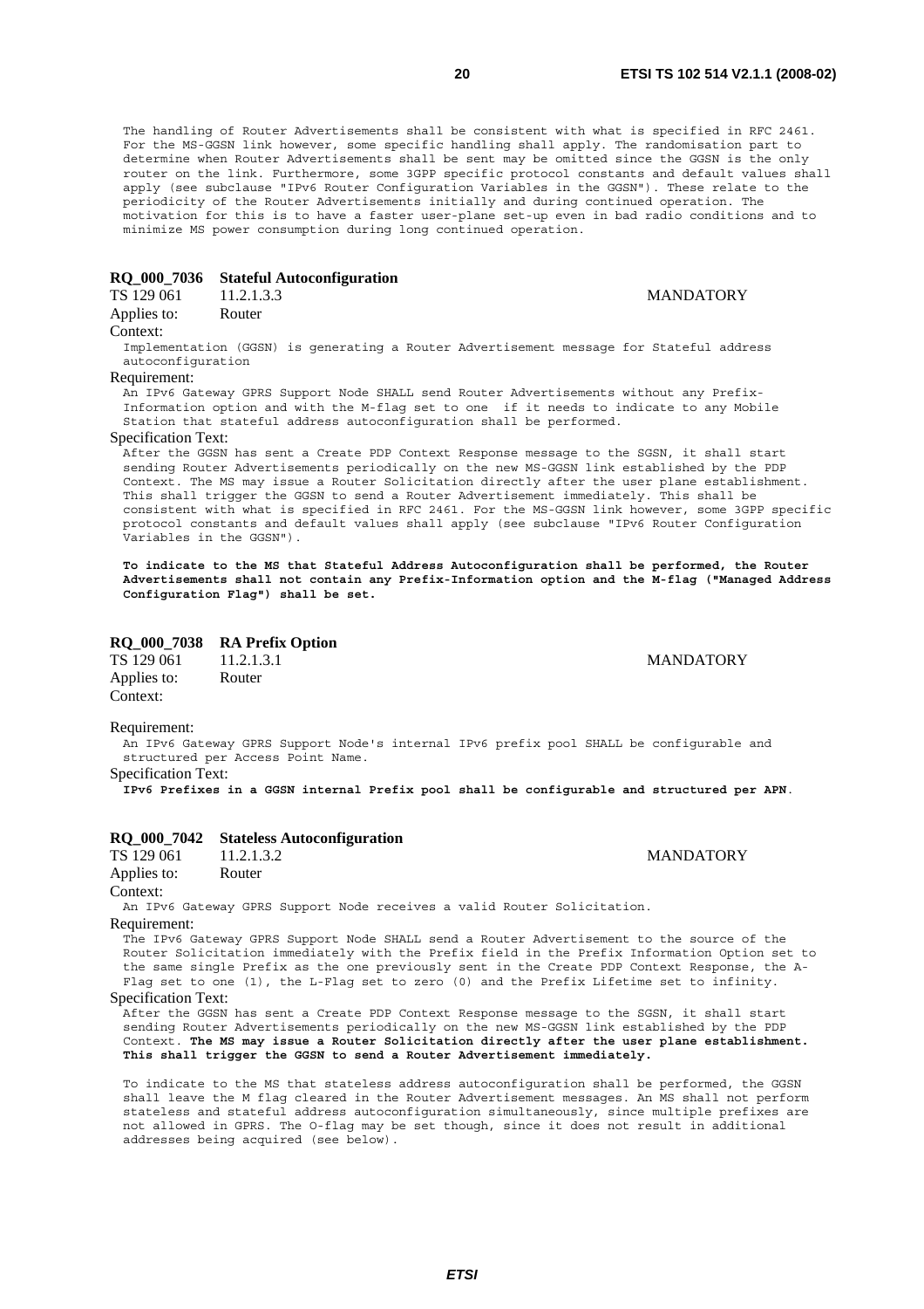The handling of Router Advertisements shall be consistent with what is specified in RFC 2461. For the MS-GGSN link however, some specific handling shall apply. The randomisation part to determine when Router Advertisements shall be sent may be omitted since the GGSN is the only router on the link. Furthermore, some 3GPP specific protocol constants and default values shall apply (see subclause "IPv6 Router Configuration Variables in the GGSN"). These relate to the periodicity of the Router Advertisements initially and during continued operation. The motivation for this is to have a faster user-plane set-up even in bad radio conditions and to minimize MS power consumption during long continued operation.

### RQ_000_7036 Stateful Autoconfiguration

TS 129 061 11.2.1.3.3 MANDATORY

Applies to: Router

Context:

Implementation (GGSN) is generating a Router Advertisement message for Stateful address autoconfiguration

Requirement:

An IPv6 Gateway GPRS Support Node SHALL send Router Advertisements without any Prefix-Information option and with the M-flag set to one if it needs to indicate to any Mobile Station that stateful address autoconfiguration shall be performed.

Specification Text:

After the GGSN has sent a Create PDP Context Response message to the SGSN, it shall start sending Router Advertisements periodically on the new MS-GGSN link established by the PDP Context. The MS may issue a Router Solicitation directly after the user plane establishment. This shall trigger the GGSN to send a Router Advertisement immediately. This shall be consistent with what is specified in RFC 2461. For the MS-GGSN link however, some 3GPP specific protocol constants and default values shall apply (see subclause "IPv6 Router Configuration Variables in the GGSN").

**To indicate to the MS that Stateful Address Autoconfiguration shall be performed, the Router Advertisements shall not contain any Prefix-Information option and the M-flag ("Managed Address Configuration Flag") shall be set.**

### RQ_000_7038 RA Prefix Option

TS 129 061 11.2.1.3.1 MANDATORY

Applies to: Router

Context:

Requirement:

An IPv6 Gateway GPRS Support Node's internal IPv6 prefix pool SHALL be configurable and structured per Access Point Name.

Specification Text:

**IPv6 Prefixes in a GGSN internal Prefix pool shall be configurable and structured per APN**.

### RQ_000_7042 Stateless Autoconfiguration

TS 129 061 11.2.1.3.2 MANDATORY

Applies to: Router

Context:

An IPv6 Gateway GPRS Support Node receives a valid Router Solicitation.

Requirement:

The IPv6 Gateway GPRS Support Node SHALL send a Router Advertisement to the source of the Router Solicitation immediately with the Prefix field in the Prefix Information Option set to the same single Prefix as the one previously sent in the Create PDP Context Response, the A-Flag set to one (1), the L-Flag set to zero (0) and the Prefix Lifetime set to infinity.

Specification Text:

After the GGSN has sent a Create PDP Context Response message to the SGSN, it shall start sending Router Advertisements periodically on the new MS-GGSN link established by the PDP Context. **The MS may issue a Router Solicitation directly after the user plane establishment. This shall trigger the GGSN to send a Router Advertisement immediately.**

To indicate to the MS that stateless address autoconfiguration shall be performed, the GGSN shall leave the M flag cleared in the Router Advertisement messages. An MS shall not perform stateless and stateful address autoconfiguration simultaneously, since multiple prefixes are not allowed in GPRS. The O-flag may be set though, since it does not result in additional addresses being acquired (see below).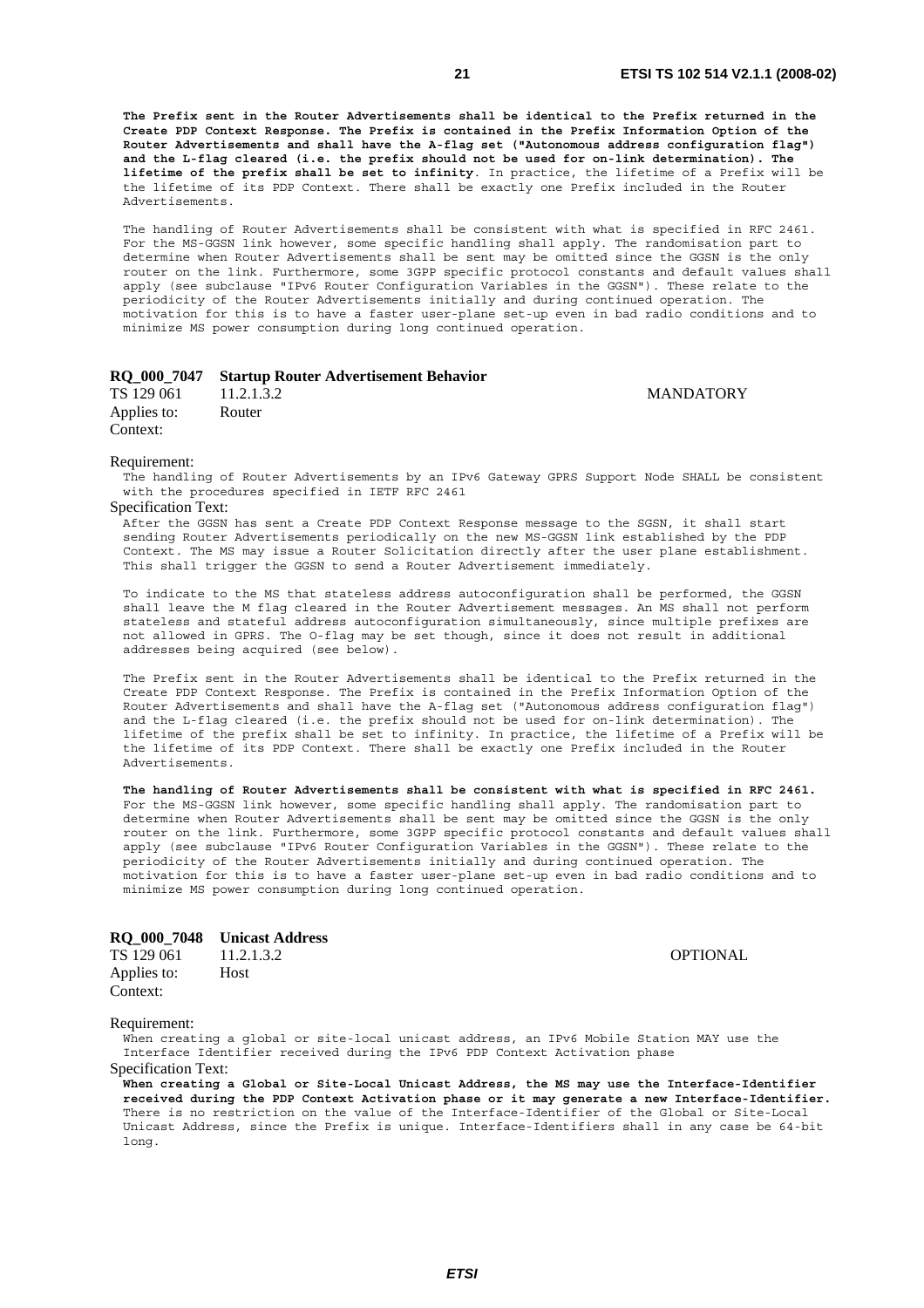**The Prefix sent in the Router Advertisements shall be identical to the Prefix returned in the Create PDP Context Response. The Prefix is contained in the Prefix Information Option of the Router Advertisements and shall have the A-flag set ("Autonomous address configuration flag") and the L-flag cleared (i.e. the prefix should not be used for on-link determination). The lifetime of the prefix shall be set to infinity**. In practice, the lifetime of a Prefix will be the lifetime of its PDP Context. There shall be exactly one Prefix included in the Router Advertisements.

The handling of Router Advertisements shall be consistent with what is specified in RFC 2461. For the MS-GGSN link however, some specific handling shall apply. The randomisation part to determine when Router Advertisements shall be sent may be omitted since the GGSN is the only router on the link. Furthermore, some 3GPP specific protocol constants and default values shall apply (see subclause "IPv6 Router Configuration Variables in the GGSN"). These relate to the periodicity of the Router Advertisements initially and during continued operation. The motivation for this is to have a faster user-plane set-up even in bad radio conditions and to minimize MS power consumption during long continued operation.

**RQ_000_7047 Startup Router Advertisement Behavior**

TS 129 061 11.2.1.3.2 MANDATORY

Applies to: Router

Context:

Requirement:

The handling of Router Advertisements by an IPv6 Gateway GPRS Support Node SHALL be consistent with the procedures specified in IETF RFC 2461

Specification Text:

After the GGSN has sent a Create PDP Context Response message to the SGSN, it shall start sending Router Advertisements periodically on the new MS-GGSN link established by the PDP Context. The MS may issue a Router Solicitation directly after the user plane establishment. This shall trigger the GGSN to send a Router Advertisement immediately.

To indicate to the MS that stateless address autoconfiguration shall be performed, the GGSN shall leave the M flag cleared in the Router Advertisement messages. An MS shall not perform stateless and stateful address autoconfiguration simultaneously, since multiple prefixes are not allowed in GPRS. The O-flag may be set though, since it does not result in additional addresses being acquired (see below).

The Prefix sent in the Router Advertisements shall be identical to the Prefix returned in the Create PDP Context Response. The Prefix is contained in the Prefix Information Option of the Router Advertisements and shall have the A-flag set ("Autonomous address configuration flag") and the L-flag cleared (i.e. the prefix should not be used for on-link determination). The lifetime of the prefix shall be set to infinity. In practice, the lifetime of a Prefix will be the lifetime of its PDP Context. There shall be exactly one Prefix included in the Router Advertisements.

**The handling of Router Advertisements shall be consistent with what is specified in RFC 2461.** For the MS-GGSN link however, some specific handling shall apply. The randomisation part to determine when Router Advertisements shall be sent may be omitted since the GGSN is the only router on the link. Furthermore, some 3GPP specific protocol constants and default values shall apply (see subclause "IPv6 Router Configuration Variables in the GGSN"). These relate to the periodicity of the Router Advertisements initially and during continued operation. The motivation for this is to have a faster user-plane set-up even in bad radio conditions and to minimize MS power consumption during long continued operation.

**RQ_000_7048 Unicast Address**

TS 129 061 11.2.1.3.2 OPTIONAL

Applies to: Host

Context:

Requirement:

When creating a global or site-local unicast address, an IPv6 Mobile Station MAY use the Interface Identifier received during the IPv6 PDP Context Activation phase

Specification Text:

**When creating a Global or Site-Local Unicast Address, the MS may use the Interface-Identifier received during the PDP Context Activation phase or it may generate a new Interface-Identifier.** There is no restriction on the value of the Interface-Identifier of the Global or Site-Local Unicast Address, since the Prefix is unique. Interface-Identifiers shall in any case be 64-bit long.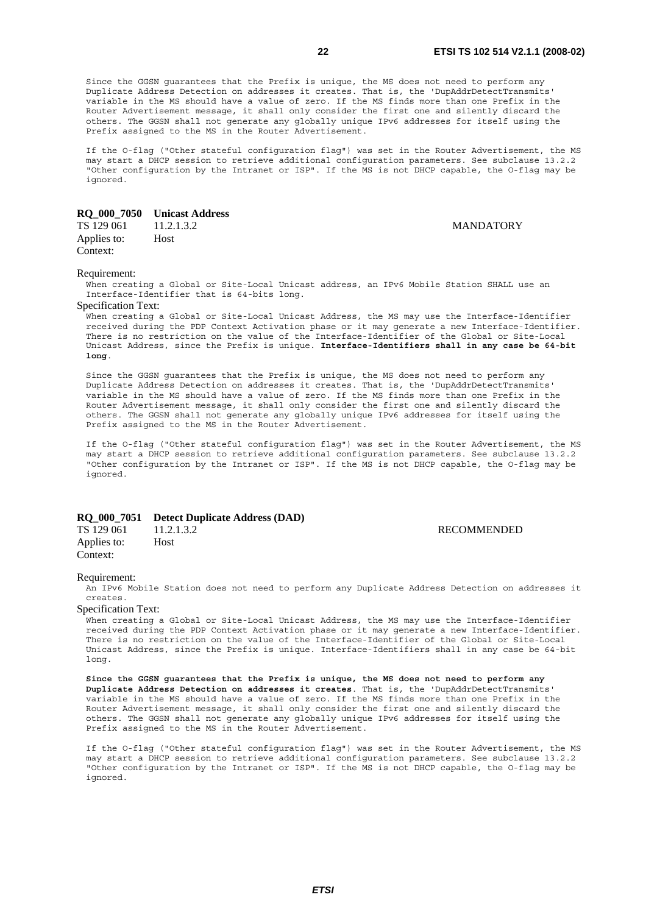Since the GGSN guarantees that the Prefix is unique, the MS does not need to perform any Duplicate Address Detection on addresses it creates. That is, the 'DupAddrDetectTransmits' variable in the MS should have a value of zero. If the MS finds more than one Prefix in the Router Advertisement message, it shall only consider the first one and silently discard the others. The GGSN shall not generate any globally unique IPv6 addresses for itself using the Prefix assigned to the MS in the Router Advertisement.

If the O-flag ("Other stateful configuration flag") was set in the Router Advertisement, the MS may start a DHCP session to retrieve additional configuration parameters. See subclause 13.2.2 "Other configuration by the Intranet or ISP". If the MS is not DHCP capable, the O-flag may be ignored.

**RQ_000_7050 Unicast Address**

TS 129 061 11.2.1.3.2 MANDATORY

Applies to: Host

Context:

Requirement:

When creating a Global or Site-Local Unicast address, an IPv6 Mobile Station SHALL use an Interface-Identifier that is 64-bits long.

Specification Text:

When creating a Global or Site-Local Unicast Address, the MS may use the Interface-Identifier received during the PDP Context Activation phase or it may generate a new Interface-Identifier. There is no restriction on the value of the Interface-Identifier of the Global or Site-Local Unicast Address, since the Prefix is unique. **Interface-Identifiers shall in any case be 64-bit long**.

Since the GGSN guarantees that the Prefix is unique, the MS does not need to perform any Duplicate Address Detection on addresses it creates. That is, the 'DupAddrDetectTransmits' variable in the MS should have a value of zero. If the MS finds more than one Prefix in the Router Advertisement message, it shall only consider the first one and silently discard the others. The GGSN shall not generate any globally unique IPv6 addresses for itself using the Prefix assigned to the MS in the Router Advertisement.

If the O-flag ("Other stateful configuration flag") was set in the Router Advertisement, the MS may start a DHCP session to retrieve additional configuration parameters. See subclause 13.2.2 "Other configuration by the Intranet or ISP". If the MS is not DHCP capable, the O-flag may be ignored.

**RQ_000_7051 Detect Duplicate Address (DAD)**

TS 129 061 11.2.1.3.2 RECOMMENDED

Applies to: Host

Context:

Requirement:

An IPv6 Mobile Station does not need to perform any Duplicate Address Detection on addresses it creates.

Specification Text:

When creating a Global or Site-Local Unicast Address, the MS may use the Interface-Identifier received during the PDP Context Activation phase or it may generate a new Interface-Identifier. There is no restriction on the value of the Interface-Identifier of the Global or Site-Local Unicast Address, since the Prefix is unique. Interface-Identifiers shall in any case be 64-bit long.

**Since the GGSN guarantees that the Prefix is unique, the MS does not need to perform any Duplicate Address Detection on addresses it creates**. That is, the 'DupAddrDetectTransmits' variable in the MS should have a value of zero. If the MS finds more than one Prefix in the Router Advertisement message, it shall only consider the first one and silently discard the others. The GGSN shall not generate any globally unique IPv6 addresses for itself using the Prefix assigned to the MS in the Router Advertisement.

If the O-flag ("Other stateful configuration flag") was set in the Router Advertisement, the MS may start a DHCP session to retrieve additional configuration parameters. See subclause 13.2.2 "Other configuration by the Intranet or ISP". If the MS is not DHCP capable, the O-flag may be ignored.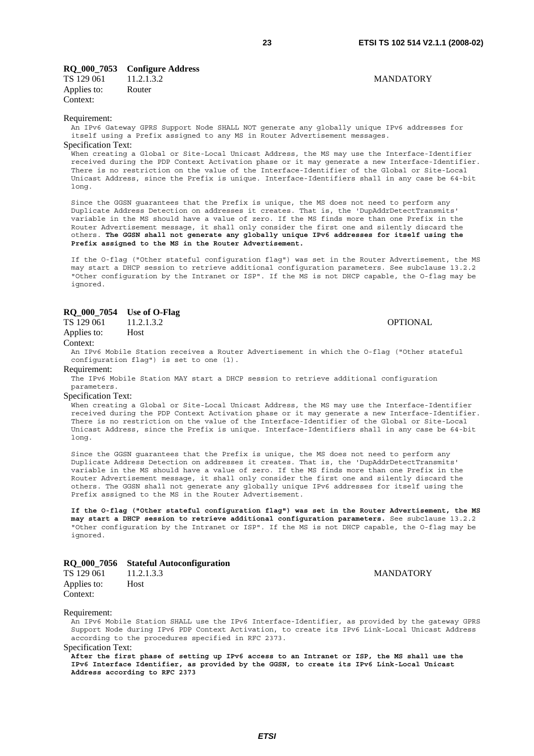**RQ_000_7053 Configure Address**

TS 129 061 11.2.1.3.2 MANDATORY

Applies to: Router

Context:

Requirement:

An IPv6 Gateway GPRS Support Node SHALL NOT generate any globally unique IPv6 addresses for itself using a Prefix assigned to any MS in Router Advertisement messages.

Specification Text:

When creating a Global or Site-Local Unicast Address, the MS may use the Interface-Identifier received during the PDP Context Activation phase or it may generate a new Interface-Identifier. There is no restriction on the value of the Interface-Identifier of the Global or Site-Local Unicast Address, since the Prefix is unique. Interface-Identifiers shall in any case be 64-bit long.

Since the GGSN guarantees that the Prefix is unique, the MS does not need to perform any Duplicate Address Detection on addresses it creates. That is, the 'DupAddrDetectTransmits' variable in the MS should have a value of zero. If the MS finds more than one Prefix in the Router Advertisement message, it shall only consider the first one and silently discard the others. **The GGSN shall not generate any globally unique IPv6 addresses for itself using the Prefix assigned to the MS in the Router Advertisement.**

If the O-flag ("Other stateful configuration flag") was set in the Router Advertisement, the MS may start a DHCP session to retrieve additional configuration parameters. See subclause 13.2.2 "Other configuration by the Intranet or ISP". If the MS is not DHCP capable, the O-flag may be ignored.

**RQ_000_7054 Use of O-Flag**

TS 129 061 11.2.1.3.2 OPTIONAL

Applies to: Host

Context:

An IPv6 Mobile Station receives a Router Advertisement in which the O-flag ("Other stateful configuration flag") is set to one (1).

Requirement:

The IPv6 Mobile Station MAY start a DHCP session to retrieve additional configuration parameters.

Specification Text:

When creating a Global or Site-Local Unicast Address, the MS may use the Interface-Identifier received during the PDP Context Activation phase or it may generate a new Interface-Identifier. There is no restriction on the value of the Interface-Identifier of the Global or Site-Local Unicast Address, since the Prefix is unique. Interface-Identifiers shall in any case be 64-bit long.

Since the GGSN guarantees that the Prefix is unique, the MS does not need to perform any Duplicate Address Detection on addresses it creates. That is, the 'DupAddrDetectTransmits' variable in the MS should have a value of zero. If the MS finds more than one Prefix in the Router Advertisement message, it shall only consider the first one and silently discard the others. The GGSN shall not generate any globally unique IPv6 addresses for itself using the Prefix assigned to the MS in the Router Advertisement.

**If the O-flag ("Other stateful configuration flag") was set in the Router Advertisement, the MS may start a DHCP session to retrieve additional configuration parameters.** See subclause 13.2.2 "Other configuration by the Intranet or ISP". If the MS is not DHCP capable, the O-flag may be ignored.

**RQ_000_7056 Stateful Autoconfiguration**

TS 129 061 11.2.1.3.3 MANDATORY

Applies to: Host

Context:

Requirement:

An IPv6 Mobile Station SHALL use the IPv6 Interface-Identifier, as provided by the gateway GPRS Support Node during IPv6 PDP Context Activation, to create its IPv6 Link-Local Unicast Address according to the procedures specified in RFC 2373.

Specification Text:

**After the first phase of setting up IPv6 access to an Intranet or ISP, the MS shall use the IPv6 Interface Identifier, as provided by the GGSN, to create its IPv6 Link-Local Unicast Address according to RFC 2373**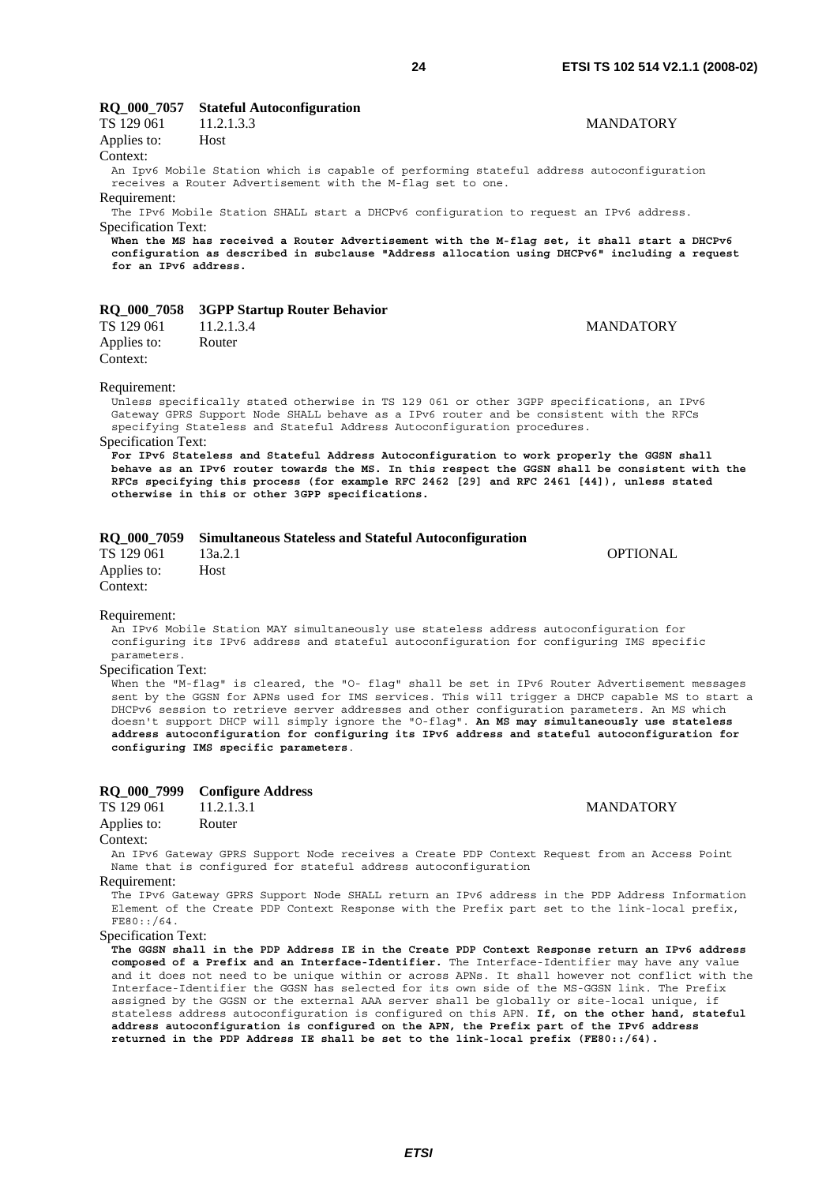**RQ_000_7057 Stateful Autoconfiguration**

TS 129 061 11.2.1.3.3 MANDATORY

Applies to: Host

Context:

An Ipv6 Mobile Station which is capable of performing stateful address autoconfiguration receives a Router Advertisement with the M-flag set to one.

Requirement:

The IPv6 Mobile Station SHALL start a DHCPv6 configuration to request an IPv6 address.

Specification Text:

**When the MS has received a Router Advertisement with the M-flag set, it shall start a DHCPv6 configuration as described in subclause "Address allocation using DHCPv6" including a request for an IPv6 address.**

**RQ_000_7058 3GPP Startup Router Behavior**

TS 129 061 11.2.1.3.4 MANDATORY

Applies to: Router

Context:

Requirement:

Unless specifically stated otherwise in TS 129 061 or other 3GPP specifications, an IPv6 Gateway GPRS Support Node SHALL behave as a IPv6 router and be consistent with the RFCs specifying Stateless and Stateful Address Autoconfiguration procedures.

Specification Text:

**For IPv6 Stateless and Stateful Address Autoconfiguration to work properly the GGSN shall behave as an IPv6 router towards the MS. In this respect the GGSN shall be consistent with the RFCs specifying this process (for example RFC 2462 [29] and RFC 2461 [44]), unless stated otherwise in this or other 3GPP specifications.**

**RQ_000_7059 Simultaneous Stateless and Stateful Autoconfiguration**

TS 129 061 13a.2.1 OPTIONAL

Applies to: Host

Context:

Requirement:

An IPv6 Mobile Station MAY simultaneously use stateless address autoconfiguration for configuring its IPv6 address and stateful autoconfiguration for configuring IMS specific parameters.

Specification Text:

When the "M-flag" is cleared, the "O- flag" shall be set in IPv6 Router Advertisement messages sent by the GGSN for APNs used for IMS services. This will trigger a DHCP capable MS to start a DHCPv6 session to retrieve server addresses and other configuration parameters. An MS which doesn't support DHCP will simply ignore the "O-flag". **An MS may simultaneously use stateless address autoconfiguration for configuring its IPv6 address and stateful autoconfiguration for configuring IMS specific parameters**.

**RQ_000_7999 Configure Address**

TS 129 061 11.2.1.3.1 MANDATORY

Applies to: Router

Context:

An IPv6 Gateway GPRS Support Node receives a Create PDP Context Request from an Access Point Name that is configured for stateful address autoconfiguration

Requirement:

The IPv6 Gateway GPRS Support Node SHALL return an IPv6 address in the PDP Address Information Element of the Create PDP Context Response with the Prefix part set to the link-local prefix, FE80::/64.

Specification Text:

**The GGSN shall in the PDP Address IE in the Create PDP Context Response return an IPv6 address composed of a Prefix and an Interface-Identifier.** The Interface-Identifier may have any value and it does not need to be unique within or across APNs. It shall however not conflict with the Interface-Identifier the GGSN has selected for its own side of the MS-GGSN link. The Prefix assigned by the GGSN or the external AAA server shall be globally or site-local unique, if stateless address autoconfiguration is configured on this APN. **If, on the other hand, stateful address autoconfiguration is configured on the APN, the Prefix part of the IPv6 address returned in the PDP Address IE shall be set to the link-local prefix (FE80::/64).**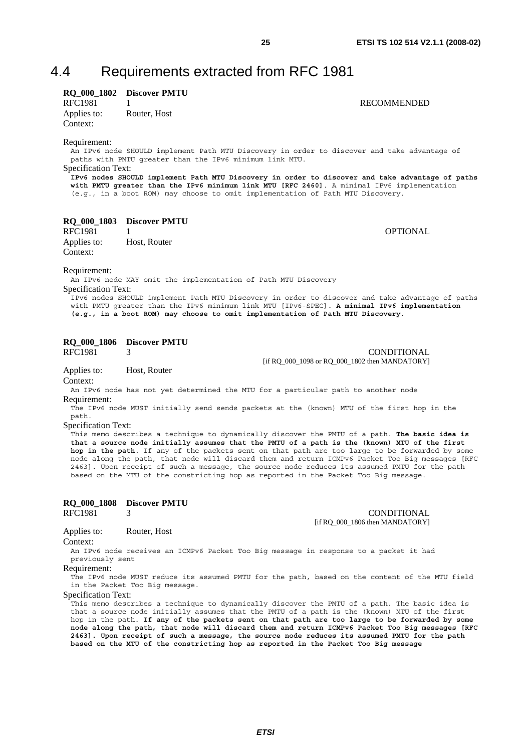## 4.4 Requirements extracted from RFC 1981

**RQ_000_1802 Discover PMTU**

RFC1981 1 RECOMMENDED

Applies to: Router, Host

Context:

Requirement:

An IPv6 node SHOULD implement Path MTU Discovery in order to discover and take advantage of paths with PMTU greater than the IPv6 minimum link MTU.

Specification Text:

**IPv6 nodes SHOULD implement Path MTU Discovery in order to discover and take advantage of paths with PMTU greater than the IPv6 minimum link MTU [RFC 2460]**. A minimal IPv6 implementation (e.g., in a boot ROM) may choose to omit implementation of Path MTU Discovery.

**RQ_000_1803 Discover PMTU**

RFC1981 1 OPTIONAL

Applies to: Host, Router

Context:

Requirement:

An IPv6 node MAY omit the implementation of Path MTU Discovery

Specification Text:

IPv6 nodes SHOULD implement Path MTU Discovery in order to discover and take advantage of paths with PMTU greater than the IPv6 minimum link MTU [IPv6-SPEC]. **A minimal IPv6 implementation (e.g., in a boot ROM) may choose to omit implementation of Path MTU Discovery**.

**RQ_000_1806 Discover PMTU**

RFC1981 3 CONDITIONAL

[if RQ_000_1098 or RQ_000_1802 then MANDATORY]

Applies to: Host, Router

Context:

An IPv6 node has not yet determined the MTU for a particular path to another node

Requirement:

The IPv6 node MUST initially send sends packets at the (known) MTU of the first hop in the path.

Specification Text:

This memo describes a technique to dynamically discover the PMTU of a path. **The basic idea is that a source node initially assumes that the PMTU of a path is the (known) MTU of the first hop in the path**. If any of the packets sent on that path are too large to be forwarded by some node along the path, that node will discard them and return ICMPv6 Packet Too Big messages [RFC 2463]. Upon receipt of such a message, the source node reduces its assumed PMTU for the path based on the MTU of the constricting hop as reported in the Packet Too Big message.

**RQ_000_1808 Discover PMTU**

RFC1981 3 CONDITIONAL

[if RQ_000_1806 then MANDATORY]

Applies to: Router, Host

Context:

An IPv6 node receives an ICMPv6 Packet Too Big message in response to a packet it had previously sent

Requirement:

The IPv6 node MUST reduce its assumed PMTU for the path, based on the content of the MTU field in the Packet Too Big message.

Specification Text:

This memo describes a technique to dynamically discover the PMTU of a path. The basic idea is that a source node initially assumes that the PMTU of a path is the (known) MTU of the first hop in the path. **If any of the packets sent on that path are too large to be forwarded by some node along the path, that node will discard them and return ICMPv6 Packet Too Big messages [RFC 2463]. Upon receipt of such a message, the source node reduces its assumed PMTU for the path based on the MTU of the constricting hop as reported in the Packet Too Big message**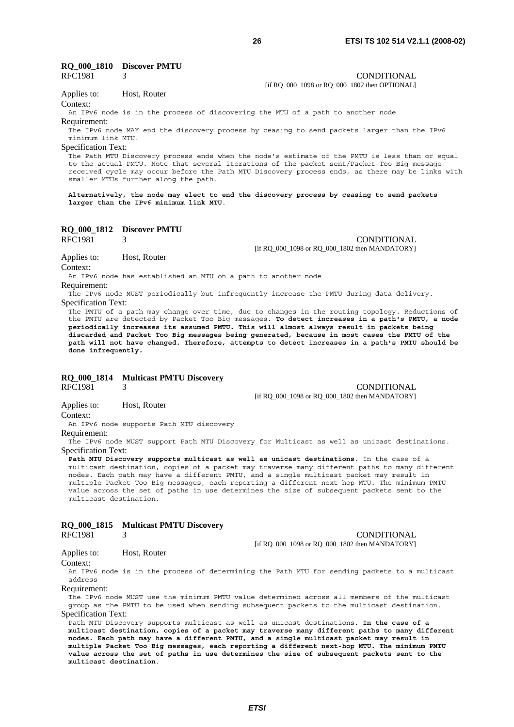**RQ_000_1810 Discover PMTU**

RFC1981 3 CONDITIONAL
[if RQ_000_1098 or RQ_000_1802 then OPTIONAL]

Applies to: Host, Router

Context:

An IPv6 node is in the process of discovering the MTU of a path to another node

Requirement:

The IPv6 node MAY end the discovery process by ceasing to send packets larger than the IPv6 minimum link MTU.

Specification Text:

The Path MTU Discovery process ends when the node's estimate of the PMTU is less than or equal to the actual PMTU. Note that several iterations of the packet-sent/Packet-Too-Big-message-received cycle may occur before the Path MTU Discovery process ends, as there may be links with smaller MTUs further along the path.

**Alternatively, the node may elect to end the discovery process by ceasing to send packets larger than the IPv6 minimum link MTU**.

**RQ_000_1812 Discover PMTU**

RFC1981 3 CONDITIONAL
[if RQ_000_1098 or RQ_000_1802 then MANDATORY]

Applies to: Host, Router

Context:

An IPv6 node has established an MTU on a path to another node

Requirement:

The IPv6 node MUST periodically but infrequently increase the PMTU during data delivery.

Specification Text:

The PMTU of a path may change over time, due to changes in the routing topology. Reductions of the PMTU are detected by Packet Too Big messages. **To detect increases in a path's PMTU, a node periodically increases its assumed PMTU. This will almost always result in packets being discarded and Packet Too Big messages being generated, because in most cases the PMTU of the path will not have changed. Therefore, attempts to detect increases in a path's PMTU should be done infrequently.**

**RQ_000_1814 Multicast PMTU Discovery**

RFC1981 3 CONDITIONAL
[if RQ_000_1098 or RQ_000_1802 then MANDATORY]

Applies to: Host, Router

Context:

An IPv6 node supports Path MTU discovery

Requirement:

The IPv6 node MUST support Path MTU Discovery for Multicast as well as unicast destinations.

Specification Text:

**Path MTU Discovery supports multicast as well as unicast destinations**. In the case of a multicast destination, copies of a packet may traverse many different paths to many different nodes. Each path may have a different PMTU, and a single multicast packet may result in multiple Packet Too Big messages, each reporting a different next-hop MTU. The minimum PMTU value across the set of paths in use determines the size of subsequent packets sent to the multicast destination.

**RQ_000_1815 Multicast PMTU Discovery**

RFC1981 3 CONDITIONAL
[if RQ_000_1098 or RQ_000_1802 then MANDATORY]

Applies to: Host, Router

Context:

An IPv6 node is in the process of determining the Path MTU for sending packets to a multicast address

Requirement:

The IPv6 node MUST use the minimum PMTU value determined across all members of the multicast group as the PMTU to be used when sending subsequent packets to the multicast destination.

Specification Text:

Path MTU Discovery supports multicast as well as unicast destinations. **In the case of a multicast destination, copies of a packet may traverse many different paths to many different nodes. Each path may have a different PMTU, and a single multicast packet may result in multiple Packet Too Big messages, each reporting a different next-hop MTU. The minimum PMTU value across the set of paths in use determines the size of subsequent packets sent to the multicast destination**.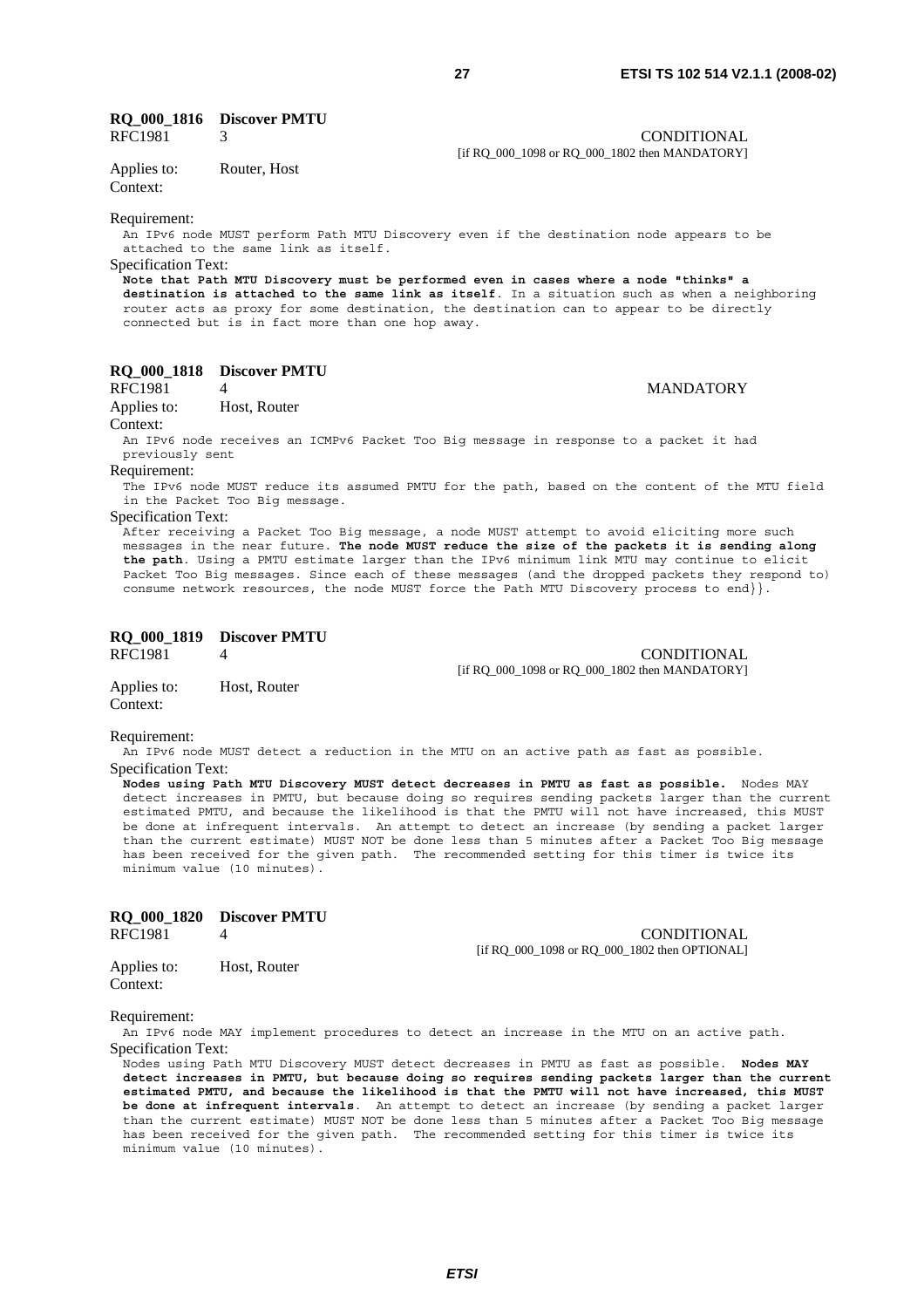**RQ_000_1816 Discover PMTU**

RFC1981 3 CONDITIONAL
[if RQ_000_1098 or RQ_000_1802 then MANDATORY]

Applies to: Router, Host

Context:

Requirement:

An IPv6 node MUST perform Path MTU Discovery even if the destination node appears to be attached to the same link as itself.

Specification Text:

**Note that Path MTU Discovery must be performed even in cases where a node "thinks" a destination is attached to the same link as itself**. In a situation such as when a neighboring router acts as proxy for some destination, the destination can to appear to be directly connected but is in fact more than one hop away.

**RQ_000_1818 Discover PMTU**

RFC1981 4 MANDATORY

Applies to: Host, Router

Context:

An IPv6 node receives an ICMPv6 Packet Too Big message in response to a packet it had previously sent

Requirement:

The IPv6 node MUST reduce its assumed PMTU for the path, based on the content of the MTU field in the Packet Too Big message.

Specification Text:

After receiving a Packet Too Big message, a node MUST attempt to avoid eliciting more such messages in the near future. **The node MUST reduce the size of the packets it is sending along the path**. Using a PMTU estimate larger than the IPv6 minimum link MTU may continue to elicit Packet Too Big messages. Since each of these messages (and the dropped packets they respond to) consume network resources, the node MUST force the Path MTU Discovery process to end}}.

**RQ_000_1819 Discover PMTU**

RFC1981 4 CONDITIONAL
[if RQ_000_1098 or RQ_000_1802 then MANDATORY]

Applies to: Host, Router

Context:

Requirement:

An IPv6 node MUST detect a reduction in the MTU on an active path as fast as possible.

Specification Text:

**Nodes using Path MTU Discovery MUST detect decreases in PMTU as fast as possible.** Nodes MAY detect increases in PMTU, but because doing so requires sending packets larger than the current estimated PMTU, and because the likelihood is that the PMTU will not have increased, this MUST be done at infrequent intervals. An attempt to detect an increase (by sending a packet larger than the current estimate) MUST NOT be done less than 5 minutes after a Packet Too Big message has been received for the given path. The recommended setting for this timer is twice its minimum value (10 minutes).

**RQ_000_1820 Discover PMTU**

RFC1981 4 CONDITIONAL
[if RQ_000_1098 or RQ_000_1802 then OPTIONAL]

Applies to: Host, Router

Context:

Requirement:

An IPv6 node MAY implement procedures to detect an increase in the MTU on an active path.

Specification Text:

Nodes using Path MTU Discovery MUST detect decreases in PMTU as fast as possible. **Nodes MAY detect increases in PMTU, but because doing so requires sending packets larger than the current estimated PMTU, and because the likelihood is that the PMTU will not have increased, this MUST be done at infrequent intervals**. An attempt to detect an increase (by sending a packet larger than the current estimate) MUST NOT be done less than 5 minutes after a Packet Too Big message has been received for the given path. The recommended setting for this timer is twice its minimum value (10 minutes).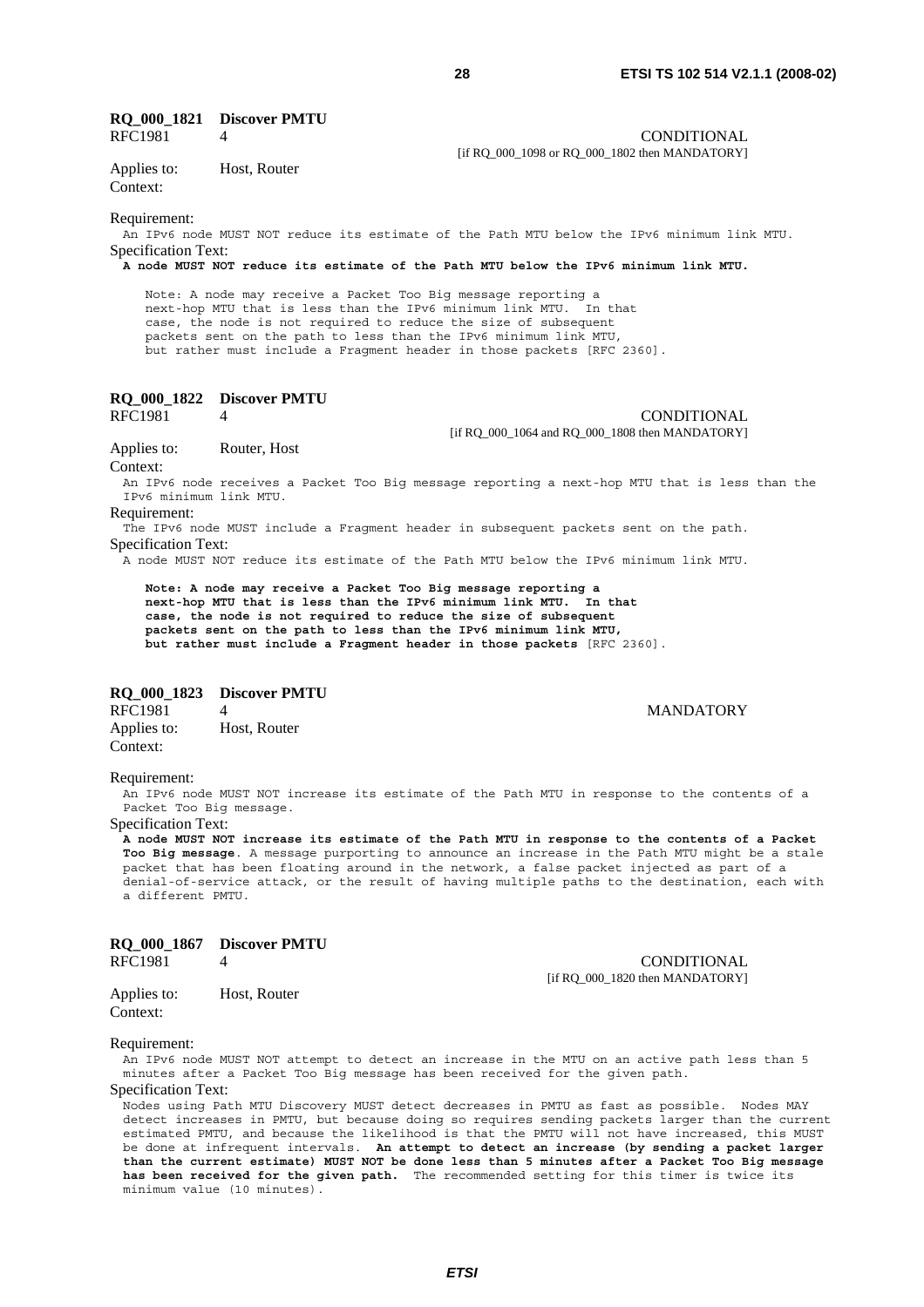**RQ_000_1821 Discover PMTU**

RFC1981 4 CONDITIONAL
[if RQ_000_1098 or RQ_000_1802 then MANDATORY]

Applies to: Host, Router

Context:

Requirement:

An IPv6 node MUST NOT reduce its estimate of the Path MTU below the IPv6 minimum link MTU.

Specification Text:

**A node MUST NOT reduce its estimate of the Path MTU below the IPv6 minimum link MTU.**

```
Note: A node may receive a Packet Too Big message reporting a
next-hop MTU that is less than the IPv6 minimum link MTU.  In that
case, the node is not required to reduce the size of subsequent
packets sent on the path to less than the IPv6 minimum link MTU,
but rather must include a Fragment header in those packets [RFC 2360].
```

**RQ_000_1822 Discover PMTU**

RFC1981 4 CONDITIONAL
[if RQ_000_1064 and RQ_000_1808 then MANDATORY]

Applies to: Router, Host

Context:

An IPv6 node receives a Packet Too Big message reporting a next-hop MTU that is less than the IPv6 minimum link MTU.

Requirement:

The IPv6 node MUST include a Fragment header in subsequent packets sent on the path.

Specification Text:

A node MUST NOT reduce its estimate of the Path MTU below the IPv6 minimum link MTU.

**Note: A node may receive a Packet Too Big message reporting a next-hop MTU that is less than the IPv6 minimum link MTU. In that case, the node is not required to reduce the size of subsequent packets sent on the path to less than the IPv6 minimum link MTU, but rather must include a Fragment header in those packets** [RFC 2360].

**RQ_000_1823 Discover PMTU**

RFC1981 4 MANDATORY

Applies to: Host, Router

Context:

Requirement:

An IPv6 node MUST NOT increase its estimate of the Path MTU in response to the contents of a Packet Too Big message.

Specification Text:

**A node MUST NOT increase its estimate of the Path MTU in response to the contents of a Packet Too Big message**. A message purporting to announce an increase in the Path MTU might be a stale packet that has been floating around in the network, a false packet injected as part of a denial-of-service attack, or the result of having multiple paths to the destination, each with a different PMTU.

**RQ_000_1867 Discover PMTU**

RFC1981 4 CONDITIONAL
[if RQ_000_1820 then MANDATORY]

Applies to: Host, Router

Context:

Requirement:

An IPv6 node MUST NOT attempt to detect an increase in the MTU on an active path less than 5 minutes after a Packet Too Big message has been received for the given path.

Specification Text:

Nodes using Path MTU Discovery MUST detect decreases in PMTU as fast as possible. Nodes MAY detect increases in PMTU, but because doing so requires sending packets larger than the current estimated PMTU, and because the likelihood is that the PMTU will not have increased, this MUST be done at infrequent intervals. **An attempt to detect an increase (by sending a packet larger than the current estimate) MUST NOT be done less than 5 minutes after a Packet Too Big message has been received for the given path.** The recommended setting for this timer is twice its minimum value (10 minutes).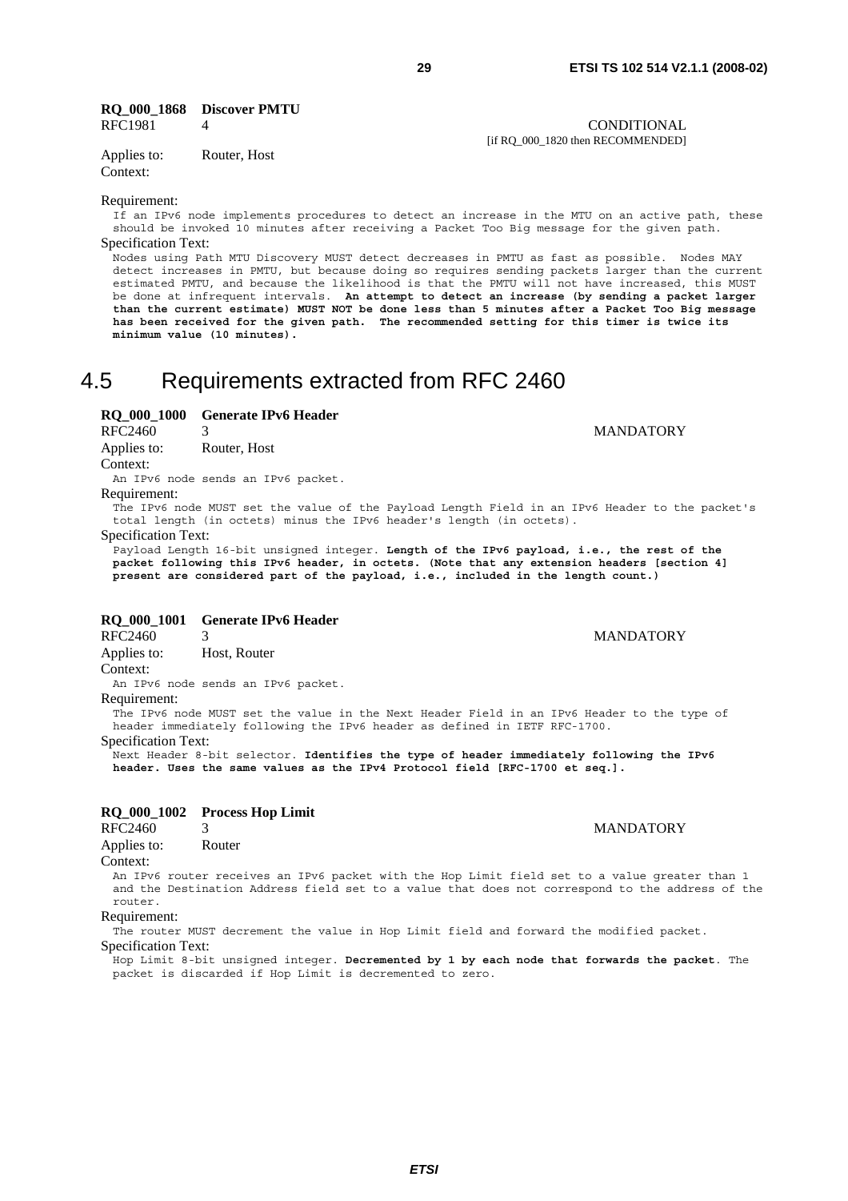**RQ_000_1868 Discover PMTU**

RFC1981 4 CONDITIONAL
[if RQ_000_1820 then RECOMMENDED]

Applies to: Router, Host

Context:

Requirement:

If an IPv6 node implements procedures to detect an increase in the MTU on an active path, these should be invoked 10 minutes after receiving a Packet Too Big message for the given path.

Specification Text:

Nodes using Path MTU Discovery MUST detect decreases in PMTU as fast as possible. Nodes MAY detect increases in PMTU, but because doing so requires sending packets larger than the current estimated PMTU, and because the likelihood is that the PMTU will not have increased, this MUST be done at infrequent intervals. **An attempt to detect an increase (by sending a packet larger than the current estimate) MUST NOT be done less than 5 minutes after a Packet Too Big message has been received for the given path. The recommended setting for this timer is twice its minimum value (10 minutes).**

# 4.5 Requirements extracted from RFC 2460

**RQ_000_1000 Generate IPv6 Header**

RFC2460 3 MANDATORY

Applies to: Router, Host

Context:

An IPv6 node sends an IPv6 packet.

Requirement:

The IPv6 node MUST set the value of the Payload Length Field in an IPv6 Header to the packet's total length (in octets) minus the IPv6 header's length (in octets).

Specification Text:

Payload Length 16-bit unsigned integer. **Length of the IPv6 payload, i.e., the rest of the packet following this IPv6 header, in octets. (Note that any extension headers [section 4] present are considered part of the payload, i.e., included in the length count.)**

**RQ_000_1001 Generate IPv6 Header**

RFC2460 3 MANDATORY

Applies to: Host, Router

Context:

An IPv6 node sends an IPv6 packet.

Requirement:

The IPv6 node MUST set the value in the Next Header Field in an IPv6 Header to the type of header immediately following the IPv6 header as defined in IETF RFC-1700.

Specification Text:

Next Header 8-bit selector. **Identifies the type of header immediately following the IPv6 header. Uses the same values as the IPv4 Protocol field [RFC-1700 et seq.].**

**RQ_000_1002 Process Hop Limit**

RFC2460 3 MANDATORY

Applies to: Router

Context:

An IPv6 router receives an IPv6 packet with the Hop Limit field set to a value greater than 1 and the Destination Address field set to a value that does not correspond to the address of the router.

Requirement:

The router MUST decrement the value in Hop Limit field and forward the modified packet.

Specification Text:

Hop Limit 8-bit unsigned integer. **Decremented by 1 by each node that forwards the packet**. The packet is discarded if Hop Limit is decremented to zero.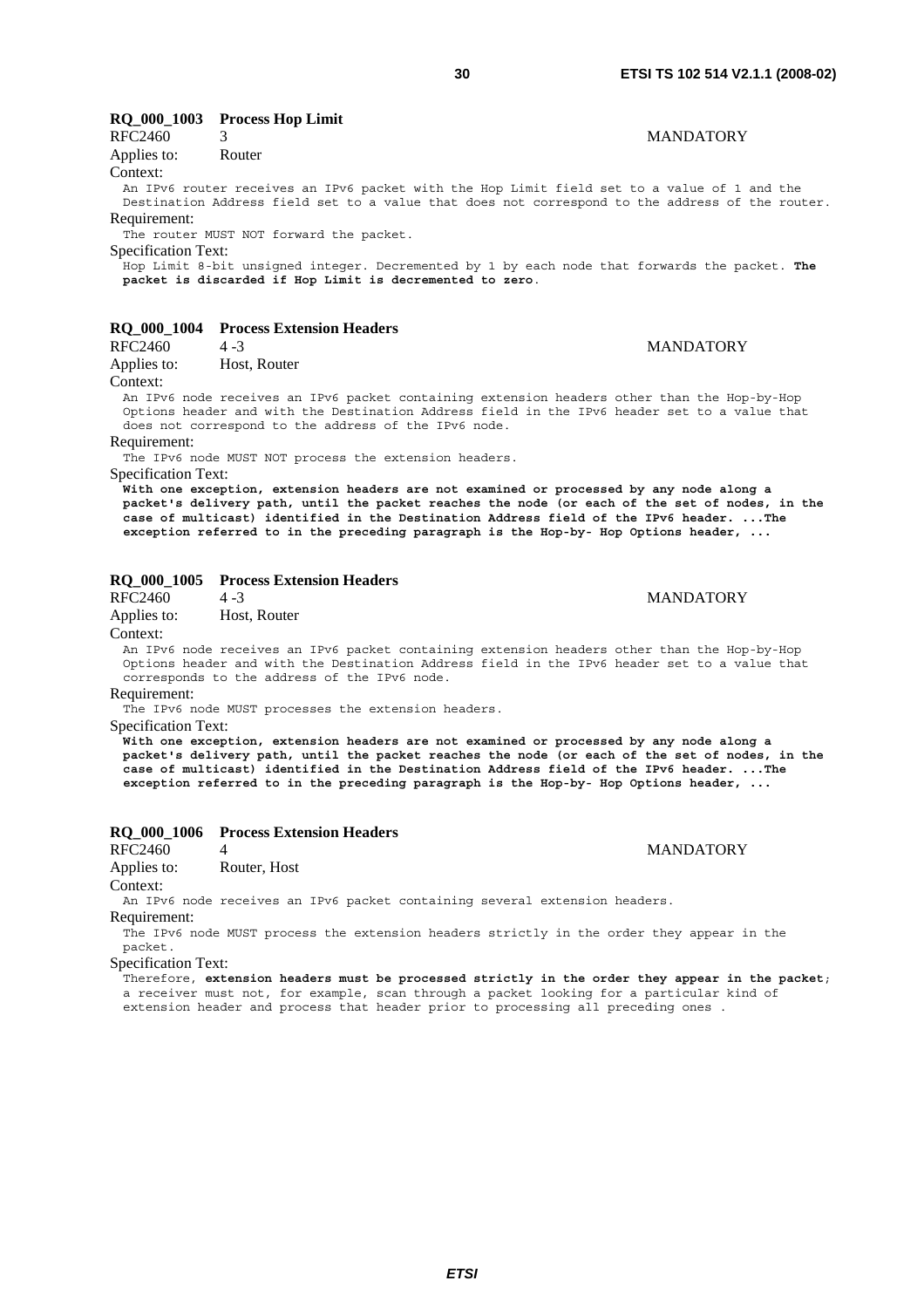**RQ_000_1003 Process Hop Limit**

RFC2460 3 MANDATORY

Applies to: Router

Context:

An IPv6 router receives an IPv6 packet with the Hop Limit field set to a value of 1 and the Destination Address field set to a value that does not correspond to the address of the router.

Requirement:

The router MUST NOT forward the packet.

Specification Text:

Hop Limit 8-bit unsigned integer. Decremented by 1 by each node that forwards the packet. **The packet is discarded if Hop Limit is decremented to zero**.

**RQ_000_1004 Process Extension Headers**

RFC2460 4 -3 MANDATORY

Applies to: Host, Router

Context:

An IPv6 node receives an IPv6 packet containing extension headers other than the Hop-by-Hop Options header and with the Destination Address field in the IPv6 header set to a value that does not correspond to the address of the IPv6 node.

Requirement:

The IPv6 node MUST NOT process the extension headers.

Specification Text:

**With one exception, extension headers are not examined or processed by any node along a packet's delivery path, until the packet reaches the node (or each of the set of nodes, in the case of multicast) identified in the Destination Address field of the IPv6 header. ...The exception referred to in the preceding paragraph is the Hop-by- Hop Options header, ...**

**RQ_000_1005 Process Extension Headers**

RFC2460 4 -3 MANDATORY

Applies to: Host, Router

Context:

An IPv6 node receives an IPv6 packet containing extension headers other than the Hop-by-Hop Options header and with the Destination Address field in the IPv6 header set to a value that corresponds to the address of the IPv6 node.

Requirement:

The IPv6 node MUST processes the extension headers.

Specification Text:

**With one exception, extension headers are not examined or processed by any node along a packet's delivery path, until the packet reaches the node (or each of the set of nodes, in the case of multicast) identified in the Destination Address field of the IPv6 header. ...The exception referred to in the preceding paragraph is the Hop-by- Hop Options header, ...**

**RQ_000_1006 Process Extension Headers**

RFC2460 4 MANDATORY

Applies to: Router, Host

Context:

An IPv6 node receives an IPv6 packet containing several extension headers.

Requirement:

The IPv6 node MUST process the extension headers strictly in the order they appear in the packet.

Specification Text:

Therefore, **extension headers must be processed strictly in the order they appear in the packet**; a receiver must not, for example, scan through a packet looking for a particular kind of extension header and process that header prior to processing all preceding ones .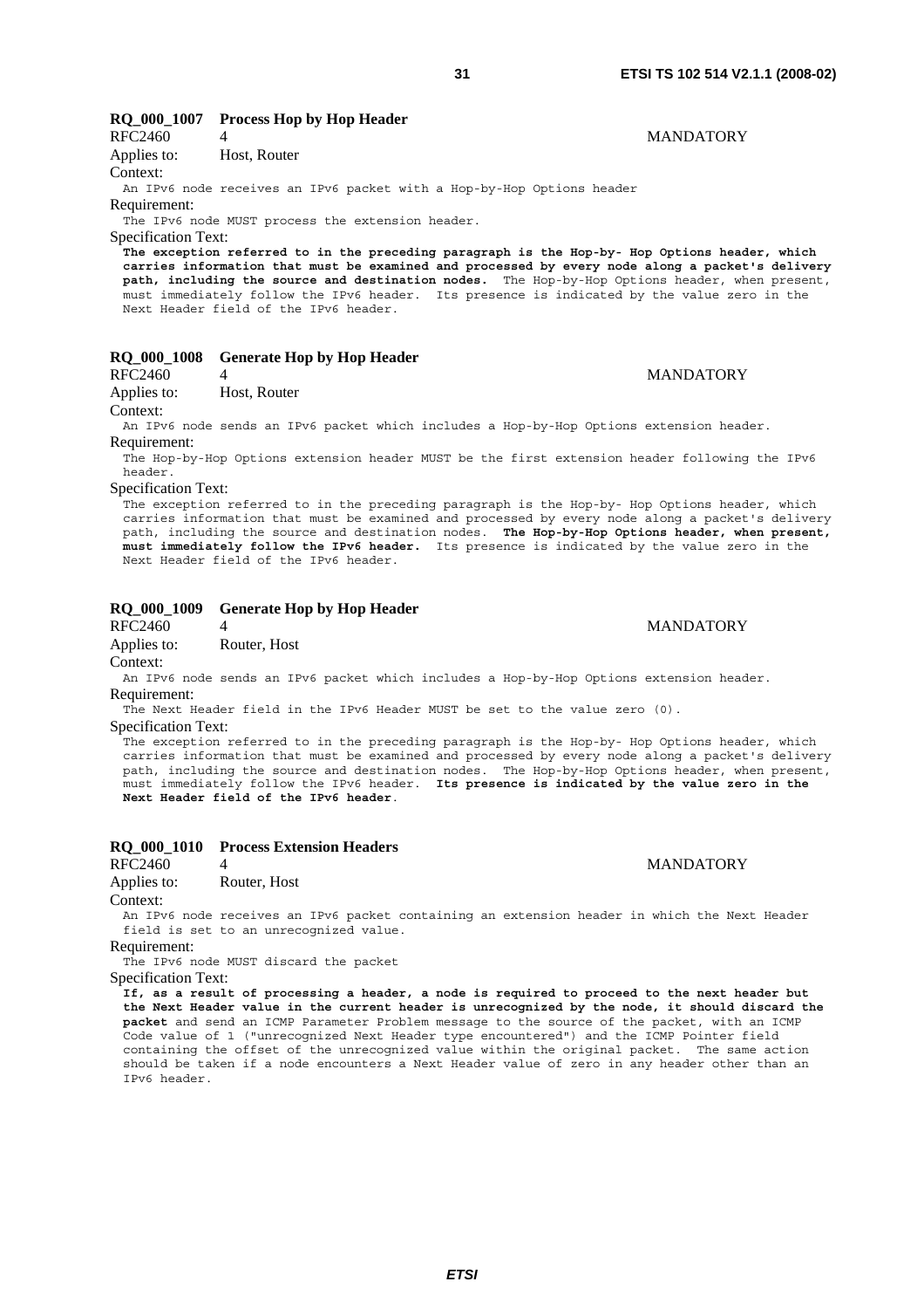### RQ_000_1007 Process Hop by Hop Header

RFC2460 4 MANDATORY

Applies to: Host, Router

Context:

An IPv6 node receives an IPv6 packet with a Hop-by-Hop Options header

Requirement:

The IPv6 node MUST process the extension header.

Specification Text:

**The exception referred to in the preceding paragraph is the Hop-by- Hop Options header, which carries information that must be examined and processed by every node along a packet's delivery path, including the source and destination nodes.** The Hop-by-Hop Options header, when present, must immediately follow the IPv6 header. Its presence is indicated by the value zero in the Next Header field of the IPv6 header.

### RQ_000_1008 Generate Hop by Hop Header

RFC2460 4 MANDATORY

Applies to: Host, Router

Context:

An IPv6 node sends an IPv6 packet which includes a Hop-by-Hop Options extension header.

Requirement:

The Hop-by-Hop Options extension header MUST be the first extension header following the IPv6 header.

Specification Text:

The exception referred to in the preceding paragraph is the Hop-by- Hop Options header, which carries information that must be examined and processed by every node along a packet's delivery path, including the source and destination nodes. **The Hop-by-Hop Options header, when present, must immediately follow the IPv6 header.** Its presence is indicated by the value zero in the Next Header field of the IPv6 header.

### RQ_000_1009 Generate Hop by Hop Header

RFC2460 4 MANDATORY

Applies to: Router, Host

Context:

An IPv6 node sends an IPv6 packet which includes a Hop-by-Hop Options extension header.

Requirement:

The Next Header field in the IPv6 Header MUST be set to the value zero (0).

Specification Text:

The exception referred to in the preceding paragraph is the Hop-by- Hop Options header, which carries information that must be examined and processed by every node along a packet's delivery path, including the source and destination nodes. The Hop-by-Hop Options header, when present, must immediately follow the IPv6 header. **Its presence is indicated by the value zero in the Next Header field of the IPv6 header.**

### RQ_000_1010 Process Extension Headers

RFC2460 4 MANDATORY

Applies to: Router, Host

Context:

An IPv6 node receives an IPv6 packet containing an extension header in which the Next Header field is set to an unrecognized value.

Requirement:

The IPv6 node MUST discard the packet

Specification Text:

**If, as a result of processing a header, a node is required to proceed to the next header but the Next Header value in the current header is unrecognized by the node, it should discard the packet** and send an ICMP Parameter Problem message to the source of the packet, with an ICMP Code value of 1 ("unrecognized Next Header type encountered") and the ICMP Pointer field containing the offset of the unrecognized value within the original packet. The same action should be taken if a node encounters a Next Header value of zero in any header other than an IPv6 header.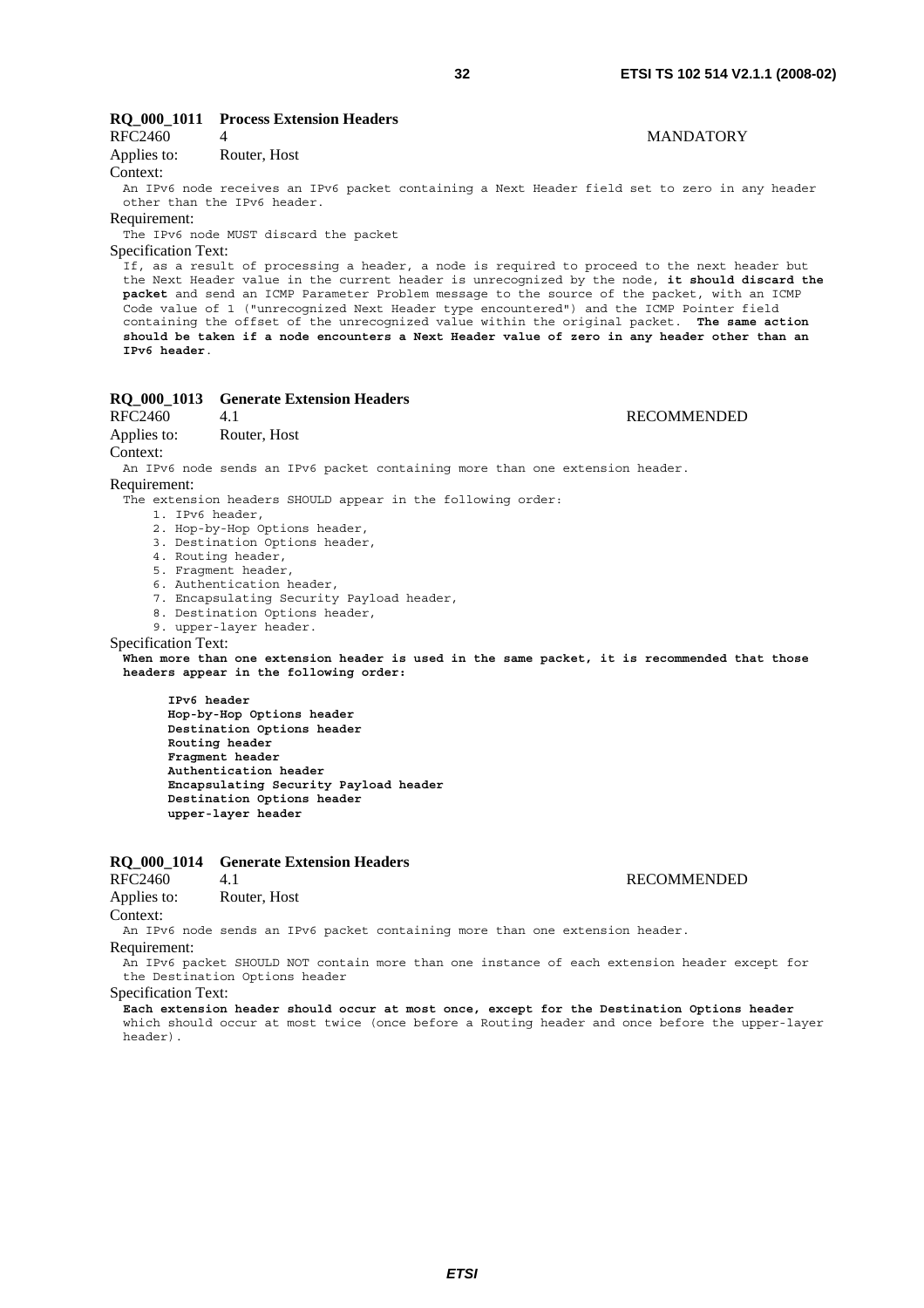**RQ_000_1011 Process Extension Headers**

RFC2460 4 MANDATORY

Applies to: Router, Host

Context:

An IPv6 node receives an IPv6 packet containing a Next Header field set to zero in any header other than the IPv6 header.

Requirement:

The IPv6 node MUST discard the packet

Specification Text:

If, as a result of processing a header, a node is required to proceed to the next header but the Next Header value in the current header is unrecognized by the node, **it should discard the packet** and send an ICMP Parameter Problem message to the source of the packet, with an ICMP Code value of 1 ("unrecognized Next Header type encountered") and the ICMP Pointer field containing the offset of the unrecognized value within the original packet. **The same action should be taken if a node encounters a Next Header value of zero in any header other than an IPv6 header**.

**RQ_000_1013 Generate Extension Headers**

RFC2460 4.1 RECOMMENDED

Applies to: Router, Host

Context:

An IPv6 node sends an IPv6 packet containing more than one extension header.

Requirement:

The extension headers SHOULD appear in the following order:

1. IPv6 header,
2. Hop-by-Hop Options header,
3. Destination Options header,
4. Routing header,
5. Fragment header,
6. Authentication header,
7. Encapsulating Security Payload header,
8. Destination Options header,
9. upper-layer header.

Specification Text:

**When more than one extension header is used in the same packet, it is recommended that those headers appear in the following order:**

**IPv6 header**
**Hop-by-Hop Options header**
**Destination Options header**
**Routing header**
**Fragment header**
**Authentication header**
**Encapsulating Security Payload header**
**Destination Options header**
**upper-layer header**

**RQ_000_1014 Generate Extension Headers**

RFC2460 4.1 RECOMMENDED

Applies to: Router, Host

Context:

An IPv6 node sends an IPv6 packet containing more than one extension header.

Requirement:

An IPv6 packet SHOULD NOT contain more than one instance of each extension header except for the Destination Options header

Specification Text:

**Each extension header should occur at most once, except for the Destination Options header** which should occur at most twice (once before a Routing header and once before the upper-layer header).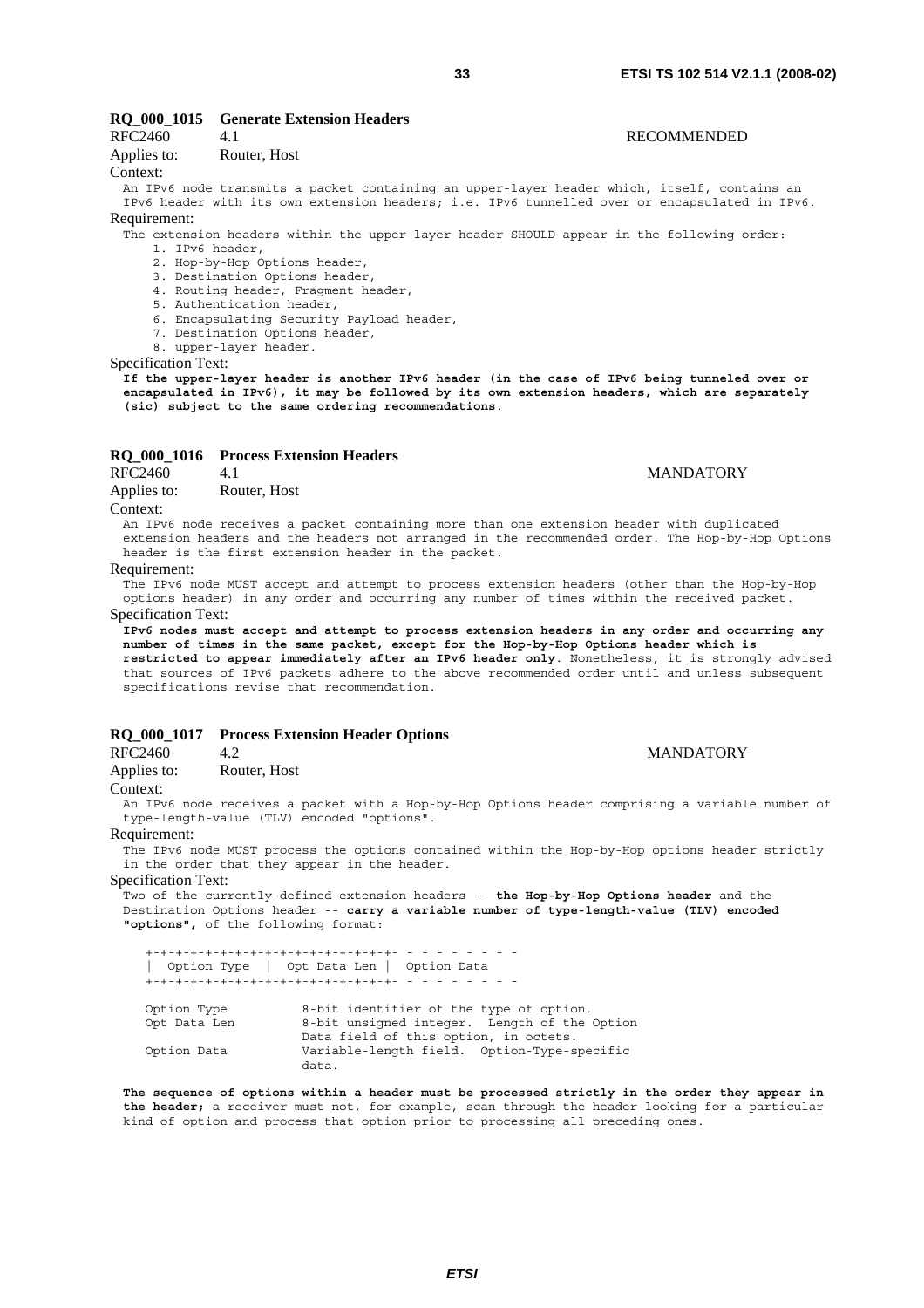### RQ_000_1015 Generate Extension Headers

RFC2460 4.1 RECOMMENDED

Applies to: Router, Host

Context:

An IPv6 node transmits a packet containing an upper-layer header which, itself, contains an IPv6 header with its own extension headers; i.e. IPv6 tunnelled over or encapsulated in IPv6.

Requirement:

The extension headers within the upper-layer header SHOULD appear in the following order:

1. IPv6 header,
2. Hop-by-Hop Options header,
3. Destination Options header,
4. Routing header, Fragment header,
5. Authentication header,
6. Encapsulating Security Payload header,
7. Destination Options header,
8. upper-layer header.

Specification Text:

**If the upper-layer header is another IPv6 header (in the case of IPv6 being tunneled over or encapsulated in IPv6), it may be followed by its own extension headers, which are separately (sic) subject to the same ordering recommendations**.

### RQ_000_1016 Process Extension Headers

RFC2460 4.1 MANDATORY

Applies to: Router, Host

Context:

An IPv6 node receives a packet containing more than one extension header with duplicated extension headers and the headers not arranged in the recommended order. The Hop-by-Hop Options header is the first extension header in the packet.

Requirement:

The IPv6 node MUST accept and attempt to process extension headers (other than the Hop-by-Hop options header) in any order and occurring any number of times within the received packet.

Specification Text:

**IPv6 nodes must accept and attempt to process extension headers in any order and occurring any number of times in the same packet, except for the Hop-by-Hop Options header which is restricted to appear immediately after an IPv6 header only**. Nonetheless, it is strongly advised that sources of IPv6 packets adhere to the above recommended order until and unless subsequent specifications revise that recommendation.

### RQ_000_1017 Process Extension Header Options

RFC2460 4.2 MANDATORY

Applies to: Router, Host

Context:

An IPv6 node receives a packet with a Hop-by-Hop Options header comprising a variable number of type-length-value (TLV) encoded "options".

Requirement:

The IPv6 node MUST process the options contained within the Hop-by-Hop options header strictly in the order that they appear in the header.

Specification Text:

Two of the currently-defined extension headers -- **the Hop-by-Hop Options header** and the Destination Options header -- **carry a variable number of type-length-value (TLV) encoded "options",** of the following format:

```
   +-+-+-+-+-+-+-+-+-+-+-+-+-+-+-+-+- - - - - - - - -
   |  Option Type  |  Opt Data Len |  Option Data
   +-+-+-+-+-+-+-+-+-+-+-+-+-+-+-+-+- - - - - - - - -

   Option Type         8-bit identifier of the type of option.
   Opt Data Len        8-bit unsigned integer.  Length of the Option
                       Data field of this option, in octets.
   Option Data         Variable-length field.  Option-Type-specific
                       data.
```

**The sequence of options within a header must be processed strictly in the order they appear in the header;** a receiver must not, for example, scan through the header looking for a particular kind of option and process that option prior to processing all preceding ones.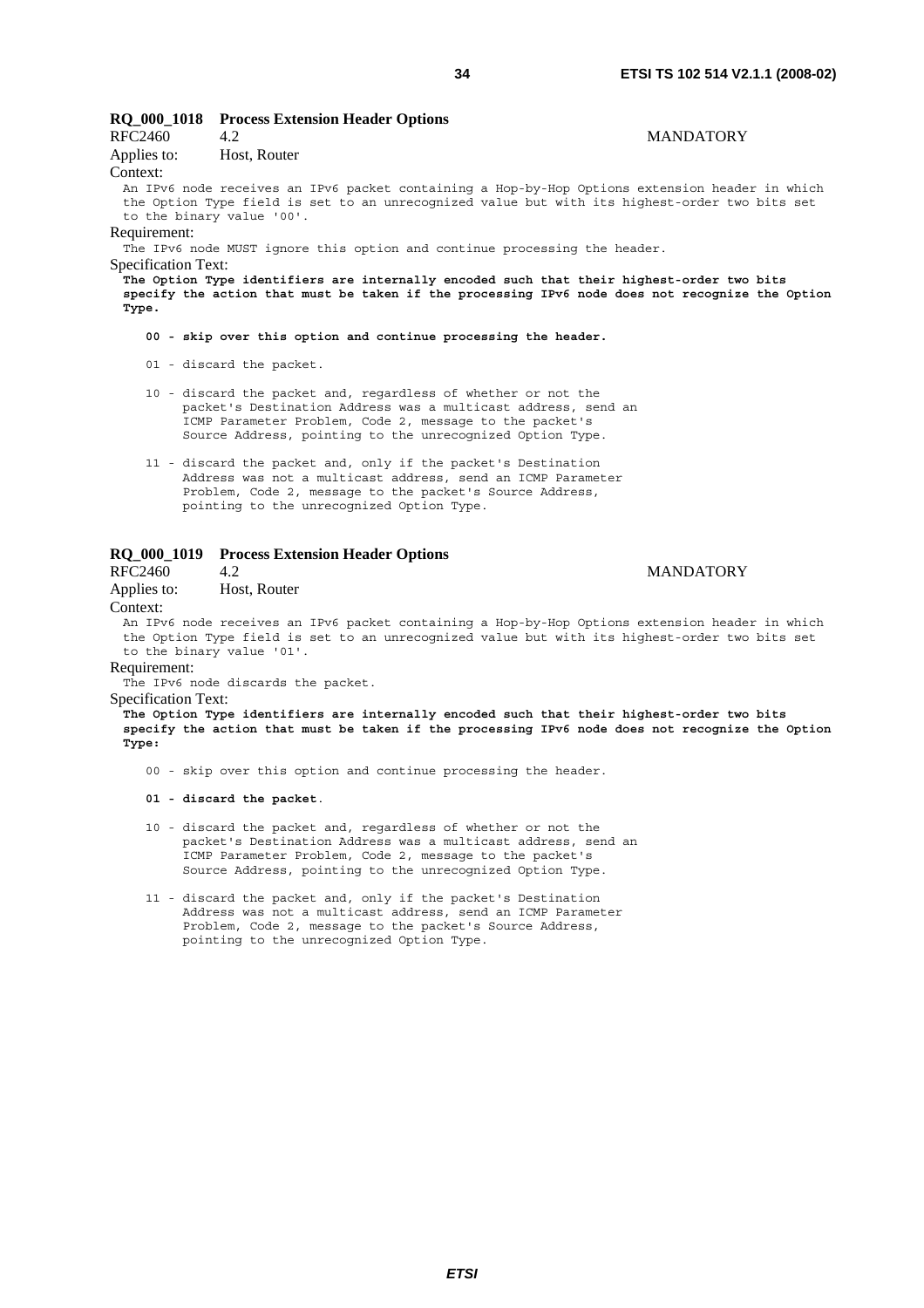**RQ_000_1018 Process Extension Header Options**

RFC2460 4.2 MANDATORY

Applies to: Host, Router

Context:

An IPv6 node receives an IPv6 packet containing a Hop-by-Hop Options extension header in which the Option Type field is set to an unrecognized value but with its highest-order two bits set to the binary value '00'.

Requirement:

The IPv6 node MUST ignore this option and continue processing the header.

Specification Text:

**The Option Type identifiers are internally encoded such that their highest-order two bits specify the action that must be taken if the processing IPv6 node does not recognize the Option Type.**

**00 - skip over this option and continue processing the header.**

01 - discard the packet.

10 - discard the packet and, regardless of whether or not the packet's Destination Address was a multicast address, send an ICMP Parameter Problem, Code 2, message to the packet's Source Address, pointing to the unrecognized Option Type.

11 - discard the packet and, only if the packet's Destination Address was not a multicast address, send an ICMP Parameter Problem, Code 2, message to the packet's Source Address, pointing to the unrecognized Option Type.

**RQ_000_1019 Process Extension Header Options**

RFC2460 4.2 MANDATORY

Applies to: Host, Router

Context:

An IPv6 node receives an IPv6 packet containing a Hop-by-Hop Options extension header in which the Option Type field is set to an unrecognized value but with its highest-order two bits set to the binary value '01'.

Requirement:

The IPv6 node discards the packet.

Specification Text:

**The Option Type identifiers are internally encoded such that their highest-order two bits specify the action that must be taken if the processing IPv6 node does not recognize the Option Type:**

00 - skip over this option and continue processing the header.

**01 - discard the packet**.

10 - discard the packet and, regardless of whether or not the packet's Destination Address was a multicast address, send an ICMP Parameter Problem, Code 2, message to the packet's Source Address, pointing to the unrecognized Option Type.

11 - discard the packet and, only if the packet's Destination Address was not a multicast address, send an ICMP Parameter Problem, Code 2, message to the packet's Source Address, pointing to the unrecognized Option Type.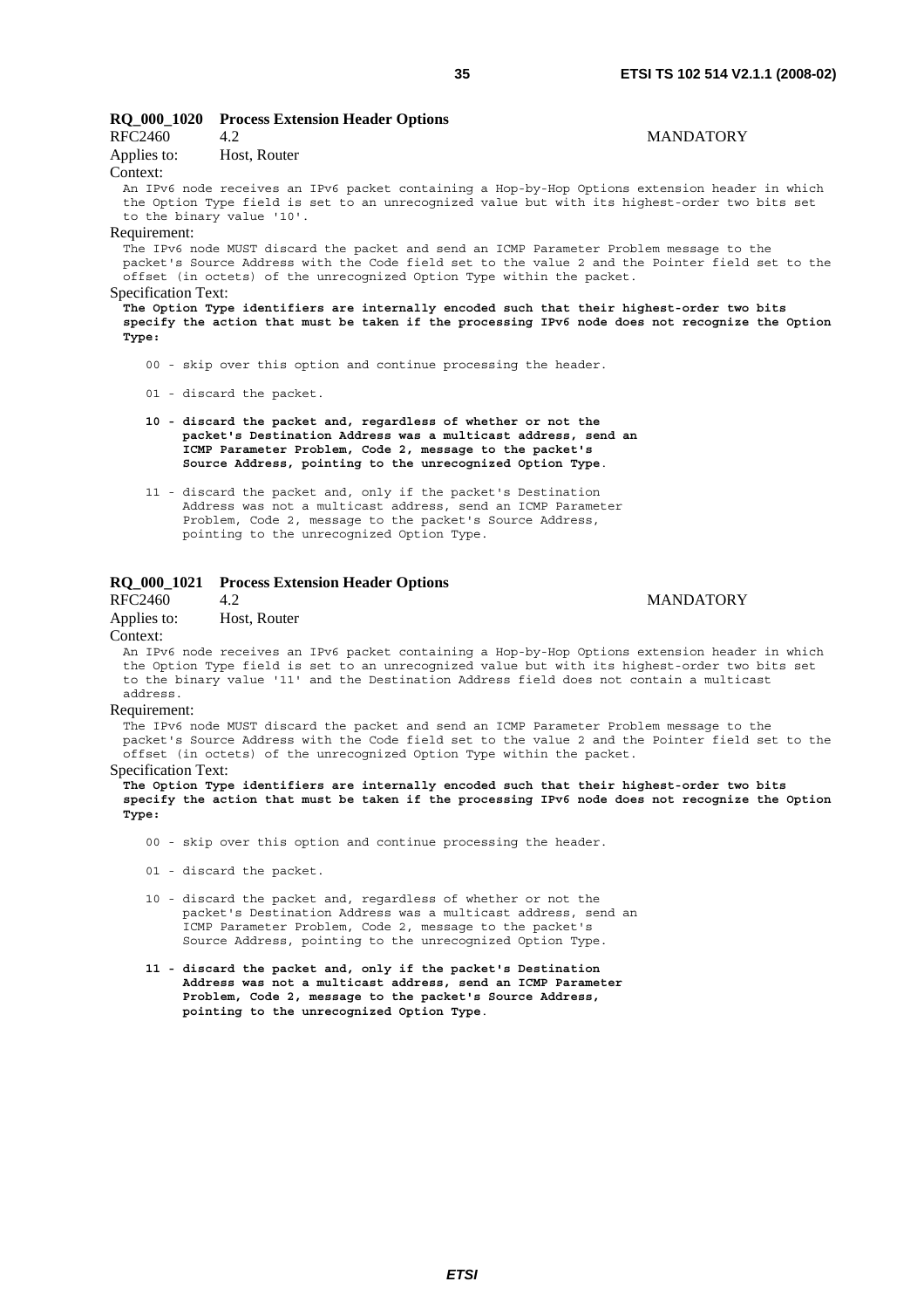### RQ_000_1020 Process Extension Header Options

RFC2460 4.2 MANDATORY

Applies to: Host, Router

Context:

An IPv6 node receives an IPv6 packet containing a Hop-by-Hop Options extension header in which the Option Type field is set to an unrecognized value but with its highest-order two bits set to the binary value '10'.

Requirement:

The IPv6 node MUST discard the packet and send an ICMP Parameter Problem message to the packet's Source Address with the Code field set to the value 2 and the Pointer field set to the offset (in octets) of the unrecognized Option Type within the packet.

Specification Text:

**The Option Type identifiers are internally encoded such that their highest-order two bits specify the action that must be taken if the processing IPv6 node does not recognize the Option Type:**

00 - skip over this option and continue processing the header.

01 - discard the packet.

**10 - discard the packet and, regardless of whether or not the packet's Destination Address was a multicast address, send an ICMP Parameter Problem, Code 2, message to the packet's Source Address, pointing to the unrecognized Option Type.**

11 - discard the packet and, only if the packet's Destination Address was not a multicast address, send an ICMP Parameter Problem, Code 2, message to the packet's Source Address, pointing to the unrecognized Option Type.

### RQ_000_1021 Process Extension Header Options

RFC2460 4.2 MANDATORY

Applies to: Host, Router

Context:

An IPv6 node receives an IPv6 packet containing a Hop-by-Hop Options extension header in which the Option Type field is set to an unrecognized value but with its highest-order two bits set to the binary value '11' and the Destination Address field does not contain a multicast address.

Requirement:

The IPv6 node MUST discard the packet and send an ICMP Parameter Problem message to the packet's Source Address with the Code field set to the value 2 and the Pointer field set to the offset (in octets) of the unrecognized Option Type within the packet.

Specification Text:

**The Option Type identifiers are internally encoded such that their highest-order two bits specify the action that must be taken if the processing IPv6 node does not recognize the Option Type:**

00 - skip over this option and continue processing the header.

01 - discard the packet.

10 - discard the packet and, regardless of whether or not the packet's Destination Address was a multicast address, send an ICMP Parameter Problem, Code 2, message to the packet's Source Address, pointing to the unrecognized Option Type.

**11 - discard the packet and, only if the packet's Destination Address was not a multicast address, send an ICMP Parameter Problem, Code 2, message to the packet's Source Address, pointing to the unrecognized Option Type.**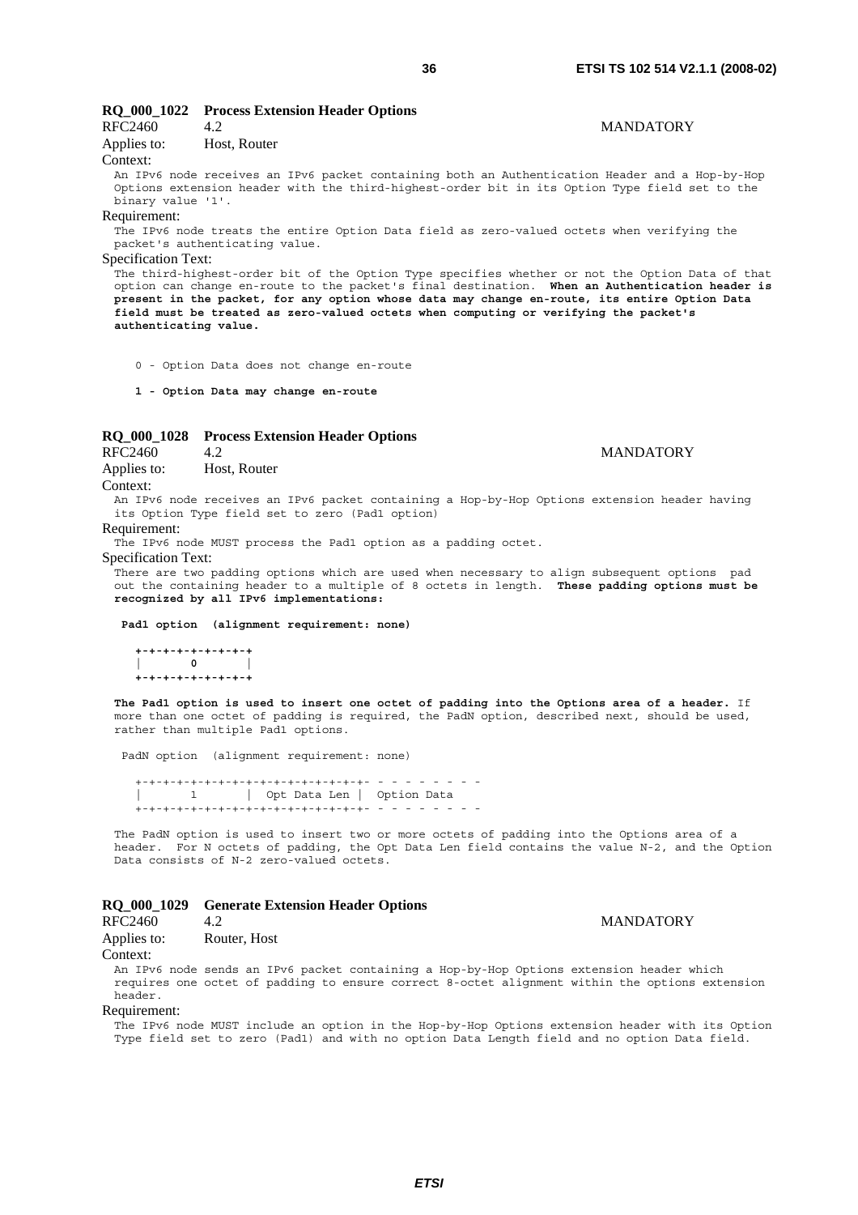**RQ_000_1022 Process Extension Header Options**

RFC2460 4.2 MANDATORY

Applies to: Host, Router

Context:

An IPv6 node receives an IPv6 packet containing both an Authentication Header and a Hop-by-Hop Options extension header with the third-highest-order bit in its Option Type field set to the binary value '1'.

Requirement:

The IPv6 node treats the entire Option Data field as zero-valued octets when verifying the packet's authenticating value.

Specification Text:

The third-highest-order bit of the Option Type specifies whether or not the Option Data of that option can change en-route to the packet's final destination. **When an Authentication header is present in the packet, for any option whose data may change en-route, its entire Option Data field must be treated as zero-valued octets when computing or verifying the packet's authenticating value.**

0 - Option Data does not change en-route

**1 - Option Data may change en-route**

**RQ_000_1028 Process Extension Header Options**

RFC2460 4.2 MANDATORY

Applies to: Host, Router

Context:

An IPv6 node receives an IPv6 packet containing a Hop-by-Hop Options extension header having its Option Type field set to zero (Pad1 option)

Requirement:

The IPv6 node MUST process the Pad1 option as a padding octet.

Specification Text:

There are two padding options which are used when necessary to align subsequent options pad out the containing header to a multiple of 8 octets in length. **These padding options must be recognized by all IPv6 implementations:**

**Pad1 option (alignment requirement: none)**

```
+-+-+-+-+-+-+-+-+
|       0       |
+-+-+-+-+-+-+-+-+
```

**The Pad1 option is used to insert one octet of padding into the Options area of a header.** If more than one octet of padding is required, the PadN option, described next, should be used, rather than multiple Pad1 options.

PadN option (alignment requirement: none)

```
+-+-+-+-+-+-+-+-+-+-+-+-+-+-+-+-+- - - - - - - - -
|       1       |  Opt Data Len |  Option Data
+-+-+-+-+-+-+-+-+-+-+-+-+-+-+-+-+- - - - - - - - -
```

The PadN option is used to insert two or more octets of padding into the Options area of a header. For N octets of padding, the Opt Data Len field contains the value N-2, and the Option Data consists of N-2 zero-valued octets.

**RQ_000_1029 Generate Extension Header Options**

RFC2460 4.2 MANDATORY

Applies to: Router, Host

Context:

An IPv6 node sends an IPv6 packet containing a Hop-by-Hop Options extension header which requires one octet of padding to ensure correct 8-octet alignment within the options extension header.

Requirement:

The IPv6 node MUST include an option in the Hop-by-Hop Options extension header with its Option Type field set to zero (Pad1) and with no option Data Length field and no option Data field.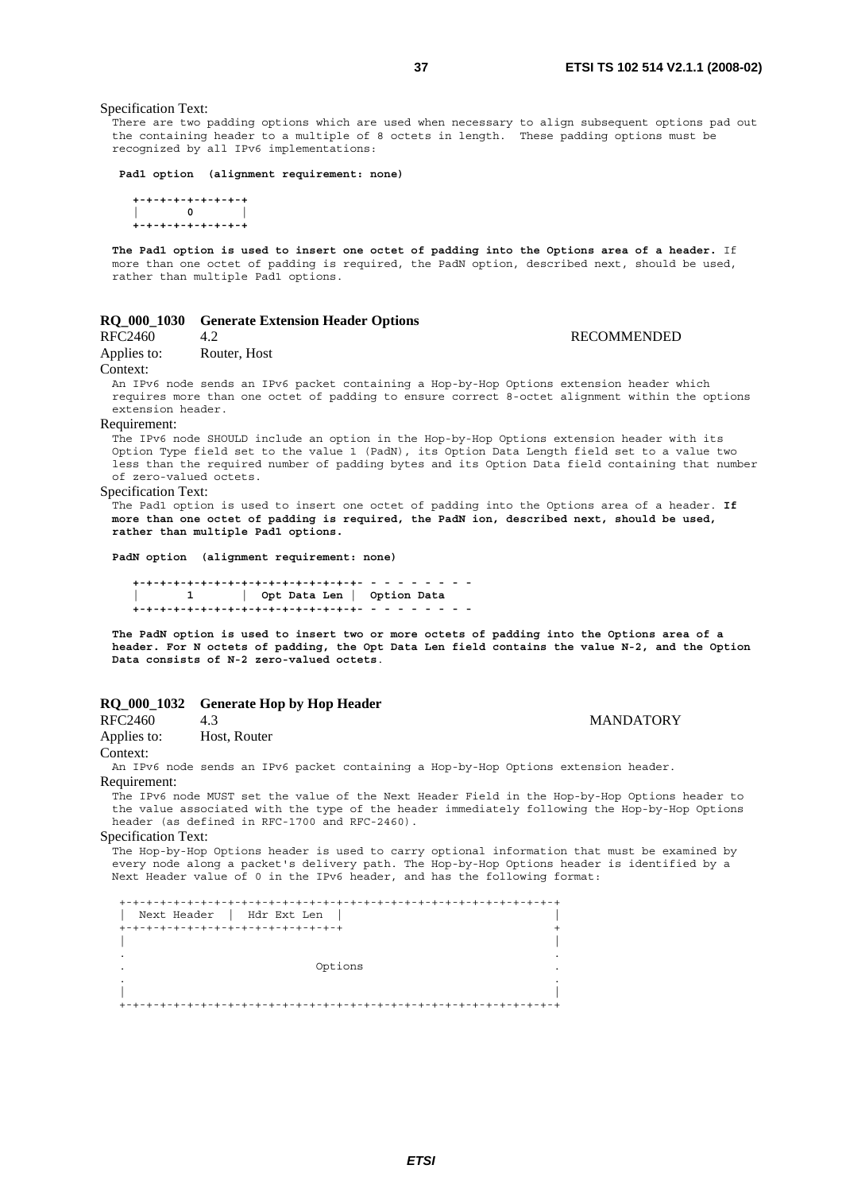Specification Text:

```
There are two padding options which are used when necessary to align subsequent options pad out
the containing header to a multiple of 8 octets in length.  These padding options must be
recognized by all IPv6 implementations:

 Pad1 option  (alignment requirement: none)

    +-+-+-+-+-+-+-+-+
    |       0       |
    +-+-+-+-+-+-+-+-+
```

**The Pad1 option is used to insert one octet of padding into the Options area of a header.** If more than one octet of padding is required, the PadN option, described next, should be used, rather than multiple Pad1 options.

### RQ_000_1030 Generate Extension Header Options

RFC2460 4.2 RECOMMENDED

Applies to: Router, Host

Context:

An IPv6 node sends an IPv6 packet containing a Hop-by-Hop Options extension header which requires more than one octet of padding to ensure correct 8-octet alignment within the options extension header.

Requirement:

The IPv6 node SHOULD include an option in the Hop-by-Hop Options extension header with its Option Type field set to the value 1 (PadN), its Option Data Length field set to a value two less than the required number of padding bytes and its Option Data field containing that number of zero-valued octets.

Specification Text:

The Pad1 option is used to insert one octet of padding into the Options area of a header. **If more than one octet of padding is required, the PadN ion, described next, should be used, rather than multiple Pad1 options.**

```
PadN option  (alignment requirement: none)

   +-+-+-+-+-+-+-+-+-+-+-+-+-+-+-+-+- - - - - - - - -
   |       1       |  Opt Data Len  |  Option Data
   +-+-+-+-+-+-+-+-+-+-+-+-+-+-+-+-+- - - - - - - - -
```

**The PadN option is used to insert two or more octets of padding into the Options area of a header. For N octets of padding, the Opt Data Len field contains the value N-2, and the Option Data consists of N-2 zero-valued octets**.

### RQ_000_1032 Generate Hop by Hop Header

RFC2460 4.3 MANDATORY

Applies to: Host, Router

Context:

An IPv6 node sends an IPv6 packet containing a Hop-by-Hop Options extension header.

Requirement:

The IPv6 node MUST set the value of the Next Header Field in the Hop-by-Hop Options header to the value associated with the type of the header immediately following the Hop-by-Hop Options header (as defined in RFC-1700 and RFC-2460).

Specification Text:

The Hop-by-Hop Options header is used to carry optional information that must be examined by every node along a packet's delivery path. The Hop-by-Hop Options header is identified by a Next Header value of 0 in the IPv6 header, and has the following format:

```
+-+-+-+-+-+-+-+-+-+-+-+-+-+-+-+-+-+-+-+-+-+-+-+-+-+-+-+-+-+-+-+-+
|  Next Header  |  Hdr Ext Len  |                               |
+-+-+-+-+-+-+-+-+-+-+-+-+-+-+-+-+                               +
|                                                               |
.                                                               .
.                            Options                            .
.                                                               .
|                                                               |
+-+-+-+-+-+-+-+-+-+-+-+-+-+-+-+-+-+-+-+-+-+-+-+-+-+-+-+-+-+-+-+-+
```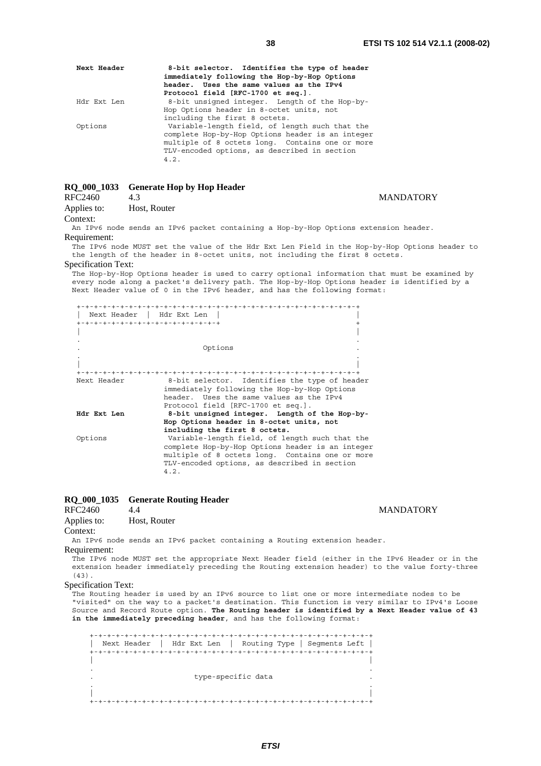**Next Header** **8-bit selector. Identifies the type of header immediately following the Hop-by-Hop Options header. Uses the same values as the IPv4 Protocol field [RFC-1700 et seq.].**

Hdr Ext Len 8-bit unsigned integer. Length of the Hop-by-Hop Options header in 8-octet units, not including the first 8 octets.

Options Variable-length field, of length such that the complete Hop-by-Hop Options header is an integer multiple of 8 octets long. Contains one or more TLV-encoded options, as described in section 4.2.

### RQ_000_1033 Generate Hop by Hop Header

RFC2460 4.3 MANDATORY

Applies to: Host, Router

Context:

An IPv6 node sends an IPv6 packet containing a Hop-by-Hop Options extension header.

Requirement:

The IPv6 node MUST set the value of the Hdr Ext Len Field in the Hop-by-Hop Options header to the length of the header in 8-octet units, not including the first 8 octets.

Specification Text:

The Hop-by-Hop Options header is used to carry optional information that must be examined by every node along a packet's delivery path. The Hop-by-Hop Options header is identified by a Next Header value of 0 in the IPv6 header, and has the following format:

```
+-+-+-+-+-+-+-+-+-+-+-+-+-+-+-+-+-+-+-+-+-+-+-+-+-+-+-+-+-+-+-+-+
|  Next Header  |  Hdr Ext Len  |                               |
+-+-+-+-+-+-+-+-+-+-+-+-+-+-+-+-+                               +
|                                                               |
.                                                               .
.                            Options                            .
.                                                               .
|                                                               |
+-+-+-+-+-+-+-+-+-+-+-+-+-+-+-+-+-+-+-+-+-+-+-+-+-+-+-+-+-+-+-+-+
```

Next Header 8-bit selector. Identifies the type of header immediately following the Hop-by-Hop Options header. Uses the same values as the IPv4 Protocol field [RFC-1700 et seq.].

**Hdr Ext Len** **8-bit unsigned integer. Length of the Hop-by-Hop Options header in 8-octet units, not including the first 8 octets.**

Options Variable-length field, of length such that the complete Hop-by-Hop Options header is an integer multiple of 8 octets long. Contains one or more TLV-encoded options, as described in section 4.2.

### RQ_000_1035 Generate Routing Header

RFC2460 4.4 MANDATORY

Applies to: Host, Router

Context:

An IPv6 node sends an IPv6 packet containing a Routing extension header.

Requirement:

The IPv6 node MUST set the appropriate Next Header field (either in the IPv6 Header or in the extension header immediately preceding the Routing extension header) to the value forty-three (43).

Specification Text:

The Routing header is used by an IPv6 source to list one or more intermediate nodes to be "visited" on the way to a packet's destination. This function is very similar to IPv4's Loose Source and Record Route option. **The Routing header is identified by a Next Header value of 43 in the immediately preceding header**, and has the following format:

```
+-+-+-+-+-+-+-+-+-+-+-+-+-+-+-+-+-+-+-+-+-+-+-+-+-+-+-+-+-+-+-+-+
|  Next Header  |  Hdr Ext Len  |  Routing Type | Segments Left |
+-+-+-+-+-+-+-+-+-+-+-+-+-+-+-+-+-+-+-+-+-+-+-+-+-+-+-+-+-+-+-+-+
|                                                               |
.                                                               .
.                       type-specific data                      .
.                                                               .
|                                                               |
+-+-+-+-+-+-+-+-+-+-+-+-+-+-+-+-+-+-+-+-+-+-+-+-+-+-+-+-+-+-+-+-+
```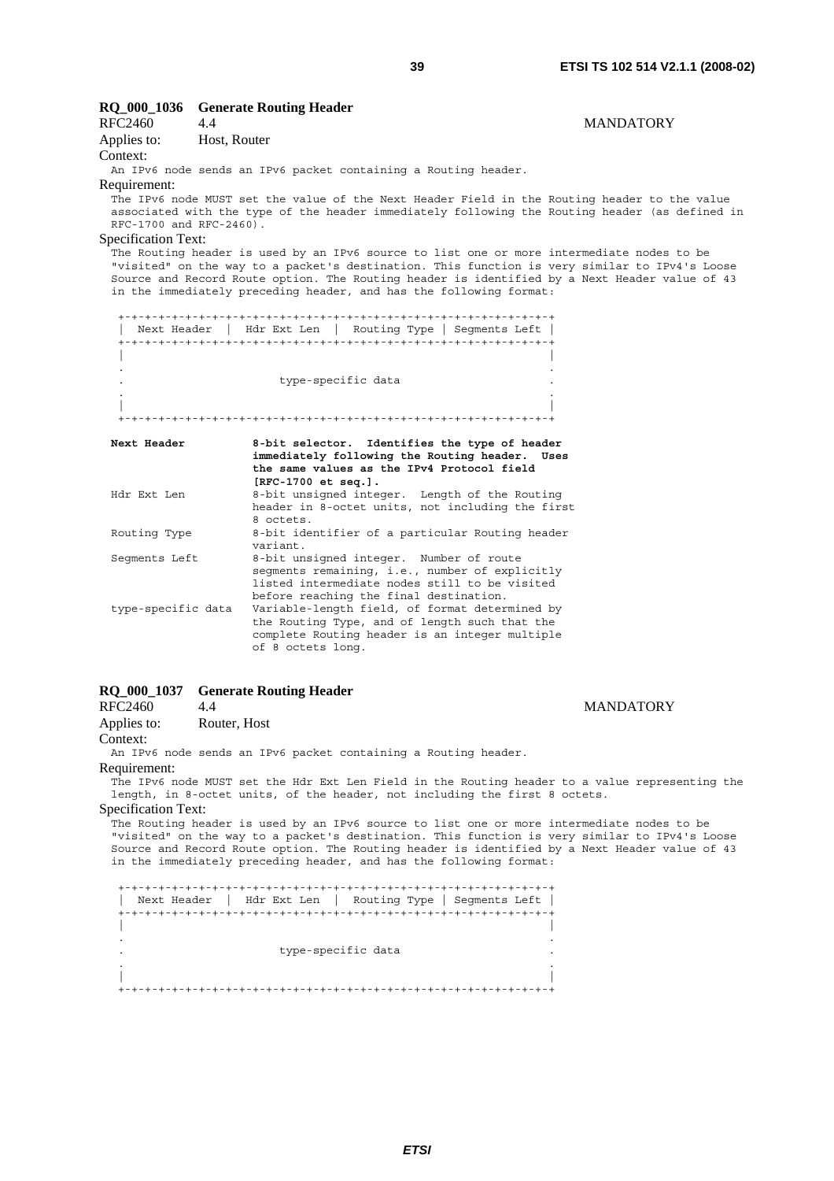### RQ_000_1036 Generate Routing Header

RFC2460 4.4 MANDATORY

Applies to: Host, Router

Context:

An IPv6 node sends an IPv6 packet containing a Routing header.

Requirement:

The IPv6 node MUST set the value of the Next Header Field in the Routing header to the value associated with the type of the header immediately following the Routing header (as defined in RFC-1700 and RFC-2460).

Specification Text:

The Routing header is used by an IPv6 source to list one or more intermediate nodes to be "visited" on the way to a packet's destination. This function is very similar to IPv4's Loose Source and Record Route option. The Routing header is identified by a Next Header value of 43 in the immediately preceding header, and has the following format:

```
+-+-+-+-+-+-+-+-+-+-+-+-+-+-+-+-+-+-+-+-+-+-+-+-+-+-+-+-+-+-+-+-+
|  Next Header  |  Hdr Ext Len  |  Routing Type | Segments Left |
+-+-+-+-+-+-+-+-+-+-+-+-+-+-+-+-+-+-+-+-+-+-+-+-+-+-+-+-+-+-+-+-+
|                                                               |
.                                                               .
.                       type-specific data                      .
.                                                               .
|                                                               |
+-+-+-+-+-+-+-+-+-+-+-+-+-+-+-+-+-+-+-+-+-+-+-+-+-+-+-+-+-+-+-+-+
```

```
Next Header         8-bit selector.  Identifies the type of header
                    immediately following the Routing header.  Uses
                    the same values as the IPv4 Protocol field
                    [RFC-1700 et seq.].
Hdr Ext Len         8-bit unsigned integer.  Length of the Routing
                    header in 8-octet units, not including the first
                    8 octets.
Routing Type        8-bit identifier of a particular Routing header
                    variant.
Segments Left       8-bit unsigned integer.  Number of route
                    segments remaining, i.e., number of explicitly
                    listed intermediate nodes still to be visited
                    before reaching the final destination.
type-specific data  Variable-length field, of format determined by
                    the Routing Type, and of length such that the
                    complete Routing header is an integer multiple
                    of 8 octets long.
```

### RQ_000_1037 Generate Routing Header

RFC2460 4.4 MANDATORY

Applies to: Router, Host

Context:

An IPv6 node sends an IPv6 packet containing a Routing header.

Requirement:

The IPv6 node MUST set the Hdr Ext Len Field in the Routing header to a value representing the length, in 8-octet units, of the header, not including the first 8 octets.

Specification Text:

The Routing header is used by an IPv6 source to list one or more intermediate nodes to be "visited" on the way to a packet's destination. This function is very similar to IPv4's Loose Source and Record Route option. The Routing header is identified by a Next Header value of 43 in the immediately preceding header, and has the following format:

```
+-+-+-+-+-+-+-+-+-+-+-+-+-+-+-+-+-+-+-+-+-+-+-+-+-+-+-+-+-+-+-+-+
|  Next Header  |  Hdr Ext Len  |  Routing Type | Segments Left |
+-+-+-+-+-+-+-+-+-+-+-+-+-+-+-+-+-+-+-+-+-+-+-+-+-+-+-+-+-+-+-+-+
|                                                               |
.                                                               .
.                       type-specific data                      .
.                                                               .
|                                                               |
+-+-+-+-+-+-+-+-+-+-+-+-+-+-+-+-+-+-+-+-+-+-+-+-+-+-+-+-+-+-+-+-+
```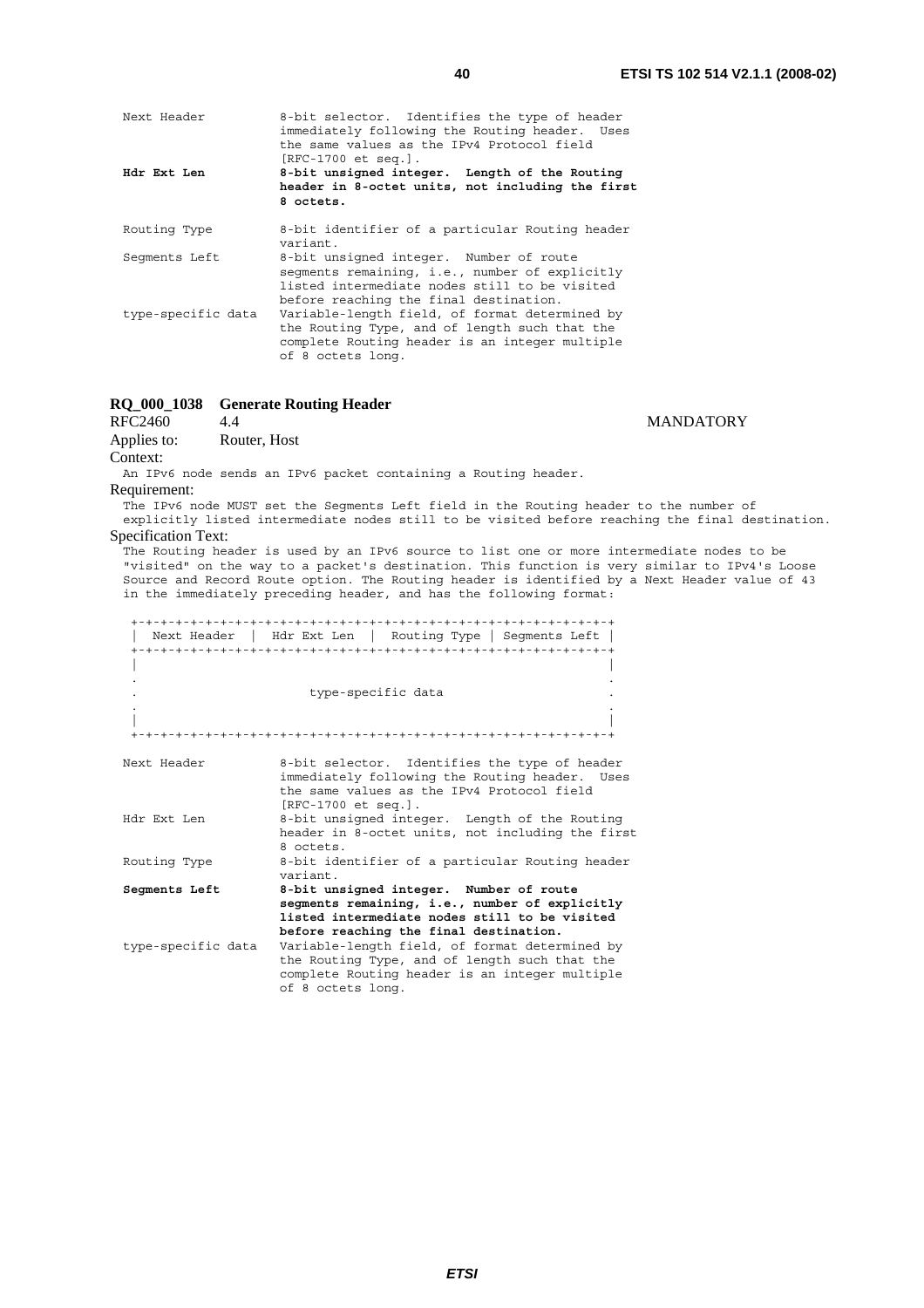```
Next Header         8-bit selector.  Identifies the type of header
                    immediately following the Routing header.  Uses
                    the same values as the IPv4 Protocol field
                    [RFC-1700 et seq.].
```

**Hdr Ext Len** — **8-bit unsigned integer. Length of the Routing header in 8-octet units, not including the first 8 octets.**

```
Routing Type        8-bit identifier of a particular Routing header
                    variant.
Segments Left       8-bit unsigned integer.  Number of route
                    segments remaining, i.e., number of explicitly
                    listed intermediate nodes still to be visited
                    before reaching the final destination.
type-specific data  Variable-length field, of format determined by
                    the Routing Type, and of length such that the
                    complete Routing header is an integer multiple
                    of 8 octets long.
```

### RQ_000_1038 Generate Routing Header

RFC2460 4.4 MANDATORY

Applies to: Router, Host

Context:

An IPv6 node sends an IPv6 packet containing a Routing header.

Requirement:

The IPv6 node MUST set the Segments Left field in the Routing header to the number of explicitly listed intermediate nodes still to be visited before reaching the final destination.

Specification Text:

The Routing header is used by an IPv6 source to list one or more intermediate nodes to be "visited" on the way to a packet's destination. This function is very similar to IPv4's Loose Source and Record Route option. The Routing header is identified by a Next Header value of 43 in the immediately preceding header, and has the following format:

```
 +-+-+-+-+-+-+-+-+-+-+-+-+-+-+-+-+-+-+-+-+-+-+-+-+-+-+-+-+-+-+-+-+
 |  Next Header  |  Hdr Ext Len  |  Routing Type | Segments Left |
 +-+-+-+-+-+-+-+-+-+-+-+-+-+-+-+-+-+-+-+-+-+-+-+-+-+-+-+-+-+-+-+-+
 |                                                               |
 .                                                               .
 .                       type-specific data                      .
 .                                                               .
 |                                                               |
 +-+-+-+-+-+-+-+-+-+-+-+-+-+-+-+-+-+-+-+-+-+-+-+-+-+-+-+-+-+-+-+-+

Next Header         8-bit selector.  Identifies the type of header
                    immediately following the Routing header.  Uses
                    the same values as the IPv4 Protocol field
                    [RFC-1700 et seq.].
Hdr Ext Len         8-bit unsigned integer.  Length of the Routing
                    header in 8-octet units, not including the first
                    8 octets.
Routing Type        8-bit identifier of a particular Routing header
                    variant.
```

**Segments Left** — **8-bit unsigned integer. Number of route segments remaining, i.e., number of explicitly listed intermediate nodes still to be visited before reaching the final destination.**

```
type-specific data  Variable-length field, of format determined by
                    the Routing Type, and of length such that the
                    complete Routing header is an integer multiple
                    of 8 octets long.
```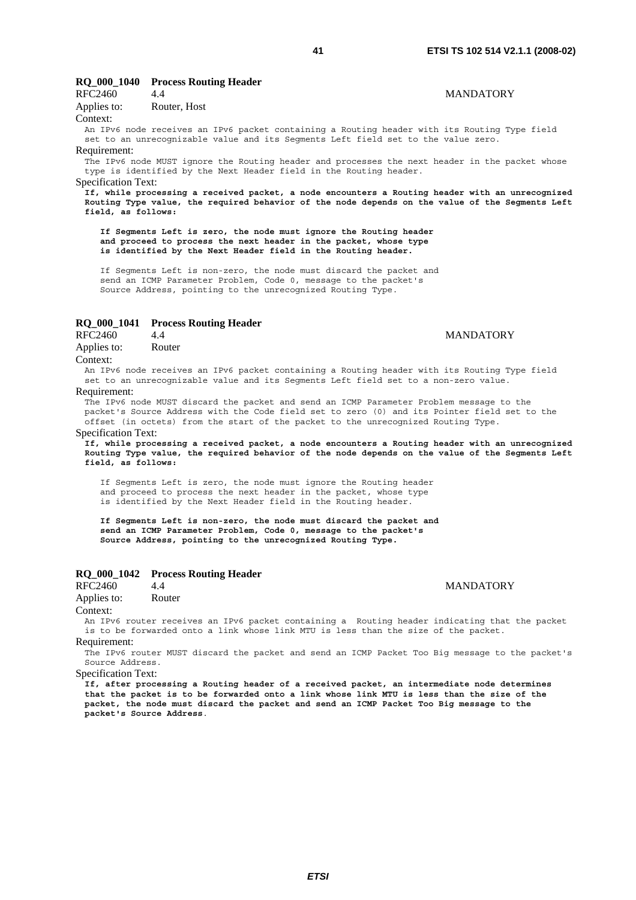**RQ_000_1040 Process Routing Header**

RFC2460 4.4 MANDATORY

Applies to: Router, Host

Context:

```
An IPv6 node receives an IPv6 packet containing a Routing header with its Routing Type field
set to an unrecognizable value and its Segments Left field set to the value zero.
```

Requirement:

```
The IPv6 node MUST ignore the Routing header and processes the next header in the packet whose
type is identified by the Next Header field in the Routing header.
```

Specification Text:

**If, while processing a received packet, a node encounters a Routing header with an unrecognized Routing Type value, the required behavior of the node depends on the value of the Segments Left field, as follows:**

> **If Segments Left is zero, the node must ignore the Routing header and proceed to process the next header in the packet, whose type is identified by the Next Header field in the Routing header.**
>
> If Segments Left is non-zero, the node must discard the packet and send an ICMP Parameter Problem, Code 0, message to the packet's Source Address, pointing to the unrecognized Routing Type.

**RQ_000_1041 Process Routing Header**

RFC2460 4.4 MANDATORY

Applies to: Router

Context:

```
An IPv6 node receives an IPv6 packet containing a Routing header with its Routing Type field
set to an unrecognizable value and its Segments Left field set to a non-zero value.
```

Requirement:

```
The IPv6 node MUST discard the packet and send an ICMP Parameter Problem message to the
packet's Source Address with the Code field set to zero (0) and its Pointer field set to the
offset (in octets) from the start of the packet to the unrecognized Routing Type.
```

Specification Text:

**If, while processing a received packet, a node encounters a Routing header with an unrecognized Routing Type value, the required behavior of the node depends on the value of the Segments Left field, as follows:**

> If Segments Left is zero, the node must ignore the Routing header and proceed to process the next header in the packet, whose type is identified by the Next Header field in the Routing header.
>
> **If Segments Left is non-zero, the node must discard the packet and send an ICMP Parameter Problem, Code 0, message to the packet's Source Address, pointing to the unrecognized Routing Type.**

**RQ_000_1042 Process Routing Header**

RFC2460 4.4 MANDATORY

Applies to: Router

Context:

```
An IPv6 router receives an IPv6 packet containing a  Routing header indicating that the packet
is to be forwarded onto a link whose link MTU is less than the size of the packet.
```

Requirement:

```
The IPv6 router MUST discard the packet and send an ICMP Packet Too Big message to the packet's
Source Address.
```

Specification Text:

**If, after processing a Routing header of a received packet, an intermediate node determines that the packet is to be forwarded onto a link whose link MTU is less than the size of the packet, the node must discard the packet and send an ICMP Packet Too Big message to the packet's Source Address**.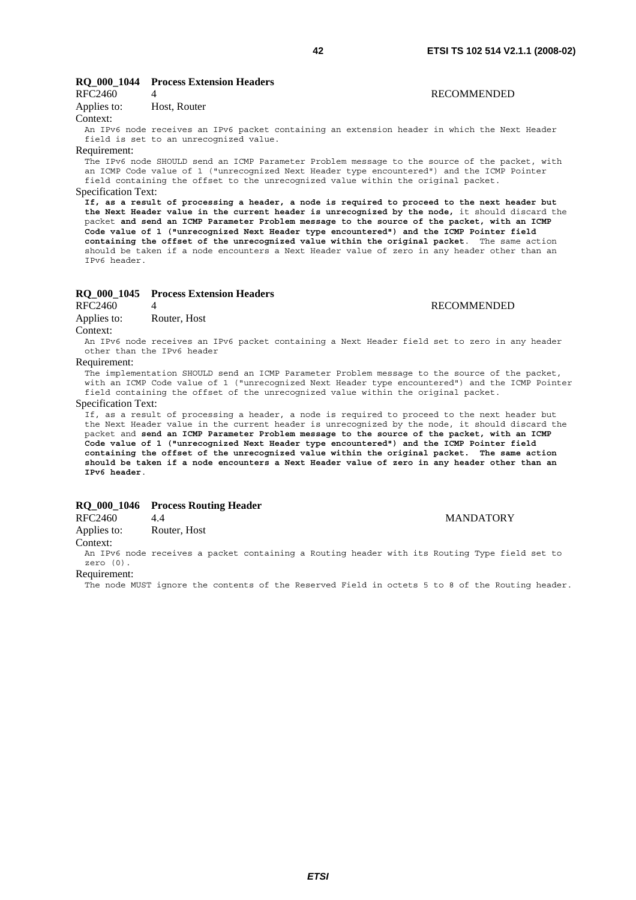### RQ_000_1044 Process Extension Headers

RFC2460 4 RECOMMENDED

Applies to: Host, Router

Context:

An IPv6 node receives an IPv6 packet containing an extension header in which the Next Header field is set to an unrecognized value.

Requirement:

The IPv6 node SHOULD send an ICMP Parameter Problem message to the source of the packet, with an ICMP Code value of 1 ("unrecognized Next Header type encountered") and the ICMP Pointer field containing the offset to the unrecognized value within the original packet.

Specification Text:

**If, as a result of processing a header, a node is required to proceed to the next header but the Next Header value in the current header is unrecognized by the node,** it should discard the packet **and send an ICMP Parameter Problem message to the source of the packet, with an ICMP Code value of 1 ("unrecognized Next Header type encountered") and the ICMP Pointer field containing the offset of the unrecognized value within the original packet**. The same action should be taken if a node encounters a Next Header value of zero in any header other than an IPv6 header.

### RQ_000_1045 Process Extension Headers

RFC2460 4 RECOMMENDED

Applies to: Router, Host

Context:

An IPv6 node receives an IPv6 packet containing a Next Header field set to zero in any header other than the IPv6 header

Requirement:

The implementation SHOULD send an ICMP Parameter Problem message to the source of the packet, with an ICMP Code value of 1 ("unrecognized Next Header type encountered") and the ICMP Pointer field containing the offset of the unrecognized value within the original packet.

Specification Text:

If, as a result of processing a header, a node is required to proceed to the next header but the Next Header value in the current header is unrecognized by the node, it should discard the packet and **send an ICMP Parameter Problem message to the source of the packet, with an ICMP Code value of 1 ("unrecognized Next Header type encountered") and the ICMP Pointer field containing the offset of the unrecognized value within the original packet. The same action should be taken if a node encounters a Next Header value of zero in any header other than an IPv6 header**.

### RQ_000_1046 Process Routing Header

RFC2460 4.4 MANDATORY

Applies to: Router, Host

Context:

An IPv6 node receives a packet containing a Routing header with its Routing Type field set to zero (0).

Requirement:

The node MUST ignore the contents of the Reserved Field in octets 5 to 8 of the Routing header.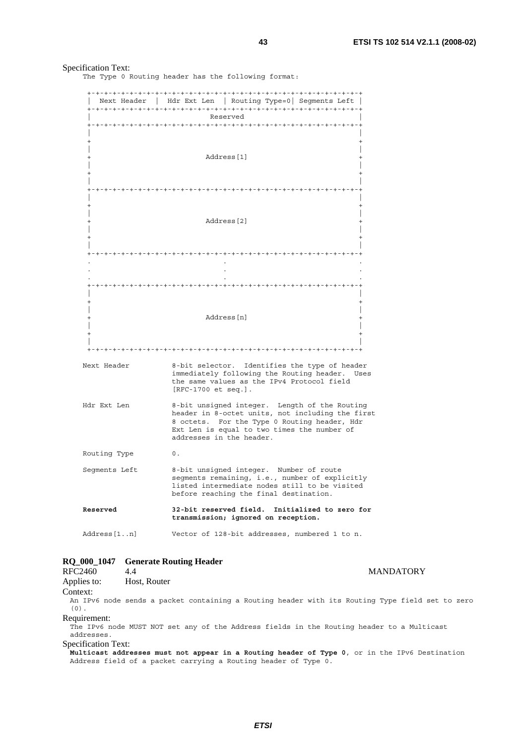Specification Text:

The Type 0 Routing header has the following format:

```
 +-+-+-+-+-+-+-+-+-+-+-+-+-+-+-+-+-+-+-+-+-+-+-+-+-+-+-+-+-+-+-+-+
 |  Next Header  |  Hdr Ext Len  | Routing Type=0| Segments Left |
 +-+-+-+-+-+-+-+-+-+-+-+-+-+-+-+-+-+-+-+-+-+-+-+-+-+-+-+-+-+-+-+-+
 |                            Reserved                           |
 +-+-+-+-+-+-+-+-+-+-+-+-+-+-+-+-+-+-+-+-+-+-+-+-+-+-+-+-+-+-+-+-+
 |                                                               |
 +                                                               +
 |                                                               |
 +                           Address[1]                          +
 |                                                               |
 +                                                               +
 |                                                               |
 +-+-+-+-+-+-+-+-+-+-+-+-+-+-+-+-+-+-+-+-+-+-+-+-+-+-+-+-+-+-+-+-+
 |                                                               |
 +                                                               +
 |                                                               |
 +                           Address[2]                          +
 |                                                               |
 +                                                               +
 |                                                               |
 +-+-+-+-+-+-+-+-+-+-+-+-+-+-+-+-+-+-+-+-+-+-+-+-+-+-+-+-+-+-+-+-+
 .                               .                               .
 .                               .                               .
 .                               .                               .
 +-+-+-+-+-+-+-+-+-+-+-+-+-+-+-+-+-+-+-+-+-+-+-+-+-+-+-+-+-+-+-+-+
 |                                                               |
 +                                                               +
 |                                                               |
 +                           Address[n]                          +
 |                                                               |
 +                                                               +
 |                                                               |
 +-+-+-+-+-+-+-+-+-+-+-+-+-+-+-+-+-+-+-+-+-+-+-+-+-+-+-+-+-+-+-+-+
```

| | |
|---|---|
| Next Header | 8-bit selector. Identifies the type of header immediately following the Routing header. Uses the same values as the IPv4 Protocol field [RFC-1700 et seq.]. |
| Hdr Ext Len | 8-bit unsigned integer. Length of the Routing header in 8-octet units, not including the first 8 octets. For the Type 0 Routing header, Hdr Ext Len is equal to two times the number of addresses in the header. |
| Routing Type | 0. |
| Segments Left | 8-bit unsigned integer. Number of route segments remaining, i.e., number of explicitly listed intermediate nodes still to be visited before reaching the final destination. |
| **Reserved** | **32-bit reserved field. Initialized to zero for transmission; ignored on reception.** |
| Address[1..n] | Vector of 128-bit addresses, numbered 1 to n. |

**RQ_000_1047 Generate Routing Header**

RFC2460 4.4 MANDATORY

Applies to: Host, Router

Context:

An IPv6 node sends a packet containing a Routing header with its Routing Type field set to zero (0).

Requirement:

The IPv6 node MUST NOT set any of the Address fields in the Routing header to a Multicast addresses.

Specification Text:

**Multicast addresses must not appear in a Routing header of Type 0**, or in the IPv6 Destination Address field of a packet carrying a Routing header of Type 0.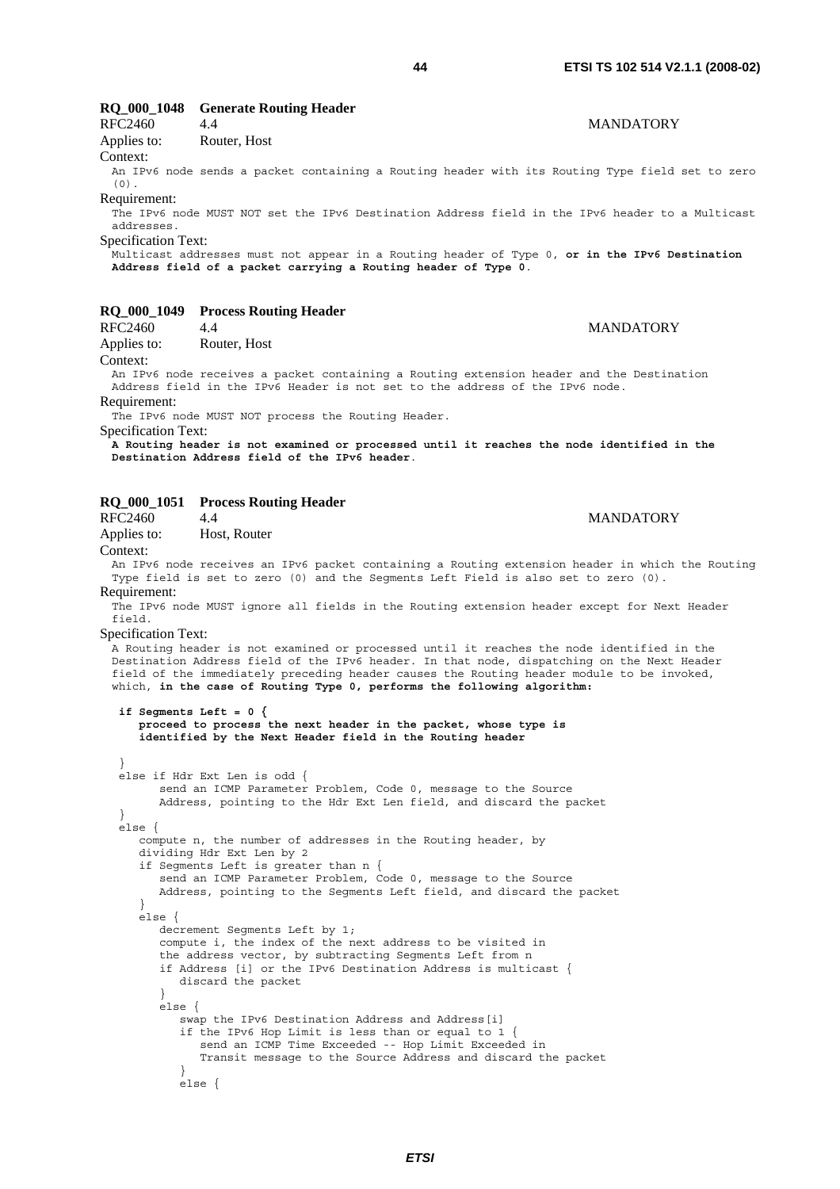### RQ_000_1048 Generate Routing Header

RFC2460 4.4 MANDATORY

Applies to: Router, Host

Context:

An IPv6 node sends a packet containing a Routing header with its Routing Type field set to zero (0).

Requirement:

The IPv6 node MUST NOT set the IPv6 Destination Address field in the IPv6 header to a Multicast addresses.

Specification Text:

Multicast addresses must not appear in a Routing header of Type 0, **or in the IPv6 Destination Address field of a packet carrying a Routing header of Type 0**.

### RQ_000_1049 Process Routing Header

RFC2460 4.4 MANDATORY

Applies to: Router, Host

Context:

An IPv6 node receives a packet containing a Routing extension header and the Destination Address field in the IPv6 Header is not set to the address of the IPv6 node.

Requirement:

The IPv6 node MUST NOT process the Routing Header.

Specification Text:

**A Routing header is not examined or processed until it reaches the node identified in the Destination Address field of the IPv6 header**.

### RQ_000_1051 Process Routing Header

RFC2460 4.4 MANDATORY

Applies to: Host, Router

Context:

An IPv6 node receives an IPv6 packet containing a Routing extension header in which the Routing Type field is set to zero (0) and the Segments Left Field is also set to zero (0).

Requirement:

The IPv6 node MUST ignore all fields in the Routing extension header except for Next Header field.

Specification Text:

A Routing header is not examined or processed until it reaches the node identified in the Destination Address field of the IPv6 header. In that node, dispatching on the Next Header field of the immediately preceding header causes the Routing header module to be invoked, which, **in the case of Routing Type 0, performs the following algorithm:**

```
if Segments Left = 0 {
   proceed to process the next header in the packet, whose type is
   identified by the Next Header field in the Routing header
}
else if Hdr Ext Len is odd {
     send an ICMP Parameter Problem, Code 0, message to the Source
     Address, pointing to the Hdr Ext Len field, and discard the packet
}
else {
   compute n, the number of addresses in the Routing header, by
   dividing Hdr Ext Len by 2
   if Segments Left is greater than n {
      send an ICMP Parameter Problem, Code 0, message to the Source
      Address, pointing to the Segments Left field, and discard the packet
   }
   else {
      decrement Segments Left by 1;
      compute i, the index of the next address to be visited in
      the address vector, by subtracting Segments Left from n
      if Address [i] or the IPv6 Destination Address is multicast {
         discard the packet
      }
      else {
         swap the IPv6 Destination Address and Address[i]
         if the IPv6 Hop Limit is less than or equal to 1 {
            send an ICMP Time Exceeded -- Hop Limit Exceeded in
            Transit message to the Source Address and discard the packet
         }
         else {
```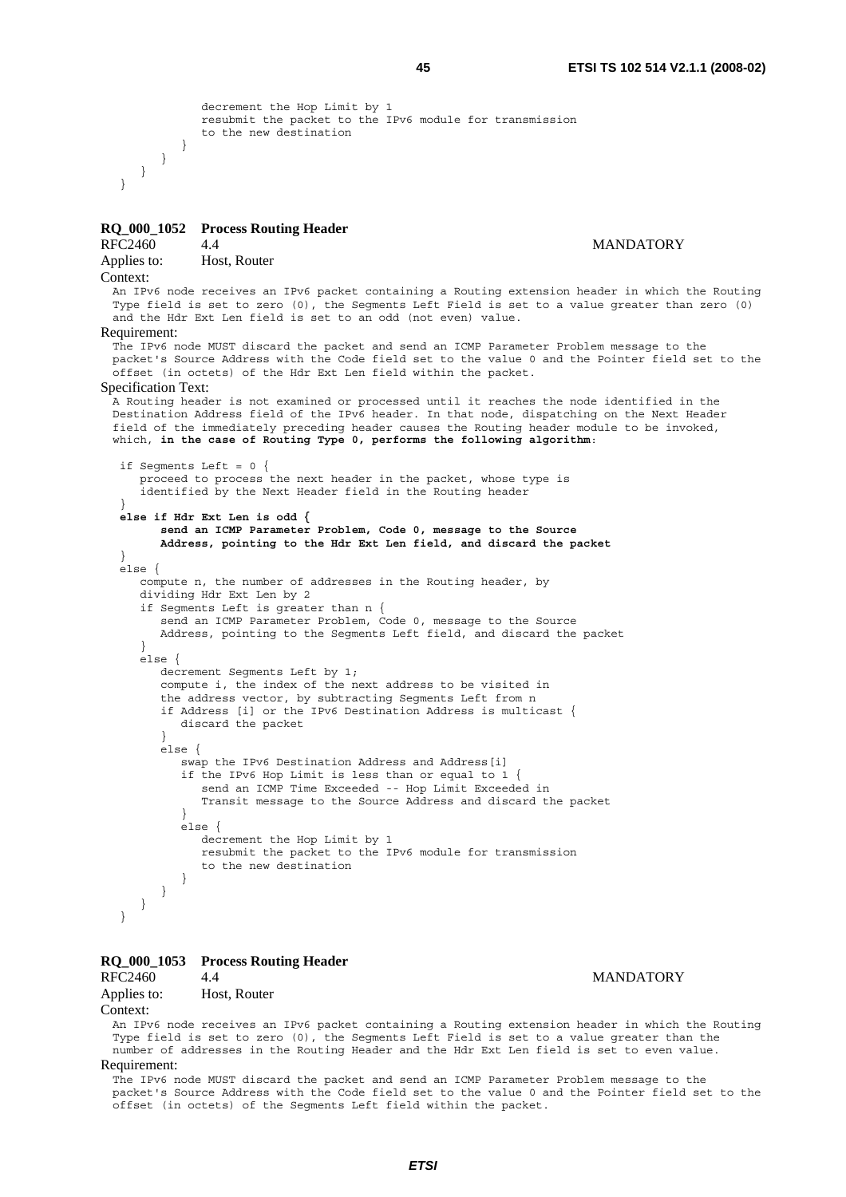```
            decrement the Hop Limit by 1
            resubmit the packet to the IPv6 module for transmission
            to the new destination
         }
      }
   }
}
```

### RQ_000_1052 Process Routing Header

RFC2460 4.4 MANDATORY

Applies to: Host, Router

Context:

An IPv6 node receives an IPv6 packet containing a Routing extension header in which the Routing Type field is set to zero (0), the Segments Left Field is set to a value greater than zero (0) and the Hdr Ext Len field is set to an odd (not even) value.

Requirement:

The IPv6 node MUST discard the packet and send an ICMP Parameter Problem message to the packet's Source Address with the Code field set to the value 0 and the Pointer field set to the offset (in octets) of the Hdr Ext Len field within the packet.

Specification Text:

A Routing header is not examined or processed until it reaches the node identified in the Destination Address field of the IPv6 header. In that node, dispatching on the Next Header field of the immediately preceding header causes the Routing header module to be invoked, which, **in the case of Routing Type 0, performs the following algorithm**:

```
if Segments Left = 0 {
   proceed to process the next header in the packet, whose type is
   identified by the Next Header field in the Routing header
}
else if Hdr Ext Len is odd {
      send an ICMP Parameter Problem, Code 0, message to the Source
      Address, pointing to the Hdr Ext Len field, and discard the packet
}
else {
   compute n, the number of addresses in the Routing header, by
   dividing Hdr Ext Len by 2
   if Segments Left is greater than n {
      send an ICMP Parameter Problem, Code 0, message to the Source
      Address, pointing to the Segments Left field, and discard the packet
   }
   else {
      decrement Segments Left by 1;
      compute i, the index of the next address to be visited in
      the address vector, by subtracting Segments Left from n
      if Address [i] or the IPv6 Destination Address is multicast {
         discard the packet
      }
      else {
         swap the IPv6 Destination Address and Address[i]
         if the IPv6 Hop Limit is less than or equal to 1 {
            send an ICMP Time Exceeded -- Hop Limit Exceeded in
            Transit message to the Source Address and discard the packet
         }
         else {
            decrement the Hop Limit by 1
            resubmit the packet to the IPv6 module for transmission
            to the new destination
         }
      }
   }
}
```

### RQ_000_1053 Process Routing Header

RFC2460 4.4 MANDATORY

Applies to: Host, Router

Context:

An IPv6 node receives an IPv6 packet containing a Routing extension header in which the Routing Type field is set to zero (0), the Segments Left Field is set to a value greater than the number of addresses in the Routing Header and the Hdr Ext Len field is set to even value.

Requirement:

The IPv6 node MUST discard the packet and send an ICMP Parameter Problem message to the packet's Source Address with the Code field set to the value 0 and the Pointer field set to the offset (in octets) of the Segments Left field within the packet.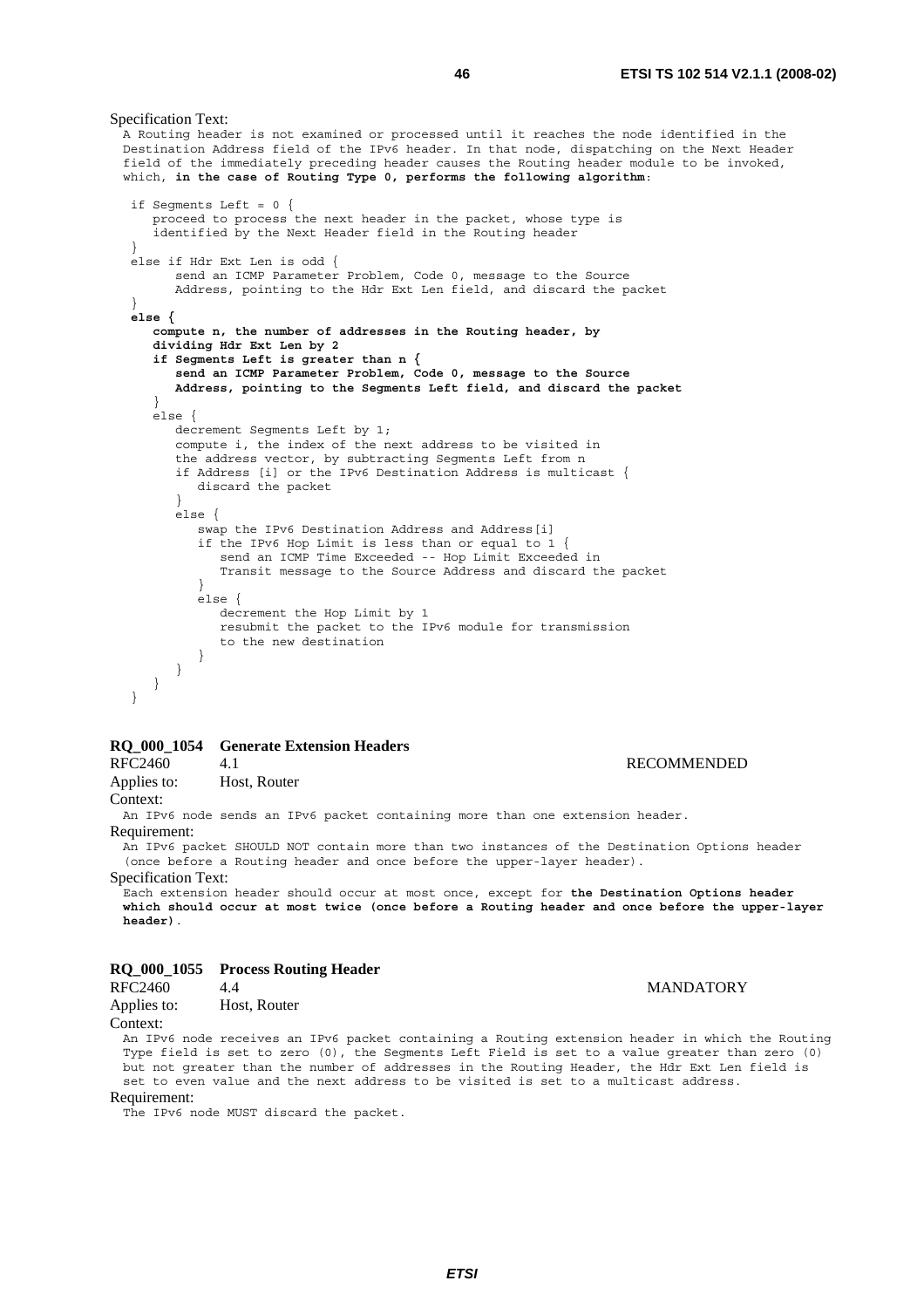Specification Text:

A Routing header is not examined or processed until it reaches the node identified in the Destination Address field of the IPv6 header. In that node, dispatching on the Next Header field of the immediately preceding header causes the Routing header module to be invoked, which, **in the case of Routing Type 0, performs the following algorithm**:

```
if Segments Left = 0 {
   proceed to process the next header in the packet, whose type is
   identified by the Next Header field in the Routing header
}
else if Hdr Ext Len is odd {
      send an ICMP Parameter Problem, Code 0, message to the Source
      Address, pointing to the Hdr Ext Len field, and discard the packet
}
else {
   compute n, the number of addresses in the Routing header, by
   dividing Hdr Ext Len by 2
   if Segments Left is greater than n {
      send an ICMP Parameter Problem, Code 0, message to the Source
      Address, pointing to the Segments Left field, and discard the packet
   }
   else {
      decrement Segments Left by 1;
      compute i, the index of the next address to be visited in
      the address vector, by subtracting Segments Left from n
      if Address [i] or the IPv6 Destination Address is multicast {
         discard the packet
      }
      else {
         swap the IPv6 Destination Address and Address[i]
         if the IPv6 Hop Limit is less than or equal to 1 {
            send an ICMP Time Exceeded -- Hop Limit Exceeded in
            Transit message to the Source Address and discard the packet
         }
         else {
            decrement the Hop Limit by 1
            resubmit the packet to the IPv6 module for transmission
            to the new destination
         }
      }
   }
}
```

### RQ_000_1054 Generate Extension Headers

RFC2460 4.1 RECOMMENDED

Applies to: Host, Router

Context:

An IPv6 node sends an IPv6 packet containing more than one extension header.

Requirement:

An IPv6 packet SHOULD NOT contain more than two instances of the Destination Options header (once before a Routing header and once before the upper-layer header).

Specification Text:

Each extension header should occur at most once, except for **the Destination Options header which should occur at most twice (once before a Routing header and once before the upper-layer header)**.

### RQ_000_1055 Process Routing Header

RFC2460 4.4 MANDATORY

Applies to: Host, Router

Context:

An IPv6 node receives an IPv6 packet containing a Routing extension header in which the Routing Type field is set to zero (0), the Segments Left Field is set to a value greater than zero (0) but not greater than the number of addresses in the Routing Header, the Hdr Ext Len field is set to even value and the next address to be visited is set to a multicast address.

Requirement:

The IPv6 node MUST discard the packet.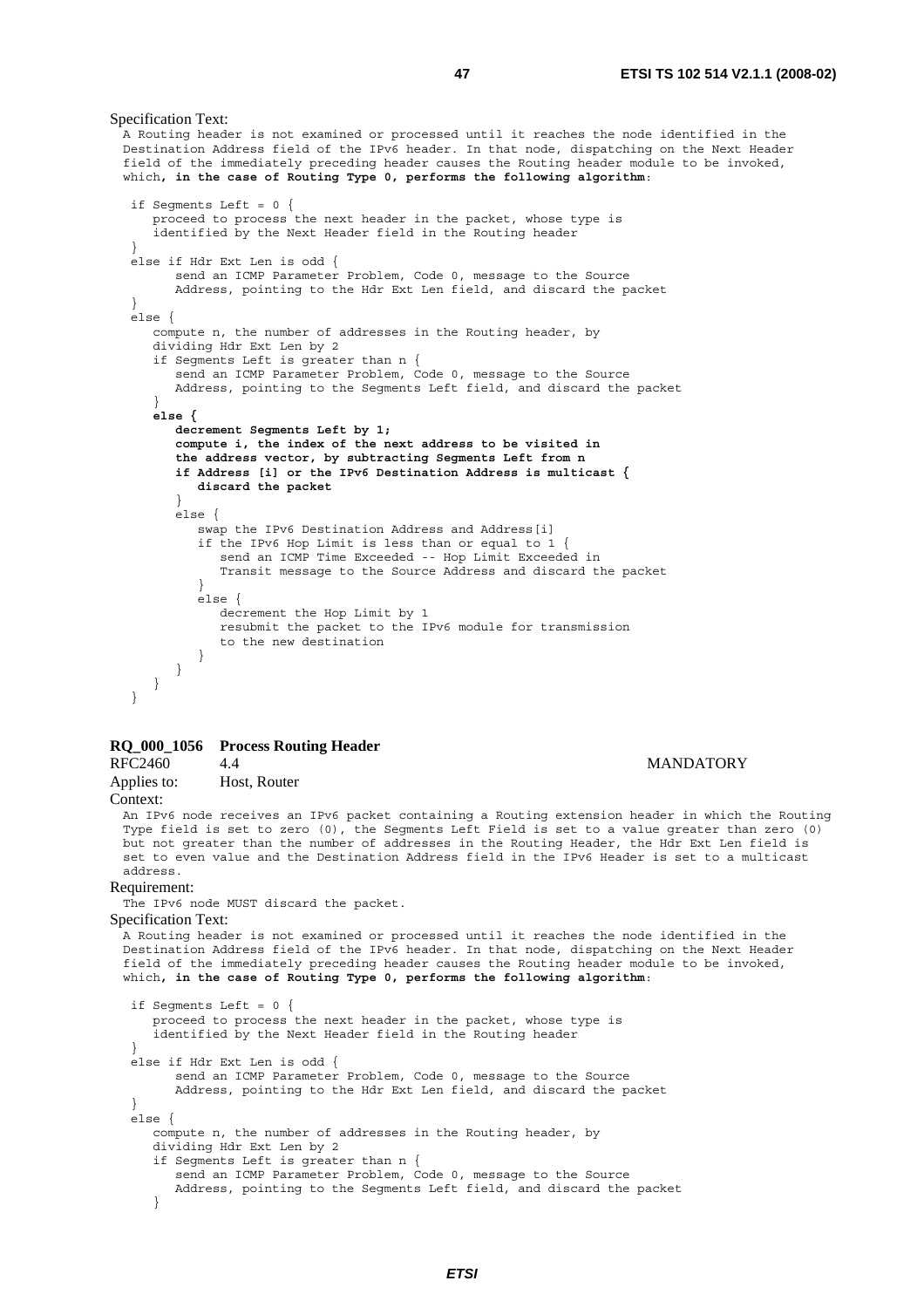Specification Text:

A Routing header is not examined or processed until it reaches the node identified in the Destination Address field of the IPv6 header. In that node, dispatching on the Next Header field of the immediately preceding header causes the Routing header module to be invoked, which**, in the case of Routing Type 0, performs the following algorithm**:

```
if Segments Left = 0 {
   proceed to process the next header in the packet, whose type is
   identified by the Next Header field in the Routing header
}
else if Hdr Ext Len is odd {
      send an ICMP Parameter Problem, Code 0, message to the Source
      Address, pointing to the Hdr Ext Len field, and discard the packet
}
else {
   compute n, the number of addresses in the Routing header, by
   dividing Hdr Ext Len by 2
   if Segments Left is greater than n {
      send an ICMP Parameter Problem, Code 0, message to the Source
      Address, pointing to the Segments Left field, and discard the packet
   }
   else {
      decrement Segments Left by 1;
      compute i, the index of the next address to be visited in
      the address vector, by subtracting Segments Left from n
      if Address [i] or the IPv6 Destination Address is multicast {
         discard the packet
      }
      else {
         swap the IPv6 Destination Address and Address[i]
         if the IPv6 Hop Limit is less than or equal to 1 {
            send an ICMP Time Exceeded -- Hop Limit Exceeded in
            Transit message to the Source Address and discard the packet
         }
         else {
            decrement the Hop Limit by 1
            resubmit the packet to the IPv6 module for transmission
            to the new destination
         }
      }
   }
}
```

**RQ_000_1056 Process Routing Header**

RFC2460 4.4 MANDATORY

Applies to: Host, Router

Context:

An IPv6 node receives an IPv6 packet containing a Routing extension header in which the Routing Type field is set to zero (0), the Segments Left Field is set to a value greater than zero (0) but not greater than the number of addresses in the Routing Header, the Hdr Ext Len field is set to even value and the Destination Address field in the IPv6 Header is set to a multicast address.

Requirement:

The IPv6 node MUST discard the packet.

Specification Text:

A Routing header is not examined or processed until it reaches the node identified in the Destination Address field of the IPv6 header. In that node, dispatching on the Next Header field of the immediately preceding header causes the Routing header module to be invoked, which**, in the case of Routing Type 0, performs the following algorithm**:

```
if Segments Left = 0 {
   proceed to process the next header in the packet, whose type is
   identified by the Next Header field in the Routing header
}
else if Hdr Ext Len is odd {
      send an ICMP Parameter Problem, Code 0, message to the Source
      Address, pointing to the Hdr Ext Len field, and discard the packet
}
else {
   compute n, the number of addresses in the Routing header, by
   dividing Hdr Ext Len by 2
   if Segments Left is greater than n {
      send an ICMP Parameter Problem, Code 0, message to the Source
      Address, pointing to the Segments Left field, and discard the packet
   }
```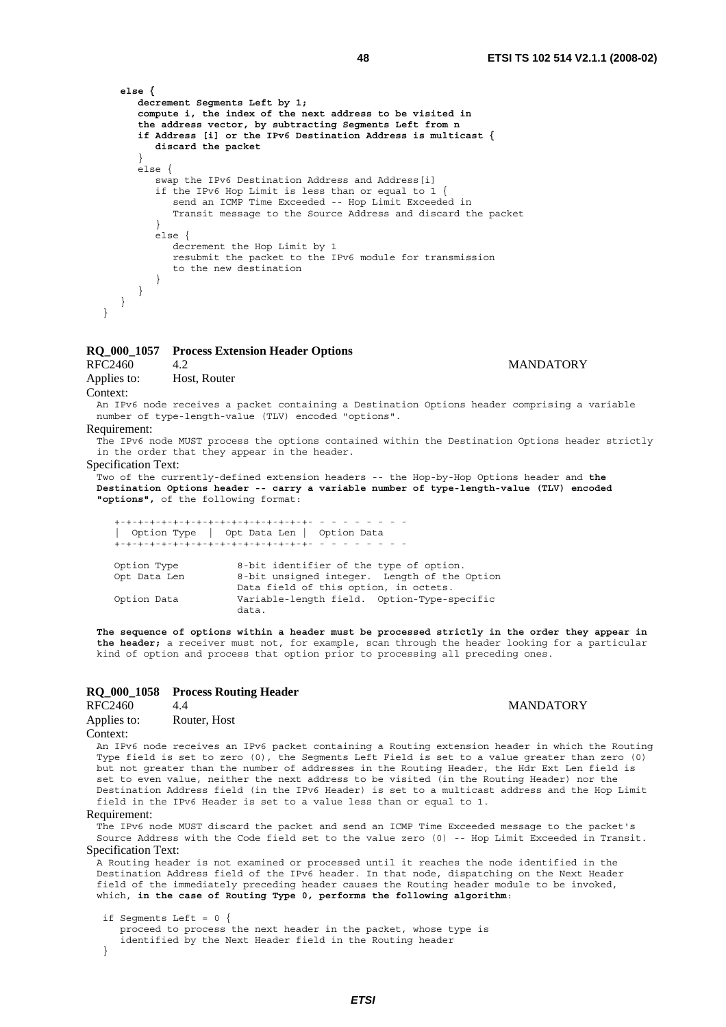```
      else {
         decrement Segments Left by 1;
         compute i, the index of the next address to be visited in
         the address vector, by subtracting Segments Left from n
         if Address [i] or the IPv6 Destination Address is multicast {
            discard the packet
         }
         else {
            swap the IPv6 Destination Address and Address[i]
            if the IPv6 Hop Limit is less than or equal to 1 {
               send an ICMP Time Exceeded -- Hop Limit Exceeded in
               Transit message to the Source Address and discard the packet
            }
            else {
               decrement the Hop Limit by 1
               resubmit the packet to the IPv6 module for transmission
               to the new destination
            }
         }
      }
   }
```

**RQ_000_1057 Process Extension Header Options**

RFC2460 4.2 MANDATORY

Applies to: Host, Router

Context:

An IPv6 node receives a packet containing a Destination Options header comprising a variable number of type-length-value (TLV) encoded "options".

Requirement:

The IPv6 node MUST process the options contained within the Destination Options header strictly in the order that they appear in the header.

Specification Text:

Two of the currently-defined extension headers -- the Hop-by-Hop Options header and **the Destination Options header -- carry a variable number of type-length-value (TLV) encoded "options",** of the following format:

```
   +-+-+-+-+-+-+-+-+-+-+-+-+-+-+-+-+- - - - - - - - -
   |  Option Type  |  Opt Data Len |  Option Data
   +-+-+-+-+-+-+-+-+-+-+-+-+-+-+-+-+- - - - - - - - -

   Option Type         8-bit identifier of the type of option.
   Opt Data Len        8-bit unsigned integer.  Length of the Option
                       Data field of this option, in octets.
   Option Data         Variable-length field.  Option-Type-specific
                       data.
```

**The sequence of options within a header must be processed strictly in the order they appear in the header;** a receiver must not, for example, scan through the header looking for a particular kind of option and process that option prior to processing all preceding ones.

**RQ_000_1058 Process Routing Header**

RFC2460 4.4 MANDATORY

Applies to: Router, Host

Context:

An IPv6 node receives an IPv6 packet containing a Routing extension header in which the Routing Type field is set to zero (0), the Segments Left Field is set to a value greater than zero (0) but not greater than the number of addresses in the Routing Header, the Hdr Ext Len field is set to even value, neither the next address to be visited (in the Routing Header) nor the Destination Address field (in the IPv6 Header) is set to a multicast address and the Hop Limit field in the IPv6 Header is set to a value less than or equal to 1.

Requirement:

The IPv6 node MUST discard the packet and send an ICMP Time Exceeded message to the packet's Source Address with the Code field set to the value zero (0) -- Hop Limit Exceeded in Transit.

Specification Text:

A Routing header is not examined or processed until it reaches the node identified in the Destination Address field of the IPv6 header. In that node, dispatching on the Next Header field of the immediately preceding header causes the Routing header module to be invoked, which, **in the case of Routing Type 0, performs the following algorithm**:

```
 if Segments Left = 0 {
    proceed to process the next header in the packet, whose type is
    identified by the Next Header field in the Routing header
 }
```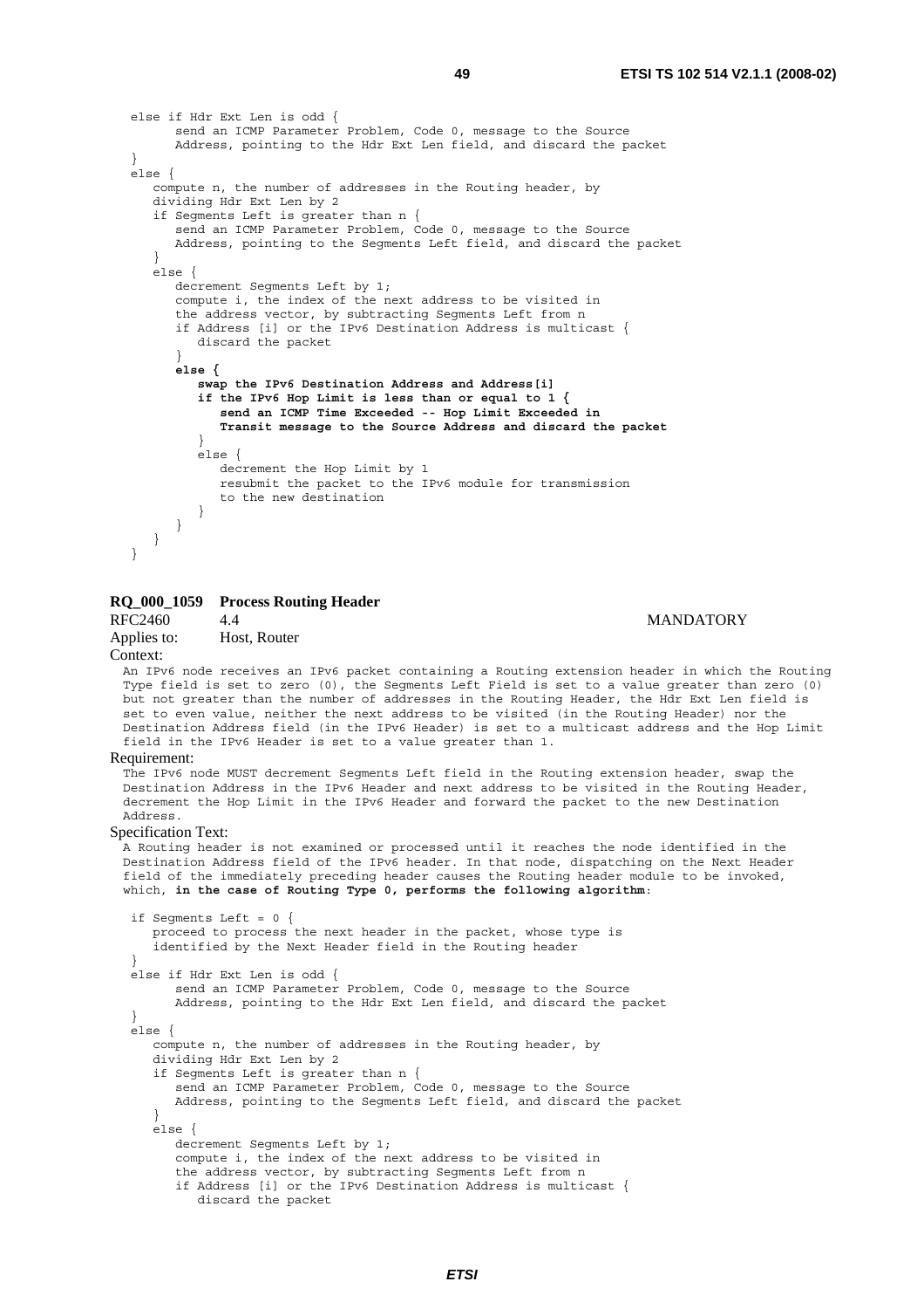```
   else if Hdr Ext Len is odd {
         send an ICMP Parameter Problem, Code 0, message to the Source
         Address, pointing to the Hdr Ext Len field, and discard the packet
   }
   else {
      compute n, the number of addresses in the Routing header, by
      dividing Hdr Ext Len by 2
      if Segments Left is greater than n {
         send an ICMP Parameter Problem, Code 0, message to the Source
         Address, pointing to the Segments Left field, and discard the packet
      }
      else {
         decrement Segments Left by 1;
         compute i, the index of the next address to be visited in
         the address vector, by subtracting Segments Left from n
         if Address [i] or the IPv6 Destination Address is multicast {
            discard the packet
         }
         else {
            swap the IPv6 Destination Address and Address[i]
            if the IPv6 Hop Limit is less than or equal to 1 {
               send an ICMP Time Exceeded -- Hop Limit Exceeded in
               Transit message to the Source Address and discard the packet
            }
            else {
               decrement the Hop Limit by 1
               resubmit the packet to the IPv6 module for transmission
               to the new destination
            }
         }
      }
   }
```

**RQ_000_1059 Process Routing Header**

RFC2460 4.4 MANDATORY

Applies to: Host, Router

Context:

An IPv6 node receives an IPv6 packet containing a Routing extension header in which the Routing Type field is set to zero (0), the Segments Left Field is set to a value greater than zero (0) but not greater than the number of addresses in the Routing Header, the Hdr Ext Len field is set to even value, neither the next address to be visited (in the Routing Header) nor the Destination Address field (in the IPv6 Header) is set to a multicast address and the Hop Limit field in the IPv6 Header is set to a value greater than 1.

Requirement:

The IPv6 node MUST decrement Segments Left field in the Routing extension header, swap the Destination Address in the IPv6 Header and next address to be visited in the Routing Header, decrement the Hop Limit in the IPv6 Header and forward the packet to the new Destination Address.

Specification Text:

A Routing header is not examined or processed until it reaches the node identified in the Destination Address field of the IPv6 header. In that node, dispatching on the Next Header field of the immediately preceding header causes the Routing header module to be invoked, which, **in the case of Routing Type 0, performs the following algorithm**:

```
   if Segments Left = 0 {
      proceed to process the next header in the packet, whose type is
      identified by the Next Header field in the Routing header
   }
   else if Hdr Ext Len is odd {
         send an ICMP Parameter Problem, Code 0, message to the Source
         Address, pointing to the Hdr Ext Len field, and discard the packet
   }
   else {
      compute n, the number of addresses in the Routing header, by
      dividing Hdr Ext Len by 2
      if Segments Left is greater than n {
         send an ICMP Parameter Problem, Code 0, message to the Source
         Address, pointing to the Segments Left field, and discard the packet
      }
      else {
         decrement Segments Left by 1;
         compute i, the index of the next address to be visited in
         the address vector, by subtracting Segments Left from n
         if Address [i] or the IPv6 Destination Address is multicast {
            discard the packet
```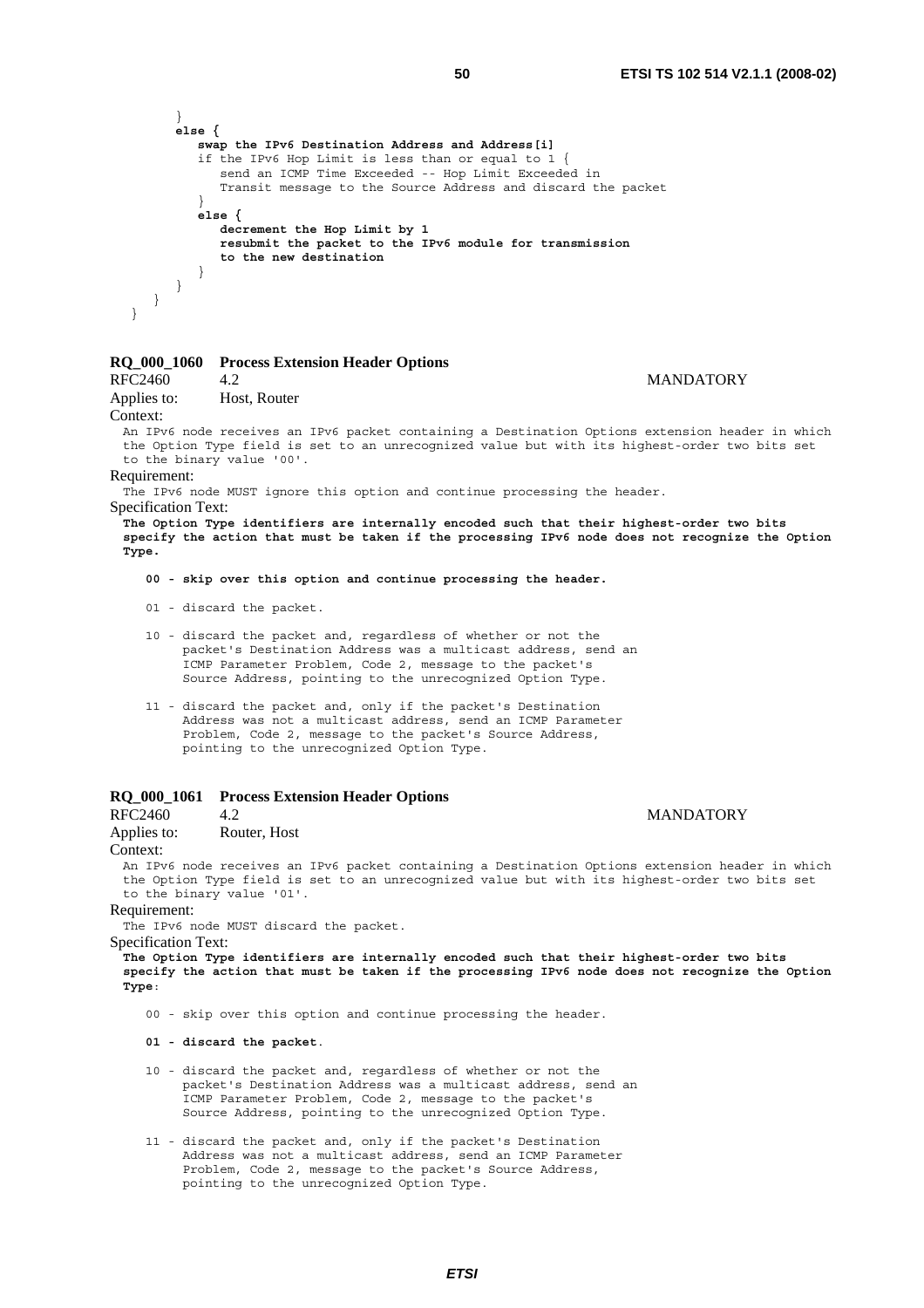```
      }
      else {
         swap the IPv6 Destination Address and Address[i]
         if the IPv6 Hop Limit is less than or equal to 1 {
            send an ICMP Time Exceeded -- Hop Limit Exceeded in
            Transit message to the Source Address and discard the packet
         }
         else {
            decrement the Hop Limit by 1
            resubmit the packet to the IPv6 module for transmission
            to the new destination
         }
      }
   }
}
```

**RQ_000_1060 Process Extension Header Options**

RFC2460 4.2 MANDATORY

Applies to: Host, Router

Context:

An IPv6 node receives an IPv6 packet containing a Destination Options extension header in which the Option Type field is set to an unrecognized value but with its highest-order two bits set to the binary value '00'.

Requirement:

The IPv6 node MUST ignore this option and continue processing the header.

Specification Text:

**The Option Type identifiers are internally encoded such that their highest-order two bits specify the action that must be taken if the processing IPv6 node does not recognize the Option Type.**

```
00 - skip over this option and continue processing the header.

01 - discard the packet.

10 - discard the packet and, regardless of whether or not the
     packet's Destination Address was a multicast address, send an
     ICMP Parameter Problem, Code 2, message to the packet's
     Source Address, pointing to the unrecognized Option Type.

11 - discard the packet and, only if the packet's Destination
     Address was not a multicast address, send an ICMP Parameter
     Problem, Code 2, message to the packet's Source Address,
     pointing to the unrecognized Option Type.
```

**RQ_000_1061 Process Extension Header Options**

RFC2460 4.2 MANDATORY

Applies to: Router, Host

Context:

An IPv6 node receives an IPv6 packet containing a Destination Options extension header in which the Option Type field is set to an unrecognized value but with its highest-order two bits set to the binary value '01'.

Requirement:

The IPv6 node MUST discard the packet.

Specification Text:

**The Option Type identifiers are internally encoded such that their highest-order two bits specify the action that must be taken if the processing IPv6 node does not recognize the Option Type**:

```
00 - skip over this option and continue processing the header.

01 - discard the packet.

10 - discard the packet and, regardless of whether or not the
     packet's Destination Address was a multicast address, send an
     ICMP Parameter Problem, Code 2, message to the packet's
     Source Address, pointing to the unrecognized Option Type.

11 - discard the packet and, only if the packet's Destination
     Address was not a multicast address, send an ICMP Parameter
     Problem, Code 2, message to the packet's Source Address,
     pointing to the unrecognized Option Type.
```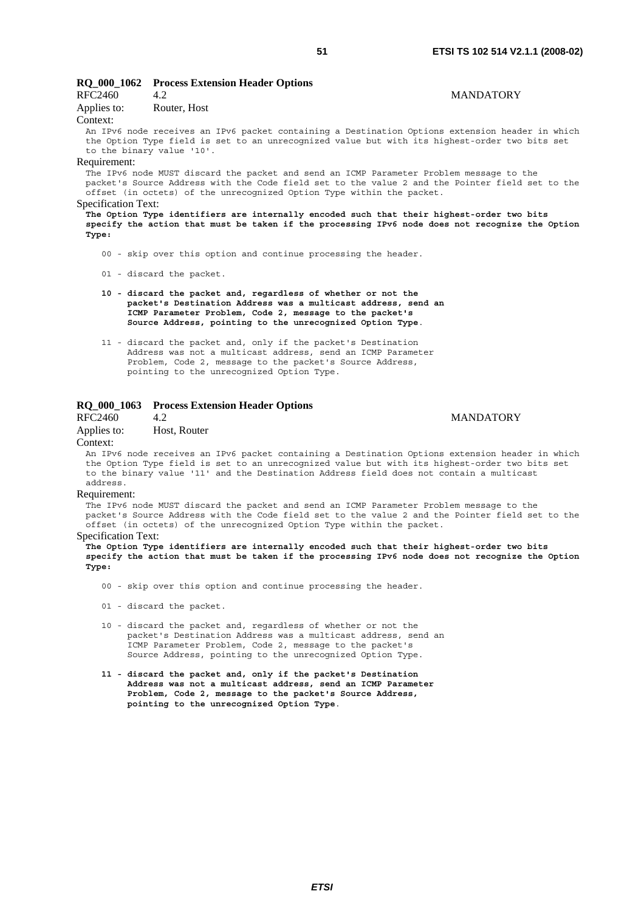### RQ_000_1062 Process Extension Header Options

RFC2460 4.2 MANDATORY

Applies to: Router, Host

Context:

An IPv6 node receives an IPv6 packet containing a Destination Options extension header in which the Option Type field is set to an unrecognized value but with its highest-order two bits set to the binary value '10'.

Requirement:

The IPv6 node MUST discard the packet and send an ICMP Parameter Problem message to the packet's Source Address with the Code field set to the value 2 and the Pointer field set to the offset (in octets) of the unrecognized Option Type within the packet.

Specification Text:

**The Option Type identifiers are internally encoded such that their highest-order two bits specify the action that must be taken if the processing IPv6 node does not recognize the Option Type:**

00 - skip over this option and continue processing the header.

01 - discard the packet.

**10 - discard the packet and, regardless of whether or not the packet's Destination Address was a multicast address, send an ICMP Parameter Problem, Code 2, message to the packet's Source Address, pointing to the unrecognized Option Type.**

11 - discard the packet and, only if the packet's Destination Address was not a multicast address, send an ICMP Parameter Problem, Code 2, message to the packet's Source Address, pointing to the unrecognized Option Type.

### RQ_000_1063 Process Extension Header Options

RFC2460 4.2 MANDATORY

Applies to: Host, Router

Context:

An IPv6 node receives an IPv6 packet containing a Destination Options extension header in which the Option Type field is set to an unrecognized value but with its highest-order two bits set to the binary value '11' and the Destination Address field does not contain a multicast address.

Requirement:

The IPv6 node MUST discard the packet and send an ICMP Parameter Problem message to the packet's Source Address with the Code field set to the value 2 and the Pointer field set to the offset (in octets) of the unrecognized Option Type within the packet.

Specification Text:

**The Option Type identifiers are internally encoded such that their highest-order two bits specify the action that must be taken if the processing IPv6 node does not recognize the Option Type:**

00 - skip over this option and continue processing the header.

01 - discard the packet.

10 - discard the packet and, regardless of whether or not the packet's Destination Address was a multicast address, send an ICMP Parameter Problem, Code 2, message to the packet's Source Address, pointing to the unrecognized Option Type.

**11 - discard the packet and, only if the packet's Destination Address was not a multicast address, send an ICMP Parameter Problem, Code 2, message to the packet's Source Address, pointing to the unrecognized Option Type.**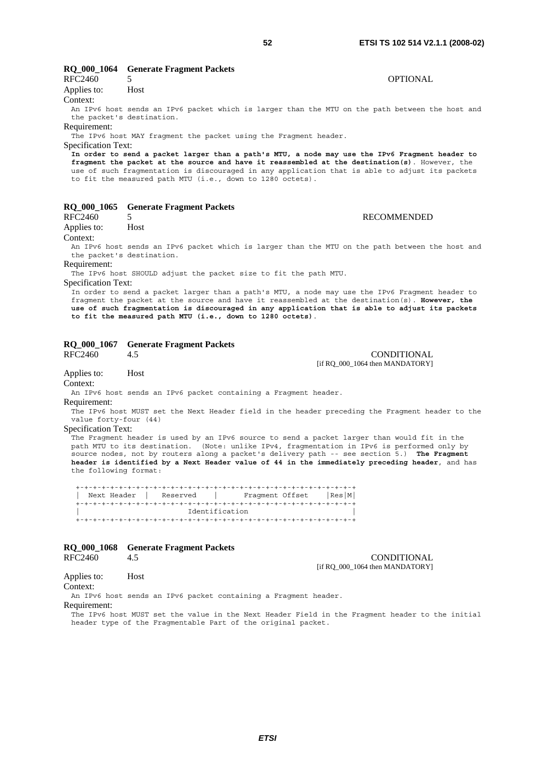**RQ_000_1064 Generate Fragment Packets**

RFC2460 5 OPTIONAL

Applies to: Host

Context:

An IPv6 host sends an IPv6 packet which is larger than the MTU on the path between the host and the packet's destination.

Requirement:

The IPv6 host MAY fragment the packet using the Fragment header.

Specification Text:

**In order to send a packet larger than a path's MTU, a node may use the IPv6 Fragment header to fragment the packet at the source and have it reassembled at the destination(s)**. However, the use of such fragmentation is discouraged in any application that is able to adjust its packets to fit the measured path MTU (i.e., down to 1280 octets).

**RQ_000_1065 Generate Fragment Packets**

RFC2460 5 RECOMMENDED

Applies to: Host

Context:

An IPv6 host sends an IPv6 packet which is larger than the MTU on the path between the host and the packet's destination.

Requirement:

The IPv6 host SHOULD adjust the packet size to fit the path MTU.

Specification Text:

In order to send a packet larger than a path's MTU, a node may use the IPv6 Fragment header to fragment the packet at the source and have it reassembled at the destination(s). **However, the use of such fragmentation is discouraged in any application that is able to adjust its packets to fit the measured path MTU (i.e., down to 1280 octets)**.

**RQ_000_1067 Generate Fragment Packets**

RFC2460 4.5 CONDITIONAL [if RQ_000_1064 then MANDATORY]

Applies to: Host

Context:

An IPv6 host sends an IPv6 packet containing a Fragment header.

Requirement:

The IPv6 host MUST set the Next Header field in the header preceding the Fragment header to the value forty-four (44)

Specification Text:

The Fragment header is used by an IPv6 source to send a packet larger than would fit in the path MTU to its destination. (Note: unlike IPv4, fragmentation in IPv6 is performed only by source nodes, not by routers along a packet's delivery path -- see section 5.) **The Fragment header is identified by a Next Header value of 44 in the immediately preceding header**, and has the following format:

```
+-+-+-+-+-+-+-+-+-+-+-+-+-+-+-+-+-+-+-+-+-+-+-+-+-+-+-+-+-+-+-+-+
|  Next Header  |   Reserved    |      Fragment Offset    |Res|M|
+-+-+-+-+-+-+-+-+-+-+-+-+-+-+-+-+-+-+-+-+-+-+-+-+-+-+-+-+-+-+-+-+
|                         Identification                        |
+-+-+-+-+-+-+-+-+-+-+-+-+-+-+-+-+-+-+-+-+-+-+-+-+-+-+-+-+-+-+-+-+
```

**RQ_000_1068 Generate Fragment Packets**

RFC2460 4.5 CONDITIONAL [if RQ_000_1064 then MANDATORY]

Applies to: Host

Context:

An IPv6 host sends an IPv6 packet containing a Fragment header.

Requirement:

The IPv6 host MUST set the value in the Next Header Field in the Fragment header to the initial header type of the Fragmentable Part of the original packet.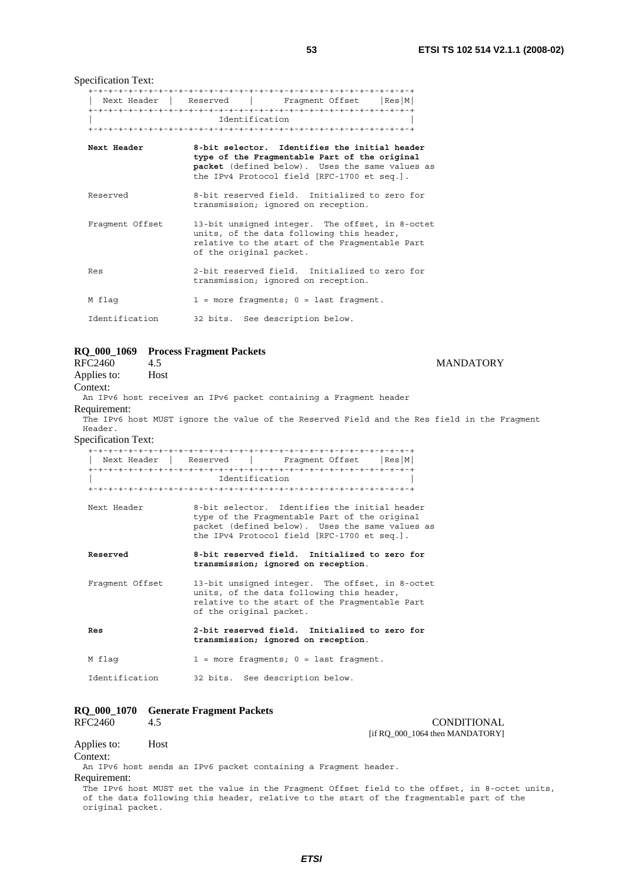Specification Text:

```
   +-+-+-+-+-+-+-+-+-+-+-+-+-+-+-+-+-+-+-+-+-+-+-+-+-+-+-+-+-+-+-+-+
   |  Next Header  |   Reserved    |      Fragment Offset    |Res|M|
   +-+-+-+-+-+-+-+-+-+-+-+-+-+-+-+-+-+-+-+-+-+-+-+-+-+-+-+-+-+-+-+-+
   |                         Identification                        |
   +-+-+-+-+-+-+-+-+-+-+-+-+-+-+-+-+-+-+-+-+-+-+-+-+-+-+-+-+-+-+-+-+
```

**Next Header** — **8-bit selector. Identifies the initial header type of the Fragmentable Part of the original packet** (defined below). Uses the same values as the IPv4 Protocol field [RFC-1700 et seq.].

Reserved — 8-bit reserved field. Initialized to zero for transmission; ignored on reception.

Fragment Offset — 13-bit unsigned integer. The offset, in 8-octet units, of the data following this header, relative to the start of the Fragmentable Part of the original packet.

Res — 2-bit reserved field. Initialized to zero for transmission; ignored on reception.

M flag — 1 = more fragments; 0 = last fragment.

Identification — 32 bits. See description below.

### RQ_000_1069 Process Fragment Packets

RFC2460 4.5 MANDATORY

Applies to: Host

Context:

An IPv6 host receives an IPv6 packet containing a Fragment header

Requirement:

The IPv6 host MUST ignore the value of the Reserved Field and the Res field in the Fragment Header.

Specification Text:

```
   +-+-+-+-+-+-+-+-+-+-+-+-+-+-+-+-+-+-+-+-+-+-+-+-+-+-+-+-+-+-+-+-+
   |  Next Header  |   Reserved    |      Fragment Offset    |Res|M|
   +-+-+-+-+-+-+-+-+-+-+-+-+-+-+-+-+-+-+-+-+-+-+-+-+-+-+-+-+-+-+-+-+
   |                         Identification                        |
   +-+-+-+-+-+-+-+-+-+-+-+-+-+-+-+-+-+-+-+-+-+-+-+-+-+-+-+-+-+-+-+-+
```

Next Header — 8-bit selector. Identifies the initial header type of the Fragmentable Part of the original packet (defined below). Uses the same values as the IPv4 Protocol field [RFC-1700 et seq.].

**Reserved** — **8-bit reserved field. Initialized to zero for transmission; ignored on reception.**

Fragment Offset — 13-bit unsigned integer. The offset, in 8-octet units, of the data following this header, relative to the start of the Fragmentable Part of the original packet.

**Res** — **2-bit reserved field. Initialized to zero for transmission; ignored on reception.**

M flag — 1 = more fragments; 0 = last fragment.

Identification — 32 bits. See description below.

### RQ_000_1070 Generate Fragment Packets

RFC2460 4.5 CONDITIONAL [if RQ_000_1064 then MANDATORY]

Applies to: Host

Context:

An IPv6 host sends an IPv6 packet containing a Fragment header.

Requirement:

The IPv6 host MUST set the value in the Fragment Offset field to the offset, in 8-octet units, of the data following this header, relative to the start of the fragmentable part of the original packet.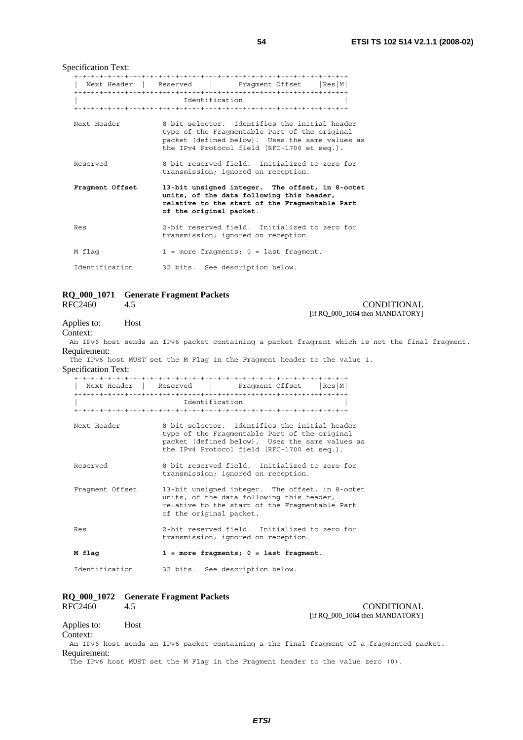Specification Text:

```
   +-+-+-+-+-+-+-+-+-+-+-+-+-+-+-+-+-+-+-+-+-+-+-+-+-+-+-+-+-+-+-+-+
   |  Next Header  |   Reserved    |      Fragment Offset    |Res|M|
   +-+-+-+-+-+-+-+-+-+-+-+-+-+-+-+-+-+-+-+-+-+-+-+-+-+-+-+-+-+-+-+-+
   |                         Identification                        |
   +-+-+-+-+-+-+-+-+-+-+-+-+-+-+-+-+-+-+-+-+-+-+-+-+-+-+-+-+-+-+-+-+

   Next Header         8-bit selector.  Identifies the initial header
                       type of the Fragmentable Part of the original
                       packet (defined below).  Uses the same values as
                       the IPv4 Protocol field [RFC-1700 et seq.].

   Reserved            8-bit reserved field.  Initialized to zero for
                       transmission; ignored on reception.

   Fragment Offset     13-bit unsigned integer.  The offset, in 8-octet
                       units, of the data following this header,
                       relative to the start of the Fragmentable Part
                       of the original packet.

   Res                 2-bit reserved field.  Initialized to zero for
                       transmission; ignored on reception.

   M flag              1 = more fragments; 0 = last fragment.

   Identification      32 bits.  See description below.
```

**RQ_000_1071 Generate Fragment Packets**

RFC2460 4.5 CONDITIONAL
[if RQ_000_1064 then MANDATORY]

Applies to: Host

Context:
An IPv6 host sends an IPv6 packet containing a packet fragment which is not the final fragment.

Requirement:
The IPv6 host MUST set the M Flag in the Fragment header to the value 1.

Specification Text:

```
   +-+-+-+-+-+-+-+-+-+-+-+-+-+-+-+-+-+-+-+-+-+-+-+-+-+-+-+-+-+-+-+-+
   |  Next Header  |   Reserved    |      Fragment Offset    |Res|M|
   +-+-+-+-+-+-+-+-+-+-+-+-+-+-+-+-+-+-+-+-+-+-+-+-+-+-+-+-+-+-+-+-+
   |                         Identification                        |
   +-+-+-+-+-+-+-+-+-+-+-+-+-+-+-+-+-+-+-+-+-+-+-+-+-+-+-+-+-+-+-+-+

   Next Header         8-bit selector.  Identifies the initial header
                       type of the Fragmentable Part of the original
                       packet (defined below).  Uses the same values as
                       the IPv4 Protocol field [RFC-1700 et seq.].

   Reserved            8-bit reserved field.  Initialized to zero for
                       transmission; ignored on reception.

   Fragment Offset     13-bit unsigned integer.  The offset, in 8-octet
                       units, of the data following this header,
                       relative to the start of the Fragmentable Part
                       of the original packet.

   Res                 2-bit reserved field.  Initialized to zero for
                       transmission; ignored on reception.

   M flag              1 = more fragments; 0 = last fragment.

   Identification      32 bits.  See description below.
```

**RQ_000_1072 Generate Fragment Packets**

RFC2460 4.5 CONDITIONAL
[if RQ_000_1064 then MANDATORY]

Applies to: Host

Context:
An IPv6 host sends an IPv6 packet containing a the final fragment of a fragmented packet.

Requirement:
The IPv6 host MUST set the M Flag in the Fragment header to the value zero (0).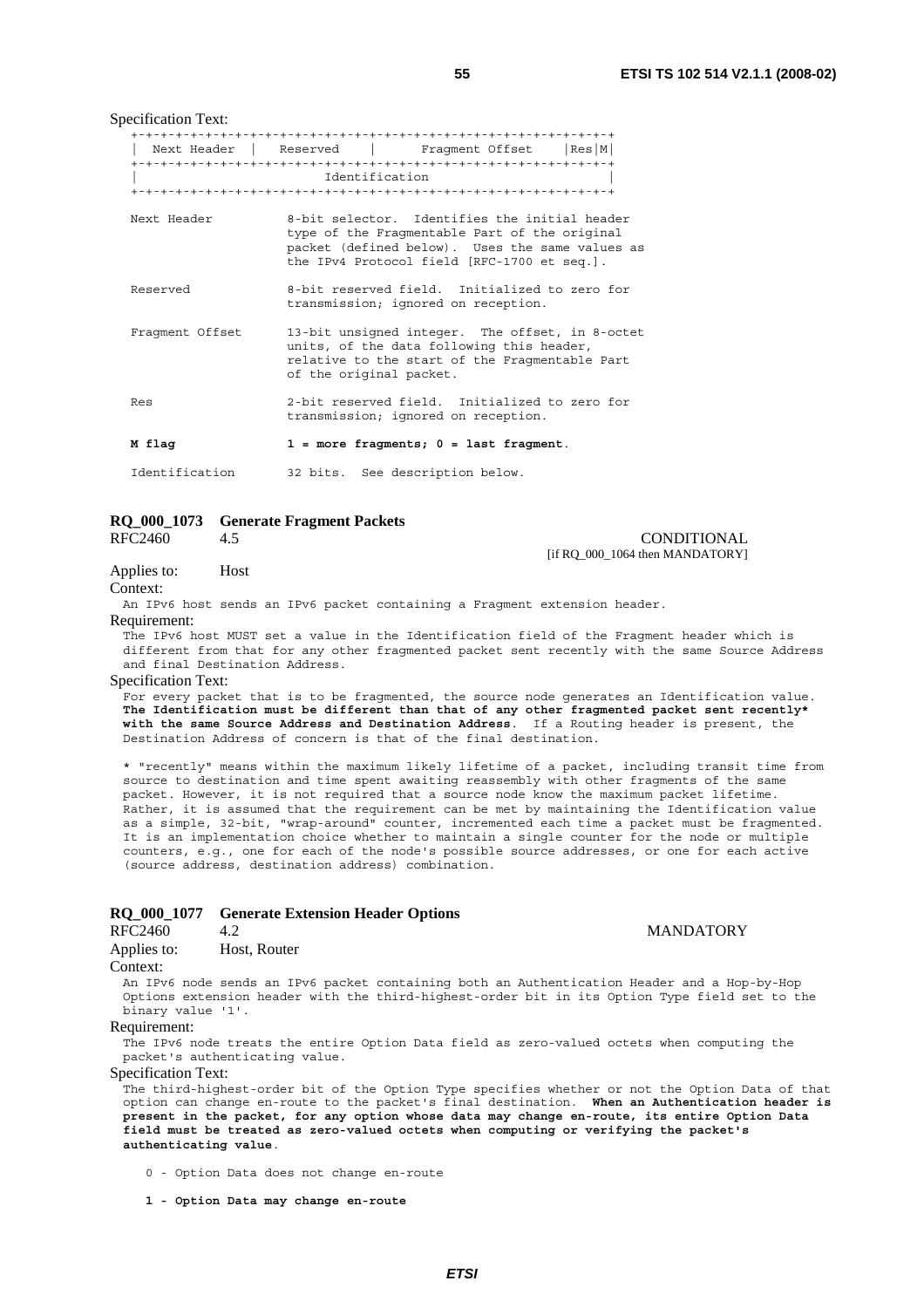Specification Text:

```
   +-+-+-+-+-+-+-+-+-+-+-+-+-+-+-+-+-+-+-+-+-+-+-+-+-+-+-+-+-+-+-+-+
   |  Next Header  |   Reserved    |      Fragment Offset    |Res|M|
   +-+-+-+-+-+-+-+-+-+-+-+-+-+-+-+-+-+-+-+-+-+-+-+-+-+-+-+-+-+-+-+-+
   |                         Identification                        |
   +-+-+-+-+-+-+-+-+-+-+-+-+-+-+-+-+-+-+-+-+-+-+-+-+-+-+-+-+-+-+-+-+
```

```
   Next Header          8-bit selector.  Identifies the initial header
                        type of the Fragmentable Part of the original
                        packet (defined below).  Uses the same values as
                        the IPv4 Protocol field [RFC-1700 et seq.].

   Reserved             8-bit reserved field.  Initialized to zero for
                        transmission; ignored on reception.

   Fragment Offset      13-bit unsigned integer.  The offset, in 8-octet
                        units, of the data following this header,
                        relative to the start of the Fragmentable Part
                        of the original packet.

   Res                  2-bit reserved field.  Initialized to zero for
                        transmission; ignored on reception.
```

**M flag** **1 = more fragments; 0 = last fragment**.

```
   Identification       32 bits.  See description below.
```

## RQ_000_1073 Generate Fragment Packets

RFC2460 4.5 CONDITIONAL [if RQ_000_1064 then MANDATORY]

Applies to: Host

Context:

An IPv6 host sends an IPv6 packet containing a Fragment extension header.

Requirement:

The IPv6 host MUST set a value in the Identification field of the Fragment header which is different from that for any other fragmented packet sent recently with the same Source Address and final Destination Address.

Specification Text:

For every packet that is to be fragmented, the source node generates an Identification value. **The Identification must be different than that of any other fragmented packet sent recently\* with the same Source Address and Destination Address**. If a Routing header is present, the Destination Address of concern is that of the final destination.

\* "recently" means within the maximum likely lifetime of a packet, including transit time from source to destination and time spent awaiting reassembly with other fragments of the same packet. However, it is not required that a source node know the maximum packet lifetime. Rather, it is assumed that the requirement can be met by maintaining the Identification value as a simple, 32-bit, "wrap-around" counter, incremented each time a packet must be fragmented. It is an implementation choice whether to maintain a single counter for the node or multiple counters, e.g., one for each of the node's possible source addresses, or one for each active (source address, destination address) combination.

## RQ_000_1077 Generate Extension Header Options

RFC2460 4.2 MANDATORY

Applies to: Host, Router

Context:

An IPv6 node sends an IPv6 packet containing both an Authentication Header and a Hop-by-Hop Options extension header with the third-highest-order bit in its Option Type field set to the binary value '1'.

Requirement:

The IPv6 node treats the entire Option Data field as zero-valued octets when computing the packet's authenticating value.

Specification Text:

The third-highest-order bit of the Option Type specifies whether or not the Option Data of that option can change en-route to the packet's final destination. **When an Authentication header is present in the packet, for any option whose data may change en-route, its entire Option Data field must be treated as zero-valued octets when computing or verifying the packet's authenticating value**.

0 - Option Data does not change en-route

**1 - Option Data may change en-route**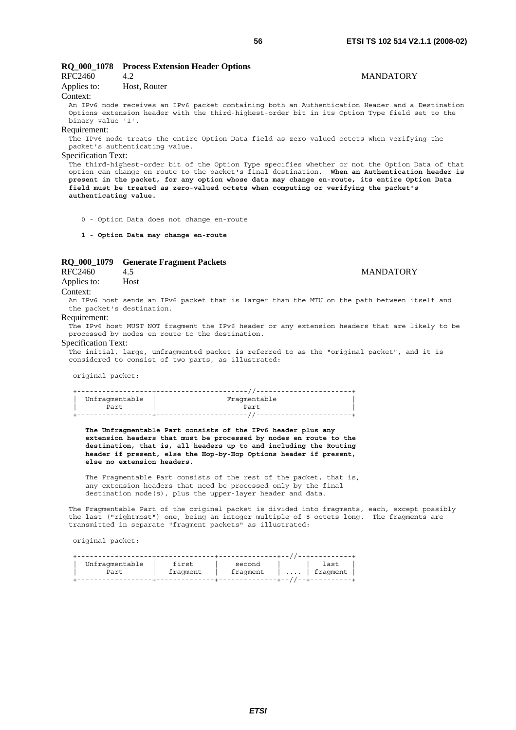### RQ_000_1078 Process Extension Header Options

RFC2460 4.2 MANDATORY

Applies to: Host, Router

Context:

An IPv6 node receives an IPv6 packet containing both an Authentication Header and a Destination Options extension header with the third-highest-order bit in its Option Type field set to the binary value '1'.

Requirement:

The IPv6 node treats the entire Option Data field as zero-valued octets when verifying the packet's authenticating value.

Specification Text:

The third-highest-order bit of the Option Type specifies whether or not the Option Data of that option can change en-route to the packet's final destination. **When an Authentication header is present in the packet, for any option whose data may change en-route, its entire Option Data field must be treated as zero-valued octets when computing or verifying the packet's authenticating value.**

```
0 - Option Data does not change en-route

1 - Option Data may change en-route
```

### RQ_000_1079 Generate Fragment Packets

RFC2460 4.5 MANDATORY

Applies to: Host

Context:

An IPv6 host sends an IPv6 packet that is larger than the MTU on the path between itself and the packet's destination.

Requirement:

The IPv6 host MUST NOT fragment the IPv6 header or any extension headers that are likely to be processed by nodes en route to the destination.

Specification Text:

The initial, large, unfragmented packet is referred to as the "original packet", and it is considered to consist of two parts, as illustrated:

```
original packet:

+------------------+----------------------//-----------------------+
|  Unfragmentable  |                 Fragmentable                  |
|       Part       |                     Part                      |
+------------------+----------------------//-----------------------+
```

**The Unfragmentable Part consists of the IPv6 header plus any extension headers that must be processed by nodes en route to the destination, that is, all headers up to and including the Routing header if present, else the Hop-by-Hop Options header if present, else no extension headers.**

The Fragmentable Part consists of the rest of the packet, that is, any extension headers that need be processed only by the final destination node(s), plus the upper-layer header and data.

The Fragmentable Part of the original packet is divided into fragments, each, except possibly the last ("rightmost") one, being an integer multiple of 8 octets long. The fragments are transmitted in separate "fragment packets" as illustrated:

```
original packet:

+------------------+--------------+--------------+--//--+----------+
|  Unfragmentable  |    first     |    second    |      |   last   |
|       Part       |   fragment   |   fragment   | .... | fragment |
+------------------+--------------+--------------+--//--+----------+
```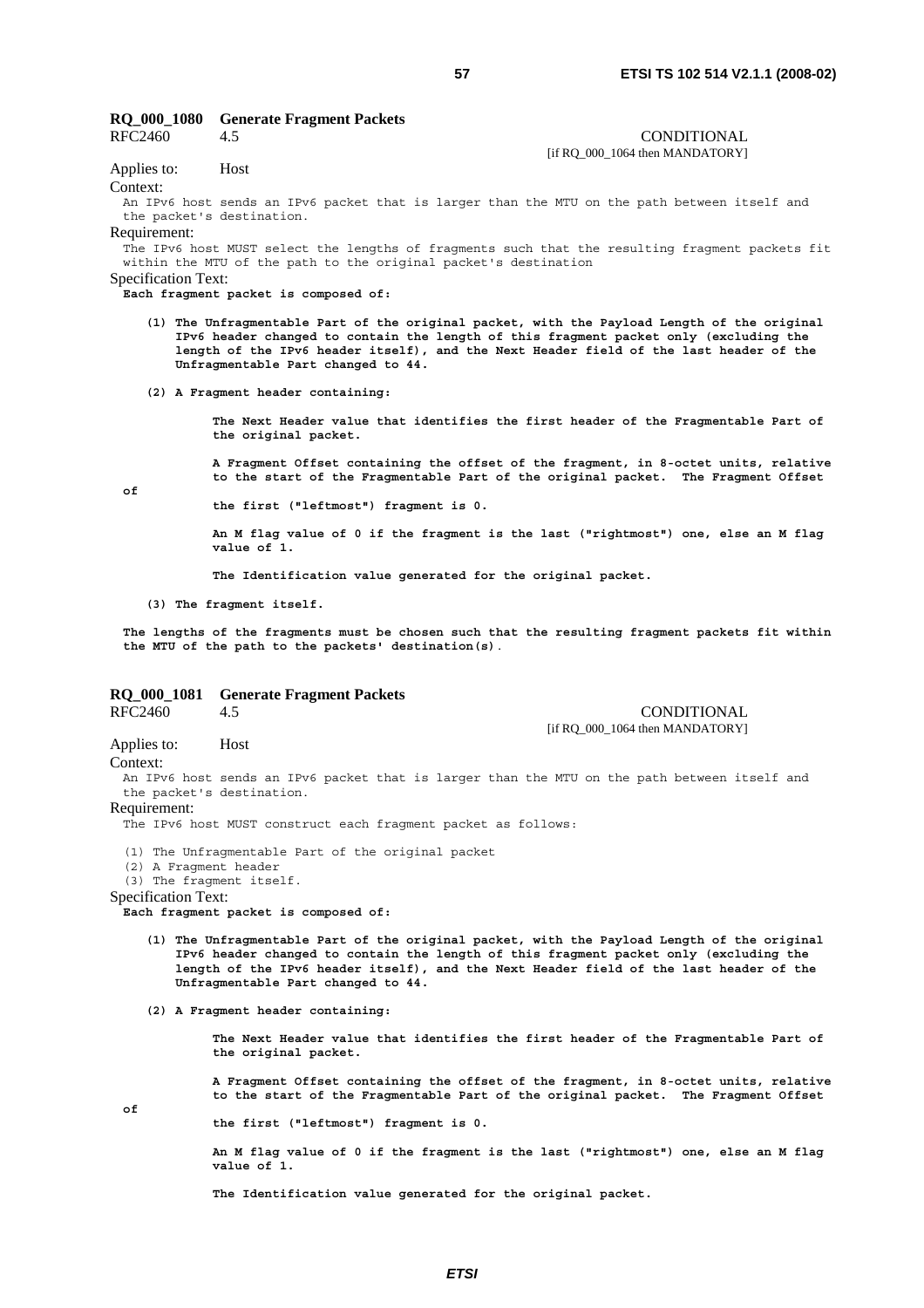**RQ_000_1080 Generate Fragment Packets**

RFC2460 4.5 CONDITIONAL
[if RQ_000_1064 then MANDATORY]

Applies to: Host

Context:

An IPv6 host sends an IPv6 packet that is larger than the MTU on the path between itself and the packet's destination.

Requirement:

The IPv6 host MUST select the lengths of fragments such that the resulting fragment packets fit within the MTU of the path to the original packet's destination

Specification Text:

**Each fragment packet is composed of:**

**(1) The Unfragmentable Part of the original packet, with the Payload Length of the original IPv6 header changed to contain the length of this fragment packet only (excluding the length of the IPv6 header itself), and the Next Header field of the last header of the Unfragmentable Part changed to 44.**

**(2) A Fragment header containing:**

**The Next Header value that identifies the first header of the Fragmentable Part of the original packet.**

**A Fragment Offset containing the offset of the fragment, in 8-octet units, relative to the start of the Fragmentable Part of the original packet. The Fragment Offset of the first ("leftmost") fragment is 0.**

**An M flag value of 0 if the fragment is the last ("rightmost") one, else an M flag value of 1.**

**The Identification value generated for the original packet.**

**(3) The fragment itself.**

**The lengths of the fragments must be chosen such that the resulting fragment packets fit within the MTU of the path to the packets' destination(s)**.

**RQ_000_1081 Generate Fragment Packets**

RFC2460 4.5 CONDITIONAL
[if RQ_000_1064 then MANDATORY]

Applies to: Host

Context:

An IPv6 host sends an IPv6 packet that is larger than the MTU on the path between itself and the packet's destination.

Requirement:

The IPv6 host MUST construct each fragment packet as follows:

(1) The Unfragmentable Part of the original packet
(2) A Fragment header
(3) The fragment itself.

Specification Text:

**Each fragment packet is composed of:**

**(1) The Unfragmentable Part of the original packet, with the Payload Length of the original IPv6 header changed to contain the length of this fragment packet only (excluding the length of the IPv6 header itself), and the Next Header field of the last header of the Unfragmentable Part changed to 44.**

**(2) A Fragment header containing:**

**The Next Header value that identifies the first header of the Fragmentable Part of the original packet.**

**A Fragment Offset containing the offset of the fragment, in 8-octet units, relative to the start of the Fragmentable Part of the original packet. The Fragment Offset of the first ("leftmost") fragment is 0.**

**An M flag value of 0 if the fragment is the last ("rightmost") one, else an M flag value of 1.**

**The Identification value generated for the original packet.**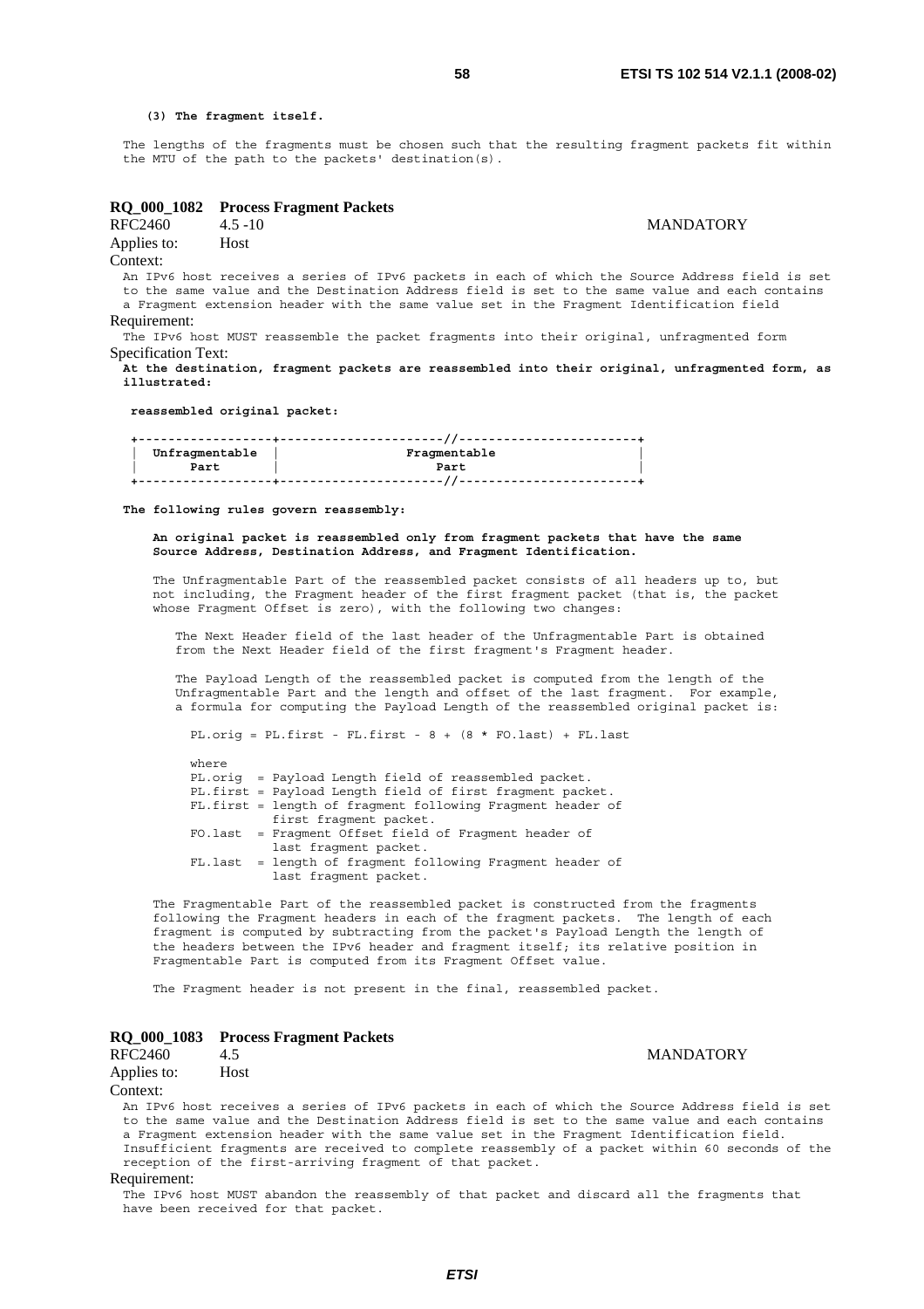**(3) The fragment itself.**

The lengths of the fragments must be chosen such that the resulting fragment packets fit within the MTU of the path to the packets' destination(s).

### RQ_000_1082 Process Fragment Packets

RFC2460 4.5 -10 MANDATORY

Applies to: Host

Context:

An IPv6 host receives a series of IPv6 packets in each of which the Source Address field is set to the same value and the Destination Address field is set to the same value and each contains a Fragment extension header with the same value set in the Fragment Identification field

Requirement:

The IPv6 host MUST reassemble the packet fragments into their original, unfragmented form

Specification Text:

**At the destination, fragment packets are reassembled into their original, unfragmented form, as illustrated:**

**reassembled original packet:**

```
+------------------+----------------------//------------------------+
|  Unfragmentable  |                 Fragmentable                    |
|       Part       |                      Part                       |
+------------------+----------------------//------------------------+
```

**The following rules govern reassembly:**

**An original packet is reassembled only from fragment packets that have the same Source Address, Destination Address, and Fragment Identification.**

The Unfragmentable Part of the reassembled packet consists of all headers up to, but not including, the Fragment header of the first fragment packet (that is, the packet whose Fragment Offset is zero), with the following two changes:

The Next Header field of the last header of the Unfragmentable Part is obtained from the Next Header field of the first fragment's Fragment header.

The Payload Length of the reassembled packet is computed from the length of the Unfragmentable Part and the length and offset of the last fragment. For example, a formula for computing the Payload Length of the reassembled original packet is:

```
PL.orig = PL.first - FL.first - 8 + (8 * FO.last) + FL.last

where
PL.orig  = Payload Length field of reassembled packet.
PL.first = Payload Length field of first fragment packet.
FL.first = length of fragment following Fragment header of
           first fragment packet.
FO.last  = Fragment Offset field of Fragment header of
           last fragment packet.
FL.last  = length of fragment following Fragment header of
           last fragment packet.
```

The Fragmentable Part of the reassembled packet is constructed from the fragments following the Fragment headers in each of the fragment packets. The length of each fragment is computed by subtracting from the packet's Payload Length the length of the headers between the IPv6 header and fragment itself; its relative position in Fragmentable Part is computed from its Fragment Offset value.

The Fragment header is not present in the final, reassembled packet.

### RQ_000_1083 Process Fragment Packets

RFC2460 4.5 MANDATORY

Applies to: Host

Context:

An IPv6 host receives a series of IPv6 packets in each of which the Source Address field is set to the same value and the Destination Address field is set to the same value and each contains a Fragment extension header with the same value set in the Fragment Identification field. Insufficient fragments are received to complete reassembly of a packet within 60 seconds of the reception of the first-arriving fragment of that packet.

Requirement:

The IPv6 host MUST abandon the reassembly of that packet and discard all the fragments that have been received for that packet.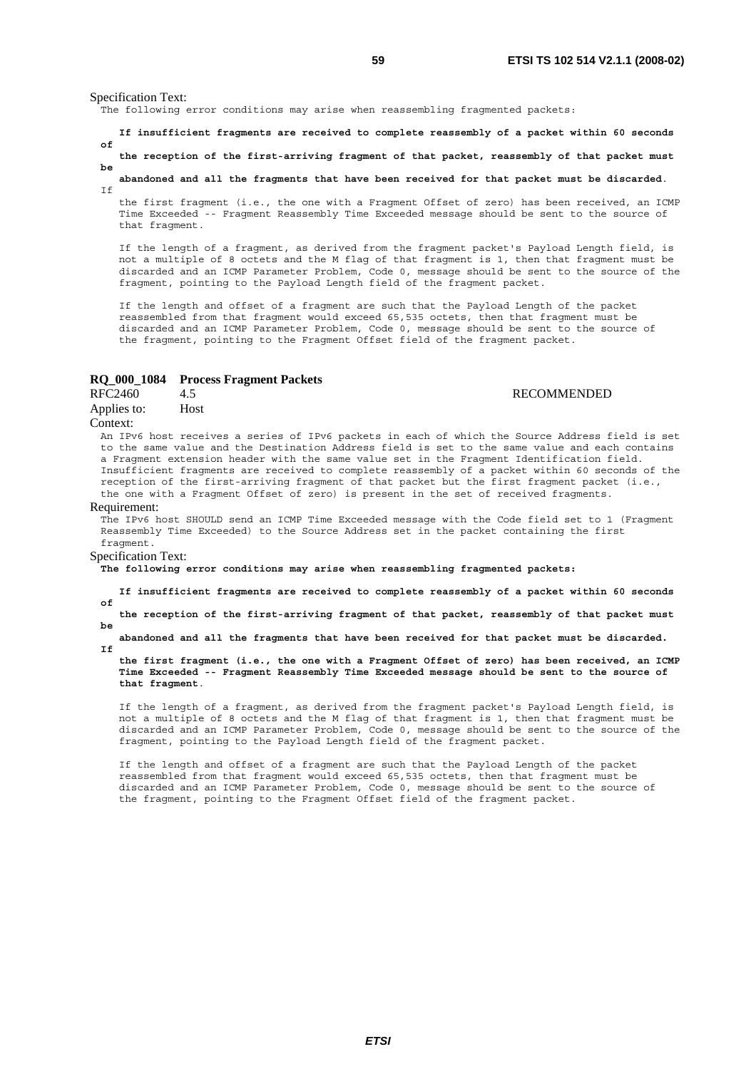Specification Text:

The following error conditions may arise when reassembling fragmented packets:

**If insufficient fragments are received to complete reassembly of a packet within 60 seconds of**
**the reception of the first-arriving fragment of that packet, reassembly of that packet must be**
**abandoned and all the fragments that have been received for that packet must be discarded**. If
the first fragment (i.e., the one with a Fragment Offset of zero) has been received, an ICMP Time Exceeded -- Fragment Reassembly Time Exceeded message should be sent to the source of that fragment.

If the length of a fragment, as derived from the fragment packet's Payload Length field, is not a multiple of 8 octets and the M flag of that fragment is 1, then that fragment must be discarded and an ICMP Parameter Problem, Code 0, message should be sent to the source of the fragment, pointing to the Payload Length field of the fragment packet.

If the length and offset of a fragment are such that the Payload Length of the packet reassembled from that fragment would exceed 65,535 octets, then that fragment must be discarded and an ICMP Parameter Problem, Code 0, message should be sent to the source of the fragment, pointing to the Fragment Offset field of the fragment packet.

### RQ_000_1084 Process Fragment Packets

RFC2460 4.5 RECOMMENDED

Applies to: Host

Context:

An IPv6 host receives a series of IPv6 packets in each of which the Source Address field is set to the same value and the Destination Address field is set to the same value and each contains a Fragment extension header with the same value set in the Fragment Identification field. Insufficient fragments are received to complete reassembly of a packet within 60 seconds of the reception of the first-arriving fragment of that packet but the first fragment packet (i.e., the one with a Fragment Offset of zero) is present in the set of received fragments.

Requirement:

The IPv6 host SHOULD send an ICMP Time Exceeded message with the Code field set to 1 (Fragment Reassembly Time Exceeded) to the Source Address set in the packet containing the first fragment.

Specification Text:

**The following error conditions may arise when reassembling fragmented packets:**

**If insufficient fragments are received to complete reassembly of a packet within 60 seconds of**
**the reception of the first-arriving fragment of that packet, reassembly of that packet must be**
**abandoned and all the fragments that have been received for that packet must be discarded. If**
**the first fragment (i.e., the one with a Fragment Offset of zero) has been received, an ICMP Time Exceeded -- Fragment Reassembly Time Exceeded message should be sent to the source of that fragment**.

If the length of a fragment, as derived from the fragment packet's Payload Length field, is not a multiple of 8 octets and the M flag of that fragment is 1, then that fragment must be discarded and an ICMP Parameter Problem, Code 0, message should be sent to the source of the fragment, pointing to the Payload Length field of the fragment packet.

If the length and offset of a fragment are such that the Payload Length of the packet reassembled from that fragment would exceed 65,535 octets, then that fragment must be discarded and an ICMP Parameter Problem, Code 0, message should be sent to the source of the fragment, pointing to the Fragment Offset field of the fragment packet.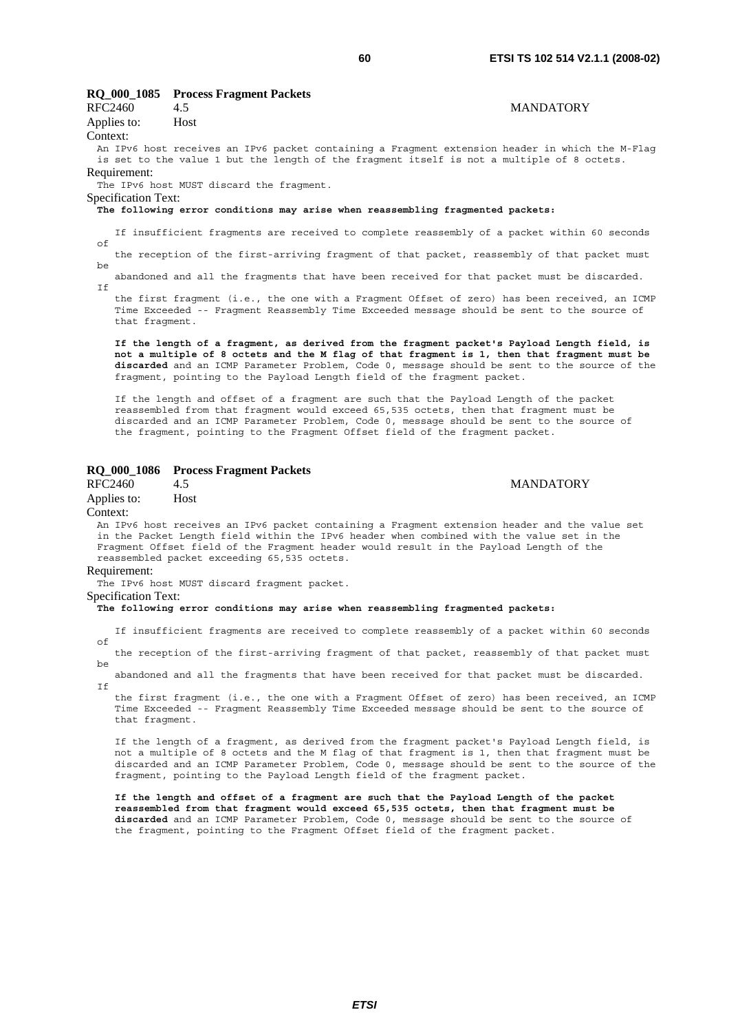**RQ_000_1085 Process Fragment Packets**

RFC2460 4.5 MANDATORY

Applies to: Host

Context:

An IPv6 host receives an IPv6 packet containing a Fragment extension header in which the M-Flag is set to the value 1 but the length of the fragment itself is not a multiple of 8 octets.

Requirement:

The IPv6 host MUST discard the fragment.

Specification Text:

**The following error conditions may arise when reassembling fragmented packets:**

If insufficient fragments are received to complete reassembly of a packet within 60 seconds of
the reception of the first-arriving fragment of that packet, reassembly of that packet must be
abandoned and all the fragments that have been received for that packet must be discarded. If
the first fragment (i.e., the one with a Fragment Offset of zero) has been received, an ICMP Time Exceeded -- Fragment Reassembly Time Exceeded message should be sent to the source of that fragment.

**If the length of a fragment, as derived from the fragment packet's Payload Length field, is not a multiple of 8 octets and the M flag of that fragment is 1, then that fragment must be discarded** and an ICMP Parameter Problem, Code 0, message should be sent to the source of the fragment, pointing to the Payload Length field of the fragment packet.

If the length and offset of a fragment are such that the Payload Length of the packet reassembled from that fragment would exceed 65,535 octets, then that fragment must be discarded and an ICMP Parameter Problem, Code 0, message should be sent to the source of the fragment, pointing to the Fragment Offset field of the fragment packet.

**RQ_000_1086 Process Fragment Packets**

RFC2460 4.5 MANDATORY

Applies to: Host

Context:

An IPv6 host receives an IPv6 packet containing a Fragment extension header and the value set in the Packet Length field within the IPv6 header when combined with the value set in the Fragment Offset field of the Fragment header would result in the Payload Length of the reassembled packet exceeding 65,535 octets.

Requirement:

The IPv6 host MUST discard fragment packet.

Specification Text:

**The following error conditions may arise when reassembling fragmented packets:**

If insufficient fragments are received to complete reassembly of a packet within 60 seconds of
the reception of the first-arriving fragment of that packet, reassembly of that packet must be
abandoned and all the fragments that have been received for that packet must be discarded. If
the first fragment (i.e., the one with a Fragment Offset of zero) has been received, an ICMP Time Exceeded -- Fragment Reassembly Time Exceeded message should be sent to the source of that fragment.

If the length of a fragment, as derived from the fragment packet's Payload Length field, is not a multiple of 8 octets and the M flag of that fragment is 1, then that fragment must be discarded and an ICMP Parameter Problem, Code 0, message should be sent to the source of the fragment, pointing to the Payload Length field of the fragment packet.

**If the length and offset of a fragment are such that the Payload Length of the packet reassembled from that fragment would exceed 65,535 octets, then that fragment must be discarded** and an ICMP Parameter Problem, Code 0, message should be sent to the source of the fragment, pointing to the Fragment Offset field of the fragment packet.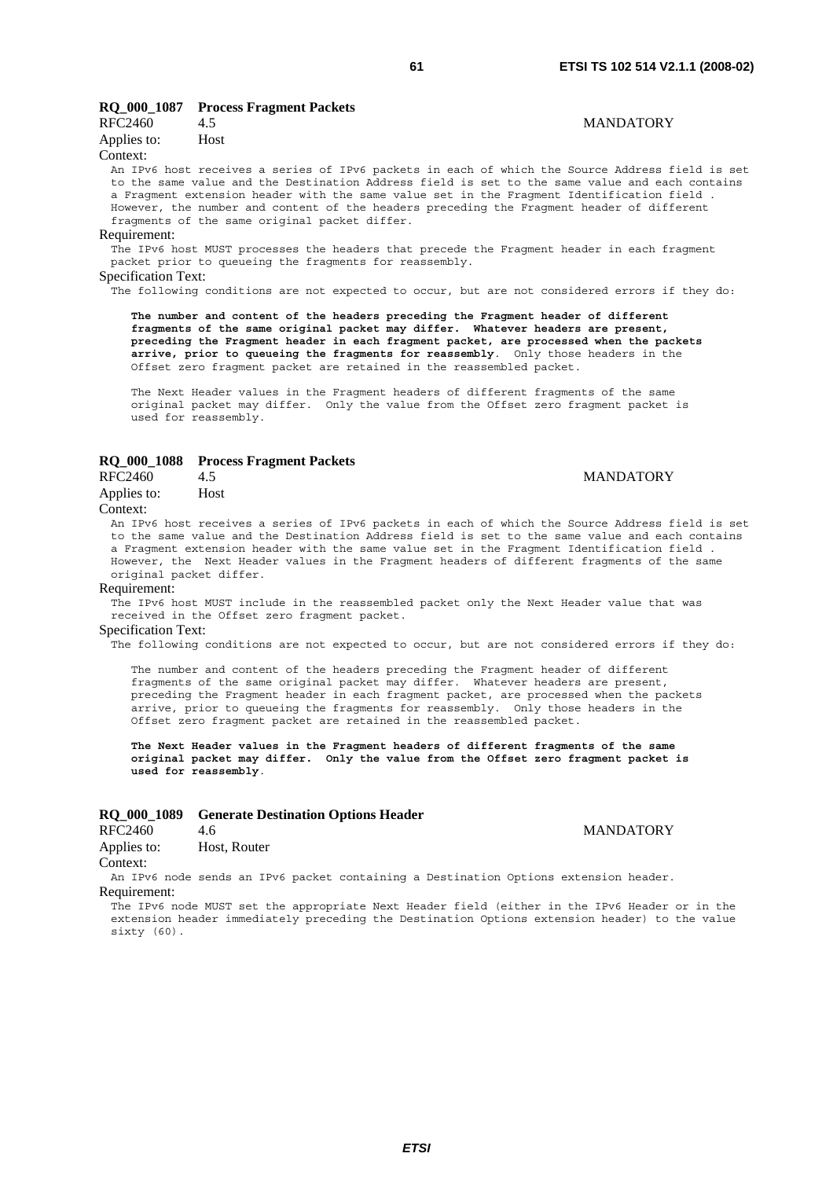**RQ_000_1087 Process Fragment Packets**

RFC2460 4.5 MANDATORY

Applies to: Host

Context:

An IPv6 host receives a series of IPv6 packets in each of which the Source Address field is set to the same value and the Destination Address field is set to the same value and each contains a Fragment extension header with the same value set in the Fragment Identification field . However, the number and content of the headers preceding the Fragment header of different fragments of the same original packet differ.

Requirement:

The IPv6 host MUST processes the headers that precede the Fragment header in each fragment packet prior to queueing the fragments for reassembly.

Specification Text:

The following conditions are not expected to occur, but are not considered errors if they do:

> **The number and content of the headers preceding the Fragment header of different fragments of the same original packet may differ. Whatever headers are present, preceding the Fragment header in each fragment packet, are processed when the packets arrive, prior to queueing the fragments for reassembly**. Only those headers in the Offset zero fragment packet are retained in the reassembled packet.
>
> The Next Header values in the Fragment headers of different fragments of the same original packet may differ. Only the value from the Offset zero fragment packet is used for reassembly.

**RQ_000_1088 Process Fragment Packets**

RFC2460 4.5 MANDATORY

Applies to: Host

Context:

An IPv6 host receives a series of IPv6 packets in each of which the Source Address field is set to the same value and the Destination Address field is set to the same value and each contains a Fragment extension header with the same value set in the Fragment Identification field . However, the Next Header values in the Fragment headers of different fragments of the same original packet differ.

Requirement:

The IPv6 host MUST include in the reassembled packet only the Next Header value that was received in the Offset zero fragment packet.

Specification Text:

The following conditions are not expected to occur, but are not considered errors if they do:

> The number and content of the headers preceding the Fragment header of different fragments of the same original packet may differ. Whatever headers are present, preceding the Fragment header in each fragment packet, are processed when the packets arrive, prior to queueing the fragments for reassembly. Only those headers in the Offset zero fragment packet are retained in the reassembled packet.
>
> **The Next Header values in the Fragment headers of different fragments of the same original packet may differ. Only the value from the Offset zero fragment packet is used for reassembly**.

**RQ_000_1089 Generate Destination Options Header**

RFC2460 4.6 MANDATORY

Applies to: Host, Router

Context:

An IPv6 node sends an IPv6 packet containing a Destination Options extension header.

Requirement:

The IPv6 node MUST set the appropriate Next Header field (either in the IPv6 Header or in the extension header immediately preceding the Destination Options extension header) to the value sixty (60).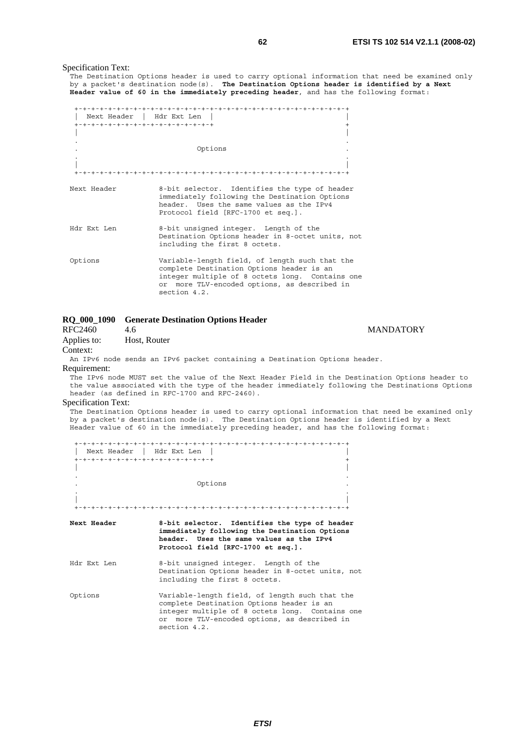Specification Text:

```
The Destination Options header is used to carry optional information that need be examined only
by a packet's destination node(s).  The Destination Options header is identified by a Next
Header value of 60 in the immediately preceding header, and has the following format:

 +-+-+-+-+-+-+-+-+-+-+-+-+-+-+-+-+-+-+-+-+-+-+-+-+-+-+-+-+-+-+-+-+
 |  Next Header  |  Hdr Ext Len  |                               |
 +-+-+-+-+-+-+-+-+-+-+-+-+-+-+-+-+                               +
 |                                                               |
 .                                                               .
 .                            Options                            .
 .                                                               .
 |                                                               |
 +-+-+-+-+-+-+-+-+-+-+-+-+-+-+-+-+-+-+-+-+-+-+-+-+-+-+-+-+-+-+-+-+

 Next Header         8-bit selector.  Identifies the type of header
                     immediately following the Destination Options
                     header.  Uses the same values as the IPv4
                     Protocol field [RFC-1700 et seq.].

 Hdr Ext Len         8-bit unsigned integer.  Length of the
                     Destination Options header in 8-octet units, not
                     including the first 8 octets.

 Options             Variable-length field, of length such that the
                     complete Destination Options header is an
                     integer multiple of 8 octets long.  Contains one
                     or  more TLV-encoded options, as described in
                     section 4.2.
```

**RQ_000_1090 Generate Destination Options Header**

RFC2460 4.6 MANDATORY

Applies to: Host, Router

Context:

```
An IPv6 node sends an IPv6 packet containing a Destination Options header.
```

Requirement:

```
The IPv6 node MUST set the value of the Next Header Field in the Destination Options header to
the value associated with the type of the header immediately following the Destinations Options
header (as defined in RFC-1700 and RFC-2460).
```

Specification Text:

```
The Destination Options header is used to carry optional information that need be examined only
by a packet's destination node(s).  The Destination Options header is identified by a Next
Header value of 60 in the immediately preceding header, and has the following format:

 +-+-+-+-+-+-+-+-+-+-+-+-+-+-+-+-+-+-+-+-+-+-+-+-+-+-+-+-+-+-+-+-+
 |  Next Header  |  Hdr Ext Len  |                               |
 +-+-+-+-+-+-+-+-+-+-+-+-+-+-+-+-+                               +
 |                                                               |
 .                                                               .
 .                            Options                            .
 .                                                               .
 |                                                               |
 +-+-+-+-+-+-+-+-+-+-+-+-+-+-+-+-+-+-+-+-+-+-+-+-+-+-+-+-+-+-+-+-+

 Next Header         8-bit selector.  Identifies the type of header
                     immediately following the Destination Options
                     header.  Uses the same values as the IPv4
                     Protocol field [RFC-1700 et seq.].

 Hdr Ext Len         8-bit unsigned integer.  Length of the
                     Destination Options header in 8-octet units, not
                     including the first 8 octets.

 Options             Variable-length field, of length such that the
                     complete Destination Options header is an
                     integer multiple of 8 octets long.  Contains one
                     or  more TLV-encoded options, as described in
                     section 4.2.
```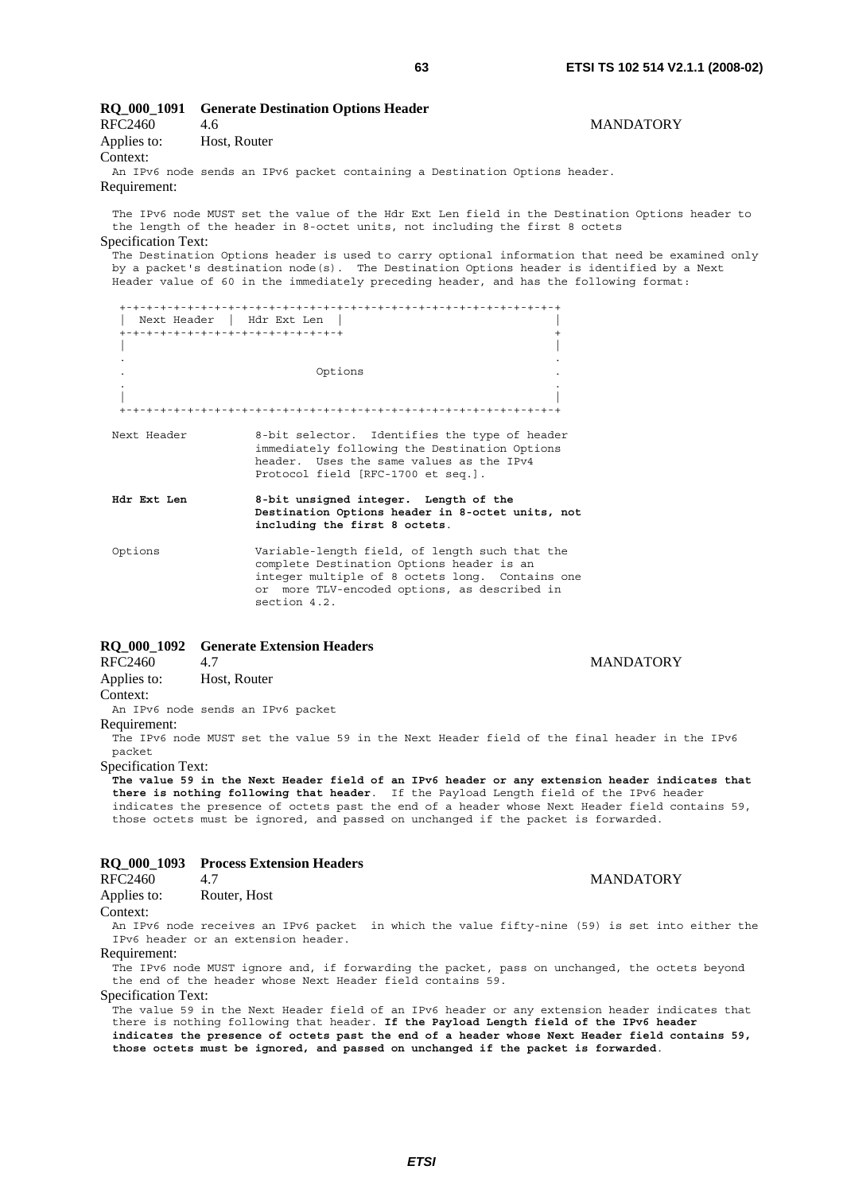**RQ_000_1091 Generate Destination Options Header**

RFC2460 4.6 MANDATORY

Applies to: Host, Router

Context:

An IPv6 node sends an IPv6 packet containing a Destination Options header.

Requirement:

The IPv6 node MUST set the value of the Hdr Ext Len field in the Destination Options header to the length of the header in 8-octet units, not including the first 8 octets

Specification Text:

The Destination Options header is used to carry optional information that need be examined only by a packet's destination node(s). The Destination Options header is identified by a Next Header value of 60 in the immediately preceding header, and has the following format:

```
+-+-+-+-+-+-+-+-+-+-+-+-+-+-+-+-+-+-+-+-+-+-+-+-+-+-+-+-+-+-+-+-+
|  Next Header  |  Hdr Ext Len  |                               |
+-+-+-+-+-+-+-+-+-+-+-+-+-+-+-+-+                               +
|                                                               |
.                                                               .
.                            Options                            .
.                                                               .
|                                                               |
+-+-+-+-+-+-+-+-+-+-+-+-+-+-+-+-+-+-+-+-+-+-+-+-+-+-+-+-+-+-+-+-+
```

Next Header 8-bit selector. Identifies the type of header immediately following the Destination Options header. Uses the same values as the IPv4 Protocol field [RFC-1700 et seq.].

**Hdr Ext Len 8-bit unsigned integer. Length of the Destination Options header in 8-octet units, not including the first 8 octets.**

Options Variable-length field, of length such that the complete Destination Options header is an integer multiple of 8 octets long. Contains one or more TLV-encoded options, as described in section 4.2.

**RQ_000_1092 Generate Extension Headers**

RFC2460 4.7 MANDATORY

Applies to: Host, Router

Context:

An IPv6 node sends an IPv6 packet

Requirement:

The IPv6 node MUST set the value 59 in the Next Header field of the final header in the IPv6 packet

Specification Text:

**The value 59 in the Next Header field of an IPv6 header or any extension header indicates that there is nothing following that header.** If the Payload Length field of the IPv6 header indicates the presence of octets past the end of a header whose Next Header field contains 59, those octets must be ignored, and passed on unchanged if the packet is forwarded.

**RQ_000_1093 Process Extension Headers**

RFC2460 4.7 MANDATORY

Applies to: Router, Host

Context:

An IPv6 node receives an IPv6 packet in which the value fifty-nine (59) is set into either the IPv6 header or an extension header.

Requirement:

The IPv6 node MUST ignore and, if forwarding the packet, pass on unchanged, the octets beyond the end of the header whose Next Header field contains 59.

Specification Text:

The value 59 in the Next Header field of an IPv6 header or any extension header indicates that there is nothing following that header. **If the Payload Length field of the IPv6 header indicates the presence of octets past the end of a header whose Next Header field contains 59, those octets must be ignored, and passed on unchanged if the packet is forwarded.**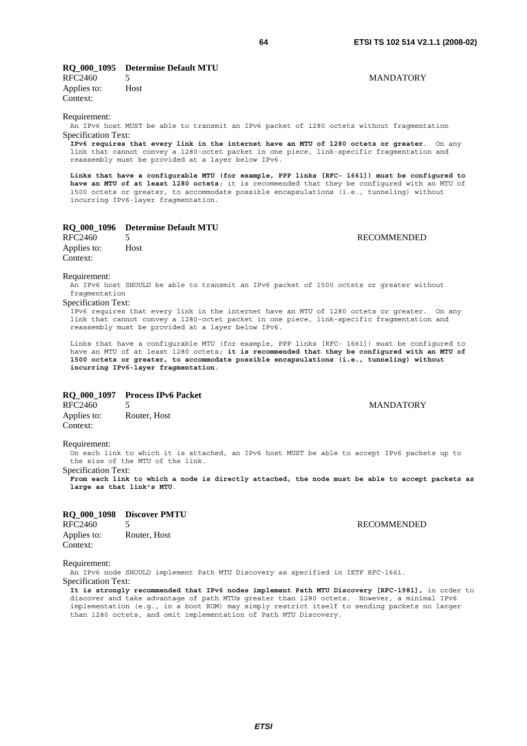**RQ_000_1095 Determine Default MTU**

RFC2460 5 MANDATORY

Applies to: Host

Context:

Requirement:

An IPv6 host MUST be able to transmit an IPv6 packet of 1280 octets without fragmentation

Specification Text:

**IPv6 requires that every link in the internet have an MTU of 1280 octets or greater**. On any link that cannot convey a 1280-octet packet in one piece, link-specific fragmentation and reassembly must be provided at a layer below IPv6.

**Links that have a configurable MTU (for example, PPP links [RFC- 1661]) must be configured to have an MTU of at least 1280 octets**; it is recommended that they be configured with an MTU of 1500 octets or greater, to accommodate possible encapsulations (i.e., tunneling) without incurring IPv6-layer fragmentation.

**RQ_000_1096 Determine Default MTU**

RFC2460 5 RECOMMENDED

Applies to: Host

Context:

Requirement:

An IPv6 host SHOULD be able to transmit an IPv6 packet of 1500 octets or greater without fragmentation

Specification Text:

IPv6 requires that every link in the internet have an MTU of 1280 octets or greater. On any link that cannot convey a 1280-octet packet in one piece, link-specific fragmentation and reassembly must be provided at a layer below IPv6.

Links that have a configurable MTU (for example, PPP links [RFC- 1661]) must be configured to have an MTU of at least 1280 octets; **it is recommended that they be configured with an MTU of 1500 octets or greater, to accommodate possible encapsulations (i.e., tunneling) without incurring IPv6-layer fragmentation**.

**RQ_000_1097 Process IPv6 Packet**

RFC2460 5 MANDATORY

Applies to: Router, Host

Context:

Requirement:

On each link to which it is attached, an IPv6 host MUST be able to accept IPv6 packets up to the size of the MTU of the link.

Specification Text:

**From each link to which a node is directly attached, the node must be able to accept packets as large as that link's MTU**.

**RQ_000_1098 Discover PMTU**

RFC2460 5 RECOMMENDED

Applies to: Router, Host

Context:

Requirement:

An IPv6 node SHOULD implement Path MTU Discovery as specified in IETF RFC-1661.

Specification Text:

**It is strongly recommended that IPv6 nodes implement Path MTU Discovery [RFC-1981],** in order to discover and take advantage of path MTUs greater than 1280 octets. However, a minimal IPv6 implementation (e.g., in a boot ROM) may simply restrict itself to sending packets no larger than 1280 octets, and omit implementation of Path MTU Discovery.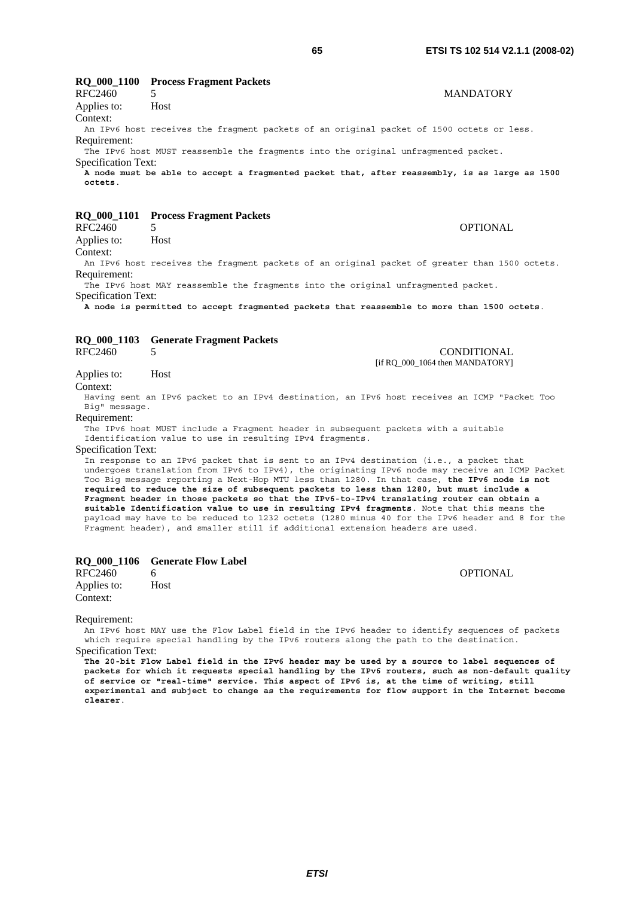**RQ_000_1100 Process Fragment Packets**

RFC2460 5 MANDATORY

Applies to: Host

Context:

An IPv6 host receives the fragment packets of an original packet of 1500 octets or less.

Requirement:

The IPv6 host MUST reassemble the fragments into the original unfragmented packet.

Specification Text:

**A node must be able to accept a fragmented packet that, after reassembly, is as large as 1500 octets**.

**RQ_000_1101 Process Fragment Packets**

RFC2460 5 OPTIONAL

Applies to: Host

Context:

An IPv6 host receives the fragment packets of an original packet of greater than 1500 octets.

Requirement:

The IPv6 host MAY reassemble the fragments into the original unfragmented packet.

Specification Text:

**A node is permitted to accept fragmented packets that reassemble to more than 1500 octets**.

**RQ_000_1103 Generate Fragment Packets**

RFC2460 5 CONDITIONAL [if RQ_000_1064 then MANDATORY]

Applies to: Host

Context:

Having sent an IPv6 packet to an IPv4 destination, an IPv6 host receives an ICMP "Packet Too Big" message.

Requirement:

The IPv6 host MUST include a Fragment header in subsequent packets with a suitable Identification value to use in resulting IPv4 fragments.

Specification Text:

In response to an IPv6 packet that is sent to an IPv4 destination (i.e., a packet that undergoes translation from IPv6 to IPv4), the originating IPv6 node may receive an ICMP Packet Too Big message reporting a Next-Hop MTU less than 1280. In that case, **the IPv6 node is not required to reduce the size of subsequent packets to less than 1280, but must include a Fragment header in those packets so that the IPv6-to-IPv4 translating router can obtain a suitable Identification value to use in resulting IPv4 fragments**. Note that this means the payload may have to be reduced to 1232 octets (1280 minus 40 for the IPv6 header and 8 for the Fragment header), and smaller still if additional extension headers are used.

**RQ_000_1106 Generate Flow Label**

RFC2460 6 OPTIONAL

Applies to: Host

Context:

Requirement:

An IPv6 host MAY use the Flow Label field in the IPv6 header to identify sequences of packets which require special handling by the IPv6 routers along the path to the destination.

Specification Text:

**The 20-bit Flow Label field in the IPv6 header may be used by a source to label sequences of packets for which it requests special handling by the IPv6 routers, such as non-default quality of service or "real-time" service. This aspect of IPv6 is, at the time of writing, still experimental and subject to change as the requirements for flow support in the Internet become clearer**.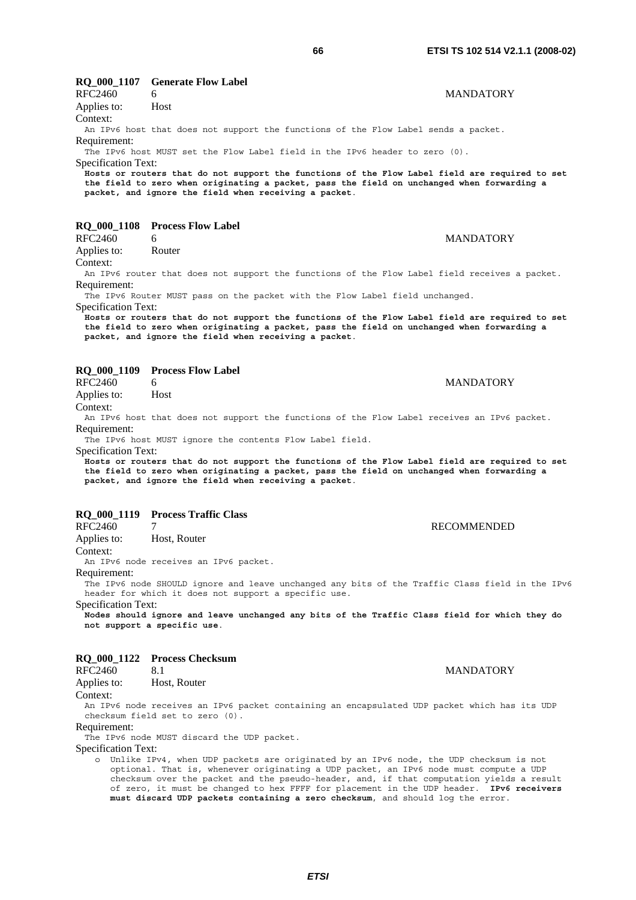**RQ_000_1107 Generate Flow Label**

RFC2460 6 MANDATORY

Applies to: Host

Context:

An IPv6 host that does not support the functions of the Flow Label sends a packet.

Requirement:

The IPv6 host MUST set the Flow Label field in the IPv6 header to zero (0).

Specification Text:

**Hosts or routers that do not support the functions of the Flow Label field are required to set the field to zero when originating a packet, pass the field on unchanged when forwarding a packet, and ignore the field when receiving a packet**.

**RQ_000_1108 Process Flow Label**

RFC2460 6 MANDATORY

Applies to: Router

Context:

An IPv6 router that does not support the functions of the Flow Label field receives a packet.

Requirement:

The IPv6 Router MUST pass on the packet with the Flow Label field unchanged.

Specification Text:

**Hosts or routers that do not support the functions of the Flow Label field are required to set the field to zero when originating a packet, pass the field on unchanged when forwarding a packet, and ignore the field when receiving a packet**.

**RQ_000_1109 Process Flow Label**

RFC2460 6 MANDATORY

Applies to: Host

Context:

An IPv6 host that does not support the functions of the Flow Label receives an IPv6 packet.

Requirement:

The IPv6 host MUST ignore the contents Flow Label field.

Specification Text:

**Hosts or routers that do not support the functions of the Flow Label field are required to set the field to zero when originating a packet, pass the field on unchanged when forwarding a packet, and ignore the field when receiving a packet**.

**RQ_000_1119 Process Traffic Class**

RFC2460 7 RECOMMENDED

Applies to: Host, Router

Context:

An IPv6 node receives an IPv6 packet.

Requirement:

The IPv6 node SHOULD ignore and leave unchanged any bits of the Traffic Class field in the IPv6 header for which it does not support a specific use.

Specification Text:

**Nodes should ignore and leave unchanged any bits of the Traffic Class field for which they do not support a specific use**.

**RQ_000_1122 Process Checksum**

RFC2460 8.1 MANDATORY

Applies to: Host, Router

Context:

An IPv6 node receives an IPv6 packet containing an encapsulated UDP packet which has its UDP checksum field set to zero (0).

Requirement:

The IPv6 node MUST discard the UDP packet.

Specification Text:

- Unlike IPv4, when UDP packets are originated by an IPv6 node, the UDP checksum is not optional. That is, whenever originating a UDP packet, an IPv6 node must compute a UDP checksum over the packet and the pseudo-header, and, if that computation yields a result of zero, it must be changed to hex FFFF for placement in the UDP header. **IPv6 receivers must discard UDP packets containing a zero checksum**, and should log the error.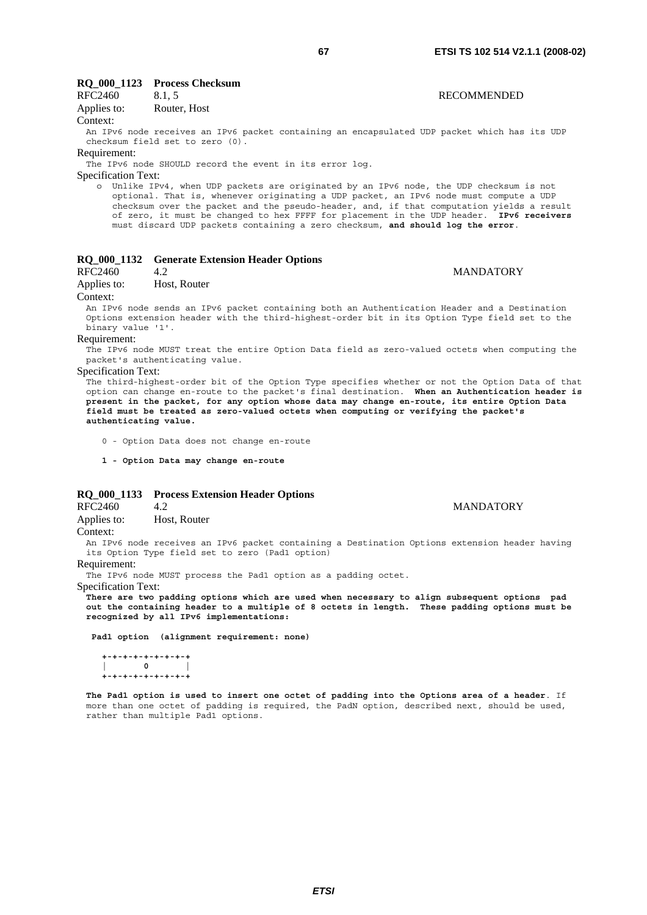### RQ_000_1123 Process Checksum

RFC2460 8.1, 5 RECOMMENDED

Applies to: Router, Host

Context:

An IPv6 node receives an IPv6 packet containing an encapsulated UDP packet which has its UDP checksum field set to zero (0).

Requirement:

The IPv6 node SHOULD record the event in its error log.

Specification Text:

- o Unlike IPv4, when UDP packets are originated by an IPv6 node, the UDP checksum is not optional. That is, whenever originating a UDP packet, an IPv6 node must compute a UDP checksum over the packet and the pseudo-header, and, if that computation yields a result of zero, it must be changed to hex FFFF for placement in the UDP header. **IPv6 receivers** must discard UDP packets containing a zero checksum, **and should log the error**.

### RQ_000_1132 Generate Extension Header Options

RFC2460 4.2 MANDATORY

Applies to: Host, Router

Context:

An IPv6 node sends an IPv6 packet containing both an Authentication Header and a Destination Options extension header with the third-highest-order bit in its Option Type field set to the binary value '1'.

Requirement:

The IPv6 node MUST treat the entire Option Data field as zero-valued octets when computing the packet's authenticating value.

Specification Text:

The third-highest-order bit of the Option Type specifies whether or not the Option Data of that option can change en-route to the packet's final destination. **When an Authentication header is present in the packet, for any option whose data may change en-route, its entire Option Data field must be treated as zero-valued octets when computing or verifying the packet's authenticating value.**

0 - Option Data does not change en-route

**1 - Option Data may change en-route**

### RQ_000_1133 Process Extension Header Options

RFC2460 4.2 MANDATORY

Applies to: Host, Router

Context:

An IPv6 node receives an IPv6 packet containing a Destination Options extension header having its Option Type field set to zero (Pad1 option)

Requirement:

The IPv6 node MUST process the Pad1 option as a padding octet.

Specification Text:

**There are two padding options which are used when necessary to align subsequent options pad out the containing header to a multiple of 8 octets in length. These padding options must be recognized by all IPv6 implementations:**

**Pad1 option (alignment requirement: none)**

```
+-+-+-+-+-+-+-+-+
|       0       |
+-+-+-+-+-+-+-+-+
```

**The Pad1 option is used to insert one octet of padding into the Options area of a header**. If more than one octet of padding is required, the PadN option, described next, should be used, rather than multiple Pad1 options.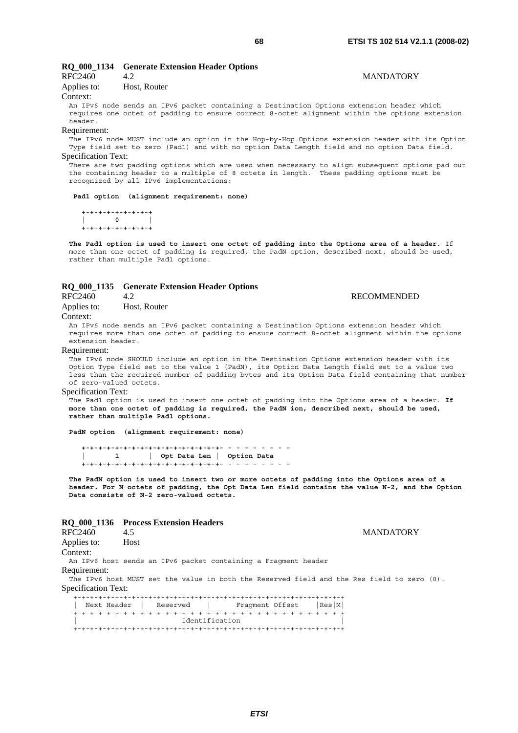### RQ_000_1134 Generate Extension Header Options

RFC2460 4.2 MANDATORY

Applies to: Host, Router

Context:

An IPv6 node sends an IPv6 packet containing a Destination Options extension header which requires one octet of padding to ensure correct 8-octet alignment within the options extension header.

Requirement:

The IPv6 node MUST include an option in the Hop-by-Hop Options extension header with its Option Type field set to zero (Pad1) and with no option Data Length field and no option Data field.

Specification Text:

There are two padding options which are used when necessary to align subsequent options pad out the containing header to a multiple of 8 octets in length. These padding options must be recognized by all IPv6 implementations:

**Pad1 option (alignment requirement: none)**

```
+-+-+-+-+-+-+-+-+
|       0       |
+-+-+-+-+-+-+-+-+
```

**The Pad1 option is used to insert one octet of padding into the Options area of a header**. If more than one octet of padding is required, the PadN option, described next, should be used, rather than multiple Pad1 options.

### RQ_000_1135 Generate Extension Header Options

RFC2460 4.2 RECOMMENDED

Applies to: Host, Router

Context:

An IPv6 node sends an IPv6 packet containing a Destination Options extension header which requires more than one octet of padding to ensure correct 8-octet alignment within the options extension header.

Requirement:

The IPv6 node SHOULD include an option in the Destination Options extension header with its Option Type field set to the value 1 (PadN), its Option Data Length field set to a value two less than the required number of padding bytes and its Option Data field containing that number of zero-valued octets.

Specification Text:

The Pad1 option is used to insert one octet of padding into the Options area of a header. **If more than one octet of padding is required, the PadN ion, described next, should be used, rather than multiple Pad1 options.**

**PadN option (alignment requirement: none)**

```
+-+-+-+-+-+-+-+-+-+-+-+-+-+-+-+-+- - - - - - - - -
|       1       |  Opt Data Len |  Option Data
+-+-+-+-+-+-+-+-+-+-+-+-+-+-+-+-+- - - - - - - - -
```

**The PadN option is used to insert two or more octets of padding into the Options area of a header. For N octets of padding, the Opt Data Len field contains the value N-2, and the Option Data consists of N-2 zero-valued octets.**

### RQ_000_1136 Process Extension Headers

RFC2460 4.5 MANDATORY

Applies to: Host

Context:

An IPv6 host sends an IPv6 packet containing a Fragment header

Requirement:

The IPv6 host MUST set the value in both the Reserved field and the Res field to zero (0).

Specification Text:

```
+-+-+-+-+-+-+-+-+-+-+-+-+-+-+-+-+-+-+-+-+-+-+-+-+-+-+-+-+-+-+-+-+
|  Next Header  |   Reserved    |      Fragment Offset    |Res|M|
+-+-+-+-+-+-+-+-+-+-+-+-+-+-+-+-+-+-+-+-+-+-+-+-+-+-+-+-+-+-+-+-+
|                         Identification                        |
+-+-+-+-+-+-+-+-+-+-+-+-+-+-+-+-+-+-+-+-+-+-+-+-+-+-+-+-+-+-+-+-+
```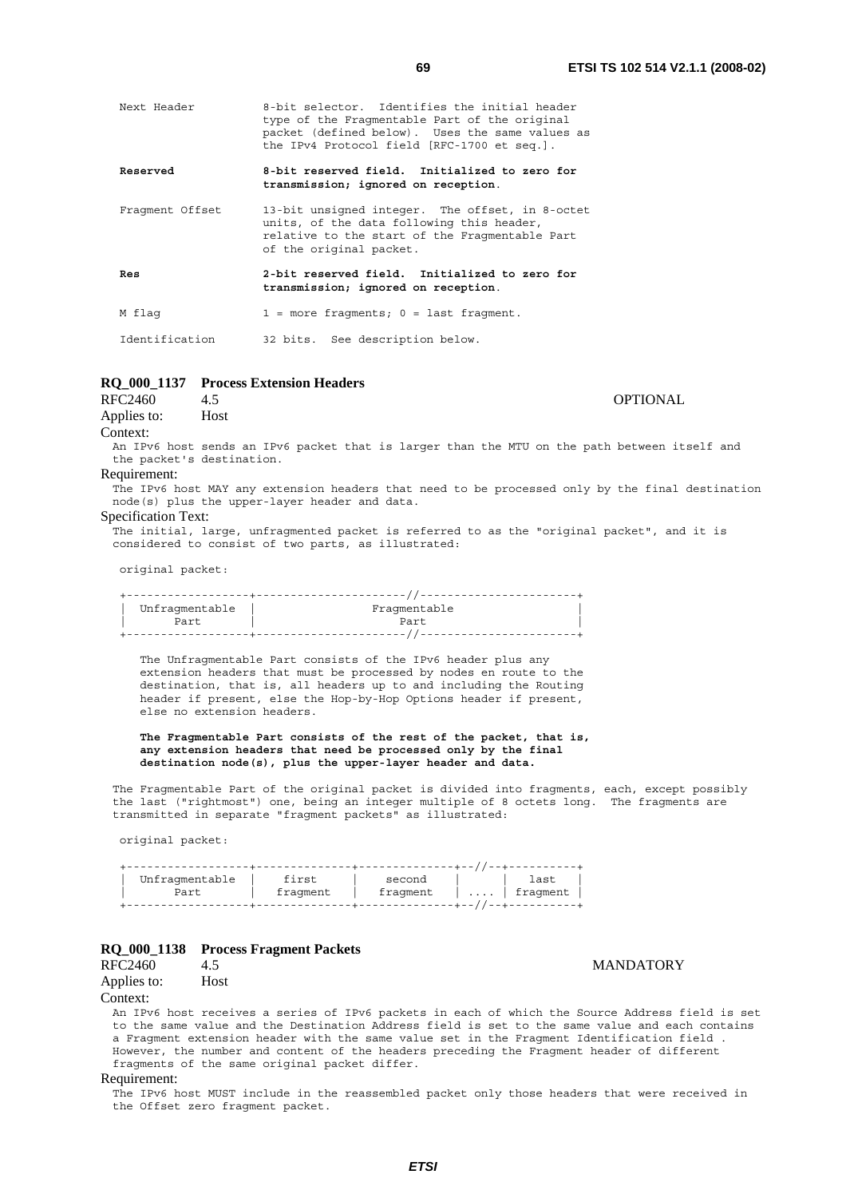```
Next Header         8-bit selector.  Identifies the initial header
                    type of the Fragmentable Part of the original
                    packet (defined below).  Uses the same values as
                    the IPv4 Protocol field [RFC-1700 et seq.].
```

**Reserved** **8-bit reserved field. Initialized to zero for transmission; ignored on reception.**

```
Fragment Offset     13-bit unsigned integer.  The offset, in 8-octet
                    units, of the data following this header,
                    relative to the start of the Fragmentable Part
                    of the original packet.
```

**Res** **2-bit reserved field. Initialized to zero for transmission; ignored on reception.**

```
M flag              1 = more fragments; 0 = last fragment.

Identification      32 bits.  See description below.
```

### RQ_000_1137 Process Extension Headers

RFC2460 4.5 OPTIONAL

Applies to: Host

Context:

An IPv6 host sends an IPv6 packet that is larger than the MTU on the path between itself and the packet's destination.

Requirement:

The IPv6 host MAY any extension headers that need to be processed only by the final destination node(s) plus the upper-layer header and data.

Specification Text:

The initial, large, unfragmented packet is referred to as the "original packet", and it is considered to consist of two parts, as illustrated:

```
original packet:

+------------------+----------------------//-----------------------+
|  Unfragmentable  |                 Fragmentable                  |
|       Part       |                     Part                      |
+------------------+----------------------//-----------------------+
```

```
   The Unfragmentable Part consists of the IPv6 header plus any
   extension headers that must be processed by nodes en route to the
   destination, that is, all headers up to and including the Routing
   header if present, else the Hop-by-Hop Options header if present,
   else no extension headers.
```

**The Fragmentable Part consists of the rest of the packet, that is, any extension headers that need be processed only by the final destination node(s), plus the upper-layer header and data.**

The Fragmentable Part of the original packet is divided into fragments, each, except possibly the last ("rightmost") one, being an integer multiple of 8 octets long. The fragments are transmitted in separate "fragment packets" as illustrated:

```
original packet:

+------------------+--------------+--------------+--//--+----------+
|  Unfragmentable  |    first     |    second    |      |   last   |
|       Part       |   fragment   |   fragment   | .... | fragment |
+------------------+--------------+--------------+--//--+----------+
```

### RQ_000_1138 Process Fragment Packets

RFC2460 4.5 MANDATORY

Applies to: Host

Context:

An IPv6 host receives a series of IPv6 packets in each of which the Source Address field is set to the same value and the Destination Address field is set to the same value and each contains a Fragment extension header with the same value set in the Fragment Identification field . However, the number and content of the headers preceding the Fragment header of different fragments of the same original packet differ.

Requirement:

The IPv6 host MUST include in the reassembled packet only those headers that were received in the Offset zero fragment packet.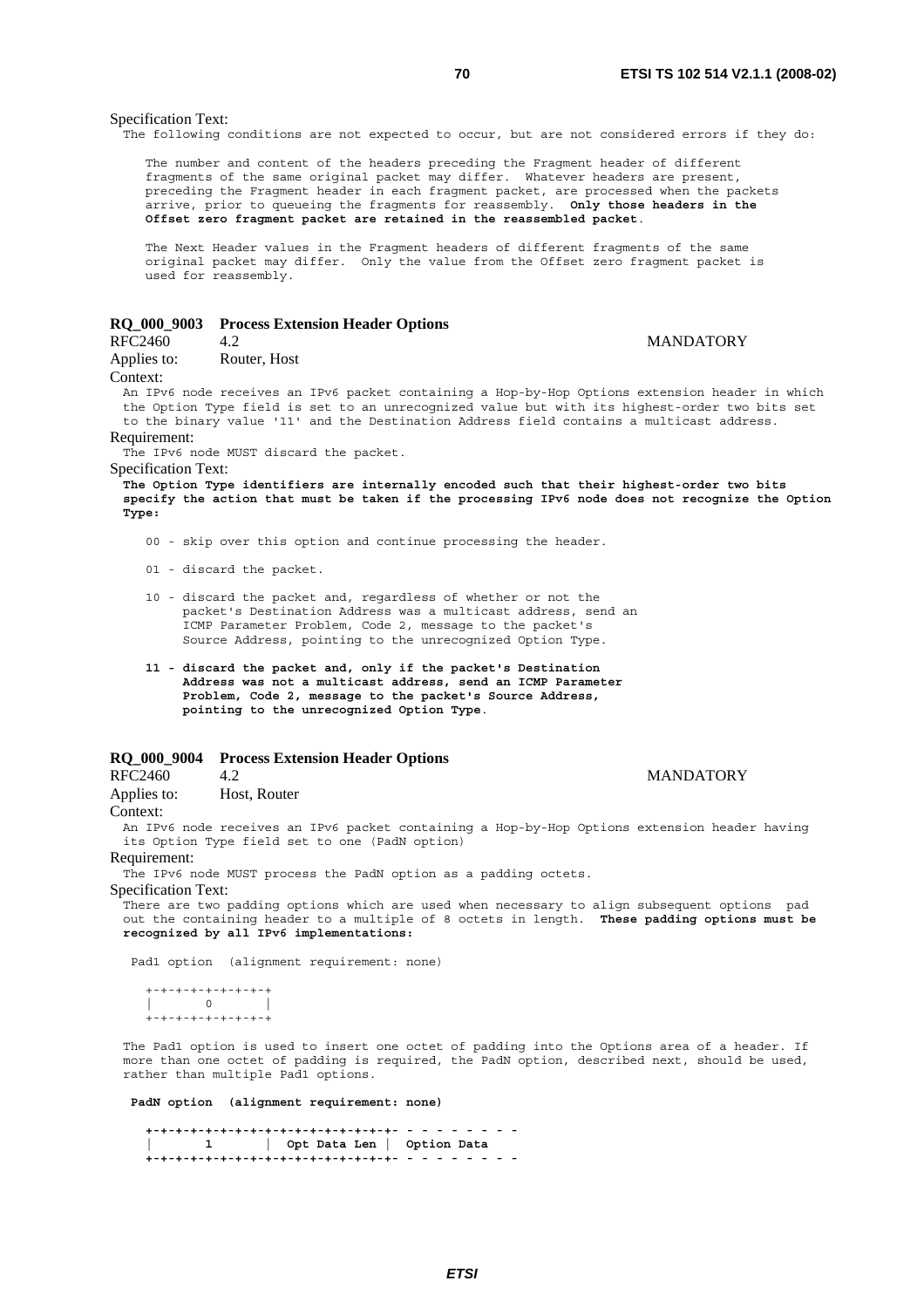Specification Text:

The following conditions are not expected to occur, but are not considered errors if they do:

The number and content of the headers preceding the Fragment header of different fragments of the same original packet may differ. Whatever headers are present, preceding the Fragment header in each fragment packet, are processed when the packets arrive, prior to queueing the fragments for reassembly. **Only those headers in the Offset zero fragment packet are retained in the reassembled packet**.

The Next Header values in the Fragment headers of different fragments of the same original packet may differ. Only the value from the Offset zero fragment packet is used for reassembly.

### RQ_000_9003 Process Extension Header Options

RFC2460 4.2 MANDATORY

Applies to: Router, Host

Context:

An IPv6 node receives an IPv6 packet containing a Hop-by-Hop Options extension header in which the Option Type field is set to an unrecognized value but with its highest-order two bits set to the binary value '11' and the Destination Address field contains a multicast address.

Requirement:

The IPv6 node MUST discard the packet.

Specification Text:

**The Option Type identifiers are internally encoded such that their highest-order two bits specify the action that must be taken if the processing IPv6 node does not recognize the Option Type:**

00 - skip over this option and continue processing the header.

01 - discard the packet.

10 - discard the packet and, regardless of whether or not the packet's Destination Address was a multicast address, send an ICMP Parameter Problem, Code 2, message to the packet's Source Address, pointing to the unrecognized Option Type.

**11 - discard the packet and, only if the packet's Destination Address was not a multicast address, send an ICMP Parameter Problem, Code 2, message to the packet's Source Address, pointing to the unrecognized Option Type**.

### RQ_000_9004 Process Extension Header Options

RFC2460 4.2 MANDATORY

Applies to: Host, Router

Context:

An IPv6 node receives an IPv6 packet containing a Hop-by-Hop Options extension header having its Option Type field set to one (PadN option)

Requirement:

The IPv6 node MUST process the PadN option as a padding octets.

Specification Text:

There are two padding options which are used when necessary to align subsequent options pad out the containing header to a multiple of 8 octets in length. **These padding options must be recognized by all IPv6 implementations:**

Pad1 option (alignment requirement: none)

```
+-+-+-+-+-+-+-+
|       0       |
+-+-+-+-+-+-+-+
```

The Pad1 option is used to insert one octet of padding into the Options area of a header. If more than one octet of padding is required, the PadN option, described next, should be used, rather than multiple Pad1 options.

**PadN option (alignment requirement: none)**

```
+-+-+-+-+-+-+-+-+-+-+-+-+-+-+-+-+- - - - - - - - -
|       1       |  Opt Data Len |  Option Data
+-+-+-+-+-+-+-+-+-+-+-+-+-+-+-+-+- - - - - - - - -
```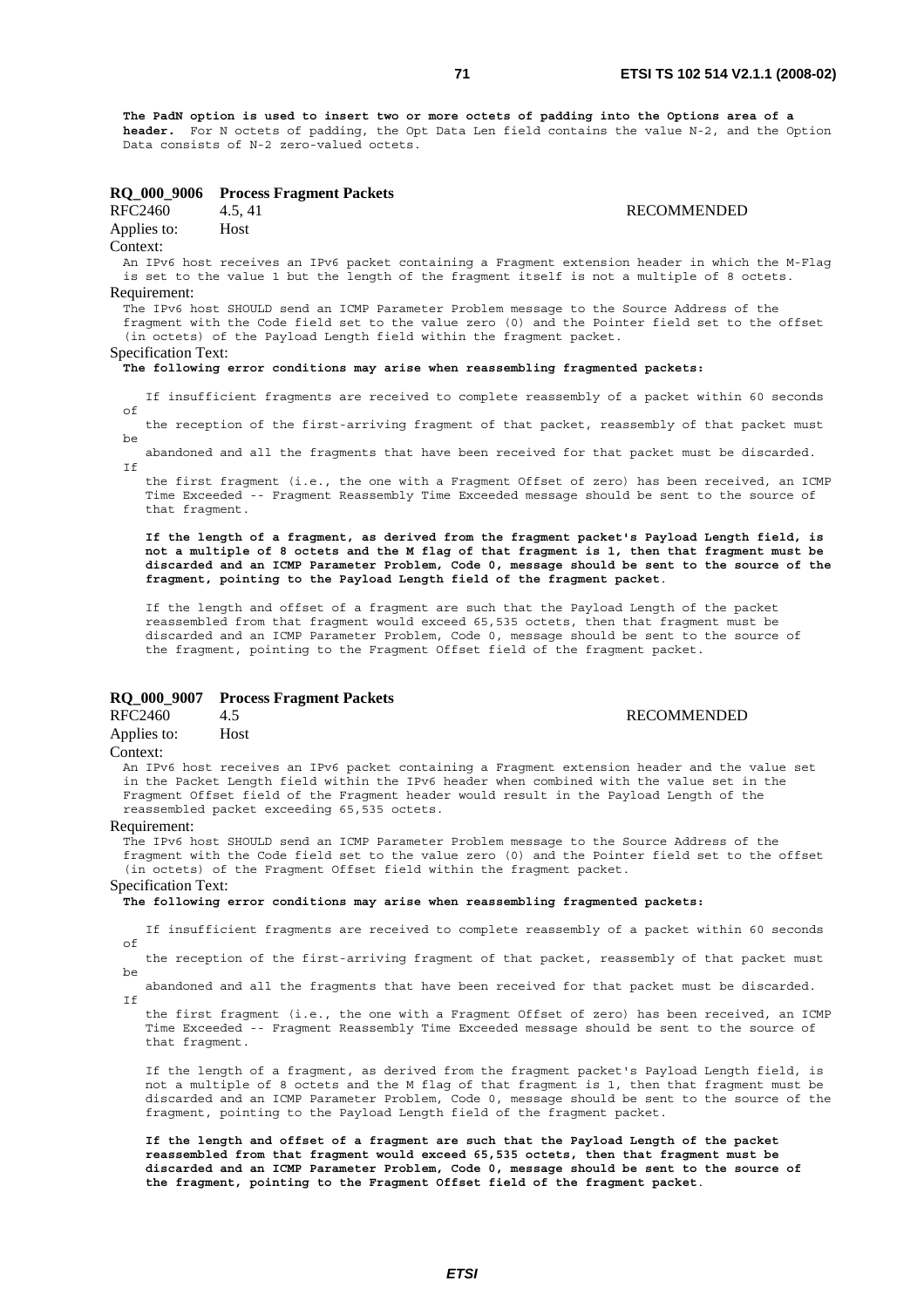**The PadN option is used to insert two or more octets of padding into the Options area of a header.** For N octets of padding, the Opt Data Len field contains the value N-2, and the Option Data consists of N-2 zero-valued octets.

### RQ_000_9006 Process Fragment Packets

RFC2460 4.5, 41 RECOMMENDED

Applies to: Host

Context:

An IPv6 host receives an IPv6 packet containing a Fragment extension header in which the M-Flag is set to the value 1 but the length of the fragment itself is not a multiple of 8 octets.

Requirement:

The IPv6 host SHOULD send an ICMP Parameter Problem message to the Source Address of the fragment with the Code field set to the value zero (0) and the Pointer field set to the offset (in octets) of the Payload Length field within the fragment packet.

Specification Text:

**The following error conditions may arise when reassembling fragmented packets:**

If insufficient fragments are received to complete reassembly of a packet within 60 seconds of the reception of the first-arriving fragment of that packet, reassembly of that packet must be abandoned and all the fragments that have been received for that packet must be discarded. If the first fragment (i.e., the one with a Fragment Offset of zero) has been received, an ICMP Time Exceeded -- Fragment Reassembly Time Exceeded message should be sent to the source of that fragment.

**If the length of a fragment, as derived from the fragment packet's Payload Length field, is not a multiple of 8 octets and the M flag of that fragment is 1, then that fragment must be discarded and an ICMP Parameter Problem, Code 0, message should be sent to the source of the fragment, pointing to the Payload Length field of the fragment packet.**

If the length and offset of a fragment are such that the Payload Length of the packet reassembled from that fragment would exceed 65,535 octets, then that fragment must be discarded and an ICMP Parameter Problem, Code 0, message should be sent to the source of the fragment, pointing to the Fragment Offset field of the fragment packet.

### RQ_000_9007 Process Fragment Packets

RFC2460 4.5 RECOMMENDED

Applies to: Host

Context:

An IPv6 host receives an IPv6 packet containing a Fragment extension header and the value set in the Packet Length field within the IPv6 header when combined with the value set in the Fragment Offset field of the Fragment header would result in the Payload Length of the reassembled packet exceeding 65,535 octets.

Requirement:

The IPv6 host SHOULD send an ICMP Parameter Problem message to the Source Address of the fragment with the Code field set to the value zero (0) and the Pointer field set to the offset (in octets) of the Fragment Offset field within the fragment packet.

Specification Text:

**The following error conditions may arise when reassembling fragmented packets:**

If insufficient fragments are received to complete reassembly of a packet within 60 seconds of the reception of the first-arriving fragment of that packet, reassembly of that packet must be abandoned and all the fragments that have been received for that packet must be discarded. If the first fragment (i.e., the one with a Fragment Offset of zero) has been received, an ICMP Time Exceeded -- Fragment Reassembly Time Exceeded message should be sent to the source of that fragment.

If the length of a fragment, as derived from the fragment packet's Payload Length field, is not a multiple of 8 octets and the M flag of that fragment is 1, then that fragment must be discarded and an ICMP Parameter Problem, Code 0, message should be sent to the source of the fragment, pointing to the Payload Length field of the fragment packet.

**If the length and offset of a fragment are such that the Payload Length of the packet reassembled from that fragment would exceed 65,535 octets, then that fragment must be discarded and an ICMP Parameter Problem, Code 0, message should be sent to the source of the fragment, pointing to the Fragment Offset field of the fragment packet.**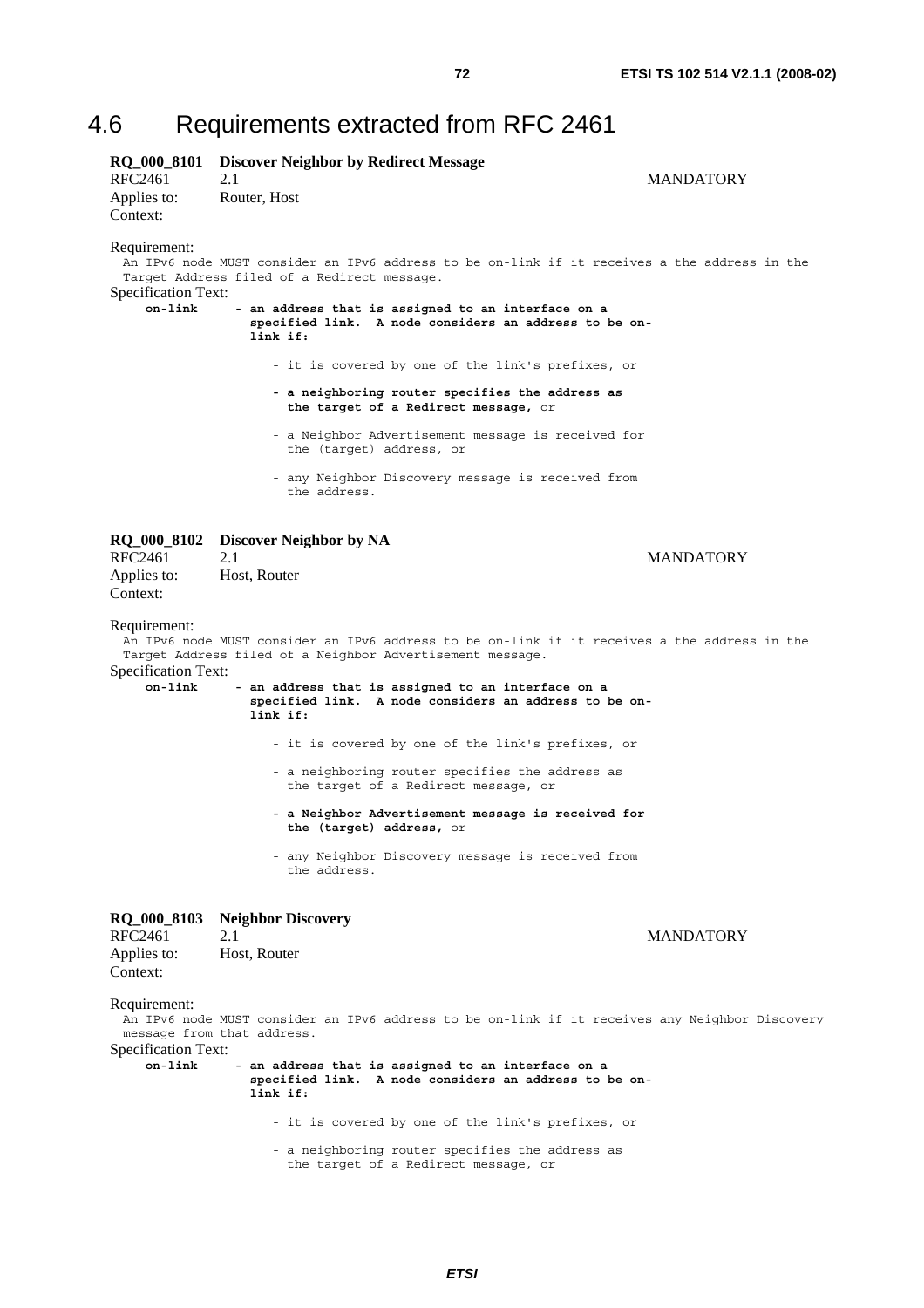# 4.6 Requirements extracted from RFC 2461

**RQ_000_8101 Discover Neighbor by Redirect Message**

RFC2461 2.1 MANDATORY

Applies to: Router, Host

Context:

Requirement:

```
An IPv6 node MUST consider an IPv6 address to be on-link if it receives a the address in the
Target Address filed of a Redirect message.
```

Specification Text:

```
    on-link     - an address that is assigned to an interface on a
                  specified link.  A node considers an address to be on-
                  link if:

                    - it is covered by one of the link's prefixes, or

                    - a neighboring router specifies the address as
                      the target of a Redirect message, or

                    - a Neighbor Advertisement message is received for
                      the (target) address, or

                    - any Neighbor Discovery message is received from
                      the address.
```

**RQ_000_8102 Discover Neighbor by NA**

RFC2461 2.1 MANDATORY

Applies to: Host, Router

Context:

Requirement:

```
An IPv6 node MUST consider an IPv6 address to be on-link if it receives a the address in the
Target Address filed of a Neighbor Advertisement message.
```

Specification Text:

```
    on-link     - an address that is assigned to an interface on a
                  specified link.  A node considers an address to be on-
                  link if:

                    - it is covered by one of the link's prefixes, or

                    - a neighboring router specifies the address as
                      the target of a Redirect message, or

                    - a Neighbor Advertisement message is received for
                      the (target) address, or

                    - any Neighbor Discovery message is received from
                      the address.
```

**RQ_000_8103 Neighbor Discovery**

RFC2461 2.1 MANDATORY

Applies to: Host, Router

Context:

Requirement:

```
An IPv6 node MUST consider an IPv6 address to be on-link if it receives any Neighbor Discovery
message from that address.
```

Specification Text:

```
    on-link     - an address that is assigned to an interface on a
                  specified link.  A node considers an address to be on-
                  link if:

                    - it is covered by one of the link's prefixes, or

                    - a neighboring router specifies the address as
                      the target of a Redirect message, or
```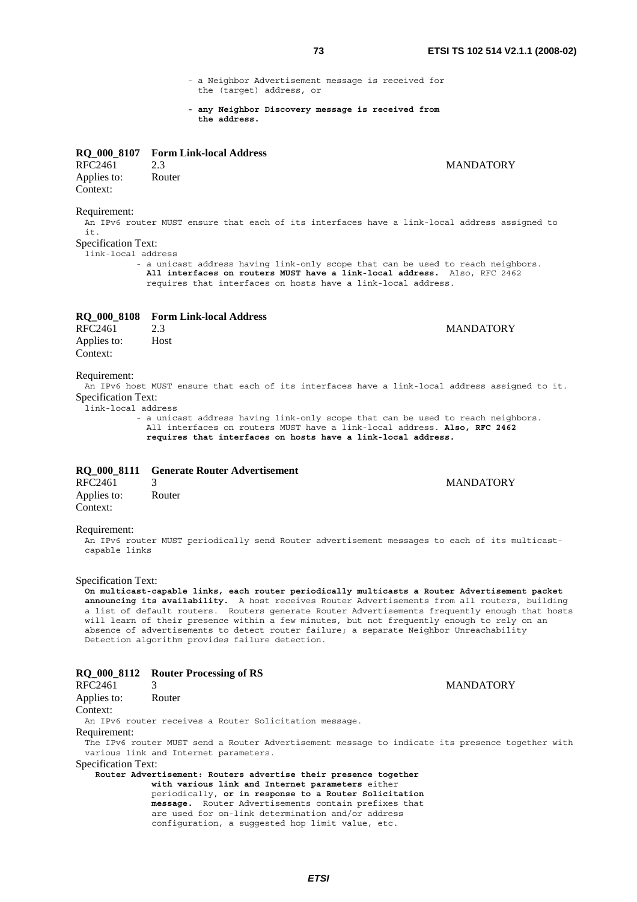```
- a Neighbor Advertisement message is received for
  the (target) address, or
```

**- any Neighbor Discovery message is received from the address.**

**RQ_000_8107 Form Link-local Address**

RFC2461 2.3 MANDATORY

Applies to: Router

Context:

Requirement:

An IPv6 router MUST ensure that each of its interfaces have a link-local address assigned to it.

Specification Text:

link-local address

- a unicast address having link-only scope that can be used to reach neighbors. **All interfaces on routers MUST have a link-local address.** Also, RFC 2462 requires that interfaces on hosts have a link-local address.

**RQ_000_8108 Form Link-local Address**

RFC2461 2.3 MANDATORY

Applies to: Host

Context:

Requirement:

An IPv6 host MUST ensure that each of its interfaces have a link-local address assigned to it.

Specification Text:

link-local address

- a unicast address having link-only scope that can be used to reach neighbors. All interfaces on routers MUST have a link-local address. **Also, RFC 2462 requires that interfaces on hosts have a link-local address.**

**RQ_000_8111 Generate Router Advertisement**

RFC2461 3 MANDATORY

Applies to: Router

Context:

Requirement:

An IPv6 router MUST periodically send Router advertisement messages to each of its multicast-capable links

Specification Text:

**On multicast-capable links, each router periodically multicasts a Router Advertisement packet announcing its availability.** A host receives Router Advertisements from all routers, building a list of default routers. Routers generate Router Advertisements frequently enough that hosts will learn of their presence within a few minutes, but not frequently enough to rely on an absence of advertisements to detect router failure; a separate Neighbor Unreachability Detection algorithm provides failure detection.

**RQ_000_8112 Router Processing of RS**

RFC2461 3 MANDATORY

Applies to: Router

Context:

An IPv6 router receives a Router Solicitation message.

Requirement:

The IPv6 router MUST send a Router Advertisement message to indicate its presence together with various link and Internet parameters.

Specification Text:

**Router Advertisement: Routers advertise their presence together with various link and Internet parameters** either periodically, **or in response to a Router Solicitation message.** Router Advertisements contain prefixes that are used for on-link determination and/or address configuration, a suggested hop limit value, etc.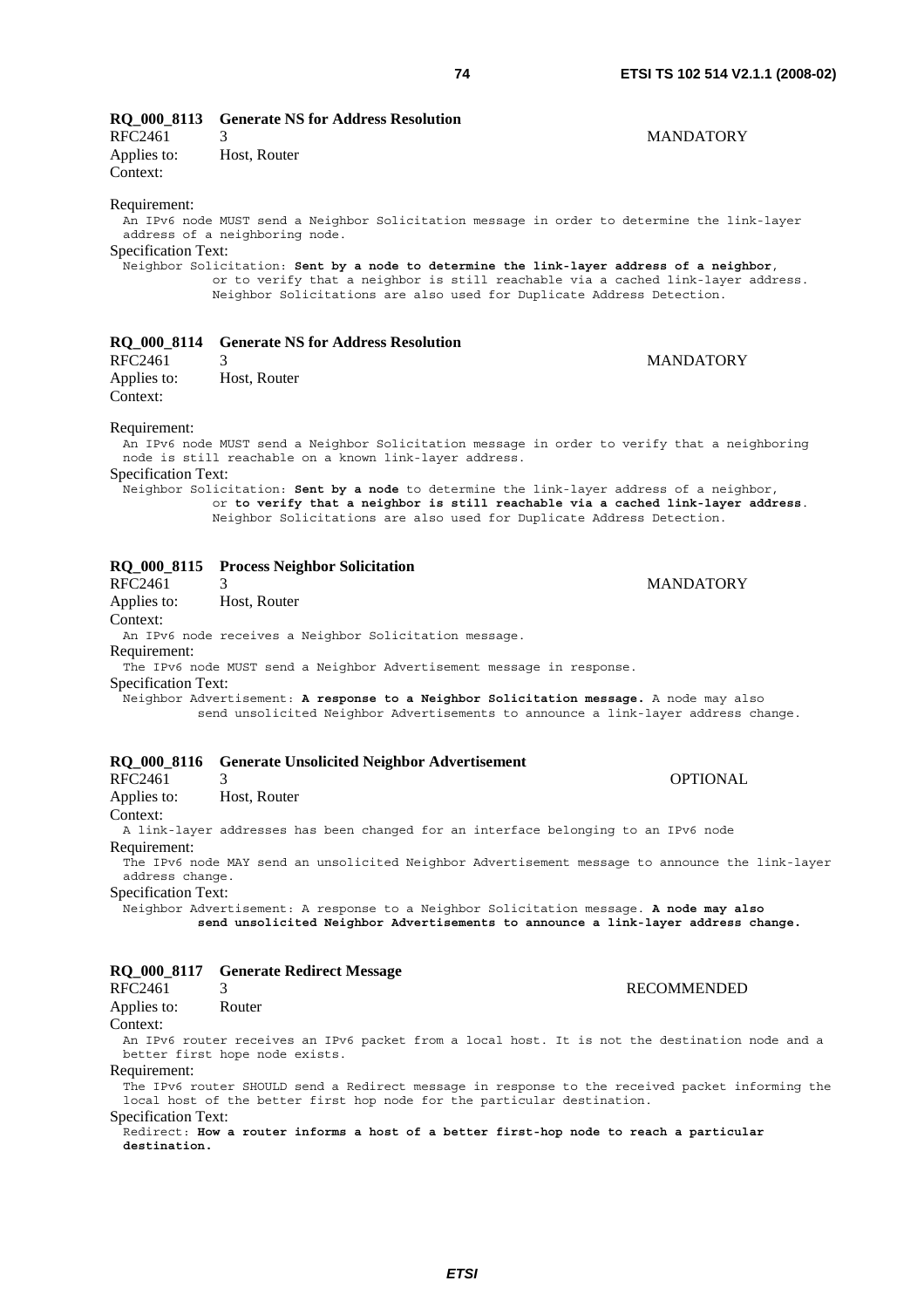**RQ_000_8113 Generate NS for Address Resolution**

RFC2461 3 MANDATORY

Applies to: Host, Router

Context:

Requirement:

An IPv6 node MUST send a Neighbor Solicitation message in order to determine the link-layer address of a neighboring node.

Specification Text:

Neighbor Solicitation: **Sent by a node to determine the link-layer address of a neighbor**, or to verify that a neighbor is still reachable via a cached link-layer address. Neighbor Solicitations are also used for Duplicate Address Detection.

**RQ_000_8114 Generate NS for Address Resolution**

RFC2461 3 MANDATORY

Applies to: Host, Router

Context:

Requirement:

An IPv6 node MUST send a Neighbor Solicitation message in order to verify that a neighboring node is still reachable on a known link-layer address.

Specification Text:

Neighbor Solicitation: **Sent by a node** to determine the link-layer address of a neighbor, or **to verify that a neighbor is still reachable via a cached link-layer address**. Neighbor Solicitations are also used for Duplicate Address Detection.

**RQ_000_8115 Process Neighbor Solicitation**

RFC2461 3 MANDATORY

Applies to: Host, Router

Context:

An IPv6 node receives a Neighbor Solicitation message.

Requirement:

The IPv6 node MUST send a Neighbor Advertisement message in response.

Specification Text:

Neighbor Advertisement: **A response to a Neighbor Solicitation message.** A node may also send unsolicited Neighbor Advertisements to announce a link-layer address change.

**RQ_000_8116 Generate Unsolicited Neighbor Advertisement**

RFC2461 3 OPTIONAL

Applies to: Host, Router

Context:

A link-layer addresses has been changed for an interface belonging to an IPv6 node

Requirement:

The IPv6 node MAY send an unsolicited Neighbor Advertisement message to announce the link-layer address change.

Specification Text:

Neighbor Advertisement: A response to a Neighbor Solicitation message. **A node may also send unsolicited Neighbor Advertisements to announce a link-layer address change.**

**RQ_000_8117 Generate Redirect Message**

RFC2461 3 RECOMMENDED

Applies to: Router

Context:

An IPv6 router receives an IPv6 packet from a local host. It is not the destination node and a better first hope node exists.

Requirement:

The IPv6 router SHOULD send a Redirect message in response to the received packet informing the local host of the better first hop node for the particular destination.

Specification Text:

Redirect: **How a router informs a host of a better first-hop node to reach a particular destination.**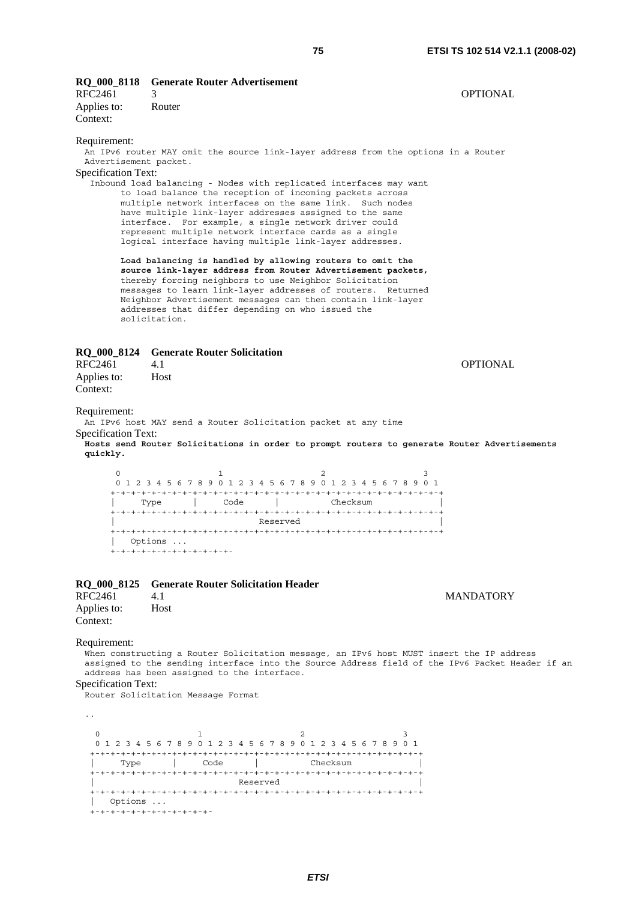### RQ_000_8118 Generate Router Advertisement

RFC2461 3 OPTIONAL

Applies to: Router

Context:

Requirement:

```
An IPv6 router MAY omit the source link-layer address from the options in a Router
Advertisement packet.
```

Specification Text:

```
 Inbound load balancing - Nodes with replicated interfaces may want
       to load balance the reception of incoming packets across
       multiple network interfaces on the same link.  Such nodes
       have multiple link-layer addresses assigned to the same
       interface.  For example, a single network driver could
       represent multiple network interface cards as a single
       logical interface having multiple link-layer addresses.

       Load balancing is handled by allowing routers to omit the
       source link-layer address from Router Advertisement packets,
       thereby forcing neighbors to use Neighbor Solicitation
       messages to learn link-layer addresses of routers.  Returned
       Neighbor Advertisement messages can then contain link-layer
       addresses that differ depending on who issued the
       solicitation.
```

### RQ_000_8124 Generate Router Solicitation

RFC2461 4.1 OPTIONAL

Applies to: Host

Context:

Requirement:

```
An IPv6 host MAY send a Router Solicitation packet at any time
```

Specification Text:

```
Hosts send Router Solicitations in order to prompt routers to generate Router Advertisements
quickly.

      0                   1                   2                   3
      0 1 2 3 4 5 6 7 8 9 0 1 2 3 4 5 6 7 8 9 0 1 2 3 4 5 6 7 8 9 0 1
     +-+-+-+-+-+-+-+-+-+-+-+-+-+-+-+-+-+-+-+-+-+-+-+-+-+-+-+-+-+-+-+-+
     |     Type      |     Code      |          Checksum             |
     +-+-+-+-+-+-+-+-+-+-+-+-+-+-+-+-+-+-+-+-+-+-+-+-+-+-+-+-+-+-+-+-+
     |                            Reserved                           |
     +-+-+-+-+-+-+-+-+-+-+-+-+-+-+-+-+-+-+-+-+-+-+-+-+-+-+-+-+-+-+-+-+
     |   Options ...
     +-+-+-+-+-+-+-+-+-+-+-+-
```

### RQ_000_8125 Generate Router Solicitation Header

RFC2461 4.1 MANDATORY

Applies to: Host

Context:

Requirement:

```
When constructing a Router Solicitation message, an IPv6 host MUST insert the IP address
assigned to the sending interface into the Source Address field of the IPv6 Packet Header if an
address has been assigned to the interface.
```

Specification Text:

```
Router Solicitation Message Format

..

  0                   1                   2                   3
  0 1 2 3 4 5 6 7 8 9 0 1 2 3 4 5 6 7 8 9 0 1 2 3 4 5 6 7 8 9 0 1
 +-+-+-+-+-+-+-+-+-+-+-+-+-+-+-+-+-+-+-+-+-+-+-+-+-+-+-+-+-+-+-+-+
 |     Type      |     Code      |          Checksum             |
 +-+-+-+-+-+-+-+-+-+-+-+-+-+-+-+-+-+-+-+-+-+-+-+-+-+-+-+-+-+-+-+-+
 |                            Reserved                           |
 +-+-+-+-+-+-+-+-+-+-+-+-+-+-+-+-+-+-+-+-+-+-+-+-+-+-+-+-+-+-+-+-+
 |   Options ...
 +-+-+-+-+-+-+-+-+-+-+-+-
```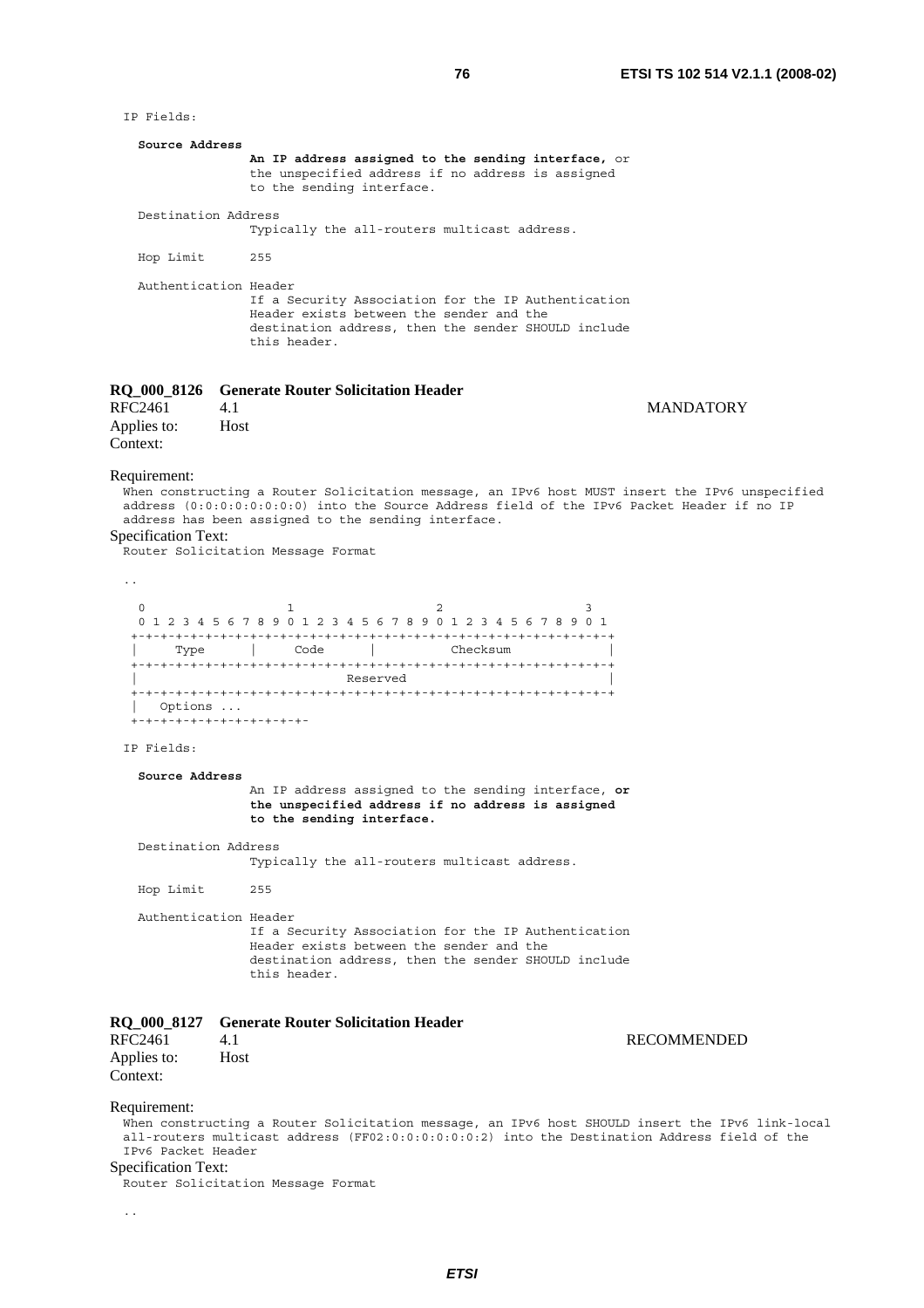```
IP Fields:

   Source Address
                 An IP address assigned to the sending interface, or
                 the unspecified address if no address is assigned
                 to the sending interface.

   Destination Address
                 Typically the all-routers multicast address.

   Hop Limit     255

   Authentication Header
                 If a Security Association for the IP Authentication
                 Header exists between the sender and the
                 destination address, then the sender SHOULD include
                 this header.
```

**RQ_000_8126 Generate Router Solicitation Header**

RFC2461 4.1 MANDATORY

Applies to: Host

Context:

Requirement:

When constructing a Router Solicitation message, an IPv6 host MUST insert the IPv6 unspecified address (0:0:0:0:0:0:0:0) into the Source Address field of the IPv6 Packet Header if no IP address has been assigned to the sending interface.

Specification Text:

```
Router Solicitation Message Format

..

    0                   1                   2                   3
    0 1 2 3 4 5 6 7 8 9 0 1 2 3 4 5 6 7 8 9 0 1 2 3 4 5 6 7 8 9 0 1
   +-+-+-+-+-+-+-+-+-+-+-+-+-+-+-+-+-+-+-+-+-+-+-+-+-+-+-+-+-+-+-+-+
   |     Type      |     Code      |          Checksum             |
   +-+-+-+-+-+-+-+-+-+-+-+-+-+-+-+-+-+-+-+-+-+-+-+-+-+-+-+-+-+-+-+-+
   |                            Reserved                           |
   +-+-+-+-+-+-+-+-+-+-+-+-+-+-+-+-+-+-+-+-+-+-+-+-+-+-+-+-+-+-+-+-+
   |   Options ...
   +-+-+-+-+-+-+-+-+-+-+-+-

IP Fields:

   Source Address
                 An IP address assigned to the sending interface, or
                 the unspecified address if no address is assigned
                 to the sending interface.

   Destination Address
                 Typically the all-routers multicast address.

   Hop Limit     255

   Authentication Header
                 If a Security Association for the IP Authentication
                 Header exists between the sender and the
                 destination address, then the sender SHOULD include
                 this header.
```

**RQ_000_8127 Generate Router Solicitation Header**

RFC2461 4.1 RECOMMENDED

Applies to: Host

Context:

Requirement:

When constructing a Router Solicitation message, an IPv6 host SHOULD insert the IPv6 link-local all-routers multicast address (FF02:0:0:0:0:0:0:2) into the Destination Address field of the IPv6 Packet Header

Specification Text:

```
Router Solicitation Message Format

..
```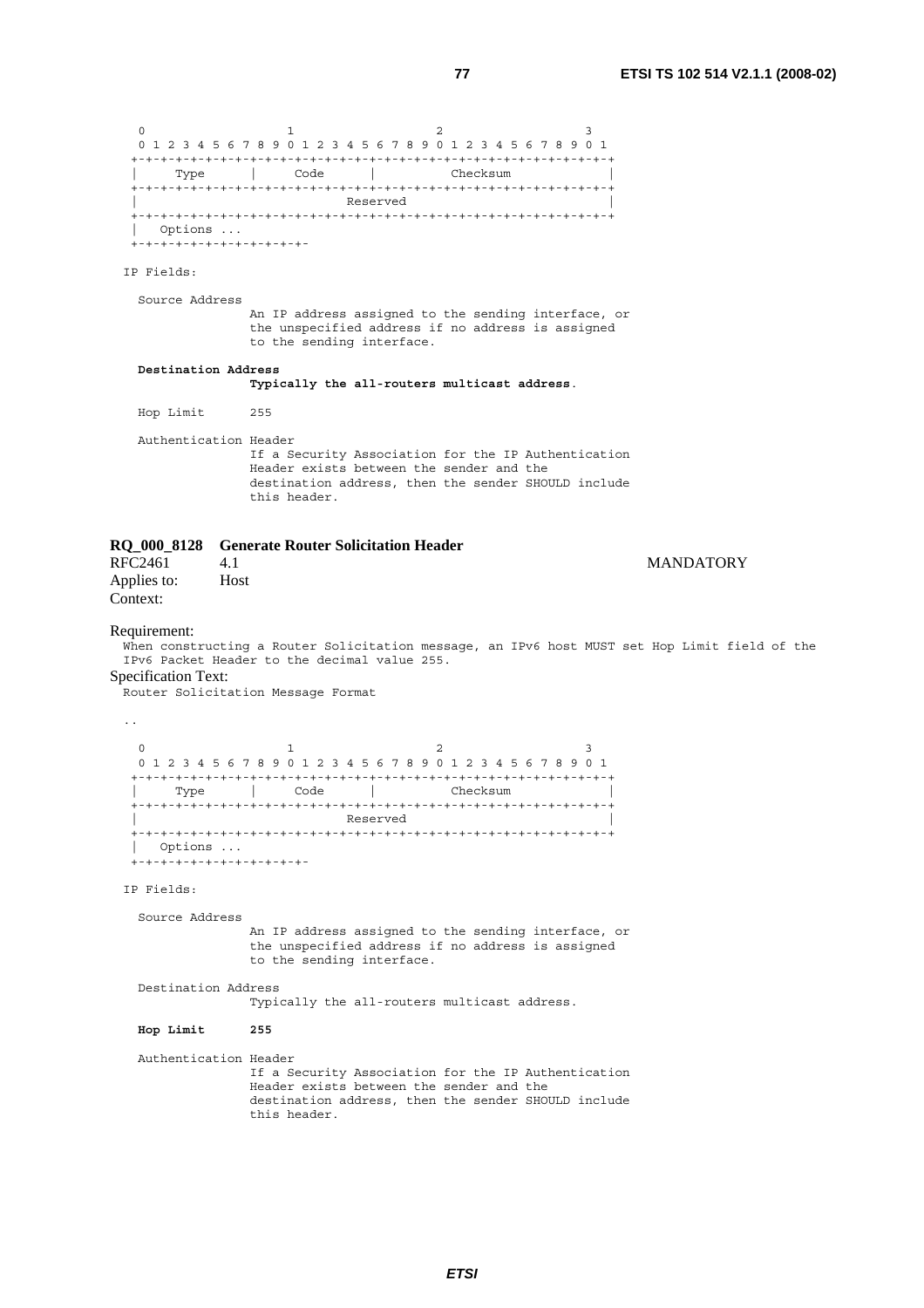```
 0                   1                   2                   3
 0 1 2 3 4 5 6 7 8 9 0 1 2 3 4 5 6 7 8 9 0 1 2 3 4 5 6 7 8 9 0 1
+-+-+-+-+-+-+-+-+-+-+-+-+-+-+-+-+-+-+-+-+-+-+-+-+-+-+-+-+-+-+-+-+
|     Type      |     Code      |          Checksum             |
+-+-+-+-+-+-+-+-+-+-+-+-+-+-+-+-+-+-+-+-+-+-+-+-+-+-+-+-+-+-+-+-+
|                            Reserved                           |
+-+-+-+-+-+-+-+-+-+-+-+-+-+-+-+-+-+-+-+-+-+-+-+-+-+-+-+-+-+-+-+-+
|   Options ...
+-+-+-+-+-+-+-+-+-+-+-+-
```

IP Fields:

Source Address
An IP address assigned to the sending interface, or the unspecified address if no address is assigned to the sending interface.

**Destination Address**
**Typically the all-routers multicast address**.

Hop Limit 255

Authentication Header
If a Security Association for the IP Authentication Header exists between the sender and the destination address, then the sender SHOULD include this header.

**RQ_000_8128 Generate Router Solicitation Header**

RFC2461 4.1 MANDATORY

Applies to: Host

Context:

Requirement:

When constructing a Router Solicitation message, an IPv6 host MUST set Hop Limit field of the IPv6 Packet Header to the decimal value 255.

Specification Text:

Router Solicitation Message Format

..

```
 0                   1                   2                   3
 0 1 2 3 4 5 6 7 8 9 0 1 2 3 4 5 6 7 8 9 0 1 2 3 4 5 6 7 8 9 0 1
+-+-+-+-+-+-+-+-+-+-+-+-+-+-+-+-+-+-+-+-+-+-+-+-+-+-+-+-+-+-+-+-+
|     Type      |     Code      |          Checksum             |
+-+-+-+-+-+-+-+-+-+-+-+-+-+-+-+-+-+-+-+-+-+-+-+-+-+-+-+-+-+-+-+-+
|                            Reserved                           |
+-+-+-+-+-+-+-+-+-+-+-+-+-+-+-+-+-+-+-+-+-+-+-+-+-+-+-+-+-+-+-+-+
|   Options ...
+-+-+-+-+-+-+-+-+-+-+-+-
```

IP Fields:

Source Address
An IP address assigned to the sending interface, or the unspecified address if no address is assigned to the sending interface.

Destination Address
Typically the all-routers multicast address.

**Hop Limit 255**

Authentication Header
If a Security Association for the IP Authentication Header exists between the sender and the destination address, then the sender SHOULD include this header.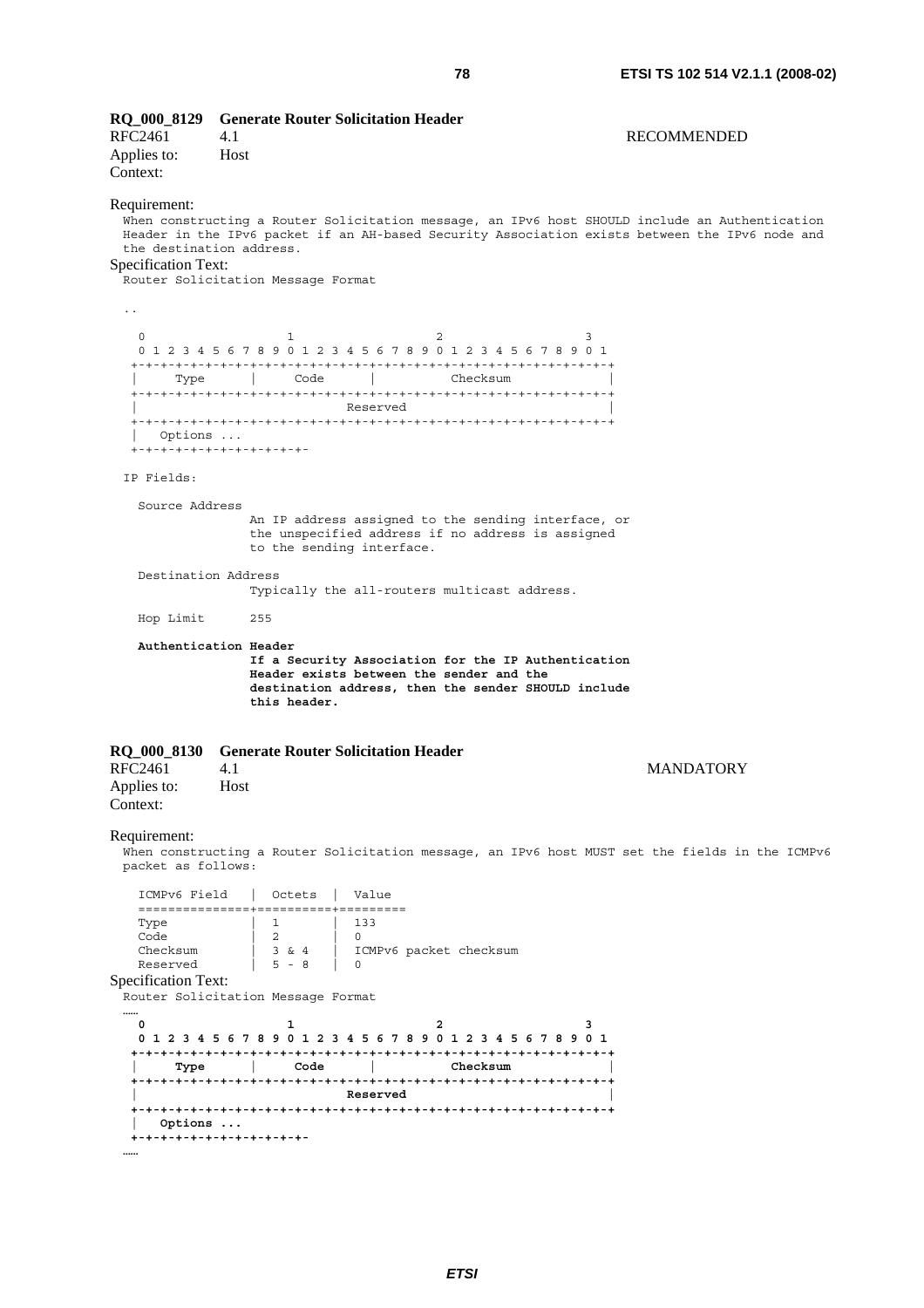**RQ_000_8129 Generate Router Solicitation Header**

RFC2461 4.1 RECOMMENDED

Applies to: Host

Context:

Requirement:

When constructing a Router Solicitation message, an IPv6 host SHOULD include an Authentication Header in the IPv6 packet if an AH-based Security Association exists between the IPv6 node and the destination address.

Specification Text:

```
Router Solicitation Message Format

..

   0                   1                   2                   3
   0 1 2 3 4 5 6 7 8 9 0 1 2 3 4 5 6 7 8 9 0 1 2 3 4 5 6 7 8 9 0 1
  +-+-+-+-+-+-+-+-+-+-+-+-+-+-+-+-+-+-+-+-+-+-+-+-+-+-+-+-+-+-+-+-+
  |     Type      |     Code      |          Checksum             |
  +-+-+-+-+-+-+-+-+-+-+-+-+-+-+-+-+-+-+-+-+-+-+-+-+-+-+-+-+-+-+-+-+
  |                            Reserved                           |
  +-+-+-+-+-+-+-+-+-+-+-+-+-+-+-+-+-+-+-+-+-+-+-+-+-+-+-+-+-+-+-+-+
  |   Options ...
  +-+-+-+-+-+-+-+-+-+-+-+-

 IP Fields:

   Source Address
                 An IP address assigned to the sending interface, or
                 the unspecified address if no address is assigned
                 to the sending interface.

   Destination Address
                 Typically the all-routers multicast address.

   Hop Limit      255

   Authentication Header
                 If a Security Association for the IP Authentication
                 Header exists between the sender and the
                 destination address, then the sender SHOULD include
                 this header.
```

**RQ_000_8130 Generate Router Solicitation Header**

RFC2461 4.1 MANDATORY

Applies to: Host

Context:

Requirement:

When constructing a Router Solicitation message, an IPv6 host MUST set the fields in the ICMPv6 packet as follows:

| ICMPv6 Field | Octets | Value |
|---|---|---|
| Type | 1 | 133 |
| Code | 2 | 0 |
| Checksum | 3 & 4 | ICMPv6 packet checksum |
| Reserved | 5 - 8 | 0 |

Specification Text:

```
Router Solicitation Message Format
……
   0                   1                   2                   3
   0 1 2 3 4 5 6 7 8 9 0 1 2 3 4 5 6 7 8 9 0 1 2 3 4 5 6 7 8 9 0 1
  +-+-+-+-+-+-+-+-+-+-+-+-+-+-+-+-+-+-+-+-+-+-+-+-+-+-+-+-+-+-+-+-+
  |     Type      |     Code      |          Checksum             |
  +-+-+-+-+-+-+-+-+-+-+-+-+-+-+-+-+-+-+-+-+-+-+-+-+-+-+-+-+-+-+-+-+
  |                            Reserved                           |
  +-+-+-+-+-+-+-+-+-+-+-+-+-+-+-+-+-+-+-+-+-+-+-+-+-+-+-+-+-+-+-+-+
  |   Options ...
  +-+-+-+-+-+-+-+-+-+-+-+-
……
```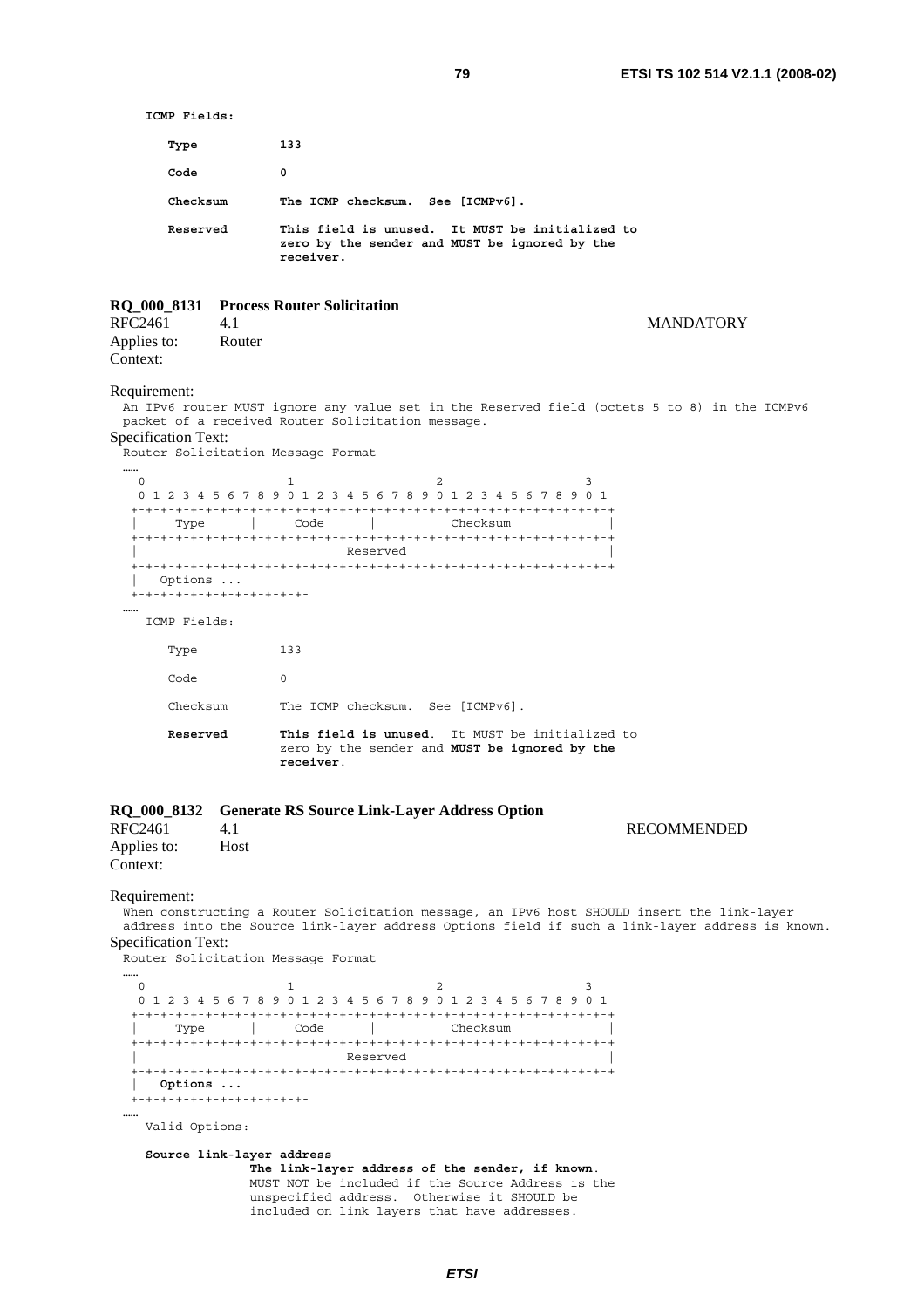```
ICMP Fields:

    Type           133

    Code           0

    Checksum       The ICMP checksum.  See [ICMPv6].

    Reserved       This field is unused.  It MUST be initialized to
                   zero by the sender and MUST be ignored by the
                   receiver.
```

**RQ_000_8131 Process Router Solicitation**

RFC2461 4.1 MANDATORY

Applies to: Router

Context:

Requirement:

An IPv6 router MUST ignore any value set in the Reserved field (octets 5 to 8) in the ICMPv6 packet of a received Router Solicitation message.

Specification Text:

```
Router Solicitation Message Format
……
   0                   1                   2                   3
   0 1 2 3 4 5 6 7 8 9 0 1 2 3 4 5 6 7 8 9 0 1 2 3 4 5 6 7 8 9 0 1
  +-+-+-+-+-+-+-+-+-+-+-+-+-+-+-+-+-+-+-+-+-+-+-+-+-+-+-+-+-+-+-+-+
  |     Type      |     Code      |          Checksum             |
  +-+-+-+-+-+-+-+-+-+-+-+-+-+-+-+-+-+-+-+-+-+-+-+-+-+-+-+-+-+-+-+-+
  |                            Reserved                           |
  +-+-+-+-+-+-+-+-+-+-+-+-+-+-+-+-+-+-+-+-+-+-+-+-+-+-+-+-+-+-+-+-+
  |   Options ...
  +-+-+-+-+-+-+-+-+-+-+-+-
……
   ICMP Fields:

      Type           133

      Code           0

      Checksum       The ICMP checksum.  See [ICMPv6].

      Reserved       This field is unused.  It MUST be initialized to
                     zero by the sender and MUST be ignored by the
                     receiver.
```

**RQ_000_8132 Generate RS Source Link-Layer Address Option**

RFC2461 4.1 RECOMMENDED

Applies to: Host

Context:

Requirement:

When constructing a Router Solicitation message, an IPv6 host SHOULD insert the link-layer address into the Source link-layer address Options field if such a link-layer address is known.

Specification Text:

```
Router Solicitation Message Format
……
   0                   1                   2                   3
   0 1 2 3 4 5 6 7 8 9 0 1 2 3 4 5 6 7 8 9 0 1 2 3 4 5 6 7 8 9 0 1
  +-+-+-+-+-+-+-+-+-+-+-+-+-+-+-+-+-+-+-+-+-+-+-+-+-+-+-+-+-+-+-+-+
  |     Type      |     Code      |          Checksum             |
  +-+-+-+-+-+-+-+-+-+-+-+-+-+-+-+-+-+-+-+-+-+-+-+-+-+-+-+-+-+-+-+-+
  |                            Reserved                           |
  +-+-+-+-+-+-+-+-+-+-+-+-+-+-+-+-+-+-+-+-+-+-+-+-+-+-+-+-+-+-+-+-+
  |   Options ...
  +-+-+-+-+-+-+-+-+-+-+-+-
……
   Valid Options:

   Source link-layer address
                 The link-layer address of the sender, if known.
                 MUST NOT be included if the Source Address is the
                 unspecified address.  Otherwise it SHOULD be
                 included on link layers that have addresses.
```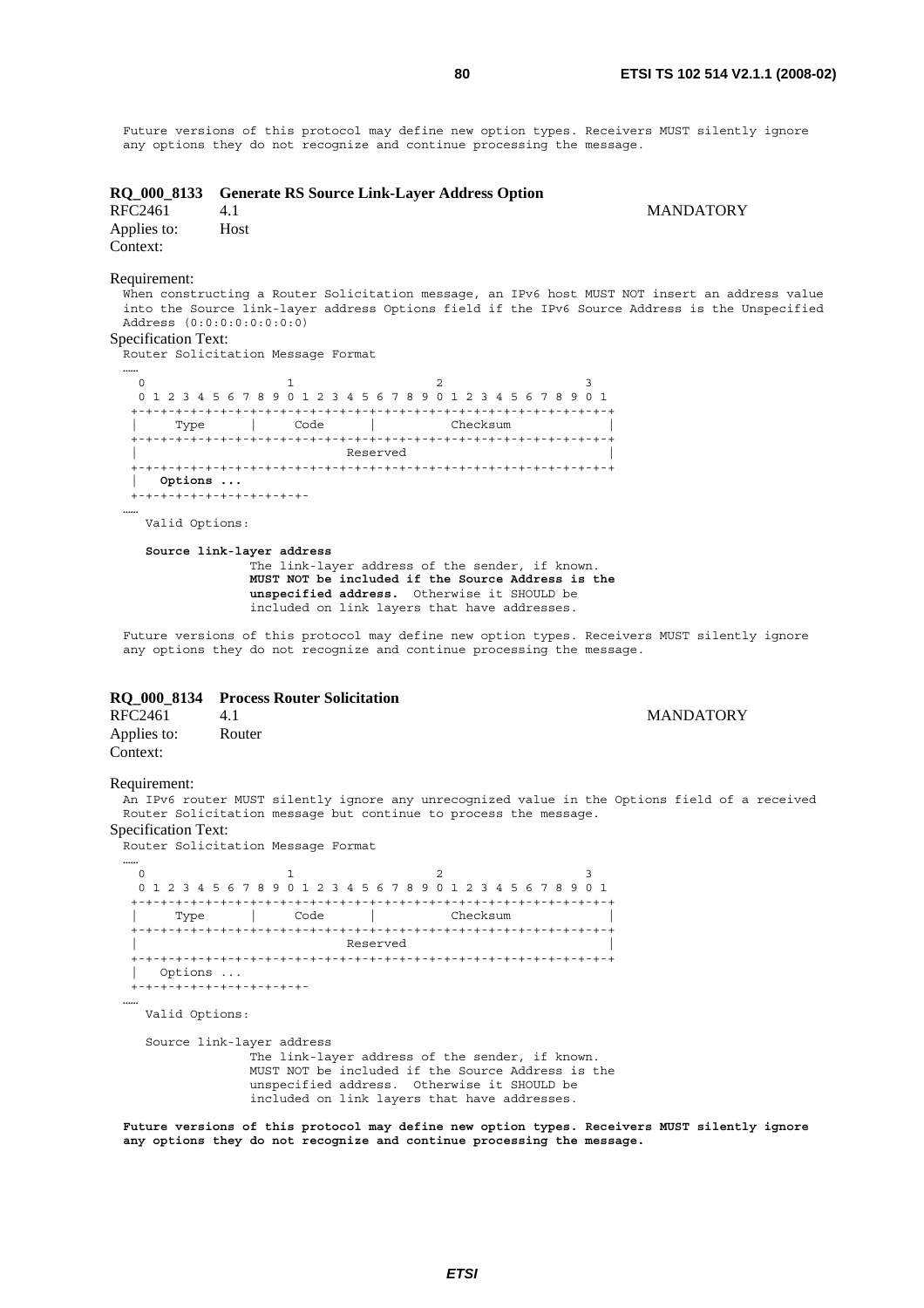Future versions of this protocol may define new option types. Receivers MUST silently ignore any options they do not recognize and continue processing the message.

### RQ_000_8133 Generate RS Source Link-Layer Address Option

RFC2461 4.1 MANDATORY

Applies to: Host

Context:

Requirement:

When constructing a Router Solicitation message, an IPv6 host MUST NOT insert an address value into the Source link-layer address Options field if the IPv6 Source Address is the Unspecified Address (0:0:0:0:0:0:0:0)

Specification Text:

Router Solicitation Message Format

```
……
  0                   1                   2                   3
  0 1 2 3 4 5 6 7 8 9 0 1 2 3 4 5 6 7 8 9 0 1 2 3 4 5 6 7 8 9 0 1
 +-+-+-+-+-+-+-+-+-+-+-+-+-+-+-+-+-+-+-+-+-+-+-+-+-+-+-+-+-+-+-+-+
 |     Type      |     Code      |          Checksum             |
 +-+-+-+-+-+-+-+-+-+-+-+-+-+-+-+-+-+-+-+-+-+-+-+-+-+-+-+-+-+-+-+-+
 |                            Reserved                           |
 +-+-+-+-+-+-+-+-+-+-+-+-+-+-+-+-+-+-+-+-+-+-+-+-+-+-+-+-+-+-+-+-+
 |   Options ...
 +-+-+-+-+-+-+-+-+-+-+-+-
……
```

Valid Options:

**Source link-layer address**
The link-layer address of the sender, if known. **MUST NOT be included if the Source Address is the unspecified address.** Otherwise it SHOULD be included on link layers that have addresses.

Future versions of this protocol may define new option types. Receivers MUST silently ignore any options they do not recognize and continue processing the message.

### RQ_000_8134 Process Router Solicitation

RFC2461 4.1 MANDATORY

Applies to: Router

Context:

Requirement:

An IPv6 router MUST silently ignore any unrecognized value in the Options field of a received Router Solicitation message but continue to process the message.

Specification Text:

Router Solicitation Message Format

```
……
  0                   1                   2                   3
  0 1 2 3 4 5 6 7 8 9 0 1 2 3 4 5 6 7 8 9 0 1 2 3 4 5 6 7 8 9 0 1
 +-+-+-+-+-+-+-+-+-+-+-+-+-+-+-+-+-+-+-+-+-+-+-+-+-+-+-+-+-+-+-+-+
 |     Type      |     Code      |          Checksum             |
 +-+-+-+-+-+-+-+-+-+-+-+-+-+-+-+-+-+-+-+-+-+-+-+-+-+-+-+-+-+-+-+-+
 |                            Reserved                           |
 +-+-+-+-+-+-+-+-+-+-+-+-+-+-+-+-+-+-+-+-+-+-+-+-+-+-+-+-+-+-+-+-+
 |   Options ...
 +-+-+-+-+-+-+-+-+-+-+-+-
……
```

Valid Options:

Source link-layer address
The link-layer address of the sender, if known. MUST NOT be included if the Source Address is the unspecified address. Otherwise it SHOULD be included on link layers that have addresses.

**Future versions of this protocol may define new option types. Receivers MUST silently ignore any options they do not recognize and continue processing the message.**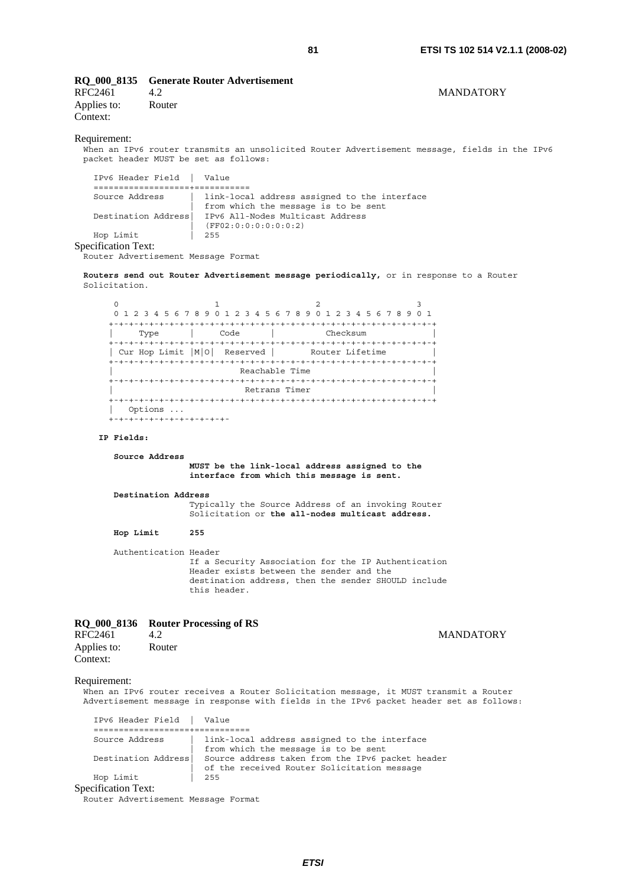**RQ_000_8135 Generate Router Advertisement**

RFC2461 4.2 MANDATORY

Applies to: Router

Context:

Requirement:

When an IPv6 router transmits an unsolicited Router Advertisement message, fields in the IPv6 packet header MUST be set as follows:

```
IPv6 Header Field  |  Value
===================+===========
Source Address     |  link-local address assigned to the interface
                   |  from which the message is to be sent
Destination Address|  IPv6 All-Nodes Multicast Address
                   |  (FF02:0:0:0:0:0:0:2)
Hop Limit          |  255
```

Specification Text:

Router Advertisement Message Format

**Routers send out Router Advertisement message periodically,** or in response to a Router Solicitation.

```
 0                   1                   2                   3
 0 1 2 3 4 5 6 7 8 9 0 1 2 3 4 5 6 7 8 9 0 1 2 3 4 5 6 7 8 9 0 1
+-+-+-+-+-+-+-+-+-+-+-+-+-+-+-+-+-+-+-+-+-+-+-+-+-+-+-+-+-+-+-+-+
|     Type      |     Code      |          Checksum             |
+-+-+-+-+-+-+-+-+-+-+-+-+-+-+-+-+-+-+-+-+-+-+-+-+-+-+-+-+-+-+-+-+
| Cur Hop Limit |M|O|  Reserved |       Router Lifetime         |
+-+-+-+-+-+-+-+-+-+-+-+-+-+-+-+-+-+-+-+-+-+-+-+-+-+-+-+-+-+-+-+-+
|                         Reachable Time                        |
+-+-+-+-+-+-+-+-+-+-+-+-+-+-+-+-+-+-+-+-+-+-+-+-+-+-+-+-+-+-+-+-+
|                          Retrans Timer                        |
+-+-+-+-+-+-+-+-+-+-+-+-+-+-+-+-+-+-+-+-+-+-+-+-+-+-+-+-+-+-+-+-+
|   Options ...
+-+-+-+-+-+-+-+-+-+-+-+-
```

**IP Fields:**

**Source Address**
: **MUST be the link-local address assigned to the interface from which this message is sent.**

**Destination Address**
: Typically the Source Address of an invoking Router Solicitation or **the all-nodes multicast address.**

**Hop Limit** **255**

Authentication Header
: If a Security Association for the IP Authentication Header exists between the sender and the destination address, then the sender SHOULD include this header.

**RQ_000_8136 Router Processing of RS**

RFC2461 4.2 MANDATORY

Applies to: Router

Context:

Requirement:

When an IPv6 router receives a Router Solicitation message, it MUST transmit a Router Advertisement message in response with fields in the IPv6 packet header set as follows:

```
IPv6 Header Field  |  Value
===================+===========
Source Address     |  link-local address assigned to the interface
                   |  from which the message is to be sent
Destination Address|  Source address taken from the IPv6 packet header
                   |  of the received Router Solicitation message
Hop Limit          |  255
```

Specification Text:

Router Advertisement Message Format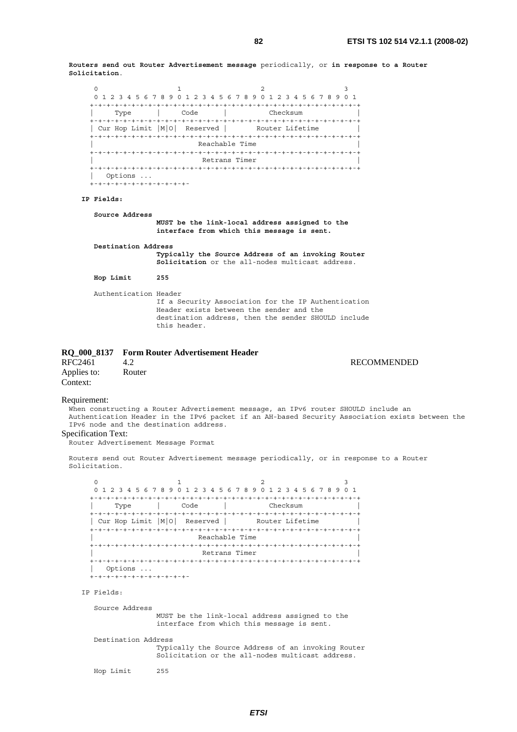**Routers send out Router Advertisement message** periodically, or **in response to a Router Solicitation**.

```
      0                   1                   2                   3
      0 1 2 3 4 5 6 7 8 9 0 1 2 3 4 5 6 7 8 9 0 1 2 3 4 5 6 7 8 9 0 1
     +-+-+-+-+-+-+-+-+-+-+-+-+-+-+-+-+-+-+-+-+-+-+-+-+-+-+-+-+-+-+-+-+
     |     Type      |     Code      |          Checksum             |
     +-+-+-+-+-+-+-+-+-+-+-+-+-+-+-+-+-+-+-+-+-+-+-+-+-+-+-+-+-+-+-+-+
     | Cur Hop Limit |M|O|  Reserved |       Router Lifetime         |
     +-+-+-+-+-+-+-+-+-+-+-+-+-+-+-+-+-+-+-+-+-+-+-+-+-+-+-+-+-+-+-+-+
     |                         Reachable Time                        |
     +-+-+-+-+-+-+-+-+-+-+-+-+-+-+-+-+-+-+-+-+-+-+-+-+-+-+-+-+-+-+-+-+
     |                          Retrans Timer                        |
     +-+-+-+-+-+-+-+-+-+-+-+-+-+-+-+-+-+-+-+-+-+-+-+-+-+-+-+-+-+-+-+-+
     |   Options ...
     +-+-+-+-+-+-+-+-+-+-+-+-
```

**IP Fields:**

**Source Address**
**MUST be the link-local address assigned to the interface from which this message is sent.**

**Destination Address**
**Typically the Source Address of an invoking Router Solicitation** or the all-nodes multicast address.

**Hop Limit** **255**

Authentication Header
If a Security Association for the IP Authentication Header exists between the sender and the destination address, then the sender SHOULD include this header.

### RQ_000_8137 Form Router Advertisement Header

RFC2461 4.2 RECOMMENDED
Applies to: Router
Context:

Requirement:
When constructing a Router Advertisement message, an IPv6 router SHOULD include an Authentication Header in the IPv6 packet if an AH-based Security Association exists between the IPv6 node and the destination address.

Specification Text:
Router Advertisement Message Format

Routers send out Router Advertisement message periodically, or in response to a Router Solicitation.

```
      0                   1                   2                   3
      0 1 2 3 4 5 6 7 8 9 0 1 2 3 4 5 6 7 8 9 0 1 2 3 4 5 6 7 8 9 0 1
     +-+-+-+-+-+-+-+-+-+-+-+-+-+-+-+-+-+-+-+-+-+-+-+-+-+-+-+-+-+-+-+-+
     |     Type      |     Code      |          Checksum             |
     +-+-+-+-+-+-+-+-+-+-+-+-+-+-+-+-+-+-+-+-+-+-+-+-+-+-+-+-+-+-+-+-+
     | Cur Hop Limit |M|O|  Reserved |       Router Lifetime         |
     +-+-+-+-+-+-+-+-+-+-+-+-+-+-+-+-+-+-+-+-+-+-+-+-+-+-+-+-+-+-+-+-+
     |                         Reachable Time                        |
     +-+-+-+-+-+-+-+-+-+-+-+-+-+-+-+-+-+-+-+-+-+-+-+-+-+-+-+-+-+-+-+-+
     |                          Retrans Timer                        |
     +-+-+-+-+-+-+-+-+-+-+-+-+-+-+-+-+-+-+-+-+-+-+-+-+-+-+-+-+-+-+-+-+
     |   Options ...
     +-+-+-+-+-+-+-+-+-+-+-+-
```

IP Fields:

Source Address
MUST be the link-local address assigned to the interface from which this message is sent.

Destination Address
Typically the Source Address of an invoking Router Solicitation or the all-nodes multicast address.

Hop Limit 255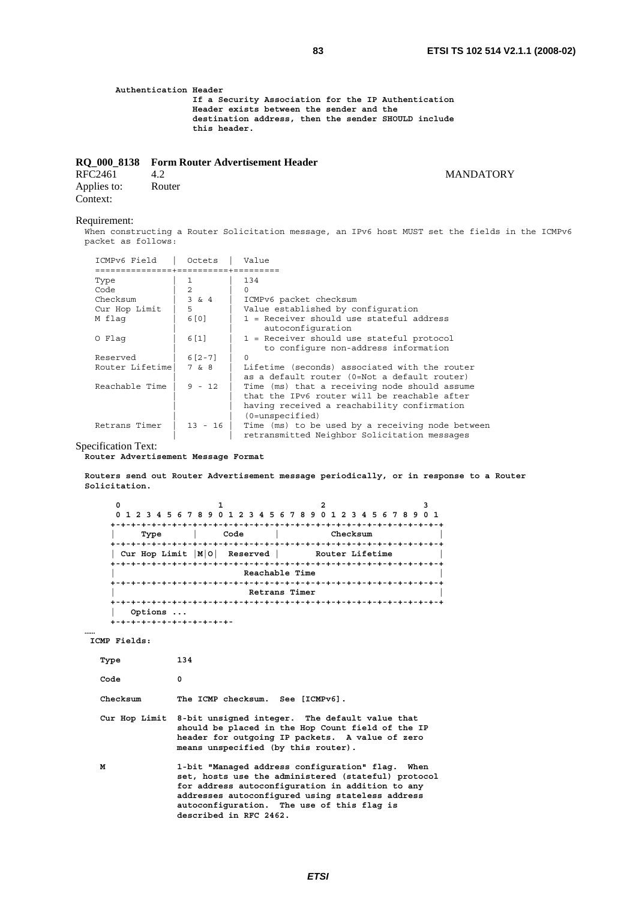**Authentication Header**

**If a Security Association for the IP Authentication Header exists between the sender and the destination address, then the sender SHOULD include this header.**

### RQ_000_8138 Form Router Advertisement Header

RFC2461 4.2 MANDATORY

Applies to: Router

Context:

Requirement:

When constructing a Router Solicitation message, an IPv6 host MUST set the fields in the ICMPv6 packet as follows:

```
ICMPv6 Field    |  Octets  |  Value
================+=========+=========
Type            | 1        | 134
Code            | 2        | 0
Checksum        | 3 & 4    | ICMPv6 packet checksum
Cur Hop Limit   | 5        | Value established by configuration
M flag          | 6[0]     | 1 = Receiver should use stateful address
                |          |     autoconfiguration
O Flag          | 6[1]     | 1 = Receiver should use stateful protocol
                |          |     to configure non-address information
Reserved        | 6[2-7]   | 0
Router Lifetime | 7 & 8    | Lifetime (seconds) associated with the router
                |          | as a default router (0=Not a default router)
Reachable Time  | 9 - 12   | Time (ms) that a receiving node should assume
                |          | that the IPv6 router will be reachable after
                |          | having received a reachability confirmation
                |          | (0=unspecified)
Retrans Timer   | 13 - 16  | Time (ms) to be used by a receiving node between
                |          | retransmitted Neighbor Solicitation messages
```

Specification Text:

**Router Advertisement Message Format**

**Routers send out Router Advertisement message periodically, or in response to a Router Solicitation.**

```
 0                   1                   2                   3
 0 1 2 3 4 5 6 7 8 9 0 1 2 3 4 5 6 7 8 9 0 1 2 3 4 5 6 7 8 9 0 1
+-+-+-+-+-+-+-+-+-+-+-+-+-+-+-+-+-+-+-+-+-+-+-+-+-+-+-+-+-+-+-+-+
|     Type      |     Code      |          Checksum             |
+-+-+-+-+-+-+-+-+-+-+-+-+-+-+-+-+-+-+-+-+-+-+-+-+-+-+-+-+-+-+-+-+
| Cur Hop Limit |M|O|  Reserved |       Router Lifetime         |
+-+-+-+-+-+-+-+-+-+-+-+-+-+-+-+-+-+-+-+-+-+-+-+-+-+-+-+-+-+-+-+-+
|                         Reachable Time                        |
+-+-+-+-+-+-+-+-+-+-+-+-+-+-+-+-+-+-+-+-+-+-+-+-+-+-+-+-+-+-+-+-+
|                          Retrans Timer                        |
+-+-+-+-+-+-+-+-+-+-+-+-+-+-+-+-+-+-+-+-+-+-+-+-+-+-+-+-+-+-+-+-+
|   Options ...
+-+-+-+-+-+-+-+-+-+-+-+-
```

……

**ICMP Fields:**

```
Type           134

Code           0

Checksum       The ICMP checksum.  See [ICMPv6].

Cur Hop Limit  8-bit unsigned integer.  The default value that
               should be placed in the Hop Count field of the IP
               header for outgoing IP packets.  A value of zero
               means unspecified (by this router).

M              1-bit "Managed address configuration" flag.  When
               set, hosts use the administered (stateful) protocol
               for address autoconfiguration in addition to any
               addresses autoconfigured using stateless address
               autoconfiguration.  The use of this flag is
               described in RFC 2462.
```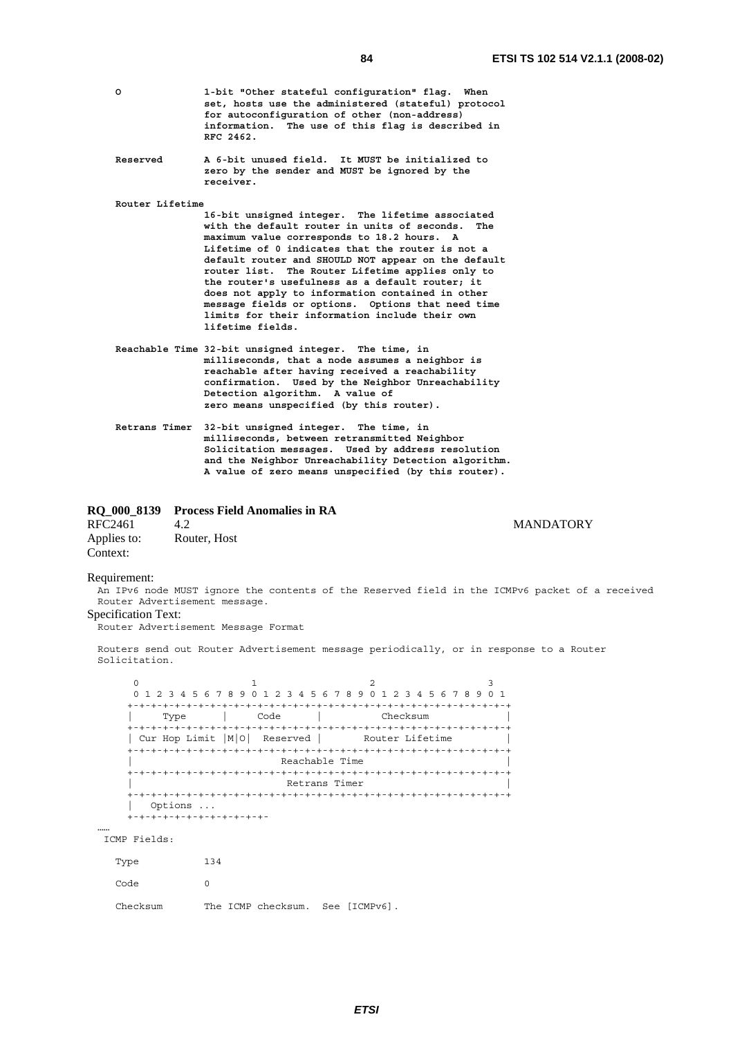```
O              1-bit "Other stateful configuration" flag.  When
               set, hosts use the administered (stateful) protocol
               for autoconfiguration of other (non-address)
               information.  The use of this flag is described in
               RFC 2462.

Reserved       A 6-bit unused field.  It MUST be initialized to
               zero by the sender and MUST be ignored by the
               receiver.

Router Lifetime
               16-bit unsigned integer.  The lifetime associated
               with the default router in units of seconds.  The
               maximum value corresponds to 18.2 hours.  A
               Lifetime of 0 indicates that the router is not a
               default router and SHOULD NOT appear on the default
               router list.  The Router Lifetime applies only to
               the router's usefulness as a default router; it
               does not apply to information contained in other
               message fields or options.  Options that need time
               limits for their information include their own
               lifetime fields.

Reachable Time 32-bit unsigned integer.  The time, in
               milliseconds, that a node assumes a neighbor is
               reachable after having received a reachability
               confirmation.  Used by the Neighbor Unreachability
               Detection algorithm.  A value of
               zero means unspecified (by this router).

Retrans Timer  32-bit unsigned integer.  The time, in
               milliseconds, between retransmitted Neighbor
               Solicitation messages.  Used by address resolution
               and the Neighbor Unreachability Detection algorithm.
               A value of zero means unspecified (by this router).
```

### RQ_000_8139 Process Field Anomalies in RA

RFC2461 4.2 MANDATORY

Applies to: Router, Host

Context:

Requirement:

An IPv6 node MUST ignore the contents of the Reserved field in the ICMPv6 packet of a received Router Advertisement message.

Specification Text:

Router Advertisement Message Format

Routers send out Router Advertisement message periodically, or in response to a Router Solicitation.

```
 0                   1                   2                   3
 0 1 2 3 4 5 6 7 8 9 0 1 2 3 4 5 6 7 8 9 0 1 2 3 4 5 6 7 8 9 0 1
+-+-+-+-+-+-+-+-+-+-+-+-+-+-+-+-+-+-+-+-+-+-+-+-+-+-+-+-+-+-+-+-+
|     Type      |     Code      |          Checksum             |
+-+-+-+-+-+-+-+-+-+-+-+-+-+-+-+-+-+-+-+-+-+-+-+-+-+-+-+-+-+-+-+-+
| Cur Hop Limit |M|O|  Reserved |       Router Lifetime         |
+-+-+-+-+-+-+-+-+-+-+-+-+-+-+-+-+-+-+-+-+-+-+-+-+-+-+-+-+-+-+-+-+
|                         Reachable Time                        |
+-+-+-+-+-+-+-+-+-+-+-+-+-+-+-+-+-+-+-+-+-+-+-+-+-+-+-+-+-+-+-+-+
|                          Retrans Timer                        |
+-+-+-+-+-+-+-+-+-+-+-+-+-+-+-+-+-+-+-+-+-+-+-+-+-+-+-+-+-+-+-+-+
|   Options ...
+-+-+-+-+-+-+-+-+-+-+-+-
```

……

```
ICMP Fields:

Type           134

Code           0

Checksum       The ICMP checksum.  See [ICMPv6].
```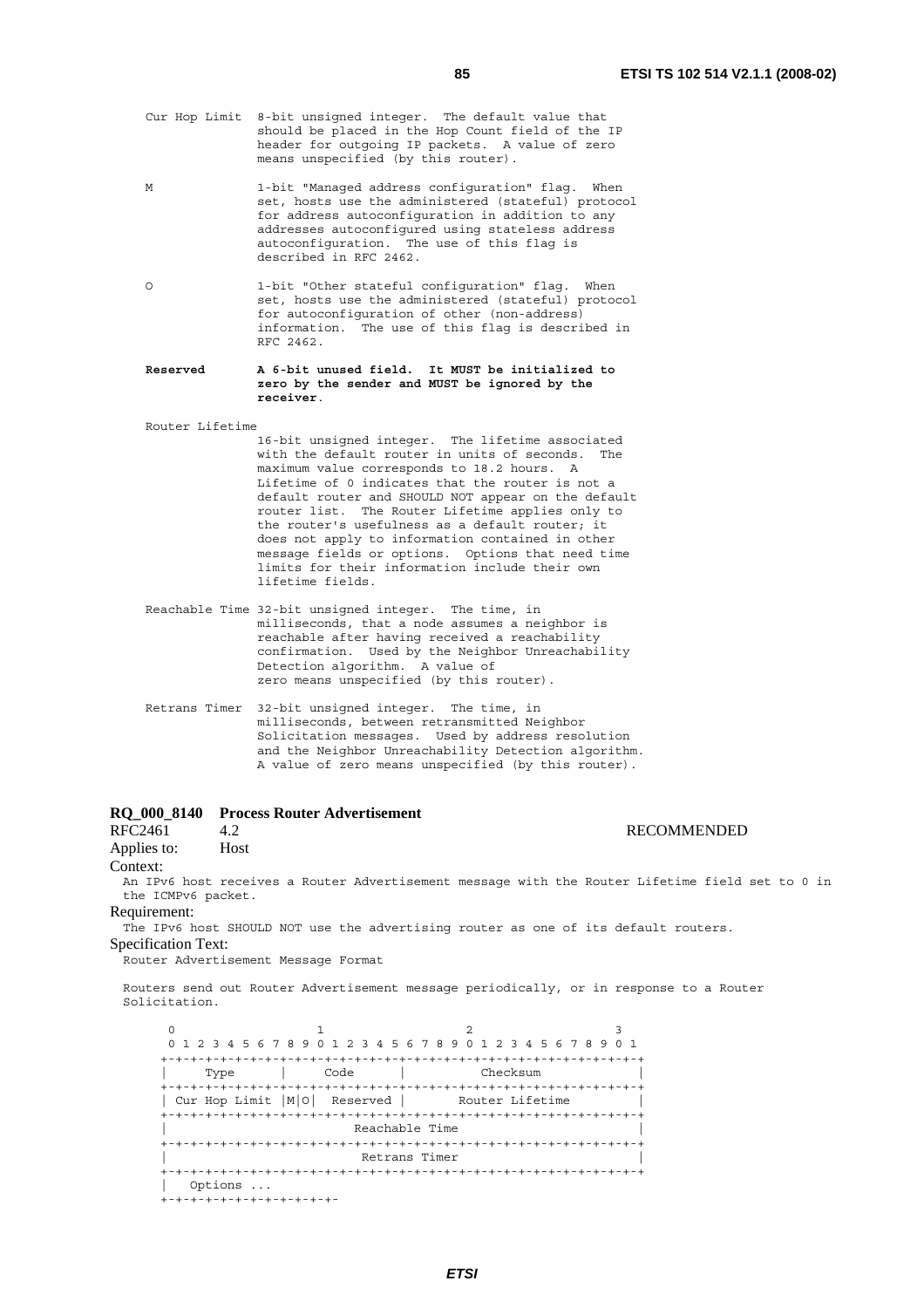```
Cur Hop Limit  8-bit unsigned integer.  The default value that
               should be placed in the Hop Count field of the IP
               header for outgoing IP packets.  A value of zero
               means unspecified (by this router).

M              1-bit "Managed address configuration" flag.  When
               set, hosts use the administered (stateful) protocol
               for address autoconfiguration in addition to any
               addresses autoconfigured using stateless address
               autoconfiguration.  The use of this flag is
               described in RFC 2462.

O              1-bit "Other stateful configuration" flag.  When
               set, hosts use the administered (stateful) protocol
               for autoconfiguration of other (non-address)
               information.  The use of this flag is described in
               RFC 2462.
```

**Reserved       A 6-bit unused field.  It MUST be initialized to zero by the sender and MUST be ignored by the receiver.**

```
Router Lifetime
               16-bit unsigned integer.  The lifetime associated
               with the default router in units of seconds.  The
               maximum value corresponds to 18.2 hours.  A
               Lifetime of 0 indicates that the router is not a
               default router and SHOULD NOT appear on the default
               router list.  The Router Lifetime applies only to
               the router's usefulness as a default router; it
               does not apply to information contained in other
               message fields or options.  Options that need time
               limits for their information include their own
               lifetime fields.

Reachable Time 32-bit unsigned integer.  The time, in
               milliseconds, that a node assumes a neighbor is
               reachable after having received a reachability
               confirmation.  Used by the Neighbor Unreachability
               Detection algorithm.  A value of
               zero means unspecified (by this router).

Retrans Timer  32-bit unsigned integer.  The time, in
               milliseconds, between retransmitted Neighbor
               Solicitation messages.  Used by address resolution
               and the Neighbor Unreachability Detection algorithm.
               A value of zero means unspecified (by this router).
```

**RQ_000_8140 Process Router Advertisement**

RFC2461 4.2 RECOMMENDED

Applies to: Host

Context:

An IPv6 host receives a Router Advertisement message with the Router Lifetime field set to 0 in the ICMPv6 packet.

Requirement:

The IPv6 host SHOULD NOT use the advertising router as one of its default routers.

Specification Text:

Router Advertisement Message Format

Routers send out Router Advertisement message periodically, or in response to a Router Solicitation.

```
 0                   1                   2                   3
 0 1 2 3 4 5 6 7 8 9 0 1 2 3 4 5 6 7 8 9 0 1 2 3 4 5 6 7 8 9 0 1
+-+-+-+-+-+-+-+-+-+-+-+-+-+-+-+-+-+-+-+-+-+-+-+-+-+-+-+-+-+-+-+-+
|     Type      |     Code      |          Checksum             |
+-+-+-+-+-+-+-+-+-+-+-+-+-+-+-+-+-+-+-+-+-+-+-+-+-+-+-+-+-+-+-+-+
| Cur Hop Limit |M|O|  Reserved |       Router Lifetime         |
+-+-+-+-+-+-+-+-+-+-+-+-+-+-+-+-+-+-+-+-+-+-+-+-+-+-+-+-+-+-+-+-+
|                         Reachable Time                        |
+-+-+-+-+-+-+-+-+-+-+-+-+-+-+-+-+-+-+-+-+-+-+-+-+-+-+-+-+-+-+-+-+
|                          Retrans Timer                        |
+-+-+-+-+-+-+-+-+-+-+-+-+-+-+-+-+-+-+-+-+-+-+-+-+-+-+-+-+-+-+-+-+
|   Options ...
+-+-+-+-+-+-+-+-+-+-+-+-
```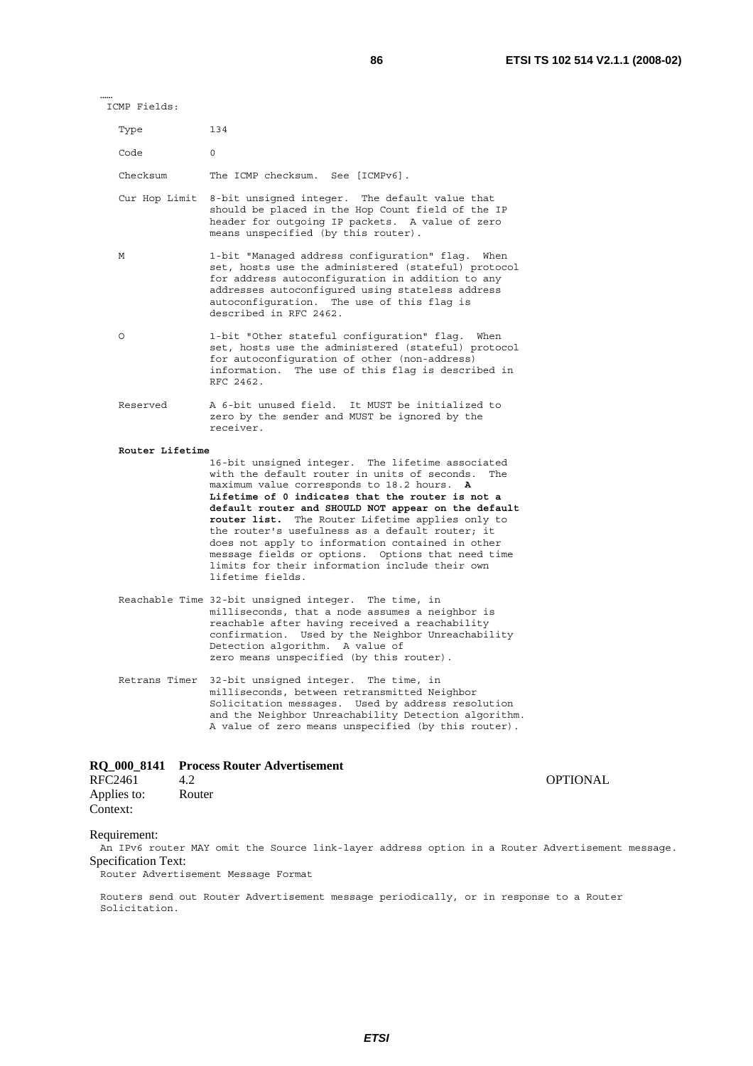……

```
ICMP Fields:

   Type           134

   Code           0

   Checksum       The ICMP checksum.  See [ICMPv6].

   Cur Hop Limit  8-bit unsigned integer.  The default value that
                  should be placed in the Hop Count field of the IP
                  header for outgoing IP packets.  A value of zero
                  means unspecified (by this router).

   M              1-bit "Managed address configuration" flag.  When
                  set, hosts use the administered (stateful) protocol
                  for address autoconfiguration in addition to any
                  addresses autoconfigured using stateless address
                  autoconfiguration.  The use of this flag is
                  described in RFC 2462.

   O              1-bit "Other stateful configuration" flag.  When
                  set, hosts use the administered (stateful) protocol
                  for autoconfiguration of other (non-address)
                  information.  The use of this flag is described in
                  RFC 2462.

   Reserved       A 6-bit unused field.  It MUST be initialized to
                  zero by the sender and MUST be ignored by the
                  receiver.

   Router Lifetime
                  16-bit unsigned integer.  The lifetime associated
                  with the default router in units of seconds.  The
                  maximum value corresponds to 18.2 hours.  A
                  Lifetime of 0 indicates that the router is not a
                  default router and SHOULD NOT appear on the default
                  router list.  The Router Lifetime applies only to
                  the router's usefulness as a default router; it
                  does not apply to information contained in other
                  message fields or options.  Options that need time
                  limits for their information include their own
                  lifetime fields.

   Reachable Time 32-bit unsigned integer.  The time, in
                  milliseconds, that a node assumes a neighbor is
                  reachable after having received a reachability
                  confirmation.  Used by the Neighbor Unreachability
                  Detection algorithm.  A value of
                  zero means unspecified (by this router).

   Retrans Timer  32-bit unsigned integer.  The time, in
                  milliseconds, between retransmitted Neighbor
                  Solicitation messages.  Used by address resolution
                  and the Neighbor Unreachability Detection algorithm.
                  A value of zero means unspecified (by this router).
```

**RQ_000_8141 Process Router Advertisement**

RFC2461 4.2 OPTIONAL
Applies to: Router
Context:

Requirement:

```
An IPv6 router MAY omit the Source link-layer address option in a Router Advertisement message.
```

Specification Text:

```
Router Advertisement Message Format

Routers send out Router Advertisement message periodically, or in response to a Router
Solicitation.
```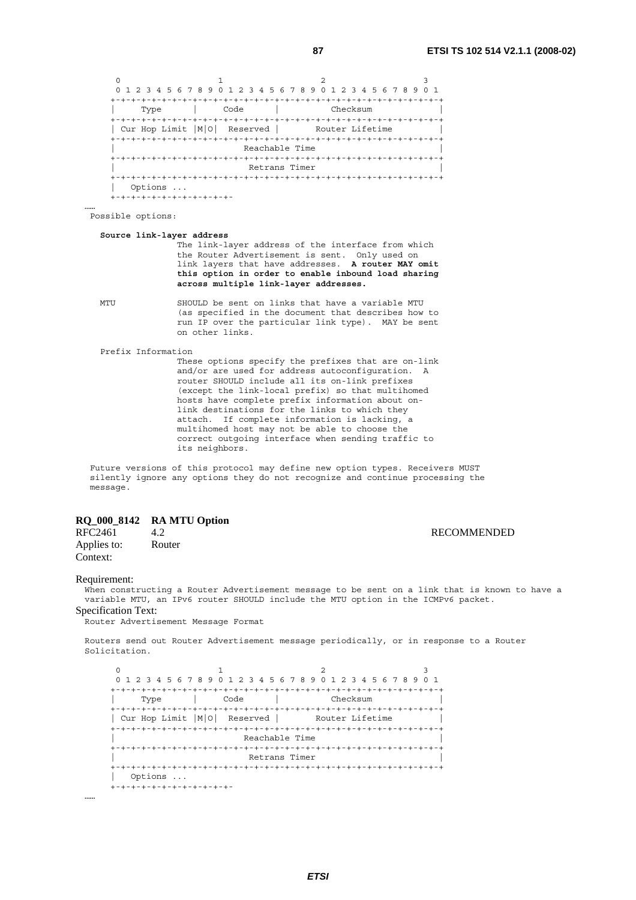```
      0                   1                   2                   3
      0 1 2 3 4 5 6 7 8 9 0 1 2 3 4 5 6 7 8 9 0 1 2 3 4 5 6 7 8 9 0 1
     +-+-+-+-+-+-+-+-+-+-+-+-+-+-+-+-+-+-+-+-+-+-+-+-+-+-+-+-+-+-+-+-+
     |     Type      |     Code      |          Checksum             |
     +-+-+-+-+-+-+-+-+-+-+-+-+-+-+-+-+-+-+-+-+-+-+-+-+-+-+-+-+-+-+-+-+
     | Cur Hop Limit |M|O|  Reserved |       Router Lifetime         |
     +-+-+-+-+-+-+-+-+-+-+-+-+-+-+-+-+-+-+-+-+-+-+-+-+-+-+-+-+-+-+-+-+
     |                         Reachable Time                        |
     +-+-+-+-+-+-+-+-+-+-+-+-+-+-+-+-+-+-+-+-+-+-+-+-+-+-+-+-+-+-+-+-+
     |                          Retrans Timer                        |
     +-+-+-+-+-+-+-+-+-+-+-+-+-+-+-+-+-+-+-+-+-+-+-+-+-+-+-+-+-+-+-+-+
     |   Options ...
     +-+-+-+-+-+-+-+-+-+-+-+-
```

……

Possible options:

**Source link-layer address**
The link-layer address of the interface from which the Router Advertisement is sent. Only used on link layers that have addresses. **A router MAY omit this option in order to enable inbound load sharing across multiple link-layer addresses.**

MTU
SHOULD be sent on links that have a variable MTU (as specified in the document that describes how to run IP over the particular link type). MAY be sent on other links.

Prefix Information
These options specify the prefixes that are on-link and/or are used for address autoconfiguration. A router SHOULD include all its on-link prefixes (except the link-local prefix) so that multihomed hosts have complete prefix information about on-link destinations for the links to which they attach. If complete information is lacking, a multihomed host may not be able to choose the correct outgoing interface when sending traffic to its neighbors.

Future versions of this protocol may define new option types. Receivers MUST silently ignore any options they do not recognize and continue processing the message.

**RQ_000_8142 RA MTU Option**

RFC2461 4.2 RECOMMENDED

Applies to: Router

Context:

Requirement:

When constructing a Router Advertisement message to be sent on a link that is known to have a variable MTU, an IPv6 router SHOULD include the MTU option in the ICMPv6 packet.

Specification Text:

Router Advertisement Message Format

Routers send out Router Advertisement message periodically, or in response to a Router Solicitation.

```
      0                   1                   2                   3
      0 1 2 3 4 5 6 7 8 9 0 1 2 3 4 5 6 7 8 9 0 1 2 3 4 5 6 7 8 9 0 1
     +-+-+-+-+-+-+-+-+-+-+-+-+-+-+-+-+-+-+-+-+-+-+-+-+-+-+-+-+-+-+-+-+
     |     Type      |     Code      |          Checksum             |
     +-+-+-+-+-+-+-+-+-+-+-+-+-+-+-+-+-+-+-+-+-+-+-+-+-+-+-+-+-+-+-+-+
     | Cur Hop Limit |M|O|  Reserved |       Router Lifetime         |
     +-+-+-+-+-+-+-+-+-+-+-+-+-+-+-+-+-+-+-+-+-+-+-+-+-+-+-+-+-+-+-+-+
     |                         Reachable Time                        |
     +-+-+-+-+-+-+-+-+-+-+-+-+-+-+-+-+-+-+-+-+-+-+-+-+-+-+-+-+-+-+-+-+
     |                          Retrans Timer                        |
     +-+-+-+-+-+-+-+-+-+-+-+-+-+-+-+-+-+-+-+-+-+-+-+-+-+-+-+-+-+-+-+-+
     |   Options ...
     +-+-+-+-+-+-+-+-+-+-+-+-
```

……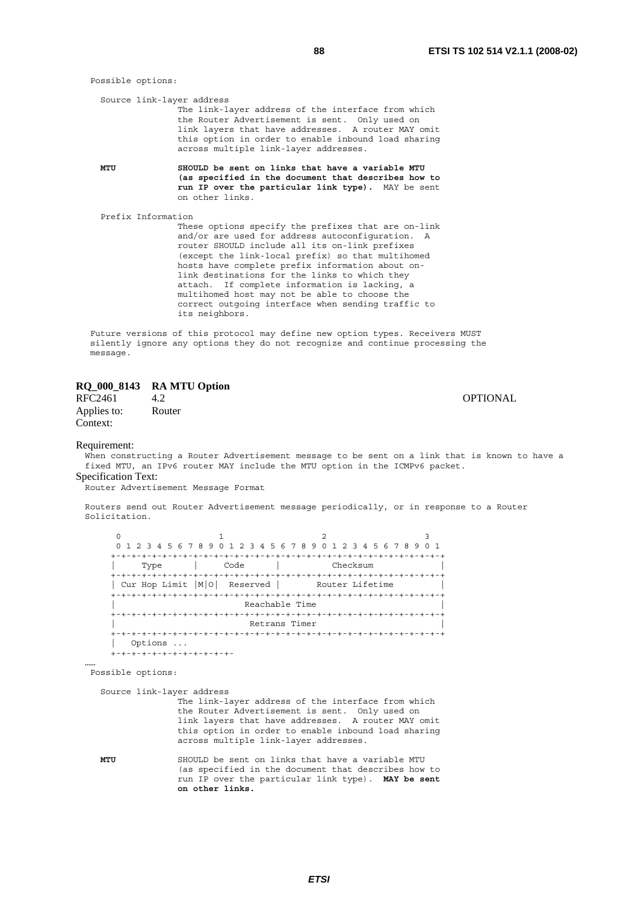```
Possible options:

  Source link-layer address
                 The link-layer address of the interface from which
                 the Router Advertisement is sent.  Only used on
                 link layers that have addresses.  A router MAY omit
                 this option in order to enable inbound load sharing
                 across multiple link-layer addresses.

  MTU            SHOULD be sent on links that have a variable MTU
                 (as specified in the document that describes how to
                 run IP over the particular link type).  MAY be sent
                 on other links.

  Prefix Information
                 These options specify the prefixes that are on-link
                 and/or are used for address autoconfiguration.  A
                 router SHOULD include all its on-link prefixes
                 (except the link-local prefix) so that multihomed
                 hosts have complete prefix information about on-
                 link destinations for the links to which they
                 attach.  If complete information is lacking, a
                 multihomed host may not be able to choose the
                 correct outgoing interface when sending traffic to
                 its neighbors.

Future versions of this protocol may define new option types. Receivers MUST
silently ignore any options they do not recognize and continue processing the
message.
```

**RQ_000_8143 RA MTU Option**

RFC2461 4.2 OPTIONAL

Applies to: Router

Context:

Requirement:

```
When constructing a Router Advertisement message to be sent on a link that is known to have a
fixed MTU, an IPv6 router MAY include the MTU option in the ICMPv6 packet.
```

Specification Text:

```
Router Advertisement Message Format

Routers send out Router Advertisement message periodically, or in response to a Router
Solicitation.

     0                   1                   2                   3
     0 1 2 3 4 5 6 7 8 9 0 1 2 3 4 5 6 7 8 9 0 1 2 3 4 5 6 7 8 9 0 1
    +-+-+-+-+-+-+-+-+-+-+-+-+-+-+-+-+-+-+-+-+-+-+-+-+-+-+-+-+-+-+-+-+
    |     Type      |     Code      |          Checksum             |
    +-+-+-+-+-+-+-+-+-+-+-+-+-+-+-+-+-+-+-+-+-+-+-+-+-+-+-+-+-+-+-+-+
    | Cur Hop Limit |M|O|  Reserved |       Router Lifetime         |
    +-+-+-+-+-+-+-+-+-+-+-+-+-+-+-+-+-+-+-+-+-+-+-+-+-+-+-+-+-+-+-+-+
    |                         Reachable Time                        |
    +-+-+-+-+-+-+-+-+-+-+-+-+-+-+-+-+-+-+-+-+-+-+-+-+-+-+-+-+-+-+-+-+
    |                          Retrans Timer                        |
    +-+-+-+-+-+-+-+-+-+-+-+-+-+-+-+-+-+-+-+-+-+-+-+-+-+-+-+-+-+-+-+-+
    |   Options ...
    +-+-+-+-+-+-+-+-+-+-+-+-
……
Possible options:

  Source link-layer address
                 The link-layer address of the interface from which
                 the Router Advertisement is sent.  Only used on
                 link layers that have addresses.  A router MAY omit
                 this option in order to enable inbound load sharing
                 across multiple link-layer addresses.

  MTU            SHOULD be sent on links that have a variable MTU
                 (as specified in the document that describes how to
                 run IP over the particular link type).  MAY be sent
                 on other links.
```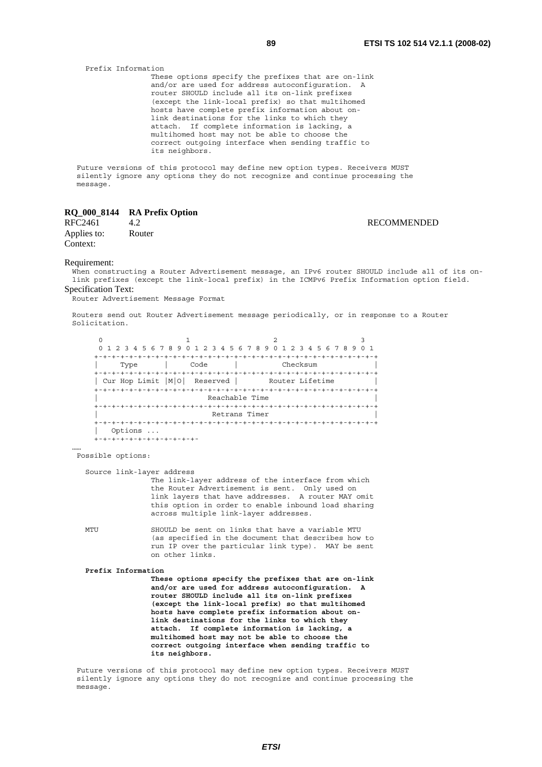```
   Prefix Information
                 These options specify the prefixes that are on-link
                 and/or are used for address autoconfiguration.  A
                 router SHOULD include all its on-link prefixes
                 (except the link-local prefix) so that multihomed
                 hosts have complete prefix information about on-
                 link destinations for the links to which they
                 attach.  If complete information is lacking, a
                 multihomed host may not be able to choose the
                 correct outgoing interface when sending traffic to
                 its neighbors.

  Future versions of this protocol may define new option types. Receivers MUST
  silently ignore any options they do not recognize and continue processing the
  message.
```

**RQ_000_8144 RA Prefix Option**

RFC2461 4.2 RECOMMENDED

Applies to: Router

Context:

Requirement:

When constructing a Router Advertisement message, an IPv6 router SHOULD include all of its on-link prefixes (except the link-local prefix) in the ICMPv6 Prefix Information option field.

Specification Text:

```
Router Advertisement Message Format

Routers send out Router Advertisement message periodically, or in response to a Router
Solicitation.

      0                   1                   2                   3
      0 1 2 3 4 5 6 7 8 9 0 1 2 3 4 5 6 7 8 9 0 1 2 3 4 5 6 7 8 9 0 1
     +-+-+-+-+-+-+-+-+-+-+-+-+-+-+-+-+-+-+-+-+-+-+-+-+-+-+-+-+-+-+-+-+
     |     Type      |     Code      |          Checksum             |
     +-+-+-+-+-+-+-+-+-+-+-+-+-+-+-+-+-+-+-+-+-+-+-+-+-+-+-+-+-+-+-+-+
     | Cur Hop Limit |M|O|  Reserved |       Router Lifetime         |
     +-+-+-+-+-+-+-+-+-+-+-+-+-+-+-+-+-+-+-+-+-+-+-+-+-+-+-+-+-+-+-+-+
     |                         Reachable Time                        |
     +-+-+-+-+-+-+-+-+-+-+-+-+-+-+-+-+-+-+-+-+-+-+-+-+-+-+-+-+-+-+-+-+
     |                          Retrans Timer                        |
     +-+-+-+-+-+-+-+-+-+-+-+-+-+-+-+-+-+-+-+-+-+-+-+-+-+-+-+-+-+-+-+-+
     |   Options ...
     +-+-+-+-+-+-+-+-+-+-+-+-
……
  Possible options:

   Source link-layer address
                 The link-layer address of the interface from which
                 the Router Advertisement is sent.  Only used on
                 link layers that have addresses.  A router MAY omit
                 this option in order to enable inbound load sharing
                 across multiple link-layer addresses.

   MTU           SHOULD be sent on links that have a variable MTU
                 (as specified in the document that describes how to
                 run IP over the particular link type).  MAY be sent
                 on other links.
```

**Prefix Information**

**These options specify the prefixes that are on-link and/or are used for address autoconfiguration. A router SHOULD include all its on-link prefixes (except the link-local prefix) so that multihomed hosts have complete prefix information about on-link destinations for the links to which they attach. If complete information is lacking, a multihomed host may not be able to choose the correct outgoing interface when sending traffic to its neighbors.**

```
  Future versions of this protocol may define new option types. Receivers MUST
  silently ignore any options they do not recognize and continue processing the
  message.
```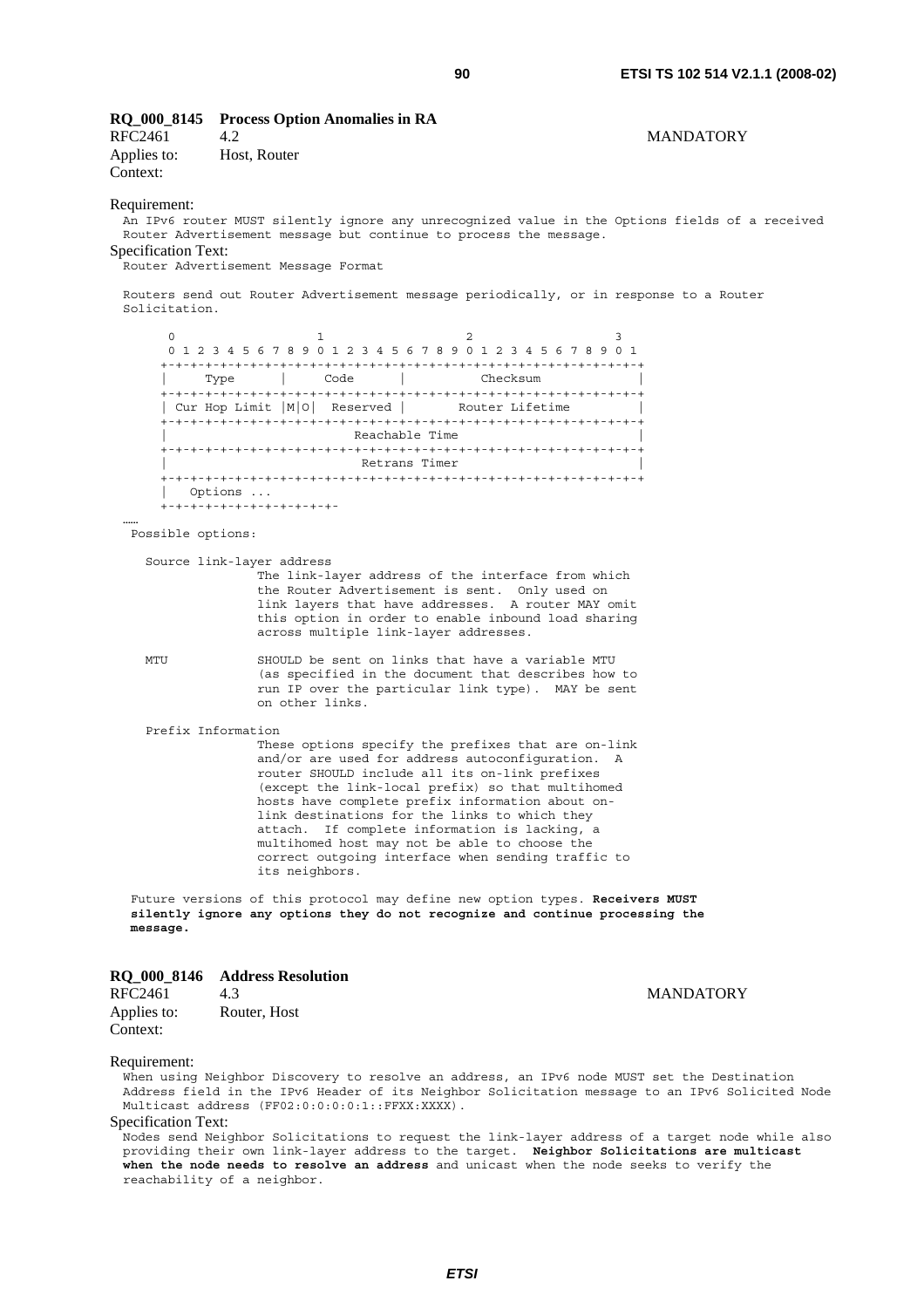**RQ_000_8145 Process Option Anomalies in RA**

RFC2461 4.2 MANDATORY

Applies to: Host, Router

Context:

Requirement:

```
An IPv6 router MUST silently ignore any unrecognized value in the Options fields of a received
Router Advertisement message but continue to process the message.
```

Specification Text:

```
Router Advertisement Message Format

Routers send out Router Advertisement message periodically, or in response to a Router
Solicitation.

      0                   1                   2                   3
      0 1 2 3 4 5 6 7 8 9 0 1 2 3 4 5 6 7 8 9 0 1 2 3 4 5 6 7 8 9 0 1
     +-+-+-+-+-+-+-+-+-+-+-+-+-+-+-+-+-+-+-+-+-+-+-+-+-+-+-+-+-+-+-+-+
     |     Type      |     Code      |          Checksum             |
     +-+-+-+-+-+-+-+-+-+-+-+-+-+-+-+-+-+-+-+-+-+-+-+-+-+-+-+-+-+-+-+-+
     | Cur Hop Limit |M|O|  Reserved |       Router Lifetime         |
     +-+-+-+-+-+-+-+-+-+-+-+-+-+-+-+-+-+-+-+-+-+-+-+-+-+-+-+-+-+-+-+-+
     |                         Reachable Time                        |
     +-+-+-+-+-+-+-+-+-+-+-+-+-+-+-+-+-+-+-+-+-+-+-+-+-+-+-+-+-+-+-+-+
     |                          Retrans Timer                        |
     +-+-+-+-+-+-+-+-+-+-+-+-+-+-+-+-+-+-+-+-+-+-+-+-+-+-+-+-+-+-+-+-+
     |   Options ...
     +-+-+-+-+-+-+-+-+-+-+-+-
……
  Possible options:

    Source link-layer address
                   The link-layer address of the interface from which
                   the Router Advertisement is sent.  Only used on
                   link layers that have addresses.  A router MAY omit
                   this option in order to enable inbound load sharing
                   across multiple link-layer addresses.

    MTU            SHOULD be sent on links that have a variable MTU
                   (as specified in the document that describes how to
                   run IP over the particular link type).  MAY be sent
                   on other links.

    Prefix Information
                   These options specify the prefixes that are on-link
                   and/or are used for address autoconfiguration.  A
                   router SHOULD include all its on-link prefixes
                   (except the link-local prefix) so that multihomed
                   hosts have complete prefix information about on-
                   link destinations for the links to which they
                   attach.  If complete information is lacking, a
                   multihomed host may not be able to choose the
                   correct outgoing interface when sending traffic to
                   its neighbors.

  Future versions of this protocol may define new option types. Receivers MUST
  silently ignore any options they do not recognize and continue processing the
  message.
```

**RQ_000_8146 Address Resolution**

RFC2461 4.3 MANDATORY

Applies to: Router, Host

Context:

Requirement:

```
When using Neighbor Discovery to resolve an address, an IPv6 node MUST set the Destination
Address field in the IPv6 Header of its Neighbor Solicitation message to an IPv6 Solicited Node
Multicast address (FF02:0:0:0:0:1::FFXX:XXXX).
```

Specification Text:

```
Nodes send Neighbor Solicitations to request the link-layer address of a target node while also
providing their own link-layer address to the target.  Neighbor Solicitations are multicast
when the node needs to resolve an address and unicast when the node seeks to verify the
reachability of a neighbor.
```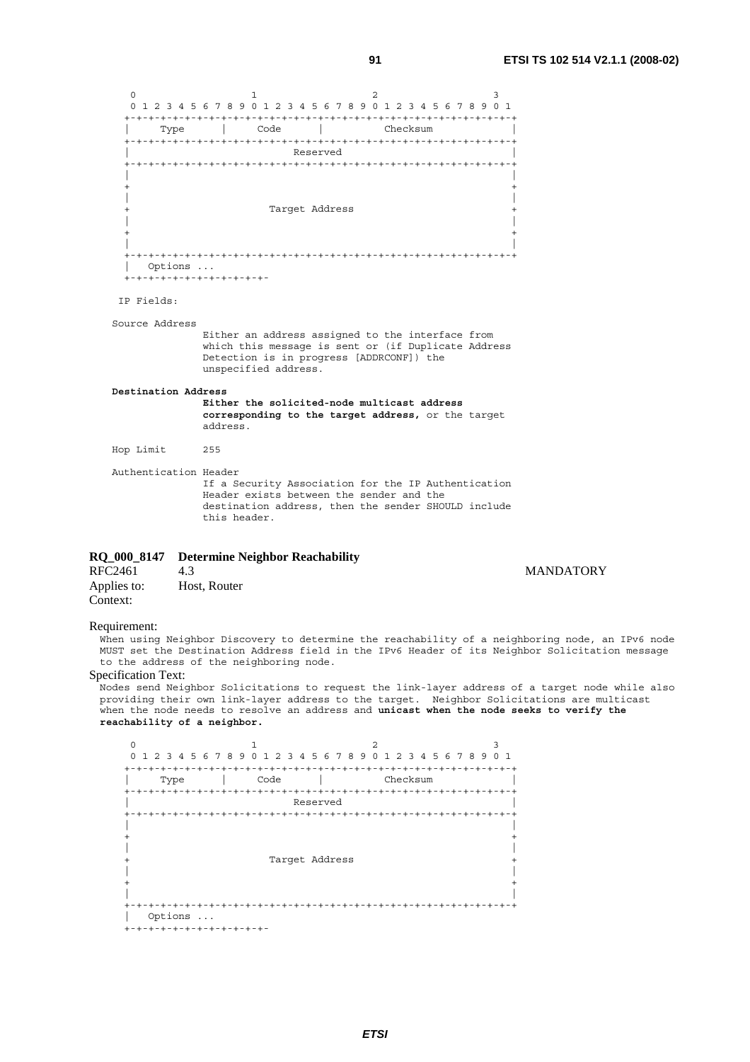```
     0                   1                   2                   3
     0 1 2 3 4 5 6 7 8 9 0 1 2 3 4 5 6 7 8 9 0 1 2 3 4 5 6 7 8 9 0 1
    +-+-+-+-+-+-+-+-+-+-+-+-+-+-+-+-+-+-+-+-+-+-+-+-+-+-+-+-+-+-+-+-+
    |     Type      |     Code      |          Checksum             |
    +-+-+-+-+-+-+-+-+-+-+-+-+-+-+-+-+-+-+-+-+-+-+-+-+-+-+-+-+-+-+-+-+
    |                           Reserved                            |
    +-+-+-+-+-+-+-+-+-+-+-+-+-+-+-+-+-+-+-+-+-+-+-+-+-+-+-+-+-+-+-+-+
    |                                                               |
    +                                                               +
    |                                                               |
    +                       Target Address                          +
    |                                                               |
    +                                                               +
    |                                                               |
    +-+-+-+-+-+-+-+-+-+-+-+-+-+-+-+-+-+-+-+-+-+-+-+-+-+-+-+-+-+-+-+-+
    |   Options ...
    +-+-+-+-+-+-+-+-+-+-+-+-

   IP Fields:

  Source Address
                 Either an address assigned to the interface from
                 which this message is sent or (if Duplicate Address
                 Detection is in progress [ADDRCONF]) the
                 unspecified address.

  Destination Address
                 Either the solicited-node multicast address
                 corresponding to the target address, or the target
                 address.

  Hop Limit      255

  Authentication Header
                 If a Security Association for the IP Authentication
                 Header exists between the sender and the
                 destination address, then the sender SHOULD include
                 this header.
```

**RQ_000_8147 Determine Neighbor Reachability**

RFC2461 4.3 MANDATORY

Applies to: Host, Router

Context:

Requirement:

When using Neighbor Discovery to determine the reachability of a neighboring node, an IPv6 node MUST set the Destination Address field in the IPv6 Header of its Neighbor Solicitation message to the address of the neighboring node.

Specification Text:

Nodes send Neighbor Solicitations to request the link-layer address of a target node while also providing their own link-layer address to the target. Neighbor Solicitations are multicast when the node needs to resolve an address and **unicast when the node seeks to verify the reachability of a neighbor.**

```
     0                   1                   2                   3
     0 1 2 3 4 5 6 7 8 9 0 1 2 3 4 5 6 7 8 9 0 1 2 3 4 5 6 7 8 9 0 1
    +-+-+-+-+-+-+-+-+-+-+-+-+-+-+-+-+-+-+-+-+-+-+-+-+-+-+-+-+-+-+-+-+
    |     Type      |     Code      |          Checksum             |
    +-+-+-+-+-+-+-+-+-+-+-+-+-+-+-+-+-+-+-+-+-+-+-+-+-+-+-+-+-+-+-+-+
    |                           Reserved                            |
    +-+-+-+-+-+-+-+-+-+-+-+-+-+-+-+-+-+-+-+-+-+-+-+-+-+-+-+-+-+-+-+-+
    |                                                               |
    +                                                               +
    |                                                               |
    +                       Target Address                          +
    |                                                               |
    +                                                               +
    |                                                               |
    +-+-+-+-+-+-+-+-+-+-+-+-+-+-+-+-+-+-+-+-+-+-+-+-+-+-+-+-+-+-+-+-+
    |   Options ...
    +-+-+-+-+-+-+-+-+-+-+-+-
```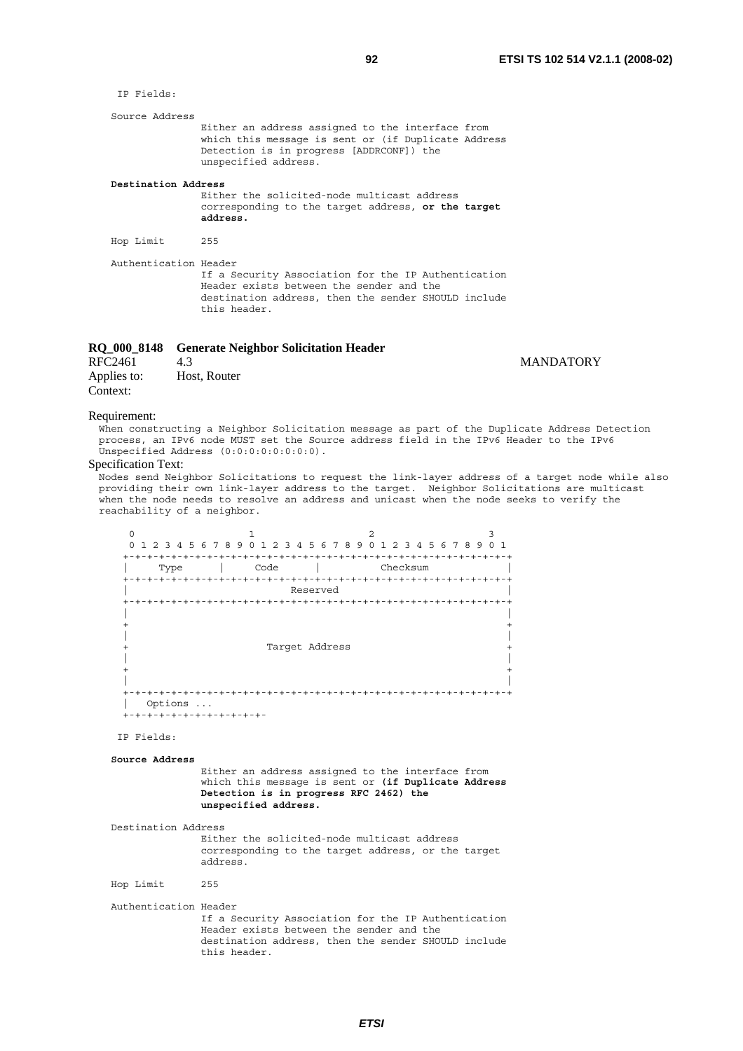```
IP Fields:

Source Address
              Either an address assigned to the interface from
              which this message is sent or (if Duplicate Address
              Detection is in progress [ADDRCONF]) the
              unspecified address.
```

**Destination Address**

```
              Either the solicited-node multicast address
              corresponding to the target address, or the target
              address.

Hop Limit     255

Authentication Header
              If a Security Association for the IP Authentication
              Header exists between the sender and the
              destination address, then the sender SHOULD include
              this header.
```

**RQ_000_8148 Generate Neighbor Solicitation Header**

RFC2461 4.3 MANDATORY

Applies to: Host, Router

Context:

Requirement:

When constructing a Neighbor Solicitation message as part of the Duplicate Address Detection process, an IPv6 node MUST set the Source address field in the IPv6 Header to the IPv6 Unspecified Address (0:0:0:0:0:0:0:0).

Specification Text:

Nodes send Neighbor Solicitations to request the link-layer address of a target node while also providing their own link-layer address to the target. Neighbor Solicitations are multicast when the node needs to resolve an address and unicast when the node seeks to verify the reachability of a neighbor.

```
    0                   1                   2                   3
    0 1 2 3 4 5 6 7 8 9 0 1 2 3 4 5 6 7 8 9 0 1 2 3 4 5 6 7 8 9 0 1
   +-+-+-+-+-+-+-+-+-+-+-+-+-+-+-+-+-+-+-+-+-+-+-+-+-+-+-+-+-+-+-+-+
   |     Type      |     Code      |          Checksum             |
   +-+-+-+-+-+-+-+-+-+-+-+-+-+-+-+-+-+-+-+-+-+-+-+-+-+-+-+-+-+-+-+-+
   |                           Reserved                            |
   +-+-+-+-+-+-+-+-+-+-+-+-+-+-+-+-+-+-+-+-+-+-+-+-+-+-+-+-+-+-+-+-+
   |                                                               |
   +                                                               +
   |                                                               |
   +                       Target Address                          +
   |                                                               |
   +                                                               +
   |                                                               |
   +-+-+-+-+-+-+-+-+-+-+-+-+-+-+-+-+-+-+-+-+-+-+-+-+-+-+-+-+-+-+-+-+
   |   Options ...
   +-+-+-+-+-+-+-+-+-+-+-+-
```

```
IP Fields:
```

**Source Address**

```
              Either an address assigned to the interface from
              which this message is sent or (if Duplicate Address
              Detection is in progress RFC 2462) the
              unspecified address.

Destination Address
              Either the solicited-node multicast address
              corresponding to the target address, or the target
              address.

Hop Limit     255

Authentication Header
              If a Security Association for the IP Authentication
              Header exists between the sender and the
              destination address, then the sender SHOULD include
              this header.
```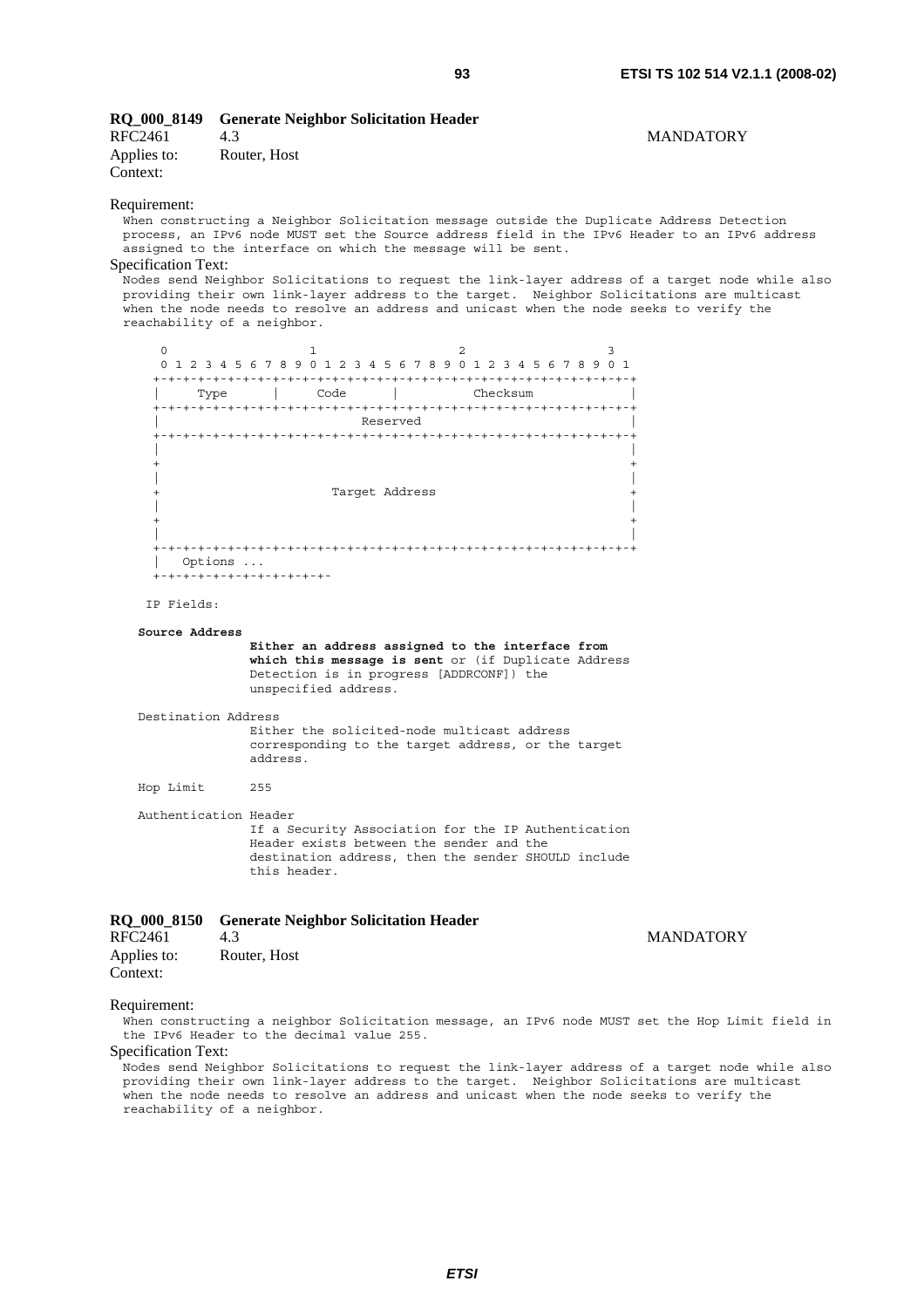**RQ_000_8149 Generate Neighbor Solicitation Header**

RFC2461 4.3 MANDATORY

Applies to: Router, Host

Context:

Requirement:

When constructing a Neighbor Solicitation message outside the Duplicate Address Detection process, an IPv6 node MUST set the Source address field in the IPv6 Header to an IPv6 address assigned to the interface on which the message will be sent.

Specification Text:

```
Nodes send Neighbor Solicitations to request the link-layer address of a target node while also
providing their own link-layer address to the target.  Neighbor Solicitations are multicast
when the node needs to resolve an address and unicast when the node seeks to verify the
reachability of a neighbor.

     0                   1                   2                   3
     0 1 2 3 4 5 6 7 8 9 0 1 2 3 4 5 6 7 8 9 0 1 2 3 4 5 6 7 8 9 0 1
    +-+-+-+-+-+-+-+-+-+-+-+-+-+-+-+-+-+-+-+-+-+-+-+-+-+-+-+-+-+-+-+-+
    |     Type      |     Code      |          Checksum             |
    +-+-+-+-+-+-+-+-+-+-+-+-+-+-+-+-+-+-+-+-+-+-+-+-+-+-+-+-+-+-+-+-+
    |                           Reserved                            |
    +-+-+-+-+-+-+-+-+-+-+-+-+-+-+-+-+-+-+-+-+-+-+-+-+-+-+-+-+-+-+-+-+
    |                                                               |
    +                                                               +
    |                                                               |
    +                       Target Address                          +
    |                                                               |
    +                                                               +
    |                                                               |
    +-+-+-+-+-+-+-+-+-+-+-+-+-+-+-+-+-+-+-+-+-+-+-+-+-+-+-+-+-+-+-+-+
    |   Options ...
    +-+-+-+-+-+-+-+-+-+-+-+-

   IP Fields:

   Source Address
                  Either an address assigned to the interface from
                  which this message is sent or (if Duplicate Address
                  Detection is in progress [ADDRCONF]) the
                  unspecified address.

   Destination Address
                  Either the solicited-node multicast address
                  corresponding to the target address, or the target
                  address.

   Hop Limit      255

   Authentication Header
                  If a Security Association for the IP Authentication
                  Header exists between the sender and the
                  destination address, then the sender SHOULD include
                  this header.
```

**RQ_000_8150 Generate Neighbor Solicitation Header**

RFC2461 4.3 MANDATORY

Applies to: Router, Host

Context:

Requirement:

When constructing a neighbor Solicitation message, an IPv6 node MUST set the Hop Limit field in the IPv6 Header to the decimal value 255.

Specification Text:

Nodes send Neighbor Solicitations to request the link-layer address of a target node while also providing their own link-layer address to the target. Neighbor Solicitations are multicast when the node needs to resolve an address and unicast when the node seeks to verify the reachability of a neighbor.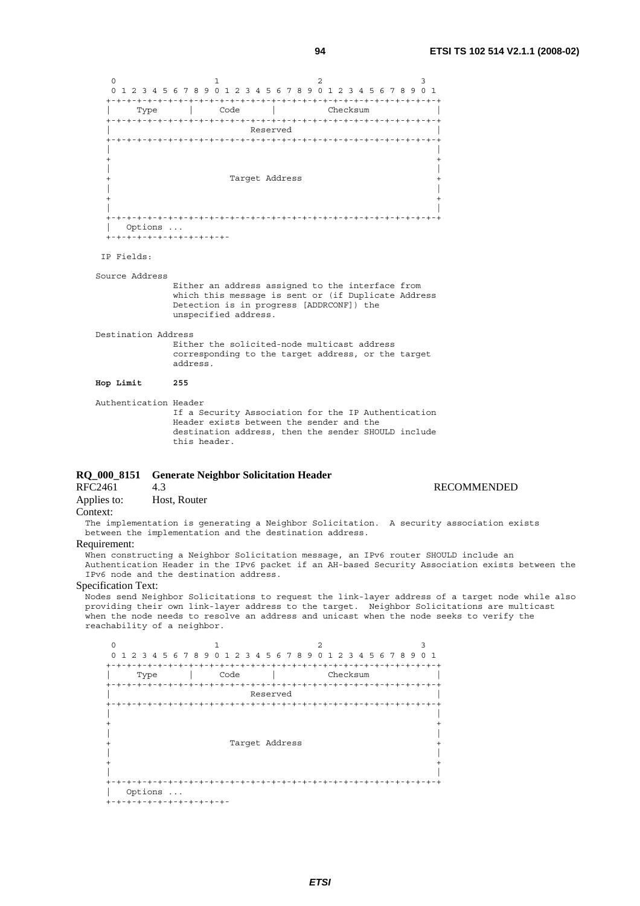```
     0                   1                   2                   3
     0 1 2 3 4 5 6 7 8 9 0 1 2 3 4 5 6 7 8 9 0 1 2 3 4 5 6 7 8 9 0 1
    +-+-+-+-+-+-+-+-+-+-+-+-+-+-+-+-+-+-+-+-+-+-+-+-+-+-+-+-+-+-+-+-+
    |     Type      |     Code      |          Checksum             |
    +-+-+-+-+-+-+-+-+-+-+-+-+-+-+-+-+-+-+-+-+-+-+-+-+-+-+-+-+-+-+-+-+
    |                           Reserved                            |
    +-+-+-+-+-+-+-+-+-+-+-+-+-+-+-+-+-+-+-+-+-+-+-+-+-+-+-+-+-+-+-+-+
    |                                                               |
    +                                                               +
    |                                                               |
    +                       Target Address                          +
    |                                                               |
    +                                                               +
    |                                                               |
    +-+-+-+-+-+-+-+-+-+-+-+-+-+-+-+-+-+-+-+-+-+-+-+-+-+-+-+-+-+-+-+-+
    |   Options ...
    +-+-+-+-+-+-+-+-+-+-+-+-

   IP Fields:

  Source Address
                 Either an address assigned to the interface from
                 which this message is sent or (if Duplicate Address
                 Detection is in progress [ADDRCONF]) the
                 unspecified address.

  Destination Address
                 Either the solicited-node multicast address
                 corresponding to the target address, or the target
                 address.

  Hop Limit      255

  Authentication Header
                 If a Security Association for the IP Authentication
                 Header exists between the sender and the
                 destination address, then the sender SHOULD include
                 this header.
```

**RQ_000_8151 Generate Neighbor Solicitation Header**

RFC2461 4.3 RECOMMENDED

Applies to: Host, Router

Context:

The implementation is generating a Neighbor Solicitation. A security association exists between the implementation and the destination address.

Requirement:

When constructing a Neighbor Solicitation message, an IPv6 router SHOULD include an Authentication Header in the IPv6 packet if an AH-based Security Association exists between the IPv6 node and the destination address.

Specification Text:

Nodes send Neighbor Solicitations to request the link-layer address of a target node while also providing their own link-layer address to the target. Neighbor Solicitations are multicast when the node needs to resolve an address and unicast when the node seeks to verify the reachability of a neighbor.

```
     0                   1                   2                   3
     0 1 2 3 4 5 6 7 8 9 0 1 2 3 4 5 6 7 8 9 0 1 2 3 4 5 6 7 8 9 0 1
    +-+-+-+-+-+-+-+-+-+-+-+-+-+-+-+-+-+-+-+-+-+-+-+-+-+-+-+-+-+-+-+-+
    |     Type      |     Code      |          Checksum             |
    +-+-+-+-+-+-+-+-+-+-+-+-+-+-+-+-+-+-+-+-+-+-+-+-+-+-+-+-+-+-+-+-+
    |                           Reserved                            |
    +-+-+-+-+-+-+-+-+-+-+-+-+-+-+-+-+-+-+-+-+-+-+-+-+-+-+-+-+-+-+-+-+
    |                                                               |
    +                                                               +
    |                                                               |
    +                       Target Address                          +
    |                                                               |
    +                                                               +
    |                                                               |
    +-+-+-+-+-+-+-+-+-+-+-+-+-+-+-+-+-+-+-+-+-+-+-+-+-+-+-+-+-+-+-+-+
    |   Options ...
    +-+-+-+-+-+-+-+-+-+-+-+-
```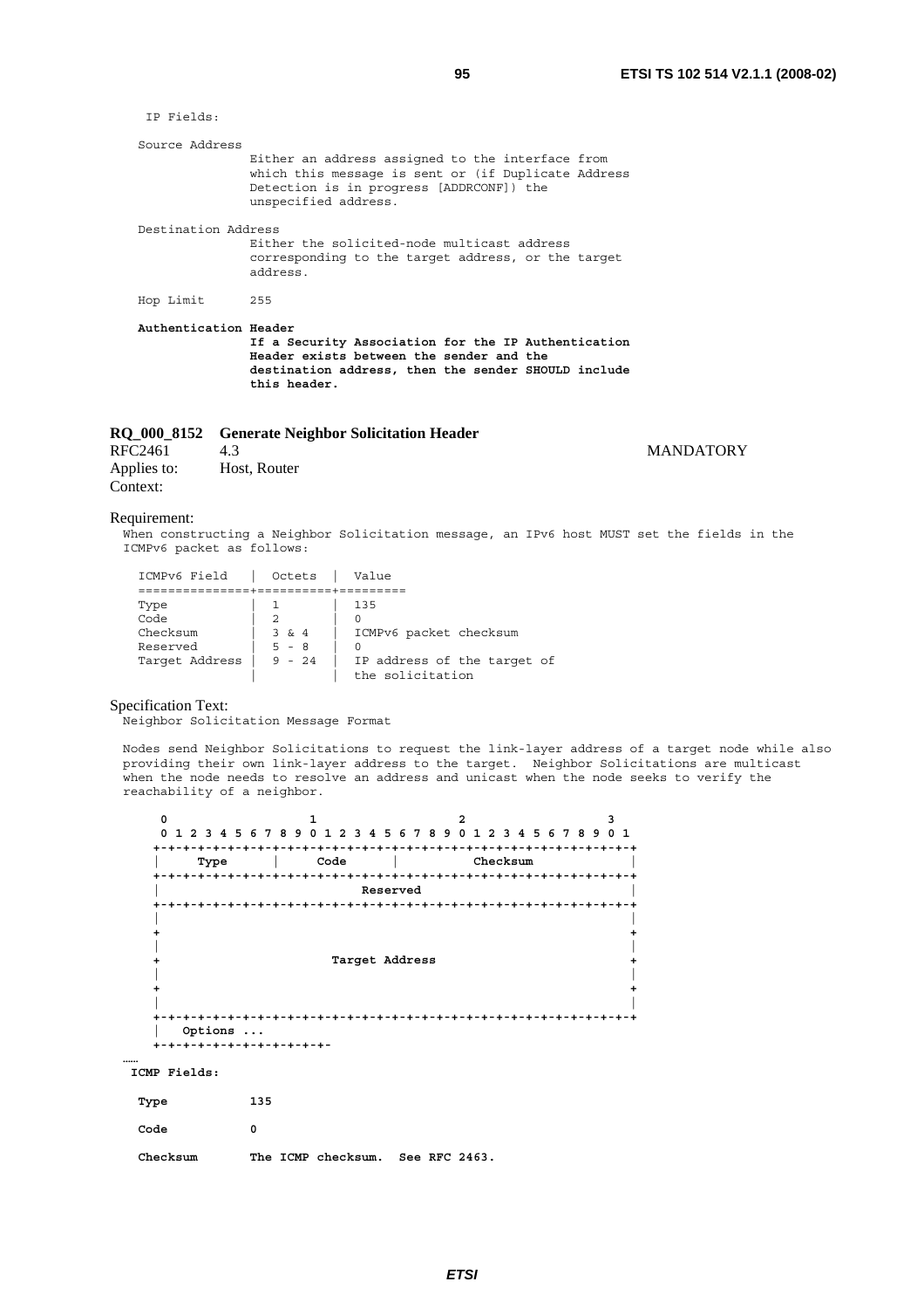```
IP Fields:

  Source Address
                 Either an address assigned to the interface from
                 which this message is sent or (if Duplicate Address
                 Detection is in progress [ADDRCONF]) the
                 unspecified address.

  Destination Address
                 Either the solicited-node multicast address
                 corresponding to the target address, or the target
                 address.

  Hop Limit      255
```

**Authentication Header**
**If a Security Association for the IP Authentication Header exists between the sender and the destination address, then the sender SHOULD include this header.**

### RQ_000_8152 Generate Neighbor Solicitation Header

RFC2461 4.3 MANDATORY

Applies to: Host, Router

Context:

Requirement:

When constructing a Neighbor Solicitation message, an IPv6 host MUST set the fields in the ICMPv6 packet as follows:

| ICMPv6 Field | Octets | Value |
|---|---|---|
| Type | 1 | 135 |
| Code | 2 | 0 |
| Checksum | 3 & 4 | ICMPv6 packet checksum |
| Reserved | 5 - 8 | 0 |
| Target Address | 9 - 24 | IP address of the target of the solicitation |

Specification Text:

Neighbor Solicitation Message Format

Nodes send Neighbor Solicitations to request the link-layer address of a target node while also providing their own link-layer address to the target. Neighbor Solicitations are multicast when the node needs to resolve an address and unicast when the node seeks to verify the reachability of a neighbor.

```
     0                   1                   2                   3
     0 1 2 3 4 5 6 7 8 9 0 1 2 3 4 5 6 7 8 9 0 1 2 3 4 5 6 7 8 9 0 1
    +-+-+-+-+-+-+-+-+-+-+-+-+-+-+-+-+-+-+-+-+-+-+-+-+-+-+-+-+-+-+-+-+
    |     Type      |     Code      |          Checksum             |
    +-+-+-+-+-+-+-+-+-+-+-+-+-+-+-+-+-+-+-+-+-+-+-+-+-+-+-+-+-+-+-+-+
    |                           Reserved                            |
    +-+-+-+-+-+-+-+-+-+-+-+-+-+-+-+-+-+-+-+-+-+-+-+-+-+-+-+-+-+-+-+-+
    |                                                               |
    +                                                               +
    |                                                               |
    +                       Target Address                          +
    |                                                               |
    +                                                               +
    |                                                               |
    +-+-+-+-+-+-+-+-+-+-+-+-+-+-+-+-+-+-+-+-+-+-+-+-+-+-+-+-+-+-+-+-+
    |   Options ...
    +-+-+-+-+-+-+-+-+-+-+-+-
```

……

**ICMP Fields:**

**Type** **135**

**Code** **0**

**Checksum** **The ICMP checksum. See RFC 2463.**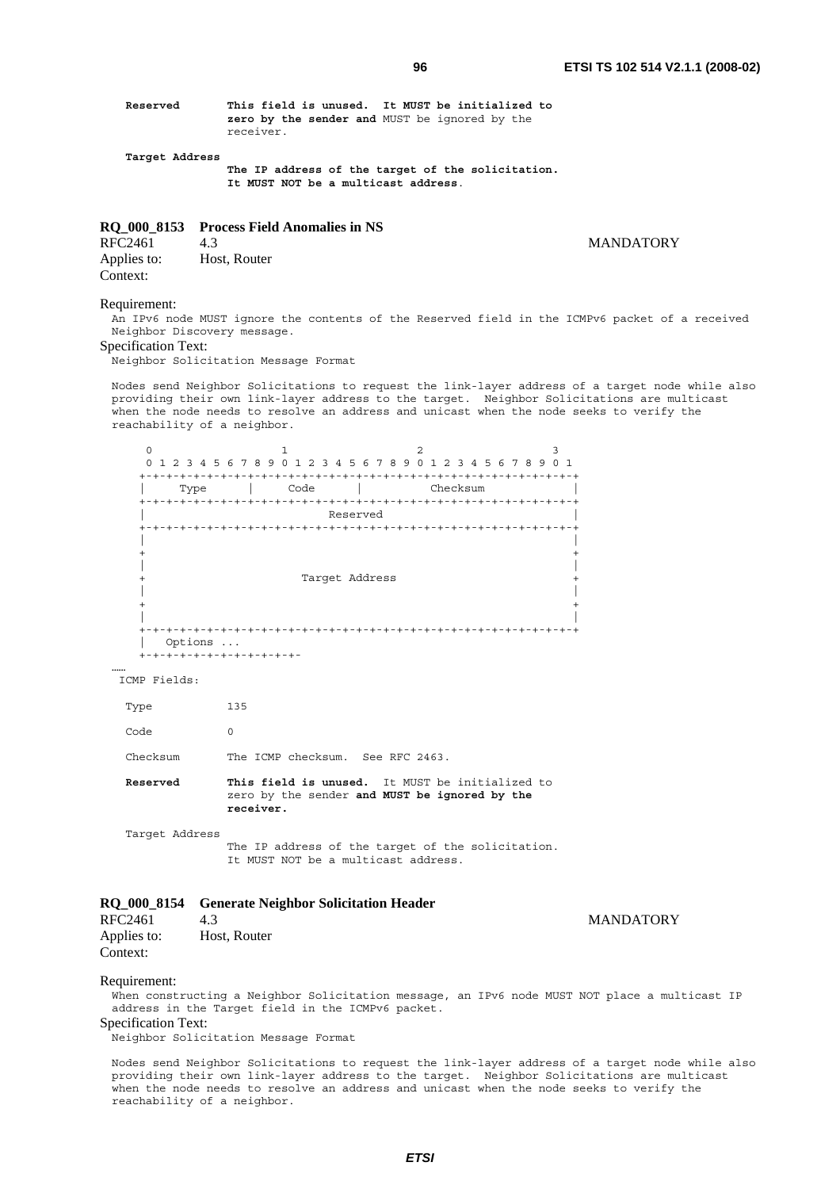**Reserved** **This field is unused. It MUST be initialized to zero by the sender and** MUST be ignored by the receiver.

**Target Address**
**The IP address of the target of the solicitation. It MUST NOT be a multicast address**.

### RQ_000_8153 Process Field Anomalies in NS

RFC2461 4.3 MANDATORY

Applies to: Host, Router

Context:

Requirement:

An IPv6 node MUST ignore the contents of the Reserved field in the ICMPv6 packet of a received Neighbor Discovery message.

Specification Text:

Neighbor Solicitation Message Format

Nodes send Neighbor Solicitations to request the link-layer address of a target node while also providing their own link-layer address to the target. Neighbor Solicitations are multicast when the node needs to resolve an address and unicast when the node seeks to verify the reachability of a neighbor.

```
     0                   1                   2                   3
     0 1 2 3 4 5 6 7 8 9 0 1 2 3 4 5 6 7 8 9 0 1 2 3 4 5 6 7 8 9 0 1
    +-+-+-+-+-+-+-+-+-+-+-+-+-+-+-+-+-+-+-+-+-+-+-+-+-+-+-+-+-+-+-+-+
    |     Type      |     Code      |          Checksum             |
    +-+-+-+-+-+-+-+-+-+-+-+-+-+-+-+-+-+-+-+-+-+-+-+-+-+-+-+-+-+-+-+-+
    |                           Reserved                            |
    +-+-+-+-+-+-+-+-+-+-+-+-+-+-+-+-+-+-+-+-+-+-+-+-+-+-+-+-+-+-+-+-+
    |                                                               |
    +                                                               +
    |                                                               |
    +                       Target Address                          +
    |                                                               |
    +                                                               +
    |                                                               |
    +-+-+-+-+-+-+-+-+-+-+-+-+-+-+-+-+-+-+-+-+-+-+-+-+-+-+-+-+-+-+-+-+
    |   Options ...
    +-+-+-+-+-+-+-+-+-+-+-+-
```

……

ICMP Fields:

Type 135

Code 0

Checksum The ICMP checksum. See RFC 2463.

**Reserved** **This field is unused.** It MUST be initialized to zero by the sender **and MUST be ignored by the receiver.**

Target Address
The IP address of the target of the solicitation. It MUST NOT be a multicast address.

### RQ_000_8154 Generate Neighbor Solicitation Header

RFC2461 4.3 MANDATORY

Applies to: Host, Router

Context:

Requirement:

When constructing a Neighbor Solicitation message, an IPv6 node MUST NOT place a multicast IP address in the Target field in the ICMPv6 packet.

Specification Text:

Neighbor Solicitation Message Format

Nodes send Neighbor Solicitations to request the link-layer address of a target node while also providing their own link-layer address to the target. Neighbor Solicitations are multicast when the node needs to resolve an address and unicast when the node seeks to verify the reachability of a neighbor.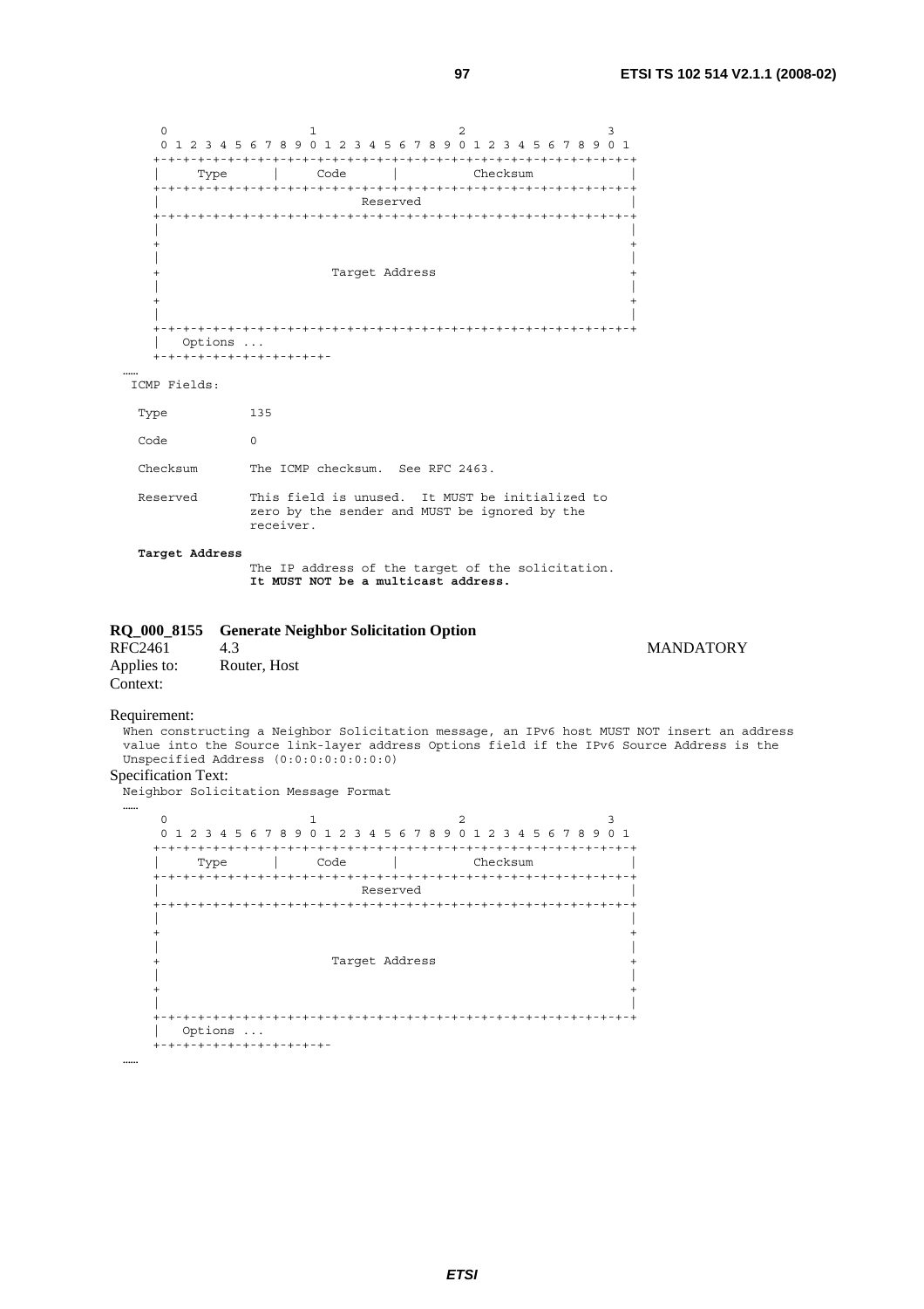```
      0                   1                   2                   3
      0 1 2 3 4 5 6 7 8 9 0 1 2 3 4 5 6 7 8 9 0 1 2 3 4 5 6 7 8 9 0 1
     +-+-+-+-+-+-+-+-+-+-+-+-+-+-+-+-+-+-+-+-+-+-+-+-+-+-+-+-+-+-+-+-+
     |     Type      |     Code      |          Checksum             |
     +-+-+-+-+-+-+-+-+-+-+-+-+-+-+-+-+-+-+-+-+-+-+-+-+-+-+-+-+-+-+-+-+
     |                           Reserved                            |
     +-+-+-+-+-+-+-+-+-+-+-+-+-+-+-+-+-+-+-+-+-+-+-+-+-+-+-+-+-+-+-+-+
     |                                                               |
     +                                                               +
     |                                                               |
     +                       Target Address                          +
     |                                                               |
     +                                                               +
     |                                                               |
     +-+-+-+-+-+-+-+-+-+-+-+-+-+-+-+-+-+-+-+-+-+-+-+-+-+-+-+-+-+-+-+-+
     |   Options ...
     +-+-+-+-+-+-+-+-+-+-+-+-
```

……

```
 ICMP Fields:

  Type           135

  Code           0

  Checksum       The ICMP checksum.  See RFC 2463.

  Reserved       This field is unused.  It MUST be initialized to
                 zero by the sender and MUST be ignored by the
                 receiver.
```

**Target Address**

```
                 The IP address of the target of the solicitation.
```
**It MUST NOT be a multicast address.**

## RQ_000_8155 Generate Neighbor Solicitation Option

RFC2461 4.3 MANDATORY

Applies to: Router, Host

Context:

Requirement:

When constructing a Neighbor Solicitation message, an IPv6 host MUST NOT insert an address value into the Source link-layer address Options field if the IPv6 Source Address is the Unspecified Address (0:0:0:0:0:0:0:0)

Specification Text:

Neighbor Solicitation Message Format

……

```
      0                   1                   2                   3
      0 1 2 3 4 5 6 7 8 9 0 1 2 3 4 5 6 7 8 9 0 1 2 3 4 5 6 7 8 9 0 1
     +-+-+-+-+-+-+-+-+-+-+-+-+-+-+-+-+-+-+-+-+-+-+-+-+-+-+-+-+-+-+-+-+
     |     Type      |     Code      |          Checksum             |
     +-+-+-+-+-+-+-+-+-+-+-+-+-+-+-+-+-+-+-+-+-+-+-+-+-+-+-+-+-+-+-+-+
     |                           Reserved                            |
     +-+-+-+-+-+-+-+-+-+-+-+-+-+-+-+-+-+-+-+-+-+-+-+-+-+-+-+-+-+-+-+-+
     |                                                               |
     +                                                               +
     |                                                               |
     +                       Target Address                          +
     |                                                               |
     +                                                               +
     |                                                               |
     +-+-+-+-+-+-+-+-+-+-+-+-+-+-+-+-+-+-+-+-+-+-+-+-+-+-+-+-+-+-+-+-+
     |   Options ...
     +-+-+-+-+-+-+-+-+-+-+-+-
```

……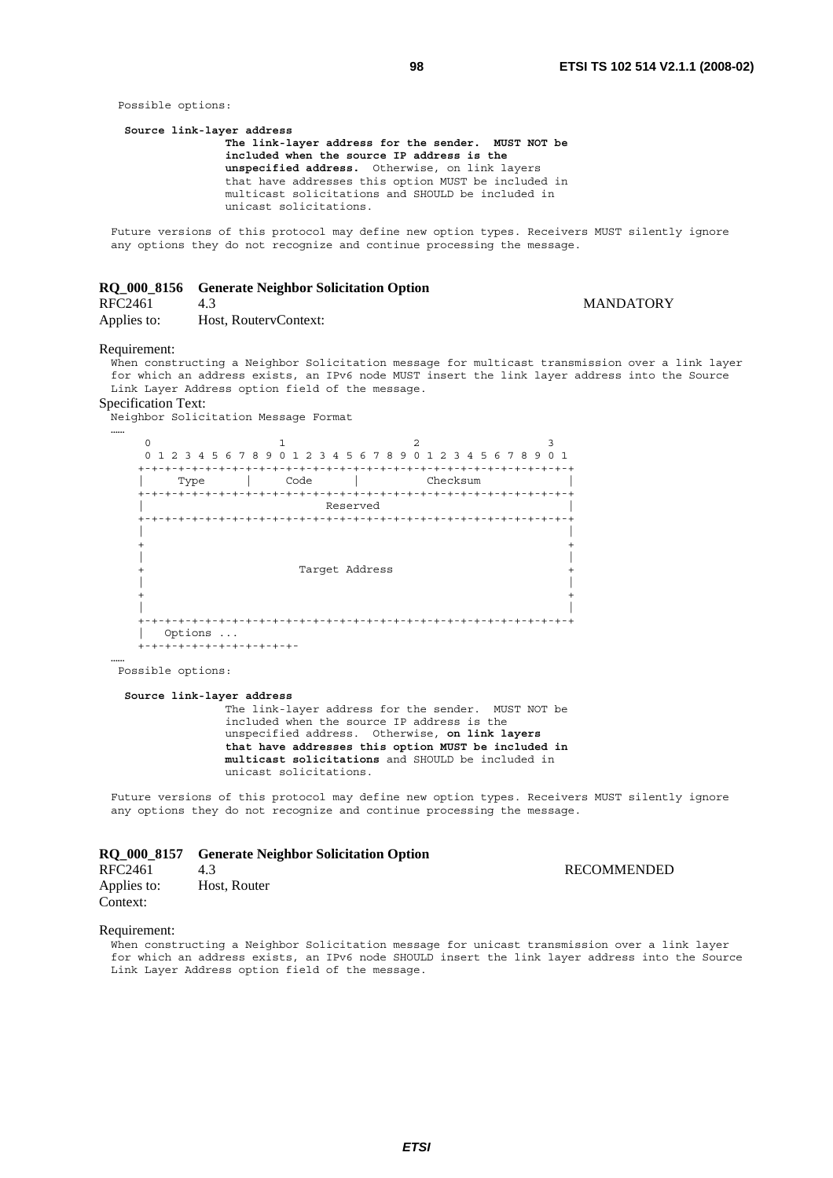Possible options:

**Source link-layer address**
**The link-layer address for the sender. MUST NOT be included when the source IP address is the unspecified address.** Otherwise, on link layers that have addresses this option MUST be included in multicast solicitations and SHOULD be included in unicast solicitations.

Future versions of this protocol may define new option types. Receivers MUST silently ignore any options they do not recognize and continue processing the message.

### RQ_000_8156 Generate Neighbor Solicitation Option

RFC2461 4.3 MANDATORY

Applies to: Host, RoutervContext:

Requirement:

When constructing a Neighbor Solicitation message for multicast transmission over a link layer for which an address exists, an IPv6 node MUST insert the link layer address into the Source Link Layer Address option field of the message.

Specification Text:

Neighbor Solicitation Message Format

……

```
    0                   1                   2                   3
    0 1 2 3 4 5 6 7 8 9 0 1 2 3 4 5 6 7 8 9 0 1 2 3 4 5 6 7 8 9 0 1
   +-+-+-+-+-+-+-+-+-+-+-+-+-+-+-+-+-+-+-+-+-+-+-+-+-+-+-+-+-+-+-+-+
   |     Type      |     Code      |          Checksum             |
   +-+-+-+-+-+-+-+-+-+-+-+-+-+-+-+-+-+-+-+-+-+-+-+-+-+-+-+-+-+-+-+-+
   |                           Reserved                            |
   +-+-+-+-+-+-+-+-+-+-+-+-+-+-+-+-+-+-+-+-+-+-+-+-+-+-+-+-+-+-+-+-+
   |                                                               |
   +                                                               +
   |                                                               |
   +                       Target Address                          +
   |                                                               |
   +                                                               +
   |                                                               |
   +-+-+-+-+-+-+-+-+-+-+-+-+-+-+-+-+-+-+-+-+-+-+-+-+-+-+-+-+-+-+-+-+
   |   Options ...
   +-+-+-+-+-+-+-+-+-+-+-+-
```

……

Possible options:

**Source link-layer address**
The link-layer address for the sender. MUST NOT be included when the source IP address is the unspecified address. Otherwise, **on link layers that have addresses this option MUST be included in multicast solicitations** and SHOULD be included in unicast solicitations.

Future versions of this protocol may define new option types. Receivers MUST silently ignore any options they do not recognize and continue processing the message.

### RQ_000_8157 Generate Neighbor Solicitation Option

RFC2461 4.3 RECOMMENDED

Applies to: Host, Router

Context:

Requirement:

When constructing a Neighbor Solicitation message for unicast transmission over a link layer for which an address exists, an IPv6 node SHOULD insert the link layer address into the Source Link Layer Address option field of the message.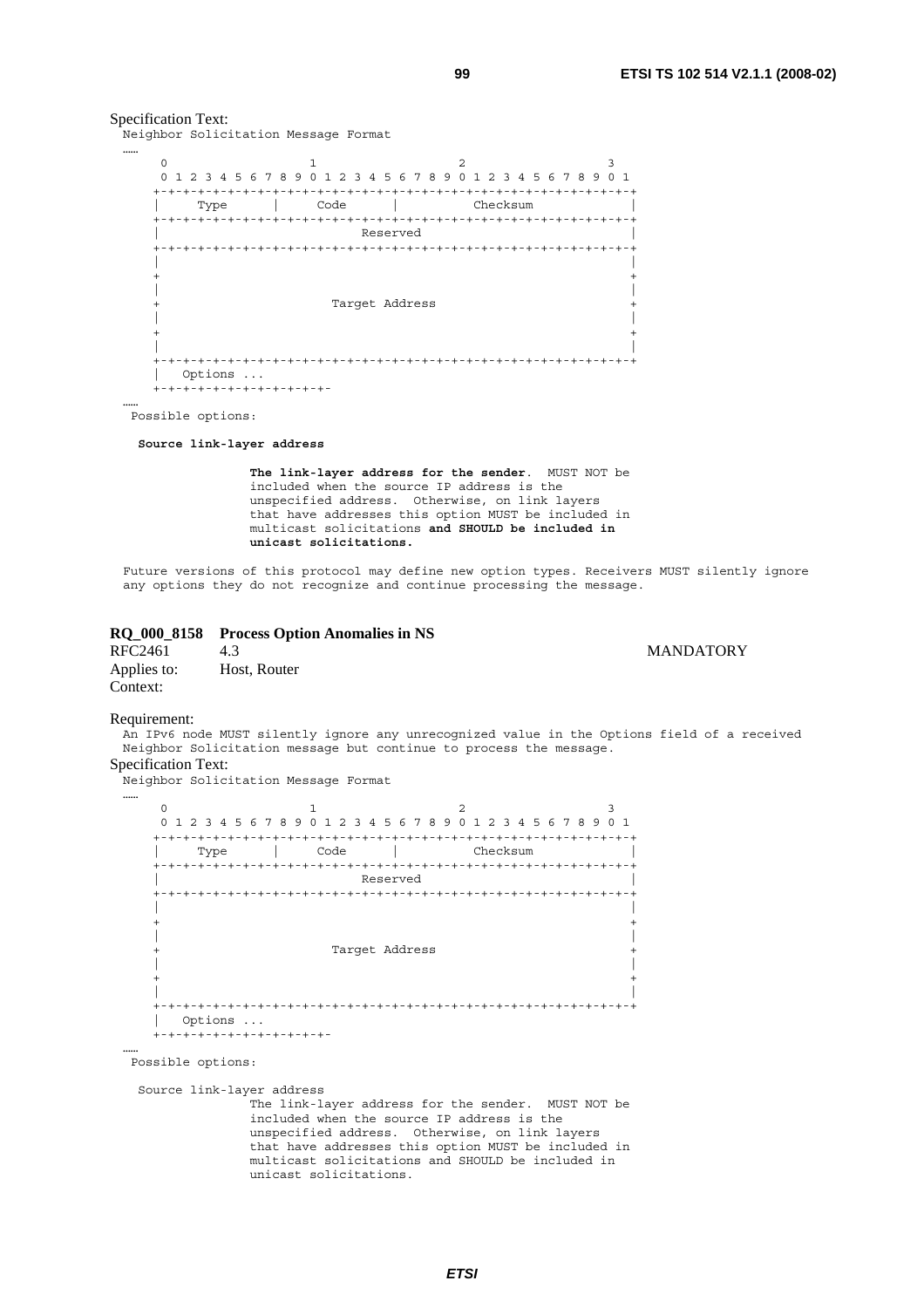Specification Text:

```
Neighbor Solicitation Message Format
……
     0                   1                   2                   3
     0 1 2 3 4 5 6 7 8 9 0 1 2 3 4 5 6 7 8 9 0 1 2 3 4 5 6 7 8 9 0 1
    +-+-+-+-+-+-+-+-+-+-+-+-+-+-+-+-+-+-+-+-+-+-+-+-+-+-+-+-+-+-+-+-+
    |     Type      |     Code      |          Checksum             |
    +-+-+-+-+-+-+-+-+-+-+-+-+-+-+-+-+-+-+-+-+-+-+-+-+-+-+-+-+-+-+-+-+
    |                           Reserved                            |
    +-+-+-+-+-+-+-+-+-+-+-+-+-+-+-+-+-+-+-+-+-+-+-+-+-+-+-+-+-+-+-+-+
    |                                                               |
    +                                                               +
    |                                                               |
    +                       Target Address                          +
    |                                                               |
    +                                                               +
    |                                                               |
    +-+-+-+-+-+-+-+-+-+-+-+-+-+-+-+-+-+-+-+-+-+-+-+-+-+-+-+-+-+-+-+-+
    |   Options ...
    +-+-+-+-+-+-+-+-+-+-+-+-
……
 Possible options:

  Source link-layer address

                 The link-layer address for the sender.  MUST NOT be
                 included when the source IP address is the
                 unspecified address.  Otherwise, on link layers
                 that have addresses this option MUST be included in
                 multicast solicitations and SHOULD be included in
                 unicast solicitations.

Future versions of this protocol may define new option types. Receivers MUST silently ignore
any options they do not recognize and continue processing the message.
```

**RQ_000_8158 Process Option Anomalies in NS**

RFC2461 4.3 MANDATORY

Applies to: Host, Router

Context:

Requirement:

```
An IPv6 node MUST silently ignore any unrecognized value in the Options field of a received
Neighbor Solicitation message but continue to process the message.
```

Specification Text:

```
Neighbor Solicitation Message Format
……
     0                   1                   2                   3
     0 1 2 3 4 5 6 7 8 9 0 1 2 3 4 5 6 7 8 9 0 1 2 3 4 5 6 7 8 9 0 1
    +-+-+-+-+-+-+-+-+-+-+-+-+-+-+-+-+-+-+-+-+-+-+-+-+-+-+-+-+-+-+-+-+
    |     Type      |     Code      |          Checksum             |
    +-+-+-+-+-+-+-+-+-+-+-+-+-+-+-+-+-+-+-+-+-+-+-+-+-+-+-+-+-+-+-+-+
    |                           Reserved                            |
    +-+-+-+-+-+-+-+-+-+-+-+-+-+-+-+-+-+-+-+-+-+-+-+-+-+-+-+-+-+-+-+-+
    |                                                               |
    +                                                               +
    |                                                               |
    +                       Target Address                          +
    |                                                               |
    +                                                               +
    |                                                               |
    +-+-+-+-+-+-+-+-+-+-+-+-+-+-+-+-+-+-+-+-+-+-+-+-+-+-+-+-+-+-+-+-+
    |   Options ...
    +-+-+-+-+-+-+-+-+-+-+-+-
……
 Possible options:

  Source link-layer address
                 The link-layer address for the sender.  MUST NOT be
                 included when the source IP address is the
                 unspecified address.  Otherwise, on link layers
                 that have addresses this option MUST be included in
                 multicast solicitations and SHOULD be included in
                 unicast solicitations.
```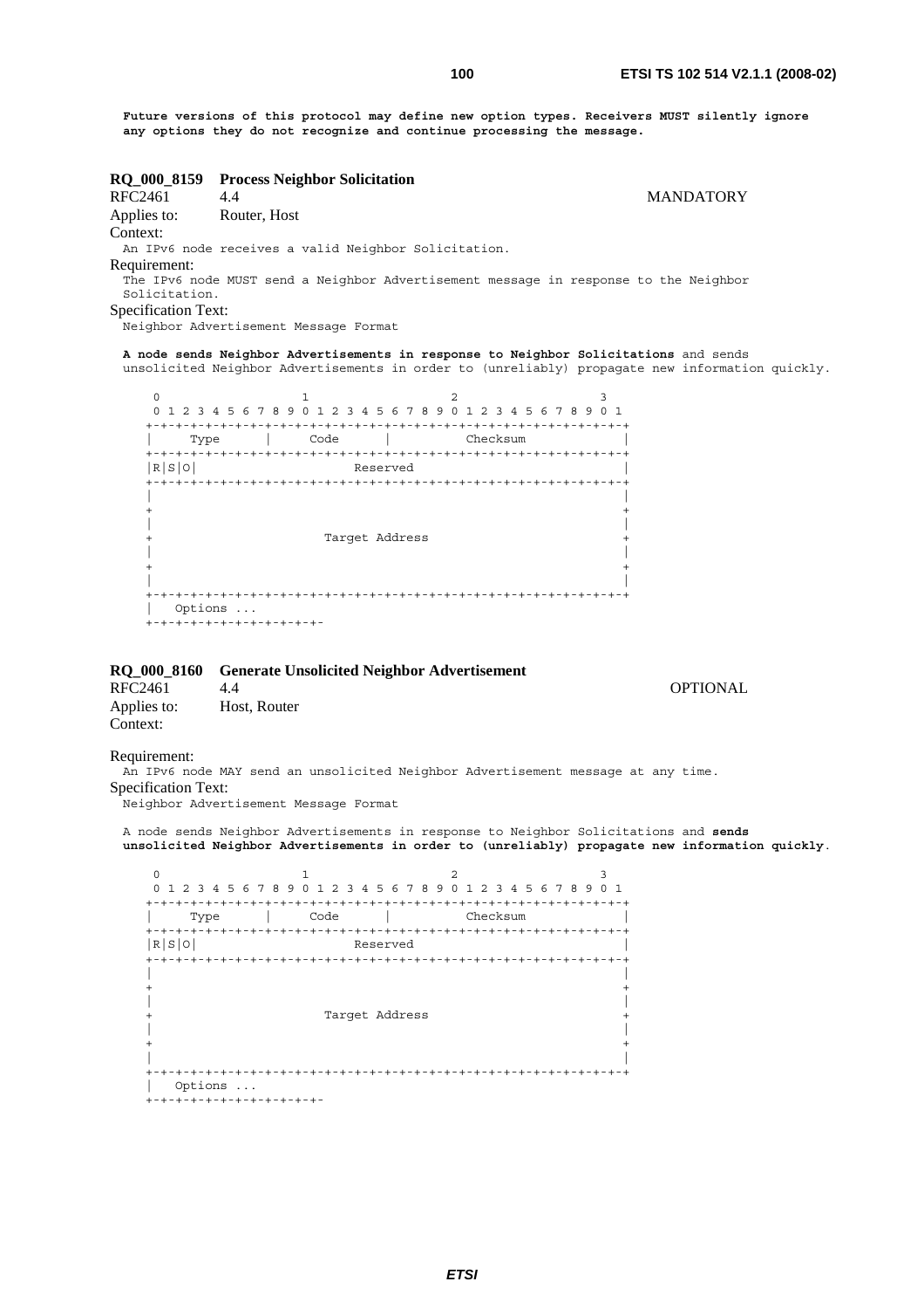**Future versions of this protocol may define new option types. Receivers MUST silently ignore any options they do not recognize and continue processing the message.**

**RQ_000_8159 Process Neighbor Solicitation**

RFC2461 4.4 MANDATORY

Applies to: Router, Host

Context:

An IPv6 node receives a valid Neighbor Solicitation.

Requirement:

The IPv6 node MUST send a Neighbor Advertisement message in response to the Neighbor Solicitation.

Specification Text:

Neighbor Advertisement Message Format

**A node sends Neighbor Advertisements in response to Neighbor Solicitations** and sends unsolicited Neighbor Advertisements in order to (unreliably) propagate new information quickly.

```
 0                   1                   2                   3
 0 1 2 3 4 5 6 7 8 9 0 1 2 3 4 5 6 7 8 9 0 1 2 3 4 5 6 7 8 9 0 1
+-+-+-+-+-+-+-+-+-+-+-+-+-+-+-+-+-+-+-+-+-+-+-+-+-+-+-+-+-+-+-+-+
|     Type      |     Code      |          Checksum             |
+-+-+-+-+-+-+-+-+-+-+-+-+-+-+-+-+-+-+-+-+-+-+-+-+-+-+-+-+-+-+-+-+
|R|S|O|                     Reserved                            |
+-+-+-+-+-+-+-+-+-+-+-+-+-+-+-+-+-+-+-+-+-+-+-+-+-+-+-+-+-+-+-+-+
|                                                               |
+                                                               +
|                                                               |
+                       Target Address                          +
|                                                               |
+                                                               +
|                                                               |
+-+-+-+-+-+-+-+-+-+-+-+-+-+-+-+-+-+-+-+-+-+-+-+-+-+-+-+-+-+-+-+-+
|   Options ...
+-+-+-+-+-+-+-+-+-+-+-+-
```

**RQ_000_8160 Generate Unsolicited Neighbor Advertisement**

RFC2461 4.4 OPTIONAL

Applies to: Host, Router

Context:

Requirement:

An IPv6 node MAY send an unsolicited Neighbor Advertisement message at any time.

Specification Text:

Neighbor Advertisement Message Format

A node sends Neighbor Advertisements in response to Neighbor Solicitations and **sends unsolicited Neighbor Advertisements in order to (unreliably) propagate new information quickly**.

```
 0                   1                   2                   3
 0 1 2 3 4 5 6 7 8 9 0 1 2 3 4 5 6 7 8 9 0 1 2 3 4 5 6 7 8 9 0 1
+-+-+-+-+-+-+-+-+-+-+-+-+-+-+-+-+-+-+-+-+-+-+-+-+-+-+-+-+-+-+-+-+
|     Type      |     Code      |          Checksum             |
+-+-+-+-+-+-+-+-+-+-+-+-+-+-+-+-+-+-+-+-+-+-+-+-+-+-+-+-+-+-+-+-+
|R|S|O|                     Reserved                            |
+-+-+-+-+-+-+-+-+-+-+-+-+-+-+-+-+-+-+-+-+-+-+-+-+-+-+-+-+-+-+-+-+
|                                                               |
+                                                               +
|                                                               |
+                       Target Address                          +
|                                                               |
+                                                               +
|                                                               |
+-+-+-+-+-+-+-+-+-+-+-+-+-+-+-+-+-+-+-+-+-+-+-+-+-+-+-+-+-+-+-+-+
|   Options ...
+-+-+-+-+-+-+-+-+-+-+-+-
```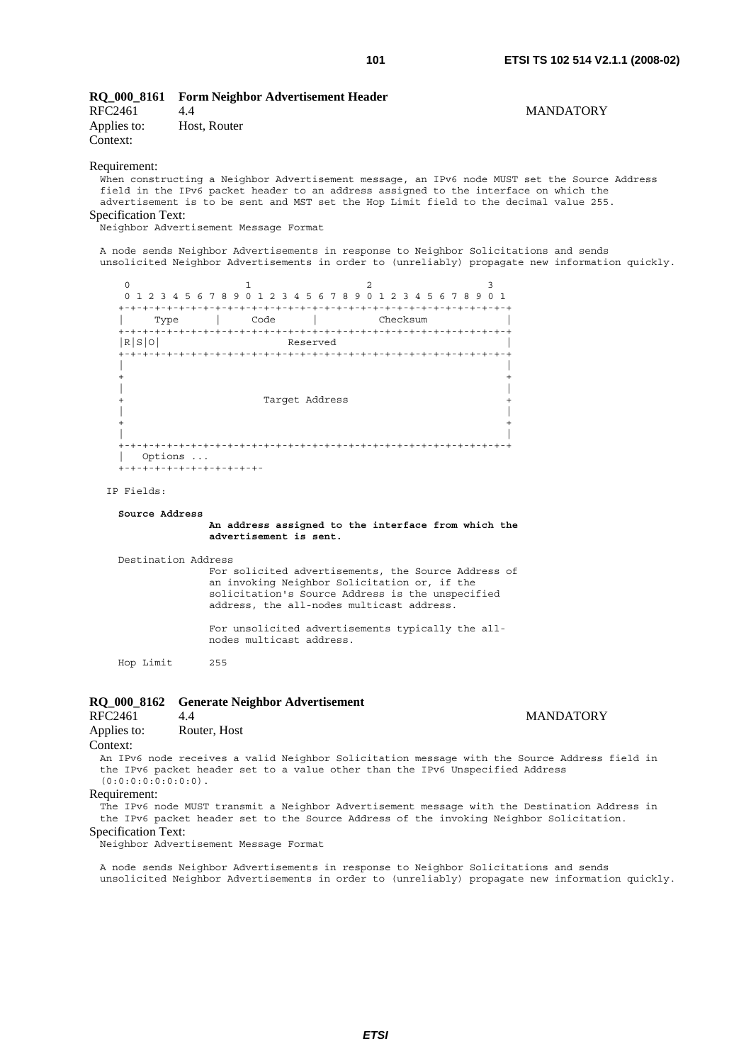### RQ_000_8161 Form Neighbor Advertisement Header

RFC2461 4.4 MANDATORY

Applies to: Host, Router

Context:

Requirement:

When constructing a Neighbor Advertisement message, an IPv6 node MUST set the Source Address field in the IPv6 packet header to an address assigned to the interface on which the advertisement is to be sent and MST set the Hop Limit field to the decimal value 255.

Specification Text:

```
Neighbor Advertisement Message Format

A node sends Neighbor Advertisements in response to Neighbor Solicitations and sends
unsolicited Neighbor Advertisements in order to (unreliably) propagate new information quickly.

    0                   1                   2                   3
    0 1 2 3 4 5 6 7 8 9 0 1 2 3 4 5 6 7 8 9 0 1 2 3 4 5 6 7 8 9 0 1
   +-+-+-+-+-+-+-+-+-+-+-+-+-+-+-+-+-+-+-+-+-+-+-+-+-+-+-+-+-+-+-+-+
   |     Type      |     Code      |          Checksum             |
   +-+-+-+-+-+-+-+-+-+-+-+-+-+-+-+-+-+-+-+-+-+-+-+-+-+-+-+-+-+-+-+-+
   |R|S|O|                     Reserved                            |
   +-+-+-+-+-+-+-+-+-+-+-+-+-+-+-+-+-+-+-+-+-+-+-+-+-+-+-+-+-+-+-+-+
   |                                                               |
   +                                                               +
   |                                                               |
   +                       Target Address                          +
   |                                                               |
   +                                                               +
   |                                                               |
   +-+-+-+-+-+-+-+-+-+-+-+-+-+-+-+-+-+-+-+-+-+-+-+-+-+-+-+-+-+-+-+-+
   |   Options ...
   +-+-+-+-+-+-+-+-+-+-+-+-

  IP Fields:

    Source Address
                   An address assigned to the interface from which the
                   advertisement is sent.

    Destination Address
                   For solicited advertisements, the Source Address of
                   an invoking Neighbor Solicitation or, if the
                   solicitation's Source Address is the unspecified
                   address, the all-nodes multicast address.

                   For unsolicited advertisements typically the all-
                   nodes multicast address.

    Hop Limit      255
```

### RQ_000_8162 Generate Neighbor Advertisement

RFC2461 4.4 MANDATORY

Applies to: Router, Host

Context:

An IPv6 node receives a valid Neighbor Solicitation message with the Source Address field in the IPv6 packet header set to a value other than the IPv6 Unspecified Address (0:0:0:0:0:0:0:0).

Requirement:

The IPv6 node MUST transmit a Neighbor Advertisement message with the Destination Address in the IPv6 packet header set to the Source Address of the invoking Neighbor Solicitation.

Specification Text:

```
Neighbor Advertisement Message Format

A node sends Neighbor Advertisements in response to Neighbor Solicitations and sends
unsolicited Neighbor Advertisements in order to (unreliably) propagate new information quickly.
```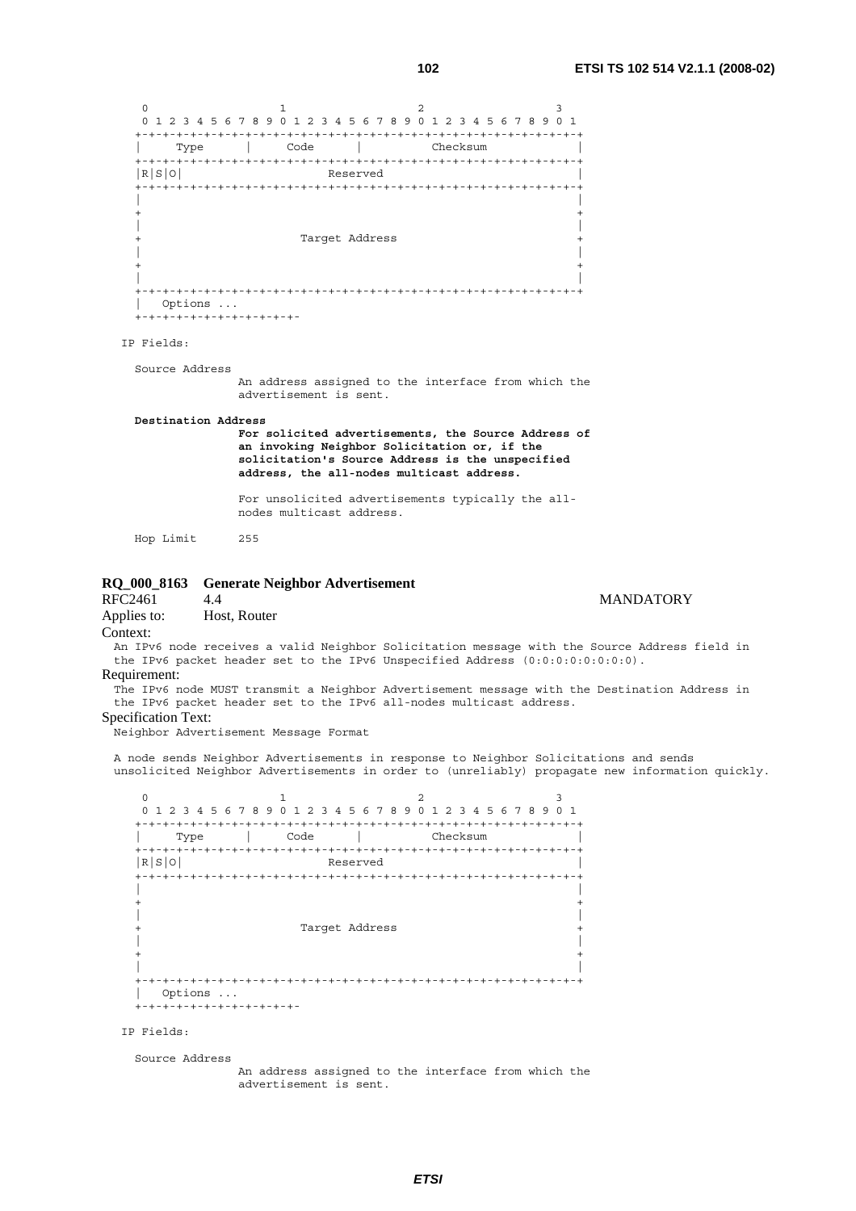```
     0                   1                   2                   3
     0 1 2 3 4 5 6 7 8 9 0 1 2 3 4 5 6 7 8 9 0 1 2 3 4 5 6 7 8 9 0 1
    +-+-+-+-+-+-+-+-+-+-+-+-+-+-+-+-+-+-+-+-+-+-+-+-+-+-+-+-+-+-+-+-+
    |     Type      |     Code      |          Checksum             |
    +-+-+-+-+-+-+-+-+-+-+-+-+-+-+-+-+-+-+-+-+-+-+-+-+-+-+-+-+-+-+-+-+
    |R|S|O|                     Reserved                            |
    +-+-+-+-+-+-+-+-+-+-+-+-+-+-+-+-+-+-+-+-+-+-+-+-+-+-+-+-+-+-+-+-+
    |                                                               |
    +                                                               +
    |                                                               |
    +                       Target Address                          +
    |                                                               |
    +                                                               +
    |                                                               |
    +-+-+-+-+-+-+-+-+-+-+-+-+-+-+-+-+-+-+-+-+-+-+-+-+-+-+-+-+-+-+-+-+
    |   Options ...
    +-+-+-+-+-+-+-+-+-+-+-+-

   IP Fields:

      Source Address
                     An address assigned to the interface from which the
                     advertisement is sent.
```

**Destination Address**

**For solicited advertisements, the Source Address of an invoking Neighbor Solicitation or, if the solicitation's Source Address is the unspecified address, the all-nodes multicast address.**

```
                     For unsolicited advertisements typically the all-
                     nodes multicast address.

      Hop Limit      255
```

### RQ_000_8163 Generate Neighbor Advertisement

RFC2461 4.4 MANDATORY

Applies to: Host, Router

Context:

An IPv6 node receives a valid Neighbor Solicitation message with the Source Address field in the IPv6 packet header set to the IPv6 Unspecified Address (0:0:0:0:0:0:0:0).

Requirement:

The IPv6 node MUST transmit a Neighbor Advertisement message with the Destination Address in the IPv6 packet header set to the IPv6 all-nodes multicast address.

Specification Text:

Neighbor Advertisement Message Format

A node sends Neighbor Advertisements in response to Neighbor Solicitations and sends unsolicited Neighbor Advertisements in order to (unreliably) propagate new information quickly.

```
     0                   1                   2                   3
     0 1 2 3 4 5 6 7 8 9 0 1 2 3 4 5 6 7 8 9 0 1 2 3 4 5 6 7 8 9 0 1
    +-+-+-+-+-+-+-+-+-+-+-+-+-+-+-+-+-+-+-+-+-+-+-+-+-+-+-+-+-+-+-+-+
    |     Type      |     Code      |          Checksum             |
    +-+-+-+-+-+-+-+-+-+-+-+-+-+-+-+-+-+-+-+-+-+-+-+-+-+-+-+-+-+-+-+-+
    |R|S|O|                     Reserved                            |
    +-+-+-+-+-+-+-+-+-+-+-+-+-+-+-+-+-+-+-+-+-+-+-+-+-+-+-+-+-+-+-+-+
    |                                                               |
    +                                                               +
    |                                                               |
    +                       Target Address                          +
    |                                                               |
    +                                                               +
    |                                                               |
    +-+-+-+-+-+-+-+-+-+-+-+-+-+-+-+-+-+-+-+-+-+-+-+-+-+-+-+-+-+-+-+-+
    |   Options ...
    +-+-+-+-+-+-+-+-+-+-+-+-

   IP Fields:

      Source Address
                     An address assigned to the interface from which the
                     advertisement is sent.
```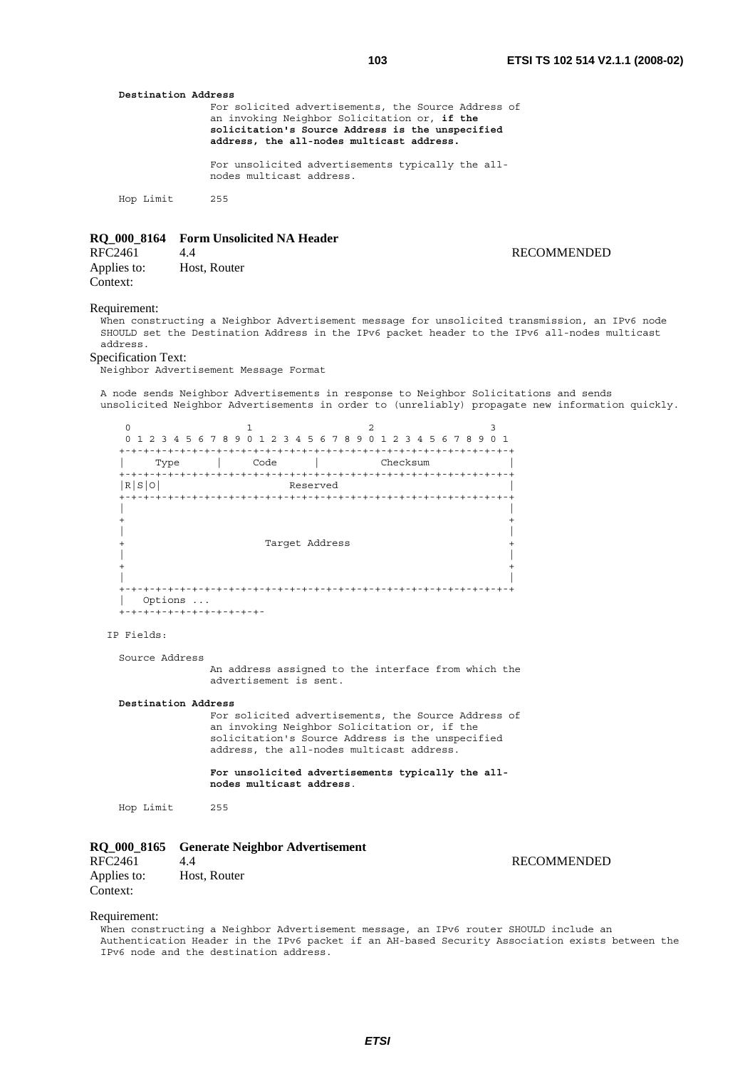**Destination Address**

```
               For solicited advertisements, the Source Address of
               an invoking Neighbor Solicitation or, if the
               solicitation's Source Address is the unspecified
               address, the all-nodes multicast address.

               For unsolicited advertisements typically the all-
               nodes multicast address.

Hop Limit      255
```

### RQ_000_8164 Form Unsolicited NA Header

RFC2461 4.4 RECOMMENDED

Applies to: Host, Router

Context:

Requirement:

When constructing a Neighbor Advertisement message for unsolicited transmission, an IPv6 node SHOULD set the Destination Address in the IPv6 packet header to the IPv6 all-nodes multicast address.

Specification Text:

Neighbor Advertisement Message Format

A node sends Neighbor Advertisements in response to Neighbor Solicitations and sends unsolicited Neighbor Advertisements in order to (unreliably) propagate new information quickly.

```
 0                   1                   2                   3
 0 1 2 3 4 5 6 7 8 9 0 1 2 3 4 5 6 7 8 9 0 1 2 3 4 5 6 7 8 9 0 1
+-+-+-+-+-+-+-+-+-+-+-+-+-+-+-+-+-+-+-+-+-+-+-+-+-+-+-+-+-+-+-+-+
|     Type      |     Code      |          Checksum             |
+-+-+-+-+-+-+-+-+-+-+-+-+-+-+-+-+-+-+-+-+-+-+-+-+-+-+-+-+-+-+-+-+
|R|S|O|                     Reserved                            |
+-+-+-+-+-+-+-+-+-+-+-+-+-+-+-+-+-+-+-+-+-+-+-+-+-+-+-+-+-+-+-+-+
|                                                               |
+                                                               +
|                                                               |
+                       Target Address                          +
|                                                               |
+                                                               +
|                                                               |
+-+-+-+-+-+-+-+-+-+-+-+-+-+-+-+-+-+-+-+-+-+-+-+-+-+-+-+-+-+-+-+-+
|   Options ...
+-+-+-+-+-+-+-+-+-+-+-+-
```

IP Fields:

```
Source Address
               An address assigned to the interface from which the
               advertisement is sent.
```

**Destination Address**

```
               For solicited advertisements, the Source Address of
               an invoking Neighbor Solicitation or, if the
               solicitation's Source Address is the unspecified
               address, the all-nodes multicast address.
```

**For unsolicited advertisements typically the all-nodes multicast address**.

```
Hop Limit      255
```

### RQ_000_8165 Generate Neighbor Advertisement

RFC2461 4.4 RECOMMENDED

Applies to: Host, Router

Context:

Requirement:

When constructing a Neighbor Advertisement message, an IPv6 router SHOULD include an Authentication Header in the IPv6 packet if an AH-based Security Association exists between the IPv6 node and the destination address.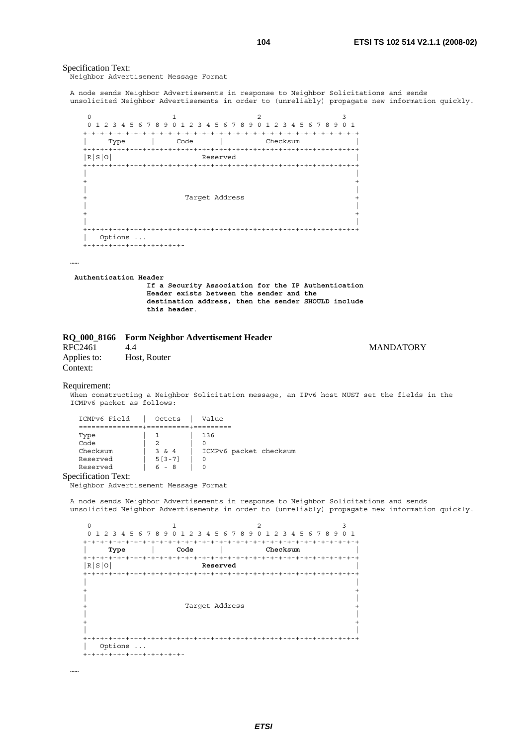Specification Text:

```
Neighbor Advertisement Message Format

A node sends Neighbor Advertisements in response to Neighbor Solicitations and sends
unsolicited Neighbor Advertisements in order to (unreliably) propagate new information quickly.

    0                   1                   2                   3
    0 1 2 3 4 5 6 7 8 9 0 1 2 3 4 5 6 7 8 9 0 1 2 3 4 5 6 7 8 9 0 1
   +-+-+-+-+-+-+-+-+-+-+-+-+-+-+-+-+-+-+-+-+-+-+-+-+-+-+-+-+-+-+-+-+
   |     Type      |     Code      |          Checksum             |
   +-+-+-+-+-+-+-+-+-+-+-+-+-+-+-+-+-+-+-+-+-+-+-+-+-+-+-+-+-+-+-+-+
   |R|S|O|                     Reserved                            |
   +-+-+-+-+-+-+-+-+-+-+-+-+-+-+-+-+-+-+-+-+-+-+-+-+-+-+-+-+-+-+-+-+
   |                                                               |
   +                                                               +
   |                                                               |
   +                       Target Address                          +
   |                                                               |
   +                                                               +
   |                                                               |
   +-+-+-+-+-+-+-+-+-+-+-+-+-+-+-+-+-+-+-+-+-+-+-+-+-+-+-+-+-+-+-+-+
   |   Options ...
   +-+-+-+-+-+-+-+-+-+-+-+-
```

……

```
 Authentication Header
                 If a Security Association for the IP Authentication
                 Header exists between the sender and the
                 destination address, then the sender SHOULD include
                 this header.
```

### RQ_000_8166 Form Neighbor Advertisement Header

RFC2461 4.4 MANDATORY

Applies to: Host, Router

Context:

Requirement:

```
When constructing a Neighbor Solicitation message, an IPv6 host MUST set the fields in the
ICMPv6 packet as follows:

  ICMPv6 Field   |  Octets  |  Value
  ===============+==========+=========
  Type           |  1       |  136
  Code           |  2       |  0
  Checksum       |  3 & 4   |  ICMPv6 packet checksum
  Reserved       |  5[3-7]  |  0
  Reserved       |  6 - 8   |  0
```

Specification Text:

```
Neighbor Advertisement Message Format

A node sends Neighbor Advertisements in response to Neighbor Solicitations and sends
unsolicited Neighbor Advertisements in order to (unreliably) propagate new information quickly.

    0                   1                   2                   3
    0 1 2 3 4 5 6 7 8 9 0 1 2 3 4 5 6 7 8 9 0 1 2 3 4 5 6 7 8 9 0 1
   +-+-+-+-+-+-+-+-+-+-+-+-+-+-+-+-+-+-+-+-+-+-+-+-+-+-+-+-+-+-+-+-+
   |     Type      |     Code      |          Checksum             |
   +-+-+-+-+-+-+-+-+-+-+-+-+-+-+-+-+-+-+-+-+-+-+-+-+-+-+-+-+-+-+-+-+
   |R|S|O|                     Reserved                            |
   +-+-+-+-+-+-+-+-+-+-+-+-+-+-+-+-+-+-+-+-+-+-+-+-+-+-+-+-+-+-+-+-+
   |                                                               |
   +                                                               +
   |                                                               |
   +                       Target Address                          +
   |                                                               |
   +                                                               +
   |                                                               |
   +-+-+-+-+-+-+-+-+-+-+-+-+-+-+-+-+-+-+-+-+-+-+-+-+-+-+-+-+-+-+-+-+
   |   Options ...
   +-+-+-+-+-+-+-+-+-+-+-+-
```

……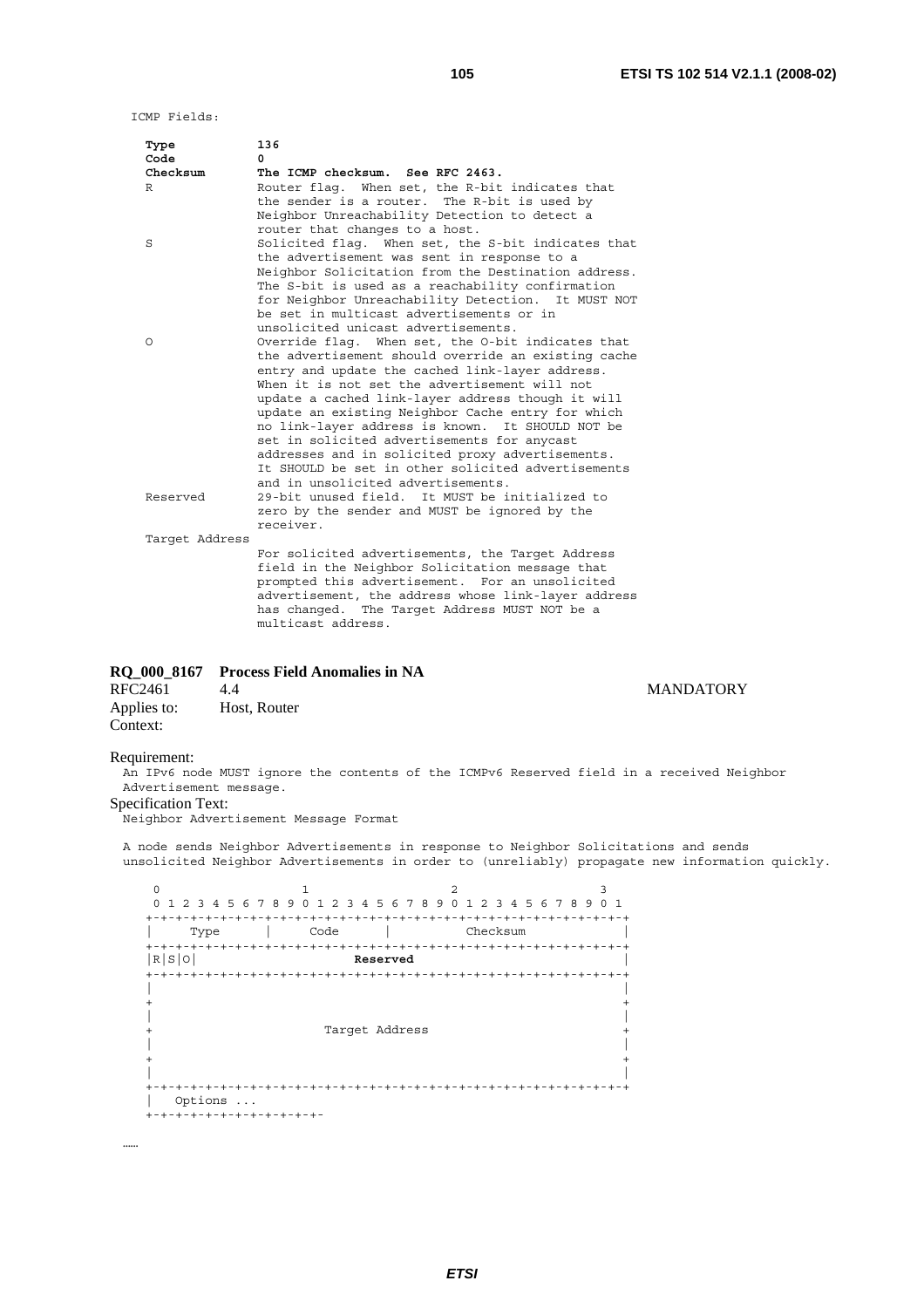ICMP Fields:

```
Type           136
Code           0
Checksum       The ICMP checksum.  See RFC 2463.
R              Router flag.  When set, the R-bit indicates that
               the sender is a router.  The R-bit is used by
               Neighbor Unreachability Detection to detect a
               router that changes to a host.
S              Solicited flag.  When set, the S-bit indicates that
               the advertisement was sent in response to a
               Neighbor Solicitation from the Destination address.
               The S-bit is used as a reachability confirmation
               for Neighbor Unreachability Detection.  It MUST NOT
               be set in multicast advertisements or in
               unsolicited unicast advertisements.
O              Override flag.  When set, the O-bit indicates that
               the advertisement should override an existing cache
               entry and update the cached link-layer address.
               When it is not set the advertisement will not
               update a cached link-layer address though it will
               update an existing Neighbor Cache entry for which
               no link-layer address is known.  It SHOULD NOT be
               set in solicited advertisements for anycast
               addresses and in solicited proxy advertisements.
               It SHOULD be set in other solicited advertisements
               and in unsolicited advertisements.
Reserved       29-bit unused field.  It MUST be initialized to
               zero by the sender and MUST be ignored by the
               receiver.
Target Address
               For solicited advertisements, the Target Address
               field in the Neighbor Solicitation message that
               prompted this advertisement.  For an unsolicited
               advertisement, the address whose link-layer address
               has changed.  The Target Address MUST NOT be a
               multicast address.
```

**RQ_000_8167 Process Field Anomalies in NA**

RFC2461 4.4 MANDATORY

Applies to: Host, Router

Context:

Requirement:

An IPv6 node MUST ignore the contents of the ICMPv6 Reserved field in a received Neighbor Advertisement message.

Specification Text:

Neighbor Advertisement Message Format

A node sends Neighbor Advertisements in response to Neighbor Solicitations and sends unsolicited Neighbor Advertisements in order to (unreliably) propagate new information quickly.

```
 0                   1                   2                   3
 0 1 2 3 4 5 6 7 8 9 0 1 2 3 4 5 6 7 8 9 0 1 2 3 4 5 6 7 8 9 0 1
+-+-+-+-+-+-+-+-+-+-+-+-+-+-+-+-+-+-+-+-+-+-+-+-+-+-+-+-+-+-+-+-+
|     Type      |     Code      |          Checksum             |
+-+-+-+-+-+-+-+-+-+-+-+-+-+-+-+-+-+-+-+-+-+-+-+-+-+-+-+-+-+-+-+-+
|R|S|O|                     Reserved                            |
+-+-+-+-+-+-+-+-+-+-+-+-+-+-+-+-+-+-+-+-+-+-+-+-+-+-+-+-+-+-+-+-+
|                                                               |
+                                                               +
|                                                               |
+                       Target Address                          +
|                                                               |
+                                                               +
|                                                               |
+-+-+-+-+-+-+-+-+-+-+-+-+-+-+-+-+-+-+-+-+-+-+-+-+-+-+-+-+-+-+-+-+
|   Options ...
+-+-+-+-+-+-+-+-+-+-+-+-
```

……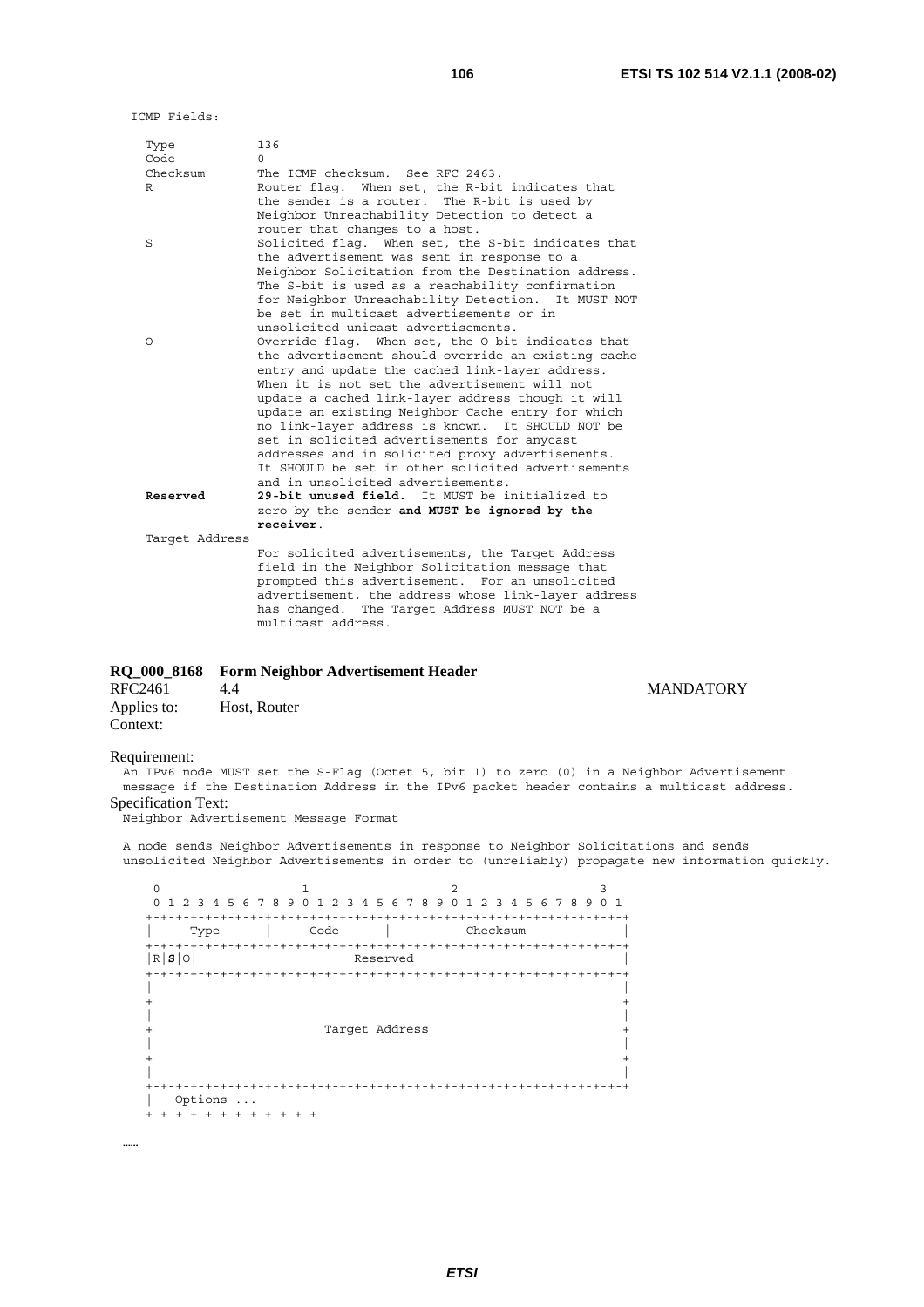ICMP Fields:

```
  Type           136
  Code           0
  Checksum       The ICMP checksum.  See RFC 2463.
  R              Router flag.  When set, the R-bit indicates that
                 the sender is a router.  The R-bit is used by
                 Neighbor Unreachability Detection to detect a
                 router that changes to a host.
  S              Solicited flag.  When set, the S-bit indicates that
                 the advertisement was sent in response to a
                 Neighbor Solicitation from the Destination address.
                 The S-bit is used as a reachability confirmation
                 for Neighbor Unreachability Detection.  It MUST NOT
                 be set in multicast advertisements or in
                 unsolicited unicast advertisements.
  O              Override flag.  When set, the O-bit indicates that
                 the advertisement should override an existing cache
                 entry and update the cached link-layer address.
                 When it is not set the advertisement will not
                 update a cached link-layer address though it will
                 update an existing Neighbor Cache entry for which
                 no link-layer address is known.  It SHOULD NOT be
                 set in solicited advertisements for anycast
                 addresses and in solicited proxy advertisements.
                 It SHOULD be set in other solicited advertisements
                 and in unsolicited advertisements.
  Reserved       29-bit unused field.  It MUST be initialized to
                 zero by the sender and MUST be ignored by the
                 receiver.
  Target Address
                 For solicited advertisements, the Target Address
                 field in the Neighbor Solicitation message that
                 prompted this advertisement.  For an unsolicited
                 advertisement, the address whose link-layer address
                 has changed.  The Target Address MUST NOT be a
                 multicast address.
```

**RQ_000_8168 Form Neighbor Advertisement Header**

RFC2461 4.4 MANDATORY

Applies to: Host, Router

Context:

Requirement:

An IPv6 node MUST set the S-Flag (Octet 5, bit 1) to zero (0) in a Neighbor Advertisement message if the Destination Address in the IPv6 packet header contains a multicast address.

Specification Text:

Neighbor Advertisement Message Format

A node sends Neighbor Advertisements in response to Neighbor Solicitations and sends unsolicited Neighbor Advertisements in order to (unreliably) propagate new information quickly.

```
 0                   1                   2                   3
 0 1 2 3 4 5 6 7 8 9 0 1 2 3 4 5 6 7 8 9 0 1 2 3 4 5 6 7 8 9 0 1
+-+-+-+-+-+-+-+-+-+-+-+-+-+-+-+-+-+-+-+-+-+-+-+-+-+-+-+-+-+-+-+-+
|     Type      |     Code      |          Checksum             |
+-+-+-+-+-+-+-+-+-+-+-+-+-+-+-+-+-+-+-+-+-+-+-+-+-+-+-+-+-+-+-+-+
|R|S|O|                     Reserved                            |
+-+-+-+-+-+-+-+-+-+-+-+-+-+-+-+-+-+-+-+-+-+-+-+-+-+-+-+-+-+-+-+-+
|                                                               |
+                                                               +
|                                                               |
+                       Target Address                          +
|                                                               |
+                                                               +
|                                                               |
+-+-+-+-+-+-+-+-+-+-+-+-+-+-+-+-+-+-+-+-+-+-+-+-+-+-+-+-+-+-+-+-+
|   Options ...
+-+-+-+-+-+-+-+-+-+-+-+-
```

……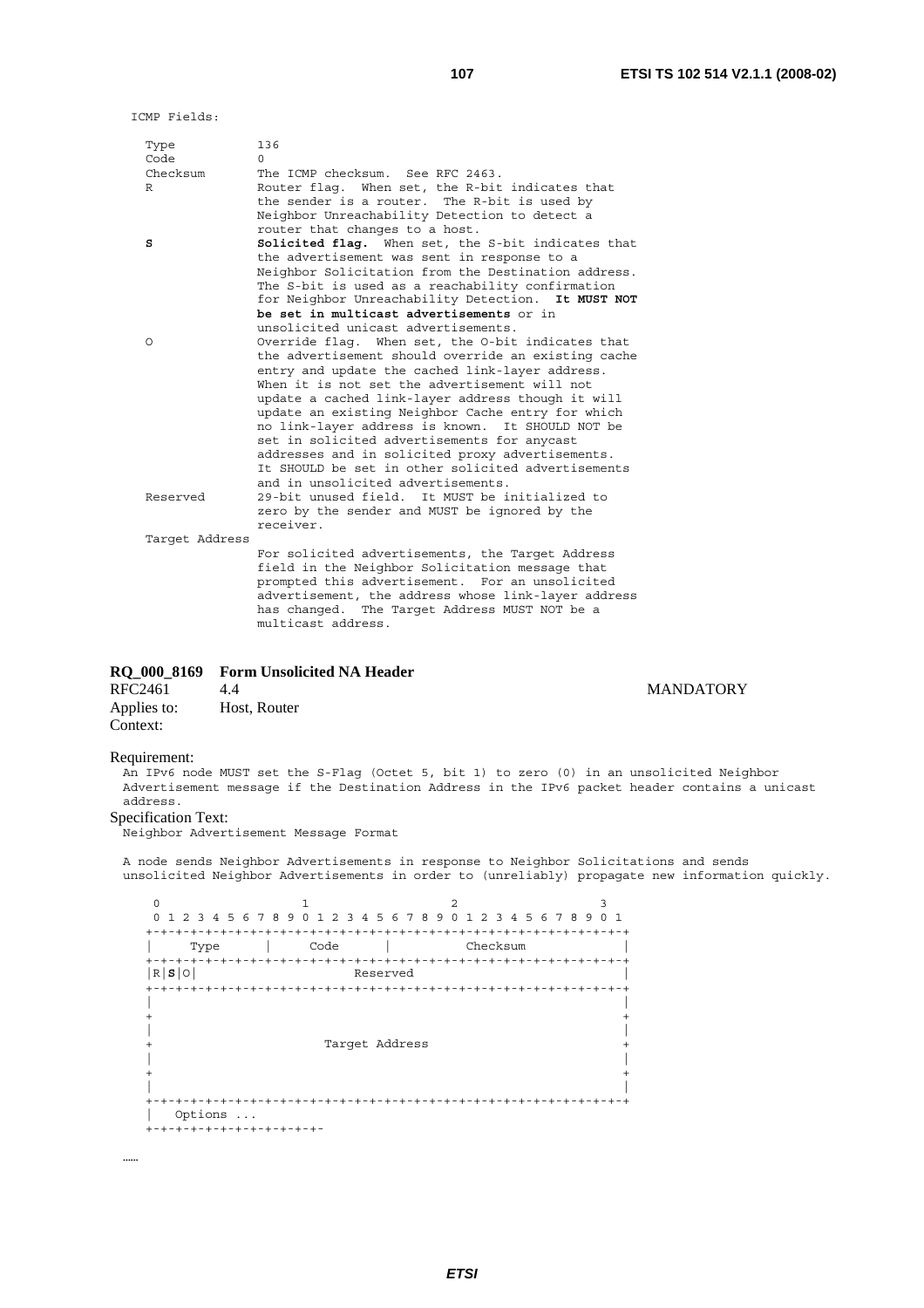```
ICMP Fields:

  Type           136
  Code           0
  Checksum       The ICMP checksum.  See RFC 2463.
  R              Router flag.  When set, the R-bit indicates that
                 the sender is a router.  The R-bit is used by
                 Neighbor Unreachability Detection to detect a
                 router that changes to a host.
  S              Solicited flag.  When set, the S-bit indicates that
                 the advertisement was sent in response to a
                 Neighbor Solicitation from the Destination address.
                 The S-bit is used as a reachability confirmation
                 for Neighbor Unreachability Detection.  It MUST NOT
                 be set in multicast advertisements or in
                 unsolicited unicast advertisements.
  O              Override flag.  When set, the O-bit indicates that
                 the advertisement should override an existing cache
                 entry and update the cached link-layer address.
                 When it is not set the advertisement will not
                 update a cached link-layer address though it will
                 update an existing Neighbor Cache entry for which
                 no link-layer address is known.  It SHOULD NOT be
                 set in solicited advertisements for anycast
                 addresses and in solicited proxy advertisements.
                 It SHOULD be set in other solicited advertisements
                 and in unsolicited advertisements.
  Reserved       29-bit unused field.  It MUST be initialized to
                 zero by the sender and MUST be ignored by the
                 receiver.
  Target Address
                 For solicited advertisements, the Target Address
                 field in the Neighbor Solicitation message that
                 prompted this advertisement.  For an unsolicited
                 advertisement, the address whose link-layer address
                 has changed.  The Target Address MUST NOT be a
                 multicast address.
```

**RQ_000_8169 Form Unsolicited NA Header**

RFC2461 4.4 MANDATORY

Applies to: Host, Router

Context:

Requirement:

An IPv6 node MUST set the S-Flag (Octet 5, bit 1) to zero (0) in an unsolicited Neighbor Advertisement message if the Destination Address in the IPv6 packet header contains a unicast address.

Specification Text:

Neighbor Advertisement Message Format

A node sends Neighbor Advertisements in response to Neighbor Solicitations and sends unsolicited Neighbor Advertisements in order to (unreliably) propagate new information quickly.

```
 0                   1                   2                   3
 0 1 2 3 4 5 6 7 8 9 0 1 2 3 4 5 6 7 8 9 0 1 2 3 4 5 6 7 8 9 0 1
+-+-+-+-+-+-+-+-+-+-+-+-+-+-+-+-+-+-+-+-+-+-+-+-+-+-+-+-+-+-+-+-+
|     Type      |     Code      |          Checksum             |
+-+-+-+-+-+-+-+-+-+-+-+-+-+-+-+-+-+-+-+-+-+-+-+-+-+-+-+-+-+-+-+-+
|R|S|O|                     Reserved                            |
+-+-+-+-+-+-+-+-+-+-+-+-+-+-+-+-+-+-+-+-+-+-+-+-+-+-+-+-+-+-+-+-+
|                                                               |
+                                                               +
|                                                               |
+                       Target Address                          +
|                                                               |
+                                                               +
|                                                               |
+-+-+-+-+-+-+-+-+-+-+-+-+-+-+-+-+-+-+-+-+-+-+-+-+-+-+-+-+-+-+-+-+
|   Options ...
+-+-+-+-+-+-+-+-+-+-+-+-
```

……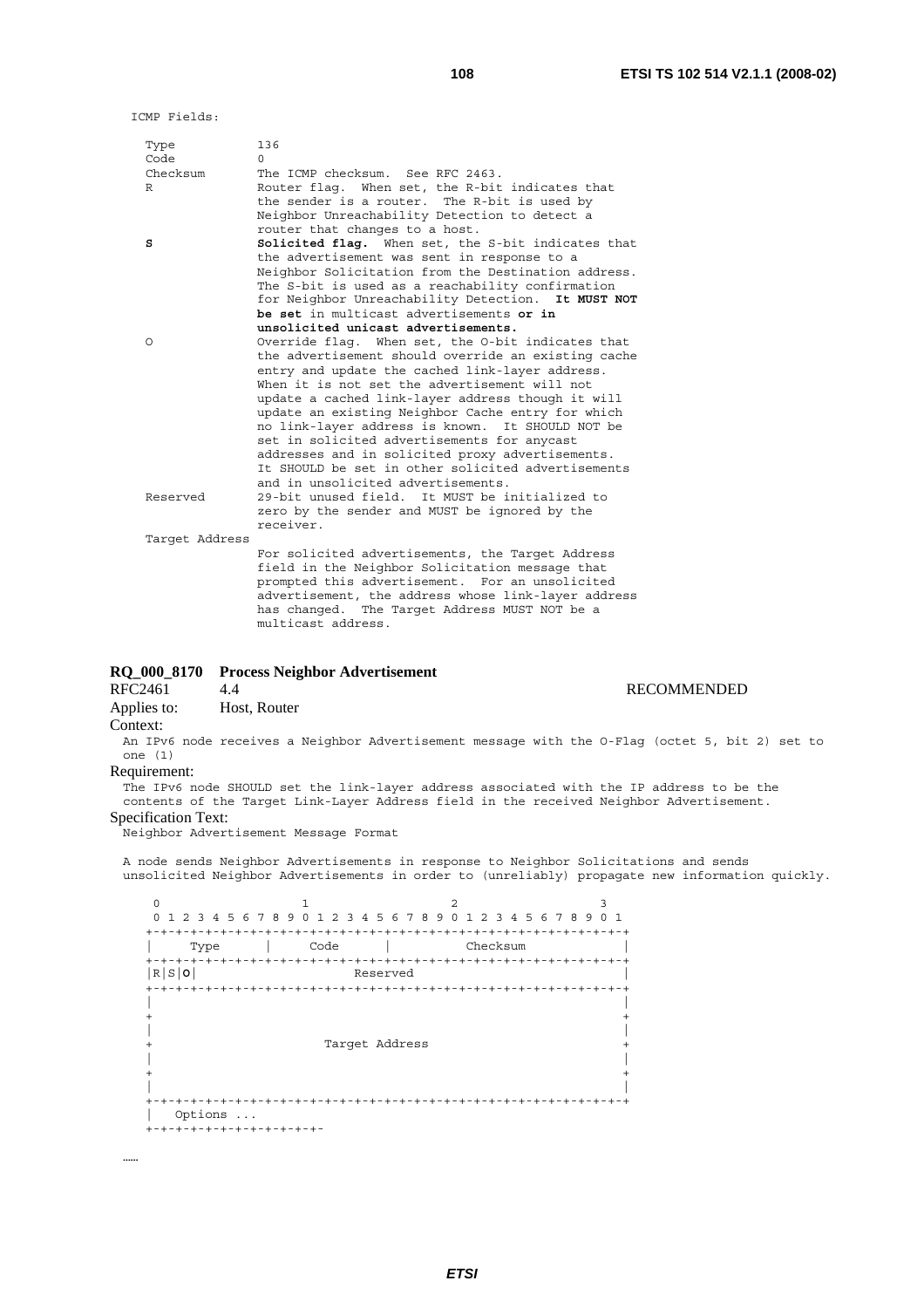```
ICMP Fields:

   Type           136
   Code           0
   Checksum       The ICMP checksum.  See RFC 2463.
   R              Router flag.  When set, the R-bit indicates that
                  the sender is a router.  The R-bit is used by
                  Neighbor Unreachability Detection to detect a
                  router that changes to a host.
   S              Solicited flag.  When set, the S-bit indicates that
                  the advertisement was sent in response to a
                  Neighbor Solicitation from the Destination address.
                  The S-bit is used as a reachability confirmation
                  for Neighbor Unreachability Detection.  It MUST NOT
                  be set in multicast advertisements or in
                  unsolicited unicast advertisements.
   O              Override flag.  When set, the O-bit indicates that
                  the advertisement should override an existing cache
                  entry and update the cached link-layer address.
                  When it is not set the advertisement will not
                  update a cached link-layer address though it will
                  update an existing Neighbor Cache entry for which
                  no link-layer address is known.  It SHOULD NOT be
                  set in solicited advertisements for anycast
                  addresses and in solicited proxy advertisements.
                  It SHOULD be set in other solicited advertisements
                  and in unsolicited advertisements.
   Reserved       29-bit unused field.  It MUST be initialized to
                  zero by the sender and MUST be ignored by the
                  receiver.
   Target Address
                  For solicited advertisements, the Target Address
                  field in the Neighbor Solicitation message that
                  prompted this advertisement.  For an unsolicited
                  advertisement, the address whose link-layer address
                  has changed.  The Target Address MUST NOT be a
                  multicast address.
```

**RQ_000_8170 Process Neighbor Advertisement**

RFC2461 4.4 RECOMMENDED

Applies to: Host, Router

Context:

An IPv6 node receives a Neighbor Advertisement message with the O-Flag (octet 5, bit 2) set to one (1)

Requirement:

The IPv6 node SHOULD set the link-layer address associated with the IP address to be the contents of the Target Link-Layer Address field in the received Neighbor Advertisement.

Specification Text:

Neighbor Advertisement Message Format

A node sends Neighbor Advertisements in response to Neighbor Solicitations and sends unsolicited Neighbor Advertisements in order to (unreliably) propagate new information quickly.

```
    0                   1                   2                   3
    0 1 2 3 4 5 6 7 8 9 0 1 2 3 4 5 6 7 8 9 0 1 2 3 4 5 6 7 8 9 0 1
   +-+-+-+-+-+-+-+-+-+-+-+-+-+-+-+-+-+-+-+-+-+-+-+-+-+-+-+-+-+-+-+-+
   |     Type      |     Code      |          Checksum             |
   +-+-+-+-+-+-+-+-+-+-+-+-+-+-+-+-+-+-+-+-+-+-+-+-+-+-+-+-+-+-+-+-+
   |R|S|O|                     Reserved                            |
   +-+-+-+-+-+-+-+-+-+-+-+-+-+-+-+-+-+-+-+-+-+-+-+-+-+-+-+-+-+-+-+-+
   |                                                               |
   +                                                               +
   |                                                               |
   +                       Target Address                          +
   |                                                               |
   +                                                               +
   |                                                               |
   +-+-+-+-+-+-+-+-+-+-+-+-+-+-+-+-+-+-+-+-+-+-+-+-+-+-+-+-+-+-+-+-+
   |   Options ...
   +-+-+-+-+-+-+-+-+-+-+-+-
```

……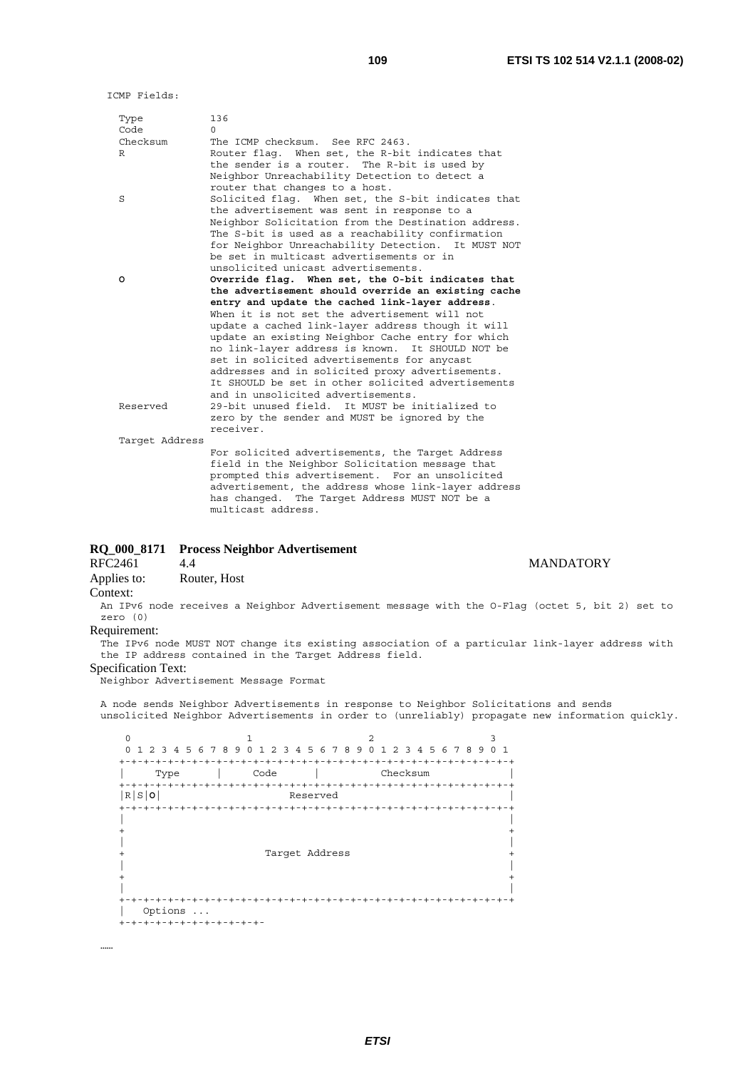```
ICMP Fields:

   Type           136
   Code           0
   Checksum       The ICMP checksum.  See RFC 2463.
   R              Router flag.  When set, the R-bit indicates that
                  the sender is a router.  The R-bit is used by
                  Neighbor Unreachability Detection to detect a
                  router that changes to a host.
   S              Solicited flag.  When set, the S-bit indicates that
                  the advertisement was sent in response to a
                  Neighbor Solicitation from the Destination address.
                  The S-bit is used as a reachability confirmation
                  for Neighbor Unreachability Detection.  It MUST NOT
                  be set in multicast advertisements or in
                  unsolicited unicast advertisements.
   O              Override flag.  When set, the O-bit indicates that
                  the advertisement should override an existing cache
                  entry and update the cached link-layer address.
                  When it is not set the advertisement will not
                  update a cached link-layer address though it will
                  update an existing Neighbor Cache entry for which
                  no link-layer address is known.  It SHOULD NOT be
                  set in solicited advertisements for anycast
                  addresses and in solicited proxy advertisements.
                  It SHOULD be set in other solicited advertisements
                  and in unsolicited advertisements.
   Reserved       29-bit unused field.  It MUST be initialized to
                  zero by the sender and MUST be ignored by the
                  receiver.
   Target Address
                  For solicited advertisements, the Target Address
                  field in the Neighbor Solicitation message that
                  prompted this advertisement.  For an unsolicited
                  advertisement, the address whose link-layer address
                  has changed.  The Target Address MUST NOT be a
                  multicast address.
```

**RQ_000_8171 Process Neighbor Advertisement**

RFC2461 4.4 MANDATORY

Applies to: Router, Host

Context:

An IPv6 node receives a Neighbor Advertisement message with the O-Flag (octet 5, bit 2) set to zero (0)

Requirement:

The IPv6 node MUST NOT change its existing association of a particular link-layer address with the IP address contained in the Target Address field.

Specification Text:

Neighbor Advertisement Message Format

A node sends Neighbor Advertisements in response to Neighbor Solicitations and sends unsolicited Neighbor Advertisements in order to (unreliably) propagate new information quickly.

```
  0                   1                   2                   3
  0 1 2 3 4 5 6 7 8 9 0 1 2 3 4 5 6 7 8 9 0 1 2 3 4 5 6 7 8 9 0 1
 +-+-+-+-+-+-+-+-+-+-+-+-+-+-+-+-+-+-+-+-+-+-+-+-+-+-+-+-+-+-+-+-+
 |     Type      |     Code      |          Checksum             |
 +-+-+-+-+-+-+-+-+-+-+-+-+-+-+-+-+-+-+-+-+-+-+-+-+-+-+-+-+-+-+-+-+
 |R|S|O|                     Reserved                            |
 +-+-+-+-+-+-+-+-+-+-+-+-+-+-+-+-+-+-+-+-+-+-+-+-+-+-+-+-+-+-+-+-+
 |                                                               |
 +                                                               +
 |                                                               |
 +                       Target Address                          +
 |                                                               |
 +                                                               +
 |                                                               |
 +-+-+-+-+-+-+-+-+-+-+-+-+-+-+-+-+-+-+-+-+-+-+-+-+-+-+-+-+-+-+-+-+
 |   Options ...
 +-+-+-+-+-+-+-+-+-+-+-+-
```

……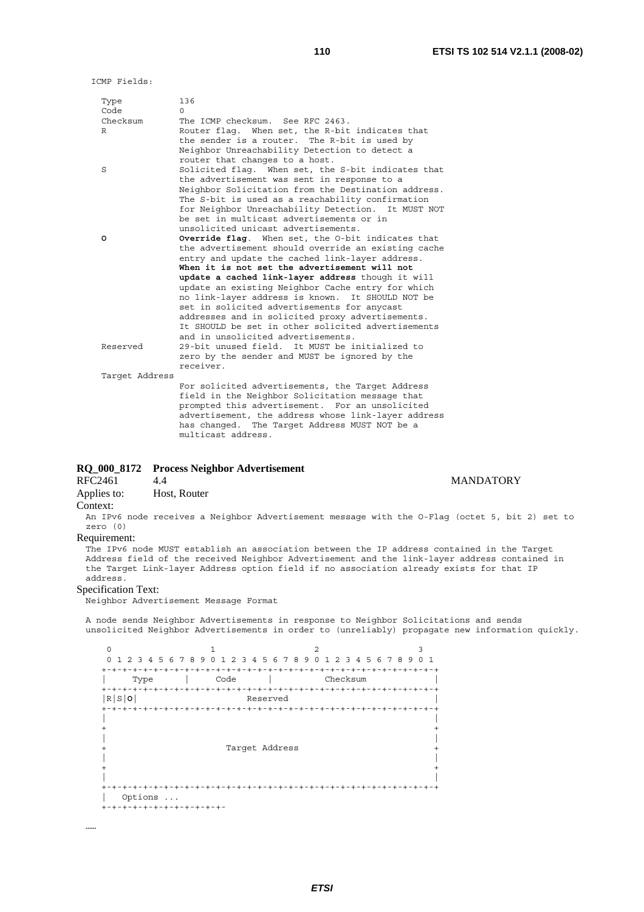```
ICMP Fields:

  Type           136
  Code           0
  Checksum       The ICMP checksum.  See RFC 2463.
  R              Router flag.  When set, the R-bit indicates that
                 the sender is a router.  The R-bit is used by
                 Neighbor Unreachability Detection to detect a
                 router that changes to a host.
  S              Solicited flag.  When set, the S-bit indicates that
                 the advertisement was sent in response to a
                 Neighbor Solicitation from the Destination address.
                 The S-bit is used as a reachability confirmation
                 for Neighbor Unreachability Detection.  It MUST NOT
                 be set in multicast advertisements or in
                 unsolicited unicast advertisements.
  O              Override flag.  When set, the O-bit indicates that
                 the advertisement should override an existing cache
                 entry and update the cached link-layer address.
                 When it is not set the advertisement will not
                 update a cached link-layer address though it will
                 update an existing Neighbor Cache entry for which
                 no link-layer address is known.  It SHOULD NOT be
                 set in solicited advertisements for anycast
                 addresses and in solicited proxy advertisements.
                 It SHOULD be set in other solicited advertisements
                 and in unsolicited advertisements.
  Reserved       29-bit unused field.  It MUST be initialized to
                 zero by the sender and MUST be ignored by the
                 receiver.
  Target Address
                 For solicited advertisements, the Target Address
                 field in the Neighbor Solicitation message that
                 prompted this advertisement.  For an unsolicited
                 advertisement, the address whose link-layer address
                 has changed.  The Target Address MUST NOT be a
                 multicast address.
```

**RQ_000_8172 Process Neighbor Advertisement**

RFC2461 4.4 MANDATORY

Applies to: Host, Router

Context:

An IPv6 node receives a Neighbor Advertisement message with the O-Flag (octet 5, bit 2) set to zero (0)

Requirement:

The IPv6 node MUST establish an association between the IP address contained in the Target Address field of the received Neighbor Advertisement and the link-layer address contained in the Target Link-layer Address option field if no association already exists for that IP address.

Specification Text:

Neighbor Advertisement Message Format

A node sends Neighbor Advertisements in response to Neighbor Solicitations and sends unsolicited Neighbor Advertisements in order to (unreliably) propagate new information quickly.

```
    0                   1                   2                   3
    0 1 2 3 4 5 6 7 8 9 0 1 2 3 4 5 6 7 8 9 0 1 2 3 4 5 6 7 8 9 0 1
   +-+-+-+-+-+-+-+-+-+-+-+-+-+-+-+-+-+-+-+-+-+-+-+-+-+-+-+-+-+-+-+-+
   |     Type      |     Code      |          Checksum             |
   +-+-+-+-+-+-+-+-+-+-+-+-+-+-+-+-+-+-+-+-+-+-+-+-+-+-+-+-+-+-+-+-+
   |R|S|O|                     Reserved                            |
   +-+-+-+-+-+-+-+-+-+-+-+-+-+-+-+-+-+-+-+-+-+-+-+-+-+-+-+-+-+-+-+-+
   |                                                               |
   +                                                               +
   |                                                               |
   +                       Target Address                          +
   |                                                               |
   +                                                               +
   |                                                               |
   +-+-+-+-+-+-+-+-+-+-+-+-+-+-+-+-+-+-+-+-+-+-+-+-+-+-+-+-+-+-+-+-+
   |   Options ...
   +-+-+-+-+-+-+-+-+-+-+-+-
```

……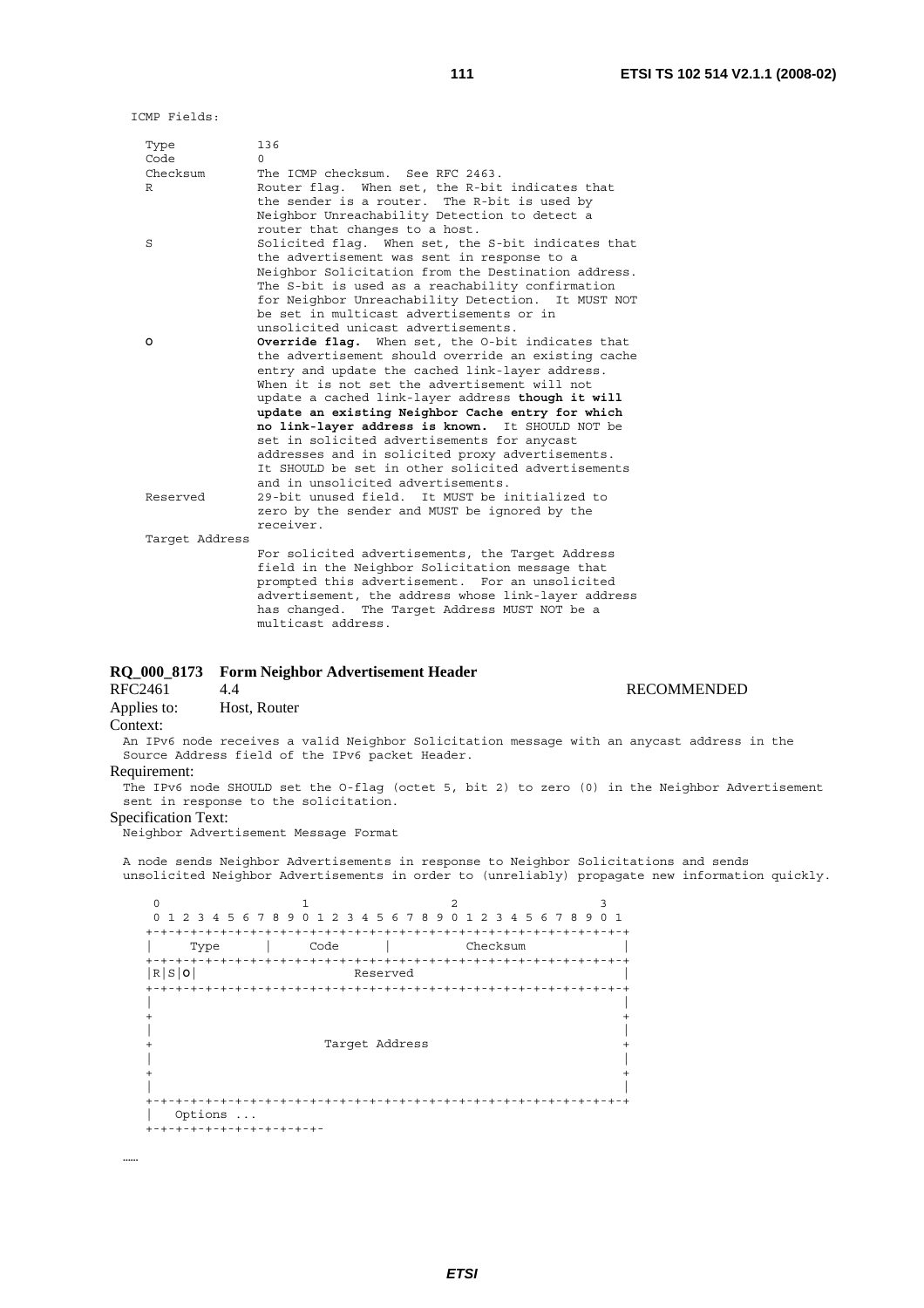```
ICMP Fields:

   Type           136
   Code           0
   Checksum       The ICMP checksum.  See RFC 2463.
   R              Router flag.  When set, the R-bit indicates that
                  the sender is a router.  The R-bit is used by
                  Neighbor Unreachability Detection to detect a
                  router that changes to a host.
   S              Solicited flag.  When set, the S-bit indicates that
                  the advertisement was sent in response to a
                  Neighbor Solicitation from the Destination address.
                  The S-bit is used as a reachability confirmation
                  for Neighbor Unreachability Detection.  It MUST NOT
                  be set in multicast advertisements or in
                  unsolicited unicast advertisements.
   O              Override flag.  When set, the O-bit indicates that
                  the advertisement should override an existing cache
                  entry and update the cached link-layer address.
                  When it is not set the advertisement will not
                  update a cached link-layer address though it will
                  update an existing Neighbor Cache entry for which
                  no link-layer address is known.  It SHOULD NOT be
                  set in solicited advertisements for anycast
                  addresses and in solicited proxy advertisements.
                  It SHOULD be set in other solicited advertisements
                  and in unsolicited advertisements.
   Reserved       29-bit unused field.  It MUST be initialized to
                  zero by the sender and MUST be ignored by the
                  receiver.
   Target Address
                  For solicited advertisements, the Target Address
                  field in the Neighbor Solicitation message that
                  prompted this advertisement.  For an unsolicited
                  advertisement, the address whose link-layer address
                  has changed.  The Target Address MUST NOT be a
                  multicast address.
```

### RQ_000_8173 Form Neighbor Advertisement Header

RFC2461 4.4 RECOMMENDED

Applies to: Host, Router

Context:

An IPv6 node receives a valid Neighbor Solicitation message with an anycast address in the Source Address field of the IPv6 packet Header.

Requirement:

The IPv6 node SHOULD set the O-flag (octet 5, bit 2) to zero (0) in the Neighbor Advertisement sent in response to the solicitation.

Specification Text:

Neighbor Advertisement Message Format

A node sends Neighbor Advertisements in response to Neighbor Solicitations and sends unsolicited Neighbor Advertisements in order to (unreliably) propagate new information quickly.

```
    0                   1                   2                   3
    0 1 2 3 4 5 6 7 8 9 0 1 2 3 4 5 6 7 8 9 0 1 2 3 4 5 6 7 8 9 0 1
   +-+-+-+-+-+-+-+-+-+-+-+-+-+-+-+-+-+-+-+-+-+-+-+-+-+-+-+-+-+-+-+-+
   |     Type      |     Code      |          Checksum             |
   +-+-+-+-+-+-+-+-+-+-+-+-+-+-+-+-+-+-+-+-+-+-+-+-+-+-+-+-+-+-+-+-+
   |R|S|O|                     Reserved                            |
   +-+-+-+-+-+-+-+-+-+-+-+-+-+-+-+-+-+-+-+-+-+-+-+-+-+-+-+-+-+-+-+-+
   |                                                               |
   +                                                               +
   |                                                               |
   +                       Target Address                          +
   |                                                               |
   +                                                               +
   |                                                               |
   +-+-+-+-+-+-+-+-+-+-+-+-+-+-+-+-+-+-+-+-+-+-+-+-+-+-+-+-+-+-+-+-+
   |   Options ...
   +-+-+-+-+-+-+-+-+-+-+-+-
```

……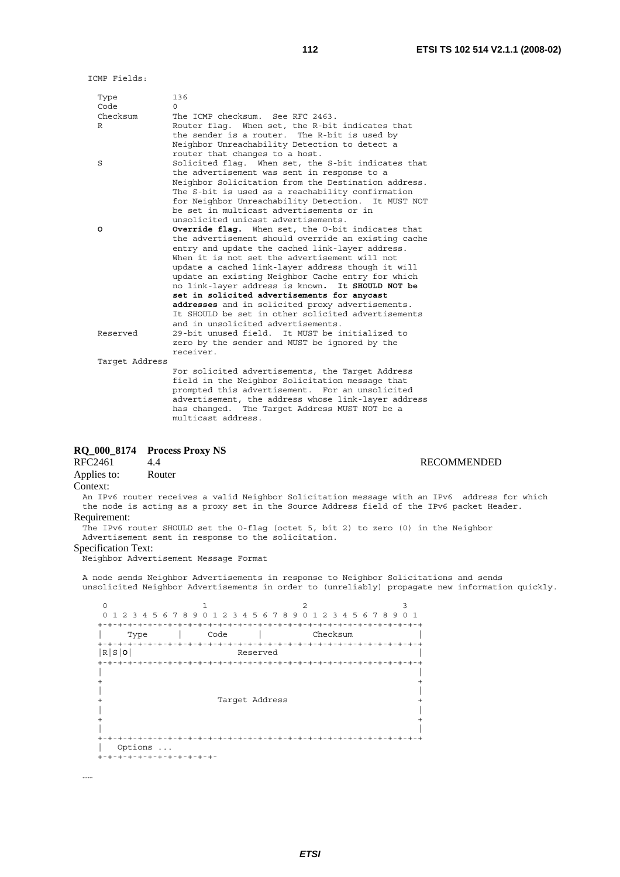```
ICMP Fields:

  Type           136
  Code           0
  Checksum       The ICMP checksum.  See RFC 2463.
  R              Router flag.  When set, the R-bit indicates that
                 the sender is a router.  The R-bit is used by
                 Neighbor Unreachability Detection to detect a
                 router that changes to a host.
  S              Solicited flag.  When set, the S-bit indicates that
                 the advertisement was sent in response to a
                 Neighbor Solicitation from the Destination address.
                 The S-bit is used as a reachability confirmation
                 for Neighbor Unreachability Detection.  It MUST NOT
                 be set in multicast advertisements or in
                 unsolicited unicast advertisements.
  O              Override flag.  When set, the O-bit indicates that
                 the advertisement should override an existing cache
                 entry and update the cached link-layer address.
                 When it is not set the advertisement will not
                 update a cached link-layer address though it will
                 update an existing Neighbor Cache entry for which
                 no link-layer address is known.  It SHOULD NOT be
                 set in solicited advertisements for anycast
                 addresses and in solicited proxy advertisements.
                 It SHOULD be set in other solicited advertisements
                 and in unsolicited advertisements.
  Reserved       29-bit unused field.  It MUST be initialized to
                 zero by the sender and MUST be ignored by the
                 receiver.
  Target Address
                 For solicited advertisements, the Target Address
                 field in the Neighbor Solicitation message that
                 prompted this advertisement.  For an unsolicited
                 advertisement, the address whose link-layer address
                 has changed.  The Target Address MUST NOT be a
                 multicast address.
```

**RQ_000_8174 Process Proxy NS**

RFC2461 4.4 RECOMMENDED

Applies to: Router

Context:

An IPv6 router receives a valid Neighbor Solicitation message with an IPv6 address for which the node is acting as a proxy set in the Source Address field of the IPv6 packet Header.

Requirement:

The IPv6 router SHOULD set the O-flag (octet 5, bit 2) to zero (0) in the Neighbor Advertisement sent in response to the solicitation.

Specification Text:

Neighbor Advertisement Message Format

A node sends Neighbor Advertisements in response to Neighbor Solicitations and sends unsolicited Neighbor Advertisements in order to (unreliably) propagate new information quickly.

```
 0                   1                   2                   3
 0 1 2 3 4 5 6 7 8 9 0 1 2 3 4 5 6 7 8 9 0 1 2 3 4 5 6 7 8 9 0 1
+-+-+-+-+-+-+-+-+-+-+-+-+-+-+-+-+-+-+-+-+-+-+-+-+-+-+-+-+-+-+-+-+
|     Type      |     Code      |          Checksum             |
+-+-+-+-+-+-+-+-+-+-+-+-+-+-+-+-+-+-+-+-+-+-+-+-+-+-+-+-+-+-+-+-+
|R|S|O|                     Reserved                            |
+-+-+-+-+-+-+-+-+-+-+-+-+-+-+-+-+-+-+-+-+-+-+-+-+-+-+-+-+-+-+-+-+
|                                                               |
+                                                               +
|                                                               |
+                       Target Address                          +
|                                                               |
+                                                               +
|                                                               |
+-+-+-+-+-+-+-+-+-+-+-+-+-+-+-+-+-+-+-+-+-+-+-+-+-+-+-+-+-+-+-+-+
|   Options ...
+-+-+-+-+-+-+-+-+-+-+-+-
```

……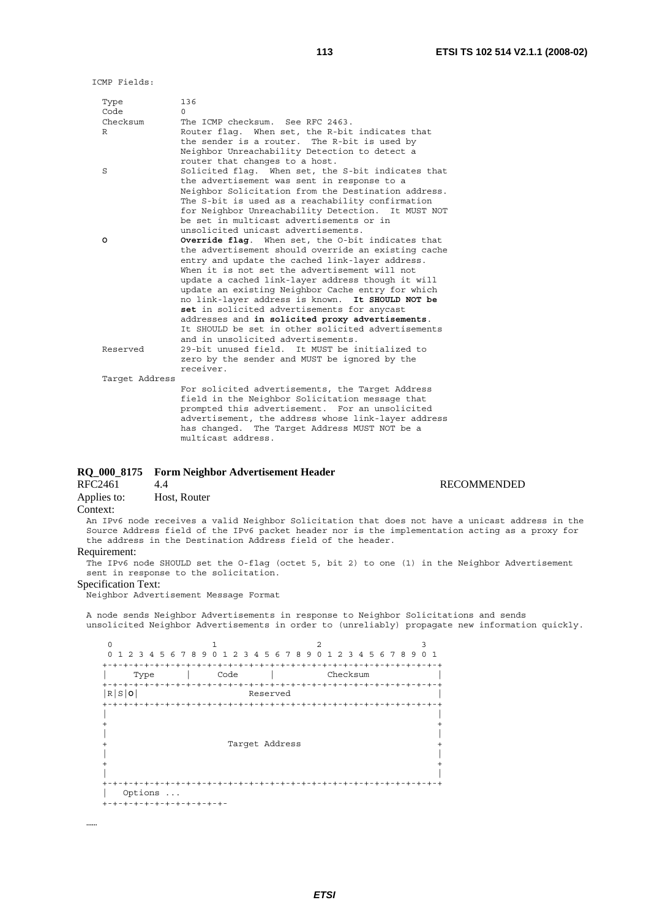```
ICMP Fields:

  Type           136
  Code           0
  Checksum       The ICMP checksum.  See RFC 2463.
  R              Router flag.  When set, the R-bit indicates that
                 the sender is a router.  The R-bit is used by
                 Neighbor Unreachability Detection to detect a
                 router that changes to a host.
  S              Solicited flag.  When set, the S-bit indicates that
                 the advertisement was sent in response to a
                 Neighbor Solicitation from the Destination address.
                 The S-bit is used as a reachability confirmation
                 for Neighbor Unreachability Detection.  It MUST NOT
                 be set in multicast advertisements or in
                 unsolicited unicast advertisements.
  O              Override flag.  When set, the O-bit indicates that
                 the advertisement should override an existing cache
                 entry and update the cached link-layer address.
                 When it is not set the advertisement will not
                 update a cached link-layer address though it will
                 update an existing Neighbor Cache entry for which
                 no link-layer address is known.  It SHOULD NOT be
                 set in solicited advertisements for anycast
                 addresses and in solicited proxy advertisements.
                 It SHOULD be set in other solicited advertisements
                 and in unsolicited advertisements.
  Reserved       29-bit unused field.  It MUST be initialized to
                 zero by the sender and MUST be ignored by the
                 receiver.
  Target Address
                 For solicited advertisements, the Target Address
                 field in the Neighbor Solicitation message that
                 prompted this advertisement.  For an unsolicited
                 advertisement, the address whose link-layer address
                 has changed.  The Target Address MUST NOT be a
                 multicast address.
```

**RQ_000_8175 Form Neighbor Advertisement Header**

RFC2461 4.4 RECOMMENDED

Applies to: Host, Router

Context:

An IPv6 node receives a valid Neighbor Solicitation that does not have a unicast address in the Source Address field of the IPv6 packet header nor is the implementation acting as a proxy for the address in the Destination Address field of the header.

Requirement:

The IPv6 node SHOULD set the O-flag (octet 5, bit 2) to one (1) in the Neighbor Advertisement sent in response to the solicitation.

Specification Text:

```
Neighbor Advertisement Message Format

A node sends Neighbor Advertisements in response to Neighbor Solicitations and sends
unsolicited Neighbor Advertisements in order to (unreliably) propagate new information quickly.

     0                   1                   2                   3
     0 1 2 3 4 5 6 7 8 9 0 1 2 3 4 5 6 7 8 9 0 1 2 3 4 5 6 7 8 9 0 1
    +-+-+-+-+-+-+-+-+-+-+-+-+-+-+-+-+-+-+-+-+-+-+-+-+-+-+-+-+-+-+-+-+
    |     Type      |     Code      |          Checksum             |
    +-+-+-+-+-+-+-+-+-+-+-+-+-+-+-+-+-+-+-+-+-+-+-+-+-+-+-+-+-+-+-+-+
    |R|S|O|                     Reserved                            |
    +-+-+-+-+-+-+-+-+-+-+-+-+-+-+-+-+-+-+-+-+-+-+-+-+-+-+-+-+-+-+-+-+
    |                                                               |
    +                                                               +
    |                                                               |
    +                       Target Address                          +
    |                                                               |
    +                                                               +
    |                                                               |
    +-+-+-+-+-+-+-+-+-+-+-+-+-+-+-+-+-+-+-+-+-+-+-+-+-+-+-+-+-+-+-+-+
    |   Options ...
    +-+-+-+-+-+-+-+-+-+-+-+-
```

……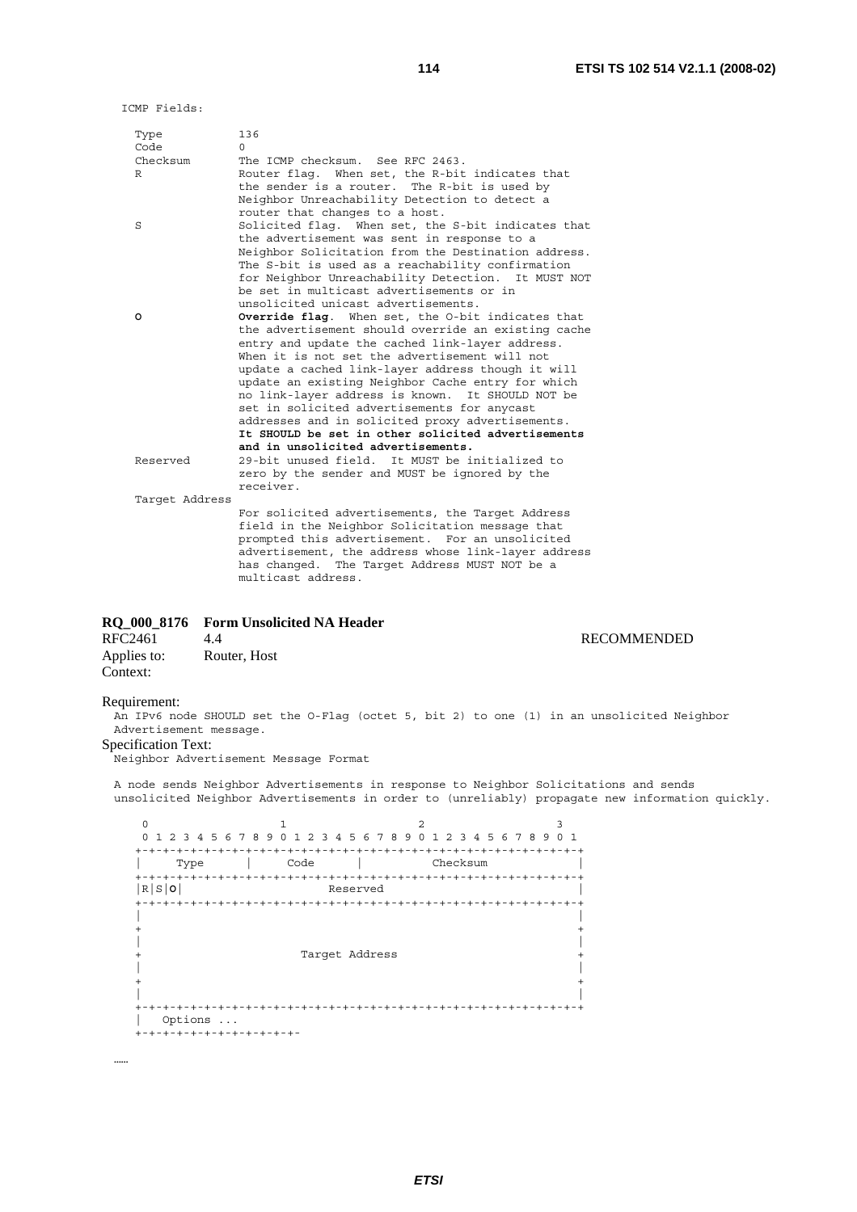```
ICMP Fields:

  Type           136
  Code           0
  Checksum       The ICMP checksum.  See RFC 2463.
  R              Router flag.  When set, the R-bit indicates that
                 the sender is a router.  The R-bit is used by
                 Neighbor Unreachability Detection to detect a
                 router that changes to a host.
  S              Solicited flag.  When set, the S-bit indicates that
                 the advertisement was sent in response to a
                 Neighbor Solicitation from the Destination address.
                 The S-bit is used as a reachability confirmation
                 for Neighbor Unreachability Detection.  It MUST NOT
                 be set in multicast advertisements or in
                 unsolicited unicast advertisements.
  O              Override flag.  When set, the O-bit indicates that
                 the advertisement should override an existing cache
                 entry and update the cached link-layer address.
                 When it is not set the advertisement will not
                 update a cached link-layer address though it will
                 update an existing Neighbor Cache entry for which
                 no link-layer address is known.  It SHOULD NOT be
                 set in solicited advertisements for anycast
                 addresses and in solicited proxy advertisements.
                 It SHOULD be set in other solicited advertisements
                 and in unsolicited advertisements.
  Reserved       29-bit unused field.  It MUST be initialized to
                 zero by the sender and MUST be ignored by the
                 receiver.
  Target Address
                 For solicited advertisements, the Target Address
                 field in the Neighbor Solicitation message that
                 prompted this advertisement.  For an unsolicited
                 advertisement, the address whose link-layer address
                 has changed.  The Target Address MUST NOT be a
                 multicast address.
```

**RQ_000_8176 Form Unsolicited NA Header**

RFC2461 4.4 RECOMMENDED

Applies to: Router, Host

Context:

Requirement:

An IPv6 node SHOULD set the O-Flag (octet 5, bit 2) to one (1) in an unsolicited Neighbor Advertisement message.

Specification Text:

Neighbor Advertisement Message Format

A node sends Neighbor Advertisements in response to Neighbor Solicitations and sends unsolicited Neighbor Advertisements in order to (unreliably) propagate new information quickly.

```
    0                   1                   2                   3
    0 1 2 3 4 5 6 7 8 9 0 1 2 3 4 5 6 7 8 9 0 1 2 3 4 5 6 7 8 9 0 1
   +-+-+-+-+-+-+-+-+-+-+-+-+-+-+-+-+-+-+-+-+-+-+-+-+-+-+-+-+-+-+-+-+
   |     Type      |     Code      |          Checksum             |
   +-+-+-+-+-+-+-+-+-+-+-+-+-+-+-+-+-+-+-+-+-+-+-+-+-+-+-+-+-+-+-+-+
   |R|S|O|                     Reserved                            |
   +-+-+-+-+-+-+-+-+-+-+-+-+-+-+-+-+-+-+-+-+-+-+-+-+-+-+-+-+-+-+-+-+
   |                                                               |
   +                                                               +
   |                                                               |
   +                       Target Address                          +
   |                                                               |
   +                                                               +
   |                                                               |
   +-+-+-+-+-+-+-+-+-+-+-+-+-+-+-+-+-+-+-+-+-+-+-+-+-+-+-+-+-+-+-+-+
   |   Options ...
   +-+-+-+-+-+-+-+-+-+-+-+-
```

……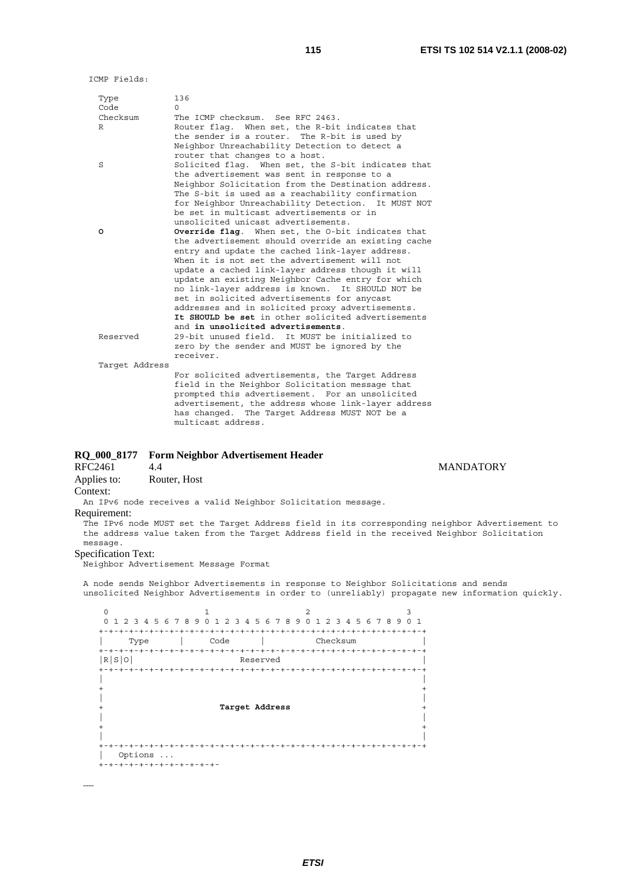ICMP Fields:

```
Type           136
Code           0
Checksum       The ICMP checksum.  See RFC 2463.
R              Router flag.  When set, the R-bit indicates that
               the sender is a router.  The R-bit is used by
               Neighbor Unreachability Detection to detect a
               router that changes to a host.
S              Solicited flag.  When set, the S-bit indicates that
               the advertisement was sent in response to a
               Neighbor Solicitation from the Destination address.
               The S-bit is used as a reachability confirmation
               for Neighbor Unreachability Detection.  It MUST NOT
               be set in multicast advertisements or in
               unsolicited unicast advertisements.
O              Override flag.  When set, the O-bit indicates that
               the advertisement should override an existing cache
               entry and update the cached link-layer address.
               When it is not set the advertisement will not
               update a cached link-layer address though it will
               update an existing Neighbor Cache entry for which
               no link-layer address is known.  It SHOULD NOT be
               set in solicited advertisements for anycast
               addresses and in solicited proxy advertisements.
               It SHOULD be set in other solicited advertisements
               and in unsolicited advertisements.
Reserved       29-bit unused field.  It MUST be initialized to
               zero by the sender and MUST be ignored by the
               receiver.
Target Address
               For solicited advertisements, the Target Address
               field in the Neighbor Solicitation message that
               prompted this advertisement.  For an unsolicited
               advertisement, the address whose link-layer address
               has changed.  The Target Address MUST NOT be a
               multicast address.
```

**RQ_000_8177 Form Neighbor Advertisement Header**

RFC2461 4.4 MANDATORY

Applies to: Router, Host

Context:

An IPv6 node receives a valid Neighbor Solicitation message.

Requirement:

The IPv6 node MUST set the Target Address field in its corresponding neighbor Advertisement to the address value taken from the Target Address field in the received Neighbor Solicitation message.

Specification Text:

Neighbor Advertisement Message Format

A node sends Neighbor Advertisements in response to Neighbor Solicitations and sends unsolicited Neighbor Advertisements in order to (unreliably) propagate new information quickly.

```
 0                   1                   2                   3
 0 1 2 3 4 5 6 7 8 9 0 1 2 3 4 5 6 7 8 9 0 1 2 3 4 5 6 7 8 9 0 1
+-+-+-+-+-+-+-+-+-+-+-+-+-+-+-+-+-+-+-+-+-+-+-+-+-+-+-+-+-+-+-+-+
|     Type      |     Code      |          Checksum             |
+-+-+-+-+-+-+-+-+-+-+-+-+-+-+-+-+-+-+-+-+-+-+-+-+-+-+-+-+-+-+-+-+
|R|S|O|                     Reserved                            |
+-+-+-+-+-+-+-+-+-+-+-+-+-+-+-+-+-+-+-+-+-+-+-+-+-+-+-+-+-+-+-+-+
|                                                               |
+                                                               +
|                                                               |
+                       Target Address                          +
|                                                               |
+                                                               +
|                                                               |
+-+-+-+-+-+-+-+-+-+-+-+-+-+-+-+-+-+-+-+-+-+-+-+-+-+-+-+-+-+-+-+-+
|   Options ...
+-+-+-+-+-+-+-+-+-+-+-+-
```

……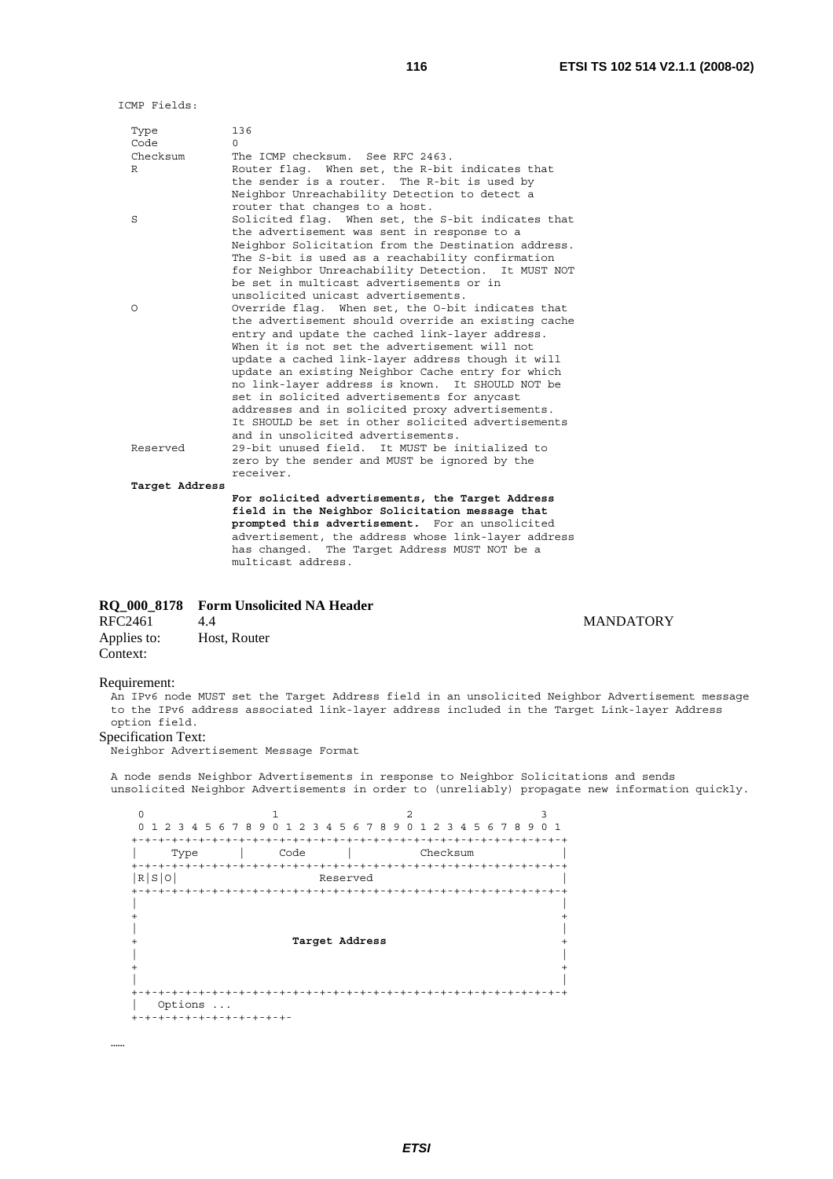```
ICMP Fields:

  Type           136
  Code           0
  Checksum       The ICMP checksum.  See RFC 2463.
  R              Router flag.  When set, the R-bit indicates that
                 the sender is a router.  The R-bit is used by
                 Neighbor Unreachability Detection to detect a
                 router that changes to a host.
  S              Solicited flag.  When set, the S-bit indicates that
                 the advertisement was sent in response to a
                 Neighbor Solicitation from the Destination address.
                 The S-bit is used as a reachability confirmation
                 for Neighbor Unreachability Detection.  It MUST NOT
                 be set in multicast advertisements or in
                 unsolicited unicast advertisements.
  O              Override flag.  When set, the O-bit indicates that
                 the advertisement should override an existing cache
                 entry and update the cached link-layer address.
                 When it is not set the advertisement will not
                 update a cached link-layer address though it will
                 update an existing Neighbor Cache entry for which
                 no link-layer address is known.  It SHOULD NOT be
                 set in solicited advertisements for anycast
                 addresses and in solicited proxy advertisements.
                 It SHOULD be set in other solicited advertisements
                 and in unsolicited advertisements.
  Reserved       29-bit unused field.  It MUST be initialized to
                 zero by the sender and MUST be ignored by the
                 receiver.
  Target Address
                 For solicited advertisements, the Target Address
                 field in the Neighbor Solicitation message that
                 prompted this advertisement.  For an unsolicited
                 advertisement, the address whose link-layer address
                 has changed.  The Target Address MUST NOT be a
                 multicast address.
```

**RQ_000_8178 Form Unsolicited NA Header**

RFC2461 4.4 MANDATORY

Applies to: Host, Router

Context:

Requirement:

An IPv6 node MUST set the Target Address field in an unsolicited Neighbor Advertisement message to the IPv6 address associated link-layer address included in the Target Link-layer Address option field.

Specification Text:

Neighbor Advertisement Message Format

A node sends Neighbor Advertisements in response to Neighbor Solicitations and sends unsolicited Neighbor Advertisements in order to (unreliably) propagate new information quickly.

```
    0                   1                   2                   3
    0 1 2 3 4 5 6 7 8 9 0 1 2 3 4 5 6 7 8 9 0 1 2 3 4 5 6 7 8 9 0 1
   +-+-+-+-+-+-+-+-+-+-+-+-+-+-+-+-+-+-+-+-+-+-+-+-+-+-+-+-+-+-+-+-+
   |     Type      |     Code      |          Checksum             |
   +-+-+-+-+-+-+-+-+-+-+-+-+-+-+-+-+-+-+-+-+-+-+-+-+-+-+-+-+-+-+-+-+
   |R|S|O|                     Reserved                            |
   +-+-+-+-+-+-+-+-+-+-+-+-+-+-+-+-+-+-+-+-+-+-+-+-+-+-+-+-+-+-+-+-+
   |                                                               |
   +                                                               +
   |                                                               |
   +                       Target Address                          +
   |                                                               |
   +                                                               +
   |                                                               |
   +-+-+-+-+-+-+-+-+-+-+-+-+-+-+-+-+-+-+-+-+-+-+-+-+-+-+-+-+-+-+-+-+
   |   Options ...
   +-+-+-+-+-+-+-+-+-+-+-+-
```

……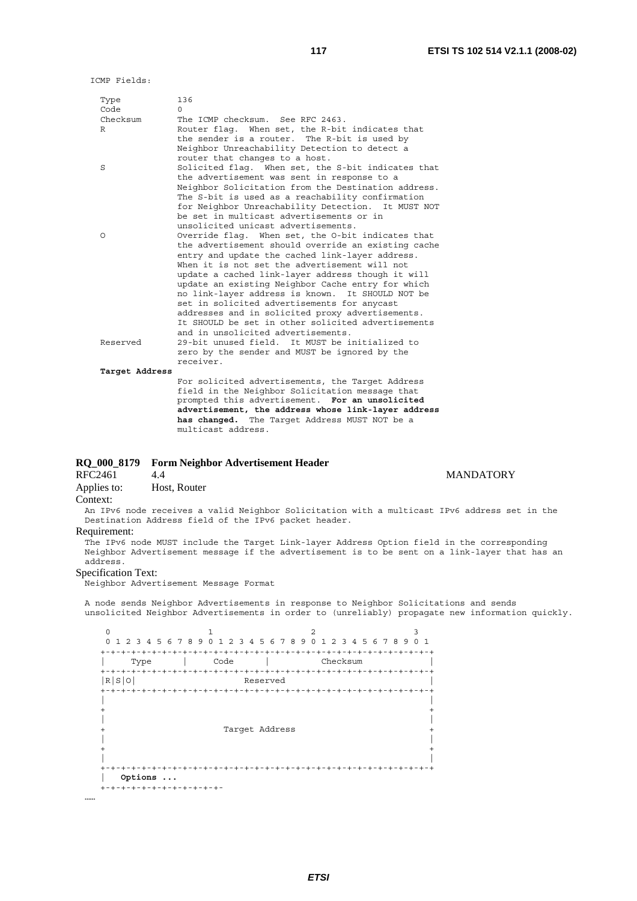```
ICMP Fields:

   Type           136
   Code           0
   Checksum       The ICMP checksum.  See RFC 2463.
   R              Router flag.  When set, the R-bit indicates that
                  the sender is a router.  The R-bit is used by
                  Neighbor Unreachability Detection to detect a
                  router that changes to a host.
   S              Solicited flag.  When set, the S-bit indicates that
                  the advertisement was sent in response to a
                  Neighbor Solicitation from the Destination address.
                  The S-bit is used as a reachability confirmation
                  for Neighbor Unreachability Detection.  It MUST NOT
                  be set in multicast advertisements or in
                  unsolicited unicast advertisements.
   O              Override flag.  When set, the O-bit indicates that
                  the advertisement should override an existing cache
                  entry and update the cached link-layer address.
                  When it is not set the advertisement will not
                  update a cached link-layer address though it will
                  update an existing Neighbor Cache entry for which
                  no link-layer address is known.  It SHOULD NOT be
                  set in solicited advertisements for anycast
                  addresses and in solicited proxy advertisements.
                  It SHOULD be set in other solicited advertisements
                  and in unsolicited advertisements.
   Reserved       29-bit unused field.  It MUST be initialized to
                  zero by the sender and MUST be ignored by the
                  receiver.
   Target Address
                  For solicited advertisements, the Target Address
                  field in the Neighbor Solicitation message that
                  prompted this advertisement.  For an unsolicited
                  advertisement, the address whose link-layer address
                  has changed.  The Target Address MUST NOT be a
                  multicast address.
```

**RQ_000_8179 Form Neighbor Advertisement Header**

RFC2461 4.4 MANDATORY

Applies to: Host, Router

Context:

An IPv6 node receives a valid Neighbor Solicitation with a multicast IPv6 address set in the Destination Address field of the IPv6 packet header.

Requirement:

The IPv6 node MUST include the Target Link-layer Address Option field in the corresponding Neighbor Advertisement message if the advertisement is to be sent on a link-layer that has an address.

Specification Text:

Neighbor Advertisement Message Format

A node sends Neighbor Advertisements in response to Neighbor Solicitations and sends unsolicited Neighbor Advertisements in order to (unreliably) propagate new information quickly.

```
    0                   1                   2                   3
    0 1 2 3 4 5 6 7 8 9 0 1 2 3 4 5 6 7 8 9 0 1 2 3 4 5 6 7 8 9 0 1
   +-+-+-+-+-+-+-+-+-+-+-+-+-+-+-+-+-+-+-+-+-+-+-+-+-+-+-+-+-+-+-+-+
   |     Type      |     Code      |          Checksum             |
   +-+-+-+-+-+-+-+-+-+-+-+-+-+-+-+-+-+-+-+-+-+-+-+-+-+-+-+-+-+-+-+-+
   |R|S|O|                     Reserved                            |
   +-+-+-+-+-+-+-+-+-+-+-+-+-+-+-+-+-+-+-+-+-+-+-+-+-+-+-+-+-+-+-+-+
   |                                                               |
   +                                                               +
   |                                                               |
   +                       Target Address                          +
   |                                                               |
   +                                                               +
   |                                                               |
   +-+-+-+-+-+-+-+-+-+-+-+-+-+-+-+-+-+-+-+-+-+-+-+-+-+-+-+-+-+-+-+-+
   |   Options ...
   +-+-+-+-+-+-+-+-+-+-+-+-
```

……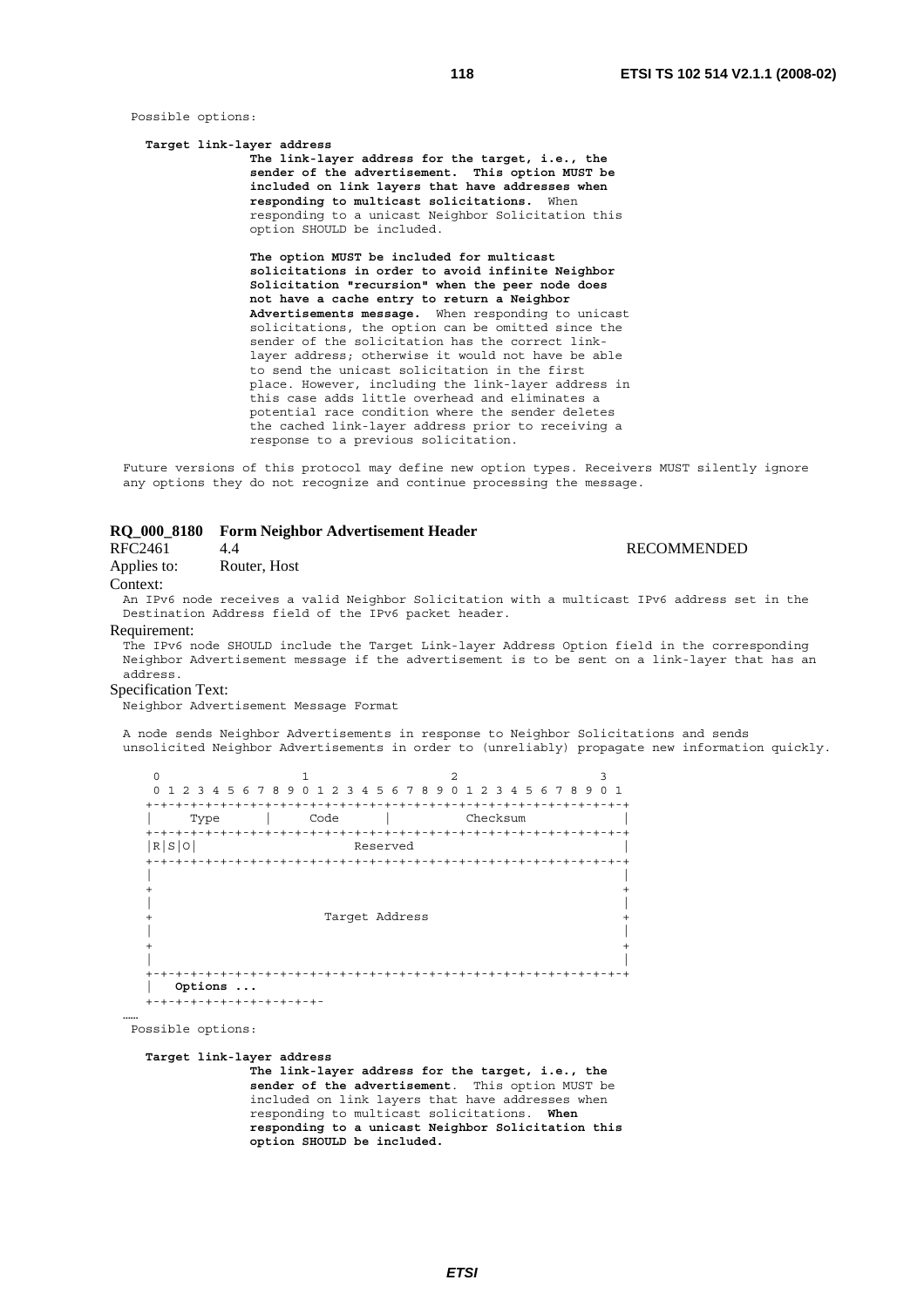Possible options:

**Target link-layer address**

**The link-layer address for the target, i.e., the sender of the advertisement. This option MUST be included on link layers that have addresses when responding to multicast solicitations.** When responding to a unicast Neighbor Solicitation this option SHOULD be included.

**The option MUST be included for multicast solicitations in order to avoid infinite Neighbor Solicitation "recursion" when the peer node does not have a cache entry to return a Neighbor Advertisements message.** When responding to unicast solicitations, the option can be omitted since the sender of the solicitation has the correct link-layer address; otherwise it would not have be able to send the unicast solicitation in the first place. However, including the link-layer address in this case adds little overhead and eliminates a potential race condition where the sender deletes the cached link-layer address prior to receiving a response to a previous solicitation.

Future versions of this protocol may define new option types. Receivers MUST silently ignore any options they do not recognize and continue processing the message.

### RQ_000_8180 Form Neighbor Advertisement Header

RFC2461 4.4 RECOMMENDED

Applies to: Router, Host

Context:

An IPv6 node receives a valid Neighbor Solicitation with a multicast IPv6 address set in the Destination Address field of the IPv6 packet header.

Requirement:

The IPv6 node SHOULD include the Target Link-layer Address Option field in the corresponding Neighbor Advertisement message if the advertisement is to be sent on a link-layer that has an address.

Specification Text:

Neighbor Advertisement Message Format

A node sends Neighbor Advertisements in response to Neighbor Solicitations and sends unsolicited Neighbor Advertisements in order to (unreliably) propagate new information quickly.

```
 0                   1                   2                   3
 0 1 2 3 4 5 6 7 8 9 0 1 2 3 4 5 6 7 8 9 0 1 2 3 4 5 6 7 8 9 0 1
+-+-+-+-+-+-+-+-+-+-+-+-+-+-+-+-+-+-+-+-+-+-+-+-+-+-+-+-+-+-+-+-+
|     Type      |     Code      |          Checksum             |
+-+-+-+-+-+-+-+-+-+-+-+-+-+-+-+-+-+-+-+-+-+-+-+-+-+-+-+-+-+-+-+-+
|R|S|O|                     Reserved                            |
+-+-+-+-+-+-+-+-+-+-+-+-+-+-+-+-+-+-+-+-+-+-+-+-+-+-+-+-+-+-+-+-+
|                                                               |
+                                                               +
|                                                               |
+                       Target Address                          +
|                                                               |
+                                                               +
|                                                               |
+-+-+-+-+-+-+-+-+-+-+-+-+-+-+-+-+-+-+-+-+-+-+-+-+-+-+-+-+-+-+-+-+
|   Options ...
+-+-+-+-+-+-+-+-+-+-+-+-
```

……

Possible options:

**Target link-layer address**

**The link-layer address for the target, i.e., the sender of the advertisement**. This option MUST be included on link layers that have addresses when responding to multicast solicitations. **When responding to a unicast Neighbor Solicitation this option SHOULD be included.**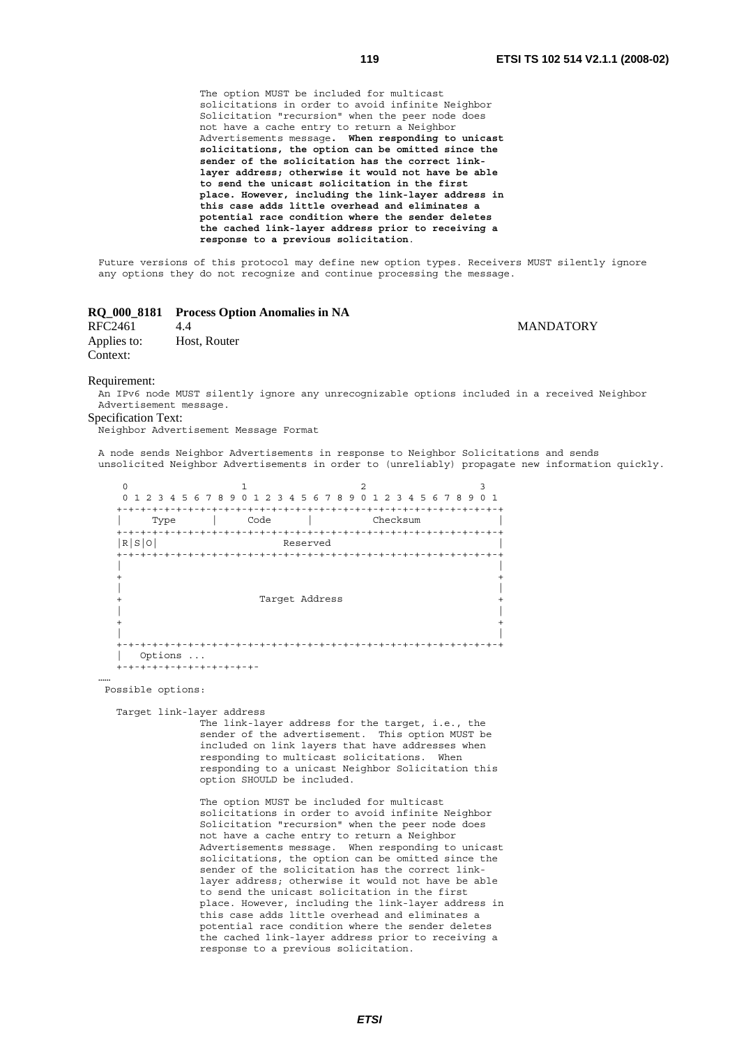```
            The option MUST be included for multicast
            solicitations in order to avoid infinite Neighbor
            Solicitation "recursion" when the peer node does
            not have a cache entry to return a Neighbor
            Advertisements message. When responding to unicast
            solicitations, the option can be omitted since the
            sender of the solicitation has the correct link-
            layer address; otherwise it would not have be able
            to send the unicast solicitation in the first
            place. However, including the link-layer address in
            this case adds little overhead and eliminates a
            potential race condition where the sender deletes
            the cached link-layer address prior to receiving a
            response to a previous solicitation.
```

Future versions of this protocol may define new option types. Receivers MUST silently ignore any options they do not recognize and continue processing the message.

**RQ_000_8181 Process Option Anomalies in NA**

| | | |
|---|---|---|
| RFC2461 | 4.4 | MANDATORY |
| Applies to: | Host, Router | |
| Context: | | |

Requirement:

An IPv6 node MUST silently ignore any unrecognizable options included in a received Neighbor Advertisement message.

Specification Text:

Neighbor Advertisement Message Format

A node sends Neighbor Advertisements in response to Neighbor Solicitations and sends unsolicited Neighbor Advertisements in order to (unreliably) propagate new information quickly.

```
 0                   1                   2                   3
 0 1 2 3 4 5 6 7 8 9 0 1 2 3 4 5 6 7 8 9 0 1 2 3 4 5 6 7 8 9 0 1
+-+-+-+-+-+-+-+-+-+-+-+-+-+-+-+-+-+-+-+-+-+-+-+-+-+-+-+-+-+-+-+-+
|     Type      |     Code      |          Checksum             |
+-+-+-+-+-+-+-+-+-+-+-+-+-+-+-+-+-+-+-+-+-+-+-+-+-+-+-+-+-+-+-+-+
|R|S|O|                     Reserved                            |
+-+-+-+-+-+-+-+-+-+-+-+-+-+-+-+-+-+-+-+-+-+-+-+-+-+-+-+-+-+-+-+-+
|                                                               |
+                                                               +
|                                                               |
+                       Target Address                          +
|                                                               |
+                                                               +
|                                                               |
+-+-+-+-+-+-+-+-+-+-+-+-+-+-+-+-+-+-+-+-+-+-+-+-+-+-+-+-+-+-+-+-+
|   Options ...
+-+-+-+-+-+-+-+-+-+-+-+-
```

……

```
Possible options:

   Target link-layer address
            The link-layer address for the target, i.e., the
            sender of the advertisement. This option MUST be
            included on link layers that have addresses when
            responding to multicast solicitations. When
            responding to a unicast Neighbor Solicitation this
            option SHOULD be included.

            The option MUST be included for multicast
            solicitations in order to avoid infinite Neighbor
            Solicitation "recursion" when the peer node does
            not have a cache entry to return a Neighbor
            Advertisements message. When responding to unicast
            solicitations, the option can be omitted since the
            sender of the solicitation has the correct link-
            layer address; otherwise it would not have be able
            to send the unicast solicitation in the first
            place. However, including the link-layer address in
            this case adds little overhead and eliminates a
            potential race condition where the sender deletes
            the cached link-layer address prior to receiving a
            response to a previous solicitation.
```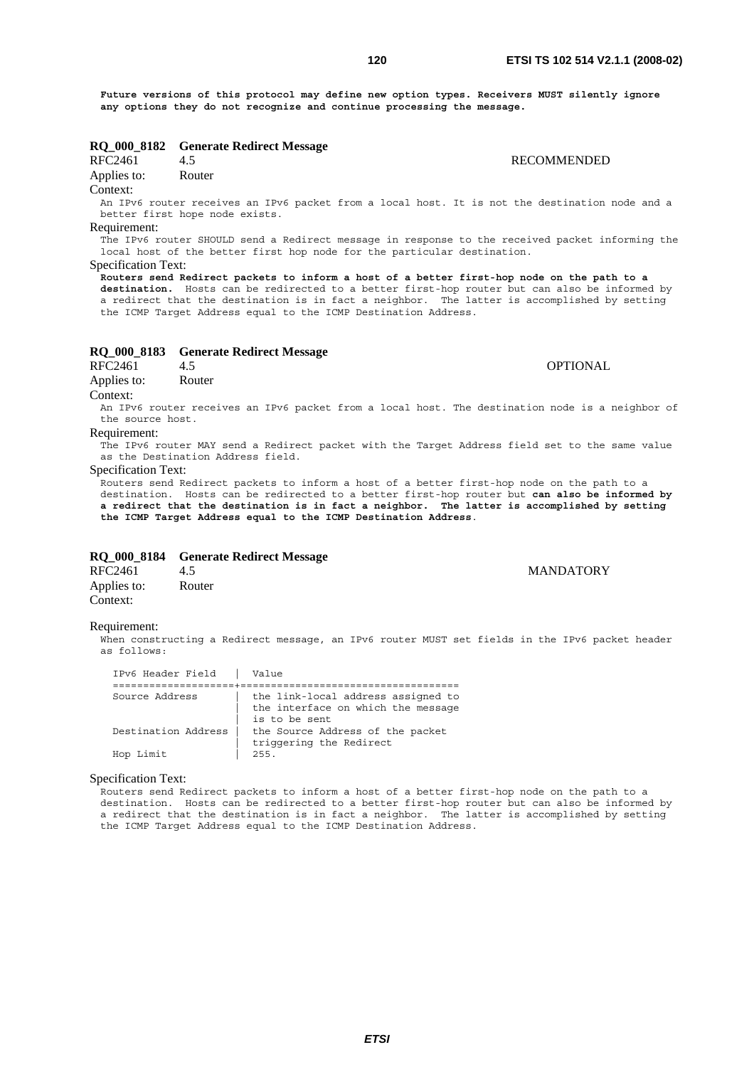**Future versions of this protocol may define new option types. Receivers MUST silently ignore any options they do not recognize and continue processing the message.**

### RQ_000_8182 Generate Redirect Message

RFC2461 4.5 RECOMMENDED

Applies to: Router

Context:

An IPv6 router receives an IPv6 packet from a local host. It is not the destination node and a better first hope node exists.

Requirement:

The IPv6 router SHOULD send a Redirect message in response to the received packet informing the local host of the better first hop node for the particular destination.

Specification Text:

**Routers send Redirect packets to inform a host of a better first-hop node on the path to a destination.** Hosts can be redirected to a better first-hop router but can also be informed by a redirect that the destination is in fact a neighbor. The latter is accomplished by setting the ICMP Target Address equal to the ICMP Destination Address.

### RQ_000_8183 Generate Redirect Message

RFC2461 4.5 OPTIONAL

Applies to: Router

Context:

An IPv6 router receives an IPv6 packet from a local host. The destination node is a neighbor of the source host.

Requirement:

The IPv6 router MAY send a Redirect packet with the Target Address field set to the same value as the Destination Address field.

Specification Text:

Routers send Redirect packets to inform a host of a better first-hop node on the path to a destination. Hosts can be redirected to a better first-hop router but **can also be informed by a redirect that the destination is in fact a neighbor. The latter is accomplished by setting the ICMP Target Address equal to the ICMP Destination Address**.

### RQ_000_8184 Generate Redirect Message

RFC2461 4.5 MANDATORY

Applies to: Router

Context:

Requirement:

When constructing a Redirect message, an IPv6 router MUST set fields in the IPv6 packet header as follows:

| IPv6 Header Field | Value |
|---|---|
| Source Address | the link-local address assigned to the interface on which the message is to be sent |
| Destination Address | the Source Address of the packet triggering the Redirect |
| Hop Limit | 255. |

Specification Text:

Routers send Redirect packets to inform a host of a better first-hop node on the path to a destination. Hosts can be redirected to a better first-hop router but can also be informed by a redirect that the destination is in fact a neighbor. The latter is accomplished by setting the ICMP Target Address equal to the ICMP Destination Address.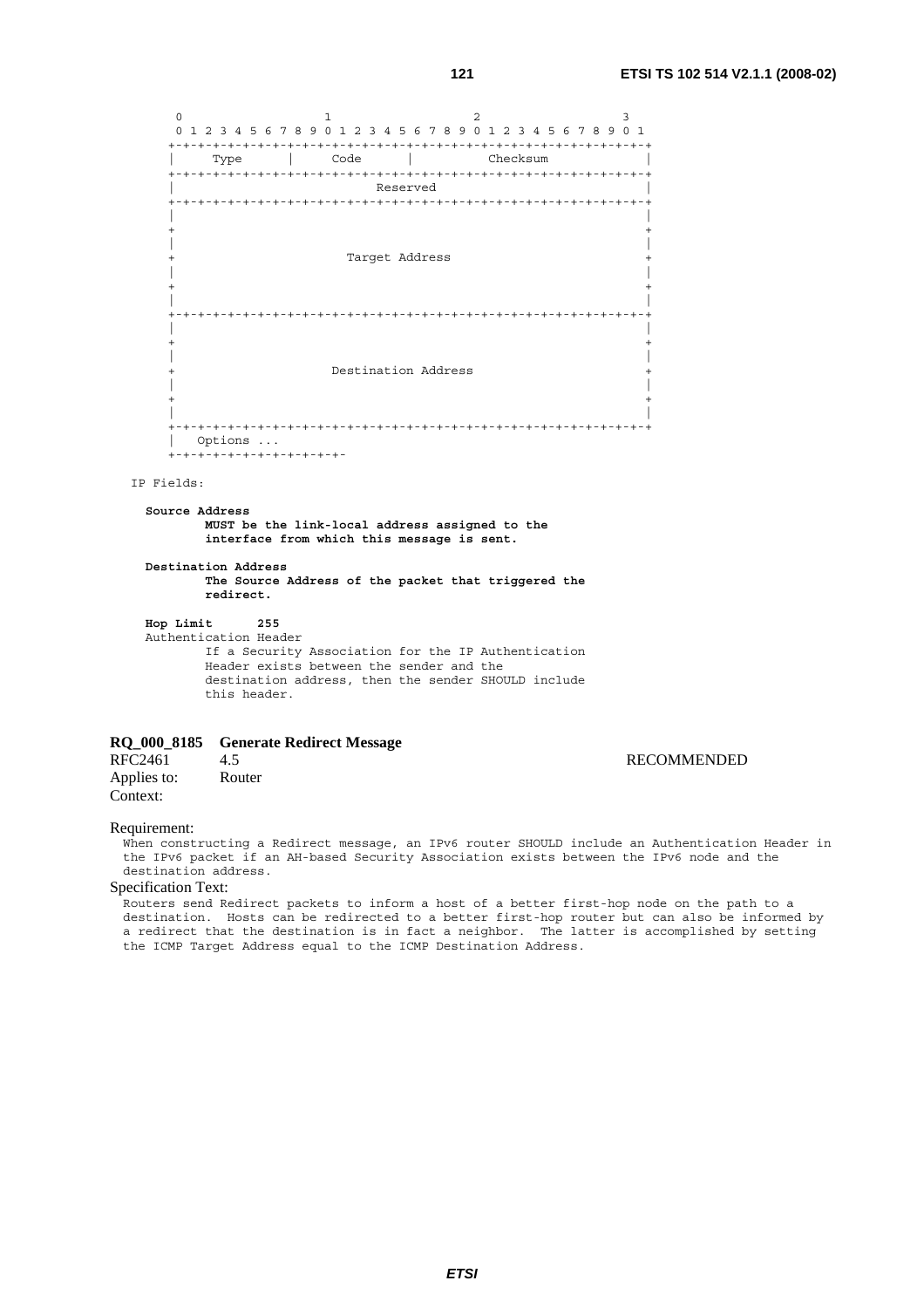```
   0                   1                   2                   3
   0 1 2 3 4 5 6 7 8 9 0 1 2 3 4 5 6 7 8 9 0 1 2 3 4 5 6 7 8 9 0 1
  +-+-+-+-+-+-+-+-+-+-+-+-+-+-+-+-+-+-+-+-+-+-+-+-+-+-+-+-+-+-+-+-+
  |     Type      |     Code      |          Checksum             |
  +-+-+-+-+-+-+-+-+-+-+-+-+-+-+-+-+-+-+-+-+-+-+-+-+-+-+-+-+-+-+-+-+
  |                           Reserved                            |
  +-+-+-+-+-+-+-+-+-+-+-+-+-+-+-+-+-+-+-+-+-+-+-+-+-+-+-+-+-+-+-+-+
  |                                                               |
  +                                                               +
  |                                                               |
  +                       Target Address                          +
  |                                                               |
  +                                                               +
  |                                                               |
  +-+-+-+-+-+-+-+-+-+-+-+-+-+-+-+-+-+-+-+-+-+-+-+-+-+-+-+-+-+-+-+-+
  |                                                               |
  +                                                               +
  |                                                               |
  +                     Destination Address                       +
  |                                                               |
  +                                                               +
  |                                                               |
  +-+-+-+-+-+-+-+-+-+-+-+-+-+-+-+-+-+-+-+-+-+-+-+-+-+-+-+-+-+-+-+-+
  |   Options ...
  +-+-+-+-+-+-+-+-+-+-+-+-

IP Fields:

  Source Address
         MUST be the link-local address assigned to the
         interface from which this message is sent.

  Destination Address
         The Source Address of the packet that triggered the
         redirect.

  Hop Limit      255
  Authentication Header
         If a Security Association for the IP Authentication
         Header exists between the sender and the
         destination address, then the sender SHOULD include
         this header.
```

**RQ_000_8185 Generate Redirect Message**

RFC2461 4.5 RECOMMENDED

Applies to: Router

Context:

Requirement:

When constructing a Redirect message, an IPv6 router SHOULD include an Authentication Header in the IPv6 packet if an AH-based Security Association exists between the IPv6 node and the destination address.

Specification Text:

Routers send Redirect packets to inform a host of a better first-hop node on the path to a destination. Hosts can be redirected to a better first-hop router but can also be informed by a redirect that the destination is in fact a neighbor. The latter is accomplished by setting the ICMP Target Address equal to the ICMP Destination Address.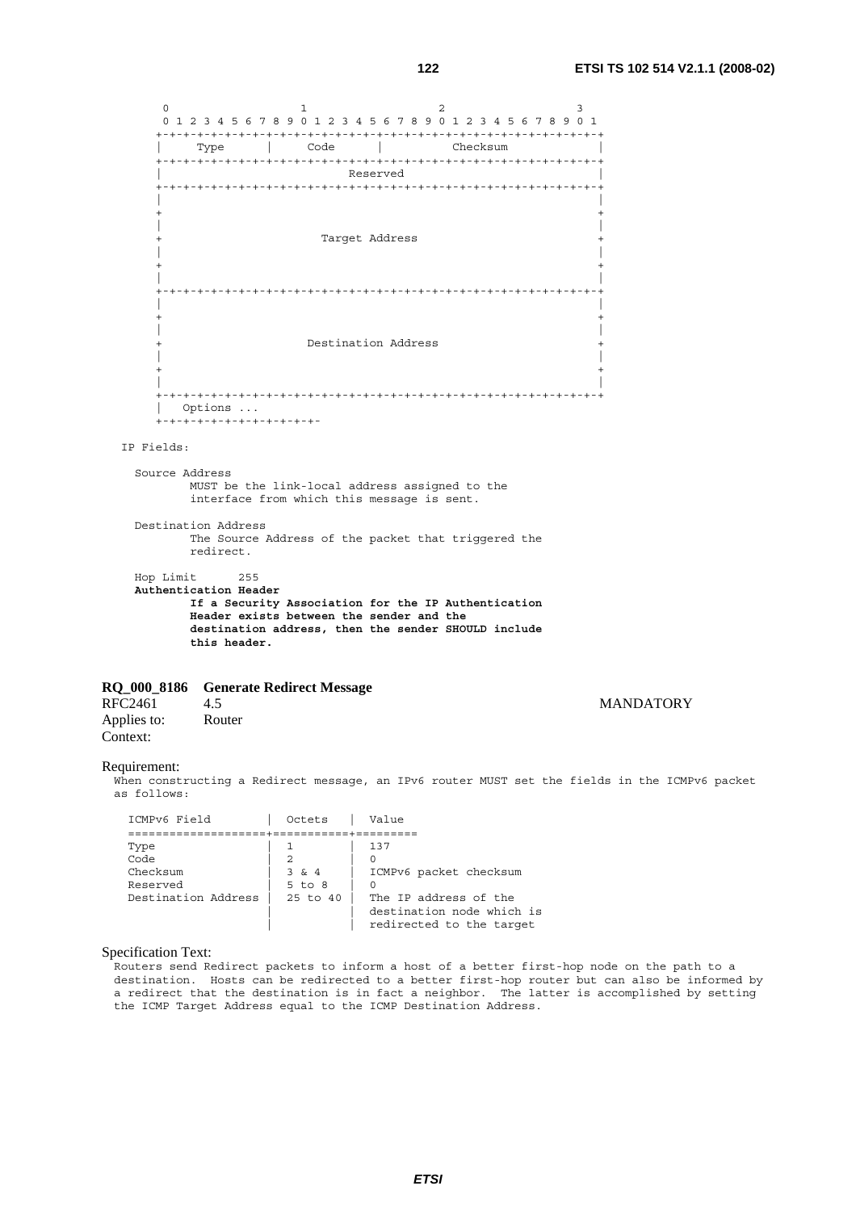```
      0                   1                   2                   3
      0 1 2 3 4 5 6 7 8 9 0 1 2 3 4 5 6 7 8 9 0 1 2 3 4 5 6 7 8 9 0 1
     +-+-+-+-+-+-+-+-+-+-+-+-+-+-+-+-+-+-+-+-+-+-+-+-+-+-+-+-+-+-+-+-+
     |     Type      |     Code      |          Checksum             |
     +-+-+-+-+-+-+-+-+-+-+-+-+-+-+-+-+-+-+-+-+-+-+-+-+-+-+-+-+-+-+-+-+
     |                           Reserved                            |
     +-+-+-+-+-+-+-+-+-+-+-+-+-+-+-+-+-+-+-+-+-+-+-+-+-+-+-+-+-+-+-+-+
     |                                                               |
     +                                                               +
     |                                                               |
     +                       Target Address                          +
     |                                                               |
     +                                                               +
     |                                                               |
     +-+-+-+-+-+-+-+-+-+-+-+-+-+-+-+-+-+-+-+-+-+-+-+-+-+-+-+-+-+-+-+-+
     |                                                               |
     +                                                               +
     |                                                               |
     +                     Destination Address                       +
     |                                                               |
     +                                                               +
     |                                                               |
     +-+-+-+-+-+-+-+-+-+-+-+-+-+-+-+-+-+-+-+-+-+-+-+-+-+-+-+-+-+-+-+-+
     |   Options ...
     +-+-+-+-+-+-+-+-+-+-+-+-

   IP Fields:

     Source Address
             MUST be the link-local address assigned to the
             interface from which this message is sent.

     Destination Address
             The Source Address of the packet that triggered the
             redirect.

     Hop Limit      255
```

**Authentication Header**

**If a Security Association for the IP Authentication Header exists between the sender and the destination address, then the sender SHOULD include this header.**

**RQ_000_8186 Generate Redirect Message**

RFC2461 4.5 MANDATORY

Applies to: Router

Context:

Requirement:

When constructing a Redirect message, an IPv6 router MUST set the fields in the ICMPv6 packet as follows:

| ICMPv6 Field | Octets | Value |
|---|---|---|
| Type | 1 | 137 |
| Code | 2 | 0 |
| Checksum | 3 & 4 | ICMPv6 packet checksum |
| Reserved | 5 to 8 | 0 |
| Destination Address | 25 to 40 | The IP address of the destination node which is redirected to the target |

Specification Text:

Routers send Redirect packets to inform a host of a better first-hop node on the path to a destination. Hosts can be redirected to a better first-hop router but can also be informed by a redirect that the destination is in fact a neighbor. The latter is accomplished by setting the ICMP Target Address equal to the ICMP Destination Address.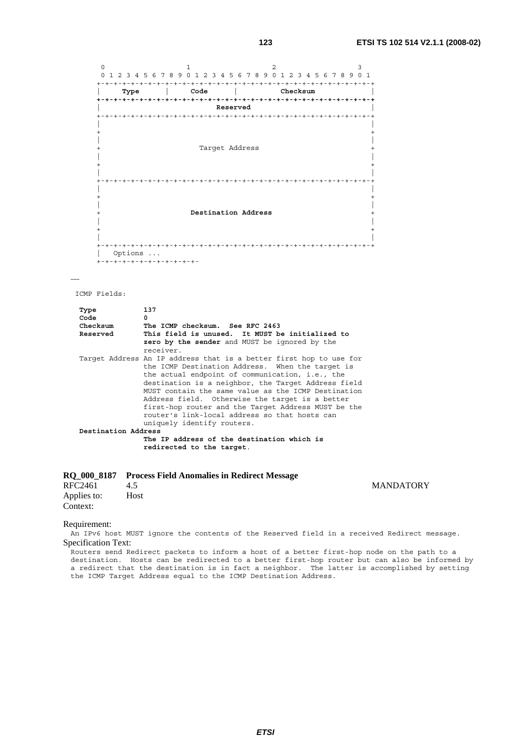```
     0                   1                   2                   3
     0 1 2 3 4 5 6 7 8 9 0 1 2 3 4 5 6 7 8 9 0 1 2 3 4 5 6 7 8 9 0 1
    +-+-+-+-+-+-+-+-+-+-+-+-+-+-+-+-+-+-+-+-+-+-+-+-+-+-+-+-+-+-+-+-+
    |     Type      |     Code      |          Checksum             |
    +-+-+-+-+-+-+-+-+-+-+-+-+-+-+-+-+-+-+-+-+-+-+-+-+-+-+-+-+-+-+-+-+
    |                           Reserved                            |
    +-+-+-+-+-+-+-+-+-+-+-+-+-+-+-+-+-+-+-+-+-+-+-+-+-+-+-+-+-+-+-+-+
    |                                                               |
    +                                                               +
    |                                                               |
    +                       Target Address                          +
    |                                                               |
    +                                                               +
    |                                                               |
    +-+-+-+-+-+-+-+-+-+-+-+-+-+-+-+-+-+-+-+-+-+-+-+-+-+-+-+-+-+-+-+-+
    |                                                               |
    +                                                               +
    |                                                               |
    +                     Destination Address                       +
    |                                                               |
    +                                                               +
    |                                                               |
    +-+-+-+-+-+-+-+-+-+-+-+-+-+-+-+-+-+-+-+-+-+-+-+-+-+-+-+-+-+-+-+-+
    |   Options ...
    +-+-+-+-+-+-+-+-+-+-+-+-
```

……

```
 ICMP Fields:

  Type           137
  Code           0
  Checksum       The ICMP checksum.  See RFC 2463
  Reserved       This field is unused.  It MUST be initialized to
                 zero by the sender and MUST be ignored by the
                 receiver.
  Target Address An IP address that is a better first hop to use for
                 the ICMP Destination Address.  When the target is
                 the actual endpoint of communication, i.e., the
                 destination is a neighbor, the Target Address field
                 MUST contain the same value as the ICMP Destination
                 Address field.  Otherwise the target is a better
                 first-hop router and the Target Address MUST be the
                 router's link-local address so that hosts can
                 uniquely identify routers.
  Destination Address
                 The IP address of the destination which is
                 redirected to the target.
```

**RQ_000_8187 Process Field Anomalies in Redirect Message**

RFC2461 4.5 MANDATORY

Applies to: Host

Context:

Requirement:

An IPv6 host MUST ignore the contents of the Reserved field in a received Redirect message.

Specification Text:

Routers send Redirect packets to inform a host of a better first-hop node on the path to a destination. Hosts can be redirected to a better first-hop router but can also be informed by a redirect that the destination is in fact a neighbor. The latter is accomplished by setting the ICMP Target Address equal to the ICMP Destination Address.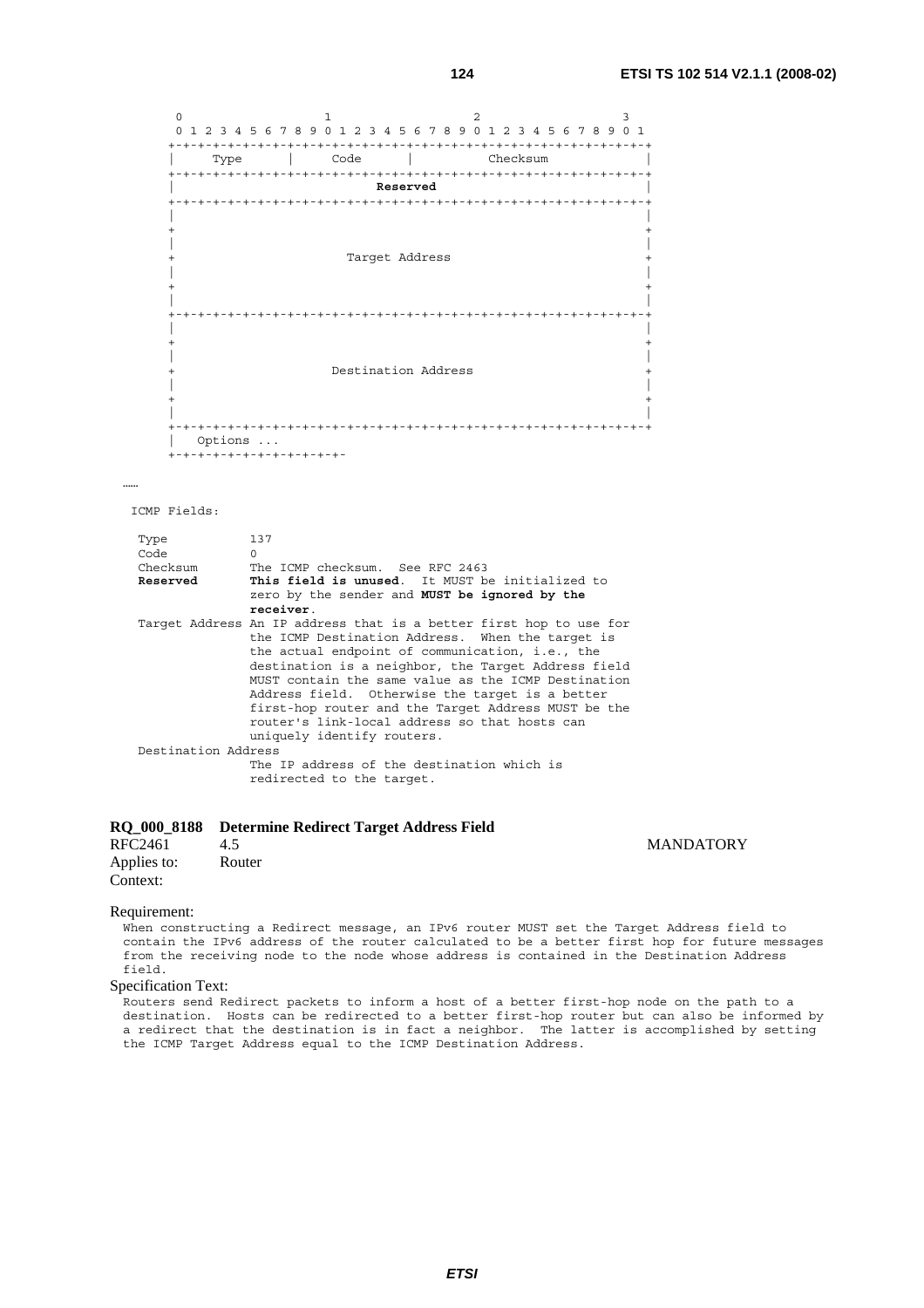```
       0                   1                   2                   3
       0 1 2 3 4 5 6 7 8 9 0 1 2 3 4 5 6 7 8 9 0 1 2 3 4 5 6 7 8 9 0 1
      +-+-+-+-+-+-+-+-+-+-+-+-+-+-+-+-+-+-+-+-+-+-+-+-+-+-+-+-+-+-+-+-+
      |     Type      |     Code      |          Checksum             |
      +-+-+-+-+-+-+-+-+-+-+-+-+-+-+-+-+-+-+-+-+-+-+-+-+-+-+-+-+-+-+-+-+
      |                           Reserved                            |
      +-+-+-+-+-+-+-+-+-+-+-+-+-+-+-+-+-+-+-+-+-+-+-+-+-+-+-+-+-+-+-+-+
      |                                                               |
      +                                                               +
      |                                                               |
      +                       Target Address                          +
      |                                                               |
      +                                                               +
      |                                                               |
      +-+-+-+-+-+-+-+-+-+-+-+-+-+-+-+-+-+-+-+-+-+-+-+-+-+-+-+-+-+-+-+-+
      |                                                               |
      +                                                               +
      |                                                               |
      +                     Destination Address                       +
      |                                                               |
      +                                                               +
      |                                                               |
      +-+-+-+-+-+-+-+-+-+-+-+-+-+-+-+-+-+-+-+-+-+-+-+-+-+-+-+-+-+-+-+-+
      |   Options ...
      +-+-+-+-+-+-+-+-+-+-+-+-
```

……

```
   ICMP Fields:

    Type           137
    Code           0
    Checksum       The ICMP checksum.  See RFC 2463
    Reserved       This field is unused.  It MUST be initialized to
                   zero by the sender and MUST be ignored by the
                   receiver.
    Target Address An IP address that is a better first hop to use for
                   the ICMP Destination Address.  When the target is
                   the actual endpoint of communication, i.e., the
                   destination is a neighbor, the Target Address field
                   MUST contain the same value as the ICMP Destination
                   Address field.  Otherwise the target is a better
                   first-hop router and the Target Address MUST be the
                   router's link-local address so that hosts can
                   uniquely identify routers.
    Destination Address
                   The IP address of the destination which is
                   redirected to the target.
```

**RQ_000_8188 Determine Redirect Target Address Field**

RFC2461 4.5 MANDATORY

Applies to: Router

Context:

Requirement:

When constructing a Redirect message, an IPv6 router MUST set the Target Address field to contain the IPv6 address of the router calculated to be a better first hop for future messages from the receiving node to the node whose address is contained in the Destination Address field.

Specification Text:

Routers send Redirect packets to inform a host of a better first-hop node on the path to a destination. Hosts can be redirected to a better first-hop router but can also be informed by a redirect that the destination is in fact a neighbor. The latter is accomplished by setting the ICMP Target Address equal to the ICMP Destination Address.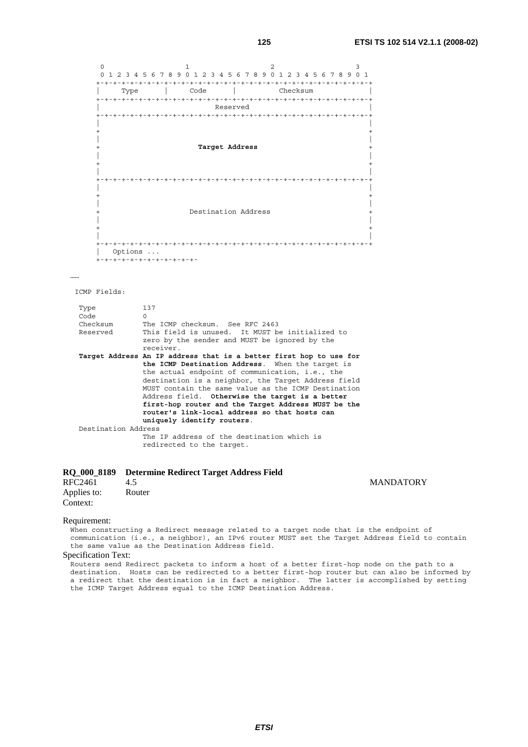```
       0                   1                   2                   3
       0 1 2 3 4 5 6 7 8 9 0 1 2 3 4 5 6 7 8 9 0 1 2 3 4 5 6 7 8 9 0 1
      +-+-+-+-+-+-+-+-+-+-+-+-+-+-+-+-+-+-+-+-+-+-+-+-+-+-+-+-+-+-+-+-+
      |     Type      |     Code      |          Checksum             |
      +-+-+-+-+-+-+-+-+-+-+-+-+-+-+-+-+-+-+-+-+-+-+-+-+-+-+-+-+-+-+-+-+
      |                           Reserved                            |
      +-+-+-+-+-+-+-+-+-+-+-+-+-+-+-+-+-+-+-+-+-+-+-+-+-+-+-+-+-+-+-+-+
      |                                                               |
      +                                                               +
      |                                                               |
      +                       Target Address                          +
      |                                                               |
      +                                                               +
      |                                                               |
      +-+-+-+-+-+-+-+-+-+-+-+-+-+-+-+-+-+-+-+-+-+-+-+-+-+-+-+-+-+-+-+-+
      |                                                               |
      +                                                               +
      |                                                               |
      +                     Destination Address                       +
      |                                                               |
      +                                                               +
      |                                                               |
      +-+-+-+-+-+-+-+-+-+-+-+-+-+-+-+-+-+-+-+-+-+-+-+-+-+-+-+-+-+-+-+-+
      |   Options ...
      +-+-+-+-+-+-+-+-+-+-+-+-
```

……

```
   ICMP Fields:

    Type           137
    Code           0
    Checksum       The ICMP checksum.  See RFC 2463
    Reserved       This field is unused.  It MUST be initialized to
                   zero by the sender and MUST be ignored by the
                   receiver.
    Target Address An IP address that is a better first hop to use for
                   the ICMP Destination Address.  When the target is
                   the actual endpoint of communication, i.e., the
                   destination is a neighbor, the Target Address field
                   MUST contain the same value as the ICMP Destination
                   Address field.  Otherwise the target is a better
                   first-hop router and the Target Address MUST be the
                   router's link-local address so that hosts can
                   uniquely identify routers.
    Destination Address
                   The IP address of the destination which is
                   redirected to the target.
```

**RQ_000_8189 Determine Redirect Target Address Field**

RFC2461 4.5 MANDATORY

Applies to: Router

Context:

Requirement:

When constructing a Redirect message related to a target node that is the endpoint of communication (i.e., a neighbor), an IPv6 router MUST set the Target Address field to contain the same value as the Destination Address field.

Specification Text:

Routers send Redirect packets to inform a host of a better first-hop node on the path to a destination. Hosts can be redirected to a better first-hop router but can also be informed by a redirect that the destination is in fact a neighbor. The latter is accomplished by setting the ICMP Target Address equal to the ICMP Destination Address.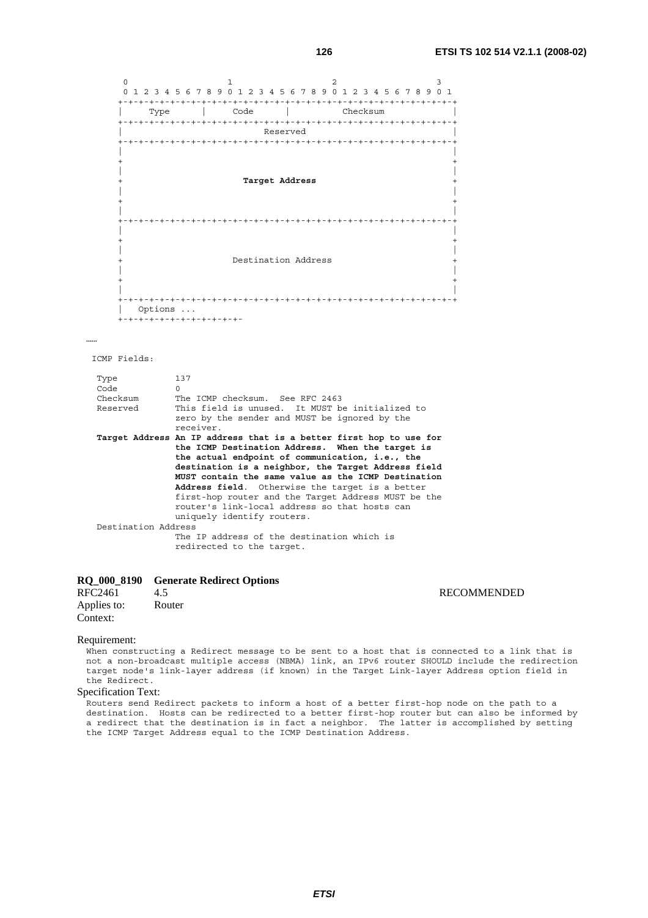```
    0                   1                   2                   3
    0 1 2 3 4 5 6 7 8 9 0 1 2 3 4 5 6 7 8 9 0 1 2 3 4 5 6 7 8 9 0 1
   +-+-+-+-+-+-+-+-+-+-+-+-+-+-+-+-+-+-+-+-+-+-+-+-+-+-+-+-+-+-+-+-+
   |     Type      |     Code      |          Checksum             |
   +-+-+-+-+-+-+-+-+-+-+-+-+-+-+-+-+-+-+-+-+-+-+-+-+-+-+-+-+-+-+-+-+
   |                           Reserved                            |
   +-+-+-+-+-+-+-+-+-+-+-+-+-+-+-+-+-+-+-+-+-+-+-+-+-+-+-+-+-+-+-+-+
   |                                                               |
   +                                                               +
   |                                                               |
   +                       Target Address                          +
   |                                                               |
   +                                                               +
   |                                                               |
   +-+-+-+-+-+-+-+-+-+-+-+-+-+-+-+-+-+-+-+-+-+-+-+-+-+-+-+-+-+-+-+-+
   |                                                               |
   +                                                               +
   |                                                               |
   +                     Destination Address                       +
   |                                                               |
   +                                                               +
   |                                                               |
   +-+-+-+-+-+-+-+-+-+-+-+-+-+-+-+-+-+-+-+-+-+-+-+-+-+-+-+-+-+-+-+-+
   |   Options ...
   +-+-+-+-+-+-+-+-+-+-+-+-
```

……

```
ICMP Fields:

 Type           137
 Code           0
 Checksum       The ICMP checksum.  See RFC 2463
 Reserved       This field is unused.  It MUST be initialized to
                zero by the sender and MUST be ignored by the
                receiver.
 Target Address An IP address that is a better first hop to use for
                the ICMP Destination Address.  When the target is
                the actual endpoint of communication, i.e., the
                destination is a neighbor, the Target Address field
                MUST contain the same value as the ICMP Destination
                Address field.  Otherwise the target is a better
                first-hop router and the Target Address MUST be the
                router's link-local address so that hosts can
                uniquely identify routers.
 Destination Address
                The IP address of the destination which is
                redirected to the target.
```

**RQ_000_8190 Generate Redirect Options**

RFC2461 4.5 RECOMMENDED

Applies to: Router

Context:

Requirement:

When constructing a Redirect message to be sent to a host that is connected to a link that is not a non-broadcast multiple access (NBMA) link, an IPv6 router SHOULD include the redirection target node's link-layer address (if known) in the Target Link-layer Address option field in the Redirect.

Specification Text:

Routers send Redirect packets to inform a host of a better first-hop node on the path to a destination. Hosts can be redirected to a better first-hop router but can also be informed by a redirect that the destination is in fact a neighbor. The latter is accomplished by setting the ICMP Target Address equal to the ICMP Destination Address.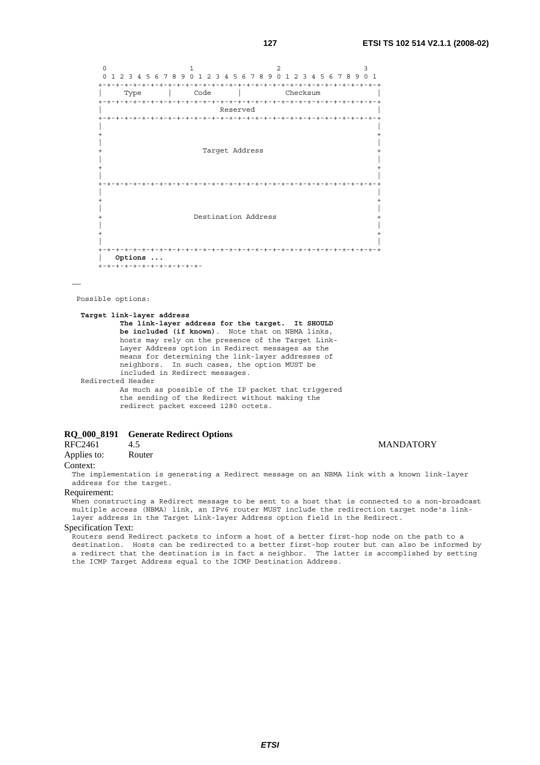```
     0                   1                   2                   3
     0 1 2 3 4 5 6 7 8 9 0 1 2 3 4 5 6 7 8 9 0 1 2 3 4 5 6 7 8 9 0 1
    +-+-+-+-+-+-+-+-+-+-+-+-+-+-+-+-+-+-+-+-+-+-+-+-+-+-+-+-+-+-+-+-+
    |     Type      |     Code      |          Checksum             |
    +-+-+-+-+-+-+-+-+-+-+-+-+-+-+-+-+-+-+-+-+-+-+-+-+-+-+-+-+-+-+-+-+
    |                           Reserved                            |
    +-+-+-+-+-+-+-+-+-+-+-+-+-+-+-+-+-+-+-+-+-+-+-+-+-+-+-+-+-+-+-+-+
    |                                                               |
    +                                                               +
    |                                                               |
    +                       Target Address                          +
    |                                                               |
    +                                                               +
    |                                                               |
    +-+-+-+-+-+-+-+-+-+-+-+-+-+-+-+-+-+-+-+-+-+-+-+-+-+-+-+-+-+-+-+-+
    |                                                               |
    +                                                               +
    |                                                               |
    +                     Destination Address                       +
    |                                                               |
    +                                                               +
    |                                                               |
    +-+-+-+-+-+-+-+-+-+-+-+-+-+-+-+-+-+-+-+-+-+-+-+-+-+-+-+-+-+-+-+-+
    |   Options ...
    +-+-+-+-+-+-+-+-+-+-+-+-
```

……

```
 Possible options:

  Target link-layer address
           The link-layer address for the target.  It SHOULD
           be included (if known).  Note that on NBMA links,
           hosts may rely on the presence of the Target Link-
           Layer Address option in Redirect messages as the
           means for determining the link-layer addresses of
           neighbors.  In such cases, the option MUST be
           included in Redirect messages.
  Redirected Header
           As much as possible of the IP packet that triggered
           the sending of the Redirect without making the
           redirect packet exceed 1280 octets.
```

**RQ_000_8191 Generate Redirect Options**

RFC2461 4.5 MANDATORY

Applies to: Router

Context:

The implementation is generating a Redirect message on an NBMA link with a known link-layer address for the target.

Requirement:

When constructing a Redirect message to be sent to a host that is connected to a non-broadcast multiple access (NBMA) link, an IPv6 router MUST include the redirection target node's link-layer address in the Target Link-layer Address option field in the Redirect.

Specification Text:

Routers send Redirect packets to inform a host of a better first-hop node on the path to a destination. Hosts can be redirected to a better first-hop router but can also be informed by a redirect that the destination is in fact a neighbor. The latter is accomplished by setting the ICMP Target Address equal to the ICMP Destination Address.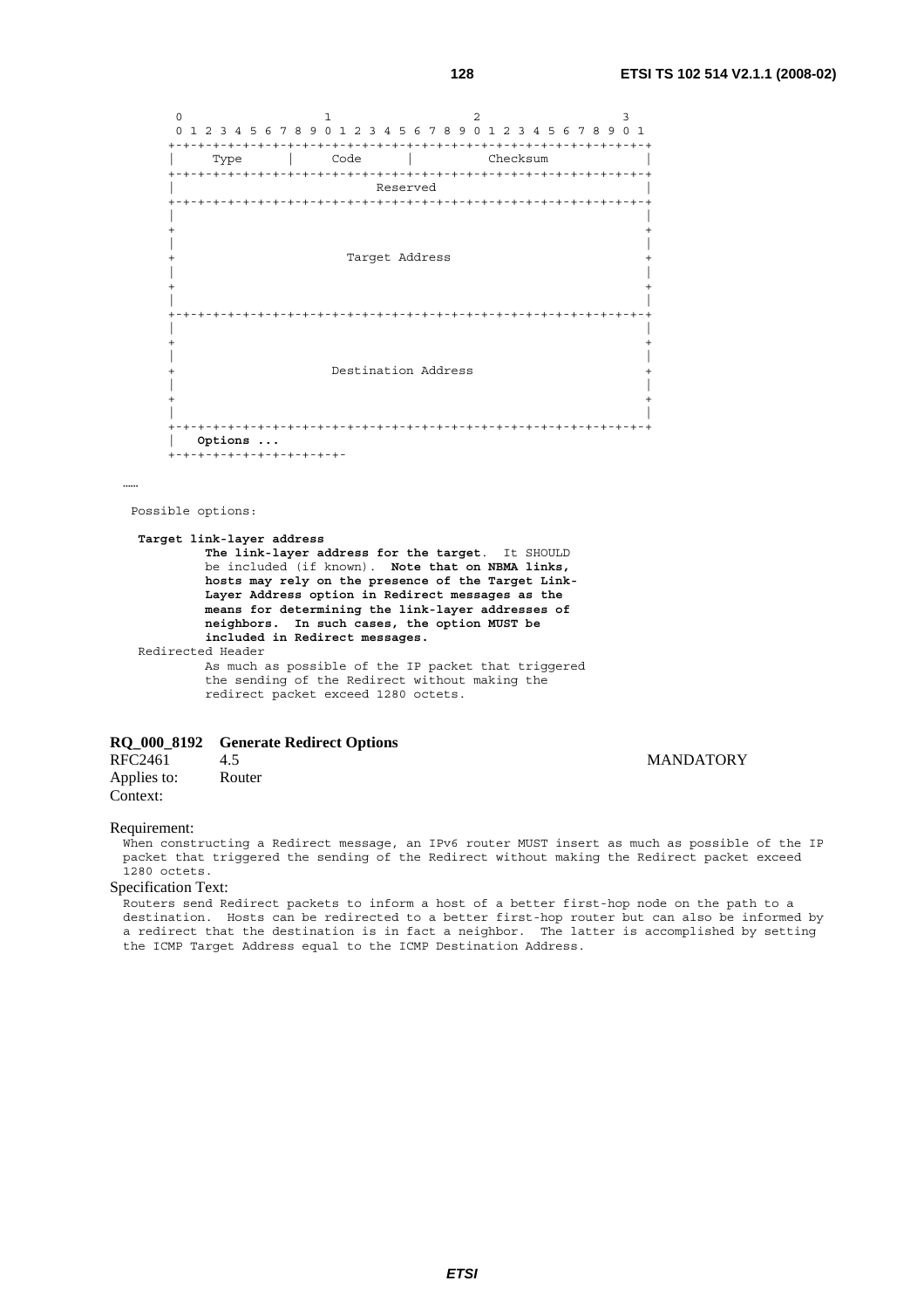```
    0                   1                   2                   3
    0 1 2 3 4 5 6 7 8 9 0 1 2 3 4 5 6 7 8 9 0 1 2 3 4 5 6 7 8 9 0 1
   +-+-+-+-+-+-+-+-+-+-+-+-+-+-+-+-+-+-+-+-+-+-+-+-+-+-+-+-+-+-+-+-+
   |     Type      |     Code      |          Checksum             |
   +-+-+-+-+-+-+-+-+-+-+-+-+-+-+-+-+-+-+-+-+-+-+-+-+-+-+-+-+-+-+-+-+
   |                           Reserved                            |
   +-+-+-+-+-+-+-+-+-+-+-+-+-+-+-+-+-+-+-+-+-+-+-+-+-+-+-+-+-+-+-+-+
   |                                                               |
   +                                                               +
   |                                                               |
   +                       Target Address                          +
   |                                                               |
   +                                                               +
   |                                                               |
   +-+-+-+-+-+-+-+-+-+-+-+-+-+-+-+-+-+-+-+-+-+-+-+-+-+-+-+-+-+-+-+-+
   |                                                               |
   +                                                               +
   |                                                               |
   +                     Destination Address                       +
   |                                                               |
   +                                                               +
   |                                                               |
   +-+-+-+-+-+-+-+-+-+-+-+-+-+-+-+-+-+-+-+-+-+-+-+-+-+-+-+-+-+-+-+-+
   |   Options ...
   +-+-+-+-+-+-+-+-+-+-+-+-
```

……

```
 Possible options:

  Target link-layer address
           The link-layer address for the target.  It SHOULD
           be included (if known).  Note that on NBMA links,
           hosts may rely on the presence of the Target Link-
           Layer Address option in Redirect messages as the
           means for determining the link-layer addresses of
           neighbors.  In such cases, the option MUST be
           included in Redirect messages.
  Redirected Header
           As much as possible of the IP packet that triggered
           the sending of the Redirect without making the
           redirect packet exceed 1280 octets.
```

**RQ_000_8192 Generate Redirect Options**

RFC2461 4.5 MANDATORY

Applies to: Router

Context:

Requirement:

When constructing a Redirect message, an IPv6 router MUST insert as much as possible of the IP packet that triggered the sending of the Redirect without making the Redirect packet exceed 1280 octets.

Specification Text:

Routers send Redirect packets to inform a host of a better first-hop node on the path to a destination. Hosts can be redirected to a better first-hop router but can also be informed by a redirect that the destination is in fact a neighbor. The latter is accomplished by setting the ICMP Target Address equal to the ICMP Destination Address.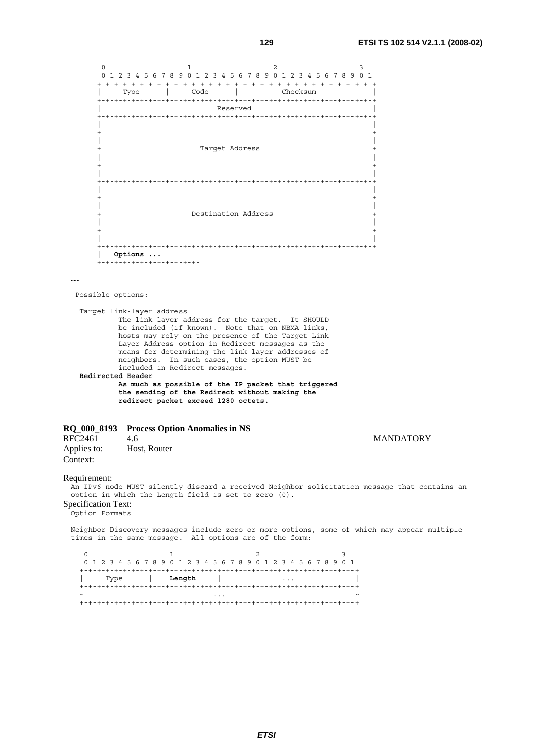```
     0                   1                   2                   3
     0 1 2 3 4 5 6 7 8 9 0 1 2 3 4 5 6 7 8 9 0 1 2 3 4 5 6 7 8 9 0 1
    +-+-+-+-+-+-+-+-+-+-+-+-+-+-+-+-+-+-+-+-+-+-+-+-+-+-+-+-+-+-+-+-+
    |     Type      |     Code      |          Checksum             |
    +-+-+-+-+-+-+-+-+-+-+-+-+-+-+-+-+-+-+-+-+-+-+-+-+-+-+-+-+-+-+-+-+
    |                           Reserved                            |
    +-+-+-+-+-+-+-+-+-+-+-+-+-+-+-+-+-+-+-+-+-+-+-+-+-+-+-+-+-+-+-+-+
    |                                                               |
    +                                                               +
    |                                                               |
    +                       Target Address                          +
    |                                                               |
    +                                                               +
    |                                                               |
    +-+-+-+-+-+-+-+-+-+-+-+-+-+-+-+-+-+-+-+-+-+-+-+-+-+-+-+-+-+-+-+-+
    |                                                               |
    +                                                               +
    |                                                               |
    +                     Destination Address                       +
    |                                                               |
    +                                                               +
    |                                                               |
    +-+-+-+-+-+-+-+-+-+-+-+-+-+-+-+-+-+-+-+-+-+-+-+-+-+-+-+-+-+-+-+-+
    |   Options ...
    +-+-+-+-+-+-+-+-+-+-+-+-
```

……

Possible options:

Target link-layer address
The link-layer address for the target. It SHOULD be included (if known). Note that on NBMA links, hosts may rely on the presence of the Target Link-Layer Address option in Redirect messages as the means for determining the link-layer addresses of neighbors. In such cases, the option MUST be included in Redirect messages.

**Redirected Header**
**As much as possible of the IP packet that triggered the sending of the Redirect without making the redirect packet exceed 1280 octets.**

## RQ_000_8193 Process Option Anomalies in NS

RFC2461 4.6 MANDATORY
Applies to: Host, Router
Context:

Requirement:
An IPv6 node MUST silently discard a received Neighbor solicitation message that contains an option in which the Length field is set to zero (0).

Specification Text:
Option Formats

Neighbor Discovery messages include zero or more options, some of which may appear multiple times in the same message. All options are of the form:

```
     0                   1                   2                   3
     0 1 2 3 4 5 6 7 8 9 0 1 2 3 4 5 6 7 8 9 0 1 2 3 4 5 6 7 8 9 0 1
    +-+-+-+-+-+-+-+-+-+-+-+-+-+-+-+-+-+-+-+-+-+-+-+-+-+-+-+-+-+-+-+-+
    |     Type      |    Length     |              ...              |
    +-+-+-+-+-+-+-+-+-+-+-+-+-+-+-+-+-+-+-+-+-+-+-+-+-+-+-+-+-+-+-+-+
    ~                              ...                              ~
    +-+-+-+-+-+-+-+-+-+-+-+-+-+-+-+-+-+-+-+-+-+-+-+-+-+-+-+-+-+-+-+-+
```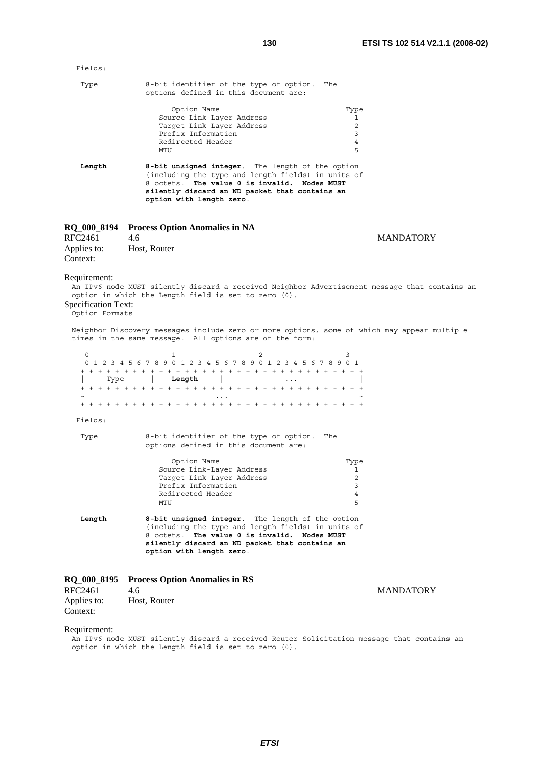Fields:

```
 Type           8-bit identifier of the type of option.  The
                options defined in this document are:

                    Option Name                             Type
                  Source Link-Layer Address                  1
                  Target Link-Layer Address                  2
                  Prefix Information                         3
                  Redirected Header                          4
                  MTU                                        5
```

**Length** **8-bit unsigned integer**. The length of the option (including the type and length fields) in units of 8 octets. **The value 0 is invalid. Nodes MUST silently discard an ND packet that contains an option with length zero**.

**RQ_000_8194 Process Option Anomalies in NA**

RFC2461 4.6 MANDATORY

Applies to: Host, Router

Context:

Requirement:

An IPv6 node MUST silently discard a received Neighbor Advertisement message that contains an option in which the Length field is set to zero (0).

Specification Text:

Option Formats

Neighbor Discovery messages include zero or more options, some of which may appear multiple times in the same message. All options are of the form:

```
  0                   1                   2                   3
  0 1 2 3 4 5 6 7 8 9 0 1 2 3 4 5 6 7 8 9 0 1 2 3 4 5 6 7 8 9 0 1
 +-+-+-+-+-+-+-+-+-+-+-+-+-+-+-+-+-+-+-+-+-+-+-+-+-+-+-+-+-+-+-+-+
 |     Type      |    Length     |              ...              |
 +-+-+-+-+-+-+-+-+-+-+-+-+-+-+-+-+-+-+-+-+-+-+-+-+-+-+-+-+-+-+-+-+
 ~                              ...                              ~
 +-+-+-+-+-+-+-+-+-+-+-+-+-+-+-+-+-+-+-+-+-+-+-+-+-+-+-+-+-+-+-+-+
```

Fields:

```
 Type           8-bit identifier of the type of option.  The
                options defined in this document are:

                    Option Name                             Type
                  Source Link-Layer Address                  1
                  Target Link-Layer Address                  2
                  Prefix Information                         3
                  Redirected Header                          4
                  MTU                                        5
```

**Length** **8-bit unsigned integer**. The length of the option (including the type and length fields) in units of 8 octets. **The value 0 is invalid. Nodes MUST silently discard an ND packet that contains an option with length zero**.

**RQ_000_8195 Process Option Anomalies in RS**

RFC2461 4.6 MANDATORY

Applies to: Host, Router

Context:

Requirement:

An IPv6 node MUST silently discard a received Router Solicitation message that contains an option in which the Length field is set to zero (0).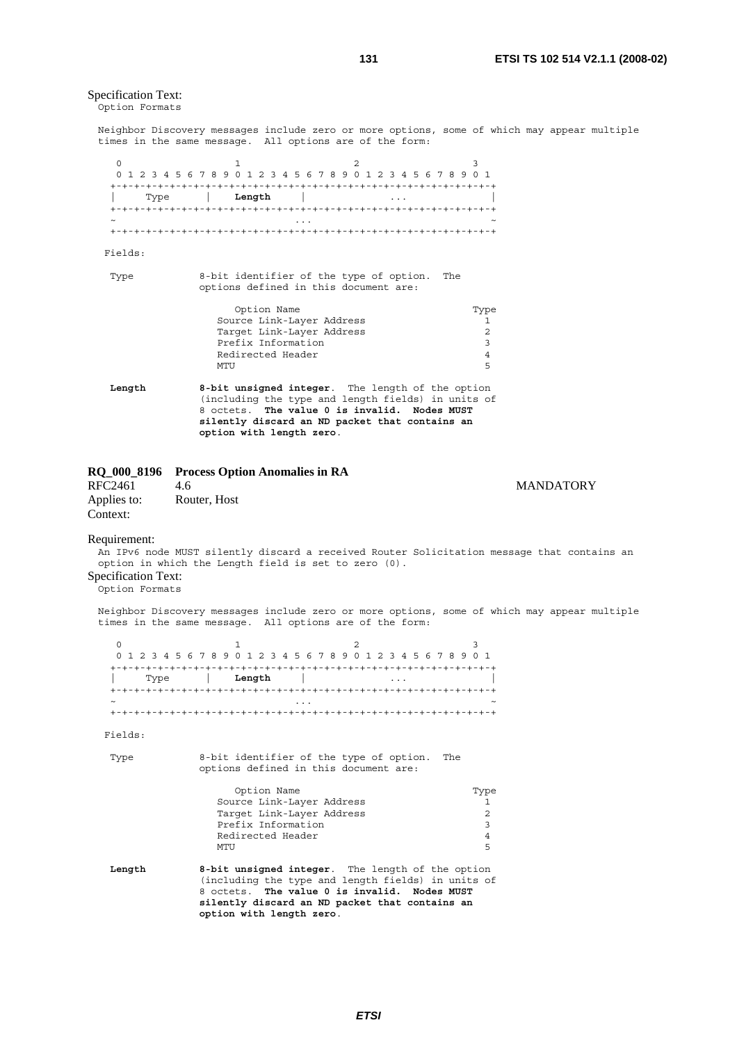Specification Text:

```
Option Formats

Neighbor Discovery messages include zero or more options, some of which may appear multiple
times in the same message.  All options are of the form:

    0                   1                   2                   3
    0 1 2 3 4 5 6 7 8 9 0 1 2 3 4 5 6 7 8 9 0 1 2 3 4 5 6 7 8 9 0 1
   +-+-+-+-+-+-+-+-+-+-+-+-+-+-+-+-+-+-+-+-+-+-+-+-+-+-+-+-+-+-+-+-+
   |     Type      |    Length     |              ...              |
   +-+-+-+-+-+-+-+-+-+-+-+-+-+-+-+-+-+-+-+-+-+-+-+-+-+-+-+-+-+-+-+-+
   ~                              ...                              ~
   +-+-+-+-+-+-+-+-+-+-+-+-+-+-+-+-+-+-+-+-+-+-+-+-+-+-+-+-+-+-+-+-+

 Fields:

  Type           8-bit identifier of the type of option.  The
                 options defined in this document are:

                      Option Name                             Type
                   Source Link-Layer Address                    1
                   Target Link-Layer Address                    2
                   Prefix Information                           3
                   Redirected Header                            4
                   MTU                                          5

  Length         8-bit unsigned integer.  The length of the option
                 (including the type and length fields) in units of
                 8 octets.  The value 0 is invalid.  Nodes MUST
                 silently discard an ND packet that contains an
                 option with length zero.
```

**RQ_000_8196 Process Option Anomalies in RA**

RFC2461 4.6 MANDATORY

Applies to: Router, Host

Context:

Requirement:

An IPv6 node MUST silently discard a received Router Solicitation message that contains an option in which the Length field is set to zero (0).

Specification Text:

```
Option Formats

Neighbor Discovery messages include zero or more options, some of which may appear multiple
times in the same message.  All options are of the form:

    0                   1                   2                   3
    0 1 2 3 4 5 6 7 8 9 0 1 2 3 4 5 6 7 8 9 0 1 2 3 4 5 6 7 8 9 0 1
   +-+-+-+-+-+-+-+-+-+-+-+-+-+-+-+-+-+-+-+-+-+-+-+-+-+-+-+-+-+-+-+-+
   |     Type      |    Length     |              ...              |
   +-+-+-+-+-+-+-+-+-+-+-+-+-+-+-+-+-+-+-+-+-+-+-+-+-+-+-+-+-+-+-+-+
   ~                              ...                              ~
   +-+-+-+-+-+-+-+-+-+-+-+-+-+-+-+-+-+-+-+-+-+-+-+-+-+-+-+-+-+-+-+-+

 Fields:

  Type           8-bit identifier of the type of option.  The
                 options defined in this document are:

                      Option Name                             Type
                   Source Link-Layer Address                    1
                   Target Link-Layer Address                    2
                   Prefix Information                           3
                   Redirected Header                            4
                   MTU                                          5

  Length         8-bit unsigned integer.  The length of the option
                 (including the type and length fields) in units of
                 8 octets.  The value 0 is invalid.  Nodes MUST
                 silently discard an ND packet that contains an
                 option with length zero.
```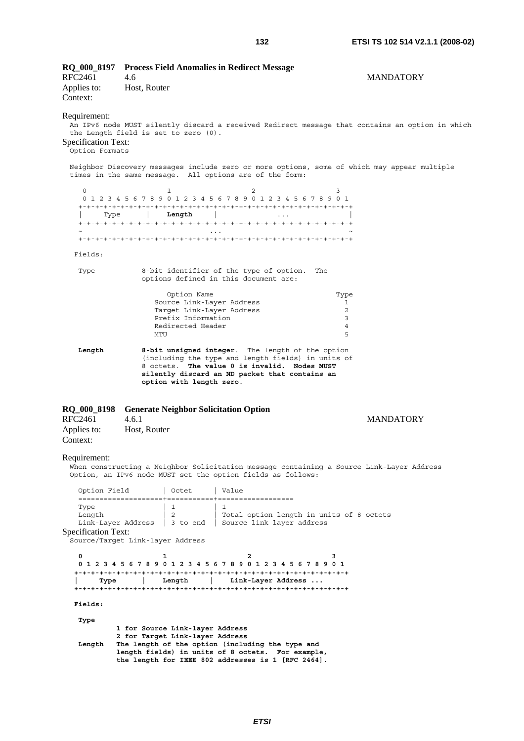**RQ_000_8197 Process Field Anomalies in Redirect Message**

RFC2461 4.6 MANDATORY

Applies to: Host, Router

Context:

Requirement:

An IPv6 node MUST silently discard a received Redirect message that contains an option in which the Length field is set to zero (0).

Specification Text:

```
Option Formats

Neighbor Discovery messages include zero or more options, some of which may appear multiple
times in the same message.  All options are of the form:

    0                   1                   2                   3
    0 1 2 3 4 5 6 7 8 9 0 1 2 3 4 5 6 7 8 9 0 1 2 3 4 5 6 7 8 9 0 1
   +-+-+-+-+-+-+-+-+-+-+-+-+-+-+-+-+-+-+-+-+-+-+-+-+-+-+-+-+-+-+-+-+
   |     Type      |    Length     |              ...              |
   +-+-+-+-+-+-+-+-+-+-+-+-+-+-+-+-+-+-+-+-+-+-+-+-+-+-+-+-+-+-+-+-+
   ~                              ...                              ~
   +-+-+-+-+-+-+-+-+-+-+-+-+-+-+-+-+-+-+-+-+-+-+-+-+-+-+-+-+-+-+-+-+

  Fields:

   Type           8-bit identifier of the type of option.  The
                  options defined in this document are:

                       Option Name                             Type
                    Source Link-Layer Address                    1
                    Target Link-Layer Address                    2
                    Prefix Information                           3
                    Redirected Header                            4
                    MTU                                          5

   Length         8-bit unsigned integer.  The length of the option
                  (including the type and length fields) in units of
                  8 octets.  The value 0 is invalid.  Nodes MUST
                  silently discard an ND packet that contains an
                  option with length zero.
```

**RQ_000_8198 Generate Neighbor Solicitation Option**

RFC2461 4.6.1 MANDATORY

Applies to: Host, Router

Context:

Requirement:

When constructing a Neighbor Solicitation message containing a Source Link-Layer Address Option, an IPv6 node MUST set the option fields as follows:

| Option Field | Octet | Value |
|---|---|---|
| Type | 1 | 1 |
| Length | 2 | Total option length in units of 8 octets |
| Link-Layer Address | 3 to end | Source link layer address |

Specification Text:

```
Source/Target Link-Layer Address

    0                   1                   2                   3
    0 1 2 3 4 5 6 7 8 9 0 1 2 3 4 5 6 7 8 9 0 1 2 3 4 5 6 7 8 9 0 1
   +-+-+-+-+-+-+-+-+-+-+-+-+-+-+-+-+-+-+-+-+-+-+-+-+-+-+-+-+-+-+-+-+
   |     Type      |    Length     |    Link-Layer Address ...
   +-+-+-+-+-+-+-+-+-+-+-+-+-+-+-+-+-+-+-+-+-+-+-+-+-+-+-+-+-+-+-+-+

  Fields:

   Type
           1 for Source Link-layer Address
           2 for Target Link-layer Address
   Length  The length of the option (including the type and
           length fields) in units of 8 octets.  For example,
           the length for IEEE 802 addresses is 1 [RFC 2464].
```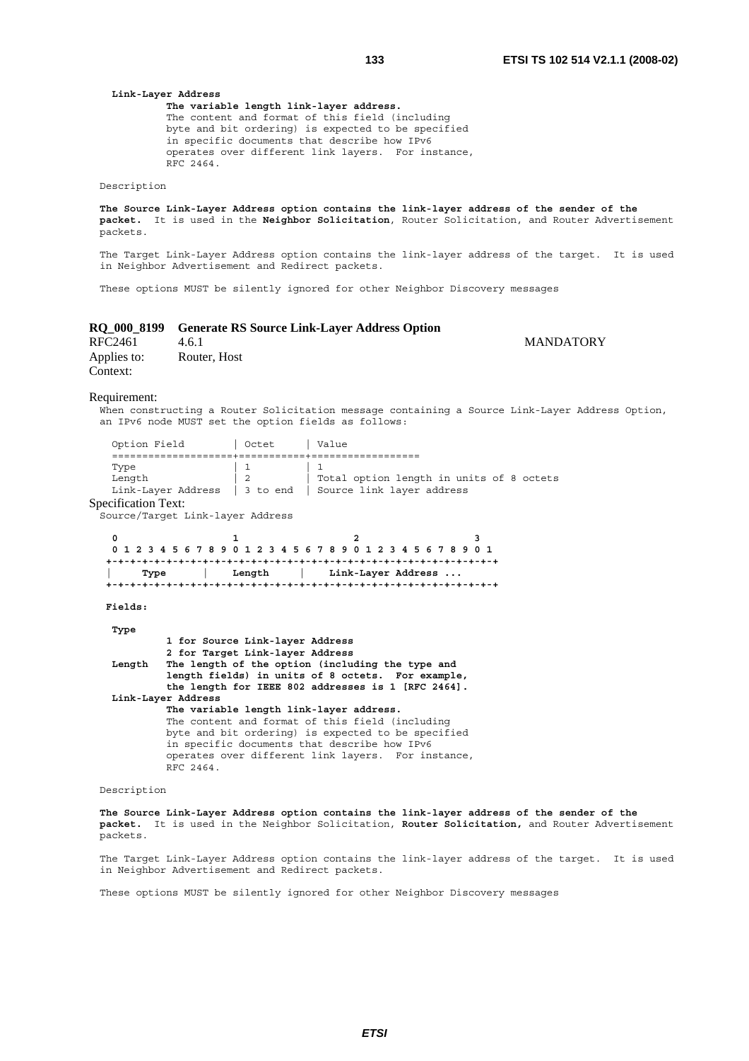**Link-Layer Address**

**The variable length link-layer address.**
The content and format of this field (including byte and bit ordering) is expected to be specified in specific documents that describe how IPv6 operates over different link layers. For instance, RFC 2464.

Description

**The Source Link-Layer Address option contains the link-layer address of the sender of the packet.** It is used in the **Neighbor Solicitation**, Router Solicitation, and Router Advertisement packets.

The Target Link-Layer Address option contains the link-layer address of the target. It is used in Neighbor Advertisement and Redirect packets.

These options MUST be silently ignored for other Neighbor Discovery messages

### RQ_000_8199 Generate RS Source Link-Layer Address Option

RFC2461 4.6.1 MANDATORY

Applies to: Router, Host

Context:

Requirement:

When constructing a Router Solicitation message containing a Source Link-Layer Address Option, an IPv6 node MUST set the option fields as follows:

| Option Field | Octet | Value |
|---|---|---|
| Type | 1 | 1 |
| Length | 2 | Total option length in units of 8 octets |
| Link-Layer Address | 3 to end | Source link layer address |

Specification Text:

Source/Target Link-layer Address

```
 0                   1                   2                   3
 0 1 2 3 4 5 6 7 8 9 0 1 2 3 4 5 6 7 8 9 0 1 2 3 4 5 6 7 8 9 0 1
+-+-+-+-+-+-+-+-+-+-+-+-+-+-+-+-+-+-+-+-+-+-+-+-+-+-+-+-+-+-+-+-+
|     Type      |    Length     |    Link-Layer Address ...
+-+-+-+-+-+-+-+-+-+-+-+-+-+-+-+-+-+-+-+-+-+-+-+-+-+-+-+-+-+-+-+-+
```

**Fields:**

**Type**
**1 for Source Link-layer Address**
**2 for Target Link-layer Address**

**Length** **The length of the option (including the type and length fields) in units of 8 octets. For example, the length for IEEE 802 addresses is 1 [RFC 2464].**

**Link-Layer Address**

**The variable length link-layer address.**
The content and format of this field (including byte and bit ordering) is expected to be specified in specific documents that describe how IPv6 operates over different link layers. For instance, RFC 2464.

Description

**The Source Link-Layer Address option contains the link-layer address of the sender of the packet.** It is used in the Neighbor Solicitation, **Router Solicitation,** and Router Advertisement packets.

The Target Link-Layer Address option contains the link-layer address of the target. It is used in Neighbor Advertisement and Redirect packets.

These options MUST be silently ignored for other Neighbor Discovery messages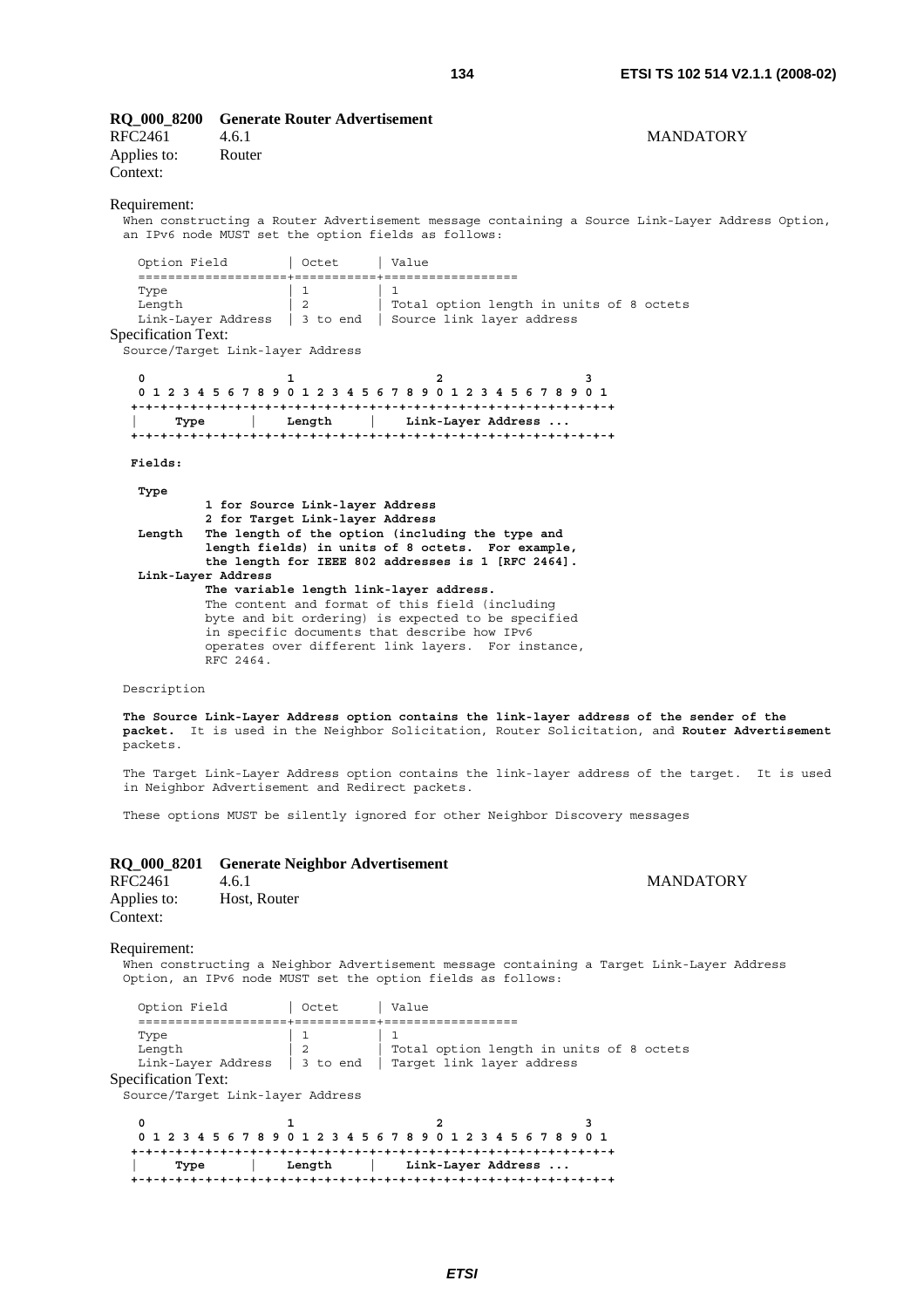**RQ_000_8200 Generate Router Advertisement**

RFC2461 4.6.1 MANDATORY

Applies to: Router

Context:

Requirement:

When constructing a Router Advertisement message containing a Source Link-Layer Address Option, an IPv6 node MUST set the option fields as follows:

| Option Field | Octet | Value |
|---|---|---|
| Type | 1 | 1 |
| Length | 2 | Total option length in units of 8 octets |
| Link-Layer Address | 3 to end | Source link layer address |

Specification Text:

Source/Target Link-layer Address

```
 0                   1                   2                   3
 0 1 2 3 4 5 6 7 8 9 0 1 2 3 4 5 6 7 8 9 0 1 2 3 4 5 6 7 8 9 0 1
+-+-+-+-+-+-+-+-+-+-+-+-+-+-+-+-+-+-+-+-+-+-+-+-+-+-+-+-+-+-+-+-+
|     Type      |    Length     |    Link-Layer Address ...
+-+-+-+-+-+-+-+-+-+-+-+-+-+-+-+-+-+-+-+-+-+-+-+-+-+-+-+-+-+-+-+-+
```

**Fields:**

**Type**
**1 for Source Link-layer Address**
**2 for Target Link-layer Address**

**Length** **The length of the option (including the type and length fields) in units of 8 octets. For example, the length for IEEE 802 addresses is 1 [RFC 2464].**

**Link-Layer Address**
**The variable length link-layer address.**
The content and format of this field (including byte and bit ordering) is expected to be specified in specific documents that describe how IPv6 operates over different link layers. For instance, RFC 2464.

Description

**The Source Link-Layer Address option contains the link-layer address of the sender of the packet.** It is used in the Neighbor Solicitation, Router Solicitation, and **Router Advertisement** packets.

The Target Link-Layer Address option contains the link-layer address of the target. It is used in Neighbor Advertisement and Redirect packets.

These options MUST be silently ignored for other Neighbor Discovery messages

**RQ_000_8201 Generate Neighbor Advertisement**

RFC2461 4.6.1 MANDATORY

Applies to: Host, Router

Context:

Requirement:

When constructing a Neighbor Advertisement message containing a Target Link-Layer Address Option, an IPv6 node MUST set the option fields as follows:

| Option Field | Octet | Value |
|---|---|---|
| Type | 1 | 1 |
| Length | 2 | Total option length in units of 8 octets |
| Link-Layer Address | 3 to end | Target link layer address |

Specification Text:

Source/Target Link-layer Address

```
 0                   1                   2                   3
 0 1 2 3 4 5 6 7 8 9 0 1 2 3 4 5 6 7 8 9 0 1 2 3 4 5 6 7 8 9 0 1
+-+-+-+-+-+-+-+-+-+-+-+-+-+-+-+-+-+-+-+-+-+-+-+-+-+-+-+-+-+-+-+-+
|     Type      |    Length     |    Link-Layer Address ...
+-+-+-+-+-+-+-+-+-+-+-+-+-+-+-+-+-+-+-+-+-+-+-+-+-+-+-+-+-+-+-+-+
```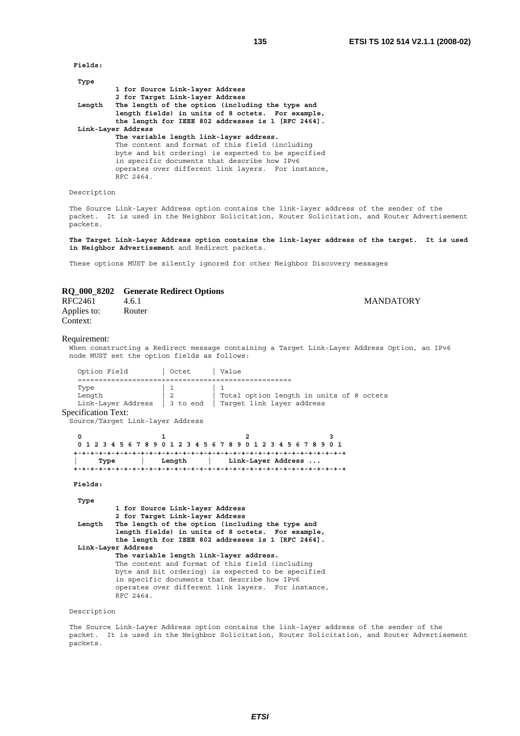**Fields:**

```
  Type
          1 for Source Link-layer Address
          2 for Target Link-layer Address
  Length  The length of the option (including the type and
          length fields) in units of 8 octets.  For example,
          the length for IEEE 802 addresses is 1 [RFC 2464].
  Link-Layer Address
          The variable length link-layer address.
          The content and format of this field (including
          byte and bit ordering) is expected to be specified
          in specific documents that describe how IPv6
          operates over different link layers.  For instance,
          RFC 2464.
```

Description

The Source Link-Layer Address option contains the link-layer address of the sender of the packet. It is used in the Neighbor Solicitation, Router Solicitation, and Router Advertisement packets.

**The Target Link-Layer Address option contains the link-layer address of the target. It is used in Neighbor Advertisement** and Redirect packets.

These options MUST be silently ignored for other Neighbor Discovery messages

## RQ_000_8202 Generate Redirect Options

RFC2461 4.6.1 MANDATORY

Applies to: Router

Context:

Requirement:

When constructing a Redirect message containing a Target Link-Layer Address Option, an IPv6 node MUST set the option fields as follows:

| Option Field | Octet | Value |
|---|---|---|
| Type | 1 | 1 |
| Length | 2 | Total option length in units of 8 octets |
| Link-Layer Address | 3 to end | Target link layer address |

Specification Text:

Source/Target Link-layer Address

```
 0                   1                   2                   3
 0 1 2 3 4 5 6 7 8 9 0 1 2 3 4 5 6 7 8 9 0 1 2 3 4 5 6 7 8 9 0 1
+-+-+-+-+-+-+-+-+-+-+-+-+-+-+-+-+-+-+-+-+-+-+-+-+-+-+-+-+-+-+-+-+
|     Type      |    Length     |    Link-Layer Address ...
+-+-+-+-+-+-+-+-+-+-+-+-+-+-+-+-+-+-+-+-+-+-+-+-+-+-+-+-+-+-+-+-+
```

**Fields:**

```
  Type
          1 for Source Link-layer Address
          2 for Target Link-layer Address
  Length  The length of the option (including the type and
          length fields) in units of 8 octets.  For example,
          the length for IEEE 802 addresses is 1 [RFC 2464].
  Link-Layer Address
          The variable length link-layer address.
          The content and format of this field (including
          byte and bit ordering) is expected to be specified
          in specific documents that describe how IPv6
          operates over different link layers.  For instance,
          RFC 2464.
```

Description

The Source Link-Layer Address option contains the link-layer address of the sender of the packet. It is used in the Neighbor Solicitation, Router Solicitation, and Router Advertisement packets.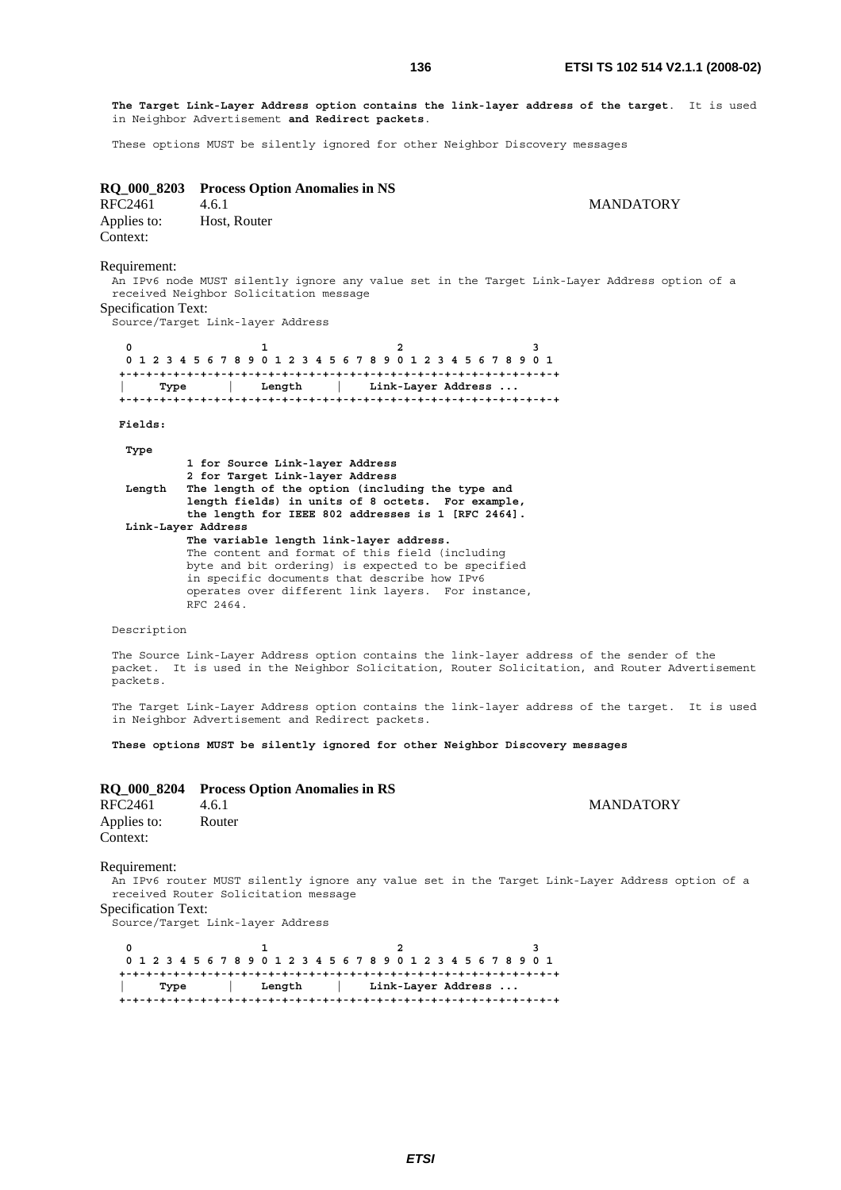**The Target Link-Layer Address option contains the link-layer address of the target**. It is used in Neighbor Advertisement **and Redirect packets**.

These options MUST be silently ignored for other Neighbor Discovery messages

**RQ_000_8203 Process Option Anomalies in NS**

RFC2461 4.6.1 MANDATORY

Applies to: Host, Router

Context:

Requirement:

An IPv6 node MUST silently ignore any value set in the Target Link-Layer Address option of a received Neighbor Solicitation message

Specification Text:

Source/Target Link-layer Address

```
 0                   1                   2                   3
 0 1 2 3 4 5 6 7 8 9 0 1 2 3 4 5 6 7 8 9 0 1 2 3 4 5 6 7 8 9 0 1
+-+-+-+-+-+-+-+-+-+-+-+-+-+-+-+-+-+-+-+-+-+-+-+-+-+-+-+-+-+-+-+-+
|     Type      |    Length     |    Link-Layer Address ...
+-+-+-+-+-+-+-+-+-+-+-+-+-+-+-+-+-+-+-+-+-+-+-+-+-+-+-+-+-+-+-+-+
```

**Fields:**

**Type**

**1 for Source Link-layer Address**
**2 for Target Link-layer Address**

**Length** **The length of the option (including the type and length fields) in units of 8 octets. For example, the length for IEEE 802 addresses is 1 [RFC 2464].**

**Link-Layer Address**

**The variable length link-layer address.**
The content and format of this field (including byte and bit ordering) is expected to be specified in specific documents that describe how IPv6 operates over different link layers. For instance, RFC 2464.

Description

The Source Link-Layer Address option contains the link-layer address of the sender of the packet. It is used in the Neighbor Solicitation, Router Solicitation, and Router Advertisement packets.

The Target Link-Layer Address option contains the link-layer address of the target. It is used in Neighbor Advertisement and Redirect packets.

**These options MUST be silently ignored for other Neighbor Discovery messages**

**RQ_000_8204 Process Option Anomalies in RS**

RFC2461 4.6.1 MANDATORY

Applies to: Router

Context:

Requirement:

An IPv6 router MUST silently ignore any value set in the Target Link-Layer Address option of a received Router Solicitation message

Specification Text:

Source/Target Link-layer Address

```
 0                   1                   2                   3
 0 1 2 3 4 5 6 7 8 9 0 1 2 3 4 5 6 7 8 9 0 1 2 3 4 5 6 7 8 9 0 1
+-+-+-+-+-+-+-+-+-+-+-+-+-+-+-+-+-+-+-+-+-+-+-+-+-+-+-+-+-+-+-+-+
|     Type      |    Length     |    Link-Layer Address ...
+-+-+-+-+-+-+-+-+-+-+-+-+-+-+-+-+-+-+-+-+-+-+-+-+-+-+-+-+-+-+-+-+
```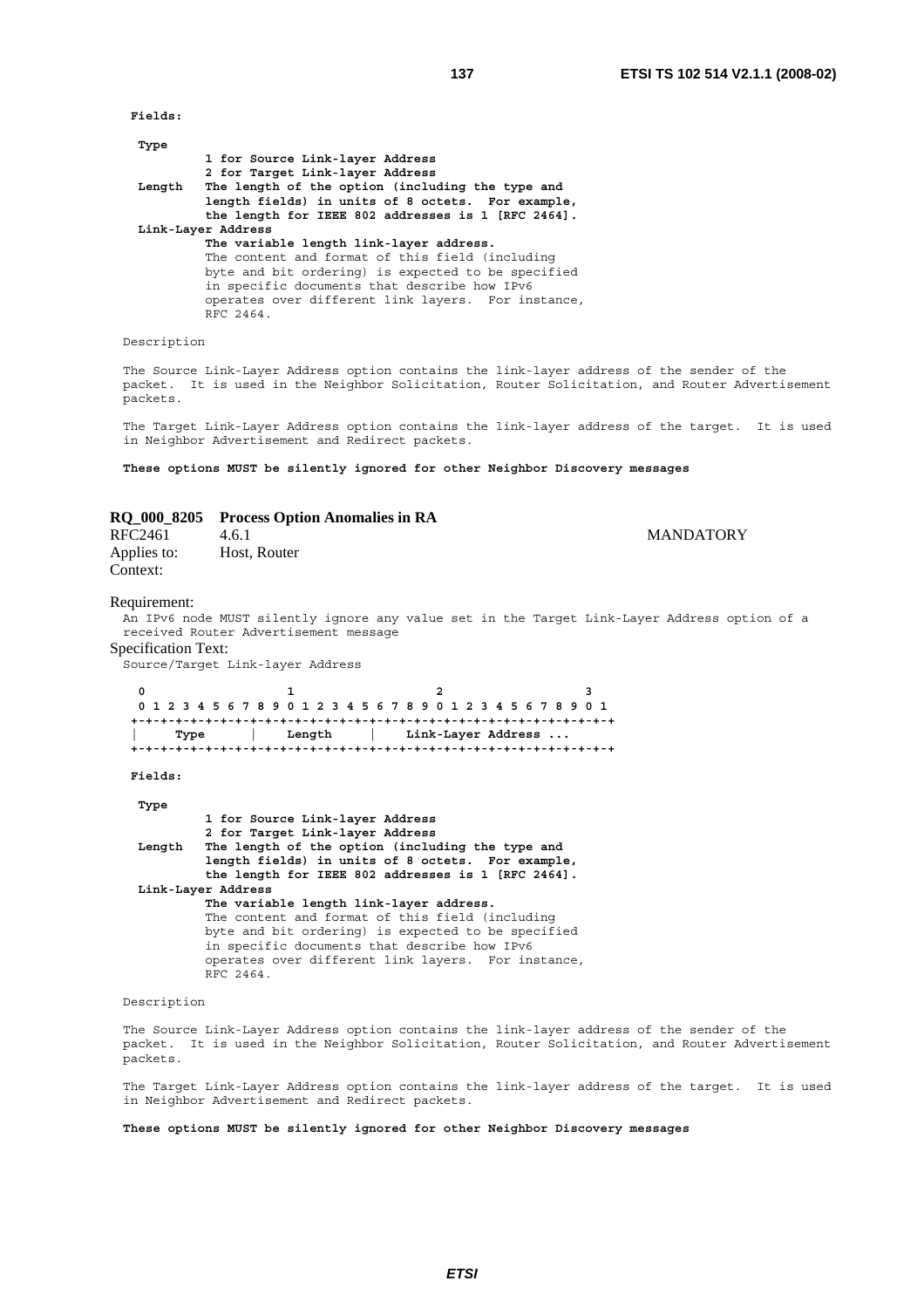**Fields:**

```
 Type
         1 for Source Link-layer Address
         2 for Target Link-layer Address
 Length  The length of the option (including the type and
         length fields) in units of 8 octets.  For example,
         the length for IEEE 802 addresses is 1 [RFC 2464].
 Link-Layer Address
         The variable length link-layer address.
         The content and format of this field (including
         byte and bit ordering) is expected to be specified
         in specific documents that describe how IPv6
         operates over different link layers.  For instance,
         RFC 2464.
```

Description

The Source Link-Layer Address option contains the link-layer address of the sender of the packet. It is used in the Neighbor Solicitation, Router Solicitation, and Router Advertisement packets.

The Target Link-Layer Address option contains the link-layer address of the target. It is used in Neighbor Advertisement and Redirect packets.

**These options MUST be silently ignored for other Neighbor Discovery messages**

**RQ_000_8205 Process Option Anomalies in RA**

RFC2461 4.6.1 MANDATORY

Applies to: Host, Router

Context:

Requirement:

An IPv6 node MUST silently ignore any value set in the Target Link-Layer Address option of a received Router Advertisement message

Specification Text:

Source/Target Link-layer Address

```
  0                   1                   2                   3
  0 1 2 3 4 5 6 7 8 9 0 1 2 3 4 5 6 7 8 9 0 1 2 3 4 5 6 7 8 9 0 1
 +-+-+-+-+-+-+-+-+-+-+-+-+-+-+-+-+-+-+-+-+-+-+-+-+-+-+-+-+-+-+-+-+
 |     Type      |    Length     |    Link-Layer Address ...
 +-+-+-+-+-+-+-+-+-+-+-+-+-+-+-+-+-+-+-+-+-+-+-+-+-+-+-+-+-+-+-+-+
```

**Fields:**

```
 Type
         1 for Source Link-layer Address
         2 for Target Link-layer Address
 Length  The length of the option (including the type and
         length fields) in units of 8 octets.  For example,
         the length for IEEE 802 addresses is 1 [RFC 2464].
 Link-Layer Address
         The variable length link-layer address.
         The content and format of this field (including
         byte and bit ordering) is expected to be specified
         in specific documents that describe how IPv6
         operates over different link layers.  For instance,
         RFC 2464.
```

Description

The Source Link-Layer Address option contains the link-layer address of the sender of the packet. It is used in the Neighbor Solicitation, Router Solicitation, and Router Advertisement packets.

The Target Link-Layer Address option contains the link-layer address of the target. It is used in Neighbor Advertisement and Redirect packets.

**These options MUST be silently ignored for other Neighbor Discovery messages**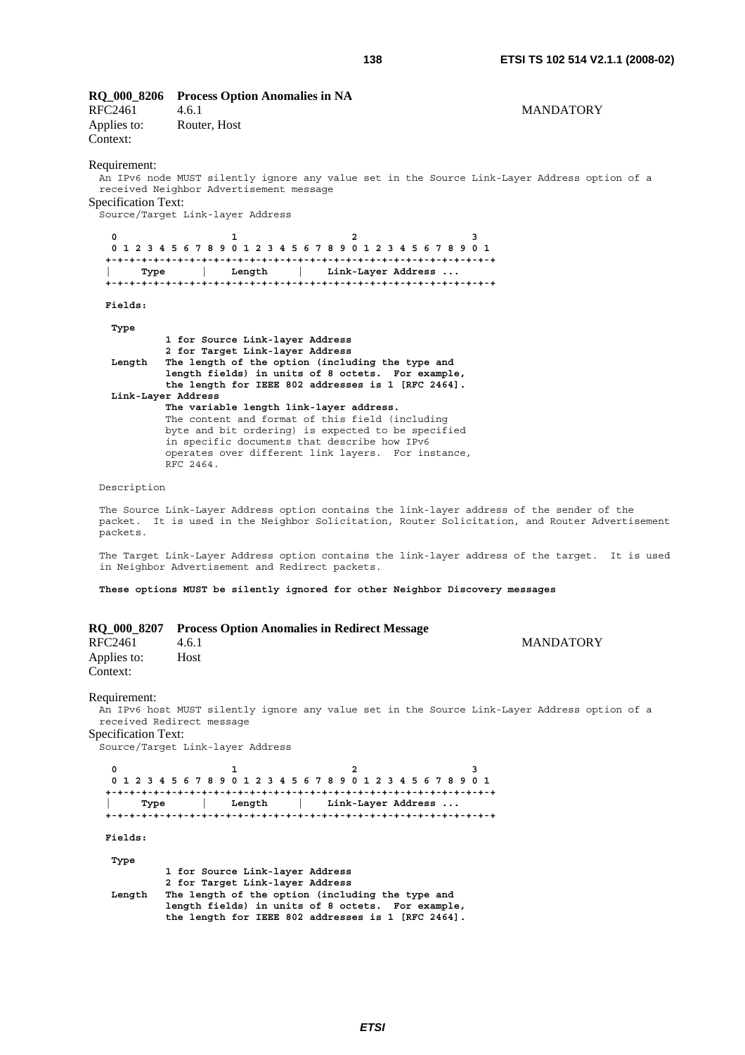**RQ_000_8206 Process Option Anomalies in NA**

RFC2461 4.6.1 MANDATORY

Applies to: Router, Host

Context:

Requirement:

An IPv6 node MUST silently ignore any value set in the Source Link-Layer Address option of a received Neighbor Advertisement message

Specification Text:

Source/Target Link-layer Address

```
 0                   1                   2                   3
 0 1 2 3 4 5 6 7 8 9 0 1 2 3 4 5 6 7 8 9 0 1 2 3 4 5 6 7 8 9 0 1
+-+-+-+-+-+-+-+-+-+-+-+-+-+-+-+-+-+-+-+-+-+-+-+-+-+-+-+-+-+-+-+-+
|     Type      |    Length     |    Link-Layer Address ...
+-+-+-+-+-+-+-+-+-+-+-+-+-+-+-+-+-+-+-+-+-+-+-+-+-+-+-+-+-+-+-+-+

Fields:

 Type
          1 for Source Link-layer Address
          2 for Target Link-layer Address
 Length   The length of the option (including the type and
          length fields) in units of 8 octets.  For example,
          the length for IEEE 802 addresses is 1 [RFC 2464].
 Link-Layer Address
          The variable length link-layer address.
          The content and format of this field (including
          byte and bit ordering) is expected to be specified
          in specific documents that describe how IPv6
          operates over different link layers.  For instance,
          RFC 2464.
```

Description

The Source Link-Layer Address option contains the link-layer address of the sender of the packet. It is used in the Neighbor Solicitation, Router Solicitation, and Router Advertisement packets.

The Target Link-Layer Address option contains the link-layer address of the target. It is used in Neighbor Advertisement and Redirect packets.

**These options MUST be silently ignored for other Neighbor Discovery messages**

**RQ_000_8207 Process Option Anomalies in Redirect Message**

RFC2461 4.6.1 MANDATORY

Applies to: Host

Context:

Requirement:

An IPv6 host MUST silently ignore any value set in the Source Link-Layer Address option of a received Redirect message

Specification Text:

Source/Target Link-layer Address

```
 0                   1                   2                   3
 0 1 2 3 4 5 6 7 8 9 0 1 2 3 4 5 6 7 8 9 0 1 2 3 4 5 6 7 8 9 0 1
+-+-+-+-+-+-+-+-+-+-+-+-+-+-+-+-+-+-+-+-+-+-+-+-+-+-+-+-+-+-+-+-+
|     Type      |    Length     |    Link-Layer Address ...
+-+-+-+-+-+-+-+-+-+-+-+-+-+-+-+-+-+-+-+-+-+-+-+-+-+-+-+-+-+-+-+-+

Fields:

 Type
          1 for Source Link-layer Address
          2 for Target Link-layer Address
 Length   The length of the option (including the type and
          length fields) in units of 8 octets.  For example,
          the length for IEEE 802 addresses is 1 [RFC 2464].
```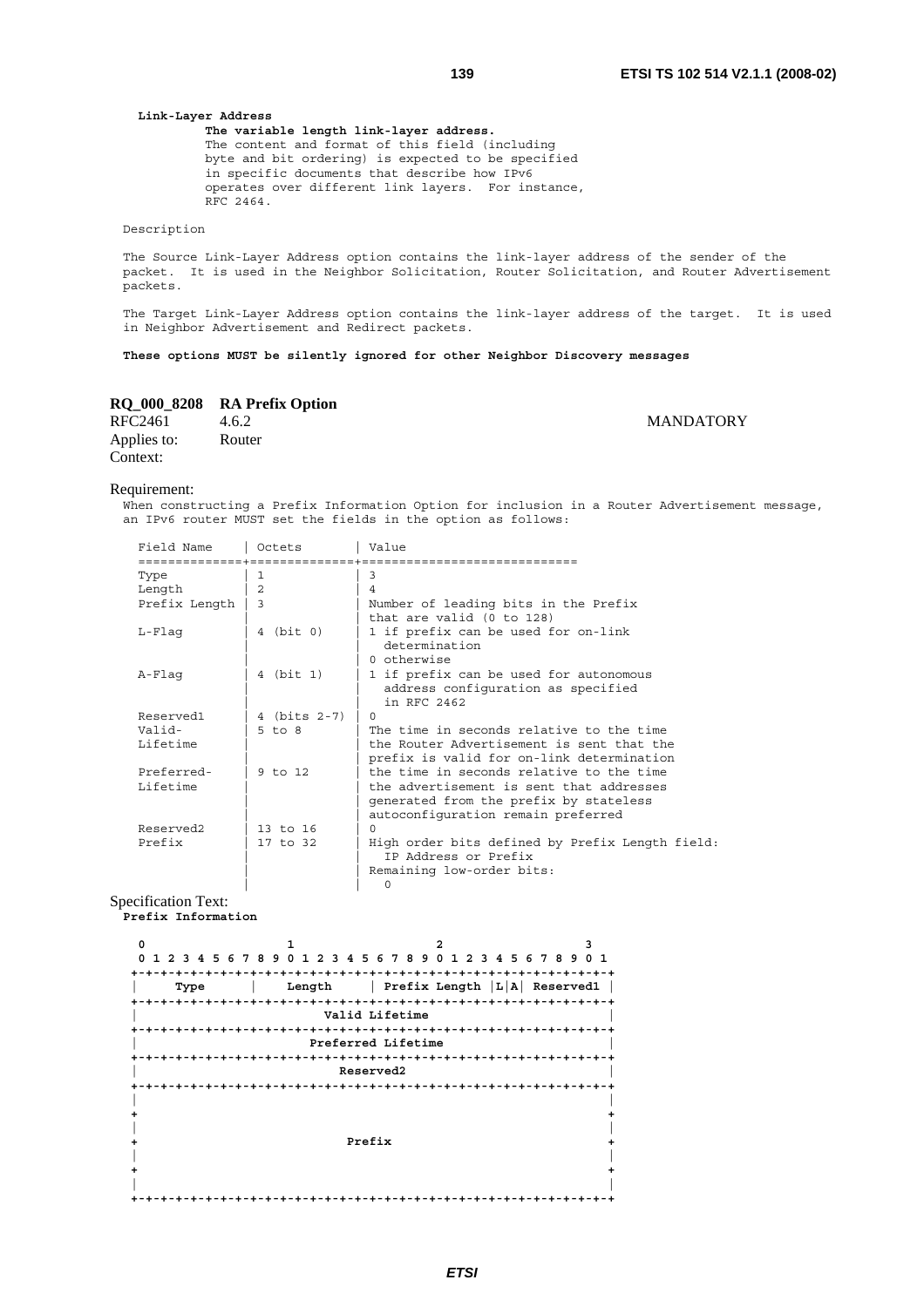**Link-Layer Address**

```
          The variable length link-layer address.
          The content and format of this field (including
          byte and bit ordering) is expected to be specified
          in specific documents that describe how IPv6
          operates over different link layers.  For instance,
          RFC 2464.
```

Description

The Source Link-Layer Address option contains the link-layer address of the sender of the packet. It is used in the Neighbor Solicitation, Router Solicitation, and Router Advertisement packets.

The Target Link-Layer Address option contains the link-layer address of the target. It is used in Neighbor Advertisement and Redirect packets.

**These options MUST be silently ignored for other Neighbor Discovery messages**

**RQ_000_8208 RA Prefix Option**

RFC2461 4.6.2 MANDATORY

Applies to: Router

Context:

Requirement:

When constructing a Prefix Information Option for inclusion in a Router Advertisement message, an IPv6 router MUST set the fields in the option as follows:

| Field Name | Octets | Value |
|---|---|---|
| Type | 1 | 3 |
| Length | 2 | 4 |
| Prefix Length | 3 | Number of leading bits in the Prefix that are valid (0 to 128) |
| L-Flag | 4 (bit 0) | 1 if prefix can be used for on-link determination<br>0 otherwise |
| A-Flag | 4 (bit 1) | 1 if prefix can be used for autonomous address configuration as specified in RFC 2462 |
| Reserved1 | 4 (bits 2-7) | 0 |
| Valid-Lifetime | 5 to 8 | The time in seconds relative to the time the Router Advertisement is sent that the prefix is valid for on-link determination |
| Preferred-Lifetime | 9 to 12 | the time in seconds relative to the time the advertisement is sent that addresses generated from the prefix by stateless autoconfiguration remain preferred |
| Reserved2 | 13 to 16 | 0 |
| Prefix | 17 to 32 | High order bits defined by Prefix Length field: IP Address or Prefix<br>Remaining low-order bits: 0 |

Specification Text:

**Prefix Information**

```
 0                   1                   2                   3
 0 1 2 3 4 5 6 7 8 9 0 1 2 3 4 5 6 7 8 9 0 1 2 3 4 5 6 7 8 9 0 1
+-+-+-+-+-+-+-+-+-+-+-+-+-+-+-+-+-+-+-+-+-+-+-+-+-+-+-+-+-+-+-+-+
|     Type      |    Length     | Prefix Length |L|A| Reserved1 |
+-+-+-+-+-+-+-+-+-+-+-+-+-+-+-+-+-+-+-+-+-+-+-+-+-+-+-+-+-+-+-+-+
|                         Valid Lifetime                        |
+-+-+-+-+-+-+-+-+-+-+-+-+-+-+-+-+-+-+-+-+-+-+-+-+-+-+-+-+-+-+-+-+
|                       Preferred Lifetime                      |
+-+-+-+-+-+-+-+-+-+-+-+-+-+-+-+-+-+-+-+-+-+-+-+-+-+-+-+-+-+-+-+-+
|                           Reserved2                           |
+-+-+-+-+-+-+-+-+-+-+-+-+-+-+-+-+-+-+-+-+-+-+-+-+-+-+-+-+-+-+-+-+
|                                                               |
+                                                               +
|                                                               |
+                            Prefix                             +
|                                                               |
+                                                               +
|                                                               |
+-+-+-+-+-+-+-+-+-+-+-+-+-+-+-+-+-+-+-+-+-+-+-+-+-+-+-+-+-+-+-+-+
```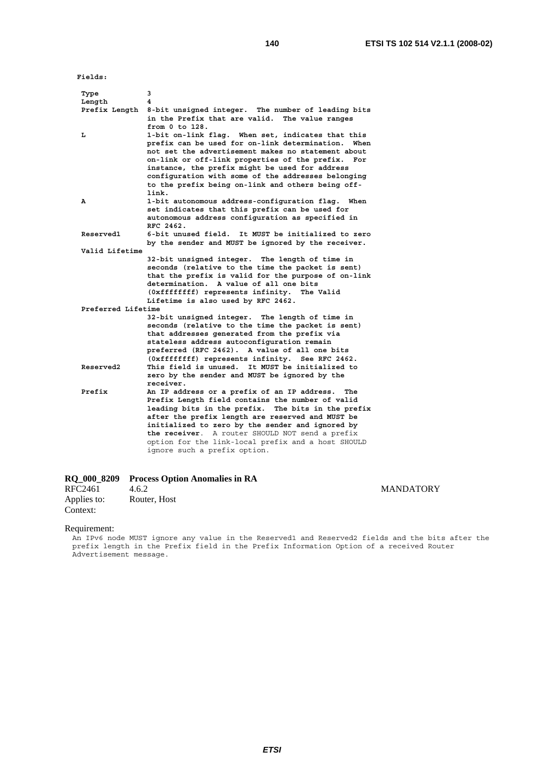```
Fields:

 Type          3
 Length        4
 Prefix Length 8-bit unsigned integer.  The number of leading bits
               in the Prefix that are valid.  The value ranges
               from 0 to 128.
 L             1-bit on-link flag.  When set, indicates that this
               prefix can be used for on-link determination.  When
               not set the advertisement makes no statement about
               on-link or off-link properties of the prefix.  For
               instance, the prefix might be used for address
               configuration with some of the addresses belonging
               to the prefix being on-link and others being off-
               link.
 A             1-bit autonomous address-configuration flag.  When
               set indicates that this prefix can be used for
               autonomous address configuration as specified in
               RFC 2462.
 Reserved1     6-bit unused field.  It MUST be initialized to zero
               by the sender and MUST be ignored by the receiver.
 Valid Lifetime
               32-bit unsigned integer.  The length of time in
               seconds (relative to the time the packet is sent)
               that the prefix is valid for the purpose of on-link
               determination.  A value of all one bits
               (0xffffffff) represents infinity.  The Valid
               Lifetime is also used by RFC 2462.
 Preferred Lifetime
               32-bit unsigned integer.  The length of time in
               seconds (relative to the time the packet is sent)
               that addresses generated from the prefix via
               stateless address autoconfiguration remain
               preferred (RFC 2462).  A value of all one bits
               (0xffffffff) represents infinity.  See RFC 2462.
 Reserved2     This field is unused.  It MUST be initialized to
               zero by the sender and MUST be ignored by the
               receiver.
 Prefix        An IP address or a prefix of an IP address.  The
               Prefix Length field contains the number of valid
               leading bits in the prefix.  The bits in the prefix
               after the prefix length are reserved and MUST be
               initialized to zero by the sender and ignored by
               the receiver.  A router SHOULD NOT send a prefix
               option for the link-local prefix and a host SHOULD
               ignore such a prefix option.
```

**RQ_000_8209 Process Option Anomalies in RA**

RFC2461 4.6.2 MANDATORY

Applies to: Router, Host

Context:

Requirement:

An IPv6 node MUST ignore any value in the Reserved1 and Reserved2 fields and the bits after the prefix length in the Prefix field in the Prefix Information Option of a received Router Advertisement message.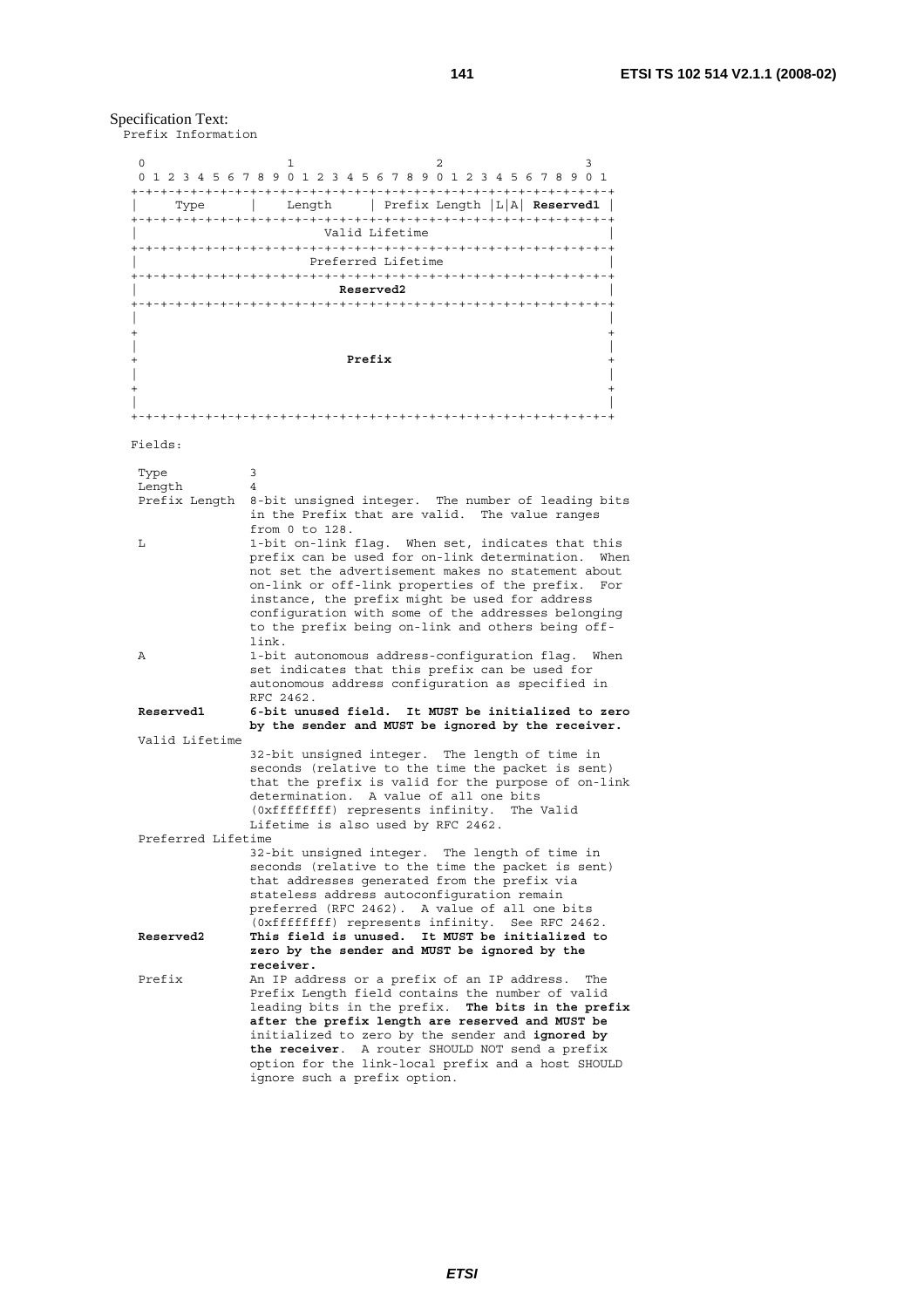Specification Text:

Prefix Information

```
 0                   1                   2                   3
 0 1 2 3 4 5 6 7 8 9 0 1 2 3 4 5 6 7 8 9 0 1 2 3 4 5 6 7 8 9 0 1
+-+-+-+-+-+-+-+-+-+-+-+-+-+-+-+-+-+-+-+-+-+-+-+-+-+-+-+-+-+-+-+-+
|     Type      |    Length     | Prefix Length |L|A| Reserved1 |
+-+-+-+-+-+-+-+-+-+-+-+-+-+-+-+-+-+-+-+-+-+-+-+-+-+-+-+-+-+-+-+-+
|                         Valid Lifetime                        |
+-+-+-+-+-+-+-+-+-+-+-+-+-+-+-+-+-+-+-+-+-+-+-+-+-+-+-+-+-+-+-+-+
|                       Preferred Lifetime                      |
+-+-+-+-+-+-+-+-+-+-+-+-+-+-+-+-+-+-+-+-+-+-+-+-+-+-+-+-+-+-+-+-+
|                           Reserved2                           |
+-+-+-+-+-+-+-+-+-+-+-+-+-+-+-+-+-+-+-+-+-+-+-+-+-+-+-+-+-+-+-+-+
|                                                               |
+                                                               +
|                                                               |
+                            Prefix                             +
|                                                               |
+                                                               +
|                                                               |
+-+-+-+-+-+-+-+-+-+-+-+-+-+-+-+-+-+-+-+-+-+-+-+-+-+-+-+-+-+-+-+-+
```

Fields:

```
Type            3
Length          4
Prefix Length   8-bit unsigned integer.  The number of leading bits
                in the Prefix that are valid.  The value ranges
                from 0 to 128.
L               1-bit on-link flag.  When set, indicates that this
                prefix can be used for on-link determination.  When
                not set the advertisement makes no statement about
                on-link or off-link properties of the prefix.  For
                instance, the prefix might be used for address
                configuration with some of the addresses belonging
                to the prefix being on-link and others being off-
                link.
A               1-bit autonomous address-configuration flag.  When
                set indicates that this prefix can be used for
                autonomous address configuration as specified in
                RFC 2462.
Reserved1       6-bit unused field.  It MUST be initialized to zero
                by the sender and MUST be ignored by the receiver.
Valid Lifetime
                32-bit unsigned integer.  The length of time in
                seconds (relative to the time the packet is sent)
                that the prefix is valid for the purpose of on-link
                determination.  A value of all one bits
                (0xffffffff) represents infinity.  The Valid
                Lifetime is also used by RFC 2462.
Preferred Lifetime
                32-bit unsigned integer.  The length of time in
                seconds (relative to the time the packet is sent)
                that addresses generated from the prefix via
                stateless address autoconfiguration remain
                preferred (RFC 2462).  A value of all one bits
                (0xffffffff) represents infinity.  See RFC 2462.
Reserved2       This field is unused.  It MUST be initialized to
                zero by the sender and MUST be ignored by the
                receiver.
Prefix          An IP address or a prefix of an IP address.  The
                Prefix Length field contains the number of valid
                leading bits in the prefix.  The bits in the prefix
                after the prefix length are reserved and MUST be
                initialized to zero by the sender and ignored by
                the receiver.  A router SHOULD NOT send a prefix
                option for the link-local prefix and a host SHOULD
                ignore such a prefix option.
```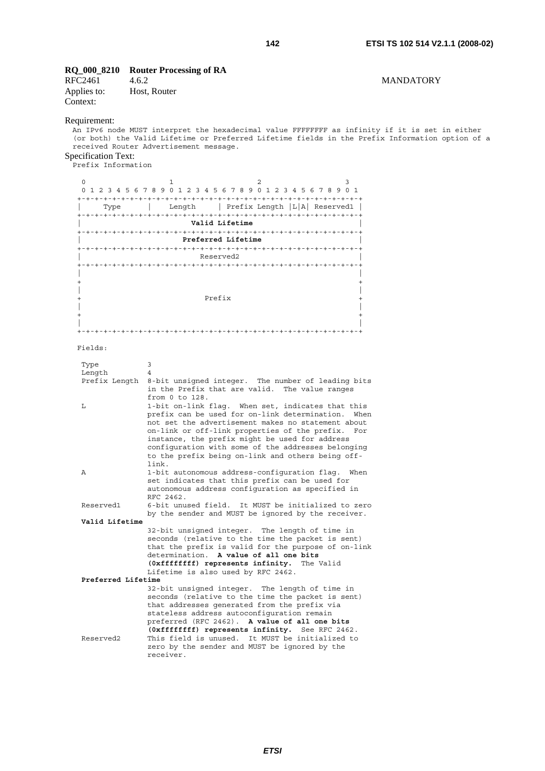**RQ_000_8210 Router Processing of RA**

RFC2461 4.6.2 MANDATORY

Applies to: Host, Router

Context:

Requirement:

An IPv6 node MUST interpret the hexadecimal value FFFFFFFF as infinity if it is set in either (or both) the Valid Lifetime or Preferred Lifetime fields in the Prefix Information option of a received Router Advertisement message.

Specification Text:

Prefix Information

```
 0                   1                   2                   3
 0 1 2 3 4 5 6 7 8 9 0 1 2 3 4 5 6 7 8 9 0 1 2 3 4 5 6 7 8 9 0 1
+-+-+-+-+-+-+-+-+-+-+-+-+-+-+-+-+-+-+-+-+-+-+-+-+-+-+-+-+-+-+-+-+
|     Type      |    Length     | Prefix Length |L|A| Reserved1 |
+-+-+-+-+-+-+-+-+-+-+-+-+-+-+-+-+-+-+-+-+-+-+-+-+-+-+-+-+-+-+-+-+
|                         Valid Lifetime                        |
+-+-+-+-+-+-+-+-+-+-+-+-+-+-+-+-+-+-+-+-+-+-+-+-+-+-+-+-+-+-+-+-+
|                       Preferred Lifetime                      |
+-+-+-+-+-+-+-+-+-+-+-+-+-+-+-+-+-+-+-+-+-+-+-+-+-+-+-+-+-+-+-+-+
|                           Reserved2                           |
+-+-+-+-+-+-+-+-+-+-+-+-+-+-+-+-+-+-+-+-+-+-+-+-+-+-+-+-+-+-+-+-+
|                                                               |
+                                                               +
|                                                               |
+                            Prefix                             +
|                                                               |
+                                                               +
|                                                               |
+-+-+-+-+-+-+-+-+-+-+-+-+-+-+-+-+-+-+-+-+-+-+-+-+-+-+-+-+-+-+-+-+
```

Fields:

```
Type           3
Length         4
Prefix Length  8-bit unsigned integer.  The number of leading bits
               in the Prefix that are valid.  The value ranges
               from 0 to 128.
L              1-bit on-link flag.  When set, indicates that this
               prefix can be used for on-link determination.  When
               not set the advertisement makes no statement about
               on-link or off-link properties of the prefix.  For
               instance, the prefix might be used for address
               configuration with some of the addresses belonging
               to the prefix being on-link and others being off-
               link.
A              1-bit autonomous address-configuration flag.  When
               set indicates that this prefix can be used for
               autonomous address configuration as specified in
               RFC 2462.
Reserved1      6-bit unused field.  It MUST be initialized to zero
               by the sender and MUST be ignored by the receiver.
Valid Lifetime
               32-bit unsigned integer.  The length of time in
               seconds (relative to the time the packet is sent)
               that the prefix is valid for the purpose of on-link
               determination.  A value of all one bits
               (0xffffffff) represents infinity.  The Valid
               Lifetime is also used by RFC 2462.
Preferred Lifetime
               32-bit unsigned integer.  The length of time in
               seconds (relative to the time the packet is sent)
               that addresses generated from the prefix via
               stateless address autoconfiguration remain
               preferred (RFC 2462).  A value of all one bits
               (0xffffffff) represents infinity.  See RFC 2462.
Reserved2      This field is unused.  It MUST be initialized to
               zero by the sender and MUST be ignored by the
               receiver.
```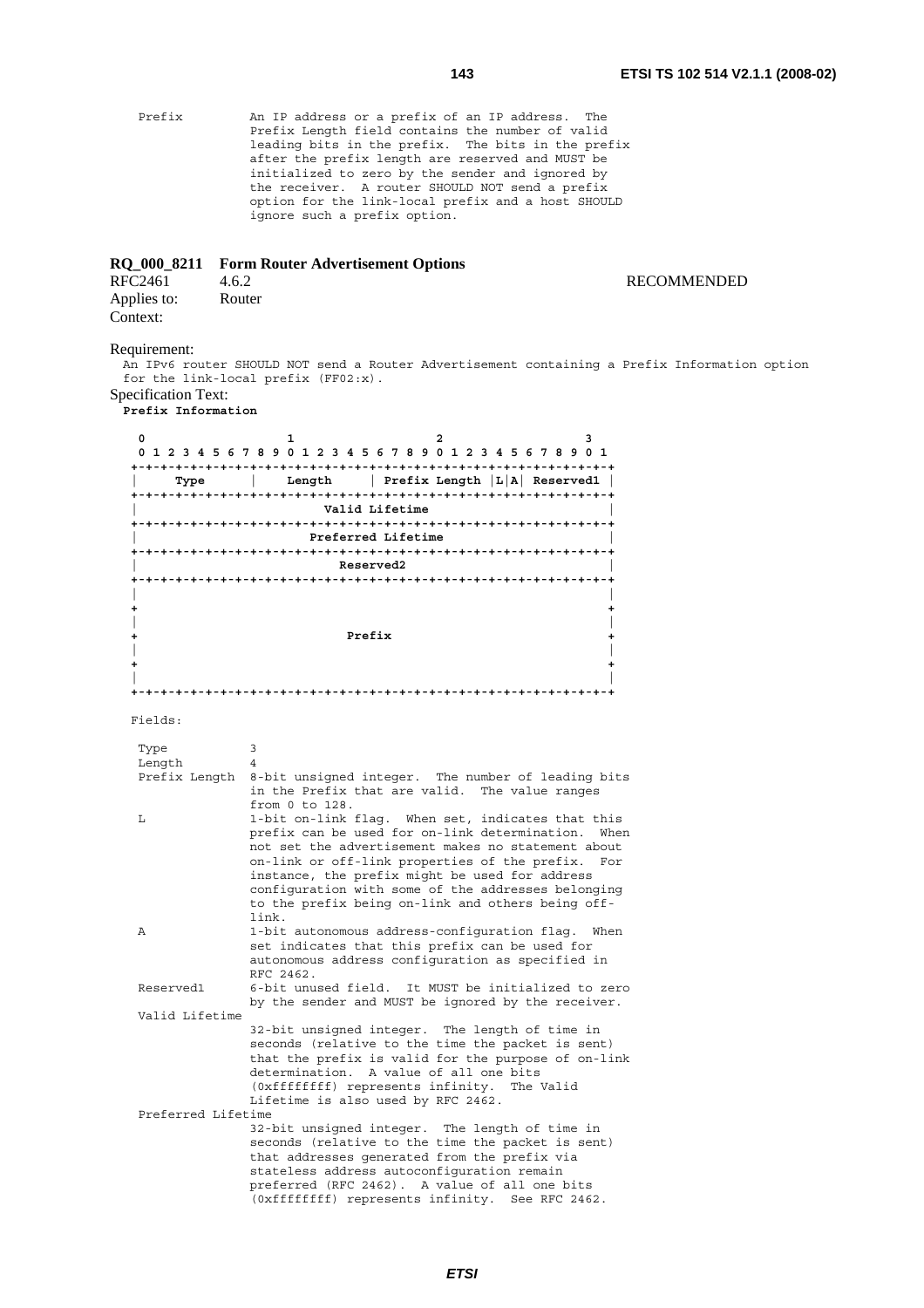```
Prefix         An IP address or a prefix of an IP address.  The
               Prefix Length field contains the number of valid
               leading bits in the prefix.  The bits in the prefix
               after the prefix length are reserved and MUST be
               initialized to zero by the sender and ignored by
               the receiver.  A router SHOULD NOT send a prefix
               option for the link-local prefix and a host SHOULD
               ignore such a prefix option.
```

### RQ_000_8211 Form Router Advertisement Options

RFC2461 4.6.2 RECOMMENDED

Applies to: Router

Context:

Requirement:

```
An IPv6 router SHOULD NOT send a Router Advertisement containing a Prefix Information option
for the link-local prefix (FF02:x).
```

Specification Text:

```
Prefix Information

 0                   1                   2                   3
 0 1 2 3 4 5 6 7 8 9 0 1 2 3 4 5 6 7 8 9 0 1 2 3 4 5 6 7 8 9 0 1
+-+-+-+-+-+-+-+-+-+-+-+-+-+-+-+-+-+-+-+-+-+-+-+-+-+-+-+-+-+-+-+-+
|     Type      |    Length     | Prefix Length |L|A| Reserved1 |
+-+-+-+-+-+-+-+-+-+-+-+-+-+-+-+-+-+-+-+-+-+-+-+-+-+-+-+-+-+-+-+-+
|                         Valid Lifetime                        |
+-+-+-+-+-+-+-+-+-+-+-+-+-+-+-+-+-+-+-+-+-+-+-+-+-+-+-+-+-+-+-+-+
|                       Preferred Lifetime                      |
+-+-+-+-+-+-+-+-+-+-+-+-+-+-+-+-+-+-+-+-+-+-+-+-+-+-+-+-+-+-+-+-+
|                           Reserved2                           |
+-+-+-+-+-+-+-+-+-+-+-+-+-+-+-+-+-+-+-+-+-+-+-+-+-+-+-+-+-+-+-+-+
|                                                               |
+                                                               +
|                                                               |
+                            Prefix                             +
|                                                               |
+                                                               +
|                                                               |
+-+-+-+-+-+-+-+-+-+-+-+-+-+-+-+-+-+-+-+-+-+-+-+-+-+-+-+-+-+-+-+-+

Fields:

 Type           3
 Length         4
 Prefix Length  8-bit unsigned integer.  The number of leading bits
                in the Prefix that are valid.  The value ranges
                from 0 to 128.
 L              1-bit on-link flag.  When set, indicates that this
                prefix can be used for on-link determination.  When
                not set the advertisement makes no statement about
                on-link or off-link properties of the prefix.  For
                instance, the prefix might be used for address
                configuration with some of the addresses belonging
                to the prefix being on-link and others being off-
                link.
 A              1-bit autonomous address-configuration flag.  When
                set indicates that this prefix can be used for
                autonomous address configuration as specified in
                RFC 2462.
 Reserved1      6-bit unused field.  It MUST be initialized to zero
                by the sender and MUST be ignored by the receiver.
 Valid Lifetime
                32-bit unsigned integer.  The length of time in
                seconds (relative to the time the packet is sent)
                that the prefix is valid for the purpose of on-link
                determination.  A value of all one bits
                (0xffffffff) represents infinity.  The Valid
                Lifetime is also used by RFC 2462.
 Preferred Lifetime
                32-bit unsigned integer.  The length of time in
                seconds (relative to the time the packet is sent)
                that addresses generated from the prefix via
                stateless address autoconfiguration remain
                preferred (RFC 2462).  A value of all one bits
                (0xffffffff) represents infinity.  See RFC 2462.
```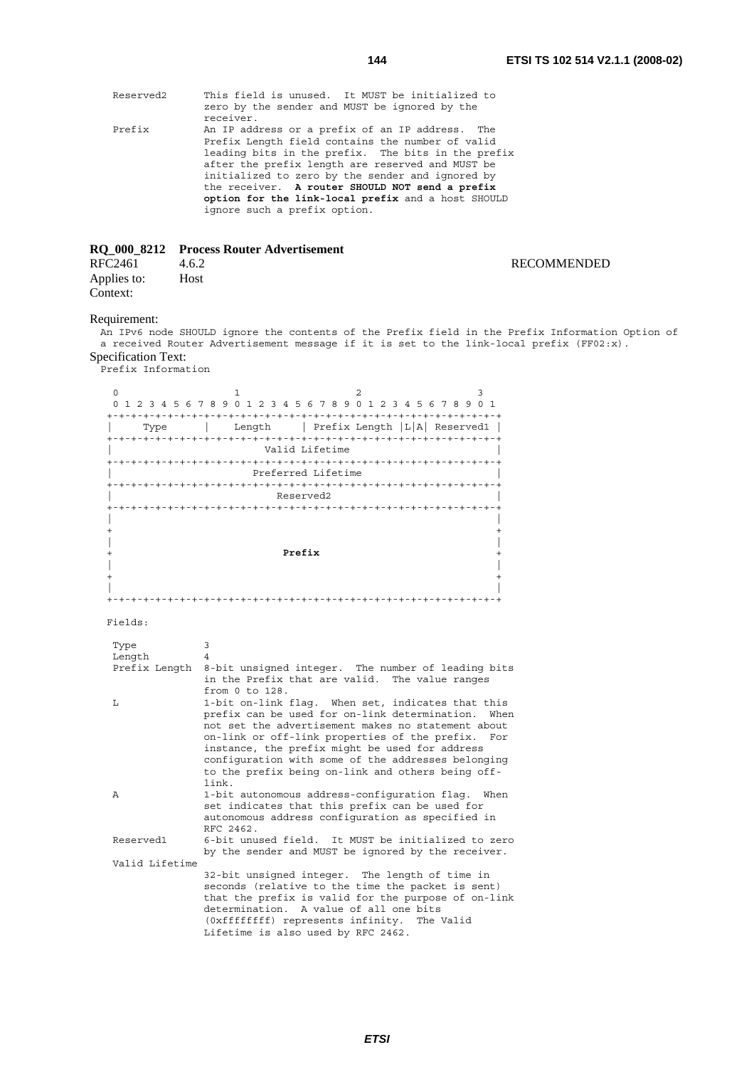```
 Reserved2      This field is unused.  It MUST be initialized to
                zero by the sender and MUST be ignored by the
                receiver.
 Prefix         An IP address or a prefix of an IP address.  The
                Prefix Length field contains the number of valid
                leading bits in the prefix.  The bits in the prefix
                after the prefix length are reserved and MUST be
                initialized to zero by the sender and ignored by
                the receiver.  A router SHOULD NOT send a prefix
                option for the link-local prefix and a host SHOULD
                ignore such a prefix option.
```

**RQ_000_8212 Process Router Advertisement**

RFC2461 4.6.2 RECOMMENDED

Applies to: Host

Context:

Requirement:

An IPv6 node SHOULD ignore the contents of the Prefix field in the Prefix Information Option of a received Router Advertisement message if it is set to the link-local prefix (FF02:x).

Specification Text:

```
Prefix Information

 0                   1                   2                   3
 0 1 2 3 4 5 6 7 8 9 0 1 2 3 4 5 6 7 8 9 0 1 2 3 4 5 6 7 8 9 0 1
+-+-+-+-+-+-+-+-+-+-+-+-+-+-+-+-+-+-+-+-+-+-+-+-+-+-+-+-+-+-+-+-+
|     Type      |    Length     | Prefix Length |L|A| Reserved1 |
+-+-+-+-+-+-+-+-+-+-+-+-+-+-+-+-+-+-+-+-+-+-+-+-+-+-+-+-+-+-+-+-+
|                         Valid Lifetime                        |
+-+-+-+-+-+-+-+-+-+-+-+-+-+-+-+-+-+-+-+-+-+-+-+-+-+-+-+-+-+-+-+-+
|                       Preferred Lifetime                      |
+-+-+-+-+-+-+-+-+-+-+-+-+-+-+-+-+-+-+-+-+-+-+-+-+-+-+-+-+-+-+-+-+
|                           Reserved2                           |
+-+-+-+-+-+-+-+-+-+-+-+-+-+-+-+-+-+-+-+-+-+-+-+-+-+-+-+-+-+-+-+-+
|                                                               |
+                                                               +
|                                                               |
+                            Prefix                             +
|                                                               |
+                                                               +
|                                                               |
+-+-+-+-+-+-+-+-+-+-+-+-+-+-+-+-+-+-+-+-+-+-+-+-+-+-+-+-+-+-+-+-+

Fields:

 Type           3
 Length         4
 Prefix Length  8-bit unsigned integer.  The number of leading bits
                in the Prefix that are valid.  The value ranges
                from 0 to 128.
 L              1-bit on-link flag.  When set, indicates that this
                prefix can be used for on-link determination.  When
                not set the advertisement makes no statement about
                on-link or off-link properties of the prefix.  For
                instance, the prefix might be used for address
                configuration with some of the addresses belonging
                to the prefix being on-link and others being off-
                link.
 A              1-bit autonomous address-configuration flag.  When
                set indicates that this prefix can be used for
                autonomous address configuration as specified in
                RFC 2462.
 Reserved1      6-bit unused field.  It MUST be initialized to zero
                by the sender and MUST be ignored by the receiver.
 Valid Lifetime
                32-bit unsigned integer.  The length of time in
                seconds (relative to the time the packet is sent)
                that the prefix is valid for the purpose of on-link
                determination.  A value of all one bits
                (0xffffffff) represents infinity.  The Valid
                Lifetime is also used by RFC 2462.
```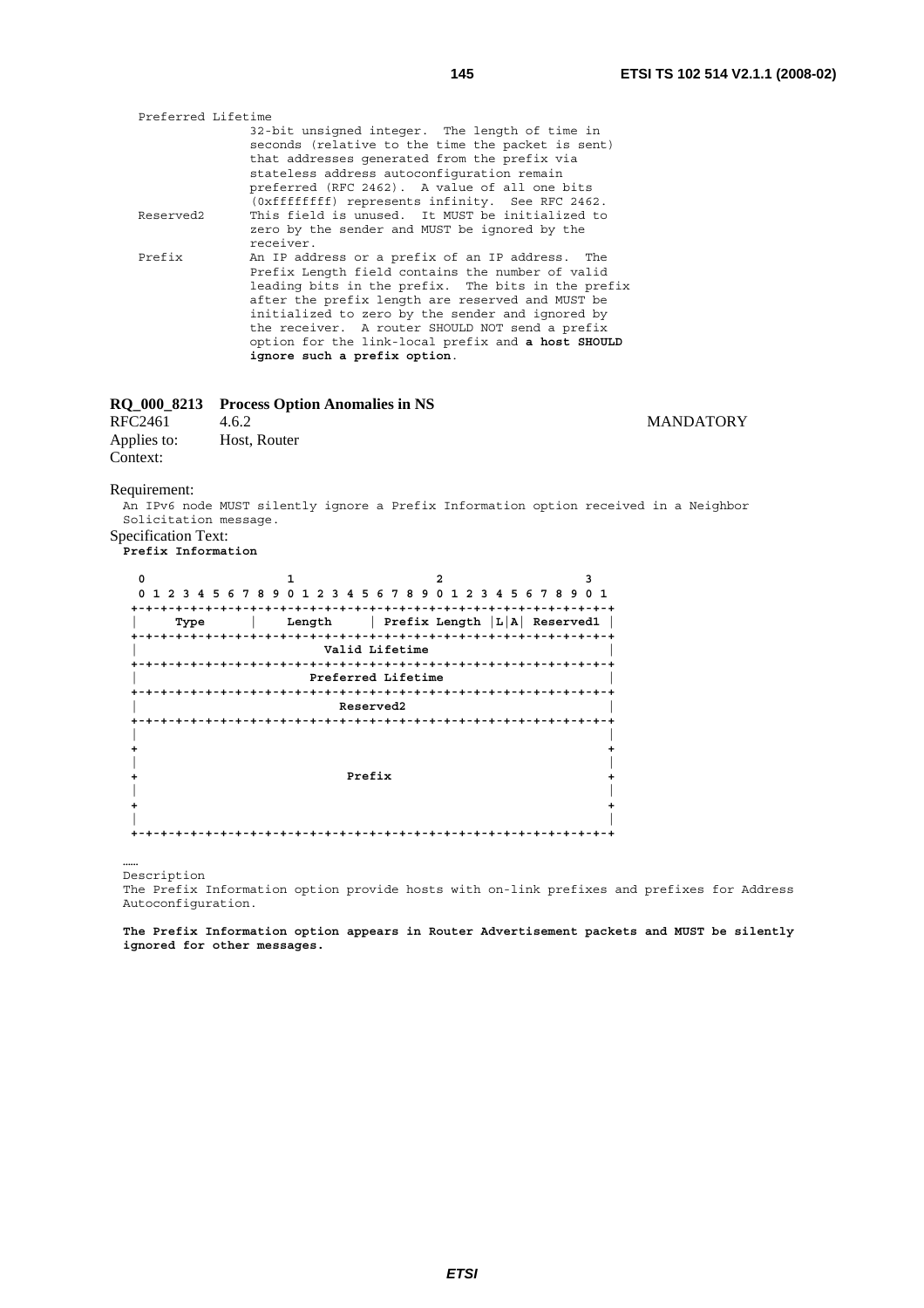```
Preferred Lifetime
                32-bit unsigned integer.  The length of time in
                seconds (relative to the time the packet is sent)
                that addresses generated from the prefix via
                stateless address autoconfiguration remain
                preferred (RFC 2462).  A value of all one bits
                (0xffffffff) represents infinity.  See RFC 2462.
Reserved2       This field is unused.  It MUST be initialized to
                zero by the sender and MUST be ignored by the
                receiver.
Prefix          An IP address or a prefix of an IP address.  The
                Prefix Length field contains the number of valid
                leading bits in the prefix.  The bits in the prefix
                after the prefix length are reserved and MUST be
                initialized to zero by the sender and ignored by
                the receiver.  A router SHOULD NOT send a prefix
                option for the link-local prefix and a host SHOULD
                ignore such a prefix option.
```

**RQ_000_8213 Process Option Anomalies in NS**

RFC2461 4.6.2 MANDATORY

Applies to: Host, Router

Context:

Requirement:

An IPv6 node MUST silently ignore a Prefix Information option received in a Neighbor Solicitation message.

Specification Text:

**Prefix Information**

```
 0                   1                   2                   3
 0 1 2 3 4 5 6 7 8 9 0 1 2 3 4 5 6 7 8 9 0 1 2 3 4 5 6 7 8 9 0 1
+-+-+-+-+-+-+-+-+-+-+-+-+-+-+-+-+-+-+-+-+-+-+-+-+-+-+-+-+-+-+-+-+
|     Type      |    Length     | Prefix Length |L|A| Reserved1 |
+-+-+-+-+-+-+-+-+-+-+-+-+-+-+-+-+-+-+-+-+-+-+-+-+-+-+-+-+-+-+-+-+
|                         Valid Lifetime                        |
+-+-+-+-+-+-+-+-+-+-+-+-+-+-+-+-+-+-+-+-+-+-+-+-+-+-+-+-+-+-+-+-+
|                       Preferred Lifetime                      |
+-+-+-+-+-+-+-+-+-+-+-+-+-+-+-+-+-+-+-+-+-+-+-+-+-+-+-+-+-+-+-+-+
|                           Reserved2                           |
+-+-+-+-+-+-+-+-+-+-+-+-+-+-+-+-+-+-+-+-+-+-+-+-+-+-+-+-+-+-+-+-+
|                                                               |
+                                                               +
|                                                               |
+                            Prefix                             +
|                                                               |
+                                                               +
|                                                               |
+-+-+-+-+-+-+-+-+-+-+-+-+-+-+-+-+-+-+-+-+-+-+-+-+-+-+-+-+-+-+-+-+
```

……

Description

The Prefix Information option provide hosts with on-link prefixes and prefixes for Address Autoconfiguration.

**The Prefix Information option appears in Router Advertisement packets and MUST be silently ignored for other messages.**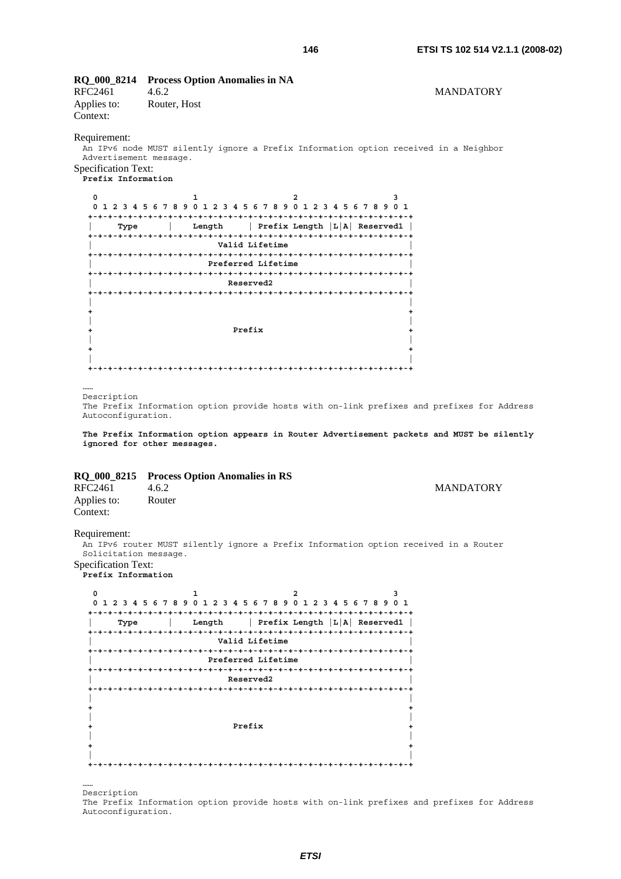**RQ_000_8214 Process Option Anomalies in NA**

RFC2461 4.6.2 MANDATORY

Applies to: Router, Host

Context:

Requirement:

An IPv6 node MUST silently ignore a Prefix Information option received in a Neighbor Advertisement message.

Specification Text:

**Prefix Information**

```
 0                   1                   2                   3
 0 1 2 3 4 5 6 7 8 9 0 1 2 3 4 5 6 7 8 9 0 1 2 3 4 5 6 7 8 9 0 1
+-+-+-+-+-+-+-+-+-+-+-+-+-+-+-+-+-+-+-+-+-+-+-+-+-+-+-+-+-+-+-+-+
|     Type      |    Length     | Prefix Length |L|A| Reserved1 |
+-+-+-+-+-+-+-+-+-+-+-+-+-+-+-+-+-+-+-+-+-+-+-+-+-+-+-+-+-+-+-+-+
|                         Valid Lifetime                        |
+-+-+-+-+-+-+-+-+-+-+-+-+-+-+-+-+-+-+-+-+-+-+-+-+-+-+-+-+-+-+-+-+
|                       Preferred Lifetime                      |
+-+-+-+-+-+-+-+-+-+-+-+-+-+-+-+-+-+-+-+-+-+-+-+-+-+-+-+-+-+-+-+-+
|                           Reserved2                           |
+-+-+-+-+-+-+-+-+-+-+-+-+-+-+-+-+-+-+-+-+-+-+-+-+-+-+-+-+-+-+-+-+
|                                                               |
+                                                               +
|                                                               |
+                            Prefix                             +
|                                                               |
+                                                               +
|                                                               |
+-+-+-+-+-+-+-+-+-+-+-+-+-+-+-+-+-+-+-+-+-+-+-+-+-+-+-+-+-+-+-+-+
```

……

Description

The Prefix Information option provide hosts with on-link prefixes and prefixes for Address Autoconfiguration.

**The Prefix Information option appears in Router Advertisement packets and MUST be silently ignored for other messages.**

**RQ_000_8215 Process Option Anomalies in RS**

RFC2461 4.6.2 MANDATORY

Applies to: Router

Context:

Requirement:

An IPv6 router MUST silently ignore a Prefix Information option received in a Router Solicitation message.

Specification Text:

**Prefix Information**

```
 0                   1                   2                   3
 0 1 2 3 4 5 6 7 8 9 0 1 2 3 4 5 6 7 8 9 0 1 2 3 4 5 6 7 8 9 0 1
+-+-+-+-+-+-+-+-+-+-+-+-+-+-+-+-+-+-+-+-+-+-+-+-+-+-+-+-+-+-+-+-+
|     Type      |    Length     | Prefix Length |L|A| Reserved1 |
+-+-+-+-+-+-+-+-+-+-+-+-+-+-+-+-+-+-+-+-+-+-+-+-+-+-+-+-+-+-+-+-+
|                         Valid Lifetime                        |
+-+-+-+-+-+-+-+-+-+-+-+-+-+-+-+-+-+-+-+-+-+-+-+-+-+-+-+-+-+-+-+-+
|                       Preferred Lifetime                      |
+-+-+-+-+-+-+-+-+-+-+-+-+-+-+-+-+-+-+-+-+-+-+-+-+-+-+-+-+-+-+-+-+
|                           Reserved2                           |
+-+-+-+-+-+-+-+-+-+-+-+-+-+-+-+-+-+-+-+-+-+-+-+-+-+-+-+-+-+-+-+-+
|                                                               |
+                                                               +
|                                                               |
+                            Prefix                             +
|                                                               |
+                                                               +
|                                                               |
+-+-+-+-+-+-+-+-+-+-+-+-+-+-+-+-+-+-+-+-+-+-+-+-+-+-+-+-+-+-+-+-+
```

……

Description

The Prefix Information option provide hosts with on-link prefixes and prefixes for Address Autoconfiguration.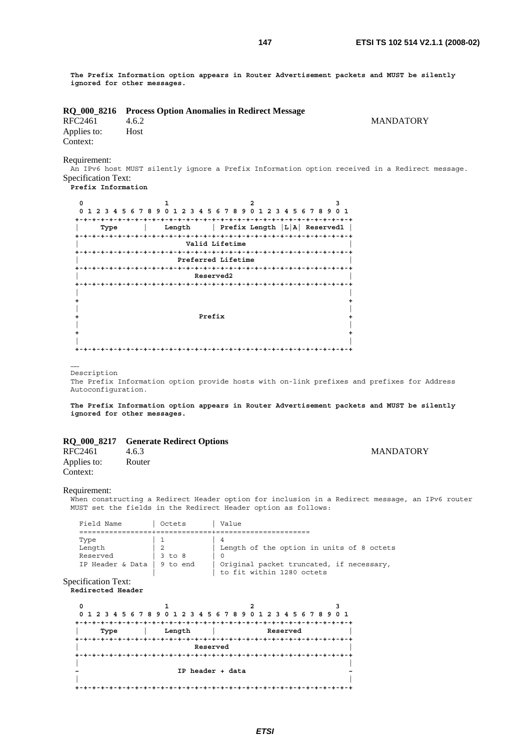**The Prefix Information option appears in Router Advertisement packets and MUST be silently ignored for other messages.**

### RQ_000_8216 Process Option Anomalies in Redirect Message

RFC2461 4.6.2 MANDATORY

Applies to: Host

Context:

Requirement:

An IPv6 host MUST silently ignore a Prefix Information option received in a Redirect message.

Specification Text:

**Prefix Information**

```
 0                   1                   2                   3
 0 1 2 3 4 5 6 7 8 9 0 1 2 3 4 5 6 7 8 9 0 1 2 3 4 5 6 7 8 9 0 1
+-+-+-+-+-+-+-+-+-+-+-+-+-+-+-+-+-+-+-+-+-+-+-+-+-+-+-+-+-+-+-+-+
|     Type      |    Length     | Prefix Length |L|A| Reserved1 |
+-+-+-+-+-+-+-+-+-+-+-+-+-+-+-+-+-+-+-+-+-+-+-+-+-+-+-+-+-+-+-+-+
|                         Valid Lifetime                        |
+-+-+-+-+-+-+-+-+-+-+-+-+-+-+-+-+-+-+-+-+-+-+-+-+-+-+-+-+-+-+-+-+
|                       Preferred Lifetime                      |
+-+-+-+-+-+-+-+-+-+-+-+-+-+-+-+-+-+-+-+-+-+-+-+-+-+-+-+-+-+-+-+-+
|                           Reserved2                           |
+-+-+-+-+-+-+-+-+-+-+-+-+-+-+-+-+-+-+-+-+-+-+-+-+-+-+-+-+-+-+-+-+
|                                                               |
+                                                               +
|                                                               |
+                            Prefix                             +
|                                                               |
+                                                               +
|                                                               |
+-+-+-+-+-+-+-+-+-+-+-+-+-+-+-+-+-+-+-+-+-+-+-+-+-+-+-+-+-+-+-+-+
```

……

Description

The Prefix Information option provide hosts with on-link prefixes and prefixes for Address Autoconfiguration.

**The Prefix Information option appears in Router Advertisement packets and MUST be silently ignored for other messages.**

### RQ_000_8217 Generate Redirect Options

RFC2461 4.6.3 MANDATORY

Applies to: Router

Context:

Requirement:

When constructing a Redirect Header option for inclusion in a Redirect message, an IPv6 router MUST set the fields in the Redirect Header option as follows:

| Field Name | Octets | Value |
|---|---|---|
| Type | 1 | 4 |
| Length | 2 | Length of the option in units of 8 octets |
| Reserved | 3 to 8 | 0 |
| IP Header & Data | 9 to end | Original packet truncated, if necessary, to fit within 1280 octets |

Specification Text:

**Redirected Header**

```
 0                   1                   2                   3
 0 1 2 3 4 5 6 7 8 9 0 1 2 3 4 5 6 7 8 9 0 1 2 3 4 5 6 7 8 9 0 1
+-+-+-+-+-+-+-+-+-+-+-+-+-+-+-+-+-+-+-+-+-+-+-+-+-+-+-+-+-+-+-+-+
|     Type      |    Length     |            Reserved           |
+-+-+-+-+-+-+-+-+-+-+-+-+-+-+-+-+-+-+-+-+-+-+-+-+-+-+-+-+-+-+-+-+
|                           Reserved                            |
+-+-+-+-+-+-+-+-+-+-+-+-+-+-+-+-+-+-+-+-+-+-+-+-+-+-+-+-+-+-+-+-+
|                                                               |
~                       IP header + data                        ~
|                                                               |
+-+-+-+-+-+-+-+-+-+-+-+-+-+-+-+-+-+-+-+-+-+-+-+-+-+-+-+-+-+-+-+-+
```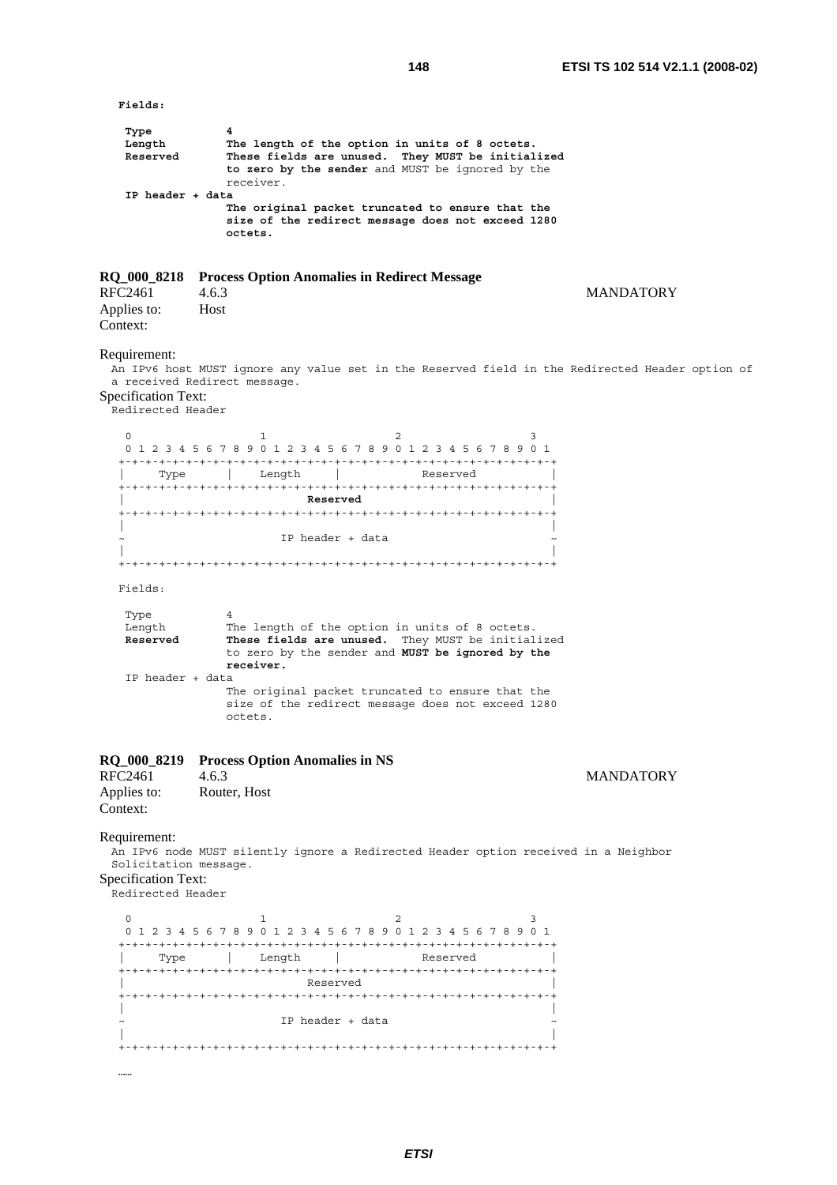```
Fields:

 Type           4
 Length         The length of the option in units of 8 octets.
 Reserved       These fields are unused.  They MUST be initialized
                to zero by the sender and MUST be ignored by the
                receiver.
 IP header + data
                The original packet truncated to ensure that the
                size of the redirect message does not exceed 1280
                octets.
```

**RQ_000_8218 Process Option Anomalies in Redirect Message**

RFC2461 4.6.3 MANDATORY

Applies to: Host

Context:

Requirement:

An IPv6 host MUST ignore any value set in the Reserved field in the Redirected Header option of a received Redirect message.

Specification Text:

Redirected Header

```
 0                   1                   2                   3
 0 1 2 3 4 5 6 7 8 9 0 1 2 3 4 5 6 7 8 9 0 1 2 3 4 5 6 7 8 9 0 1
+-+-+-+-+-+-+-+-+-+-+-+-+-+-+-+-+-+-+-+-+-+-+-+-+-+-+-+-+-+-+-+-+
|     Type      |    Length     |            Reserved           |
+-+-+-+-+-+-+-+-+-+-+-+-+-+-+-+-+-+-+-+-+-+-+-+-+-+-+-+-+-+-+-+-+
|                           Reserved                            |
+-+-+-+-+-+-+-+-+-+-+-+-+-+-+-+-+-+-+-+-+-+-+-+-+-+-+-+-+-+-+-+-+
|                                                               |
~                       IP header + data                        ~
|                                                               |
+-+-+-+-+-+-+-+-+-+-+-+-+-+-+-+-+-+-+-+-+-+-+-+-+-+-+-+-+-+-+-+-+

Fields:

 Type           4
 Length         The length of the option in units of 8 octets.
 Reserved       These fields are unused.  They MUST be initialized
                to zero by the sender and MUST be ignored by the
                receiver.
 IP header + data
                The original packet truncated to ensure that the
                size of the redirect message does not exceed 1280
                octets.
```

**RQ_000_8219 Process Option Anomalies in NS**

RFC2461 4.6.3 MANDATORY

Applies to: Router, Host

Context:

Requirement:

An IPv6 node MUST silently ignore a Redirected Header option received in a Neighbor Solicitation message.

Specification Text:

Redirected Header

```
 0                   1                   2                   3
 0 1 2 3 4 5 6 7 8 9 0 1 2 3 4 5 6 7 8 9 0 1 2 3 4 5 6 7 8 9 0 1
+-+-+-+-+-+-+-+-+-+-+-+-+-+-+-+-+-+-+-+-+-+-+-+-+-+-+-+-+-+-+-+-+
|     Type      |    Length     |            Reserved           |
+-+-+-+-+-+-+-+-+-+-+-+-+-+-+-+-+-+-+-+-+-+-+-+-+-+-+-+-+-+-+-+-+
|                           Reserved                            |
+-+-+-+-+-+-+-+-+-+-+-+-+-+-+-+-+-+-+-+-+-+-+-+-+-+-+-+-+-+-+-+-+
|                                                               |
~                       IP header + data                        ~
|                                                               |
+-+-+-+-+-+-+-+-+-+-+-+-+-+-+-+-+-+-+-+-+-+-+-+-+-+-+-+-+-+-+-+-+
```

……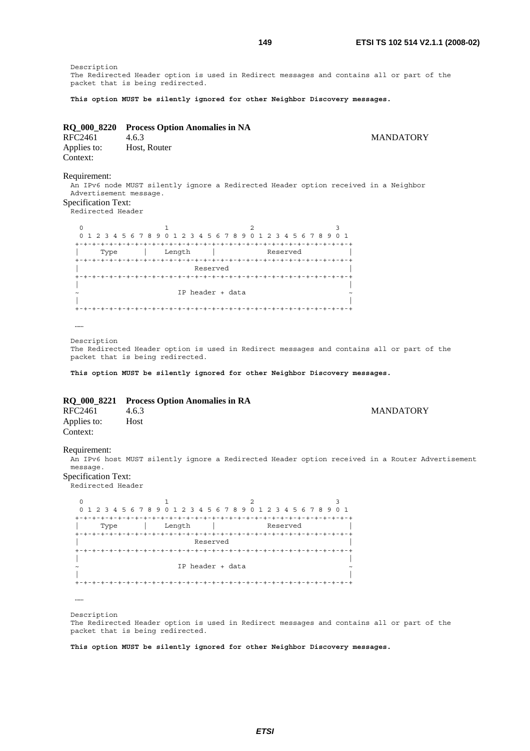```
Description
The Redirected Header option is used in Redirect messages and contains all or part of the
packet that is being redirected.
```

**This option MUST be silently ignored for other Neighbor Discovery messages.**

**RQ_000_8220 Process Option Anomalies in NA**

RFC2461 4.6.3 MANDATORY

Applies to: Host, Router

Context:

Requirement:

```
An IPv6 node MUST silently ignore a Redirected Header option received in a Neighbor
Advertisement message.
```

Specification Text:

```
Redirected Header

 0                   1                   2                   3
 0 1 2 3 4 5 6 7 8 9 0 1 2 3 4 5 6 7 8 9 0 1 2 3 4 5 6 7 8 9 0 1
+-+-+-+-+-+-+-+-+-+-+-+-+-+-+-+-+-+-+-+-+-+-+-+-+-+-+-+-+-+-+-+-+
|     Type      |    Length     |            Reserved           |
+-+-+-+-+-+-+-+-+-+-+-+-+-+-+-+-+-+-+-+-+-+-+-+-+-+-+-+-+-+-+-+-+
|                           Reserved                            |
+-+-+-+-+-+-+-+-+-+-+-+-+-+-+-+-+-+-+-+-+-+-+-+-+-+-+-+-+-+-+-+-+
|                                                               |
~                       IP header + data                        ~
|                                                               |
+-+-+-+-+-+-+-+-+-+-+-+-+-+-+-+-+-+-+-+-+-+-+-+-+-+-+-+-+-+-+-+-+

……

Description
The Redirected Header option is used in Redirect messages and contains all or part of the
packet that is being redirected.
```

**This option MUST be silently ignored for other Neighbor Discovery messages.**

**RQ_000_8221 Process Option Anomalies in RA**

RFC2461 4.6.3 MANDATORY

Applies to: Host

Context:

Requirement:

```
An IPv6 host MUST silently ignore a Redirected Header option received in a Router Advertisement
message.
```

Specification Text:

```
Redirected Header

 0                   1                   2                   3
 0 1 2 3 4 5 6 7 8 9 0 1 2 3 4 5 6 7 8 9 0 1 2 3 4 5 6 7 8 9 0 1
+-+-+-+-+-+-+-+-+-+-+-+-+-+-+-+-+-+-+-+-+-+-+-+-+-+-+-+-+-+-+-+-+
|     Type      |    Length     |            Reserved           |
+-+-+-+-+-+-+-+-+-+-+-+-+-+-+-+-+-+-+-+-+-+-+-+-+-+-+-+-+-+-+-+-+
|                           Reserved                            |
+-+-+-+-+-+-+-+-+-+-+-+-+-+-+-+-+-+-+-+-+-+-+-+-+-+-+-+-+-+-+-+-+
|                                                               |
~                       IP header + data                        ~
|                                                               |
+-+-+-+-+-+-+-+-+-+-+-+-+-+-+-+-+-+-+-+-+-+-+-+-+-+-+-+-+-+-+-+-+

……

Description
The Redirected Header option is used in Redirect messages and contains all or part of the
packet that is being redirected.
```

**This option MUST be silently ignored for other Neighbor Discovery messages.**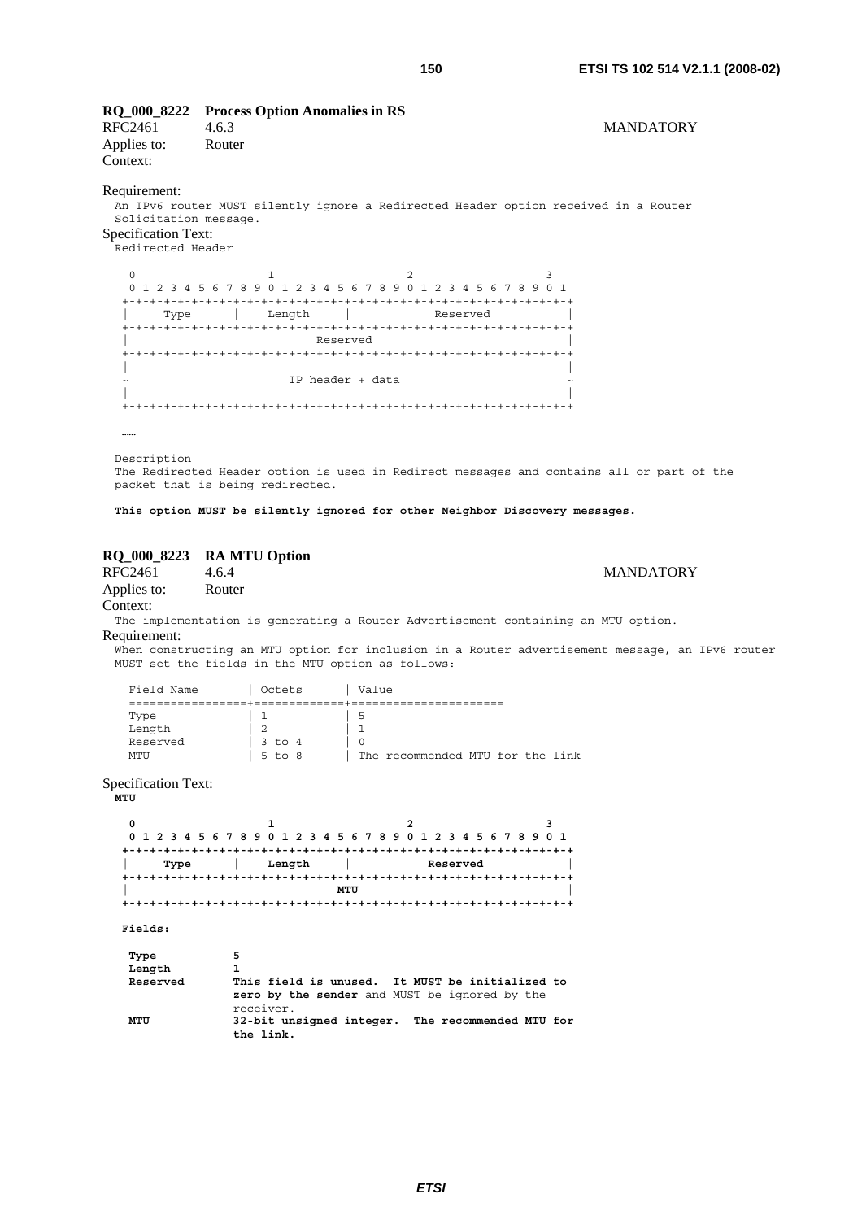**RQ_000_8222 Process Option Anomalies in RS**

RFC2461 4.6.3 MANDATORY

Applies to: Router

Context:

Requirement:

An IPv6 router MUST silently ignore a Redirected Header option received in a Router Solicitation message.

Specification Text:

Redirected Header

```
 0                   1                   2                   3
 0 1 2 3 4 5 6 7 8 9 0 1 2 3 4 5 6 7 8 9 0 1 2 3 4 5 6 7 8 9 0 1
+-+-+-+-+-+-+-+-+-+-+-+-+-+-+-+-+-+-+-+-+-+-+-+-+-+-+-+-+-+-+-+-+
|     Type      |    Length     |            Reserved           |
+-+-+-+-+-+-+-+-+-+-+-+-+-+-+-+-+-+-+-+-+-+-+-+-+-+-+-+-+-+-+-+-+
|                           Reserved                            |
+-+-+-+-+-+-+-+-+-+-+-+-+-+-+-+-+-+-+-+-+-+-+-+-+-+-+-+-+-+-+-+-+
|                                                               |
~                       IP header + data                        ~
|                                                               |
+-+-+-+-+-+-+-+-+-+-+-+-+-+-+-+-+-+-+-+-+-+-+-+-+-+-+-+-+-+-+-+-+
```

……

Description

The Redirected Header option is used in Redirect messages and contains all or part of the packet that is being redirected.

**This option MUST be silently ignored for other Neighbor Discovery messages.**

**RQ_000_8223 RA MTU Option**

RFC2461 4.6.4 MANDATORY

Applies to: Router

Context:

The implementation is generating a Router Advertisement containing an MTU option.

Requirement:

When constructing an MTU option for inclusion in a Router advertisement message, an IPv6 router MUST set the fields in the MTU option as follows:

| Field Name | Octets | Value |
|---|---|---|
| Type | 1 | 5 |
| Length | 2 | 1 |
| Reserved | 3 to 4 | 0 |
| MTU | 5 to 8 | The recommended MTU for the link |

Specification Text:

**MTU**

```
 0                   1                   2                   3
 0 1 2 3 4 5 6 7 8 9 0 1 2 3 4 5 6 7 8 9 0 1 2 3 4 5 6 7 8 9 0 1
+-+-+-+-+-+-+-+-+-+-+-+-+-+-+-+-+-+-+-+-+-+-+-+-+-+-+-+-+-+-+-+-+
|     Type      |    Length     |            Reserved           |
+-+-+-+-+-+-+-+-+-+-+-+-+-+-+-+-+-+-+-+-+-+-+-+-+-+-+-+-+-+-+-+-+
|                              MTU                              |
+-+-+-+-+-+-+-+-+-+-+-+-+-+-+-+-+-+-+-+-+-+-+-+-+-+-+-+-+-+-+-+-+
```

**Fields:**

**Type** 5

**Length** 1

**Reserved** **This field is unused. It MUST be initialized to zero by the sender** and MUST be ignored by the receiver.

**MTU** **32-bit unsigned integer. The recommended MTU for the link.**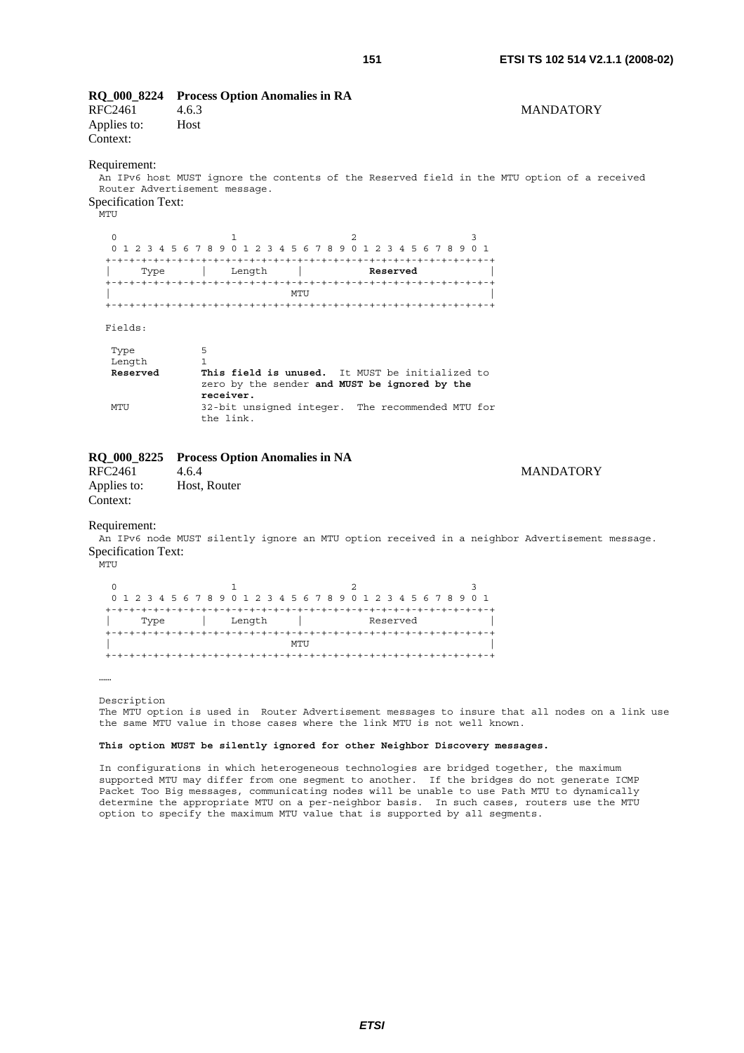**RQ_000_8224 Process Option Anomalies in RA**

RFC2461 4.6.3 MANDATORY

Applies to: Host

Context:

Requirement:

An IPv6 host MUST ignore the contents of the Reserved field in the MTU option of a received Router Advertisement message.

Specification Text:

MTU

```
 0                   1                   2                   3
 0 1 2 3 4 5 6 7 8 9 0 1 2 3 4 5 6 7 8 9 0 1 2 3 4 5 6 7 8 9 0 1
+-+-+-+-+-+-+-+-+-+-+-+-+-+-+-+-+-+-+-+-+-+-+-+-+-+-+-+-+-+-+-+-+
|     Type      |    Length     |           Reserved            |
+-+-+-+-+-+-+-+-+-+-+-+-+-+-+-+-+-+-+-+-+-+-+-+-+-+-+-+-+-+-+-+-+
|                              MTU                              |
+-+-+-+-+-+-+-+-+-+-+-+-+-+-+-+-+-+-+-+-+-+-+-+-+-+-+-+-+-+-+-+-+
```

Fields:

| | |
|---|---|
| Type | 5 |
| Length | 1 |
| **Reserved** | **This field is unused.** It MUST be initialized to zero by the sender **and MUST be ignored by the receiver.** |
| MTU | 32-bit unsigned integer. The recommended MTU for the link. |

**RQ_000_8225 Process Option Anomalies in NA**

RFC2461 4.6.4 MANDATORY

Applies to: Host, Router

Context:

Requirement:

An IPv6 node MUST silently ignore an MTU option received in a neighbor Advertisement message.

Specification Text:

MTU

```
 0                   1                   2                   3
 0 1 2 3 4 5 6 7 8 9 0 1 2 3 4 5 6 7 8 9 0 1 2 3 4 5 6 7 8 9 0 1
+-+-+-+-+-+-+-+-+-+-+-+-+-+-+-+-+-+-+-+-+-+-+-+-+-+-+-+-+-+-+-+-+
|     Type      |    Length     |           Reserved            |
+-+-+-+-+-+-+-+-+-+-+-+-+-+-+-+-+-+-+-+-+-+-+-+-+-+-+-+-+-+-+-+-+
|                              MTU                              |
+-+-+-+-+-+-+-+-+-+-+-+-+-+-+-+-+-+-+-+-+-+-+-+-+-+-+-+-+-+-+-+-+
```

……

Description

The MTU option is used in Router Advertisement messages to insure that all nodes on a link use the same MTU value in those cases where the link MTU is not well known.

**This option MUST be silently ignored for other Neighbor Discovery messages.**

In configurations in which heterogeneous technologies are bridged together, the maximum supported MTU may differ from one segment to another. If the bridges do not generate ICMP Packet Too Big messages, communicating nodes will be unable to use Path MTU to dynamically determine the appropriate MTU on a per-neighbor basis. In such cases, routers use the MTU option to specify the maximum MTU value that is supported by all segments.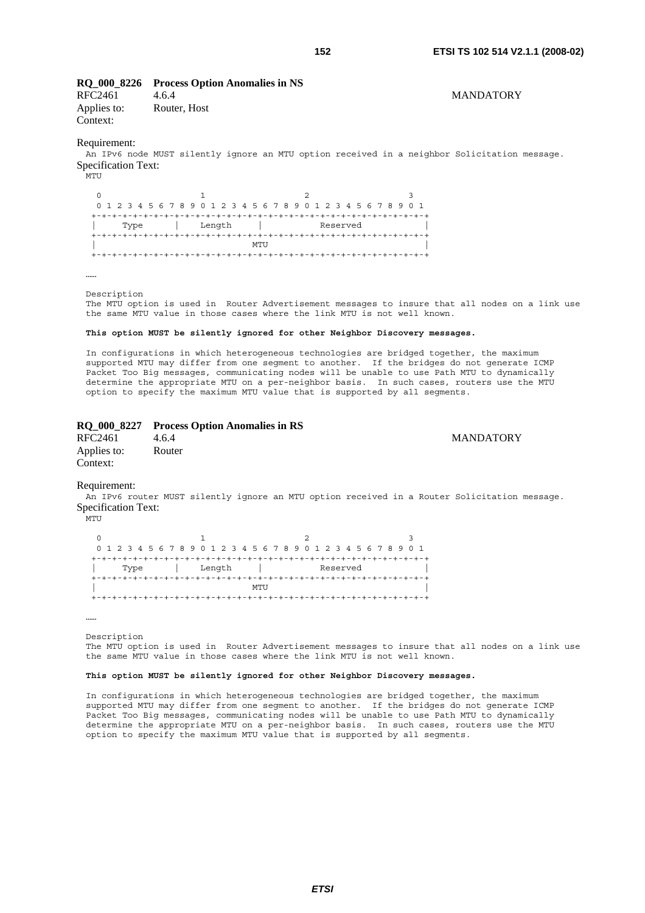**RQ_000_8226 Process Option Anomalies in NS**

RFC2461 4.6.4 MANDATORY

Applies to: Router, Host

Context:

Requirement:

An IPv6 node MUST silently ignore an MTU option received in a neighbor Solicitation message.

Specification Text:

```
MTU

   0                   1                   2                   3
   0 1 2 3 4 5 6 7 8 9 0 1 2 3 4 5 6 7 8 9 0 1 2 3 4 5 6 7 8 9 0 1
  +-+-+-+-+-+-+-+-+-+-+-+-+-+-+-+-+-+-+-+-+-+-+-+-+-+-+-+-+-+-+-+-+
  |     Type      |    Length     |           Reserved            |
  +-+-+-+-+-+-+-+-+-+-+-+-+-+-+-+-+-+-+-+-+-+-+-+-+-+-+-+-+-+-+-+-+
  |                              MTU                              |
  +-+-+-+-+-+-+-+-+-+-+-+-+-+-+-+-+-+-+-+-+-+-+-+-+-+-+-+-+-+-+-+-+

……

Description
The MTU option is used in  Router Advertisement messages to insure that all nodes on a link use
the same MTU value in those cases where the link MTU is not well known.
```

**This option MUST be silently ignored for other Neighbor Discovery messages.**

```
In configurations in which heterogeneous technologies are bridged together, the maximum
supported MTU may differ from one segment to another.  If the bridges do not generate ICMP
Packet Too Big messages, communicating nodes will be unable to use Path MTU to dynamically
determine the appropriate MTU on a per-neighbor basis.  In such cases, routers use the MTU
option to specify the maximum MTU value that is supported by all segments.
```

**RQ_000_8227 Process Option Anomalies in RS**

RFC2461 4.6.4 MANDATORY

Applies to: Router

Context:

Requirement:

An IPv6 router MUST silently ignore an MTU option received in a Router Solicitation message.

Specification Text:

```
MTU

   0                   1                   2                   3
   0 1 2 3 4 5 6 7 8 9 0 1 2 3 4 5 6 7 8 9 0 1 2 3 4 5 6 7 8 9 0 1
  +-+-+-+-+-+-+-+-+-+-+-+-+-+-+-+-+-+-+-+-+-+-+-+-+-+-+-+-+-+-+-+-+
  |     Type      |    Length     |           Reserved            |
  +-+-+-+-+-+-+-+-+-+-+-+-+-+-+-+-+-+-+-+-+-+-+-+-+-+-+-+-+-+-+-+-+
  |                              MTU                              |
  +-+-+-+-+-+-+-+-+-+-+-+-+-+-+-+-+-+-+-+-+-+-+-+-+-+-+-+-+-+-+-+-+

……

Description
The MTU option is used in  Router Advertisement messages to insure that all nodes on a link use
the same MTU value in those cases where the link MTU is not well known.
```

**This option MUST be silently ignored for other Neighbor Discovery messages.**

```
In configurations in which heterogeneous technologies are bridged together, the maximum
supported MTU may differ from one segment to another.  If the bridges do not generate ICMP
Packet Too Big messages, communicating nodes will be unable to use Path MTU to dynamically
determine the appropriate MTU on a per-neighbor basis.  In such cases, routers use the MTU
option to specify the maximum MTU value that is supported by all segments.
```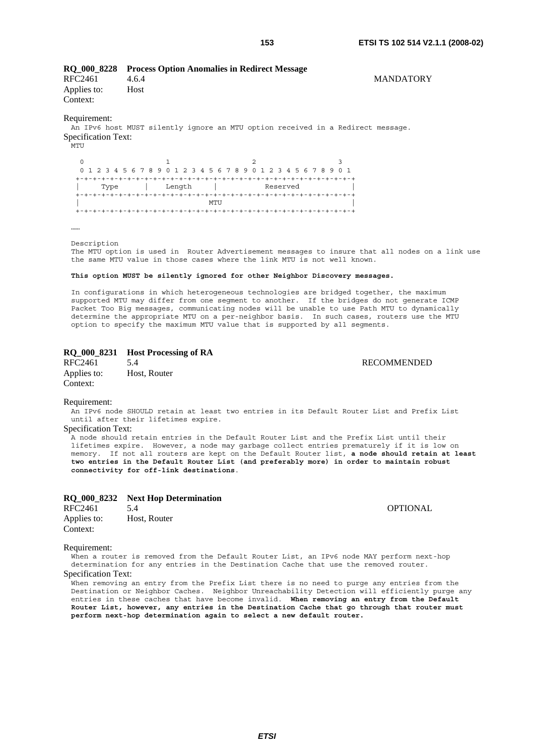**RQ_000_8228 Process Option Anomalies in Redirect Message**

RFC2461 4.6.4 MANDATORY

Applies to: Host

Context:

Requirement:

An IPv6 host MUST silently ignore an MTU option received in a Redirect message.

Specification Text:

```
MTU

  0                   1                   2                   3
  0 1 2 3 4 5 6 7 8 9 0 1 2 3 4 5 6 7 8 9 0 1 2 3 4 5 6 7 8 9 0 1
 +-+-+-+-+-+-+-+-+-+-+-+-+-+-+-+-+-+-+-+-+-+-+-+-+-+-+-+-+-+-+-+-+
 |     Type      |    Length     |           Reserved            |
 +-+-+-+-+-+-+-+-+-+-+-+-+-+-+-+-+-+-+-+-+-+-+-+-+-+-+-+-+-+-+-+-+
 |                              MTU                              |
 +-+-+-+-+-+-+-+-+-+-+-+-+-+-+-+-+-+-+-+-+-+-+-+-+-+-+-+-+-+-+-+-+

……

Description
The MTU option is used in  Router Advertisement messages to insure that all nodes on a link use
the same MTU value in those cases where the link MTU is not well known.
```

**This option MUST be silently ignored for other Neighbor Discovery messages.**

In configurations in which heterogeneous technologies are bridged together, the maximum supported MTU may differ from one segment to another. If the bridges do not generate ICMP Packet Too Big messages, communicating nodes will be unable to use Path MTU to dynamically determine the appropriate MTU on a per-neighbor basis. In such cases, routers use the MTU option to specify the maximum MTU value that is supported by all segments.

**RQ_000_8231 Host Processing of RA**

RFC2461 5.4 RECOMMENDED

Applies to: Host, Router

Context:

Requirement:

An IPv6 node SHOULD retain at least two entries in its Default Router List and Prefix List until after their lifetimes expire.

Specification Text:

A node should retain entries in the Default Router List and the Prefix List until their lifetimes expire. However, a node may garbage collect entries prematurely if it is low on memory. If not all routers are kept on the Default Router list, **a node should retain at least two entries in the Default Router List (and preferably more) in order to maintain robust connectivity for off-link destinations**.

**RQ_000_8232 Next Hop Determination**

RFC2461 5.4 OPTIONAL

Applies to: Host, Router

Context:

Requirement:

When a router is removed from the Default Router List, an IPv6 node MAY perform next-hop determination for any entries in the Destination Cache that use the removed router.

Specification Text:

When removing an entry from the Prefix List there is no need to purge any entries from the Destination or Neighbor Caches. Neighbor Unreachability Detection will efficiently purge any entries in these caches that have become invalid. **When removing an entry from the Default Router List, however, any entries in the Destination Cache that go through that router must perform next-hop determination again to select a new default router.**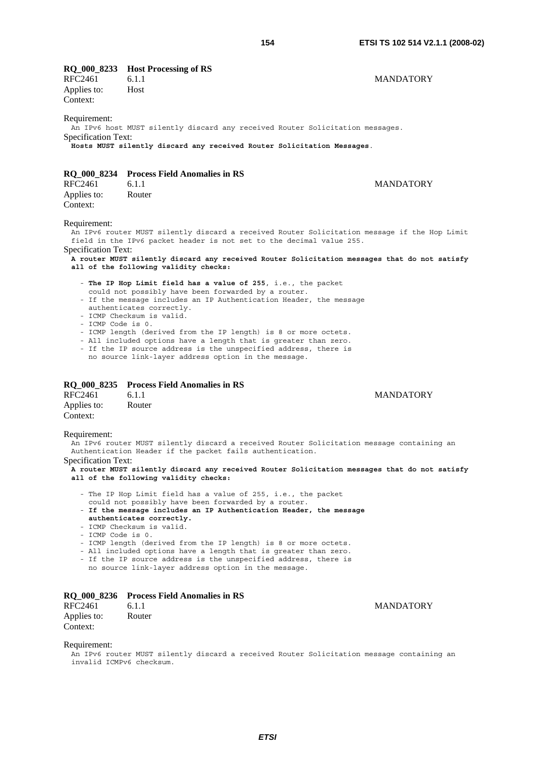**RQ_000_8233 Host Processing of RS**

RFC2461 6.1.1 MANDATORY

Applies to: Host

Context:

Requirement:

An IPv6 host MUST silently discard any received Router Solicitation messages.

Specification Text:

**Hosts MUST silently discard any received Router Solicitation Messages**.

**RQ_000_8234 Process Field Anomalies in RS**

RFC2461 6.1.1 MANDATORY

Applies to: Router

Context:

Requirement:

An IPv6 router MUST silently discard a received Router Solicitation message if the Hop Limit field in the IPv6 packet header is not set to the decimal value 255.

Specification Text:

**A router MUST silently discard any received Router Solicitation messages that do not satisfy all of the following validity checks:**

- **The IP Hop Limit field has a value of 255**, i.e., the packet could not possibly have been forwarded by a router.
- If the message includes an IP Authentication Header, the message authenticates correctly.
- ICMP Checksum is valid.
- ICMP Code is 0.
- ICMP length (derived from the IP length) is 8 or more octets.
- All included options have a length that is greater than zero.
- If the IP source address is the unspecified address, there is no source link-layer address option in the message.

**RQ_000_8235 Process Field Anomalies in RS**

RFC2461 6.1.1 MANDATORY

Applies to: Router

Context:

Requirement:

An IPv6 router MUST silently discard a received Router Solicitation message containing an Authentication Header if the packet fails authentication.

Specification Text:

**A router MUST silently discard any received Router Solicitation messages that do not satisfy all of the following validity checks:**

- The IP Hop Limit field has a value of 255, i.e., the packet could not possibly have been forwarded by a router.
- **If the message includes an IP Authentication Header, the message authenticates correctly.**
- ICMP Checksum is valid.
- ICMP Code is 0.
- ICMP length (derived from the IP length) is 8 or more octets.
- All included options have a length that is greater than zero.
- If the IP source address is the unspecified address, there is no source link-layer address option in the message.

**RQ_000_8236 Process Field Anomalies in RS**

RFC2461 6.1.1 MANDATORY

Applies to: Router

Context:

Requirement:

An IPv6 router MUST silently discard a received Router Solicitation message containing an invalid ICMPv6 checksum.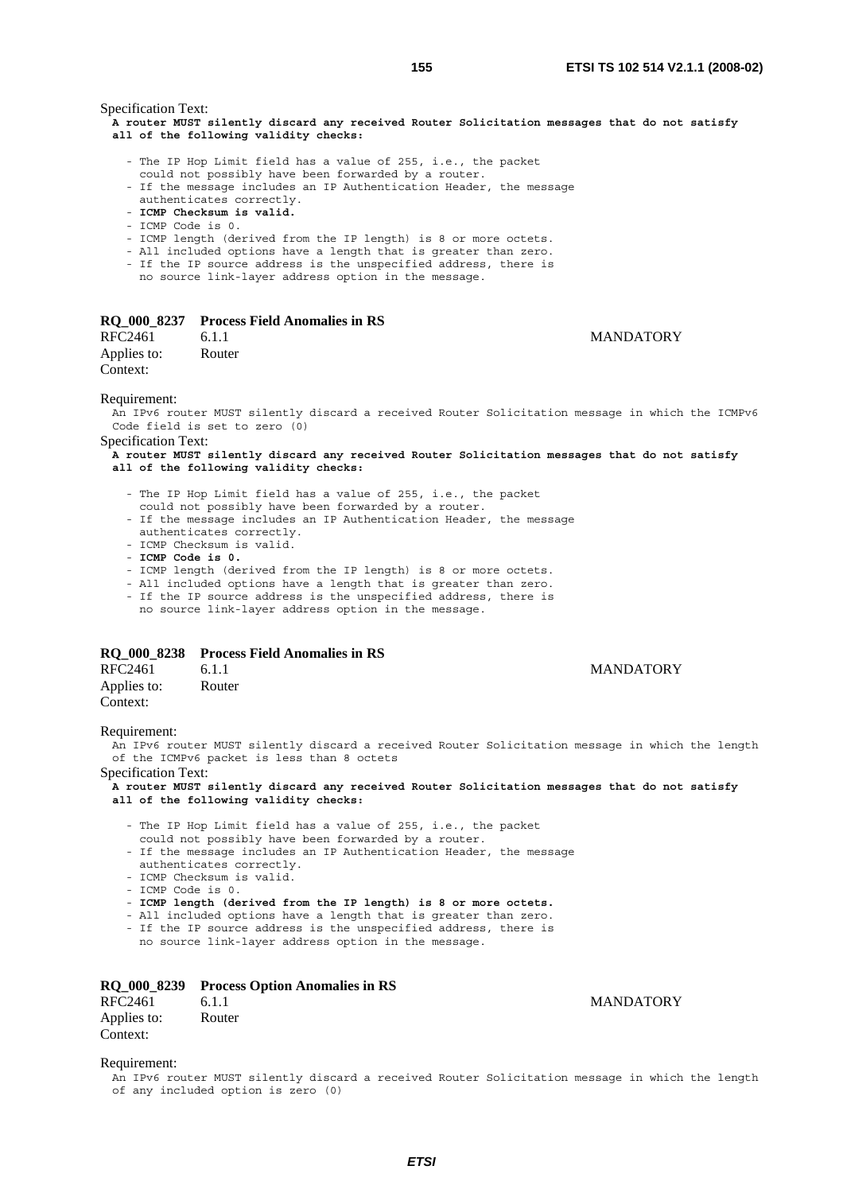Specification Text:

**A router MUST silently discard any received Router Solicitation messages that do not satisfy all of the following validity checks:**

```
- The IP Hop Limit field has a value of 255, i.e., the packet
  could not possibly have been forwarded by a router.
- If the message includes an IP Authentication Header, the message
  authenticates correctly.
- ICMP Checksum is valid.
- ICMP Code is 0.
- ICMP length (derived from the IP length) is 8 or more octets.
- All included options have a length that is greater than zero.
- If the IP source address is the unspecified address, there is
  no source link-layer address option in the message.
```

### RQ_000_8237 Process Field Anomalies in RS

RFC2461 6.1.1 MANDATORY

Applies to: Router

Context:

Requirement:

An IPv6 router MUST silently discard a received Router Solicitation message in which the ICMPv6 Code field is set to zero (0)

Specification Text:

**A router MUST silently discard any received Router Solicitation messages that do not satisfy all of the following validity checks:**

```
- The IP Hop Limit field has a value of 255, i.e., the packet
  could not possibly have been forwarded by a router.
- If the message includes an IP Authentication Header, the message
  authenticates correctly.
- ICMP Checksum is valid.
- ICMP Code is 0.
- ICMP length (derived from the IP length) is 8 or more octets.
- All included options have a length that is greater than zero.
- If the IP source address is the unspecified address, there is
  no source link-layer address option in the message.
```

### RQ_000_8238 Process Field Anomalies in RS

RFC2461 6.1.1 MANDATORY

Applies to: Router

Context:

Requirement:

An IPv6 router MUST silently discard a received Router Solicitation message in which the length of the ICMPv6 packet is less than 8 octets

Specification Text:

**A router MUST silently discard any received Router Solicitation messages that do not satisfy all of the following validity checks:**

```
- The IP Hop Limit field has a value of 255, i.e., the packet
  could not possibly have been forwarded by a router.
- If the message includes an IP Authentication Header, the message
  authenticates correctly.
- ICMP Checksum is valid.
- ICMP Code is 0.
- ICMP length (derived from the IP length) is 8 or more octets.
- All included options have a length that is greater than zero.
- If the IP source address is the unspecified address, there is
  no source link-layer address option in the message.
```

### RQ_000_8239 Process Option Anomalies in RS

RFC2461 6.1.1 MANDATORY

Applies to: Router

Context:

Requirement:

An IPv6 router MUST silently discard a received Router Solicitation message in which the length of any included option is zero (0)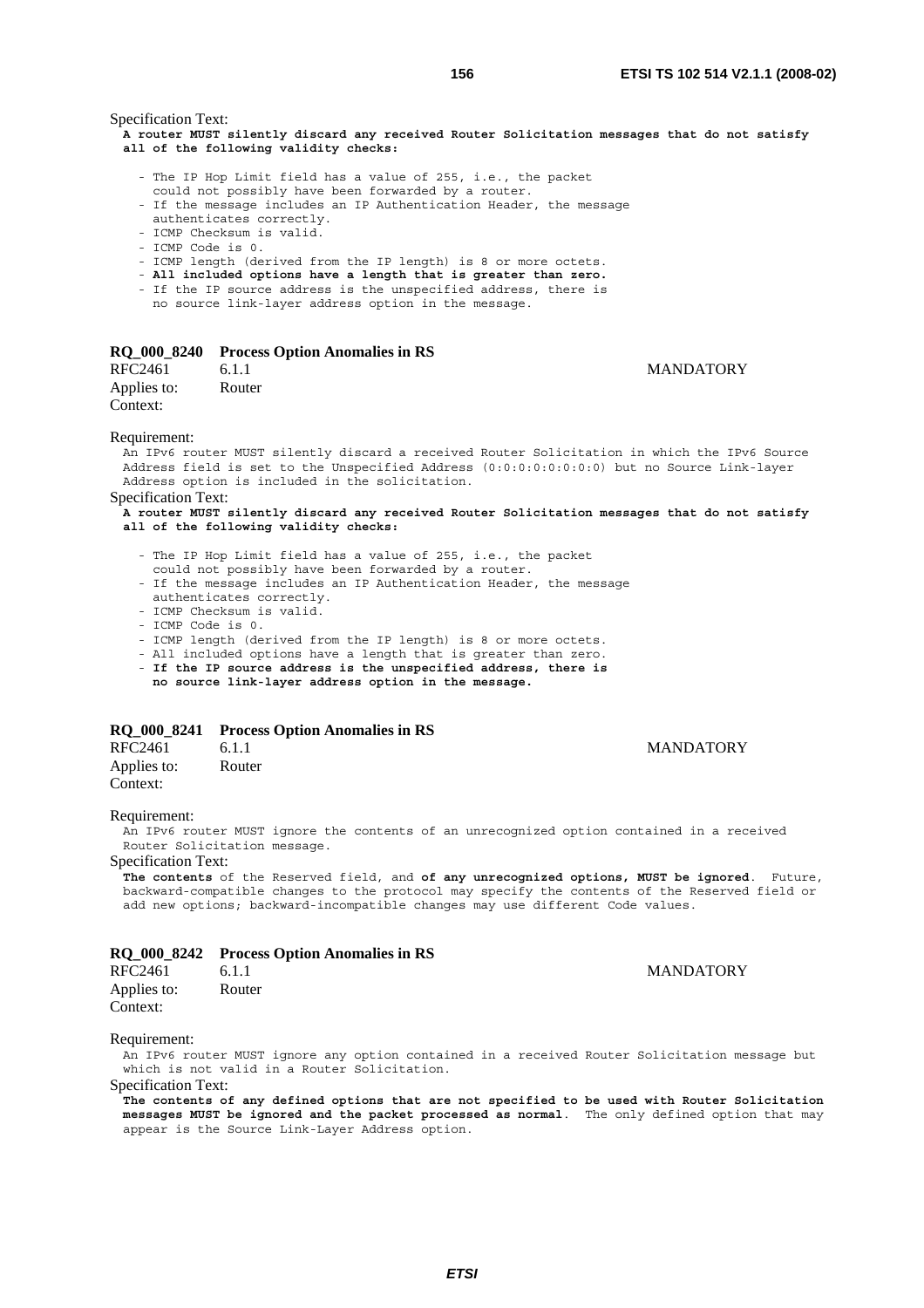Specification Text:

**A router MUST silently discard any received Router Solicitation messages that do not satisfy all of the following validity checks:**

- The IP Hop Limit field has a value of 255, i.e., the packet could not possibly have been forwarded by a router.
- If the message includes an IP Authentication Header, the message authenticates correctly.
- ICMP Checksum is valid.
- ICMP Code is 0.
- ICMP length (derived from the IP length) is 8 or more octets.
- **All included options have a length that is greater than zero.**
- If the IP source address is the unspecified address, there is no source link-layer address option in the message.

### RQ_000_8240 Process Option Anomalies in RS

RFC2461 6.1.1 MANDATORY

Applies to: Router

Context:

Requirement:

An IPv6 router MUST silently discard a received Router Solicitation in which the IPv6 Source Address field is set to the Unspecified Address (0:0:0:0:0:0:0:0) but no Source Link-layer Address option is included in the solicitation.

Specification Text:

**A router MUST silently discard any received Router Solicitation messages that do not satisfy all of the following validity checks:**

- The IP Hop Limit field has a value of 255, i.e., the packet could not possibly have been forwarded by a router.
- If the message includes an IP Authentication Header, the message authenticates correctly.
- ICMP Checksum is valid.
- ICMP Code is 0.
- ICMP length (derived from the IP length) is 8 or more octets.
- All included options have a length that is greater than zero.
- **If the IP source address is the unspecified address, there is no source link-layer address option in the message.**

### RQ_000_8241 Process Option Anomalies in RS

RFC2461 6.1.1 MANDATORY

Applies to: Router

Context:

Requirement:

An IPv6 router MUST ignore the contents of an unrecognized option contained in a received Router Solicitation message.

Specification Text:

**The contents** of the Reserved field, and **of any unrecognized options, MUST be ignored**. Future, backward-compatible changes to the protocol may specify the contents of the Reserved field or add new options; backward-incompatible changes may use different Code values.

### RQ_000_8242 Process Option Anomalies in RS

RFC2461 6.1.1 MANDATORY

Applies to: Router

Context:

Requirement:

An IPv6 router MUST ignore any option contained in a received Router Solicitation message but which is not valid in a Router Solicitation.

Specification Text:

**The contents of any defined options that are not specified to be used with Router Solicitation messages MUST be ignored and the packet processed as normal**. The only defined option that may appear is the Source Link-Layer Address option.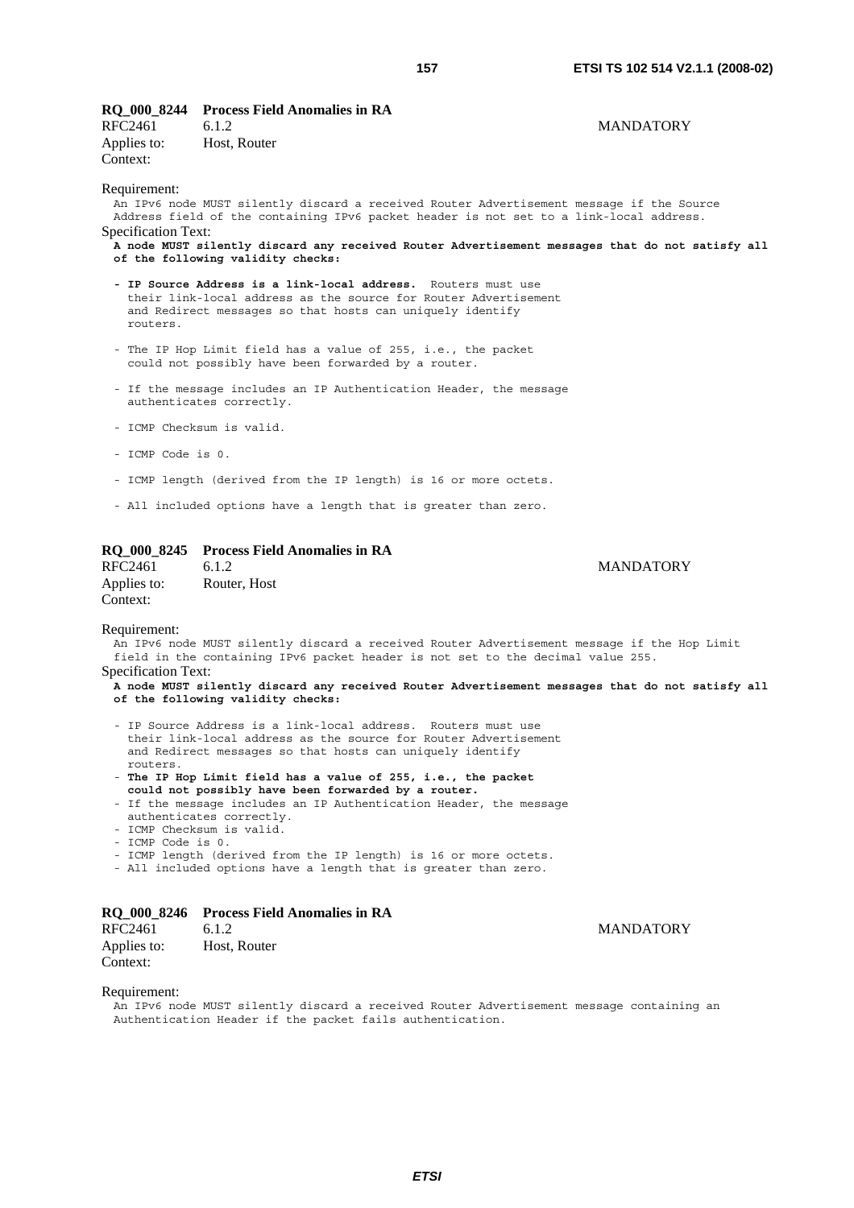**RQ_000_8244 Process Field Anomalies in RA**

RFC2461 6.1.2 MANDATORY

Applies to: Host, Router

Context:

Requirement:

An IPv6 node MUST silently discard a received Router Advertisement message if the Source Address field of the containing IPv6 packet header is not set to a link-local address.

Specification Text:

**A node MUST silently discard any received Router Advertisement messages that do not satisfy all of the following validity checks:**

- **IP Source Address is a link-local address.** Routers must use their link-local address as the source for Router Advertisement and Redirect messages so that hosts can uniquely identify routers.
- The IP Hop Limit field has a value of 255, i.e., the packet could not possibly have been forwarded by a router.
- If the message includes an IP Authentication Header, the message authenticates correctly.
- ICMP Checksum is valid.
- ICMP Code is 0.
- ICMP length (derived from the IP length) is 16 or more octets.
- All included options have a length that is greater than zero.

**RQ_000_8245 Process Field Anomalies in RA**

RFC2461 6.1.2 MANDATORY

Applies to: Router, Host

Context:

Requirement:

An IPv6 node MUST silently discard a received Router Advertisement message if the Hop Limit field in the containing IPv6 packet header is not set to the decimal value 255.

Specification Text:

**A node MUST silently discard any received Router Advertisement messages that do not satisfy all of the following validity checks:**

- IP Source Address is a link-local address. Routers must use their link-local address as the source for Router Advertisement and Redirect messages so that hosts can uniquely identify routers.
- **The IP Hop Limit field has a value of 255, i.e., the packet could not possibly have been forwarded by a router.**
- If the message includes an IP Authentication Header, the message authenticates correctly.
- ICMP Checksum is valid.
- ICMP Code is 0.
- ICMP length (derived from the IP length) is 16 or more octets.
- All included options have a length that is greater than zero.

**RQ_000_8246 Process Field Anomalies in RA**

RFC2461 6.1.2 MANDATORY

Applies to: Host, Router

Context:

Requirement:

An IPv6 node MUST silently discard a received Router Advertisement message containing an Authentication Header if the packet fails authentication.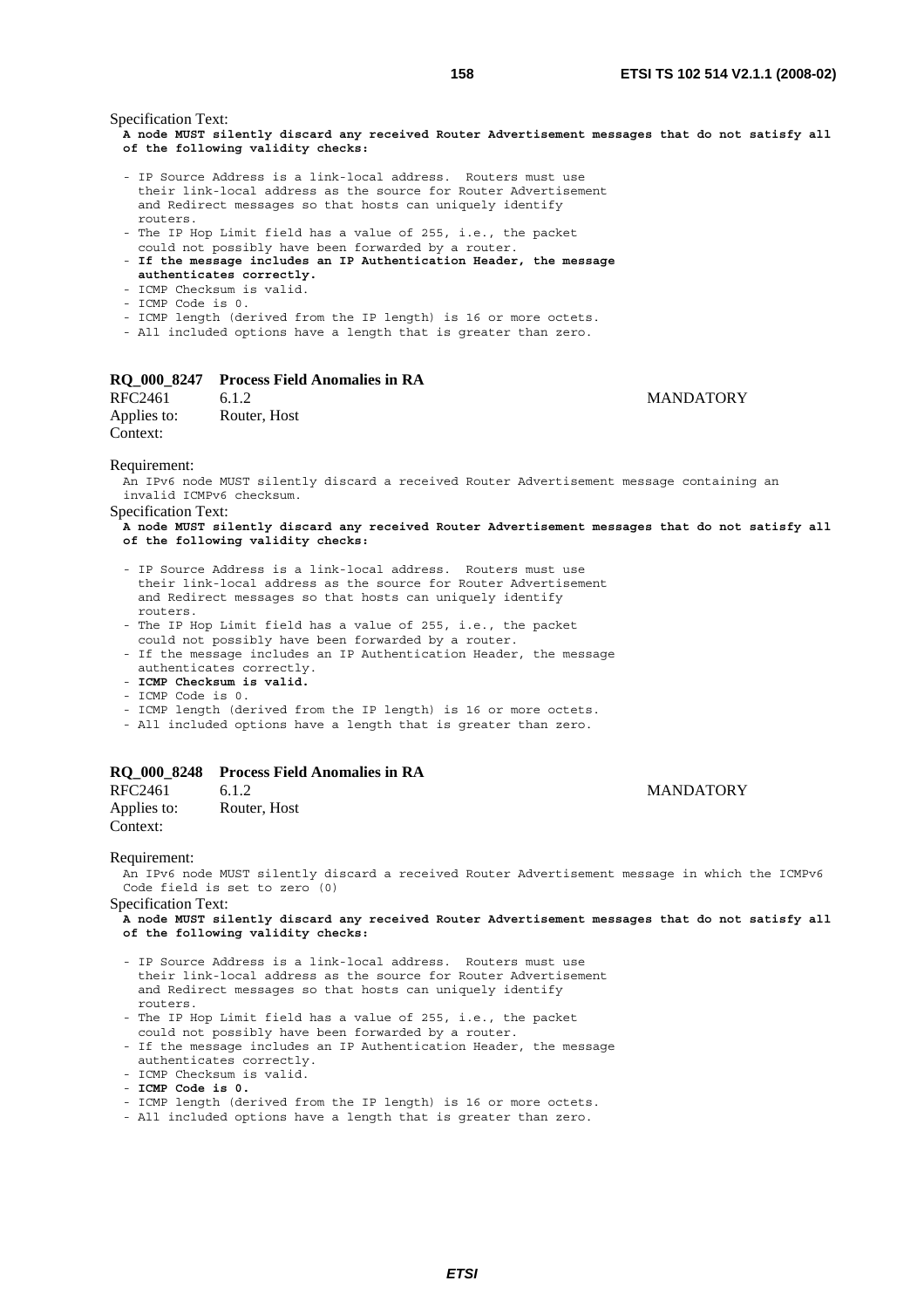Specification Text:

**A node MUST silently discard any received Router Advertisement messages that do not satisfy all of the following validity checks:**

```
- IP Source Address is a link-local address.  Routers must use
  their link-local address as the source for Router Advertisement
  and Redirect messages so that hosts can uniquely identify
  routers.
- The IP Hop Limit field has a value of 255, i.e., the packet
  could not possibly have been forwarded by a router.
```
- **If the message includes an IP Authentication Header, the message authenticates correctly.**
```
- ICMP Checksum is valid.
- ICMP Code is 0.
- ICMP length (derived from the IP length) is 16 or more octets.
- All included options have a length that is greater than zero.
```

### RQ_000_8247 Process Field Anomalies in RA

RFC2461 6.1.2 MANDATORY

Applies to: Router, Host

Context:

Requirement:

An IPv6 node MUST silently discard a received Router Advertisement message containing an invalid ICMPv6 checksum.

Specification Text:

**A node MUST silently discard any received Router Advertisement messages that do not satisfy all of the following validity checks:**

```
- IP Source Address is a link-local address.  Routers must use
  their link-local address as the source for Router Advertisement
  and Redirect messages so that hosts can uniquely identify
  routers.
- The IP Hop Limit field has a value of 255, i.e., the packet
  could not possibly have been forwarded by a router.
- If the message includes an IP Authentication Header, the message
  authenticates correctly.
```
- **ICMP Checksum is valid.**
```
- ICMP Code is 0.
- ICMP length (derived from the IP length) is 16 or more octets.
- All included options have a length that is greater than zero.
```

### RQ_000_8248 Process Field Anomalies in RA

RFC2461 6.1.2 MANDATORY

Applies to: Router, Host

Context:

Requirement:

An IPv6 node MUST silently discard a received Router Advertisement message in which the ICMPv6 Code field is set to zero (0)

Specification Text:

**A node MUST silently discard any received Router Advertisement messages that do not satisfy all of the following validity checks:**

```
- IP Source Address is a link-local address.  Routers must use
  their link-local address as the source for Router Advertisement
  and Redirect messages so that hosts can uniquely identify
  routers.
- The IP Hop Limit field has a value of 255, i.e., the packet
  could not possibly have been forwarded by a router.
- If the message includes an IP Authentication Header, the message
  authenticates correctly.
- ICMP Checksum is valid.
```
- **ICMP Code is 0.**
```
- ICMP length (derived from the IP length) is 16 or more octets.
- All included options have a length that is greater than zero.
```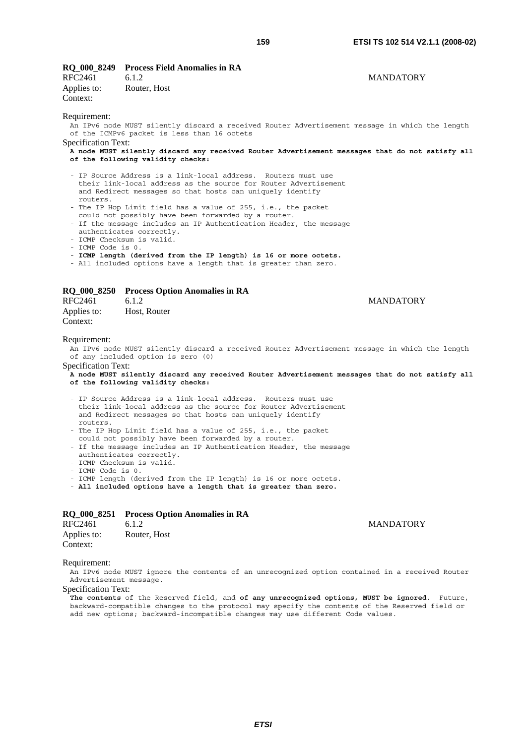**RQ_000_8249 Process Field Anomalies in RA**

RFC2461 6.1.2 MANDATORY

Applies to: Router, Host

Context:

Requirement:

An IPv6 node MUST silently discard a received Router Advertisement message in which the length of the ICMPv6 packet is less than 16 octets

Specification Text:

**A node MUST silently discard any received Router Advertisement messages that do not satisfy all of the following validity checks:**

- IP Source Address is a link-local address. Routers must use their link-local address as the source for Router Advertisement and Redirect messages so that hosts can uniquely identify routers.
- The IP Hop Limit field has a value of 255, i.e., the packet could not possibly have been forwarded by a router.
- If the message includes an IP Authentication Header, the message authenticates correctly.
- ICMP Checksum is valid.
- ICMP Code is 0.
- **ICMP length (derived from the IP length) is 16 or more octets.**
- All included options have a length that is greater than zero.

**RQ_000_8250 Process Option Anomalies in RA**

RFC2461 6.1.2 MANDATORY

Applies to: Host, Router

Context:

Requirement:

An IPv6 node MUST silently discard a received Router Advertisement message in which the length of any included option is zero (0)

Specification Text:

**A node MUST silently discard any received Router Advertisement messages that do not satisfy all of the following validity checks:**

- IP Source Address is a link-local address. Routers must use their link-local address as the source for Router Advertisement and Redirect messages so that hosts can uniquely identify routers.
- The IP Hop Limit field has a value of 255, i.e., the packet could not possibly have been forwarded by a router.
- If the message includes an IP Authentication Header, the message authenticates correctly.
- ICMP Checksum is valid.
- ICMP Code is 0.
- ICMP length (derived from the IP length) is 16 or more octets.
- **All included options have a length that is greater than zero.**

**RQ_000_8251 Process Option Anomalies in RA**

RFC2461 6.1.2 MANDATORY

Applies to: Router, Host

Context:

Requirement:

An IPv6 node MUST ignore the contents of an unrecognized option contained in a received Router Advertisement message.

Specification Text:

**The contents** of the Reserved field, and **of any unrecognized options, MUST be ignored**. Future, backward-compatible changes to the protocol may specify the contents of the Reserved field or add new options; backward-incompatible changes may use different Code values.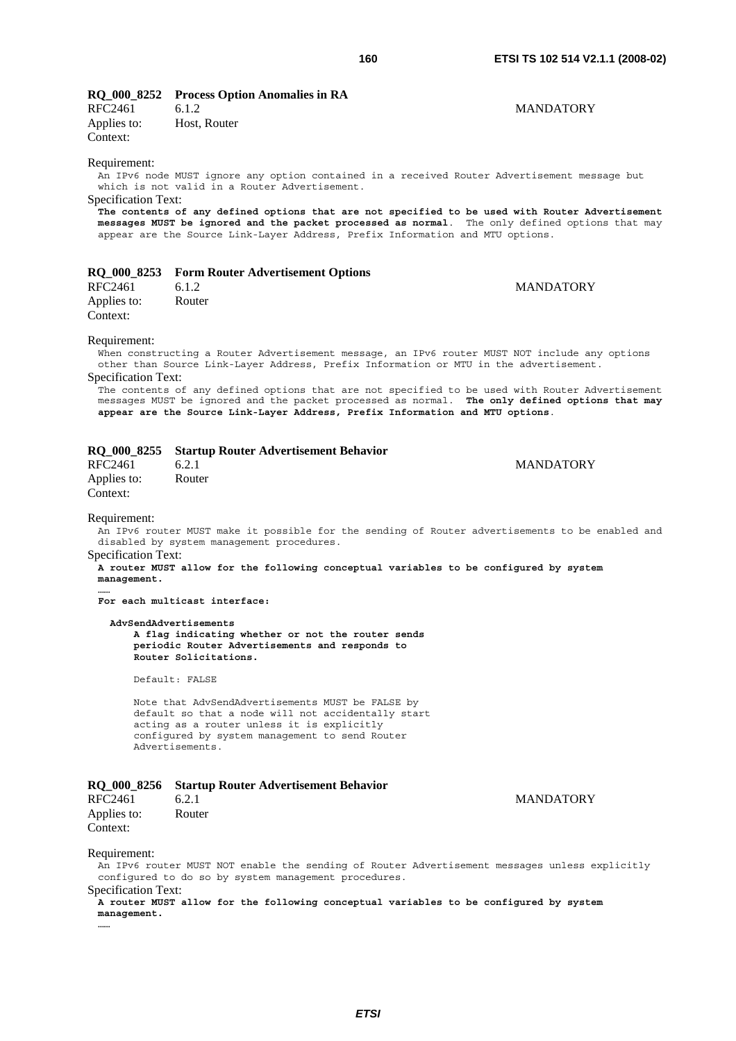**RQ_000_8252 Process Option Anomalies in RA**

RFC2461 6.1.2 MANDATORY

Applies to: Host, Router

Context:

Requirement:

An IPv6 node MUST ignore any option contained in a received Router Advertisement message but which is not valid in a Router Advertisement.

Specification Text:

**The contents of any defined options that are not specified to be used with Router Advertisement messages MUST be ignored and the packet processed as normal**. The only defined options that may appear are the Source Link-Layer Address, Prefix Information and MTU options.

**RQ_000_8253 Form Router Advertisement Options**

RFC2461 6.1.2 MANDATORY

Applies to: Router

Context:

Requirement:

When constructing a Router Advertisement message, an IPv6 router MUST NOT include any options other than Source Link-Layer Address, Prefix Information or MTU in the advertisement.

Specification Text:

The contents of any defined options that are not specified to be used with Router Advertisement messages MUST be ignored and the packet processed as normal. **The only defined options that may appear are the Source Link-Layer Address, Prefix Information and MTU options**.

**RQ_000_8255 Startup Router Advertisement Behavior**

RFC2461 6.2.1 MANDATORY

Applies to: Router

Context:

Requirement:

An IPv6 router MUST make it possible for the sending of Router advertisements to be enabled and disabled by system management procedures.

Specification Text:

**A router MUST allow for the following conceptual variables to be configured by system management.**

……

**For each multicast interface:**

**AdvSendAdvertisements**

**A flag indicating whether or not the router sends periodic Router Advertisements and responds to Router Solicitations.**

Default: FALSE

Note that AdvSendAdvertisements MUST be FALSE by default so that a node will not accidentally start acting as a router unless it is explicitly configured by system management to send Router Advertisements.

**RQ_000_8256 Startup Router Advertisement Behavior**

RFC2461 6.2.1 MANDATORY

Applies to: Router

Context:

Requirement:

An IPv6 router MUST NOT enable the sending of Router Advertisement messages unless explicitly configured to do so by system management procedures.

Specification Text:

**A router MUST allow for the following conceptual variables to be configured by system management.**

……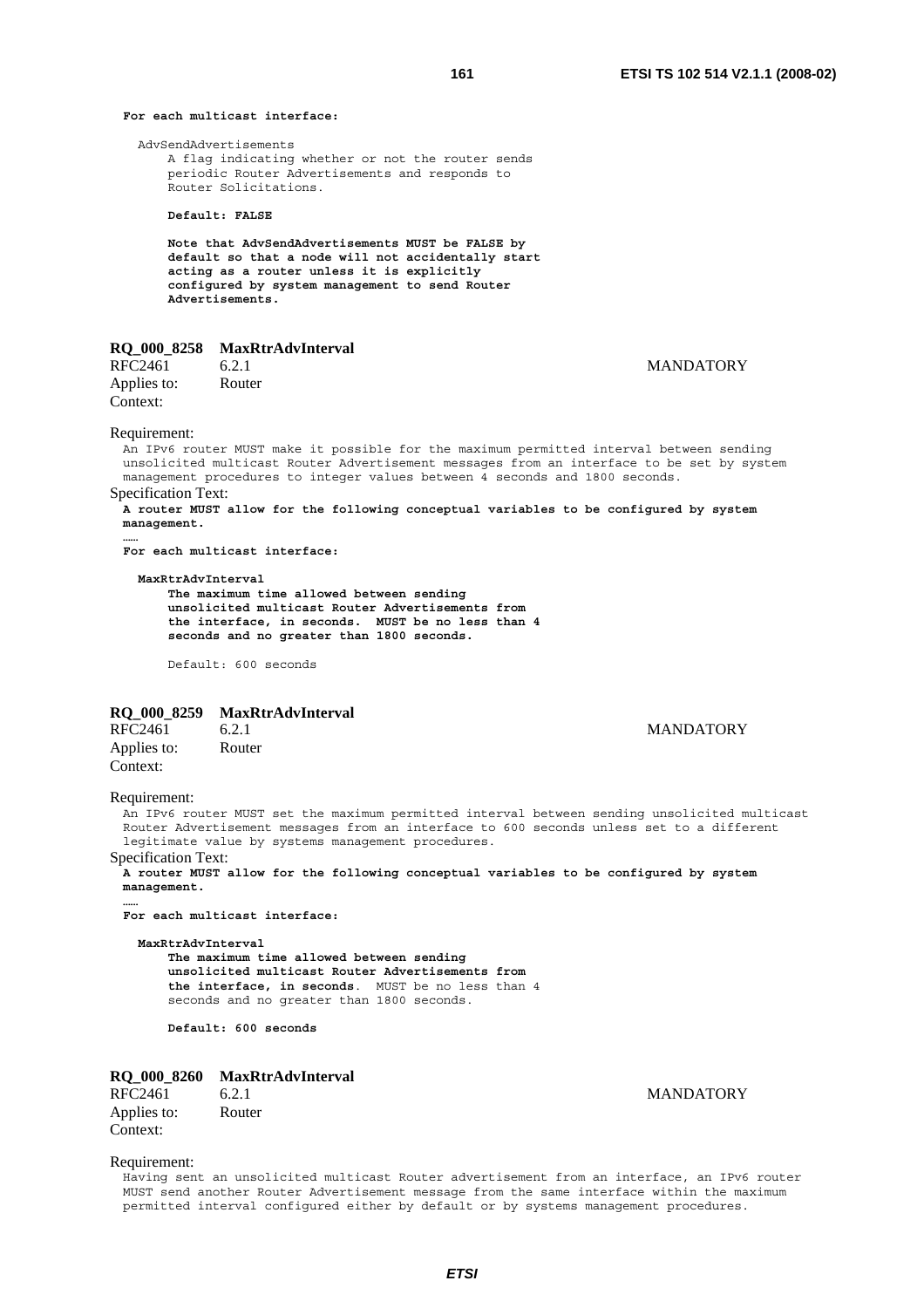```
For each multicast interface:

  AdvSendAdvertisements
      A flag indicating whether or not the router sends
      periodic Router Advertisements and responds to
      Router Solicitations.

      Default: FALSE

      Note that AdvSendAdvertisements MUST be FALSE by
      default so that a node will not accidentally start
      acting as a router unless it is explicitly
      configured by system management to send Router
      Advertisements.
```

### RQ_000_8258 MaxRtrAdvInterval

RFC2461 6.2.1 MANDATORY
Applies to: Router
Context:

Requirement:

An IPv6 router MUST make it possible for the maximum permitted interval between sending unsolicited multicast Router Advertisement messages from an interface to be set by system management procedures to integer values between 4 seconds and 1800 seconds.

Specification Text:

```
A router MUST allow for the following conceptual variables to be configured by system
management.
……
For each multicast interface:

  MaxRtrAdvInterval
      The maximum time allowed between sending
      unsolicited multicast Router Advertisements from
      the interface, in seconds.  MUST be no less than 4
      seconds and no greater than 1800 seconds.

      Default: 600 seconds
```

### RQ_000_8259 MaxRtrAdvInterval

RFC2461 6.2.1 MANDATORY
Applies to: Router
Context:

Requirement:

An IPv6 router MUST set the maximum permitted interval between sending unsolicited multicast Router Advertisement messages from an interface to 600 seconds unless set to a different legitimate value by systems management procedures.

Specification Text:

```
A router MUST allow for the following conceptual variables to be configured by system
management.
……
For each multicast interface:

  MaxRtrAdvInterval
      The maximum time allowed between sending
      unsolicited multicast Router Advertisements from
      the interface, in seconds.  MUST be no less than 4
      seconds and no greater than 1800 seconds.

      Default: 600 seconds
```

### RQ_000_8260 MaxRtrAdvInterval

RFC2461 6.2.1 MANDATORY
Applies to: Router
Context:

Requirement:

Having sent an unsolicited multicast Router advertisement from an interface, an IPv6 router MUST send another Router Advertisement message from the same interface within the maximum permitted interval configured either by default or by systems management procedures.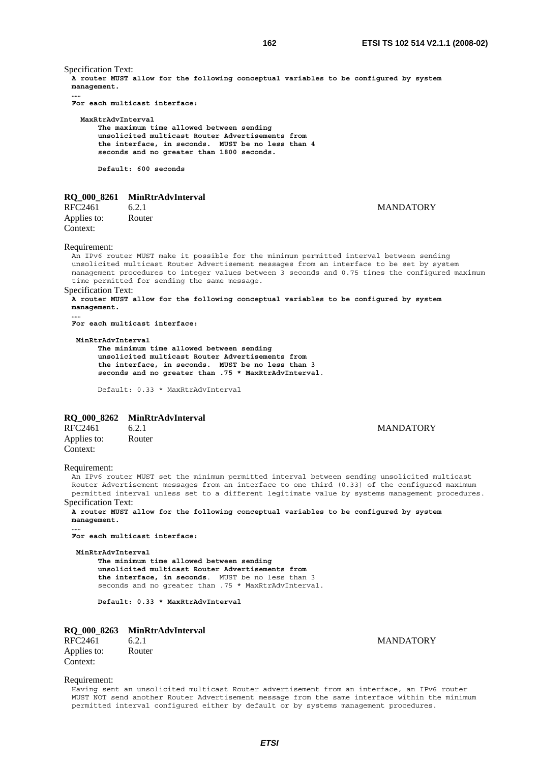Specification Text:

**A router MUST allow for the following conceptual variables to be configured by system management.**

……

**For each multicast interface:**

**MaxRtrAdvInterval**

**The maximum time allowed between sending unsolicited multicast Router Advertisements from the interface, in seconds. MUST be no less than 4 seconds and no greater than 1800 seconds.**

**Default: 600 seconds**

### RQ_000_8261 MinRtrAdvInterval

RFC2461 6.2.1 MANDATORY

Applies to: Router

Context:

Requirement:

An IPv6 router MUST make it possible for the minimum permitted interval between sending unsolicited multicast Router Advertisement messages from an interface to be set by system management procedures to integer values between 3 seconds and 0.75 times the configured maximum time permitted for sending the same message.

Specification Text:

**A router MUST allow for the following conceptual variables to be configured by system management.**

……

**For each multicast interface:**

**MinRtrAdvInterval**

**The minimum time allowed between sending unsolicited multicast Router Advertisements from the interface, in seconds. MUST be no less than 3 seconds and no greater than .75 * MaxRtrAdvInterval.**

Default: 0.33 * MaxRtrAdvInterval

### RQ_000_8262 MinRtrAdvInterval

RFC2461 6.2.1 MANDATORY

Applies to: Router

Context:

Requirement:

An IPv6 router MUST set the minimum permitted interval between sending unsolicited multicast Router Advertisement messages from an interface to one third (0.33) of the configured maximum permitted interval unless set to a different legitimate value by systems management procedures.

Specification Text:

**A router MUST allow for the following conceptual variables to be configured by system management.**

……

**For each multicast interface:**

**MinRtrAdvInterval**

**The minimum time allowed between sending unsolicited multicast Router Advertisements from the interface, in seconds**. MUST be no less than 3 seconds and no greater than .75 * MaxRtrAdvInterval.

**Default: 0.33 * MaxRtrAdvInterval**

### RQ_000_8263 MinRtrAdvInterval

RFC2461 6.2.1 MANDATORY

Applies to: Router

Context:

Requirement:

Having sent an unsolicited multicast Router advertisement from an interface, an IPv6 router MUST NOT send another Router Advertisement message from the same interface within the minimum permitted interval configured either by default or by systems management procedures.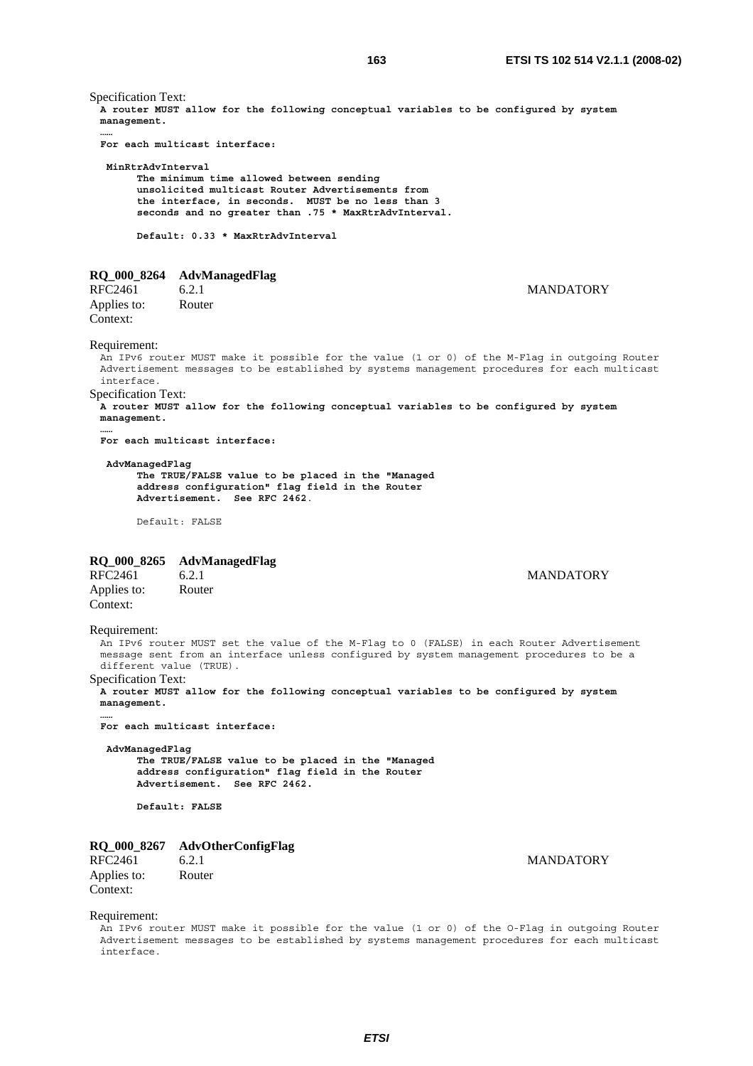Specification Text:

```
A router MUST allow for the following conceptual variables to be configured by system
management.
……
For each multicast interface:

 MinRtrAdvInterval
      The minimum time allowed between sending
      unsolicited multicast Router Advertisements from
      the interface, in seconds.  MUST be no less than 3
      seconds and no greater than .75 * MaxRtrAdvInterval.

      Default: 0.33 * MaxRtrAdvInterval
```

### RQ_000_8264 AdvManagedFlag

RFC2461 6.2.1 MANDATORY

Applies to: Router

Context:

Requirement:

An IPv6 router MUST make it possible for the value (1 or 0) of the M-Flag in outgoing Router Advertisement messages to be established by systems management procedures for each multicast interface.

Specification Text:

```
A router MUST allow for the following conceptual variables to be configured by system
management.
……
For each multicast interface:

 AdvManagedFlag
      The TRUE/FALSE value to be placed in the "Managed
      address configuration" flag field in the Router
      Advertisement.  See RFC 2462.

      Default: FALSE
```

### RQ_000_8265 AdvManagedFlag

RFC2461 6.2.1 MANDATORY

Applies to: Router

Context:

Requirement:

An IPv6 router MUST set the value of the M-Flag to 0 (FALSE) in each Router Advertisement message sent from an interface unless configured by system management procedures to be a different value (TRUE).

Specification Text:

```
A router MUST allow for the following conceptual variables to be configured by system
management.
……
For each multicast interface:

 AdvManagedFlag
      The TRUE/FALSE value to be placed in the "Managed
      address configuration" flag field in the Router
      Advertisement.  See RFC 2462.

      Default: FALSE
```

### RQ_000_8267 AdvOtherConfigFlag

RFC2461 6.2.1 MANDATORY

Applies to: Router

Context:

Requirement:

An IPv6 router MUST make it possible for the value (1 or 0) of the O-Flag in outgoing Router Advertisement messages to be established by systems management procedures for each multicast interface.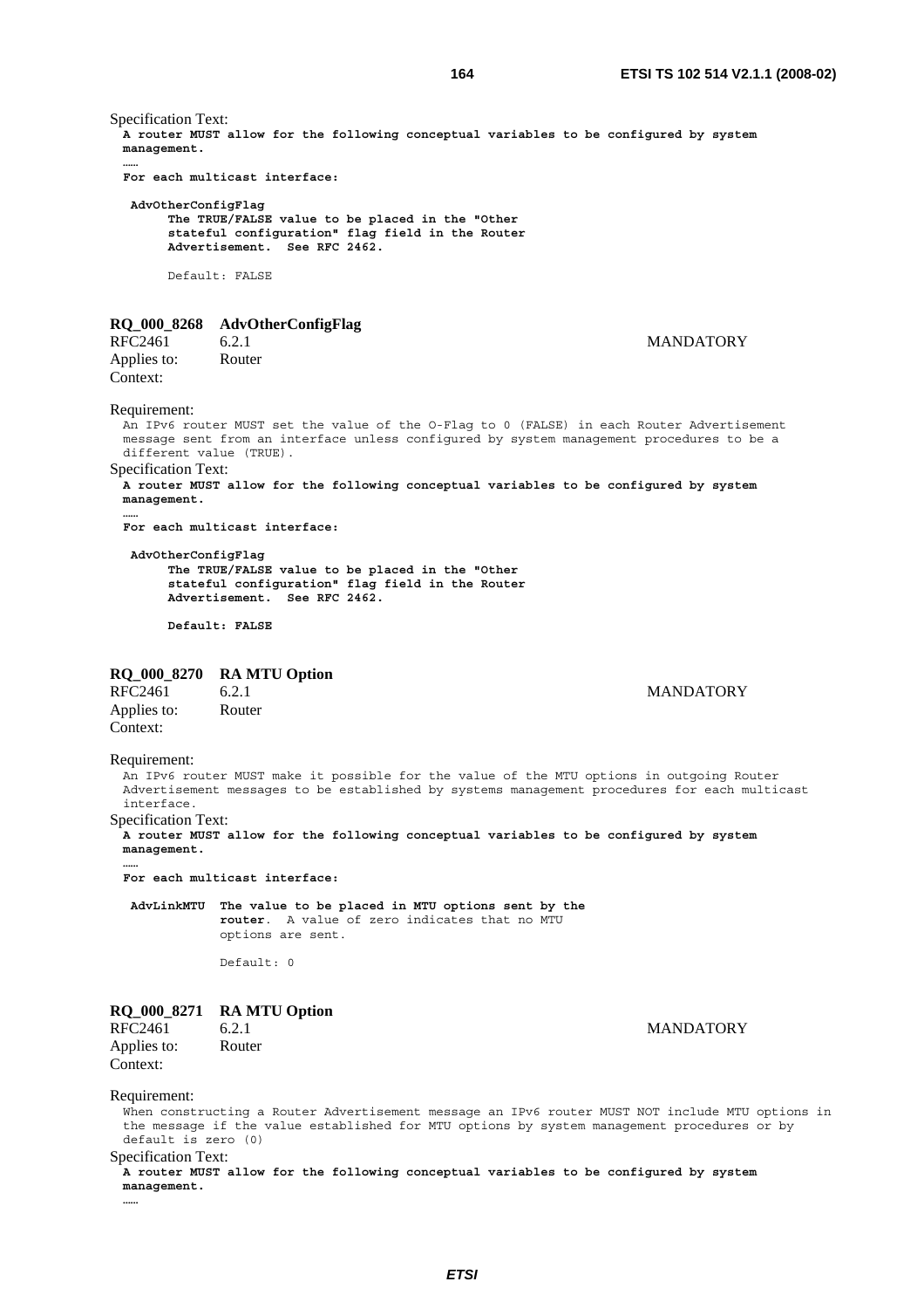Specification Text:

**A router MUST allow for the following conceptual variables to be configured by system management.**

……

**For each multicast interface:**

```
 AdvOtherConfigFlag
      The TRUE/FALSE value to be placed in the "Other
      stateful configuration" flag field in the Router
      Advertisement.  See RFC 2462.

      Default: FALSE
```

### RQ_000_8268 AdvOtherConfigFlag

RFC2461 6.2.1 MANDATORY

Applies to: Router

Context:

Requirement:

An IPv6 router MUST set the value of the O-Flag to 0 (FALSE) in each Router Advertisement message sent from an interface unless configured by system management procedures to be a different value (TRUE).

Specification Text:

**A router MUST allow for the following conceptual variables to be configured by system management.**

……

**For each multicast interface:**

```
 AdvOtherConfigFlag
      The TRUE/FALSE value to be placed in the "Other
      stateful configuration" flag field in the Router
      Advertisement.  See RFC 2462.

      Default: FALSE
```

### RQ_000_8270 RA MTU Option

RFC2461 6.2.1 MANDATORY

Applies to: Router

Context:

Requirement:

An IPv6 router MUST make it possible for the value of the MTU options in outgoing Router Advertisement messages to be established by systems management procedures for each multicast interface.

Specification Text:

**A router MUST allow for the following conceptual variables to be configured by system management.**

……

**For each multicast interface:**

```
 AdvLinkMTU  The value to be placed in MTU options sent by the
             router.  A value of zero indicates that no MTU
             options are sent.

             Default: 0
```

### RQ_000_8271 RA MTU Option

RFC2461 6.2.1 MANDATORY

Applies to: Router

Context:

Requirement:

When constructing a Router Advertisement message an IPv6 router MUST NOT include MTU options in the message if the value established for MTU options by system management procedures or by default is zero (0)

Specification Text:

**A router MUST allow for the following conceptual variables to be configured by system management.**

……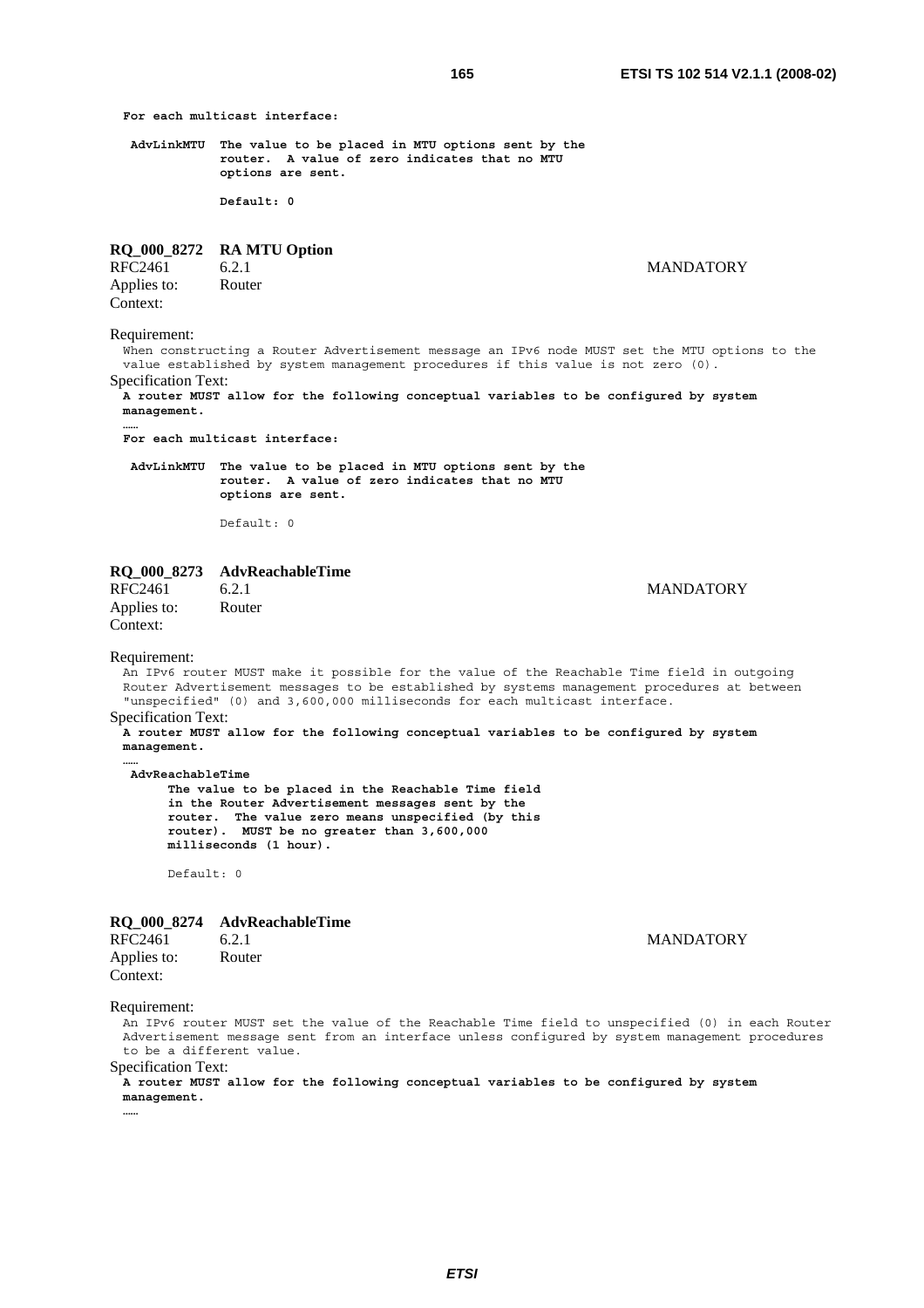**For each multicast interface:**

**AdvLinkMTU** **The value to be placed in MTU options sent by the router. A value of zero indicates that no MTU options are sent.**

**Default: 0**

**RQ_000_8272 RA MTU Option**

RFC2461 6.2.1 MANDATORY

Applies to: Router

Context:

Requirement:

When constructing a Router Advertisement message an IPv6 node MUST set the MTU options to the value established by system management procedures if this value is not zero (0).

Specification Text:

**A router MUST allow for the following conceptual variables to be configured by system management.**

**……**

**For each multicast interface:**

**AdvLinkMTU** **The value to be placed in MTU options sent by the router. A value of zero indicates that no MTU options are sent.**

Default: 0

**RQ_000_8273 AdvReachableTime**

RFC2461 6.2.1 MANDATORY

Applies to: Router

Context:

Requirement:

An IPv6 router MUST make it possible for the value of the Reachable Time field in outgoing Router Advertisement messages to be established by systems management procedures at between "unspecified" (0) and 3,600,000 milliseconds for each multicast interface.

Specification Text:

**A router MUST allow for the following conceptual variables to be configured by system management.**

**……**

**AdvReachableTime**

**The value to be placed in the Reachable Time field in the Router Advertisement messages sent by the router. The value zero means unspecified (by this router). MUST be no greater than 3,600,000 milliseconds (1 hour).**

Default: 0

**RQ_000_8274 AdvReachableTime**

RFC2461 6.2.1 MANDATORY

Applies to: Router

Context:

Requirement:

An IPv6 router MUST set the value of the Reachable Time field to unspecified (0) in each Router Advertisement message sent from an interface unless configured by system management procedures to be a different value.

Specification Text:

**A router MUST allow for the following conceptual variables to be configured by system management.**

**……**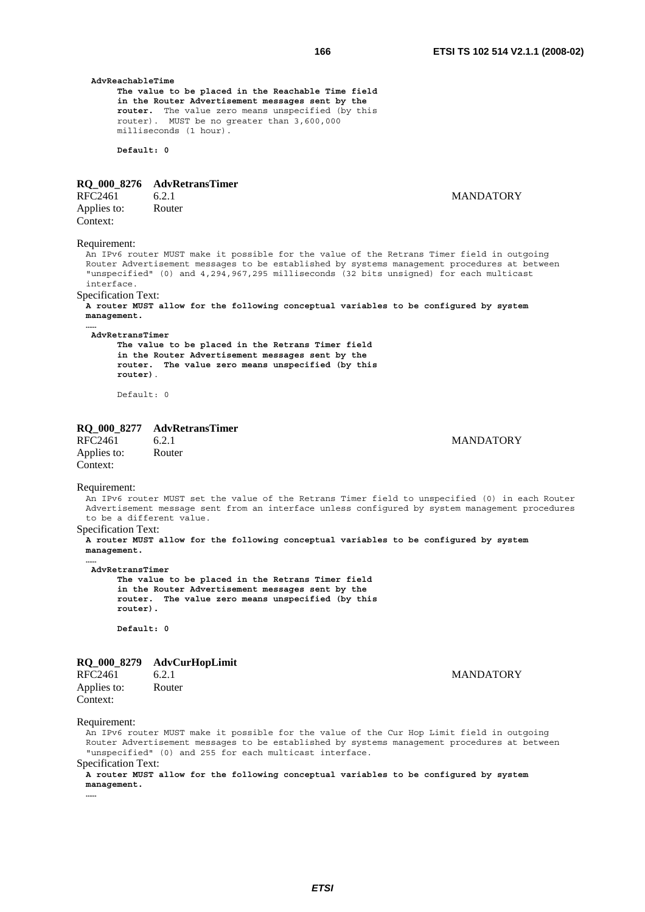```
AdvReachableTime
      The value to be placed in the Reachable Time field
      in the Router Advertisement messages sent by the
      router.  The value zero means unspecified (by this
      router).  MUST be no greater than 3,600,000
      milliseconds (1 hour).

      Default: 0
```

**RQ_000_8276 AdvRetransTimer**

RFC2461 6.2.1 MANDATORY

Applies to: Router

Context:

Requirement:

An IPv6 router MUST make it possible for the value of the Retrans Timer field in outgoing Router Advertisement messages to be established by systems management procedures at between "unspecified" (0) and 4,294,967,295 milliseconds (32 bits unsigned) for each multicast interface.

Specification Text:

**A router MUST allow for the following conceptual variables to be configured by system management.**

```
……
AdvRetransTimer
      The value to be placed in the Retrans Timer field
      in the Router Advertisement messages sent by the
      router.  The value zero means unspecified (by this
      router).

      Default: 0
```

**RQ_000_8277 AdvRetransTimer**

RFC2461 6.2.1 MANDATORY

Applies to: Router

Context:

Requirement:

An IPv6 router MUST set the value of the Retrans Timer field to unspecified (0) in each Router Advertisement message sent from an interface unless configured by system management procedures to be a different value.

Specification Text:

**A router MUST allow for the following conceptual variables to be configured by system management.**

```
……
AdvRetransTimer
      The value to be placed in the Retrans Timer field
      in the Router Advertisement messages sent by the
      router.  The value zero means unspecified (by this
      router).

      Default: 0
```

**RQ_000_8279 AdvCurHopLimit**

RFC2461 6.2.1 MANDATORY

Applies to: Router

Context:

Requirement:

An IPv6 router MUST make it possible for the value of the Cur Hop Limit field in outgoing Router Advertisement messages to be established by systems management procedures at between "unspecified" (0) and 255 for each multicast interface.

Specification Text:

**A router MUST allow for the following conceptual variables to be configured by system management.**

……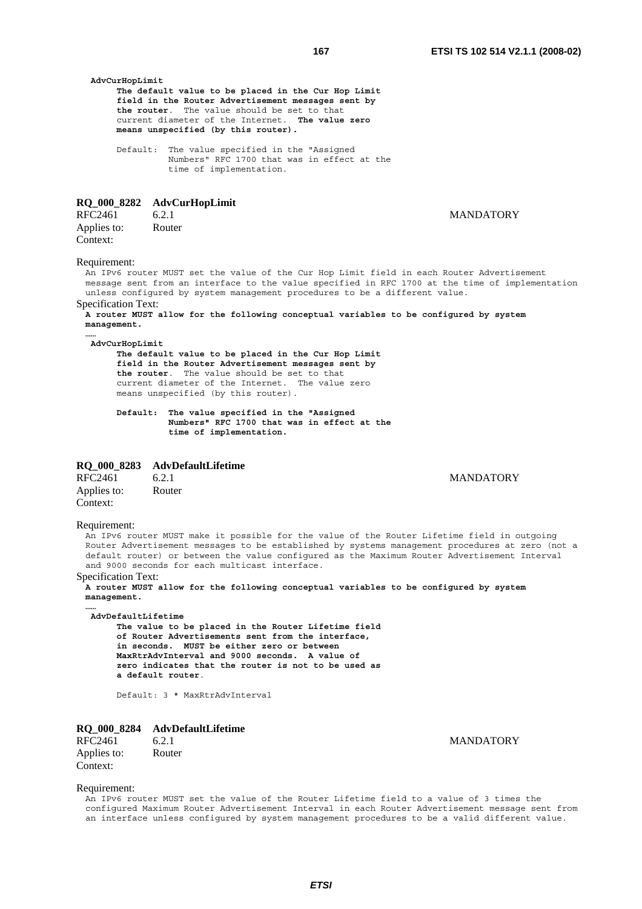**AdvCurHopLimit**

**The default value to be placed in the Cur Hop Limit field in the Router Advertisement messages sent by the router**. The value should be set to that current diameter of the Internet. **The value zero means unspecified (by this router).**

Default: The value specified in the "Assigned Numbers" RFC 1700 that was in effect at the time of implementation.

### RQ_000_8282 AdvCurHopLimit

RFC2461 6.2.1 MANDATORY

Applies to: Router

Context:

Requirement:

An IPv6 router MUST set the value of the Cur Hop Limit field in each Router Advertisement message sent from an interface to the value specified in RFC 1700 at the time of implementation unless configured by system management procedures to be a different value.

Specification Text:

**A router MUST allow for the following conceptual variables to be configured by system management.**

……

**AdvCurHopLimit**

**The default value to be placed in the Cur Hop Limit field in the Router Advertisement messages sent by the router**. The value should be set to that current diameter of the Internet. The value zero means unspecified (by this router).

**Default: The value specified in the "Assigned Numbers" RFC 1700 that was in effect at the time of implementation.**

### RQ_000_8283 AdvDefaultLifetime

RFC2461 6.2.1 MANDATORY

Applies to: Router

Context:

Requirement:

An IPv6 router MUST make it possible for the value of the Router Lifetime field in outgoing Router Advertisement messages to be established by systems management procedures at zero (not a default router) or between the value configured as the Maximum Router Advertisement Interval and 9000 seconds for each multicast interface.

Specification Text:

**A router MUST allow for the following conceptual variables to be configured by system management.**

……

**AdvDefaultLifetime**

**The value to be placed in the Router Lifetime field of Router Advertisements sent from the interface, in seconds. MUST be either zero or between MaxRtrAdvInterval and 9000 seconds. A value of zero indicates that the router is not to be used as a default router**.

Default: 3 * MaxRtrAdvInterval

### RQ_000_8284 AdvDefaultLifetime

RFC2461 6.2.1 MANDATORY

Applies to: Router

Context:

Requirement:

An IPv6 router MUST set the value of the Router Lifetime field to a value of 3 times the configured Maximum Router Advertisement Interval in each Router Advertisement message sent from an interface unless configured by system management procedures to be a valid different value.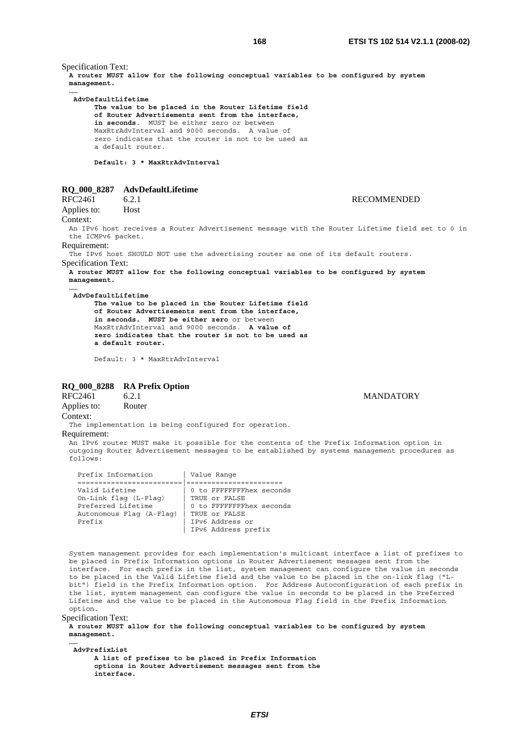Specification Text:

**A router MUST allow for the following conceptual variables to be configured by system management.**

**……**

**AdvDefaultLifetime**

**The value to be placed in the Router Lifetime field of Router Advertisements sent from the interface, in seconds**. MUST be either zero or between MaxRtrAdvInterval and 9000 seconds. A value of zero indicates that the router is not to be used as a default router.

**Default: 3 * MaxRtrAdvInterval**

### RQ_000_8287 AdvDefaultLifetime

RFC2461 6.2.1 RECOMMENDED

Applies to: Host

Context:

An IPv6 host receives a Router Advertisement message with the Router Lifetime field set to 0 in the ICMPv6 packet.

Requirement:

The IPv6 host SHOULD NOT use the advertising router as one of its default routers.

Specification Text:

**A router MUST allow for the following conceptual variables to be configured by system management.**

**……**

**AdvDefaultLifetime**

**The value to be placed in the Router Lifetime field of Router Advertisements sent from the interface, in seconds. MUST be either zero** or between MaxRtrAdvInterval and 9000 seconds. **A value of zero indicates that the router is not to be used as a default router.**

Default: 3 * MaxRtrAdvInterval

### RQ_000_8288 RA Prefix Option

RFC2461 6.2.1 MANDATORY

Applies to: Router

Context:

The implementation is being configured for operation.

Requirement:

An IPv6 router MUST make it possible for the contents of the Prefix Information option in outgoing Router Advertisement messages to be established by systems management procedures as follows:

| Prefix Information | Value Range |
| --- | --- |
| Valid Lifetime | 0 to FFFFFFFFhex seconds |
| On-Link flag (L-Flag) | TRUE or FALSE |
| Preferred Lifetime | 0 to FFFFFFFFhex seconds |
| Autonomous Flag (A-Flag) | TRUE or FALSE |
| Prefix | IPv6 Address or IPv6 Address prefix |

System management provides for each implementation's multicast interface a list of prefixes to be placed in Prefix Information options in Router Advertisement messages sent from the interface. For each prefix in the list, system management can configure the value in seconds to be placed in the Valid Lifetime field and the value to be placed in the on-link flag ("L-bit") field in the Prefix Information option. For Address Autoconfiguration of each prefix in the list, system management can configure the value in seconds to be placed in the Preferred Lifetime and the value to be placed in the Autonomous Flag field in the Prefix Information option.

Specification Text:

**A router MUST allow for the following conceptual variables to be configured by system management.**

**……**

**AdvPrefixList**

**A list of prefixes to be placed in Prefix Information options in Router Advertisement messages sent from the interface.**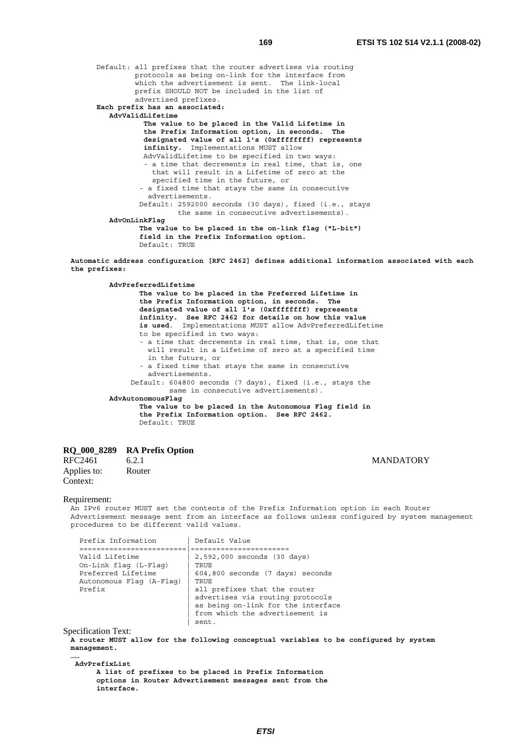```
Default: all prefixes that the router advertises via routing
         protocols as being on-link for the interface from
         which the advertisement is sent.  The link-local
         prefix SHOULD NOT be included in the list of
         advertised prefixes.
```

**Each prefix has an associated:**

**AdvValidLifetime**

```
        The value to be placed in the Valid Lifetime in
        the Prefix Information option, in seconds.  The
        designated value of all 1's (0xffffffff) represents
        infinity.  Implementations MUST allow
        AdvValidLifetime to be specified in two ways:
        - a time that decrements in real time, that is, one
          that will result in a Lifetime of zero at the
          specified time in the future, or
        - a fixed time that stays the same in consecutive
          advertisements.
        Default: 2592000 seconds (30 days), fixed (i.e., stays
                 the same in consecutive advertisements).
```

**AdvOnLinkFlag**

```
        The value to be placed in the on-link flag ("L-bit")
        field in the Prefix Information option.
        Default: TRUE
```

**Automatic address configuration [RFC 2462] defines additional information associated with each the prefixes:**

**AdvPreferredLifetime**

```
        The value to be placed in the Preferred Lifetime in
        the Prefix Information option, in seconds.  The
        designated value of all 1's (0xffffffff) represents
        infinity.  See RFC 2462 for details on how this value
        is used.  Implementations MUST allow AdvPreferredLifetime
        to be specified in two ways:
        - a time that decrements in real time, that is, one that
          will result in a Lifetime of zero at a specified time
          in the future, or
        - a fixed time that stays the same in consecutive
          advertisements.
       Default: 604800 seconds (7 days), fixed (i.e., stays the
                same in consecutive advertisements).
```

**AdvAutonomousFlag**

```
        The value to be placed in the Autonomous Flag field in
        the Prefix Information option.  See RFC 2462.
        Default: TRUE
```

### RQ_000_8289 RA Prefix Option

RFC2461 6.2.1 MANDATORY

Applies to: Router

Context:

Requirement:

An IPv6 router MUST set the contents of the Prefix Information option in each Router Advertisement message sent from an interface as follows unless configured by system management procedures to be different valid values.

| Prefix Information | Default Value |
|---|---|
| Valid Lifetime | 2,592,000 seconds (30 days) |
| On-Link flag (L-Flag) | TRUE |
| Preferred Lifetime | 604,800 seconds (7 days) seconds |
| Autonomous Flag (A-Flag) | TRUE |
| Prefix | all prefixes that the router advertises via routing protocols as being on-link for the interface from which the advertisement is sent. |

Specification Text:

**A router MUST allow for the following conceptual variables to be configured by system management.**

……

**AdvPrefixList**

**A list of prefixes to be placed in Prefix Information options in Router Advertisement messages sent from the interface.**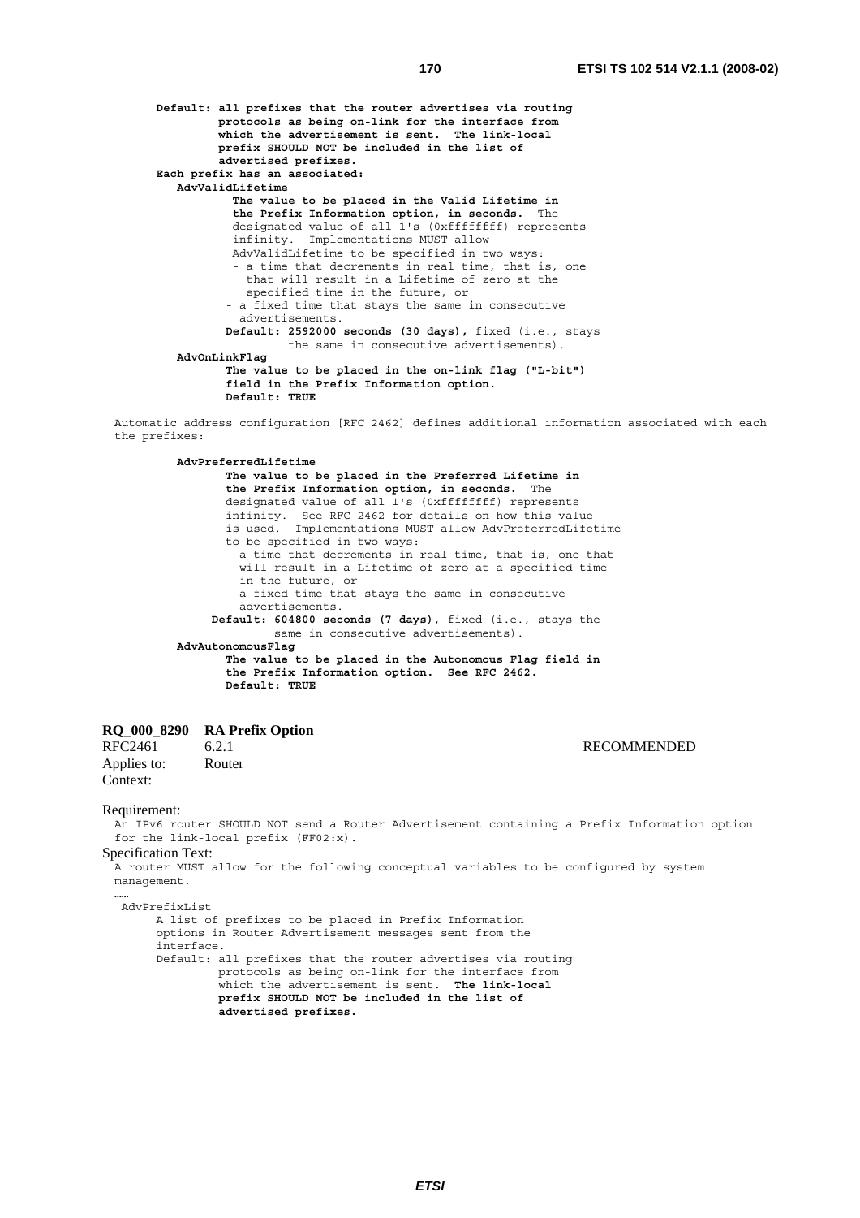```
Default: all prefixes that the router advertises via routing
         protocols as being on-link for the interface from
         which the advertisement is sent.  The link-local
         prefix SHOULD NOT be included in the list of
         advertised prefixes.
Each prefix has an associated:
   AdvValidLifetime
          The value to be placed in the Valid Lifetime in
          the Prefix Information option, in seconds.  The
          designated value of all 1's (0xffffffff) represents
          infinity.  Implementations MUST allow
          AdvValidLifetime to be specified in two ways:
          - a time that decrements in real time, that is, one
            that will result in a Lifetime of zero at the
            specified time in the future, or
         - a fixed time that stays the same in consecutive
           advertisements.
         Default: 2592000 seconds (30 days), fixed (i.e., stays
                  the same in consecutive advertisements).
   AdvOnLinkFlag
          The value to be placed in the on-link flag ("L-bit")
          field in the Prefix Information option.
          Default: TRUE
```

Automatic address configuration [RFC 2462] defines additional information associated with each the prefixes:

```
   AdvPreferredLifetime
          The value to be placed in the Preferred Lifetime in
          the Prefix Information option, in seconds.  The
          designated value of all 1's (0xffffffff) represents
          infinity.  See RFC 2462 for details on how this value
          is used.  Implementations MUST allow AdvPreferredLifetime
          to be specified in two ways:
          - a time that decrements in real time, that is, one that
            will result in a Lifetime of zero at a specified time
            in the future, or
          - a fixed time that stays the same in consecutive
            advertisements.
        Default: 604800 seconds (7 days), fixed (i.e., stays the
                 same in consecutive advertisements).
   AdvAutonomousFlag
          The value to be placed in the Autonomous Flag field in
          the Prefix Information option.  See RFC 2462.
          Default: TRUE
```

**RQ_000_8290 RA Prefix Option**

RFC2461 6.2.1 RECOMMENDED

Applies to: Router

Context:

Requirement:

An IPv6 router SHOULD NOT send a Router Advertisement containing a Prefix Information option for the link-local prefix (FF02:x).

Specification Text:

A router MUST allow for the following conceptual variables to be configured by system management.

……

```
 AdvPrefixList
      A list of prefixes to be placed in Prefix Information
      options in Router Advertisement messages sent from the
      interface.
      Default: all prefixes that the router advertises via routing
               protocols as being on-link for the interface from
               which the advertisement is sent.  The link-local
               prefix SHOULD NOT be included in the list of
               advertised prefixes.
```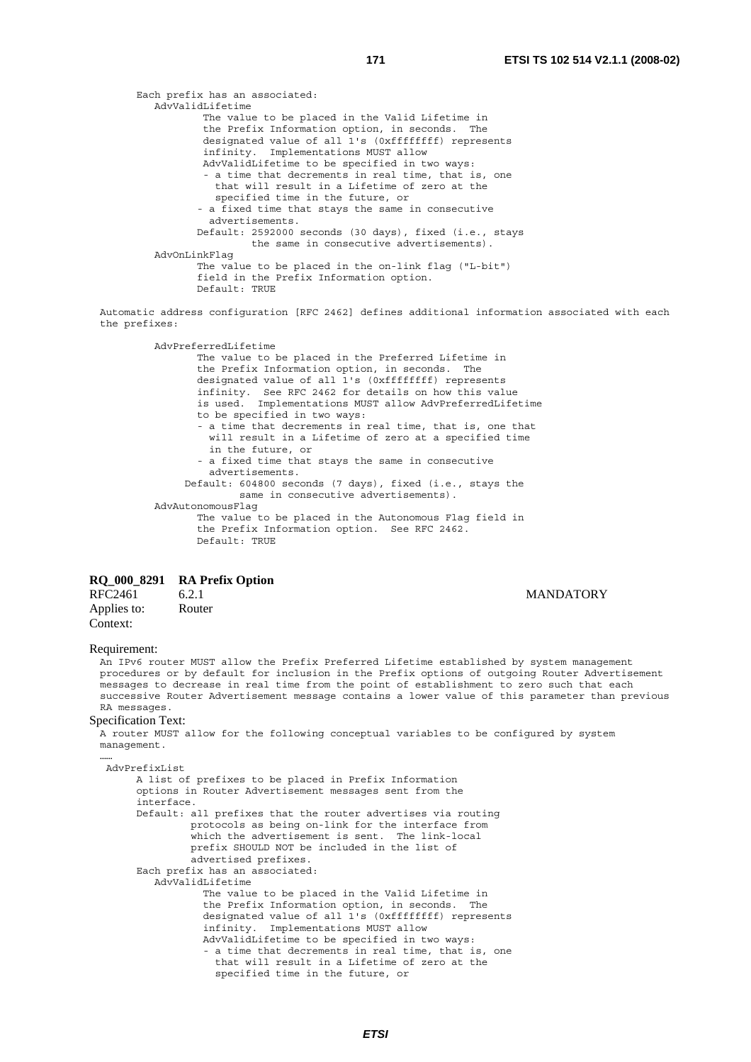```
      Each prefix has an associated:
         AdvValidLifetime
                  The value to be placed in the Valid Lifetime in
                  the Prefix Information option, in seconds.  The
                  designated value of all 1's (0xffffffff) represents
                  infinity.  Implementations MUST allow
                  AdvValidLifetime to be specified in two ways:
                  - a time that decrements in real time, that is, one
                    that will result in a Lifetime of zero at the
                    specified time in the future, or
                 - a fixed time that stays the same in consecutive
                   advertisements.
                 Default: 2592000 seconds (30 days), fixed (i.e., stays
                          the same in consecutive advertisements).
         AdvOnLinkFlag
                 The value to be placed in the on-link flag ("L-bit")
                 field in the Prefix Information option.
                 Default: TRUE
```

Automatic address configuration [RFC 2462] defines additional information associated with each the prefixes:

```
         AdvPreferredLifetime
                 The value to be placed in the Preferred Lifetime in
                 the Prefix Information option, in seconds.  The
                 designated value of all 1's (0xffffffff) represents
                 infinity.  See RFC 2462 for details on how this value
                 is used.  Implementations MUST allow AdvPreferredLifetime
                 to be specified in two ways:
                 - a time that decrements in real time, that is, one that
                   will result in a Lifetime of zero at a specified time
                   in the future, or
                 - a fixed time that stays the same in consecutive
                   advertisements.
               Default: 604800 seconds (7 days), fixed (i.e., stays the
                        same in consecutive advertisements).
         AdvAutonomousFlag
                 The value to be placed in the Autonomous Flag field in
                 the Prefix Information option.  See RFC 2462.
                 Default: TRUE
```

**RQ_000_8291 RA Prefix Option**

RFC2461 6.2.1 MANDATORY

Applies to: Router

Context:

Requirement:

An IPv6 router MUST allow the Prefix Preferred Lifetime established by system management procedures or by default for inclusion in the Prefix options of outgoing Router Advertisement messages to decrease in real time from the point of establishment to zero such that each successive Router Advertisement message contains a lower value of this parameter than previous RA messages.

Specification Text:

A router MUST allow for the following conceptual variables to be configured by system management.

……

```
 AdvPrefixList
      A list of prefixes to be placed in Prefix Information
      options in Router Advertisement messages sent from the
      interface.
      Default: all prefixes that the router advertises via routing
               protocols as being on-link for the interface from
               which the advertisement is sent.  The link-local
               prefix SHOULD NOT be included in the list of
               advertised prefixes.
      Each prefix has an associated:
         AdvValidLifetime
                  The value to be placed in the Valid Lifetime in
                  the Prefix Information option, in seconds.  The
                  designated value of all 1's (0xffffffff) represents
                  infinity.  Implementations MUST allow
                  AdvValidLifetime to be specified in two ways:
                  - a time that decrements in real time, that is, one
                    that will result in a Lifetime of zero at the
                    specified time in the future, or
```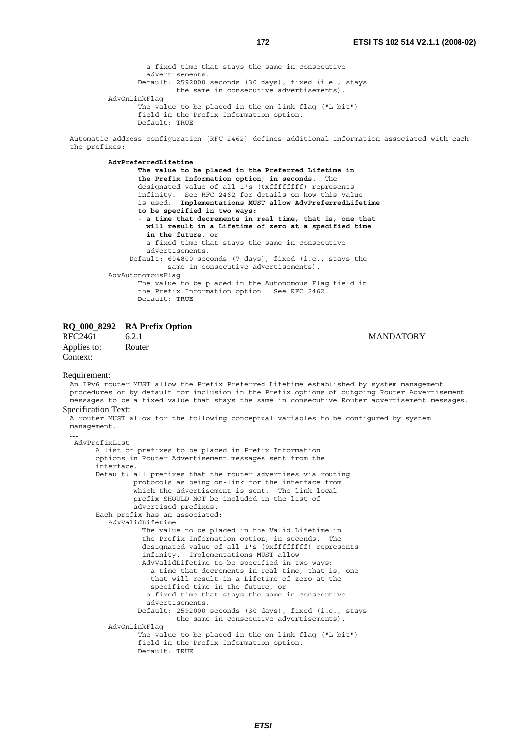```
            - a fixed time that stays the same in consecutive
              advertisements.
            Default: 2592000 seconds (30 days), fixed (i.e., stays
                     the same in consecutive advertisements).
      AdvOnLinkFlag
            The value to be placed in the on-link flag ("L-bit")
            field in the Prefix Information option.
            Default: TRUE
```

Automatic address configuration [RFC 2462] defines additional information associated with each the prefixes:

```
      AdvPreferredLifetime
            The value to be placed in the Preferred Lifetime in
            the Prefix Information option, in seconds.  The
            designated value of all 1's (0xffffffff) represents
            infinity.  See RFC 2462 for details on how this value
            is used.  Implementations MUST allow AdvPreferredLifetime
            to be specified in two ways:
            - a time that decrements in real time, that is, one that
              will result in a Lifetime of zero at a specified time
              in the future, or
            - a fixed time that stays the same in consecutive
              advertisements.
           Default: 604800 seconds (7 days), fixed (i.e., stays the
                   same in consecutive advertisements).
      AdvAutonomousFlag
            The value to be placed in the Autonomous Flag field in
            the Prefix Information option.  See RFC 2462.
            Default: TRUE
```

**RQ_000_8292 RA Prefix Option**

RFC2461 6.2.1 MANDATORY

Applies to: Router

Context:

Requirement:

An IPv6 router MUST allow the Prefix Preferred Lifetime established by system management procedures or by default for inclusion in the Prefix options of outgoing Router Advertisement messages to be a fixed value that stays the same in consecutive Router advertisement messages.

Specification Text:

A router MUST allow for the following conceptual variables to be configured by system management.

……

```
 AdvPrefixList
      A list of prefixes to be placed in Prefix Information
      options in Router Advertisement messages sent from the
      interface.
      Default: all prefixes that the router advertises via routing
               protocols as being on-link for the interface from
               which the advertisement is sent.  The link-local
               prefix SHOULD NOT be included in the list of
               advertised prefixes.
      Each prefix has an associated:
         AdvValidLifetime
               The value to be placed in the Valid Lifetime in
               the Prefix Information option, in seconds.  The
               designated value of all 1's (0xffffffff) represents
               infinity.  Implementations MUST allow
               AdvValidLifetime to be specified in two ways:
               - a time that decrements in real time, that is, one
                 that will result in a Lifetime of zero at the
                 specified time in the future, or
              - a fixed time that stays the same in consecutive
                advertisements.
              Default: 2592000 seconds (30 days), fixed (i.e., stays
                       the same in consecutive advertisements).
         AdvOnLinkFlag
              The value to be placed in the on-link flag ("L-bit")
              field in the Prefix Information option.
              Default: TRUE
```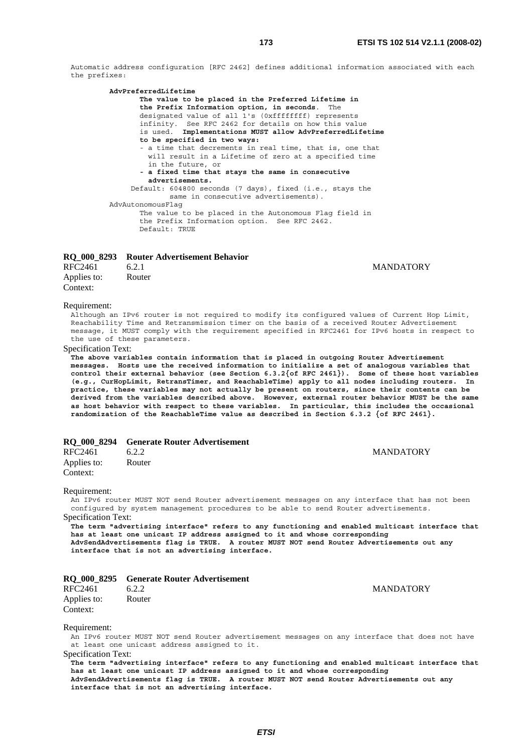Automatic address configuration [RFC 2462] defines additional information associated with each the prefixes:

```
AdvPreferredLifetime
       The value to be placed in the Preferred Lifetime in
       the Prefix Information option, in seconds.  The
       designated value of all 1's (0xffffffff) represents
       infinity.  See RFC 2462 for details on how this value
       is used.  Implementations MUST allow AdvPreferredLifetime
       to be specified in two ways:
       - a time that decrements in real time, that is, one that
         will result in a Lifetime of zero at a specified time
         in the future, or
       - a fixed time that stays the same in consecutive
         advertisements.
     Default: 604800 seconds (7 days), fixed (i.e., stays the
            same in consecutive advertisements).
AdvAutonomousFlag
       The value to be placed in the Autonomous Flag field in
       the Prefix Information option.  See RFC 2462.
       Default: TRUE
```

### RQ_000_8293 Router Advertisement Behavior

RFC2461 6.2.1 MANDATORY

Applies to: Router

Context:

Requirement:

Although an IPv6 router is not required to modify its configured values of Current Hop Limit, Reachability Time and Retransmission timer on the basis of a received Router Advertisement message, it MUST comply with the requirement specified in RFC2461 for IPv6 hosts in respect to the use of these parameters.

Specification Text:

**The above variables contain information that is placed in outgoing Router Advertisement messages. Hosts use the received information to initialize a set of analogous variables that control their external behavior (see Section 6.3.2{of RFC 2461}). Some of these host variables (e.g., CurHopLimit, RetransTimer, and ReachableTime) apply to all nodes including routers. In practice, these variables may not actually be present on routers, since their contents can be derived from the variables described above. However, external router behavior MUST be the same as host behavior with respect to these variables. In particular, this includes the occasional randomization of the ReachableTime value as described in Section 6.3.2 {of RFC 2461}.**

### RQ_000_8294 Generate Router Advertisement

RFC2461 6.2.2 MANDATORY

Applies to: Router

Context:

Requirement:

An IPv6 router MUST NOT send Router advertisement messages on any interface that has not been configured by system management procedures to be able to send Router advertisements.

Specification Text:

**The term "advertising interface" refers to any functioning and enabled multicast interface that has at least one unicast IP address assigned to it and whose corresponding AdvSendAdvertisements flag is TRUE. A router MUST NOT send Router Advertisements out any interface that is not an advertising interface.**

### RQ_000_8295 Generate Router Advertisement

RFC2461 6.2.2 MANDATORY

Applies to: Router

Context:

Requirement:

An IPv6 router MUST NOT send Router advertisement messages on any interface that does not have at least one unicast address assigned to it.

Specification Text:

**The term "advertising interface" refers to any functioning and enabled multicast interface that has at least one unicast IP address assigned to it and whose corresponding AdvSendAdvertisements flag is TRUE. A router MUST NOT send Router Advertisements out any interface that is not an advertising interface.**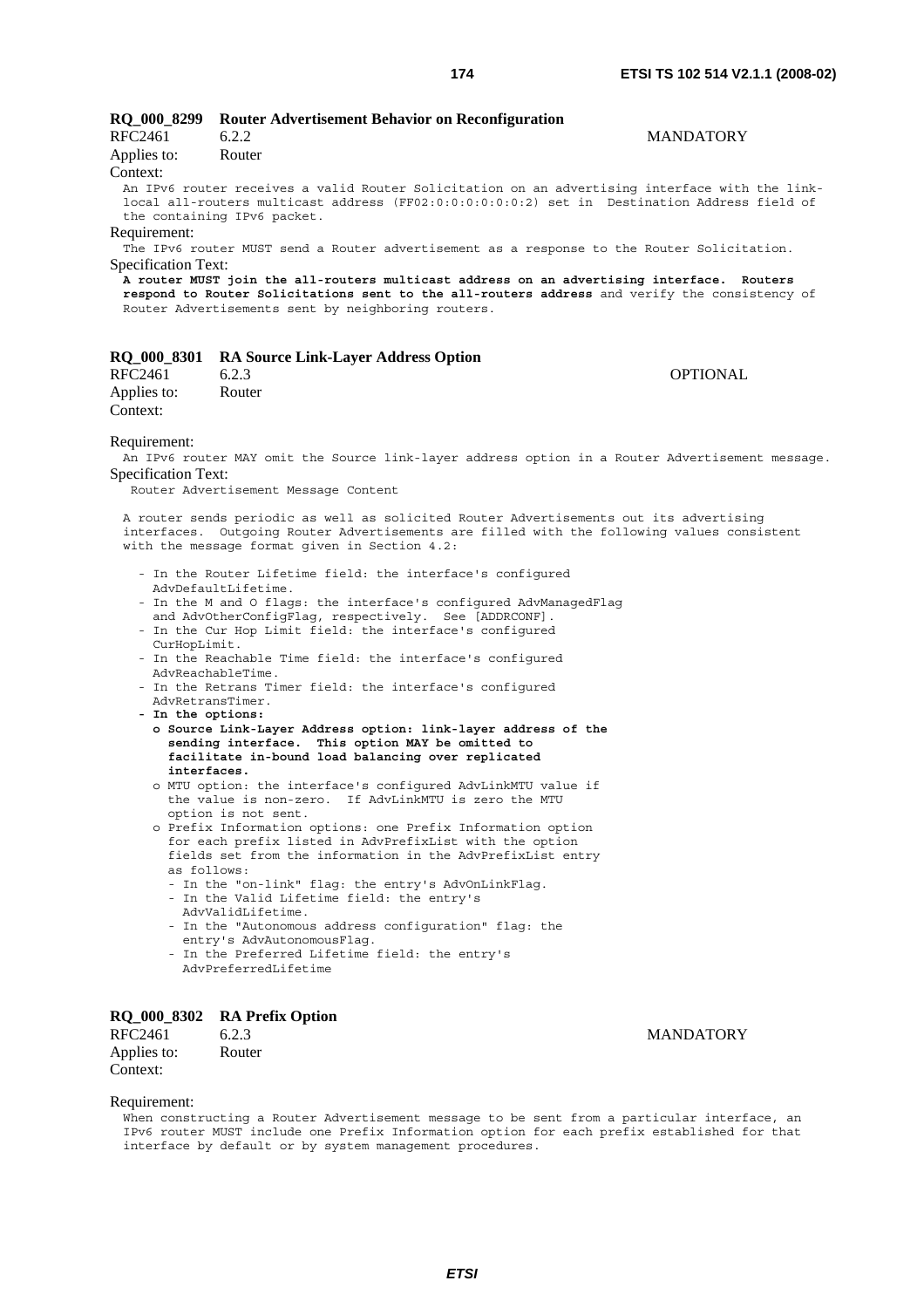**RQ_000_8299 Router Advertisement Behavior on Reconfiguration**

RFC2461 6.2.2 MANDATORY

Applies to: Router

Context:

An IPv6 router receives a valid Router Solicitation on an advertising interface with the link-local all-routers multicast address (FF02:0:0:0:0:0:0:2) set in Destination Address field of the containing IPv6 packet.

Requirement:

The IPv6 router MUST send a Router advertisement as a response to the Router Solicitation.

Specification Text:

**A router MUST join the all-routers multicast address on an advertising interface. Routers respond to Router Solicitations sent to the all-routers address** and verify the consistency of Router Advertisements sent by neighboring routers.

**RQ_000_8301 RA Source Link-Layer Address Option**

RFC2461 6.2.3 OPTIONAL

Applies to: Router

Context:

Requirement:

An IPv6 router MAY omit the Source link-layer address option in a Router Advertisement message.

Specification Text:

```
 Router Advertisement Message Content

A router sends periodic as well as solicited Router Advertisements out its advertising
interfaces.  Outgoing Router Advertisements are filled with the following values consistent
with the message format given in Section 4.2:

  - In the Router Lifetime field: the interface's configured
    AdvDefaultLifetime.
  - In the M and O flags: the interface's configured AdvManagedFlag
    and AdvOtherConfigFlag, respectively.  See [ADDRCONF].
  - In the Cur Hop Limit field: the interface's configured
    CurHopLimit.
  - In the Reachable Time field: the interface's configured
    AdvReachableTime.
  - In the Retrans Timer field: the interface's configured
    AdvRetransTimer.
  - In the options:
    o Source Link-Layer Address option: link-layer address of the
      sending interface.  This option MAY be omitted to
      facilitate in-bound load balancing over replicated
      interfaces.
    o MTU option: the interface's configured AdvLinkMTU value if
      the value is non-zero.  If AdvLinkMTU is zero the MTU
      option is not sent.
    o Prefix Information options: one Prefix Information option
      for each prefix listed in AdvPrefixList with the option
      fields set from the information in the AdvPrefixList entry
      as follows:
      - In the "on-link" flag: the entry's AdvOnLinkFlag.
      - In the Valid Lifetime field: the entry's
        AdvValidLifetime.
      - In the "Autonomous address configuration" flag: the
        entry's AdvAutonomousFlag.
      - In the Preferred Lifetime field: the entry's
        AdvPreferredLifetime
```

**RQ_000_8302 RA Prefix Option**

RFC2461 6.2.3 MANDATORY

Applies to: Router

Context:

Requirement:

When constructing a Router Advertisement message to be sent from a particular interface, an IPv6 router MUST include one Prefix Information option for each prefix established for that interface by default or by system management procedures.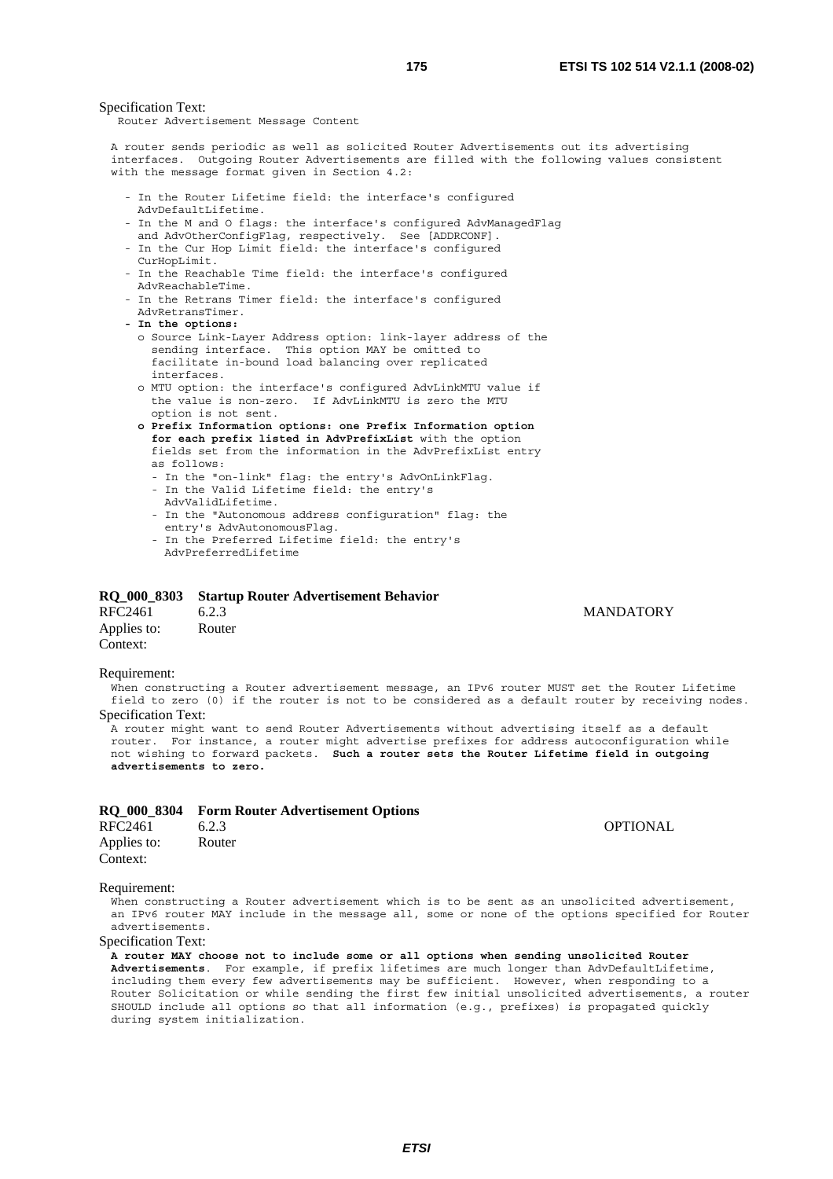Specification Text:

```
Router Advertisement Message Content

A router sends periodic as well as solicited Router Advertisements out its advertising
interfaces.  Outgoing Router Advertisements are filled with the following values consistent
with the message format given in Section 4.2:

  - In the Router Lifetime field: the interface's configured
    AdvDefaultLifetime.
  - In the M and O flags: the interface's configured AdvManagedFlag
    and AdvOtherConfigFlag, respectively.  See [ADDRCONF].
  - In the Cur Hop Limit field: the interface's configured
    CurHopLimit.
  - In the Reachable Time field: the interface's configured
    AdvReachableTime.
  - In the Retrans Timer field: the interface's configured
    AdvRetransTimer.
  - In the options:
    o Source Link-Layer Address option: link-layer address of the
      sending interface.  This option MAY be omitted to
      facilitate in-bound load balancing over replicated
      interfaces.
    o MTU option: the interface's configured AdvLinkMTU value if
      the value is non-zero.  If AdvLinkMTU is zero the MTU
      option is not sent.
    o Prefix Information options: one Prefix Information option
      for each prefix listed in AdvPrefixList with the option
      fields set from the information in the AdvPrefixList entry
      as follows:
      - In the "on-link" flag: the entry's AdvOnLinkFlag.
      - In the Valid Lifetime field: the entry's
        AdvValidLifetime.
      - In the "Autonomous address configuration" flag: the
        entry's AdvAutonomousFlag.
      - In the Preferred Lifetime field: the entry's
        AdvPreferredLifetime
```

**RQ_000_8303 Startup Router Advertisement Behavior**

| | | |
|---|---|---|
| RFC2461 | 6.2.3 | MANDATORY |
| Applies to: | Router | |
| Context: | | |

Requirement:

When constructing a Router advertisement message, an IPv6 router MUST set the Router Lifetime field to zero (0) if the router is not to be considered as a default router by receiving nodes.

Specification Text:

A router might want to send Router Advertisements without advertising itself as a default router. For instance, a router might advertise prefixes for address autoconfiguration while not wishing to forward packets. **Such a router sets the Router Lifetime field in outgoing advertisements to zero.**

**RQ_000_8304 Form Router Advertisement Options**

| | | |
|---|---|---|
| RFC2461 | 6.2.3 | OPTIONAL |
| Applies to: | Router | |
| Context: | | |

Requirement:

When constructing a Router advertisement which is to be sent as an unsolicited advertisement, an IPv6 router MAY include in the message all, some or none of the options specified for Router advertisements.

Specification Text:

**A router MAY choose not to include some or all options when sending unsolicited Router Advertisements**. For example, if prefix lifetimes are much longer than AdvDefaultLifetime, including them every few advertisements may be sufficient. However, when responding to a Router Solicitation or while sending the first few initial unsolicited advertisements, a router SHOULD include all options so that all information (e.g., prefixes) is propagated quickly during system initialization.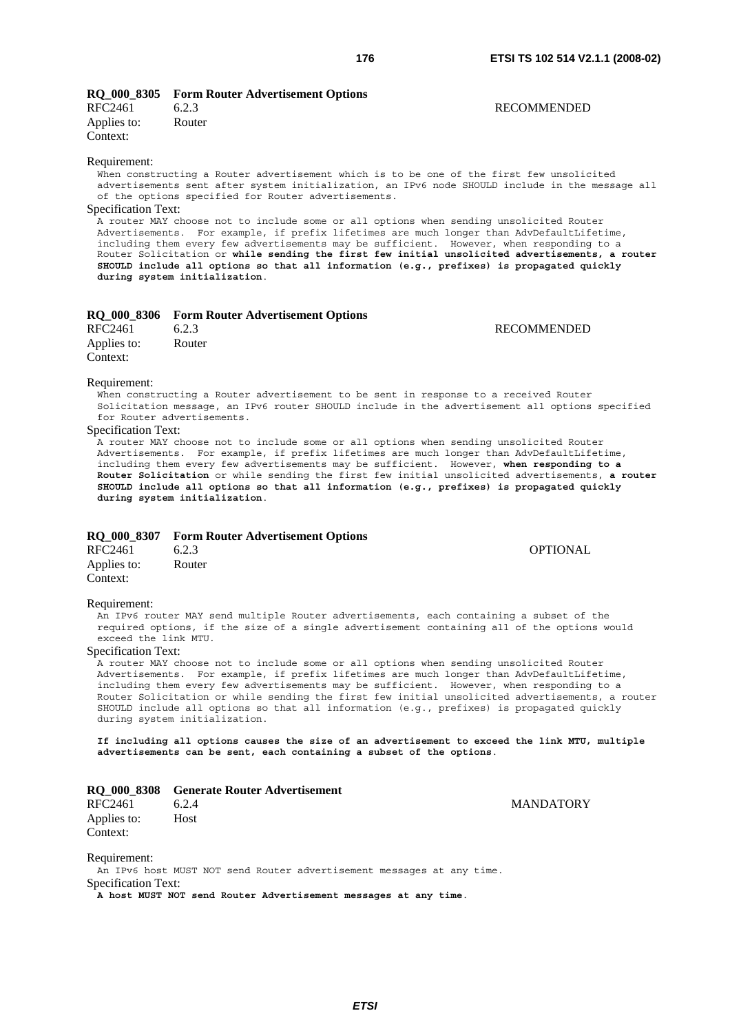**RQ_000_8305 Form Router Advertisement Options**

RFC2461 6.2.3 RECOMMENDED

Applies to: Router

Context:

Requirement:

When constructing a Router advertisement which is to be one of the first few unsolicited advertisements sent after system initialization, an IPv6 node SHOULD include in the message all of the options specified for Router advertisements.

Specification Text:

A router MAY choose not to include some or all options when sending unsolicited Router Advertisements. For example, if prefix lifetimes are much longer than AdvDefaultLifetime, including them every few advertisements may be sufficient. However, when responding to a Router Solicitation or **while sending the first few initial unsolicited advertisements, a router SHOULD include all options so that all information (e.g., prefixes) is propagated quickly during system initialization**.

**RQ_000_8306 Form Router Advertisement Options**

RFC2461 6.2.3 RECOMMENDED

Applies to: Router

Context:

Requirement:

When constructing a Router advertisement to be sent in response to a received Router Solicitation message, an IPv6 router SHOULD include in the advertisement all options specified for Router advertisements.

Specification Text:

A router MAY choose not to include some or all options when sending unsolicited Router Advertisements. For example, if prefix lifetimes are much longer than AdvDefaultLifetime, including them every few advertisements may be sufficient. However, **when responding to a Router Solicitation** or while sending the first few initial unsolicited advertisements, **a router SHOULD include all options so that all information (e.g., prefixes) is propagated quickly during system initialization**.

**RQ_000_8307 Form Router Advertisement Options**

RFC2461 6.2.3 OPTIONAL

Applies to: Router

Context:

Requirement:

An IPv6 router MAY send multiple Router advertisements, each containing a subset of the required options, if the size of a single advertisement containing all of the options would exceed the link MTU.

Specification Text:

A router MAY choose not to include some or all options when sending unsolicited Router Advertisements. For example, if prefix lifetimes are much longer than AdvDefaultLifetime, including them every few advertisements may be sufficient. However, when responding to a Router Solicitation or while sending the first few initial unsolicited advertisements, a router SHOULD include all options so that all information (e.g., prefixes) is propagated quickly during system initialization.

**If including all options causes the size of an advertisement to exceed the link MTU, multiple advertisements can be sent, each containing a subset of the options**.

**RQ_000_8308 Generate Router Advertisement**

RFC2461 6.2.4 MANDATORY

Applies to: Host

Context:

Requirement:

An IPv6 host MUST NOT send Router advertisement messages at any time.

Specification Text:

**A host MUST NOT send Router Advertisement messages at any time**.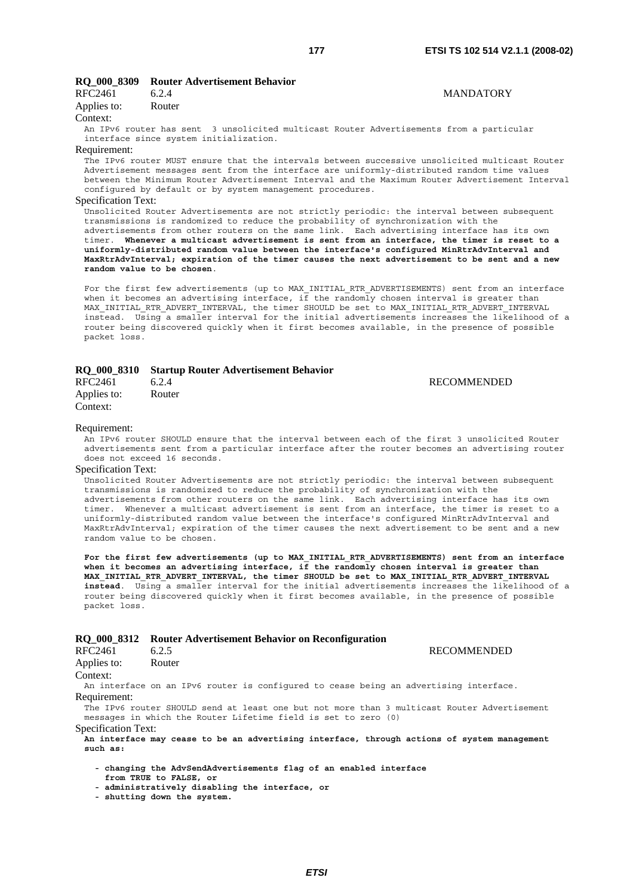### RQ_000_8309 Router Advertisement Behavior

RFC2461 6.2.4 MANDATORY

Applies to: Router

Context:

An IPv6 router has sent 3 unsolicited multicast Router Advertisements from a particular interface since system initialization.

Requirement:

The IPv6 router MUST ensure that the intervals between successive unsolicited multicast Router Advertisement messages sent from the interface are uniformly-distributed random time values between the Minimum Router Advertisement Interval and the Maximum Router Advertisement Interval configured by default or by system management procedures.

Specification Text:

Unsolicited Router Advertisements are not strictly periodic: the interval between subsequent transmissions is randomized to reduce the probability of synchronization with the advertisements from other routers on the same link. Each advertising interface has its own timer. **Whenever a multicast advertisement is sent from an interface, the timer is reset to a uniformly-distributed random value between the interface's configured MinRtrAdvInterval and MaxRtrAdvInterval; expiration of the timer causes the next advertisement to be sent and a new random value to be chosen**.

For the first few advertisements (up to MAX_INITIAL_RTR_ADVERTISEMENTS) sent from an interface when it becomes an advertising interface, if the randomly chosen interval is greater than MAX_INITIAL_RTR_ADVERT_INTERVAL, the timer SHOULD be set to MAX_INITIAL_RTR_ADVERT_INTERVAL instead. Using a smaller interval for the initial advertisements increases the likelihood of a router being discovered quickly when it first becomes available, in the presence of possible packet loss.

### RQ_000_8310 Startup Router Advertisement Behavior

RFC2461 6.2.4 RECOMMENDED

Applies to: Router

Context:

Requirement:

An IPv6 router SHOULD ensure that the interval between each of the first 3 unsolicited Router advertisements sent from a particular interface after the router becomes an advertising router does not exceed 16 seconds.

Specification Text:

Unsolicited Router Advertisements are not strictly periodic: the interval between subsequent transmissions is randomized to reduce the probability of synchronization with the advertisements from other routers on the same link. Each advertising interface has its own timer. Whenever a multicast advertisement is sent from an interface, the timer is reset to a uniformly-distributed random value between the interface's configured MinRtrAdvInterval and MaxRtrAdvInterval; expiration of the timer causes the next advertisement to be sent and a new random value to be chosen.

**For the first few advertisements (up to MAX_INITIAL_RTR_ADVERTISEMENTS) sent from an interface when it becomes an advertising interface, if the randomly chosen interval is greater than MAX_INITIAL_RTR_ADVERT_INTERVAL, the timer SHOULD be set to MAX_INITIAL_RTR_ADVERT_INTERVAL instead**. Using a smaller interval for the initial advertisements increases the likelihood of a router being discovered quickly when it first becomes available, in the presence of possible packet loss.

### RQ_000_8312 Router Advertisement Behavior on Reconfiguration

RFC2461 6.2.5 RECOMMENDED

Applies to: Router

Context:

An interface on an IPv6 router is configured to cease being an advertising interface.

Requirement:

The IPv6 router SHOULD send at least one but not more than 3 multicast Router Advertisement messages in which the Router Lifetime field is set to zero (0)

Specification Text:

**An interface may cease to be an advertising interface, through actions of system management such as:**

- **changing the AdvSendAdvertisements flag of an enabled interface from TRUE to FALSE, or**
- **administratively disabling the interface, or**
- **shutting down the system.**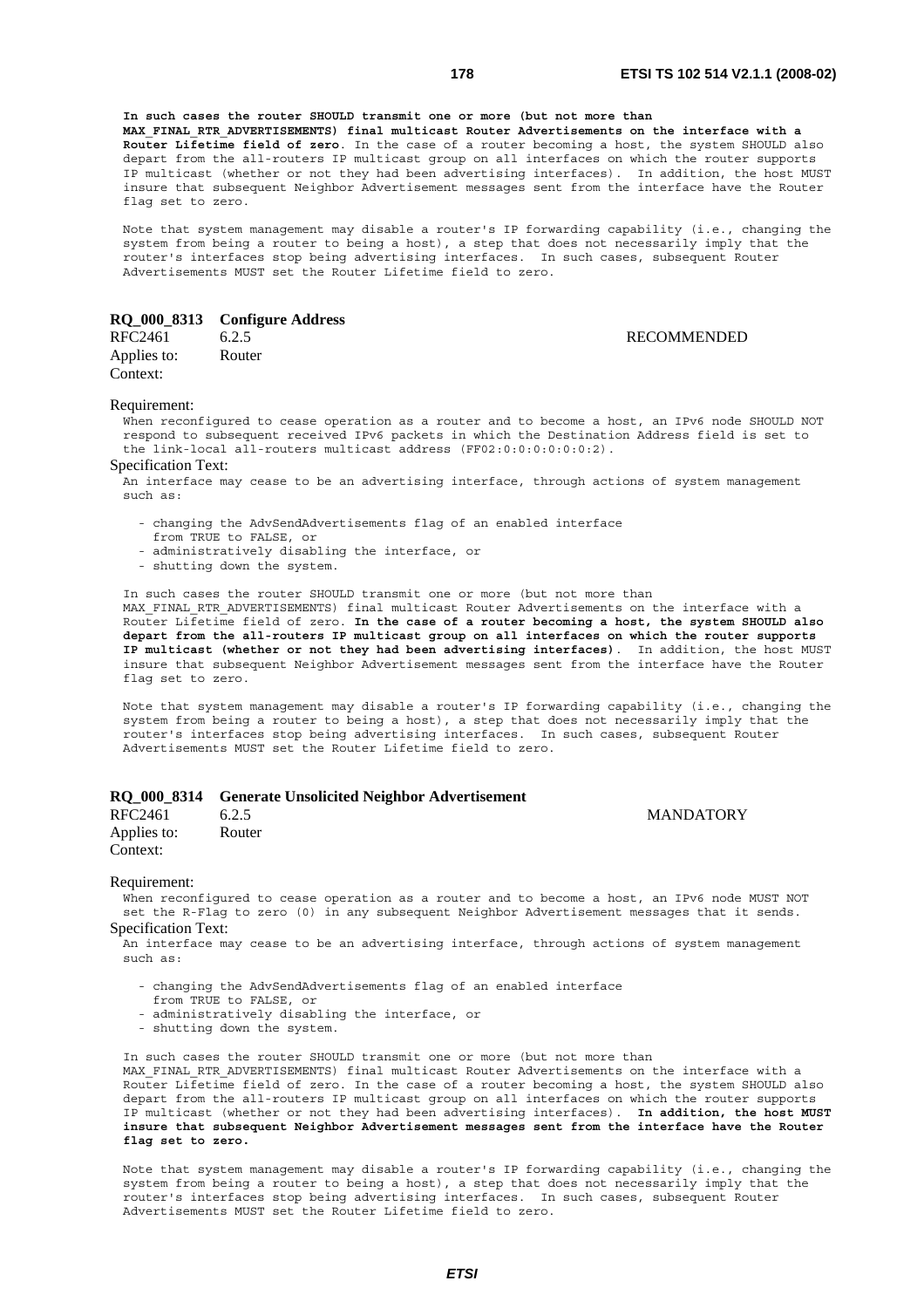**In such cases the router SHOULD transmit one or more (but not more than MAX_FINAL_RTR_ADVERTISEMENTS) final multicast Router Advertisements on the interface with a Router Lifetime field of zero**. In the case of a router becoming a host, the system SHOULD also depart from the all-routers IP multicast group on all interfaces on which the router supports IP multicast (whether or not they had been advertising interfaces). In addition, the host MUST insure that subsequent Neighbor Advertisement messages sent from the interface have the Router flag set to zero.

Note that system management may disable a router's IP forwarding capability (i.e., changing the system from being a router to being a host), a step that does not necessarily imply that the router's interfaces stop being advertising interfaces. In such cases, subsequent Router Advertisements MUST set the Router Lifetime field to zero.

### RQ_000_8313 Configure Address

RFC2461 6.2.5 RECOMMENDED

Applies to: Router

Context:

Requirement:

When reconfigured to cease operation as a router and to become a host, an IPv6 node SHOULD NOT respond to subsequent received IPv6 packets in which the Destination Address field is set to the link-local all-routers multicast address (FF02:0:0:0:0:0:0:2).

Specification Text:

An interface may cease to be an advertising interface, through actions of system management such as:

- changing the AdvSendAdvertisements flag of an enabled interface from TRUE to FALSE, or
- administratively disabling the interface, or
- shutting down the system.

In such cases the router SHOULD transmit one or more (but not more than MAX_FINAL_RTR_ADVERTISEMENTS) final multicast Router Advertisements on the interface with a Router Lifetime field of zero. **In the case of a router becoming a host, the system SHOULD also depart from the all-routers IP multicast group on all interfaces on which the router supports IP multicast (whether or not they had been advertising interfaces)**. In addition, the host MUST insure that subsequent Neighbor Advertisement messages sent from the interface have the Router flag set to zero.

Note that system management may disable a router's IP forwarding capability (i.e., changing the system from being a router to being a host), a step that does not necessarily imply that the router's interfaces stop being advertising interfaces. In such cases, subsequent Router Advertisements MUST set the Router Lifetime field to zero.

### RQ_000_8314 Generate Unsolicited Neighbor Advertisement

RFC2461 6.2.5 MANDATORY

Applies to: Router

Context:

Requirement:

When reconfigured to cease operation as a router and to become a host, an IPv6 node MUST NOT set the R-Flag to zero (0) in any subsequent Neighbor Advertisement messages that it sends.

Specification Text:

An interface may cease to be an advertising interface, through actions of system management such as:

- changing the AdvSendAdvertisements flag of an enabled interface from TRUE to FALSE, or
- administratively disabling the interface, or
- shutting down the system.

In such cases the router SHOULD transmit one or more (but not more than MAX_FINAL_RTR_ADVERTISEMENTS) final multicast Router Advertisements on the interface with a Router Lifetime field of zero. In the case of a router becoming a host, the system SHOULD also depart from the all-routers IP multicast group on all interfaces on which the router supports IP multicast (whether or not they had been advertising interfaces). **In addition, the host MUST insure that subsequent Neighbor Advertisement messages sent from the interface have the Router flag set to zero.**

Note that system management may disable a router's IP forwarding capability (i.e., changing the system from being a router to being a host), a step that does not necessarily imply that the router's interfaces stop being advertising interfaces. In such cases, subsequent Router Advertisements MUST set the Router Lifetime field to zero.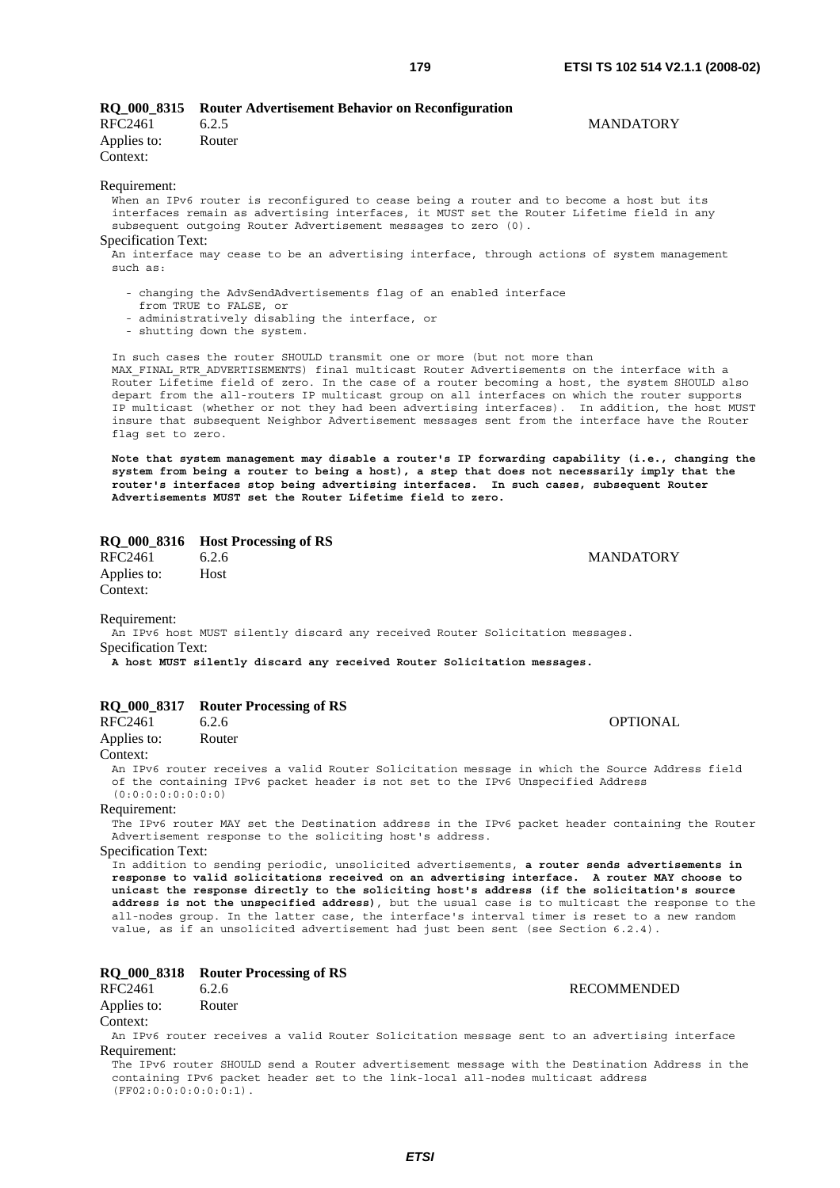**RQ_000_8315 Router Advertisement Behavior on Reconfiguration**

RFC2461 6.2.5 MANDATORY

Applies to: Router

Context:

Requirement:

When an IPv6 router is reconfigured to cease being a router and to become a host but its interfaces remain as advertising interfaces, it MUST set the Router Lifetime field in any subsequent outgoing Router Advertisement messages to zero (0).

Specification Text:

An interface may cease to be an advertising interface, through actions of system management such as:

- changing the AdvSendAdvertisements flag of an enabled interface from TRUE to FALSE, or
- administratively disabling the interface, or
- shutting down the system.

In such cases the router SHOULD transmit one or more (but not more than MAX_FINAL_RTR_ADVERTISEMENTS) final multicast Router Advertisements on the interface with a Router Lifetime field of zero. In the case of a router becoming a host, the system SHOULD also depart from the all-routers IP multicast group on all interfaces on which the router supports IP multicast (whether or not they had been advertising interfaces). In addition, the host MUST insure that subsequent Neighbor Advertisement messages sent from the interface have the Router flag set to zero.

**Note that system management may disable a router's IP forwarding capability (i.e., changing the system from being a router to being a host), a step that does not necessarily imply that the router's interfaces stop being advertising interfaces. In such cases, subsequent Router Advertisements MUST set the Router Lifetime field to zero.**

**RQ_000_8316 Host Processing of RS**

RFC2461 6.2.6 MANDATORY

Applies to: Host

Context:

Requirement:

An IPv6 host MUST silently discard any received Router Solicitation messages.

Specification Text:

**A host MUST silently discard any received Router Solicitation messages.**

**RQ_000_8317 Router Processing of RS**

RFC2461 6.2.6 OPTIONAL

Applies to: Router

Context:

An IPv6 router receives a valid Router Solicitation message in which the Source Address field of the containing IPv6 packet header is not set to the IPv6 Unspecified Address (0:0:0:0:0:0:0:0)

Requirement:

The IPv6 router MAY set the Destination address in the IPv6 packet header containing the Router Advertisement response to the soliciting host's address.

Specification Text:

In addition to sending periodic, unsolicited advertisements, **a router sends advertisements in response to valid solicitations received on an advertising interface. A router MAY choose to unicast the response directly to the soliciting host's address (if the solicitation's source address is not the unspecified address)**, but the usual case is to multicast the response to the all-nodes group. In the latter case, the interface's interval timer is reset to a new random value, as if an unsolicited advertisement had just been sent (see Section 6.2.4).

**RQ_000_8318 Router Processing of RS**

RFC2461 6.2.6 RECOMMENDED

Applies to: Router

Context:

An IPv6 router receives a valid Router Solicitation message sent to an advertising interface

Requirement:

The IPv6 router SHOULD send a Router advertisement message with the Destination Address in the containing IPv6 packet header set to the link-local all-nodes multicast address (FF02:0:0:0:0:0:0:1).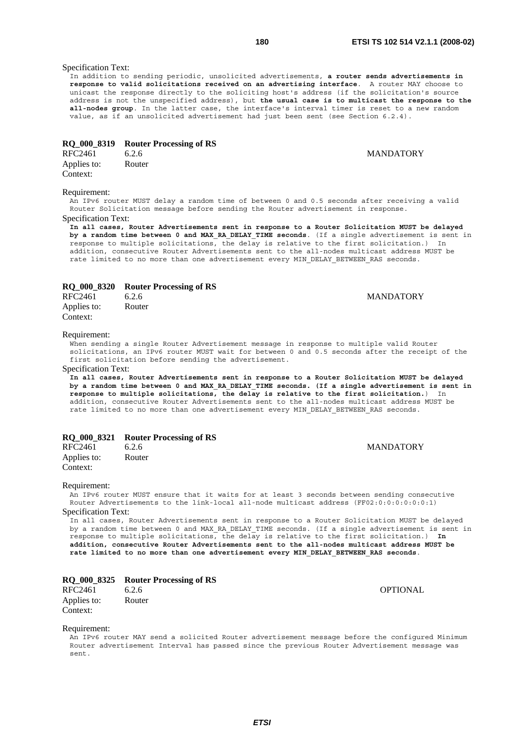Specification Text:

In addition to sending periodic, unsolicited advertisements, **a router sends advertisements in response to valid solicitations received on an advertising interface**. A router MAY choose to unicast the response directly to the soliciting host's address (if the solicitation's source address is not the unspecified address), but **the usual case is to multicast the response to the all-nodes group**. In the latter case, the interface's interval timer is reset to a new random value, as if an unsolicited advertisement had just been sent (see Section 6.2.4).

**RQ_000_8319 Router Processing of RS**

RFC2461 6.2.6 MANDATORY

Applies to: Router

Context:

Requirement:

An IPv6 router MUST delay a random time of between 0 and 0.5 seconds after receiving a valid Router Solicitation message before sending the Router advertisement in response.

Specification Text:

**In all cases, Router Advertisements sent in response to a Router Solicitation MUST be delayed by a random time between 0 and MAX_RA_DELAY_TIME seconds**. (If a single advertisement is sent in response to multiple solicitations, the delay is relative to the first solicitation.) In addition, consecutive Router Advertisements sent to the all-nodes multicast address MUST be rate limited to no more than one advertisement every MIN_DELAY_BETWEEN_RAS seconds.

**RQ_000_8320 Router Processing of RS**

RFC2461 6.2.6 MANDATORY

Applies to: Router

Context:

Requirement:

When sending a single Router Advertisement message in response to multiple valid Router solicitations, an IPv6 router MUST wait for between 0 and 0.5 seconds after the receipt of the first solicitation before sending the advertisement.

Specification Text:

**In all cases, Router Advertisements sent in response to a Router Solicitation MUST be delayed by a random time between 0 and MAX_RA_DELAY_TIME seconds. (If a single advertisement is sent in response to multiple solicitations, the delay is relative to the first solicitation.**) In addition, consecutive Router Advertisements sent to the all-nodes multicast address MUST be rate limited to no more than one advertisement every MIN_DELAY_BETWEEN_RAS seconds.

**RQ_000_8321 Router Processing of RS**

RFC2461 6.2.6 MANDATORY

Applies to: Router

Context:

Requirement:

An IPv6 router MUST ensure that it waits for at least 3 seconds between sending consecutive Router Advertisements to the link-local all-node multicast address (FF02:0:0:0:0:0:0:1)

Specification Text:

In all cases, Router Advertisements sent in response to a Router Solicitation MUST be delayed by a random time between 0 and MAX_RA_DELAY_TIME seconds. (If a single advertisement is sent in response to multiple solicitations, the delay is relative to the first solicitation.) **In addition, consecutive Router Advertisements sent to the all-nodes multicast address MUST be rate limited to no more than one advertisement every MIN_DELAY_BETWEEN_RAS seconds**.

**RQ_000_8325 Router Processing of RS**

RFC2461 6.2.6 OPTIONAL

Applies to: Router

Context:

Requirement:

An IPv6 router MAY send a solicited Router advertisement message before the configured Minimum Router advertisement Interval has passed since the previous Router Advertisement message was sent.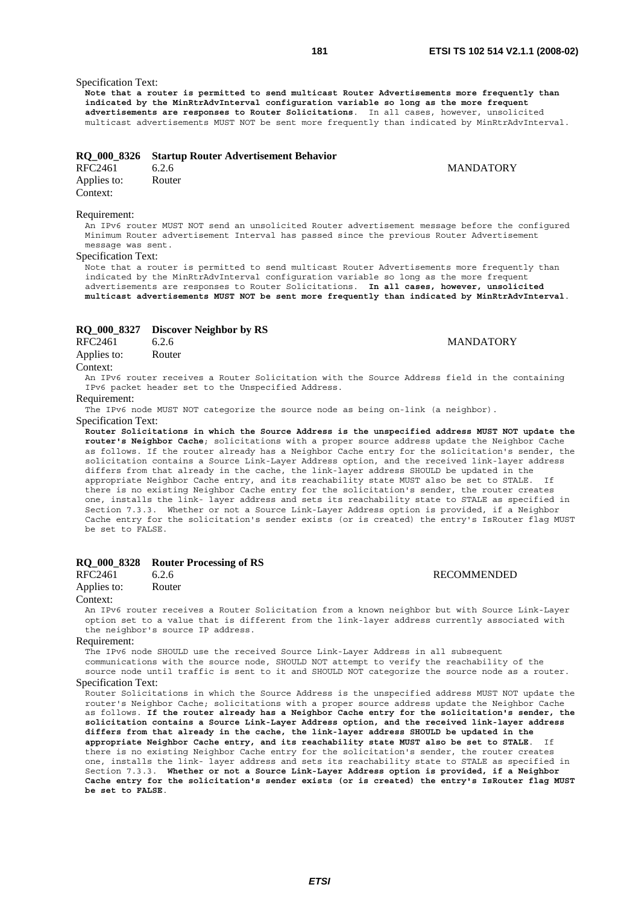Specification Text:

**Note that a router is permitted to send multicast Router Advertisements more frequently than indicated by the MinRtrAdvInterval configuration variable so long as the more frequent advertisements are responses to Router Solicitations**. In all cases, however, unsolicited multicast advertisements MUST NOT be sent more frequently than indicated by MinRtrAdvInterval.

### RQ_000_8326 Startup Router Advertisement Behavior

RFC2461 6.2.6 MANDATORY

Applies to: Router

Context:

Requirement:

An IPv6 router MUST NOT send an unsolicited Router advertisement message before the configured Minimum Router advertisement Interval has passed since the previous Router Advertisement message was sent.

Specification Text:

Note that a router is permitted to send multicast Router Advertisements more frequently than indicated by the MinRtrAdvInterval configuration variable so long as the more frequent advertisements are responses to Router Solicitations. **In all cases, however, unsolicited multicast advertisements MUST NOT be sent more frequently than indicated by MinRtrAdvInterval**.

### RQ_000_8327 Discover Neighbor by RS

RFC2461 6.2.6 MANDATORY

Applies to: Router

Context:

An IPv6 router receives a Router Solicitation with the Source Address field in the containing IPv6 packet header set to the Unspecified Address.

Requirement:

The IPv6 node MUST NOT categorize the source node as being on-link (a neighbor).

Specification Text:

**Router Solicitations in which the Source Address is the unspecified address MUST NOT update the router's Neighbor Cache**; solicitations with a proper source address update the Neighbor Cache as follows. If the router already has a Neighbor Cache entry for the solicitation's sender, the solicitation contains a Source Link-Layer Address option, and the received link-layer address differs from that already in the cache, the link-layer address SHOULD be updated in the appropriate Neighbor Cache entry, and its reachability state MUST also be set to STALE. If there is no existing Neighbor Cache entry for the solicitation's sender, the router creates one, installs the link- layer address and sets its reachability state to STALE as specified in Section 7.3.3. Whether or not a Source Link-Layer Address option is provided, if a Neighbor Cache entry for the solicitation's sender exists (or is created) the entry's IsRouter flag MUST be set to FALSE.

### RQ_000_8328 Router Processing of RS

RFC2461 6.2.6 RECOMMENDED

Applies to: Router

Context:

An IPv6 router receives a Router Solicitation from a known neighbor but with Source Link-Layer option set to a value that is different from the link-layer address currently associated with the neighbor's source IP address.

Requirement:

The IPv6 node SHOULD use the received Source Link-Layer Address in all subsequent communications with the source node, SHOULD NOT attempt to verify the reachability of the source node until traffic is sent to it and SHOULD NOT categorize the source node as a router.

Specification Text:

Router Solicitations in which the Source Address is the unspecified address MUST NOT update the router's Neighbor Cache; solicitations with a proper source address update the Neighbor Cache as follows. **If the router already has a Neighbor Cache entry for the solicitation's sender, the solicitation contains a Source Link-Layer Address option, and the received link-layer address differs from that already in the cache, the link-layer address SHOULD be updated in the appropriate Neighbor Cache entry, and its reachability state MUST also be set to STALE**. If there is no existing Neighbor Cache entry for the solicitation's sender, the router creates one, installs the link- layer address and sets its reachability state to STALE as specified in Section 7.3.3. **Whether or not a Source Link-Layer Address option is provided, if a Neighbor Cache entry for the solicitation's sender exists (or is created) the entry's IsRouter flag MUST be set to FALSE**.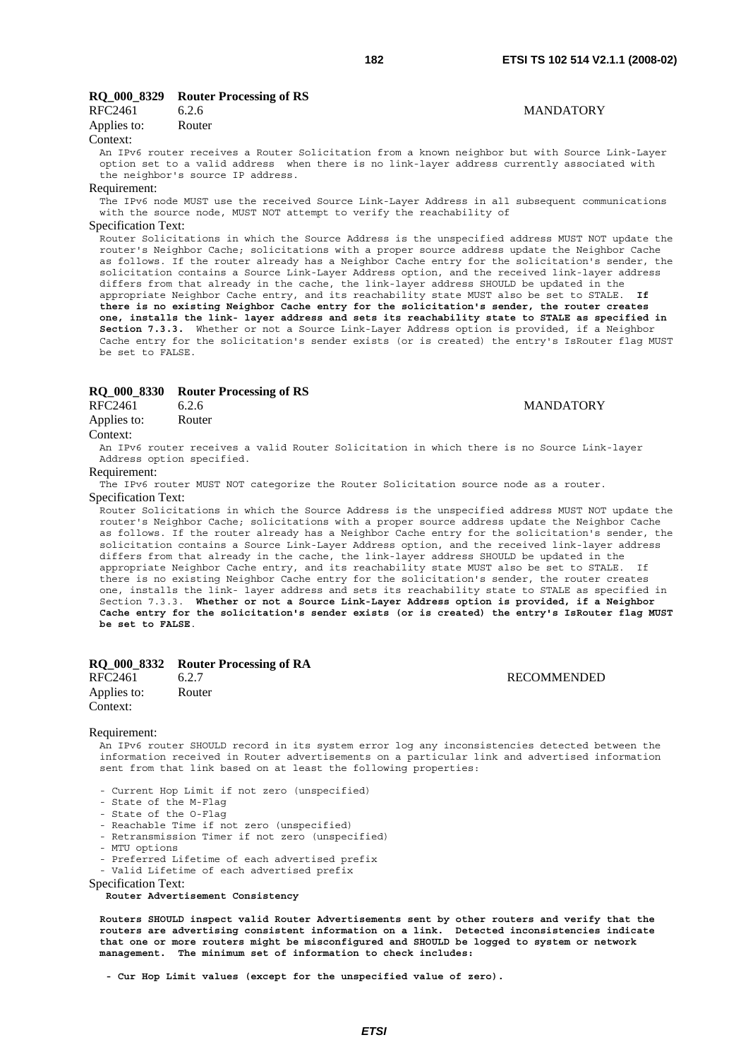**RQ_000_8329 Router Processing of RS**

RFC2461 6.2.6 MANDATORY

Applies to: Router

Context:

An IPv6 router receives a Router Solicitation from a known neighbor but with Source Link-Layer option set to a valid address when there is no link-layer address currently associated with the neighbor's source IP address.

Requirement:

The IPv6 node MUST use the received Source Link-Layer Address in all subsequent communications with the source node, MUST NOT attempt to verify the reachability of

Specification Text:

Router Solicitations in which the Source Address is the unspecified address MUST NOT update the router's Neighbor Cache; solicitations with a proper source address update the Neighbor Cache as follows. If the router already has a Neighbor Cache entry for the solicitation's sender, the solicitation contains a Source Link-Layer Address option, and the received link-layer address differs from that already in the cache, the link-layer address SHOULD be updated in the appropriate Neighbor Cache entry, and its reachability state MUST also be set to STALE. **If there is no existing Neighbor Cache entry for the solicitation's sender, the router creates one, installs the link- layer address and sets its reachability state to STALE as specified in Section 7.3.3.** Whether or not a Source Link-Layer Address option is provided, if a Neighbor Cache entry for the solicitation's sender exists (or is created) the entry's IsRouter flag MUST be set to FALSE.

**RQ_000_8330 Router Processing of RS**

RFC2461 6.2.6 MANDATORY

Applies to: Router

Context:

An IPv6 router receives a valid Router Solicitation in which there is no Source Link-layer Address option specified.

Requirement:

The IPv6 router MUST NOT categorize the Router Solicitation source node as a router.

Specification Text:

Router Solicitations in which the Source Address is the unspecified address MUST NOT update the router's Neighbor Cache; solicitations with a proper source address update the Neighbor Cache as follows. If the router already has a Neighbor Cache entry for the solicitation's sender, the solicitation contains a Source Link-Layer Address option, and the received link-layer address differs from that already in the cache, the link-layer address SHOULD be updated in the appropriate Neighbor Cache entry, and its reachability state MUST also be set to STALE. If there is no existing Neighbor Cache entry for the solicitation's sender, the router creates one, installs the link- layer address and sets its reachability state to STALE as specified in Section 7.3.3. **Whether or not a Source Link-Layer Address option is provided, if a Neighbor Cache entry for the solicitation's sender exists (or is created) the entry's IsRouter flag MUST be set to FALSE.**

**RQ_000_8332 Router Processing of RA**

RFC2461 6.2.7 RECOMMENDED

Applies to: Router

Context:

Requirement:

An IPv6 router SHOULD record in its system error log any inconsistencies detected between the information received in Router advertisements on a particular link and advertised information sent from that link based on at least the following properties:

- Current Hop Limit if not zero (unspecified)
- State of the M-Flag
- State of the O-Flag
- Reachable Time if not zero (unspecified)
- Retransmission Timer if not zero (unspecified)
- MTU options
- Preferred Lifetime of each advertised prefix
- Valid Lifetime of each advertised prefix

Specification Text:

**Router Advertisement Consistency**

**Routers SHOULD inspect valid Router Advertisements sent by other routers and verify that the routers are advertising consistent information on a link. Detected inconsistencies indicate that one or more routers might be misconfigured and SHOULD be logged to system or network management. The minimum set of information to check includes:**

**- Cur Hop Limit values (except for the unspecified value of zero).**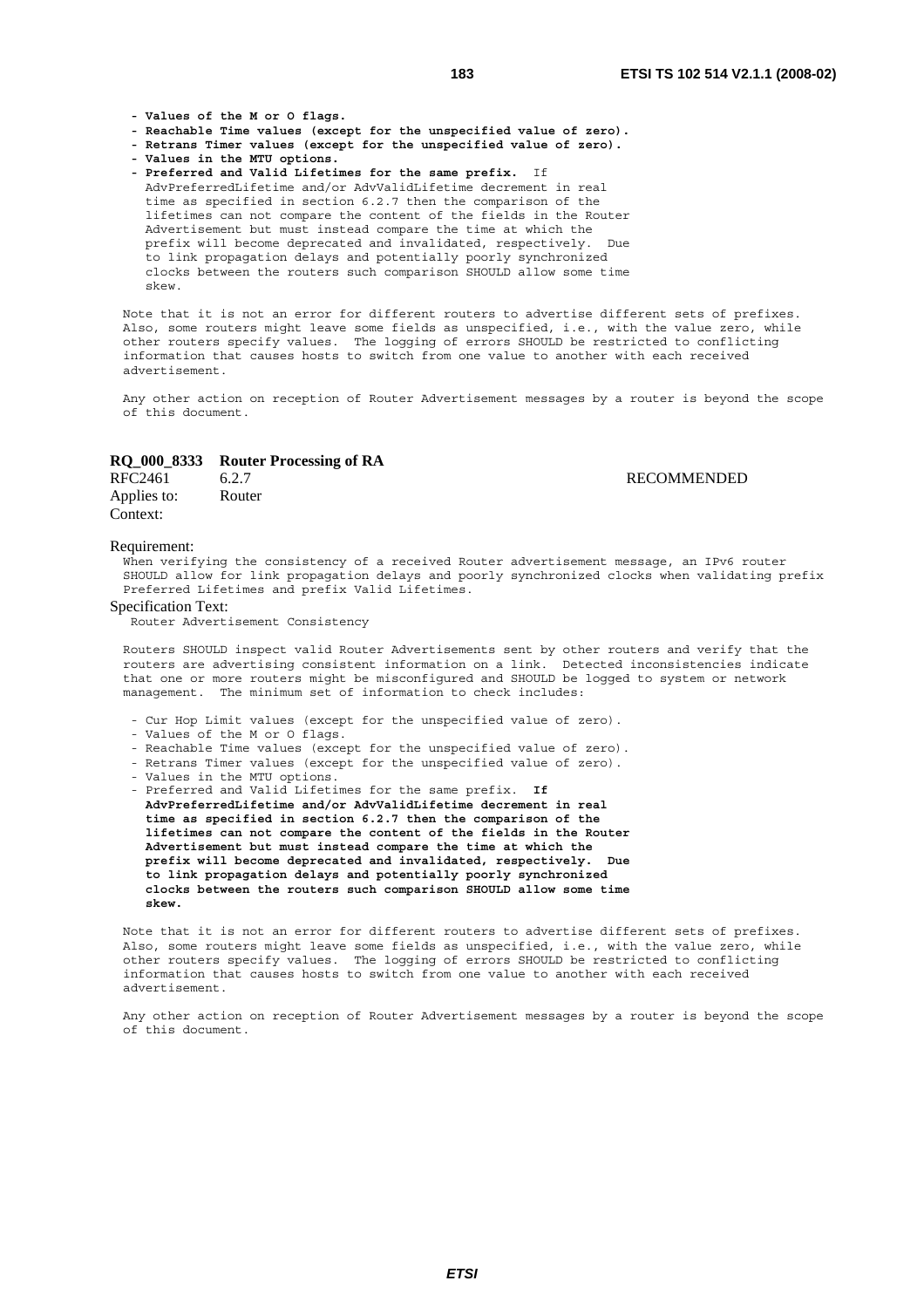- **Values of the M or O flags.**
- **Reachable Time values (except for the unspecified value of zero).**
- **Retrans Timer values (except for the unspecified value of zero).**
- **Values in the MTU options.**
- **Preferred and Valid Lifetimes for the same prefix.** If AdvPreferredLifetime and/or AdvValidLifetime decrement in real time as specified in section 6.2.7 then the comparison of the lifetimes can not compare the content of the fields in the Router Advertisement but must instead compare the time at which the prefix will become deprecated and invalidated, respectively. Due to link propagation delays and potentially poorly synchronized clocks between the routers such comparison SHOULD allow some time skew.

Note that it is not an error for different routers to advertise different sets of prefixes. Also, some routers might leave some fields as unspecified, i.e., with the value zero, while other routers specify values. The logging of errors SHOULD be restricted to conflicting information that causes hosts to switch from one value to another with each received advertisement.

Any other action on reception of Router Advertisement messages by a router is beyond the scope of this document.

**RQ_000_8333 Router Processing of RA**

RFC2461 6.2.7 RECOMMENDED

Applies to: Router

Context:

Requirement:

When verifying the consistency of a received Router advertisement message, an IPv6 router SHOULD allow for link propagation delays and poorly synchronized clocks when validating prefix Preferred Lifetimes and prefix Valid Lifetimes.

Specification Text:

Router Advertisement Consistency

Routers SHOULD inspect valid Router Advertisements sent by other routers and verify that the routers are advertising consistent information on a link. Detected inconsistencies indicate that one or more routers might be misconfigured and SHOULD be logged to system or network management. The minimum set of information to check includes:

- Cur Hop Limit values (except for the unspecified value of zero).
- Values of the M or O flags.
- Reachable Time values (except for the unspecified value of zero).
- Retrans Timer values (except for the unspecified value of zero).
- Values in the MTU options.
- Preferred and Valid Lifetimes for the same prefix. **If AdvPreferredLifetime and/or AdvValidLifetime decrement in real time as specified in section 6.2.7 then the comparison of the lifetimes can not compare the content of the fields in the Router Advertisement but must instead compare the time at which the prefix will become deprecated and invalidated, respectively. Due to link propagation delays and potentially poorly synchronized clocks between the routers such comparison SHOULD allow some time skew.**

Note that it is not an error for different routers to advertise different sets of prefixes. Also, some routers might leave some fields as unspecified, i.e., with the value zero, while other routers specify values. The logging of errors SHOULD be restricted to conflicting information that causes hosts to switch from one value to another with each received advertisement.

Any other action on reception of Router Advertisement messages by a router is beyond the scope of this document.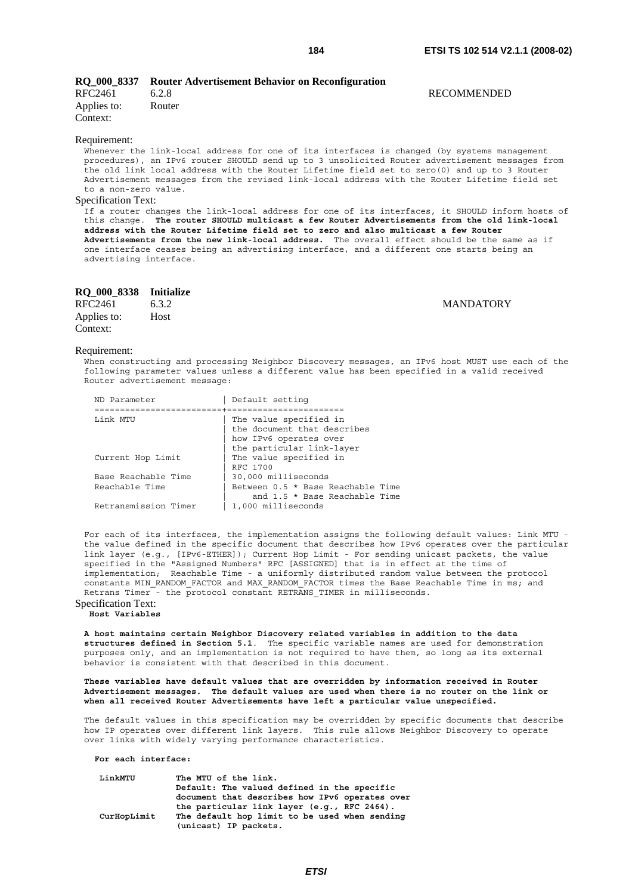**RQ_000_8337 Router Advertisement Behavior on Reconfiguration**

RFC2461 6.2.8 RECOMMENDED

Applies to: Router

Context:

Requirement:

Whenever the link-local address for one of its interfaces is changed (by systems management procedures), an IPv6 router SHOULD send up to 3 unsolicited Router advertisement messages from the old link local address with the Router Lifetime field set to zero(0) and up to 3 Router Advertisement messages from the revised link-local address with the Router Lifetime field set to a non-zero value.

Specification Text:

If a router changes the link-local address for one of its interfaces, it SHOULD inform hosts of this change. **The router SHOULD multicast a few Router Advertisements from the old link-local address with the Router Lifetime field set to zero and also multicast a few Router Advertisements from the new link-local address.** The overall effect should be the same as if one interface ceases being an advertising interface, and a different one starts being an advertising interface.

**RQ_000_8338 Initialize**

RFC2461 6.3.2 MANDATORY

Applies to: Host

Context:

Requirement:

When constructing and processing Neighbor Discovery messages, an IPv6 host MUST use each of the following parameter values unless a different value has been specified in a valid received Router advertisement message:

| ND Parameter | Default setting |
|---|---|
| Link MTU | The value specified in the document that describes how IPv6 operates over the particular link-layer |
| Current Hop Limit | The value specified in RFC 1700 |
| Base Reachable Time | 30,000 milliseconds |
| Reachable Time | Between 0.5 * Base Reachable Time and 1.5 * Base Reachable Time |
| Retransmission Timer | 1,000 milliseconds |

For each of its interfaces, the implementation assigns the following default values: Link MTU - the value defined in the specific document that describes how IPv6 operates over the particular link layer (e.g., [IPv6-ETHER]); Current Hop Limit - For sending unicast packets, the value specified in the "Assigned Numbers" RFC [ASSIGNED] that is in effect at the time of implementation; Reachable Time - a uniformly distributed random value between the protocol constants MIN_RANDOM_FACTOR and MAX_RANDOM_FACTOR times the Base Reachable Time in ms; and Retrans Timer - the protocol constant RETRANS_TIMER in milliseconds.

Specification Text:

**Host Variables**

**A host maintains certain Neighbor Discovery related variables in addition to the data structures defined in Section 5.1**. The specific variable names are used for demonstration purposes only, and an implementation is not required to have them, so long as its external behavior is consistent with that described in this document.

**These variables have default values that are overridden by information received in Router Advertisement messages. The default values are used when there is no router on the link or when all received Router Advertisements have left a particular value unspecified.**

The default values in this specification may be overridden by specific documents that describe how IP operates over different link layers. This rule allows Neighbor Discovery to operate over links with widely varying performance characteristics.

**For each interface:**

**LinkMTU** **The MTU of the link. Default: The valued defined in the specific document that describes how IPv6 operates over the particular link layer (e.g., RFC 2464).**

**CurHopLimit** **The default hop limit to be used when sending (unicast) IP packets.**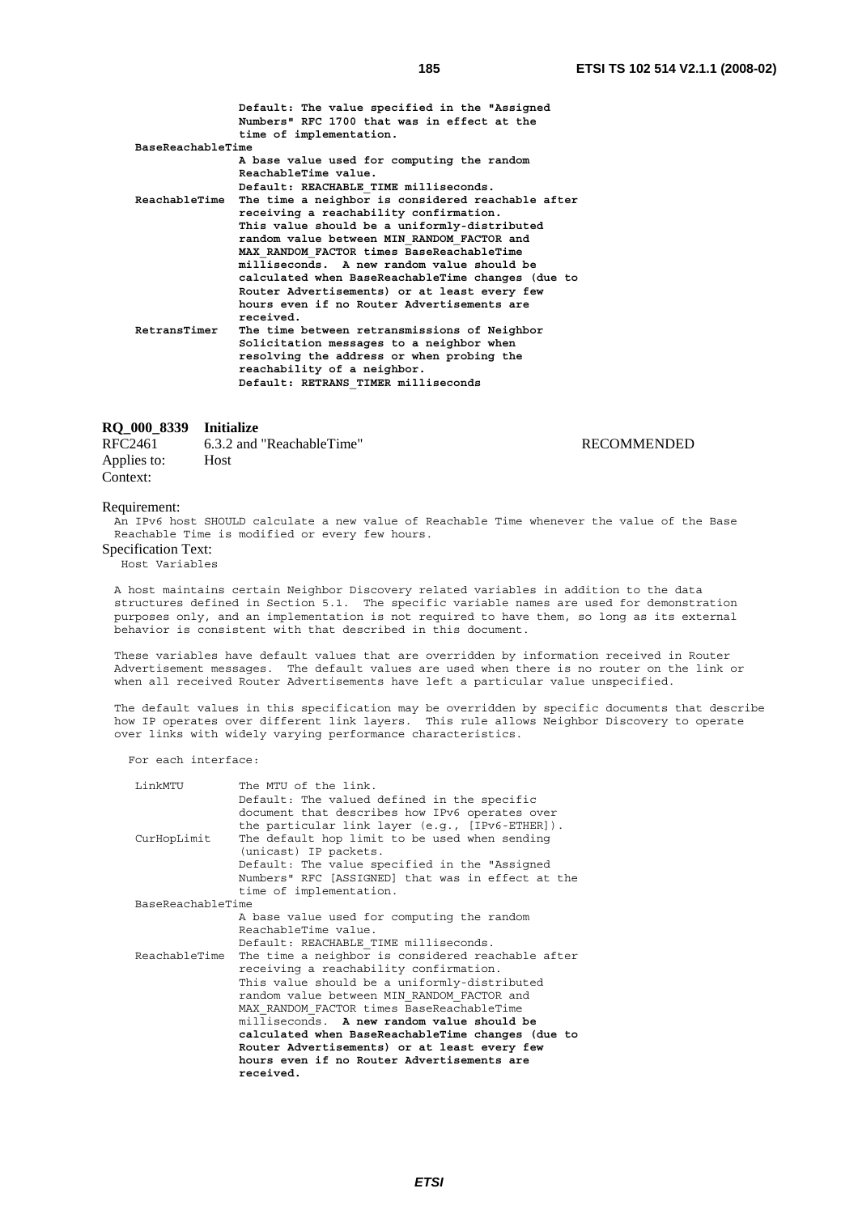```
                 Default: The value specified in the "Assigned
                 Numbers" RFC 1700 that was in effect at the
                 time of implementation.
   BaseReachableTime
                 A base value used for computing the random
                 ReachableTime value.
                 Default: REACHABLE_TIME milliseconds.
   ReachableTime The time a neighbor is considered reachable after
                 receiving a reachability confirmation.
                 This value should be a uniformly-distributed
                 random value between MIN_RANDOM_FACTOR and
                 MAX_RANDOM_FACTOR times BaseReachableTime
                 milliseconds.  A new random value should be
                 calculated when BaseReachableTime changes (due to
                 Router Advertisements) or at least every few
                 hours even if no Router Advertisements are
                 received.
   RetransTimer  The time between retransmissions of Neighbor
                 Solicitation messages to a neighbor when
                 resolving the address or when probing the
                 reachability of a neighbor.
                 Default: RETRANS_TIMER milliseconds
```

**RQ_000_8339 Initialize**

| | | |
|---|---|---|
| RFC2461 | 6.3.2 and "ReachableTime" | RECOMMENDED |
| Applies to: | Host | |
| Context: | | |

Requirement:

An IPv6 host SHOULD calculate a new value of Reachable Time whenever the value of the Base Reachable Time is modified or every few hours.

Specification Text:

```
  Host Variables

 A host maintains certain Neighbor Discovery related variables in addition to the data
 structures defined in Section 5.1.  The specific variable names are used for demonstration
 purposes only, and an implementation is not required to have them, so long as its external
 behavior is consistent with that described in this document.

 These variables have default values that are overridden by information received in Router
 Advertisement messages.  The default values are used when there is no router on the link or
 when all received Router Advertisements have left a particular value unspecified.

 The default values in this specification may be overridden by specific documents that describe
 how IP operates over different link layers.  This rule allows Neighbor Discovery to operate
 over links with widely varying performance characteristics.

   For each interface:

   LinkMTU       The MTU of the link.
                 Default: The valued defined in the specific
                 document that describes how IPv6 operates over
                 the particular link layer (e.g., [IPv6-ETHER]).
   CurHopLimit   The default hop limit to be used when sending
                 (unicast) IP packets.
                 Default: The value specified in the "Assigned
                 Numbers" RFC [ASSIGNED] that was in effect at the
                 time of implementation.
   BaseReachableTime
                 A base value used for computing the random
                 ReachableTime value.
                 Default: REACHABLE_TIME milliseconds.
   ReachableTime The time a neighbor is considered reachable after
                 receiving a reachability confirmation.
                 This value should be a uniformly-distributed
                 random value between MIN_RANDOM_FACTOR and
                 MAX_RANDOM_FACTOR times BaseReachableTime
                 milliseconds.  A new random value should be
                 calculated when BaseReachableTime changes (due to
                 Router Advertisements) or at least every few
                 hours even if no Router Advertisements are
                 received.
```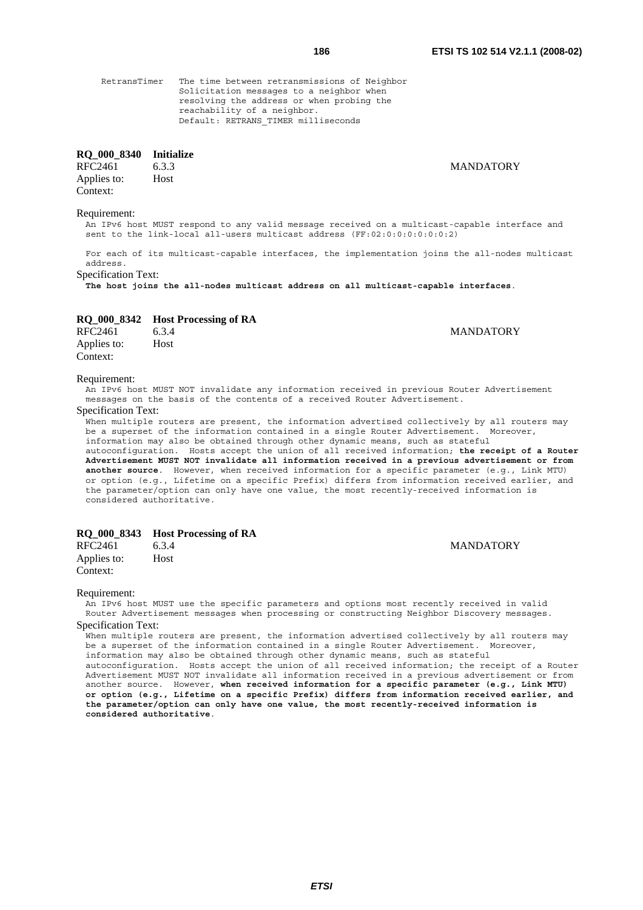```
RetransTimer    The time between retransmissions of Neighbor
                Solicitation messages to a neighbor when
                resolving the address or when probing the
                reachability of a neighbor.
                Default: RETRANS_TIMER milliseconds
```

**RQ_000_8340 Initialize**

RFC2461 6.3.3 MANDATORY
Applies to: Host
Context:

Requirement:

An IPv6 host MUST respond to any valid message received on a multicast-capable interface and sent to the link-local all-users multicast address (FF:02:0:0:0:0:0:2)

For each of its multicast-capable interfaces, the implementation joins the all-nodes multicast address.

Specification Text:

**The host joins the all-nodes multicast address on all multicast-capable interfaces**.

**RQ_000_8342 Host Processing of RA**

RFC2461 6.3.4 MANDATORY
Applies to: Host
Context:

Requirement:

An IPv6 host MUST NOT invalidate any information received in previous Router Advertisement messages on the basis of the contents of a received Router Advertisement.

Specification Text:

When multiple routers are present, the information advertised collectively by all routers may be a superset of the information contained in a single Router Advertisement. Moreover, information may also be obtained through other dynamic means, such as stateful autoconfiguration. Hosts accept the union of all received information; **the receipt of a Router Advertisement MUST NOT invalidate all information received in a previous advertisement or from another source**. However, when received information for a specific parameter (e.g., Link MTU) or option (e.g., Lifetime on a specific Prefix) differs from information received earlier, and the parameter/option can only have one value, the most recently-received information is considered authoritative.

**RQ_000_8343 Host Processing of RA**

RFC2461 6.3.4 MANDATORY
Applies to: Host
Context:

Requirement:

An IPv6 host MUST use the specific parameters and options most recently received in valid Router Advertisement messages when processing or constructing Neighbor Discovery messages.

Specification Text:

When multiple routers are present, the information advertised collectively by all routers may be a superset of the information contained in a single Router Advertisement. Moreover, information may also be obtained through other dynamic means, such as stateful autoconfiguration. Hosts accept the union of all received information; the receipt of a Router Advertisement MUST NOT invalidate all information received in a previous advertisement or from another source. However, **when received information for a specific parameter (e.g., Link MTU) or option (e.g., Lifetime on a specific Prefix) differs from information received earlier, and the parameter/option can only have one value, the most recently-received information is considered authoritative**.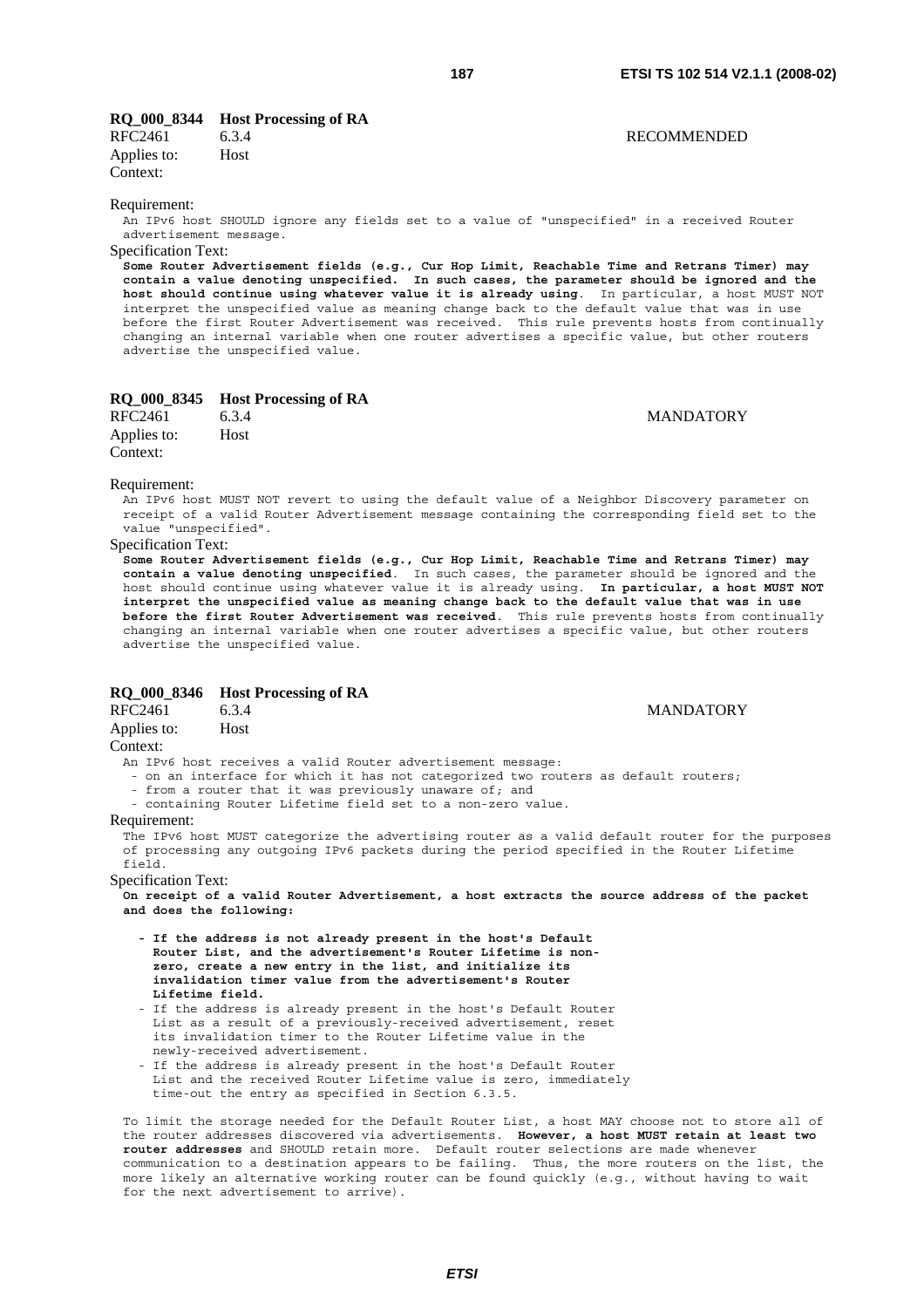**RQ_000_8344 Host Processing of RA**

RFC2461 6.3.4 RECOMMENDED

Applies to: Host

Context:

Requirement:

An IPv6 host SHOULD ignore any fields set to a value of "unspecified" in a received Router advertisement message.

Specification Text:

**Some Router Advertisement fields (e.g., Cur Hop Limit, Reachable Time and Retrans Timer) may contain a value denoting unspecified. In such cases, the parameter should be ignored and the host should continue using whatever value it is already using**. In particular, a host MUST NOT interpret the unspecified value as meaning change back to the default value that was in use before the first Router Advertisement was received. This rule prevents hosts from continually changing an internal variable when one router advertises a specific value, but other routers advertise the unspecified value.

**RQ_000_8345 Host Processing of RA**

RFC2461 6.3.4 MANDATORY

Applies to: Host

Context:

Requirement:

An IPv6 host MUST NOT revert to using the default value of a Neighbor Discovery parameter on receipt of a valid Router Advertisement message containing the corresponding field set to the value "unspecified".

Specification Text:

**Some Router Advertisement fields (e.g., Cur Hop Limit, Reachable Time and Retrans Timer) may contain a value denoting unspecified**. In such cases, the parameter should be ignored and the host should continue using whatever value it is already using. **In particular, a host MUST NOT interpret the unspecified value as meaning change back to the default value that was in use before the first Router Advertisement was received**. This rule prevents hosts from continually changing an internal variable when one router advertises a specific value, but other routers advertise the unspecified value.

**RQ_000_8346 Host Processing of RA**

RFC2461 6.3.4 MANDATORY

Applies to: Host

Context:

An IPv6 host receives a valid Router advertisement message:

- on an interface for which it has not categorized two routers as default routers;
- from a router that it was previously unaware of; and
- containing Router Lifetime field set to a non-zero value.

Requirement:

The IPv6 host MUST categorize the advertising router as a valid default router for the purposes of processing any outgoing IPv6 packets during the period specified in the Router Lifetime field.

Specification Text:

**On receipt of a valid Router Advertisement, a host extracts the source address of the packet and does the following:**

- **If the address is not already present in the host's Default Router List, and the advertisement's Router Lifetime is non-zero, create a new entry in the list, and initialize its invalidation timer value from the advertisement's Router Lifetime field.**
- If the address is already present in the host's Default Router List as a result of a previously-received advertisement, reset its invalidation timer to the Router Lifetime value in the newly-received advertisement.
- If the address is already present in the host's Default Router List and the received Router Lifetime value is zero, immediately time-out the entry as specified in Section 6.3.5.

To limit the storage needed for the Default Router List, a host MAY choose not to store all of the router addresses discovered via advertisements. **However, a host MUST retain at least two router addresses** and SHOULD retain more. Default router selections are made whenever communication to a destination appears to be failing. Thus, the more routers on the list, the more likely an alternative working router can be found quickly (e.g., without having to wait for the next advertisement to arrive).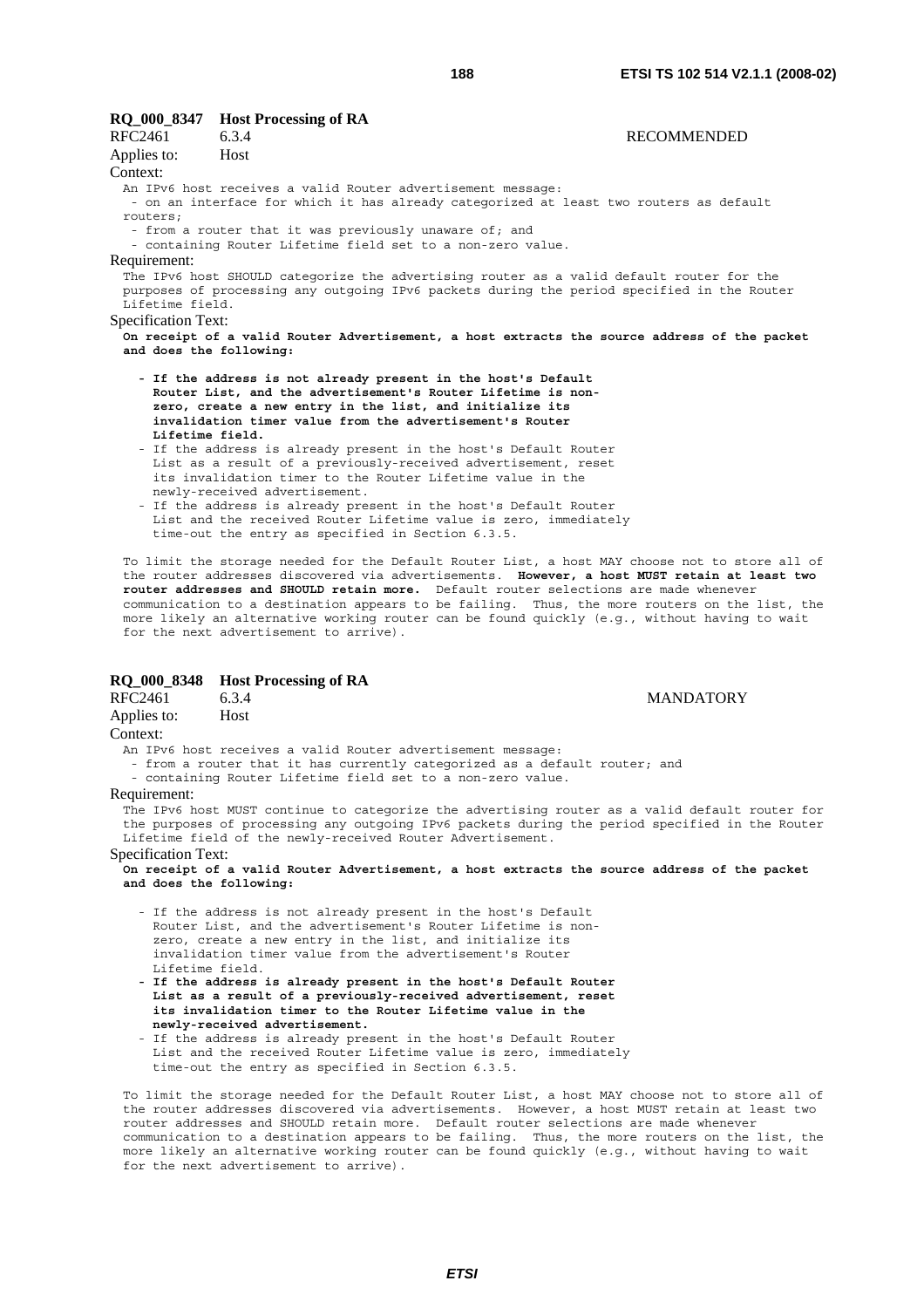### RQ_000_8347 Host Processing of RA

RFC2461 6.3.4 RECOMMENDED

Applies to: Host

Context:

```
An IPv6 host receives a valid Router advertisement message:
 - on an interface for which it has already categorized at least two routers as default
routers;
 - from a router that it was previously unaware of; and
 - containing Router Lifetime field set to a non-zero value.
```

Requirement:

```
The IPv6 host SHOULD categorize the advertising router as a valid default router for the
purposes of processing any outgoing IPv6 packets during the period specified in the Router
Lifetime field.
```

Specification Text:

**On receipt of a valid Router Advertisement, a host extracts the source address of the packet and does the following:**

- **If the address is not already present in the host's Default Router List, and the advertisement's Router Lifetime is non-zero, create a new entry in the list, and initialize its invalidation timer value from the advertisement's Router Lifetime field.**
- If the address is already present in the host's Default Router List as a result of a previously-received advertisement, reset its invalidation timer to the Router Lifetime value in the newly-received advertisement.
- If the address is already present in the host's Default Router List and the received Router Lifetime value is zero, immediately time-out the entry as specified in Section 6.3.5.

To limit the storage needed for the Default Router List, a host MAY choose not to store all of the router addresses discovered via advertisements. **However, a host MUST retain at least two router addresses and SHOULD retain more.** Default router selections are made whenever communication to a destination appears to be failing. Thus, the more routers on the list, the more likely an alternative working router can be found quickly (e.g., without having to wait for the next advertisement to arrive).

### RQ_000_8348 Host Processing of RA

RFC2461 6.3.4 MANDATORY

Applies to: Host

Context:

```
An IPv6 host receives a valid Router advertisement message:
 - from a router that it has currently categorized as a default router; and
 - containing Router Lifetime field set to a non-zero value.
```

Requirement:

```
The IPv6 host MUST continue to categorize the advertising router as a valid default router for
the purposes of processing any outgoing IPv6 packets during the period specified in the Router
Lifetime field of the newly-received Router Advertisement.
```

Specification Text:

**On receipt of a valid Router Advertisement, a host extracts the source address of the packet and does the following:**

- If the address is not already present in the host's Default Router List, and the advertisement's Router Lifetime is non-zero, create a new entry in the list, and initialize its invalidation timer value from the advertisement's Router Lifetime field.
- **If the address is already present in the host's Default Router List as a result of a previously-received advertisement, reset its invalidation timer to the Router Lifetime value in the newly-received advertisement.**
- If the address is already present in the host's Default Router List and the received Router Lifetime value is zero, immediately time-out the entry as specified in Section 6.3.5.

To limit the storage needed for the Default Router List, a host MAY choose not to store all of the router addresses discovered via advertisements. However, a host MUST retain at least two router addresses and SHOULD retain more. Default router selections are made whenever communication to a destination appears to be failing. Thus, the more routers on the list, the more likely an alternative working router can be found quickly (e.g., without having to wait for the next advertisement to arrive).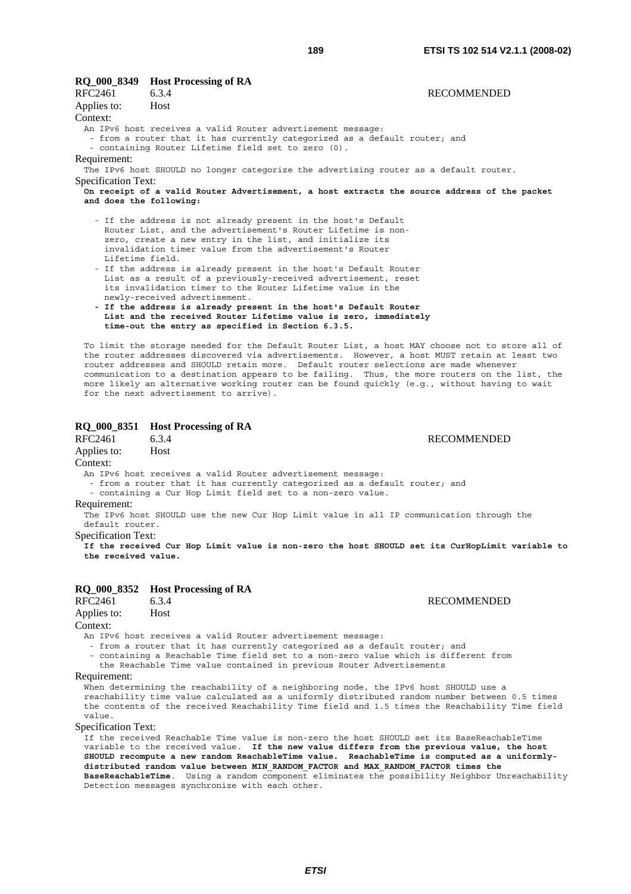### RQ_000_8349 Host Processing of RA

RFC2461 6.3.4 RECOMMENDED

Applies to: Host

Context:

An IPv6 host receives a valid Router advertisement message:
- from a router that it has currently categorized as a default router; and
- containing Router Lifetime field set to zero (0).

Requirement:

The IPv6 host SHOULD no longer categorize the advertising router as a default router.

Specification Text:

**On receipt of a valid Router Advertisement, a host extracts the source address of the packet and does the following:**

- If the address is not already present in the host's Default Router List, and the advertisement's Router Lifetime is non-zero, create a new entry in the list, and initialize its invalidation timer value from the advertisement's Router Lifetime field.
- If the address is already present in the host's Default Router List as a result of a previously-received advertisement, reset its invalidation timer to the Router Lifetime value in the newly-received advertisement.
- **If the address is already present in the host's Default Router List and the received Router Lifetime value is zero, immediately time-out the entry as specified in Section 6.3.5.**

To limit the storage needed for the Default Router List, a host MAY choose not to store all of the router addresses discovered via advertisements. However, a host MUST retain at least two router addresses and SHOULD retain more. Default router selections are made whenever communication to a destination appears to be failing. Thus, the more routers on the list, the more likely an alternative working router can be found quickly (e.g., without having to wait for the next advertisement to arrive).

### RQ_000_8351 Host Processing of RA

RFC2461 6.3.4 RECOMMENDED

Applies to: Host

Context:

An IPv6 host receives a valid Router advertisement message:
- from a router that it has currently categorized as a default router; and
- containing a Cur Hop Limit field set to a non-zero value.

Requirement:

The IPv6 host SHOULD use the new Cur Hop Limit value in all IP communication through the default router.

Specification Text:

**If the received Cur Hop Limit value is non-zero the host SHOULD set its CurHopLimit variable to the received value.**

### RQ_000_8352 Host Processing of RA

RFC2461 6.3.4 RECOMMENDED

Applies to: Host

Context:

An IPv6 host receives a valid Router advertisement message:
- from a router that it has currently categorized as a default router; and
- containing a Reachable Time field set to a non-zero value which is different from the Reachable Time value contained in previous Router Advertisements

Requirement:

When determining the reachability of a neighboring node, the IPv6 host SHOULD use a reachability time value calculated as a uniformly distributed random number between 0.5 times the contents of the received Reachability Time field and 1.5 times the Reachability Time field value.

Specification Text:

If the received Reachable Time value is non-zero the host SHOULD set its BaseReachableTime variable to the received value. **If the new value differs from the previous value, the host SHOULD recompute a new random ReachableTime value. ReachableTime is computed as a uniformly-distributed random value between MIN_RANDOM_FACTOR and MAX_RANDOM_FACTOR times the BaseReachableTime**. Using a random component eliminates the possibility Neighbor Unreachability Detection messages synchronize with each other.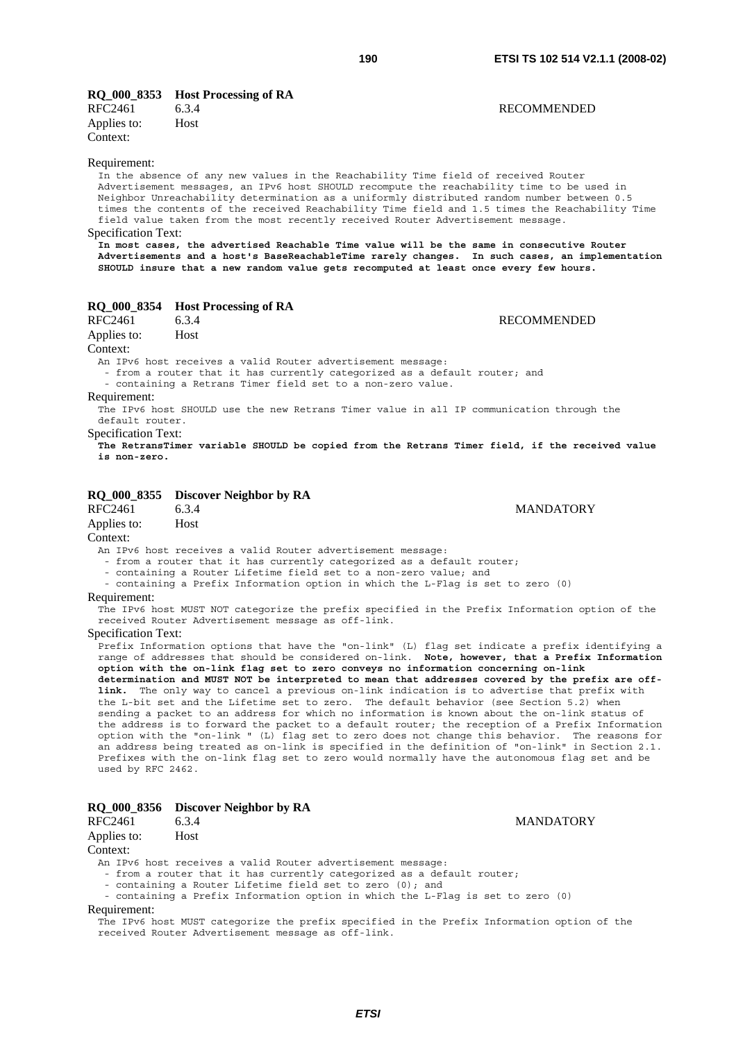**RQ_000_8353 Host Processing of RA**

RFC2461 6.3.4 RECOMMENDED

Applies to: Host

Context:

Requirement:

In the absence of any new values in the Reachability Time field of received Router Advertisement messages, an IPv6 host SHOULD recompute the reachability time to be used in Neighbor Unreachability determination as a uniformly distributed random number between 0.5 times the contents of the received Reachability Time field and 1.5 times the Reachability Time field value taken from the most recently received Router Advertisement message.

Specification Text:

**In most cases, the advertised Reachable Time value will be the same in consecutive Router Advertisements and a host's BaseReachableTime rarely changes. In such cases, an implementation SHOULD insure that a new random value gets recomputed at least once every few hours.**

**RQ_000_8354 Host Processing of RA**

RFC2461 6.3.4 RECOMMENDED

Applies to: Host

Context:

An IPv6 host receives a valid Router advertisement message:
- from a router that it has currently categorized as a default router; and
- containing a Retrans Timer field set to a non-zero value.

Requirement:

The IPv6 host SHOULD use the new Retrans Timer value in all IP communication through the default router.

Specification Text:

**The RetransTimer variable SHOULD be copied from the Retrans Timer field, if the received value is non-zero.**

**RQ_000_8355 Discover Neighbor by RA**

RFC2461 6.3.4 MANDATORY

Applies to: Host

Context:

An IPv6 host receives a valid Router advertisement message:
- from a router that it has currently categorized as a default router;
- containing a Router Lifetime field set to a non-zero value; and
- containing a Prefix Information option in which the L-Flag is set to zero (0)

Requirement:

The IPv6 host MUST NOT categorize the prefix specified in the Prefix Information option of the received Router Advertisement message as off-link.

Specification Text:

Prefix Information options that have the "on-link" (L) flag set indicate a prefix identifying a range of addresses that should be considered on-link. **Note, however, that a Prefix Information option with the on-link flag set to zero conveys no information concerning on-link determination and MUST NOT be interpreted to mean that addresses covered by the prefix are off-link.** The only way to cancel a previous on-link indication is to advertise that prefix with the L-bit set and the Lifetime set to zero. The default behavior (see Section 5.2) when sending a packet to an address for which no information is known about the on-link status of the address is to forward the packet to a default router; the reception of a Prefix Information option with the "on-link " (L) flag set to zero does not change this behavior. The reasons for an address being treated as on-link is specified in the definition of "on-link" in Section 2.1. Prefixes with the on-link flag set to zero would normally have the autonomous flag set and be used by RFC 2462.

**RQ_000_8356 Discover Neighbor by RA**

RFC2461 6.3.4 MANDATORY

Applies to: Host

Context:

An IPv6 host receives a valid Router advertisement message:
- from a router that it has currently categorized as a default router;
- containing a Router Lifetime field set to zero (0); and
- containing a Prefix Information option in which the L-Flag is set to zero (0)

Requirement:

The IPv6 host MUST categorize the prefix specified in the Prefix Information option of the received Router Advertisement message as off-link.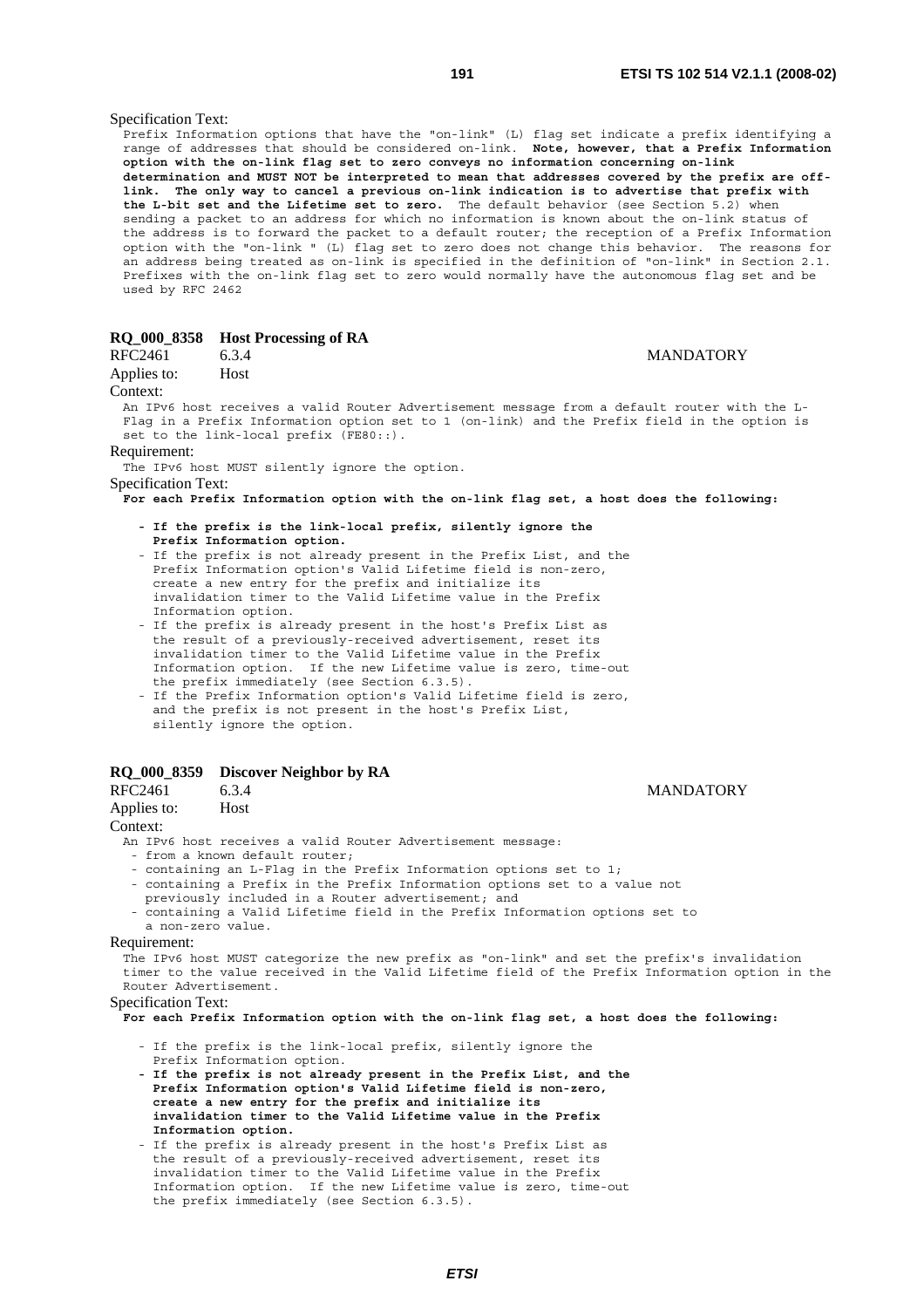Specification Text:

Prefix Information options that have the "on-link" (L) flag set indicate a prefix identifying a range of addresses that should be considered on-link. **Note, however, that a Prefix Information option with the on-link flag set to zero conveys no information concerning on-link determination and MUST NOT be interpreted to mean that addresses covered by the prefix are off-link. The only way to cancel a previous on-link indication is to advertise that prefix with the L-bit set and the Lifetime set to zero.** The default behavior (see Section 5.2) when sending a packet to an address for which no information is known about the on-link status of the address is to forward the packet to a default router; the reception of a Prefix Information option with the "on-link " (L) flag set to zero does not change this behavior. The reasons for an address being treated as on-link is specified in the definition of "on-link" in Section 2.1. Prefixes with the on-link flag set to zero would normally have the autonomous flag set and be used by RFC 2462

### RQ_000_8358 Host Processing of RA

RFC2461 6.3.4 MANDATORY

Applies to: Host

Context:

An IPv6 host receives a valid Router Advertisement message from a default router with the L-Flag in a Prefix Information option set to 1 (on-link) and the Prefix field in the option is set to the link-local prefix (FE80::).

Requirement:

The IPv6 host MUST silently ignore the option.

Specification Text:

**For each Prefix Information option with the on-link flag set, a host does the following:**

- **If the prefix is the link-local prefix, silently ignore the Prefix Information option.**
- If the prefix is not already present in the Prefix List, and the Prefix Information option's Valid Lifetime field is non-zero, create a new entry for the prefix and initialize its invalidation timer to the Valid Lifetime value in the Prefix Information option.
- If the prefix is already present in the host's Prefix List as the result of a previously-received advertisement, reset its invalidation timer to the Valid Lifetime value in the Prefix Information option. If the new Lifetime value is zero, time-out the prefix immediately (see Section 6.3.5).
- If the Prefix Information option's Valid Lifetime field is zero, and the prefix is not present in the host's Prefix List, silently ignore the option.

### RQ_000_8359 Discover Neighbor by RA

RFC2461 6.3.4 MANDATORY

Applies to: Host

Context:

An IPv6 host receives a valid Router Advertisement message:

- from a known default router;
- containing an L-Flag in the Prefix Information options set to 1;
- containing a Prefix in the Prefix Information options set to a value not previously included in a Router advertisement; and
- containing a Valid Lifetime field in the Prefix Information options set to a non-zero value.

Requirement:

The IPv6 host MUST categorize the new prefix as "on-link" and set the prefix's invalidation timer to the value received in the Valid Lifetime field of the Prefix Information option in the Router Advertisement.

Specification Text:

**For each Prefix Information option with the on-link flag set, a host does the following:**

- If the prefix is the link-local prefix, silently ignore the Prefix Information option.
- **If the prefix is not already present in the Prefix List, and the Prefix Information option's Valid Lifetime field is non-zero, create a new entry for the prefix and initialize its invalidation timer to the Valid Lifetime value in the Prefix Information option.**
- If the prefix is already present in the host's Prefix List as the result of a previously-received advertisement, reset its invalidation timer to the Valid Lifetime value in the Prefix Information option. If the new Lifetime value is zero, time-out the prefix immediately (see Section 6.3.5).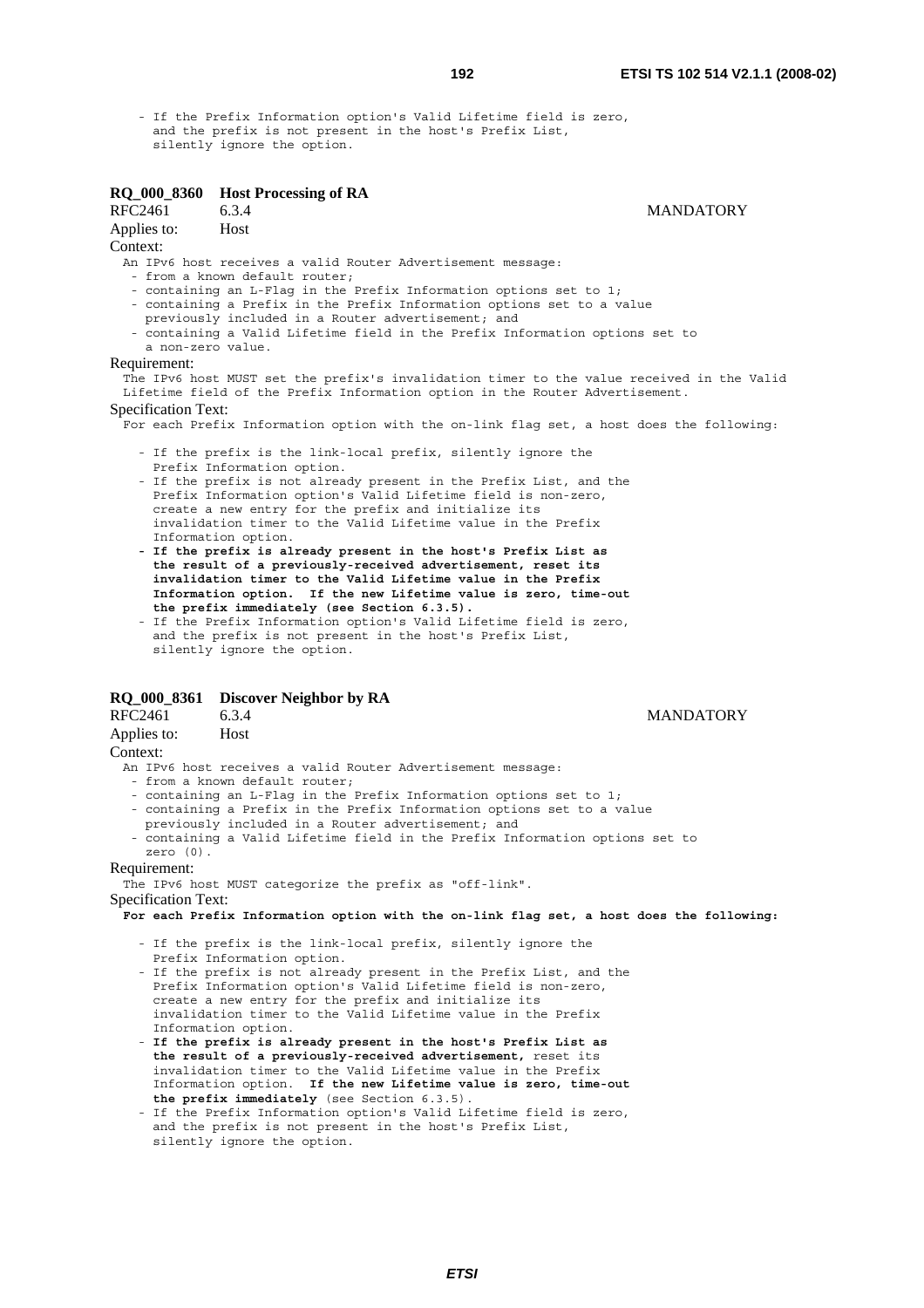- If the Prefix Information option's Valid Lifetime field is zero, and the prefix is not present in the host's Prefix List, silently ignore the option.

### RQ_000_8360 Host Processing of RA

RFC2461 6.3.4 MANDATORY

Applies to: Host

Context:

An IPv6 host receives a valid Router Advertisement message:
- from a known default router;
- containing an L-Flag in the Prefix Information options set to 1;
- containing a Prefix in the Prefix Information options set to a value previously included in a Router advertisement; and
- containing a Valid Lifetime field in the Prefix Information options set to a non-zero value.

Requirement:

The IPv6 host MUST set the prefix's invalidation timer to the value received in the Valid Lifetime field of the Prefix Information option in the Router Advertisement.

Specification Text:

For each Prefix Information option with the on-link flag set, a host does the following:

- If the prefix is the link-local prefix, silently ignore the Prefix Information option.
- If the prefix is not already present in the Prefix List, and the Prefix Information option's Valid Lifetime field is non-zero, create a new entry for the prefix and initialize its invalidation timer to the Valid Lifetime value in the Prefix Information option.
- **If the prefix is already present in the host's Prefix List as the result of a previously-received advertisement, reset its invalidation timer to the Valid Lifetime value in the Prefix Information option. If the new Lifetime value is zero, time-out the prefix immediately (see Section 6.3.5).**
- If the Prefix Information option's Valid Lifetime field is zero, and the prefix is not present in the host's Prefix List, silently ignore the option.

### RQ_000_8361 Discover Neighbor by RA

RFC2461 6.3.4 MANDATORY

Applies to: Host

Context:

An IPv6 host receives a valid Router Advertisement message:
- from a known default router;
- containing an L-Flag in the Prefix Information options set to 1;
- containing a Prefix in the Prefix Information options set to a value previously included in a Router advertisement; and
- containing a Valid Lifetime field in the Prefix Information options set to zero (0).

Requirement:

The IPv6 host MUST categorize the prefix as "off-link".

Specification Text:

**For each Prefix Information option with the on-link flag set, a host does the following:**

- If the prefix is the link-local prefix, silently ignore the Prefix Information option.
- If the prefix is not already present in the Prefix List, and the Prefix Information option's Valid Lifetime field is non-zero, create a new entry for the prefix and initialize its invalidation timer to the Valid Lifetime value in the Prefix Information option.
- **If the prefix is already present in the host's Prefix List as the result of a previously-received advertisement,** reset its invalidation timer to the Valid Lifetime value in the Prefix Information option. **If the new Lifetime value is zero, time-out the prefix immediately** (see Section 6.3.5).
- If the Prefix Information option's Valid Lifetime field is zero, and the prefix is not present in the host's Prefix List, silently ignore the option.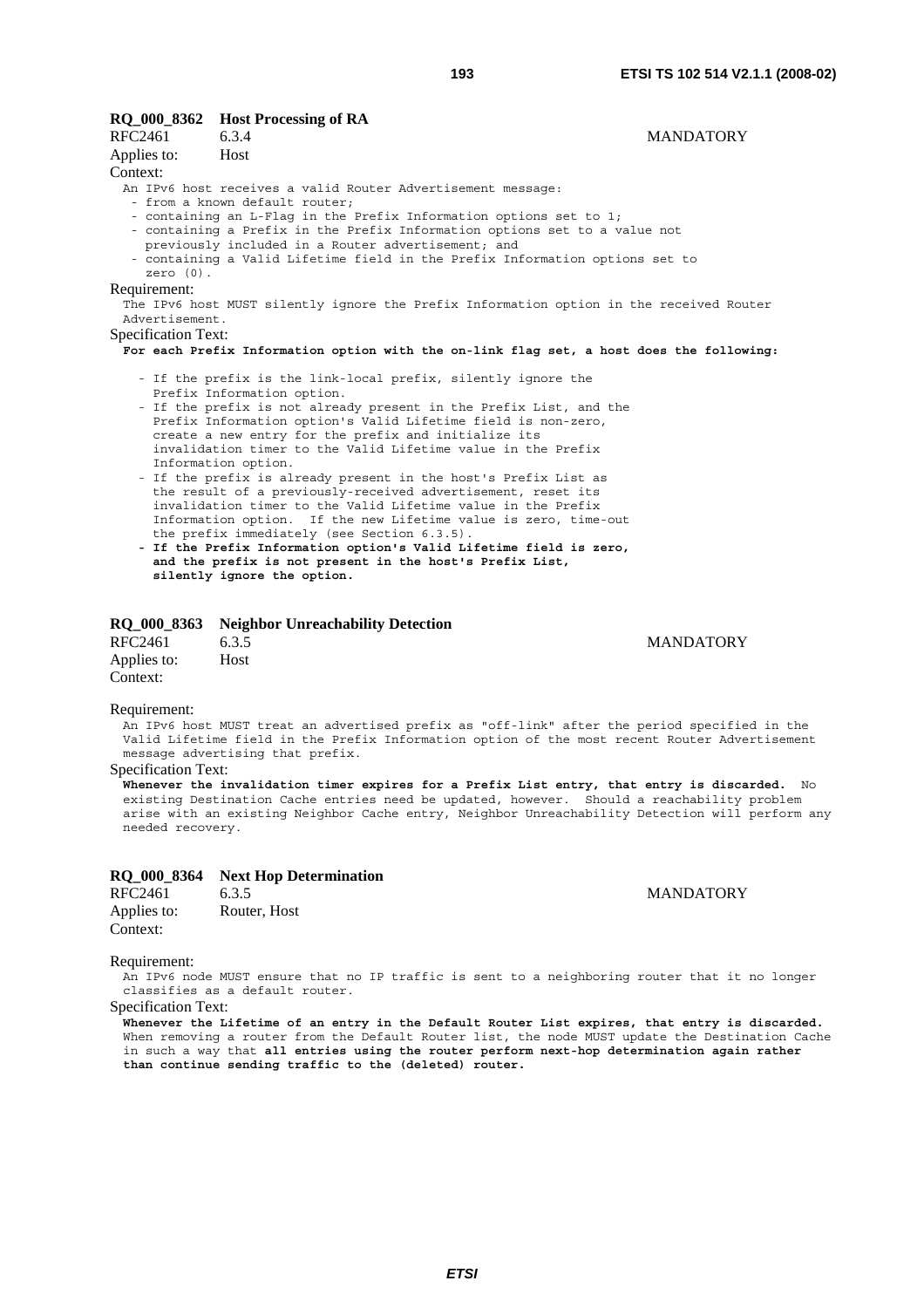**RQ_000_8362 Host Processing of RA**

RFC2461 6.3.4 MANDATORY

Applies to: Host

Context:

```
An IPv6 host receives a valid Router Advertisement message:
 - from a known default router;
 - containing an L-Flag in the Prefix Information options set to 1;
 - containing a Prefix in the Prefix Information options set to a value not
   previously included in a Router advertisement; and
 - containing a Valid Lifetime field in the Prefix Information options set to
   zero (0).
```

Requirement:

```
The IPv6 host MUST silently ignore the Prefix Information option in the received Router
Advertisement.
```

Specification Text:

**For each Prefix Information option with the on-link flag set, a host does the following:**

```
 - If the prefix is the link-local prefix, silently ignore the
   Prefix Information option.
 - If the prefix is not already present in the Prefix List, and the
   Prefix Information option's Valid Lifetime field is non-zero,
   create a new entry for the prefix and initialize its
   invalidation timer to the Valid Lifetime value in the Prefix
   Information option.
 - If the prefix is already present in the host's Prefix List as
   the result of a previously-received advertisement, reset its
   invalidation timer to the Valid Lifetime value in the Prefix
   Information option.  If the new Lifetime value is zero, time-out
   the prefix immediately (see Section 6.3.5).
```

**- If the Prefix Information option's Valid Lifetime field is zero, and the prefix is not present in the host's Prefix List, silently ignore the option.**

**RQ_000_8363 Neighbor Unreachability Detection**

RFC2461 6.3.5 MANDATORY

Applies to: Host

Context:

Requirement:

```
An IPv6 host MUST treat an advertised prefix as "off-link" after the period specified in the
Valid Lifetime field in the Prefix Information option of the most recent Router Advertisement
message advertising that prefix.
```

Specification Text:

**Whenever the invalidation timer expires for a Prefix List entry, that entry is discarded.** No existing Destination Cache entries need be updated, however. Should a reachability problem arise with an existing Neighbor Cache entry, Neighbor Unreachability Detection will perform any needed recovery.

**RQ_000_8364 Next Hop Determination**

RFC2461 6.3.5 MANDATORY

Applies to: Router, Host

Context:

Requirement:

```
An IPv6 node MUST ensure that no IP traffic is sent to a neighboring router that it no longer
classifies as a default router.
```

Specification Text:

**Whenever the Lifetime of an entry in the Default Router List expires, that entry is discarded.** When removing a router from the Default Router list, the node MUST update the Destination Cache in such a way that **all entries using the router perform next-hop determination again rather than continue sending traffic to the (deleted) router.**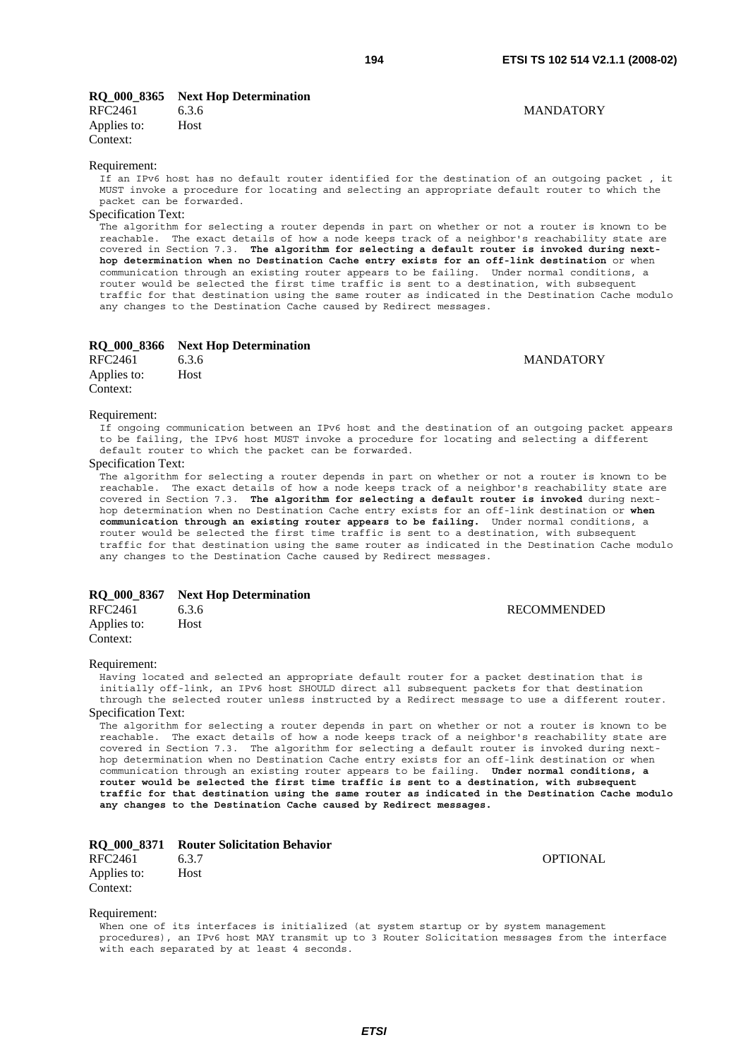**RQ_000_8365 Next Hop Determination**

RFC2461 6.3.6 MANDATORY
Applies to: Host
Context:

Requirement:

If an IPv6 host has no default router identified for the destination of an outgoing packet , it MUST invoke a procedure for locating and selecting an appropriate default router to which the packet can be forwarded.

Specification Text:

The algorithm for selecting a router depends in part on whether or not a router is known to be reachable. The exact details of how a node keeps track of a neighbor's reachability state are covered in Section 7.3. **The algorithm for selecting a default router is invoked during next-hop determination when no Destination Cache entry exists for an off-link destination** or when communication through an existing router appears to be failing. Under normal conditions, a router would be selected the first time traffic is sent to a destination, with subsequent traffic for that destination using the same router as indicated in the Destination Cache modulo any changes to the Destination Cache caused by Redirect messages.

**RQ_000_8366 Next Hop Determination**

RFC2461 6.3.6 MANDATORY
Applies to: Host
Context:

Requirement:

If ongoing communication between an IPv6 host and the destination of an outgoing packet appears to be failing, the IPv6 host MUST invoke a procedure for locating and selecting a different default router to which the packet can be forwarded.

Specification Text:

The algorithm for selecting a router depends in part on whether or not a router is known to be reachable. The exact details of how a node keeps track of a neighbor's reachability state are covered in Section 7.3. **The algorithm for selecting a default router is invoked** during next-hop determination when no Destination Cache entry exists for an off-link destination or **when communication through an existing router appears to be failing.** Under normal conditions, a router would be selected the first time traffic is sent to a destination, with subsequent traffic for that destination using the same router as indicated in the Destination Cache modulo any changes to the Destination Cache caused by Redirect messages.

**RQ_000_8367 Next Hop Determination**

RFC2461 6.3.6 RECOMMENDED
Applies to: Host
Context:

Requirement:

Having located and selected an appropriate default router for a packet destination that is initially off-link, an IPv6 host SHOULD direct all subsequent packets for that destination through the selected router unless instructed by a Redirect message to use a different router.

Specification Text:

The algorithm for selecting a router depends in part on whether or not a router is known to be reachable. The exact details of how a node keeps track of a neighbor's reachability state are covered in Section 7.3. The algorithm for selecting a default router is invoked during next-hop determination when no Destination Cache entry exists for an off-link destination or when communication through an existing router appears to be failing. **Under normal conditions, a router would be selected the first time traffic is sent to a destination, with subsequent traffic for that destination using the same router as indicated in the Destination Cache modulo any changes to the Destination Cache caused by Redirect messages.**

**RQ_000_8371 Router Solicitation Behavior**

RFC2461 6.3.7 OPTIONAL
Applies to: Host
Context:

Requirement:

When one of its interfaces is initialized (at system startup or by system management procedures), an IPv6 host MAY transmit up to 3 Router Solicitation messages from the interface with each separated by at least 4 seconds.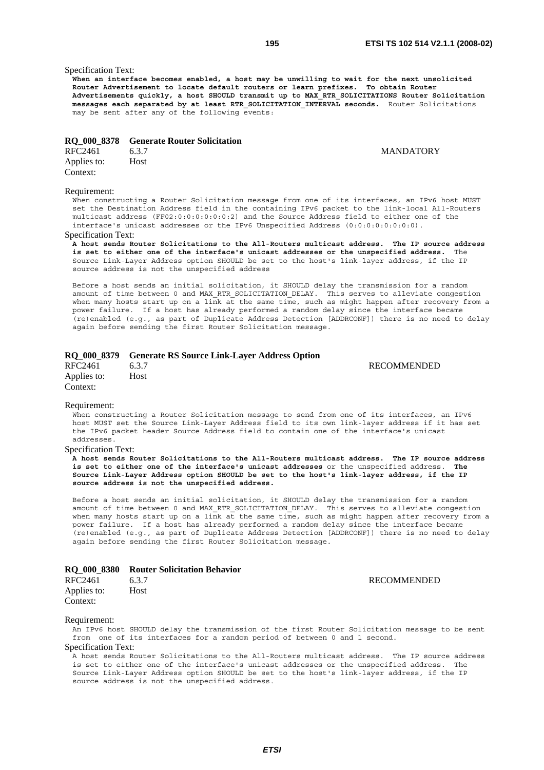Specification Text:

**When an interface becomes enabled, a host may be unwilling to wait for the next unsolicited Router Advertisement to locate default routers or learn prefixes. To obtain Router Advertisements quickly, a host SHOULD transmit up to MAX_RTR_SOLICITATIONS Router Solicitation messages each separated by at least RTR_SOLICITATION_INTERVAL seconds.** Router Solicitations may be sent after any of the following events:

### RQ_000_8378 Generate Router Solicitation

| | | |
|---|---|---|
| RFC2461 | 6.3.7 | MANDATORY |
| Applies to: | Host | |
| Context: | | |

Requirement:

When constructing a Router Solicitation message from one of its interfaces, an IPv6 host MUST set the Destination Address field in the containing IPv6 packet to the link-local All-Routers multicast address (FF02:0:0:0:0:0:0:2) and the Source Address field to either one of the interface's unicast addresses or the IPv6 Unspecified Address (0:0:0:0:0:0:0:0).

Specification Text:

**A host sends Router Solicitations to the All-Routers multicast address. The IP source address is set to either one of the interface's unicast addresses or the unspecified address.** The Source Link-Layer Address option SHOULD be set to the host's link-layer address, if the IP source address is not the unspecified address

Before a host sends an initial solicitation, it SHOULD delay the transmission for a random amount of time between 0 and MAX_RTR_SOLICITATION_DELAY. This serves to alleviate congestion when many hosts start up on a link at the same time, such as might happen after recovery from a power failure. If a host has already performed a random delay since the interface became (re)enabled (e.g., as part of Duplicate Address Detection [ADDRCONF]) there is no need to delay again before sending the first Router Solicitation message.

### RQ_000_8379 Generate RS Source Link-Layer Address Option

| | | |
|---|---|---|
| RFC2461 | 6.3.7 | RECOMMENDED |
| Applies to: | Host | |
| Context: | | |

Requirement:

When constructing a Router Solicitation message to send from one of its interfaces, an IPv6 host MUST set the Source Link-Layer Address field to its own link-layer address if it has set the IPv6 packet header Source Address field to contain one of the interface's unicast addresses.

Specification Text:

**A host sends Router Solicitations to the All-Routers multicast address. The IP source address is set to either one of the interface's unicast addresses** or the unspecified address. **The Source Link-Layer Address option SHOULD be set to the host's link-layer address, if the IP source address is not the unspecified address.**

Before a host sends an initial solicitation, it SHOULD delay the transmission for a random amount of time between 0 and MAX_RTR_SOLICITATION_DELAY. This serves to alleviate congestion when many hosts start up on a link at the same time, such as might happen after recovery from a power failure. If a host has already performed a random delay since the interface became (re)enabled (e.g., as part of Duplicate Address Detection [ADDRCONF]) there is no need to delay again before sending the first Router Solicitation message.

### RQ_000_8380 Router Solicitation Behavior

| | | |
|---|---|---|
| RFC2461 | 6.3.7 | RECOMMENDED |
| Applies to: | Host | |
| Context: | | |

Requirement:

An IPv6 host SHOULD delay the transmission of the first Router Solicitation message to be sent from one of its interfaces for a random period of between 0 and 1 second.

Specification Text:

A host sends Router Solicitations to the All-Routers multicast address. The IP source address is set to either one of the interface's unicast addresses or the unspecified address. The Source Link-Layer Address option SHOULD be set to the host's link-layer address, if the IP source address is not the unspecified address.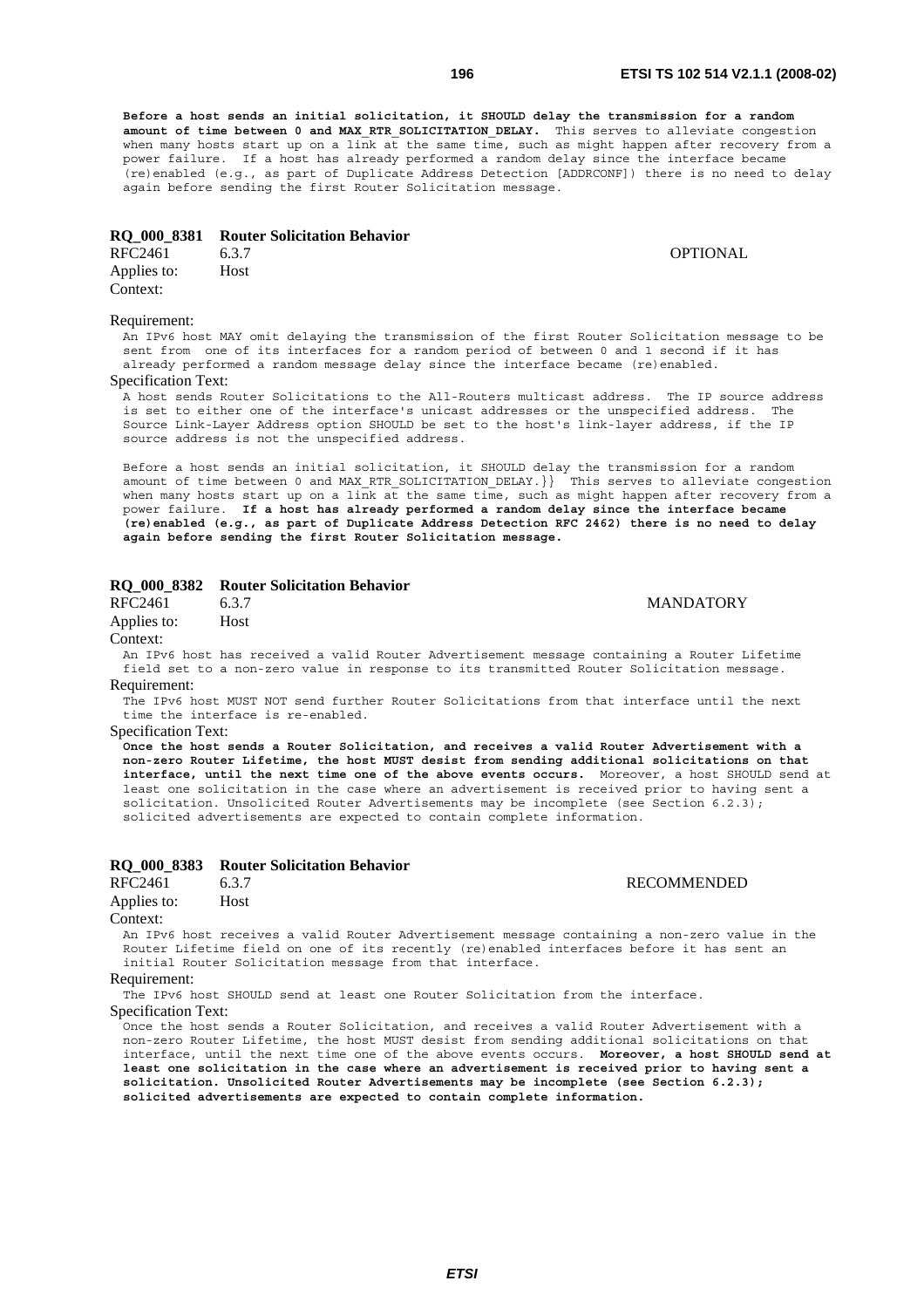**Before a host sends an initial solicitation, it SHOULD delay the transmission for a random amount of time between 0 and MAX_RTR_SOLICITATION_DELAY.** This serves to alleviate congestion when many hosts start up on a link at the same time, such as might happen after recovery from a power failure. If a host has already performed a random delay since the interface became (re)enabled (e.g., as part of Duplicate Address Detection [ADDRCONF]) there is no need to delay again before sending the first Router Solicitation message.

**RQ_000_8381 Router Solicitation Behavior**

RFC2461 6.3.7 OPTIONAL

Applies to: Host

Context:

Requirement:

An IPv6 host MAY omit delaying the transmission of the first Router Solicitation message to be sent from one of its interfaces for a random period of between 0 and 1 second if it has already performed a random message delay since the interface became (re)enabled.

Specification Text:

A host sends Router Solicitations to the All-Routers multicast address. The IP source address is set to either one of the interface's unicast addresses or the unspecified address. The Source Link-Layer Address option SHOULD be set to the host's link-layer address, if the IP source address is not the unspecified address.

Before a host sends an initial solicitation, it SHOULD delay the transmission for a random amount of time between 0 and MAX_RTR_SOLICITATION_DELAY.}} This serves to alleviate congestion when many hosts start up on a link at the same time, such as might happen after recovery from a power failure. **If a host has already performed a random delay since the interface became (re)enabled (e.g., as part of Duplicate Address Detection RFC 2462) there is no need to delay again before sending the first Router Solicitation message.**

**RQ_000_8382 Router Solicitation Behavior**

RFC2461 6.3.7 MANDATORY

Applies to: Host

Context:

An IPv6 host has received a valid Router Advertisement message containing a Router Lifetime field set to a non-zero value in response to its transmitted Router Solicitation message.

Requirement:

The IPv6 host MUST NOT send further Router Solicitations from that interface until the next time the interface is re-enabled.

Specification Text:

**Once the host sends a Router Solicitation, and receives a valid Router Advertisement with a non-zero Router Lifetime, the host MUST desist from sending additional solicitations on that interface, until the next time one of the above events occurs.** Moreover, a host SHOULD send at least one solicitation in the case where an advertisement is received prior to having sent a solicitation. Unsolicited Router Advertisements may be incomplete (see Section 6.2.3); solicited advertisements are expected to contain complete information.

**RQ_000_8383 Router Solicitation Behavior**

RFC2461 6.3.7 RECOMMENDED

Applies to: Host

Context:

An IPv6 host receives a valid Router Advertisement message containing a non-zero value in the Router Lifetime field on one of its recently (re)enabled interfaces before it has sent an initial Router Solicitation message from that interface.

Requirement:

The IPv6 host SHOULD send at least one Router Solicitation from the interface.

Specification Text:

Once the host sends a Router Solicitation, and receives a valid Router Advertisement with a non-zero Router Lifetime, the host MUST desist from sending additional solicitations on that interface, until the next time one of the above events occurs. **Moreover, a host SHOULD send at least one solicitation in the case where an advertisement is received prior to having sent a solicitation. Unsolicited Router Advertisements may be incomplete (see Section 6.2.3); solicited advertisements are expected to contain complete information.**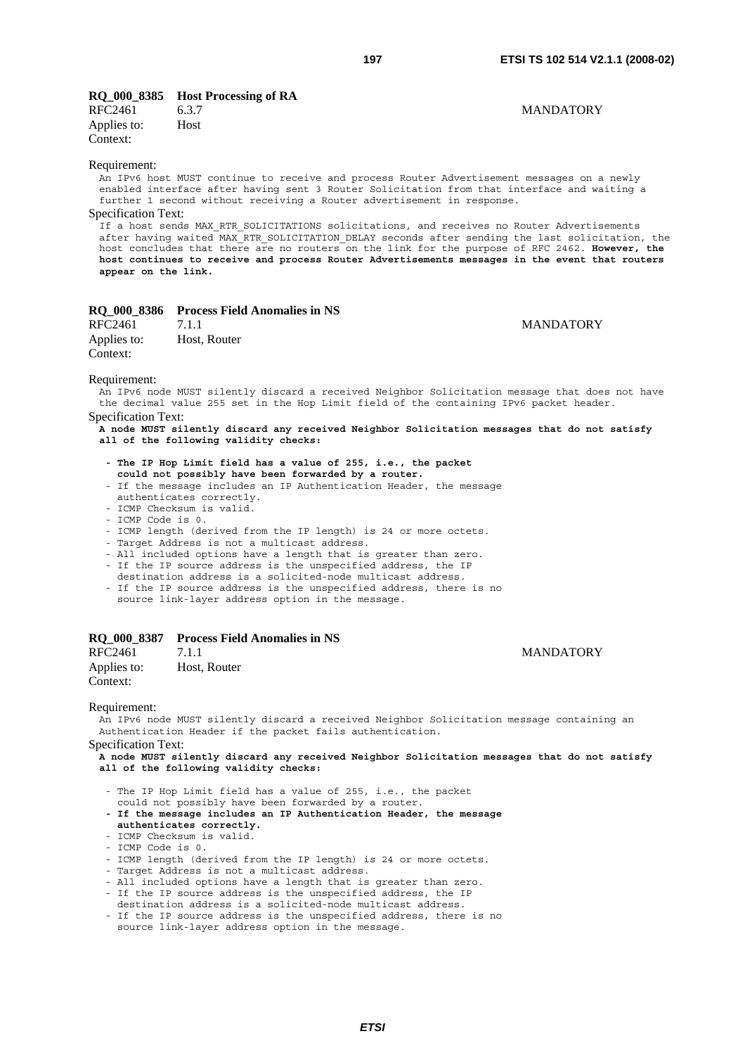**RQ_000_8385 Host Processing of RA**

RFC2461 6.3.7 MANDATORY

Applies to: Host

Context:

Requirement:

An IPv6 host MUST continue to receive and process Router Advertisement messages on a newly enabled interface after having sent 3 Router Solicitation from that interface and waiting a further 1 second without receiving a Router advertisement in response.

Specification Text:

If a host sends MAX_RTR_SOLICITATIONS solicitations, and receives no Router Advertisements after having waited MAX_RTR_SOLICITATION_DELAY seconds after sending the last solicitation, the host concludes that there are no routers on the link for the purpose of RFC 2462. **However, the host continues to receive and process Router Advertisements messages in the event that routers appear on the link.**

**RQ_000_8386 Process Field Anomalies in NS**

RFC2461 7.1.1 MANDATORY

Applies to: Host, Router

Context:

Requirement:

An IPv6 node MUST silently discard a received Neighbor Solicitation message that does not have the decimal value 255 set in the Hop Limit field of the containing IPv6 packet header.

Specification Text:

**A node MUST silently discard any received Neighbor Solicitation messages that do not satisfy all of the following validity checks:**

- **The IP Hop Limit field has a value of 255, i.e., the packet could not possibly have been forwarded by a router.**
- If the message includes an IP Authentication Header, the message authenticates correctly.
- ICMP Checksum is valid.
- ICMP Code is 0.
- ICMP length (derived from the IP length) is 24 or more octets.
- Target Address is not a multicast address.
- All included options have a length that is greater than zero.
- If the IP source address is the unspecified address, the IP destination address is a solicited-node multicast address.
- If the IP source address is the unspecified address, there is no source link-layer address option in the message.

**RQ_000_8387 Process Field Anomalies in NS**

RFC2461 7.1.1 MANDATORY

Applies to: Host, Router

Context:

Requirement:

An IPv6 node MUST silently discard a received Neighbor Solicitation message containing an Authentication Header if the packet fails authentication.

Specification Text:

**A node MUST silently discard any received Neighbor Solicitation messages that do not satisfy all of the following validity checks:**

- The IP Hop Limit field has a value of 255, i.e., the packet could not possibly have been forwarded by a router.
- **If the message includes an IP Authentication Header, the message authenticates correctly.**
- ICMP Checksum is valid.
- ICMP Code is 0.
- ICMP length (derived from the IP length) is 24 or more octets.
- Target Address is not a multicast address.
- All included options have a length that is greater than zero.
- If the IP source address is the unspecified address, the IP destination address is a solicited-node multicast address.
- If the IP source address is the unspecified address, there is no source link-layer address option in the message.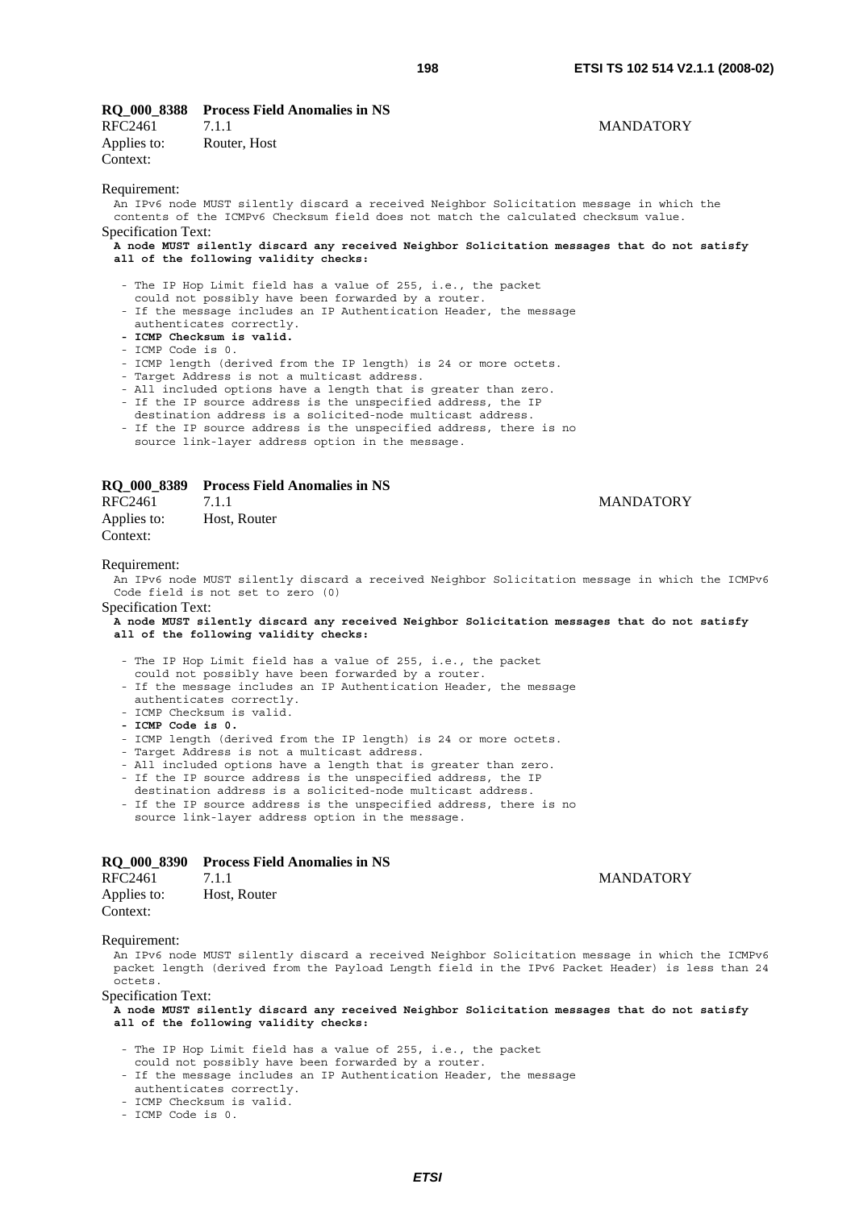### RQ_000_8388 Process Field Anomalies in NS

RFC2461 7.1.1 MANDATORY

Applies to: Router, Host

Context:

Requirement:

An IPv6 node MUST silently discard a received Neighbor Solicitation message in which the contents of the ICMPv6 Checksum field does not match the calculated checksum value.

Specification Text:

**A node MUST silently discard any received Neighbor Solicitation messages that do not satisfy all of the following validity checks:**

- The IP Hop Limit field has a value of 255, i.e., the packet could not possibly have been forwarded by a router.
- If the message includes an IP Authentication Header, the message authenticates correctly.
- **ICMP Checksum is valid.**
- ICMP Code is 0.
- ICMP length (derived from the IP length) is 24 or more octets.
- Target Address is not a multicast address.
- All included options have a length that is greater than zero.
- If the IP source address is the unspecified address, the IP destination address is a solicited-node multicast address.
- If the IP source address is the unspecified address, there is no source link-layer address option in the message.

### RQ_000_8389 Process Field Anomalies in NS

RFC2461 7.1.1 MANDATORY

Applies to: Host, Router

Context:

Requirement:

An IPv6 node MUST silently discard a received Neighbor Solicitation message in which the ICMPv6 Code field is not set to zero (0)

Specification Text:

**A node MUST silently discard any received Neighbor Solicitation messages that do not satisfy all of the following validity checks:**

- The IP Hop Limit field has a value of 255, i.e., the packet could not possibly have been forwarded by a router.
- If the message includes an IP Authentication Header, the message authenticates correctly.
- ICMP Checksum is valid.
- **ICMP Code is 0.**
- ICMP length (derived from the IP length) is 24 or more octets.
- Target Address is not a multicast address.
- All included options have a length that is greater than zero.
- If the IP source address is the unspecified address, the IP destination address is a solicited-node multicast address.
- If the IP source address is the unspecified address, there is no source link-layer address option in the message.

### RQ_000_8390 Process Field Anomalies in NS

RFC2461 7.1.1 MANDATORY

Applies to: Host, Router

Context:

Requirement:

An IPv6 node MUST silently discard a received Neighbor Solicitation message in which the ICMPv6 packet length (derived from the Payload Length field in the IPv6 Packet Header) is less than 24 octets.

Specification Text:

**A node MUST silently discard any received Neighbor Solicitation messages that do not satisfy all of the following validity checks:**

- The IP Hop Limit field has a value of 255, i.e., the packet could not possibly have been forwarded by a router.
- If the message includes an IP Authentication Header, the message authenticates correctly.
- ICMP Checksum is valid.
- ICMP Code is 0.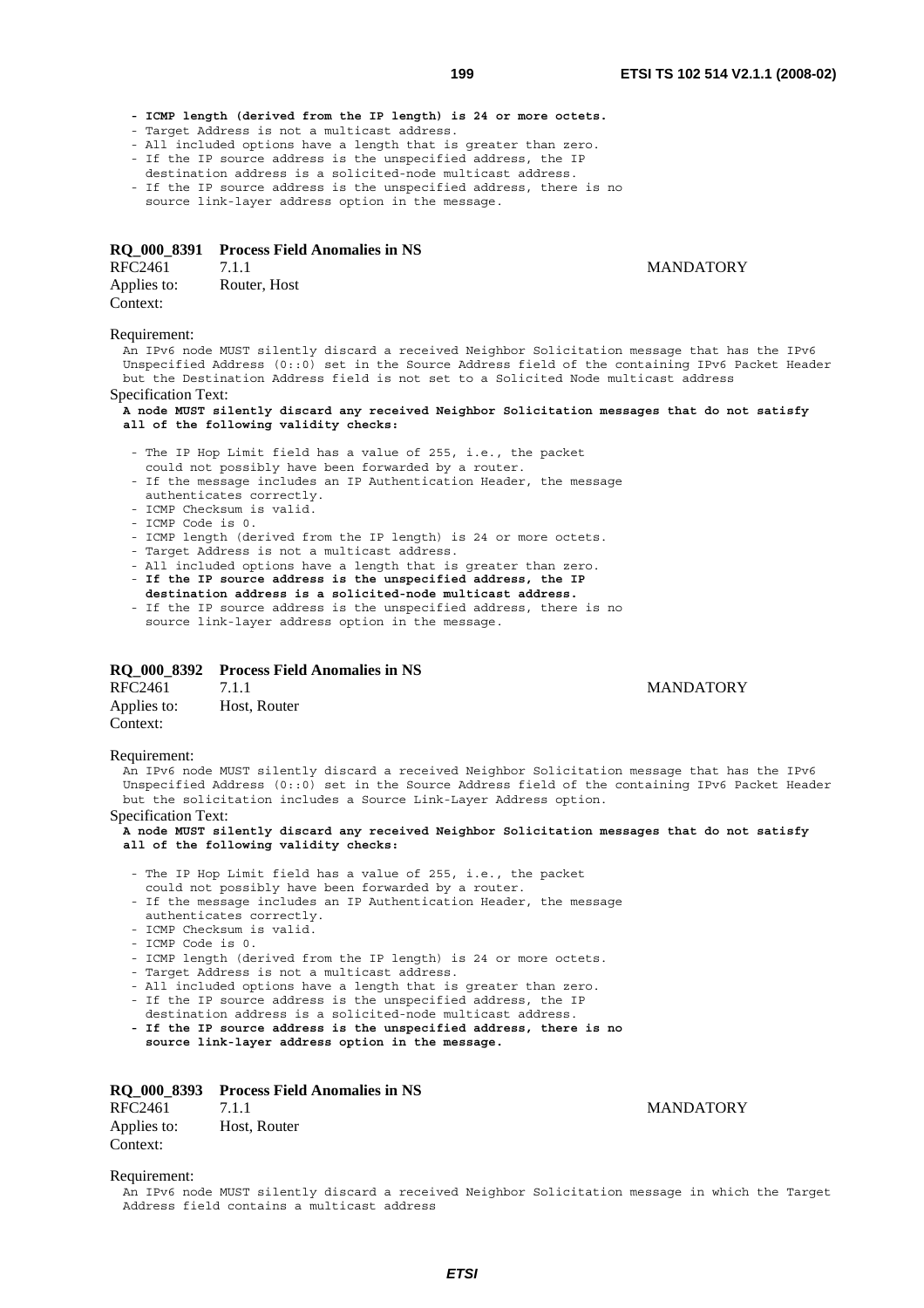**- ICMP length (derived from the IP length) is 24 or more octets.**

- Target Address is not a multicast address.
- All included options have a length that is greater than zero.
- If the IP source address is the unspecified address, the IP destination address is a solicited-node multicast address.
- If the IP source address is the unspecified address, there is no source link-layer address option in the message.

### RQ_000_8391 Process Field Anomalies in NS

RFC2461 7.1.1 MANDATORY

Applies to: Router, Host

Context:

Requirement:

An IPv6 node MUST silently discard a received Neighbor Solicitation message that has the IPv6 Unspecified Address (0::0) set in the Source Address field of the containing IPv6 Packet Header but the Destination Address field is not set to a Solicited Node multicast address

Specification Text:

**A node MUST silently discard any received Neighbor Solicitation messages that do not satisfy all of the following validity checks:**

- The IP Hop Limit field has a value of 255, i.e., the packet could not possibly have been forwarded by a router.
- If the message includes an IP Authentication Header, the message authenticates correctly.
- ICMP Checksum is valid.
- ICMP Code is 0.
- ICMP length (derived from the IP length) is 24 or more octets.
- Target Address is not a multicast address.
- All included options have a length that is greater than zero.
- **If the IP source address is the unspecified address, the IP destination address is a solicited-node multicast address.**
- If the IP source address is the unspecified address, there is no source link-layer address option in the message.

### RQ_000_8392 Process Field Anomalies in NS

RFC2461 7.1.1 MANDATORY

Applies to: Host, Router

Context:

Requirement:

An IPv6 node MUST silently discard a received Neighbor Solicitation message that has the IPv6 Unspecified Address (0::0) set in the Source Address field of the containing IPv6 Packet Header but the solicitation includes a Source Link-Layer Address option.

Specification Text:

**A node MUST silently discard any received Neighbor Solicitation messages that do not satisfy all of the following validity checks:**

- The IP Hop Limit field has a value of 255, i.e., the packet could not possibly have been forwarded by a router.
- If the message includes an IP Authentication Header, the message authenticates correctly.
- ICMP Checksum is valid.
- ICMP Code is 0.
- ICMP length (derived from the IP length) is 24 or more octets.
- Target Address is not a multicast address.
- All included options have a length that is greater than zero.
- If the IP source address is the unspecified address, the IP destination address is a solicited-node multicast address.
- **If the IP source address is the unspecified address, there is no source link-layer address option in the message.**

### RQ_000_8393 Process Field Anomalies in NS

RFC2461 7.1.1 MANDATORY

Applies to: Host, Router

Context:

Requirement:

An IPv6 node MUST silently discard a received Neighbor Solicitation message in which the Target Address field contains a multicast address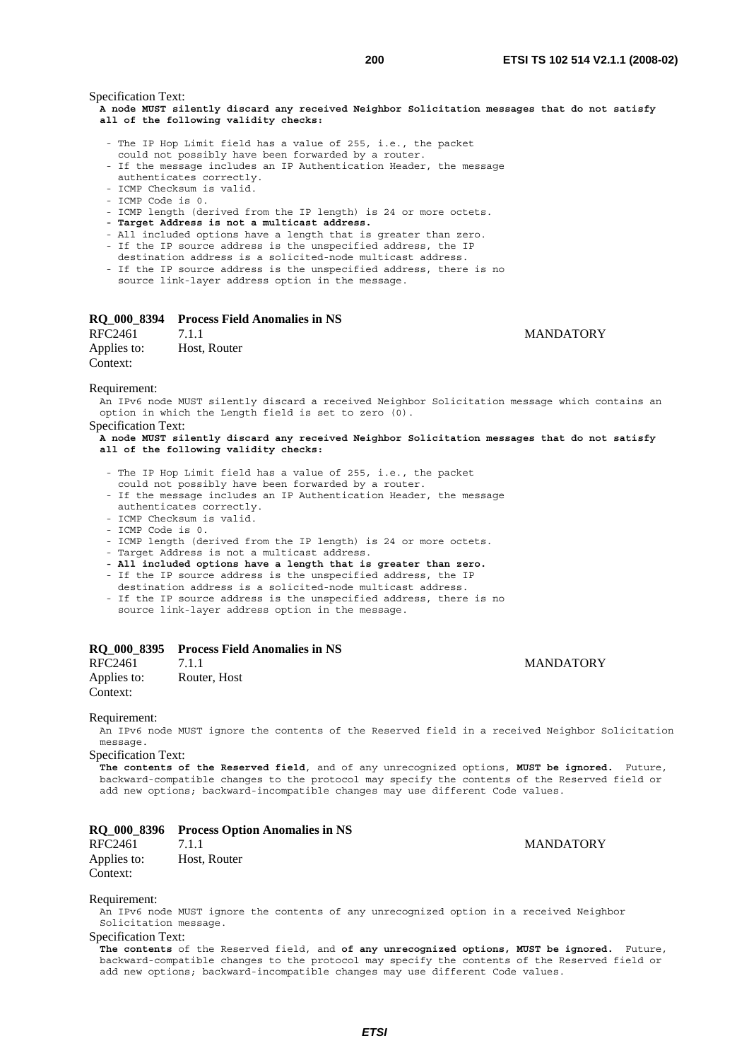Specification Text:

**A node MUST silently discard any received Neighbor Solicitation messages that do not satisfy all of the following validity checks:**

```
- The IP Hop Limit field has a value of 255, i.e., the packet
  could not possibly have been forwarded by a router.
- If the message includes an IP Authentication Header, the message
  authenticates correctly.
- ICMP Checksum is valid.
- ICMP Code is 0.
- ICMP length (derived from the IP length) is 24 or more octets.
- Target Address is not a multicast address.
- All included options have a length that is greater than zero.
- If the IP source address is the unspecified address, the IP
  destination address is a solicited-node multicast address.
- If the IP source address is the unspecified address, there is no
  source link-layer address option in the message.
```

**RQ_000_8394 Process Field Anomalies in NS**

RFC2461 7.1.1 MANDATORY

Applies to: Host, Router

Context:

Requirement:

An IPv6 node MUST silently discard a received Neighbor Solicitation message which contains an option in which the Length field is set to zero (0).

Specification Text:

**A node MUST silently discard any received Neighbor Solicitation messages that do not satisfy all of the following validity checks:**

```
- The IP Hop Limit field has a value of 255, i.e., the packet
  could not possibly have been forwarded by a router.
- If the message includes an IP Authentication Header, the message
  authenticates correctly.
- ICMP Checksum is valid.
- ICMP Code is 0.
- ICMP length (derived from the IP length) is 24 or more octets.
- Target Address is not a multicast address.
- All included options have a length that is greater than zero.
- If the IP source address is the unspecified address, the IP
  destination address is a solicited-node multicast address.
- If the IP source address is the unspecified address, there is no
  source link-layer address option in the message.
```

**RQ_000_8395 Process Field Anomalies in NS**

RFC2461 7.1.1 MANDATORY

Applies to: Router, Host

Context:

Requirement:

An IPv6 node MUST ignore the contents of the Reserved field in a received Neighbor Solicitation message.

Specification Text:

**The contents of the Reserved field**, and of any unrecognized options, **MUST be ignored.** Future, backward-compatible changes to the protocol may specify the contents of the Reserved field or add new options; backward-incompatible changes may use different Code values.

**RQ_000_8396 Process Option Anomalies in NS**

RFC2461 7.1.1 MANDATORY

Applies to: Host, Router

Context:

Requirement:

An IPv6 node MUST ignore the contents of any unrecognized option in a received Neighbor Solicitation message.

Specification Text:

**The contents** of the Reserved field, and **of any unrecognized options, MUST be ignored.** Future, backward-compatible changes to the protocol may specify the contents of the Reserved field or add new options; backward-incompatible changes may use different Code values.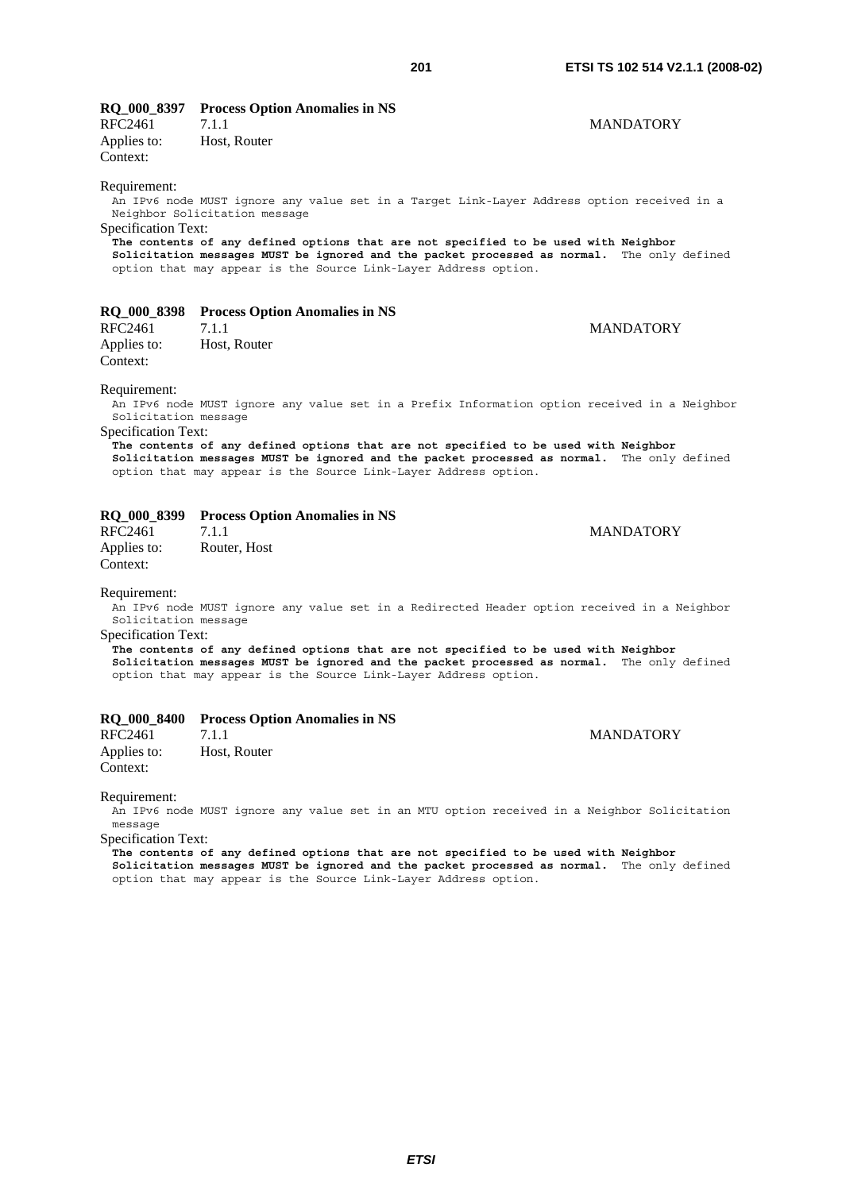**RQ_000_8397 Process Option Anomalies in NS**

RFC2461 7.1.1 MANDATORY
Applies to: Host, Router
Context:

Requirement:

An IPv6 node MUST ignore any value set in a Target Link-Layer Address option received in a Neighbor Solicitation message

Specification Text:

**The contents of any defined options that are not specified to be used with Neighbor Solicitation messages MUST be ignored and the packet processed as normal.** The only defined option that may appear is the Source Link-Layer Address option.

**RQ_000_8398 Process Option Anomalies in NS**

RFC2461 7.1.1 MANDATORY
Applies to: Host, Router
Context:

Requirement:

An IPv6 node MUST ignore any value set in a Prefix Information option received in a Neighbor Solicitation message

Specification Text:

**The contents of any defined options that are not specified to be used with Neighbor Solicitation messages MUST be ignored and the packet processed as normal.** The only defined option that may appear is the Source Link-Layer Address option.

**RQ_000_8399 Process Option Anomalies in NS**

RFC2461 7.1.1 MANDATORY
Applies to: Router, Host
Context:

Requirement:

An IPv6 node MUST ignore any value set in a Redirected Header option received in a Neighbor Solicitation message

Specification Text:

**The contents of any defined options that are not specified to be used with Neighbor Solicitation messages MUST be ignored and the packet processed as normal.** The only defined option that may appear is the Source Link-Layer Address option.

**RQ_000_8400 Process Option Anomalies in NS**

RFC2461 7.1.1 MANDATORY
Applies to: Host, Router
Context:

Requirement:

An IPv6 node MUST ignore any value set in an MTU option received in a Neighbor Solicitation message

Specification Text:

**The contents of any defined options that are not specified to be used with Neighbor Solicitation messages MUST be ignored and the packet processed as normal.** The only defined option that may appear is the Source Link-Layer Address option.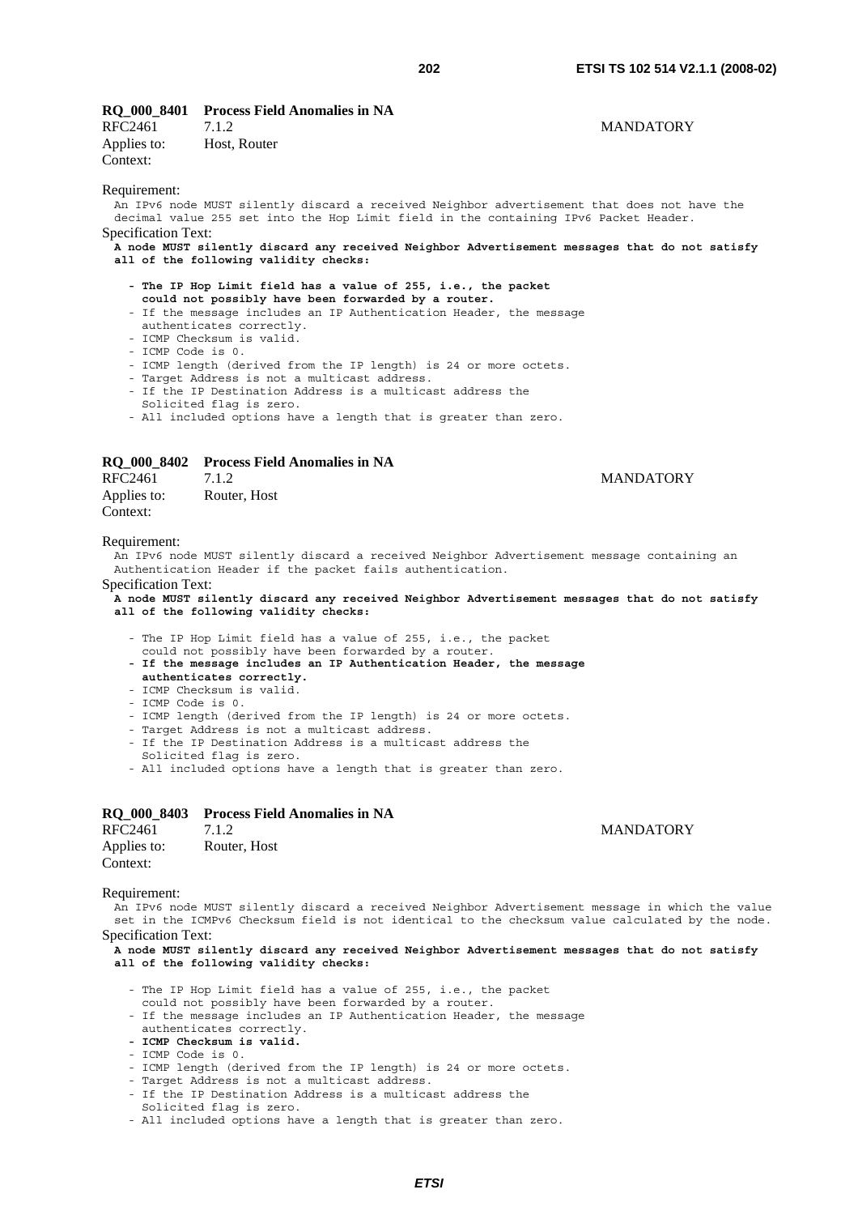**RQ_000_8401 Process Field Anomalies in NA**

RFC2461 7.1.2 MANDATORY

Applies to: Host, Router

Context:

Requirement:

An IPv6 node MUST silently discard a received Neighbor advertisement that does not have the decimal value 255 set into the Hop Limit field in the containing IPv6 Packet Header.

Specification Text:

**A node MUST silently discard any received Neighbor Advertisement messages that do not satisfy all of the following validity checks:**

- **The IP Hop Limit field has a value of 255, i.e., the packet could not possibly have been forwarded by a router.**
- If the message includes an IP Authentication Header, the message authenticates correctly.
- ICMP Checksum is valid.
- ICMP Code is 0.
- ICMP length (derived from the IP length) is 24 or more octets.
- Target Address is not a multicast address.
- If the IP Destination Address is a multicast address the Solicited flag is zero.
- All included options have a length that is greater than zero.

**RQ_000_8402 Process Field Anomalies in NA**

RFC2461 7.1.2 MANDATORY

Applies to: Router, Host

Context:

Requirement:

An IPv6 node MUST silently discard a received Neighbor Advertisement message containing an Authentication Header if the packet fails authentication.

Specification Text:

**A node MUST silently discard any received Neighbor Advertisement messages that do not satisfy all of the following validity checks:**

- The IP Hop Limit field has a value of 255, i.e., the packet could not possibly have been forwarded by a router.
- **If the message includes an IP Authentication Header, the message authenticates correctly.**
- ICMP Checksum is valid.
- ICMP Code is 0.
- ICMP length (derived from the IP length) is 24 or more octets.
- Target Address is not a multicast address.
- If the IP Destination Address is a multicast address the Solicited flag is zero.
- All included options have a length that is greater than zero.

**RQ_000_8403 Process Field Anomalies in NA**

RFC2461 7.1.2 MANDATORY

Applies to: Router, Host

Context:

Requirement:

An IPv6 node MUST silently discard a received Neighbor Advertisement message in which the value set in the ICMPv6 Checksum field is not identical to the checksum value calculated by the node.

Specification Text:

**A node MUST silently discard any received Neighbor Advertisement messages that do not satisfy all of the following validity checks:**

- The IP Hop Limit field has a value of 255, i.e., the packet could not possibly have been forwarded by a router.
- If the message includes an IP Authentication Header, the message authenticates correctly.
- **ICMP Checksum is valid.**
- ICMP Code is 0.
- ICMP length (derived from the IP length) is 24 or more octets.
- Target Address is not a multicast address.
- If the IP Destination Address is a multicast address the Solicited flag is zero.
- All included options have a length that is greater than zero.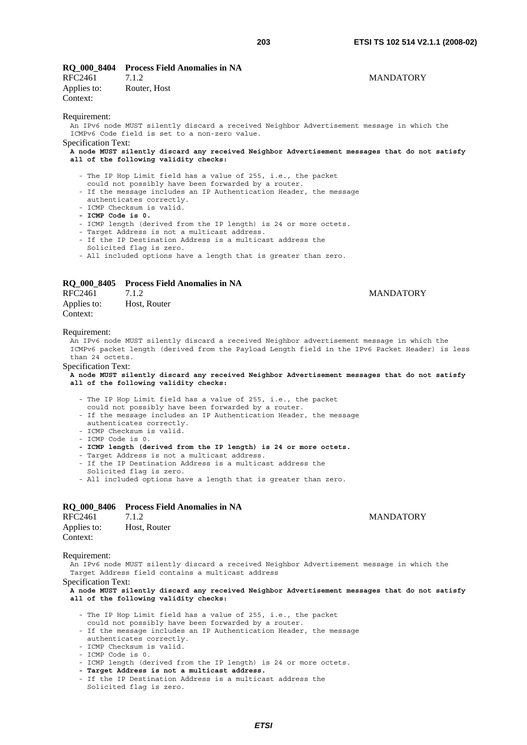**RQ_000_8404 Process Field Anomalies in NA**

RFC2461 7.1.2 MANDATORY

Applies to: Router, Host

Context:

Requirement:

```
An IPv6 node MUST silently discard a received Neighbor Advertisement message in which the
ICMPv6 Code field is set to a non-zero value.
```

Specification Text:

```
A node MUST silently discard any received Neighbor Advertisement messages that do not satisfy
all of the following validity checks:

   - The IP Hop Limit field has a value of 255, i.e., the packet
     could not possibly have been forwarded by a router.
   - If the message includes an IP Authentication Header, the message
     authenticates correctly.
   - ICMP Checksum is valid.
   - ICMP Code is 0.
   - ICMP length (derived from the IP length) is 24 or more octets.
   - Target Address is not a multicast address.
   - If the IP Destination Address is a multicast address the
     Solicited flag is zero.
   - All included options have a length that is greater than zero.
```

**RQ_000_8405 Process Field Anomalies in NA**

RFC2461 7.1.2 MANDATORY

Applies to: Host, Router

Context:

Requirement:

```
An IPv6 node MUST silently discard a received Neighbor advertisement message in which the
ICMPv6 packet length (derived from the Payload Length field in the IPv6 Packet Header) is less
than 24 octets.
```

Specification Text:

```
A node MUST silently discard any received Neighbor Advertisement messages that do not satisfy
all of the following validity checks:

   - The IP Hop Limit field has a value of 255, i.e., the packet
     could not possibly have been forwarded by a router.
   - If the message includes an IP Authentication Header, the message
     authenticates correctly.
   - ICMP Checksum is valid.
   - ICMP Code is 0.
   - ICMP length (derived from the IP length) is 24 or more octets.
   - Target Address is not a multicast address.
   - If the IP Destination Address is a multicast address the
     Solicited flag is zero.
   - All included options have a length that is greater than zero.
```

**RQ_000_8406 Process Field Anomalies in NA**

RFC2461 7.1.2 MANDATORY

Applies to: Host, Router

Context:

Requirement:

```
An IPv6 node MUST silently discard a received Neighbor Advertisement message in which the
Target Address field contains a multicast address
```

Specification Text:

```
A node MUST silently discard any received Neighbor Advertisement messages that do not satisfy
all of the following validity checks:

   - The IP Hop Limit field has a value of 255, i.e., the packet
     could not possibly have been forwarded by a router.
   - If the message includes an IP Authentication Header, the message
     authenticates correctly.
   - ICMP Checksum is valid.
   - ICMP Code is 0.
   - ICMP length (derived from the IP length) is 24 or more octets.
   - Target Address is not a multicast address.
   - If the IP Destination Address is a multicast address the
     Solicited flag is zero.
```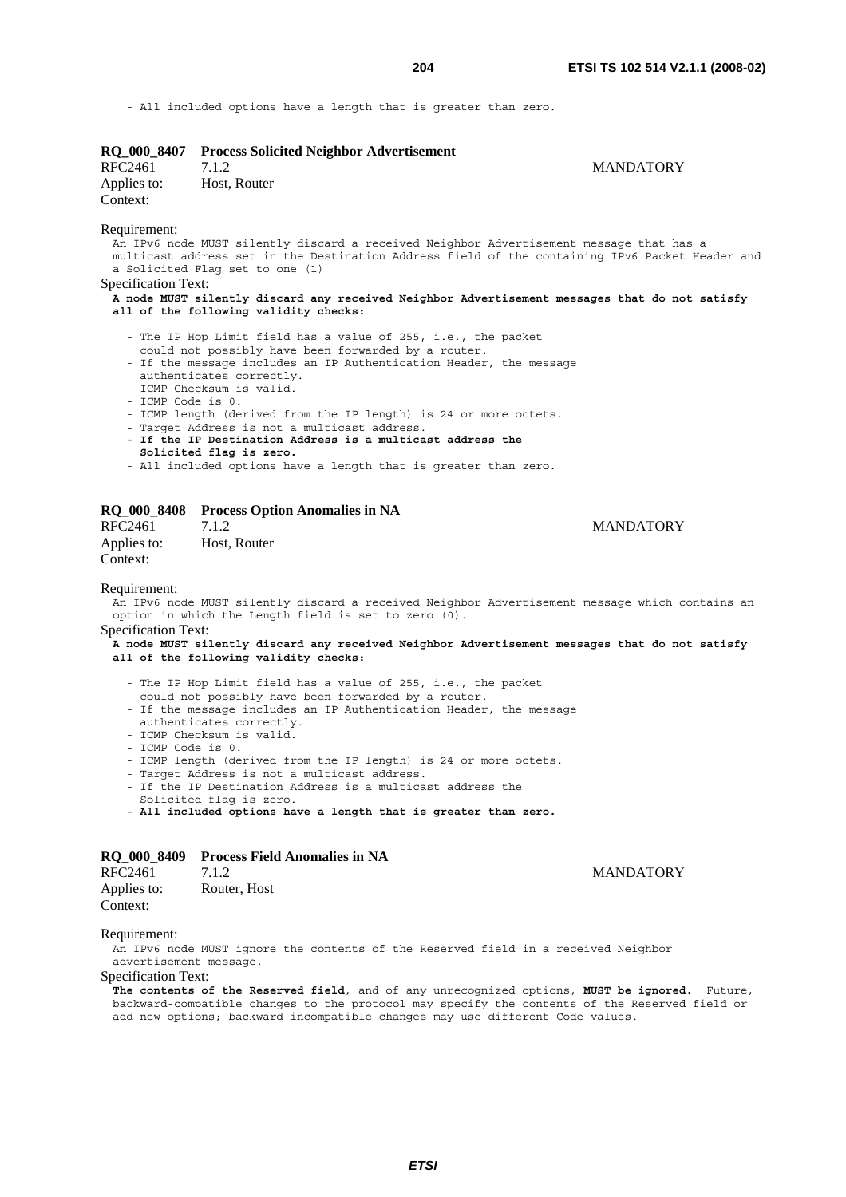- All included options have a length that is greater than zero.

**RQ_000_8407 Process Solicited Neighbor Advertisement**

RFC2461 7.1.2 MANDATORY

Applies to: Host, Router

Context:

Requirement:

An IPv6 node MUST silently discard a received Neighbor Advertisement message that has a multicast address set in the Destination Address field of the containing IPv6 Packet Header and a Solicited Flag set to one (1)

Specification Text:

**A node MUST silently discard any received Neighbor Advertisement messages that do not satisfy all of the following validity checks:**

- The IP Hop Limit field has a value of 255, i.e., the packet could not possibly have been forwarded by a router.
- If the message includes an IP Authentication Header, the message authenticates correctly.
- ICMP Checksum is valid.
- ICMP Code is 0.
- ICMP length (derived from the IP length) is 24 or more octets.
- Target Address is not a multicast address.
- **If the IP Destination Address is a multicast address the Solicited flag is zero.**
- All included options have a length that is greater than zero.

**RQ_000_8408 Process Option Anomalies in NA**

RFC2461 7.1.2 MANDATORY

Applies to: Host, Router

Context:

Requirement:

An IPv6 node MUST silently discard a received Neighbor Advertisement message which contains an option in which the Length field is set to zero (0).

Specification Text:

**A node MUST silently discard any received Neighbor Advertisement messages that do not satisfy all of the following validity checks:**

- The IP Hop Limit field has a value of 255, i.e., the packet could not possibly have been forwarded by a router.
- If the message includes an IP Authentication Header, the message authenticates correctly.
- ICMP Checksum is valid.
- ICMP Code is 0.
- ICMP length (derived from the IP length) is 24 or more octets.
- Target Address is not a multicast address.
- If the IP Destination Address is a multicast address the Solicited flag is zero.
- **All included options have a length that is greater than zero.**

**RQ_000_8409 Process Field Anomalies in NA**

RFC2461 7.1.2 MANDATORY

Applies to: Router, Host

Context:

Requirement:

An IPv6 node MUST ignore the contents of the Reserved field in a received Neighbor advertisement message.

Specification Text:

**The contents of the Reserved field**, and of any unrecognized options, **MUST be ignored.** Future, backward-compatible changes to the protocol may specify the contents of the Reserved field or add new options; backward-incompatible changes may use different Code values.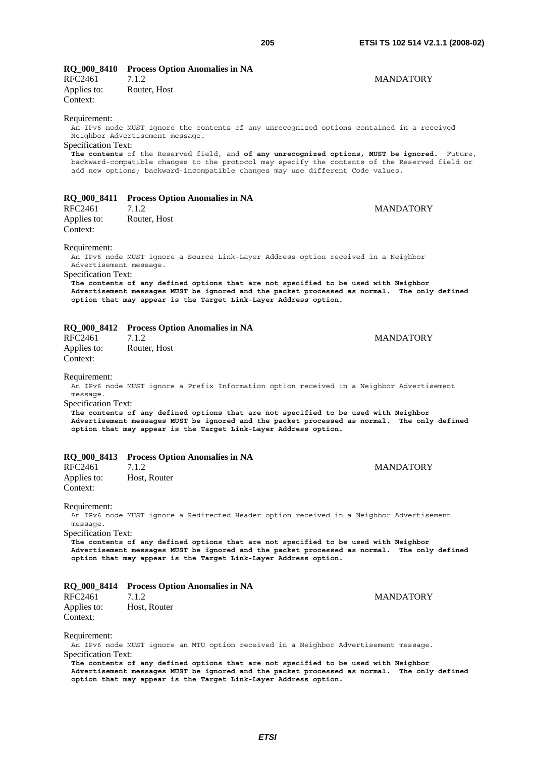**RQ_000_8410 Process Option Anomalies in NA**

RFC2461 7.1.2 MANDATORY

Applies to: Router, Host

Context:

Requirement:

```
An IPv6 node MUST ignore the contents of any unrecognized options contained in a received
Neighbor Advertisement message.
```

Specification Text:

**The contents** of the Reserved field, and **of any unrecognized options, MUST be ignored.** Future, backward-compatible changes to the protocol may specify the contents of the Reserved field or add new options; backward-incompatible changes may use different Code values.

**RQ_000_8411 Process Option Anomalies in NA**

RFC2461 7.1.2 MANDATORY

Applies to: Router, Host

Context:

Requirement:

```
An IPv6 node MUST ignore a Source Link-Layer Address option received in a Neighbor
Advertisement message.
```

Specification Text:

**The contents of any defined options that are not specified to be used with Neighbor Advertisement messages MUST be ignored and the packet processed as normal. The only defined option that may appear is the Target Link-Layer Address option.**

**RQ_000_8412 Process Option Anomalies in NA**

RFC2461 7.1.2 MANDATORY

Applies to: Router, Host

Context:

Requirement:

```
An IPv6 node MUST ignore a Prefix Information option received in a Neighbor Advertisement
message.
```

Specification Text:

**The contents of any defined options that are not specified to be used with Neighbor Advertisement messages MUST be ignored and the packet processed as normal. The only defined option that may appear is the Target Link-Layer Address option.**

**RQ_000_8413 Process Option Anomalies in NA**

RFC2461 7.1.2 MANDATORY

Applies to: Host, Router

Context:

Requirement:

```
An IPv6 node MUST ignore a Redirected Header option received in a Neighbor Advertisement
message.
```

Specification Text:

**The contents of any defined options that are not specified to be used with Neighbor Advertisement messages MUST be ignored and the packet processed as normal. The only defined option that may appear is the Target Link-Layer Address option.**

**RQ_000_8414 Process Option Anomalies in NA**

RFC2461 7.1.2 MANDATORY

Applies to: Host, Router

Context:

Requirement:

```
An IPv6 node MUST ignore an MTU option received in a Neighbor Advertisement message.
```

Specification Text:

**The contents of any defined options that are not specified to be used with Neighbor Advertisement messages MUST be ignored and the packet processed as normal. The only defined option that may appear is the Target Link-Layer Address option.**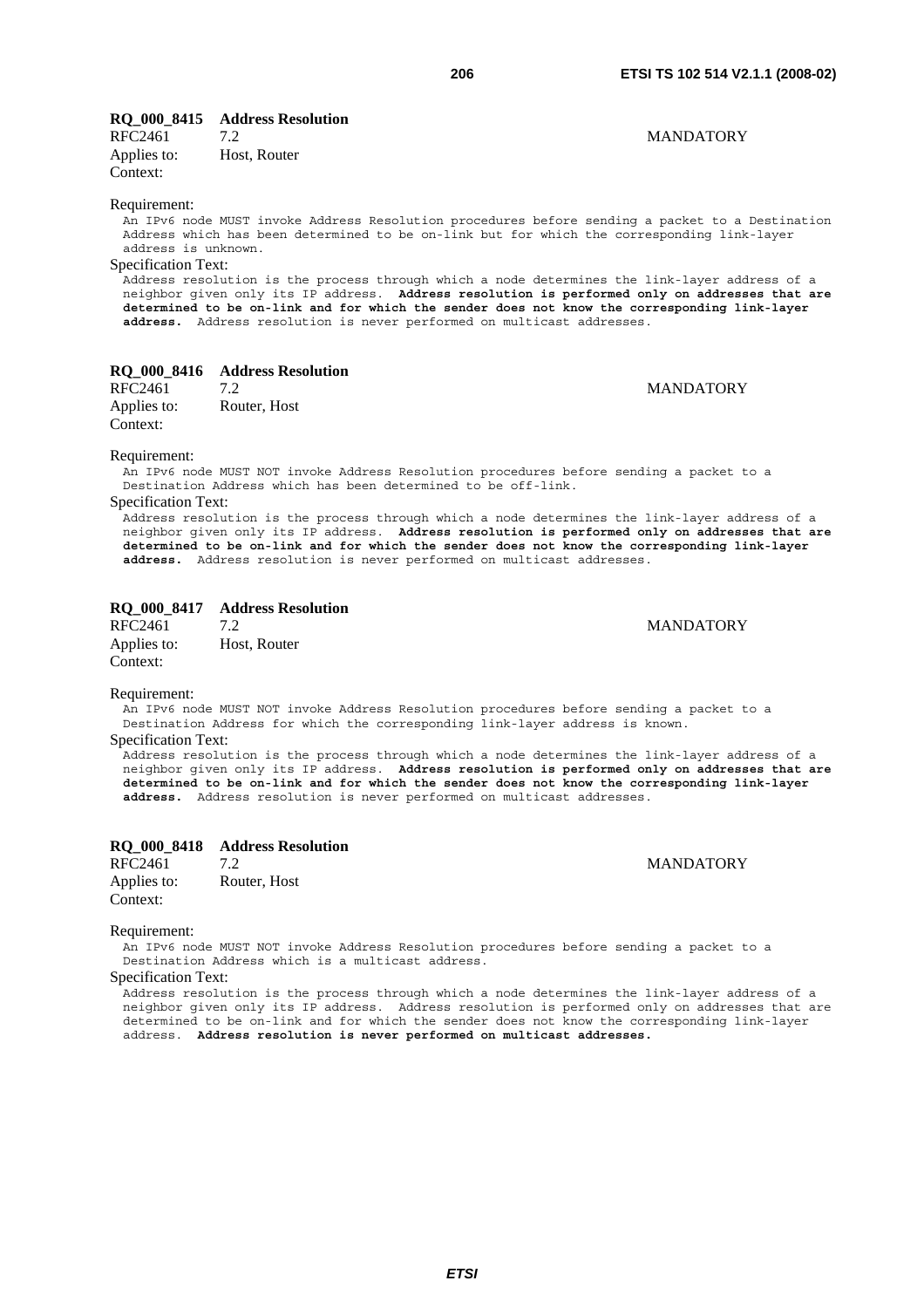**RQ_000_8415 Address Resolution**

RFC2461 7.2 MANDATORY

Applies to: Host, Router

Context:

Requirement:

An IPv6 node MUST invoke Address Resolution procedures before sending a packet to a Destination Address which has been determined to be on-link but for which the corresponding link-layer address is unknown.

Specification Text:

Address resolution is the process through which a node determines the link-layer address of a neighbor given only its IP address. **Address resolution is performed only on addresses that are determined to be on-link and for which the sender does not know the corresponding link-layer address.** Address resolution is never performed on multicast addresses.

**RQ_000_8416 Address Resolution**

RFC2461 7.2 MANDATORY

Applies to: Router, Host

Context:

Requirement:

An IPv6 node MUST NOT invoke Address Resolution procedures before sending a packet to a Destination Address which has been determined to be off-link.

Specification Text:

Address resolution is the process through which a node determines the link-layer address of a neighbor given only its IP address. **Address resolution is performed only on addresses that are determined to be on-link and for which the sender does not know the corresponding link-layer address.** Address resolution is never performed on multicast addresses.

**RQ_000_8417 Address Resolution**

RFC2461 7.2 MANDATORY

Applies to: Host, Router

Context:

Requirement:

An IPv6 node MUST NOT invoke Address Resolution procedures before sending a packet to a Destination Address for which the corresponding link-layer address is known.

Specification Text:

Address resolution is the process through which a node determines the link-layer address of a neighbor given only its IP address. **Address resolution is performed only on addresses that are determined to be on-link and for which the sender does not know the corresponding link-layer address.** Address resolution is never performed on multicast addresses.

**RQ_000_8418 Address Resolution**

RFC2461 7.2 MANDATORY

Applies to: Router, Host

Context:

Requirement:

An IPv6 node MUST NOT invoke Address Resolution procedures before sending a packet to a Destination Address which is a multicast address.

Specification Text:

Address resolution is the process through which a node determines the link-layer address of a neighbor given only its IP address. Address resolution is performed only on addresses that are determined to be on-link and for which the sender does not know the corresponding link-layer address. **Address resolution is never performed on multicast addresses.**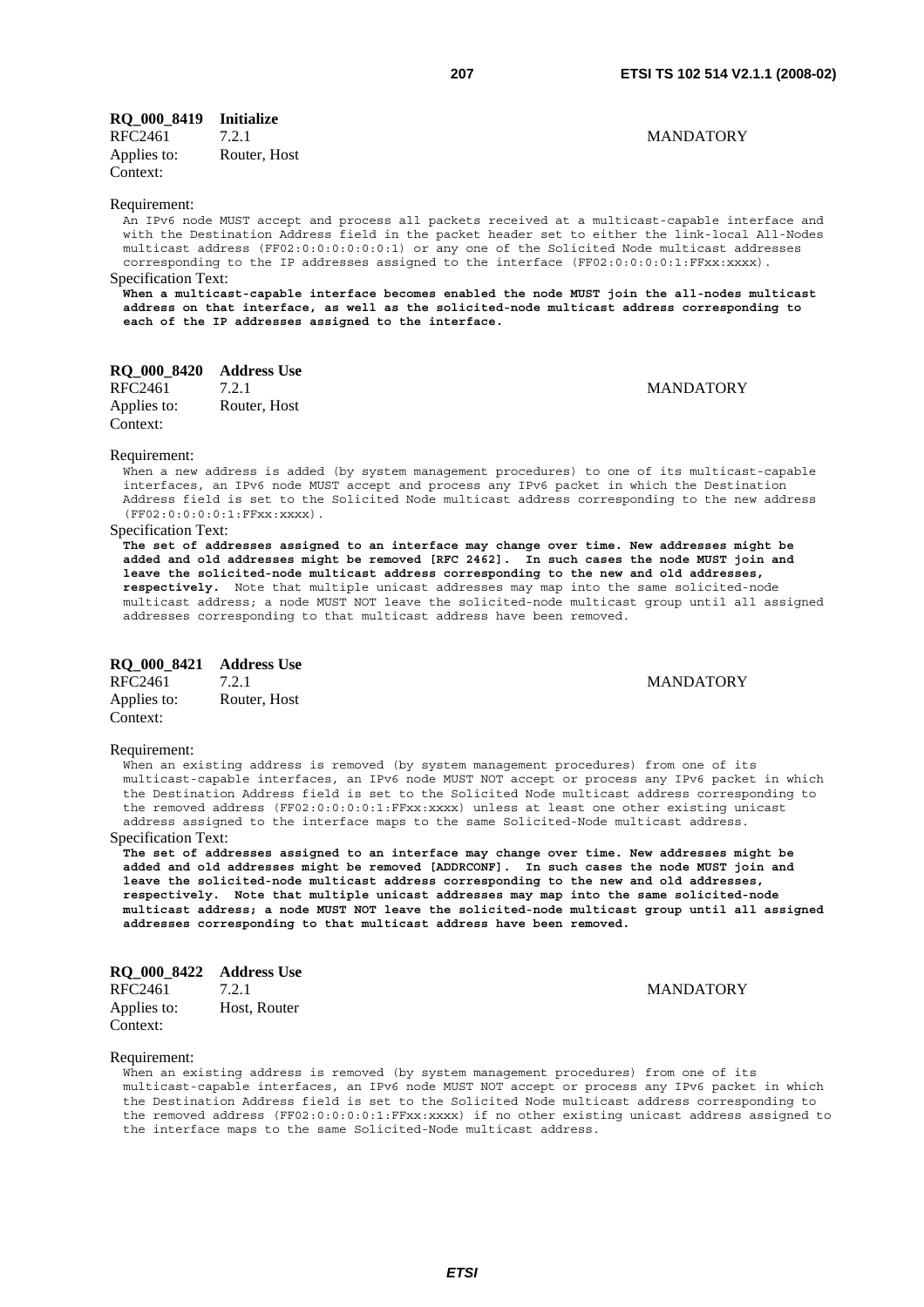**RQ_000_8419 Initialize**

RFC2461 7.2.1 MANDATORY

Applies to: Router, Host

Context:

Requirement:

An IPv6 node MUST accept and process all packets received at a multicast-capable interface and with the Destination Address field in the packet header set to either the link-local All-Nodes multicast address (FF02:0:0:0:0:0:0:1) or any one of the Solicited Node multicast addresses corresponding to the IP addresses assigned to the interface (FF02:0:0:0:0:1:FFxx:xxxx).

Specification Text:

**When a multicast-capable interface becomes enabled the node MUST join the all-nodes multicast address on that interface, as well as the solicited-node multicast address corresponding to each of the IP addresses assigned to the interface.**

**RQ_000_8420 Address Use**

RFC2461 7.2.1 MANDATORY

Applies to: Router, Host

Context:

Requirement:

When a new address is added (by system management procedures) to one of its multicast-capable interfaces, an IPv6 node MUST accept and process any IPv6 packet in which the Destination Address field is set to the Solicited Node multicast address corresponding to the new address (FF02:0:0:0:0:1:FFxx:xxxx).

Specification Text:

**The set of addresses assigned to an interface may change over time. New addresses might be added and old addresses might be removed [RFC 2462]. In such cases the node MUST join and leave the solicited-node multicast address corresponding to the new and old addresses, respectively.** Note that multiple unicast addresses may map into the same solicited-node multicast address; a node MUST NOT leave the solicited-node multicast group until all assigned addresses corresponding to that multicast address have been removed.

**RQ_000_8421 Address Use**

RFC2461 7.2.1 MANDATORY

Applies to: Router, Host

Context:

Requirement:

When an existing address is removed (by system management procedures) from one of its multicast-capable interfaces, an IPv6 node MUST NOT accept or process any IPv6 packet in which the Destination Address field is set to the Solicited Node multicast address corresponding to the removed address (FF02:0:0:0:0:1:FFxx:xxxx) unless at least one other existing unicast address assigned to the interface maps to the same Solicited-Node multicast address.

Specification Text:

**The set of addresses assigned to an interface may change over time. New addresses might be added and old addresses might be removed [ADDRCONF]. In such cases the node MUST join and leave the solicited-node multicast address corresponding to the new and old addresses, respectively. Note that multiple unicast addresses may map into the same solicited-node multicast address; a node MUST NOT leave the solicited-node multicast group until all assigned addresses corresponding to that multicast address have been removed.**

**RQ_000_8422 Address Use**

RFC2461 7.2.1 MANDATORY

Applies to: Host, Router

Context:

Requirement:

When an existing address is removed (by system management procedures) from one of its multicast-capable interfaces, an IPv6 node MUST NOT accept or process any IPv6 packet in which the Destination Address field is set to the Solicited Node multicast address corresponding to the removed address (FF02:0:0:0:0:1:FFxx:xxxx) if no other existing unicast address assigned to the interface maps to the same Solicited-Node multicast address.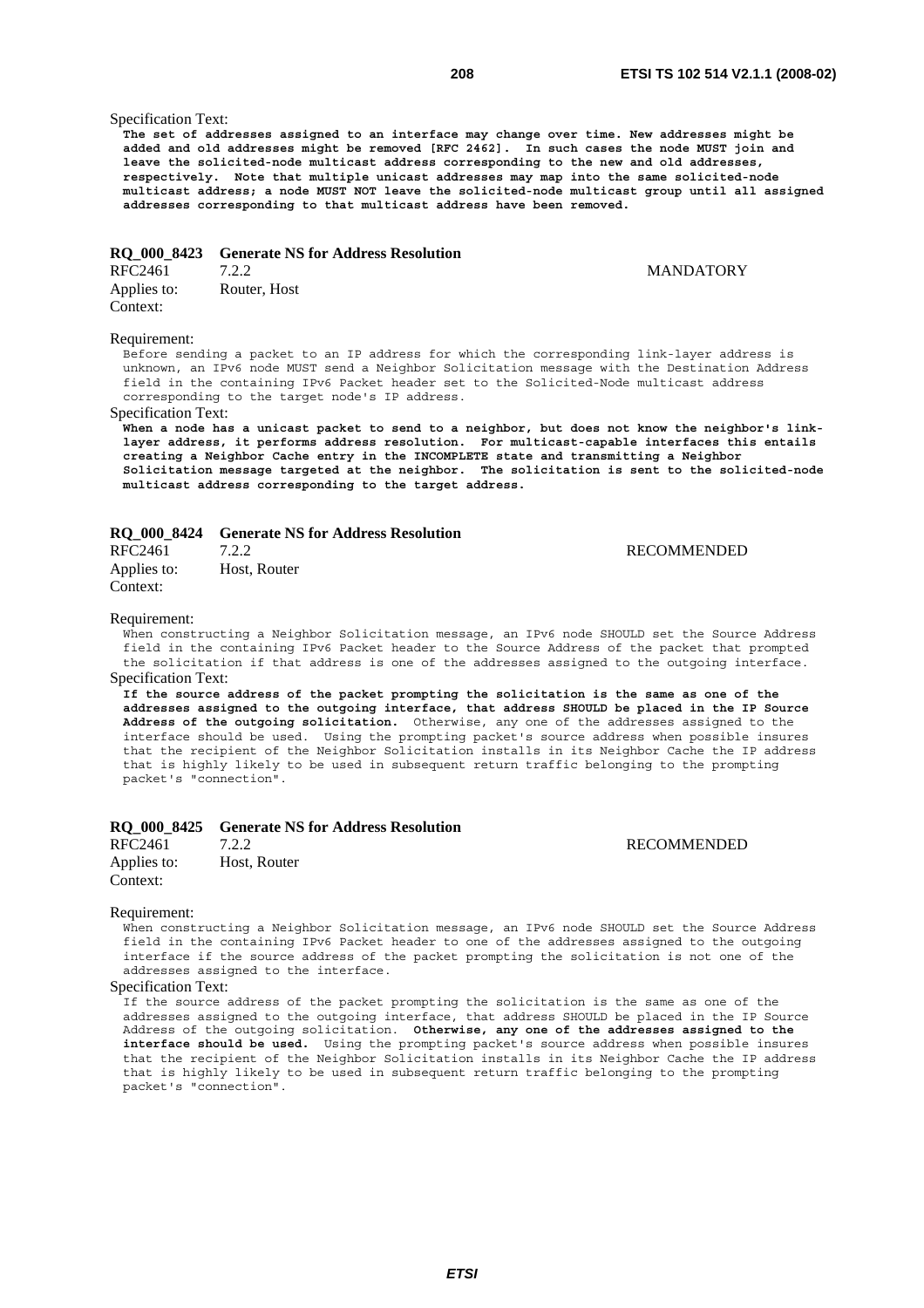Specification Text:

**The set of addresses assigned to an interface may change over time. New addresses might be added and old addresses might be removed [RFC 2462]. In such cases the node MUST join and leave the solicited-node multicast address corresponding to the new and old addresses, respectively. Note that multiple unicast addresses may map into the same solicited-node multicast address; a node MUST NOT leave the solicited-node multicast group until all assigned addresses corresponding to that multicast address have been removed.**

### RQ_000_8423 Generate NS for Address Resolution

RFC2461 7.2.2 MANDATORY

Applies to: Router, Host

Context:

Requirement:

Before sending a packet to an IP address for which the corresponding link-layer address is unknown, an IPv6 node MUST send a Neighbor Solicitation message with the Destination Address field in the containing IPv6 Packet header set to the Solicited-Node multicast address corresponding to the target node's IP address.

Specification Text:

**When a node has a unicast packet to send to a neighbor, but does not know the neighbor's link-layer address, it performs address resolution. For multicast-capable interfaces this entails creating a Neighbor Cache entry in the INCOMPLETE state and transmitting a Neighbor Solicitation message targeted at the neighbor. The solicitation is sent to the solicited-node multicast address corresponding to the target address.**

### RQ_000_8424 Generate NS for Address Resolution

RFC2461 7.2.2 RECOMMENDED

Applies to: Host, Router

Context:

Requirement:

When constructing a Neighbor Solicitation message, an IPv6 node SHOULD set the Source Address field in the containing IPv6 Packet header to the Source Address of the packet that prompted the solicitation if that address is one of the addresses assigned to the outgoing interface.

Specification Text:

**If the source address of the packet prompting the solicitation is the same as one of the addresses assigned to the outgoing interface, that address SHOULD be placed in the IP Source Address of the outgoing solicitation.** Otherwise, any one of the addresses assigned to the interface should be used. Using the prompting packet's source address when possible insures that the recipient of the Neighbor Solicitation installs in its Neighbor Cache the IP address that is highly likely to be used in subsequent return traffic belonging to the prompting packet's "connection".

### RQ_000_8425 Generate NS for Address Resolution

RFC2461 7.2.2 RECOMMENDED

Applies to: Host, Router

Context:

Requirement:

When constructing a Neighbor Solicitation message, an IPv6 node SHOULD set the Source Address field in the containing IPv6 Packet header to one of the addresses assigned to the outgoing interface if the source address of the packet prompting the solicitation is not one of the addresses assigned to the interface.

Specification Text:

If the source address of the packet prompting the solicitation is the same as one of the addresses assigned to the outgoing interface, that address SHOULD be placed in the IP Source Address of the outgoing solicitation. **Otherwise, any one of the addresses assigned to the interface should be used.** Using the prompting packet's source address when possible insures that the recipient of the Neighbor Solicitation installs in its Neighbor Cache the IP address that is highly likely to be used in subsequent return traffic belonging to the prompting packet's "connection".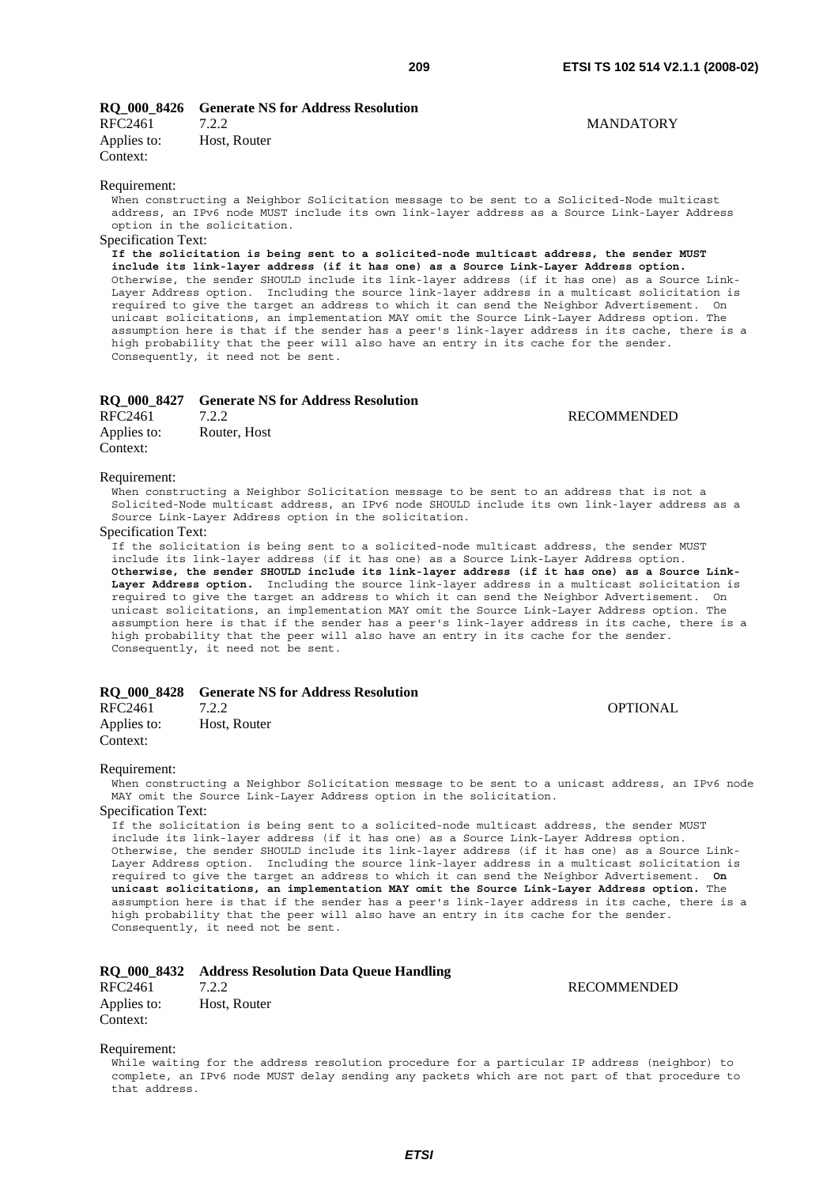**RQ_000_8426 Generate NS for Address Resolution**

RFC2461 7.2.2 MANDATORY

Applies to: Host, Router

Context:

Requirement:

When constructing a Neighbor Solicitation message to be sent to a Solicited-Node multicast address, an IPv6 node MUST include its own link-layer address as a Source Link-Layer Address option in the solicitation.

Specification Text:

**If the solicitation is being sent to a solicited-node multicast address, the sender MUST include its link-layer address (if it has one) as a Source Link-Layer Address option.** Otherwise, the sender SHOULD include its link-layer address (if it has one) as a Source Link-Layer Address option. Including the source link-layer address in a multicast solicitation is required to give the target an address to which it can send the Neighbor Advertisement. On unicast solicitations, an implementation MAY omit the Source Link-Layer Address option. The assumption here is that if the sender has a peer's link-layer address in its cache, there is a high probability that the peer will also have an entry in its cache for the sender. Consequently, it need not be sent.

**RQ_000_8427 Generate NS for Address Resolution**

RFC2461 7.2.2 RECOMMENDED

Applies to: Router, Host

Context:

Requirement:

When constructing a Neighbor Solicitation message to be sent to an address that is not a Solicited-Node multicast address, an IPv6 node SHOULD include its own link-layer address as a Source Link-Layer Address option in the solicitation.

Specification Text:

If the solicitation is being sent to a solicited-node multicast address, the sender MUST include its link-layer address (if it has one) as a Source Link-Layer Address option. **Otherwise, the sender SHOULD include its link-layer address (if it has one) as a Source Link-Layer Address option.** Including the source link-layer address in a multicast solicitation is required to give the target an address to which it can send the Neighbor Advertisement. On unicast solicitations, an implementation MAY omit the Source Link-Layer Address option. The assumption here is that if the sender has a peer's link-layer address in its cache, there is a high probability that the peer will also have an entry in its cache for the sender. Consequently, it need not be sent.

**RQ_000_8428 Generate NS for Address Resolution**

RFC2461 7.2.2 OPTIONAL

Applies to: Host, Router

Context:

Requirement:

When constructing a Neighbor Solicitation message to be sent to a unicast address, an IPv6 node MAY omit the Source Link-Layer Address option in the solicitation.

Specification Text:

If the solicitation is being sent to a solicited-node multicast address, the sender MUST include its link-layer address (if it has one) as a Source Link-Layer Address option. Otherwise, the sender SHOULD include its link-layer address (if it has one) as a Source Link-Layer Address option. Including the source link-layer address in a multicast solicitation is required to give the target an address to which it can send the Neighbor Advertisement. **On unicast solicitations, an implementation MAY omit the Source Link-Layer Address option.** The assumption here is that if the sender has a peer's link-layer address in its cache, there is a high probability that the peer will also have an entry in its cache for the sender. Consequently, it need not be sent.

**RQ_000_8432 Address Resolution Data Queue Handling**

RFC2461 7.2.2 RECOMMENDED

Applies to: Host, Router

Context:

Requirement:

While waiting for the address resolution procedure for a particular IP address (neighbor) to complete, an IPv6 node MUST delay sending any packets which are not part of that procedure to that address.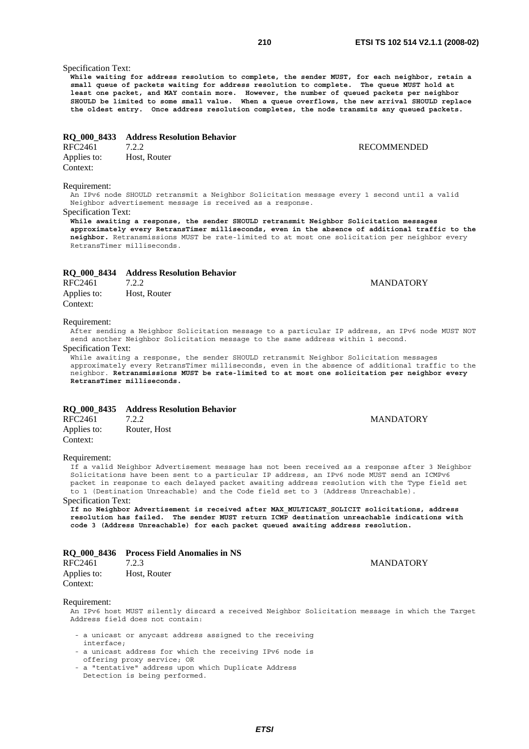Specification Text:

**While waiting for address resolution to complete, the sender MUST, for each neighbor, retain a small queue of packets waiting for address resolution to complete. The queue MUST hold at least one packet, and MAY contain more. However, the number of queued packets per neighbor SHOULD be limited to some small value. When a queue overflows, the new arrival SHOULD replace the oldest entry. Once address resolution completes, the node transmits any queued packets.**

**RQ_000_8433 Address Resolution Behavior**

RFC2461 7.2.2 RECOMMENDED

Applies to: Host, Router

Context:

Requirement:

An IPv6 node SHOULD retransmit a Neighbor Solicitation message every 1 second until a valid Neighbor advertisement message is received as a response.

Specification Text:

**While awaiting a response, the sender SHOULD retransmit Neighbor Solicitation messages approximately every RetransTimer milliseconds, even in the absence of additional traffic to the neighbor.** Retransmissions MUST be rate-limited to at most one solicitation per neighbor every RetransTimer milliseconds.

**RQ_000_8434 Address Resolution Behavior**

RFC2461 7.2.2 MANDATORY

Applies to: Host, Router

Context:

Requirement:

After sending a Neighbor Solicitation message to a particular IP address, an IPv6 node MUST NOT send another Neighbor Solicitation message to the same address within 1 second.

Specification Text:

While awaiting a response, the sender SHOULD retransmit Neighbor Solicitation messages approximately every RetransTimer milliseconds, even in the absence of additional traffic to the neighbor. **Retransmissions MUST be rate-limited to at most one solicitation per neighbor every RetransTimer milliseconds.**

**RQ_000_8435 Address Resolution Behavior**

RFC2461 7.2.2 MANDATORY

Applies to: Router, Host

Context:

Requirement:

If a valid Neighbor Advertisement message has not been received as a response after 3 Neighbor Solicitations have been sent to a particular IP address, an IPv6 node MUST send an ICMPv6 packet in response to each delayed packet awaiting address resolution with the Type field set to 1 (Destination Unreachable) and the Code field set to 3 (Address Unreachable).

Specification Text:

**If no Neighbor Advertisement is received after MAX_MULTICAST_SOLICIT solicitations, address resolution has failed. The sender MUST return ICMP destination unreachable indications with code 3 (Address Unreachable) for each packet queued awaiting address resolution.**

**RQ_000_8436 Process Field Anomalies in NS**

RFC2461 7.2.3 MANDATORY

Applies to: Host, Router

Context:

Requirement:

An IPv6 host MUST silently discard a received Neighbor Solicitation message in which the Target Address field does not contain:

- a unicast or anycast address assigned to the receiving interface;
- a unicast address for which the receiving IPv6 node is offering proxy service; OR
- a "tentative" address upon which Duplicate Address Detection is being performed.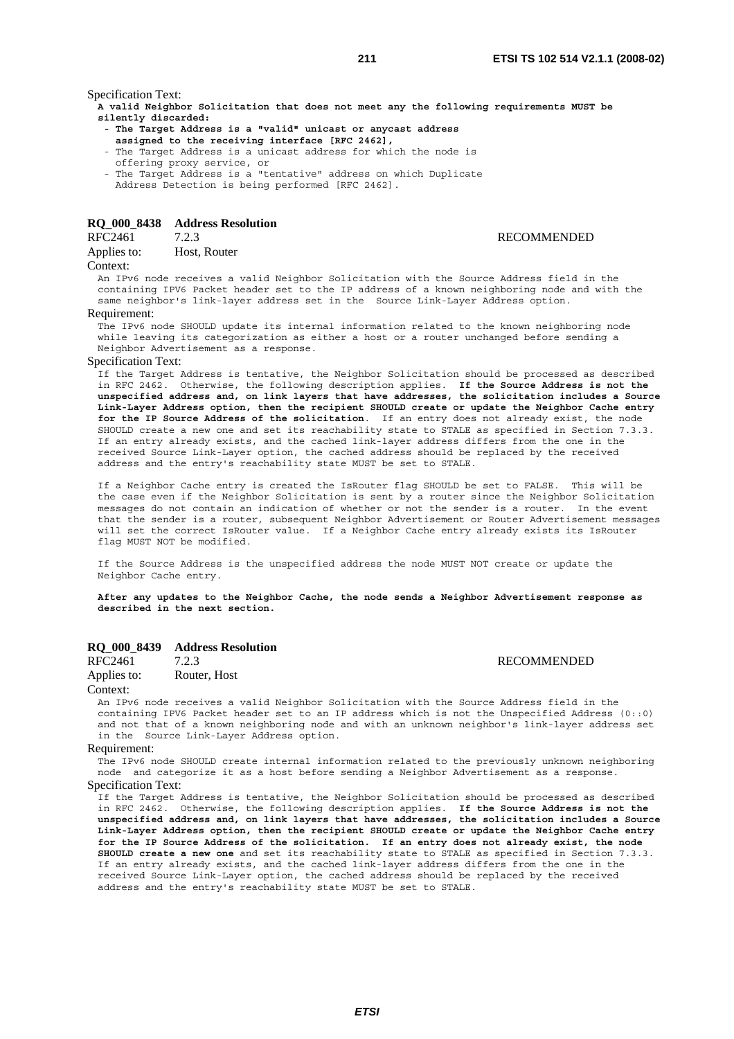Specification Text:

**A valid Neighbor Solicitation that does not meet any the following requirements MUST be silently discarded:**

- **The Target Address is a "valid" unicast or anycast address assigned to the receiving interface [RFC 2462],**
- The Target Address is a unicast address for which the node is offering proxy service, or
- The Target Address is a "tentative" address on which Duplicate Address Detection is being performed [RFC 2462].

### RQ_000_8438 Address Resolution

RFC2461 7.2.3 RECOMMENDED

Applies to: Host, Router

Context:

An IPv6 node receives a valid Neighbor Solicitation with the Source Address field in the containing IPV6 Packet header set to the IP address of a known neighboring node and with the same neighbor's link-layer address set in the Source Link-Layer Address option.

Requirement:

The IPv6 node SHOULD update its internal information related to the known neighboring node while leaving its categorization as either a host or a router unchanged before sending a Neighbor Advertisement as a response.

Specification Text:

If the Target Address is tentative, the Neighbor Solicitation should be processed as described in RFC 2462. Otherwise, the following description applies. **If the Source Address is not the unspecified address and, on link layers that have addresses, the solicitation includes a Source Link-Layer Address option, then the recipient SHOULD create or update the Neighbor Cache entry for the IP Source Address of the solicitation**. If an entry does not already exist, the node SHOULD create a new one and set its reachability state to STALE as specified in Section 7.3.3. If an entry already exists, and the cached link-layer address differs from the one in the received Source Link-Layer option, the cached address should be replaced by the received address and the entry's reachability state MUST be set to STALE.

If a Neighbor Cache entry is created the IsRouter flag SHOULD be set to FALSE. This will be the case even if the Neighbor Solicitation is sent by a router since the Neighbor Solicitation messages do not contain an indication of whether or not the sender is a router. In the event that the sender is a router, subsequent Neighbor Advertisement or Router Advertisement messages will set the correct IsRouter value. If a Neighbor Cache entry already exists its IsRouter flag MUST NOT be modified.

If the Source Address is the unspecified address the node MUST NOT create or update the Neighbor Cache entry.

**After any updates to the Neighbor Cache, the node sends a Neighbor Advertisement response as described in the next section.**

### RQ_000_8439 Address Resolution

RFC2461 7.2.3 RECOMMENDED

Applies to: Router, Host

Context:

An IPv6 node receives a valid Neighbor Solicitation with the Source Address field in the containing IPV6 Packet header set to an IP address which is not the Unspecified Address (0::0) and not that of a known neighboring node and with an unknown neighbor's link-layer address set in the Source Link-Layer Address option.

Requirement:

The IPv6 node SHOULD create internal information related to the previously unknown neighboring node and categorize it as a host before sending a Neighbor Advertisement as a response.

Specification Text:

If the Target Address is tentative, the Neighbor Solicitation should be processed as described in RFC 2462. Otherwise, the following description applies. **If the Source Address is not the unspecified address and, on link layers that have addresses, the solicitation includes a Source Link-Layer Address option, then the recipient SHOULD create or update the Neighbor Cache entry for the IP Source Address of the solicitation. If an entry does not already exist, the node SHOULD create a new one** and set its reachability state to STALE as specified in Section 7.3.3. If an entry already exists, and the cached link-layer address differs from the one in the received Source Link-Layer option, the cached address should be replaced by the received address and the entry's reachability state MUST be set to STALE.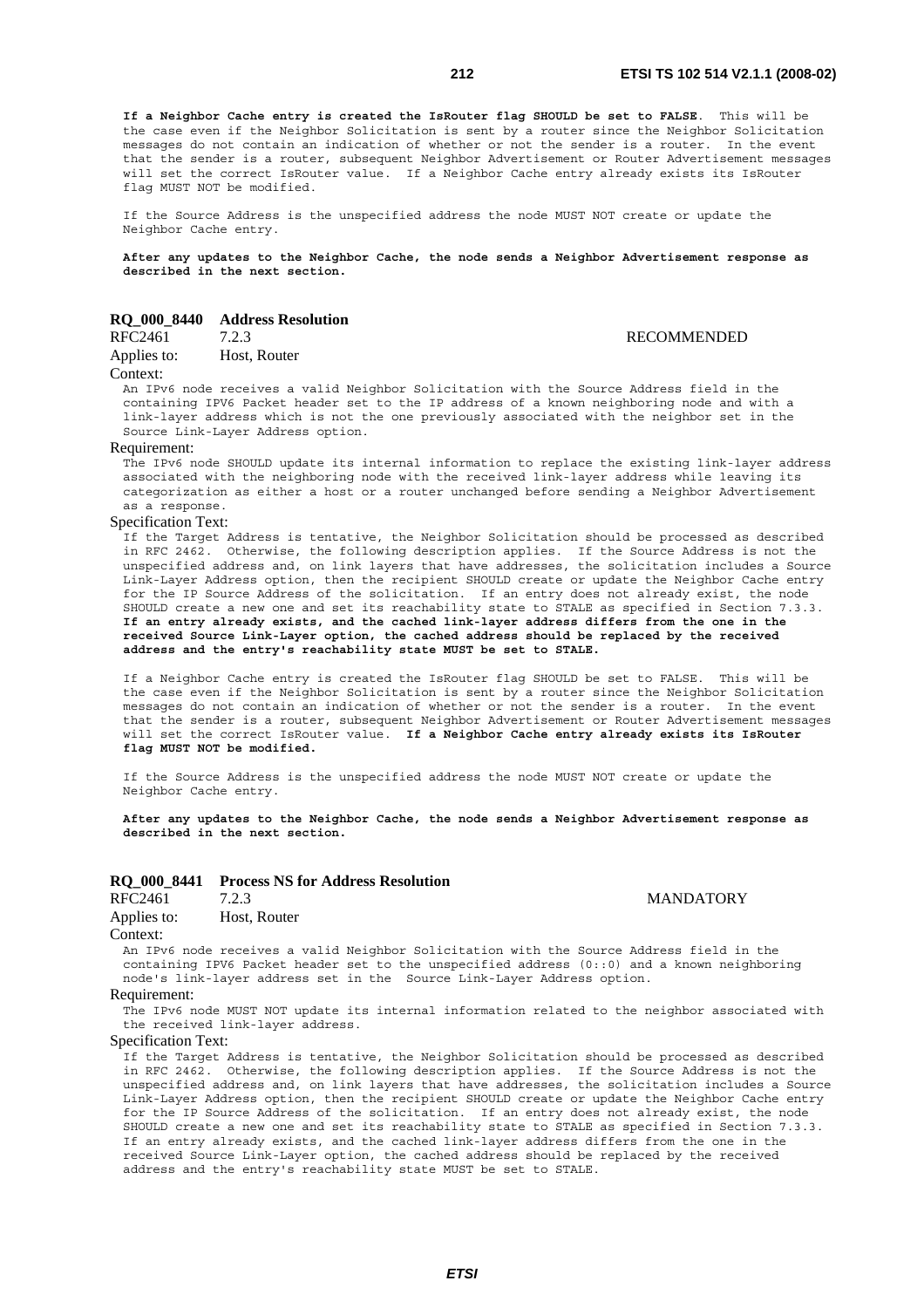**If a Neighbor Cache entry is created the IsRouter flag SHOULD be set to FALSE.** This will be the case even if the Neighbor Solicitation is sent by a router since the Neighbor Solicitation messages do not contain an indication of whether or not the sender is a router. In the event that the sender is a router, subsequent Neighbor Advertisement or Router Advertisement messages will set the correct IsRouter value. If a Neighbor Cache entry already exists its IsRouter flag MUST NOT be modified.

If the Source Address is the unspecified address the node MUST NOT create or update the Neighbor Cache entry.

**After any updates to the Neighbor Cache, the node sends a Neighbor Advertisement response as described in the next section.**

### RQ_000_8440 Address Resolution

RFC2461 7.2.3 RECOMMENDED

Applies to: Host, Router

Context:

An IPv6 node receives a valid Neighbor Solicitation with the Source Address field in the containing IPV6 Packet header set to the IP address of a known neighboring node and with a link-layer address which is not the one previously associated with the neighbor set in the Source Link-Layer Address option.

Requirement:

The IPv6 node SHOULD update its internal information to replace the existing link-layer address associated with the neighboring node with the received link-layer address while leaving its categorization as either a host or a router unchanged before sending a Neighbor Advertisement as a response.

Specification Text:

If the Target Address is tentative, the Neighbor Solicitation should be processed as described in RFC 2462. Otherwise, the following description applies. If the Source Address is not the unspecified address and, on link layers that have addresses, the solicitation includes a Source Link-Layer Address option, then the recipient SHOULD create or update the Neighbor Cache entry for the IP Source Address of the solicitation. If an entry does not already exist, the node SHOULD create a new one and set its reachability state to STALE as specified in Section 7.3.3. **If an entry already exists, and the cached link-layer address differs from the one in the received Source Link-Layer option, the cached address should be replaced by the received address and the entry's reachability state MUST be set to STALE.**

If a Neighbor Cache entry is created the IsRouter flag SHOULD be set to FALSE. This will be the case even if the Neighbor Solicitation is sent by a router since the Neighbor Solicitation messages do not contain an indication of whether or not the sender is a router. In the event that the sender is a router, subsequent Neighbor Advertisement or Router Advertisement messages will set the correct IsRouter value. **If a Neighbor Cache entry already exists its IsRouter flag MUST NOT be modified.**

If the Source Address is the unspecified address the node MUST NOT create or update the Neighbor Cache entry.

**After any updates to the Neighbor Cache, the node sends a Neighbor Advertisement response as described in the next section.**

### RQ_000_8441 Process NS for Address Resolution

RFC2461 7.2.3 MANDATORY

Applies to: Host, Router

Context:

An IPv6 node receives a valid Neighbor Solicitation with the Source Address field in the containing IPV6 Packet header set to the unspecified address (0::0) and a known neighboring node's link-layer address set in the Source Link-Layer Address option.

Requirement:

The IPv6 node MUST NOT update its internal information related to the neighbor associated with the received link-layer address.

Specification Text:

If the Target Address is tentative, the Neighbor Solicitation should be processed as described in RFC 2462. Otherwise, the following description applies. If the Source Address is not the unspecified address and, on link layers that have addresses, the solicitation includes a Source Link-Layer Address option, then the recipient SHOULD create or update the Neighbor Cache entry for the IP Source Address of the solicitation. If an entry does not already exist, the node SHOULD create a new one and set its reachability state to STALE as specified in Section 7.3.3. If an entry already exists, and the cached link-layer address differs from the one in the received Source Link-Layer option, the cached address should be replaced by the received address and the entry's reachability state MUST be set to STALE.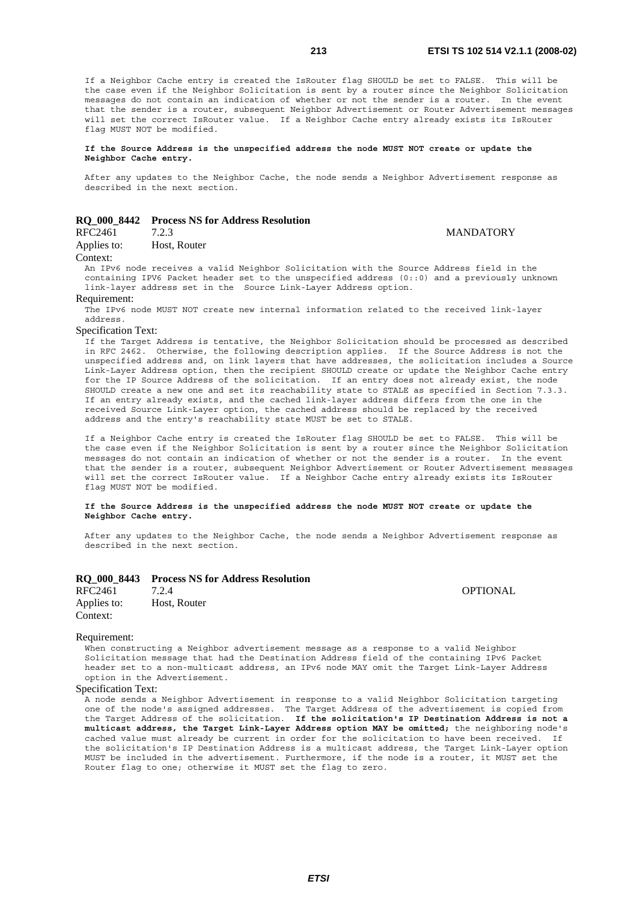If a Neighbor Cache entry is created the IsRouter flag SHOULD be set to FALSE. This will be the case even if the Neighbor Solicitation is sent by a router since the Neighbor Solicitation messages do not contain an indication of whether or not the sender is a router. In the event that the sender is a router, subsequent Neighbor Advertisement or Router Advertisement messages will set the correct IsRouter value. If a Neighbor Cache entry already exists its IsRouter flag MUST NOT be modified.

**If the Source Address is the unspecified address the node MUST NOT create or update the Neighbor Cache entry.**

After any updates to the Neighbor Cache, the node sends a Neighbor Advertisement response as described in the next section.

### RQ_000_8442 Process NS for Address Resolution

RFC2461 7.2.3 MANDATORY

Applies to: Host, Router

Context:

An IPv6 node receives a valid Neighbor Solicitation with the Source Address field in the containing IPV6 Packet header set to the unspecified address (0::0) and a previously unknown link-layer address set in the Source Link-Layer Address option.

Requirement:

The IPv6 node MUST NOT create new internal information related to the received link-layer address.

Specification Text:

If the Target Address is tentative, the Neighbor Solicitation should be processed as described in RFC 2462. Otherwise, the following description applies. If the Source Address is not the unspecified address and, on link layers that have addresses, the solicitation includes a Source Link-Layer Address option, then the recipient SHOULD create or update the Neighbor Cache entry for the IP Source Address of the solicitation. If an entry does not already exist, the node SHOULD create a new one and set its reachability state to STALE as specified in Section 7.3.3. If an entry already exists, and the cached link-layer address differs from the one in the received Source Link-Layer option, the cached address should be replaced by the received address and the entry's reachability state MUST be set to STALE.

If a Neighbor Cache entry is created the IsRouter flag SHOULD be set to FALSE. This will be the case even if the Neighbor Solicitation is sent by a router since the Neighbor Solicitation messages do not contain an indication of whether or not the sender is a router. In the event that the sender is a router, subsequent Neighbor Advertisement or Router Advertisement messages will set the correct IsRouter value. If a Neighbor Cache entry already exists its IsRouter flag MUST NOT be modified.

**If the Source Address is the unspecified address the node MUST NOT create or update the Neighbor Cache entry.**

After any updates to the Neighbor Cache, the node sends a Neighbor Advertisement response as described in the next section.

### RQ_000_8443 Process NS for Address Resolution

RFC2461 7.2.4 OPTIONAL

Applies to: Host, Router

Context:

Requirement:

When constructing a Neighbor advertisement message as a response to a valid Neighbor Solicitation message that had the Destination Address field of the containing IPv6 Packet header set to a non-multicast address, an IPv6 node MAY omit the Target Link-Layer Address option in the Advertisement.

Specification Text:

A node sends a Neighbor Advertisement in response to a valid Neighbor Solicitation targeting one of the node's assigned addresses. The Target Address of the advertisement is copied from the Target Address of the solicitation. **If the solicitation's IP Destination Address is not a multicast address, the Target Link-Layer Address option MAY be omitted;** the neighboring node's cached value must already be current in order for the solicitation to have been received. If the solicitation's IP Destination Address is a multicast address, the Target Link-Layer option MUST be included in the advertisement. Furthermore, if the node is a router, it MUST set the Router flag to one; otherwise it MUST set the flag to zero.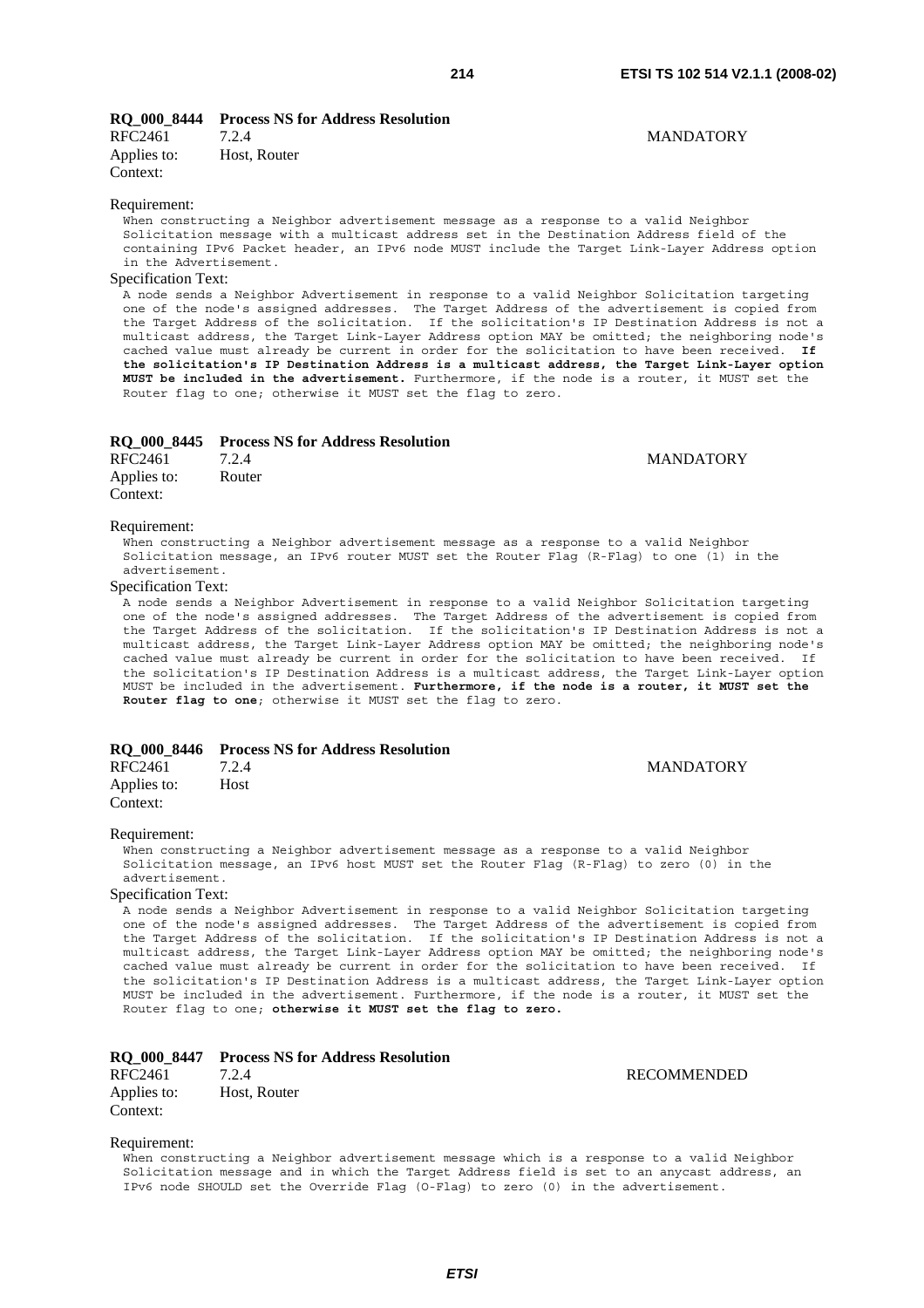**RQ_000_8444 Process NS for Address Resolution**

RFC2461 7.2.4 MANDATORY

Applies to: Host, Router

Context:

Requirement:

When constructing a Neighbor advertisement message as a response to a valid Neighbor Solicitation message with a multicast address set in the Destination Address field of the containing IPv6 Packet header, an IPv6 node MUST include the Target Link-Layer Address option in the Advertisement.

Specification Text:

A node sends a Neighbor Advertisement in response to a valid Neighbor Solicitation targeting one of the node's assigned addresses. The Target Address of the advertisement is copied from the Target Address of the solicitation. If the solicitation's IP Destination Address is not a multicast address, the Target Link-Layer Address option MAY be omitted; the neighboring node's cached value must already be current in order for the solicitation to have been received. **If the solicitation's IP Destination Address is a multicast address, the Target Link-Layer option MUST be included in the advertisement.** Furthermore, if the node is a router, it MUST set the Router flag to one; otherwise it MUST set the flag to zero.

**RQ_000_8445 Process NS for Address Resolution**

RFC2461 7.2.4 MANDATORY

Applies to: Router

Context:

Requirement:

When constructing a Neighbor advertisement message as a response to a valid Neighbor Solicitation message, an IPv6 router MUST set the Router Flag (R-Flag) to one (1) in the advertisement.

Specification Text:

A node sends a Neighbor Advertisement in response to a valid Neighbor Solicitation targeting one of the node's assigned addresses. The Target Address of the advertisement is copied from the Target Address of the solicitation. If the solicitation's IP Destination Address is not a multicast address, the Target Link-Layer Address option MAY be omitted; the neighboring node's cached value must already be current in order for the solicitation to have been received. If the solicitation's IP Destination Address is a multicast address, the Target Link-Layer option MUST be included in the advertisement. **Furthermore, if the node is a router, it MUST set the Router flag to one**; otherwise it MUST set the flag to zero.

**RQ_000_8446 Process NS for Address Resolution**

RFC2461 7.2.4 MANDATORY

Applies to: Host

Context:

Requirement:

When constructing a Neighbor advertisement message as a response to a valid Neighbor Solicitation message, an IPv6 host MUST set the Router Flag (R-Flag) to zero (0) in the advertisement.

Specification Text:

A node sends a Neighbor Advertisement in response to a valid Neighbor Solicitation targeting one of the node's assigned addresses. The Target Address of the advertisement is copied from the Target Address of the solicitation. If the solicitation's IP Destination Address is not a multicast address, the Target Link-Layer Address option MAY be omitted; the neighboring node's cached value must already be current in order for the solicitation to have been received. If the solicitation's IP Destination Address is a multicast address, the Target Link-Layer option MUST be included in the advertisement. Furthermore, if the node is a router, it MUST set the Router flag to one; **otherwise it MUST set the flag to zero.**

**RQ_000_8447 Process NS for Address Resolution**

RFC2461 7.2.4 RECOMMENDED

Applies to: Host, Router

Context:

Requirement:

When constructing a Neighbor advertisement message which is a response to a valid Neighbor Solicitation message and in which the Target Address field is set to an anycast address, an IPv6 node SHOULD set the Override Flag (O-Flag) to zero (0) in the advertisement.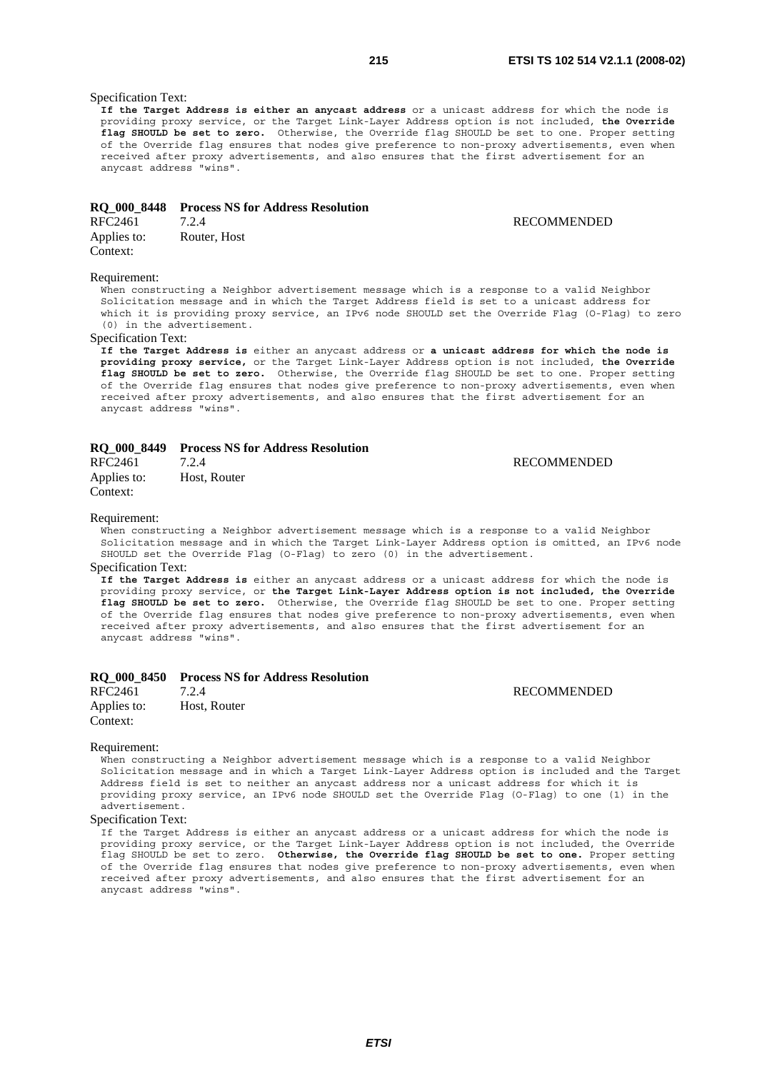Specification Text:

**If the Target Address is either an anycast address** or a unicast address for which the node is providing proxy service, or the Target Link-Layer Address option is not included, **the Override flag SHOULD be set to zero.** Otherwise, the Override flag SHOULD be set to one. Proper setting of the Override flag ensures that nodes give preference to non-proxy advertisements, even when received after proxy advertisements, and also ensures that the first advertisement for an anycast address "wins".

### RQ_000_8448 Process NS for Address Resolution

RFC2461 7.2.4 RECOMMENDED

Applies to: Router, Host

Context:

Requirement:

When constructing a Neighbor advertisement message which is a response to a valid Neighbor Solicitation message and in which the Target Address field is set to a unicast address for which it is providing proxy service, an IPv6 node SHOULD set the Override Flag (O-Flag) to zero (0) in the advertisement.

Specification Text:

**If the Target Address is** either an anycast address or **a unicast address for which the node is providing proxy service,** or the Target Link-Layer Address option is not included, **the Override flag SHOULD be set to zero.** Otherwise, the Override flag SHOULD be set to one. Proper setting of the Override flag ensures that nodes give preference to non-proxy advertisements, even when received after proxy advertisements, and also ensures that the first advertisement for an anycast address "wins".

### RQ_000_8449 Process NS for Address Resolution

RFC2461 7.2.4 RECOMMENDED

Applies to: Host, Router

Context:

Requirement:

When constructing a Neighbor advertisement message which is a response to a valid Neighbor Solicitation message and in which the Target Link-Layer Address option is omitted, an IPv6 node SHOULD set the Override Flag (O-Flag) to zero (0) in the advertisement.

Specification Text:

**If the Target Address is** either an anycast address or a unicast address for which the node is providing proxy service, or **the Target Link-Layer Address option is not included, the Override flag SHOULD be set to zero.** Otherwise, the Override flag SHOULD be set to one. Proper setting of the Override flag ensures that nodes give preference to non-proxy advertisements, even when received after proxy advertisements, and also ensures that the first advertisement for an anycast address "wins".

### RQ_000_8450 Process NS for Address Resolution

RFC2461 7.2.4 RECOMMENDED

Applies to: Host, Router

Context:

Requirement:

When constructing a Neighbor advertisement message which is a response to a valid Neighbor Solicitation message and in which a Target Link-Layer Address option is included and the Target Address field is set to neither an anycast address nor a unicast address for which it is providing proxy service, an IPv6 node SHOULD set the Override Flag (O-Flag) to one (1) in the advertisement.

Specification Text:

If the Target Address is either an anycast address or a unicast address for which the node is providing proxy service, or the Target Link-Layer Address option is not included, the Override flag SHOULD be set to zero. **Otherwise, the Override flag SHOULD be set to one.** Proper setting of the Override flag ensures that nodes give preference to non-proxy advertisements, even when received after proxy advertisements, and also ensures that the first advertisement for an anycast address "wins".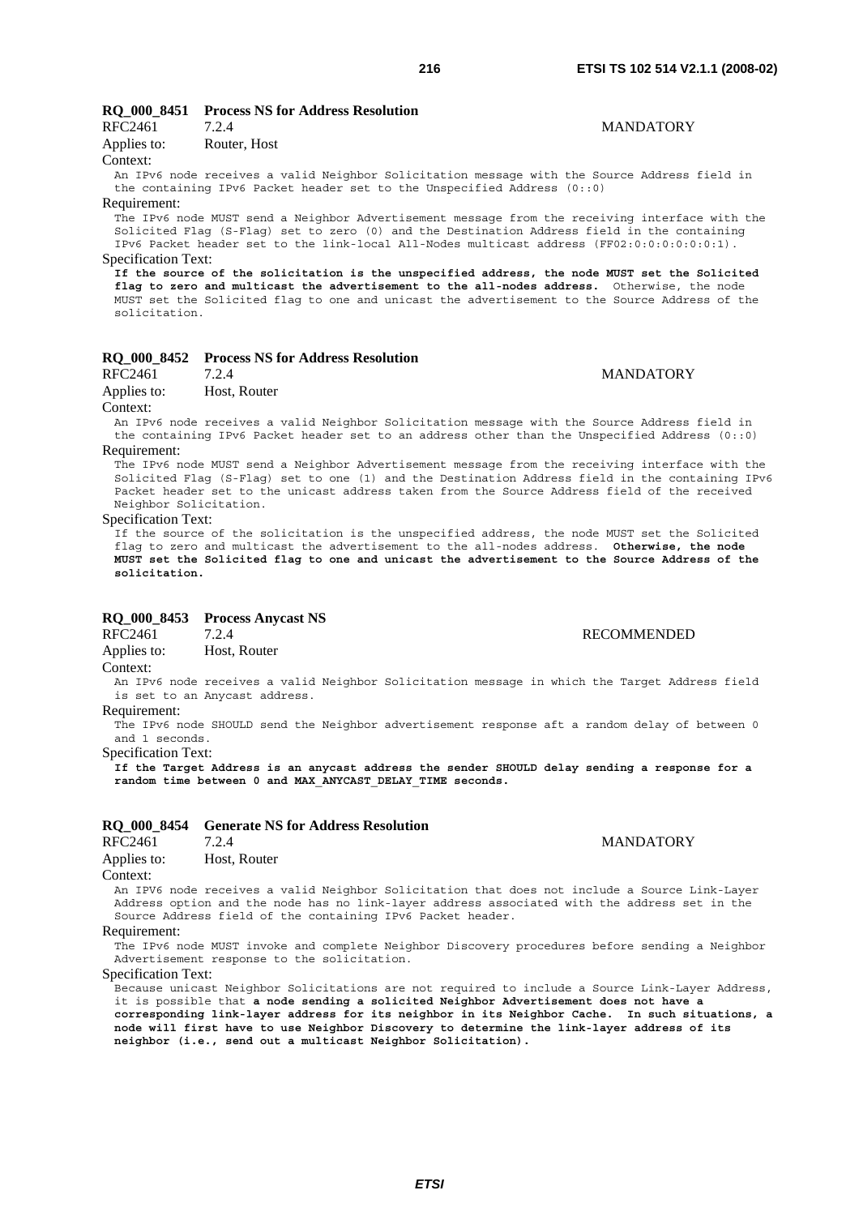**RQ_000_8451 Process NS for Address Resolution**

RFC2461 7.2.4 MANDATORY

Applies to: Router, Host

Context:

An IPv6 node receives a valid Neighbor Solicitation message with the Source Address field in the containing IPv6 Packet header set to the Unspecified Address (0::0)

Requirement:

The IPv6 node MUST send a Neighbor Advertisement message from the receiving interface with the Solicited Flag (S-Flag) set to zero (0) and the Destination Address field in the containing IPv6 Packet header set to the link-local All-Nodes multicast address (FF02:0:0:0:0:0:0:1).

Specification Text:

**If the source of the solicitation is the unspecified address, the node MUST set the Solicited flag to zero and multicast the advertisement to the all-nodes address.** Otherwise, the node MUST set the Solicited flag to one and unicast the advertisement to the Source Address of the solicitation.

**RQ_000_8452 Process NS for Address Resolution**

RFC2461 7.2.4 MANDATORY

Applies to: Host, Router

Context:

An IPv6 node receives a valid Neighbor Solicitation message with the Source Address field in the containing IPv6 Packet header set to an address other than the Unspecified Address (0::0)

Requirement:

The IPv6 node MUST send a Neighbor Advertisement message from the receiving interface with the Solicited Flag (S-Flag) set to one (1) and the Destination Address field in the containing IPv6 Packet header set to the unicast address taken from the Source Address field of the received Neighbor Solicitation.

Specification Text:

If the source of the solicitation is the unspecified address, the node MUST set the Solicited flag to zero and multicast the advertisement to the all-nodes address. **Otherwise, the node MUST set the Solicited flag to one and unicast the advertisement to the Source Address of the solicitation.**

**RQ_000_8453 Process Anycast NS**

RFC2461 7.2.4 RECOMMENDED

Applies to: Host, Router

Context:

An IPv6 node receives a valid Neighbor Solicitation message in which the Target Address field is set to an Anycast address.

Requirement:

The IPv6 node SHOULD send the Neighbor advertisement response aft a random delay of between 0 and 1 seconds.

Specification Text:

**If the Target Address is an anycast address the sender SHOULD delay sending a response for a random time between 0 and MAX_ANYCAST_DELAY_TIME seconds.**

**RQ_000_8454 Generate NS for Address Resolution**

RFC2461 7.2.4 MANDATORY

Applies to: Host, Router

Context:

An IPV6 node receives a valid Neighbor Solicitation that does not include a Source Link-Layer Address option and the node has no link-layer address associated with the address set in the Source Address field of the containing IPv6 Packet header.

Requirement:

The IPv6 node MUST invoke and complete Neighbor Discovery procedures before sending a Neighbor Advertisement response to the solicitation.

Specification Text:

Because unicast Neighbor Solicitations are not required to include a Source Link-Layer Address, it is possible that **a node sending a solicited Neighbor Advertisement does not have a corresponding link-layer address for its neighbor in its Neighbor Cache. In such situations, a node will first have to use Neighbor Discovery to determine the link-layer address of its neighbor (i.e., send out a multicast Neighbor Solicitation).**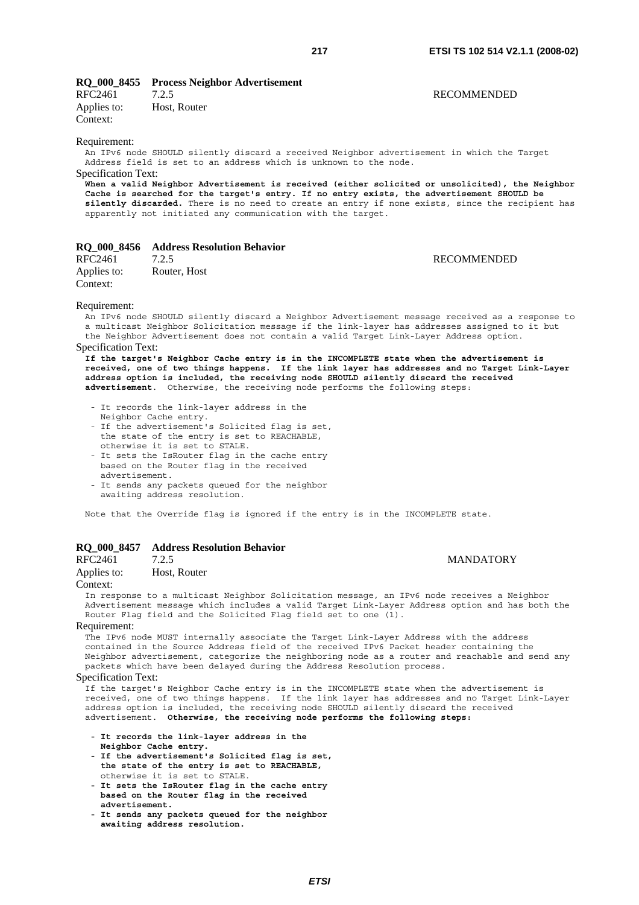**RQ_000_8455 Process Neighbor Advertisement**

RFC2461 7.2.5 RECOMMENDED

Applies to: Host, Router

Context:

Requirement:

An IPv6 node SHOULD silently discard a received Neighbor advertisement in which the Target Address field is set to an address which is unknown to the node.

Specification Text:

**When a valid Neighbor Advertisement is received (either solicited or unsolicited), the Neighbor Cache is searched for the target's entry. If no entry exists, the advertisement SHOULD be silently discarded.** There is no need to create an entry if none exists, since the recipient has apparently not initiated any communication with the target.

**RQ_000_8456 Address Resolution Behavior**

RFC2461 7.2.5 RECOMMENDED

Applies to: Router, Host

Context:

Requirement:

An IPv6 node SHOULD silently discard a Neighbor Advertisement message received as a response to a multicast Neighbor Solicitation message if the link-layer has addresses assigned to it but the Neighbor Advertisement does not contain a valid Target Link-Layer Address option.

Specification Text:

**If the target's Neighbor Cache entry is in the INCOMPLETE state when the advertisement is received, one of two things happens. If the link layer has addresses and no Target Link-Layer address option is included, the receiving node SHOULD silently discard the received advertisement**. Otherwise, the receiving node performs the following steps:

- It records the link-layer address in the Neighbor Cache entry.
- If the advertisement's Solicited flag is set, the state of the entry is set to REACHABLE, otherwise it is set to STALE.
- It sets the IsRouter flag in the cache entry based on the Router flag in the received advertisement.
- It sends any packets queued for the neighbor awaiting address resolution.

Note that the Override flag is ignored if the entry is in the INCOMPLETE state.

**RQ_000_8457 Address Resolution Behavior**

RFC2461 7.2.5 MANDATORY

Applies to: Host, Router

Context:

In response to a multicast Neighbor Solicitation message, an IPv6 node receives a Neighbor Advertisement message which includes a valid Target Link-Layer Address option and has both the Router Flag field and the Solicited Flag field set to one (1).

Requirement:

The IPv6 node MUST internally associate the Target Link-Layer Address with the address contained in the Source Address field of the received IPv6 Packet header containing the Neighbor advertisement, categorize the neighboring node as a router and reachable and send any packets which have been delayed during the Address Resolution process.

Specification Text:

If the target's Neighbor Cache entry is in the INCOMPLETE state when the advertisement is received, one of two things happens. If the link layer has addresses and no Target Link-Layer address option is included, the receiving node SHOULD silently discard the received advertisement. **Otherwise, the receiving node performs the following steps:**

- **It records the link-layer address in the Neighbor Cache entry.**
- **If the advertisement's Solicited flag is set, the state of the entry is set to REACHABLE,** otherwise it is set to STALE.
- **It sets the IsRouter flag in the cache entry based on the Router flag in the received advertisement.**
- **It sends any packets queued for the neighbor awaiting address resolution.**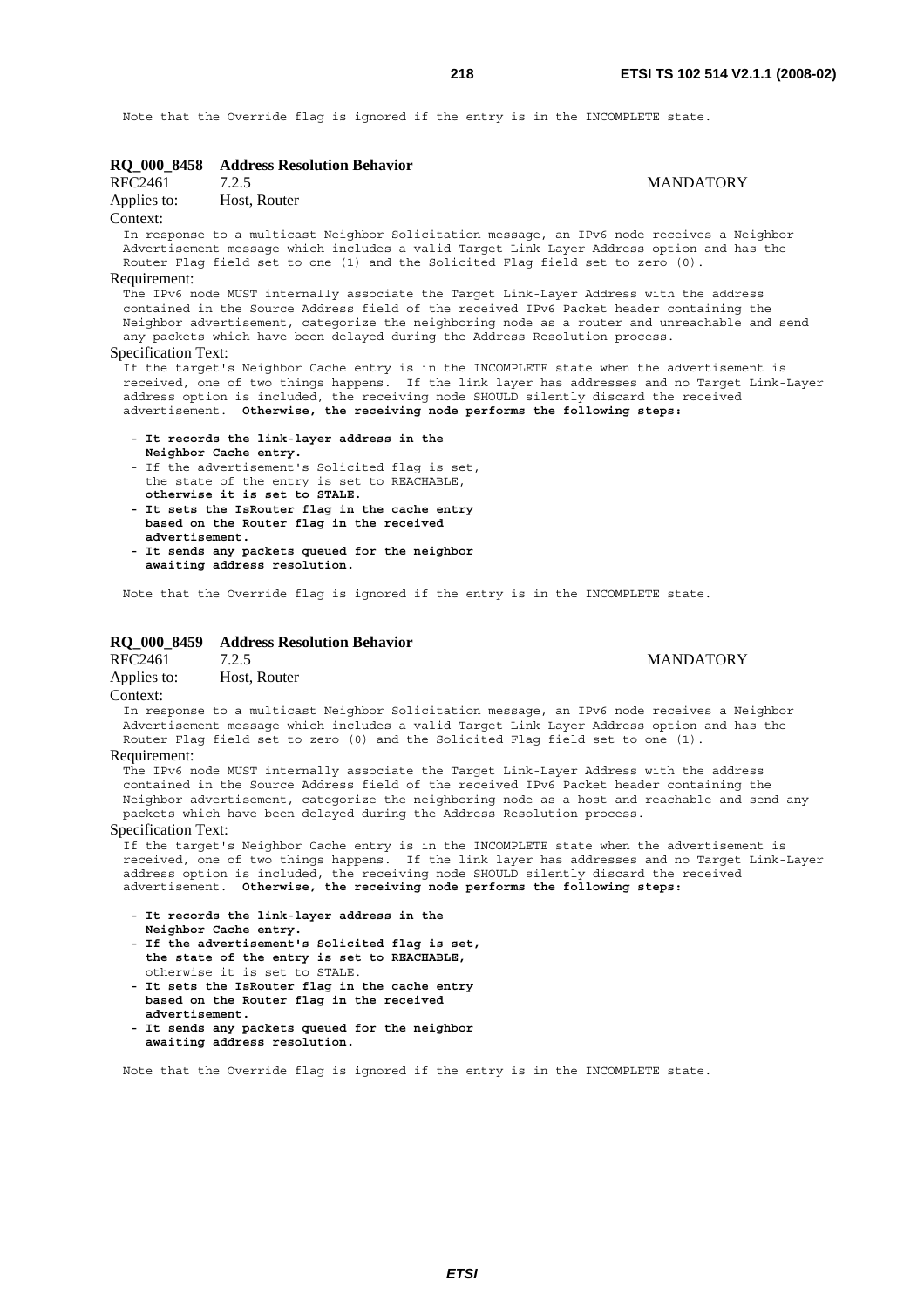Note that the Override flag is ignored if the entry is in the INCOMPLETE state.

### RQ_000_8458 Address Resolution Behavior

RFC2461 7.2.5 MANDATORY

Applies to: Host, Router

Context:

In response to a multicast Neighbor Solicitation message, an IPv6 node receives a Neighbor Advertisement message which includes a valid Target Link-Layer Address option and has the Router Flag field set to one (1) and the Solicited Flag field set to zero (0).

Requirement:

The IPv6 node MUST internally associate the Target Link-Layer Address with the address contained in the Source Address field of the received IPv6 Packet header containing the Neighbor advertisement, categorize the neighboring node as a router and unreachable and send any packets which have been delayed during the Address Resolution process.

Specification Text:

If the target's Neighbor Cache entry is in the INCOMPLETE state when the advertisement is received, one of two things happens. If the link layer has addresses and no Target Link-Layer address option is included, the receiving node SHOULD silently discard the received advertisement. **Otherwise, the receiving node performs the following steps:**

- **It records the link-layer address in the Neighbor Cache entry.**
- If the advertisement's Solicited flag is set, the state of the entry is set to REACHABLE, **otherwise it is set to STALE.**
- **It sets the IsRouter flag in the cache entry based on the Router flag in the received advertisement.**
- **It sends any packets queued for the neighbor awaiting address resolution.**

Note that the Override flag is ignored if the entry is in the INCOMPLETE state.

### RQ_000_8459 Address Resolution Behavior

RFC2461 7.2.5 MANDATORY

Applies to: Host, Router

Context:

In response to a multicast Neighbor Solicitation message, an IPv6 node receives a Neighbor Advertisement message which includes a valid Target Link-Layer Address option and has the Router Flag field set to zero (0) and the Solicited Flag field set to one (1).

Requirement:

The IPv6 node MUST internally associate the Target Link-Layer Address with the address contained in the Source Address field of the received IPv6 Packet header containing the Neighbor advertisement, categorize the neighboring node as a host and reachable and send any packets which have been delayed during the Address Resolution process.

Specification Text:

If the target's Neighbor Cache entry is in the INCOMPLETE state when the advertisement is received, one of two things happens. If the link layer has addresses and no Target Link-Layer address option is included, the receiving node SHOULD silently discard the received advertisement. **Otherwise, the receiving node performs the following steps:**

- **It records the link-layer address in the Neighbor Cache entry.**
- **If the advertisement's Solicited flag is set, the state of the entry is set to REACHABLE,** otherwise it is set to STALE.
- **It sets the IsRouter flag in the cache entry based on the Router flag in the received advertisement.**
- **It sends any packets queued for the neighbor awaiting address resolution.**

Note that the Override flag is ignored if the entry is in the INCOMPLETE state.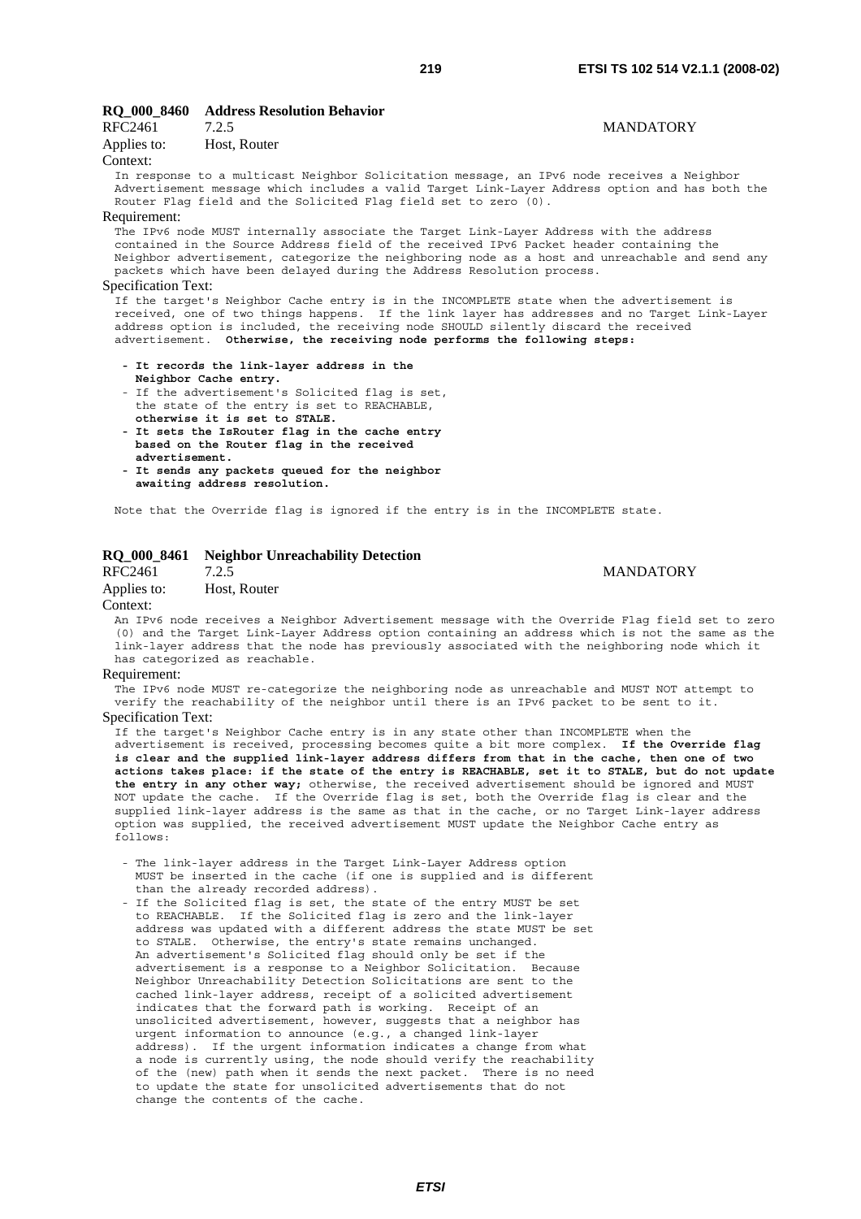### RQ_000_8460 Address Resolution Behavior

RFC2461 7.2.5 MANDATORY

Applies to: Host, Router

Context:

In response to a multicast Neighbor Solicitation message, an IPv6 node receives a Neighbor Advertisement message which includes a valid Target Link-Layer Address option and has both the Router Flag field and the Solicited Flag field set to zero (0).

Requirement:

The IPv6 node MUST internally associate the Target Link-Layer Address with the address contained in the Source Address field of the received IPv6 Packet header containing the Neighbor advertisement, categorize the neighboring node as a host and unreachable and send any packets which have been delayed during the Address Resolution process.

Specification Text:

If the target's Neighbor Cache entry is in the INCOMPLETE state when the advertisement is received, one of two things happens. If the link layer has addresses and no Target Link-Layer address option is included, the receiving node SHOULD silently discard the received advertisement. **Otherwise, the receiving node performs the following steps:**

- **It records the link-layer address in the Neighbor Cache entry.**
- If the advertisement's Solicited flag is set, the state of the entry is set to REACHABLE, **otherwise it is set to STALE.**
- **It sets the IsRouter flag in the cache entry based on the Router flag in the received advertisement.**
- **It sends any packets queued for the neighbor awaiting address resolution.**

Note that the Override flag is ignored if the entry is in the INCOMPLETE state.

### RQ_000_8461 Neighbor Unreachability Detection

RFC2461 7.2.5 MANDATORY

Applies to: Host, Router

Context:

An IPv6 node receives a Neighbor Advertisement message with the Override Flag field set to zero (0) and the Target Link-Layer Address option containing an address which is not the same as the link-layer address that the node has previously associated with the neighboring node which it has categorized as reachable.

Requirement:

The IPv6 node MUST re-categorize the neighboring node as unreachable and MUST NOT attempt to verify the reachability of the neighbor until there is an IPv6 packet to be sent to it.

Specification Text:

If the target's Neighbor Cache entry is in any state other than INCOMPLETE when the advertisement is received, processing becomes quite a bit more complex. **If the Override flag is clear and the supplied link-layer address differs from that in the cache, then one of two actions takes place: if the state of the entry is REACHABLE, set it to STALE, but do not update the entry in any other way;** otherwise, the received advertisement should be ignored and MUST NOT update the cache. If the Override flag is set, both the Override flag is clear and the supplied link-layer address is the same as that in the cache, or no Target Link-layer address option was supplied, the received advertisement MUST update the Neighbor Cache entry as follows:

- The link-layer address in the Target Link-Layer Address option MUST be inserted in the cache (if one is supplied and is different than the already recorded address).
- If the Solicited flag is set, the state of the entry MUST be set to REACHABLE. If the Solicited flag is zero and the link-layer address was updated with a different address the state MUST be set to STALE. Otherwise, the entry's state remains unchanged. An advertisement's Solicited flag should only be set if the advertisement is a response to a Neighbor Solicitation. Because Neighbor Unreachability Detection Solicitations are sent to the cached link-layer address, receipt of a solicited advertisement indicates that the forward path is working. Receipt of an unsolicited advertisement, however, suggests that a neighbor has urgent information to announce (e.g., a changed link-layer address). If the urgent information indicates a change from what a node is currently using, the node should verify the reachability of the (new) path when it sends the next packet. There is no need to update the state for unsolicited advertisements that do not change the contents of the cache.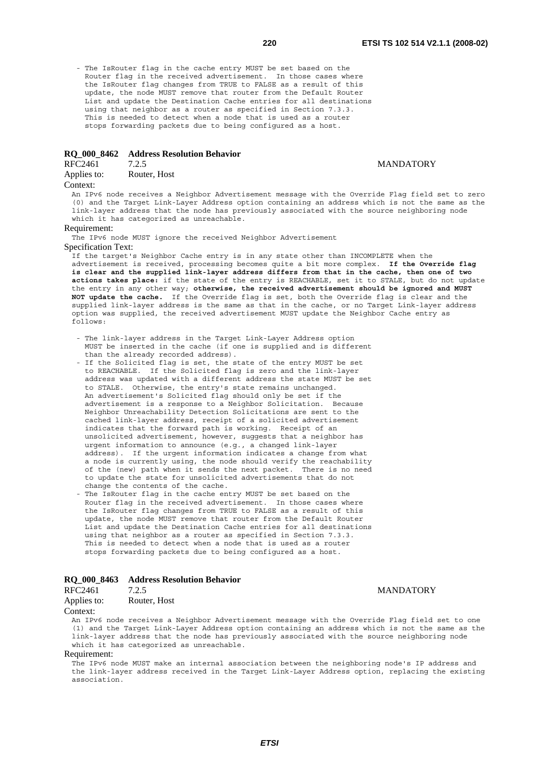- The IsRouter flag in the cache entry MUST be set based on the Router flag in the received advertisement. In those cases where the IsRouter flag changes from TRUE to FALSE as a result of this update, the node MUST remove that router from the Default Router List and update the Destination Cache entries for all destinations using that neighbor as a router as specified in Section 7.3.3. This is needed to detect when a node that is used as a router stops forwarding packets due to being configured as a host.

### RQ_000_8462 Address Resolution Behavior

RFC2461 7.2.5 MANDATORY

Applies to: Router, Host

Context:

An IPv6 node receives a Neighbor Advertisement message with the Override Flag field set to zero (0) and the Target Link-Layer Address option containing an address which is not the same as the link-layer address that the node has previously associated with the source neighboring node which it has categorized as unreachable.

Requirement:

The IPv6 node MUST ignore the received Neighbor Advertisement

Specification Text:

If the target's Neighbor Cache entry is in any state other than INCOMPLETE when the advertisement is received, processing becomes quite a bit more complex. **If the Override flag is clear and the supplied link-layer address differs from that in the cache, then one of two actions takes place:** if the state of the entry is REACHABLE, set it to STALE, but do not update the entry in any other way; **otherwise, the received advertisement should be ignored and MUST NOT update the cache.** If the Override flag is set, both the Override flag is clear and the supplied link-layer address is the same as that in the cache, or no Target Link-layer address option was supplied, the received advertisement MUST update the Neighbor Cache entry as follows:

- The link-layer address in the Target Link-Layer Address option MUST be inserted in the cache (if one is supplied and is different than the already recorded address).
- If the Solicited flag is set, the state of the entry MUST be set to REACHABLE. If the Solicited flag is zero and the link-layer address was updated with a different address the state MUST be set to STALE. Otherwise, the entry's state remains unchanged. An advertisement's Solicited flag should only be set if the advertisement is a response to a Neighbor Solicitation. Because Neighbor Unreachability Detection Solicitations are sent to the cached link-layer address, receipt of a solicited advertisement indicates that the forward path is working. Receipt of an unsolicited advertisement, however, suggests that a neighbor has urgent information to announce (e.g., a changed link-layer address). If the urgent information indicates a change from what a node is currently using, the node should verify the reachability of the (new) path when it sends the next packet. There is no need to update the state for unsolicited advertisements that do not change the contents of the cache.
- The IsRouter flag in the cache entry MUST be set based on the Router flag in the received advertisement. In those cases where the IsRouter flag changes from TRUE to FALSE as a result of this update, the node MUST remove that router from the Default Router List and update the Destination Cache entries for all destinations using that neighbor as a router as specified in Section 7.3.3. This is needed to detect when a node that is used as a router stops forwarding packets due to being configured as a host.

### RQ_000_8463 Address Resolution Behavior

RFC2461 7.2.5 MANDATORY

Applies to: Router, Host

Context:

An IPv6 node receives a Neighbor Advertisement message with the Override Flag field set to one (1) and the Target Link-Layer Address option containing an address which is not the same as the link-layer address that the node has previously associated with the source neighboring node which it has categorized as unreachable.

Requirement:

The IPv6 node MUST make an internal association between the neighboring node's IP address and the link-layer address received in the Target Link-Layer Address option, replacing the existing association.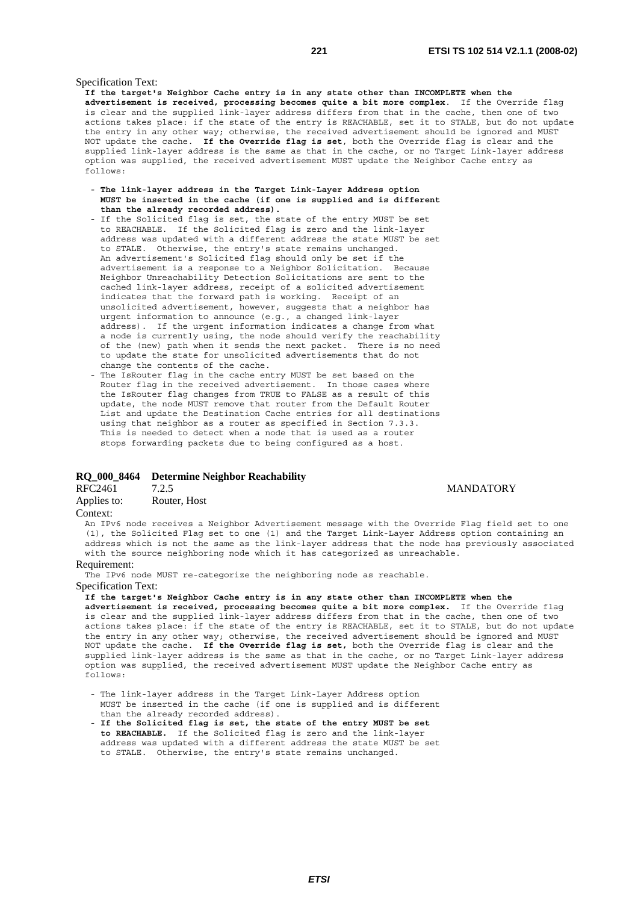Specification Text:

**If the target's Neighbor Cache entry is in any state other than INCOMPLETE when the advertisement is received, processing becomes quite a bit more complex**. If the Override flag is clear and the supplied link-layer address differs from that in the cache, then one of two actions takes place: if the state of the entry is REACHABLE, set it to STALE, but do not update the entry in any other way; otherwise, the received advertisement should be ignored and MUST NOT update the cache. **If the Override flag is set**, both the Override flag is clear and the supplied link-layer address is the same as that in the cache, or no Target Link-layer address option was supplied, the received advertisement MUST update the Neighbor Cache entry as follows:

- **The link-layer address in the Target Link-Layer Address option MUST be inserted in the cache (if one is supplied and is different than the already recorded address).**
- If the Solicited flag is set, the state of the entry MUST be set to REACHABLE. If the Solicited flag is zero and the link-layer address was updated with a different address the state MUST be set to STALE. Otherwise, the entry's state remains unchanged. An advertisement's Solicited flag should only be set if the advertisement is a response to a Neighbor Solicitation. Because Neighbor Unreachability Detection Solicitations are sent to the cached link-layer address, receipt of a solicited advertisement indicates that the forward path is working. Receipt of an unsolicited advertisement, however, suggests that a neighbor has urgent information to announce (e.g., a changed link-layer address). If the urgent information indicates a change from what a node is currently using, the node should verify the reachability of the (new) path when it sends the next packet. There is no need to update the state for unsolicited advertisements that do not change the contents of the cache.
- The IsRouter flag in the cache entry MUST be set based on the Router flag in the received advertisement. In those cases where the IsRouter flag changes from TRUE to FALSE as a result of this update, the node MUST remove that router from the Default Router List and update the Destination Cache entries for all destinations using that neighbor as a router as specified in Section 7.3.3. This is needed to detect when a node that is used as a router stops forwarding packets due to being configured as a host.

### RQ_000_8464 Determine Neighbor Reachability

RFC2461 7.2.5 MANDATORY

Applies to: Router, Host

Context:

An IPv6 node receives a Neighbor Advertisement message with the Override Flag field set to one (1), the Solicited Flag set to one (1) and the Target Link-Layer Address option containing an address which is not the same as the link-layer address that the node has previously associated with the source neighboring node which it has categorized as unreachable.

Requirement:

The IPv6 node MUST re-categorize the neighboring node as reachable.

Specification Text:

**If the target's Neighbor Cache entry is in any state other than INCOMPLETE when the advertisement is received, processing becomes quite a bit more complex.** If the Override flag is clear and the supplied link-layer address differs from that in the cache, then one of two actions takes place: if the state of the entry is REACHABLE, set it to STALE, but do not update the entry in any other way; otherwise, the received advertisement should be ignored and MUST NOT update the cache. **If the Override flag is set,** both the Override flag is clear and the supplied link-layer address is the same as that in the cache, or no Target Link-layer address option was supplied, the received advertisement MUST update the Neighbor Cache entry as follows:

- The link-layer address in the Target Link-Layer Address option MUST be inserted in the cache (if one is supplied and is different than the already recorded address).
- **If the Solicited flag is set, the state of the entry MUST be set to REACHABLE.** If the Solicited flag is zero and the link-layer address was updated with a different address the state MUST be set to STALE. Otherwise, the entry's state remains unchanged.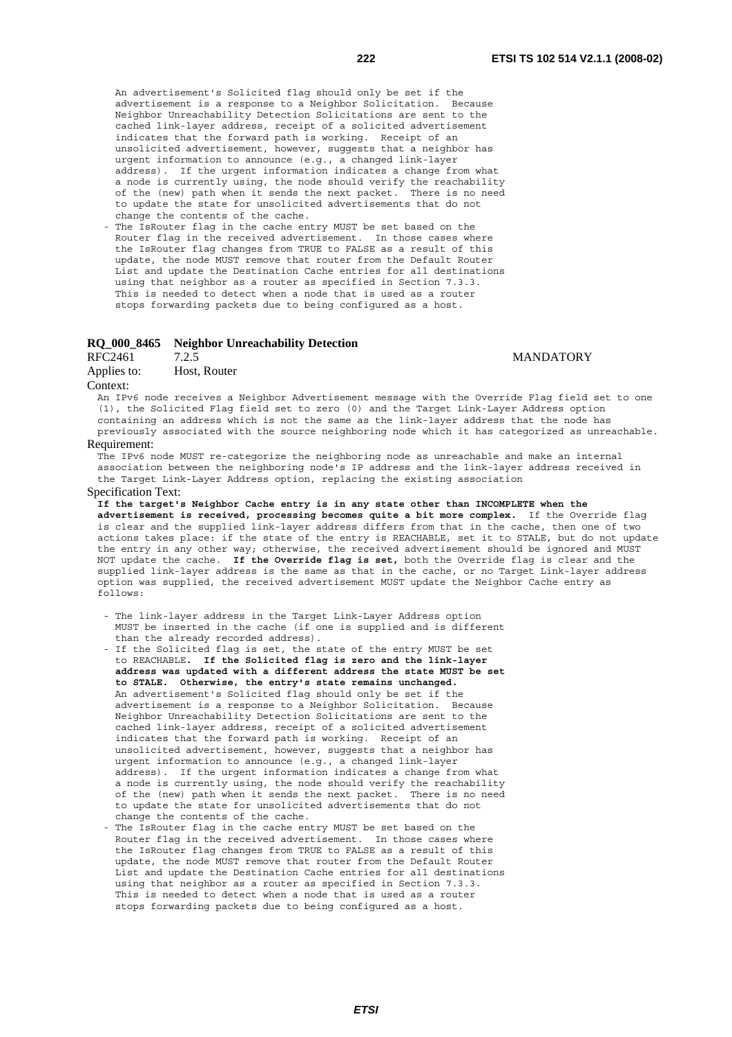An advertisement's Solicited flag should only be set if the advertisement is a response to a Neighbor Solicitation. Because Neighbor Unreachability Detection Solicitations are sent to the cached link-layer address, receipt of a solicited advertisement indicates that the forward path is working. Receipt of an unsolicited advertisement, however, suggests that a neighbor has urgent information to announce (e.g., a changed link-layer address). If the urgent information indicates a change from what a node is currently using, the node should verify the reachability of the (new) path when it sends the next packet. There is no need to update the state for unsolicited advertisements that do not change the contents of the cache.

- The IsRouter flag in the cache entry MUST be set based on the Router flag in the received advertisement. In those cases where the IsRouter flag changes from TRUE to FALSE as a result of this update, the node MUST remove that router from the Default Router List and update the Destination Cache entries for all destinations using that neighbor as a router as specified in Section 7.3.3. This is needed to detect when a node that is used as a router stops forwarding packets due to being configured as a host.

**RQ_000_8465 Neighbor Unreachability Detection**

RFC2461 7.2.5 MANDATORY

Applies to: Host, Router

Context:

An IPv6 node receives a Neighbor Advertisement message with the Override Flag field set to one (1), the Solicited Flag field set to zero (0) and the Target Link-Layer Address option containing an address which is not the same as the link-layer address that the node has previously associated with the source neighboring node which it has categorized as unreachable.

Requirement:

The IPv6 node MUST re-categorize the neighboring node as unreachable and make an internal association between the neighboring node's IP address and the link-layer address received in the Target Link-Layer Address option, replacing the existing association

Specification Text:

**If the target's Neighbor Cache entry is in any state other than INCOMPLETE when the advertisement is received, processing becomes quite a bit more complex.** If the Override flag is clear and the supplied link-layer address differs from that in the cache, then one of two actions takes place: if the state of the entry is REACHABLE, set it to STALE, but do not update the entry in any other way; otherwise, the received advertisement should be ignored and MUST NOT update the cache. **If the Override flag is set,** both the Override flag is clear and the supplied link-layer address is the same as that in the cache, or no Target Link-layer address option was supplied, the received advertisement MUST update the Neighbor Cache entry as follows:

- The link-layer address in the Target Link-Layer Address option MUST be inserted in the cache (if one is supplied and is different than the already recorded address).
- If the Solicited flag is set, the state of the entry MUST be set to REACHABLE. **If the Solicited flag is zero and the link-layer address was updated with a different address the state MUST be set to STALE. Otherwise, the entry's state remains unchanged.** An advertisement's Solicited flag should only be set if the advertisement is a response to a Neighbor Solicitation. Because Neighbor Unreachability Detection Solicitations are sent to the cached link-layer address, receipt of a solicited advertisement indicates that the forward path is working. Receipt of an unsolicited advertisement, however, suggests that a neighbor has urgent information to announce (e.g., a changed link-layer address). If the urgent information indicates a change from what a node is currently using, the node should verify the reachability of the (new) path when it sends the next packet. There is no need to update the state for unsolicited advertisements that do not change the contents of the cache.
- The IsRouter flag in the cache entry MUST be set based on the Router flag in the received advertisement. In those cases where the IsRouter flag changes from TRUE to FALSE as a result of this update, the node MUST remove that router from the Default Router List and update the Destination Cache entries for all destinations using that neighbor as a router as specified in Section 7.3.3. This is needed to detect when a node that is used as a router stops forwarding packets due to being configured as a host.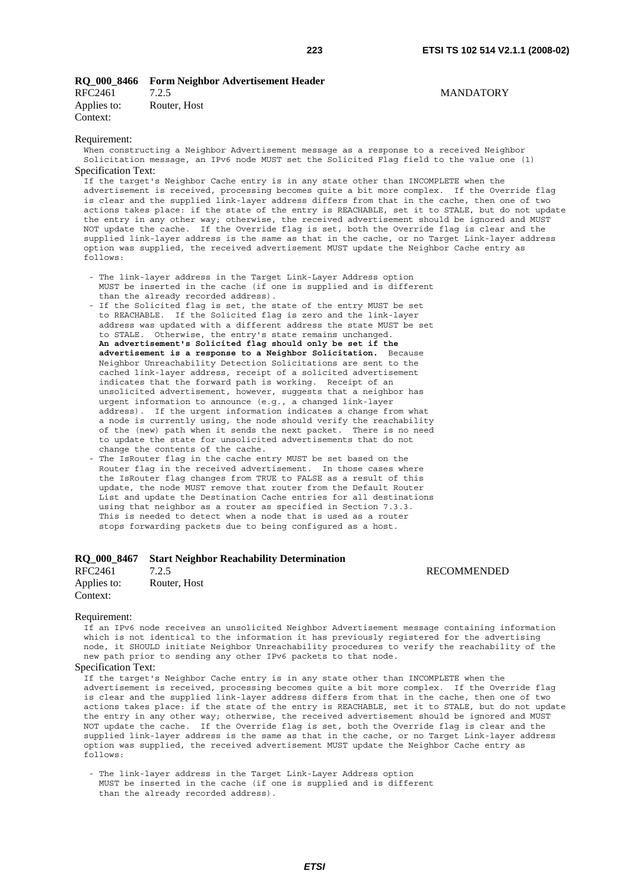### RQ_000_8466 Form Neighbor Advertisement Header

RFC2461 7.2.5 MANDATORY

Applies to: Router, Host

Context:

Requirement:

When constructing a Neighbor Advertisement message as a response to a received Neighbor Solicitation message, an IPv6 node MUST set the Solicited Flag field to the value one (1)

Specification Text:

```
If the target's Neighbor Cache entry is in any state other than INCOMPLETE when the
advertisement is received, processing becomes quite a bit more complex.  If the Override flag
is clear and the supplied link-layer address differs from that in the cache, then one of two
actions takes place: if the state of the entry is REACHABLE, set it to STALE, but do not update
the entry in any other way; otherwise, the received advertisement should be ignored and MUST
NOT update the cache.  If the Override flag is set, both the Override flag is clear and the
supplied link-layer address is the same as that in the cache, or no Target Link-layer address
option was supplied, the received advertisement MUST update the Neighbor Cache entry as
follows:

  - The link-layer address in the Target Link-Layer Address option
    MUST be inserted in the cache (if one is supplied and is different
    than the already recorded address).
  - If the Solicited flag is set, the state of the entry MUST be set
    to REACHABLE.  If the Solicited flag is zero and the link-layer
    address was updated with a different address the state MUST be set
    to STALE.  Otherwise, the entry's state remains unchanged.
    An advertisement's Solicited flag should only be set if the
    advertisement is a response to a Neighbor Solicitation.  Because
    Neighbor Unreachability Detection Solicitations are sent to the
    cached link-layer address, receipt of a solicited advertisement
    indicates that the forward path is working.  Receipt of an
    unsolicited advertisement, however, suggests that a neighbor has
    urgent information to announce (e.g., a changed link-layer
    address).  If the urgent information indicates a change from what
    a node is currently using, the node should verify the reachability
    of the (new) path when it sends the next packet.  There is no need
    to update the state for unsolicited advertisements that do not
    change the contents of the cache.
  - The IsRouter flag in the cache entry MUST be set based on the
    Router flag in the received advertisement.  In those cases where
    the IsRouter flag changes from TRUE to FALSE as a result of this
    update, the node MUST remove that router from the Default Router
    List and update the Destination Cache entries for all destinations
    using that neighbor as a router as specified in Section 7.3.3.
    This is needed to detect when a node that is used as a router
    stops forwarding packets due to being configured as a host.
```

### RQ_000_8467 Start Neighbor Reachability Determination

RFC2461 7.2.5 RECOMMENDED

Applies to: Router, Host

Context:

Requirement:

If an IPv6 node receives an unsolicited Neighbor Advertisement message containing information which is not identical to the information it has previously registered for the advertising node, it SHOULD initiate Neighbor Unreachability procedures to verify the reachability of the new path prior to sending any other IPv6 packets to that node.

Specification Text:

```
If the target's Neighbor Cache entry is in any state other than INCOMPLETE when the
advertisement is received, processing becomes quite a bit more complex.  If the Override flag
is clear and the supplied link-layer address differs from that in the cache, then one of two
actions takes place: if the state of the entry is REACHABLE, set it to STALE, but do not update
the entry in any other way; otherwise, the received advertisement should be ignored and MUST
NOT update the cache.  If the Override flag is set, both the Override flag is clear and the
supplied link-layer address is the same as that in the cache, or no Target Link-layer address
option was supplied, the received advertisement MUST update the Neighbor Cache entry as
follows:

  - The link-layer address in the Target Link-Layer Address option
    MUST be inserted in the cache (if one is supplied and is different
    than the already recorded address).
```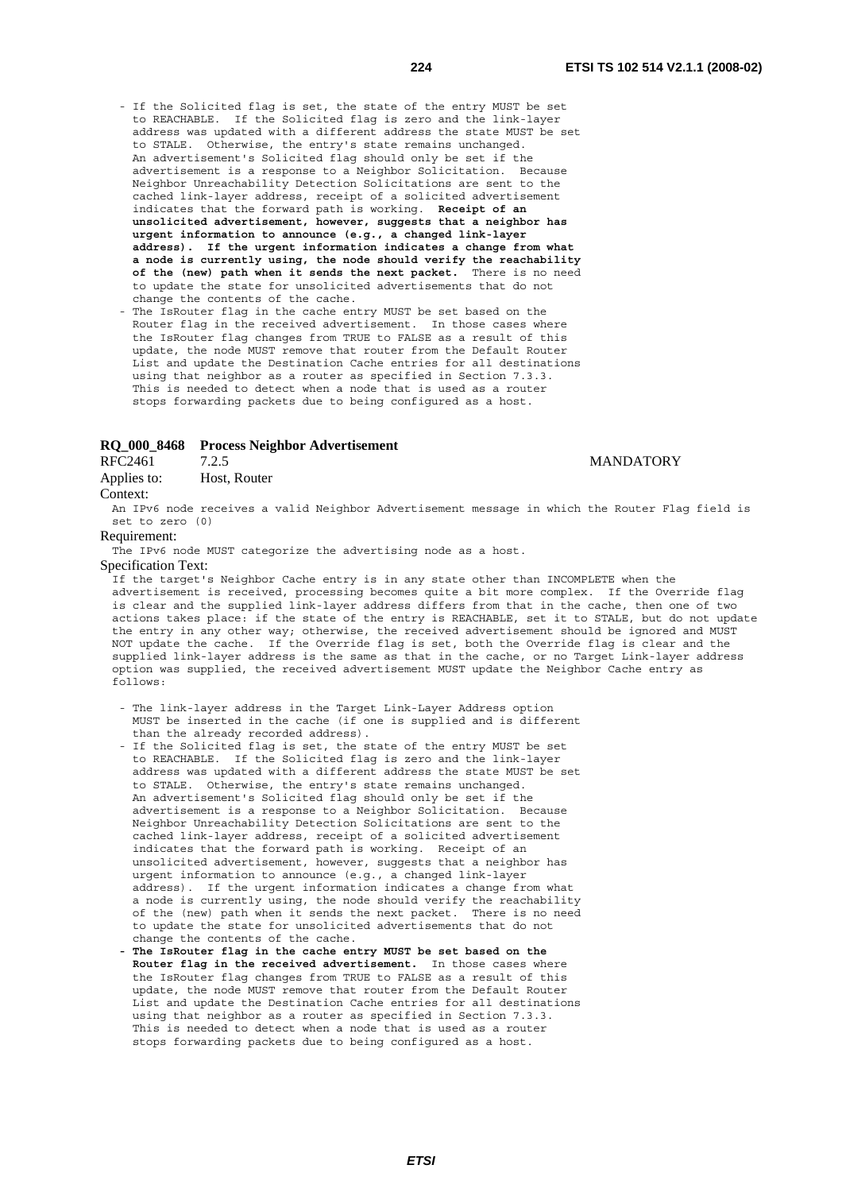- If the Solicited flag is set, the state of the entry MUST be set to REACHABLE. If the Solicited flag is zero and the link-layer address was updated with a different address the state MUST be set to STALE. Otherwise, the entry's state remains unchanged. An advertisement's Solicited flag should only be set if the advertisement is a response to a Neighbor Solicitation. Because Neighbor Unreachability Detection Solicitations are sent to the cached link-layer address, receipt of a solicited advertisement indicates that the forward path is working. **Receipt of an unsolicited advertisement, however, suggests that a neighbor has urgent information to announce (e.g., a changed link-layer address). If the urgent information indicates a change from what a node is currently using, the node should verify the reachability of the (new) path when it sends the next packet.** There is no need to update the state for unsolicited advertisements that do not change the contents of the cache.
- The IsRouter flag in the cache entry MUST be set based on the Router flag in the received advertisement. In those cases where the IsRouter flag changes from TRUE to FALSE as a result of this update, the node MUST remove that router from the Default Router List and update the Destination Cache entries for all destinations using that neighbor as a router as specified in Section 7.3.3. This is needed to detect when a node that is used as a router stops forwarding packets due to being configured as a host.

### RQ_000_8468 Process Neighbor Advertisement

RFC2461 7.2.5 MANDATORY

Applies to: Host, Router

Context:

An IPv6 node receives a valid Neighbor Advertisement message in which the Router Flag field is set to zero (0)

Requirement:

The IPv6 node MUST categorize the advertising node as a host.

Specification Text:

If the target's Neighbor Cache entry is in any state other than INCOMPLETE when the advertisement is received, processing becomes quite a bit more complex. If the Override flag is clear and the supplied link-layer address differs from that in the cache, then one of two actions takes place: if the state of the entry is REACHABLE, set it to STALE, but do not update the entry in any other way; otherwise, the received advertisement should be ignored and MUST NOT update the cache. If the Override flag is set, both the Override flag is clear and the supplied link-layer address is the same as that in the cache, or no Target Link-layer address option was supplied, the received advertisement MUST update the Neighbor Cache entry as follows:

- The link-layer address in the Target Link-Layer Address option MUST be inserted in the cache (if one is supplied and is different than the already recorded address).
- If the Solicited flag is set, the state of the entry MUST be set to REACHABLE. If the Solicited flag is zero and the link-layer address was updated with a different address the state MUST be set to STALE. Otherwise, the entry's state remains unchanged. An advertisement's Solicited flag should only be set if the advertisement is a response to a Neighbor Solicitation. Because Neighbor Unreachability Detection Solicitations are sent to the cached link-layer address, receipt of a solicited advertisement indicates that the forward path is working. Receipt of an unsolicited advertisement, however, suggests that a neighbor has urgent information to announce (e.g., a changed link-layer address). If the urgent information indicates a change from what a node is currently using, the node should verify the reachability of the (new) path when it sends the next packet. There is no need to update the state for unsolicited advertisements that do not change the contents of the cache.
- **The IsRouter flag in the cache entry MUST be set based on the Router flag in the received advertisement.** In those cases where the IsRouter flag changes from TRUE to FALSE as a result of this update, the node MUST remove that router from the Default Router List and update the Destination Cache entries for all destinations using that neighbor as a router as specified in Section 7.3.3. This is needed to detect when a node that is used as a router stops forwarding packets due to being configured as a host.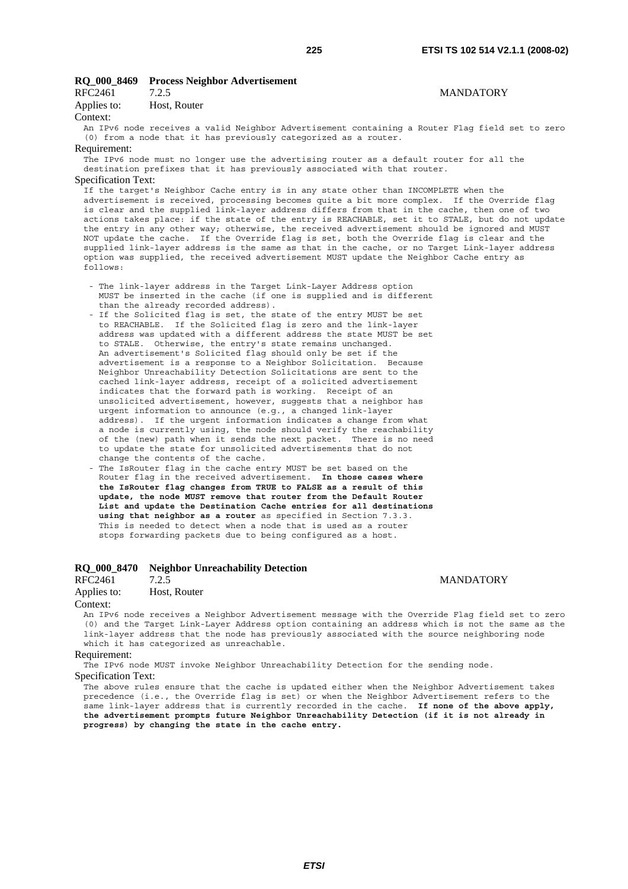**RQ_000_8469 Process Neighbor Advertisement**

RFC2461 7.2.5 MANDATORY

Applies to: Host, Router

Context:

An IPv6 node receives a valid Neighbor Advertisement containing a Router Flag field set to zero (0) from a node that it has previously categorized as a router.

Requirement:

The IPv6 node must no longer use the advertising router as a default router for all the destination prefixes that it has previously associated with that router.

Specification Text:

If the target's Neighbor Cache entry is in any state other than INCOMPLETE when the advertisement is received, processing becomes quite a bit more complex. If the Override flag is clear and the supplied link-layer address differs from that in the cache, then one of two actions takes place: if the state of the entry is REACHABLE, set it to STALE, but do not update the entry in any other way; otherwise, the received advertisement should be ignored and MUST NOT update the cache. If the Override flag is set, both the Override flag is clear and the supplied link-layer address is the same as that in the cache, or no Target Link-layer address option was supplied, the received advertisement MUST update the Neighbor Cache entry as follows:

- The link-layer address in the Target Link-Layer Address option MUST be inserted in the cache (if one is supplied and is different than the already recorded address).
- If the Solicited flag is set, the state of the entry MUST be set to REACHABLE. If the Solicited flag is zero and the link-layer address was updated with a different address the state MUST be set to STALE. Otherwise, the entry's state remains unchanged. An advertisement's Solicited flag should only be set if the advertisement is a response to a Neighbor Solicitation. Because Neighbor Unreachability Detection Solicitations are sent to the cached link-layer address, receipt of a solicited advertisement indicates that the forward path is working. Receipt of an unsolicited advertisement, however, suggests that a neighbor has urgent information to announce (e.g., a changed link-layer address). If the urgent information indicates a change from what a node is currently using, the node should verify the reachability of the (new) path when it sends the next packet. There is no need to update the state for unsolicited advertisements that do not change the contents of the cache.
- The IsRouter flag in the cache entry MUST be set based on the Router flag in the received advertisement. **In those cases where the IsRouter flag changes from TRUE to FALSE as a result of this update, the node MUST remove that router from the Default Router List and update the Destination Cache entries for all destinations using that neighbor as a router** as specified in Section 7.3.3. This is needed to detect when a node that is used as a router stops forwarding packets due to being configured as a host.

**RQ_000_8470 Neighbor Unreachability Detection**

RFC2461 7.2.5 MANDATORY

Applies to: Host, Router

Context:

An IPv6 node receives a Neighbor Advertisement message with the Override Flag field set to zero (0) and the Target Link-Layer Address option containing an address which is not the same as the link-layer address that the node has previously associated with the source neighboring node which it has categorized as unreachable.

Requirement:

The IPv6 node MUST invoke Neighbor Unreachability Detection for the sending node.

Specification Text:

The above rules ensure that the cache is updated either when the Neighbor Advertisement takes precedence (i.e., the Override flag is set) or when the Neighbor Advertisement refers to the same link-layer address that is currently recorded in the cache. **If none of the above apply, the advertisement prompts future Neighbor Unreachability Detection (if it is not already in progress) by changing the state in the cache entry.**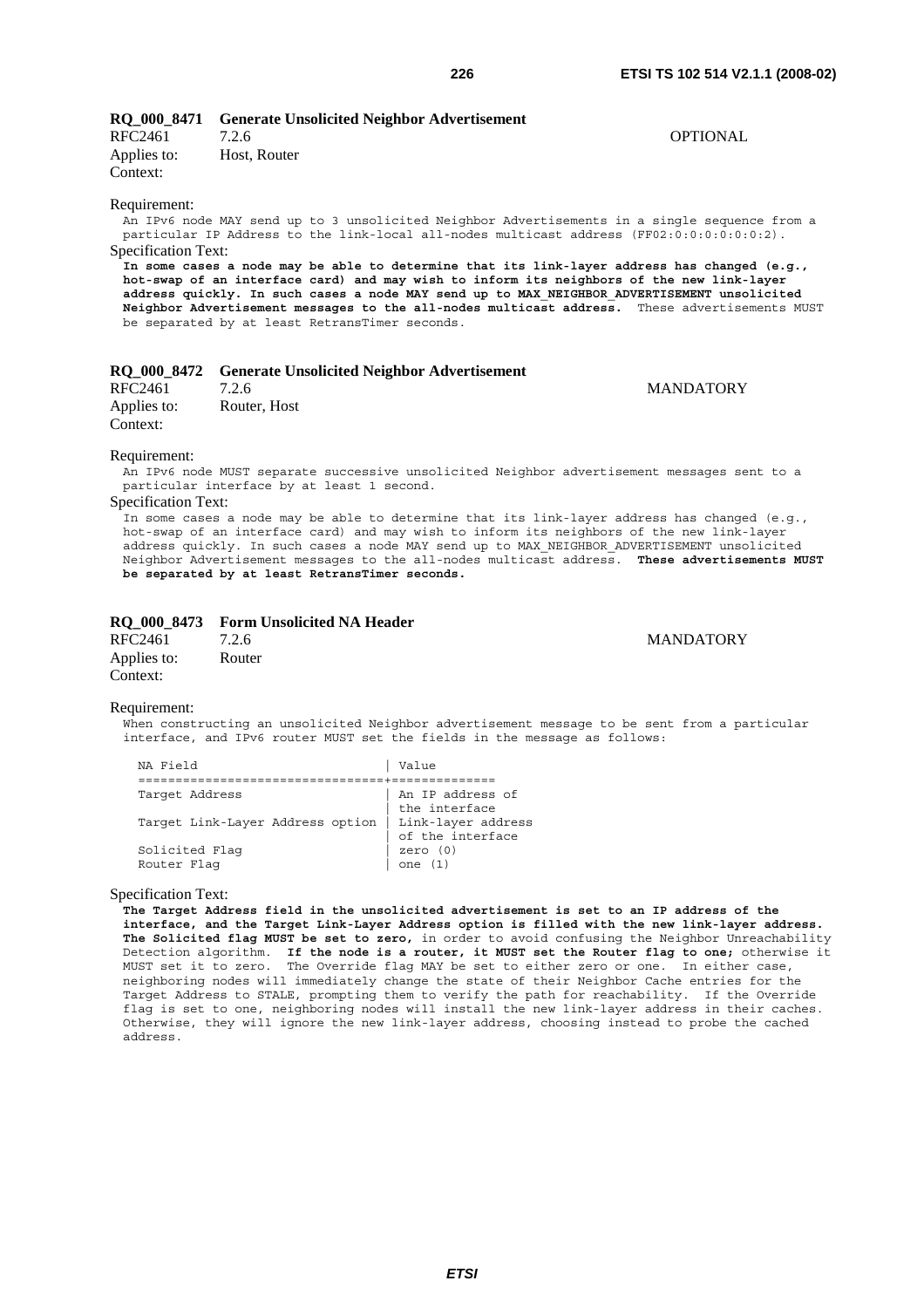### RQ_000_8471 Generate Unsolicited Neighbor Advertisement

RFC2461 7.2.6 OPTIONAL

Applies to: Host, Router

Context:

Requirement:

An IPv6 node MAY send up to 3 unsolicited Neighbor Advertisements in a single sequence from a particular IP Address to the link-local all-nodes multicast address (FF02:0:0:0:0:0:0:2).

Specification Text:

**In some cases a node may be able to determine that its link-layer address has changed (e.g., hot-swap of an interface card) and may wish to inform its neighbors of the new link-layer address quickly. In such cases a node MAY send up to MAX_NEIGHBOR_ADVERTISEMENT unsolicited Neighbor Advertisement messages to the all-nodes multicast address.** These advertisements MUST be separated by at least RetransTimer seconds.

### RQ_000_8472 Generate Unsolicited Neighbor Advertisement

RFC2461 7.2.6 MANDATORY

Applies to: Router, Host

Context:

Requirement:

An IPv6 node MUST separate successive unsolicited Neighbor advertisement messages sent to a particular interface by at least 1 second.

Specification Text:

In some cases a node may be able to determine that its link-layer address has changed (e.g., hot-swap of an interface card) and may wish to inform its neighbors of the new link-layer address quickly. In such cases a node MAY send up to MAX_NEIGHBOR_ADVERTISEMENT unsolicited Neighbor Advertisement messages to the all-nodes multicast address. **These advertisements MUST be separated by at least RetransTimer seconds.**

### RQ_000_8473 Form Unsolicited NA Header

RFC2461 7.2.6 MANDATORY

Applies to: Router

Context:

Requirement:

When constructing an unsolicited Neighbor advertisement message to be sent from a particular interface, and IPv6 router MUST set the fields in the message as follows:

| NA Field | Value |
|---|---|
| Target Address | An IP address of the interface |
| Target Link-Layer Address option | Link-layer address of the interface |
| Solicited Flag | zero (0) |
| Router Flag | one (1) |

Specification Text:

**The Target Address field in the unsolicited advertisement is set to an IP address of the interface, and the Target Link-Layer Address option is filled with the new link-layer address. The Solicited flag MUST be set to zero,** in order to avoid confusing the Neighbor Unreachability Detection algorithm. **If the node is a router, it MUST set the Router flag to one;** otherwise it MUST set it to zero. The Override flag MAY be set to either zero or one. In either case, neighboring nodes will immediately change the state of their Neighbor Cache entries for the Target Address to STALE, prompting them to verify the path for reachability. If the Override flag is set to one, neighboring nodes will install the new link-layer address in their caches. Otherwise, they will ignore the new link-layer address, choosing instead to probe the cached address.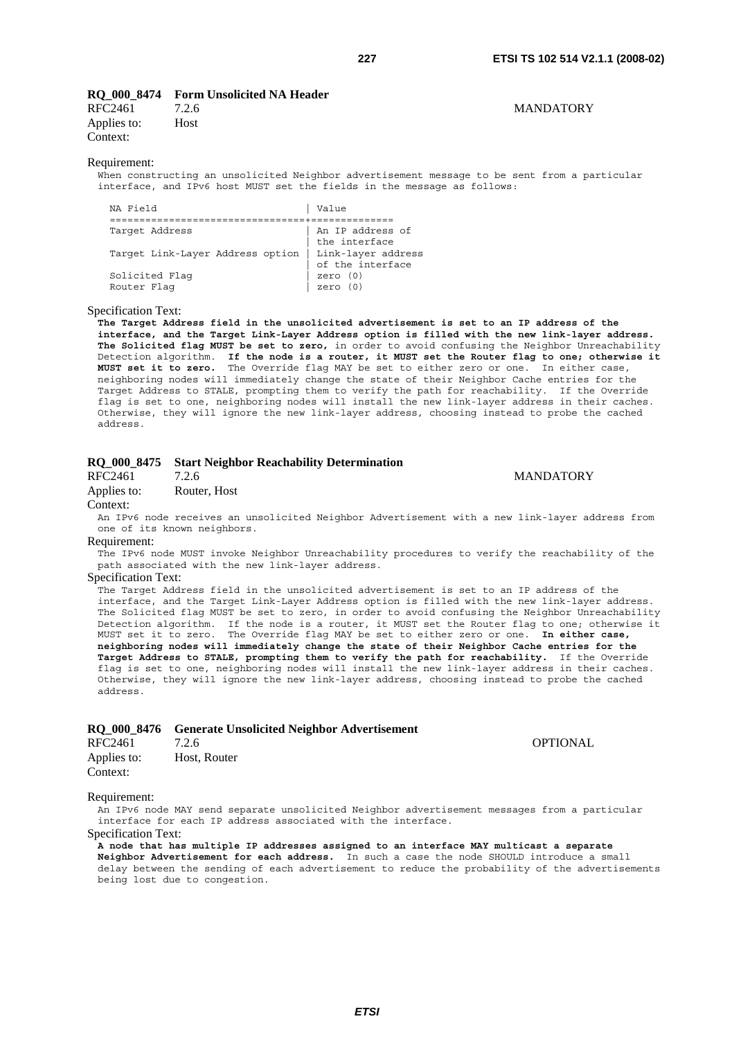**RQ_000_8474 Form Unsolicited NA Header**

RFC2461 7.2.6 MANDATORY

Applies to: Host

Context:

Requirement:

When constructing an unsolicited Neighbor advertisement message to be sent from a particular interface, and IPv6 host MUST set the fields in the message as follows:

| NA Field | Value |
|---|---|
| Target Address | An IP address of the interface |
| Target Link-Layer Address option | Link-layer address of the interface |
| Solicited Flag | zero (0) |
| Router Flag | zero (0) |

Specification Text:

**The Target Address field in the unsolicited advertisement is set to an IP address of the interface, and the Target Link-Layer Address option is filled with the new link-layer address. The Solicited flag MUST be set to zero,** in order to avoid confusing the Neighbor Unreachability Detection algorithm. **If the node is a router, it MUST set the Router flag to one; otherwise it MUST set it to zero.** The Override flag MAY be set to either zero or one. In either case, neighboring nodes will immediately change the state of their Neighbor Cache entries for the Target Address to STALE, prompting them to verify the path for reachability. If the Override flag is set to one, neighboring nodes will install the new link-layer address in their caches. Otherwise, they will ignore the new link-layer address, choosing instead to probe the cached address.

**RQ_000_8475 Start Neighbor Reachability Determination**

RFC2461 7.2.6 MANDATORY

Applies to: Router, Host

Context:

An IPv6 node receives an unsolicited Neighbor Advertisement with a new link-layer address from one of its known neighbors.

Requirement:

The IPv6 node MUST invoke Neighbor Unreachability procedures to verify the reachability of the path associated with the new link-layer address.

Specification Text:

The Target Address field in the unsolicited advertisement is set to an IP address of the interface, and the Target Link-Layer Address option is filled with the new link-layer address. The Solicited flag MUST be set to zero, in order to avoid confusing the Neighbor Unreachability Detection algorithm. If the node is a router, it MUST set the Router flag to one; otherwise it MUST set it to zero. The Override flag MAY be set to either zero or one. **In either case, neighboring nodes will immediately change the state of their Neighbor Cache entries for the Target Address to STALE, prompting them to verify the path for reachability.** If the Override flag is set to one, neighboring nodes will install the new link-layer address in their caches. Otherwise, they will ignore the new link-layer address, choosing instead to probe the cached address.

**RQ_000_8476 Generate Unsolicited Neighbor Advertisement**

RFC2461 7.2.6 OPTIONAL

Applies to: Host, Router

Context:

Requirement:

An IPv6 node MAY send separate unsolicited Neighbor advertisement messages from a particular interface for each IP address associated with the interface.

Specification Text:

**A node that has multiple IP addresses assigned to an interface MAY multicast a separate Neighbor Advertisement for each address.** In such a case the node SHOULD introduce a small delay between the sending of each advertisement to reduce the probability of the advertisements being lost due to congestion.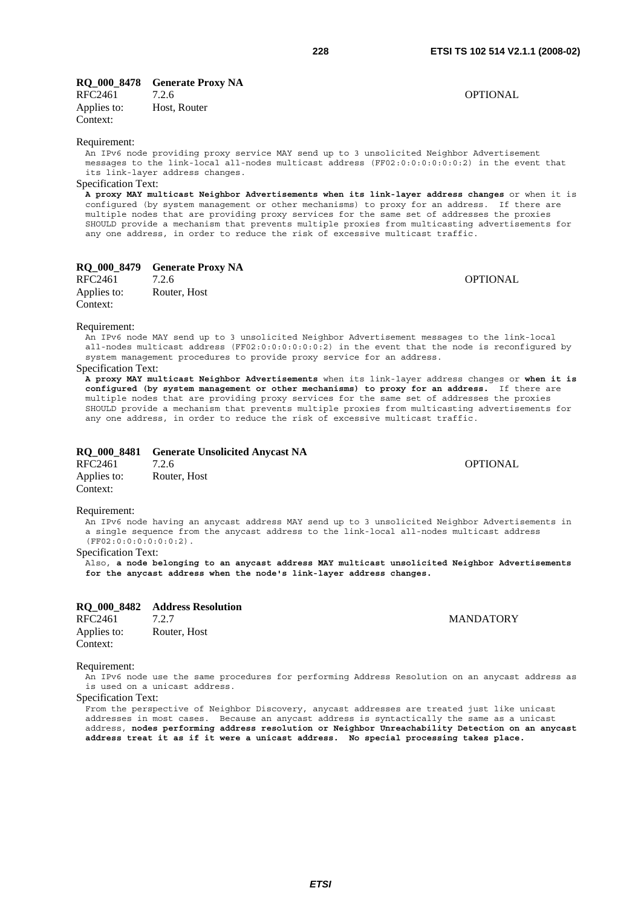**RQ_000_8478 Generate Proxy NA**

RFC2461 7.2.6 OPTIONAL

Applies to: Host, Router

Context:

Requirement:

An IPv6 node providing proxy service MAY send up to 3 unsolicited Neighbor Advertisement messages to the link-local all-nodes multicast address (FF02:0:0:0:0:0:0:2) in the event that its link-layer address changes.

Specification Text:

**A proxy MAY multicast Neighbor Advertisements when its link-layer address changes** or when it is configured (by system management or other mechanisms) to proxy for an address. If there are multiple nodes that are providing proxy services for the same set of addresses the proxies SHOULD provide a mechanism that prevents multiple proxies from multicasting advertisements for any one address, in order to reduce the risk of excessive multicast traffic.

**RQ_000_8479 Generate Proxy NA**

RFC2461 7.2.6 OPTIONAL

Applies to: Router, Host

Context:

Requirement:

An IPv6 node MAY send up to 3 unsolicited Neighbor Advertisement messages to the link-local all-nodes multicast address (FF02:0:0:0:0:0:0:2) in the event that the node is reconfigured by system management procedures to provide proxy service for an address.

Specification Text:

**A proxy MAY multicast Neighbor Advertisements** when its link-layer address changes or **when it is configured (by system management or other mechanisms) to proxy for an address.** If there are multiple nodes that are providing proxy services for the same set of addresses the proxies SHOULD provide a mechanism that prevents multiple proxies from multicasting advertisements for any one address, in order to reduce the risk of excessive multicast traffic.

**RQ_000_8481 Generate Unsolicited Anycast NA**

RFC2461 7.2.6 OPTIONAL

Applies to: Router, Host

Context:

Requirement:

An IPv6 node having an anycast address MAY send up to 3 unsolicited Neighbor Advertisements in a single sequence from the anycast address to the link-local all-nodes multicast address (FF02:0:0:0:0:0:0:2).

Specification Text:

Also, **a node belonging to an anycast address MAY multicast unsolicited Neighbor Advertisements for the anycast address when the node's link-layer address changes.**

**RQ_000_8482 Address Resolution**

RFC2461 7.2.7 MANDATORY

Applies to: Router, Host

Context:

Requirement:

An IPv6 node use the same procedures for performing Address Resolution on an anycast address as is used on a unicast address.

Specification Text:

From the perspective of Neighbor Discovery, anycast addresses are treated just like unicast addresses in most cases. Because an anycast address is syntactically the same as a unicast address, **nodes performing address resolution or Neighbor Unreachability Detection on an anycast address treat it as if it were a unicast address. No special processing takes place.**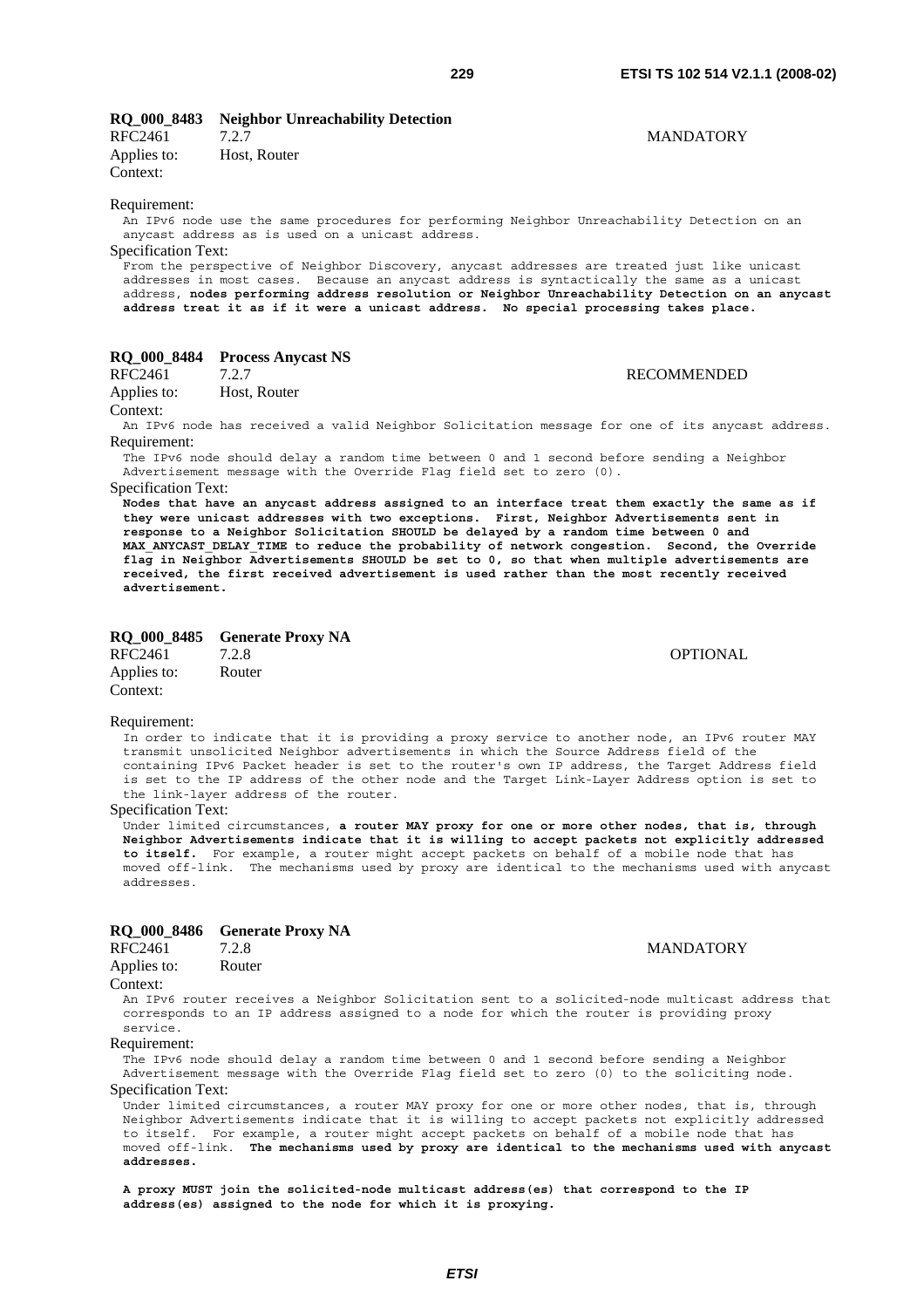**RQ_000_8483 Neighbor Unreachability Detection**

RFC2461 7.2.7 MANDATORY

Applies to: Host, Router

Context:

Requirement:

An IPv6 node use the same procedures for performing Neighbor Unreachability Detection on an anycast address as is used on a unicast address.

Specification Text:

From the perspective of Neighbor Discovery, anycast addresses are treated just like unicast addresses in most cases. Because an anycast address is syntactically the same as a unicast address, **nodes performing address resolution or Neighbor Unreachability Detection on an anycast address treat it as if it were a unicast address. No special processing takes place.**

**RQ_000_8484 Process Anycast NS**

RFC2461 7.2.7 RECOMMENDED

Applies to: Host, Router

Context:

An IPv6 node has received a valid Neighbor Solicitation message for one of its anycast address.

Requirement:

The IPv6 node should delay a random time between 0 and 1 second before sending a Neighbor Advertisement message with the Override Flag field set to zero (0).

Specification Text:

**Nodes that have an anycast address assigned to an interface treat them exactly the same as if they were unicast addresses with two exceptions. First, Neighbor Advertisements sent in response to a Neighbor Solicitation SHOULD be delayed by a random time between 0 and MAX_ANYCAST_DELAY_TIME to reduce the probability of network congestion. Second, the Override flag in Neighbor Advertisements SHOULD be set to 0, so that when multiple advertisements are received, the first received advertisement is used rather than the most recently received advertisement.**

**RQ_000_8485 Generate Proxy NA**

RFC2461 7.2.8 OPTIONAL

Applies to: Router

Context:

Requirement:

In order to indicate that it is providing a proxy service to another node, an IPv6 router MAY transmit unsolicited Neighbor advertisements in which the Source Address field of the containing IPv6 Packet header is set to the router's own IP address, the Target Address field is set to the IP address of the other node and the Target Link-Layer Address option is set to the link-layer address of the router.

Specification Text:

Under limited circumstances, **a router MAY proxy for one or more other nodes, that is, through Neighbor Advertisements indicate that it is willing to accept packets not explicitly addressed to itself.** For example, a router might accept packets on behalf of a mobile node that has moved off-link. The mechanisms used by proxy are identical to the mechanisms used with anycast addresses.

**RQ_000_8486 Generate Proxy NA**

RFC2461 7.2.8 MANDATORY

Applies to: Router

Context:

An IPv6 router receives a Neighbor Solicitation sent to a solicited-node multicast address that corresponds to an IP address assigned to a node for which the router is providing proxy service.

Requirement:

The IPv6 node should delay a random time between 0 and 1 second before sending a Neighbor Advertisement message with the Override Flag field set to zero (0) to the soliciting node.

Specification Text:

Under limited circumstances, a router MAY proxy for one or more other nodes, that is, through Neighbor Advertisements indicate that it is willing to accept packets not explicitly addressed to itself. For example, a router might accept packets on behalf of a mobile node that has moved off-link. **The mechanisms used by proxy are identical to the mechanisms used with anycast addresses.**

**A proxy MUST join the solicited-node multicast address(es) that correspond to the IP address(es) assigned to the node for which it is proxying.**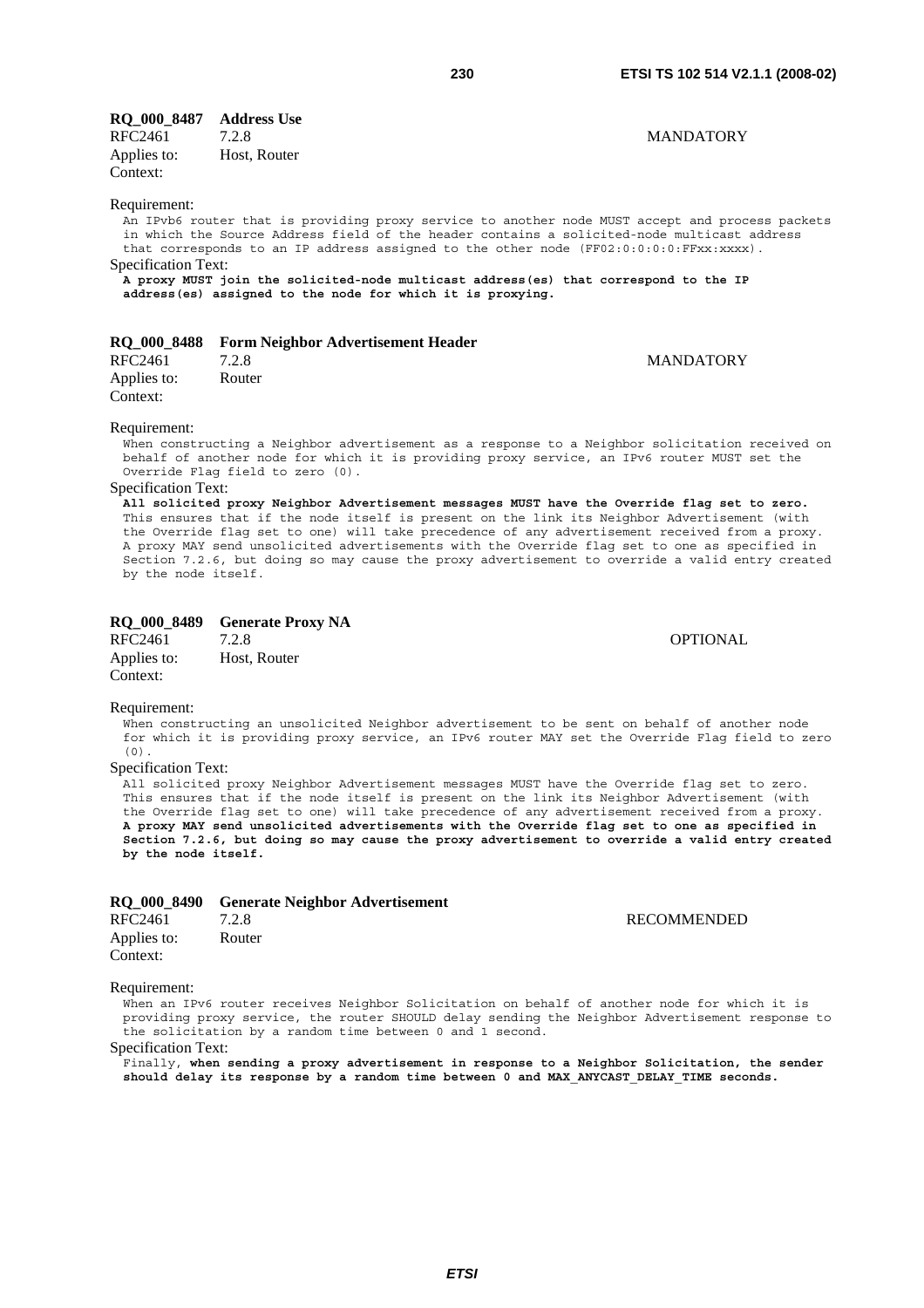**RQ_000_8487 Address Use**

RFC2461 7.2.8 MANDATORY

Applies to: Host, Router

Context:

Requirement:

An IPvb6 router that is providing proxy service to another node MUST accept and process packets in which the Source Address field of the header contains a solicited-node multicast address that corresponds to an IP address assigned to the other node (FF02:0:0:0:0:FFxx:xxxx).

Specification Text:

**A proxy MUST join the solicited-node multicast address(es) that correspond to the IP address(es) assigned to the node for which it is proxying.**

**RQ_000_8488 Form Neighbor Advertisement Header**

RFC2461 7.2.8 MANDATORY

Applies to: Router

Context:

Requirement:

When constructing a Neighbor advertisement as a response to a Neighbor solicitation received on behalf of another node for which it is providing proxy service, an IPv6 router MUST set the Override Flag field to zero (0).

Specification Text:

**All solicited proxy Neighbor Advertisement messages MUST have the Override flag set to zero.** This ensures that if the node itself is present on the link its Neighbor Advertisement (with the Override flag set to one) will take precedence of any advertisement received from a proxy. A proxy MAY send unsolicited advertisements with the Override flag set to one as specified in Section 7.2.6, but doing so may cause the proxy advertisement to override a valid entry created by the node itself.

**RQ_000_8489 Generate Proxy NA**

RFC2461 7.2.8 OPTIONAL

Applies to: Host, Router

Context:

Requirement:

When constructing an unsolicited Neighbor advertisement to be sent on behalf of another node for which it is providing proxy service, an IPv6 router MAY set the Override Flag field to zero (0).

Specification Text:

All solicited proxy Neighbor Advertisement messages MUST have the Override flag set to zero. This ensures that if the node itself is present on the link its Neighbor Advertisement (with the Override flag set to one) will take precedence of any advertisement received from a proxy. **A proxy MAY send unsolicited advertisements with the Override flag set to one as specified in Section 7.2.6, but doing so may cause the proxy advertisement to override a valid entry created by the node itself.**

**RQ_000_8490 Generate Neighbor Advertisement**

RFC2461 7.2.8 RECOMMENDED

Applies to: Router

Context:

Requirement:

When an IPv6 router receives Neighbor Solicitation on behalf of another node for which it is providing proxy service, the router SHOULD delay sending the Neighbor Advertisement response to the solicitation by a random time between 0 and 1 second.

Specification Text:

Finally, **when sending a proxy advertisement in response to a Neighbor Solicitation, the sender should delay its response by a random time between 0 and MAX_ANYCAST_DELAY_TIME seconds.**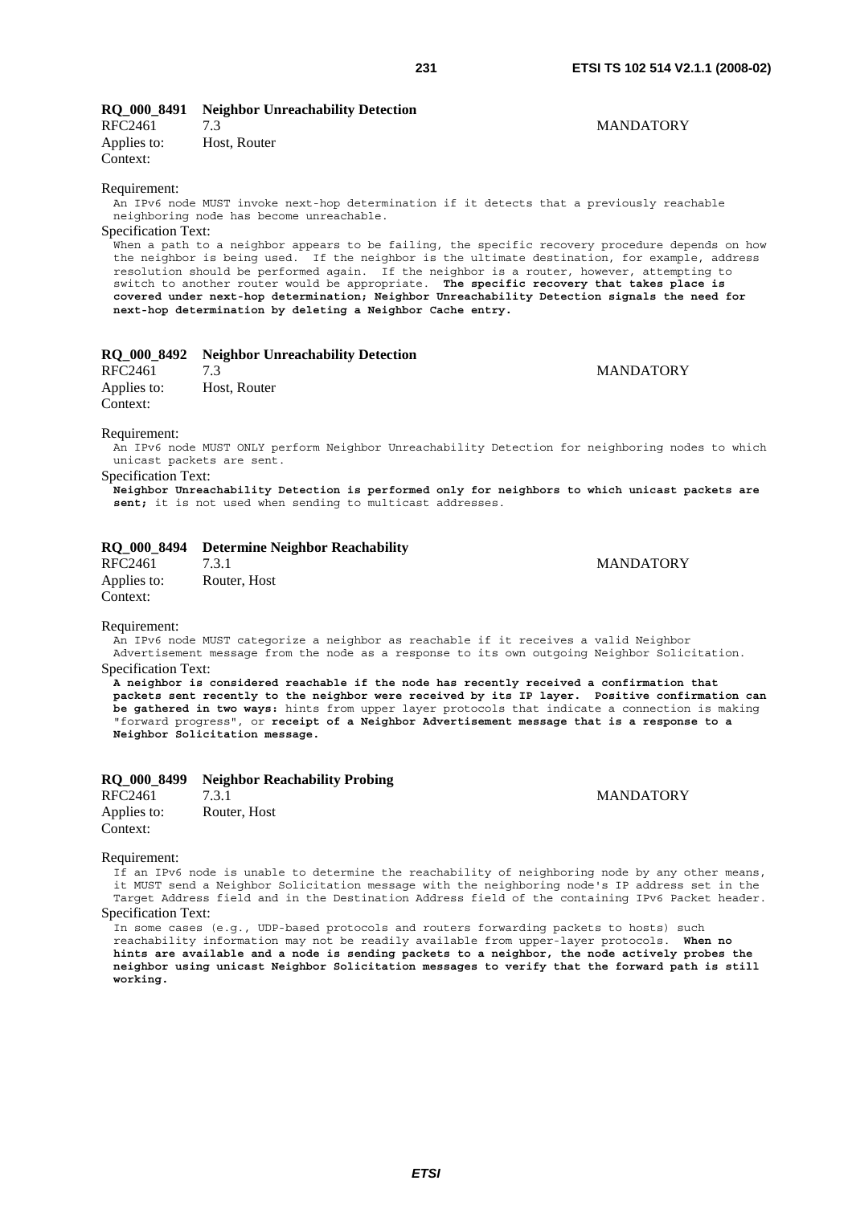**RQ_000_8491 Neighbor Unreachability Detection**

RFC2461 7.3 MANDATORY

Applies to: Host, Router

Context:

Requirement:

An IPv6 node MUST invoke next-hop determination if it detects that a previously reachable neighboring node has become unreachable.

Specification Text:

When a path to a neighbor appears to be failing, the specific recovery procedure depends on how the neighbor is being used. If the neighbor is the ultimate destination, for example, address resolution should be performed again. If the neighbor is a router, however, attempting to switch to another router would be appropriate. **The specific recovery that takes place is covered under next-hop determination; Neighbor Unreachability Detection signals the need for next-hop determination by deleting a Neighbor Cache entry.**

**RQ_000_8492 Neighbor Unreachability Detection**

RFC2461 7.3 MANDATORY

Applies to: Host, Router

Context:

Requirement:

An IPv6 node MUST ONLY perform Neighbor Unreachability Detection for neighboring nodes to which unicast packets are sent.

Specification Text:

**Neighbor Unreachability Detection is performed only for neighbors to which unicast packets are sent;** it is not used when sending to multicast addresses.

**RQ_000_8494 Determine Neighbor Reachability**

RFC2461 7.3.1 MANDATORY

Applies to: Router, Host

Context:

Requirement:

An IPv6 node MUST categorize a neighbor as reachable if it receives a valid Neighbor Advertisement message from the node as a response to its own outgoing Neighbor Solicitation.

Specification Text:

**A neighbor is considered reachable if the node has recently received a confirmation that packets sent recently to the neighbor were received by its IP layer. Positive confirmation can be gathered in two ways:** hints from upper layer protocols that indicate a connection is making "forward progress", or **receipt of a Neighbor Advertisement message that is a response to a Neighbor Solicitation message.**

**RQ_000_8499 Neighbor Reachability Probing**

RFC2461 7.3.1 MANDATORY

Applies to: Router, Host

Context:

Requirement:

If an IPv6 node is unable to determine the reachability of neighboring node by any other means, it MUST send a Neighbor Solicitation message with the neighboring node's IP address set in the Target Address field and in the Destination Address field of the containing IPv6 Packet header.

Specification Text:

In some cases (e.g., UDP-based protocols and routers forwarding packets to hosts) such reachability information may not be readily available from upper-layer protocols. **When no hints are available and a node is sending packets to a neighbor, the node actively probes the neighbor using unicast Neighbor Solicitation messages to verify that the forward path is still working.**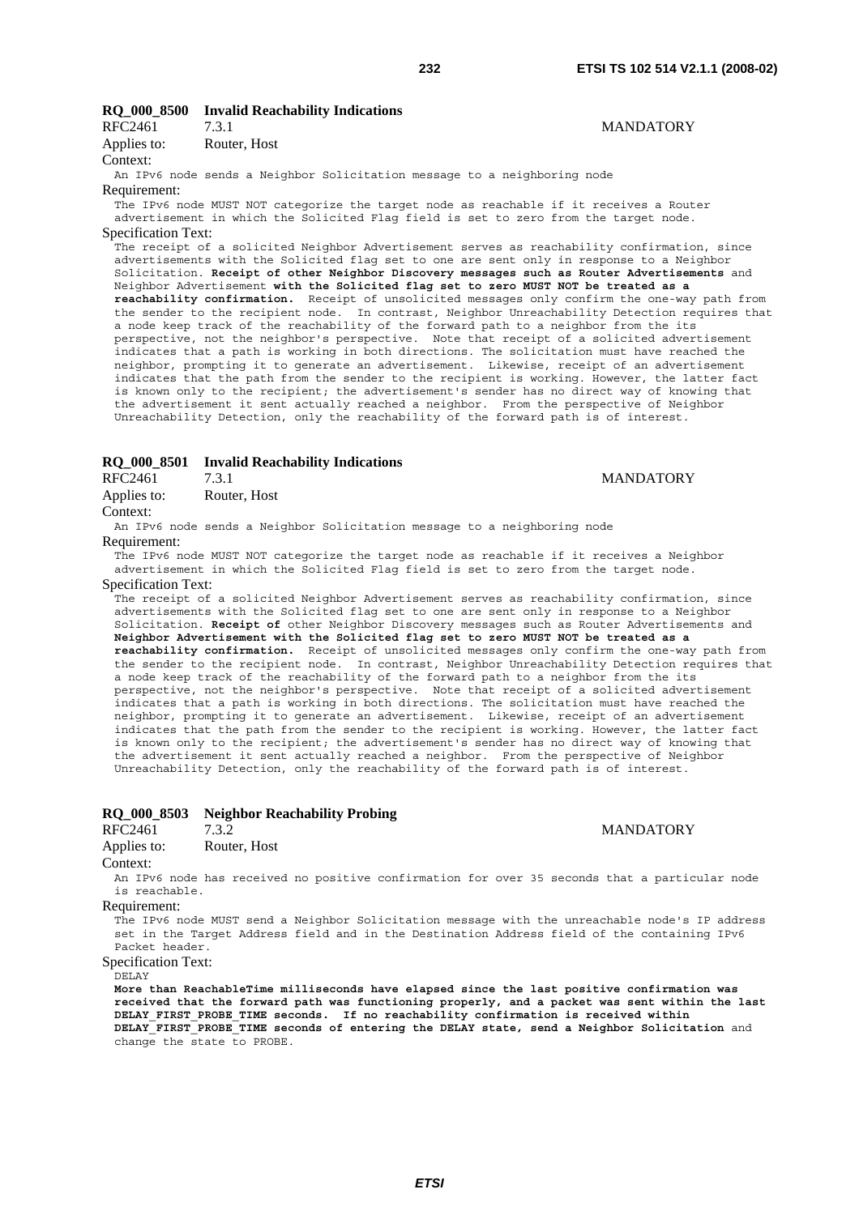### RQ_000_8500 Invalid Reachability Indications

RFC2461 7.3.1 MANDATORY

Applies to: Router, Host

Context:

An IPv6 node sends a Neighbor Solicitation message to a neighboring node

Requirement:

The IPv6 node MUST NOT categorize the target node as reachable if it receives a Router advertisement in which the Solicited Flag field is set to zero from the target node.

Specification Text:

The receipt of a solicited Neighbor Advertisement serves as reachability confirmation, since advertisements with the Solicited flag set to one are sent only in response to a Neighbor Solicitation. **Receipt of other Neighbor Discovery messages such as Router Advertisements** and Neighbor Advertisement **with the Solicited flag set to zero MUST NOT be treated as a reachability confirmation.** Receipt of unsolicited messages only confirm the one-way path from the sender to the recipient node. In contrast, Neighbor Unreachability Detection requires that a node keep track of the reachability of the forward path to a neighbor from the its perspective, not the neighbor's perspective. Note that receipt of a solicited advertisement indicates that a path is working in both directions. The solicitation must have reached the neighbor, prompting it to generate an advertisement. Likewise, receipt of an advertisement indicates that the path from the sender to the recipient is working. However, the latter fact is known only to the recipient; the advertisement's sender has no direct way of knowing that the advertisement it sent actually reached a neighbor. From the perspective of Neighbor Unreachability Detection, only the reachability of the forward path is of interest.

### RQ_000_8501 Invalid Reachability Indications

RFC2461 7.3.1 MANDATORY

Applies to: Router, Host

Context:

An IPv6 node sends a Neighbor Solicitation message to a neighboring node

Requirement:

The IPv6 node MUST NOT categorize the target node as reachable if it receives a Neighbor advertisement in which the Solicited Flag field is set to zero from the target node.

Specification Text:

The receipt of a solicited Neighbor Advertisement serves as reachability confirmation, since advertisements with the Solicited flag set to one are sent only in response to a Neighbor Solicitation. **Receipt of** other Neighbor Discovery messages such as Router Advertisements and **Neighbor Advertisement with the Solicited flag set to zero MUST NOT be treated as a reachability confirmation.** Receipt of unsolicited messages only confirm the one-way path from the sender to the recipient node. In contrast, Neighbor Unreachability Detection requires that a node keep track of the reachability of the forward path to a neighbor from the its perspective, not the neighbor's perspective. Note that receipt of a solicited advertisement indicates that a path is working in both directions. The solicitation must have reached the neighbor, prompting it to generate an advertisement. Likewise, receipt of an advertisement indicates that the path from the sender to the recipient is working. However, the latter fact is known only to the recipient; the advertisement's sender has no direct way of knowing that the advertisement it sent actually reached a neighbor. From the perspective of Neighbor Unreachability Detection, only the reachability of the forward path is of interest.

### RQ_000_8503 Neighbor Reachability Probing

RFC2461 7.3.2 MANDATORY

Applies to: Router, Host

Context:

An IPv6 node has received no positive confirmation for over 35 seconds that a particular node is reachable.

Requirement:

The IPv6 node MUST send a Neighbor Solicitation message with the unreachable node's IP address set in the Target Address field and in the Destination Address field of the containing IPv6 Packet header.

Specification Text:

DELAY

**More than ReachableTime milliseconds have elapsed since the last positive confirmation was received that the forward path was functioning properly, and a packet was sent within the last DELAY_FIRST_PROBE_TIME seconds. If no reachability confirmation is received within DELAY_FIRST_PROBE_TIME seconds of entering the DELAY state, send a Neighbor Solicitation** and change the state to PROBE.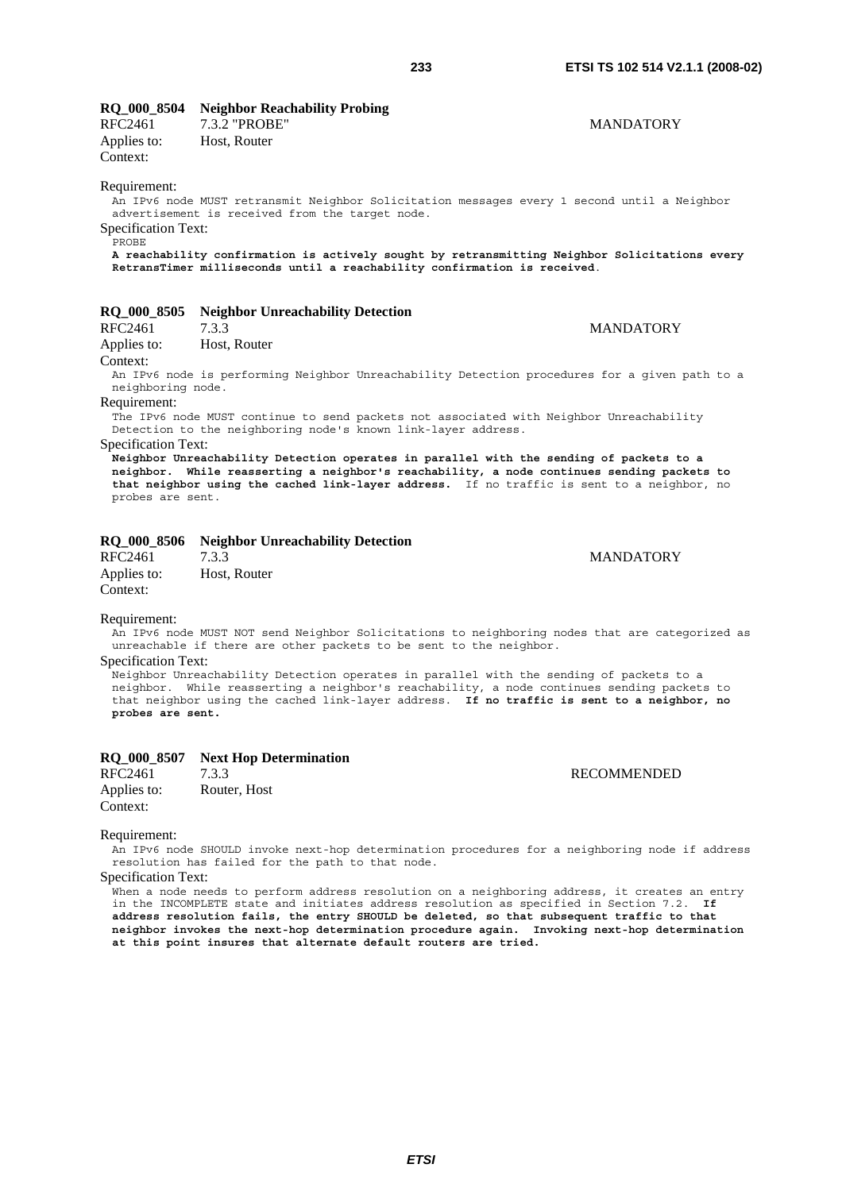**RQ_000_8504 Neighbor Reachability Probing**

RFC2461 7.3.2 "PROBE" MANDATORY

Applies to: Host, Router

Context:

Requirement:

An IPv6 node MUST retransmit Neighbor Solicitation messages every 1 second until a Neighbor advertisement is received from the target node.

Specification Text:

PROBE

**A reachability confirmation is actively sought by retransmitting Neighbor Solicitations every RetransTimer milliseconds until a reachability confirmation is received**.

**RQ_000_8505 Neighbor Unreachability Detection**

RFC2461 7.3.3 MANDATORY

Applies to: Host, Router

Context:

An IPv6 node is performing Neighbor Unreachability Detection procedures for a given path to a neighboring node.

Requirement:

The IPv6 node MUST continue to send packets not associated with Neighbor Unreachability Detection to the neighboring node's known link-layer address.

Specification Text:

**Neighbor Unreachability Detection operates in parallel with the sending of packets to a neighbor. While reasserting a neighbor's reachability, a node continues sending packets to that neighbor using the cached link-layer address.** If no traffic is sent to a neighbor, no probes are sent.

**RQ_000_8506 Neighbor Unreachability Detection**

RFC2461 7.3.3 MANDATORY

Applies to: Host, Router

Context:

Requirement:

An IPv6 node MUST NOT send Neighbor Solicitations to neighboring nodes that are categorized as unreachable if there are other packets to be sent to the neighbor.

Specification Text:

Neighbor Unreachability Detection operates in parallel with the sending of packets to a neighbor. While reasserting a neighbor's reachability, a node continues sending packets to that neighbor using the cached link-layer address. **If no traffic is sent to a neighbor, no probes are sent.**

**RQ_000_8507 Next Hop Determination**

RFC2461 7.3.3 RECOMMENDED

Applies to: Router, Host

Context:

Requirement:

An IPv6 node SHOULD invoke next-hop determination procedures for a neighboring node if address resolution has failed for the path to that node.

Specification Text:

When a node needs to perform address resolution on a neighboring address, it creates an entry in the INCOMPLETE state and initiates address resolution as specified in Section 7.2. **If address resolution fails, the entry SHOULD be deleted, so that subsequent traffic to that neighbor invokes the next-hop determination procedure again. Invoking next-hop determination at this point insures that alternate default routers are tried.**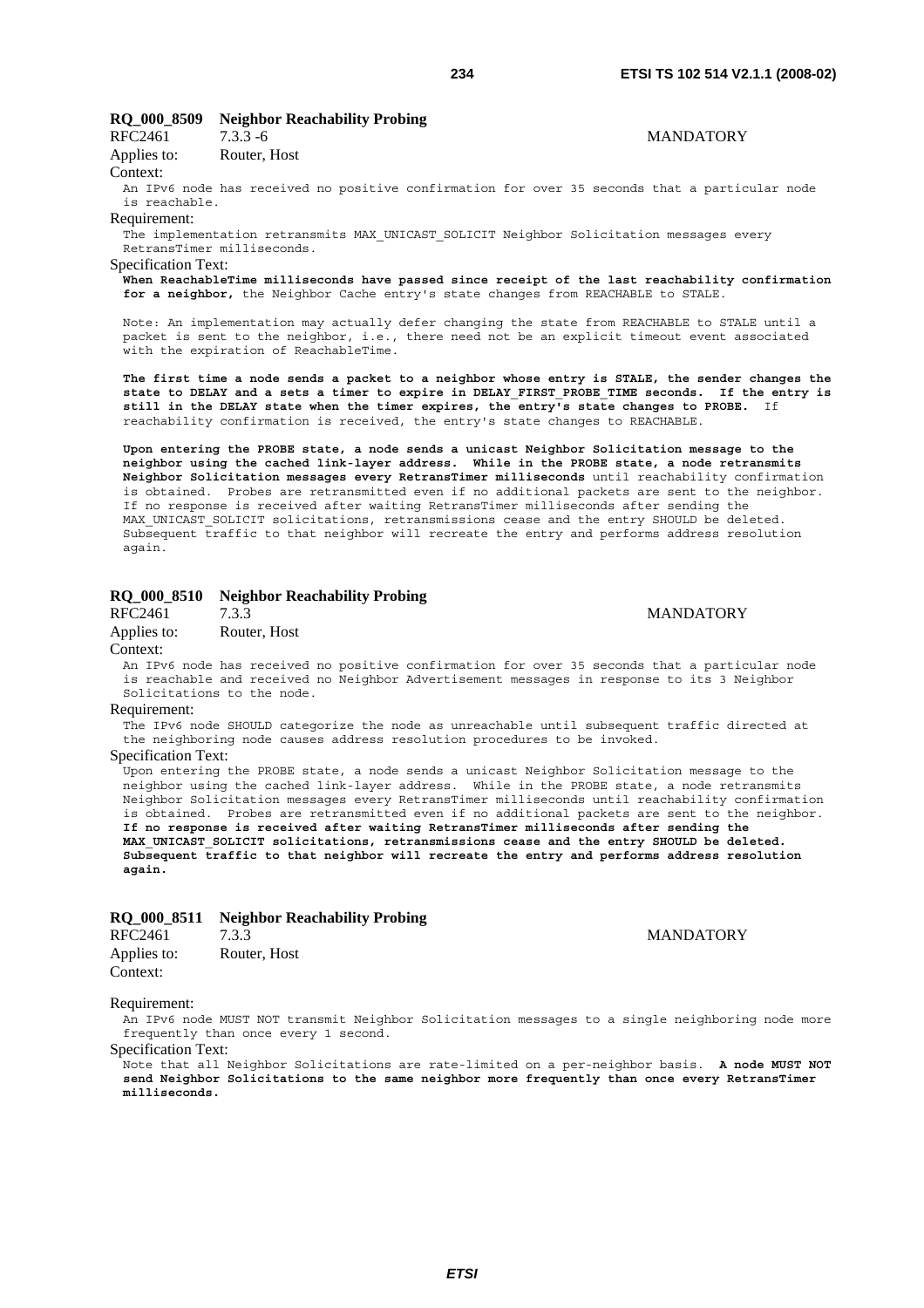### RQ_000_8509 Neighbor Reachability Probing

RFC2461 7.3.3 -6 MANDATORY

Applies to: Router, Host

Context:

An IPv6 node has received no positive confirmation for over 35 seconds that a particular node is reachable.

Requirement:

The implementation retransmits MAX_UNICAST_SOLICIT Neighbor Solicitation messages every RetransTimer milliseconds.

Specification Text:

**When ReachableTime milliseconds have passed since receipt of the last reachability confirmation for a neighbor,** the Neighbor Cache entry's state changes from REACHABLE to STALE.

Note: An implementation may actually defer changing the state from REACHABLE to STALE until a packet is sent to the neighbor, i.e., there need not be an explicit timeout event associated with the expiration of ReachableTime.

**The first time a node sends a packet to a neighbor whose entry is STALE, the sender changes the state to DELAY and a sets a timer to expire in DELAY_FIRST_PROBE_TIME seconds. If the entry is still in the DELAY state when the timer expires, the entry's state changes to PROBE.** If reachability confirmation is received, the entry's state changes to REACHABLE.

**Upon entering the PROBE state, a node sends a unicast Neighbor Solicitation message to the neighbor using the cached link-layer address. While in the PROBE state, a node retransmits Neighbor Solicitation messages every RetransTimer milliseconds** until reachability confirmation is obtained. Probes are retransmitted even if no additional packets are sent to the neighbor. If no response is received after waiting RetransTimer milliseconds after sending the MAX_UNICAST_SOLICIT solicitations, retransmissions cease and the entry SHOULD be deleted. Subsequent traffic to that neighbor will recreate the entry and performs address resolution again.

### RQ_000_8510 Neighbor Reachability Probing

RFC2461 7.3.3 MANDATORY

Applies to: Router, Host

Context:

An IPv6 node has received no positive confirmation for over 35 seconds that a particular node is reachable and received no Neighbor Advertisement messages in response to its 3 Neighbor Solicitations to the node.

Requirement:

The IPv6 node SHOULD categorize the node as unreachable until subsequent traffic directed at the neighboring node causes address resolution procedures to be invoked.

Specification Text:

Upon entering the PROBE state, a node sends a unicast Neighbor Solicitation message to the neighbor using the cached link-layer address. While in the PROBE state, a node retransmits Neighbor Solicitation messages every RetransTimer milliseconds until reachability confirmation is obtained. Probes are retransmitted even if no additional packets are sent to the neighbor. **If no response is received after waiting RetransTimer milliseconds after sending the MAX_UNICAST_SOLICIT solicitations, retransmissions cease and the entry SHOULD be deleted. Subsequent traffic to that neighbor will recreate the entry and performs address resolution again.**

### RQ_000_8511 Neighbor Reachability Probing

RFC2461 7.3.3 MANDATORY

Applies to: Router, Host

Context:

Requirement:

An IPv6 node MUST NOT transmit Neighbor Solicitation messages to a single neighboring node more frequently than once every 1 second.

Specification Text:

Note that all Neighbor Solicitations are rate-limited on a per-neighbor basis. **A node MUST NOT send Neighbor Solicitations to the same neighbor more frequently than once every RetransTimer milliseconds.**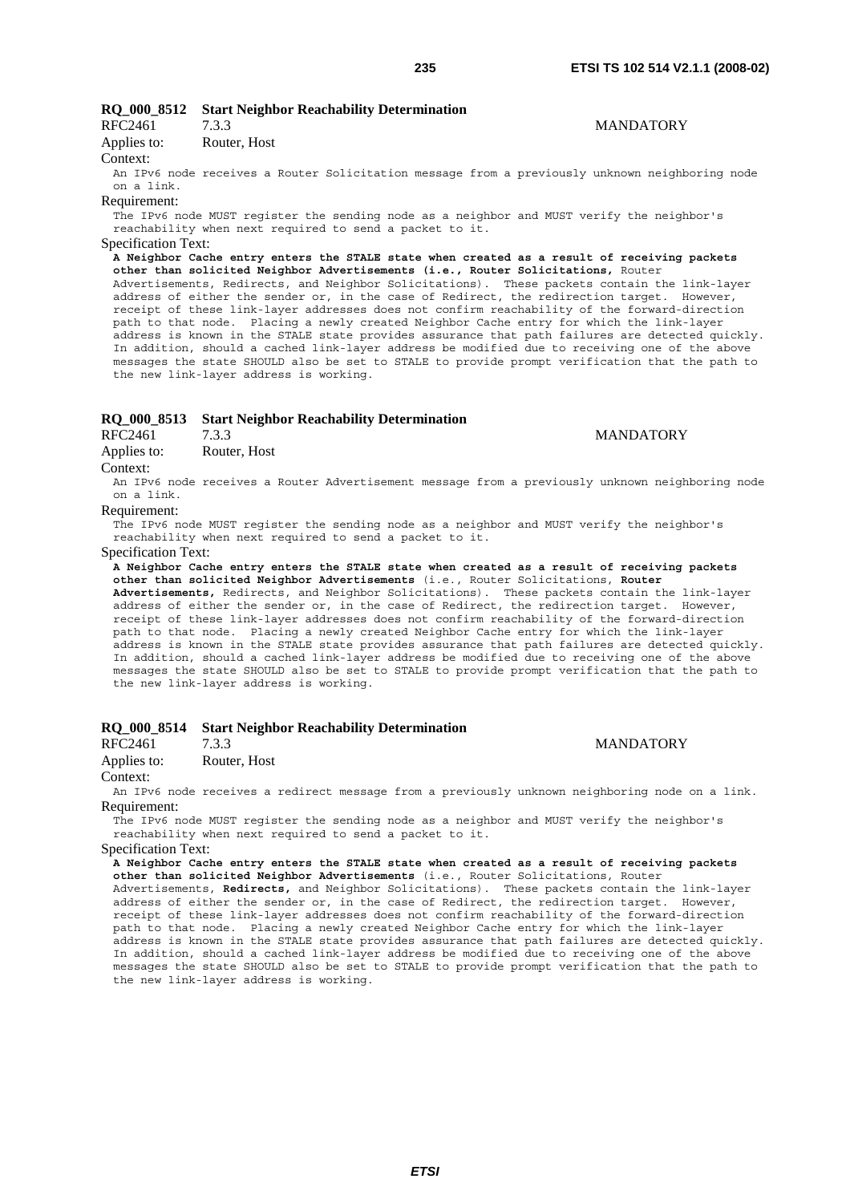### RQ_000_8512 Start Neighbor Reachability Determination

RFC2461 7.3.3 MANDATORY

Applies to: Router, Host

Context:

An IPv6 node receives a Router Solicitation message from a previously unknown neighboring node on a link.

Requirement:

The IPv6 node MUST register the sending node as a neighbor and MUST verify the neighbor's reachability when next required to send a packet to it.

Specification Text:

**A Neighbor Cache entry enters the STALE state when created as a result of receiving packets other than solicited Neighbor Advertisements (i.e., Router Solicitations,** Router Advertisements, Redirects, and Neighbor Solicitations). These packets contain the link-layer address of either the sender or, in the case of Redirect, the redirection target. However, receipt of these link-layer addresses does not confirm reachability of the forward-direction path to that node. Placing a newly created Neighbor Cache entry for which the link-layer address is known in the STALE state provides assurance that path failures are detected quickly. In addition, should a cached link-layer address be modified due to receiving one of the above messages the state SHOULD also be set to STALE to provide prompt verification that the path to the new link-layer address is working.

### RQ_000_8513 Start Neighbor Reachability Determination

RFC2461 7.3.3 MANDATORY

Applies to: Router, Host

Context:

An IPv6 node receives a Router Advertisement message from a previously unknown neighboring node on a link.

Requirement:

The IPv6 node MUST register the sending node as a neighbor and MUST verify the neighbor's reachability when next required to send a packet to it.

Specification Text:

**A Neighbor Cache entry enters the STALE state when created as a result of receiving packets other than solicited Neighbor Advertisements** (i.e., Router Solicitations, **Router Advertisements,** Redirects, and Neighbor Solicitations). These packets contain the link-layer address of either the sender or, in the case of Redirect, the redirection target. However, receipt of these link-layer addresses does not confirm reachability of the forward-direction path to that node. Placing a newly created Neighbor Cache entry for which the link-layer address is known in the STALE state provides assurance that path failures are detected quickly. In addition, should a cached link-layer address be modified due to receiving one of the above messages the state SHOULD also be set to STALE to provide prompt verification that the path to the new link-layer address is working.

### RQ_000_8514 Start Neighbor Reachability Determination

RFC2461 7.3.3 MANDATORY

Applies to: Router, Host

Context:

An IPv6 node receives a redirect message from a previously unknown neighboring node on a link.

Requirement:

The IPv6 node MUST register the sending node as a neighbor and MUST verify the neighbor's reachability when next required to send a packet to it.

Specification Text:

**A Neighbor Cache entry enters the STALE state when created as a result of receiving packets other than solicited Neighbor Advertisements** (i.e., Router Solicitations, Router Advertisements, **Redirects,** and Neighbor Solicitations). These packets contain the link-layer address of either the sender or, in the case of Redirect, the redirection target. However, receipt of these link-layer addresses does not confirm reachability of the forward-direction path to that node. Placing a newly created Neighbor Cache entry for which the link-layer address is known in the STALE state provides assurance that path failures are detected quickly. In addition, should a cached link-layer address be modified due to receiving one of the above messages the state SHOULD also be set to STALE to provide prompt verification that the path to the new link-layer address is working.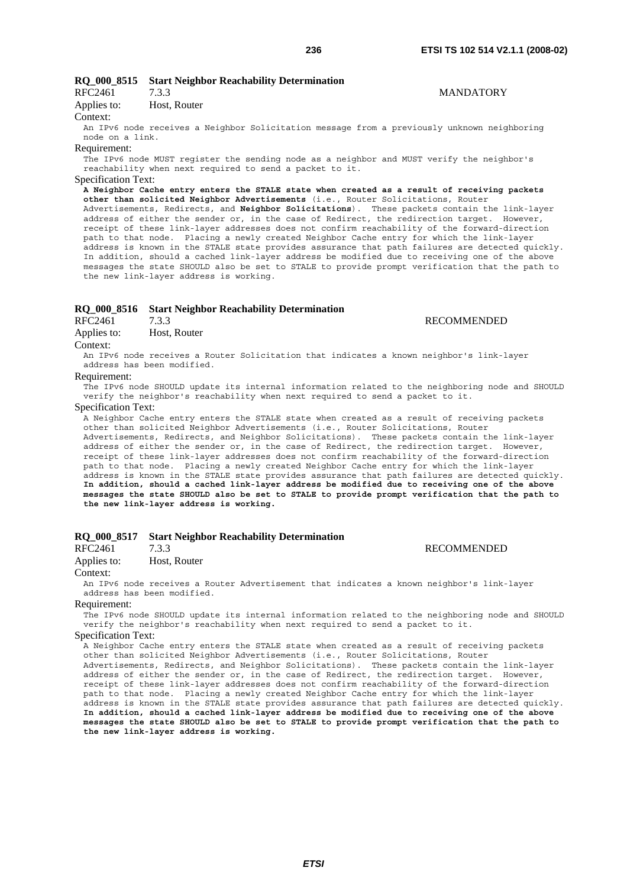### RQ_000_8515 Start Neighbor Reachability Determination

RFC2461 7.3.3 MANDATORY

Applies to: Host, Router

Context:

An IPv6 node receives a Neighbor Solicitation message from a previously unknown neighboring node on a link.

Requirement:

The IPv6 node MUST register the sending node as a neighbor and MUST verify the neighbor's reachability when next required to send a packet to it.

Specification Text:

**A Neighbor Cache entry enters the STALE state when created as a result of receiving packets other than solicited Neighbor Advertisements** (i.e., Router Solicitations, Router Advertisements, Redirects, and **Neighbor Solicitations**). These packets contain the link-layer address of either the sender or, in the case of Redirect, the redirection target. However, receipt of these link-layer addresses does not confirm reachability of the forward-direction path to that node. Placing a newly created Neighbor Cache entry for which the link-layer address is known in the STALE state provides assurance that path failures are detected quickly. In addition, should a cached link-layer address be modified due to receiving one of the above messages the state SHOULD also be set to STALE to provide prompt verification that the path to the new link-layer address is working.

### RQ_000_8516 Start Neighbor Reachability Determination

RFC2461 7.3.3 RECOMMENDED

Applies to: Host, Router

Context:

An IPv6 node receives a Router Solicitation that indicates a known neighbor's link-layer address has been modified.

Requirement:

The IPv6 node SHOULD update its internal information related to the neighboring node and SHOULD verify the neighbor's reachability when next required to send a packet to it.

Specification Text:

A Neighbor Cache entry enters the STALE state when created as a result of receiving packets other than solicited Neighbor Advertisements (i.e., Router Solicitations, Router Advertisements, Redirects, and Neighbor Solicitations). These packets contain the link-layer address of either the sender or, in the case of Redirect, the redirection target. However, receipt of these link-layer addresses does not confirm reachability of the forward-direction path to that node. Placing a newly created Neighbor Cache entry for which the link-layer address is known in the STALE state provides assurance that path failures are detected quickly. **In addition, should a cached link-layer address be modified due to receiving one of the above messages the state SHOULD also be set to STALE to provide prompt verification that the path to the new link-layer address is working.**

### RQ_000_8517 Start Neighbor Reachability Determination

RFC2461 7.3.3 RECOMMENDED

Applies to: Host, Router

Context:

An IPv6 node receives a Router Advertisement that indicates a known neighbor's link-layer address has been modified.

Requirement:

The IPv6 node SHOULD update its internal information related to the neighboring node and SHOULD verify the neighbor's reachability when next required to send a packet to it.

Specification Text:

A Neighbor Cache entry enters the STALE state when created as a result of receiving packets other than solicited Neighbor Advertisements (i.e., Router Solicitations, Router Advertisements, Redirects, and Neighbor Solicitations). These packets contain the link-layer address of either the sender or, in the case of Redirect, the redirection target. However, receipt of these link-layer addresses does not confirm reachability of the forward-direction path to that node. Placing a newly created Neighbor Cache entry for which the link-layer address is known in the STALE state provides assurance that path failures are detected quickly. **In addition, should a cached link-layer address be modified due to receiving one of the above messages the state SHOULD also be set to STALE to provide prompt verification that the path to the new link-layer address is working.**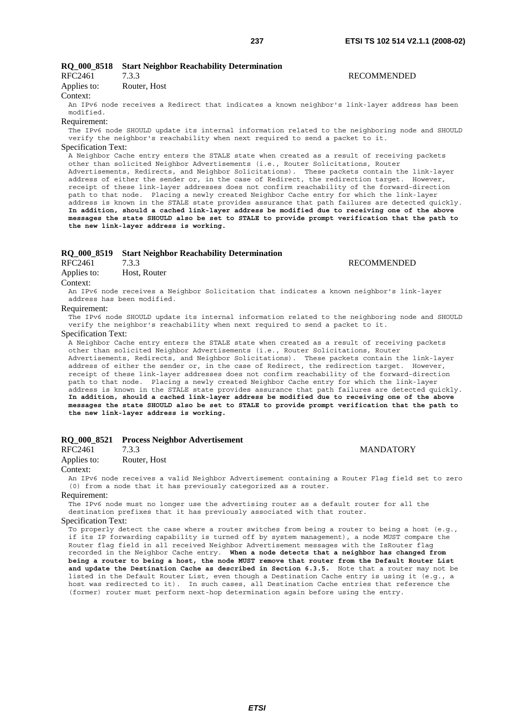### RQ_000_8518 Start Neighbor Reachability Determination

RFC2461 7.3.3 RECOMMENDED

Applies to: Router, Host

Context:

An IPv6 node receives a Redirect that indicates a known neighbor's link-layer address has been modified.

Requirement:

The IPv6 node SHOULD update its internal information related to the neighboring node and SHOULD verify the neighbor's reachability when next required to send a packet to it.

Specification Text:

A Neighbor Cache entry enters the STALE state when created as a result of receiving packets other than solicited Neighbor Advertisements (i.e., Router Solicitations, Router Advertisements, Redirects, and Neighbor Solicitations). These packets contain the link-layer address of either the sender or, in the case of Redirect, the redirection target. However, receipt of these link-layer addresses does not confirm reachability of the forward-direction path to that node. Placing a newly created Neighbor Cache entry for which the link-layer address is known in the STALE state provides assurance that path failures are detected quickly. **In addition, should a cached link-layer address be modified due to receiving one of the above messages the state SHOULD also be set to STALE to provide prompt verification that the path to the new link-layer address is working.**

### RQ_000_8519 Start Neighbor Reachability Determination

RFC2461 7.3.3 RECOMMENDED

Applies to: Host, Router

Context:

An IPv6 node receives a Neighbor Solicitation that indicates a known neighbor's link-layer address has been modified.

Requirement:

The IPv6 node SHOULD update its internal information related to the neighboring node and SHOULD verify the neighbor's reachability when next required to send a packet to it.

Specification Text:

A Neighbor Cache entry enters the STALE state when created as a result of receiving packets other than solicited Neighbor Advertisements (i.e., Router Solicitations, Router Advertisements, Redirects, and Neighbor Solicitations). These packets contain the link-layer address of either the sender or, in the case of Redirect, the redirection target. However, receipt of these link-layer addresses does not confirm reachability of the forward-direction path to that node. Placing a newly created Neighbor Cache entry for which the link-layer address is known in the STALE state provides assurance that path failures are detected quickly. **In addition, should a cached link-layer address be modified due to receiving one of the above messages the state SHOULD also be set to STALE to provide prompt verification that the path to the new link-layer address is working.**

### RQ_000_8521 Process Neighbor Advertisement

RFC2461 7.3.3 MANDATORY

Applies to: Router, Host

Context:

An IPv6 node receives a valid Neighbor Advertisement containing a Router Flag field set to zero (0) from a node that it has previously categorized as a router.

Requirement:

The IPv6 node must no longer use the advertising router as a default router for all the destination prefixes that it has previously associated with that router.

Specification Text:

To properly detect the case where a router switches from being a router to being a host (e.g., if its IP forwarding capability is turned off by system management), a node MUST compare the Router flag field in all received Neighbor Advertisement messages with the IsRouter flag recorded in the Neighbor Cache entry. **When a node detects that a neighbor has changed from being a router to being a host, the node MUST remove that router from the Default Router List and update the Destination Cache as described in Section 6.3.5.** Note that a router may not be listed in the Default Router List, even though a Destination Cache entry is using it (e.g., a host was redirected to it). In such cases, all Destination Cache entries that reference the (former) router must perform next-hop determination again before using the entry.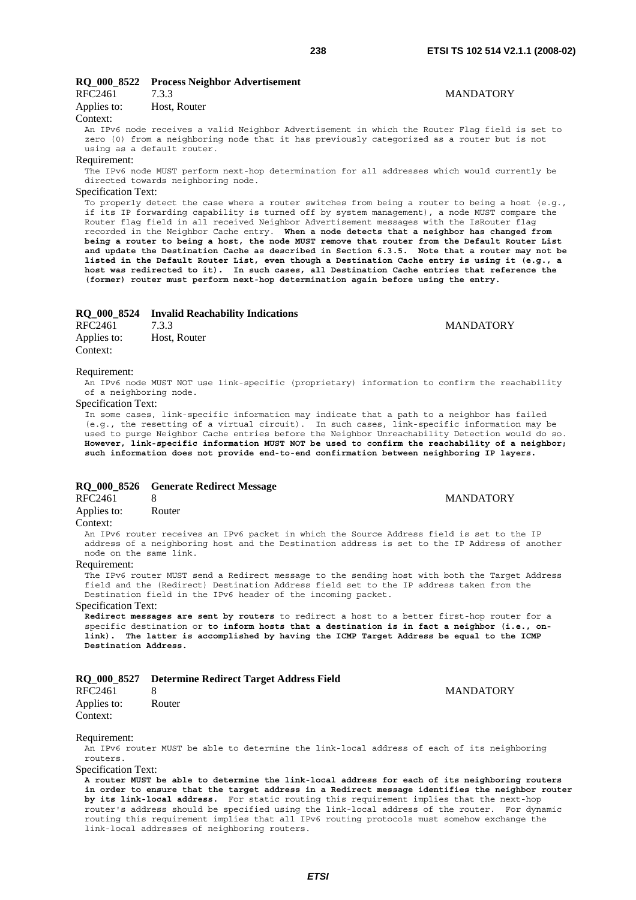### RQ_000_8522 Process Neighbor Advertisement

RFC2461 7.3.3 MANDATORY

Applies to: Host, Router

Context:

An IPv6 node receives a valid Neighbor Advertisement in which the Router Flag field is set to zero (0) from a neighboring node that it has previously categorized as a router but is not using as a default router.

Requirement:

The IPv6 node MUST perform next-hop determination for all addresses which would currently be directed towards neighboring node.

Specification Text:

To properly detect the case where a router switches from being a router to being a host (e.g., if its IP forwarding capability is turned off by system management), a node MUST compare the Router flag field in all received Neighbor Advertisement messages with the IsRouter flag recorded in the Neighbor Cache entry. **When a node detects that a neighbor has changed from being a router to being a host, the node MUST remove that router from the Default Router List and update the Destination Cache as described in Section 6.3.5. Note that a router may not be listed in the Default Router List, even though a Destination Cache entry is using it (e.g., a host was redirected to it). In such cases, all Destination Cache entries that reference the (former) router must perform next-hop determination again before using the entry.**

### RQ_000_8524 Invalid Reachability Indications

RFC2461 7.3.3 MANDATORY

Applies to: Host, Router

Context:

Requirement:

An IPv6 node MUST NOT use link-specific (proprietary) information to confirm the reachability of a neighboring node.

Specification Text:

In some cases, link-specific information may indicate that a path to a neighbor has failed (e.g., the resetting of a virtual circuit). In such cases, link-specific information may be used to purge Neighbor Cache entries before the Neighbor Unreachability Detection would do so. **However, link-specific information MUST NOT be used to confirm the reachability of a neighbor; such information does not provide end-to-end confirmation between neighboring IP layers.**

### RQ_000_8526 Generate Redirect Message

RFC2461 8 MANDATORY

Applies to: Router

Context:

An IPv6 router receives an IPv6 packet in which the Source Address field is set to the IP address of a neighboring host and the Destination address is set to the IP Address of another node on the same link.

Requirement:

The IPv6 router MUST send a Redirect message to the sending host with both the Target Address field and the (Redirect) Destination Address field set to the IP address taken from the Destination field in the IPv6 header of the incoming packet.

Specification Text:

**Redirect messages are sent by routers** to redirect a host to a better first-hop router for a specific destination or **to inform hosts that a destination is in fact a neighbor (i.e., on-link). The latter is accomplished by having the ICMP Target Address be equal to the ICMP Destination Address.**

### RQ_000_8527 Determine Redirect Target Address Field

RFC2461 8 MANDATORY

Applies to: Router

Context:

Requirement:

An IPv6 router MUST be able to determine the link-local address of each of its neighboring routers.

Specification Text:

**A router MUST be able to determine the link-local address for each of its neighboring routers in order to ensure that the target address in a Redirect message identifies the neighbor router by its link-local address.** For static routing this requirement implies that the next-hop router's address should be specified using the link-local address of the router. For dynamic routing this requirement implies that all IPv6 routing protocols must somehow exchange the link-local addresses of neighboring routers.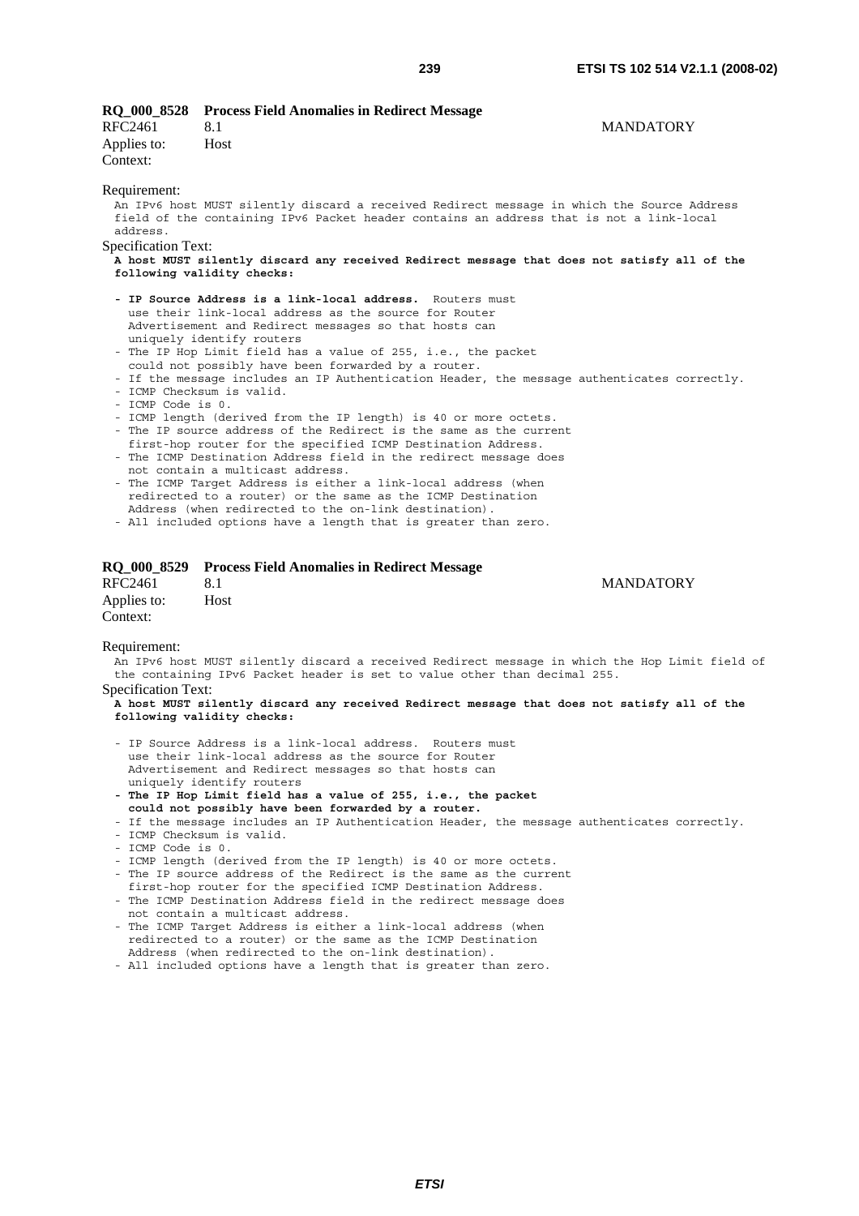**RQ_000_8528 Process Field Anomalies in Redirect Message**

RFC2461 8.1 MANDATORY

Applies to: Host

Context:

Requirement:

An IPv6 host MUST silently discard a received Redirect message in which the Source Address field of the containing IPv6 Packet header contains an address that is not a link-local address.

Specification Text:

**A host MUST silently discard any received Redirect message that does not satisfy all of the following validity checks:**

- **IP Source Address is a link-local address.** Routers must use their link-local address as the source for Router Advertisement and Redirect messages so that hosts can uniquely identify routers
- The IP Hop Limit field has a value of 255, i.e., the packet could not possibly have been forwarded by a router.
- If the message includes an IP Authentication Header, the message authenticates correctly.
- ICMP Checksum is valid.
- ICMP Code is 0.
- ICMP length (derived from the IP length) is 40 or more octets.
- The IP source address of the Redirect is the same as the current first-hop router for the specified ICMP Destination Address.
- The ICMP Destination Address field in the redirect message does not contain a multicast address.
- The ICMP Target Address is either a link-local address (when redirected to a router) or the same as the ICMP Destination Address (when redirected to the on-link destination).
- All included options have a length that is greater than zero.

**RQ_000_8529 Process Field Anomalies in Redirect Message**

RFC2461 8.1 MANDATORY

Applies to: Host

Context:

Requirement:

An IPv6 host MUST silently discard a received Redirect message in which the Hop Limit field of the containing IPv6 Packet header is set to value other than decimal 255.

Specification Text:

**A host MUST silently discard any received Redirect message that does not satisfy all of the following validity checks:**

- IP Source Address is a link-local address. Routers must use their link-local address as the source for Router Advertisement and Redirect messages so that hosts can uniquely identify routers
- **The IP Hop Limit field has a value of 255, i.e., the packet could not possibly have been forwarded by a router.**
- If the message includes an IP Authentication Header, the message authenticates correctly.
- ICMP Checksum is valid.
- ICMP Code is 0.
- ICMP length (derived from the IP length) is 40 or more octets.
- The IP source address of the Redirect is the same as the current first-hop router for the specified ICMP Destination Address.
- The ICMP Destination Address field in the redirect message does not contain a multicast address.
- The ICMP Target Address is either a link-local address (when redirected to a router) or the same as the ICMP Destination Address (when redirected to the on-link destination).
- All included options have a length that is greater than zero.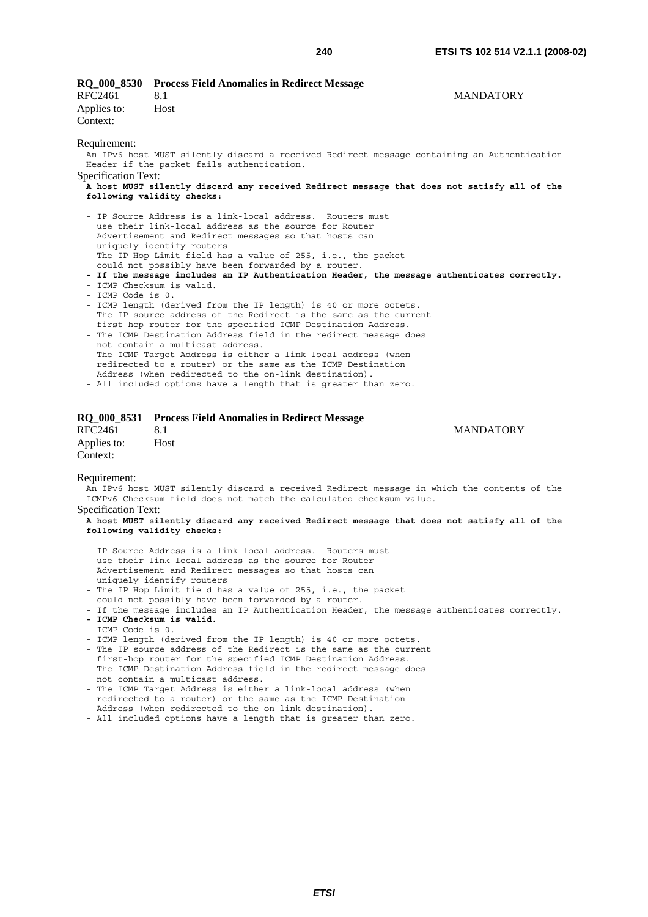**RQ_000_8530 Process Field Anomalies in Redirect Message**

RFC2461 8.1 MANDATORY

Applies to: Host

Context:

Requirement:

An IPv6 host MUST silently discard a received Redirect message containing an Authentication Header if the packet fails authentication.

Specification Text:

**A host MUST silently discard any received Redirect message that does not satisfy all of the following validity checks:**

- IP Source Address is a link-local address. Routers must use their link-local address as the source for Router Advertisement and Redirect messages so that hosts can uniquely identify routers
- The IP Hop Limit field has a value of 255, i.e., the packet could not possibly have been forwarded by a router.
- **If the message includes an IP Authentication Header, the message authenticates correctly.**
- ICMP Checksum is valid.
- ICMP Code is 0.
- ICMP length (derived from the IP length) is 40 or more octets.
- The IP source address of the Redirect is the same as the current first-hop router for the specified ICMP Destination Address.
- The ICMP Destination Address field in the redirect message does not contain a multicast address.
- The ICMP Target Address is either a link-local address (when redirected to a router) or the same as the ICMP Destination Address (when redirected to the on-link destination).
- All included options have a length that is greater than zero.

**RQ_000_8531 Process Field Anomalies in Redirect Message**

RFC2461 8.1 MANDATORY

Applies to: Host

Context:

Requirement:

An IPv6 host MUST silently discard a received Redirect message in which the contents of the ICMPv6 Checksum field does not match the calculated checksum value.

Specification Text:

**A host MUST silently discard any received Redirect message that does not satisfy all of the following validity checks:**

- IP Source Address is a link-local address. Routers must use their link-local address as the source for Router Advertisement and Redirect messages so that hosts can uniquely identify routers
- The IP Hop Limit field has a value of 255, i.e., the packet could not possibly have been forwarded by a router.
- If the message includes an IP Authentication Header, the message authenticates correctly.
- **ICMP Checksum is valid.**
- ICMP Code is 0.
- ICMP length (derived from the IP length) is 40 or more octets.
- The IP source address of the Redirect is the same as the current first-hop router for the specified ICMP Destination Address.
- The ICMP Destination Address field in the redirect message does not contain a multicast address.
- The ICMP Target Address is either a link-local address (when redirected to a router) or the same as the ICMP Destination Address (when redirected to the on-link destination).
- All included options have a length that is greater than zero.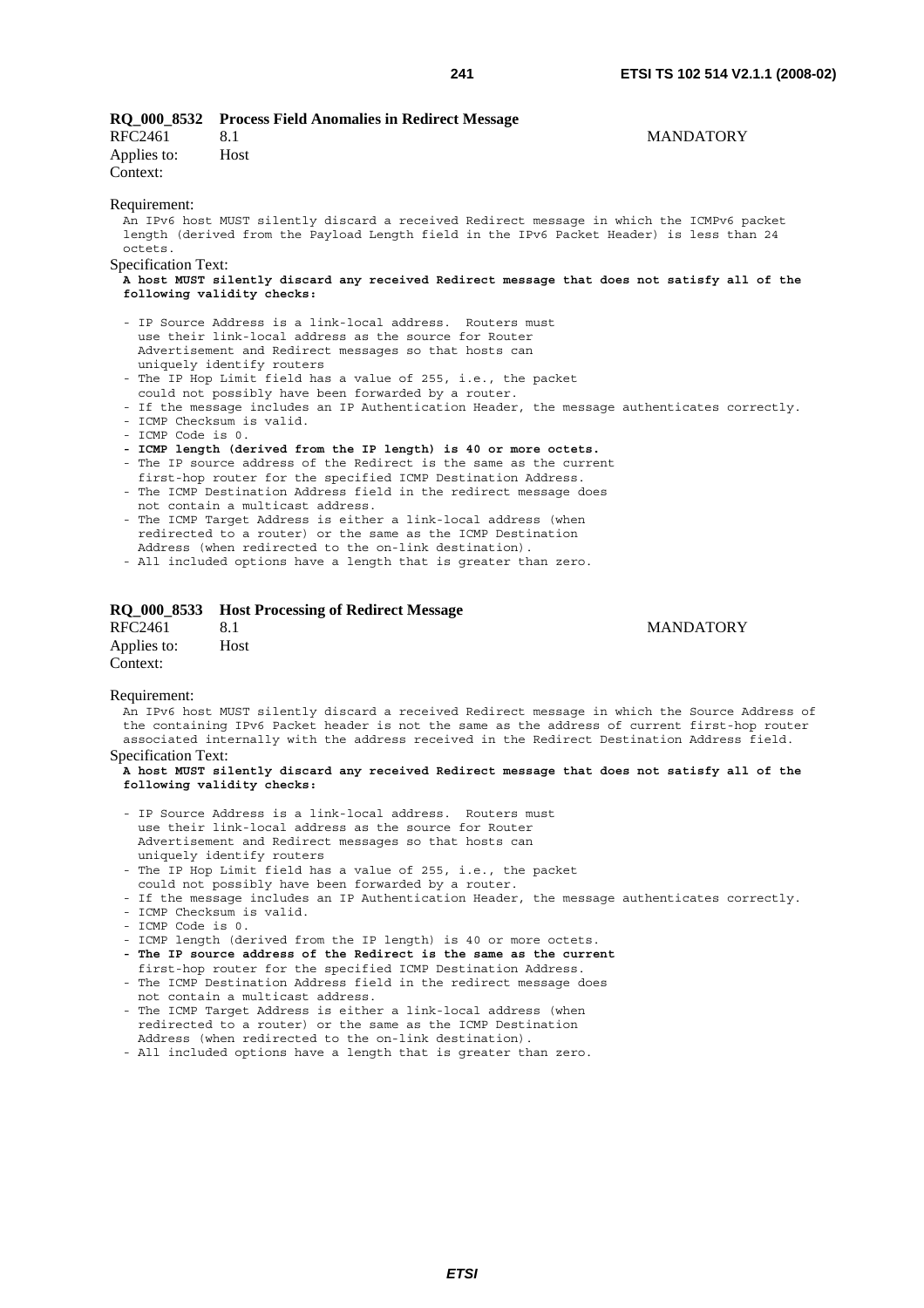### RQ_000_8532 Process Field Anomalies in Redirect Message

RFC2461 8.1 MANDATORY

Applies to: Host

Context:

Requirement:

```
An IPv6 host MUST silently discard a received Redirect message in which the ICMPv6 packet
length (derived from the Payload Length field in the IPv6 Packet Header) is less than 24
octets.
```

Specification Text:

```
A host MUST silently discard any received Redirect message that does not satisfy all of the
following validity checks:

- IP Source Address is a link-local address.  Routers must
  use their link-local address as the source for Router
  Advertisement and Redirect messages so that hosts can
  uniquely identify routers
- The IP Hop Limit field has a value of 255, i.e., the packet
  could not possibly have been forwarded by a router.
- If the message includes an IP Authentication Header, the message authenticates correctly.
- ICMP Checksum is valid.
- ICMP Code is 0.
- ICMP length (derived from the IP length) is 40 or more octets.
- The IP source address of the Redirect is the same as the current
  first-hop router for the specified ICMP Destination Address.
- The ICMP Destination Address field in the redirect message does
  not contain a multicast address.
- The ICMP Target Address is either a link-local address (when
  redirected to a router) or the same as the ICMP Destination
  Address (when redirected to the on-link destination).
- All included options have a length that is greater than zero.
```

### RQ_000_8533 Host Processing of Redirect Message

RFC2461 8.1 MANDATORY

Applies to: Host

Context:

Requirement:

```
An IPv6 host MUST silently discard a received Redirect message in which the Source Address of
the containing IPv6 Packet header is not the same as the address of current first-hop router
associated internally with the address received in the Redirect Destination Address field.
```

Specification Text:

```
A host MUST silently discard any received Redirect message that does not satisfy all of the
following validity checks:

- IP Source Address is a link-local address.  Routers must
  use their link-local address as the source for Router
  Advertisement and Redirect messages so that hosts can
  uniquely identify routers
- The IP Hop Limit field has a value of 255, i.e., the packet
  could not possibly have been forwarded by a router.
- If the message includes an IP Authentication Header, the message authenticates correctly.
- ICMP Checksum is valid.
- ICMP Code is 0.
- ICMP length (derived from the IP length) is 40 or more octets.
- The IP source address of the Redirect is the same as the current
  first-hop router for the specified ICMP Destination Address.
- The ICMP Destination Address field in the redirect message does
  not contain a multicast address.
- The ICMP Target Address is either a link-local address (when
  redirected to a router) or the same as the ICMP Destination
  Address (when redirected to the on-link destination).
- All included options have a length that is greater than zero.
```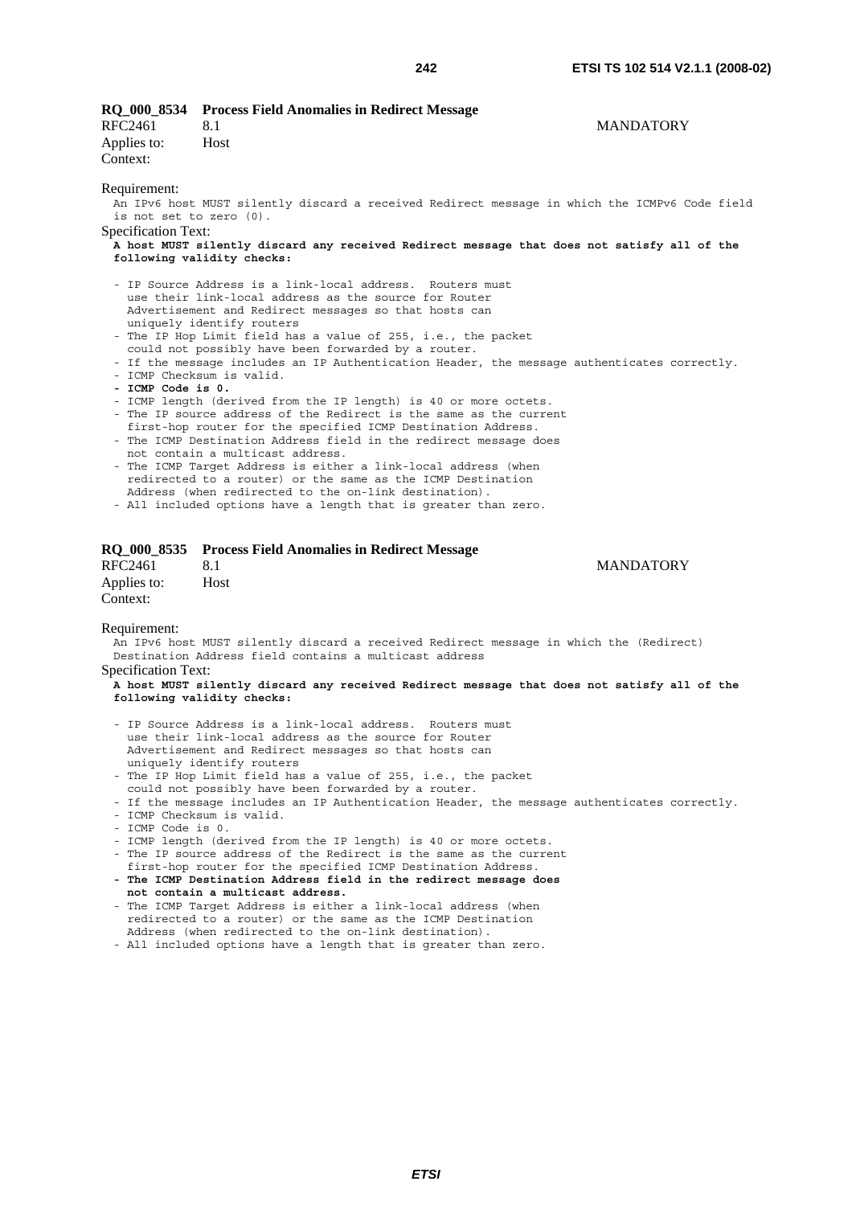**RQ_000_8534 Process Field Anomalies in Redirect Message**

RFC2461 8.1 MANDATORY

Applies to: Host

Context:

Requirement:

An IPv6 host MUST silently discard a received Redirect message in which the ICMPv6 Code field is not set to zero (0).

Specification Text:

**A host MUST silently discard any received Redirect message that does not satisfy all of the following validity checks:**

- IP Source Address is a link-local address. Routers must use their link-local address as the source for Router Advertisement and Redirect messages so that hosts can uniquely identify routers
- The IP Hop Limit field has a value of 255, i.e., the packet could not possibly have been forwarded by a router.
- If the message includes an IP Authentication Header, the message authenticates correctly.
- ICMP Checksum is valid.
- **ICMP Code is 0.**
- ICMP length (derived from the IP length) is 40 or more octets.
- The IP source address of the Redirect is the same as the current first-hop router for the specified ICMP Destination Address.
- The ICMP Destination Address field in the redirect message does not contain a multicast address.
- The ICMP Target Address is either a link-local address (when redirected to a router) or the same as the ICMP Destination Address (when redirected to the on-link destination).
- All included options have a length that is greater than zero.

**RQ_000_8535 Process Field Anomalies in Redirect Message**

RFC2461 8.1 MANDATORY

Applies to: Host

Context:

Requirement:

An IPv6 host MUST silently discard a received Redirect message in which the (Redirect) Destination Address field contains a multicast address

Specification Text:

**A host MUST silently discard any received Redirect message that does not satisfy all of the following validity checks:**

- IP Source Address is a link-local address. Routers must use their link-local address as the source for Router Advertisement and Redirect messages so that hosts can uniquely identify routers
- The IP Hop Limit field has a value of 255, i.e., the packet could not possibly have been forwarded by a router.
- If the message includes an IP Authentication Header, the message authenticates correctly.
- ICMP Checksum is valid.
- ICMP Code is 0.
- ICMP length (derived from the IP length) is 40 or more octets.
- The IP source address of the Redirect is the same as the current first-hop router for the specified ICMP Destination Address.
- **The ICMP Destination Address field in the redirect message does not contain a multicast address.**
- The ICMP Target Address is either a link-local address (when redirected to a router) or the same as the ICMP Destination Address (when redirected to the on-link destination).
- All included options have a length that is greater than zero.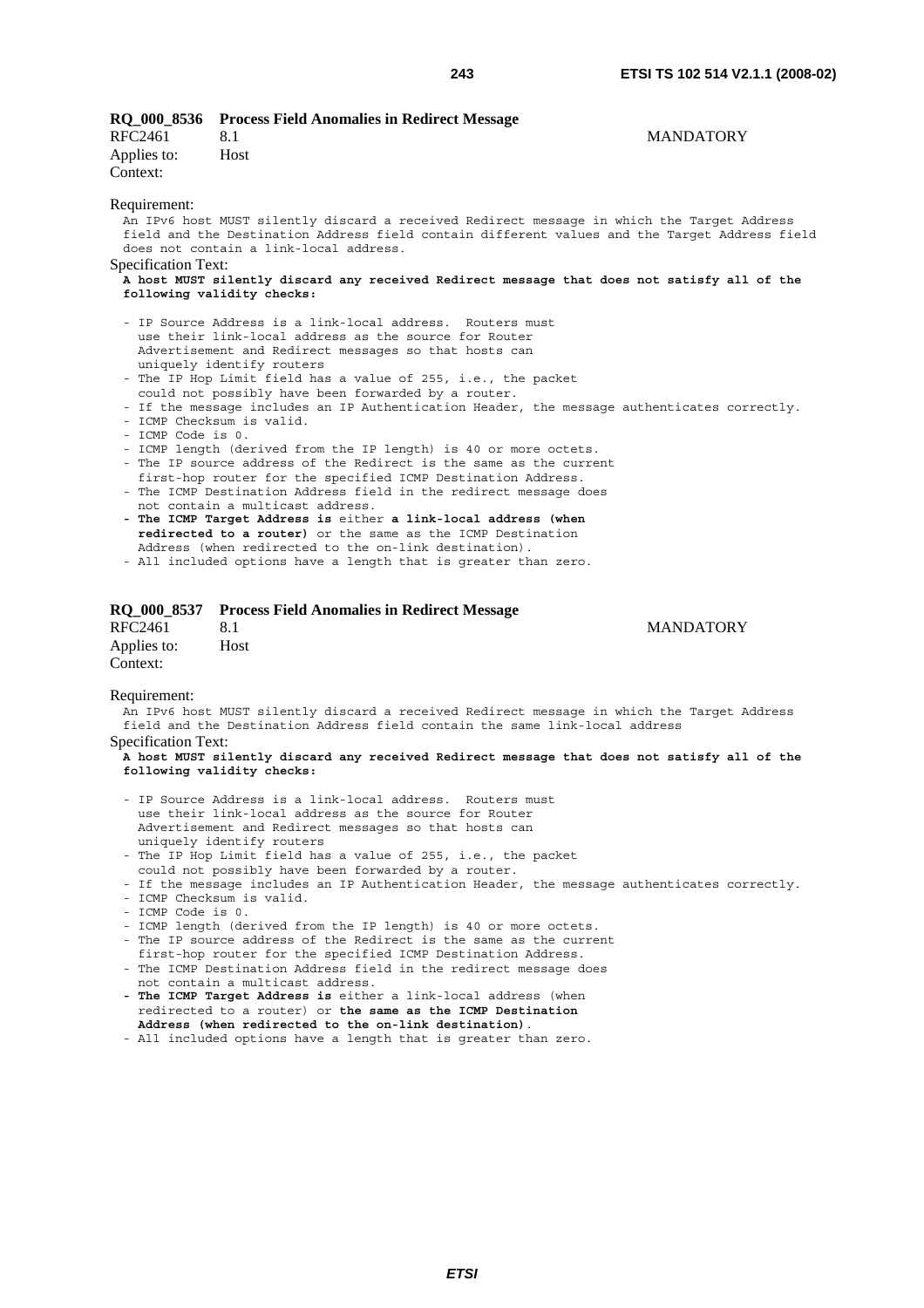**RQ_000_8536 Process Field Anomalies in Redirect Message**

RFC2461 8.1 MANDATORY

Applies to: Host

Context:

Requirement:

An IPv6 host MUST silently discard a received Redirect message in which the Target Address field and the Destination Address field contain different values and the Target Address field does not contain a link-local address.

Specification Text:

**A host MUST silently discard any received Redirect message that does not satisfy all of the following validity checks:**

- IP Source Address is a link-local address. Routers must use their link-local address as the source for Router Advertisement and Redirect messages so that hosts can uniquely identify routers
- The IP Hop Limit field has a value of 255, i.e., the packet could not possibly have been forwarded by a router.
- If the message includes an IP Authentication Header, the message authenticates correctly.
- ICMP Checksum is valid.
- ICMP Code is 0.
- ICMP length (derived from the IP length) is 40 or more octets.
- The IP source address of the Redirect is the same as the current first-hop router for the specified ICMP Destination Address.
- The ICMP Destination Address field in the redirect message does not contain a multicast address.
- **The ICMP Target Address is** either **a link-local address (when redirected to a router)** or the same as the ICMP Destination Address (when redirected to the on-link destination).
- All included options have a length that is greater than zero.

**RQ_000_8537 Process Field Anomalies in Redirect Message**

RFC2461 8.1 MANDATORY

Applies to: Host

Context:

Requirement:

An IPv6 host MUST silently discard a received Redirect message in which the Target Address field and the Destination Address field contain the same link-local address

Specification Text:

**A host MUST silently discard any received Redirect message that does not satisfy all of the following validity checks:**

- IP Source Address is a link-local address. Routers must use their link-local address as the source for Router Advertisement and Redirect messages so that hosts can uniquely identify routers
- The IP Hop Limit field has a value of 255, i.e., the packet could not possibly have been forwarded by a router.
- If the message includes an IP Authentication Header, the message authenticates correctly.
- ICMP Checksum is valid.
- ICMP Code is 0.
- ICMP length (derived from the IP length) is 40 or more octets.
- The IP source address of the Redirect is the same as the current first-hop router for the specified ICMP Destination Address.
- The ICMP Destination Address field in the redirect message does not contain a multicast address.
- **The ICMP Target Address is** either a link-local address (when redirected to a router) or **the same as the ICMP Destination Address (when redirected to the on-link destination)**.
- All included options have a length that is greater than zero.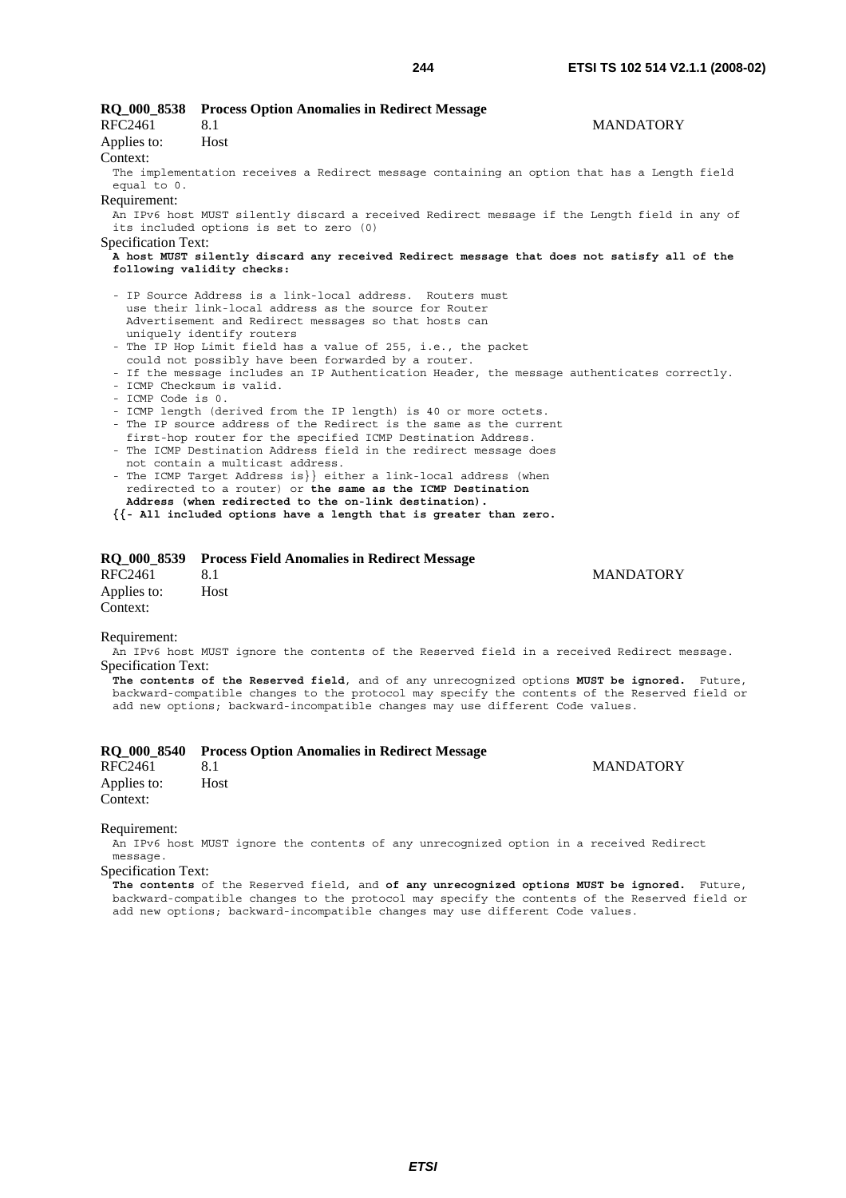**RQ_000_8538 Process Option Anomalies in Redirect Message**

RFC2461 8.1 MANDATORY

Applies to: Host

Context:

The implementation receives a Redirect message containing an option that has a Length field equal to 0.

Requirement:

An IPv6 host MUST silently discard a received Redirect message if the Length field in any of its included options is set to zero (0)

Specification Text:

**A host MUST silently discard any received Redirect message that does not satisfy all of the following validity checks:**

- IP Source Address is a link-local address. Routers must use their link-local address as the source for Router Advertisement and Redirect messages so that hosts can uniquely identify routers
- The IP Hop Limit field has a value of 255, i.e., the packet could not possibly have been forwarded by a router.
- If the message includes an IP Authentication Header, the message authenticates correctly.
- ICMP Checksum is valid.
- ICMP Code is 0.
- ICMP length (derived from the IP length) is 40 or more octets.
- The IP source address of the Redirect is the same as the current first-hop router for the specified ICMP Destination Address.
- The ICMP Destination Address field in the redirect message does not contain a multicast address.
- The ICMP Target Address is}} either a link-local address (when redirected to a router) or **the same as the ICMP Destination Address (when redirected to the on-link destination).**

{{**- All included options have a length that is greater than zero.**

**RQ_000_8539 Process Field Anomalies in Redirect Message**

RFC2461 8.1 MANDATORY

Applies to: Host

Context:

Requirement:

An IPv6 host MUST ignore the contents of the Reserved field in a received Redirect message.

Specification Text:

**The contents of the Reserved field**, and of any unrecognized options **MUST be ignored.** Future, backward-compatible changes to the protocol may specify the contents of the Reserved field or add new options; backward-incompatible changes may use different Code values.

**RQ_000_8540 Process Option Anomalies in Redirect Message**

RFC2461 8.1 MANDATORY

Applies to: Host

Context:

Requirement:

An IPv6 host MUST ignore the contents of any unrecognized option in a received Redirect message.

Specification Text:

**The contents** of the Reserved field, and **of any unrecognized options MUST be ignored.** Future, backward-compatible changes to the protocol may specify the contents of the Reserved field or add new options; backward-incompatible changes may use different Code values.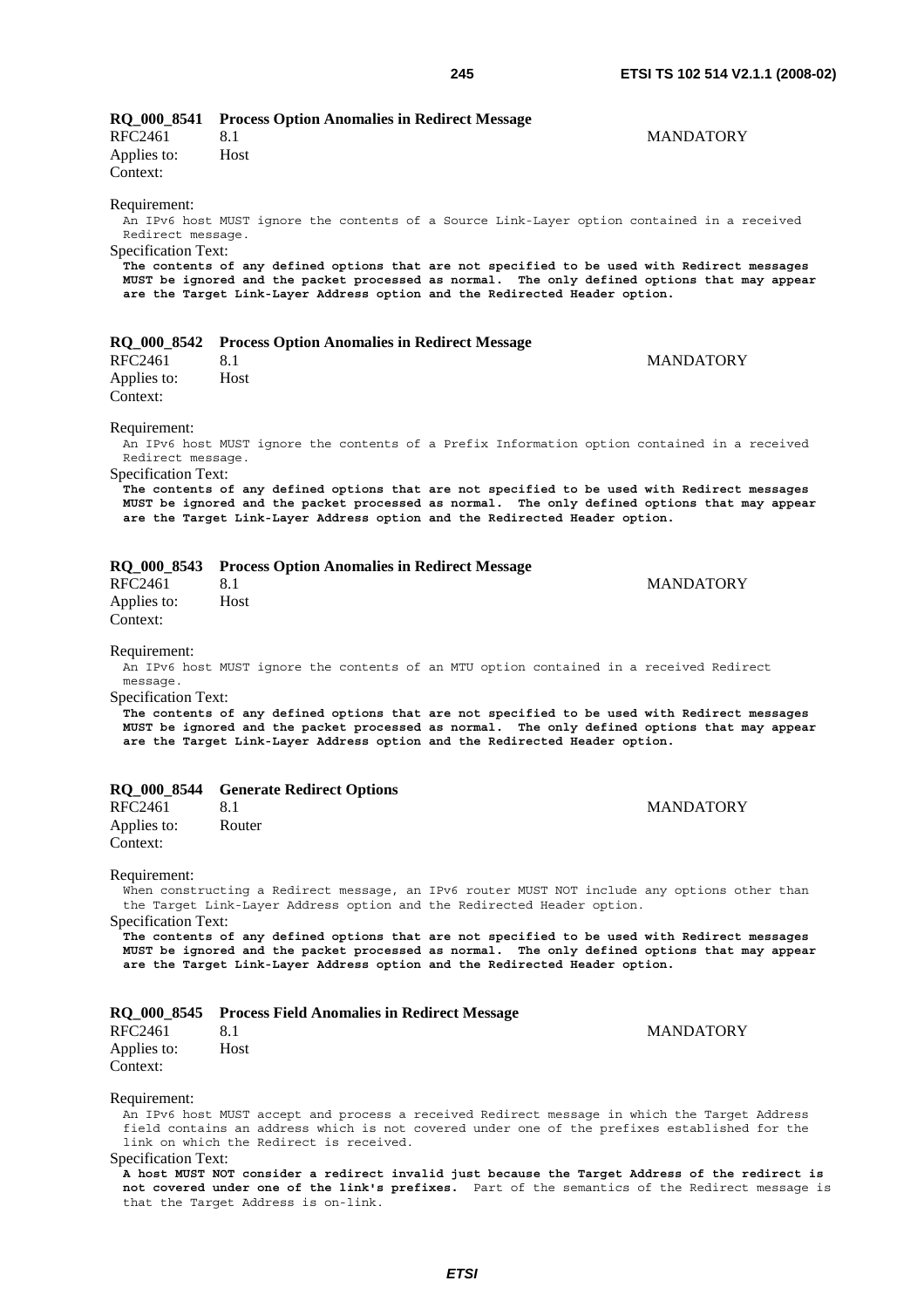**RQ_000_8541 Process Option Anomalies in Redirect Message**

RFC2461 8.1 MANDATORY

Applies to: Host

Context:

Requirement:

An IPv6 host MUST ignore the contents of a Source Link-Layer option contained in a received Redirect message.

Specification Text:

**The contents of any defined options that are not specified to be used with Redirect messages MUST be ignored and the packet processed as normal. The only defined options that may appear are the Target Link-Layer Address option and the Redirected Header option.**

**RQ_000_8542 Process Option Anomalies in Redirect Message**

RFC2461 8.1 MANDATORY

Applies to: Host

Context:

Requirement:

An IPv6 host MUST ignore the contents of a Prefix Information option contained in a received Redirect message.

Specification Text:

**The contents of any defined options that are not specified to be used with Redirect messages MUST be ignored and the packet processed as normal. The only defined options that may appear are the Target Link-Layer Address option and the Redirected Header option.**

**RQ_000_8543 Process Option Anomalies in Redirect Message**

RFC2461 8.1 MANDATORY

Applies to: Host

Context:

Requirement:

An IPv6 host MUST ignore the contents of an MTU option contained in a received Redirect message.

Specification Text:

**The contents of any defined options that are not specified to be used with Redirect messages MUST be ignored and the packet processed as normal. The only defined options that may appear are the Target Link-Layer Address option and the Redirected Header option.**

**RQ_000_8544 Generate Redirect Options**

RFC2461 8.1 MANDATORY

Applies to: Router

Context:

Requirement:

When constructing a Redirect message, an IPv6 router MUST NOT include any options other than the Target Link-Layer Address option and the Redirected Header option.

Specification Text:

**The contents of any defined options that are not specified to be used with Redirect messages MUST be ignored and the packet processed as normal. The only defined options that may appear are the Target Link-Layer Address option and the Redirected Header option.**

**RQ_000_8545 Process Field Anomalies in Redirect Message**

RFC2461 8.1 MANDATORY

Applies to: Host

Context:

Requirement:

An IPv6 host MUST accept and process a received Redirect message in which the Target Address field contains an address which is not covered under one of the prefixes established for the link on which the Redirect is received.

Specification Text:

**A host MUST NOT consider a redirect invalid just because the Target Address of the redirect is not covered under one of the link's prefixes.** Part of the semantics of the Redirect message is that the Target Address is on-link.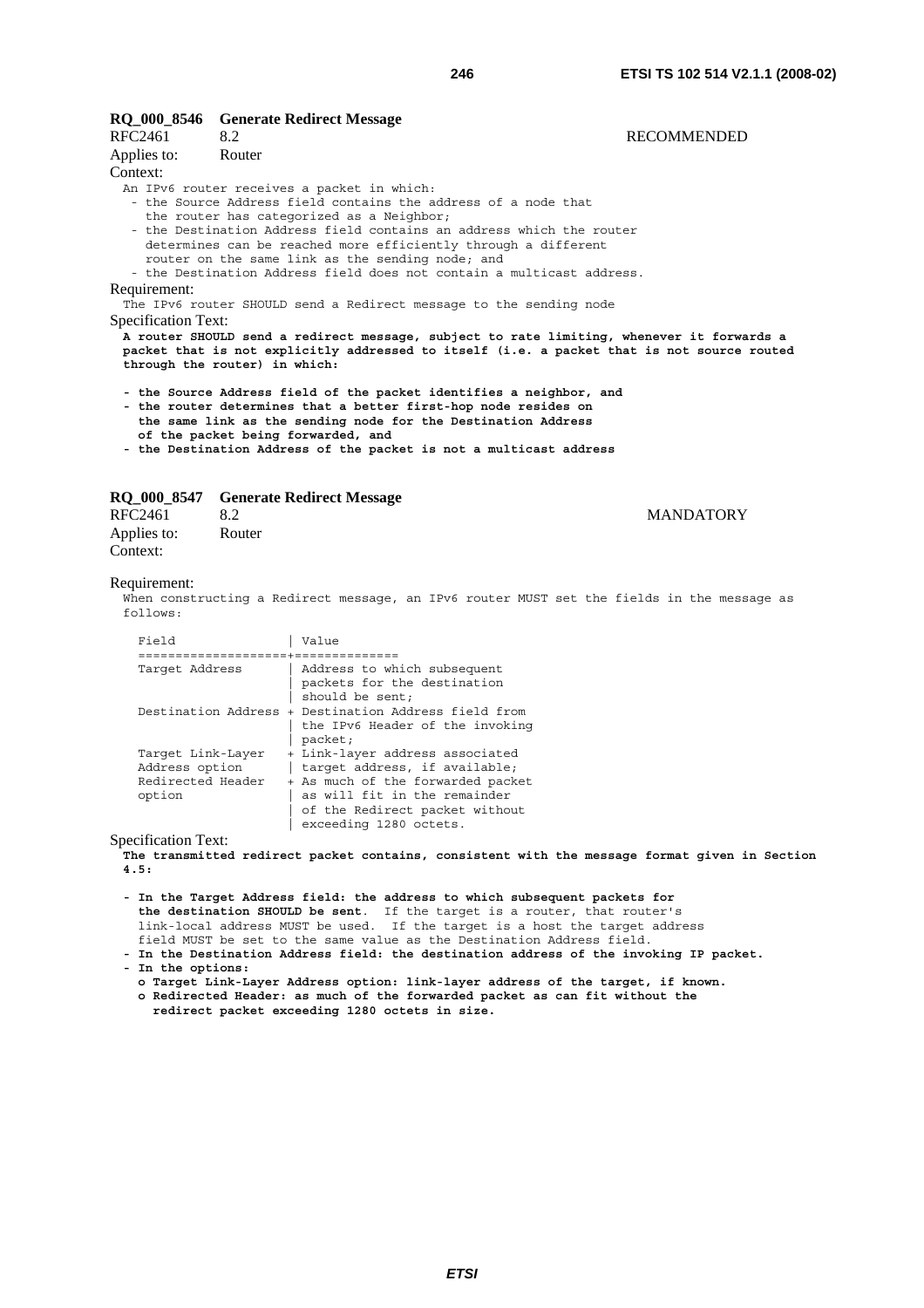**RQ_000_8546 Generate Redirect Message**

RFC2461 8.2 RECOMMENDED

Applies to: Router

Context:

```
An IPv6 router receives a packet in which:
  - the Source Address field contains the address of a node that
    the router has categorized as a Neighbor;
  - the Destination Address field contains an address which the router
    determines can be reached more efficiently through a different
    router on the same link as the sending node; and
  - the Destination Address field does not contain a multicast address.
```

Requirement:

```
The IPv6 router SHOULD send a Redirect message to the sending node
```

Specification Text:

**A router SHOULD send a redirect message, subject to rate limiting, whenever it forwards a packet that is not explicitly addressed to itself (i.e. a packet that is not source routed through the router) in which:**

**- the Source Address field of the packet identifies a neighbor, and**
**- the router determines that a better first-hop node resides on the same link as the sending node for the Destination Address of the packet being forwarded, and**
**- the Destination Address of the packet is not a multicast address**

**RQ_000_8547 Generate Redirect Message**

RFC2461 8.2 MANDATORY

Applies to: Router

Context:

Requirement:

```
When constructing a Redirect message, an IPv6 router MUST set the fields in the message as
follows:

  Field               | Value
  ====================+==============
  Target Address      | Address to which subsequent
                      | packets for the destination
                      | should be sent;
  Destination Address + Destination Address field from
                      | the IPv6 Header of the invoking
                      | packet;
  Target Link-Layer   + Link-layer address associated
  Address option      | target address, if available;
  Redirected Header   + As much of the forwarded packet
  option              | as will fit in the remainder
                      | of the Redirect packet without
                      | exceeding 1280 octets.
```

Specification Text:

**The transmitted redirect packet contains, consistent with the message format given in Section 4.5:**

- **In the Target Address field: the address to which subsequent packets for the destination SHOULD be sent**. If the target is a router, that router's link-local address MUST be used. If the target is a host the target address field MUST be set to the same value as the Destination Address field.
- **In the Destination Address field: the destination address of the invoking IP packet.**
- **In the options:**
  - **o Target Link-Layer Address option: link-layer address of the target, if known.**
  - **o Redirected Header: as much of the forwarded packet as can fit without the redirect packet exceeding 1280 octets in size.**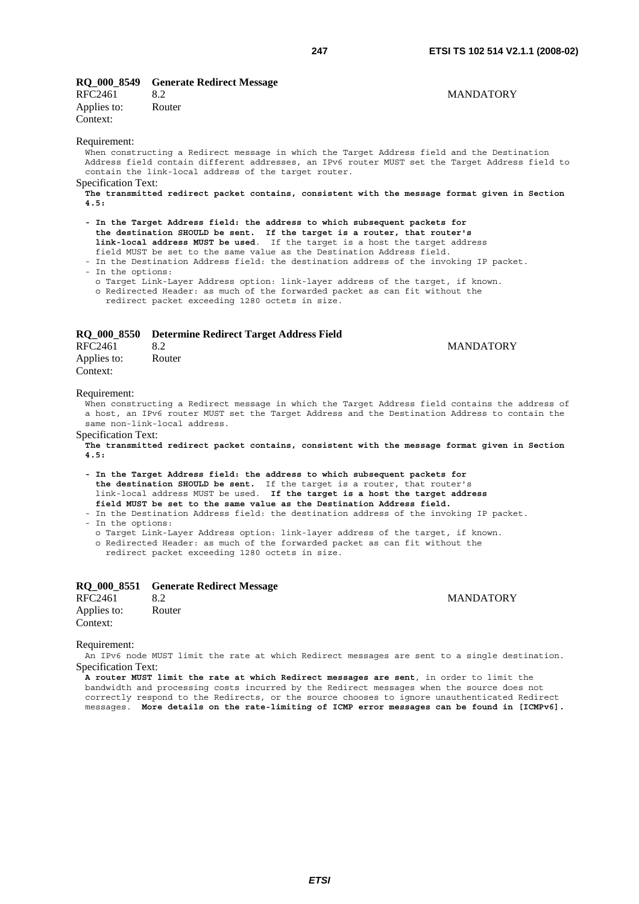**RQ_000_8549 Generate Redirect Message**

RFC2461 8.2 MANDATORY

Applies to: Router

Context:

Requirement:

When constructing a Redirect message in which the Target Address field and the Destination Address field contain different addresses, an IPv6 router MUST set the Target Address field to contain the link-local address of the target router.

Specification Text:

**The transmitted redirect packet contains, consistent with the message format given in Section 4.5:**

- **In the Target Address field: the address to which subsequent packets for the destination SHOULD be sent. If the target is a router, that router's link-local address MUST be used**. If the target is a host the target address field MUST be set to the same value as the Destination Address field.
- In the Destination Address field: the destination address of the invoking IP packet.
- In the options:
  - o Target Link-Layer Address option: link-layer address of the target, if known.
  - o Redirected Header: as much of the forwarded packet as can fit without the redirect packet exceeding 1280 octets in size.

**RQ_000_8550 Determine Redirect Target Address Field**

RFC2461 8.2 MANDATORY

Applies to: Router

Context:

Requirement:

When constructing a Redirect message in which the Target Address field contains the address of a host, an IPv6 router MUST set the Target Address and the Destination Address to contain the same non-link-local address.

Specification Text:

**The transmitted redirect packet contains, consistent with the message format given in Section 4.5:**

- **In the Target Address field: the address to which subsequent packets for the destination SHOULD be sent.** If the target is a router, that router's link-local address MUST be used. **If the target is a host the target address field MUST be set to the same value as the Destination Address field.**
- In the Destination Address field: the destination address of the invoking IP packet.
- In the options:
  - o Target Link-Layer Address option: link-layer address of the target, if known.
  - o Redirected Header: as much of the forwarded packet as can fit without the redirect packet exceeding 1280 octets in size.

**RQ_000_8551 Generate Redirect Message**

RFC2461 8.2 MANDATORY

Applies to: Router

Context:

Requirement:

An IPv6 node MUST limit the rate at which Redirect messages are sent to a single destination.

Specification Text:

**A router MUST limit the rate at which Redirect messages are sent**, in order to limit the bandwidth and processing costs incurred by the Redirect messages when the source does not correctly respond to the Redirects, or the source chooses to ignore unauthenticated Redirect messages. **More details on the rate-limiting of ICMP error messages can be found in [ICMPv6].**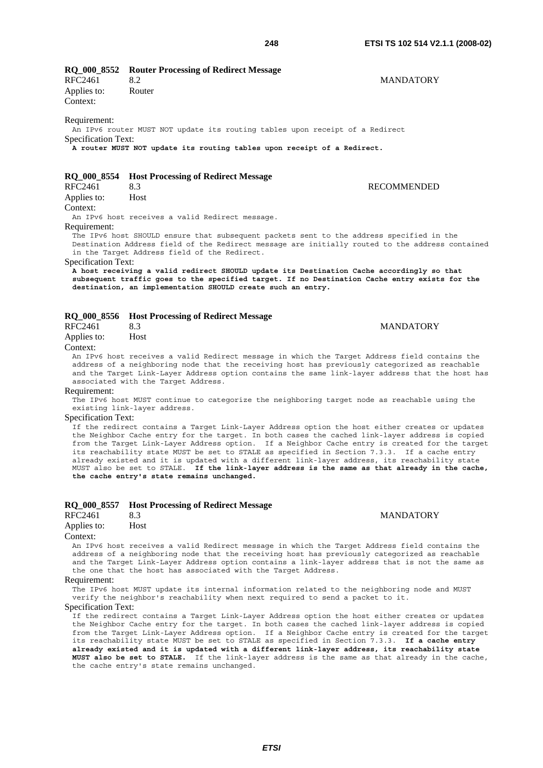**RQ_000_8552 Router Processing of Redirect Message**

RFC2461 8.2 MANDATORY

Applies to: Router

Context:

Requirement:

```
An IPv6 router MUST NOT update its routing tables upon receipt of a Redirect
```

Specification Text:

**A router MUST NOT update its routing tables upon receipt of a Redirect.**

**RQ_000_8554 Host Processing of Redirect Message**

RFC2461 8.3 RECOMMENDED

Applies to: Host

Context:

```
An IPv6 host receives a valid Redirect message.
```

Requirement:

```
The IPv6 host SHOULD ensure that subsequent packets sent to the address specified in the
Destination Address field of the Redirect message are initially routed to the address contained
in the Target Address field of the Redirect.
```

Specification Text:

**A host receiving a valid redirect SHOULD update its Destination Cache accordingly so that subsequent traffic goes to the specified target. If no Destination Cache entry exists for the destination, an implementation SHOULD create such an entry.**

**RQ_000_8556 Host Processing of Redirect Message**

RFC2461 8.3 MANDATORY

Applies to: Host

Context:

```
An IPv6 host receives a valid Redirect message in which the Target Address field contains the
address of a neighboring node that the receiving host has previously categorized as reachable
and the Target Link-Layer Address option contains the same link-layer address that the host has
associated with the Target Address.
```

Requirement:

```
The IPv6 host MUST continue to categorize the neighboring target node as reachable using the
existing link-layer address.
```

Specification Text:

If the redirect contains a Target Link-Layer Address option the host either creates or updates the Neighbor Cache entry for the target. In both cases the cached link-layer address is copied from the Target Link-Layer Address option. If a Neighbor Cache entry is created for the target its reachability state MUST be set to STALE as specified in Section 7.3.3. If a cache entry already existed and it is updated with a different link-layer address, its reachability state MUST also be set to STALE. **If the link-layer address is the same as that already in the cache, the cache entry's state remains unchanged.**

**RQ_000_8557 Host Processing of Redirect Message**

RFC2461 8.3 MANDATORY

Applies to: Host

Context:

```
An IPv6 host receives a valid Redirect message in which the Target Address field contains the
address of a neighboring node that the receiving host has previously categorized as reachable
and the Target Link-Layer Address option contains a link-layer address that is not the same as
the one that the host has associated with the Target Address.
```

Requirement:

```
The IPv6 host MUST update its internal information related to the neighboring node and MUST
verify the neighbor's reachability when next required to send a packet to it.
```

Specification Text:

If the redirect contains a Target Link-Layer Address option the host either creates or updates the Neighbor Cache entry for the target. In both cases the cached link-layer address is copied from the Target Link-Layer Address option. If a Neighbor Cache entry is created for the target its reachability state MUST be set to STALE as specified in Section 7.3.3. **If a cache entry already existed and it is updated with a different link-layer address, its reachability state MUST also be set to STALE.** If the link-layer address is the same as that already in the cache, the cache entry's state remains unchanged.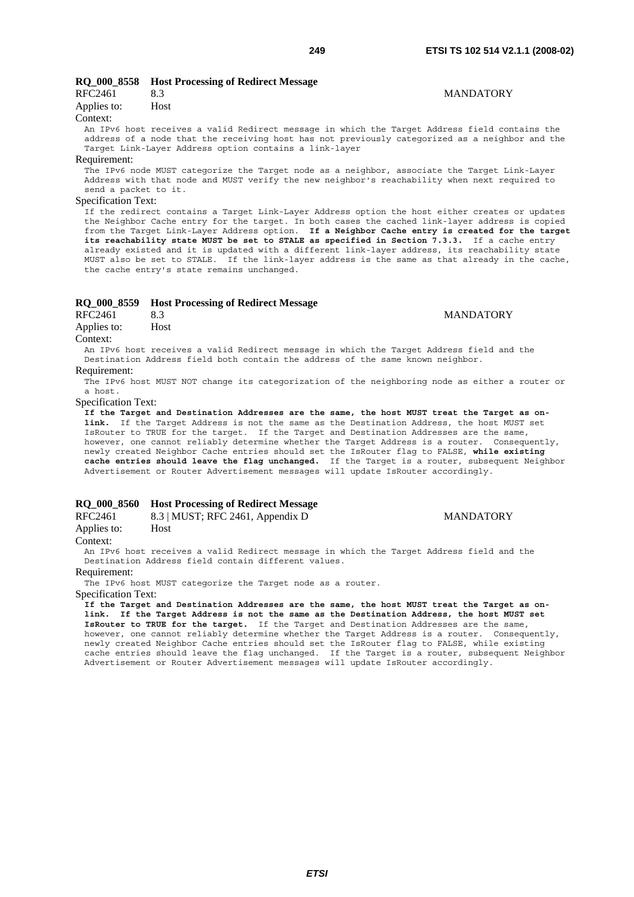**RQ_000_8558 Host Processing of Redirect Message**

RFC2461 8.3 MANDATORY

Applies to: Host

Context:

An IPv6 host receives a valid Redirect message in which the Target Address field contains the address of a node that the receiving host has not previously categorized as a neighbor and the Target Link-Layer Address option contains a link-layer

Requirement:

The IPv6 node MUST categorize the Target node as a neighbor, associate the Target Link-Layer Address with that node and MUST verify the new neighbor's reachability when next required to send a packet to it.

Specification Text:

If the redirect contains a Target Link-Layer Address option the host either creates or updates the Neighbor Cache entry for the target. In both cases the cached link-layer address is copied from the Target Link-Layer Address option. **If a Neighbor Cache entry is created for the target its reachability state MUST be set to STALE as specified in Section 7.3.3.** If a cache entry already existed and it is updated with a different link-layer address, its reachability state MUST also be set to STALE. If the link-layer address is the same as that already in the cache, the cache entry's state remains unchanged.

**RQ_000_8559 Host Processing of Redirect Message**

RFC2461 8.3 MANDATORY

Applies to: Host

Context:

An IPv6 host receives a valid Redirect message in which the Target Address field and the Destination Address field both contain the address of the same known neighbor.

Requirement:

The IPv6 host MUST NOT change its categorization of the neighboring node as either a router or a host.

Specification Text:

**If the Target and Destination Addresses are the same, the host MUST treat the Target as on-link.** If the Target Address is not the same as the Destination Address, the host MUST set IsRouter to TRUE for the target. If the Target and Destination Addresses are the same, however, one cannot reliably determine whether the Target Address is a router. Consequently, newly created Neighbor Cache entries should set the IsRouter flag to FALSE, **while existing cache entries should leave the flag unchanged.** If the Target is a router, subsequent Neighbor Advertisement or Router Advertisement messages will update IsRouter accordingly.

**RQ_000_8560 Host Processing of Redirect Message**

RFC2461 8.3 | MUST; RFC 2461, Appendix D MANDATORY

Applies to: Host

Context:

An IPv6 host receives a valid Redirect message in which the Target Address field and the Destination Address field contain different values.

Requirement:

The IPv6 host MUST categorize the Target node as a router.

Specification Text:

**If the Target and Destination Addresses are the same, the host MUST treat the Target as on-link. If the Target Address is not the same as the Destination Address, the host MUST set IsRouter to TRUE for the target.** If the Target and Destination Addresses are the same, however, one cannot reliably determine whether the Target Address is a router. Consequently, newly created Neighbor Cache entries should set the IsRouter flag to FALSE, while existing cache entries should leave the flag unchanged. If the Target is a router, subsequent Neighbor Advertisement or Router Advertisement messages will update IsRouter accordingly.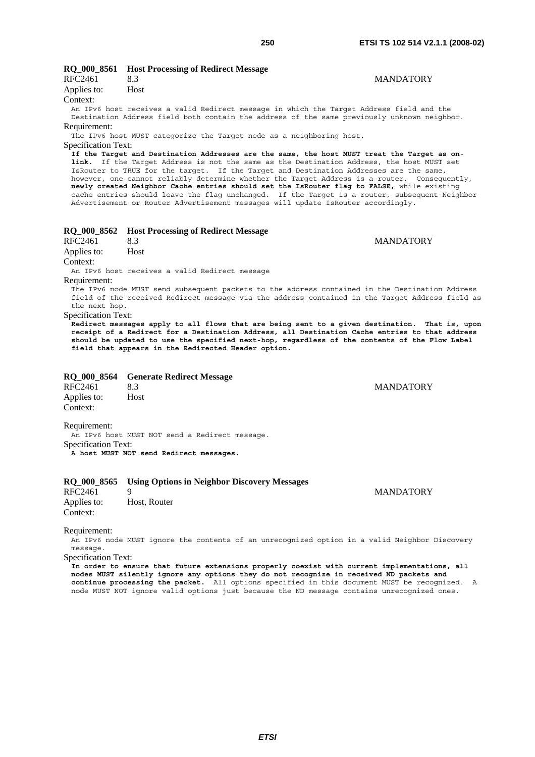**RQ_000_8561 Host Processing of Redirect Message**

RFC2461 8.3 MANDATORY

Applies to: Host

Context:

An IPv6 host receives a valid Redirect message in which the Target Address field and the Destination Address field both contain the address of the same previously unknown neighbor.

Requirement:

The IPv6 host MUST categorize the Target node as a neighboring host.

Specification Text:

**If the Target and Destination Addresses are the same, the host MUST treat the Target as on-link.** If the Target Address is not the same as the Destination Address, the host MUST set IsRouter to TRUE for the target. If the Target and Destination Addresses are the same, however, one cannot reliably determine whether the Target Address is a router. Consequently, **newly created Neighbor Cache entries should set the IsRouter flag to FALSE,** while existing cache entries should leave the flag unchanged. If the Target is a router, subsequent Neighbor Advertisement or Router Advertisement messages will update IsRouter accordingly.

**RQ_000_8562 Host Processing of Redirect Message**

RFC2461 8.3 MANDATORY

Applies to: Host

Context:

An IPv6 host receives a valid Redirect message

Requirement:

The IPv6 node MUST send subsequent packets to the address contained in the Destination Address field of the received Redirect message via the address contained in the Target Address field as the next hop.

Specification Text:

**Redirect messages apply to all flows that are being sent to a given destination. That is, upon receipt of a Redirect for a Destination Address, all Destination Cache entries to that address should be updated to use the specified next-hop, regardless of the contents of the Flow Label field that appears in the Redirected Header option.**

**RQ_000_8564 Generate Redirect Message**

RFC2461 8.3 MANDATORY

Applies to: Host

Context:

Requirement:

An IPv6 host MUST NOT send a Redirect message.

Specification Text:

**A host MUST NOT send Redirect messages.**

**RQ_000_8565 Using Options in Neighbor Discovery Messages**

RFC2461 9 MANDATORY

Applies to: Host, Router

Context:

Requirement:

An IPv6 node MUST ignore the contents of an unrecognized option in a valid Neighbor Discovery message.

Specification Text:

**In order to ensure that future extensions properly coexist with current implementations, all nodes MUST silently ignore any options they do not recognize in received ND packets and continue processing the packet.** All options specified in this document MUST be recognized. A node MUST NOT ignore valid options just because the ND message contains unrecognized ones.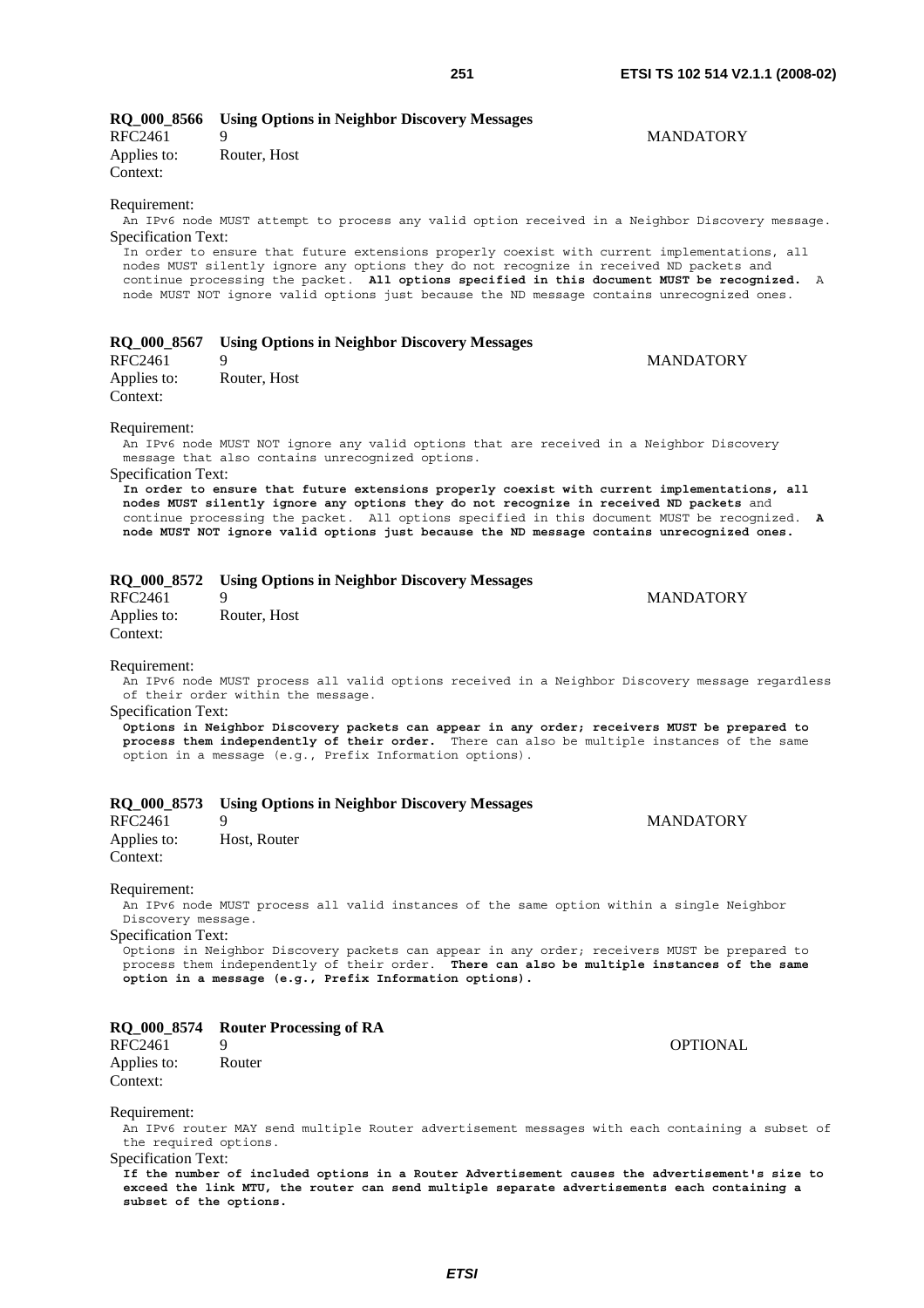**RQ_000_8566 Using Options in Neighbor Discovery Messages**

RFC2461 9 MANDATORY

Applies to: Router, Host

Context:

Requirement:

An IPv6 node MUST attempt to process any valid option received in a Neighbor Discovery message.

Specification Text:

In order to ensure that future extensions properly coexist with current implementations, all nodes MUST silently ignore any options they do not recognize in received ND packets and continue processing the packet. **All options specified in this document MUST be recognized.** A node MUST NOT ignore valid options just because the ND message contains unrecognized ones.

**RQ_000_8567 Using Options in Neighbor Discovery Messages**

RFC2461 9 MANDATORY

Applies to: Router, Host

Context:

Requirement:

An IPv6 node MUST NOT ignore any valid options that are received in a Neighbor Discovery message that also contains unrecognized options.

Specification Text:

**In order to ensure that future extensions properly coexist with current implementations, all nodes MUST silently ignore any options they do not recognize in received ND packets** and continue processing the packet. All options specified in this document MUST be recognized. **A node MUST NOT ignore valid options just because the ND message contains unrecognized ones.**

**RQ_000_8572 Using Options in Neighbor Discovery Messages**

RFC2461 9 MANDATORY

Applies to: Router, Host

Context:

Requirement:

An IPv6 node MUST process all valid options received in a Neighbor Discovery message regardless of their order within the message.

Specification Text:

**Options in Neighbor Discovery packets can appear in any order; receivers MUST be prepared to process them independently of their order.** There can also be multiple instances of the same option in a message (e.g., Prefix Information options).

**RQ_000_8573 Using Options in Neighbor Discovery Messages**

RFC2461 9 MANDATORY

Applies to: Host, Router

Context:

Requirement:

An IPv6 node MUST process all valid instances of the same option within a single Neighbor Discovery message.

Specification Text:

Options in Neighbor Discovery packets can appear in any order; receivers MUST be prepared to process them independently of their order. **There can also be multiple instances of the same option in a message (e.g., Prefix Information options).**

**RQ_000_8574 Router Processing of RA**

RFC2461 9 OPTIONAL

Applies to: Router

Context:

Requirement:

An IPv6 router MAY send multiple Router advertisement messages with each containing a subset of the required options.

Specification Text:

**If the number of included options in a Router Advertisement causes the advertisement's size to exceed the link MTU, the router can send multiple separate advertisements each containing a subset of the options.**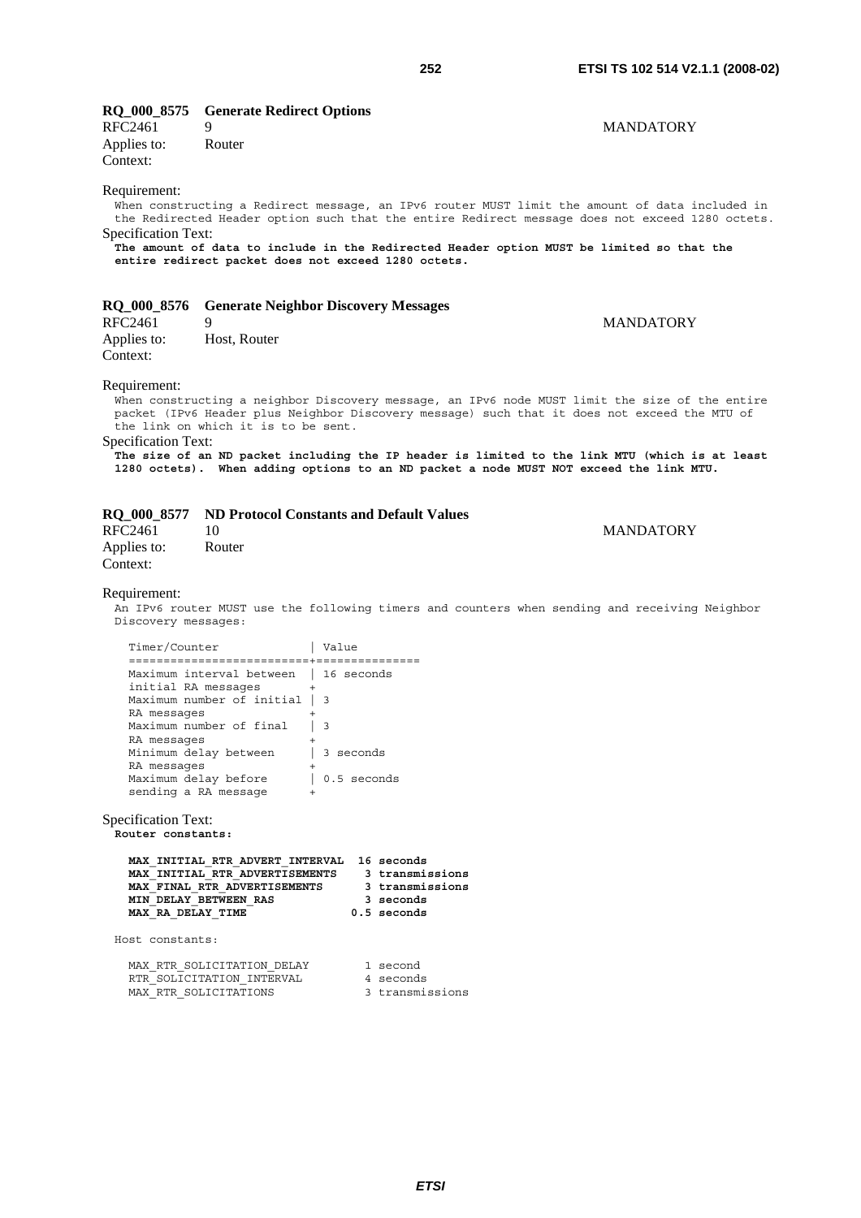### RQ_000_8575 Generate Redirect Options

RFC2461 9 MANDATORY
Applies to: Router
Context:

Requirement:

When constructing a Redirect message, an IPv6 router MUST limit the amount of data included in the Redirected Header option such that the entire Redirect message does not exceed 1280 octets.

Specification Text:

**The amount of data to include in the Redirected Header option MUST be limited so that the entire redirect packet does not exceed 1280 octets.**

### RQ_000_8576 Generate Neighbor Discovery Messages

RFC2461 9 MANDATORY
Applies to: Host, Router
Context:

Requirement:

When constructing a neighbor Discovery message, an IPv6 node MUST limit the size of the entire packet (IPv6 Header plus Neighbor Discovery message) such that it does not exceed the MTU of the link on which it is to be sent.

Specification Text:

**The size of an ND packet including the IP header is limited to the link MTU (which is at least 1280 octets). When adding options to an ND packet a node MUST NOT exceed the link MTU.**

### RQ_000_8577 ND Protocol Constants and Default Values

RFC2461 10 MANDATORY
Applies to: Router
Context:

Requirement:

An IPv6 router MUST use the following timers and counters when sending and receiving Neighbor Discovery messages:

| Timer/Counter | Value |
|---|---|
| Maximum interval between initial RA messages | 16 seconds |
| Maximum number of initial RA messages | 3 |
| Maximum number of final RA messages | 3 |
| Minimum delay between RA messages | 3 seconds |
| Maximum delay before sending a RA message | 0.5 seconds |

Specification Text:

**Router constants:**

```
MAX_INITIAL_RTR_ADVERT_INTERVAL  16 seconds
MAX_INITIAL_RTR_ADVERTISEMENTS    3 transmissions
MAX_FINAL_RTR_ADVERTISEMENTS      3 transmissions
MIN_DELAY_BETWEEN_RAS             3 seconds
MAX_RA_DELAY_TIME               0.5 seconds
```

Host constants:

```
MAX_RTR_SOLICITATION_DELAY        1 second
RTR_SOLICITATION_INTERVAL         4 seconds
MAX_RTR_SOLICITATIONS             3 transmissions
```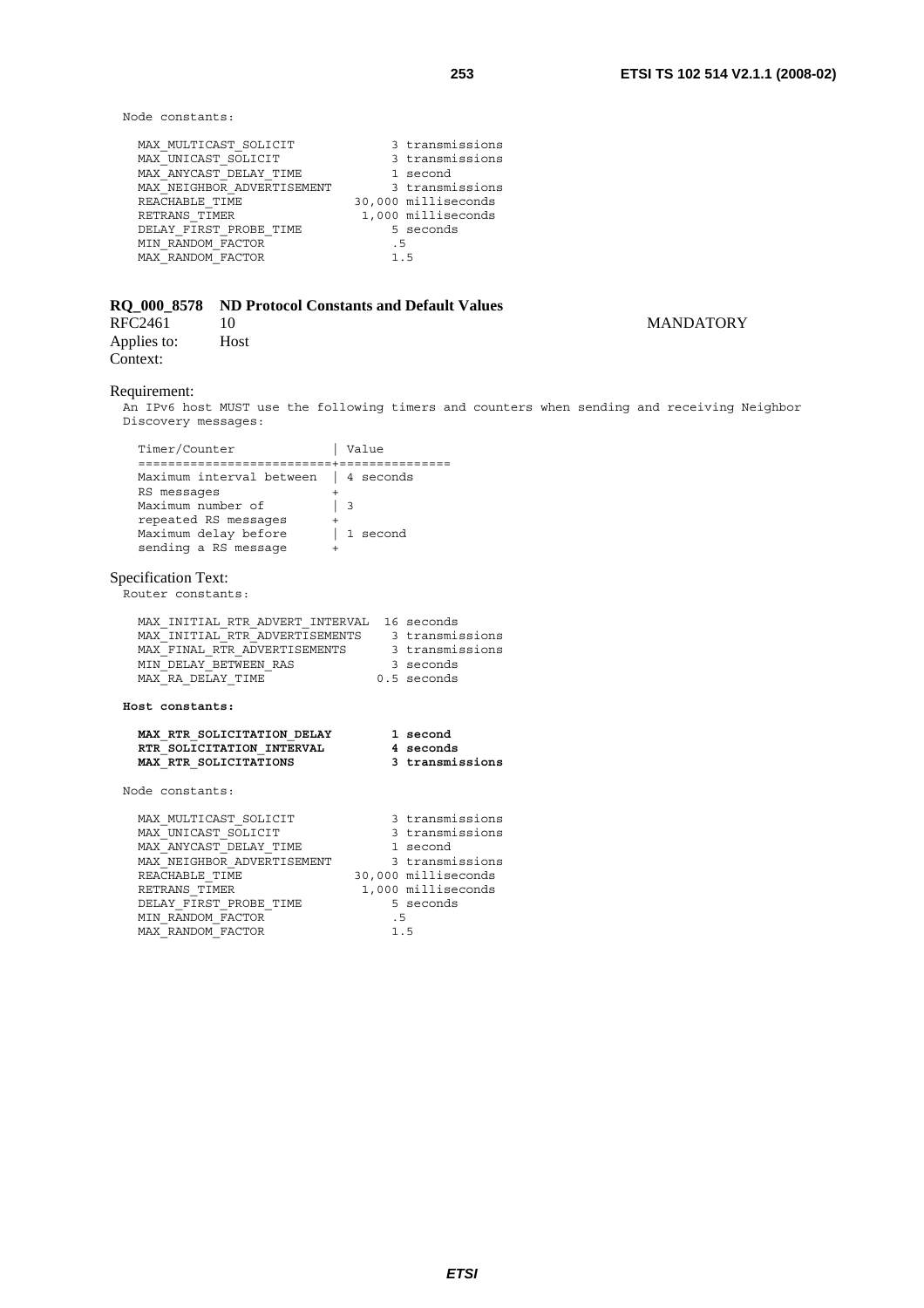```
Node constants:

  MAX_MULTICAST_SOLICIT            3 transmissions
  MAX_UNICAST_SOLICIT              3 transmissions
  MAX_ANYCAST_DELAY_TIME           1 second
  MAX_NEIGHBOR_ADVERTISEMENT       3 transmissions
  REACHABLE_TIME               30,000 milliseconds
  RETRANS_TIMER                 1,000 milliseconds
  DELAY_FIRST_PROBE_TIME           5 seconds
  MIN_RANDOM_FACTOR               .5
  MAX_RANDOM_FACTOR               1.5
```

**RQ_000_8578 ND Protocol Constants and Default Values**

RFC2461 10 MANDATORY

Applies to: Host

Context:

Requirement:

An IPv6 host MUST use the following timers and counters when sending and receiving Neighbor Discovery messages:

```
  Timer/Counter              | Value
  ===========================+==============
  Maximum interval between   | 4 seconds
  RS messages                +
  Maximum number of          | 3
  repeated RS messages       +
  Maximum delay before       | 1 second
  sending a RS message       +
```

Specification Text:

```
Router constants:

  MAX_INITIAL_RTR_ADVERT_INTERVAL  16 seconds
  MAX_INITIAL_RTR_ADVERTISEMENTS    3 transmissions
  MAX_FINAL_RTR_ADVERTISEMENTS      3 transmissions
  MIN_DELAY_BETWEEN_RAS             3 seconds
  MAX_RA_DELAY_TIME               0.5 seconds
```

**Host constants:**

```
  MAX_RTR_SOLICITATION_DELAY       1 second
  RTR_SOLICITATION_INTERVAL        4 seconds
  MAX_RTR_SOLICITATIONS            3 transmissions
```

```
Node constants:

  MAX_MULTICAST_SOLICIT            3 transmissions
  MAX_UNICAST_SOLICIT              3 transmissions
  MAX_ANYCAST_DELAY_TIME           1 second
  MAX_NEIGHBOR_ADVERTISEMENT       3 transmissions
  REACHABLE_TIME               30,000 milliseconds
  RETRANS_TIMER                 1,000 milliseconds
  DELAY_FIRST_PROBE_TIME           5 seconds
  MIN_RANDOM_FACTOR               .5
  MAX_RANDOM_FACTOR               1.5
```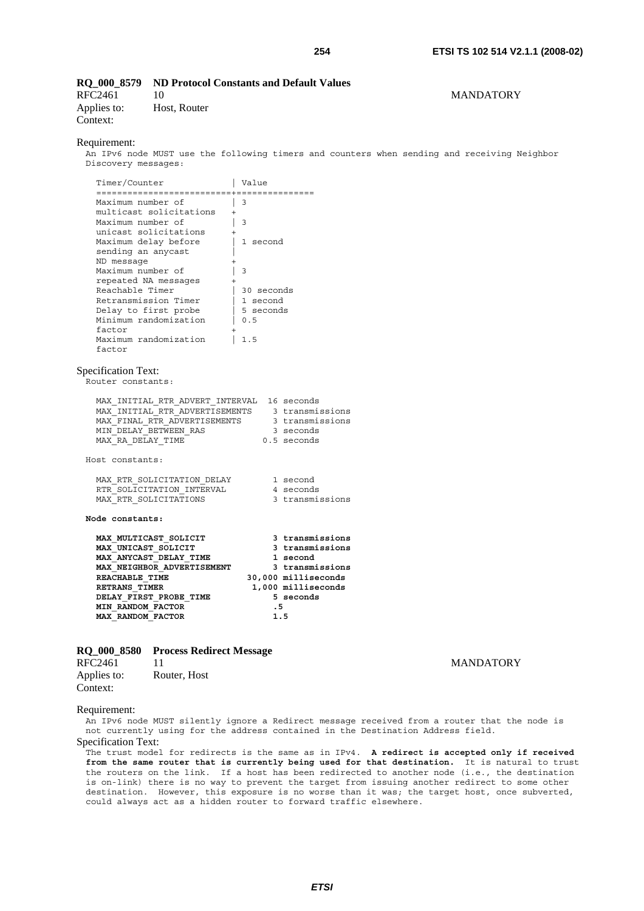### RQ_000_8579 ND Protocol Constants and Default Values

RFC2461 10 MANDATORY

Applies to: Host, Router

Context:

Requirement:

An IPv6 node MUST use the following timers and counters when sending and receiving Neighbor Discovery messages:

| Timer/Counter | Value |
| --- | --- |
| Maximum number of multicast solicitations | 3 |
| Maximum number of unicast solicitations | 3 |
| Maximum delay before sending an anycast ND message | 1 second |
| Maximum number of repeated NA messages | 3 |
| Reachable Timer | 30 seconds |
| Retransmission Timer | 1 second |
| Delay to first probe | 5 seconds |
| Minimum randomization factor | 0.5 |
| Maximum randomization factor | 1.5 |

Specification Text:

```
Router constants:

   MAX_INITIAL_RTR_ADVERT_INTERVAL  16 seconds
   MAX_INITIAL_RTR_ADVERTISEMENTS    3 transmissions
   MAX_FINAL_RTR_ADVERTISEMENTS      3 transmissions
   MIN_DELAY_BETWEEN_RAS             3 seconds
   MAX_RA_DELAY_TIME               0.5 seconds

Host constants:

   MAX_RTR_SOLICITATION_DELAY        1 second
   RTR_SOLICITATION_INTERVAL         4 seconds
   MAX_RTR_SOLICITATIONS             3 transmissions
```

**Node constants:**

```
   MAX_MULTICAST_SOLICIT             3 transmissions
   MAX_UNICAST_SOLICIT               3 transmissions
   MAX_ANYCAST_DELAY_TIME            1 second
   MAX_NEIGHBOR_ADVERTISEMENT        3 transmissions
   REACHABLE_TIME               30,000 milliseconds
   RETRANS_TIMER                 1,000 milliseconds
   DELAY_FIRST_PROBE_TIME            5 seconds
   MIN_RANDOM_FACTOR                .5
   MAX_RANDOM_FACTOR               1.5
```

### RQ_000_8580 Process Redirect Message

RFC2461 11 MANDATORY

Applies to: Router, Host

Context:

Requirement:

An IPv6 node MUST silently ignore a Redirect message received from a router that the node is not currently using for the address contained in the Destination Address field.

Specification Text:

The trust model for redirects is the same as in IPv4. **A redirect is accepted only if received from the same router that is currently being used for that destination.** It is natural to trust the routers on the link. If a host has been redirected to another node (i.e., the destination is on-link) there is no way to prevent the target from issuing another redirect to some other destination. However, this exposure is no worse than it was; the target host, once subverted, could always act as a hidden router to forward traffic elsewhere.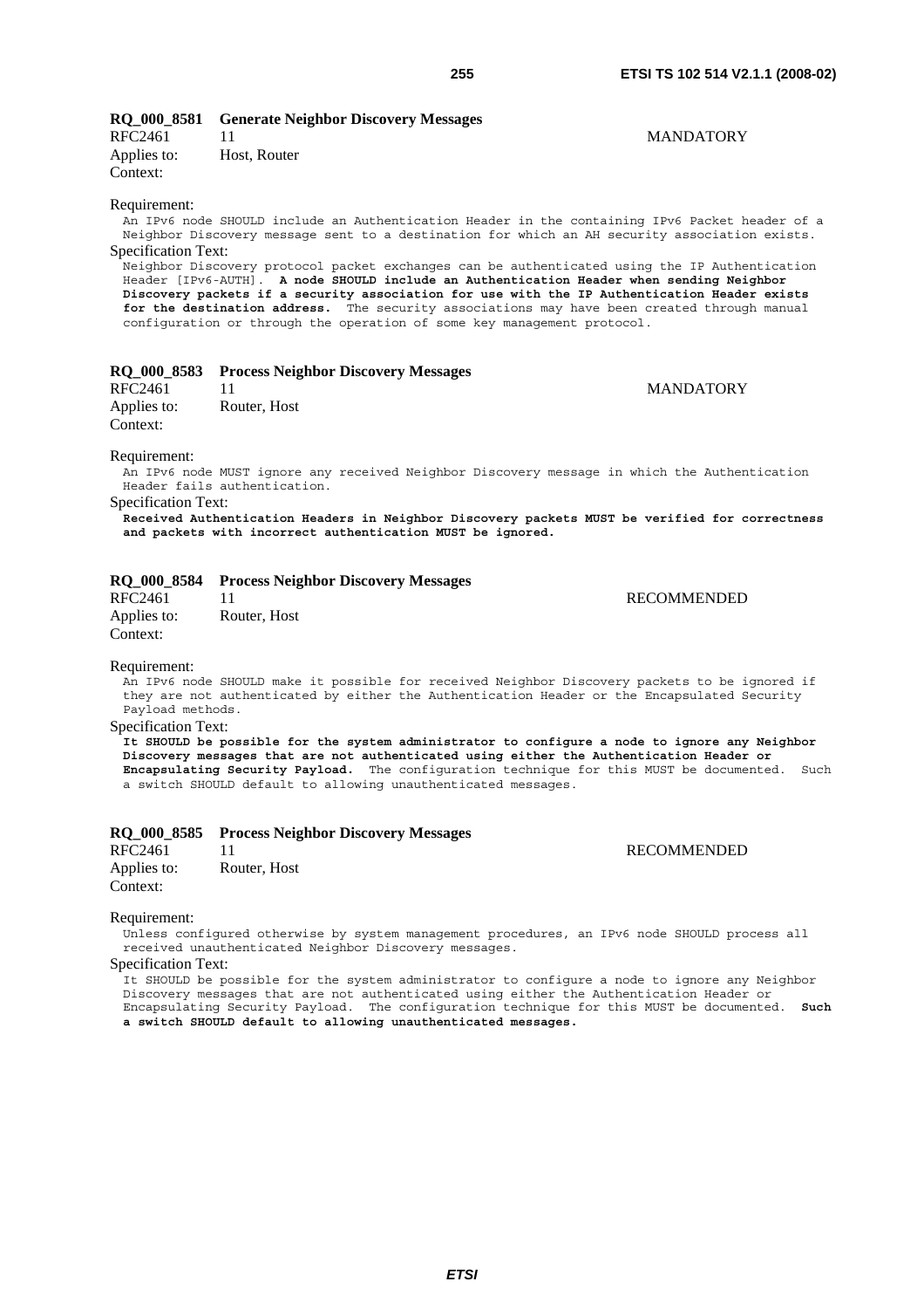**RQ_000_8581 Generate Neighbor Discovery Messages**

RFC2461 11 MANDATORY

Applies to: Host, Router

Context:

Requirement:

An IPv6 node SHOULD include an Authentication Header in the containing IPv6 Packet header of a Neighbor Discovery message sent to a destination for which an AH security association exists.

Specification Text:

Neighbor Discovery protocol packet exchanges can be authenticated using the IP Authentication Header [IPv6-AUTH]. **A node SHOULD include an Authentication Header when sending Neighbor Discovery packets if a security association for use with the IP Authentication Header exists for the destination address.** The security associations may have been created through manual configuration or through the operation of some key management protocol.

**RQ_000_8583 Process Neighbor Discovery Messages**

RFC2461 11 MANDATORY

Applies to: Router, Host

Context:

Requirement:

An IPv6 node MUST ignore any received Neighbor Discovery message in which the Authentication Header fails authentication.

Specification Text:

**Received Authentication Headers in Neighbor Discovery packets MUST be verified for correctness and packets with incorrect authentication MUST be ignored.**

**RQ_000_8584 Process Neighbor Discovery Messages**

RFC2461 11 RECOMMENDED

Applies to: Router, Host

Context:

Requirement:

An IPv6 node SHOULD make it possible for received Neighbor Discovery packets to be ignored if they are not authenticated by either the Authentication Header or the Encapsulated Security Payload methods.

Specification Text:

**It SHOULD be possible for the system administrator to configure a node to ignore any Neighbor Discovery messages that are not authenticated using either the Authentication Header or Encapsulating Security Payload.** The configuration technique for this MUST be documented. Such a switch SHOULD default to allowing unauthenticated messages.

**RQ_000_8585 Process Neighbor Discovery Messages**

RFC2461 11 RECOMMENDED

Applies to: Router, Host

Context:

Requirement:

Unless configured otherwise by system management procedures, an IPv6 node SHOULD process all received unauthenticated Neighbor Discovery messages.

Specification Text:

It SHOULD be possible for the system administrator to configure a node to ignore any Neighbor Discovery messages that are not authenticated using either the Authentication Header or Encapsulating Security Payload. The configuration technique for this MUST be documented. **Such a switch SHOULD default to allowing unauthenticated messages.**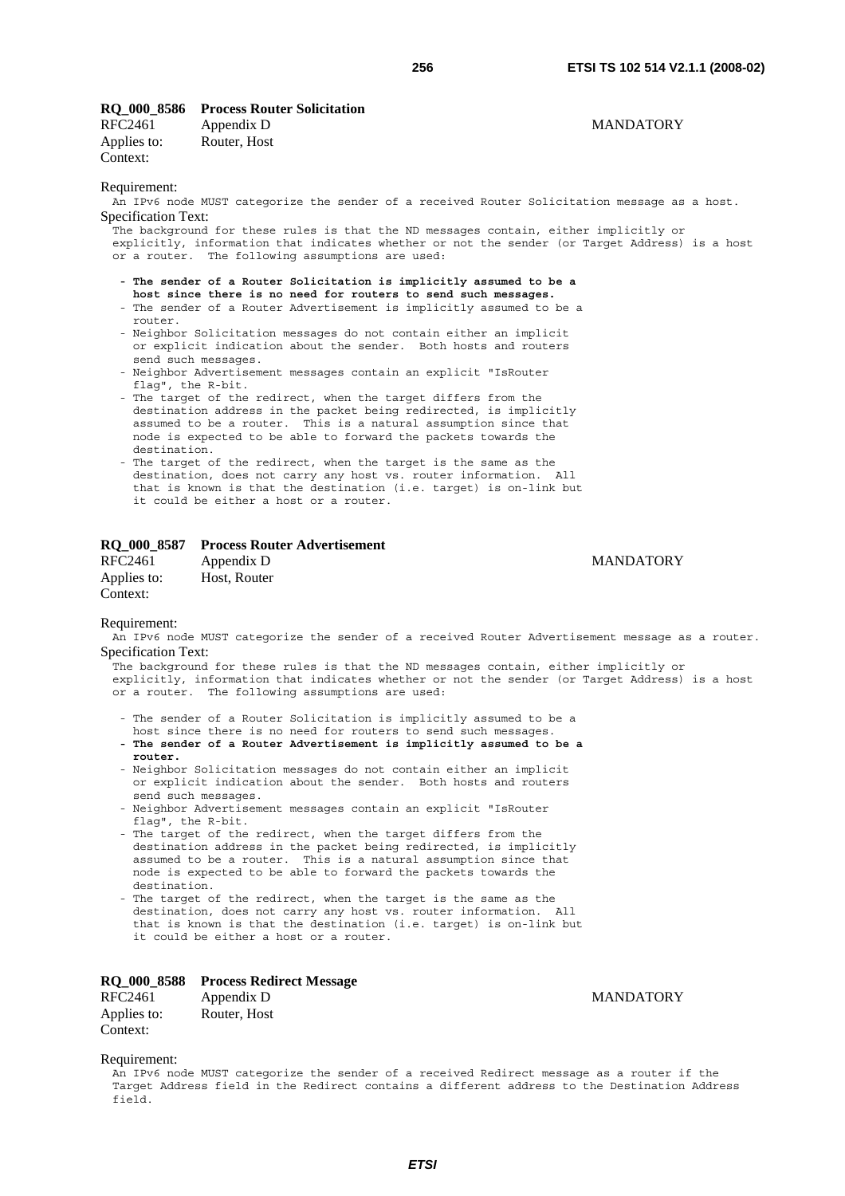**RQ_000_8586 Process Router Solicitation**

RFC2461 Appendix D MANDATORY

Applies to: Router, Host

Context:

Requirement:

An IPv6 node MUST categorize the sender of a received Router Solicitation message as a host.

Specification Text:

The background for these rules is that the ND messages contain, either implicitly or explicitly, information that indicates whether or not the sender (or Target Address) is a host or a router. The following assumptions are used:

- **The sender of a Router Solicitation is implicitly assumed to be a host since there is no need for routers to send such messages.**
- The sender of a Router Advertisement is implicitly assumed to be a router.
- Neighbor Solicitation messages do not contain either an implicit or explicit indication about the sender. Both hosts and routers send such messages.
- Neighbor Advertisement messages contain an explicit "IsRouter flag", the R-bit.
- The target of the redirect, when the target differs from the destination address in the packet being redirected, is implicitly assumed to be a router. This is a natural assumption since that node is expected to be able to forward the packets towards the destination.
- The target of the redirect, when the target is the same as the destination, does not carry any host vs. router information. All that is known is that the destination (i.e. target) is on-link but it could be either a host or a router.

**RQ_000_8587 Process Router Advertisement**

RFC2461 Appendix D MANDATORY

Applies to: Host, Router

Context:

Requirement:

An IPv6 node MUST categorize the sender of a received Router Advertisement message as a router.

Specification Text:

The background for these rules is that the ND messages contain, either implicitly or explicitly, information that indicates whether or not the sender (or Target Address) is a host or a router. The following assumptions are used:

- The sender of a Router Solicitation is implicitly assumed to be a host since there is no need for routers to send such messages.
- **The sender of a Router Advertisement is implicitly assumed to be a router.**
- Neighbor Solicitation messages do not contain either an implicit or explicit indication about the sender. Both hosts and routers send such messages.
- Neighbor Advertisement messages contain an explicit "IsRouter flag", the R-bit.
- The target of the redirect, when the target differs from the destination address in the packet being redirected, is implicitly assumed to be a router. This is a natural assumption since that node is expected to be able to forward the packets towards the destination.
- The target of the redirect, when the target is the same as the destination, does not carry any host vs. router information. All that is known is that the destination (i.e. target) is on-link but it could be either a host or a router.

**RQ_000_8588 Process Redirect Message**

RFC2461 Appendix D MANDATORY

Applies to: Router, Host

Context:

Requirement:

An IPv6 node MUST categorize the sender of a received Redirect message as a router if the Target Address field in the Redirect contains a different address to the Destination Address field.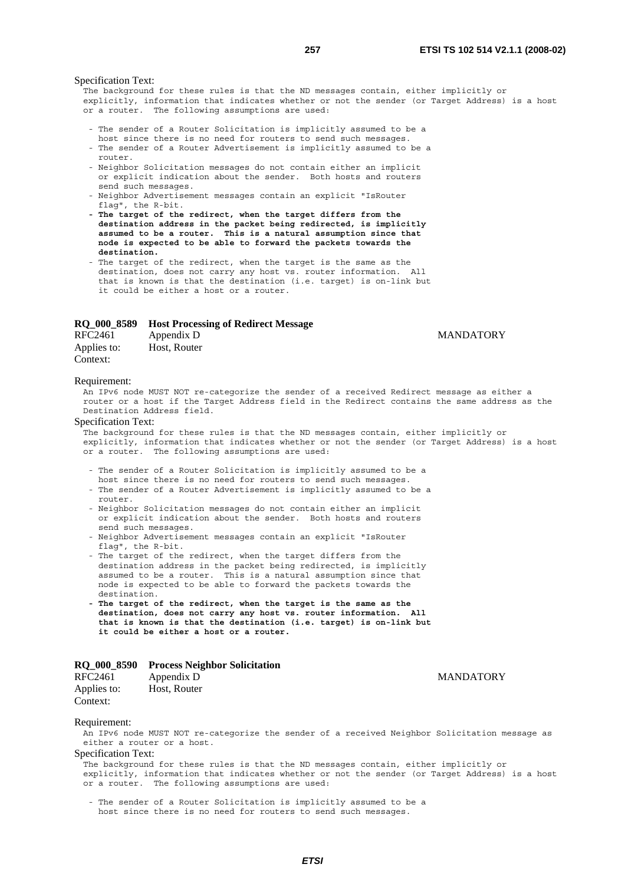Specification Text:

```
The background for these rules is that the ND messages contain, either implicitly or
explicitly, information that indicates whether or not the sender (or Target Address) is a host
or a router.  The following assumptions are used:

  - The sender of a Router Solicitation is implicitly assumed to be a
    host since there is no need for routers to send such messages.
  - The sender of a Router Advertisement is implicitly assumed to be a
    router.
  - Neighbor Solicitation messages do not contain either an implicit
    or explicit indication about the sender.  Both hosts and routers
    send such messages.
  - Neighbor Advertisement messages contain an explicit "IsRouter
    flag", the R-bit.
```

**- The target of the redirect, when the target differs from the destination address in the packet being redirected, is implicitly assumed to be a router. This is a natural assumption since that node is expected to be able to forward the packets towards the destination.**

```
  - The target of the redirect, when the target is the same as the
    destination, does not carry any host vs. router information.  All
    that is known is that the destination (i.e. target) is on-link but
    it could be either a host or a router.
```

### RQ_000_8589 Host Processing of Redirect Message

| | | |
|---|---|---|
| RFC2461 | Appendix D | MANDATORY |
| Applies to: | Host, Router | |
| Context: | | |

Requirement:

```
An IPv6 node MUST NOT re-categorize the sender of a received Redirect message as either a
router or a host if the Target Address field in the Redirect contains the same address as the
Destination Address field.
```

Specification Text:

```
The background for these rules is that the ND messages contain, either implicitly or
explicitly, information that indicates whether or not the sender (or Target Address) is a host
or a router.  The following assumptions are used:

  - The sender of a Router Solicitation is implicitly assumed to be a
    host since there is no need for routers to send such messages.
  - The sender of a Router Advertisement is implicitly assumed to be a
    router.
  - Neighbor Solicitation messages do not contain either an implicit
    or explicit indication about the sender.  Both hosts and routers
    send such messages.
  - Neighbor Advertisement messages contain an explicit "IsRouter
    flag", the R-bit.
  - The target of the redirect, when the target differs from the
    destination address in the packet being redirected, is implicitly
    assumed to be a router.  This is a natural assumption since that
    node is expected to be able to forward the packets towards the
    destination.
```

**- The target of the redirect, when the target is the same as the destination, does not carry any host vs. router information. All that is known is that the destination (i.e. target) is on-link but it could be either a host or a router.**

### RQ_000_8590 Process Neighbor Solicitation

| | | |
|---|---|---|
| RFC2461 | Appendix D | MANDATORY |
| Applies to: | Host, Router | |
| Context: | | |

Requirement:

```
An IPv6 node MUST NOT re-categorize the sender of a received Neighbor Solicitation message as
either a router or a host.
```

Specification Text:

```
The background for these rules is that the ND messages contain, either implicitly or
explicitly, information that indicates whether or not the sender (or Target Address) is a host
or a router.  The following assumptions are used:

  - The sender of a Router Solicitation is implicitly assumed to be a
    host since there is no need for routers to send such messages.
```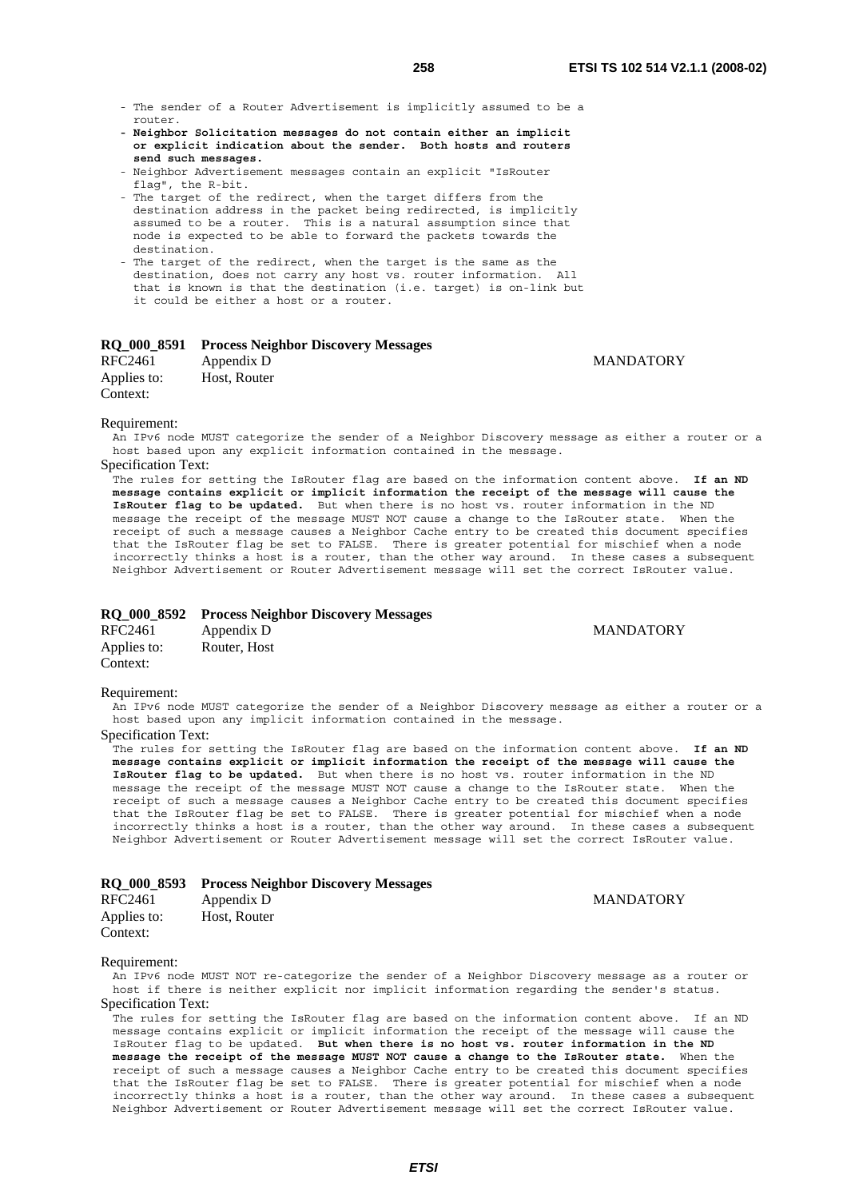- The sender of a Router Advertisement is implicitly assumed to be a router.
- **Neighbor Solicitation messages do not contain either an implicit or explicit indication about the sender. Both hosts and routers send such messages.**
- Neighbor Advertisement messages contain an explicit "IsRouter flag", the R-bit.
- The target of the redirect, when the target differs from the destination address in the packet being redirected, is implicitly assumed to be a router. This is a natural assumption since that node is expected to be able to forward the packets towards the destination.
- The target of the redirect, when the target is the same as the destination, does not carry any host vs. router information. All that is known is that the destination (i.e. target) is on-link but it could be either a host or a router.

**RQ_000_8591 Process Neighbor Discovery Messages**

RFC2461 Appendix D MANDATORY

Applies to: Host, Router

Context:

Requirement:

An IPv6 node MUST categorize the sender of a Neighbor Discovery message as either a router or a host based upon any explicit information contained in the message.

Specification Text:

The rules for setting the IsRouter flag are based on the information content above. **If an ND message contains explicit or implicit information the receipt of the message will cause the IsRouter flag to be updated.** But when there is no host vs. router information in the ND message the receipt of the message MUST NOT cause a change to the IsRouter state. When the receipt of such a message causes a Neighbor Cache entry to be created this document specifies that the IsRouter flag be set to FALSE. There is greater potential for mischief when a node incorrectly thinks a host is a router, than the other way around. In these cases a subsequent Neighbor Advertisement or Router Advertisement message will set the correct IsRouter value.

**RQ_000_8592 Process Neighbor Discovery Messages**

RFC2461 Appendix D MANDATORY

Applies to: Router, Host

Context:

Requirement:

An IPv6 node MUST categorize the sender of a Neighbor Discovery message as either a router or a host based upon any implicit information contained in the message.

Specification Text:

The rules for setting the IsRouter flag are based on the information content above. **If an ND message contains explicit or implicit information the receipt of the message will cause the IsRouter flag to be updated.** But when there is no host vs. router information in the ND message the receipt of the message MUST NOT cause a change to the IsRouter state. When the receipt of such a message causes a Neighbor Cache entry to be created this document specifies that the IsRouter flag be set to FALSE. There is greater potential for mischief when a node incorrectly thinks a host is a router, than the other way around. In these cases a subsequent Neighbor Advertisement or Router Advertisement message will set the correct IsRouter value.

**RQ_000_8593 Process Neighbor Discovery Messages**

RFC2461 Appendix D MANDATORY

Applies to: Host, Router

Context:

Requirement:

An IPv6 node MUST NOT re-categorize the sender of a Neighbor Discovery message as a router or host if there is neither explicit nor implicit information regarding the sender's status.

Specification Text:

The rules for setting the IsRouter flag are based on the information content above. If an ND message contains explicit or implicit information the receipt of the message will cause the IsRouter flag to be updated. **But when there is no host vs. router information in the ND message the receipt of the message MUST NOT cause a change to the IsRouter state.** When the receipt of such a message causes a Neighbor Cache entry to be created this document specifies that the IsRouter flag be set to FALSE. There is greater potential for mischief when a node incorrectly thinks a host is a router, than the other way around. In these cases a subsequent Neighbor Advertisement or Router Advertisement message will set the correct IsRouter value.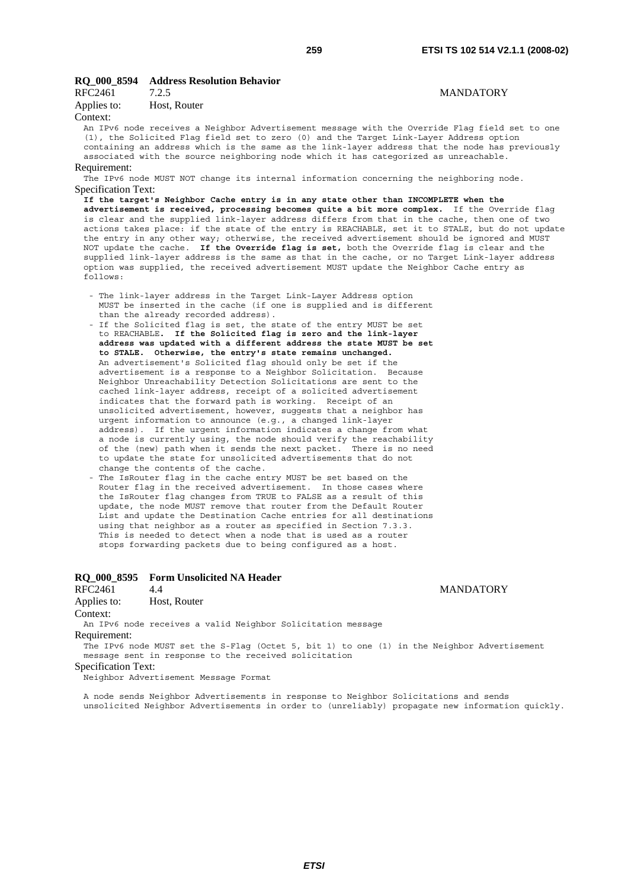### RQ_000_8594 Address Resolution Behavior

RFC2461 7.2.5 MANDATORY

Applies to: Host, Router

Context:

An IPv6 node receives a Neighbor Advertisement message with the Override Flag field set to one (1), the Solicited Flag field set to zero (0) and the Target Link-Layer Address option containing an address which is the same as the link-layer address that the node has previously associated with the source neighboring node which it has categorized as unreachable.

Requirement:

The IPv6 node MUST NOT change its internal information concerning the neighboring node.

Specification Text:

**If the target's Neighbor Cache entry is in any state other than INCOMPLETE when the advertisement is received, processing becomes quite a bit more complex.** If the Override flag is clear and the supplied link-layer address differs from that in the cache, then one of two actions takes place: if the state of the entry is REACHABLE, set it to STALE, but do not update the entry in any other way; otherwise, the received advertisement should be ignored and MUST NOT update the cache. **If the Override flag is set,** both the Override flag is clear and the supplied link-layer address is the same as that in the cache, or no Target Link-layer address option was supplied, the received advertisement MUST update the Neighbor Cache entry as follows:

- The link-layer address in the Target Link-Layer Address option MUST be inserted in the cache (if one is supplied and is different than the already recorded address).
- If the Solicited flag is set, the state of the entry MUST be set to REACHABLE. **If the Solicited flag is zero and the link-layer address was updated with a different address the state MUST be set to STALE. Otherwise, the entry's state remains unchanged.** An advertisement's Solicited flag should only be set if the advertisement is a response to a Neighbor Solicitation. Because Neighbor Unreachability Detection Solicitations are sent to the cached link-layer address, receipt of a solicited advertisement indicates that the forward path is working. Receipt of an unsolicited advertisement, however, suggests that a neighbor has urgent information to announce (e.g., a changed link-layer address). If the urgent information indicates a change from what a node is currently using, the node should verify the reachability of the (new) path when it sends the next packet. There is no need to update the state for unsolicited advertisements that do not change the contents of the cache.
- The IsRouter flag in the cache entry MUST be set based on the Router flag in the received advertisement. In those cases where the IsRouter flag changes from TRUE to FALSE as a result of this update, the node MUST remove that router from the Default Router List and update the Destination Cache entries for all destinations using that neighbor as a router as specified in Section 7.3.3. This is needed to detect when a node that is used as a router stops forwarding packets due to being configured as a host.

### RQ_000_8595 Form Unsolicited NA Header

RFC2461 4.4 MANDATORY

Applies to: Host, Router

Context:

An IPv6 node receives a valid Neighbor Solicitation message

Requirement:

The IPv6 node MUST set the S-Flag (Octet 5, bit 1) to one (1) in the Neighbor Advertisement message sent in response to the received solicitation

Specification Text:

Neighbor Advertisement Message Format

A node sends Neighbor Advertisements in response to Neighbor Solicitations and sends unsolicited Neighbor Advertisements in order to (unreliably) propagate new information quickly.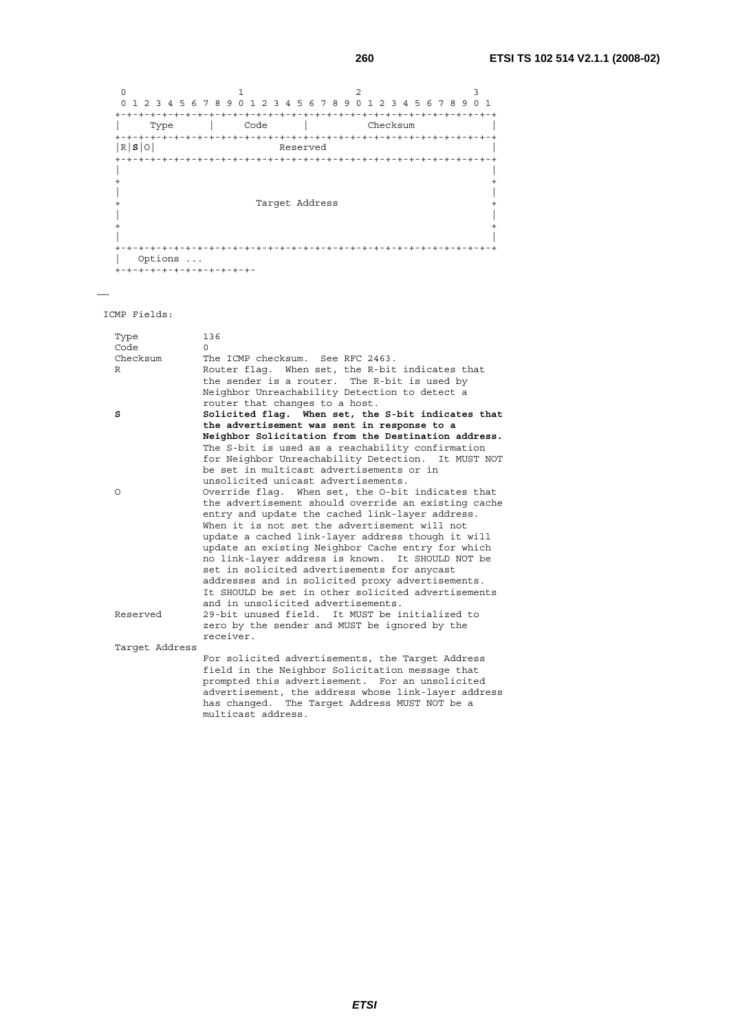```
   0                   1                   2                   3
   0 1 2 3 4 5 6 7 8 9 0 1 2 3 4 5 6 7 8 9 0 1 2 3 4 5 6 7 8 9 0 1
  +-+-+-+-+-+-+-+-+-+-+-+-+-+-+-+-+-+-+-+-+-+-+-+-+-+-+-+-+-+-+-+-+
  |     Type      |     Code      |          Checksum             |
  +-+-+-+-+-+-+-+-+-+-+-+-+-+-+-+-+-+-+-+-+-+-+-+-+-+-+-+-+-+-+-+-+
  |R|S|O|                     Reserved                            |
  +-+-+-+-+-+-+-+-+-+-+-+-+-+-+-+-+-+-+-+-+-+-+-+-+-+-+-+-+-+-+-+-+
  |                                                               |
  +                                                               +
  |                                                               |
  +                       Target Address                          +
  |                                                               |
  +                                                               +
  |                                                               |
  +-+-+-+-+-+-+-+-+-+-+-+-+-+-+-+-+-+-+-+-+-+-+-+-+-+-+-+-+-+-+-+-+
  |   Options ...
  +-+-+-+-+-+-+-+-+-+-+-+-
```

……

```
ICMP Fields:

  Type           136
  Code           0
  Checksum       The ICMP checksum.  See RFC 2463.
  R              Router flag.  When set, the R-bit indicates that
                 the sender is a router.  The R-bit is used by
                 Neighbor Unreachability Detection to detect a
                 router that changes to a host.
  S              Solicited flag.  When set, the S-bit indicates that
                 the advertisement was sent in response to a
                 Neighbor Solicitation from the Destination address.
                 The S-bit is used as a reachability confirmation
                 for Neighbor Unreachability Detection.  It MUST NOT
                 be set in multicast advertisements or in
                 unsolicited unicast advertisements.
  O              Override flag.  When set, the O-bit indicates that
                 the advertisement should override an existing cache
                 entry and update the cached link-layer address.
                 When it is not set the advertisement will not
                 update a cached link-layer address though it will
                 update an existing Neighbor Cache entry for which
                 no link-layer address is known.  It SHOULD NOT be
                 set in solicited advertisements for anycast
                 addresses and in solicited proxy advertisements.
                 It SHOULD be set in other solicited advertisements
                 and in unsolicited advertisements.
  Reserved       29-bit unused field.  It MUST be initialized to
                 zero by the sender and MUST be ignored by the
                 receiver.
  Target Address
                 For solicited advertisements, the Target Address
                 field in the Neighbor Solicitation message that
                 prompted this advertisement.  For an unsolicited
                 advertisement, the address whose link-layer address
                 has changed.  The Target Address MUST NOT be a
                 multicast address.
```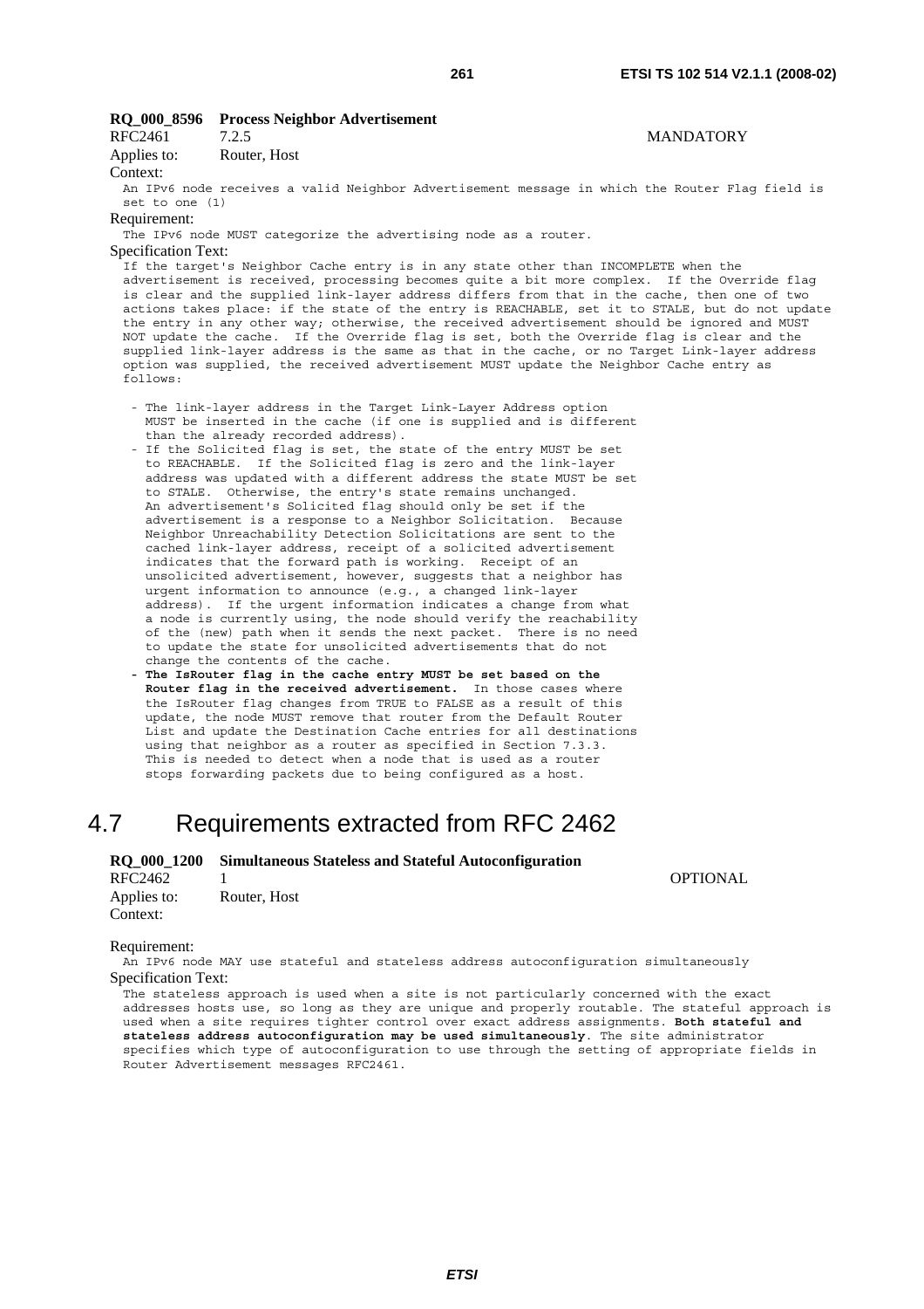**RQ_000_8596 Process Neighbor Advertisement**

RFC2461 7.2.5 MANDATORY

Applies to: Router, Host

Context:

An IPv6 node receives a valid Neighbor Advertisement message in which the Router Flag field is set to one (1)

Requirement:

The IPv6 node MUST categorize the advertising node as a router.

Specification Text:

If the target's Neighbor Cache entry is in any state other than INCOMPLETE when the advertisement is received, processing becomes quite a bit more complex. If the Override flag is clear and the supplied link-layer address differs from that in the cache, then one of two actions takes place: if the state of the entry is REACHABLE, set it to STALE, but do not update the entry in any other way; otherwise, the received advertisement should be ignored and MUST NOT update the cache. If the Override flag is set, both the Override flag is clear and the supplied link-layer address is the same as that in the cache, or no Target Link-layer address option was supplied, the received advertisement MUST update the Neighbor Cache entry as follows:

- The link-layer address in the Target Link-Layer Address option MUST be inserted in the cache (if one is supplied and is different than the already recorded address).
- If the Solicited flag is set, the state of the entry MUST be set to REACHABLE. If the Solicited flag is zero and the link-layer address was updated with a different address the state MUST be set to STALE. Otherwise, the entry's state remains unchanged. An advertisement's Solicited flag should only be set if the advertisement is a response to a Neighbor Solicitation. Because Neighbor Unreachability Detection Solicitations are sent to the cached link-layer address, receipt of a solicited advertisement indicates that the forward path is working. Receipt of an unsolicited advertisement, however, suggests that a neighbor has urgent information to announce (e.g., a changed link-layer address). If the urgent information indicates a change from what a node is currently using, the node should verify the reachability of the (new) path when it sends the next packet. There is no need to update the state for unsolicited advertisements that do not change the contents of the cache.
- **The IsRouter flag in the cache entry MUST be set based on the Router flag in the received advertisement.** In those cases where the IsRouter flag changes from TRUE to FALSE as a result of this update, the node MUST remove that router from the Default Router List and update the Destination Cache entries for all destinations using that neighbor as a router as specified in Section 7.3.3. This is needed to detect when a node that is used as a router stops forwarding packets due to being configured as a host.

# 4.7 Requirements extracted from RFC 2462

**RQ_000_1200 Simultaneous Stateless and Stateful Autoconfiguration**

RFC2462 1 OPTIONAL

Applies to: Router, Host

Context:

Requirement:

An IPv6 node MAY use stateful and stateless address autoconfiguration simultaneously

Specification Text:

The stateless approach is used when a site is not particularly concerned with the exact addresses hosts use, so long as they are unique and properly routable. The stateful approach is used when a site requires tighter control over exact address assignments. **Both stateful and stateless address autoconfiguration may be used simultaneously**. The site administrator specifies which type of autoconfiguration to use through the setting of appropriate fields in Router Advertisement messages RFC2461.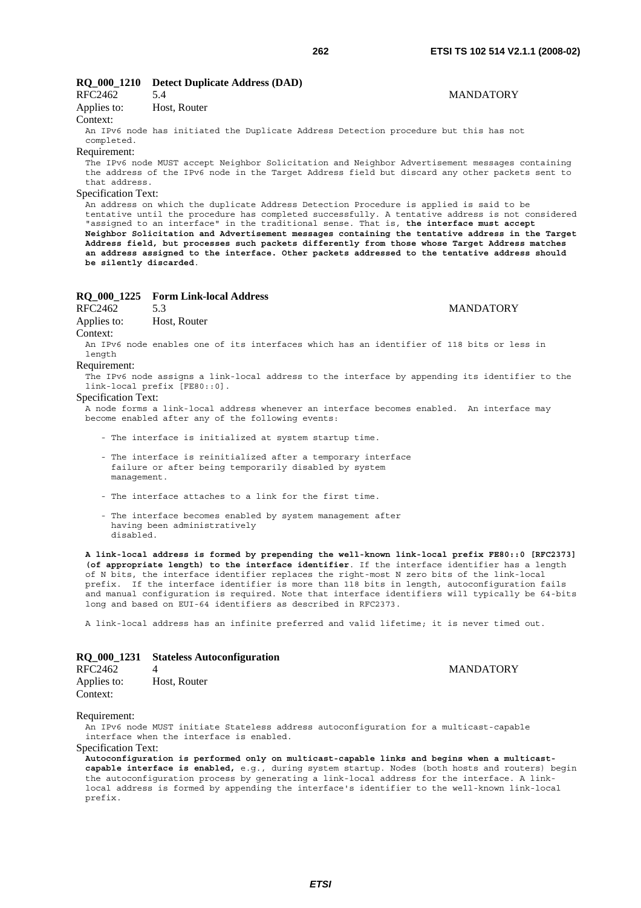**RQ_000_1210 Detect Duplicate Address (DAD)**

RFC2462 5.4 MANDATORY

Applies to: Host, Router

Context:

An IPv6 node has initiated the Duplicate Address Detection procedure but this has not completed.

Requirement:

The IPv6 node MUST accept Neighbor Solicitation and Neighbor Advertisement messages containing the address of the IPv6 node in the Target Address field but discard any other packets sent to that address.

Specification Text:

An address on which the duplicate Address Detection Procedure is applied is said to be tentative until the procedure has completed successfully. A tentative address is not considered "assigned to an interface" in the traditional sense. That is, **the interface must accept Neighbor Solicitation and Advertisement messages containing the tentative address in the Target Address field, but processes such packets differently from those whose Target Address matches an address assigned to the interface. Other packets addressed to the tentative address should be silently discarded**.

**RQ_000_1225 Form Link-local Address**

RFC2462 5.3 MANDATORY

Applies to: Host, Router

Context:

An IPv6 node enables one of its interfaces which has an identifier of 118 bits or less in length

Requirement:

The IPv6 node assigns a link-local address to the interface by appending its identifier to the link-local prefix [FE80::0].

Specification Text:

A node forms a link-local address whenever an interface becomes enabled. An interface may become enabled after any of the following events:

- The interface is initialized at system startup time.
- The interface is reinitialized after a temporary interface failure or after being temporarily disabled by system management.
- The interface attaches to a link for the first time.
- The interface becomes enabled by system management after having been administratively disabled.

**A link-local address is formed by prepending the well-known link-local prefix FE80::0 [RFC2373] (of appropriate length) to the interface identifier**. If the interface identifier has a length of N bits, the interface identifier replaces the right-most N zero bits of the link-local prefix. If the interface identifier is more than 118 bits in length, autoconfiguration fails and manual configuration is required. Note that interface identifiers will typically be 64-bits long and based on EUI-64 identifiers as described in RFC2373.

A link-local address has an infinite preferred and valid lifetime; it is never timed out.

**RQ_000_1231 Stateless Autoconfiguration**

RFC2462 4 MANDATORY

Applies to: Host, Router

Context:

Requirement:

An IPv6 node MUST initiate Stateless address autoconfiguration for a multicast-capable interface when the interface is enabled.

Specification Text:

**Autoconfiguration is performed only on multicast-capable links and begins when a multicast-capable interface is enabled,** e.g., during system startup. Nodes (both hosts and routers) begin the autoconfiguration process by generating a link-local address for the interface. A link-local address is formed by appending the interface's identifier to the well-known link-local prefix.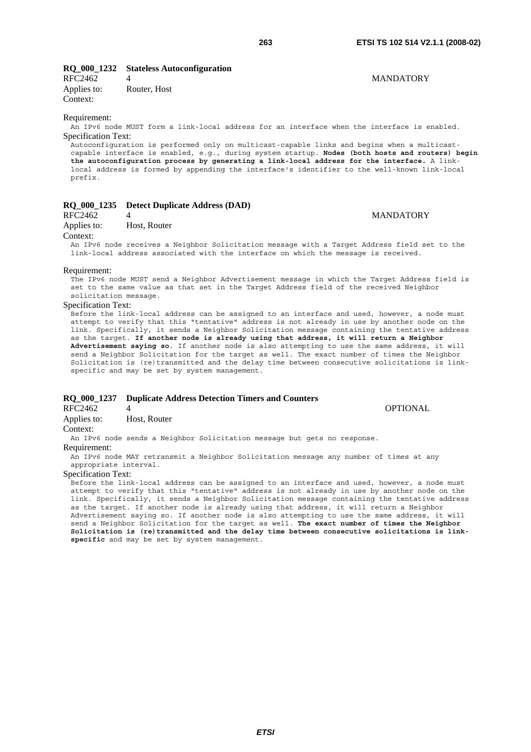**RQ_000_1232 Stateless Autoconfiguration**

RFC2462 4 MANDATORY

Applies to: Router, Host

Context:

Requirement:

An IPv6 node MUST form a link-local address for an interface when the interface is enabled.

Specification Text:

Autoconfiguration is performed only on multicast-capable links and begins when a multicast-capable interface is enabled, e.g., during system startup. **Nodes (both hosts and routers) begin the autoconfiguration process by generating a link-local address for the interface.** A link-local address is formed by appending the interface's identifier to the well-known link-local prefix.

**RQ_000_1235 Detect Duplicate Address (DAD)**

RFC2462 4 MANDATORY

Applies to: Host, Router

Context:

An IPv6 node receives a Neighbor Solicitation message with a Target Address field set to the link-local address associated with the interface on which the message is received.

Requirement:

The IPv6 node MUST send a Neighbor Advertisement message in which the Target Address field is set to the same value as that set in the Target Address field of the received Neighbor solicitation message.

Specification Text:

Before the link-local address can be assigned to an interface and used, however, a node must attempt to verify that this "tentative" address is not already in use by another node on the link. Specifically, it sends a Neighbor Solicitation message containing the tentative address as the target. **If another node is already using that address, it will return a Neighbor Advertisement saying so**. If another node is also attempting to use the same address, it will send a Neighbor Solicitation for the target as well. The exact number of times the Neighbor Solicitation is (re)transmitted and the delay time between consecutive solicitations is link-specific and may be set by system management.

**RQ_000_1237 Duplicate Address Detection Timers and Counters**

RFC2462 4 OPTIONAL

Applies to: Host, Router

Context:

An IPv6 node sends a Neighbor Solicitation message but gets no response.

Requirement:

An IPv6 node MAY retransmit a Neighbor Solicitation message any number of times at any appropriate interval.

Specification Text:

Before the link-local address can be assigned to an interface and used, however, a node must attempt to verify that this "tentative" address is not already in use by another node on the link. Specifically, it sends a Neighbor Solicitation message containing the tentative address as the target. If another node is already using that address, it will return a Neighbor Advertisement saying so. If another node is also attempting to use the same address, it will send a Neighbor Solicitation for the target as well. **The exact number of times the Neighbor Solicitation is (re)transmitted and the delay time between consecutive solicitations is link-specific** and may be set by system management.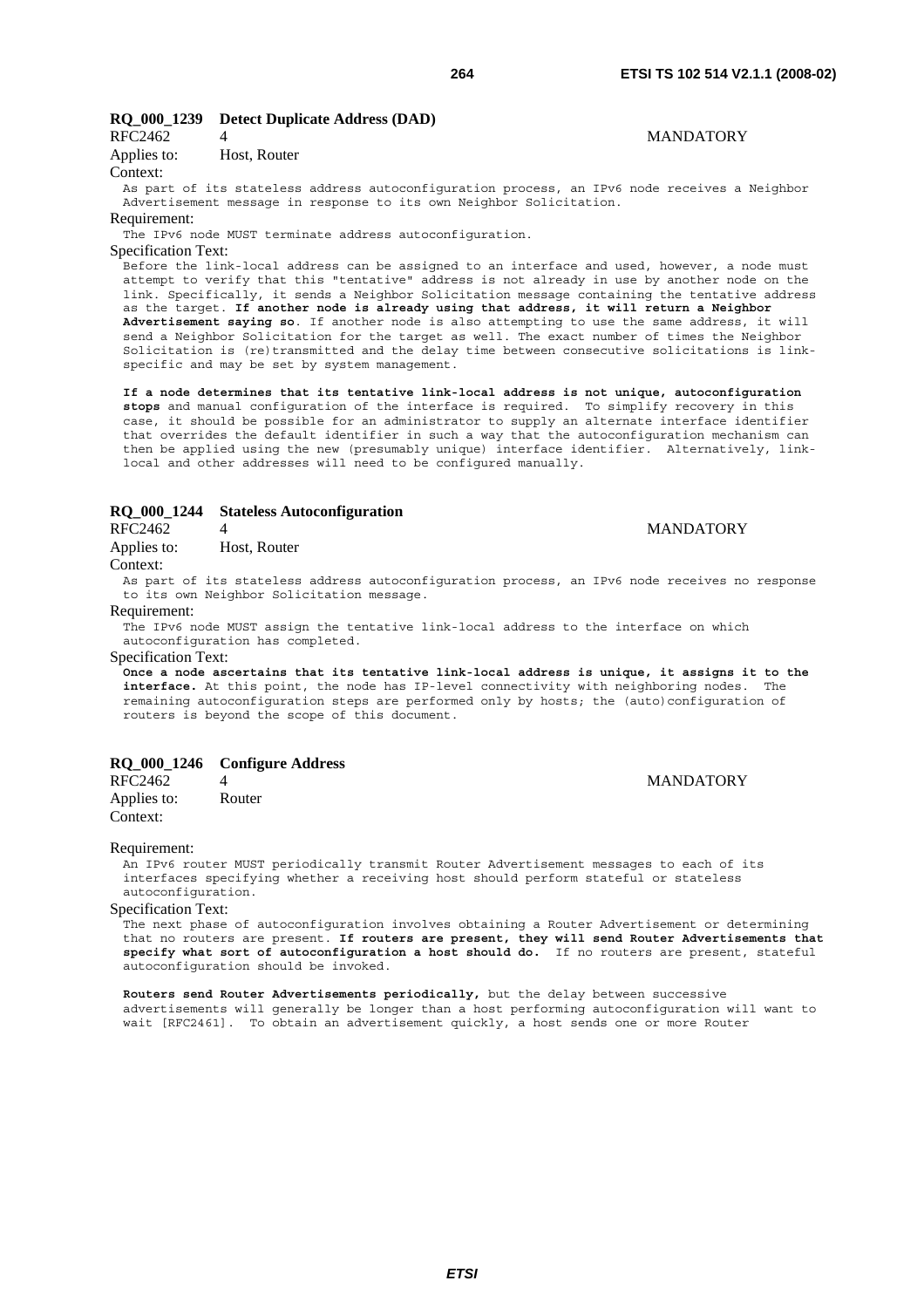### RQ_000_1239 Detect Duplicate Address (DAD)

RFC2462 4 MANDATORY

Applies to: Host, Router

Context:

As part of its stateless address autoconfiguration process, an IPv6 node receives a Neighbor Advertisement message in response to its own Neighbor Solicitation.

Requirement:

The IPv6 node MUST terminate address autoconfiguration.

Specification Text:

Before the link-local address can be assigned to an interface and used, however, a node must attempt to verify that this "tentative" address is not already in use by another node on the link. Specifically, it sends a Neighbor Solicitation message containing the tentative address as the target. **If another node is already using that address, it will return a Neighbor Advertisement saying so**. If another node is also attempting to use the same address, it will send a Neighbor Solicitation for the target as well. The exact number of times the Neighbor Solicitation is (re)transmitted and the delay time between consecutive solicitations is link-specific and may be set by system management.

**If a node determines that its tentative link-local address is not unique, autoconfiguration stops** and manual configuration of the interface is required. To simplify recovery in this case, it should be possible for an administrator to supply an alternate interface identifier that overrides the default identifier in such a way that the autoconfiguration mechanism can then be applied using the new (presumably unique) interface identifier. Alternatively, link-local and other addresses will need to be configured manually.

### RQ_000_1244 Stateless Autoconfiguration

RFC2462 4 MANDATORY

Applies to: Host, Router

Context:

As part of its stateless address autoconfiguration process, an IPv6 node receives no response to its own Neighbor Solicitation message.

Requirement:

The IPv6 node MUST assign the tentative link-local address to the interface on which autoconfiguration has completed.

Specification Text:

**Once a node ascertains that its tentative link-local address is unique, it assigns it to the interface.** At this point, the node has IP-level connectivity with neighboring nodes. The remaining autoconfiguration steps are performed only by hosts; the (auto)configuration of routers is beyond the scope of this document.

### RQ_000_1246 Configure Address

RFC2462 4 MANDATORY

Applies to: Router

Context:

Requirement:

An IPv6 router MUST periodically transmit Router Advertisement messages to each of its interfaces specifying whether a receiving host should perform stateful or stateless autoconfiguration.

Specification Text:

The next phase of autoconfiguration involves obtaining a Router Advertisement or determining that no routers are present. **If routers are present, they will send Router Advertisements that specify what sort of autoconfiguration a host should do.** If no routers are present, stateful autoconfiguration should be invoked.

**Routers send Router Advertisements periodically,** but the delay between successive advertisements will generally be longer than a host performing autoconfiguration will want to wait [RFC2461]. To obtain an advertisement quickly, a host sends one or more Router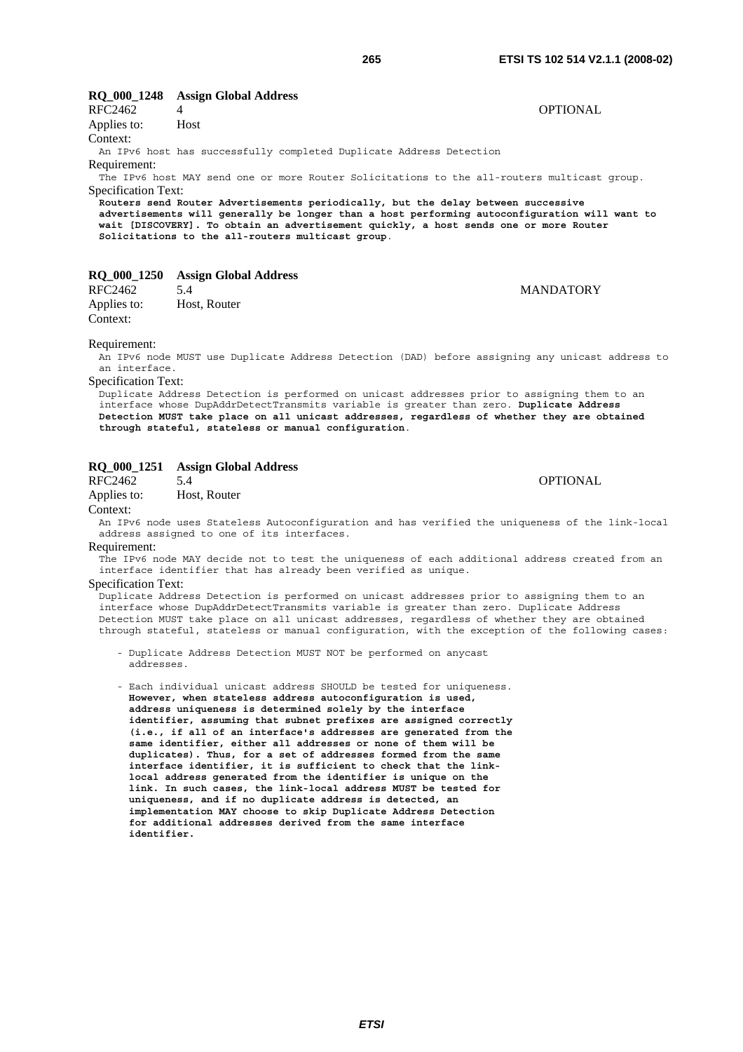**RQ_000_1248 Assign Global Address**

RFC2462 4 OPTIONAL

Applies to: Host

Context:

An IPv6 host has successfully completed Duplicate Address Detection

Requirement:

The IPv6 host MAY send one or more Router Solicitations to the all-routers multicast group.

Specification Text:

**Routers send Router Advertisements periodically, but the delay between successive advertisements will generally be longer than a host performing autoconfiguration will want to wait [DISCOVERY]. To obtain an advertisement quickly, a host sends one or more Router Solicitations to the all-routers multicast group**.

**RQ_000_1250 Assign Global Address**

RFC2462 5.4 MANDATORY

Applies to: Host, Router

Context:

Requirement:

An IPv6 node MUST use Duplicate Address Detection (DAD) before assigning any unicast address to an interface.

Specification Text:

Duplicate Address Detection is performed on unicast addresses prior to assigning them to an interface whose DupAddrDetectTransmits variable is greater than zero. **Duplicate Address Detection MUST take place on all unicast addresses, regardless of whether they are obtained through stateful, stateless or manual configuration**.

**RQ_000_1251 Assign Global Address**

RFC2462 5.4 OPTIONAL

Applies to: Host, Router

Context:

An IPv6 node uses Stateless Autoconfiguration and has verified the uniqueness of the link-local address assigned to one of its interfaces.

Requirement:

The IPv6 node MAY decide not to test the uniqueness of each additional address created from an interface identifier that has already been verified as unique.

Specification Text:

Duplicate Address Detection is performed on unicast addresses prior to assigning them to an interface whose DupAddrDetectTransmits variable is greater than zero. Duplicate Address Detection MUST take place on all unicast addresses, regardless of whether they are obtained through stateful, stateless or manual configuration, with the exception of the following cases:

- Duplicate Address Detection MUST NOT be performed on anycast addresses.

- Each individual unicast address SHOULD be tested for uniqueness. **However, when stateless address autoconfiguration is used, address uniqueness is determined solely by the interface identifier, assuming that subnet prefixes are assigned correctly (i.e., if all of an interface's addresses are generated from the same identifier, either all addresses or none of them will be duplicates). Thus, for a set of addresses formed from the same interface identifier, it is sufficient to check that the link-local address generated from the identifier is unique on the link. In such cases, the link-local address MUST be tested for uniqueness, and if no duplicate address is detected, an implementation MAY choose to skip Duplicate Address Detection for additional addresses derived from the same interface identifier.**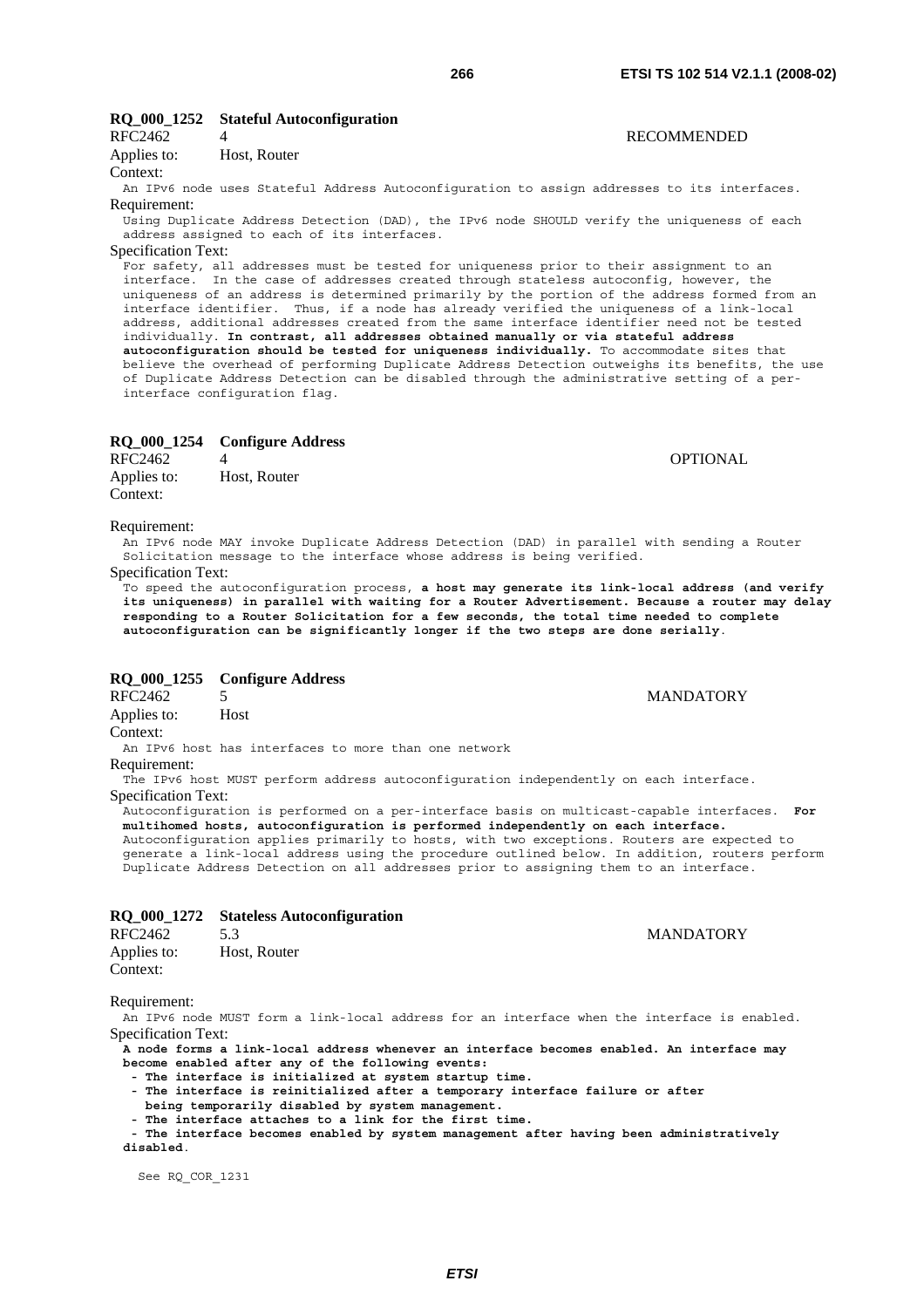### RQ_000_1252 Stateful Autoconfiguration

RFC2462 4 RECOMMENDED

Applies to: Host, Router

Context:

An IPv6 node uses Stateful Address Autoconfiguration to assign addresses to its interfaces.

Requirement:

Using Duplicate Address Detection (DAD), the IPv6 node SHOULD verify the uniqueness of each address assigned to each of its interfaces.

Specification Text:

For safety, all addresses must be tested for uniqueness prior to their assignment to an interface. In the case of addresses created through stateless autoconfig, however, the uniqueness of an address is determined primarily by the portion of the address formed from an interface identifier. Thus, if a node has already verified the uniqueness of a link-local address, additional addresses created from the same interface identifier need not be tested individually. **In contrast, all addresses obtained manually or via stateful address autoconfiguration should be tested for uniqueness individually.** To accommodate sites that believe the overhead of performing Duplicate Address Detection outweighs its benefits, the use of Duplicate Address Detection can be disabled through the administrative setting of a per-interface configuration flag.

### RQ_000_1254 Configure Address

RFC2462 4 OPTIONAL

Applies to: Host, Router

Context:

Requirement:

An IPv6 node MAY invoke Duplicate Address Detection (DAD) in parallel with sending a Router Solicitation message to the interface whose address is being verified.

Specification Text:

To speed the autoconfiguration process, **a host may generate its link-local address (and verify its uniqueness) in parallel with waiting for a Router Advertisement. Because a router may delay responding to a Router Solicitation for a few seconds, the total time needed to complete autoconfiguration can be significantly longer if the two steps are done serially**.

### RQ_000_1255 Configure Address

RFC2462 5 MANDATORY

Applies to: Host

Context:

An IPv6 host has interfaces to more than one network

Requirement:

The IPv6 host MUST perform address autoconfiguration independently on each interface.

Specification Text:

Autoconfiguration is performed on a per-interface basis on multicast-capable interfaces. **For multihomed hosts, autoconfiguration is performed independently on each interface.** Autoconfiguration applies primarily to hosts, with two exceptions. Routers are expected to generate a link-local address using the procedure outlined below. In addition, routers perform Duplicate Address Detection on all addresses prior to assigning them to an interface.

### RQ_000_1272 Stateless Autoconfiguration

RFC2462 5.3 MANDATORY

Applies to: Host, Router

Context:

Requirement:

An IPv6 node MUST form a link-local address for an interface when the interface is enabled.

Specification Text:

**A node forms a link-local address whenever an interface becomes enabled. An interface may become enabled after any of the following events:**

- **The interface is initialized at system startup time.**
- **The interface is reinitialized after a temporary interface failure or after being temporarily disabled by system management.**
- **The interface attaches to a link for the first time.**
- **The interface becomes enabled by system management after having been administratively disabled**.

See RQ_COR_1231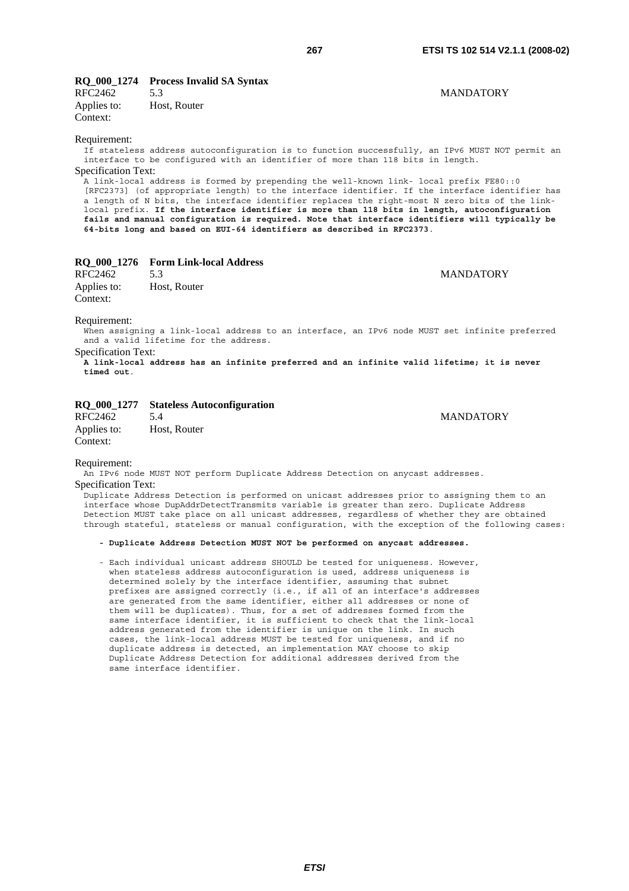**RQ_000_1274 Process Invalid SA Syntax**

RFC2462 5.3 MANDATORY

Applies to: Host, Router

Context:

Requirement:

If stateless address autoconfiguration is to function successfully, an IPv6 MUST NOT permit an interface to be configured with an identifier of more than 118 bits in length.

Specification Text:

A link-local address is formed by prepending the well-known link- local prefix FE80::0 [RFC2373] (of appropriate length) to the interface identifier. If the interface identifier has a length of N bits, the interface identifier replaces the right-most N zero bits of the link-local prefix. **If the interface identifier is more than 118 bits in length, autoconfiguration fails and manual configuration is required. Note that interface identifiers will typically be 64-bits long and based on EUI-64 identifiers as described in RFC2373**.

**RQ_000_1276 Form Link-local Address**

RFC2462 5.3 MANDATORY

Applies to: Host, Router

Context:

Requirement:

When assigning a link-local address to an interface, an IPv6 node MUST set infinite preferred and a valid lifetime for the address.

Specification Text:

**A link-local address has an infinite preferred and an infinite valid lifetime; it is never timed out**.

**RQ_000_1277 Stateless Autoconfiguration**

RFC2462 5.4 MANDATORY

Applies to: Host, Router

Context:

Requirement:

An IPv6 node MUST NOT perform Duplicate Address Detection on anycast addresses.

Specification Text:

Duplicate Address Detection is performed on unicast addresses prior to assigning them to an interface whose DupAddrDetectTransmits variable is greater than zero. Duplicate Address Detection MUST take place on all unicast addresses, regardless of whether they are obtained through stateful, stateless or manual configuration, with the exception of the following cases:

- **Duplicate Address Detection MUST NOT be performed on anycast addresses.**

- Each individual unicast address SHOULD be tested for uniqueness. However, when stateless address autoconfiguration is used, address uniqueness is determined solely by the interface identifier, assuming that subnet prefixes are assigned correctly (i.e., if all of an interface's addresses are generated from the same identifier, either all addresses or none of them will be duplicates). Thus, for a set of addresses formed from the same interface identifier, it is sufficient to check that the link-local address generated from the identifier is unique on the link. In such cases, the link-local address MUST be tested for uniqueness, and if no duplicate address is detected, an implementation MAY choose to skip Duplicate Address Detection for additional addresses derived from the same interface identifier.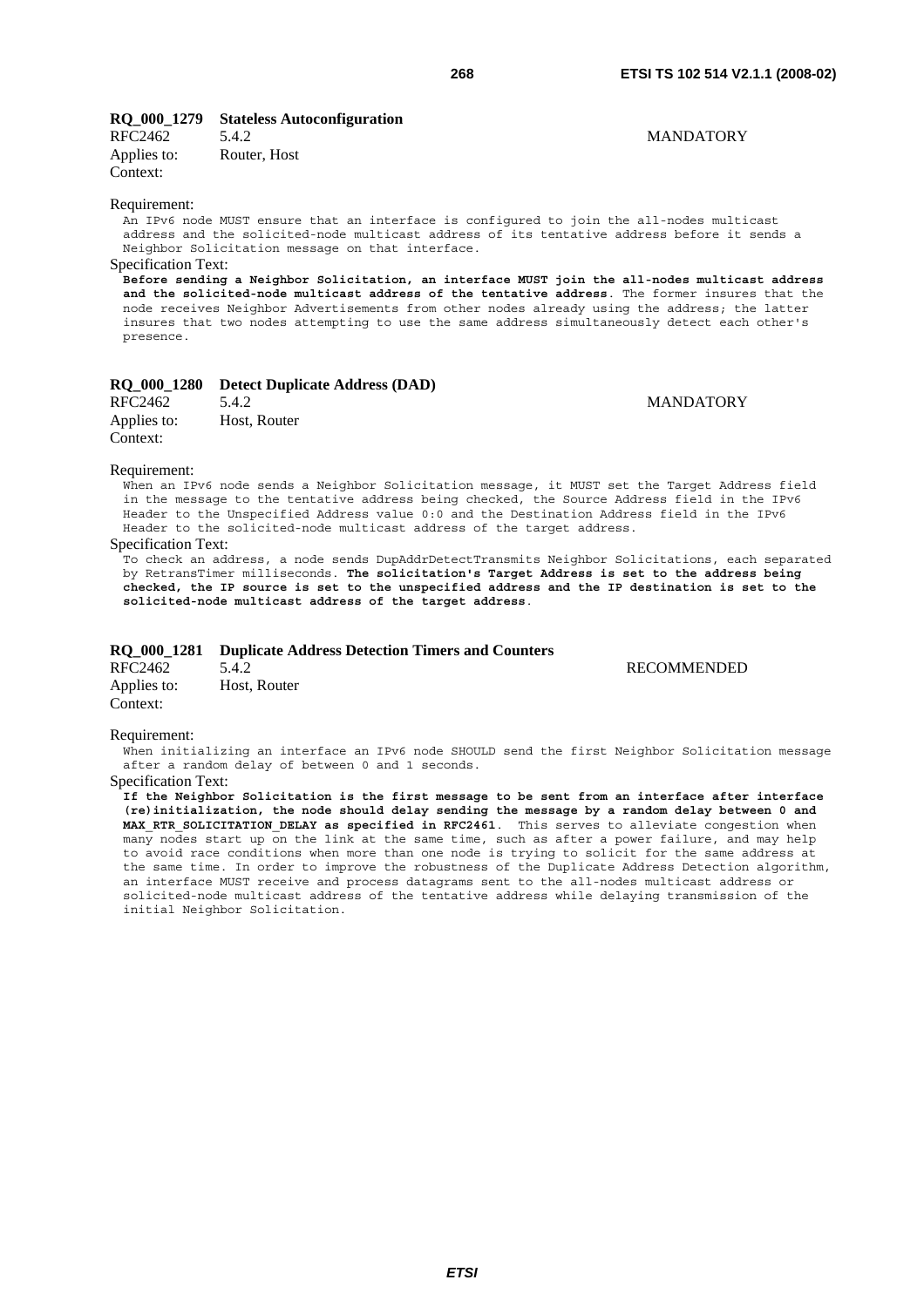### RQ_000_1279 Stateless Autoconfiguration

RFC2462 5.4.2 MANDATORY

Applies to: Router, Host

Context:

Requirement:

An IPv6 node MUST ensure that an interface is configured to join the all-nodes multicast address and the solicited-node multicast address of its tentative address before it sends a Neighbor Solicitation message on that interface.

Specification Text:

**Before sending a Neighbor Solicitation, an interface MUST join the all-nodes multicast address and the solicited-node multicast address of the tentative address**. The former insures that the node receives Neighbor Advertisements from other nodes already using the address; the latter insures that two nodes attempting to use the same address simultaneously detect each other's presence.

### RQ_000_1280 Detect Duplicate Address (DAD)

RFC2462 5.4.2 MANDATORY

Applies to: Host, Router

Context:

Requirement:

When an IPv6 node sends a Neighbor Solicitation message, it MUST set the Target Address field in the message to the tentative address being checked, the Source Address field in the IPv6 Header to the Unspecified Address value 0:0 and the Destination Address field in the IPv6 Header to the solicited-node multicast address of the target address.

Specification Text:

To check an address, a node sends DupAddrDetectTransmits Neighbor Solicitations, each separated by RetransTimer milliseconds. **The solicitation's Target Address is set to the address being checked, the IP source is set to the unspecified address and the IP destination is set to the solicited-node multicast address of the target address**.

### RQ_000_1281 Duplicate Address Detection Timers and Counters

RFC2462 5.4.2 RECOMMENDED

Applies to: Host, Router

Context:

Requirement:

When initializing an interface an IPv6 node SHOULD send the first Neighbor Solicitation message after a random delay of between 0 and 1 seconds.

Specification Text:

**If the Neighbor Solicitation is the first message to be sent from an interface after interface (re)initialization, the node should delay sending the message by a random delay between 0 and MAX_RTR_SOLICITATION_DELAY as specified in RFC2461.** This serves to alleviate congestion when many nodes start up on the link at the same time, such as after a power failure, and may help to avoid race conditions when more than one node is trying to solicit for the same address at the same time. In order to improve the robustness of the Duplicate Address Detection algorithm, an interface MUST receive and process datagrams sent to the all-nodes multicast address or solicited-node multicast address of the tentative address while delaying transmission of the initial Neighbor Solicitation.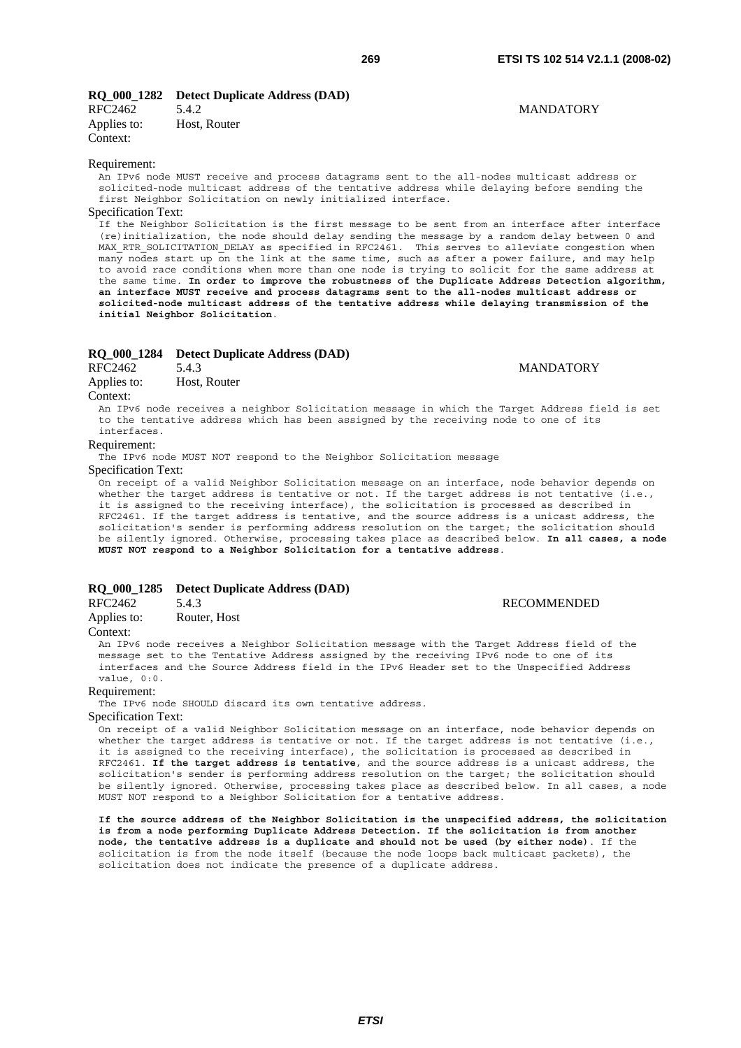**RQ_000_1282 Detect Duplicate Address (DAD)**

RFC2462 5.4.2 MANDATORY

Applies to: Host, Router

Context:

Requirement:

An IPv6 node MUST receive and process datagrams sent to the all-nodes multicast address or solicited-node multicast address of the tentative address while delaying before sending the first Neighbor Solicitation on newly initialized interface.

Specification Text:

If the Neighbor Solicitation is the first message to be sent from an interface after interface (re)initialization, the node should delay sending the message by a random delay between 0 and MAX_RTR_SOLICITATION_DELAY as specified in RFC2461. This serves to alleviate congestion when many nodes start up on the link at the same time, such as after a power failure, and may help to avoid race conditions when more than one node is trying to solicit for the same address at the same time. **In order to improve the robustness of the Duplicate Address Detection algorithm, an interface MUST receive and process datagrams sent to the all-nodes multicast address or solicited-node multicast address of the tentative address while delaying transmission of the initial Neighbor Solicitation**.

**RQ_000_1284 Detect Duplicate Address (DAD)**

RFC2462 5.4.3 MANDATORY

Applies to: Host, Router

Context:

An IPv6 node receives a neighbor Solicitation message in which the Target Address field is set to the tentative address which has been assigned by the receiving node to one of its interfaces.

Requirement:

The IPv6 node MUST NOT respond to the Neighbor Solicitation message

Specification Text:

On receipt of a valid Neighbor Solicitation message on an interface, node behavior depends on whether the target address is tentative or not. If the target address is not tentative (i.e., it is assigned to the receiving interface), the solicitation is processed as described in RFC2461. If the target address is tentative, and the source address is a unicast address, the solicitation's sender is performing address resolution on the target; the solicitation should be silently ignored. Otherwise, processing takes place as described below. **In all cases, a node MUST NOT respond to a Neighbor Solicitation for a tentative address**.

**RQ_000_1285 Detect Duplicate Address (DAD)**

RFC2462 5.4.3 RECOMMENDED

Applies to: Router, Host

Context:

An IPv6 node receives a Neighbor Solicitation message with the Target Address field of the message set to the Tentative Address assigned by the receiving IPv6 node to one of its interfaces and the Source Address field in the IPv6 Header set to the Unspecified Address value, 0:0.

Requirement:

The IPv6 node SHOULD discard its own tentative address.

Specification Text:

On receipt of a valid Neighbor Solicitation message on an interface, node behavior depends on whether the target address is tentative or not. If the target address is not tentative (i.e., it is assigned to the receiving interface), the solicitation is processed as described in RFC2461. **If the target address is tentative**, and the source address is a unicast address, the solicitation's sender is performing address resolution on the target; the solicitation should be silently ignored. Otherwise, processing takes place as described below. In all cases, a node MUST NOT respond to a Neighbor Solicitation for a tentative address.

**If the source address of the Neighbor Solicitation is the unspecified address, the solicitation is from a node performing Duplicate Address Detection. If the solicitation is from another node, the tentative address is a duplicate and should not be used (by either node)**. If the solicitation is from the node itself (because the node loops back multicast packets), the solicitation does not indicate the presence of a duplicate address.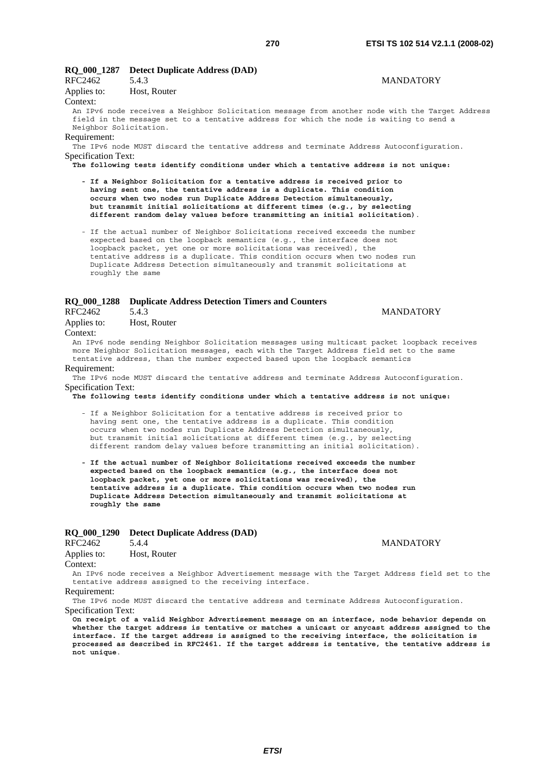**RQ_000_1287 Detect Duplicate Address (DAD)**

RFC2462 5.4.3 MANDATORY

Applies to: Host, Router

Context:

An IPv6 node receives a Neighbor Solicitation message from another node with the Target Address field in the message set to a tentative address for which the node is waiting to send a Neighbor Solicitation.

Requirement:

The IPv6 node MUST discard the tentative address and terminate Address Autoconfiguration.

Specification Text:

**The following tests identify conditions under which a tentative address is not unique:**

- **If a Neighbor Solicitation for a tentative address is received prior to having sent one, the tentative address is a duplicate. This condition occurs when two nodes run Duplicate Address Detection simultaneously, but transmit initial solicitations at different times (e.g., by selecting different random delay values before transmitting an initial solicitation)**.
- If the actual number of Neighbor Solicitations received exceeds the number expected based on the loopback semantics (e.g., the interface does not loopback packet, yet one or more solicitations was received), the tentative address is a duplicate. This condition occurs when two nodes run Duplicate Address Detection simultaneously and transmit solicitations at roughly the same

**RQ_000_1288 Duplicate Address Detection Timers and Counters**

RFC2462 5.4.3 MANDATORY

Applies to: Host, Router

Context:

An IPv6 node sending Neighbor Solicitation messages using multicast packet loopback receives more Neighbor Solicitation messages, each with the Target Address field set to the same tentative address, than the number expected based upon the loopback semantics

Requirement:

The IPv6 node MUST discard the tentative address and terminate Address Autoconfiguration.

Specification Text:

**The following tests identify conditions under which a tentative address is not unique:**

- If a Neighbor Solicitation for a tentative address is received prior to having sent one, the tentative address is a duplicate. This condition occurs when two nodes run Duplicate Address Detection simultaneously, but transmit initial solicitations at different times (e.g., by selecting different random delay values before transmitting an initial solicitation).
- **If the actual number of Neighbor Solicitations received exceeds the number expected based on the loopback semantics (e.g., the interface does not loopback packet, yet one or more solicitations was received), the tentative address is a duplicate. This condition occurs when two nodes run Duplicate Address Detection simultaneously and transmit solicitations at roughly the same**

**RQ_000_1290 Detect Duplicate Address (DAD)**

RFC2462 5.4.4 MANDATORY

Applies to: Host, Router

Context:

An IPv6 node receives a Neighbor Advertisement message with the Target Address field set to the tentative address assigned to the receiving interface.

Requirement:

The IPv6 node MUST discard the tentative address and terminate Address Autoconfiguration.

Specification Text:

**On receipt of a valid Neighbor Advertisement message on an interface, node behavior depends on whether the target address is tentative or matches a unicast or anycast address assigned to the interface. If the target address is assigned to the receiving interface, the solicitation is processed as described in RFC2461. If the target address is tentative, the tentative address is not unique**.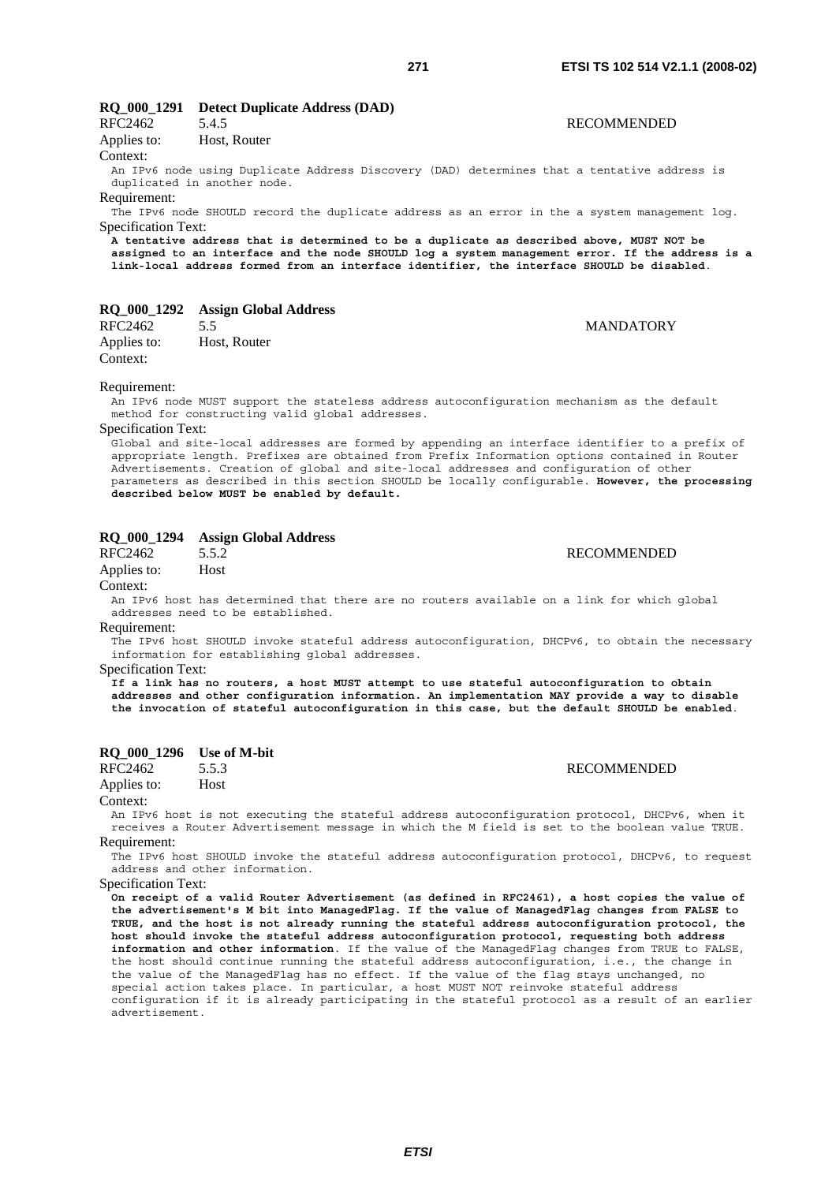### RQ_000_1291 Detect Duplicate Address (DAD)

RFC2462 5.4.5 RECOMMENDED

Applies to: Host, Router

Context:

An IPv6 node using Duplicate Address Discovery (DAD) determines that a tentative address is duplicated in another node.

Requirement:

The IPv6 node SHOULD record the duplicate address as an error in the a system management log.

Specification Text:

**A tentative address that is determined to be a duplicate as described above, MUST NOT be assigned to an interface and the node SHOULD log a system management error. If the address is a link-local address formed from an interface identifier, the interface SHOULD be disabled**.

### RQ_000_1292 Assign Global Address

RFC2462 5.5 MANDATORY

Applies to: Host, Router

Context:

Requirement:

An IPv6 node MUST support the stateless address autoconfiguration mechanism as the default method for constructing valid global addresses.

Specification Text:

Global and site-local addresses are formed by appending an interface identifier to a prefix of appropriate length. Prefixes are obtained from Prefix Information options contained in Router Advertisements. Creation of global and site-local addresses and configuration of other parameters as described in this section SHOULD be locally configurable. **However, the processing described below MUST be enabled by default.**

### RQ_000_1294 Assign Global Address

RFC2462 5.5.2 RECOMMENDED

Applies to: Host

Context:

An IPv6 host has determined that there are no routers available on a link for which global addresses need to be established.

Requirement:

The IPv6 host SHOULD invoke stateful address autoconfiguration, DHCPv6, to obtain the necessary information for establishing global addresses.

Specification Text:

**If a link has no routers, a host MUST attempt to use stateful autoconfiguration to obtain addresses and other configuration information. An implementation MAY provide a way to disable the invocation of stateful autoconfiguration in this case, but the default SHOULD be enabled**.

### RQ_000_1296 Use of M-bit

RFC2462 5.5.3 RECOMMENDED

Applies to: Host

Context:

An IPv6 host is not executing the stateful address autoconfiguration protocol, DHCPv6, when it receives a Router Advertisement message in which the M field is set to the boolean value TRUE.

Requirement:

The IPv6 host SHOULD invoke the stateful address autoconfiguration protocol, DHCPv6, to request address and other information.

Specification Text:

**On receipt of a valid Router Advertisement (as defined in RFC2461), a host copies the value of the advertisement's M bit into ManagedFlag. If the value of ManagedFlag changes from FALSE to TRUE, and the host is not already running the stateful address autoconfiguration protocol, the host should invoke the stateful address autoconfiguration protocol, requesting both address information and other information**. If the value of the ManagedFlag changes from TRUE to FALSE, the host should continue running the stateful address autoconfiguration, i.e., the change in the value of the ManagedFlag has no effect. If the value of the flag stays unchanged, no special action takes place. In particular, a host MUST NOT reinvoke stateful address configuration if it is already participating in the stateful protocol as a result of an earlier advertisement.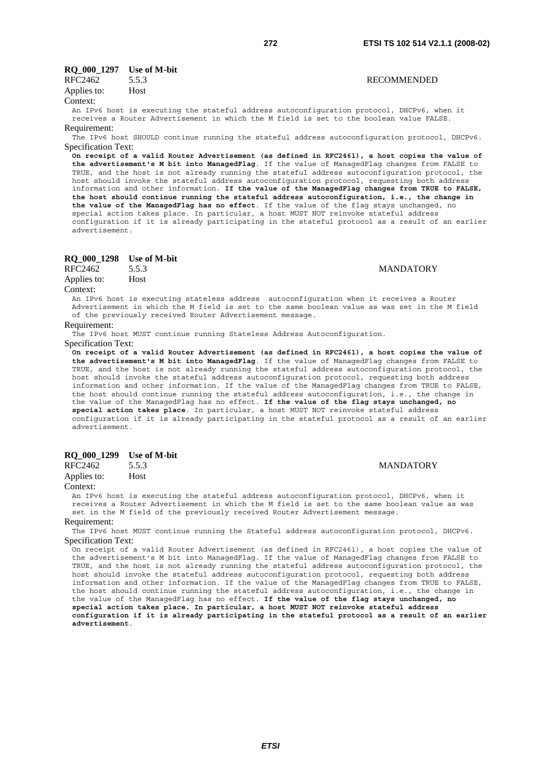**RQ_000_1297 Use of M-bit**

RFC2462 5.5.3 RECOMMENDED

Applies to: Host

Context:

An IPv6 host is executing the stateful address autoconfiguration protocol, DHCPv6, when it receives a Router Advertisement in which the M field is set to the boolean value FALSE.

Requirement:

The IPv6 host SHOULD continue running the stateful address autoconfiguration protocol, DHCPv6.

Specification Text:

**On receipt of a valid Router Advertisement (as defined in RFC2461), a host copies the value of the advertisement's M bit into ManagedFlag**. If the value of ManagedFlag changes from FALSE to TRUE, and the host is not already running the stateful address autoconfiguration protocol, the host should invoke the stateful address autoconfiguration protocol, requesting both address information and other information. **If the value of the ManagedFlag changes from TRUE to FALSE, the host should continue running the stateful address autoconfiguration, i.e., the change in the value of the ManagedFlag has no effect**. If the value of the flag stays unchanged, no special action takes place. In particular, a host MUST NOT reinvoke stateful address configuration if it is already participating in the stateful protocol as a result of an earlier advertisement.

**RQ_000_1298 Use of M-bit**

RFC2462 5.5.3 MANDATORY

Applies to: Host

Context:

An IPv6 host is executing stateless address autoconfiguration when it receives a Router Advertisement in which the M field is set to the same boolean value as was set in the M field of the previously received Router Advertisement message.

Requirement:

The IPv6 host MUST continue running Stateless Address Autoconfiguration.

Specification Text:

**On receipt of a valid Router Advertisement (as defined in RFC2461), a host copies the value of the advertisement's M bit into ManagedFlag**. If the value of ManagedFlag changes from FALSE to TRUE, and the host is not already running the stateful address autoconfiguration protocol, the host should invoke the stateful address autoconfiguration protocol, requesting both address information and other information. If the value of the ManagedFlag changes from TRUE to FALSE, the host should continue running the stateful address autoconfiguration, i.e., the change in the value of the ManagedFlag has no effect. **If the value of the flag stays unchanged, no special action takes place**. In particular, a host MUST NOT reinvoke stateful address configuration if it is already participating in the stateful protocol as a result of an earlier advertisement.

**RQ_000_1299 Use of M-bit**

RFC2462 5.5.3 MANDATORY

Applies to: Host

Context:

An IPv6 host is executing the stateful address autoconfiguration protocol, DHCPv6, when it receives a Router Advertisement in which the M field is set to the same boolean value as was set in the M field of the previously received Router Advertisement message.

Requirement:

The IPv6 host MUST continue running the Stateful address autoconfiguration protocol, DHCPv6.

Specification Text:

On receipt of a valid Router Advertisement (as defined in RFC2461), a host copies the value of the advertisement's M bit into ManagedFlag. If the value of ManagedFlag changes from FALSE to TRUE, and the host is not already running the stateful address autoconfiguration protocol, the host should invoke the stateful address autoconfiguration protocol, requesting both address information and other information. If the value of the ManagedFlag changes from TRUE to FALSE, the host should continue running the stateful address autoconfiguration, i.e., the change in the value of the ManagedFlag has no effect. **If the value of the flag stays unchanged, no special action takes place. In particular, a host MUST NOT reinvoke stateful address configuration if it is already participating in the stateful protocol as a result of an earlier advertisement**.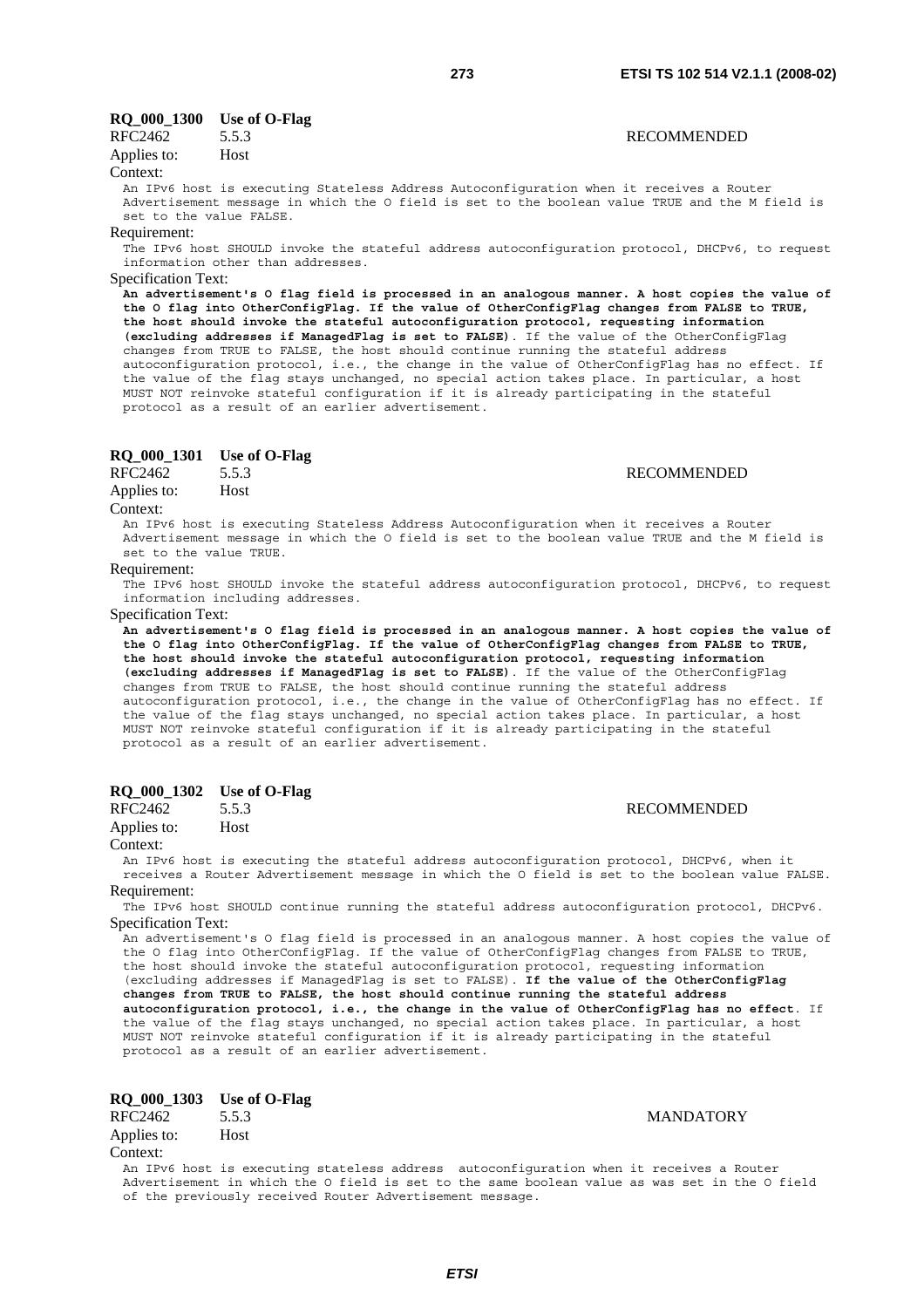**RQ_000_1300 Use of O-Flag**

RFC2462 5.5.3 RECOMMENDED

Applies to: Host

Context:

An IPv6 host is executing Stateless Address Autoconfiguration when it receives a Router Advertisement message in which the O field is set to the boolean value TRUE and the M field is set to the value FALSE.

Requirement:

The IPv6 host SHOULD invoke the stateful address autoconfiguration protocol, DHCPv6, to request information other than addresses.

Specification Text:

**An advertisement's O flag field is processed in an analogous manner. A host copies the value of the O flag into OtherConfigFlag. If the value of OtherConfigFlag changes from FALSE to TRUE, the host should invoke the stateful autoconfiguration protocol, requesting information (excluding addresses if ManagedFlag is set to FALSE).** If the value of the OtherConfigFlag changes from TRUE to FALSE, the host should continue running the stateful address autoconfiguration protocol, i.e., the change in the value of OtherConfigFlag has no effect. If the value of the flag stays unchanged, no special action takes place. In particular, a host MUST NOT reinvoke stateful configuration if it is already participating in the stateful protocol as a result of an earlier advertisement.

**RQ_000_1301 Use of O-Flag**

RFC2462 5.5.3 RECOMMENDED

Applies to: Host

Context:

An IPv6 host is executing Stateless Address Autoconfiguration when it receives a Router Advertisement message in which the O field is set to the boolean value TRUE and the M field is set to the value TRUE.

Requirement:

The IPv6 host SHOULD invoke the stateful address autoconfiguration protocol, DHCPv6, to request information including addresses.

Specification Text:

**An advertisement's O flag field is processed in an analogous manner. A host copies the value of the O flag into OtherConfigFlag. If the value of OtherConfigFlag changes from FALSE to TRUE, the host should invoke the stateful autoconfiguration protocol, requesting information (excluding addresses if ManagedFlag is set to FALSE).** If the value of the OtherConfigFlag changes from TRUE to FALSE, the host should continue running the stateful address autoconfiguration protocol, i.e., the change in the value of OtherConfigFlag has no effect. If the value of the flag stays unchanged, no special action takes place. In particular, a host MUST NOT reinvoke stateful configuration if it is already participating in the stateful protocol as a result of an earlier advertisement.

**RQ_000_1302 Use of O-Flag**

RFC2462 5.5.3 RECOMMENDED

Applies to: Host

Context:

An IPv6 host is executing the stateful address autoconfiguration protocol, DHCPv6, when it receives a Router Advertisement message in which the O field is set to the boolean value FALSE.

Requirement:

The IPv6 host SHOULD continue running the stateful address autoconfiguration protocol, DHCPv6.

Specification Text:

An advertisement's O flag field is processed in an analogous manner. A host copies the value of the O flag into OtherConfigFlag. If the value of OtherConfigFlag changes from FALSE to TRUE, the host should invoke the stateful autoconfiguration protocol, requesting information (excluding addresses if ManagedFlag is set to FALSE). **If the value of the OtherConfigFlag changes from TRUE to FALSE, the host should continue running the stateful address autoconfiguration protocol, i.e., the change in the value of OtherConfigFlag has no effect**. If the value of the flag stays unchanged, no special action takes place. In particular, a host MUST NOT reinvoke stateful configuration if it is already participating in the stateful protocol as a result of an earlier advertisement.

**RQ_000_1303 Use of O-Flag**

RFC2462 5.5.3 MANDATORY

Applies to: Host

Context:

An IPv6 host is executing stateless address autoconfiguration when it receives a Router Advertisement in which the O field is set to the same boolean value as was set in the O field of the previously received Router Advertisement message.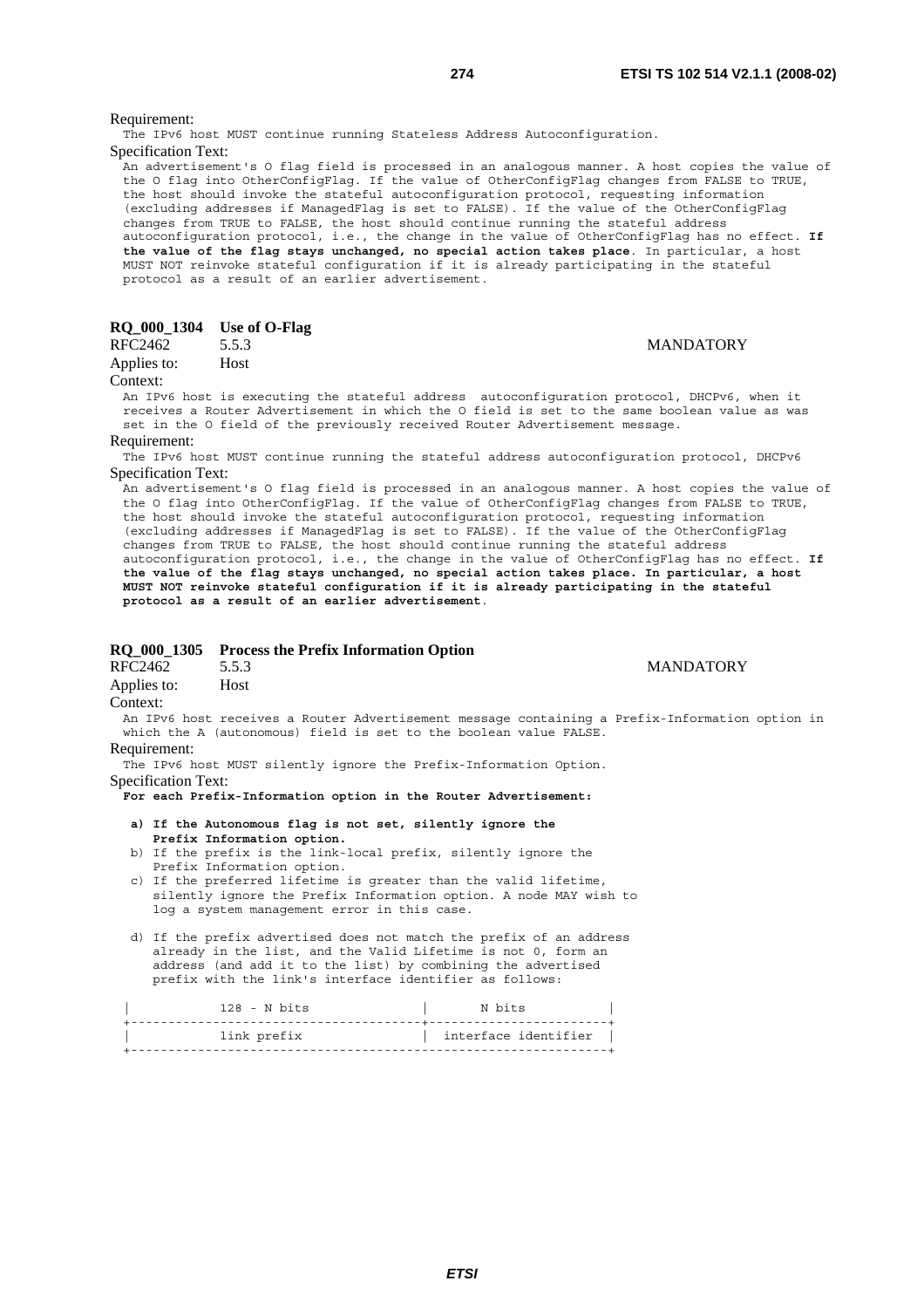Requirement:

The IPv6 host MUST continue running Stateless Address Autoconfiguration.

Specification Text:

An advertisement's O flag field is processed in an analogous manner. A host copies the value of the O flag into OtherConfigFlag. If the value of OtherConfigFlag changes from FALSE to TRUE, the host should invoke the stateful autoconfiguration protocol, requesting information (excluding addresses if ManagedFlag is set to FALSE). If the value of the OtherConfigFlag changes from TRUE to FALSE, the host should continue running the stateful address autoconfiguration protocol, i.e., the change in the value of OtherConfigFlag has no effect. **If the value of the flag stays unchanged, no special action takes place**. In particular, a host MUST NOT reinvoke stateful configuration if it is already participating in the stateful protocol as a result of an earlier advertisement.

### RQ_000_1304 Use of O-Flag

RFC2462 5.5.3 MANDATORY

Applies to: Host

Context:

An IPv6 host is executing the stateful address autoconfiguration protocol, DHCPv6, when it receives a Router Advertisement in which the O field is set to the same boolean value as was set in the O field of the previously received Router Advertisement message.

Requirement:

The IPv6 host MUST continue running the stateful address autoconfiguration protocol, DHCPv6

Specification Text:

An advertisement's O flag field is processed in an analogous manner. A host copies the value of the O flag into OtherConfigFlag. If the value of OtherConfigFlag changes from FALSE to TRUE, the host should invoke the stateful autoconfiguration protocol, requesting information (excluding addresses if ManagedFlag is set to FALSE). If the value of the OtherConfigFlag changes from TRUE to FALSE, the host should continue running the stateful address autoconfiguration protocol, i.e., the change in the value of OtherConfigFlag has no effect. **If the value of the flag stays unchanged, no special action takes place. In particular, a host MUST NOT reinvoke stateful configuration if it is already participating in the stateful protocol as a result of an earlier advertisement**.

### RQ_000_1305 Process the Prefix Information Option

RFC2462 5.5.3 MANDATORY

Applies to: Host

Context:

An IPv6 host receives a Router Advertisement message containing a Prefix-Information option in which the A (autonomous) field is set to the boolean value FALSE.

Requirement:

The IPv6 host MUST silently ignore the Prefix-Information Option.

Specification Text:

**For each Prefix-Information option in the Router Advertisement:**

a) **If the Autonomous flag is not set, silently ignore the Prefix Information option.**
b) If the prefix is the link-local prefix, silently ignore the Prefix Information option.
c) If the preferred lifetime is greater than the valid lifetime, silently ignore the Prefix Information option. A node MAY wish to log a system management error in this case.

d) If the prefix advertised does not match the prefix of an address already in the list, and the Valid Lifetime is not 0, form an address (and add it to the list) by combining the advertised prefix with the link's interface identifier as follows:

```
|            128 - N bits               |       N bits           |
+---------------------------------------+------------------------+
|            link prefix                |  interface identifier  |
+----------------------------------------------------------------+
```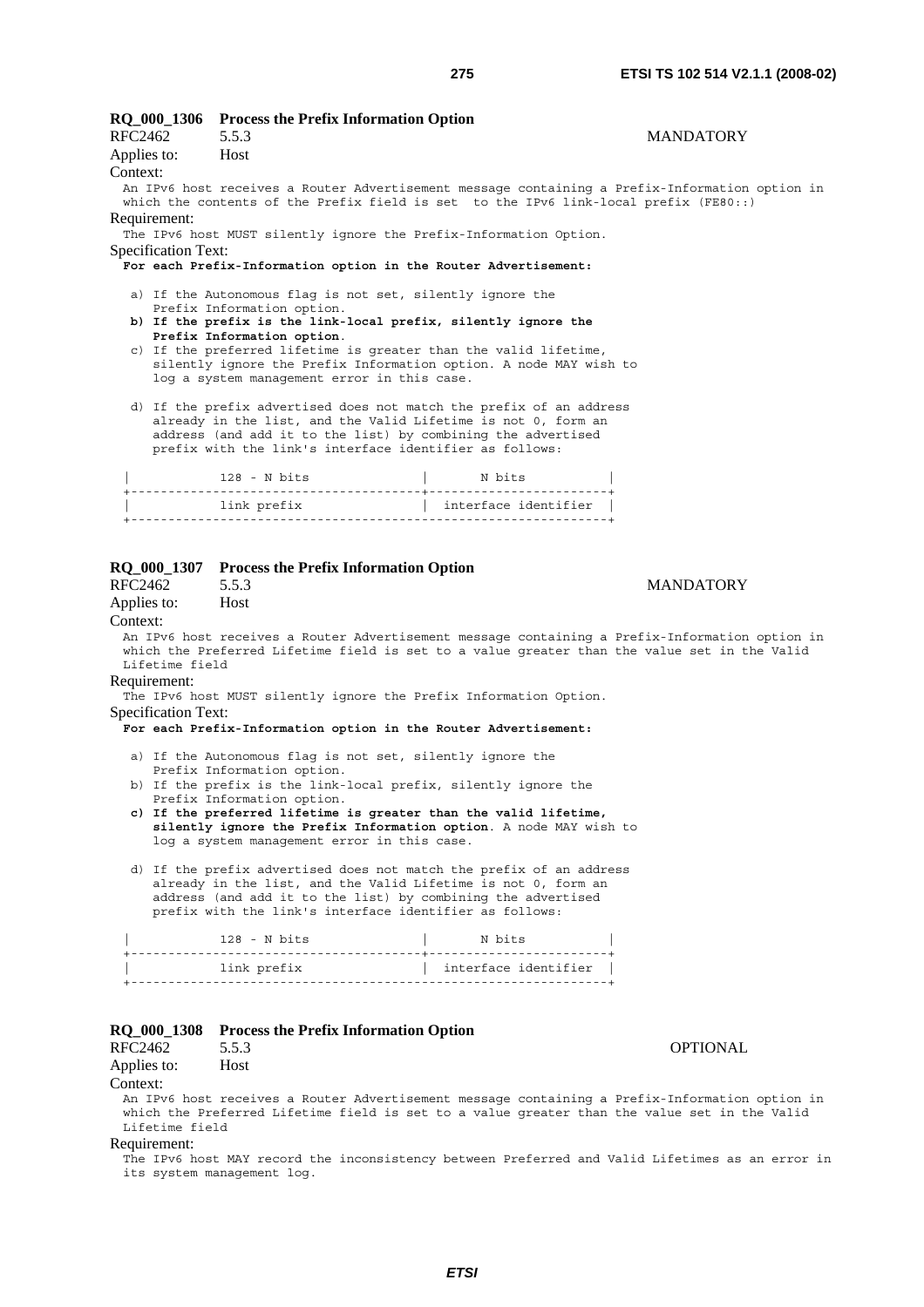### RQ_000_1306 Process the Prefix Information Option

RFC2462 5.5.3 MANDATORY

Applies to: Host

Context:

An IPv6 host receives a Router Advertisement message containing a Prefix-Information option in which the contents of the Prefix field is set to the IPv6 link-local prefix (FE80::)

Requirement:

The IPv6 host MUST silently ignore the Prefix-Information Option.

Specification Text:

```
For each Prefix-Information option in the Router Advertisement:

 a) If the Autonomous flag is not set, silently ignore the
    Prefix Information option.
 b) If the prefix is the link-local prefix, silently ignore the
    Prefix Information option.
 c) If the preferred lifetime is greater than the valid lifetime,
    silently ignore the Prefix Information option. A node MAY wish to
    log a system management error in this case.

 d) If the prefix advertised does not match the prefix of an address
    already in the list, and the Valid Lifetime is not 0, form an
    address (and add it to the list) by combining the advertised
    prefix with the link's interface identifier as follows:

 |            128 - N bits               |         N bits         |
 +---------------------------------------+------------------------+
 |            link prefix                |  interface identifier  |
 +----------------------------------------------------------------+
```

### RQ_000_1307 Process the Prefix Information Option

RFC2462 5.5.3 MANDATORY

Applies to: Host

Context:

An IPv6 host receives a Router Advertisement message containing a Prefix-Information option in which the Preferred Lifetime field is set to a value greater than the value set in the Valid Lifetime field

Requirement:

The IPv6 host MUST silently ignore the Prefix Information Option.

Specification Text:

```
For each Prefix-Information option in the Router Advertisement:

 a) If the Autonomous flag is not set, silently ignore the
    Prefix Information option.
 b) If the prefix is the link-local prefix, silently ignore the
    Prefix Information option.
 c) If the preferred lifetime is greater than the valid lifetime,
    silently ignore the Prefix Information option. A node MAY wish to
    log a system management error in this case.

 d) If the prefix advertised does not match the prefix of an address
    already in the list, and the Valid Lifetime is not 0, form an
    address (and add it to the list) by combining the advertised
    prefix with the link's interface identifier as follows:

 |            128 - N bits               |         N bits         |
 +---------------------------------------+------------------------+
 |            link prefix                |  interface identifier  |
 +----------------------------------------------------------------+
```

### RQ_000_1308 Process the Prefix Information Option

RFC2462 5.5.3 OPTIONAL

Applies to: Host

Context:

An IPv6 host receives a Router Advertisement message containing a Prefix-Information option in which the Preferred Lifetime field is set to a value greater than the value set in the Valid Lifetime field

Requirement:

The IPv6 host MAY record the inconsistency between Preferred and Valid Lifetimes as an error in its system management log.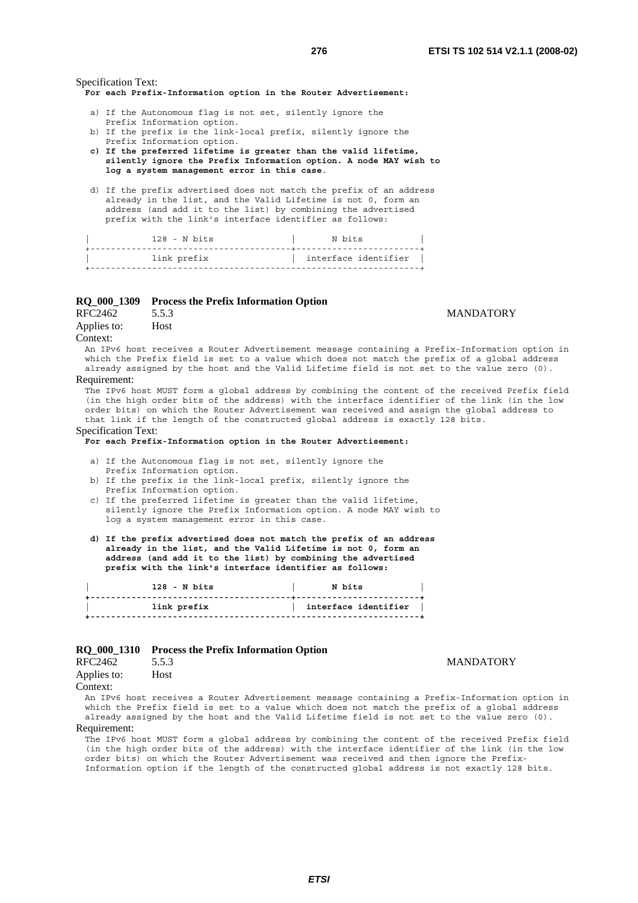Specification Text:

```
For each Prefix-Information option in the Router Advertisement:

  a) If the Autonomous flag is not set, silently ignore the
     Prefix Information option.
  b) If the prefix is the link-local prefix, silently ignore the
     Prefix Information option.
  c) If the preferred lifetime is greater than the valid lifetime,
     silently ignore the Prefix Information option. A node MAY wish to
     log a system management error in this case.

  d) If the prefix advertised does not match the prefix of an address
     already in the list, and the Valid Lifetime is not 0, form an
     address (and add it to the list) by combining the advertised
     prefix with the link's interface identifier as follows:

  |            128 - N bits               |        N bits          |
  +---------------------------------------+------------------------+
  |            link prefix                |  interface identifier  |
  +----------------------------------------------------------------+
```

**RQ_000_1309 Process the Prefix Information Option**

RFC2462 5.5.3 MANDATORY

Applies to: Host

Context:

An IPv6 host receives a Router Advertisement message containing a Prefix-Information option in which the Prefix field is set to a value which does not match the prefix of a global address already assigned by the host and the Valid Lifetime field is not set to the value zero (0).

Requirement:

The IPv6 host MUST form a global address by combining the content of the received Prefix field (in the high order bits of the address) with the interface identifier of the link (in the low order bits) on which the Router Advertisement was received and assign the global address to that link if the length of the constructed global address is exactly 128 bits.

Specification Text:

```
For each Prefix-Information option in the Router Advertisement:

  a) If the Autonomous flag is not set, silently ignore the
     Prefix Information option.
  b) If the prefix is the link-local prefix, silently ignore the
     Prefix Information option.
  c) If the preferred lifetime is greater than the valid lifetime,
     silently ignore the Prefix Information option. A node MAY wish to
     log a system management error in this case.

  d) If the prefix advertised does not match the prefix of an address
     already in the list, and the Valid Lifetime is not 0, form an
     address (and add it to the list) by combining the advertised
     prefix with the link's interface identifier as follows:

  |            128 - N bits               |        N bits          |
  +---------------------------------------+------------------------+
  |            link prefix                |  interface identifier  |
  +----------------------------------------------------------------+
```

**RQ_000_1310 Process the Prefix Information Option**

RFC2462 5.5.3 MANDATORY

Applies to: Host

Context:

An IPv6 host receives a Router Advertisement message containing a Prefix-Information option in which the Prefix field is set to a value which does not match the prefix of a global address already assigned by the host and the Valid Lifetime field is not set to the value zero (0).

Requirement:

The IPv6 host MUST form a global address by combining the content of the received Prefix field (in the high order bits of the address) with the interface identifier of the link (in the low order bits) on which the Router Advertisement was received and then ignore the Prefix-Information option if the length of the constructed global address is not exactly 128 bits.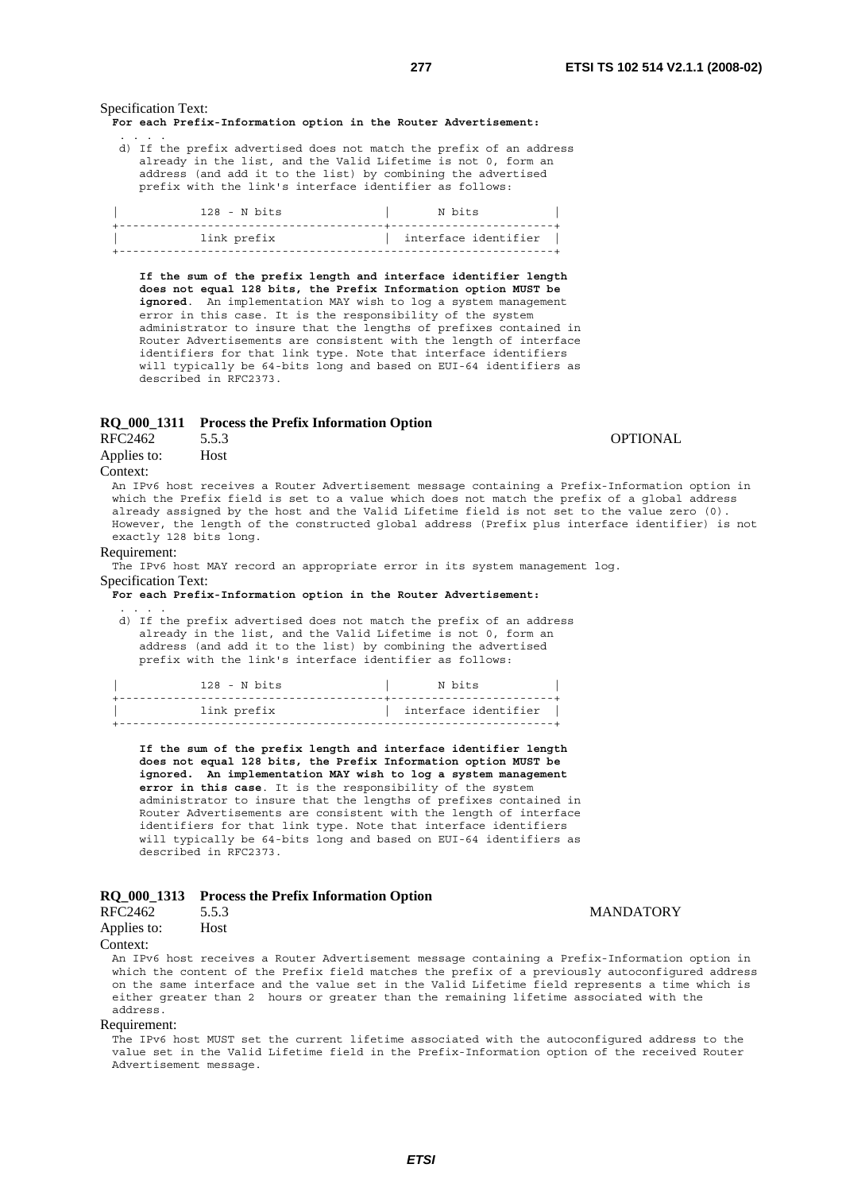Specification Text:

```
For each Prefix-Information option in the Router Advertisement:
 . . . .
 d) If the prefix advertised does not match the prefix of an address
    already in the list, and the Valid Lifetime is not 0, form an
    address (and add it to the list) by combining the advertised
    prefix with the link's interface identifier as follows:

 |            128 - N bits               |        N bits          |
 +---------------------------------------+------------------------+
 |            link prefix                |  interface identifier  |
 +----------------------------------------------------------------+

    If the sum of the prefix length and interface identifier length
    does not equal 128 bits, the Prefix Information option MUST be
    ignored.  An implementation MAY wish to log a system management
    error in this case. It is the responsibility of the system
    administrator to insure that the lengths of prefixes contained in
    Router Advertisements are consistent with the length of interface
    identifiers for that link type. Note that interface identifiers
    will typically be 64-bits long and based on EUI-64 identifiers as
    described in RFC2373.
```

**RQ_000_1311 Process the Prefix Information Option**

RFC2462 5.5.3 OPTIONAL

Applies to: Host

Context:

An IPv6 host receives a Router Advertisement message containing a Prefix-Information option in which the Prefix field is set to a value which does not match the prefix of a global address already assigned by the host and the Valid Lifetime field is not set to the value zero (0). However, the length of the constructed global address (Prefix plus interface identifier) is not exactly 128 bits long.

Requirement:

The IPv6 host MAY record an appropriate error in its system management log.

Specification Text:

```
For each Prefix-Information option in the Router Advertisement:
 . . . .
 d) If the prefix advertised does not match the prefix of an address
    already in the list, and the Valid Lifetime is not 0, form an
    address (and add it to the list) by combining the advertised
    prefix with the link's interface identifier as follows:

 |            128 - N bits               |        N bits          |
 +---------------------------------------+------------------------+
 |            link prefix                |  interface identifier  |
 +----------------------------------------------------------------+

    If the sum of the prefix length and interface identifier length
    does not equal 128 bits, the Prefix Information option MUST be
    ignored.  An implementation MAY wish to log a system management
    error in this case. It is the responsibility of the system
    administrator to insure that the lengths of prefixes contained in
    Router Advertisements are consistent with the length of interface
    identifiers for that link type. Note that interface identifiers
    will typically be 64-bits long and based on EUI-64 identifiers as
    described in RFC2373.
```

**RQ_000_1313 Process the Prefix Information Option**

RFC2462 5.5.3 MANDATORY

Applies to: Host

Context:

An IPv6 host receives a Router Advertisement message containing a Prefix-Information option in which the content of the Prefix field matches the prefix of a previously autoconfigured address on the same interface and the value set in the Valid Lifetime field represents a time which is either greater than 2 hours or greater than the remaining lifetime associated with the address.

Requirement:

The IPv6 host MUST set the current lifetime associated with the autoconfigured address to the value set in the Valid Lifetime field in the Prefix-Information option of the received Router Advertisement message.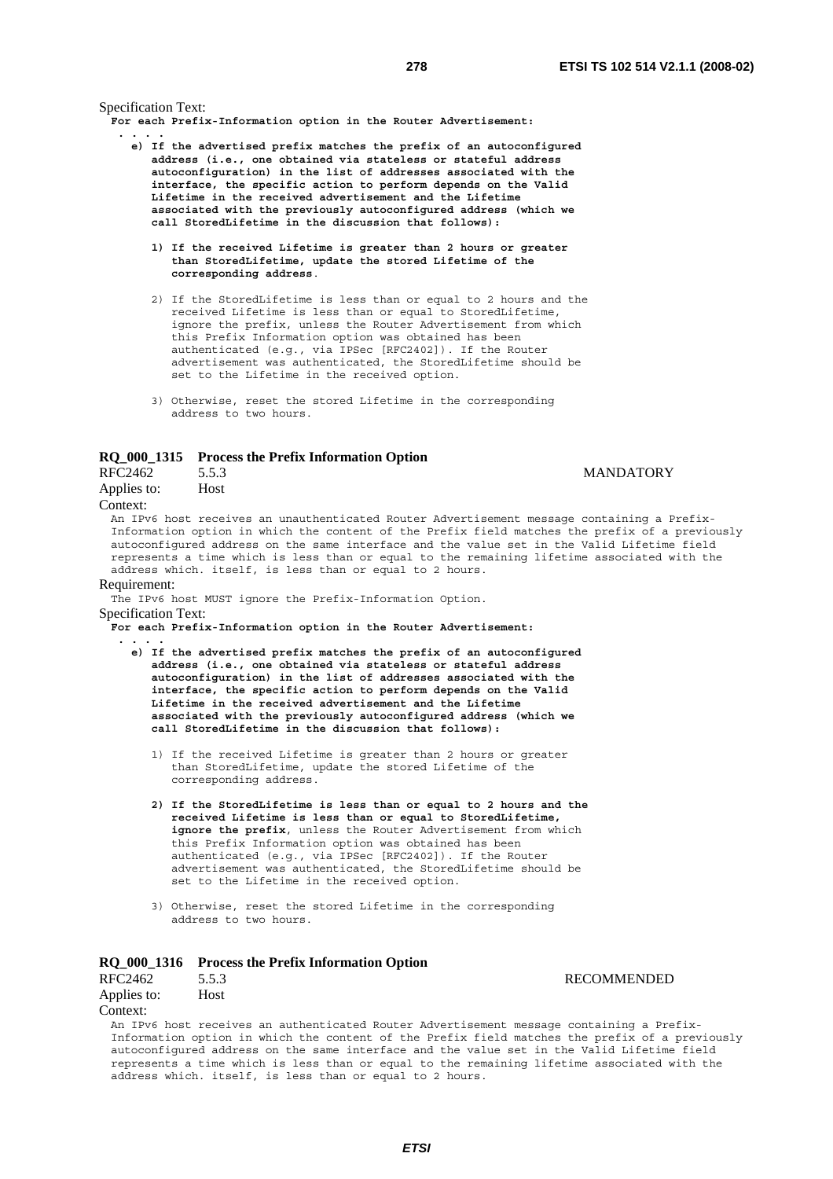Specification Text:

```
For each Prefix-Information option in the Router Advertisement:
 . . . .
  e) If the advertised prefix matches the prefix of an autoconfigured
     address (i.e., one obtained via stateless or stateful address
     autoconfiguration) in the list of addresses associated with the
     interface, the specific action to perform depends on the Valid
     Lifetime in the received advertisement and the Lifetime
     associated with the previously autoconfigured address (which we
     call StoredLifetime in the discussion that follows):

     1) If the received Lifetime is greater than 2 hours or greater
        than StoredLifetime, update the stored Lifetime of the
        corresponding address.

     2) If the StoredLifetime is less than or equal to 2 hours and the
        received Lifetime is less than or equal to StoredLifetime,
        ignore the prefix, unless the Router Advertisement from which
        this Prefix Information option was obtained has been
        authenticated (e.g., via IPSec [RFC2402]). If the Router
        advertisement was authenticated, the StoredLifetime should be
        set to the Lifetime in the received option.

     3) Otherwise, reset the stored Lifetime in the corresponding
        address to two hours.
```

**RQ_000_1315 Process the Prefix Information Option**

RFC2462 5.5.3 MANDATORY

Applies to: Host

Context:

An IPv6 host receives an unauthenticated Router Advertisement message containing a Prefix-Information option in which the content of the Prefix field matches the prefix of a previously autoconfigured address on the same interface and the value set in the Valid Lifetime field represents a time which is less than or equal to the remaining lifetime associated with the address which. itself, is less than or equal to 2 hours.

Requirement:

The IPv6 host MUST ignore the Prefix-Information Option.

Specification Text:

```
For each Prefix-Information option in the Router Advertisement:
 . . . .
  e) If the advertised prefix matches the prefix of an autoconfigured
     address (i.e., one obtained via stateless or stateful address
     autoconfiguration) in the list of addresses associated with the
     interface, the specific action to perform depends on the Valid
     Lifetime in the received advertisement and the Lifetime
     associated with the previously autoconfigured address (which we
     call StoredLifetime in the discussion that follows):

     1) If the received Lifetime is greater than 2 hours or greater
        than StoredLifetime, update the stored Lifetime of the
        corresponding address.

     2) If the StoredLifetime is less than or equal to 2 hours and the
        received Lifetime is less than or equal to StoredLifetime,
        ignore the prefix, unless the Router Advertisement from which
        this Prefix Information option was obtained has been
        authenticated (e.g., via IPSec [RFC2402]). If the Router
        advertisement was authenticated, the StoredLifetime should be
        set to the Lifetime in the received option.

     3) Otherwise, reset the stored Lifetime in the corresponding
        address to two hours.
```

**RQ_000_1316 Process the Prefix Information Option**

RFC2462 5.5.3 RECOMMENDED

Applies to: Host

Context:

An IPv6 host receives an authenticated Router Advertisement message containing a Prefix-Information option in which the content of the Prefix field matches the prefix of a previously autoconfigured address on the same interface and the value set in the Valid Lifetime field represents a time which is less than or equal to the remaining lifetime associated with the address which. itself, is less than or equal to 2 hours.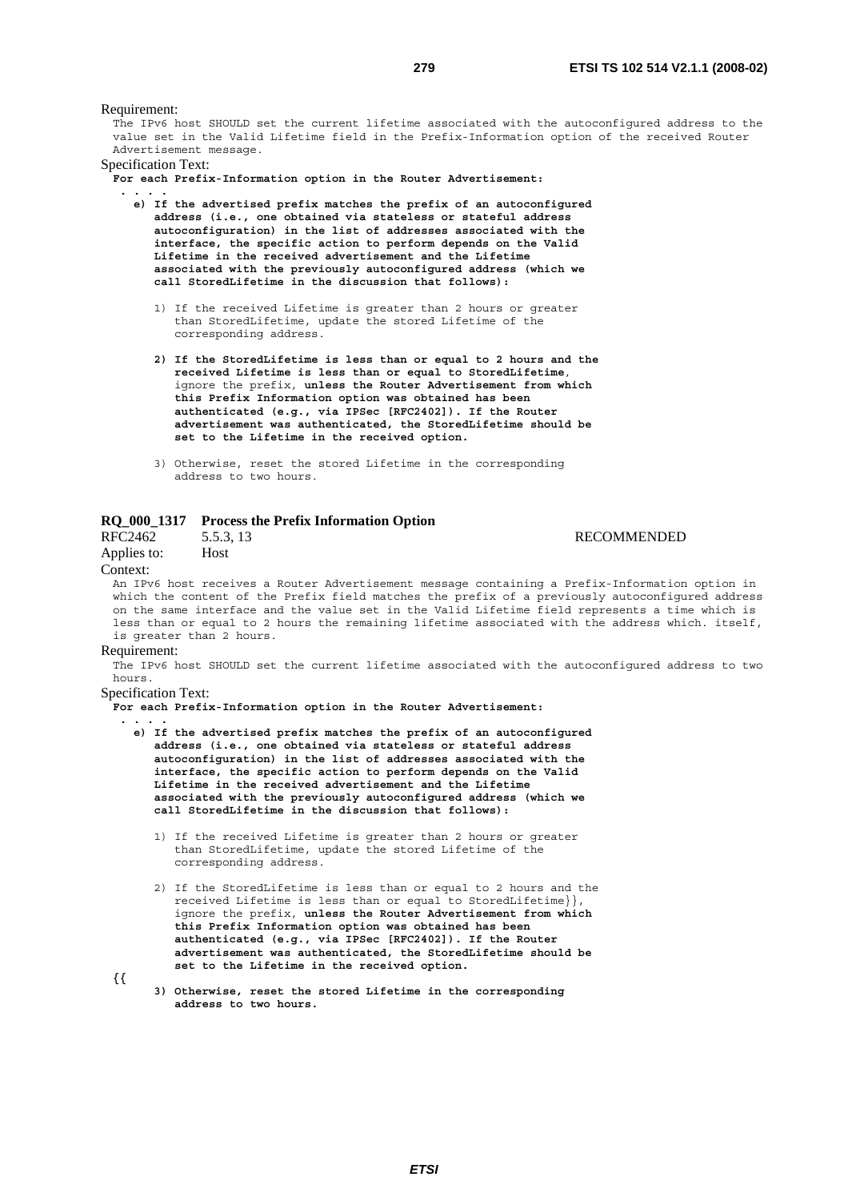Requirement:

The IPv6 host SHOULD set the current lifetime associated with the autoconfigured address to the value set in the Valid Lifetime field in the Prefix-Information option of the received Router Advertisement message.

Specification Text:

```
For each Prefix-Information option in the Router Advertisement:
  . . . .
    e) If the advertised prefix matches the prefix of an autoconfigured
       address (i.e., one obtained via stateless or stateful address
       autoconfiguration) in the list of addresses associated with the
       interface, the specific action to perform depends on the Valid
       Lifetime in the received advertisement and the Lifetime
       associated with the previously autoconfigured address (which we
       call StoredLifetime in the discussion that follows):

       1) If the received Lifetime is greater than 2 hours or greater
          than StoredLifetime, update the stored Lifetime of the
          corresponding address.

       2) If the StoredLifetime is less than or equal to 2 hours and the
          received Lifetime is less than or equal to StoredLifetime,
          ignore the prefix, unless the Router Advertisement from which
          this Prefix Information option was obtained has been
          authenticated (e.g., via IPSec [RFC2402]). If the Router
          advertisement was authenticated, the StoredLifetime should be
          set to the Lifetime in the received option.

       3) Otherwise, reset the stored Lifetime in the corresponding
          address to two hours.
```

### RQ_000_1317 Process the Prefix Information Option

RFC2462 5.5.3, 13 RECOMMENDED

Applies to: Host

Context:

An IPv6 host receives a Router Advertisement message containing a Prefix-Information option in which the content of the Prefix field matches the prefix of a previously autoconfigured address on the same interface and the value set in the Valid Lifetime field represents a time which is less than or equal to 2 hours the remaining lifetime associated with the address which. itself, is greater than 2 hours.

Requirement:

The IPv6 host SHOULD set the current lifetime associated with the autoconfigured address to two hours.

Specification Text:

```
For each Prefix-Information option in the Router Advertisement:
  . . . .
    e) If the advertised prefix matches the prefix of an autoconfigured
       address (i.e., one obtained via stateless or stateful address
       autoconfiguration) in the list of addresses associated with the
       interface, the specific action to perform depends on the Valid
       Lifetime in the received advertisement and the Lifetime
       associated with the previously autoconfigured address (which we
       call StoredLifetime in the discussion that follows):

       1) If the received Lifetime is greater than 2 hours or greater
          than StoredLifetime, update the stored Lifetime of the
          corresponding address.

       2) If the StoredLifetime is less than or equal to 2 hours and the
          received Lifetime is less than or equal to StoredLifetime}},
          ignore the prefix, unless the Router Advertisement from which
          this Prefix Information option was obtained has been
          authenticated (e.g., via IPSec [RFC2402]). If the Router
          advertisement was authenticated, the StoredLifetime should be
          set to the Lifetime in the received option.
{{
       3) Otherwise, reset the stored Lifetime in the corresponding
          address to two hours.
```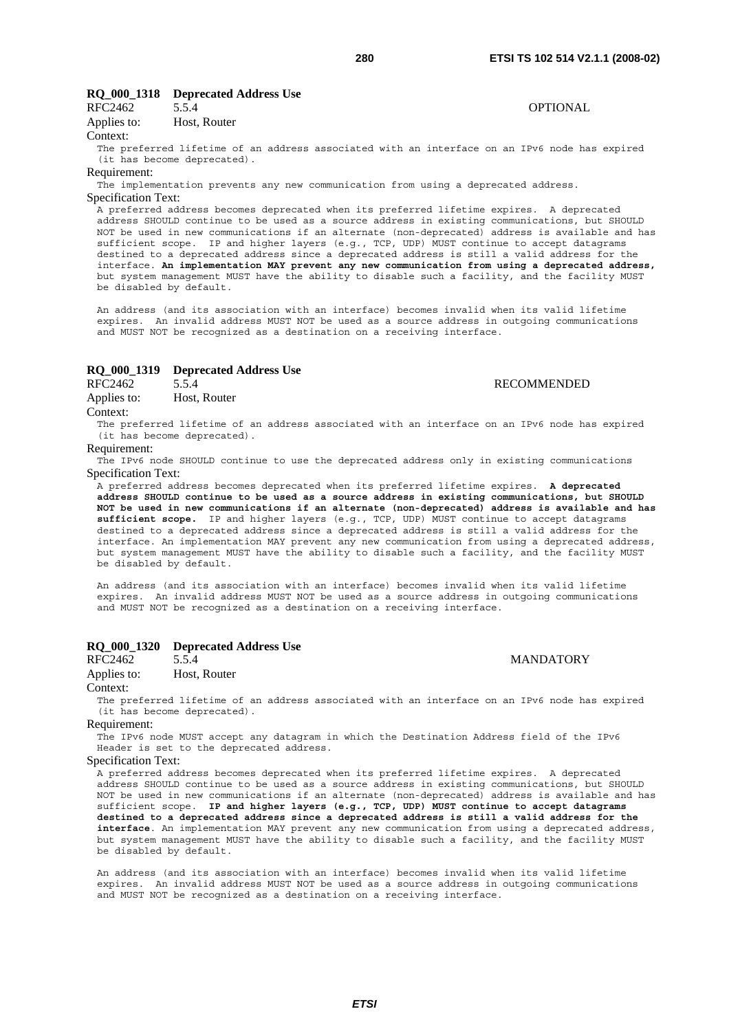### RQ_000_1318 Deprecated Address Use

RFC2462 5.5.4 OPTIONAL

Applies to: Host, Router

Context:

The preferred lifetime of an address associated with an interface on an IPv6 node has expired (it has become deprecated).

Requirement:

The implementation prevents any new communication from using a deprecated address.

Specification Text:

A preferred address becomes deprecated when its preferred lifetime expires. A deprecated address SHOULD continue to be used as a source address in existing communications, but SHOULD NOT be used in new communications if an alternate (non-deprecated) address is available and has sufficient scope. IP and higher layers (e.g., TCP, UDP) MUST continue to accept datagrams destined to a deprecated address since a deprecated address is still a valid address for the interface. **An implementation MAY prevent any new communication from using a deprecated address,** but system management MUST have the ability to disable such a facility, and the facility MUST be disabled by default.

An address (and its association with an interface) becomes invalid when its valid lifetime expires. An invalid address MUST NOT be used as a source address in outgoing communications and MUST NOT be recognized as a destination on a receiving interface.

### RQ_000_1319 Deprecated Address Use

RFC2462 5.5.4 RECOMMENDED

Applies to: Host, Router

Context:

The preferred lifetime of an address associated with an interface on an IPv6 node has expired (it has become deprecated).

Requirement:

The IPv6 node SHOULD continue to use the deprecated address only in existing communications

Specification Text:

A preferred address becomes deprecated when its preferred lifetime expires. **A deprecated address SHOULD continue to be used as a source address in existing communications, but SHOULD NOT be used in new communications if an alternate (non-deprecated) address is available and has sufficient scope.** IP and higher layers (e.g., TCP, UDP) MUST continue to accept datagrams destined to a deprecated address since a deprecated address is still a valid address for the interface. An implementation MAY prevent any new communication from using a deprecated address, but system management MUST have the ability to disable such a facility, and the facility MUST be disabled by default.

An address (and its association with an interface) becomes invalid when its valid lifetime expires. An invalid address MUST NOT be used as a source address in outgoing communications and MUST NOT be recognized as a destination on a receiving interface.

### RQ_000_1320 Deprecated Address Use

RFC2462 5.5.4 MANDATORY

Applies to: Host, Router

Context:

The preferred lifetime of an address associated with an interface on an IPv6 node has expired (it has become deprecated).

Requirement:

The IPv6 node MUST accept any datagram in which the Destination Address field of the IPv6 Header is set to the deprecated address.

Specification Text:

A preferred address becomes deprecated when its preferred lifetime expires. A deprecated address SHOULD continue to be used as a source address in existing communications, but SHOULD NOT be used in new communications if an alternate (non-deprecated) address is available and has sufficient scope. **IP and higher layers (e.g., TCP, UDP) MUST continue to accept datagrams destined to a deprecated address since a deprecated address is still a valid address for the interface**. An implementation MAY prevent any new communication from using a deprecated address, but system management MUST have the ability to disable such a facility, and the facility MUST be disabled by default.

An address (and its association with an interface) becomes invalid when its valid lifetime expires. An invalid address MUST NOT be used as a source address in outgoing communications and MUST NOT be recognized as a destination on a receiving interface.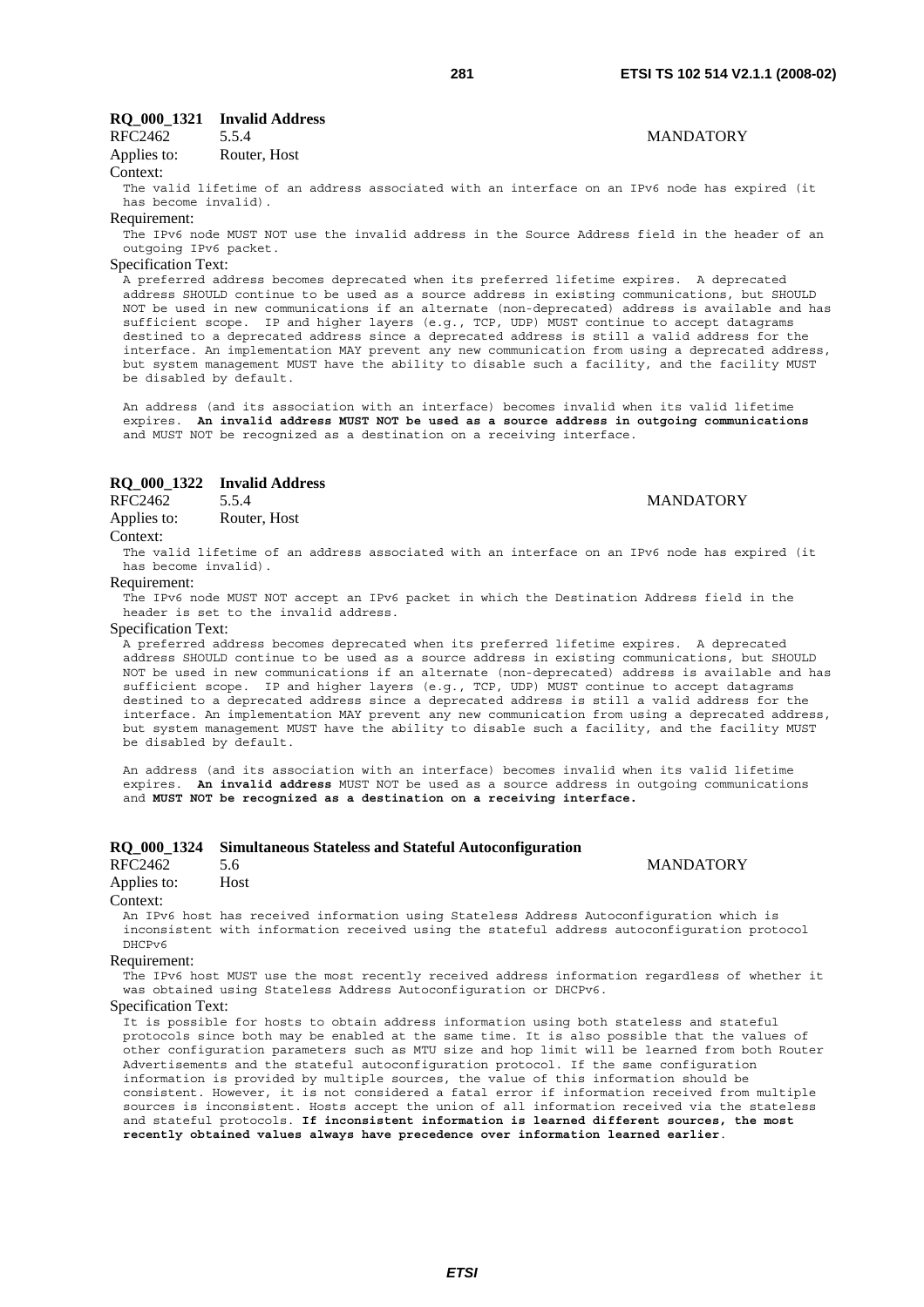### RQ_000_1321 Invalid Address

RFC2462 5.5.4 MANDATORY

Applies to: Router, Host

Context:

The valid lifetime of an address associated with an interface on an IPv6 node has expired (it has become invalid).

Requirement:

The IPv6 node MUST NOT use the invalid address in the Source Address field in the header of an outgoing IPv6 packet.

Specification Text:

A preferred address becomes deprecated when its preferred lifetime expires. A deprecated address SHOULD continue to be used as a source address in existing communications, but SHOULD NOT be used in new communications if an alternate (non-deprecated) address is available and has sufficient scope. IP and higher layers (e.g., TCP, UDP) MUST continue to accept datagrams destined to a deprecated address since a deprecated address is still a valid address for the interface. An implementation MAY prevent any new communication from using a deprecated address, but system management MUST have the ability to disable such a facility, and the facility MUST be disabled by default.

An address (and its association with an interface) becomes invalid when its valid lifetime expires. **An invalid address MUST NOT be used as a source address in outgoing communications** and MUST NOT be recognized as a destination on a receiving interface.

### RQ_000_1322 Invalid Address

RFC2462 5.5.4 MANDATORY

Applies to: Router, Host

Context:

The valid lifetime of an address associated with an interface on an IPv6 node has expired (it has become invalid).

Requirement:

The IPv6 node MUST NOT accept an IPv6 packet in which the Destination Address field in the header is set to the invalid address.

Specification Text:

A preferred address becomes deprecated when its preferred lifetime expires. A deprecated address SHOULD continue to be used as a source address in existing communications, but SHOULD NOT be used in new communications if an alternate (non-deprecated) address is available and has sufficient scope. IP and higher layers (e.g., TCP, UDP) MUST continue to accept datagrams destined to a deprecated address since a deprecated address is still a valid address for the interface. An implementation MAY prevent any new communication from using a deprecated address, but system management MUST have the ability to disable such a facility, and the facility MUST be disabled by default.

An address (and its association with an interface) becomes invalid when its valid lifetime expires. **An invalid address** MUST NOT be used as a source address in outgoing communications and **MUST NOT be recognized as a destination on a receiving interface.**

### RQ_000_1324 Simultaneous Stateless and Stateful Autoconfiguration

RFC2462 5.6 MANDATORY

Applies to: Host

Context:

An IPv6 host has received information using Stateless Address Autoconfiguration which is inconsistent with information received using the stateful address autoconfiguration protocol DHCPv6

Requirement:

The IPv6 host MUST use the most recently received address information regardless of whether it was obtained using Stateless Address Autoconfiguration or DHCPv6.

Specification Text:

It is possible for hosts to obtain address information using both stateless and stateful protocols since both may be enabled at the same time. It is also possible that the values of other configuration parameters such as MTU size and hop limit will be learned from both Router Advertisements and the stateful autoconfiguration protocol. If the same configuration information is provided by multiple sources, the value of this information should be consistent. However, it is not considered a fatal error if information received from multiple sources is inconsistent. Hosts accept the union of all information received via the stateless and stateful protocols. **If inconsistent information is learned different sources, the most recently obtained values always have precedence over information learned earlier**.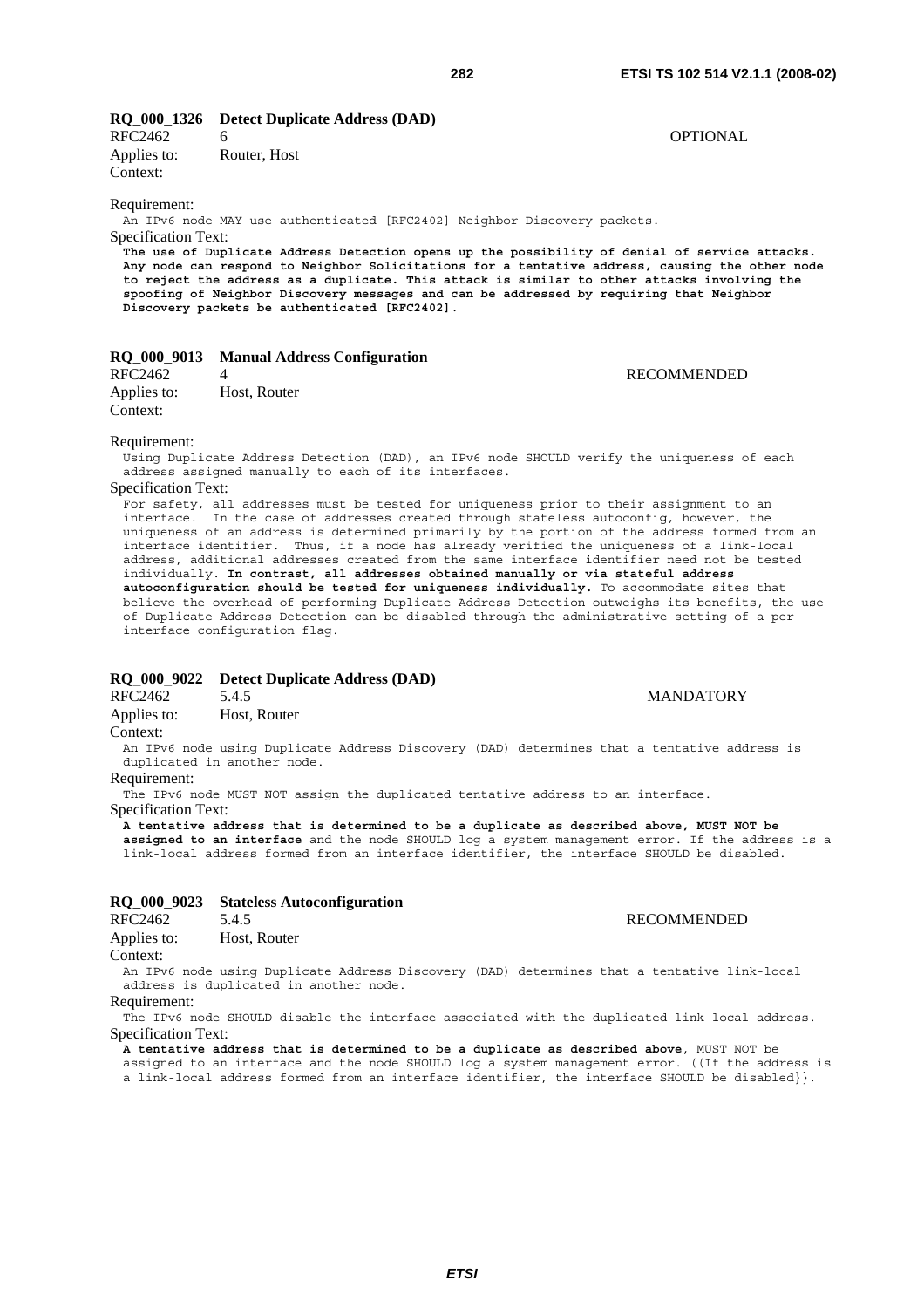### RQ_000_1326 Detect Duplicate Address (DAD)

RFC2462 6 OPTIONAL

Applies to: Router, Host

Context:

Requirement:

An IPv6 node MAY use authenticated [RFC2402] Neighbor Discovery packets.

Specification Text:

**The use of Duplicate Address Detection opens up the possibility of denial of service attacks. Any node can respond to Neighbor Solicitations for a tentative address, causing the other node to reject the address as a duplicate. This attack is similar to other attacks involving the spoofing of Neighbor Discovery messages and can be addressed by requiring that Neighbor Discovery packets be authenticated [RFC2402].**

### RQ_000_9013 Manual Address Configuration

RFC2462 4 RECOMMENDED

Applies to: Host, Router

Context:

Requirement:

Using Duplicate Address Detection (DAD), an IPv6 node SHOULD verify the uniqueness of each address assigned manually to each of its interfaces.

Specification Text:

For safety, all addresses must be tested for uniqueness prior to their assignment to an interface. In the case of addresses created through stateless autoconfig, however, the uniqueness of an address is determined primarily by the portion of the address formed from an interface identifier. Thus, if a node has already verified the uniqueness of a link-local address, additional addresses created from the same interface identifier need not be tested individually. **In contrast, all addresses obtained manually or via stateful address autoconfiguration should be tested for uniqueness individually.** To accommodate sites that believe the overhead of performing Duplicate Address Detection outweighs its benefits, the use of Duplicate Address Detection can be disabled through the administrative setting of a per-interface configuration flag.

### RQ_000_9022 Detect Duplicate Address (DAD)

RFC2462 5.4.5 MANDATORY

Applies to: Host, Router

Context:

An IPv6 node using Duplicate Address Discovery (DAD) determines that a tentative address is duplicated in another node.

Requirement:

The IPv6 node MUST NOT assign the duplicated tentative address to an interface.

Specification Text:

**A tentative address that is determined to be a duplicate as described above, MUST NOT be assigned to an interface** and the node SHOULD log a system management error. If the address is a link-local address formed from an interface identifier, the interface SHOULD be disabled.

### RQ_000_9023 Stateless Autoconfiguration

RFC2462 5.4.5 RECOMMENDED

Applies to: Host, Router

Context:

An IPv6 node using Duplicate Address Discovery (DAD) determines that a tentative link-local address is duplicated in another node.

Requirement:

The IPv6 node SHOULD disable the interface associated with the duplicated link-local address.

Specification Text:

**A tentative address that is determined to be a duplicate as described above**, MUST NOT be assigned to an interface and the node SHOULD log a system management error. ((If the address is a link-local address formed from an interface identifier, the interface SHOULD be disabled}}.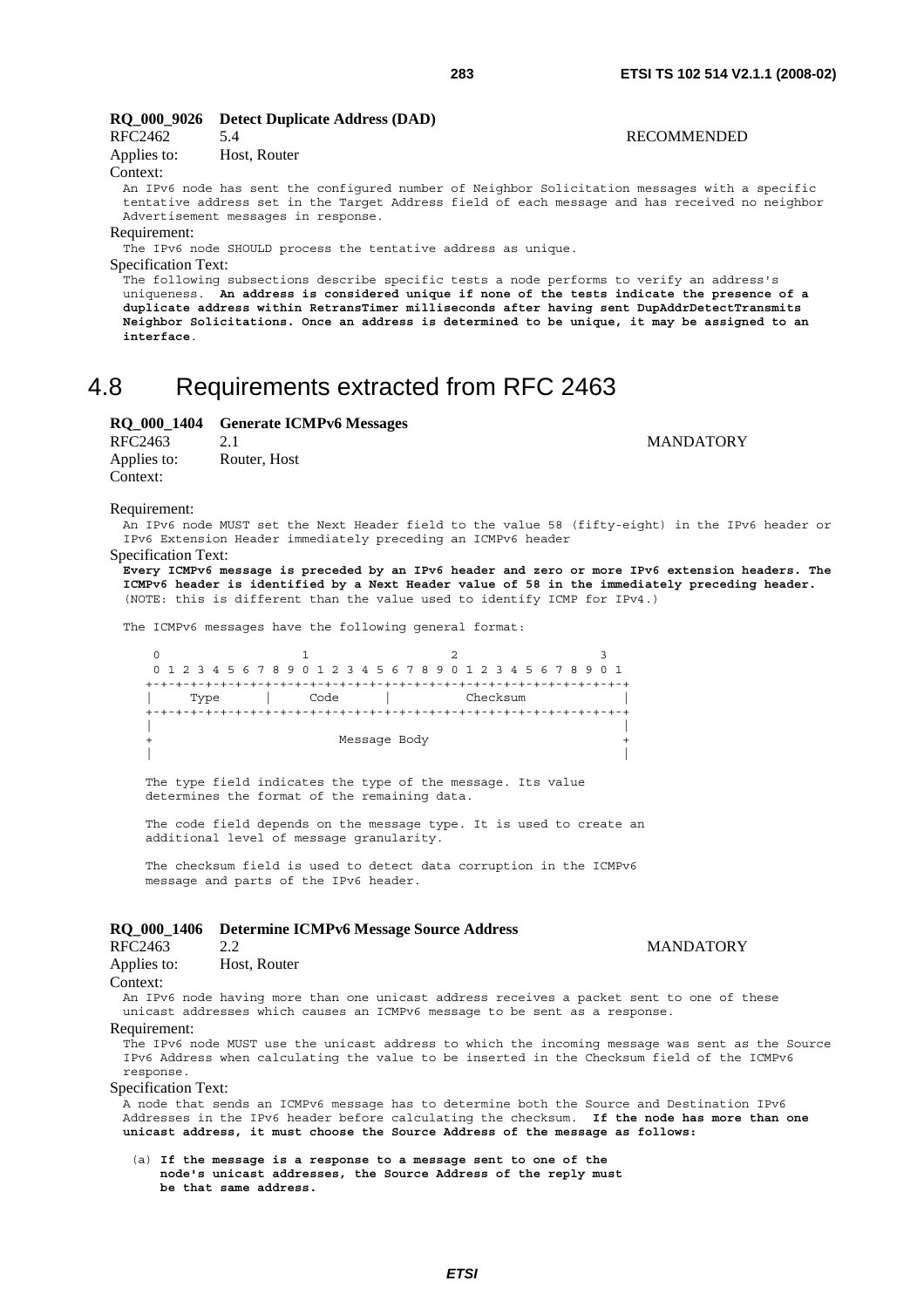**RQ_000_9026 Detect Duplicate Address (DAD)**

RFC2462 5.4 RECOMMENDED

Applies to: Host, Router

Context:

An IPv6 node has sent the configured number of Neighbor Solicitation messages with a specific tentative address set in the Target Address field of each message and has received no neighbor Advertisement messages in response.

Requirement:

The IPv6 node SHOULD process the tentative address as unique.

Specification Text:

The following subsections describe specific tests a node performs to verify an address's uniqueness. **An address is considered unique if none of the tests indicate the presence of a duplicate address within RetransTimer milliseconds after having sent DupAddrDetectTransmits Neighbor Solicitations. Once an address is determined to be unique, it may be assigned to an interface**.

# 4.8 Requirements extracted from RFC 2463

**RQ_000_1404 Generate ICMPv6 Messages**

RFC2463 2.1 MANDATORY

Applies to: Router, Host

Context:

Requirement:

An IPv6 node MUST set the Next Header field to the value 58 (fifty-eight) in the IPv6 header or IPv6 Extension Header immediately preceding an ICMPv6 header

Specification Text:

**Every ICMPv6 message is preceded by an IPv6 header and zero or more IPv6 extension headers. The ICMPv6 header is identified by a Next Header value of 58 in the immediately preceding header.** (NOTE: this is different than the value used to identify ICMP for IPv4.)

The ICMPv6 messages have the following general format:

```
 0                   1                   2                   3
 0 1 2 3 4 5 6 7 8 9 0 1 2 3 4 5 6 7 8 9 0 1 2 3 4 5 6 7 8 9 0 1
+-+-+-+-+-+-+-+-+-+-+-+-+-+-+-+-+-+-+-+-+-+-+-+-+-+-+-+-+-+-+-+-+
|     Type      |     Code      |          Checksum             |
+-+-+-+-+-+-+-+-+-+-+-+-+-+-+-+-+-+-+-+-+-+-+-+-+-+-+-+-+-+-+-+-+
|                                                               |
+                         Message Body                          +
|                                                               |
```

The type field indicates the type of the message. Its value determines the format of the remaining data.

The code field depends on the message type. It is used to create an additional level of message granularity.

The checksum field is used to detect data corruption in the ICMPv6 message and parts of the IPv6 header.

**RQ_000_1406 Determine ICMPv6 Message Source Address**

RFC2463 2.2 MANDATORY

Applies to: Host, Router

Context:

An IPv6 node having more than one unicast address receives a packet sent to one of these unicast addresses which causes an ICMPv6 message to be sent as a response.

Requirement:

The IPv6 node MUST use the unicast address to which the incoming message was sent as the Source IPv6 Address when calculating the value to be inserted in the Checksum field of the ICMPv6 response.

Specification Text:

A node that sends an ICMPv6 message has to determine both the Source and Destination IPv6 Addresses in the IPv6 header before calculating the checksum. **If the node has more than one unicast address, it must choose the Source Address of the message as follows:**

(a) **If the message is a response to a message sent to one of the node's unicast addresses, the Source Address of the reply must be that same address.**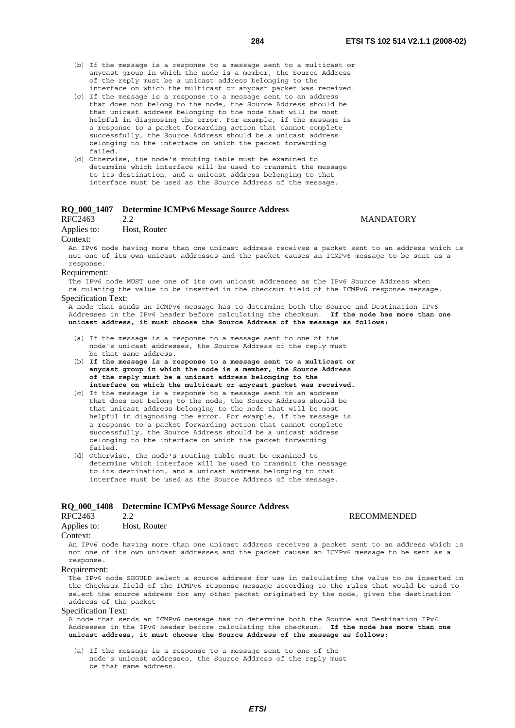(b) If the message is a response to a message sent to a multicast or anycast group in which the node is a member, the Source Address of the reply must be a unicast address belonging to the interface on which the multicast or anycast packet was received.

(c) If the message is a response to a message sent to an address that does not belong to the node, the Source Address should be that unicast address belonging to the node that will be most helpful in diagnosing the error. For example, if the message is a response to a packet forwarding action that cannot complete successfully, the Source Address should be a unicast address belonging to the interface on which the packet forwarding failed.

(d) Otherwise, the node's routing table must be examined to determine which interface will be used to transmit the message to its destination, and a unicast address belonging to that interface must be used as the Source Address of the message.

### RQ_000_1407 Determine ICMPv6 Message Source Address

RFC2463 2.2 MANDATORY

Applies to: Host, Router

Context:

An IPv6 node having more than one unicast address receives a packet sent to an address which is not one of its own unicast addresses and the packet causes an ICMPv6 message to be sent as a response.

Requirement:

The IPv6 node MUST use one of its own unicast addresses as the IPv6 Source Address when calculating the value to be inserted in the checksum field of the ICMPv6 response message.

Specification Text:

A node that sends an ICMPv6 message has to determine both the Source and Destination IPv6 Addresses in the IPv6 header before calculating the checksum. **If the node has more than one unicast address, it must choose the Source Address of the message as follows:**

(a) If the message is a response to a message sent to one of the node's unicast addresses, the Source Address of the reply must be that same address.

(b) **If the message is a response to a message sent to a multicast or anycast group in which the node is a member, the Source Address of the reply must be a unicast address belonging to the interface on which the multicast or anycast packet was received.**

(c) If the message is a response to a message sent to an address that does not belong to the node, the Source Address should be that unicast address belonging to the node that will be most helpful in diagnosing the error. For example, if the message is a response to a packet forwarding action that cannot complete successfully, the Source Address should be a unicast address belonging to the interface on which the packet forwarding failed.

(d) Otherwise, the node's routing table must be examined to determine which interface will be used to transmit the message to its destination, and a unicast address belonging to that interface must be used as the Source Address of the message.

### RQ_000_1408 Determine ICMPv6 Message Source Address

RFC2463 2.2 RECOMMENDED

Applies to: Host, Router

Context:

An IPv6 node having more than one unicast address receives a packet sent to an address which is not one of its own unicast addresses and the packet causes an ICMPv6 message to be sent as a response.

Requirement:

The IPv6 node SHOULD select a source address for use in calculating the value to be inserted in the Checksum field of the ICMPv6 response message according to the rules that would be used to select the source address for any other packet originated by the node, given the destination address of the packet

Specification Text:

A node that sends an ICMPv6 message has to determine both the Source and Destination IPv6 Addresses in the IPv6 header before calculating the checksum. **If the node has more than one unicast address, it must choose the Source Address of the message as follows:**

(a) If the message is a response to a message sent to one of the node's unicast addresses, the Source Address of the reply must be that same address.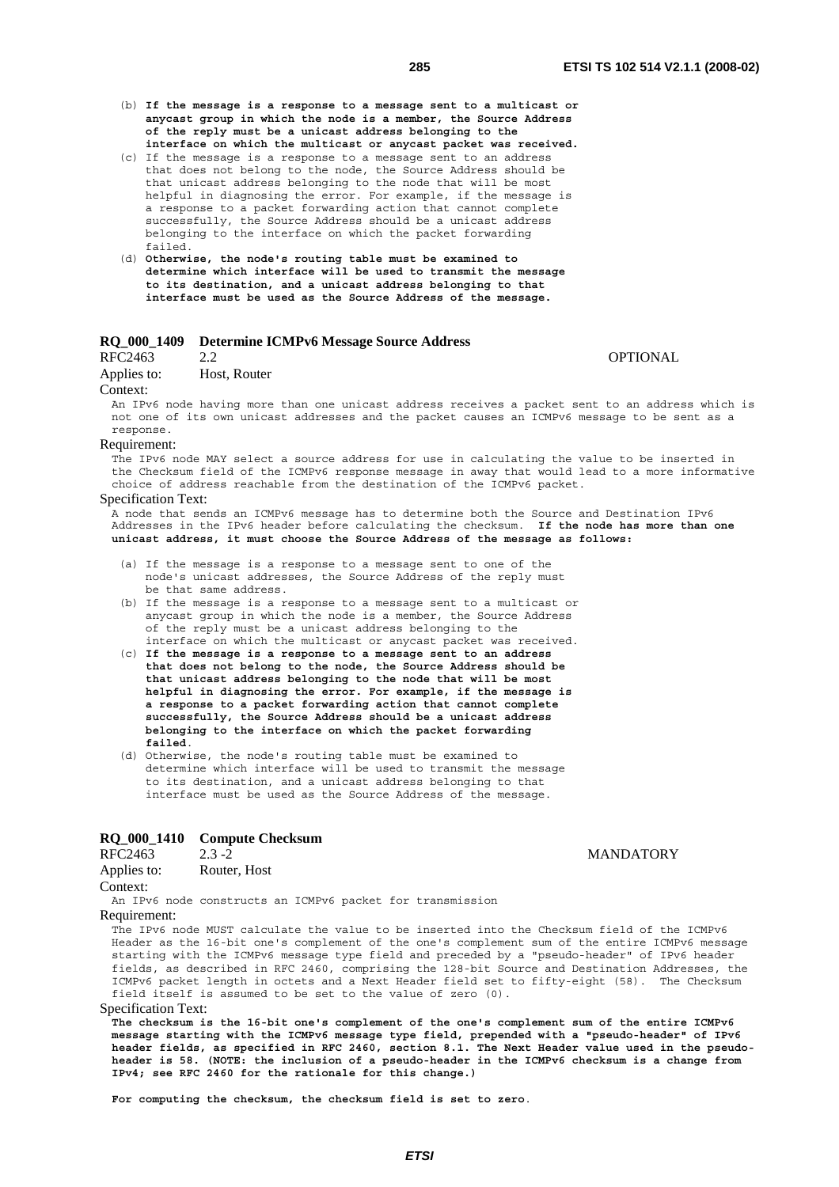(b) **If the message is a response to a message sent to a multicast or anycast group in which the node is a member, the Source Address of the reply must be a unicast address belonging to the interface on which the multicast or anycast packet was received.**

(c) If the message is a response to a message sent to an address that does not belong to the node, the Source Address should be that unicast address belonging to the node that will be most helpful in diagnosing the error. For example, if the message is a response to a packet forwarding action that cannot complete successfully, the Source Address should be a unicast address belonging to the interface on which the packet forwarding failed.

(d) **Otherwise, the node's routing table must be examined to determine which interface will be used to transmit the message to its destination, and a unicast address belonging to that interface must be used as the Source Address of the message.**

## RQ_000_1409 Determine ICMPv6 Message Source Address

RFC2463 2.2 OPTIONAL

Applies to: Host, Router

Context:

An IPv6 node having more than one unicast address receives a packet sent to an address which is not one of its own unicast addresses and the packet causes an ICMPv6 message to be sent as a response.

Requirement:

The IPv6 node MAY select a source address for use in calculating the value to be inserted in the Checksum field of the ICMPv6 response message in away that would lead to a more informative choice of address reachable from the destination of the ICMPv6 packet.

Specification Text:

A node that sends an ICMPv6 message has to determine both the Source and Destination IPv6 Addresses in the IPv6 header before calculating the checksum. **If the node has more than one unicast address, it must choose the Source Address of the message as follows:**

(a) If the message is a response to a message sent to one of the node's unicast addresses, the Source Address of the reply must be that same address.

(b) If the message is a response to a message sent to a multicast or anycast group in which the node is a member, the Source Address of the reply must be a unicast address belonging to the interface on which the multicast or anycast packet was received.

(c) **If the message is a response to a message sent to an address that does not belong to the node, the Source Address should be that unicast address belonging to the node that will be most helpful in diagnosing the error. For example, if the message is a response to a packet forwarding action that cannot complete successfully, the Source Address should be a unicast address belonging to the interface on which the packet forwarding failed**.

(d) Otherwise, the node's routing table must be examined to determine which interface will be used to transmit the message to its destination, and a unicast address belonging to that interface must be used as the Source Address of the message.

## RQ_000_1410 Compute Checksum

RFC2463 2.3 -2 MANDATORY

Applies to: Router, Host

Context:

An IPv6 node constructs an ICMPv6 packet for transmission

Requirement:

The IPv6 node MUST calculate the value to be inserted into the Checksum field of the ICMPv6 Header as the 16-bit one's complement of the one's complement sum of the entire ICMPv6 message starting with the ICMPv6 message type field and preceded by a "pseudo-header" of IPv6 header fields, as described in RFC 2460, comprising the 128-bit Source and Destination Addresses, the ICMPv6 packet length in octets and a Next Header field set to fifty-eight (58). The Checksum field itself is assumed to be set to the value of zero (0).

Specification Text:

**The checksum is the 16-bit one's complement of the one's complement sum of the entire ICMPv6 message starting with the ICMPv6 message type field, prepended with a "pseudo-header" of IPv6 header fields, as specified in RFC 2460, section 8.1. The Next Header value used in the pseudo-header is 58. (NOTE: the inclusion of a pseudo-header in the ICMPv6 checksum is a change from IPv4; see RFC 2460 for the rationale for this change.)**

**For computing the checksum, the checksum field is set to zero**.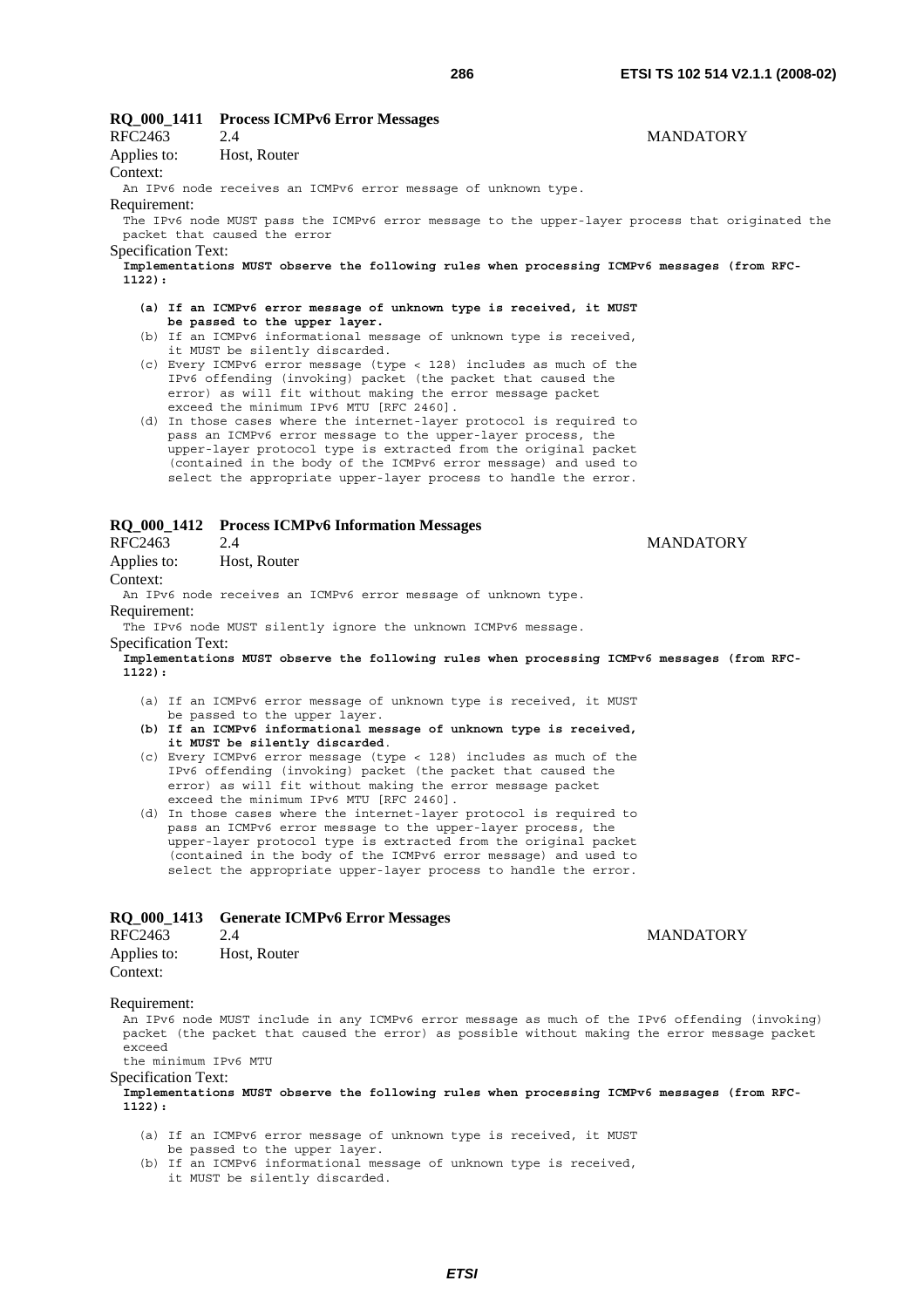**RQ_000_1411 Process ICMPv6 Error Messages**

RFC2463 2.4 MANDATORY

Applies to: Host, Router

Context:

An IPv6 node receives an ICMPv6 error message of unknown type.

Requirement:

The IPv6 node MUST pass the ICMPv6 error message to the upper-layer process that originated the packet that caused the error

Specification Text:

**Implementations MUST observe the following rules when processing ICMPv6 messages (from RFC-1122):**

```
(a) If an ICMPv6 error message of unknown type is received, it MUST
    be passed to the upper layer.
(b) If an ICMPv6 informational message of unknown type is received,
    it MUST be silently discarded.
(c) Every ICMPv6 error message (type < 128) includes as much of the
    IPv6 offending (invoking) packet (the packet that caused the
    error) as will fit without making the error message packet
    exceed the minimum IPv6 MTU [RFC 2460].
(d) In those cases where the internet-layer protocol is required to
    pass an ICMPv6 error message to the upper-layer process, the
    upper-layer protocol type is extracted from the original packet
    (contained in the body of the ICMPv6 error message) and used to
    select the appropriate upper-layer process to handle the error.
```

**RQ_000_1412 Process ICMPv6 Information Messages**

RFC2463 2.4 MANDATORY

Applies to: Host, Router

Context:

An IPv6 node receives an ICMPv6 error message of unknown type.

Requirement:

The IPv6 node MUST silently ignore the unknown ICMPv6 message.

Specification Text:

**Implementations MUST observe the following rules when processing ICMPv6 messages (from RFC-1122):**

```
(a) If an ICMPv6 error message of unknown type is received, it MUST
    be passed to the upper layer.
(b) If an ICMPv6 informational message of unknown type is received,
    it MUST be silently discarded.
(c) Every ICMPv6 error message (type < 128) includes as much of the
    IPv6 offending (invoking) packet (the packet that caused the
    error) as will fit without making the error message packet
    exceed the minimum IPv6 MTU [RFC 2460].
(d) In those cases where the internet-layer protocol is required to
    pass an ICMPv6 error message to the upper-layer process, the
    upper-layer protocol type is extracted from the original packet
    (contained in the body of the ICMPv6 error message) and used to
    select the appropriate upper-layer process to handle the error.
```

**RQ_000_1413 Generate ICMPv6 Error Messages**

RFC2463 2.4 MANDATORY

Applies to: Host, Router

Context:

Requirement:

An IPv6 node MUST include in any ICMPv6 error message as much of the IPv6 offending (invoking) packet (the packet that caused the error) as possible without making the error message packet exceed the minimum IPv6 MTU

Specification Text:

**Implementations MUST observe the following rules when processing ICMPv6 messages (from RFC-1122):**

```
(a) If an ICMPv6 error message of unknown type is received, it MUST
    be passed to the upper layer.
(b) If an ICMPv6 informational message of unknown type is received,
    it MUST be silently discarded.
```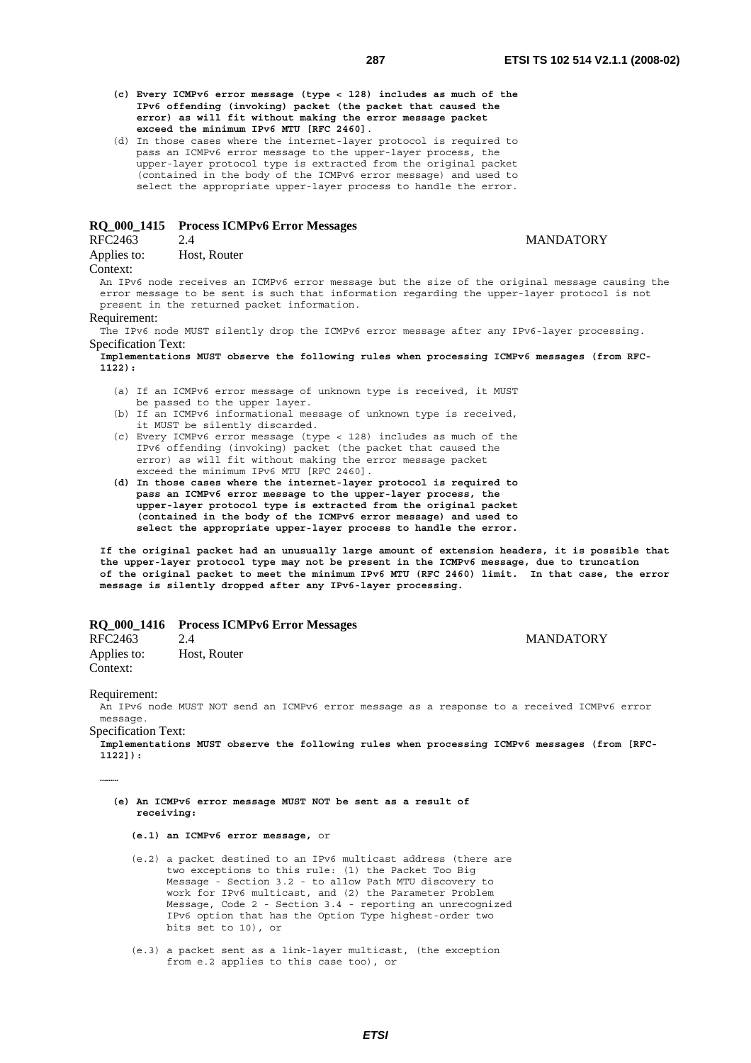**(c) Every ICMPv6 error message (type < 128) includes as much of the IPv6 offending (invoking) packet (the packet that caused the error) as will fit without making the error message packet exceed the minimum IPv6 MTU [RFC 2460].**

(d) In those cases where the internet-layer protocol is required to pass an ICMPv6 error message to the upper-layer process, the upper-layer protocol type is extracted from the original packet (contained in the body of the ICMPv6 error message) and used to select the appropriate upper-layer process to handle the error.

### RQ_000_1415 Process ICMPv6 Error Messages

RFC2463 2.4 MANDATORY

Applies to: Host, Router

Context:

An IPv6 node receives an ICMPv6 error message but the size of the original message causing the error message to be sent is such that information regarding the upper-layer protocol is not present in the returned packet information.

Requirement:

The IPv6 node MUST silently drop the ICMPv6 error message after any IPv6-layer processing.

Specification Text:

**Implementations MUST observe the following rules when processing ICMPv6 messages (from RFC-1122):**

(a) If an ICMPv6 error message of unknown type is received, it MUST be passed to the upper layer.

(b) If an ICMPv6 informational message of unknown type is received, it MUST be silently discarded.

(c) Every ICMPv6 error message (type < 128) includes as much of the IPv6 offending (invoking) packet (the packet that caused the error) as will fit without making the error message packet exceed the minimum IPv6 MTU [RFC 2460].

**(d) In those cases where the internet-layer protocol is required to pass an ICMPv6 error message to the upper-layer process, the upper-layer protocol type is extracted from the original packet (contained in the body of the ICMPv6 error message) and used to select the appropriate upper-layer process to handle the error.**

**If the original packet had an unusually large amount of extension headers, it is possible that the upper-layer protocol type may not be present in the ICMPv6 message, due to truncation of the original packet to meet the minimum IPv6 MTU (RFC 2460) limit. In that case, the error message is silently dropped after any IPv6-layer processing.**

### RQ_000_1416 Process ICMPv6 Error Messages

RFC2463 2.4 MANDATORY

Applies to: Host, Router

Context:

Requirement:

An IPv6 node MUST NOT send an ICMPv6 error message as a response to a received ICMPv6 error message.

Specification Text:

**Implementations MUST observe the following rules when processing ICMPv6 messages (from [RFC-1122]):**

………

**(e) An ICMPv6 error message MUST NOT be sent as a result of receiving:**

**(e.1) an ICMPv6 error message,** or

(e.2) a packet destined to an IPv6 multicast address (there are two exceptions to this rule: (1) the Packet Too Big Message - Section 3.2 - to allow Path MTU discovery to work for IPv6 multicast, and (2) the Parameter Problem Message, Code 2 - Section 3.4 - reporting an unrecognized IPv6 option that has the Option Type highest-order two bits set to 10), or

(e.3) a packet sent as a link-layer multicast, (the exception from e.2 applies to this case too), or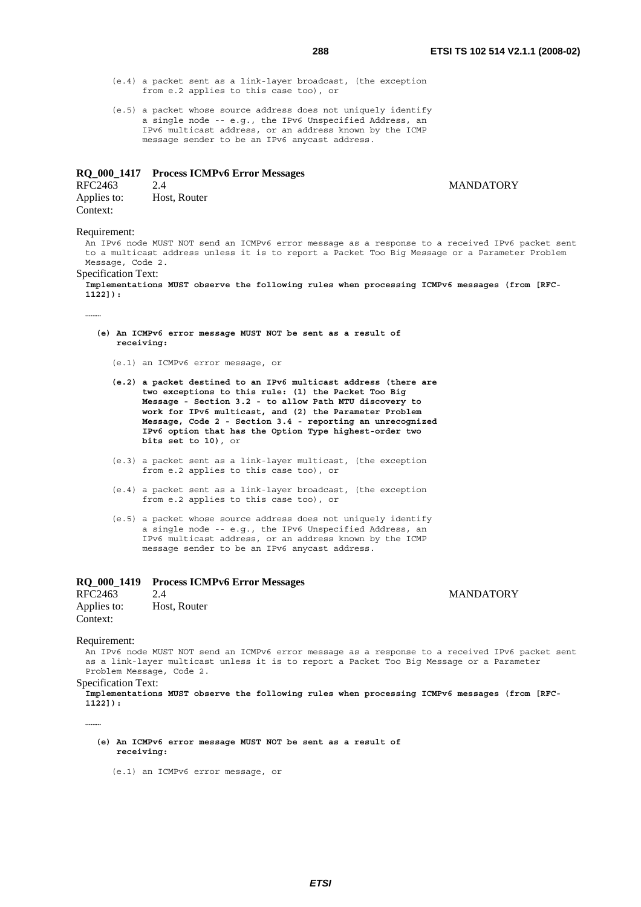```
    (e.4) a packet sent as a link-layer broadcast, (the exception
          from e.2 applies to this case too), or

    (e.5) a packet whose source address does not uniquely identify
          a single node -- e.g., the IPv6 Unspecified Address, an
          IPv6 multicast address, or an address known by the ICMP
          message sender to be an IPv6 anycast address.
```

**RQ_000_1417 Process ICMPv6 Error Messages**

RFC2463 2.4 MANDATORY

Applies to: Host, Router

Context:

Requirement:

An IPv6 node MUST NOT send an ICMPv6 error message as a response to a received IPv6 packet sent to a multicast address unless it is to report a Packet Too Big Message or a Parameter Problem Message, Code 2.

Specification Text:

**Implementations MUST observe the following rules when processing ICMPv6 messages (from [RFC-1122]):**

………

```
 (e) An ICMPv6 error message MUST NOT be sent as a result of
     receiving:

    (e.1) an ICMPv6 error message, or

    (e.2) a packet destined to an IPv6 multicast address (there are
          two exceptions to this rule: (1) the Packet Too Big
          Message - Section 3.2 - to allow Path MTU discovery to
          work for IPv6 multicast, and (2) the Parameter Problem
          Message, Code 2 - Section 3.4 - reporting an unrecognized
          IPv6 option that has the Option Type highest-order two
          bits set to 10), or

    (e.3) a packet sent as a link-layer multicast, (the exception
          from e.2 applies to this case too), or

    (e.4) a packet sent as a link-layer broadcast, (the exception
          from e.2 applies to this case too), or

    (e.5) a packet whose source address does not uniquely identify
          a single node -- e.g., the IPv6 Unspecified Address, an
          IPv6 multicast address, or an address known by the ICMP
          message sender to be an IPv6 anycast address.
```

**RQ_000_1419 Process ICMPv6 Error Messages**

RFC2463 2.4 MANDATORY

Applies to: Host, Router

Context:

Requirement:

An IPv6 node MUST NOT send an ICMPv6 error message as a response to a received IPv6 packet sent as a link-layer multicast unless it is to report a Packet Too Big Message or a Parameter Problem Message, Code 2.

Specification Text:

**Implementations MUST observe the following rules when processing ICMPv6 messages (from [RFC-1122]):**

………

```
 (e) An ICMPv6 error message MUST NOT be sent as a result of
     receiving:

    (e.1) an ICMPv6 error message, or
```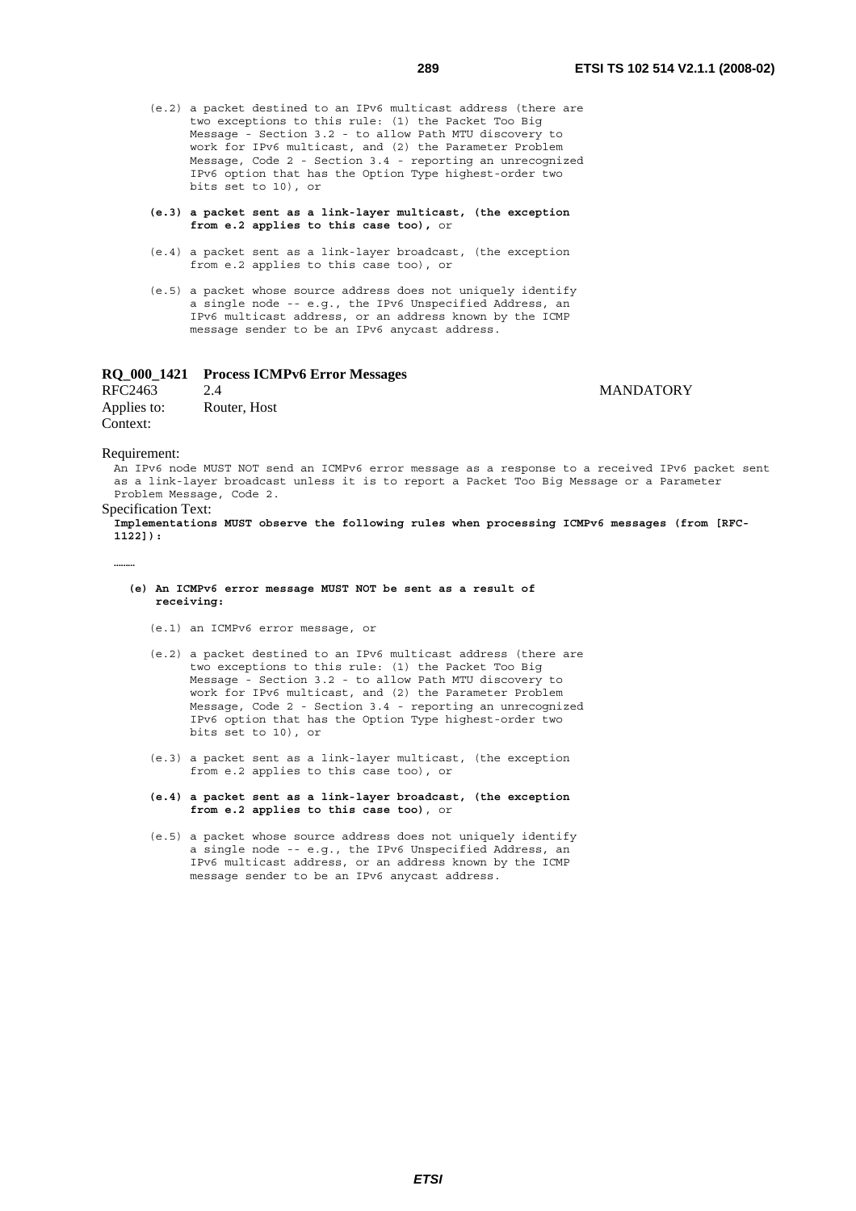(e.2) a packet destined to an IPv6 multicast address (there are two exceptions to this rule: (1) the Packet Too Big Message - Section 3.2 - to allow Path MTU discovery to work for IPv6 multicast, and (2) the Parameter Problem Message, Code 2 - Section 3.4 - reporting an unrecognized IPv6 option that has the Option Type highest-order two bits set to 10), or

**(e.3) a packet sent as a link-layer multicast, (the exception from e.2 applies to this case too),** or

(e.4) a packet sent as a link-layer broadcast, (the exception from e.2 applies to this case too), or

(e.5) a packet whose source address does not uniquely identify a single node -- e.g., the IPv6 Unspecified Address, an IPv6 multicast address, or an address known by the ICMP message sender to be an IPv6 anycast address.

**RQ_000_1421 Process ICMPv6 Error Messages**

RFC2463 2.4 MANDATORY

Applies to: Router, Host

Context:

Requirement:

An IPv6 node MUST NOT send an ICMPv6 error message as a response to a received IPv6 packet sent as a link-layer broadcast unless it is to report a Packet Too Big Message or a Parameter Problem Message, Code 2.

Specification Text:

**Implementations MUST observe the following rules when processing ICMPv6 messages (from [RFC-1122]):**

………

**(e) An ICMPv6 error message MUST NOT be sent as a result of receiving:**

(e.1) an ICMPv6 error message, or

(e.2) a packet destined to an IPv6 multicast address (there are two exceptions to this rule: (1) the Packet Too Big Message - Section 3.2 - to allow Path MTU discovery to work for IPv6 multicast, and (2) the Parameter Problem Message, Code 2 - Section 3.4 - reporting an unrecognized IPv6 option that has the Option Type highest-order two bits set to 10), or

(e.3) a packet sent as a link-layer multicast, (the exception from e.2 applies to this case too), or

**(e.4) a packet sent as a link-layer broadcast, (the exception from e.2 applies to this case too)**, or

(e.5) a packet whose source address does not uniquely identify a single node -- e.g., the IPv6 Unspecified Address, an IPv6 multicast address, or an address known by the ICMP message sender to be an IPv6 anycast address.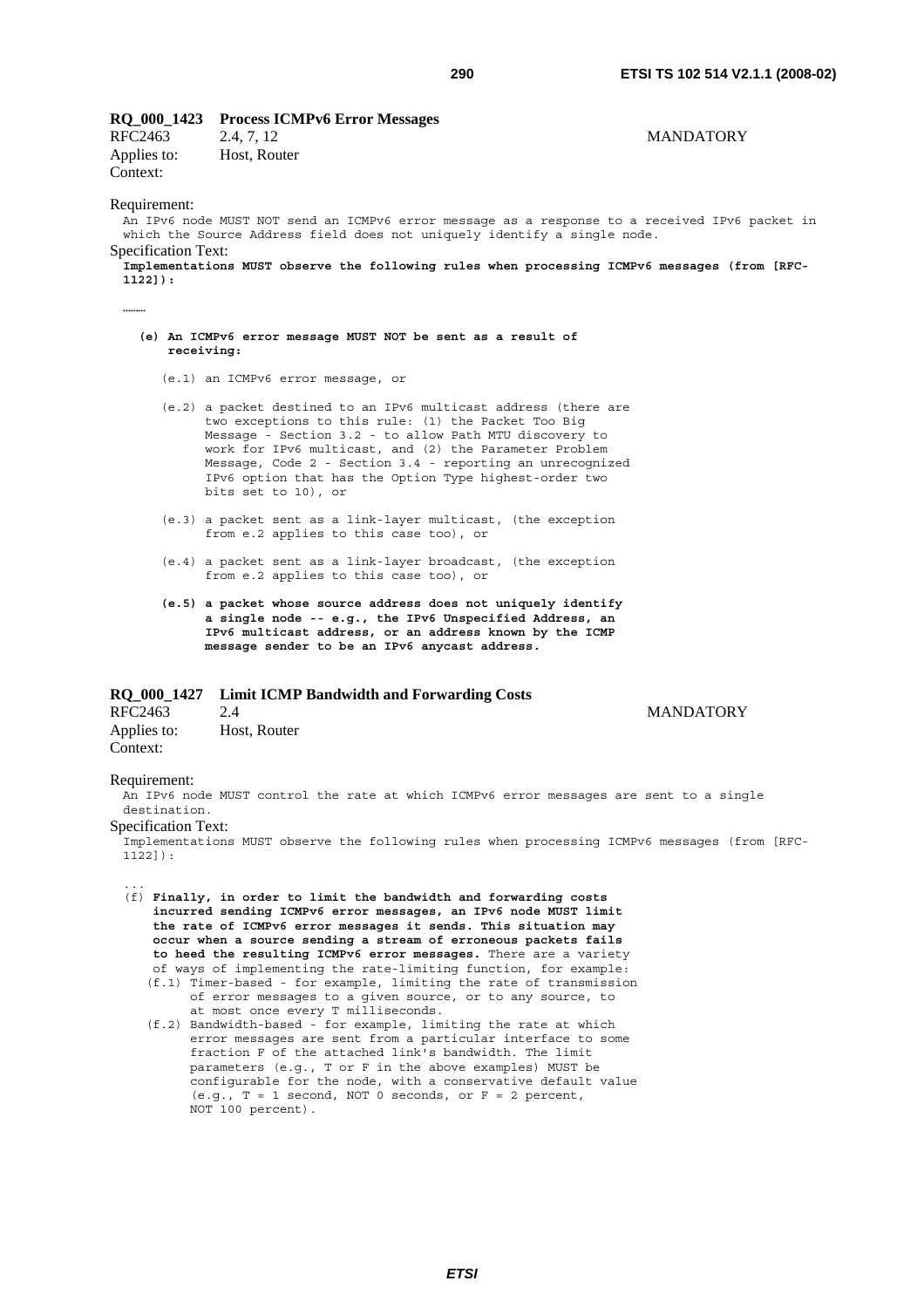### RQ_000_1423 Process ICMPv6 Error Messages

RFC2463 2.4, 7, 12 MANDATORY

Applies to: Host, Router

Context:

Requirement:

An IPv6 node MUST NOT send an ICMPv6 error message as a response to a received IPv6 packet in which the Source Address field does not uniquely identify a single node.

Specification Text:

**Implementations MUST observe the following rules when processing ICMPv6 messages (from [RFC-1122]):**

………

**(e) An ICMPv6 error message MUST NOT be sent as a result of receiving:**

(e.1) an ICMPv6 error message, or

(e.2) a packet destined to an IPv6 multicast address (there are two exceptions to this rule: (1) the Packet Too Big Message - Section 3.2 - to allow Path MTU discovery to work for IPv6 multicast, and (2) the Parameter Problem Message, Code 2 - Section 3.4 - reporting an unrecognized IPv6 option that has the Option Type highest-order two bits set to 10), or

(e.3) a packet sent as a link-layer multicast, (the exception from e.2 applies to this case too), or

(e.4) a packet sent as a link-layer broadcast, (the exception from e.2 applies to this case too), or

**(e.5) a packet whose source address does not uniquely identify a single node -- e.g., the IPv6 Unspecified Address, an IPv6 multicast address, or an address known by the ICMP message sender to be an IPv6 anycast address.**

### RQ_000_1427 Limit ICMP Bandwidth and Forwarding Costs

RFC2463 2.4 MANDATORY

Applies to: Host, Router

Context:

Requirement:

An IPv6 node MUST control the rate at which ICMPv6 error messages are sent to a single destination.

Specification Text:

Implementations MUST observe the following rules when processing ICMPv6 messages (from [RFC-1122]):

...

(f) **Finally, in order to limit the bandwidth and forwarding costs incurred sending ICMPv6 error messages, an IPv6 node MUST limit the rate of ICMPv6 error messages it sends. This situation may occur when a source sending a stream of erroneous packets fails to heed the resulting ICMPv6 error messages.** There are a variety of ways of implementing the rate-limiting function, for example:

(f.1) Timer-based - for example, limiting the rate of transmission of error messages to a given source, or to any source, to at most once every T milliseconds.

(f.2) Bandwidth-based - for example, limiting the rate at which error messages are sent from a particular interface to some fraction F of the attached link's bandwidth. The limit parameters (e.g., T or F in the above examples) MUST be configurable for the node, with a conservative default value (e.g., T = 1 second, NOT 0 seconds, or F = 2 percent, NOT 100 percent).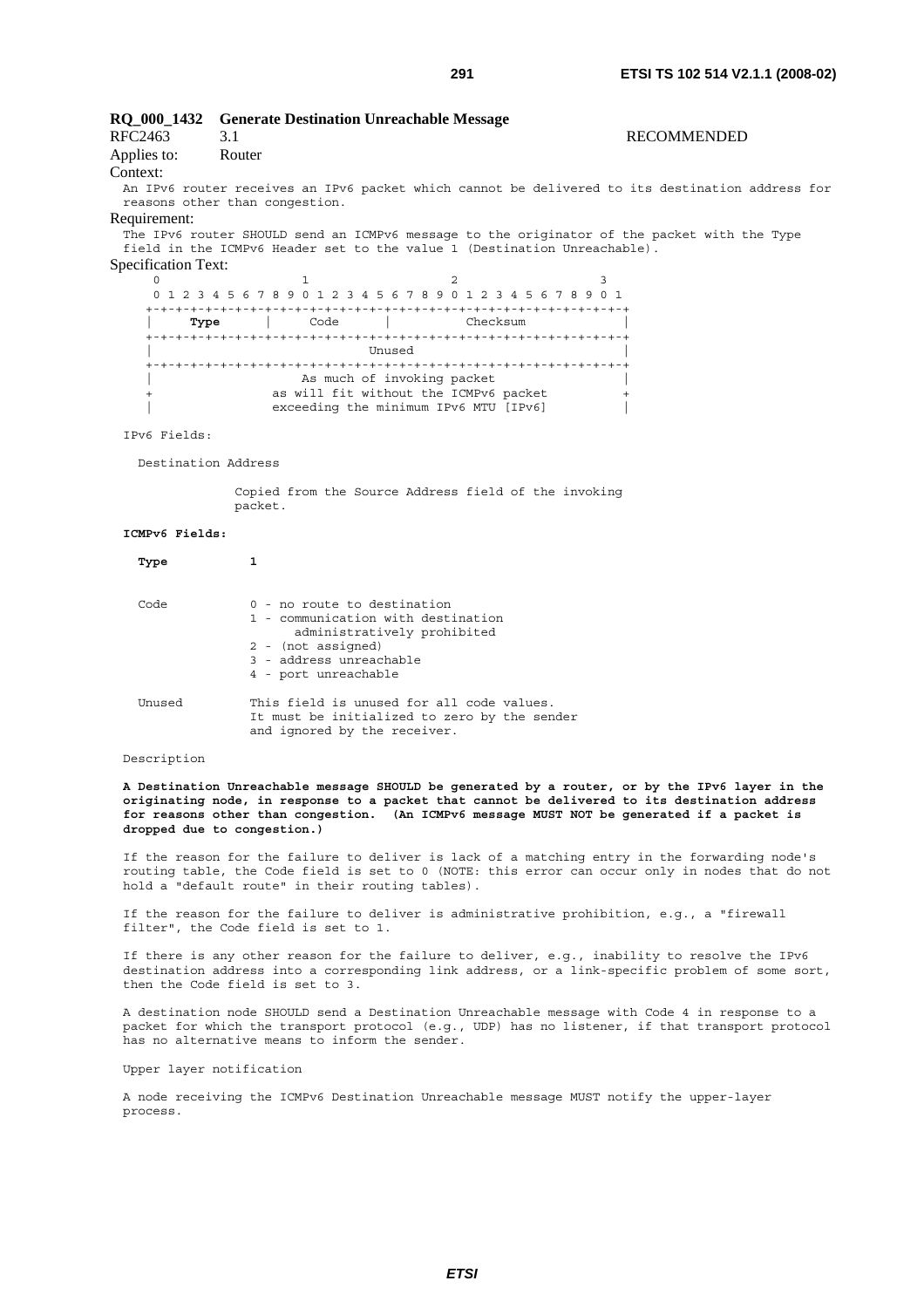**RQ_000_1432 Generate Destination Unreachable Message**

RFC2463 3.1 RECOMMENDED

Applies to: Router

Context:

An IPv6 router receives an IPv6 packet which cannot be delivered to its destination address for reasons other than congestion.

Requirement:

The IPv6 router SHOULD send an ICMPv6 message to the originator of the packet with the Type field in the ICMPv6 Header set to the value 1 (Destination Unreachable).

Specification Text:

```
 0                   1                   2                   3
 0 1 2 3 4 5 6 7 8 9 0 1 2 3 4 5 6 7 8 9 0 1 2 3 4 5 6 7 8 9 0 1
+-+-+-+-+-+-+-+-+-+-+-+-+-+-+-+-+-+-+-+-+-+-+-+-+-+-+-+-+-+-+-+-+
|     Type      |     Code      |          Checksum             |
+-+-+-+-+-+-+-+-+-+-+-+-+-+-+-+-+-+-+-+-+-+-+-+-+-+-+-+-+-+-+-+-+
|                             Unused                            |
+-+-+-+-+-+-+-+-+-+-+-+-+-+-+-+-+-+-+-+-+-+-+-+-+-+-+-+-+-+-+-+-+
|                    As much of invoking packet                 |
+                as will fit without the ICMPv6 packet          +
|                exceeding the minimum IPv6 MTU [IPv6]          |
```

IPv6 Fields:

Destination Address

Copied from the Source Address field of the invoking packet.

**ICMPv6 Fields:**

**Type** **1**

Code
- 0 - no route to destination
- 1 - communication with destination administratively prohibited
- 2 - (not assigned)
- 3 - address unreachable
- 4 - port unreachable

Unused This field is unused for all code values. It must be initialized to zero by the sender and ignored by the receiver.

Description

**A Destination Unreachable message SHOULD be generated by a router, or by the IPv6 layer in the originating node, in response to a packet that cannot be delivered to its destination address for reasons other than congestion. (An ICMPv6 message MUST NOT be generated if a packet is dropped due to congestion.)**

If the reason for the failure to deliver is lack of a matching entry in the forwarding node's routing table, the Code field is set to 0 (NOTE: this error can occur only in nodes that do not hold a "default route" in their routing tables).

If the reason for the failure to deliver is administrative prohibition, e.g., a "firewall filter", the Code field is set to 1.

If there is any other reason for the failure to deliver, e.g., inability to resolve the IPv6 destination address into a corresponding link address, or a link-specific problem of some sort, then the Code field is set to 3.

A destination node SHOULD send a Destination Unreachable message with Code 4 in response to a packet for which the transport protocol (e.g., UDP) has no listener, if that transport protocol has no alternative means to inform the sender.

Upper layer notification

A node receiving the ICMPv6 Destination Unreachable message MUST notify the upper-layer process.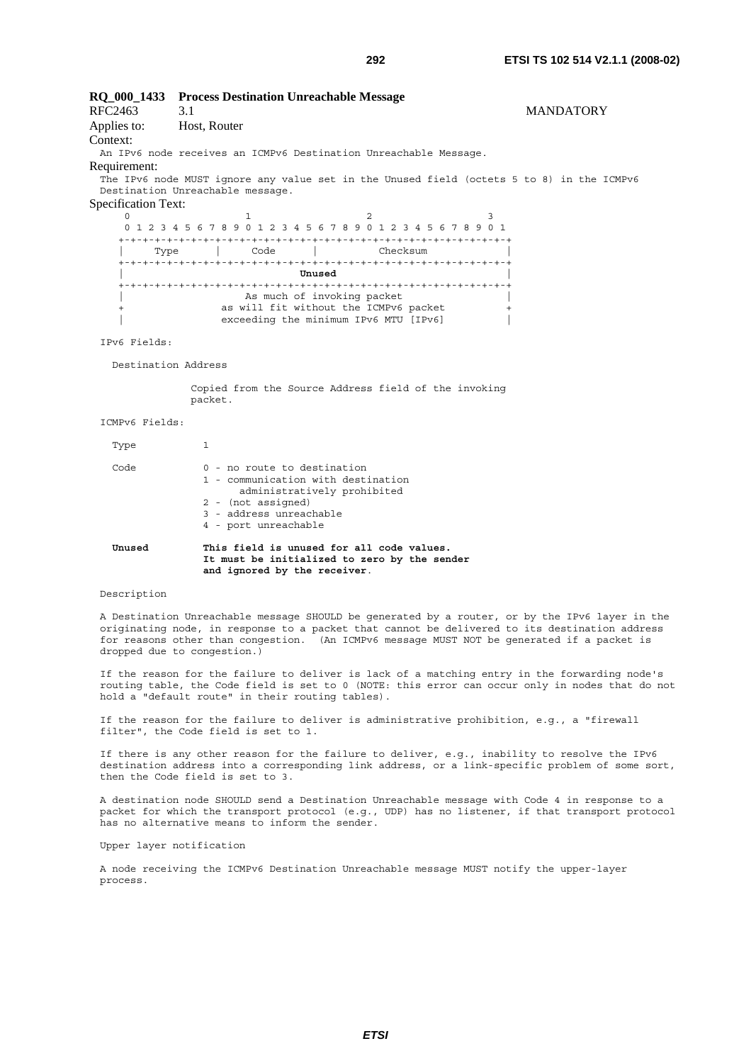**RQ_000_1433 Process Destination Unreachable Message**

RFC2463 3.1 MANDATORY

Applies to: Host, Router

Context:

An IPv6 node receives an ICMPv6 Destination Unreachable Message.

Requirement:

The IPv6 node MUST ignore any value set in the Unused field (octets 5 to 8) in the ICMPv6 Destination Unreachable message.

Specification Text:

```
 0                   1                   2                   3
 0 1 2 3 4 5 6 7 8 9 0 1 2 3 4 5 6 7 8 9 0 1 2 3 4 5 6 7 8 9 0 1
+-+-+-+-+-+-+-+-+-+-+-+-+-+-+-+-+-+-+-+-+-+-+-+-+-+-+-+-+-+-+-+-+
|     Type      |     Code      |          Checksum             |
+-+-+-+-+-+-+-+-+-+-+-+-+-+-+-+-+-+-+-+-+-+-+-+-+-+-+-+-+-+-+-+-+
|                             Unused                            |
+-+-+-+-+-+-+-+-+-+-+-+-+-+-+-+-+-+-+-+-+-+-+-+-+-+-+-+-+-+-+-+-+
|                    As much of invoking packet                 |
+                as will fit without the ICMPv6 packet          +
|               exceeding the minimum IPv6 MTU [IPv6]           |
```

IPv6 Fields:

Destination Address

Copied from the Source Address field of the invoking packet.

ICMPv6 Fields:

Type 1

Code
0 - no route to destination
1 - communication with destination administratively prohibited
2 - (not assigned)
3 - address unreachable
4 - port unreachable

**Unused** **This field is unused for all code values. It must be initialized to zero by the sender and ignored by the receiver.**

Description

A Destination Unreachable message SHOULD be generated by a router, or by the IPv6 layer in the originating node, in response to a packet that cannot be delivered to its destination address for reasons other than congestion. (An ICMPv6 message MUST NOT be generated if a packet is dropped due to congestion.)

If the reason for the failure to deliver is lack of a matching entry in the forwarding node's routing table, the Code field is set to 0 (NOTE: this error can occur only in nodes that do not hold a "default route" in their routing tables).

If the reason for the failure to deliver is administrative prohibition, e.g., a "firewall filter", the Code field is set to 1.

If there is any other reason for the failure to deliver, e.g., inability to resolve the IPv6 destination address into a corresponding link address, or a link-specific problem of some sort, then the Code field is set to 3.

A destination node SHOULD send a Destination Unreachable message with Code 4 in response to a packet for which the transport protocol (e.g., UDP) has no listener, if that transport protocol has no alternative means to inform the sender.

Upper layer notification

A node receiving the ICMPv6 Destination Unreachable message MUST notify the upper-layer process.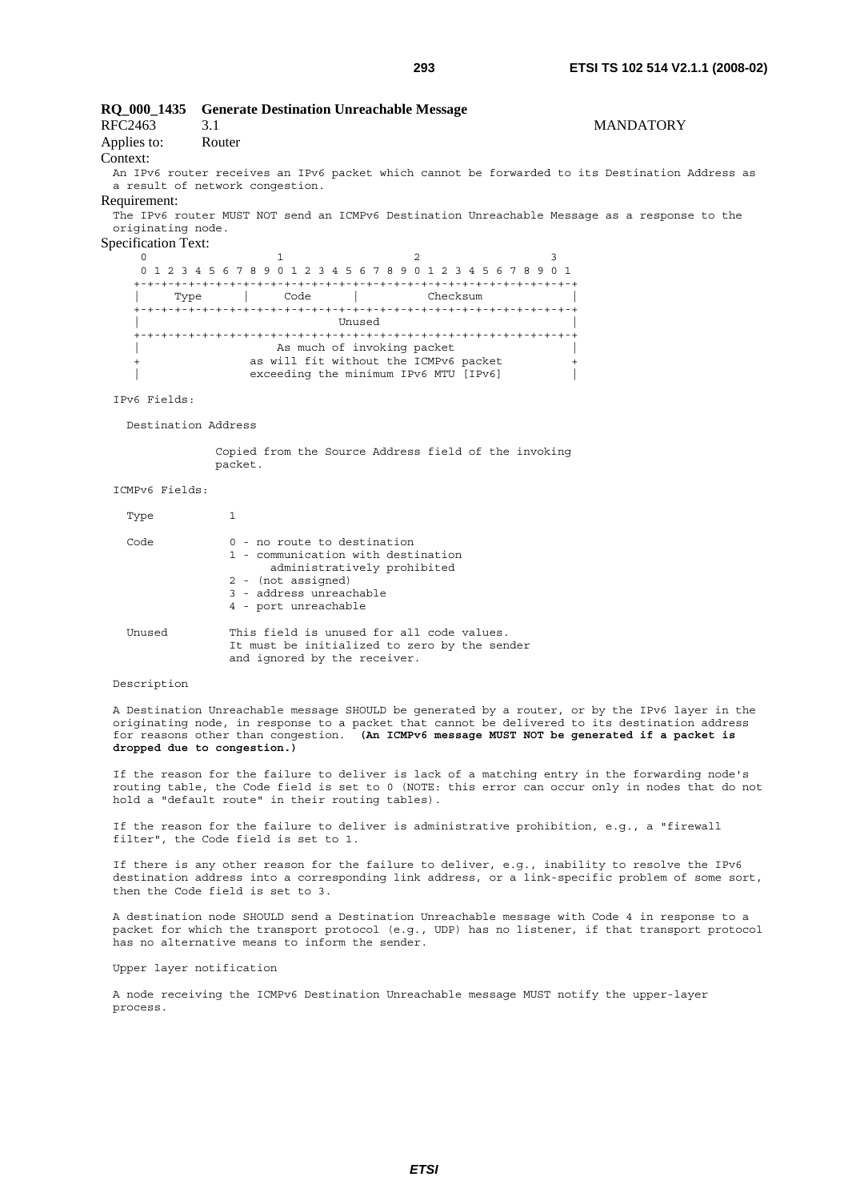**RQ_000_1435 Generate Destination Unreachable Message**

RFC2463 3.1 MANDATORY

Applies to: Router

Context:

An IPv6 router receives an IPv6 packet which cannot be forwarded to its Destination Address as a result of network congestion.

Requirement:

The IPv6 router MUST NOT send an ICMPv6 Destination Unreachable Message as a response to the originating node.

Specification Text:

```
     0                   1                   2                   3
     0 1 2 3 4 5 6 7 8 9 0 1 2 3 4 5 6 7 8 9 0 1 2 3 4 5 6 7 8 9 0 1
    +-+-+-+-+-+-+-+-+-+-+-+-+-+-+-+-+-+-+-+-+-+-+-+-+-+-+-+-+-+-+-+-+
    |     Type      |     Code      |          Checksum             |
    +-+-+-+-+-+-+-+-+-+-+-+-+-+-+-+-+-+-+-+-+-+-+-+-+-+-+-+-+-+-+-+-+
    |                             Unused                            |
    +-+-+-+-+-+-+-+-+-+-+-+-+-+-+-+-+-+-+-+-+-+-+-+-+-+-+-+-+-+-+-+-+
    |                    As much of invoking packet                 |
    +                as will fit without the ICMPv6 packet          +
    |                exceeding the minimum IPv6 MTU [IPv6]          |
```

```
IPv6 Fields:

  Destination Address

               Copied from the Source Address field of the invoking
               packet.

ICMPv6 Fields:

  Type           1

  Code           0 - no route to destination
                 1 - communication with destination
                       administratively prohibited
                 2 - (not assigned)
                 3 - address unreachable
                 4 - port unreachable

  Unused         This field is unused for all code values.
                 It must be initialized to zero by the sender
                 and ignored by the receiver.
```

Description

A Destination Unreachable message SHOULD be generated by a router, or by the IPv6 layer in the originating node, in response to a packet that cannot be delivered to its destination address for reasons other than congestion. **(An ICMPv6 message MUST NOT be generated if a packet is dropped due to congestion.)**

If the reason for the failure to deliver is lack of a matching entry in the forwarding node's routing table, the Code field is set to 0 (NOTE: this error can occur only in nodes that do not hold a "default route" in their routing tables).

If the reason for the failure to deliver is administrative prohibition, e.g., a "firewall filter", the Code field is set to 1.

If there is any other reason for the failure to deliver, e.g., inability to resolve the IPv6 destination address into a corresponding link address, or a link-specific problem of some sort, then the Code field is set to 3.

A destination node SHOULD send a Destination Unreachable message with Code 4 in response to a packet for which the transport protocol (e.g., UDP) has no listener, if that transport protocol has no alternative means to inform the sender.

Upper layer notification

A node receiving the ICMPv6 Destination Unreachable message MUST notify the upper-layer process.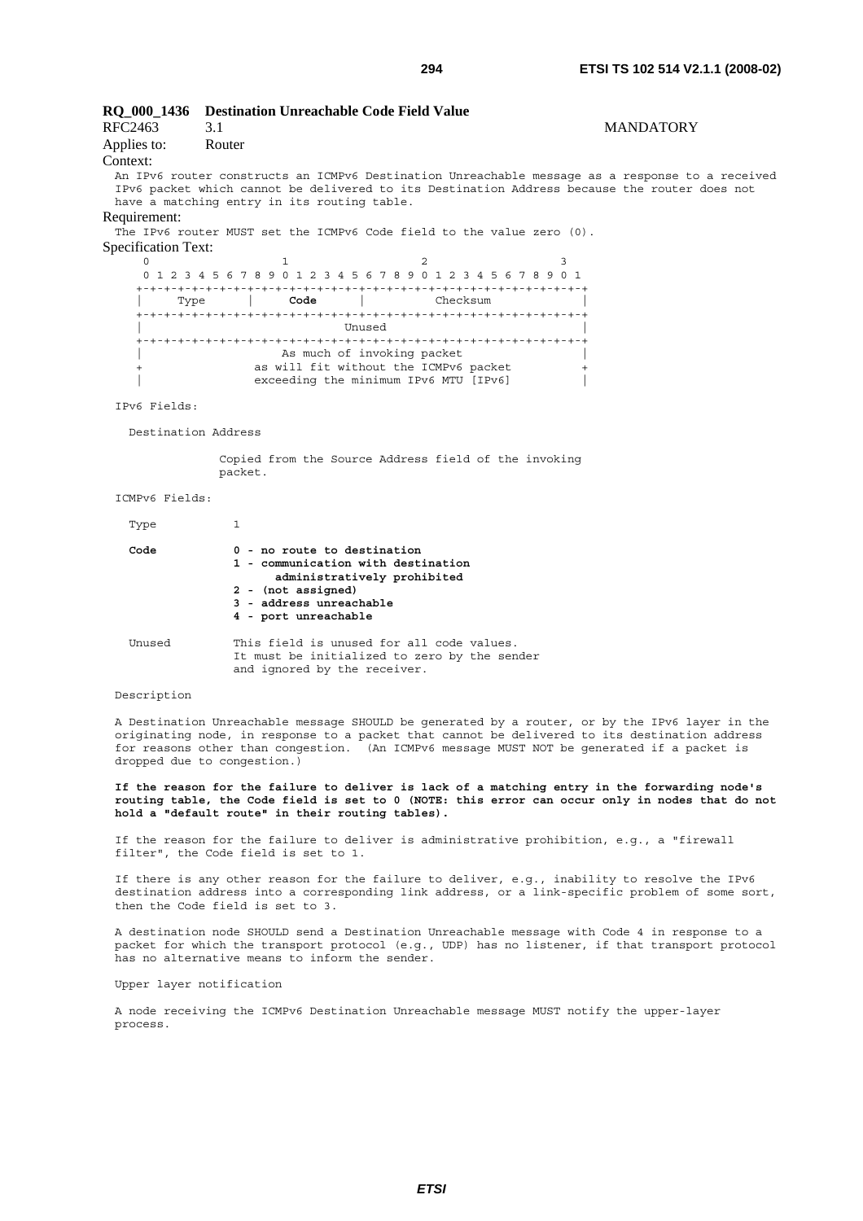**RQ_000_1436 Destination Unreachable Code Field Value**

RFC2463 3.1 MANDATORY

Applies to: Router

Context:

An IPv6 router constructs an ICMPv6 Destination Unreachable message as a response to a received IPv6 packet which cannot be delivered to its Destination Address because the router does not have a matching entry in its routing table.

Requirement:

The IPv6 router MUST set the ICMPv6 Code field to the value zero (0).

Specification Text:

```
 0                   1                   2                   3
 0 1 2 3 4 5 6 7 8 9 0 1 2 3 4 5 6 7 8 9 0 1 2 3 4 5 6 7 8 9 0 1
+-+-+-+-+-+-+-+-+-+-+-+-+-+-+-+-+-+-+-+-+-+-+-+-+-+-+-+-+-+-+-+-+
|     Type      |     Code      |          Checksum             |
+-+-+-+-+-+-+-+-+-+-+-+-+-+-+-+-+-+-+-+-+-+-+-+-+-+-+-+-+-+-+-+-+
|                             Unused                            |
+-+-+-+-+-+-+-+-+-+-+-+-+-+-+-+-+-+-+-+-+-+-+-+-+-+-+-+-+-+-+-+-+
|                    As much of invoking packet                 |
+                as will fit without the ICMPv6 packet          +
|                exceeding the minimum IPv6 MTU [IPv6]          |

IPv6 Fields:

   Destination Address

               Copied from the Source Address field of the invoking
               packet.

ICMPv6 Fields:

   Type           1

   Code           0 - no route to destination
                  1 - communication with destination
                        administratively prohibited
                  2 - (not assigned)
                  3 - address unreachable
                  4 - port unreachable

   Unused         This field is unused for all code values.
                  It must be initialized to zero by the sender
                  and ignored by the receiver.
```

Description

A Destination Unreachable message SHOULD be generated by a router, or by the IPv6 layer in the originating node, in response to a packet that cannot be delivered to its destination address for reasons other than congestion. (An ICMPv6 message MUST NOT be generated if a packet is dropped due to congestion.)

**If the reason for the failure to deliver is lack of a matching entry in the forwarding node's routing table, the Code field is set to 0 (NOTE: this error can occur only in nodes that do not hold a "default route" in their routing tables).**

If the reason for the failure to deliver is administrative prohibition, e.g., a "firewall filter", the Code field is set to 1.

If there is any other reason for the failure to deliver, e.g., inability to resolve the IPv6 destination address into a corresponding link address, or a link-specific problem of some sort, then the Code field is set to 3.

A destination node SHOULD send a Destination Unreachable message with Code 4 in response to a packet for which the transport protocol (e.g., UDP) has no listener, if that transport protocol has no alternative means to inform the sender.

Upper layer notification

A node receiving the ICMPv6 Destination Unreachable message MUST notify the upper-layer process.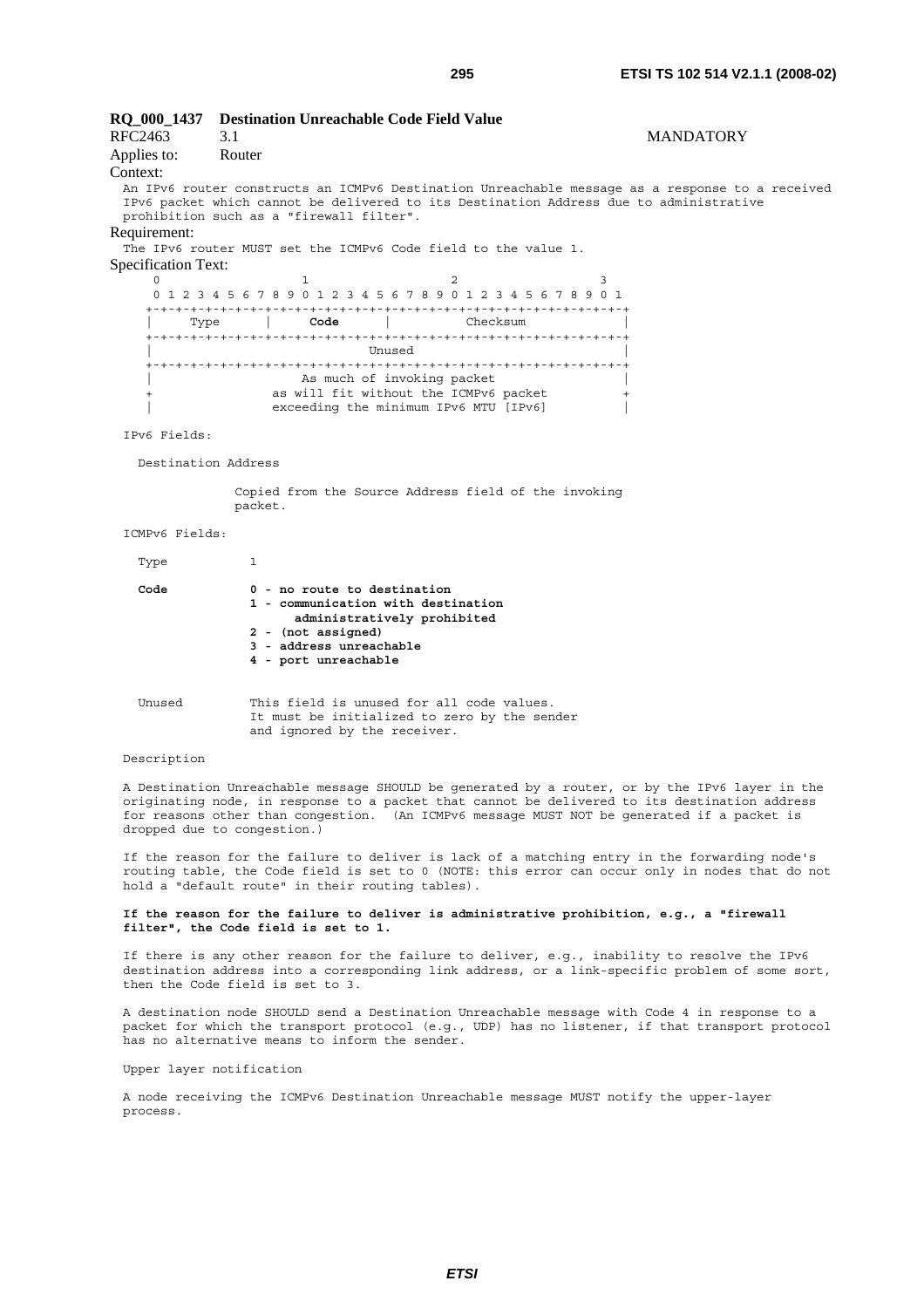**RQ_000_1437 Destination Unreachable Code Field Value**

RFC2463 3.1 MANDATORY

Applies to: Router

Context:

An IPv6 router constructs an ICMPv6 Destination Unreachable message as a response to a received IPv6 packet which cannot be delivered to its Destination Address due to administrative prohibition such as a "firewall filter".

Requirement:

The IPv6 router MUST set the ICMPv6 Code field to the value 1.

Specification Text:

```
 0                   1                   2                   3
 0 1 2 3 4 5 6 7 8 9 0 1 2 3 4 5 6 7 8 9 0 1 2 3 4 5 6 7 8 9 0 1
+-+-+-+-+-+-+-+-+-+-+-+-+-+-+-+-+-+-+-+-+-+-+-+-+-+-+-+-+-+-+-+-+
|     Type      |     Code      |          Checksum             |
+-+-+-+-+-+-+-+-+-+-+-+-+-+-+-+-+-+-+-+-+-+-+-+-+-+-+-+-+-+-+-+-+
|                             Unused                            |
+-+-+-+-+-+-+-+-+-+-+-+-+-+-+-+-+-+-+-+-+-+-+-+-+-+-+-+-+-+-+-+-+
|                    As much of invoking packet                 |
+                as will fit without the ICMPv6 packet          +
|                exceeding the minimum IPv6 MTU [IPv6]          |
```

IPv6 Fields:

Destination Address

Copied from the Source Address field of the invoking packet.

ICMPv6 Fields:

Type 1

**Code**
- **0 - no route to destination**
- **1 - communication with destination administratively prohibited**
- **2 - (not assigned)**
- **3 - address unreachable**
- **4 - port unreachable**

Unused This field is unused for all code values. It must be initialized to zero by the sender and ignored by the receiver.

Description

A Destination Unreachable message SHOULD be generated by a router, or by the IPv6 layer in the originating node, in response to a packet that cannot be delivered to its destination address for reasons other than congestion. (An ICMPv6 message MUST NOT be generated if a packet is dropped due to congestion.)

If the reason for the failure to deliver is lack of a matching entry in the forwarding node's routing table, the Code field is set to 0 (NOTE: this error can occur only in nodes that do not hold a "default route" in their routing tables).

**If the reason for the failure to deliver is administrative prohibition, e.g., a "firewall filter", the Code field is set to 1.**

If there is any other reason for the failure to deliver, e.g., inability to resolve the IPv6 destination address into a corresponding link address, or a link-specific problem of some sort, then the Code field is set to 3.

A destination node SHOULD send a Destination Unreachable message with Code 4 in response to a packet for which the transport protocol (e.g., UDP) has no listener, if that transport protocol has no alternative means to inform the sender.

Upper layer notification

A node receiving the ICMPv6 Destination Unreachable message MUST notify the upper-layer process.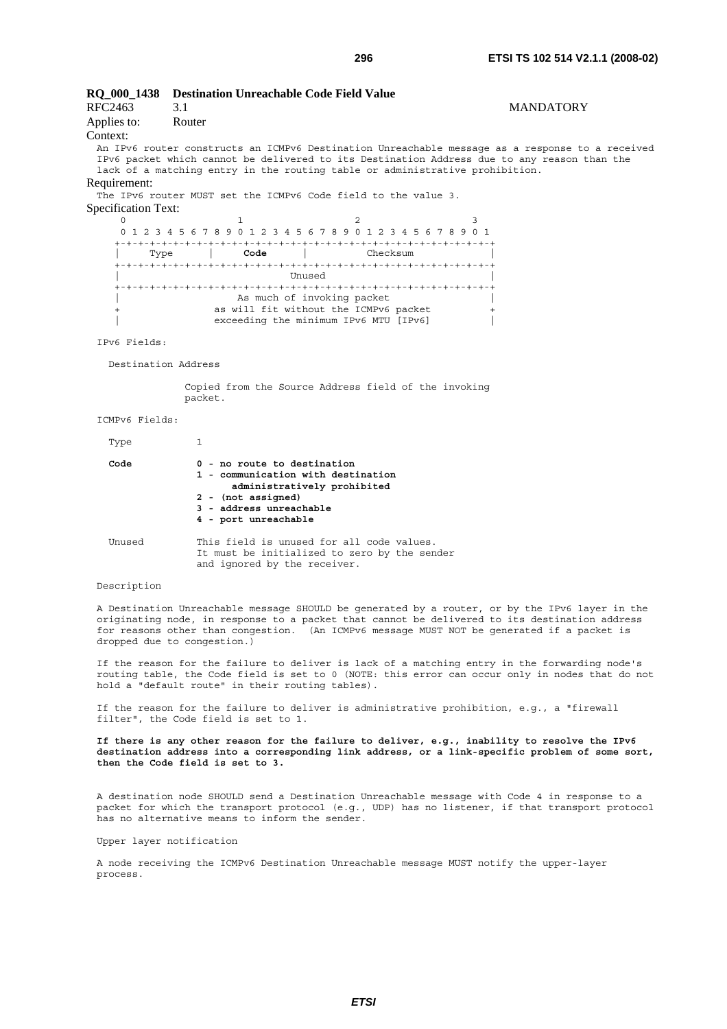**RQ_000_1438 Destination Unreachable Code Field Value**

RFC2463 3.1 MANDATORY

Applies to: Router

Context:

An IPv6 router constructs an ICMPv6 Destination Unreachable message as a response to a received IPv6 packet which cannot be delivered to its Destination Address due to any reason than the lack of a matching entry in the routing table or administrative prohibition.

Requirement:

The IPv6 router MUST set the ICMPv6 Code field to the value 3.

Specification Text:

```
     0                   1                   2                   3
     0 1 2 3 4 5 6 7 8 9 0 1 2 3 4 5 6 7 8 9 0 1 2 3 4 5 6 7 8 9 0 1
    +-+-+-+-+-+-+-+-+-+-+-+-+-+-+-+-+-+-+-+-+-+-+-+-+-+-+-+-+-+-+-+-+
    |     Type      |     Code      |          Checksum             |
    +-+-+-+-+-+-+-+-+-+-+-+-+-+-+-+-+-+-+-+-+-+-+-+-+-+-+-+-+-+-+-+-+
    |                             Unused                            |
    +-+-+-+-+-+-+-+-+-+-+-+-+-+-+-+-+-+-+-+-+-+-+-+-+-+-+-+-+-+-+-+-+
    |                    As much of invoking packet                 |
    +                as will fit without the ICMPv6 packet          +
    |                exceeding the minimum IPv6 MTU [IPv6]          |
```

IPv6 Fields:

Destination Address

Copied from the Source Address field of the invoking packet.

ICMPv6 Fields:

Type 1

**Code**
- **0 - no route to destination**
- **1 - communication with destination administratively prohibited**
- **2 - (not assigned)**
- **3 - address unreachable**
- **4 - port unreachable**

Unused This field is unused for all code values. It must be initialized to zero by the sender and ignored by the receiver.

Description

A Destination Unreachable message SHOULD be generated by a router, or by the IPv6 layer in the originating node, in response to a packet that cannot be delivered to its destination address for reasons other than congestion. (An ICMPv6 message MUST NOT be generated if a packet is dropped due to congestion.)

If the reason for the failure to deliver is lack of a matching entry in the forwarding node's routing table, the Code field is set to 0 (NOTE: this error can occur only in nodes that do not hold a "default route" in their routing tables).

If the reason for the failure to deliver is administrative prohibition, e.g., a "firewall filter", the Code field is set to 1.

**If there is any other reason for the failure to deliver, e.g., inability to resolve the IPv6 destination address into a corresponding link address, or a link-specific problem of some sort, then the Code field is set to 3.**

A destination node SHOULD send a Destination Unreachable message with Code 4 in response to a packet for which the transport protocol (e.g., UDP) has no listener, if that transport protocol has no alternative means to inform the sender.

Upper layer notification

A node receiving the ICMPv6 Destination Unreachable message MUST notify the upper-layer process.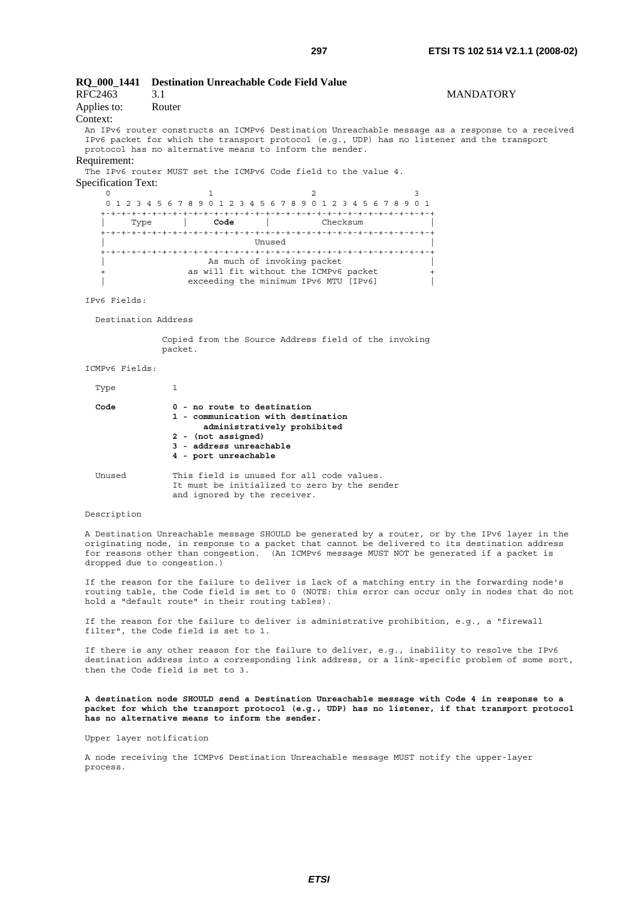**RQ_000_1441 Destination Unreachable Code Field Value**

RFC2463 3.1 MANDATORY

Applies to: Router

Context:

An IPv6 router constructs an ICMPv6 Destination Unreachable message as a response to a received IPv6 packet for which the transport protocol (e.g., UDP) has no listener and the transport protocol has no alternative means to inform the sender.

Requirement:

The IPv6 router MUST set the ICMPv6 Code field to the value 4.

Specification Text:

```
 0                   1                   2                   3
 0 1 2 3 4 5 6 7 8 9 0 1 2 3 4 5 6 7 8 9 0 1 2 3 4 5 6 7 8 9 0 1
+-+-+-+-+-+-+-+-+-+-+-+-+-+-+-+-+-+-+-+-+-+-+-+-+-+-+-+-+-+-+-+-+
|     Type      |     Code      |          Checksum             |
+-+-+-+-+-+-+-+-+-+-+-+-+-+-+-+-+-+-+-+-+-+-+-+-+-+-+-+-+-+-+-+-+
|                             Unused                            |
+-+-+-+-+-+-+-+-+-+-+-+-+-+-+-+-+-+-+-+-+-+-+-+-+-+-+-+-+-+-+-+-+
|                    As much of invoking packet                 |
+                as will fit without the ICMPv6 packet          +
|                exceeding the minimum IPv6 MTU [IPv6]          |
```

IPv6 Fields:

Destination Address

Copied from the Source Address field of the invoking packet.

ICMPv6 Fields:

Type 1

**Code**
- **0 - no route to destination**
- **1 - communication with destination administratively prohibited**
- **2 - (not assigned)**
- **3 - address unreachable**
- **4 - port unreachable**

Unused This field is unused for all code values. It must be initialized to zero by the sender and ignored by the receiver.

Description

A Destination Unreachable message SHOULD be generated by a router, or by the IPv6 layer in the originating node, in response to a packet that cannot be delivered to its destination address for reasons other than congestion. (An ICMPv6 message MUST NOT be generated if a packet is dropped due to congestion.)

If the reason for the failure to deliver is lack of a matching entry in the forwarding node's routing table, the Code field is set to 0 (NOTE: this error can occur only in nodes that do not hold a "default route" in their routing tables).

If the reason for the failure to deliver is administrative prohibition, e.g., a "firewall filter", the Code field is set to 1.

If there is any other reason for the failure to deliver, e.g., inability to resolve the IPv6 destination address into a corresponding link address, or a link-specific problem of some sort, then the Code field is set to 3.

**A destination node SHOULD send a Destination Unreachable message with Code 4 in response to a packet for which the transport protocol (e.g., UDP) has no listener, if that transport protocol has no alternative means to inform the sender.**

Upper layer notification

A node receiving the ICMPv6 Destination Unreachable message MUST notify the upper-layer process.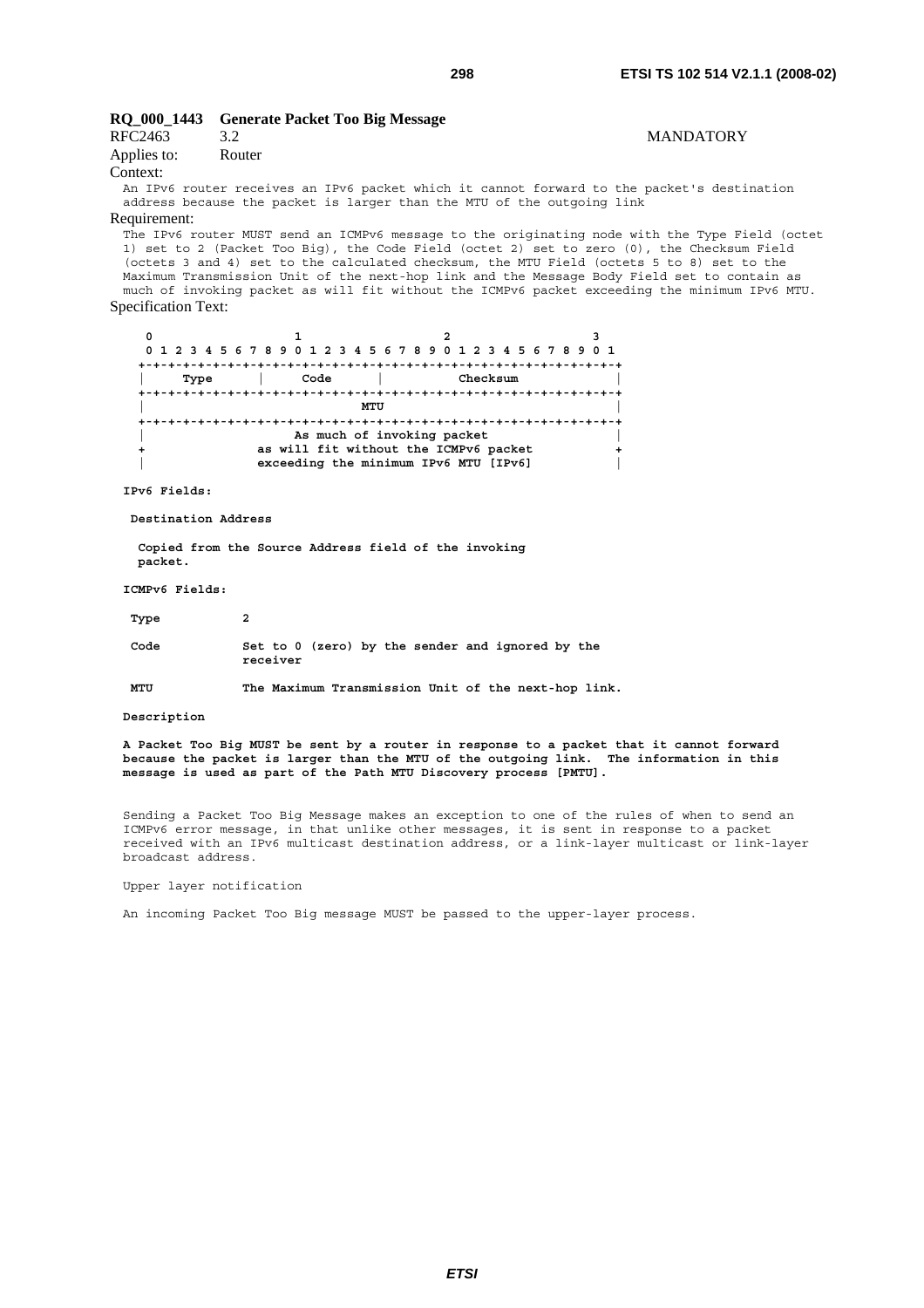**RQ_000_1443 Generate Packet Too Big Message**

RFC2463 3.2 MANDATORY

Applies to: Router

Context:

An IPv6 router receives an IPv6 packet which it cannot forward to the packet's destination address because the packet is larger than the MTU of the outgoing link

Requirement:

The IPv6 router MUST send an ICMPv6 message to the originating node with the Type Field (octet 1) set to 2 (Packet Too Big), the Code Field (octet 2) set to zero (0), the Checksum Field (octets 3 and 4) set to the calculated checksum, the MTU Field (octets 5 to 8) set to the Maximum Transmission Unit of the next-hop link and the Message Body Field set to contain as much of invoking packet as will fit without the ICMPv6 packet exceeding the minimum IPv6 MTU.

Specification Text:

```
   0                   1                   2                   3
   0 1 2 3 4 5 6 7 8 9 0 1 2 3 4 5 6 7 8 9 0 1 2 3 4 5 6 7 8 9 0 1
  +-+-+-+-+-+-+-+-+-+-+-+-+-+-+-+-+-+-+-+-+-+-+-+-+-+-+-+-+-+-+-+-+
  |     Type      |     Code      |          Checksum             |
  +-+-+-+-+-+-+-+-+-+-+-+-+-+-+-+-+-+-+-+-+-+-+-+-+-+-+-+-+-+-+-+-+
  |                             MTU                               |
  +-+-+-+-+-+-+-+-+-+-+-+-+-+-+-+-+-+-+-+-+-+-+-+-+-+-+-+-+-+-+-+-+
  |                    As much of invoking packet                 |
  +               as will fit without the ICMPv6 packet           +
  |               exceeding the minimum IPv6 MTU [IPv6]           |

IPv6 Fields:

 Destination Address

   Copied from the Source Address field of the invoking
   packet.

ICMPv6 Fields:

 Type           2

 Code           Set to 0 (zero) by the sender and ignored by the
                receiver

 MTU            The Maximum Transmission Unit of the next-hop link.

Description

A Packet Too Big MUST be sent by a router in response to a packet that it cannot forward
because the packet is larger than the MTU of the outgoing link.  The information in this
message is used as part of the Path MTU Discovery process [PMTU].


Sending a Packet Too Big Message makes an exception to one of the rules of when to send an
ICMPv6 error message, in that unlike other messages, it is sent in response to a packet
received with an IPv6 multicast destination address, or a link-layer multicast or link-layer
broadcast address.

Upper layer notification

An incoming Packet Too Big message MUST be passed to the upper-layer process.
```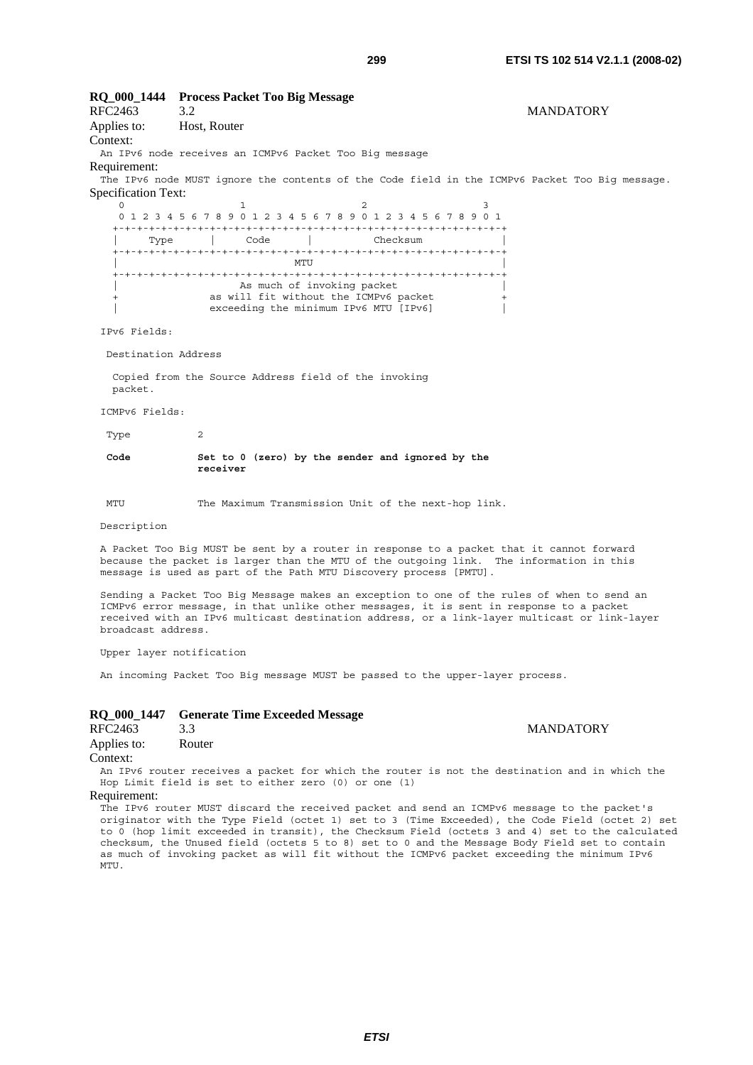**RQ_000_1444 Process Packet Too Big Message**

RFC2463 3.2 MANDATORY

Applies to: Host, Router

Context:

An IPv6 node receives an ICMPv6 Packet Too Big message

Requirement:

The IPv6 node MUST ignore the contents of the Code field in the ICMPv6 Packet Too Big message.

Specification Text:

```
    0                   1                   2                   3
    0 1 2 3 4 5 6 7 8 9 0 1 2 3 4 5 6 7 8 9 0 1 2 3 4 5 6 7 8 9 0 1
   +-+-+-+-+-+-+-+-+-+-+-+-+-+-+-+-+-+-+-+-+-+-+-+-+-+-+-+-+-+-+-+-+
   |     Type      |     Code      |          Checksum             |
   +-+-+-+-+-+-+-+-+-+-+-+-+-+-+-+-+-+-+-+-+-+-+-+-+-+-+-+-+-+-+-+-+
   |                             MTU                               |
   +-+-+-+-+-+-+-+-+-+-+-+-+-+-+-+-+-+-+-+-+-+-+-+-+-+-+-+-+-+-+-+-+
   |                    As much of invoking packet                 |
   +               as will fit without the ICMPv6 packet           +
   |               exceeding the minimum IPv6 MTU [IPv6]           |
```

IPv6 Fields:

Destination Address

Copied from the Source Address field of the invoking packet.

ICMPv6 Fields:

Type 2

**Code Set to 0 (zero) by the sender and ignored by the receiver**

MTU The Maximum Transmission Unit of the next-hop link.

Description

A Packet Too Big MUST be sent by a router in response to a packet that it cannot forward because the packet is larger than the MTU of the outgoing link. The information in this message is used as part of the Path MTU Discovery process [PMTU].

Sending a Packet Too Big Message makes an exception to one of the rules of when to send an ICMPv6 error message, in that unlike other messages, it is sent in response to a packet received with an IPv6 multicast destination address, or a link-layer multicast or link-layer broadcast address.

Upper layer notification

An incoming Packet Too Big message MUST be passed to the upper-layer process.

**RQ_000_1447 Generate Time Exceeded Message**

RFC2463 3.3 MANDATORY

Applies to: Router

Context:

An IPv6 router receives a packet for which the router is not the destination and in which the Hop Limit field is set to either zero (0) or one (1)

Requirement:

The IPv6 router MUST discard the received packet and send an ICMPv6 message to the packet's originator with the Type Field (octet 1) set to 3 (Time Exceeded), the Code Field (octet 2) set to 0 (hop limit exceeded in transit), the Checksum Field (octets 3 and 4) set to the calculated checksum, the Unused field (octets 5 to 8) set to 0 and the Message Body Field set to contain as much of invoking packet as will fit without the ICMPv6 packet exceeding the minimum IPv6 MTU.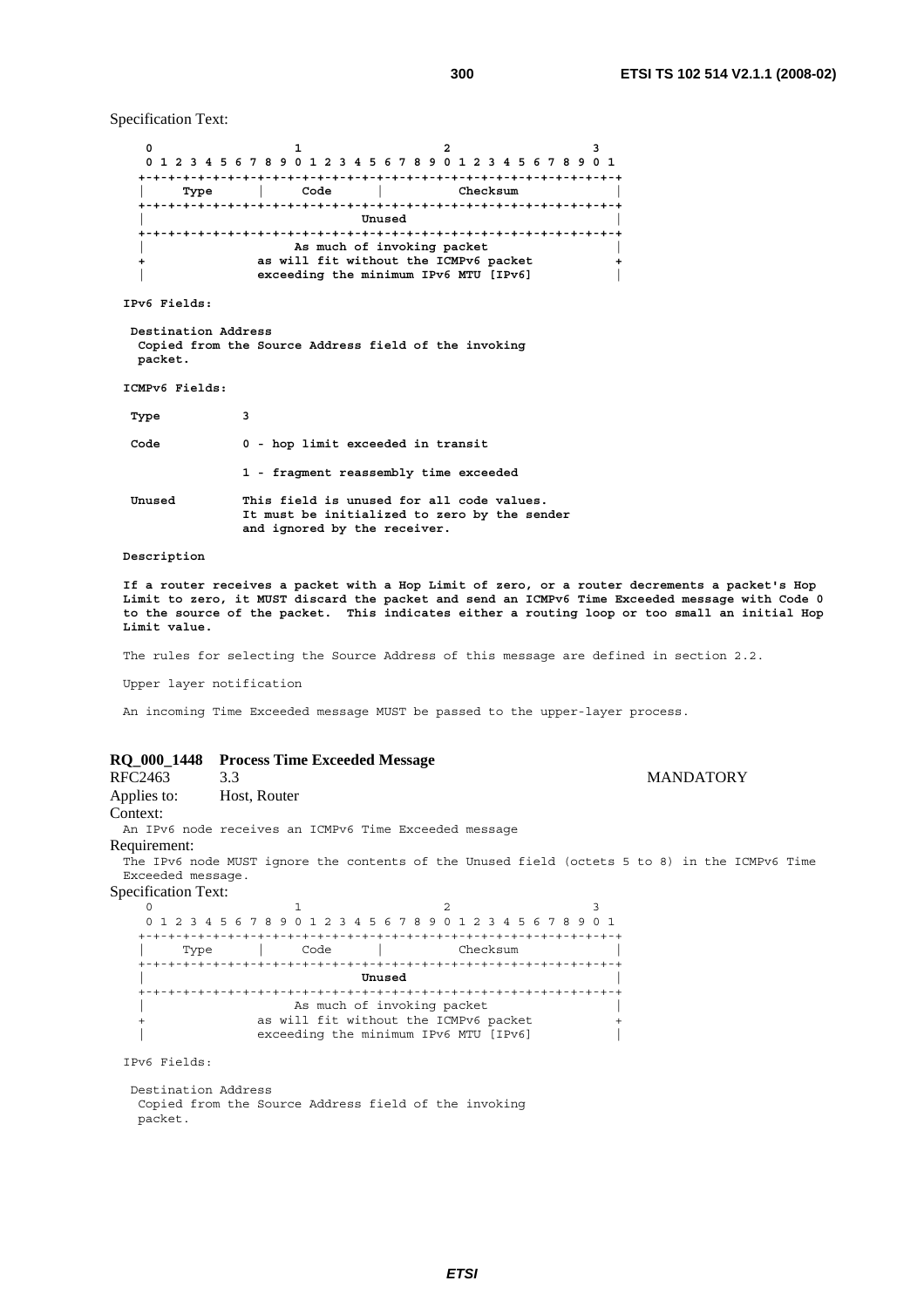Specification Text:

```
   0                   1                   2                   3
   0 1 2 3 4 5 6 7 8 9 0 1 2 3 4 5 6 7 8 9 0 1 2 3 4 5 6 7 8 9 0 1
  +-+-+-+-+-+-+-+-+-+-+-+-+-+-+-+-+-+-+-+-+-+-+-+-+-+-+-+-+-+-+-+-+
  |     Type      |     Code      |          Checksum             |
  +-+-+-+-+-+-+-+-+-+-+-+-+-+-+-+-+-+-+-+-+-+-+-+-+-+-+-+-+-+-+-+-+
  |                             Unused                            |
  +-+-+-+-+-+-+-+-+-+-+-+-+-+-+-+-+-+-+-+-+-+-+-+-+-+-+-+-+-+-+-+-+
  |                    As much of invoking packet                 |
  +                as will fit without the ICMPv6 packet          +
  |                exceeding the minimum IPv6 MTU [IPv6]          |
```

**IPv6 Fields:**

**Destination Address**
**Copied from the Source Address field of the invoking packet.**

**ICMPv6 Fields:**

**Type** **3**

**Code** **0 - hop limit exceeded in transit**

**1 - fragment reassembly time exceeded**

**Unused** **This field is unused for all code values. It must be initialized to zero by the sender and ignored by the receiver.**

**Description**

**If a router receives a packet with a Hop Limit of zero, or a router decrements a packet's Hop Limit to zero, it MUST discard the packet and send an ICMPv6 Time Exceeded message with Code 0 to the source of the packet. This indicates either a routing loop or too small an initial Hop Limit value.**

The rules for selecting the Source Address of this message are defined in section 2.2.

Upper layer notification

An incoming Time Exceeded message MUST be passed to the upper-layer process.

**RQ_000_1448 Process Time Exceeded Message**

RFC2463 3.3 MANDATORY

Applies to: Host, Router

Context:

An IPv6 node receives an ICMPv6 Time Exceeded message

Requirement:

The IPv6 node MUST ignore the contents of the Unused field (octets 5 to 8) in the ICMPv6 Time Exceeded message.

Specification Text:

```
   0                   1                   2                   3
   0 1 2 3 4 5 6 7 8 9 0 1 2 3 4 5 6 7 8 9 0 1 2 3 4 5 6 7 8 9 0 1
  +-+-+-+-+-+-+-+-+-+-+-+-+-+-+-+-+-+-+-+-+-+-+-+-+-+-+-+-+-+-+-+-+
  |     Type      |     Code      |          Checksum             |
  +-+-+-+-+-+-+-+-+-+-+-+-+-+-+-+-+-+-+-+-+-+-+-+-+-+-+-+-+-+-+-+-+
  |                             Unused                            |
  +-+-+-+-+-+-+-+-+-+-+-+-+-+-+-+-+-+-+-+-+-+-+-+-+-+-+-+-+-+-+-+-+
  |                    As much of invoking packet                 |
  +                as will fit without the ICMPv6 packet          +
  |                exceeding the minimum IPv6 MTU [IPv6]          |
```

IPv6 Fields:

Destination Address
Copied from the Source Address field of the invoking packet.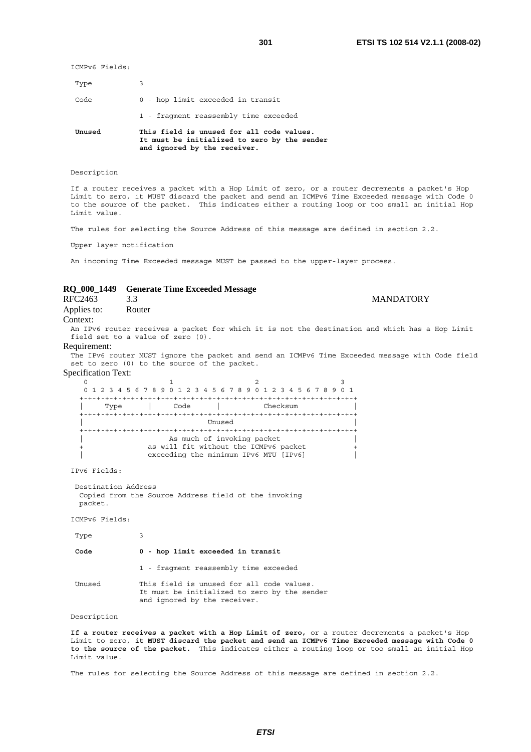ICMPv6 Fields:

Type 3

Code 0 - hop limit exceeded in transit

1 - fragment reassembly time exceeded

**Unused** **This field is unused for all code values. It must be initialized to zero by the sender and ignored by the receiver.**

Description

If a router receives a packet with a Hop Limit of zero, or a router decrements a packet's Hop Limit to zero, it MUST discard the packet and send an ICMPv6 Time Exceeded message with Code 0 to the source of the packet. This indicates either a routing loop or too small an initial Hop Limit value.

The rules for selecting the Source Address of this message are defined in section 2.2.

Upper layer notification

An incoming Time Exceeded message MUST be passed to the upper-layer process.

**RQ_000_1449 Generate Time Exceeded Message**

RFC2463 3.3 MANDATORY

Applies to: Router

Context:

An IPv6 router receives a packet for which it is not the destination and which has a Hop Limit field set to a value of zero (0).

Requirement:

The IPv6 router MUST ignore the packet and send an ICMPv6 Time Exceeded message with Code field set to zero (0) to the source of the packet.

Specification Text:

```
    0                   1                   2                   3
    0 1 2 3 4 5 6 7 8 9 0 1 2 3 4 5 6 7 8 9 0 1 2 3 4 5 6 7 8 9 0 1
   +-+-+-+-+-+-+-+-+-+-+-+-+-+-+-+-+-+-+-+-+-+-+-+-+-+-+-+-+-+-+-+-+
   |     Type      |     Code      |          Checksum             |
   +-+-+-+-+-+-+-+-+-+-+-+-+-+-+-+-+-+-+-+-+-+-+-+-+-+-+-+-+-+-+-+-+
   |                             Unused                            |
   +-+-+-+-+-+-+-+-+-+-+-+-+-+-+-+-+-+-+-+-+-+-+-+-+-+-+-+-+-+-+-+-+
   |                    As much of invoking packet                 |
   +                as will fit without the ICMPv6 packet          +
   |                exceeding the minimum IPv6 MTU [IPv6]          |
```

IPv6 Fields:

Destination Address
Copied from the Source Address field of the invoking packet.

ICMPv6 Fields:

Type 3

**Code** **0 - hop limit exceeded in transit**

1 - fragment reassembly time exceeded

Unused This field is unused for all code values. It must be initialized to zero by the sender and ignored by the receiver.

Description

**If a router receives a packet with a Hop Limit of zero,** or a router decrements a packet's Hop Limit to zero, **it MUST discard the packet and send an ICMPv6 Time Exceeded message with Code 0 to the source of the packet.** This indicates either a routing loop or too small an initial Hop Limit value.

The rules for selecting the Source Address of this message are defined in section 2.2.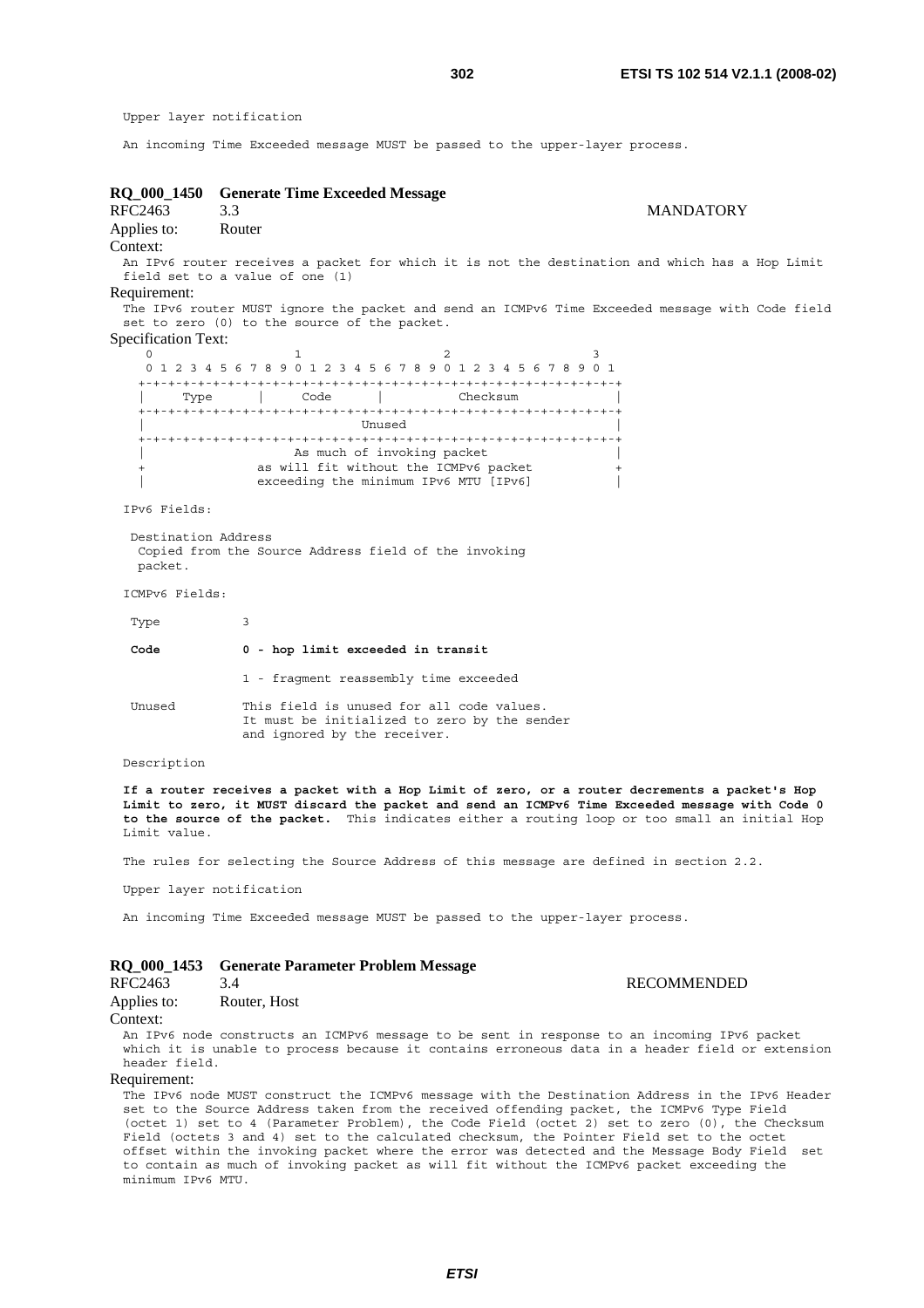Upper layer notification

An incoming Time Exceeded message MUST be passed to the upper-layer process.

### RQ_000_1450 Generate Time Exceeded Message

RFC2463 3.3 MANDATORY

Applies to: Router

Context:

An IPv6 router receives a packet for which it is not the destination and which has a Hop Limit field set to a value of one (1)

Requirement:

The IPv6 router MUST ignore the packet and send an ICMPv6 Time Exceeded message with Code field set to zero (0) to the source of the packet.

Specification Text:

```
    0                   1                   2                   3
    0 1 2 3 4 5 6 7 8 9 0 1 2 3 4 5 6 7 8 9 0 1 2 3 4 5 6 7 8 9 0 1
   +-+-+-+-+-+-+-+-+-+-+-+-+-+-+-+-+-+-+-+-+-+-+-+-+-+-+-+-+-+-+-+-+
   |     Type      |     Code      |          Checksum             |
   +-+-+-+-+-+-+-+-+-+-+-+-+-+-+-+-+-+-+-+-+-+-+-+-+-+-+-+-+-+-+-+-+
   |                             Unused                            |
   +-+-+-+-+-+-+-+-+-+-+-+-+-+-+-+-+-+-+-+-+-+-+-+-+-+-+-+-+-+-+-+-+
   |                    As much of invoking packet                 |
   +               as will fit without the ICMPv6 packet           +
   |               exceeding the minimum IPv6 MTU [IPv6]           |
```

IPv6 Fields:

Destination Address
Copied from the Source Address field of the invoking packet.

ICMPv6 Fields:

Type 3

**Code 0 - hop limit exceeded in transit**

1 - fragment reassembly time exceeded

Unused This field is unused for all code values. It must be initialized to zero by the sender and ignored by the receiver.

Description

**If a router receives a packet with a Hop Limit of zero, or a router decrements a packet's Hop Limit to zero, it MUST discard the packet and send an ICMPv6 Time Exceeded message with Code 0 to the source of the packet.** This indicates either a routing loop or too small an initial Hop Limit value.

The rules for selecting the Source Address of this message are defined in section 2.2.

Upper layer notification

An incoming Time Exceeded message MUST be passed to the upper-layer process.

### RQ_000_1453 Generate Parameter Problem Message

RFC2463 3.4 RECOMMENDED

Applies to: Router, Host

Context:

An IPv6 node constructs an ICMPv6 message to be sent in response to an incoming IPv6 packet which it is unable to process because it contains erroneous data in a header field or extension header field.

Requirement:

The IPv6 node MUST construct the ICMPv6 message with the Destination Address in the IPv6 Header set to the Source Address taken from the received offending packet, the ICMPv6 Type Field (octet 1) set to 4 (Parameter Problem), the Code Field (octet 2) set to zero (0), the Checksum Field (octets 3 and 4) set to the calculated checksum, the Pointer Field set to the octet offset within the invoking packet where the error was detected and the Message Body Field set to contain as much of invoking packet as will fit without the ICMPv6 packet exceeding the minimum IPv6 MTU.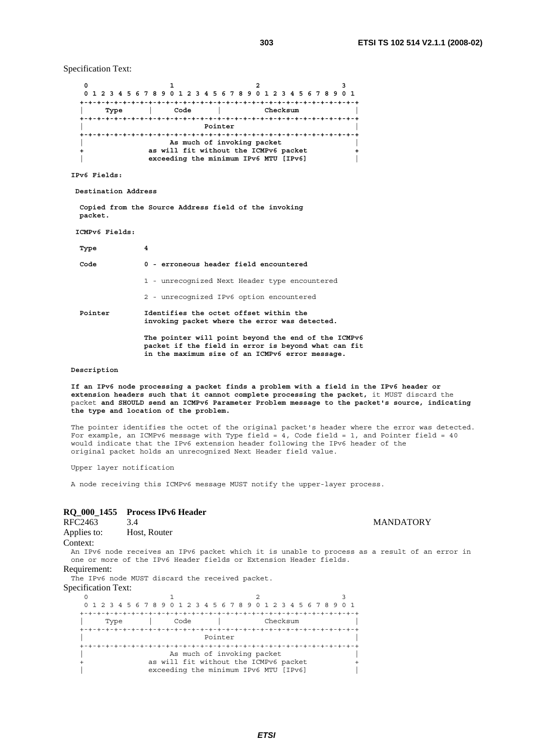Specification Text:

```
    0                   1                   2                   3
    0 1 2 3 4 5 6 7 8 9 0 1 2 3 4 5 6 7 8 9 0 1 2 3 4 5 6 7 8 9 0 1
   +-+-+-+-+-+-+-+-+-+-+-+-+-+-+-+-+-+-+-+-+-+-+-+-+-+-+-+-+-+-+-+-+
   |     Type      |     Code      |          Checksum             |
   +-+-+-+-+-+-+-+-+-+-+-+-+-+-+-+-+-+-+-+-+-+-+-+-+-+-+-+-+-+-+-+-+
   |                            Pointer                            |
   +-+-+-+-+-+-+-+-+-+-+-+-+-+-+-+-+-+-+-+-+-+-+-+-+-+-+-+-+-+-+-+-+
   |                    As much of invoking packet                 |
   +               as will fit without the ICMPv6 packet           +
   |               exceeding the minimum IPv6 MTU [IPv6]           |
```

**IPv6 Fields:**

**Destination Address**

**Copied from the Source Address field of the invoking packet.**

**ICMPv6 Fields:**

| | |
|---|---|
| **Type** | **4** |
| **Code** | **0 - erroneous header field encountered** |
| | 1 - unrecognized Next Header type encountered |
| | 2 - unrecognized IPv6 option encountered |
| **Pointer** | **Identifies the octet offset within the invoking packet where the error was detected.** |
| | **The pointer will point beyond the end of the ICMPv6 packet if the field in error is beyond what can fit in the maximum size of an ICMPv6 error message.** |

**Description**

**If an IPv6 node processing a packet finds a problem with a field in the IPv6 header or extension headers such that it cannot complete processing the packet,** it MUST discard the packet **and SHOULD send an ICMPv6 Parameter Problem message to the packet's source, indicating the type and location of the problem.**

The pointer identifies the octet of the original packet's header where the error was detected. For example, an ICMPv6 message with Type field = 4, Code field = 1, and Pointer field = 40 would indicate that the IPv6 extension header following the IPv6 header of the original packet holds an unrecognized Next Header field value.

Upper layer notification

A node receiving this ICMPv6 message MUST notify the upper-layer process.

### RQ_000_1455 Process IPv6 Header

RFC2463 3.4 MANDATORY

Applies to: Host, Router

Context:

An IPv6 node receives an IPv6 packet which it is unable to process as a result of an error in one or more of the IPv6 Header fields or Extension Header fields.

Requirement:

The IPv6 node MUST discard the received packet.

Specification Text:

```
    0                   1                   2                   3
    0 1 2 3 4 5 6 7 8 9 0 1 2 3 4 5 6 7 8 9 0 1 2 3 4 5 6 7 8 9 0 1
   +-+-+-+-+-+-+-+-+-+-+-+-+-+-+-+-+-+-+-+-+-+-+-+-+-+-+-+-+-+-+-+-+
   |     Type      |     Code      |          Checksum             |
   +-+-+-+-+-+-+-+-+-+-+-+-+-+-+-+-+-+-+-+-+-+-+-+-+-+-+-+-+-+-+-+-+
   |                            Pointer                            |
   +-+-+-+-+-+-+-+-+-+-+-+-+-+-+-+-+-+-+-+-+-+-+-+-+-+-+-+-+-+-+-+-+
   |                    As much of invoking packet                 |
   +               as will fit without the ICMPv6 packet           +
   |               exceeding the minimum IPv6 MTU [IPv6]           |
```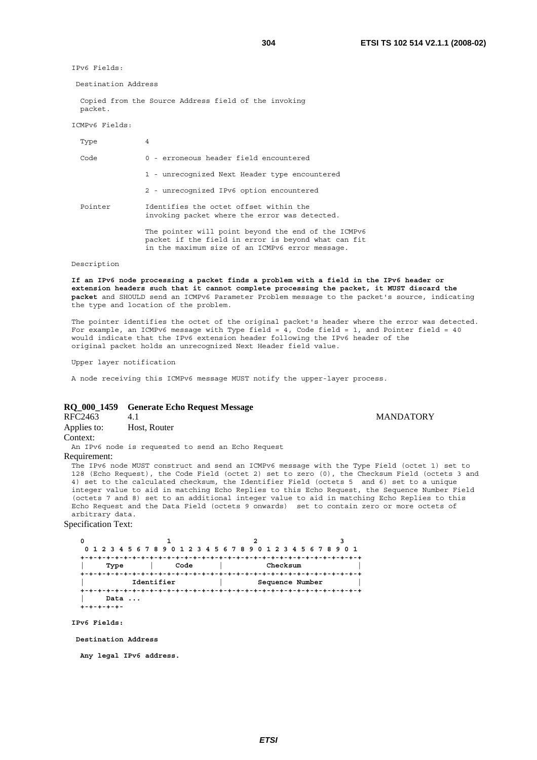IPv6 Fields:

Destination Address

Copied from the Source Address field of the invoking packet.

ICMPv6 Fields:

| | |
|---|---|
| Type | 4 |
| Code | 0 - erroneous header field encountered |
| | 1 - unrecognized Next Header type encountered |
| | 2 - unrecognized IPv6 option encountered |
| Pointer | Identifies the octet offset within the invoking packet where the error was detected. |
| | The pointer will point beyond the end of the ICMPv6 packet if the field in error is beyond what can fit in the maximum size of an ICMPv6 error message. |

Description

**If an IPv6 node processing a packet finds a problem with a field in the IPv6 header or extension headers such that it cannot complete processing the packet, it MUST discard the packet** and SHOULD send an ICMPv6 Parameter Problem message to the packet's source, indicating the type and location of the problem.

The pointer identifies the octet of the original packet's header where the error was detected. For example, an ICMPv6 message with Type field = 4, Code field = 1, and Pointer field = 40 would indicate that the IPv6 extension header following the IPv6 header of the original packet holds an unrecognized Next Header field value.

Upper layer notification

A node receiving this ICMPv6 message MUST notify the upper-layer process.

### RQ_000_1459 Generate Echo Request Message

RFC2463 4.1 MANDATORY

Applies to: Host, Router

Context:

An IPv6 node is requested to send an Echo Request

Requirement:

The IPv6 node MUST construct and send an ICMPv6 message with the Type Field (octet 1) set to 128 (Echo Request), the Code Field (octet 2) set to zero (0), the Checksum Field (octets 3 and 4) set to the calculated checksum, the Identifier Field (octets 5 and 6) set to a unique integer value to aid in matching Echo Replies to this Echo Request, the Sequence Number Field (octets 7 and 8) set to an additional integer value to aid in matching Echo Replies to this Echo Request and the Data Field (octets 9 onwards) set to contain zero or more octets of arbitrary data.

Specification Text:

```
 0                   1                   2                   3
 0 1 2 3 4 5 6 7 8 9 0 1 2 3 4 5 6 7 8 9 0 1 2 3 4 5 6 7 8 9 0 1
+-+-+-+-+-+-+-+-+-+-+-+-+-+-+-+-+-+-+-+-+-+-+-+-+-+-+-+-+-+-+-+-+
|     Type      |     Code      |          Checksum             |
+-+-+-+-+-+-+-+-+-+-+-+-+-+-+-+-+-+-+-+-+-+-+-+-+-+-+-+-+-+-+-+-+
|           Identifier          |        Sequence Number        |
+-+-+-+-+-+-+-+-+-+-+-+-+-+-+-+-+-+-+-+-+-+-+-+-+-+-+-+-+-+-+-+-+
|     Data ...
+-+-+-+-+-
```

**IPv6 Fields:**

**Destination Address**

**Any legal IPv6 address.**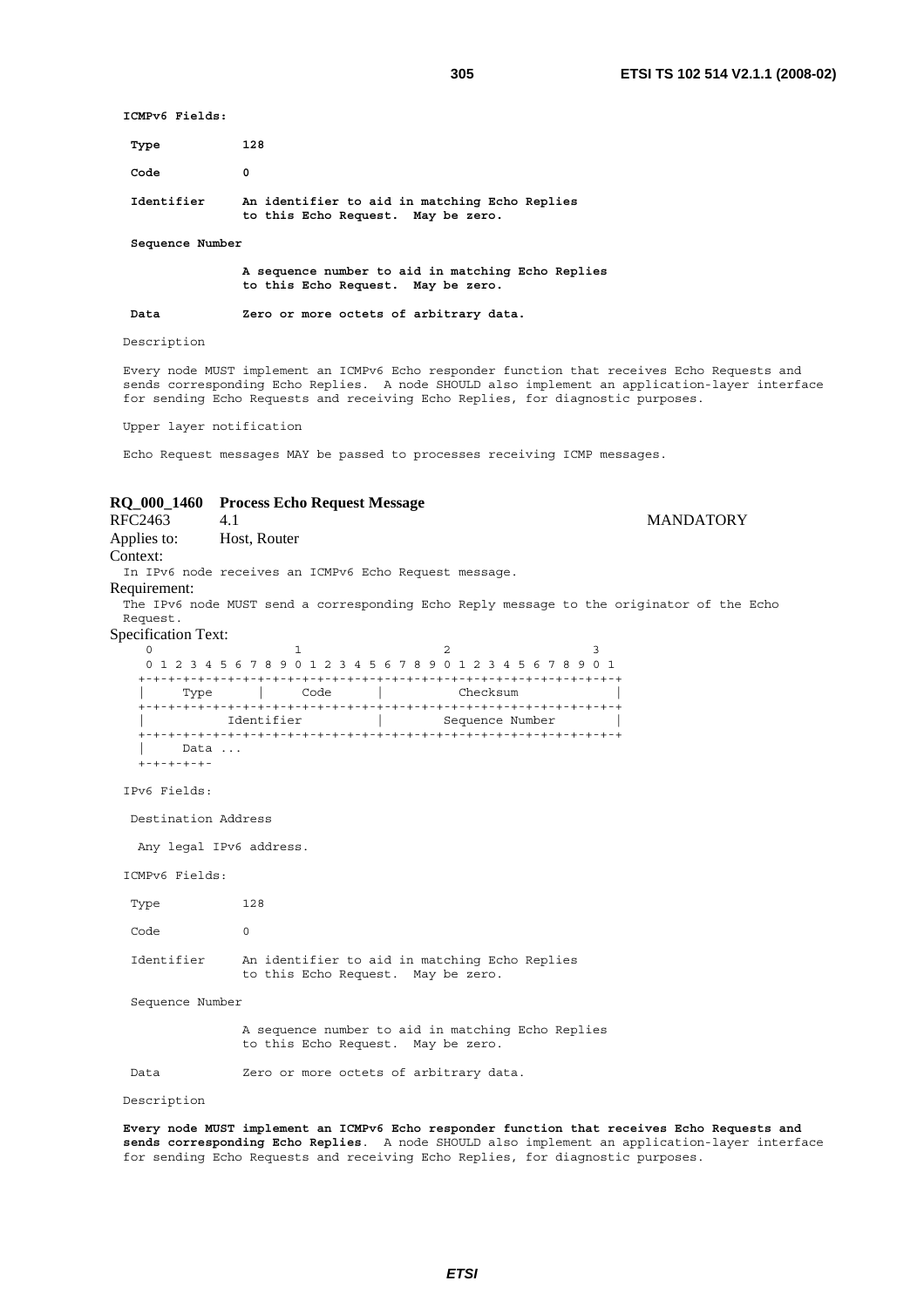**ICMPv6 Fields:**

```
 Type           128

 Code           0

 Identifier     An identifier to aid in matching Echo Replies
                to this Echo Request.  May be zero.

 Sequence Number

                A sequence number to aid in matching Echo Replies
                to this Echo Request.  May be zero.

 Data           Zero or more octets of arbitrary data.
```

Description

Every node MUST implement an ICMPv6 Echo responder function that receives Echo Requests and sends corresponding Echo Replies. A node SHOULD also implement an application-layer interface for sending Echo Requests and receiving Echo Replies, for diagnostic purposes.

Upper layer notification

Echo Request messages MAY be passed to processes receiving ICMP messages.

### RQ_000_1460 Process Echo Request Message

RFC2463 4.1 MANDATORY

Applies to: Host, Router

Context:

In IPv6 node receives an ICMPv6 Echo Request message.

Requirement:

The IPv6 node MUST send a corresponding Echo Reply message to the originator of the Echo Request.

Specification Text:

```
    0                   1                   2                   3
    0 1 2 3 4 5 6 7 8 9 0 1 2 3 4 5 6 7 8 9 0 1 2 3 4 5 6 7 8 9 0 1
   +-+-+-+-+-+-+-+-+-+-+-+-+-+-+-+-+-+-+-+-+-+-+-+-+-+-+-+-+-+-+-+-+
   |     Type      |     Code      |          Checksum             |
   +-+-+-+-+-+-+-+-+-+-+-+-+-+-+-+-+-+-+-+-+-+-+-+-+-+-+-+-+-+-+-+-+
   |           Identifier          |        Sequence Number        |
   +-+-+-+-+-+-+-+-+-+-+-+-+-+-+-+-+-+-+-+-+-+-+-+-+-+-+-+-+-+-+-+-+
   |     Data ...
   +-+-+-+-+-
```

```
IPv6 Fields:

 Destination Address

  Any legal IPv6 address.

ICMPv6 Fields:

 Type           128

 Code           0

 Identifier     An identifier to aid in matching Echo Replies
                to this Echo Request.  May be zero.

 Sequence Number

                A sequence number to aid in matching Echo Replies
                to this Echo Request.  May be zero.

 Data           Zero or more octets of arbitrary data.
```

Description

**Every node MUST implement an ICMPv6 Echo responder function that receives Echo Requests and sends corresponding Echo Replies**. A node SHOULD also implement an application-layer interface for sending Echo Requests and receiving Echo Replies, for diagnostic purposes.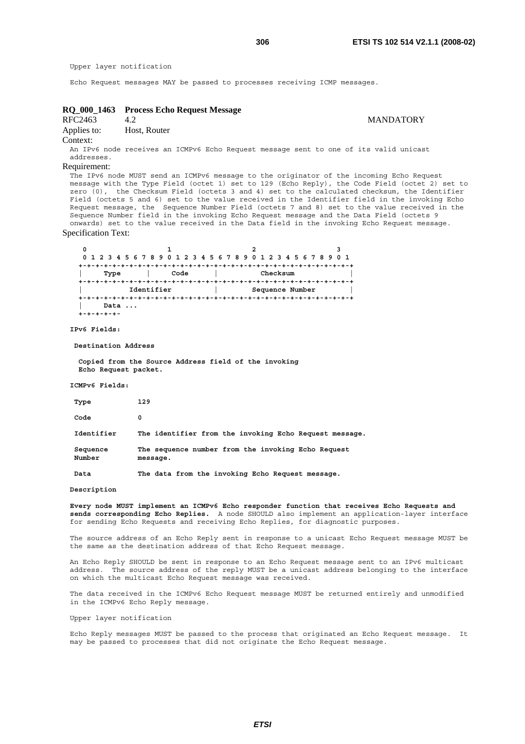Upper layer notification

Echo Request messages MAY be passed to processes receiving ICMP messages.

### RQ_000_1463 Process Echo Request Message

RFC2463 4.2 MANDATORY

Applies to: Host, Router

Context:

An IPv6 node receives an ICMPv6 Echo Request message sent to one of its valid unicast addresses.

Requirement:

The IPv6 node MUST send an ICMPv6 message to the originator of the incoming Echo Request message with the Type Field (octet 1) set to 129 (Echo Reply), the Code Field (octet 2) set to zero (0), the Checksum Field (octets 3 and 4) set to the calculated checksum, the Identifier Field (octets 5 and 6) set to the value received in the Identifier field in the invoking Echo Request message, the Sequence Number Field (octets 7 and 8) set to the value received in the Sequence Number field in the invoking Echo Request message and the Data Field (octets 9 onwards) set to the value received in the Data field in the invoking Echo Request message.

Specification Text:

```
 0                   1                   2                   3
 0 1 2 3 4 5 6 7 8 9 0 1 2 3 4 5 6 7 8 9 0 1 2 3 4 5 6 7 8 9 0 1
+-+-+-+-+-+-+-+-+-+-+-+-+-+-+-+-+-+-+-+-+-+-+-+-+-+-+-+-+-+-+-+-+
|     Type      |     Code      |          Checksum             |
+-+-+-+-+-+-+-+-+-+-+-+-+-+-+-+-+-+-+-+-+-+-+-+-+-+-+-+-+-+-+-+-+
|           Identifier          |        Sequence Number        |
+-+-+-+-+-+-+-+-+-+-+-+-+-+-+-+-+-+-+-+-+-+-+-+-+-+-+-+-+-+-+-+-+
|     Data ...
+-+-+-+-+-
```

**IPv6 Fields:**

**Destination Address**

**Copied from the Source Address field of the invoking Echo Request packet.**

**ICMPv6 Fields:**

| | |
|---|---|
| **Type** | **129** |
| **Code** | **0** |
| **Identifier** | **The identifier from the invoking Echo Request message.** |
| **Sequence Number** | **The sequence number from the invoking Echo Request message.** |
| **Data** | **The data from the invoking Echo Request message.** |

**Description**

**Every node MUST implement an ICMPv6 Echo responder function that receives Echo Requests and sends corresponding Echo Replies.** A node SHOULD also implement an application-layer interface for sending Echo Requests and receiving Echo Replies, for diagnostic purposes.

The source address of an Echo Reply sent in response to a unicast Echo Request message MUST be the same as the destination address of that Echo Request message.

An Echo Reply SHOULD be sent in response to an Echo Request message sent to an IPv6 multicast address. The source address of the reply MUST be a unicast address belonging to the interface on which the multicast Echo Request message was received.

The data received in the ICMPv6 Echo Request message MUST be returned entirely and unmodified in the ICMPv6 Echo Reply message.

Upper layer notification

Echo Reply messages MUST be passed to the process that originated an Echo Request message. It may be passed to processes that did not originate the Echo Request message.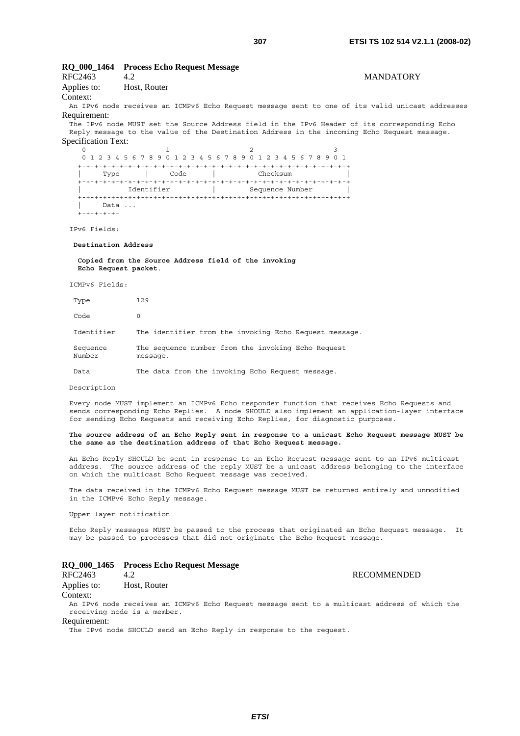## RQ_000_1464 Process Echo Request Message

RFC2463 4.2 MANDATORY

Applies to: Host, Router

Context:

An IPv6 node receives an ICMPv6 Echo Request message sent to one of its valid unicast addresses

Requirement:

The IPv6 node MUST set the Source Address field in the IPv6 Header of its corresponding Echo Reply message to the value of the Destination Address in the incoming Echo Request message.

Specification Text:

```
 0                   1                   2                   3
 0 1 2 3 4 5 6 7 8 9 0 1 2 3 4 5 6 7 8 9 0 1 2 3 4 5 6 7 8 9 0 1
+-+-+-+-+-+-+-+-+-+-+-+-+-+-+-+-+-+-+-+-+-+-+-+-+-+-+-+-+-+-+-+-+
|     Type      |     Code      |          Checksum             |
+-+-+-+-+-+-+-+-+-+-+-+-+-+-+-+-+-+-+-+-+-+-+-+-+-+-+-+-+-+-+-+-+
|           Identifier          |        Sequence Number        |
+-+-+-+-+-+-+-+-+-+-+-+-+-+-+-+-+-+-+-+-+-+-+-+-+-+-+-+-+-+-+-+-+
|     Data ...
+-+-+-+-+-
```

IPv6 Fields:

**Destination Address**

**Copied from the Source Address field of the invoking Echo Request packet.**

ICMPv6 Fields:

| | |
|---|---|
| Type | 129 |
| Code | 0 |
| Identifier | The identifier from the invoking Echo Request message. |
| Sequence Number | The sequence number from the invoking Echo Request message. |
| Data | The data from the invoking Echo Request message. |

Description

Every node MUST implement an ICMPv6 Echo responder function that receives Echo Requests and sends corresponding Echo Replies. A node SHOULD also implement an application-layer interface for sending Echo Requests and receiving Echo Replies, for diagnostic purposes.

**The source address of an Echo Reply sent in response to a unicast Echo Request message MUST be the same as the destination address of that Echo Request message.**

An Echo Reply SHOULD be sent in response to an Echo Request message sent to an IPv6 multicast address. The source address of the reply MUST be a unicast address belonging to the interface on which the multicast Echo Request message was received.

The data received in the ICMPv6 Echo Request message MUST be returned entirely and unmodified in the ICMPv6 Echo Reply message.

Upper layer notification

Echo Reply messages MUST be passed to the process that originated an Echo Request message. It may be passed to processes that did not originate the Echo Request message.

## RQ_000_1465 Process Echo Request Message

RFC2463 4.2 RECOMMENDED

Applies to: Host, Router

Context:

An IPv6 node receives an ICMPv6 Echo Request message sent to a multicast address of which the receiving node is a member.

Requirement:

The IPv6 node SHOULD send an Echo Reply in response to the request.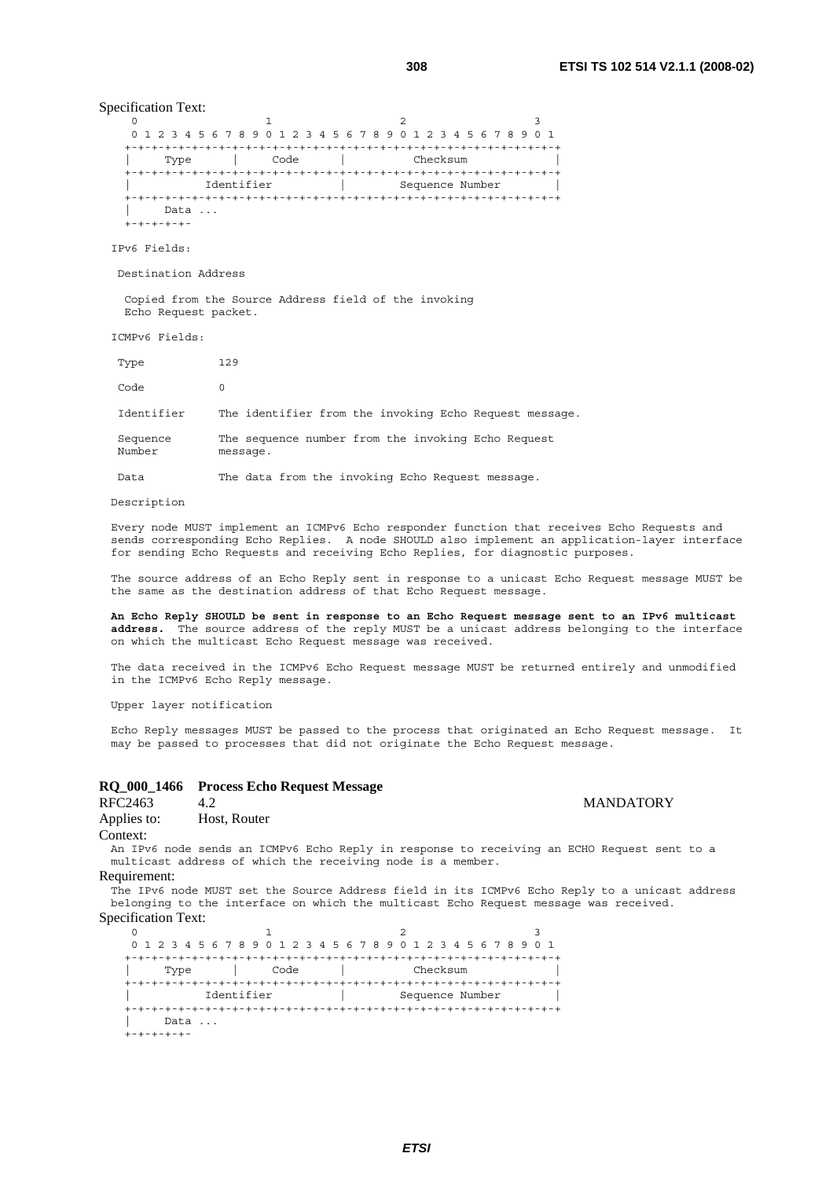Specification Text:

```
   0                   1                   2                   3
   0 1 2 3 4 5 6 7 8 9 0 1 2 3 4 5 6 7 8 9 0 1 2 3 4 5 6 7 8 9 0 1
  +-+-+-+-+-+-+-+-+-+-+-+-+-+-+-+-+-+-+-+-+-+-+-+-+-+-+-+-+-+-+-+-+
  |     Type      |     Code      |          Checksum             |
  +-+-+-+-+-+-+-+-+-+-+-+-+-+-+-+-+-+-+-+-+-+-+-+-+-+-+-+-+-+-+-+-+
  |           Identifier          |        Sequence Number        |
  +-+-+-+-+-+-+-+-+-+-+-+-+-+-+-+-+-+-+-+-+-+-+-+-+-+-+-+-+-+-+-+-+
  |     Data ...
  +-+-+-+-+-
```

IPv6 Fields:

Destination Address

Copied from the Source Address field of the invoking Echo Request packet.

ICMPv6 Fields:

| | |
|---|---|
| Type | 129 |
| Code | 0 |
| Identifier | The identifier from the invoking Echo Request message. |
| Sequence Number | The sequence number from the invoking Echo Request message. |
| Data | The data from the invoking Echo Request message. |

Description

Every node MUST implement an ICMPv6 Echo responder function that receives Echo Requests and sends corresponding Echo Replies. A node SHOULD also implement an application-layer interface for sending Echo Requests and receiving Echo Replies, for diagnostic purposes.

The source address of an Echo Reply sent in response to a unicast Echo Request message MUST be the same as the destination address of that Echo Request message.

**An Echo Reply SHOULD be sent in response to an Echo Request message sent to an IPv6 multicast address.** The source address of the reply MUST be a unicast address belonging to the interface on which the multicast Echo Request message was received.

The data received in the ICMPv6 Echo Request message MUST be returned entirely and unmodified in the ICMPv6 Echo Reply message.

Upper layer notification

Echo Reply messages MUST be passed to the process that originated an Echo Request message. It may be passed to processes that did not originate the Echo Request message.

### RQ_000_1466 Process Echo Request Message

RFC2463 4.2 MANDATORY

Applies to: Host, Router

Context:

An IPv6 node sends an ICMPv6 Echo Reply in response to receiving an ECHO Request sent to a multicast address of which the receiving node is a member.

Requirement:

The IPv6 node MUST set the Source Address field in its ICMPv6 Echo Reply to a unicast address belonging to the interface on which the multicast Echo Request message was received.

Specification Text:

```
   0                   1                   2                   3
   0 1 2 3 4 5 6 7 8 9 0 1 2 3 4 5 6 7 8 9 0 1 2 3 4 5 6 7 8 9 0 1
  +-+-+-+-+-+-+-+-+-+-+-+-+-+-+-+-+-+-+-+-+-+-+-+-+-+-+-+-+-+-+-+-+
  |     Type      |     Code      |          Checksum             |
  +-+-+-+-+-+-+-+-+-+-+-+-+-+-+-+-+-+-+-+-+-+-+-+-+-+-+-+-+-+-+-+-+
  |           Identifier          |        Sequence Number        |
  +-+-+-+-+-+-+-+-+-+-+-+-+-+-+-+-+-+-+-+-+-+-+-+-+-+-+-+-+-+-+-+-+
  |     Data ...
  +-+-+-+-+-
```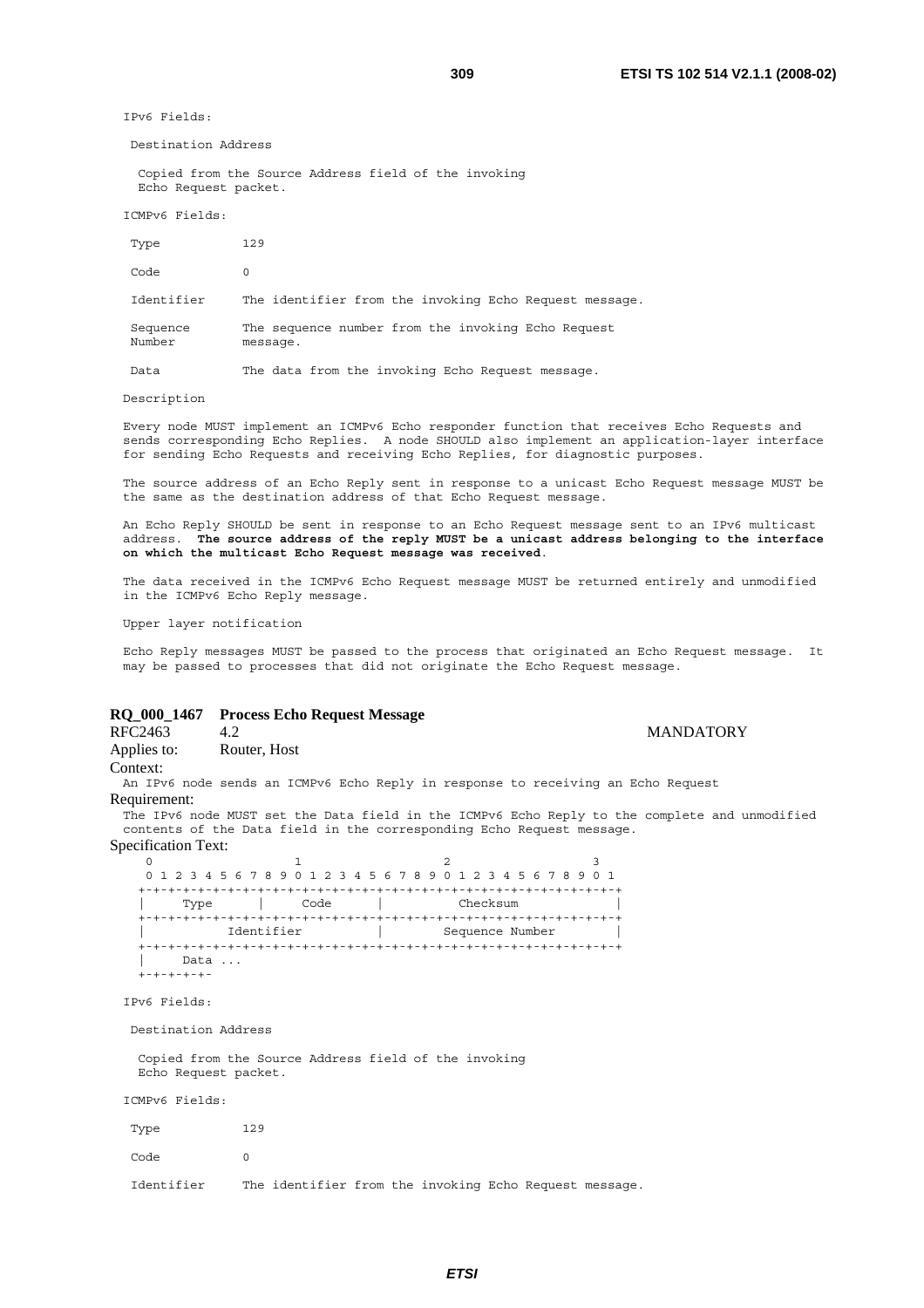```
IPv6 Fields:

 Destination Address

   Copied from the Source Address field of the invoking
   Echo Request packet.

ICMPv6 Fields:

 Type           129

 Code           0

 Identifier     The identifier from the invoking Echo Request message.

 Sequence       The sequence number from the invoking Echo Request
 Number         message.

 Data           The data from the invoking Echo Request message.
```

Description

Every node MUST implement an ICMPv6 Echo responder function that receives Echo Requests and sends corresponding Echo Replies. A node SHOULD also implement an application-layer interface for sending Echo Requests and receiving Echo Replies, for diagnostic purposes.

The source address of an Echo Reply sent in response to a unicast Echo Request message MUST be the same as the destination address of that Echo Request message.

An Echo Reply SHOULD be sent in response to an Echo Request message sent to an IPv6 multicast address. **The source address of the reply MUST be a unicast address belonging to the interface on which the multicast Echo Request message was received**.

The data received in the ICMPv6 Echo Request message MUST be returned entirely and unmodified in the ICMPv6 Echo Reply message.

Upper layer notification

Echo Reply messages MUST be passed to the process that originated an Echo Request message. It may be passed to processes that did not originate the Echo Request message.

## RQ_000_1467 Process Echo Request Message

RFC2463 4.2 MANDATORY

Applies to: Router, Host

Context:

An IPv6 node sends an ICMPv6 Echo Reply in response to receiving an Echo Request

Requirement:

The IPv6 node MUST set the Data field in the ICMPv6 Echo Reply to the complete and unmodified contents of the Data field in the corresponding Echo Request message.

Specification Text:

```
    0                   1                   2                   3
    0 1 2 3 4 5 6 7 8 9 0 1 2 3 4 5 6 7 8 9 0 1 2 3 4 5 6 7 8 9 0 1
   +-+-+-+-+-+-+-+-+-+-+-+-+-+-+-+-+-+-+-+-+-+-+-+-+-+-+-+-+-+-+-+-+
   |     Type      |     Code      |          Checksum             |
   +-+-+-+-+-+-+-+-+-+-+-+-+-+-+-+-+-+-+-+-+-+-+-+-+-+-+-+-+-+-+-+-+
   |           Identifier          |        Sequence Number        |
   +-+-+-+-+-+-+-+-+-+-+-+-+-+-+-+-+-+-+-+-+-+-+-+-+-+-+-+-+-+-+-+-+
   |     Data ...
   +-+-+-+-+-

IPv6 Fields:

 Destination Address

   Copied from the Source Address field of the invoking
   Echo Request packet.

ICMPv6 Fields:

 Type           129

 Code           0

 Identifier     The identifier from the invoking Echo Request message.
```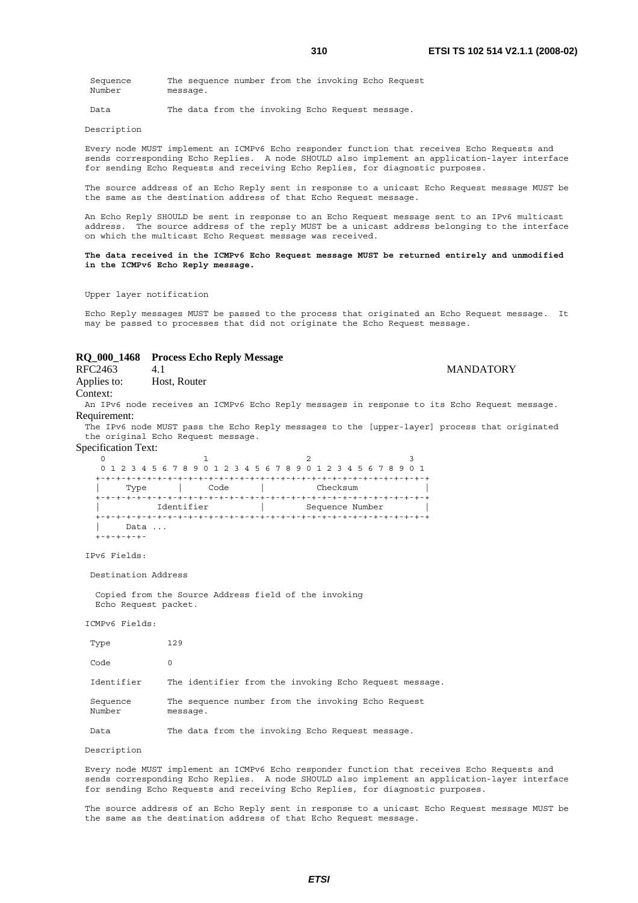Sequence Number The sequence number from the invoking Echo Request message.

Data The data from the invoking Echo Request message.

Description

Every node MUST implement an ICMPv6 Echo responder function that receives Echo Requests and sends corresponding Echo Replies. A node SHOULD also implement an application-layer interface for sending Echo Requests and receiving Echo Replies, for diagnostic purposes.

The source address of an Echo Reply sent in response to a unicast Echo Request message MUST be the same as the destination address of that Echo Request message.

An Echo Reply SHOULD be sent in response to an Echo Request message sent to an IPv6 multicast address. The source address of the reply MUST be a unicast address belonging to the interface on which the multicast Echo Request message was received.

**The data received in the ICMPv6 Echo Request message MUST be returned entirely and unmodified in the ICMPv6 Echo Reply message.**

Upper layer notification

Echo Reply messages MUST be passed to the process that originated an Echo Request message. It may be passed to processes that did not originate the Echo Request message.

**RQ_000_1468 Process Echo Reply Message**

RFC2463 4.1 MANDATORY

Applies to: Host, Router

Context:

An IPv6 node receives an ICMPv6 Echo Reply messages in response to its Echo Request message.

Requirement:

The IPv6 node MUST pass the Echo Reply messages to the [upper-layer] process that originated the original Echo Request message.

Specification Text:

```
 0                   1                   2                   3
 0 1 2 3 4 5 6 7 8 9 0 1 2 3 4 5 6 7 8 9 0 1 2 3 4 5 6 7 8 9 0 1
+-+-+-+-+-+-+-+-+-+-+-+-+-+-+-+-+-+-+-+-+-+-+-+-+-+-+-+-+-+-+-+-+
|     Type      |     Code      |          Checksum             |
+-+-+-+-+-+-+-+-+-+-+-+-+-+-+-+-+-+-+-+-+-+-+-+-+-+-+-+-+-+-+-+-+
|           Identifier          |        Sequence Number        |
+-+-+-+-+-+-+-+-+-+-+-+-+-+-+-+-+-+-+-+-+-+-+-+-+-+-+-+-+-+-+-+-+
|     Data ...
+-+-+-+-+-
```

IPv6 Fields:

Destination Address

Copied from the Source Address field of the invoking Echo Request packet.

ICMPv6 Fields:

Type 129

Code 0

Identifier The identifier from the invoking Echo Request message.

Sequence Number The sequence number from the invoking Echo Request message.

Data The data from the invoking Echo Request message.

Description

Every node MUST implement an ICMPv6 Echo responder function that receives Echo Requests and sends corresponding Echo Replies. A node SHOULD also implement an application-layer interface for sending Echo Requests and receiving Echo Replies, for diagnostic purposes.

The source address of an Echo Reply sent in response to a unicast Echo Request message MUST be the same as the destination address of that Echo Request message.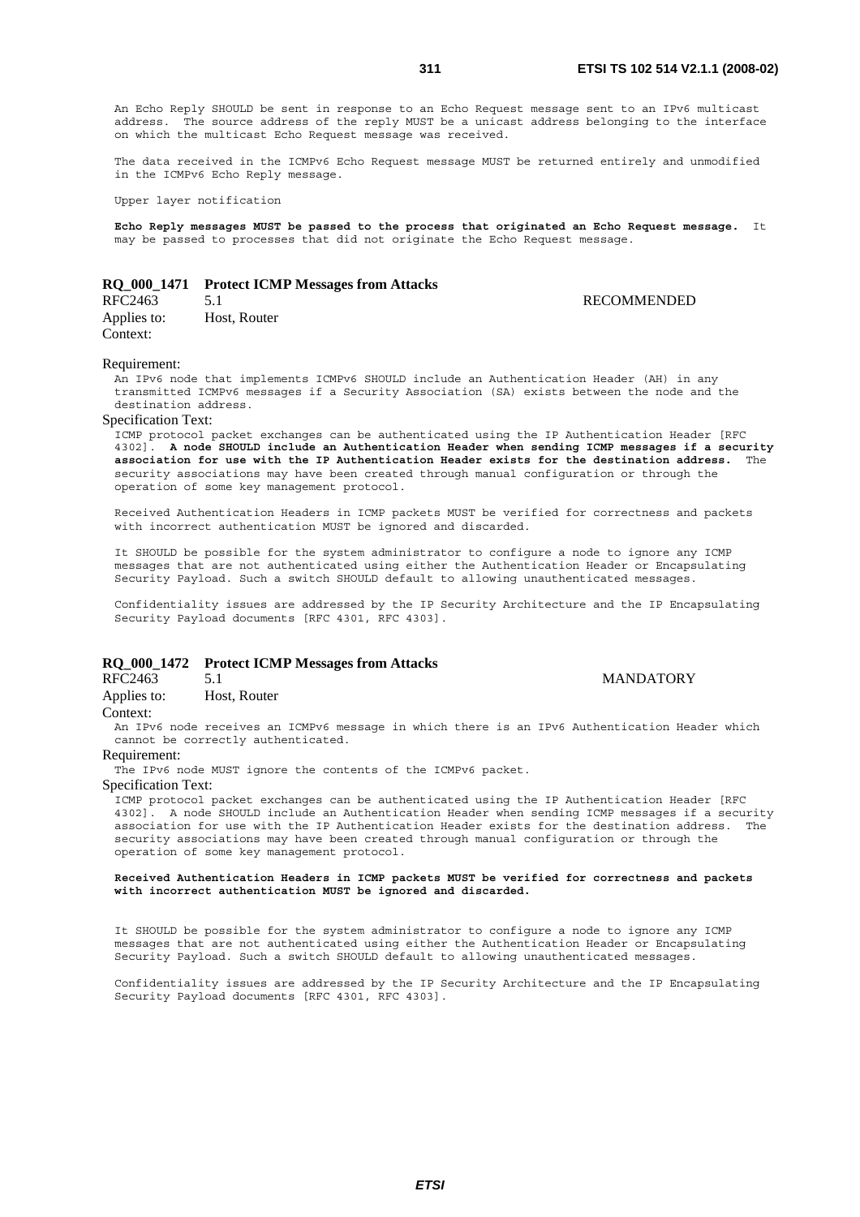An Echo Reply SHOULD be sent in response to an Echo Request message sent to an IPv6 multicast address. The source address of the reply MUST be a unicast address belonging to the interface on which the multicast Echo Request message was received.

The data received in the ICMPv6 Echo Request message MUST be returned entirely and unmodified in the ICMPv6 Echo Reply message.

Upper layer notification

**Echo Reply messages MUST be passed to the process that originated an Echo Request message.** It may be passed to processes that did not originate the Echo Request message.

### RQ_000_1471 Protect ICMP Messages from Attacks

RFC2463 5.1 RECOMMENDED

Applies to: Host, Router

Context:

Requirement:

An IPv6 node that implements ICMPv6 SHOULD include an Authentication Header (AH) in any transmitted ICMPv6 messages if a Security Association (SA) exists between the node and the destination address.

Specification Text:

ICMP protocol packet exchanges can be authenticated using the IP Authentication Header [RFC 4302]. **A node SHOULD include an Authentication Header when sending ICMP messages if a security association for use with the IP Authentication Header exists for the destination address.** The security associations may have been created through manual configuration or through the operation of some key management protocol.

Received Authentication Headers in ICMP packets MUST be verified for correctness and packets with incorrect authentication MUST be ignored and discarded.

It SHOULD be possible for the system administrator to configure a node to ignore any ICMP messages that are not authenticated using either the Authentication Header or Encapsulating Security Payload. Such a switch SHOULD default to allowing unauthenticated messages.

Confidentiality issues are addressed by the IP Security Architecture and the IP Encapsulating Security Payload documents [RFC 4301, RFC 4303].

### RQ_000_1472 Protect ICMP Messages from Attacks

RFC2463 5.1 MANDATORY

Applies to: Host, Router

Context:

An IPv6 node receives an ICMPv6 message in which there is an IPv6 Authentication Header which cannot be correctly authenticated.

Requirement:

The IPv6 node MUST ignore the contents of the ICMPv6 packet.

Specification Text:

ICMP protocol packet exchanges can be authenticated using the IP Authentication Header [RFC 4302]. A node SHOULD include an Authentication Header when sending ICMP messages if a security association for use with the IP Authentication Header exists for the destination address. The security associations may have been created through manual configuration or through the operation of some key management protocol.

**Received Authentication Headers in ICMP packets MUST be verified for correctness and packets with incorrect authentication MUST be ignored and discarded.**

It SHOULD be possible for the system administrator to configure a node to ignore any ICMP messages that are not authenticated using either the Authentication Header or Encapsulating Security Payload. Such a switch SHOULD default to allowing unauthenticated messages.

Confidentiality issues are addressed by the IP Security Architecture and the IP Encapsulating Security Payload documents [RFC 4301, RFC 4303].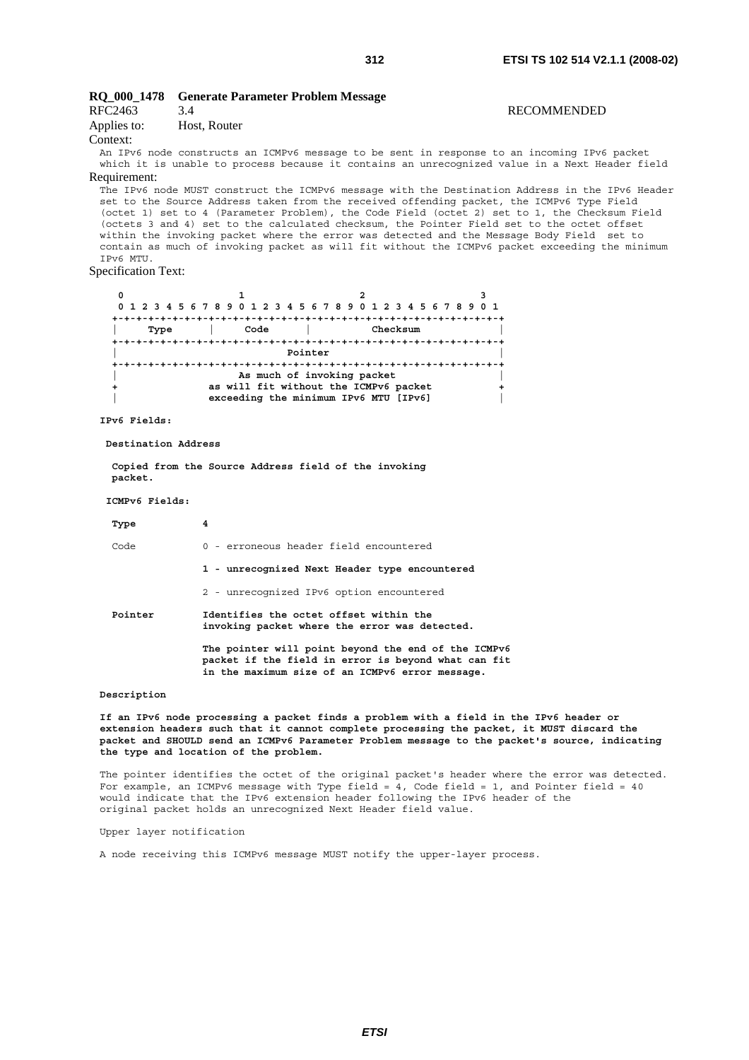**RQ_000_1478 Generate Parameter Problem Message**

RFC2463 3.4 RECOMMENDED

Applies to: Host, Router

Context:

An IPv6 node constructs an ICMPv6 message to be sent in response to an incoming IPv6 packet which it is unable to process because it contains an unrecognized value in a Next Header field

Requirement:

The IPv6 node MUST construct the ICMPv6 message with the Destination Address in the IPv6 Header set to the Source Address taken from the received offending packet, the ICMPv6 Type Field (octet 1) set to 4 (Parameter Problem), the Code Field (octet 2) set to 1, the Checksum Field (octets 3 and 4) set to the calculated checksum, the Pointer Field set to the octet offset within the invoking packet where the error was detected and the Message Body Field set to contain as much of invoking packet as will fit without the ICMPv6 packet exceeding the minimum IPv6 MTU.

Specification Text:

```
 0                   1                   2                   3
 0 1 2 3 4 5 6 7 8 9 0 1 2 3 4 5 6 7 8 9 0 1 2 3 4 5 6 7 8 9 0 1
+-+-+-+-+-+-+-+-+-+-+-+-+-+-+-+-+-+-+-+-+-+-+-+-+-+-+-+-+-+-+-+-+
|     Type      |     Code      |          Checksum             |
+-+-+-+-+-+-+-+-+-+-+-+-+-+-+-+-+-+-+-+-+-+-+-+-+-+-+-+-+-+-+-+-+
|                            Pointer                            |
+-+-+-+-+-+-+-+-+-+-+-+-+-+-+-+-+-+-+-+-+-+-+-+-+-+-+-+-+-+-+-+-+
|                    As much of invoking packet                 |
+               as will fit without the ICMPv6 packet           +
|               exceeding the minimum IPv6 MTU [IPv6]           |
```

**IPv6 Fields:**

**Destination Address**

**Copied from the Source Address field of the invoking packet.**

**ICMPv6 Fields:**

**Type** **4**

Code 0 - erroneous header field encountered

**1 - unrecognized Next Header type encountered**

2 - unrecognized IPv6 option encountered

**Pointer** **Identifies the octet offset within the invoking packet where the error was detected.**

**The pointer will point beyond the end of the ICMPv6 packet if the field in error is beyond what can fit in the maximum size of an ICMPv6 error message.**

**Description**

**If an IPv6 node processing a packet finds a problem with a field in the IPv6 header or extension headers such that it cannot complete processing the packet, it MUST discard the packet and SHOULD send an ICMPv6 Parameter Problem message to the packet's source, indicating the type and location of the problem.**

The pointer identifies the octet of the original packet's header where the error was detected. For example, an ICMPv6 message with Type field = 4, Code field = 1, and Pointer field = 40 would indicate that the IPv6 extension header following the IPv6 header of the original packet holds an unrecognized Next Header field value.

Upper layer notification

A node receiving this ICMPv6 message MUST notify the upper-layer process.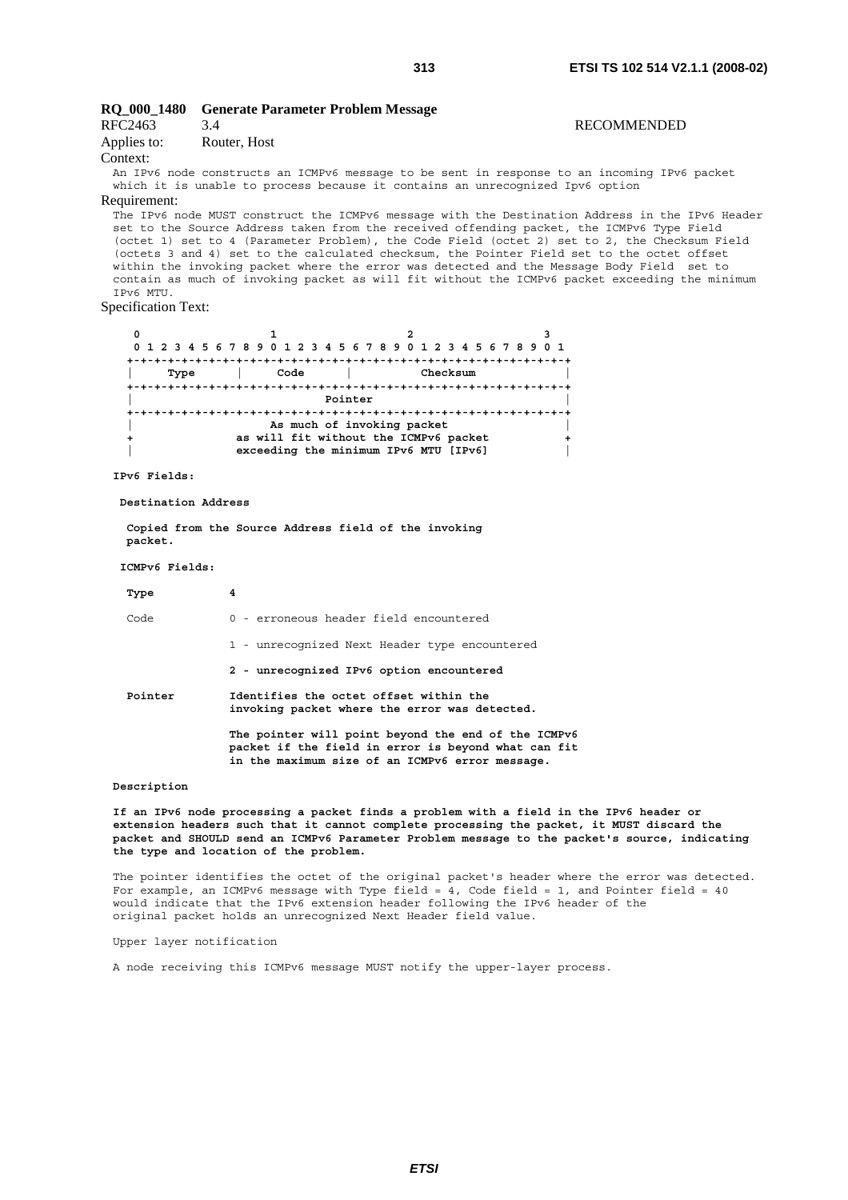### RQ_000_1480 Generate Parameter Problem Message

RFC2463 3.4 RECOMMENDED

Applies to: Router, Host

Context:

An IPv6 node constructs an ICMPv6 message to be sent in response to an incoming IPv6 packet which it is unable to process because it contains an unrecognized Ipv6 option

Requirement:

The IPv6 node MUST construct the ICMPv6 message with the Destination Address in the IPv6 Header set to the Source Address taken from the received offending packet, the ICMPv6 Type Field (octet 1) set to 4 (Parameter Problem), the Code Field (octet 2) set to 2, the Checksum Field (octets 3 and 4) set to the calculated checksum, the Pointer Field set to the octet offset within the invoking packet where the error was detected and the Message Body Field set to contain as much of invoking packet as will fit without the ICMPv6 packet exceeding the minimum IPv6 MTU.

Specification Text:

```
 0                   1                   2                   3
 0 1 2 3 4 5 6 7 8 9 0 1 2 3 4 5 6 7 8 9 0 1 2 3 4 5 6 7 8 9 0 1
+-+-+-+-+-+-+-+-+-+-+-+-+-+-+-+-+-+-+-+-+-+-+-+-+-+-+-+-+-+-+-+-+
|     Type      |     Code      |          Checksum             |
+-+-+-+-+-+-+-+-+-+-+-+-+-+-+-+-+-+-+-+-+-+-+-+-+-+-+-+-+-+-+-+-+
|                            Pointer                            |
+-+-+-+-+-+-+-+-+-+-+-+-+-+-+-+-+-+-+-+-+-+-+-+-+-+-+-+-+-+-+-+-+
|                   As much of invoking packet                  |
+               as will fit without the ICMPv6 packet           +
|               exceeding the minimum IPv6 MTU [IPv6]           |
```

**IPv6 Fields:**

**Destination Address**

**Copied from the Source Address field of the invoking packet.**

**ICMPv6 Fields:**

**Type** **4**

Code 0 - erroneous header field encountered

1 - unrecognized Next Header type encountered

**2 - unrecognized IPv6 option encountered**

**Pointer** **Identifies the octet offset within the invoking packet where the error was detected.**

**The pointer will point beyond the end of the ICMPv6 packet if the field in error is beyond what can fit in the maximum size of an ICMPv6 error message.**

**Description**

**If an IPv6 node processing a packet finds a problem with a field in the IPv6 header or extension headers such that it cannot complete processing the packet, it MUST discard the packet and SHOULD send an ICMPv6 Parameter Problem message to the packet's source, indicating the type and location of the problem.**

The pointer identifies the octet of the original packet's header where the error was detected. For example, an ICMPv6 message with Type field = 4, Code field = 1, and Pointer field = 40 would indicate that the IPv6 extension header following the IPv6 header of the original packet holds an unrecognized Next Header field value.

Upper layer notification

A node receiving this ICMPv6 message MUST notify the upper-layer process.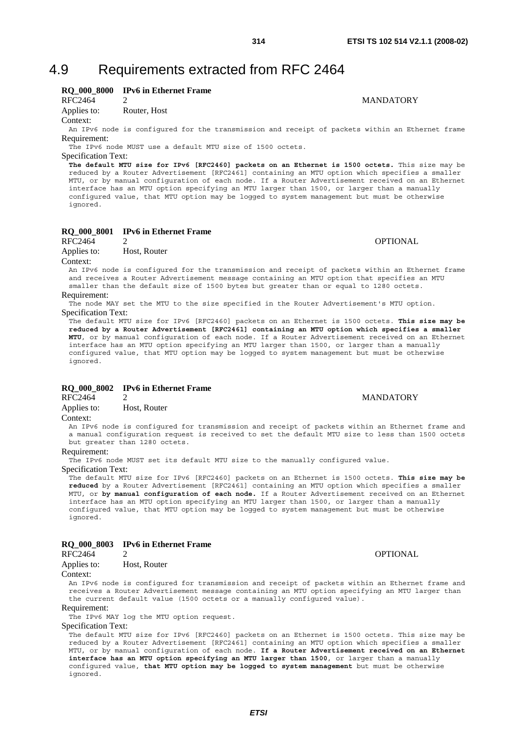# 4.9 Requirements extracted from RFC 2464

**RQ_000_8000 IPv6 in Ethernet Frame**

RFC2464 2 MANDATORY

Applies to: Router, Host

Context:

An IPv6 node is configured for the transmission and receipt of packets within an Ethernet frame

Requirement:

The IPv6 node MUST use a default MTU size of 1500 octets.

Specification Text:

**The default MTU size for IPv6 [RFC2460] packets on an Ethernet is 1500 octets.** This size may be reduced by a Router Advertisement [RFC2461] containing an MTU option which specifies a smaller MTU, or by manual configuration of each node. If a Router Advertisement received on an Ethernet interface has an MTU option specifying an MTU larger than 1500, or larger than a manually configured value, that MTU option may be logged to system management but must be otherwise ignored.

**RQ_000_8001 IPv6 in Ethernet Frame**

RFC2464 2 OPTIONAL

Applies to: Host, Router

Context:

An IPv6 node is configured for the transmission and receipt of packets within an Ethernet frame and receives a Router Advertisement message containing an MTU option that specifies an MTU smaller than the default size of 1500 bytes but greater than or equal to 1280 octets.

Requirement:

The node MAY set the MTU to the size specified in the Router Advertisement's MTU option.

Specification Text:

The default MTU size for IPv6 [RFC2460] packets on an Ethernet is 1500 octets. **This size may be reduced by a Router Advertisement [RFC2461] containing an MTU option which specifies a smaller MTU**, or by manual configuration of each node. If a Router Advertisement received on an Ethernet interface has an MTU option specifying an MTU larger than 1500, or larger than a manually configured value, that MTU option may be logged to system management but must be otherwise ignored.

**RQ_000_8002 IPv6 in Ethernet Frame**

RFC2464 2 MANDATORY

Applies to: Host, Router

Context:

An IPv6 node is configured for transmission and receipt of packets within an Ethernet frame and a manual configuration request is received to set the default MTU size to less than 1500 octets but greater than 1280 octets.

Requirement:

The IPv6 node MUST set its default MTU size to the manually configured value.

Specification Text:

The default MTU size for IPv6 [RFC2460] packets on an Ethernet is 1500 octets. **This size may be reduced** by a Router Advertisement [RFC2461] containing an MTU option which specifies a smaller MTU, or **by manual configuration of each node.** If a Router Advertisement received on an Ethernet interface has an MTU option specifying an MTU larger than 1500, or larger than a manually configured value, that MTU option may be logged to system management but must be otherwise ignored.

**RQ_000_8003 IPv6 in Ethernet Frame**

RFC2464 2 OPTIONAL

Applies to: Host, Router

Context:

An IPv6 node is configured for transmission and receipt of packets within an Ethernet frame and receives a Router Advertisement message containing an MTU option specifying an MTU larger than the current default value (1500 octets or a manually configured value).

Requirement:

The IPv6 MAY log the MTU option request.

Specification Text:

The default MTU size for IPv6 [RFC2460] packets on an Ethernet is 1500 octets. This size may be reduced by a Router Advertisement [RFC2461] containing an MTU option which specifies a smaller MTU, or by manual configuration of each node. **If a Router Advertisement received on an Ethernet interface has an MTU option specifying an MTU larger than 1500**, or larger than a manually configured value, **that MTU option may be logged to system management** but must be otherwise ignored.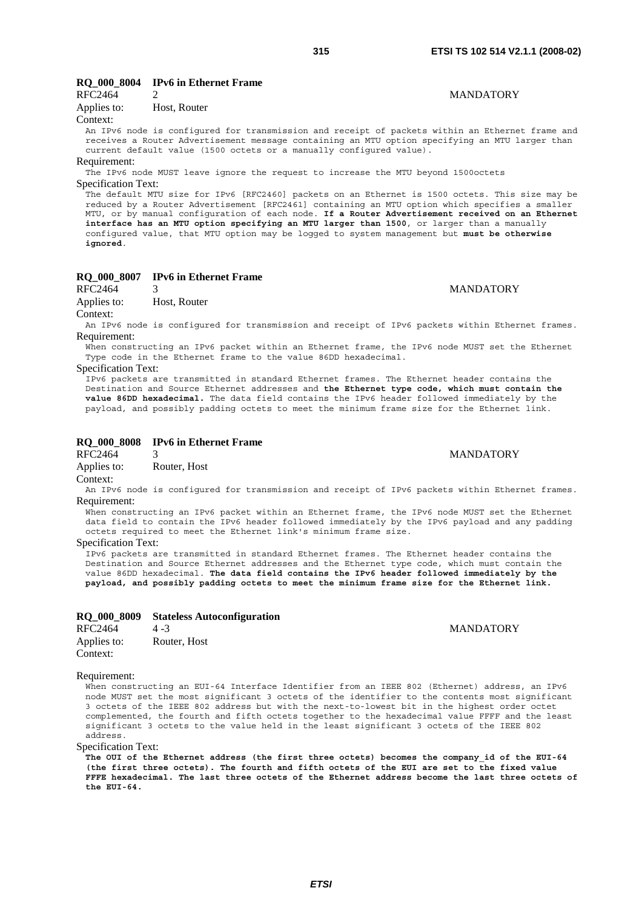**RQ_000_8004 IPv6 in Ethernet Frame**

RFC2464 2 MANDATORY

Applies to: Host, Router

Context:

An IPv6 node is configured for transmission and receipt of packets within an Ethernet frame and receives a Router Advertisement message containing an MTU option specifying an MTU larger than current default value (1500 octets or a manually configured value).

Requirement:

The IPv6 node MUST leave ignore the request to increase the MTU beyond 1500octets

Specification Text:

The default MTU size for IPv6 [RFC2460] packets on an Ethernet is 1500 octets. This size may be reduced by a Router Advertisement [RFC2461] containing an MTU option which specifies a smaller MTU, or by manual configuration of each node. **If a Router Advertisement received on an Ethernet interface has an MTU option specifying an MTU larger than 1500**, or larger than a manually configured value, that MTU option may be logged to system management but **must be otherwise ignored**.

**RQ_000_8007 IPv6 in Ethernet Frame**

RFC2464 3 MANDATORY

Applies to: Host, Router

Context:

An IPv6 node is configured for transmission and receipt of IPv6 packets within Ethernet frames.

Requirement:

When constructing an IPv6 packet within an Ethernet frame, the IPv6 node MUST set the Ethernet Type code in the Ethernet frame to the value 86DD hexadecimal.

Specification Text:

IPv6 packets are transmitted in standard Ethernet frames. The Ethernet header contains the Destination and Source Ethernet addresses and **the Ethernet type code, which must contain the value 86DD hexadecimal.** The data field contains the IPv6 header followed immediately by the payload, and possibly padding octets to meet the minimum frame size for the Ethernet link.

**RQ_000_8008 IPv6 in Ethernet Frame**

RFC2464 3 MANDATORY

Applies to: Router, Host

Context:

An IPv6 node is configured for transmission and receipt of IPv6 packets within Ethernet frames.

Requirement:

When constructing an IPv6 packet within an Ethernet frame, the IPv6 node MUST set the Ethernet data field to contain the IPv6 header followed immediately by the IPv6 payload and any padding octets required to meet the Ethernet link's minimum frame size.

Specification Text:

IPv6 packets are transmitted in standard Ethernet frames. The Ethernet header contains the Destination and Source Ethernet addresses and the Ethernet type code, which must contain the value 86DD hexadecimal. **The data field contains the IPv6 header followed immediately by the payload, and possibly padding octets to meet the minimum frame size for the Ethernet link.**

**RQ_000_8009 Stateless Autoconfiguration**

RFC2464 4 -3 MANDATORY

Applies to: Router, Host

Context:

Requirement:

When constructing an EUI-64 Interface Identifier from an IEEE 802 (Ethernet) address, an IPv6 node MUST set the most significant 3 octets of the identifier to the contents most significant 3 octets of the IEEE 802 address but with the next-to-lowest bit in the highest order octet complemented, the fourth and fifth octets together to the hexadecimal value FFFF and the least significant 3 octets to the value held in the least significant 3 octets of the IEEE 802 address.

Specification Text:

**The OUI of the Ethernet address (the first three octets) becomes the company_id of the EUI-64 (the first three octets). The fourth and fifth octets of the EUI are set to the fixed value FFFE hexadecimal. The last three octets of the Ethernet address become the last three octets of the EUI-64.**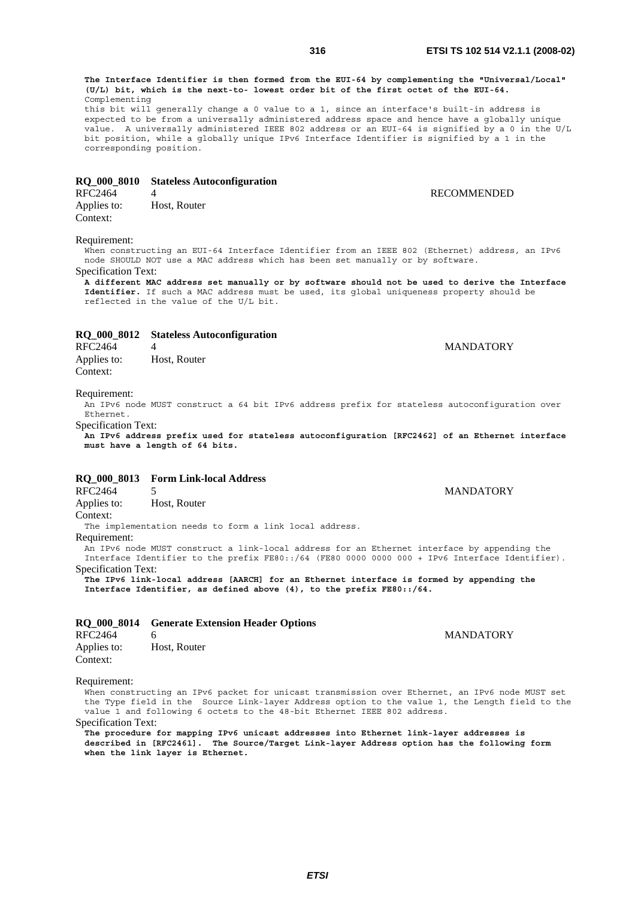**The Interface Identifier is then formed from the EUI-64 by complementing the "Universal/Local" (U/L) bit, which is the next-to- lowest order bit of the first octet of the EUI-64.** Complementing this bit will generally change a 0 value to a 1, since an interface's built-in address is expected to be from a universally administered address space and hence have a globally unique value. A universally administered IEEE 802 address or an EUI-64 is signified by a 0 in the U/L bit position, while a globally unique IPv6 Interface Identifier is signified by a 1 in the corresponding position.

### RQ_000_8010 Stateless Autoconfiguration

RFC2464 4 RECOMMENDED

Applies to: Host, Router

Context:

Requirement:

When constructing an EUI-64 Interface Identifier from an IEEE 802 (Ethernet) address, an IPv6 node SHOULD NOT use a MAC address which has been set manually or by software.

Specification Text:

**A different MAC address set manually or by software should not be used to derive the Interface Identifier.** If such a MAC address must be used, its global uniqueness property should be reflected in the value of the U/L bit.

### RQ_000_8012 Stateless Autoconfiguration

RFC2464 4 MANDATORY

Applies to: Host, Router

Context:

Requirement:

An IPv6 node MUST construct a 64 bit IPv6 address prefix for stateless autoconfiguration over Ethernet.

Specification Text:

**An IPv6 address prefix used for stateless autoconfiguration [RFC2462] of an Ethernet interface must have a length of 64 bits.**

### RQ_000_8013 Form Link-local Address

RFC2464 5 MANDATORY

Applies to: Host, Router

Context:

The implementation needs to form a link local address.

Requirement:

An IPv6 node MUST construct a link-local address for an Ethernet interface by appending the Interface Identifier to the prefix FE80::/64 (FE80 0000 0000 000 + IPv6 Interface Identifier).

Specification Text:

**The IPv6 link-local address [AARCH] for an Ethernet interface is formed by appending the Interface Identifier, as defined above (4), to the prefix FE80::/64.**

### RQ_000_8014 Generate Extension Header Options

RFC2464 6 MANDATORY

Applies to: Host, Router

Context:

Requirement:

When constructing an IPv6 packet for unicast transmission over Ethernet, an IPv6 node MUST set the Type field in the Source Link-layer Address option to the value 1, the Length field to the value 1 and following 6 octets to the 48-bit Ethernet IEEE 802 address.

Specification Text:

**The procedure for mapping IPv6 unicast addresses into Ethernet link-layer addresses is described in [RFC2461]. The Source/Target Link-layer Address option has the following form when the link layer is Ethernet.**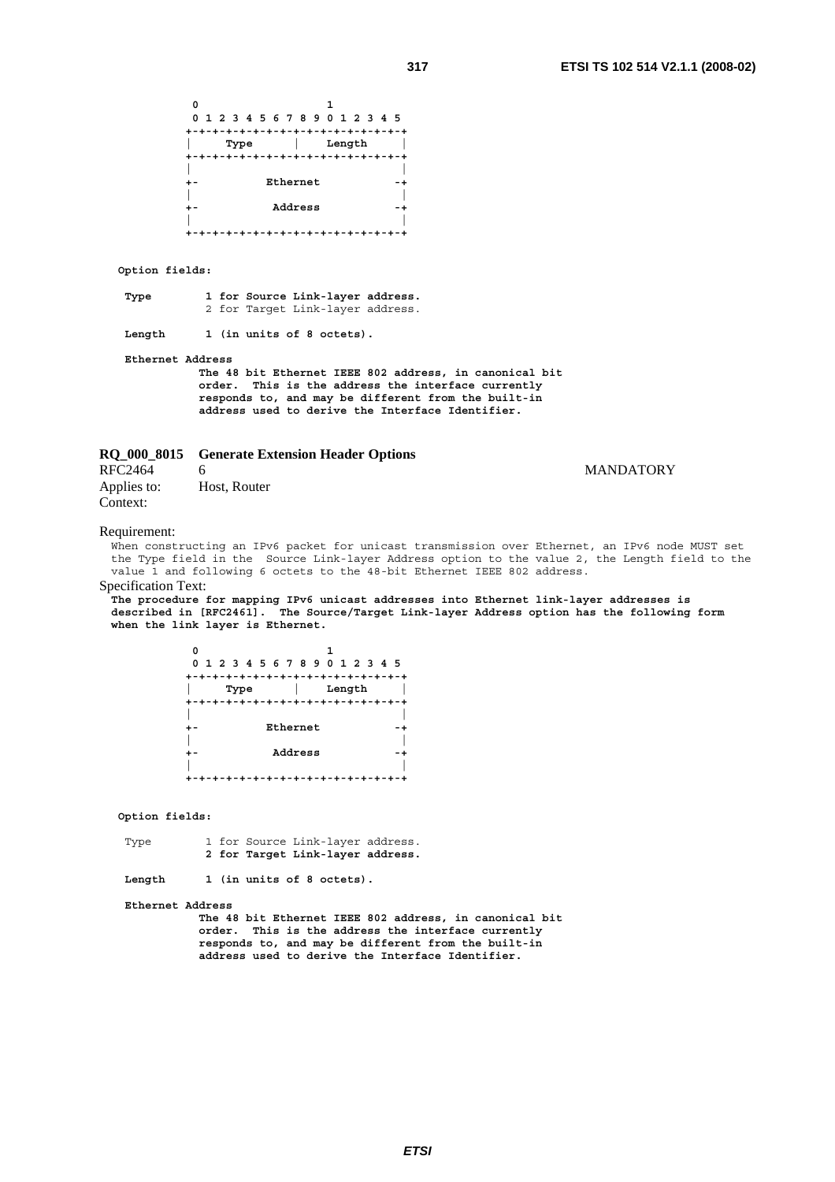```
 0                   1
 0 1 2 3 4 5 6 7 8 9 0 1 2 3 4 5
+-+-+-+-+-+-+-+-+-+-+-+-+-+-+-+-+
|     Type      |    Length     |
+-+-+-+-+-+-+-+-+-+-+-+-+-+-+-+-+
|                               |
+-          Ethernet           -+
|                               |
+-           Address           -+
|                               |
+-+-+-+-+-+-+-+-+-+-+-+-+-+-+-+-+
```

**Option fields:**

**Type** **1 for Source Link-layer address.**
2 for Target Link-layer address.

**Length** **1 (in units of 8 octets).**

**Ethernet Address**
**The 48 bit Ethernet IEEE 802 address, in canonical bit order. This is the address the interface currently responds to, and may be different from the built-in address used to derive the Interface Identifier.**

### RQ_000_8015 Generate Extension Header Options

RFC2464 6 MANDATORY

Applies to: Host, Router

Context:

Requirement:

When constructing an IPv6 packet for unicast transmission over Ethernet, an IPv6 node MUST set the Type field in the Source Link-layer Address option to the value 2, the Length field to the value 1 and following 6 octets to the 48-bit Ethernet IEEE 802 address.

Specification Text:

**The procedure for mapping IPv6 unicast addresses into Ethernet link-layer addresses is described in [RFC2461]. The Source/Target Link-layer Address option has the following form when the link layer is Ethernet.**

```
 0                   1
 0 1 2 3 4 5 6 7 8 9 0 1 2 3 4 5
+-+-+-+-+-+-+-+-+-+-+-+-+-+-+-+-+
|     Type      |    Length     |
+-+-+-+-+-+-+-+-+-+-+-+-+-+-+-+-+
|                               |
+-          Ethernet           -+
|                               |
+-           Address           -+
|                               |
+-+-+-+-+-+-+-+-+-+-+-+-+-+-+-+-+
```

**Option fields:**

Type 1 for Source Link-layer address.
**2 for Target Link-layer address.**

**Length** **1 (in units of 8 octets).**

**Ethernet Address**
**The 48 bit Ethernet IEEE 802 address, in canonical bit order. This is the address the interface currently responds to, and may be different from the built-in address used to derive the Interface Identifier.**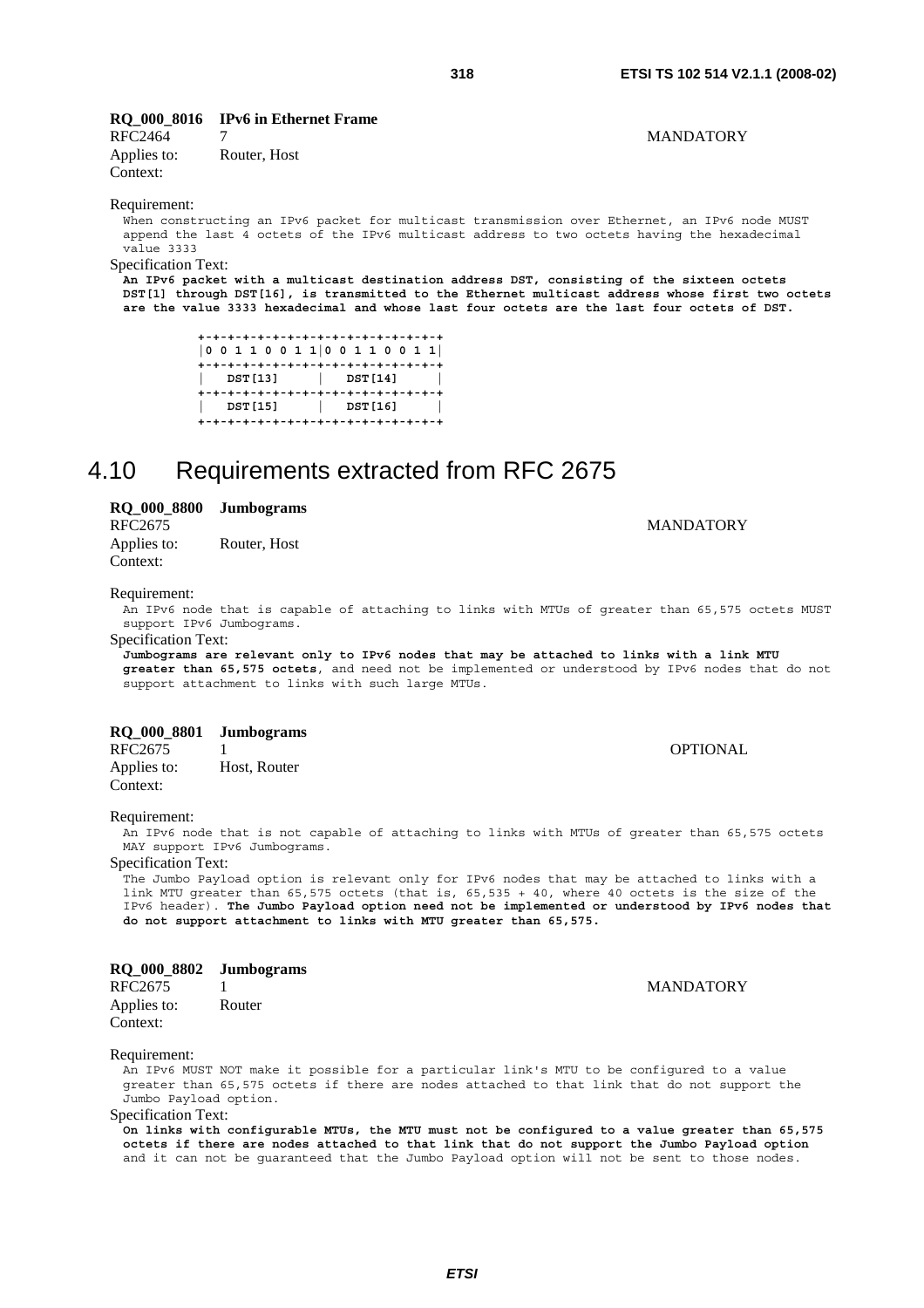**RQ_000_8016 IPv6 in Ethernet Frame**

RFC2464 7 MANDATORY

Applies to: Router, Host

Context:

Requirement:

When constructing an IPv6 packet for multicast transmission over Ethernet, an IPv6 node MUST append the last 4 octets of the IPv6 multicast address to two octets having the hexadecimal value 3333

Specification Text:

**An IPv6 packet with a multicast destination address DST, consisting of the sixteen octets DST[1] through DST[16], is transmitted to the Ethernet multicast address whose first two octets are the value 3333 hexadecimal and whose last four octets are the last four octets of DST.**

```
+-+-+-+-+-+-+-+-+-+-+-+-+-+-+-+-+
|0 0 1 1 0 0 1 1|0 0 1 1 0 0 1 1|
+-+-+-+-+-+-+-+-+-+-+-+-+-+-+-+-+
|   DST[13]     |   DST[14]     |
+-+-+-+-+-+-+-+-+-+-+-+-+-+-+-+-+
|   DST[15]     |   DST[16]     |
+-+-+-+-+-+-+-+-+-+-+-+-+-+-+-+-+
```

# 4.10 Requirements extracted from RFC 2675

**RQ_000_8800 Jumbograms**

RFC2675 MANDATORY

Applies to: Router, Host

Context:

Requirement:

An IPv6 node that is capable of attaching to links with MTUs of greater than 65,575 octets MUST support IPv6 Jumbograms.

Specification Text:

**Jumbograms are relevant only to IPv6 nodes that may be attached to links with a link MTU greater than 65,575 octets**, and need not be implemented or understood by IPv6 nodes that do not support attachment to links with such large MTUs.

**RQ_000_8801 Jumbograms**

RFC2675 1 OPTIONAL

Applies to: Host, Router

Context:

Requirement:

An IPv6 node that is not capable of attaching to links with MTUs of greater than 65,575 octets MAY support IPv6 Jumbograms.

Specification Text:

The Jumbo Payload option is relevant only for IPv6 nodes that may be attached to links with a link MTU greater than 65,575 octets (that is, 65,535 + 40, where 40 octets is the size of the IPv6 header). **The Jumbo Payload option need not be implemented or understood by IPv6 nodes that do not support attachment to links with MTU greater than 65,575.**

**RQ_000_8802 Jumbograms**

RFC2675 1 MANDATORY

Applies to: Router

Context:

Requirement:

An IPv6 MUST NOT make it possible for a particular link's MTU to be configured to a value greater than 65,575 octets if there are nodes attached to that link that do not support the Jumbo Payload option.

Specification Text:

**On links with configurable MTUs, the MTU must not be configured to a value greater than 65,575 octets if there are nodes attached to that link that do not support the Jumbo Payload option** and it can not be guaranteed that the Jumbo Payload option will not be sent to those nodes.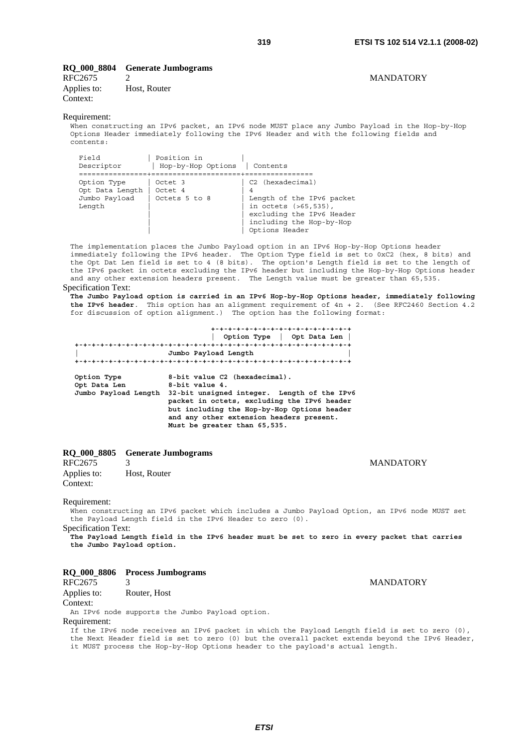**RQ_000_8804 Generate Jumbograms**

RFC2675 2 MANDATORY

Applies to: Host, Router

Context:

Requirement:

When constructing an IPv6 packet, an IPv6 node MUST place any Jumbo Payload in the Hop-by-Hop Options Header immediately following the IPv6 Header and with the following fields and contents:

| Field Descriptor | Position in Hop-by-Hop Options | Contents |
|---|---|---|
| Option Type | Octet 3 | C2 (hexadecimal) |
| Opt Data Length | Octet 4 | 4 |
| Jumbo Payload Length | Octets 5 to 8 | Length of the IPv6 packet in octets (>65,535), excluding the IPv6 Header including the Hop-by-Hop Options Header |

The implementation places the Jumbo Payload option in an IPv6 Hop-by-Hop Options header immediately following the IPv6 header. The Option Type field is set to 0xC2 (hex, 8 bits) and the Opt Dat Len field is set to 4 (8 bits). The option's Length field is set to the length of the IPv6 packet in octets excluding the IPv6 header but including the Hop-by-Hop Options header and any other extension headers present. The Length value must be greater than 65,535.

Specification Text:

**The Jumbo Payload option is carried in an IPv6 Hop-by-Hop Options header, immediately following the IPv6 header**. This option has an alignment requirement of 4n + 2. (See RFC2460 Section 4.2 for discussion of option alignment.) The option has the following format:

```
                                 +-+-+-+-+-+-+-+-+-+-+-+-+-+-+-+-+
                                 |  Option Type  |  Opt Data Len |
 +-+-+-+-+-+-+-+-+-+-+-+-+-+-+-+-+-+-+-+-+-+-+-+-+-+-+-+-+-+-+-+-+
 |                     Jumbo Payload Length                      |
 +-+-+-+-+-+-+-+-+-+-+-+-+-+-+-+-+-+-+-+-+-+-+-+-+-+-+-+-+-+-+-+-+

 Option Type          8-bit value C2 (hexadecimal).
 Opt Data Len         8-bit value 4.
 Jumbo Payload Length 32-bit unsigned integer.  Length of the IPv6
                      packet in octets, excluding the IPv6 header
                      but including the Hop-by-Hop Options header
                      and any other extension headers present.
                      Must be greater than 65,535.
```

**RQ_000_8805 Generate Jumbograms**

RFC2675 3 MANDATORY

Applies to: Host, Router

Context:

Requirement:

When constructing an IPv6 packet which includes a Jumbo Payload Option, an IPv6 node MUST set the Payload Length field in the IPv6 Header to zero (0).

Specification Text:

**The Payload Length field in the IPv6 header must be set to zero in every packet that carries the Jumbo Payload option.**

**RQ_000_8806 Process Jumbograms**

RFC2675 3 MANDATORY

Applies to: Router, Host

Context:

An IPv6 node supports the Jumbo Payload option.

Requirement:

If the IPv6 node receives an IPv6 packet in which the Payload Length field is set to zero (0), the Next Header field is set to zero (0) but the overall packet extends beyond the IPv6 Header, it MUST process the Hop-by-Hop Options header to the payload's actual length.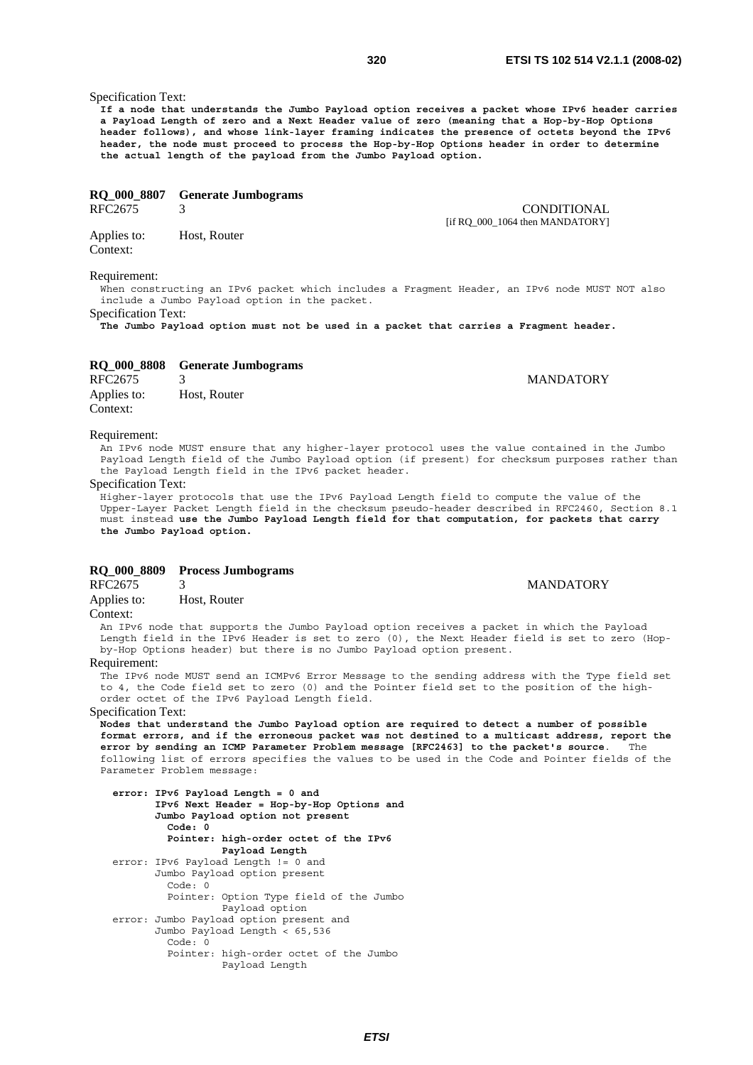Specification Text:

**If a node that understands the Jumbo Payload option receives a packet whose IPv6 header carries a Payload Length of zero and a Next Header value of zero (meaning that a Hop-by-Hop Options header follows), and whose link-layer framing indicates the presence of octets beyond the IPv6 header, the node must proceed to process the Hop-by-Hop Options header in order to determine the actual length of the payload from the Jumbo Payload option.**

### RQ_000_8807 Generate Jumbograms

RFC2675 3 CONDITIONAL [if RQ_000_1064 then MANDATORY]

Applies to: Host, Router

Context:

Requirement:

When constructing an IPv6 packet which includes a Fragment Header, an IPv6 node MUST NOT also include a Jumbo Payload option in the packet.

Specification Text:

**The Jumbo Payload option must not be used in a packet that carries a Fragment header.**

### RQ_000_8808 Generate Jumbograms

RFC2675 3 MANDATORY

Applies to: Host, Router

Context:

Requirement:

An IPv6 node MUST ensure that any higher-layer protocol uses the value contained in the Jumbo Payload Length field of the Jumbo Payload option (if present) for checksum purposes rather than the Payload Length field in the IPv6 packet header.

Specification Text:

Higher-layer protocols that use the IPv6 Payload Length field to compute the value of the Upper-Layer Packet Length field in the checksum pseudo-header described in RFC2460, Section 8.1 must instead **use the Jumbo Payload Length field for that computation, for packets that carry the Jumbo Payload option.**

### RQ_000_8809 Process Jumbograms

RFC2675 3 MANDATORY

Applies to: Host, Router

Context:

An IPv6 node that supports the Jumbo Payload option receives a packet in which the Payload Length field in the IPv6 Header is set to zero (0), the Next Header field is set to zero (Hop-by-Hop Options header) but there is no Jumbo Payload option present.

Requirement:

The IPv6 node MUST send an ICMPv6 Error Message to the sending address with the Type field set to 4, the Code field set to zero (0) and the Pointer field set to the position of the high-order octet of the IPv6 Payload Length field.

Specification Text:

**Nodes that understand the Jumbo Payload option are required to detect a number of possible format errors, and if the erroneous packet was not destined to a multicast address, report the error by sending an ICMP Parameter Problem message [RFC2463] to the packet's source**. The following list of errors specifies the values to be used in the Code and Pointer fields of the Parameter Problem message:

```
error: IPv6 Payload Length = 0 and
       IPv6 Next Header = Hop-by-Hop Options and
       Jumbo Payload option not present
         Code: 0
         Pointer: high-order octet of the IPv6
                  Payload Length
error: IPv6 Payload Length != 0 and
       Jumbo Payload option present
         Code: 0
         Pointer: Option Type field of the Jumbo
                  Payload option
error: Jumbo Payload option present and
       Jumbo Payload Length < 65,536
         Code: 0
         Pointer: high-order octet of the Jumbo
                  Payload Length
```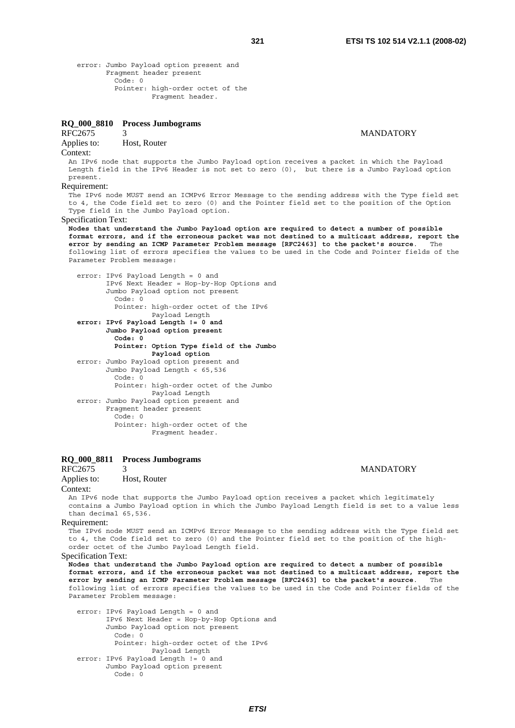```
error: Jumbo Payload option present and
       Fragment header present
         Code: 0
         Pointer: high-order octet of the
                  Fragment header.
```

**RQ_000_8810 Process Jumbograms**

RFC2675 3 MANDATORY

Applies to: Host, Router

Context:

An IPv6 node that supports the Jumbo Payload option receives a packet in which the Payload Length field in the IPv6 Header is not set to zero (0), but there is a Jumbo Payload option present.

Requirement:

The IPv6 node MUST send an ICMPv6 Error Message to the sending address with the Type field set to 4, the Code field set to zero (0) and the Pointer field set to the position of the Option Type field in the Jumbo Payload option.

Specification Text:

**Nodes that understand the Jumbo Payload option are required to detect a number of possible format errors, and if the erroneous packet was not destined to a multicast address, report the error by sending an ICMP Parameter Problem message [RFC2463] to the packet's source.** The following list of errors specifies the values to be used in the Code and Pointer fields of the Parameter Problem message:

```
error: IPv6 Payload Length = 0 and
       IPv6 Next Header = Hop-by-Hop Options and
       Jumbo Payload option not present
         Code: 0
         Pointer: high-order octet of the IPv6
                  Payload Length
error: IPv6 Payload Length != 0 and
       Jumbo Payload option present
         Code: 0
         Pointer: Option Type field of the Jumbo
                  Payload option
error: Jumbo Payload option present and
       Jumbo Payload Length < 65,536
         Code: 0
         Pointer: high-order octet of the Jumbo
                  Payload Length
error: Jumbo Payload option present and
       Fragment header present
         Code: 0
         Pointer: high-order octet of the
                  Fragment header.
```

**RQ_000_8811 Process Jumbograms**

RFC2675 3 MANDATORY

Applies to: Host, Router

Context:

An IPv6 node that supports the Jumbo Payload option receives a packet which legitimately contains a Jumbo Payload option in which the Jumbo Payload Length field is set to a value less than decimal 65,536.

Requirement:

The IPv6 node MUST send an ICMPv6 Error Message to the sending address with the Type field set to 4, the Code field set to zero (0) and the Pointer field set to the position of the high-order octet of the Jumbo Payload Length field.

Specification Text:

**Nodes that understand the Jumbo Payload option are required to detect a number of possible format errors, and if the erroneous packet was not destined to a multicast address, report the error by sending an ICMP Parameter Problem message [RFC2463] to the packet's source.** The following list of errors specifies the values to be used in the Code and Pointer fields of the Parameter Problem message:

```
error: IPv6 Payload Length = 0 and
       IPv6 Next Header = Hop-by-Hop Options and
       Jumbo Payload option not present
         Code: 0
         Pointer: high-order octet of the IPv6
                  Payload Length
error: IPv6 Payload Length != 0 and
       Jumbo Payload option present
         Code: 0
```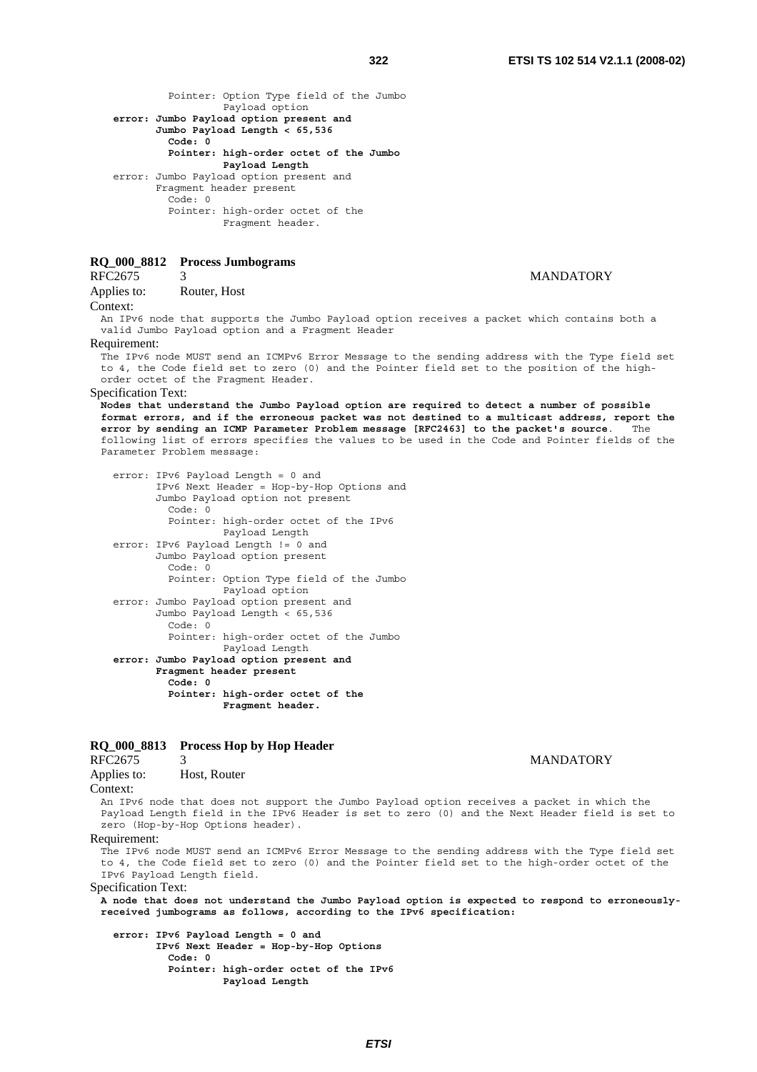```
      Pointer: Option Type field of the Jumbo
               Payload option
error: Jumbo Payload option present and
       Jumbo Payload Length < 65,536
         Code: 0
         Pointer: high-order octet of the Jumbo
                  Payload Length
error: Jumbo Payload option present and
       Fragment header present
         Code: 0
         Pointer: high-order octet of the
                  Fragment header.
```

**RQ_000_8812 Process Jumbograms**

RFC2675 3 MANDATORY

Applies to: Router, Host

Context:

An IPv6 node that supports the Jumbo Payload option receives a packet which contains both a valid Jumbo Payload option and a Fragment Header

Requirement:

The IPv6 node MUST send an ICMPv6 Error Message to the sending address with the Type field set to 4, the Code field set to zero (0) and the Pointer field set to the position of the high-order octet of the Fragment Header.

Specification Text:

**Nodes that understand the Jumbo Payload option are required to detect a number of possible format errors, and if the erroneous packet was not destined to a multicast address, report the error by sending an ICMP Parameter Problem message [RFC2463] to the packet's source.** The following list of errors specifies the values to be used in the Code and Pointer fields of the Parameter Problem message:

```
error: IPv6 Payload Length = 0 and
       IPv6 Next Header = Hop-by-Hop Options and
       Jumbo Payload option not present
         Code: 0
         Pointer: high-order octet of the IPv6
                  Payload Length
error: IPv6 Payload Length != 0 and
       Jumbo Payload option present
         Code: 0
         Pointer: Option Type field of the Jumbo
                  Payload option
error: Jumbo Payload option present and
       Jumbo Payload Length < 65,536
         Code: 0
         Pointer: high-order octet of the Jumbo
                  Payload Length
error: Jumbo Payload option present and
       Fragment header present
         Code: 0
         Pointer: high-order octet of the
                  Fragment header.
```

**RQ_000_8813 Process Hop by Hop Header**

RFC2675 3 MANDATORY

Applies to: Host, Router

Context:

An IPv6 node that does not support the Jumbo Payload option receives a packet in which the Payload Length field in the IPv6 Header is set to zero (0) and the Next Header field is set to zero (Hop-by-Hop Options header).

Requirement:

The IPv6 node MUST send an ICMPv6 Error Message to the sending address with the Type field set to 4, the Code field set to zero (0) and the Pointer field set to the high-order octet of the IPv6 Payload Length field.

Specification Text:

**A node that does not understand the Jumbo Payload option is expected to respond to erroneously-received jumbograms as follows, according to the IPv6 specification:**

```
error: IPv6 Payload Length = 0 and
       IPv6 Next Header = Hop-by-Hop Options
         Code: 0
         Pointer: high-order octet of the IPv6
                  Payload Length
```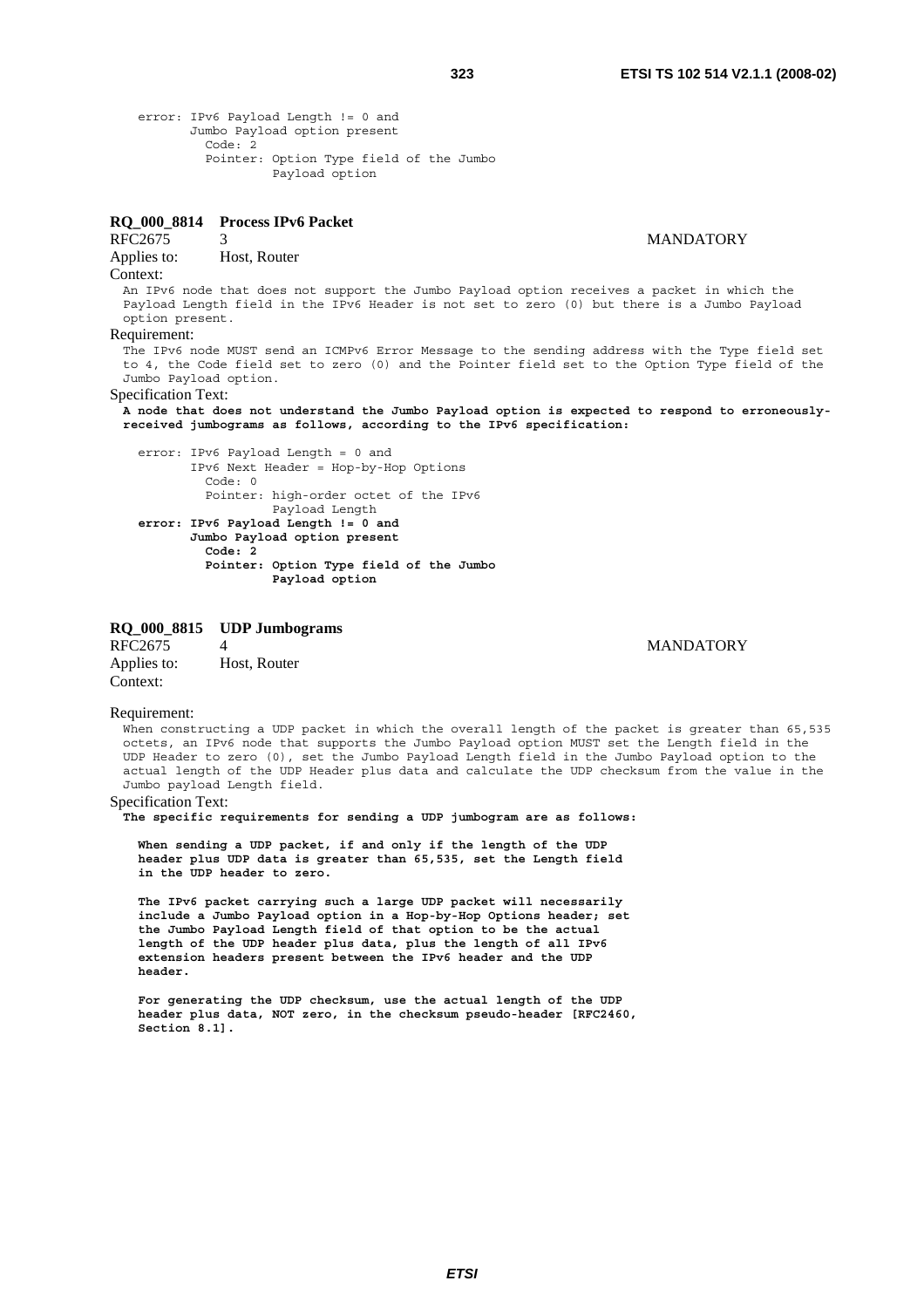```
error: IPv6 Payload Length != 0 and
       Jumbo Payload option present
         Code: 2
         Pointer: Option Type field of the Jumbo
                  Payload option
```

**RQ_000_8814 Process IPv6 Packet**

RFC2675 3 MANDATORY

Applies to: Host, Router

Context:

An IPv6 node that does not support the Jumbo Payload option receives a packet in which the Payload Length field in the IPv6 Header is not set to zero (0) but there is a Jumbo Payload option present.

Requirement:

The IPv6 node MUST send an ICMPv6 Error Message to the sending address with the Type field set to 4, the Code field set to zero (0) and the Pointer field set to the Option Type field of the Jumbo Payload option.

Specification Text:

**A node that does not understand the Jumbo Payload option is expected to respond to erroneously-received jumbograms as follows, according to the IPv6 specification:**

```
error: IPv6 Payload Length = 0 and
       IPv6 Next Header = Hop-by-Hop Options
         Code: 0
         Pointer: high-order octet of the IPv6
                  Payload Length
error: IPv6 Payload Length != 0 and
       Jumbo Payload option present
         Code: 2
         Pointer: Option Type field of the Jumbo
                  Payload option
```

**RQ_000_8815 UDP Jumbograms**

RFC2675 4 MANDATORY

Applies to: Host, Router

Context:

Requirement:

When constructing a UDP packet in which the overall length of the packet is greater than 65,535 octets, an IPv6 node that supports the Jumbo Payload option MUST set the Length field in the UDP Header to zero (0), set the Jumbo Payload Length field in the Jumbo Payload option to the actual length of the UDP Header plus data and calculate the UDP checksum from the value in the Jumbo payload Length field.

Specification Text:

**The specific requirements for sending a UDP jumbogram are as follows:**

**When sending a UDP packet, if and only if the length of the UDP header plus UDP data is greater than 65,535, set the Length field in the UDP header to zero.**

**The IPv6 packet carrying such a large UDP packet will necessarily include a Jumbo Payload option in a Hop-by-Hop Options header; set the Jumbo Payload Length field of that option to be the actual length of the UDP header plus data, plus the length of all IPv6 extension headers present between the IPv6 header and the UDP header.**

**For generating the UDP checksum, use the actual length of the UDP header plus data, NOT zero, in the checksum pseudo-header [RFC2460, Section 8.1].**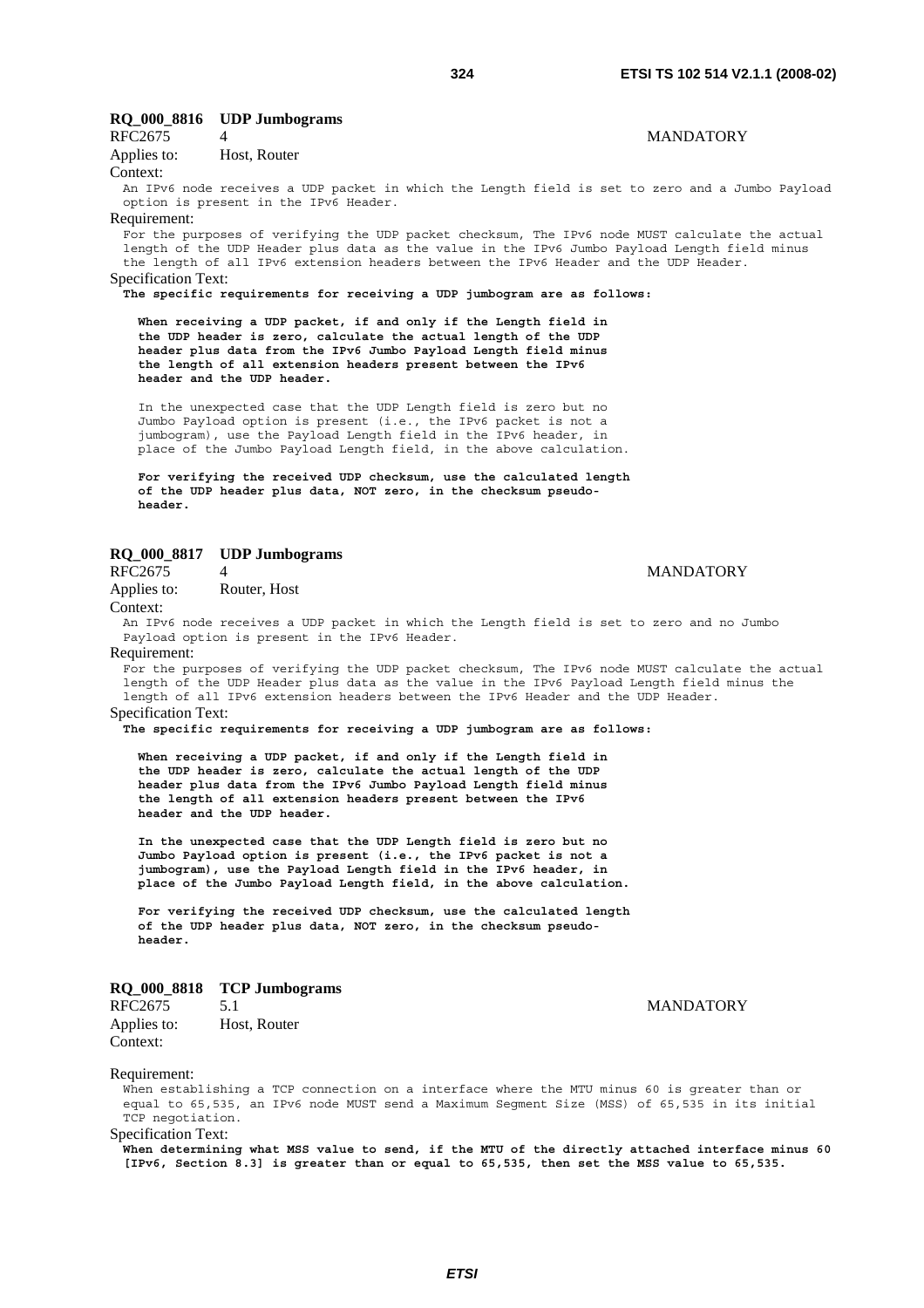### RQ_000_8816 UDP Jumbograms

RFC2675 4 MANDATORY

Applies to: Host, Router

Context:

An IPv6 node receives a UDP packet in which the Length field is set to zero and a Jumbo Payload option is present in the IPv6 Header.

Requirement:

For the purposes of verifying the UDP packet checksum, The IPv6 node MUST calculate the actual length of the UDP Header plus data as the value in the IPv6 Jumbo Payload Length field minus the length of all IPv6 extension headers between the IPv6 Header and the UDP Header.

Specification Text:

**The specific requirements for receiving a UDP jumbogram are as follows:**

**When receiving a UDP packet, if and only if the Length field in the UDP header is zero, calculate the actual length of the UDP header plus data from the IPv6 Jumbo Payload Length field minus the length of all extension headers present between the IPv6 header and the UDP header.**

In the unexpected case that the UDP Length field is zero but no Jumbo Payload option is present (i.e., the IPv6 packet is not a jumbogram), use the Payload Length field in the IPv6 header, in place of the Jumbo Payload Length field, in the above calculation.

**For verifying the received UDP checksum, use the calculated length of the UDP header plus data, NOT zero, in the checksum pseudo-header.**

### RQ_000_8817 UDP Jumbograms

RFC2675 4 MANDATORY

Applies to: Router, Host

Context:

An IPv6 node receives a UDP packet in which the Length field is set to zero and no Jumbo Payload option is present in the IPv6 Header.

Requirement:

For the purposes of verifying the UDP packet checksum, The IPv6 node MUST calculate the actual length of the UDP Header plus data as the value in the IPv6 Payload Length field minus the length of all IPv6 extension headers between the IPv6 Header and the UDP Header.

Specification Text:

**The specific requirements for receiving a UDP jumbogram are as follows:**

**When receiving a UDP packet, if and only if the Length field in the UDP header is zero, calculate the actual length of the UDP header plus data from the IPv6 Jumbo Payload Length field minus the length of all extension headers present between the IPv6 header and the UDP header.**

**In the unexpected case that the UDP Length field is zero but no Jumbo Payload option is present (i.e., the IPv6 packet is not a jumbogram), use the Payload Length field in the IPv6 header, in place of the Jumbo Payload Length field, in the above calculation.**

**For verifying the received UDP checksum, use the calculated length of the UDP header plus data, NOT zero, in the checksum pseudo-header.**

### RQ_000_8818 TCP Jumbograms

RFC2675 5.1 MANDATORY

Applies to: Host, Router

Context:

Requirement:

When establishing a TCP connection on a interface where the MTU minus 60 is greater than or equal to 65,535, an IPv6 node MUST send a Maximum Segment Size (MSS) of 65,535 in its initial TCP negotiation.

Specification Text:

**When determining what MSS value to send, if the MTU of the directly attached interface minus 60 [IPv6, Section 8.3] is greater than or equal to 65,535, then set the MSS value to 65,535.**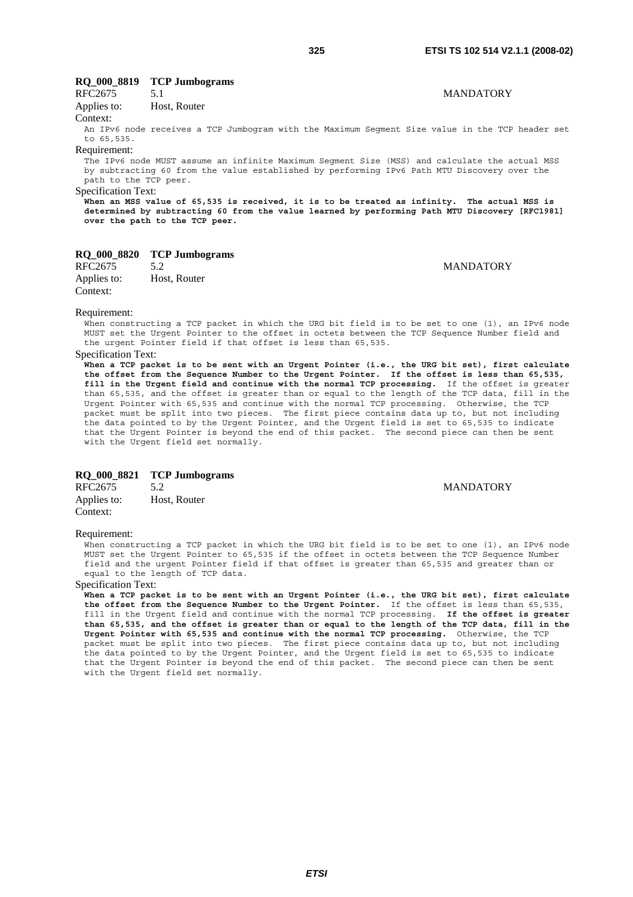**RQ_000_8819 TCP Jumbograms**

RFC2675 5.1 MANDATORY

Applies to: Host, Router

Context:

An IPv6 node receives a TCP Jumbogram with the Maximum Segment Size value in the TCP header set to 65,535.

Requirement:

The IPv6 node MUST assume an infinite Maximum Segment Size (MSS) and calculate the actual MSS by subtracting 60 from the value established by performing IPv6 Path MTU Discovery over the path to the TCP peer.

Specification Text:

**When an MSS value of 65,535 is received, it is to be treated as infinity. The actual MSS is determined by subtracting 60 from the value learned by performing Path MTU Discovery [RFC1981] over the path to the TCP peer.**

**RQ_000_8820 TCP Jumbograms**

RFC2675 5.2 MANDATORY

Applies to: Host, Router

Context:

Requirement:

When constructing a TCP packet in which the URG bit field is to be set to one (1), an IPv6 node MUST set the Urgent Pointer to the offset in octets between the TCP Sequence Number field and the urgent Pointer field if that offset is less than 65,535.

Specification Text:

**When a TCP packet is to be sent with an Urgent Pointer (i.e., the URG bit set), first calculate the offset from the Sequence Number to the Urgent Pointer. If the offset is less than 65,535, fill in the Urgent field and continue with the normal TCP processing.** If the offset is greater than 65,535, and the offset is greater than or equal to the length of the TCP data, fill in the Urgent Pointer with 65,535 and continue with the normal TCP processing. Otherwise, the TCP packet must be split into two pieces. The first piece contains data up to, but not including the data pointed to by the Urgent Pointer, and the Urgent field is set to 65,535 to indicate that the Urgent Pointer is beyond the end of this packet. The second piece can then be sent with the Urgent field set normally.

**RQ_000_8821 TCP Jumbograms**

RFC2675 5.2 MANDATORY

Applies to: Host, Router

Context:

Requirement:

When constructing a TCP packet in which the URG bit field is to be set to one (1), an IPv6 node MUST set the Urgent Pointer to 65,535 if the offset in octets between the TCP Sequence Number field and the urgent Pointer field if that offset is greater than 65,535 and greater than or equal to the length of TCP data.

Specification Text:

**When a TCP packet is to be sent with an Urgent Pointer (i.e., the URG bit set), first calculate the offset from the Sequence Number to the Urgent Pointer.** If the offset is less than 65,535, fill in the Urgent field and continue with the normal TCP processing. **If the offset is greater than 65,535, and the offset is greater than or equal to the length of the TCP data, fill in the Urgent Pointer with 65,535 and continue with the normal TCP processing.** Otherwise, the TCP packet must be split into two pieces. The first piece contains data up to, but not including the data pointed to by the Urgent Pointer, and the Urgent field is set to 65,535 to indicate that the Urgent Pointer is beyond the end of this packet. The second piece can then be sent with the Urgent field set normally.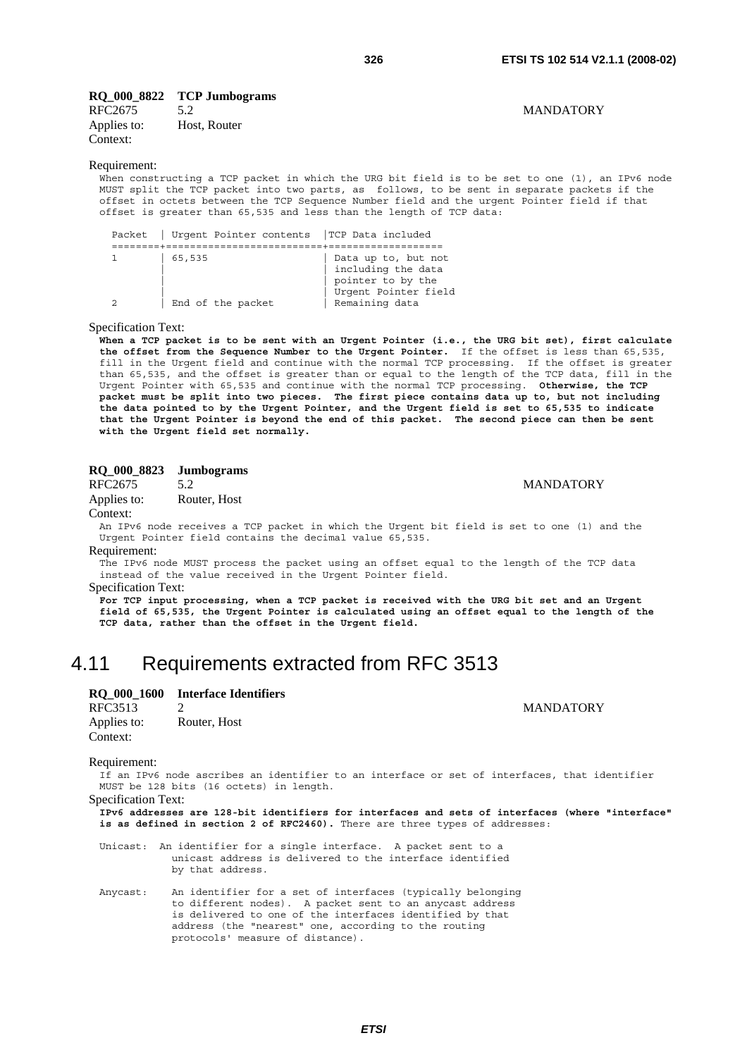**RQ_000_8822 TCP Jumbograms**

RFC2675 5.2 MANDATORY

Applies to: Host, Router

Context:

Requirement:

When constructing a TCP packet in which the URG bit field is to be set to one (1), an IPv6 node MUST split the TCP packet into two parts, as follows, to be sent in separate packets if the offset in octets between the TCP Sequence Number field and the urgent Pointer field if that offset is greater than 65,535 and less than the length of TCP data:

| Packet | Urgent Pointer contents | TCP Data included |
|---|---|---|
| 1 | 65,535 | Data up to, but not including the data pointer to by the Urgent Pointer field |
| 2 | End of the packet | Remaining data |

Specification Text:

**When a TCP packet is to be sent with an Urgent Pointer (i.e., the URG bit set), first calculate the offset from the Sequence Number to the Urgent Pointer.** If the offset is less than 65,535, fill in the Urgent field and continue with the normal TCP processing. If the offset is greater than 65,535, and the offset is greater than or equal to the length of the TCP data, fill in the Urgent Pointer with 65,535 and continue with the normal TCP processing. **Otherwise, the TCP packet must be split into two pieces. The first piece contains data up to, but not including the data pointed to by the Urgent Pointer, and the Urgent field is set to 65,535 to indicate that the Urgent Pointer is beyond the end of this packet. The second piece can then be sent with the Urgent field set normally.**

**RQ_000_8823 Jumbograms**

RFC2675 5.2 MANDATORY

Applies to: Router, Host

Context:

An IPv6 node receives a TCP packet in which the Urgent bit field is set to one (1) and the Urgent Pointer field contains the decimal value 65,535.

Requirement:

The IPv6 node MUST process the packet using an offset equal to the length of the TCP data instead of the value received in the Urgent Pointer field.

Specification Text:

**For TCP input processing, when a TCP packet is received with the URG bit set and an Urgent field of 65,535, the Urgent Pointer is calculated using an offset equal to the length of the TCP data, rather than the offset in the Urgent field.**

## 4.11 Requirements extracted from RFC 3513

**RQ_000_1600 Interface Identifiers**

RFC3513 2 MANDATORY

Applies to: Router, Host

Context:

Requirement:

If an IPv6 node ascribes an identifier to an interface or set of interfaces, that identifier MUST be 128 bits (16 octets) in length.

Specification Text:

**IPv6 addresses are 128-bit identifiers for interfaces and sets of interfaces (where "interface" is as defined in section 2 of RFC2460).** There are three types of addresses:

Unicast: An identifier for a single interface. A packet sent to a unicast address is delivered to the interface identified by that address.

Anycast: An identifier for a set of interfaces (typically belonging to different nodes). A packet sent to an anycast address is delivered to one of the interfaces identified by that address (the "nearest" one, according to the routing protocols' measure of distance).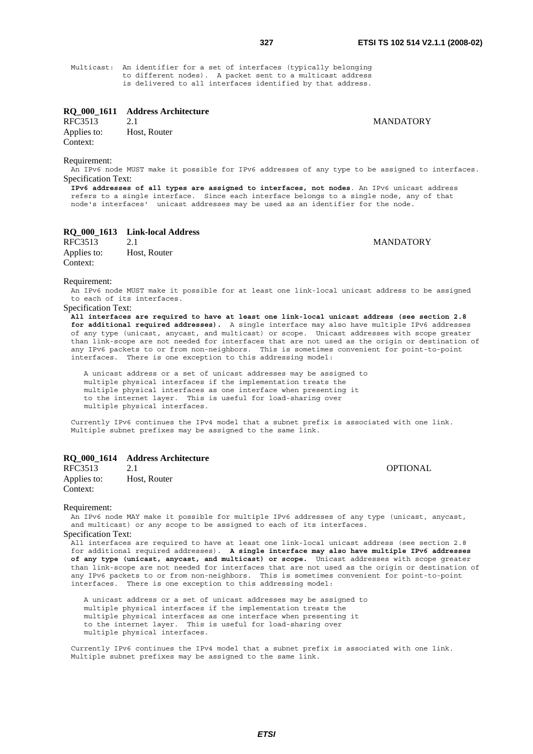```
Multicast: An identifier for a set of interfaces (typically belonging
           to different nodes). A packet sent to a multicast address
           is delivered to all interfaces identified by that address.
```

**RQ_000_1611 Address Architecture**

RFC3513 2.1 MANDATORY

Applies to: Host, Router

Context:

Requirement:

An IPv6 node MUST make it possible for IPv6 addresses of any type to be assigned to interfaces.

Specification Text:

**IPv6 addresses of all types are assigned to interfaces, not nodes**. An IPv6 unicast address refers to a single interface. Since each interface belongs to a single node, any of that node's interfaces' unicast addresses may be used as an identifier for the node.

**RQ_000_1613 Link-local Address**

RFC3513 2.1 MANDATORY

Applies to: Host, Router

Context:

Requirement:

An IPv6 node MUST make it possible for at least one link-local unicast address to be assigned to each of its interfaces.

Specification Text:

**All interfaces are required to have at least one link-local unicast address (see section 2.8 for additional required addresses).** A single interface may also have multiple IPv6 addresses of any type (unicast, anycast, and multicast) or scope. Unicast addresses with scope greater than link-scope are not needed for interfaces that are not used as the origin or destination of any IPv6 packets to or from non-neighbors. This is sometimes convenient for point-to-point interfaces. There is one exception to this addressing model:

```
A unicast address or a set of unicast addresses may be assigned to
multiple physical interfaces if the implementation treats the
multiple physical interfaces as one interface when presenting it
to the internet layer. This is useful for load-sharing over
multiple physical interfaces.
```

Currently IPv6 continues the IPv4 model that a subnet prefix is associated with one link. Multiple subnet prefixes may be assigned to the same link.

**RQ_000_1614 Address Architecture**

RFC3513 2.1 OPTIONAL

Applies to: Host, Router

Context:

Requirement:

An IPv6 node MAY make it possible for multiple IPv6 addresses of any type (unicast, anycast, and multicast) or any scope to be assigned to each of its interfaces.

Specification Text:

All interfaces are required to have at least one link-local unicast address (see section 2.8 for additional required addresses). **A single interface may also have multiple IPv6 addresses of any type (unicast, anycast, and multicast) or scope.** Unicast addresses with scope greater than link-scope are not needed for interfaces that are not used as the origin or destination of any IPv6 packets to or from non-neighbors. This is sometimes convenient for point-to-point interfaces. There is one exception to this addressing model:

```
A unicast address or a set of unicast addresses may be assigned to
multiple physical interfaces if the implementation treats the
multiple physical interfaces as one interface when presenting it
to the internet layer. This is useful for load-sharing over
multiple physical interfaces.
```

Currently IPv6 continues the IPv4 model that a subnet prefix is associated with one link. Multiple subnet prefixes may be assigned to the same link.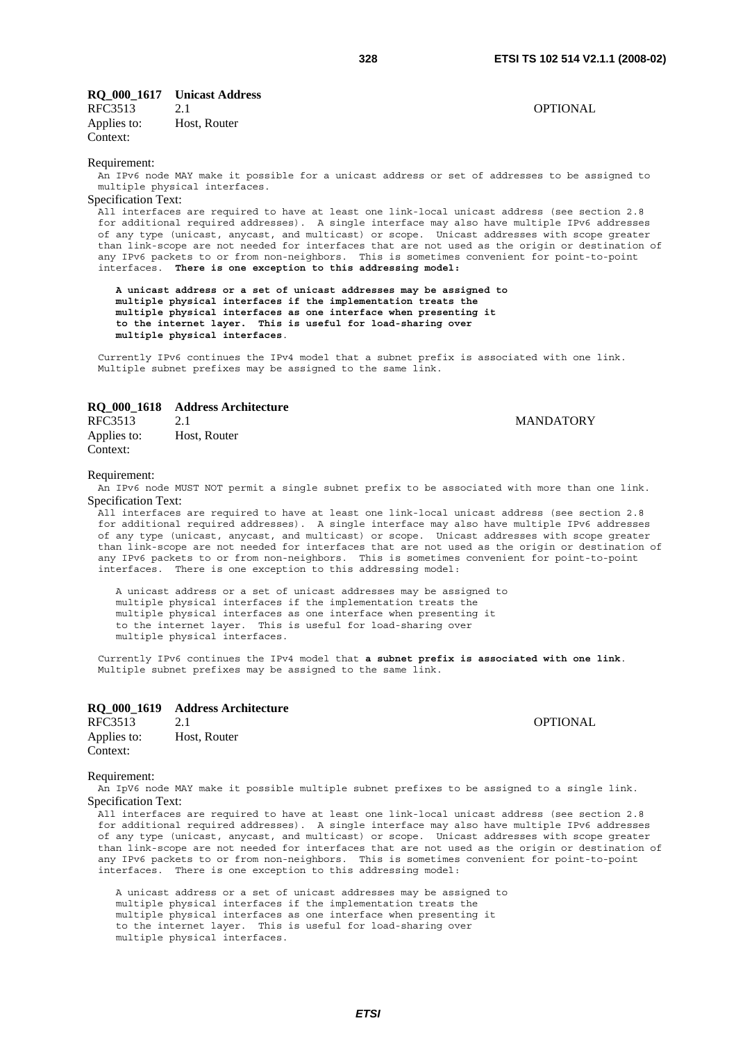**RQ_000_1617 Unicast Address**

RFC3513 2.1 OPTIONAL

Applies to: Host, Router

Context:

Requirement:

An IPv6 node MAY make it possible for a unicast address or set of addresses to be assigned to multiple physical interfaces.

Specification Text:

All interfaces are required to have at least one link-local unicast address (see section 2.8 for additional required addresses). A single interface may also have multiple IPv6 addresses of any type (unicast, anycast, and multicast) or scope. Unicast addresses with scope greater than link-scope are not needed for interfaces that are not used as the origin or destination of any IPv6 packets to or from non-neighbors. This is sometimes convenient for point-to-point interfaces. **There is one exception to this addressing model:**

> **A unicast address or a set of unicast addresses may be assigned to multiple physical interfaces if the implementation treats the multiple physical interfaces as one interface when presenting it to the internet layer. This is useful for load-sharing over multiple physical interfaces**.

Currently IPv6 continues the IPv4 model that a subnet prefix is associated with one link. Multiple subnet prefixes may be assigned to the same link.

**RQ_000_1618 Address Architecture**

RFC3513 2.1 MANDATORY

Applies to: Host, Router

Context:

Requirement:

An IPv6 node MUST NOT permit a single subnet prefix to be associated with more than one link.

Specification Text:

All interfaces are required to have at least one link-local unicast address (see section 2.8 for additional required addresses). A single interface may also have multiple IPv6 addresses of any type (unicast, anycast, and multicast) or scope. Unicast addresses with scope greater than link-scope are not needed for interfaces that are not used as the origin or destination of any IPv6 packets to or from non-neighbors. This is sometimes convenient for point-to-point interfaces. There is one exception to this addressing model:

> A unicast address or a set of unicast addresses may be assigned to multiple physical interfaces if the implementation treats the multiple physical interfaces as one interface when presenting it to the internet layer. This is useful for load-sharing over multiple physical interfaces.

Currently IPv6 continues the IPv4 model that **a subnet prefix is associated with one link**. Multiple subnet prefixes may be assigned to the same link.

**RQ_000_1619 Address Architecture**

RFC3513 2.1 OPTIONAL

Applies to: Host, Router

Context:

Requirement:

An IpV6 node MAY make it possible multiple subnet prefixes to be assigned to a single link.

Specification Text:

All interfaces are required to have at least one link-local unicast address (see section 2.8 for additional required addresses). A single interface may also have multiple IPv6 addresses of any type (unicast, anycast, and multicast) or scope. Unicast addresses with scope greater than link-scope are not needed for interfaces that are not used as the origin or destination of any IPv6 packets to or from non-neighbors. This is sometimes convenient for point-to-point interfaces. There is one exception to this addressing model:

> A unicast address or a set of unicast addresses may be assigned to multiple physical interfaces if the implementation treats the multiple physical interfaces as one interface when presenting it to the internet layer. This is useful for load-sharing over multiple physical interfaces.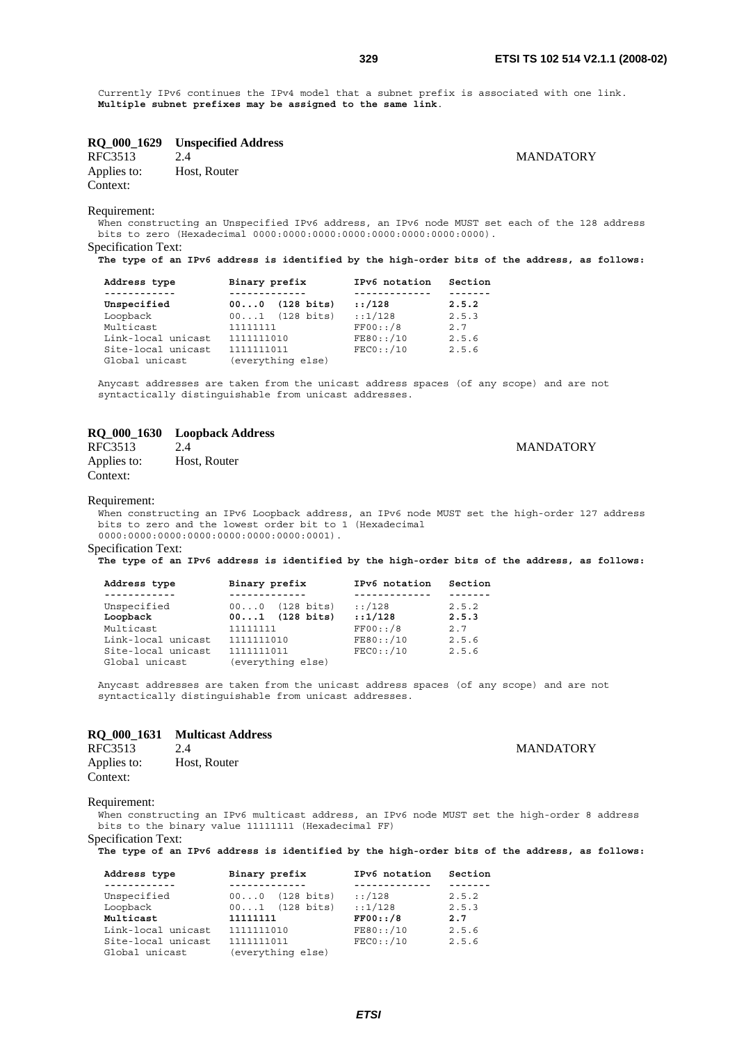Currently IPv6 continues the IPv4 model that a subnet prefix is associated with one link.
**Multiple subnet prefixes may be assigned to the same link**.

**RQ_000_1629 Unspecified Address**

RFC3513 2.4 MANDATORY

Applies to: Host, Router

Context:

Requirement:

When constructing an Unspecified IPv6 address, an IPv6 node MUST set each of the 128 address bits to zero (Hexadecimal 0000:0000:0000:0000:0000:0000:0000:0000).

Specification Text:

**The type of an IPv6 address is identified by the high-order bits of the address, as follows:**

| Address type | Binary prefix | IPv6 notation | Section |
|---|---|---|---|
| **Unspecified** | **00...0 (128 bits)** | **::/128** | **2.5.2** |
| Loopback | 00...1 (128 bits) | ::1/128 | 2.5.3 |
| Multicast | 11111111 | FF00::/8 | 2.7 |
| Link-local unicast | 1111111010 | FE80::/10 | 2.5.6 |
| Site-local unicast | 1111111011 | FEC0::/10 | 2.5.6 |
| Global unicast | (everything else) | | |

Anycast addresses are taken from the unicast address spaces (of any scope) and are not syntactically distinguishable from unicast addresses.

**RQ_000_1630 Loopback Address**

RFC3513 2.4 MANDATORY

Applies to: Host, Router

Context:

Requirement:

When constructing an IPv6 Loopback address, an IPv6 node MUST set the high-order 127 address bits to zero and the lowest order bit to 1 (Hexadecimal 0000:0000:0000:0000:0000:0000:0000:0001).

Specification Text:

**The type of an IPv6 address is identified by the high-order bits of the address, as follows:**

| Address type | Binary prefix | IPv6 notation | Section |
|---|---|---|---|
| Unspecified | 00...0 (128 bits) | ::/128 | 2.5.2 |
| **Loopback** | **00...1 (128 bits)** | **::1/128** | **2.5.3** |
| Multicast | 11111111 | FF00::/8 | 2.7 |
| Link-local unicast | 1111111010 | FE80::/10 | 2.5.6 |
| Site-local unicast | 1111111011 | FEC0::/10 | 2.5.6 |
| Global unicast | (everything else) | | |

Anycast addresses are taken from the unicast address spaces (of any scope) and are not syntactically distinguishable from unicast addresses.

**RQ_000_1631 Multicast Address**

RFC3513 2.4 MANDATORY

Applies to: Host, Router

Context:

Requirement:

When constructing an IPv6 multicast address, an IPv6 node MUST set the high-order 8 address bits to the binary value 11111111 (Hexadecimal FF)

Specification Text:

**The type of an IPv6 address is identified by the high-order bits of the address, as follows:**

| Address type | Binary prefix | IPv6 notation | Section |
|---|---|---|---|
| Unspecified | 00...0 (128 bits) | ::/128 | 2.5.2 |
| Loopback | 00...1 (128 bits) | ::1/128 | 2.5.3 |
| **Multicast** | **11111111** | **FF00::/8** | **2.7** |
| Link-local unicast | 1111111010 | FE80::/10 | 2.5.6 |
| Site-local unicast | 1111111011 | FEC0::/10 | 2.5.6 |
| Global unicast | (everything else) | | |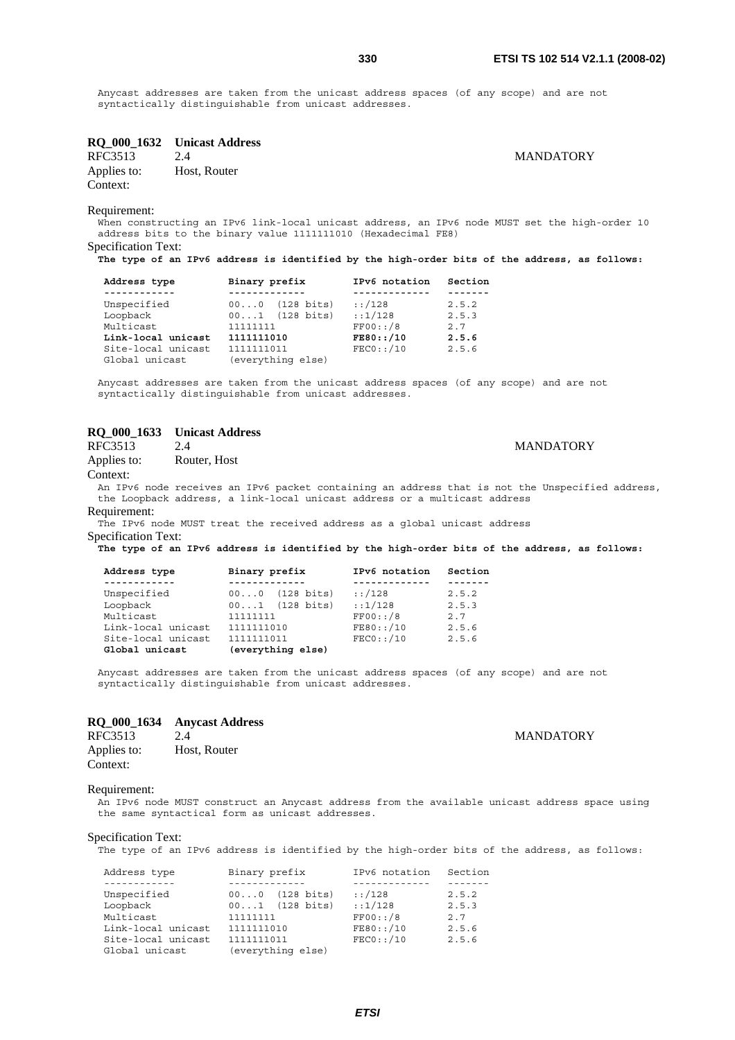Anycast addresses are taken from the unicast address spaces (of any scope) and are not syntactically distinguishable from unicast addresses.

**RQ_000_1632 Unicast Address**

RFC3513 2.4 MANDATORY

Applies to: Host, Router

Context:

Requirement:

When constructing an IPv6 link-local unicast address, an IPv6 node MUST set the high-order 10 address bits to the binary value 1111111010 (Hexadecimal FE8)

Specification Text:

**The type of an IPv6 address is identified by the high-order bits of the address, as follows:**

| Address type | Binary prefix | IPv6 notation | Section |
|---|---|---|---|
| Unspecified | 00...0 (128 bits) | ::/128 | 2.5.2 |
| Loopback | 00...1 (128 bits) | ::1/128 | 2.5.3 |
| Multicast | 11111111 | FF00::/8 | 2.7 |
| **Link-local unicast** | **1111111010** | **FE80::/10** | **2.5.6** |
| Site-local unicast | 1111111011 | FEC0::/10 | 2.5.6 |
| Global unicast | (everything else) | | |

Anycast addresses are taken from the unicast address spaces (of any scope) and are not syntactically distinguishable from unicast addresses.

**RQ_000_1633 Unicast Address**

RFC3513 2.4 MANDATORY

Applies to: Router, Host

Context:

An IPv6 node receives an IPv6 packet containing an address that is not the Unspecified address, the Loopback address, a link-local unicast address or a multicast address

Requirement:

The IPv6 node MUST treat the received address as a global unicast address

Specification Text:

**The type of an IPv6 address is identified by the high-order bits of the address, as follows:**

| Address type | Binary prefix | IPv6 notation | Section |
|---|---|---|---|
| Unspecified | 00...0 (128 bits) | ::/128 | 2.5.2 |
| Loopback | 00...1 (128 bits) | ::1/128 | 2.5.3 |
| Multicast | 11111111 | FF00::/8 | 2.7 |
| Link-local unicast | 1111111010 | FE80::/10 | 2.5.6 |
| Site-local unicast | 1111111011 | FEC0::/10 | 2.5.6 |
| **Global unicast** | **(everything else)** | | |

Anycast addresses are taken from the unicast address spaces (of any scope) and are not syntactically distinguishable from unicast addresses.

**RQ_000_1634 Anycast Address**

RFC3513 2.4 MANDATORY

Applies to: Host, Router

Context:

Requirement:

An IPv6 node MUST construct an Anycast address from the available unicast address space using the same syntactical form as unicast addresses.

Specification Text:

The type of an IPv6 address is identified by the high-order bits of the address, as follows:

| Address type | Binary prefix | IPv6 notation | Section |
|---|---|---|---|
| Unspecified | 00...0 (128 bits) | ::/128 | 2.5.2 |
| Loopback | 00...1 (128 bits) | ::1/128 | 2.5.3 |
| Multicast | 11111111 | FF00::/8 | 2.7 |
| Link-local unicast | 1111111010 | FE80::/10 | 2.5.6 |
| Site-local unicast | 1111111011 | FEC0::/10 | 2.5.6 |
| Global unicast | (everything else) | | |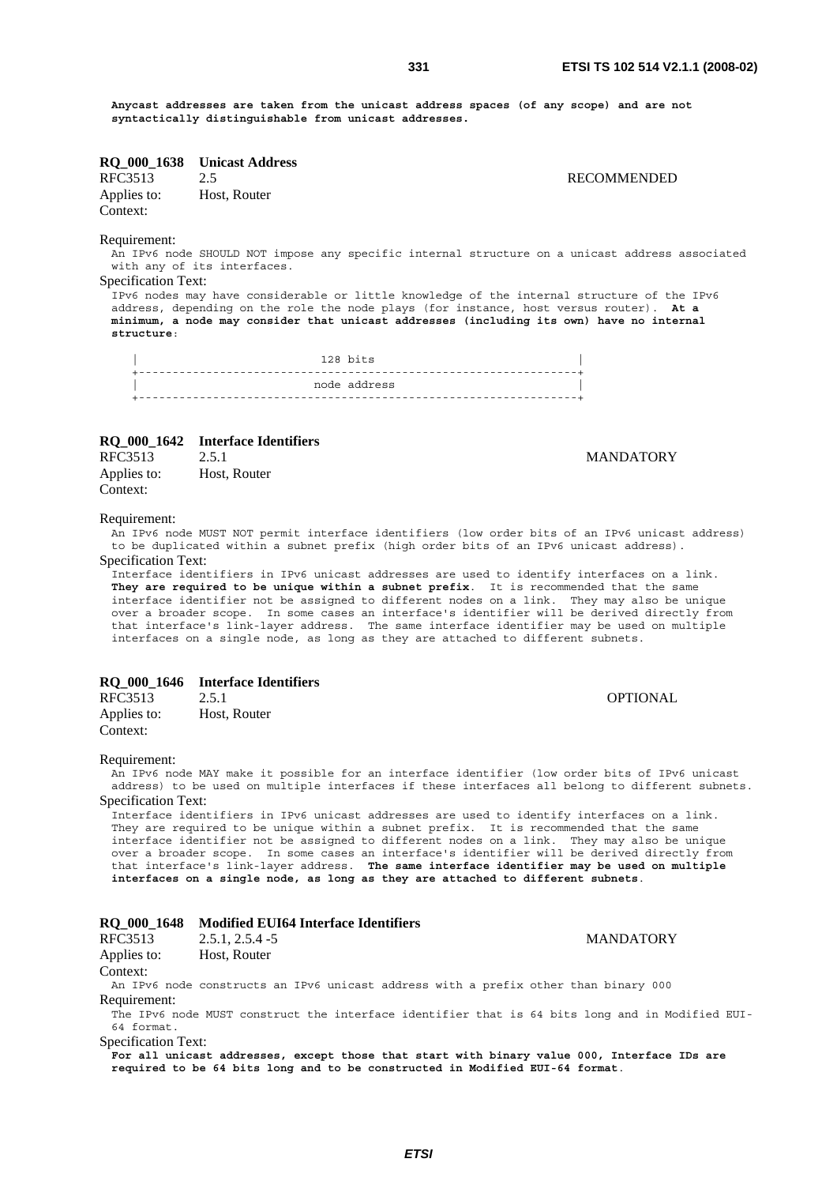**Anycast addresses are taken from the unicast address spaces (of any scope) and are not syntactically distinguishable from unicast addresses.**

**RQ_000_1638 Unicast Address**

RFC3513 2.5 RECOMMENDED

Applies to: Host, Router

Context:

Requirement:

An IPv6 node SHOULD NOT impose any specific internal structure on a unicast address associated with any of its interfaces.

Specification Text:

IPv6 nodes may have considerable or little knowledge of the internal structure of the IPv6 address, depending on the role the node plays (for instance, host versus router). **At a minimum, a node may consider that unicast addresses (including its own) have no internal structure**:

```
|                           128 bits                              |
+-----------------------------------------------------------------+
|                          node address                           |
+-----------------------------------------------------------------+
```

**RQ_000_1642 Interface Identifiers**

RFC3513 2.5.1 MANDATORY

Applies to: Host, Router

Context:

Requirement:

An IPv6 node MUST NOT permit interface identifiers (low order bits of an IPv6 unicast address) to be duplicated within a subnet prefix (high order bits of an IPv6 unicast address).

Specification Text:

Interface identifiers in IPv6 unicast addresses are used to identify interfaces on a link. **They are required to be unique within a subnet prefix**. It is recommended that the same interface identifier not be assigned to different nodes on a link. They may also be unique over a broader scope. In some cases an interface's identifier will be derived directly from that interface's link-layer address. The same interface identifier may be used on multiple interfaces on a single node, as long as they are attached to different subnets.

**RQ_000_1646 Interface Identifiers**

RFC3513 2.5.1 OPTIONAL

Applies to: Host, Router

Context:

Requirement:

An IPv6 node MAY make it possible for an interface identifier (low order bits of IPv6 unicast address) to be used on multiple interfaces if these interfaces all belong to different subnets.

Specification Text:

Interface identifiers in IPv6 unicast addresses are used to identify interfaces on a link. They are required to be unique within a subnet prefix. It is recommended that the same interface identifier not be assigned to different nodes on a link. They may also be unique over a broader scope. In some cases an interface's identifier will be derived directly from that interface's link-layer address. **The same interface identifier may be used on multiple interfaces on a single node, as long as they are attached to different subnets**.

**RQ_000_1648 Modified EUI64 Interface Identifiers**

RFC3513 2.5.1, 2.5.4 -5 MANDATORY

Applies to: Host, Router

Context:

An IPv6 node constructs an IPv6 unicast address with a prefix other than binary 000

Requirement:

The IPv6 node MUST construct the interface identifier that is 64 bits long and in Modified EUI-64 format.

Specification Text:

**For all unicast addresses, except those that start with binary value 000, Interface IDs are required to be 64 bits long and to be constructed in Modified EUI-64 format**.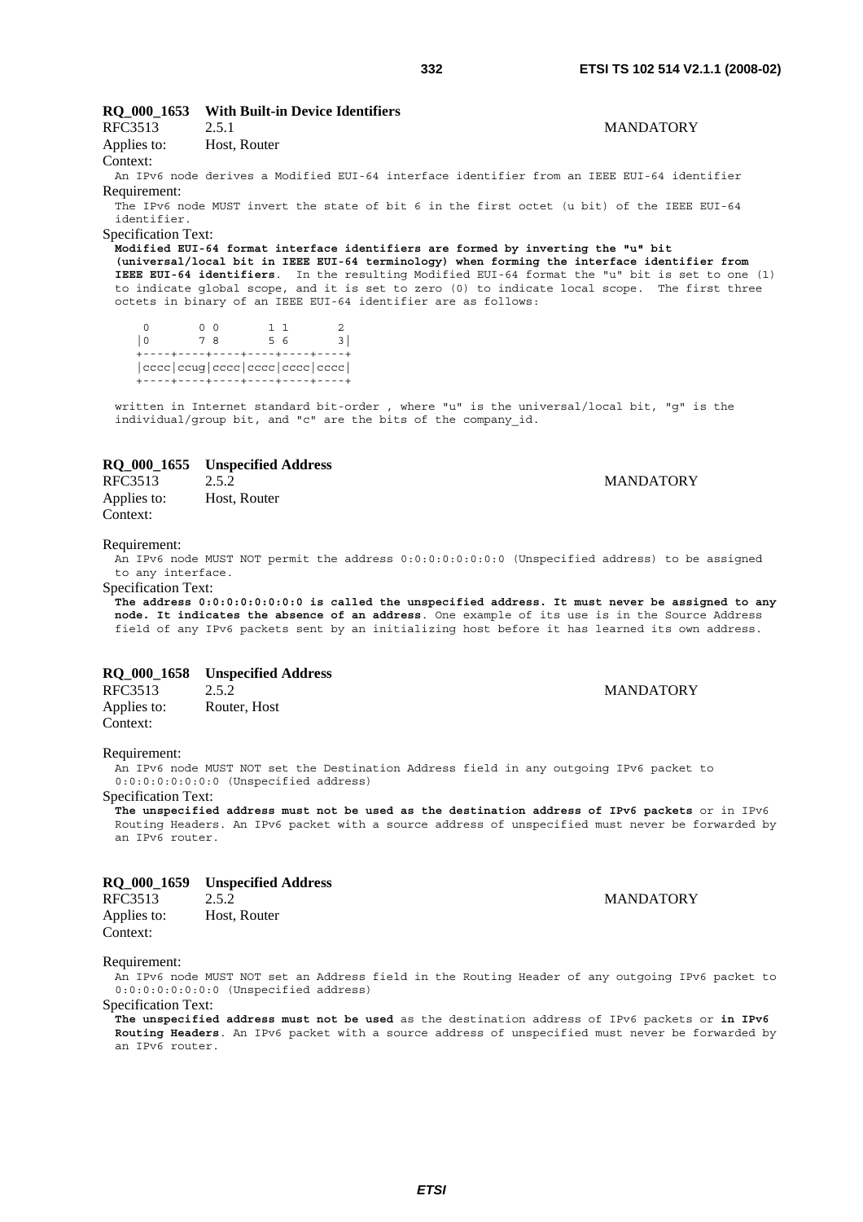**RQ_000_1653 With Built-in Device Identifiers**

RFC3513 2.5.1 MANDATORY

Applies to: Host, Router

Context:

An IPv6 node derives a Modified EUI-64 interface identifier from an IEEE EUI-64 identifier

Requirement:

The IPv6 node MUST invert the state of bit 6 in the first octet (u bit) of the IEEE EUI-64 identifier.

Specification Text:

**Modified EUI-64 format interface identifiers are formed by inverting the "u" bit (universal/local bit in IEEE EUI-64 terminology) when forming the interface identifier from IEEE EUI-64 identifiers**. In the resulting Modified EUI-64 format the "u" bit is set to one (1) to indicate global scope, and it is set to zero (0) to indicate local scope. The first three octets in binary of an IEEE EUI-64 identifier are as follows:

```
    0       0 0       1 1       2
   |0       7 8       5 6       3|
   +----+----+----+----+----+----+
   |cccc|ccug|cccc|cccc|cccc|cccc|
   +----+----+----+----+----+----+
```

written in Internet standard bit-order , where "u" is the universal/local bit, "g" is the individual/group bit, and "c" are the bits of the company_id.

**RQ_000_1655 Unspecified Address**

RFC3513 2.5.2 MANDATORY

Applies to: Host, Router

Context:

Requirement:

An IPv6 node MUST NOT permit the address 0:0:0:0:0:0:0:0 (Unspecified address) to be assigned to any interface.

Specification Text:

**The address 0:0:0:0:0:0:0:0 is called the unspecified address. It must never be assigned to any node. It indicates the absence of an address**. One example of its use is in the Source Address field of any IPv6 packets sent by an initializing host before it has learned its own address.

**RQ_000_1658 Unspecified Address**

RFC3513 2.5.2 MANDATORY

Applies to: Router, Host

Context:

Requirement:

An IPv6 node MUST NOT set the Destination Address field in any outgoing IPv6 packet to 0:0:0:0:0:0:0:0 (Unspecified address)

Specification Text:

**The unspecified address must not be used as the destination address of IPv6 packets** or in IPv6 Routing Headers. An IPv6 packet with a source address of unspecified must never be forwarded by an IPv6 router.

**RQ_000_1659 Unspecified Address**

RFC3513 2.5.2 MANDATORY

Applies to: Host, Router

Context:

Requirement:

An IPv6 node MUST NOT set an Address field in the Routing Header of any outgoing IPv6 packet to 0:0:0:0:0:0:0:0 (Unspecified address)

Specification Text:

**The unspecified address must not be used** as the destination address of IPv6 packets or **in IPv6 Routing Headers**. An IPv6 packet with a source address of unspecified must never be forwarded by an IPv6 router.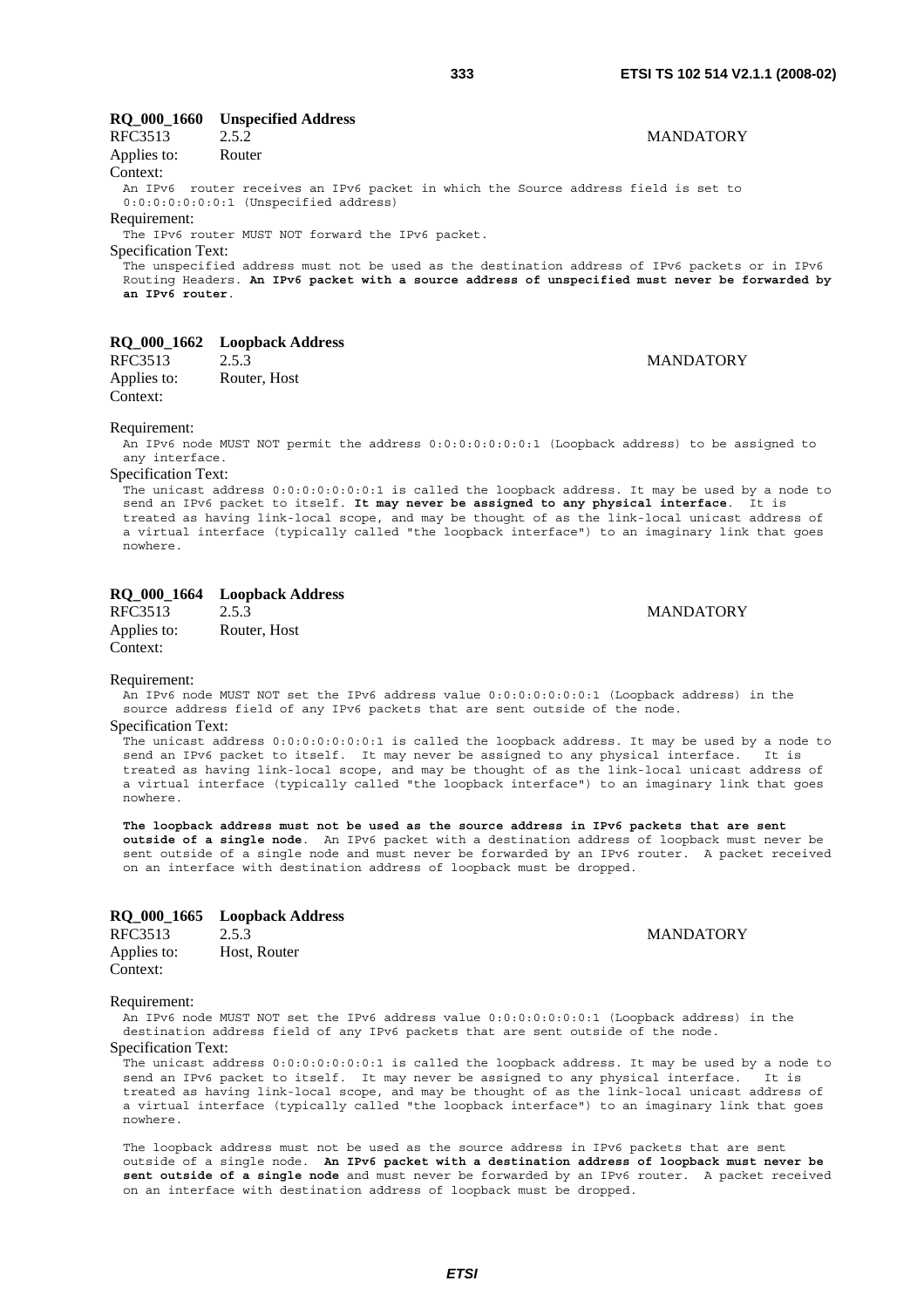**RQ_000_1660 Unspecified Address**

RFC3513 2.5.2 MANDATORY

Applies to: Router

Context:

An IPv6 router receives an IPv6 packet in which the Source address field is set to 0:0:0:0:0:0:0:1 (Unspecified address)

Requirement:

The IPv6 router MUST NOT forward the IPv6 packet.

Specification Text:

The unspecified address must not be used as the destination address of IPv6 packets or in IPv6 Routing Headers. **An IPv6 packet with a source address of unspecified must never be forwarded by an IPv6 router**.

**RQ_000_1662 Loopback Address**

RFC3513 2.5.3 MANDATORY

Applies to: Router, Host

Context:

Requirement:

An IPv6 node MUST NOT permit the address 0:0:0:0:0:0:0:1 (Loopback address) to be assigned to any interface.

Specification Text:

The unicast address 0:0:0:0:0:0:0:1 is called the loopback address. It may be used by a node to send an IPv6 packet to itself. **It may never be assigned to any physical interface**. It is treated as having link-local scope, and may be thought of as the link-local unicast address of a virtual interface (typically called "the loopback interface") to an imaginary link that goes nowhere.

**RQ_000_1664 Loopback Address**

RFC3513 2.5.3 MANDATORY

Applies to: Router, Host

Context:

Requirement:

An IPv6 node MUST NOT set the IPv6 address value 0:0:0:0:0:0:0:1 (Loopback address) in the source address field of any IPv6 packets that are sent outside of the node.

Specification Text:

The unicast address 0:0:0:0:0:0:0:1 is called the loopback address. It may be used by a node to send an IPv6 packet to itself. It may never be assigned to any physical interface. It is treated as having link-local scope, and may be thought of as the link-local unicast address of a virtual interface (typically called "the loopback interface") to an imaginary link that goes nowhere.

**The loopback address must not be used as the source address in IPv6 packets that are sent outside of a single node**. An IPv6 packet with a destination address of loopback must never be sent outside of a single node and must never be forwarded by an IPv6 router. A packet received on an interface with destination address of loopback must be dropped.

**RQ_000_1665 Loopback Address**

RFC3513 2.5.3 MANDATORY

Applies to: Host, Router

Context:

Requirement:

An IPv6 node MUST NOT set the IPv6 address value 0:0:0:0:0:0:0:1 (Loopback address) in the destination address field of any IPv6 packets that are sent outside of the node.

Specification Text:

The unicast address 0:0:0:0:0:0:0:1 is called the loopback address. It may be used by a node to send an IPv6 packet to itself. It may never be assigned to any physical interface. It is treated as having link-local scope, and may be thought of as the link-local unicast address of a virtual interface (typically called "the loopback interface") to an imaginary link that goes nowhere.

The loopback address must not be used as the source address in IPv6 packets that are sent outside of a single node. **An IPv6 packet with a destination address of loopback must never be sent outside of a single node** and must never be forwarded by an IPv6 router. A packet received on an interface with destination address of loopback must be dropped.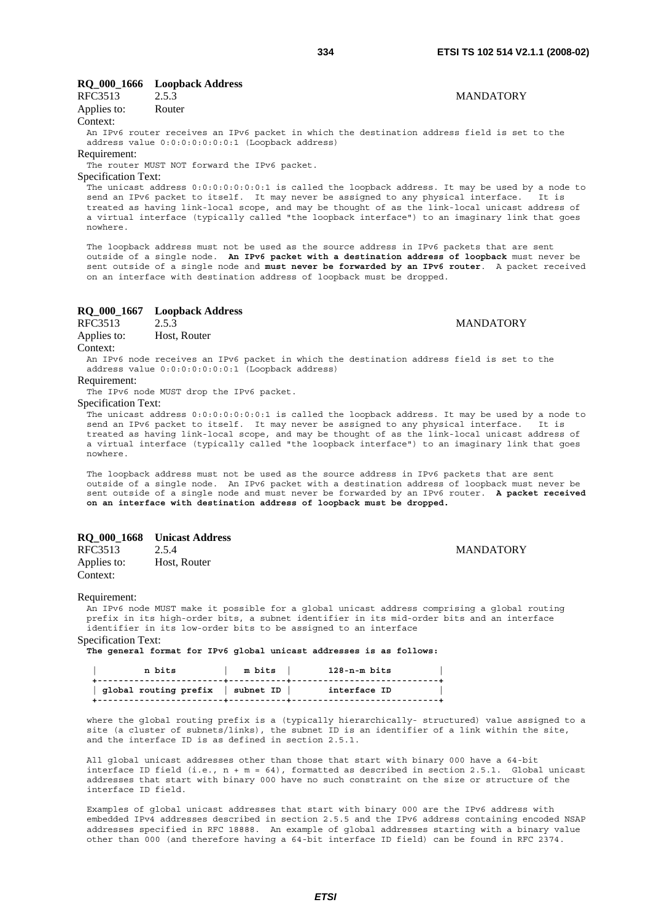**RQ_000_1666 Loopback Address**

RFC3513 2.5.3 MANDATORY

Applies to: Router

Context:

An IPv6 router receives an IPv6 packet in which the destination address field is set to the address value 0:0:0:0:0:0:0:1 (Loopback address)

Requirement:

The router MUST NOT forward the IPv6 packet.

Specification Text:

The unicast address 0:0:0:0:0:0:0:1 is called the loopback address. It may be used by a node to send an IPv6 packet to itself. It may never be assigned to any physical interface. It is treated as having link-local scope, and may be thought of as the link-local unicast address of a virtual interface (typically called "the loopback interface") to an imaginary link that goes nowhere.

The loopback address must not be used as the source address in IPv6 packets that are sent outside of a single node. **An IPv6 packet with a destination address of loopback** must never be sent outside of a single node and **must never be forwarded by an IPv6 router**. A packet received on an interface with destination address of loopback must be dropped.

**RQ_000_1667 Loopback Address**

RFC3513 2.5.3 MANDATORY

Applies to: Host, Router

Context:

An IPv6 node receives an IPv6 packet in which the destination address field is set to the address value 0:0:0:0:0:0:0:1 (Loopback address)

Requirement:

The IPv6 node MUST drop the IPv6 packet.

Specification Text:

The unicast address 0:0:0:0:0:0:0:1 is called the loopback address. It may be used by a node to send an IPv6 packet to itself. It may never be assigned to any physical interface. It is treated as having link-local scope, and may be thought of as the link-local unicast address of a virtual interface (typically called "the loopback interface") to an imaginary link that goes nowhere.

The loopback address must not be used as the source address in IPv6 packets that are sent outside of a single node. An IPv6 packet with a destination address of loopback must never be sent outside of a single node and must never be forwarded by an IPv6 router. **A packet received on an interface with destination address of loopback must be dropped.**

**RQ_000_1668 Unicast Address**

RFC3513 2.5.4 MANDATORY

Applies to: Host, Router

Context:

Requirement:

An IPv6 node MUST make it possible for a global unicast address comprising a global routing prefix in its high-order bits, a subnet identifier in its mid-order bits and an interface identifier in its low-order bits to be assigned to an interface

Specification Text:

**The general format for IPv6 global unicast addresses is as follows:**

```
|         n bits          |   m bits  |       128-n-m bits         |
+-------------------------+-----------+----------------------------+
| global routing prefix   | subnet ID |       interface ID         |
+-------------------------+-----------+----------------------------+
```

where the global routing prefix is a (typically hierarchically- structured) value assigned to a site (a cluster of subnets/links), the subnet ID is an identifier of a link within the site, and the interface ID is as defined in section 2.5.1.

All global unicast addresses other than those that start with binary 000 have a 64-bit interface ID field (i.e., n + m = 64), formatted as described in section 2.5.1. Global unicast addresses that start with binary 000 have no such constraint on the size or structure of the interface ID field.

Examples of global unicast addresses that start with binary 000 are the IPv6 address with embedded IPv4 addresses described in section 2.5.5 and the IPv6 address containing encoded NSAP addresses specified in RFC 18888. An example of global addresses starting with a binary value other than 000 (and therefore having a 64-bit interface ID field) can be found in RFC 2374.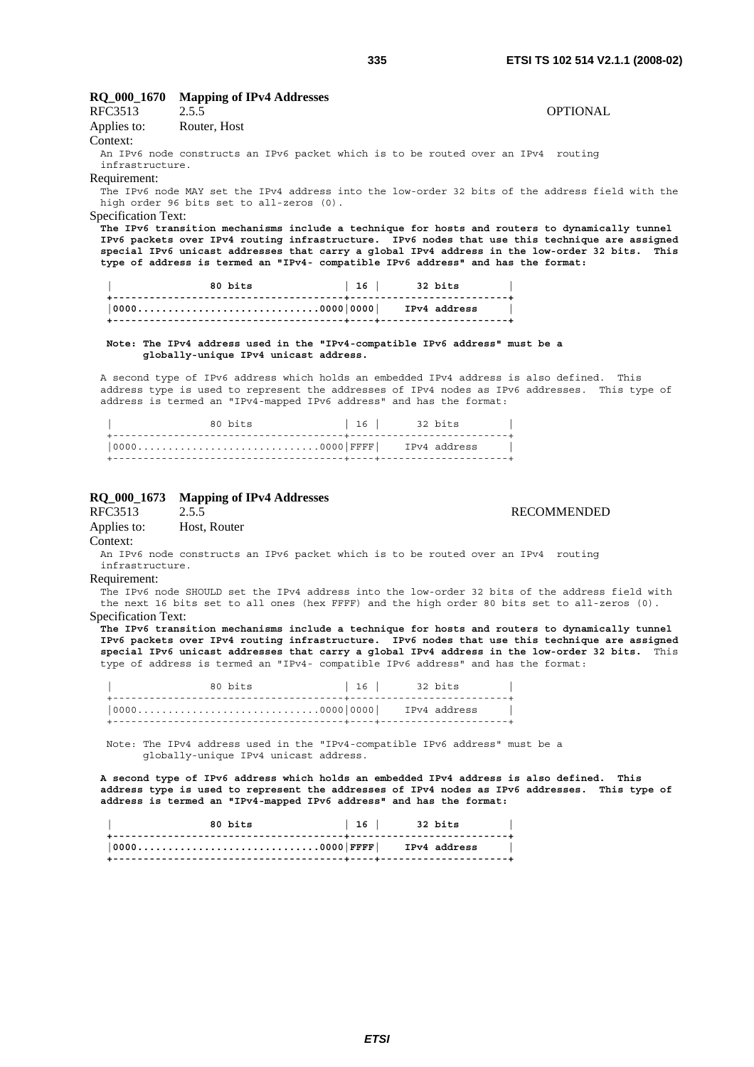**RQ_000_1670 Mapping of IPv4 Addresses**

RFC3513 2.5.5 OPTIONAL

Applies to: Router, Host

Context:

An IPv6 node constructs an IPv6 packet which is to be routed over an IPv4 routing infrastructure.

Requirement:

The IPv6 node MAY set the IPv4 address into the low-order 32 bits of the address field with the high order 96 bits set to all-zeros (0).

Specification Text:

**The IPv6 transition mechanisms include a technique for hosts and routers to dynamically tunnel IPv6 packets over IPv4 routing infrastructure. IPv6 nodes that use this technique are assigned special IPv6 unicast addresses that carry a global IPv4 address in the low-order 32 bits. This type of address is termed an "IPv4- compatible IPv6 address" and has the format:**

```
|                80 bits               | 16 |      32 bits        |
+--------------------------------------+--------------------------+
|0000..............................0000|0000|    IPv4 address     |
+--------------------------------------+----+---------------------+
```

**Note: The IPv4 address used in the "IPv4-compatible IPv6 address" must be a globally-unique IPv4 unicast address.**

A second type of IPv6 address which holds an embedded IPv4 address is also defined. This address type is used to represent the addresses of IPv4 nodes as IPv6 addresses. This type of address is termed an "IPv4-mapped IPv6 address" and has the format:

```
|                80 bits               | 16 |      32 bits        |
+--------------------------------------+--------------------------+
|0000..............................0000|FFFF|    IPv4 address     |
+--------------------------------------+----+---------------------+
```

**RQ_000_1673 Mapping of IPv4 Addresses**

RFC3513 2.5.5 RECOMMENDED

Applies to: Host, Router

Context:

An IPv6 node constructs an IPv6 packet which is to be routed over an IPv4 routing infrastructure.

Requirement:

The IPv6 node SHOULD set the IPv4 address into the low-order 32 bits of the address field with the next 16 bits set to all ones (hex FFFF) and the high order 80 bits set to all-zeros (0).

Specification Text:

**The IPv6 transition mechanisms include a technique for hosts and routers to dynamically tunnel IPv6 packets over IPv4 routing infrastructure. IPv6 nodes that use this technique are assigned special IPv6 unicast addresses that carry a global IPv4 address in the low-order 32 bits.** This type of address is termed an "IPv4- compatible IPv6 address" and has the format:

```
|                80 bits               | 16 |      32 bits        |
+--------------------------------------+--------------------------+
|0000..............................0000|0000|    IPv4 address     |
+--------------------------------------+----+---------------------+
```

Note: The IPv4 address used in the "IPv4-compatible IPv6 address" must be a globally-unique IPv4 unicast address.

**A second type of IPv6 address which holds an embedded IPv4 address is also defined. This address type is used to represent the addresses of IPv4 nodes as IPv6 addresses. This type of address is termed an "IPv4-mapped IPv6 address" and has the format:**

```
|                80 bits               | 16 |      32 bits        |
+--------------------------------------+--------------------------+
|0000..............................0000|FFFF|    IPv4 address     |
+--------------------------------------+----+---------------------+
```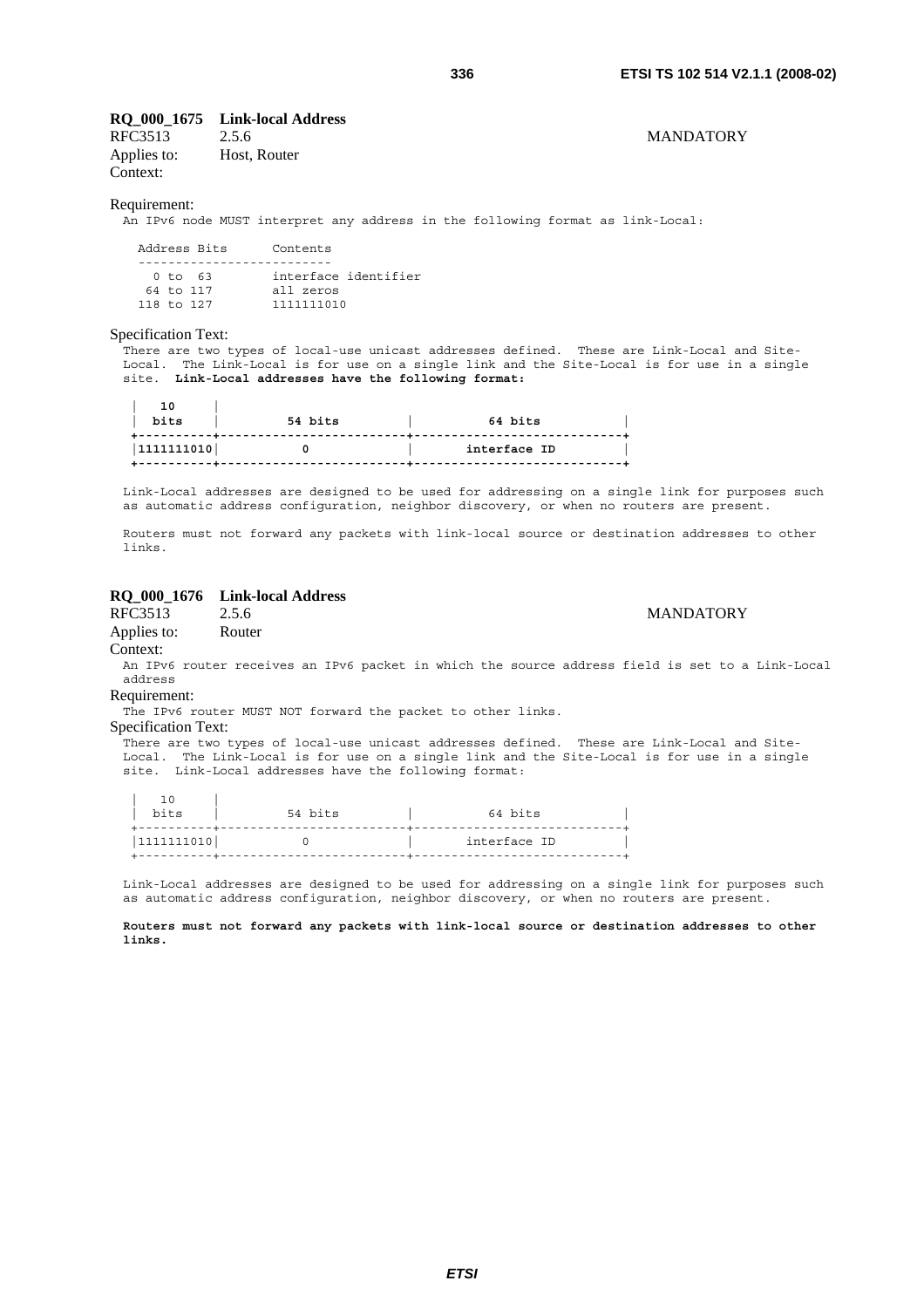**RQ_000_1675 Link-local Address**

RFC3513 2.5.6 MANDATORY

Applies to: Host, Router

Context:

Requirement:

An IPv6 node MUST interpret any address in the following format as link-Local:

```
  Address Bits      Contents
  --------------------------
    0 to  63        interface identifier
   64 to 117        all zeros
  118 to 127        1111111010
```

Specification Text:

There are two types of local-use unicast addresses defined. These are Link-Local and Site-Local. The Link-Local is for use on a single link and the Site-Local is for use in a single site. **Link-Local addresses have the following format:**

```
|   10     |
|  bits    |         54 bits         |          64 bits           |
+----------+-------------------------+----------------------------+
|1111111010|           0             |       interface ID         |
+----------+-------------------------+----------------------------+
```

Link-Local addresses are designed to be used for addressing on a single link for purposes such as automatic address configuration, neighbor discovery, or when no routers are present.

Routers must not forward any packets with link-local source or destination addresses to other links.

**RQ_000_1676 Link-local Address**

RFC3513 2.5.6 MANDATORY

Applies to: Router

Context:

An IPv6 router receives an IPv6 packet in which the source address field is set to a Link-Local address

Requirement:

The IPv6 router MUST NOT forward the packet to other links.

Specification Text:

There are two types of local-use unicast addresses defined. These are Link-Local and Site-Local. The Link-Local is for use on a single link and the Site-Local is for use in a single site. Link-Local addresses have the following format:

```
|   10     |
|  bits    |         54 bits         |          64 bits           |
+----------+-------------------------+----------------------------+
|1111111010|           0             |       interface ID         |
+----------+-------------------------+----------------------------+
```

Link-Local addresses are designed to be used for addressing on a single link for purposes such as automatic address configuration, neighbor discovery, or when no routers are present.

**Routers must not forward any packets with link-local source or destination addresses to other links.**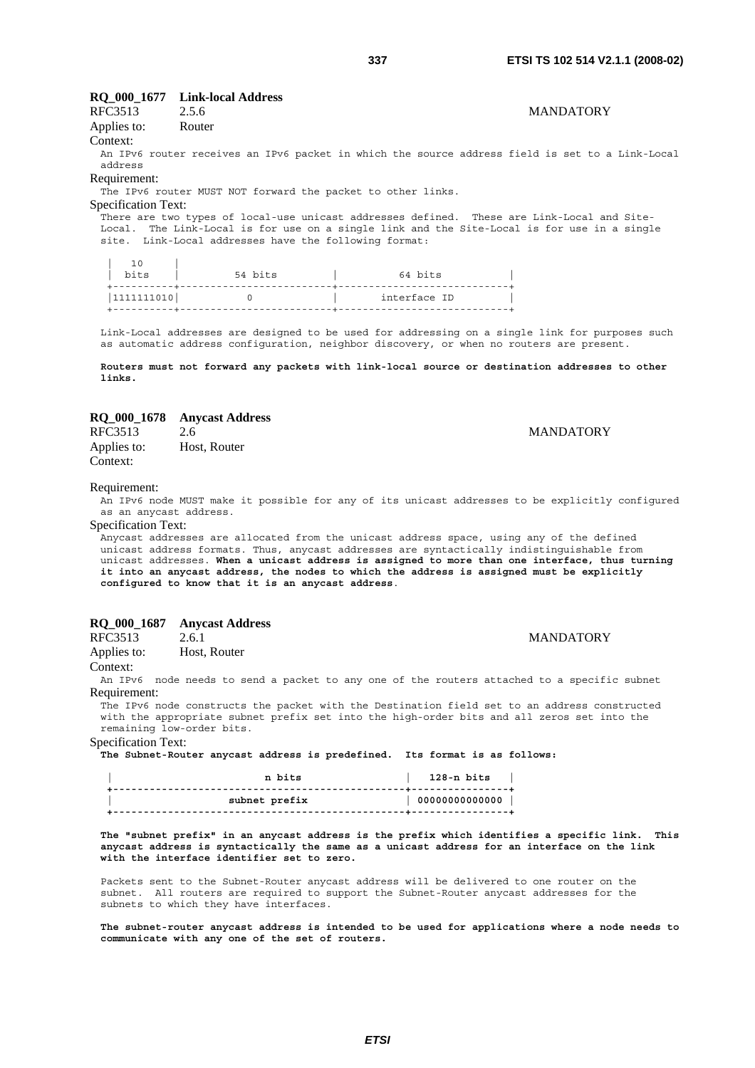**RQ_000_1677 Link-local Address**

RFC3513 2.5.6 MANDATORY

Applies to: Router

Context:

An IPv6 router receives an IPv6 packet in which the source address field is set to a Link-Local address

Requirement:

The IPv6 router MUST NOT forward the packet to other links.

Specification Text:

There are two types of local-use unicast addresses defined. These are Link-Local and Site-Local. The Link-Local is for use on a single link and the Site-Local is for use in a single site. Link-Local addresses have the following format:

```
|   10     |
|  bits    |         54 bits         |          64 bits           |
+----------+-------------------------+----------------------------+
|1111111010|           0             |       interface ID         |
+----------+-------------------------+----------------------------+
```

Link-Local addresses are designed to be used for addressing on a single link for purposes such as automatic address configuration, neighbor discovery, or when no routers are present.

**Routers must not forward any packets with link-local source or destination addresses to other links.**

**RQ_000_1678 Anycast Address**

RFC3513 2.6 MANDATORY

Applies to: Host, Router

Context:

Requirement:

An IPv6 node MUST make it possible for any of its unicast addresses to be explicitly configured as an anycast address.

Specification Text:

Anycast addresses are allocated from the unicast address space, using any of the defined unicast address formats. Thus, anycast addresses are syntactically indistinguishable from unicast addresses. **When a unicast address is assigned to more than one interface, thus turning it into an anycast address, the nodes to which the address is assigned must be explicitly configured to know that it is an anycast address**.

**RQ_000_1687 Anycast Address**

RFC3513 2.6.1 MANDATORY

Applies to: Host, Router

Context:

An IPv6 node needs to send a packet to any one of the routers attached to a specific subnet

Requirement:

The IPv6 node constructs the packet with the Destination field set to an address constructed with the appropriate subnet prefix set into the high-order bits and all zeros set into the remaining low-order bits.

Specification Text:

**The Subnet-Router anycast address is predefined. Its format is as follows:**

```
|                         n bits                 |   128-n bits   |
+------------------------------------------------+----------------+
|                   subnet prefix                | 00000000000000 |
+------------------------------------------------+----------------+
```

**The "subnet prefix" in an anycast address is the prefix which identifies a specific link. This anycast address is syntactically the same as a unicast address for an interface on the link with the interface identifier set to zero.**

Packets sent to the Subnet-Router anycast address will be delivered to one router on the subnet. All routers are required to support the Subnet-Router anycast addresses for the subnets to which they have interfaces.

**The subnet-router anycast address is intended to be used for applications where a node needs to communicate with any one of the set of routers.**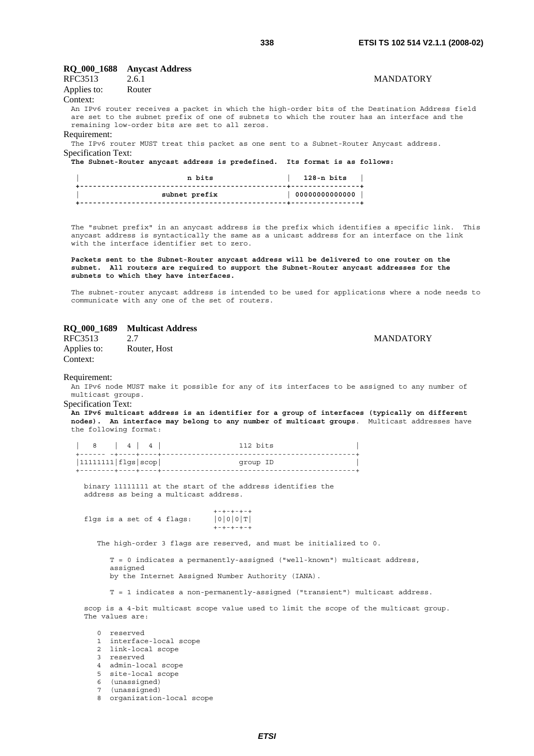**RQ_000_1688 Anycast Address**

RFC3513 2.6.1 MANDATORY

Applies to: Router

Context:

An IPv6 router receives a packet in which the high-order bits of the Destination Address field are set to the subnet prefix of one of subnets to which the router has an interface and the remaining low-order bits are set to all zeros.

Requirement:

The IPv6 router MUST treat this packet as one sent to a Subnet-Router Anycast address.

Specification Text:

**The Subnet-Router anycast address is predefined. Its format is as follows:**

```
|                         n bits                 |   128-n bits   |
+------------------------------------------------+----------------+
|                   subnet prefix                | 00000000000000 |
+------------------------------------------------+----------------+
```

The "subnet prefix" in an anycast address is the prefix which identifies a specific link. This anycast address is syntactically the same as a unicast address for an interface on the link with the interface identifier set to zero.

**Packets sent to the Subnet-Router anycast address will be delivered to one router on the subnet. All routers are required to support the Subnet-Router anycast addresses for the subnets to which they have interfaces.**

The subnet-router anycast address is intended to be used for applications where a node needs to communicate with any one of the set of routers.

**RQ_000_1689 Multicast Address**

RFC3513 2.7 MANDATORY

Applies to: Router, Host

Context:

Requirement:

An IPv6 node MUST make it possible for any of its interfaces to be assigned to any number of multicast groups.

Specification Text:

**An IPv6 multicast address is an identifier for a group of interfaces (typically on different nodes). An interface may belong to any number of multicast groups**. Multicast addresses have the following format:

```
|   8    |  4 |  4 |                  112 bits                   |
+------ -+----+----+---------------------------------------------+
|11111111|flgs|scop|                  group ID                   |
+--------+----+----+---------------------------------------------+
```

binary 11111111 at the start of the address identifies the address as being a multicast address.

```
                                 +-+-+-+-+
flgs is a set of 4 flags:        |0|0|0|T|
                                 +-+-+-+-+
```

The high-order 3 flags are reserved, and must be initialized to 0.

T = 0 indicates a permanently-assigned ("well-known") multicast address, assigned by the Internet Assigned Number Authority (IANA).

T = 1 indicates a non-permanently-assigned ("transient") multicast address.

scop is a 4-bit multicast scope value used to limit the scope of the multicast group. The values are:

```
0  reserved
1  interface-local scope
2  link-local scope
3  reserved
4  admin-local scope
5  site-local scope
6  (unassigned)
7  (unassigned)
8  organization-local scope
```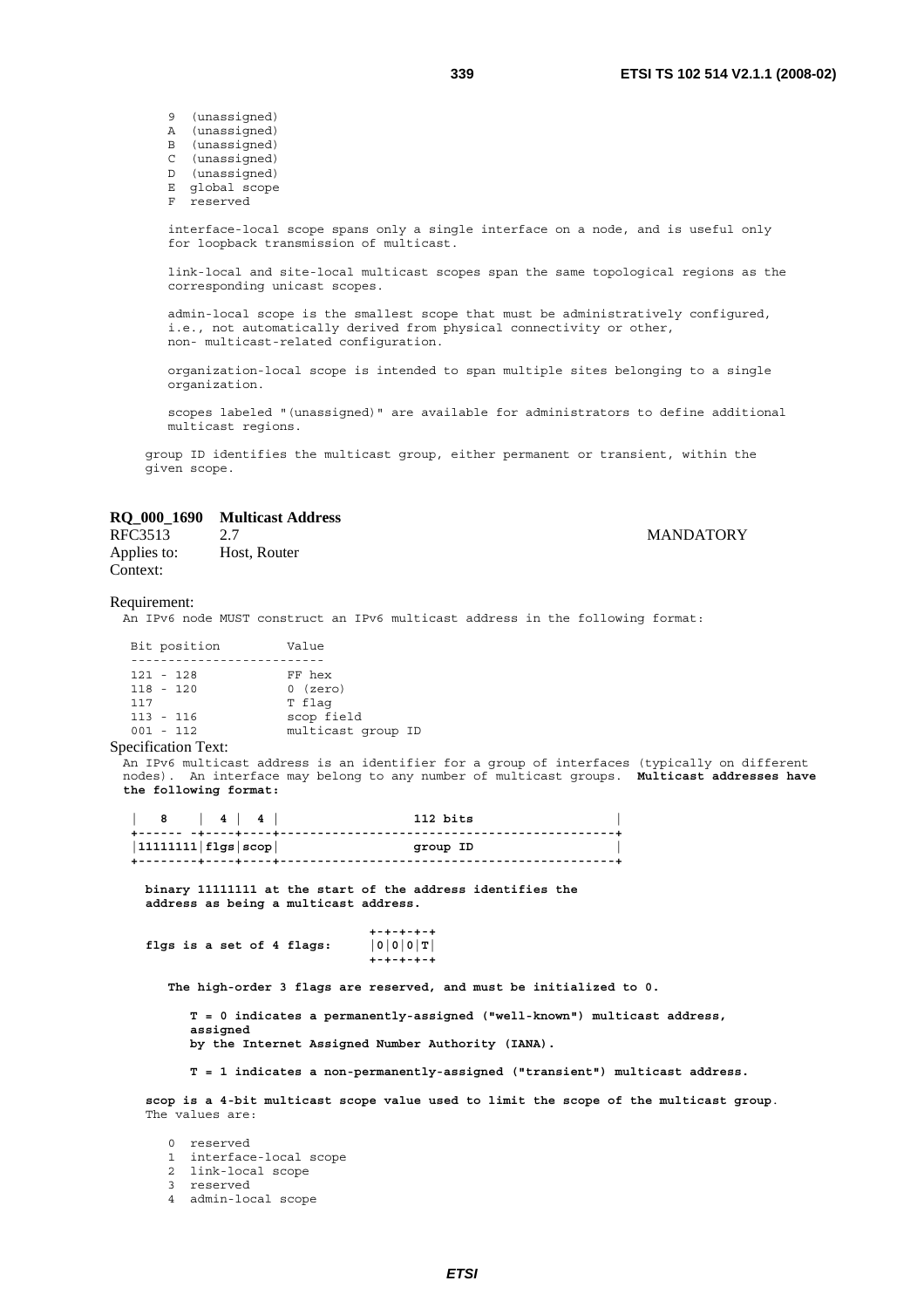```
9  (unassigned)
A  (unassigned)
B  (unassigned)
C  (unassigned)
D  (unassigned)
E  global scope
F  reserved
```

interface-local scope spans only a single interface on a node, and is useful only for loopback transmission of multicast.

link-local and site-local multicast scopes span the same topological regions as the corresponding unicast scopes.

admin-local scope is the smallest scope that must be administratively configured, i.e., not automatically derived from physical connectivity or other, non- multicast-related configuration.

organization-local scope is intended to span multiple sites belonging to a single organization.

scopes labeled "(unassigned)" are available for administrators to define additional multicast regions.

group ID identifies the multicast group, either permanent or transient, within the given scope.

**RQ_000_1690 Multicast Address**

RFC3513 2.7 MANDATORY

Applies to: Host, Router

Context:

Requirement:

An IPv6 node MUST construct an IPv6 multicast address in the following format:

```
Bit position         Value
--------------------------
121 - 128            FF hex
118 - 120            0 (zero)
117                  T flag
113 - 116            scop field
001 - 112            multicast group ID
```

Specification Text:

An IPv6 multicast address is an identifier for a group of interfaces (typically on different nodes). An interface may belong to any number of multicast groups. **Multicast addresses have the following format:**

```
|   8    |  4 |  4 |                  112 bits                   |
+------ -+----+----+---------------------------------------------+
|11111111|flgs|scop|                  group ID                   |
+--------+----+----+---------------------------------------------+
```

**binary 11111111 at the start of the address identifies the address as being a multicast address.**

```
                               +-+-+-+-+
flgs is a set of 4 flags:      |0|0|0|T|
                               +-+-+-+-+
```

**The high-order 3 flags are reserved, and must be initialized to 0.**

**T = 0 indicates a permanently-assigned ("well-known") multicast address, assigned by the Internet Assigned Number Authority (IANA).**

**T = 1 indicates a non-permanently-assigned ("transient") multicast address.**

**scop is a 4-bit multicast scope value used to limit the scope of the multicast group**. The values are:

```
0  reserved
1  interface-local scope
2  link-local scope
3  reserved
4  admin-local scope
```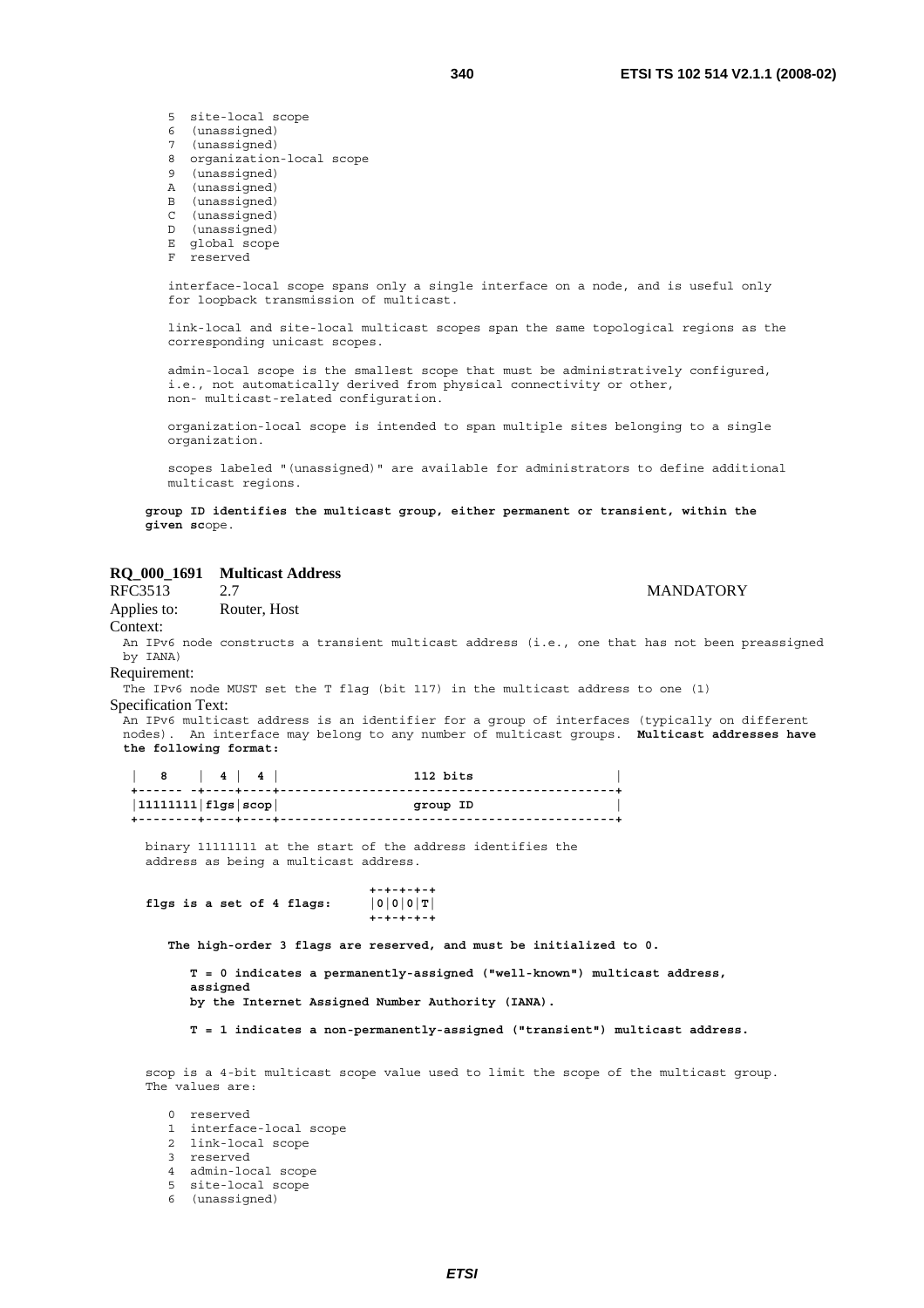```
5  site-local scope
6  (unassigned)
7  (unassigned)
8  organization-local scope
9  (unassigned)
A  (unassigned)
B  (unassigned)
C  (unassigned)
D  (unassigned)
E  global scope
F  reserved
```

interface-local scope spans only a single interface on a node, and is useful only for loopback transmission of multicast.

link-local and site-local multicast scopes span the same topological regions as the corresponding unicast scopes.

admin-local scope is the smallest scope that must be administratively configured, i.e., not automatically derived from physical connectivity or other, non- multicast-related configuration.

organization-local scope is intended to span multiple sites belonging to a single organization.

scopes labeled "(unassigned)" are available for administrators to define additional multicast regions.

**group ID identifies the multicast group, either permanent or transient, within the given sc**ope.

**RQ_000_1691 Multicast Address**

RFC3513 2.7 MANDATORY

Applies to: Router, Host

Context:

An IPv6 node constructs a transient multicast address (i.e., one that has not been preassigned by IANA)

Requirement:

The IPv6 node MUST set the T flag (bit 117) in the multicast address to one (1)

Specification Text:

An IPv6 multicast address is an identifier for a group of interfaces (typically on different nodes). An interface may belong to any number of multicast groups. **Multicast addresses have the following format:**

```
|   8    |  4 |  4 |                  112 bits                   |
+------ -+----+----+---------------------------------------------+
|11111111|flgs|scop|                  group ID                   |
+--------+----+----+---------------------------------------------+
```

binary 11111111 at the start of the address identifies the address as being a multicast address.

```
                                 +-+-+-+-+
flgs is a set of 4 flags:        |0|0|0|T|
                                 +-+-+-+-+
```

**The high-order 3 flags are reserved, and must be initialized to 0.**

**T = 0 indicates a permanently-assigned ("well-known") multicast address, assigned by the Internet Assigned Number Authority (IANA).**

**T = 1 indicates a non-permanently-assigned ("transient") multicast address.**

scop is a 4-bit multicast scope value used to limit the scope of the multicast group. The values are:

```
0  reserved
1  interface-local scope
2  link-local scope
3  reserved
4  admin-local scope
5  site-local scope
6  (unassigned)
```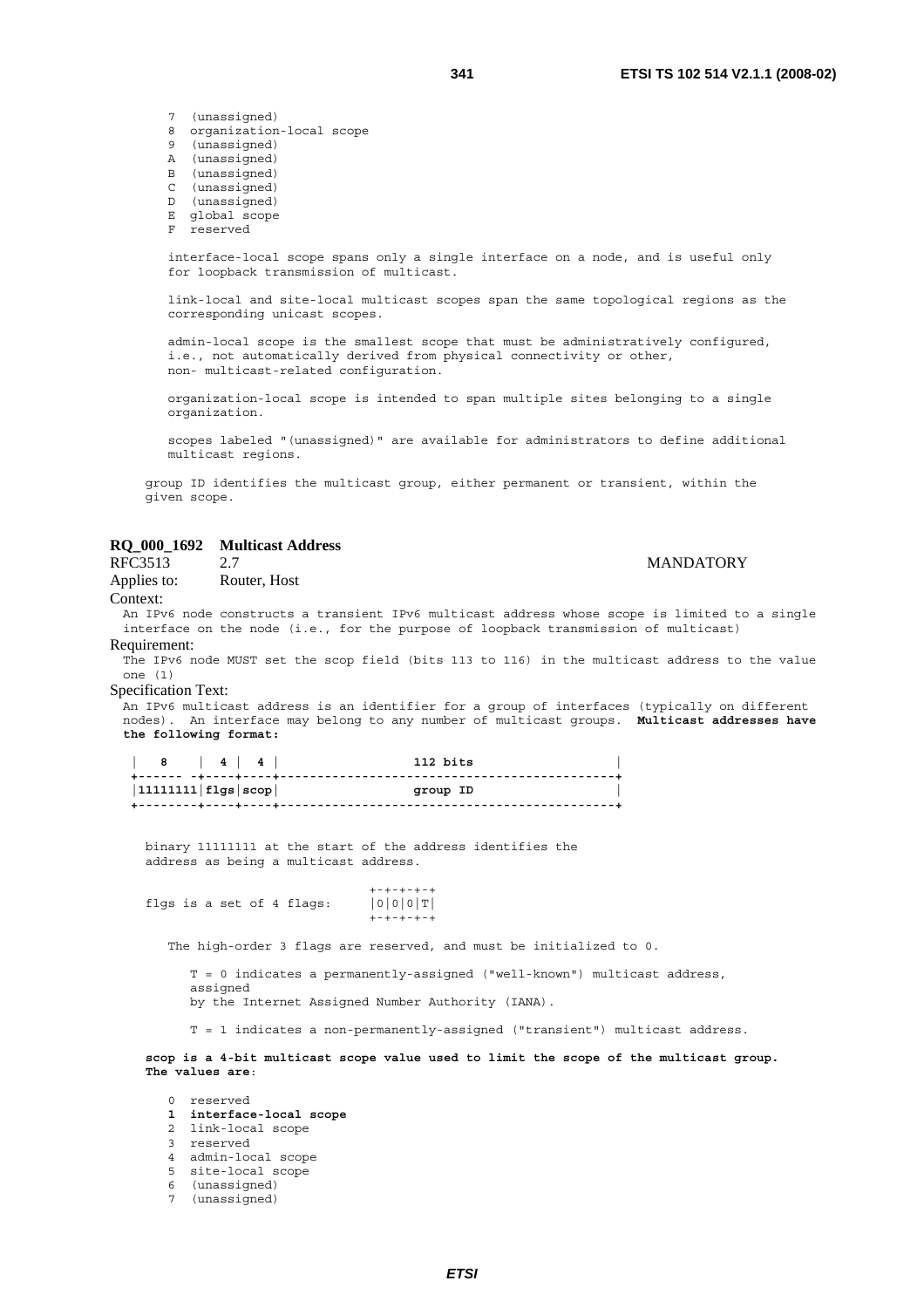```
7  (unassigned)
8  organization-local scope
9  (unassigned)
A  (unassigned)
B  (unassigned)
C  (unassigned)
D  (unassigned)
E  global scope
F  reserved
```

interface-local scope spans only a single interface on a node, and is useful only for loopback transmission of multicast.

link-local and site-local multicast scopes span the same topological regions as the corresponding unicast scopes.

admin-local scope is the smallest scope that must be administratively configured, i.e., not automatically derived from physical connectivity or other, non- multicast-related configuration.

organization-local scope is intended to span multiple sites belonging to a single organization.

scopes labeled "(unassigned)" are available for administrators to define additional multicast regions.

group ID identifies the multicast group, either permanent or transient, within the given scope.

**RQ_000_1692 Multicast Address**

RFC3513 2.7 MANDATORY

Applies to: Router, Host

Context:

An IPv6 node constructs a transient IPv6 multicast address whose scope is limited to a single interface on the node (i.e., for the purpose of loopback transmission of multicast)

Requirement:

The IPv6 node MUST set the scop field (bits 113 to 116) in the multicast address to the value one (1)

Specification Text:

An IPv6 multicast address is an identifier for a group of interfaces (typically on different nodes). An interface may belong to any number of multicast groups. **Multicast addresses have the following format:**

```
|   8    |  4 |  4 |                  112 bits                   |
+------ -+----+----+---------------------------------------------+
|11111111|flgs|scop|                  group ID                   |
+--------+----+----+---------------------------------------------+
```

binary 11111111 at the start of the address identifies the address as being a multicast address.

```
                              +-+-+-+-+
flgs is a set of 4 flags:     |0|0|0|T|
                              +-+-+-+-+
```

The high-order 3 flags are reserved, and must be initialized to 0.

T = 0 indicates a permanently-assigned ("well-known") multicast address, assigned by the Internet Assigned Number Authority (IANA).

T = 1 indicates a non-permanently-assigned ("transient") multicast address.

**scop is a 4-bit multicast scope value used to limit the scope of the multicast group. The values are**:

```
0  reserved
1  interface-local scope
2  link-local scope
3  reserved
4  admin-local scope
5  site-local scope
6  (unassigned)
7  (unassigned)
```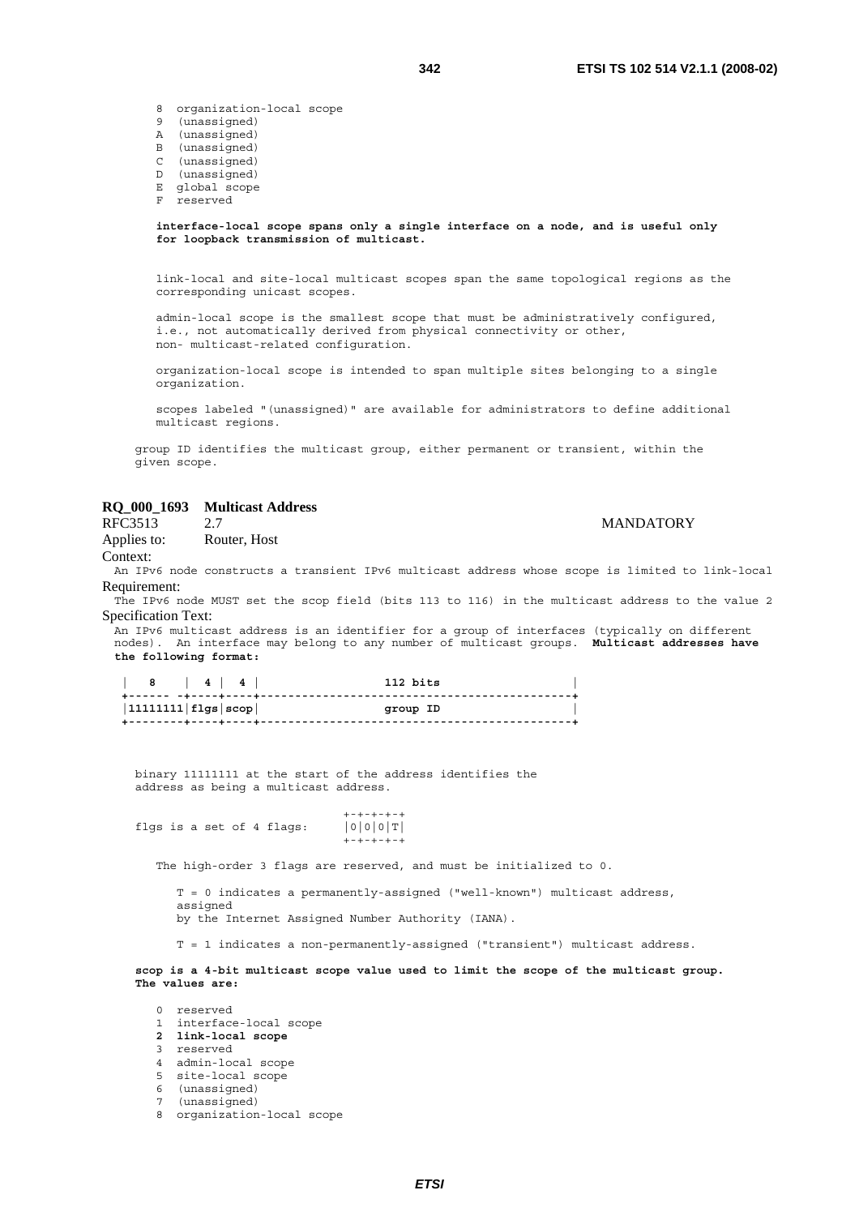```
8  organization-local scope
9  (unassigned)
A  (unassigned)
B  (unassigned)
C  (unassigned)
D  (unassigned)
E  global scope
F  reserved
```

**interface-local scope spans only a single interface on a node, and is useful only for loopback transmission of multicast.**

link-local and site-local multicast scopes span the same topological regions as the corresponding unicast scopes.

admin-local scope is the smallest scope that must be administratively configured, i.e., not automatically derived from physical connectivity or other, non- multicast-related configuration.

organization-local scope is intended to span multiple sites belonging to a single organization.

scopes labeled "(unassigned)" are available for administrators to define additional multicast regions.

group ID identifies the multicast group, either permanent or transient, within the given scope.

## RQ_000_1693 Multicast Address

RFC3513 2.7 MANDATORY

Applies to: Router, Host

Context:

An IPv6 node constructs a transient IPv6 multicast address whose scope is limited to link-local

Requirement:

The IPv6 node MUST set the scop field (bits 113 to 116) in the multicast address to the value 2

Specification Text:

An IPv6 multicast address is an identifier for a group of interfaces (typically on different nodes). An interface may belong to any number of multicast groups. **Multicast addresses have the following format:**

```
|   8    |  4 |  4 |                  112 bits                   |
+------ -+----+----+---------------------------------------------+
|11111111|flgs|scop|                  group ID                   |
+--------+----+----+---------------------------------------------+
```

binary 11111111 at the start of the address identifies the address as being a multicast address.

```
                               +-+-+-+-+
flgs is a set of 4 flags:      |0|0|0|T|
                               +-+-+-+-+
```

The high-order 3 flags are reserved, and must be initialized to 0.

T = 0 indicates a permanently-assigned ("well-known") multicast address, assigned by the Internet Assigned Number Authority (IANA).

T = 1 indicates a non-permanently-assigned ("transient") multicast address.

**scop is a 4-bit multicast scope value used to limit the scope of the multicast group. The values are:**

```
0  reserved
1  interface-local scope
2  link-local scope
3  reserved
4  admin-local scope
5  site-local scope
6  (unassigned)
7  (unassigned)
8  organization-local scope
```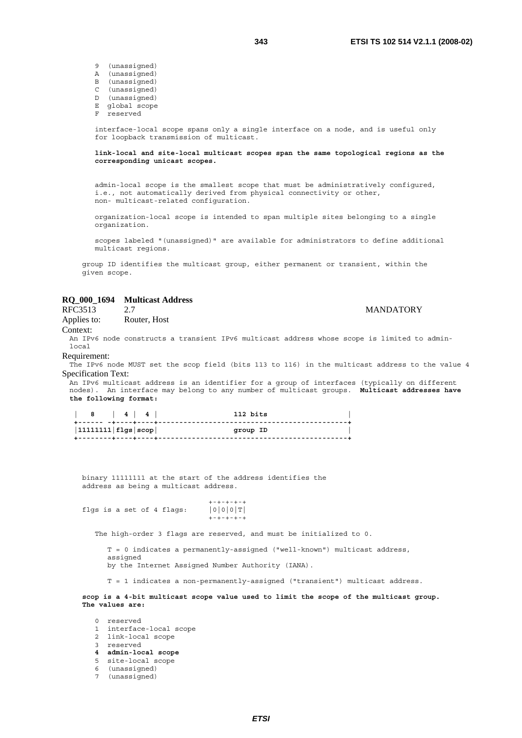```
9  (unassigned)
A  (unassigned)
B  (unassigned)
C  (unassigned)
D  (unassigned)
E  global scope
F  reserved
```

interface-local scope spans only a single interface on a node, and is useful only for loopback transmission of multicast.

**link-local and site-local multicast scopes span the same topological regions as the corresponding unicast scopes.**

admin-local scope is the smallest scope that must be administratively configured, i.e., not automatically derived from physical connectivity or other, non- multicast-related configuration.

organization-local scope is intended to span multiple sites belonging to a single organization.

scopes labeled "(unassigned)" are available for administrators to define additional multicast regions.

group ID identifies the multicast group, either permanent or transient, within the given scope.

### RQ_000_1694 Multicast Address

RFC3513 2.7 MANDATORY

Applies to: Router, Host

Context:

An IPv6 node constructs a transient IPv6 multicast address whose scope is limited to admin-local

Requirement:

The IPv6 node MUST set the scop field (bits 113 to 116) in the multicast address to the value 4

Specification Text:

An IPv6 multicast address is an identifier for a group of interfaces (typically on different nodes). An interface may belong to any number of multicast groups. **Multicast addresses have the following format:**

```
|   8    |  4 |  4 |                  112 bits                   |
+------ -+----+----+---------------------------------------------+
|11111111|flgs|scop|                  group ID                   |
+--------+----+----+---------------------------------------------+
```

binary 11111111 at the start of the address identifies the address as being a multicast address.

```
                                +-+-+-+-+
flgs is a set of 4 flags:       |0|0|0|T|
                                +-+-+-+-+
```

The high-order 3 flags are reserved, and must be initialized to 0.

T = 0 indicates a permanently-assigned ("well-known") multicast address, assigned by the Internet Assigned Number Authority (IANA).

T = 1 indicates a non-permanently-assigned ("transient") multicast address.

**scop is a 4-bit multicast scope value used to limit the scope of the multicast group. The values are:**

0 reserved
1 interface-local scope
2 link-local scope
3 reserved
**4 admin-local scope**
5 site-local scope
6 (unassigned)
7 (unassigned)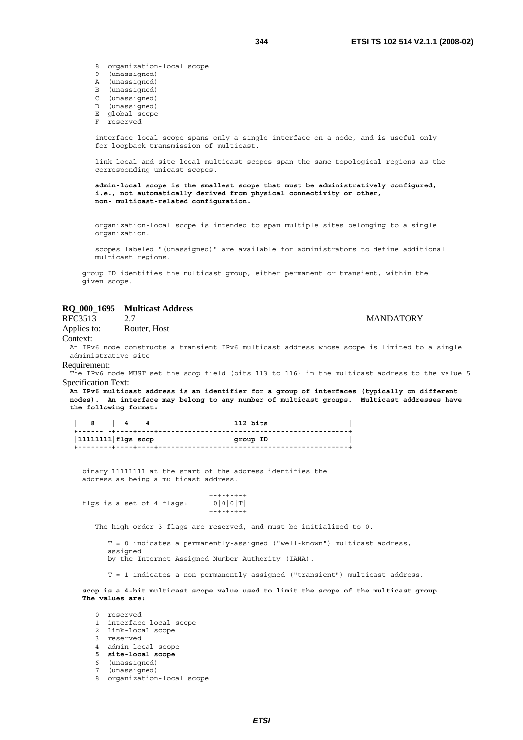```
8  organization-local scope
9  (unassigned)
A  (unassigned)
B  (unassigned)
C  (unassigned)
D  (unassigned)
E  global scope
F  reserved
```

interface-local scope spans only a single interface on a node, and is useful only for loopback transmission of multicast.

link-local and site-local multicast scopes span the same topological regions as the corresponding unicast scopes.

**admin-local scope is the smallest scope that must be administratively configured, i.e., not automatically derived from physical connectivity or other, non- multicast-related configuration.**

organization-local scope is intended to span multiple sites belonging to a single organization.

scopes labeled "(unassigned)" are available for administrators to define additional multicast regions.

group ID identifies the multicast group, either permanent or transient, within the given scope.

## RQ_000_1695 Multicast Address

RFC3513 2.7 MANDATORY

Applies to: Router, Host

Context:

An IPv6 node constructs a transient IPv6 multicast address whose scope is limited to a single administrative site

Requirement:

The IPv6 node MUST set the scop field (bits 113 to 116) in the multicast address to the value 5

Specification Text:

**An IPv6 multicast address is an identifier for a group of interfaces (typically on different nodes). An interface may belong to any number of multicast groups. Multicast addresses have the following format:**

```
|   8    |  4 |  4 |                  112 bits                   |
+------ -+----+----+---------------------------------------------+
|11111111|flgs|scop|                  group ID                   |
+--------+----+----+---------------------------------------------+
```

binary 11111111 at the start of the address identifies the address as being a multicast address.

```
                                +-+-+-+-+
flgs is a set of 4 flags:       |0|0|0|T|
                                +-+-+-+-+
```

The high-order 3 flags are reserved, and must be initialized to 0.

T = 0 indicates a permanently-assigned ("well-known") multicast address, assigned by the Internet Assigned Number Authority (IANA).

T = 1 indicates a non-permanently-assigned ("transient") multicast address.

**scop is a 4-bit multicast scope value used to limit the scope of the multicast group. The values are:**

```
0  reserved
1  interface-local scope
2  link-local scope
3  reserved
4  admin-local scope
5  site-local scope
6  (unassigned)
7  (unassigned)
8  organization-local scope
```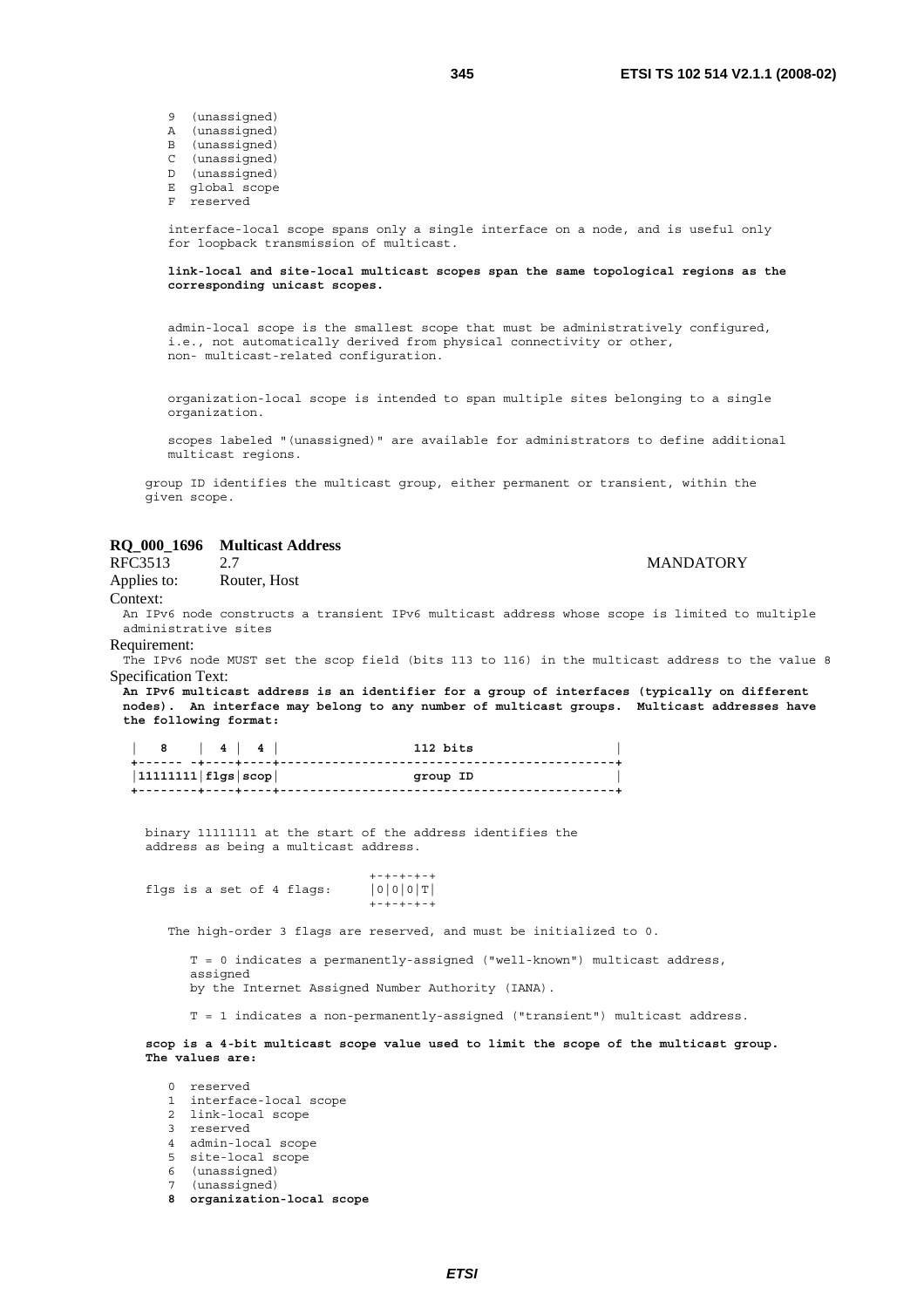```
9  (unassigned)
A  (unassigned)
B  (unassigned)
C  (unassigned)
D  (unassigned)
E  global scope
F  reserved
```

interface-local scope spans only a single interface on a node, and is useful only for loopback transmission of multicast.

**link-local and site-local multicast scopes span the same topological regions as the corresponding unicast scopes.**

admin-local scope is the smallest scope that must be administratively configured, i.e., not automatically derived from physical connectivity or other, non- multicast-related configuration.

organization-local scope is intended to span multiple sites belonging to a single organization.

scopes labeled "(unassigned)" are available for administrators to define additional multicast regions.

group ID identifies the multicast group, either permanent or transient, within the given scope.

**RQ_000_1696 Multicast Address**

RFC3513 2.7 MANDATORY

Applies to: Router, Host

Context:

An IPv6 node constructs a transient IPv6 multicast address whose scope is limited to multiple administrative sites

Requirement:

The IPv6 node MUST set the scop field (bits 113 to 116) in the multicast address to the value 8

Specification Text:

**An IPv6 multicast address is an identifier for a group of interfaces (typically on different nodes). An interface may belong to any number of multicast groups. Multicast addresses have the following format:**

```
|   8    |  4 |  4 |                  112 bits                   |
+------ -+----+----+---------------------------------------------+
|11111111|flgs|scop|                  group ID                   |
+--------+----+----+---------------------------------------------+
```

binary 11111111 at the start of the address identifies the address as being a multicast address.

```
                              +-+-+-+-+
flgs is a set of 4 flags:     |0|0|0|T|
                              +-+-+-+-+
```

The high-order 3 flags are reserved, and must be initialized to 0.

T = 0 indicates a permanently-assigned ("well-known") multicast address, assigned by the Internet Assigned Number Authority (IANA).

T = 1 indicates a non-permanently-assigned ("transient") multicast address.

**scop is a 4-bit multicast scope value used to limit the scope of the multicast group. The values are:**

```
0  reserved
1  interface-local scope
2  link-local scope
3  reserved
4  admin-local scope
5  site-local scope
6  (unassigned)
7  (unassigned)
8  organization-local scope
```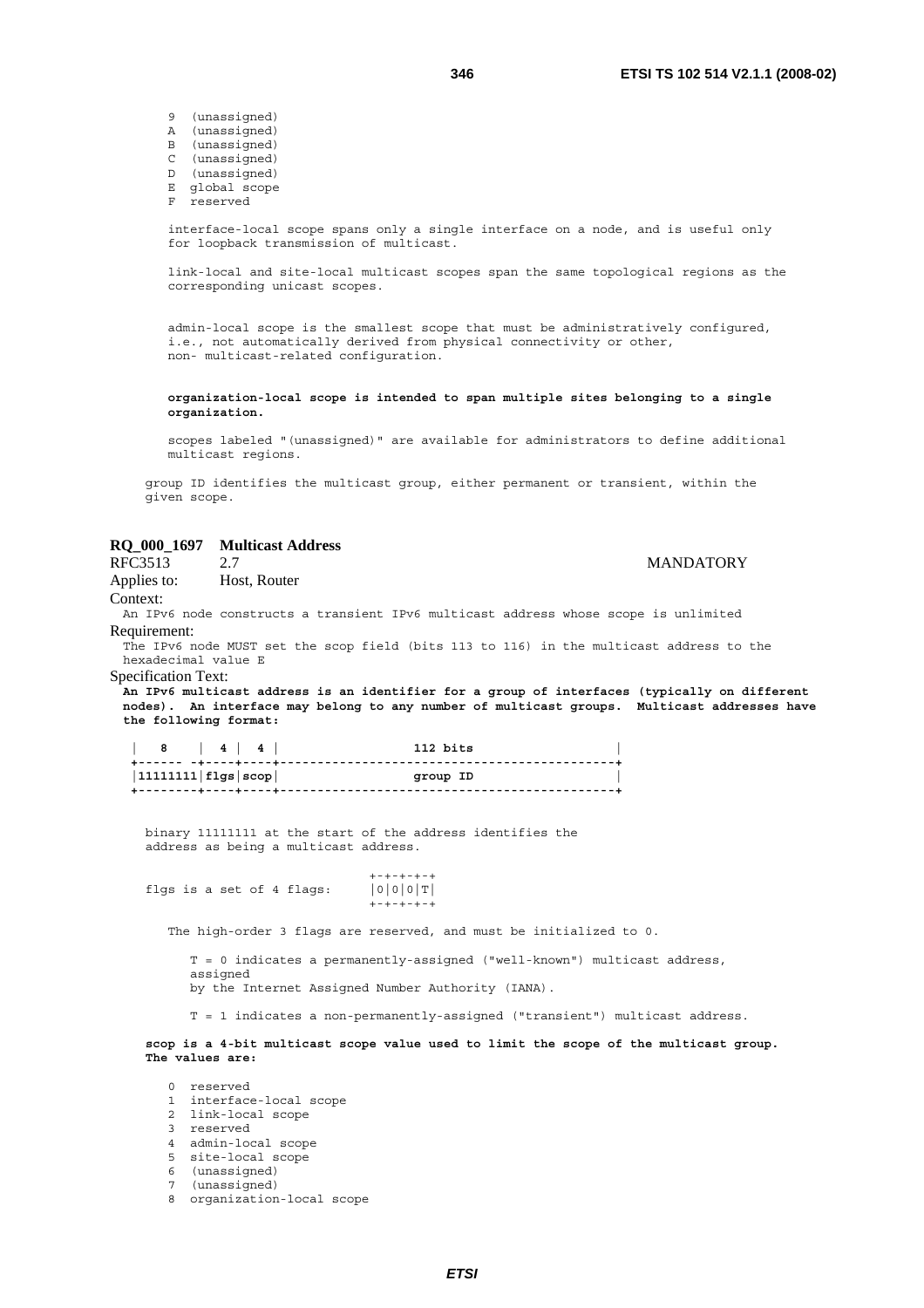```
9  (unassigned)
A  (unassigned)
B  (unassigned)
C  (unassigned)
D  (unassigned)
E  global scope
F  reserved
```

interface-local scope spans only a single interface on a node, and is useful only for loopback transmission of multicast.

link-local and site-local multicast scopes span the same topological regions as the corresponding unicast scopes.

admin-local scope is the smallest scope that must be administratively configured, i.e., not automatically derived from physical connectivity or other, non- multicast-related configuration.

**organization-local scope is intended to span multiple sites belonging to a single organization.**

scopes labeled "(unassigned)" are available for administrators to define additional multicast regions.

group ID identifies the multicast group, either permanent or transient, within the given scope.

## RQ_000_1697 Multicast Address

RFC3513 2.7 MANDATORY

Applies to: Host, Router

Context:

An IPv6 node constructs a transient IPv6 multicast address whose scope is unlimited

Requirement:

The IPv6 node MUST set the scop field (bits 113 to 116) in the multicast address to the hexadecimal value E

Specification Text:

**An IPv6 multicast address is an identifier for a group of interfaces (typically on different nodes). An interface may belong to any number of multicast groups. Multicast addresses have the following format:**

```
|   8    |  4 |  4 |                  112 bits                   |
+------ -+----+----+---------------------------------------------+
|11111111|flgs|scop|                  group ID                   |
+--------+----+----+---------------------------------------------+
```

binary 11111111 at the start of the address identifies the address as being a multicast address.

```
                              +-+-+-+-+
flgs is a set of 4 flags:     |0|0|0|T|
                              +-+-+-+-+
```

The high-order 3 flags are reserved, and must be initialized to 0.

T = 0 indicates a permanently-assigned ("well-known") multicast address, assigned by the Internet Assigned Number Authority (IANA).

T = 1 indicates a non-permanently-assigned ("transient") multicast address.

**scop is a 4-bit multicast scope value used to limit the scope of the multicast group. The values are:**

```
0  reserved
1  interface-local scope
2  link-local scope
3  reserved
4  admin-local scope
5  site-local scope
6  (unassigned)
7  (unassigned)
8  organization-local scope
```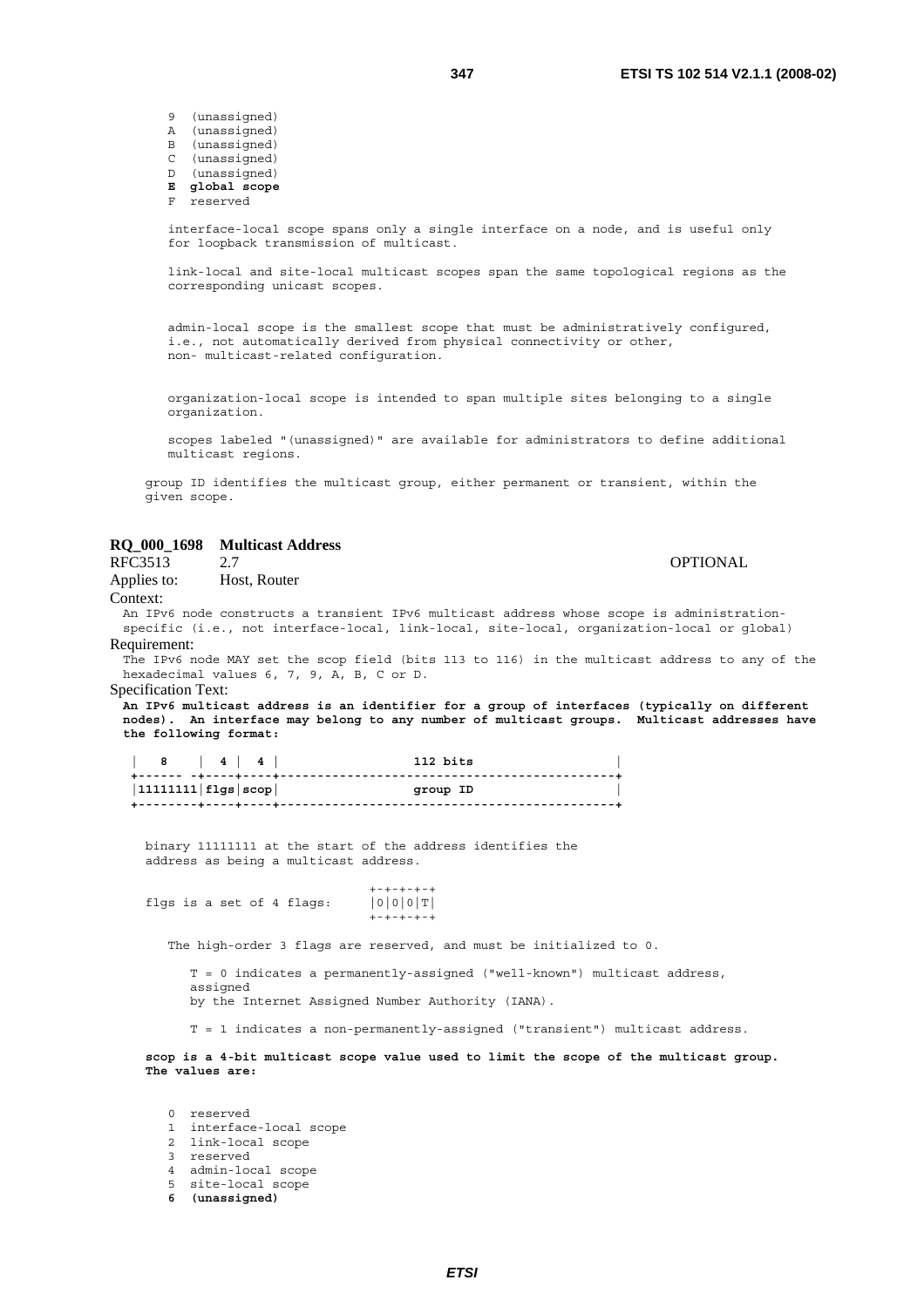```
9  (unassigned)
A  (unassigned)
B  (unassigned)
C  (unassigned)
D  (unassigned)
E  global scope
F  reserved
```

interface-local scope spans only a single interface on a node, and is useful only for loopback transmission of multicast.

link-local and site-local multicast scopes span the same topological regions as the corresponding unicast scopes.

admin-local scope is the smallest scope that must be administratively configured, i.e., not automatically derived from physical connectivity or other, non- multicast-related configuration.

organization-local scope is intended to span multiple sites belonging to a single organization.

scopes labeled "(unassigned)" are available for administrators to define additional multicast regions.

group ID identifies the multicast group, either permanent or transient, within the given scope.

**RQ_000_1698 Multicast Address**

RFC3513 2.7 OPTIONAL

Applies to: Host, Router

Context:

An IPv6 node constructs a transient IPv6 multicast address whose scope is administration-specific (i.e., not interface-local, link-local, site-local, organization-local or global)

Requirement:

The IPv6 node MAY set the scop field (bits 113 to 116) in the multicast address to any of the hexadecimal values 6, 7, 9, A, B, C or D.

Specification Text:

**An IPv6 multicast address is an identifier for a group of interfaces (typically on different nodes). An interface may belong to any number of multicast groups. Multicast addresses have the following format:**

```
|   8    |  4 |  4 |                  112 bits                   |
+------ -+----+----+---------------------------------------------+
|11111111|flgs|scop|                  group ID                   |
+--------+----+----+---------------------------------------------+
```

binary 11111111 at the start of the address identifies the address as being a multicast address.

```
                                 +-+-+-+-+
flgs is a set of 4 flags:        |0|0|0|T|
                                 +-+-+-+-+
```

The high-order 3 flags are reserved, and must be initialized to 0.

T = 0 indicates a permanently-assigned ("well-known") multicast address, assigned by the Internet Assigned Number Authority (IANA).

T = 1 indicates a non-permanently-assigned ("transient") multicast address.

**scop is a 4-bit multicast scope value used to limit the scope of the multicast group. The values are:**

```
0  reserved
1  interface-local scope
2  link-local scope
3  reserved
4  admin-local scope
5  site-local scope
6  (unassigned)
```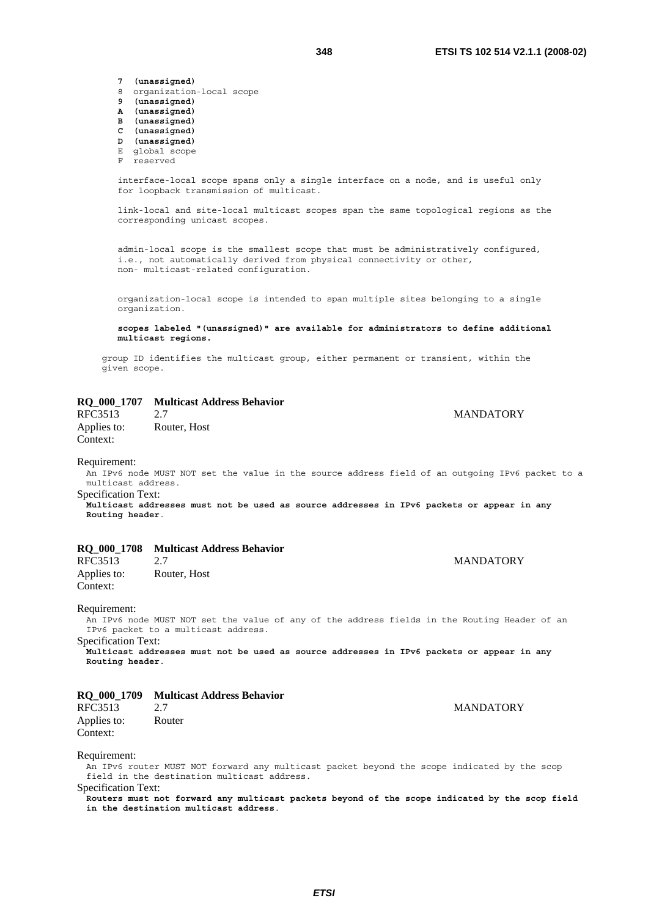```
7  (unassigned)
8  organization-local scope
9  (unassigned)
A  (unassigned)
B  (unassigned)
C  (unassigned)
D  (unassigned)
E  global scope
F  reserved

interface-local scope spans only a single interface on a node, and is useful only
for loopback transmission of multicast.

link-local and site-local multicast scopes span the same topological regions as the
corresponding unicast scopes.

admin-local scope is the smallest scope that must be administratively configured,
i.e., not automatically derived from physical connectivity or other,
non- multicast-related configuration.

organization-local scope is intended to span multiple sites belonging to a single
organization.

scopes labeled "(unassigned)" are available for administrators to define additional
multicast regions.

group ID identifies the multicast group, either permanent or transient, within the
given scope.
```

**RQ_000_1707 Multicast Address Behavior**

RFC3513 2.7 MANDATORY

Applies to: Router, Host

Context:

Requirement:

An IPv6 node MUST NOT set the value in the source address field of an outgoing IPv6 packet to a multicast address.

Specification Text:

**Multicast addresses must not be used as source addresses in IPv6 packets or appear in any Routing header.**

**RQ_000_1708 Multicast Address Behavior**

RFC3513 2.7 MANDATORY

Applies to: Router, Host

Context:

Requirement:

An IPv6 node MUST NOT set the value of any of the address fields in the Routing Header of an IPv6 packet to a multicast address.

Specification Text:

**Multicast addresses must not be used as source addresses in IPv6 packets or appear in any Routing header.**

**RQ_000_1709 Multicast Address Behavior**

RFC3513 2.7 MANDATORY

Applies to: Router

Context:

Requirement:

An IPv6 router MUST NOT forward any multicast packet beyond the scope indicated by the scop field in the destination multicast address.

Specification Text:

**Routers must not forward any multicast packets beyond of the scope indicated by the scop field in the destination multicast address.**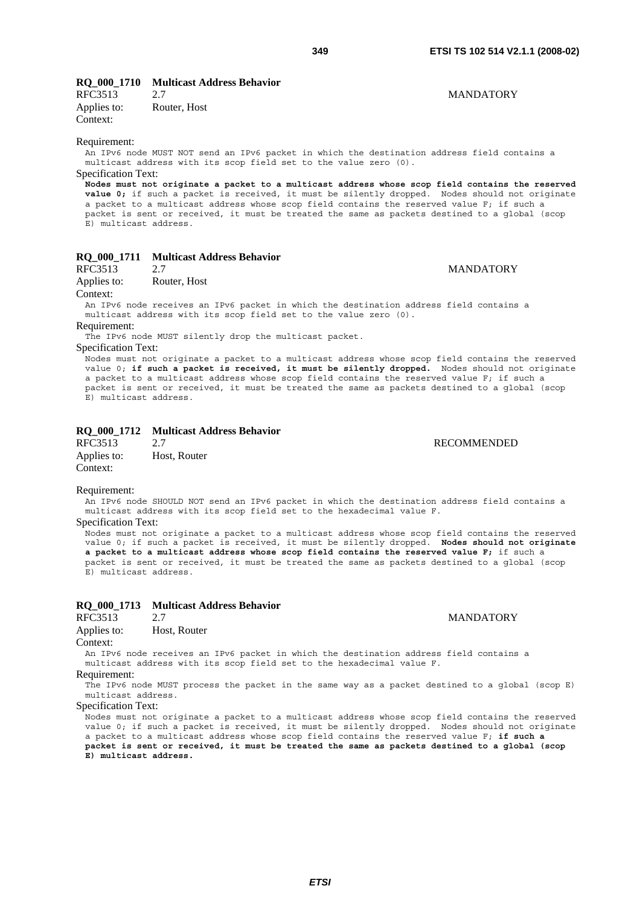**RQ_000_1710 Multicast Address Behavior**

RFC3513 2.7 MANDATORY

Applies to: Router, Host

Context:

Requirement:

An IPv6 node MUST NOT send an IPv6 packet in which the destination address field contains a multicast address with its scop field set to the value zero (0).

Specification Text:

**Nodes must not originate a packet to a multicast address whose scop field contains the reserved value 0;** if such a packet is received, it must be silently dropped. Nodes should not originate a packet to a multicast address whose scop field contains the reserved value F; if such a packet is sent or received, it must be treated the same as packets destined to a global (scop E) multicast address.

**RQ_000_1711 Multicast Address Behavior**

RFC3513 2.7 MANDATORY

Applies to: Router, Host

Context:

An IPv6 node receives an IPv6 packet in which the destination address field contains a multicast address with its scop field set to the value zero (0).

Requirement:

The IPv6 node MUST silently drop the multicast packet.

Specification Text:

Nodes must not originate a packet to a multicast address whose scop field contains the reserved value 0; **if such a packet is received, it must be silently dropped.** Nodes should not originate a packet to a multicast address whose scop field contains the reserved value F; if such a packet is sent or received, it must be treated the same as packets destined to a global (scop E) multicast address.

**RQ_000_1712 Multicast Address Behavior**

RFC3513 2.7 RECOMMENDED

Applies to: Host, Router

Context:

Requirement:

An IPv6 node SHOULD NOT send an IPv6 packet in which the destination address field contains a multicast address with its scop field set to the hexadecimal value F.

Specification Text:

Nodes must not originate a packet to a multicast address whose scop field contains the reserved value 0; if such a packet is received, it must be silently dropped. **Nodes should not originate a packet to a multicast address whose scop field contains the reserved value F;** if such a packet is sent or received, it must be treated the same as packets destined to a global (scop E) multicast address.

**RQ_000_1713 Multicast Address Behavior**

RFC3513 2.7 MANDATORY

Applies to: Host, Router

Context:

An IPv6 node receives an IPv6 packet in which the destination address field contains a multicast address with its scop field set to the hexadecimal value F.

Requirement:

The IPv6 node MUST process the packet in the same way as a packet destined to a global (scop E) multicast address.

Specification Text:

Nodes must not originate a packet to a multicast address whose scop field contains the reserved value 0; if such a packet is received, it must be silently dropped. Nodes should not originate a packet to a multicast address whose scop field contains the reserved value F; **if such a packet is sent or received, it must be treated the same as packets destined to a global (scop E) multicast address.**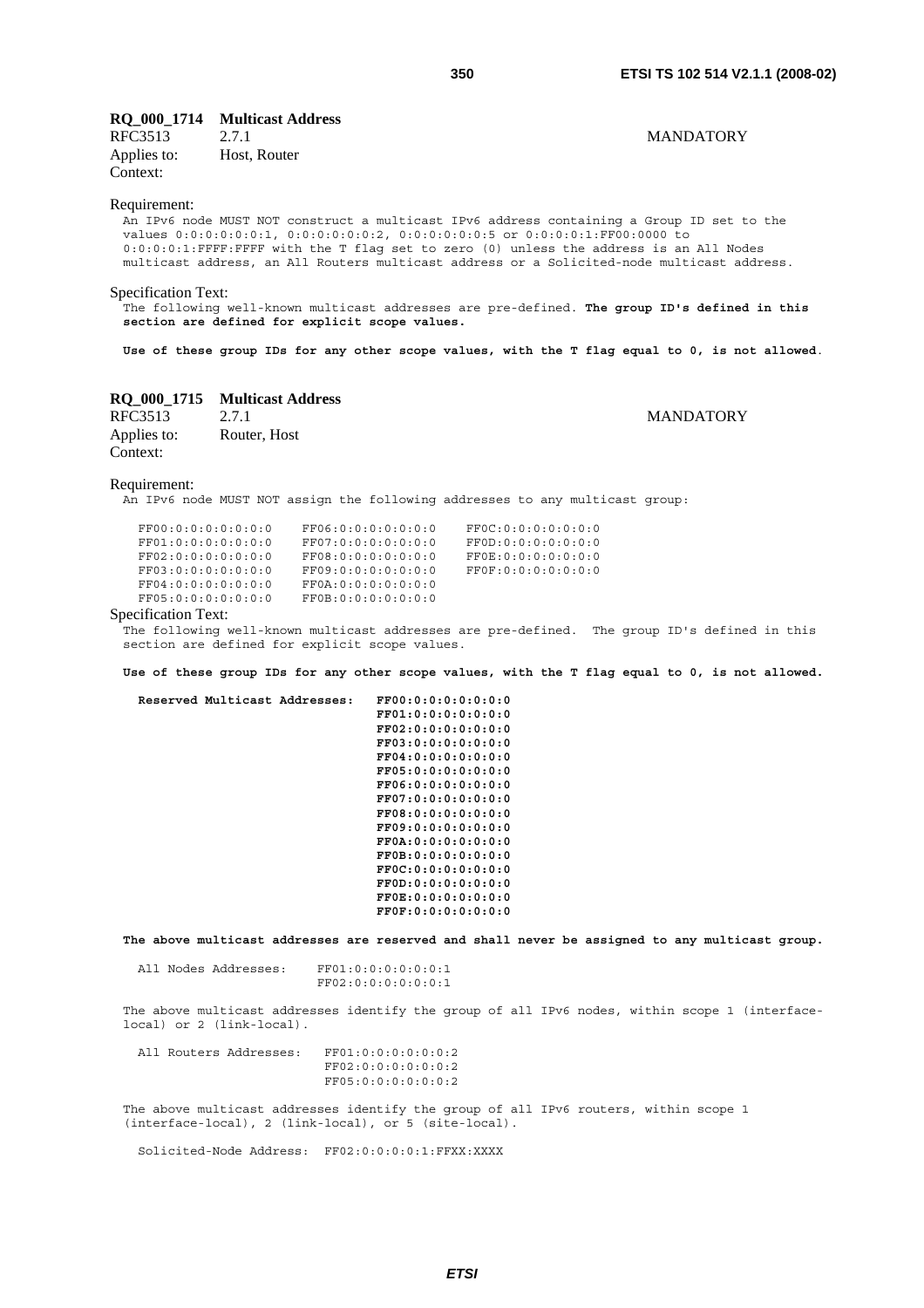**RQ_000_1714 Multicast Address**

RFC3513 2.7.1 MANDATORY

Applies to: Host, Router

Context:

Requirement:

An IPv6 node MUST NOT construct a multicast IPv6 address containing a Group ID set to the values 0:0:0:0:0:0:1, 0:0:0:0:0:0:2, 0:0:0:0:0:0:5 or 0:0:0:0:1:FF00:0000 to 0:0:0:0:1:FFFF:FFFF with the T flag set to zero (0) unless the address is an All Nodes multicast address, an All Routers multicast address or a Solicited-node multicast address.

Specification Text:

The following well-known multicast addresses are pre-defined. **The group ID's defined in this section are defined for explicit scope values.**

**Use of these group IDs for any other scope values, with the T flag equal to 0, is not allowed.**

**RQ_000_1715 Multicast Address**

RFC3513 2.7.1 MANDATORY

Applies to: Router, Host

Context:

Requirement:

An IPv6 node MUST NOT assign the following addresses to any multicast group:

```
FF00:0:0:0:0:0:0:0    FF06:0:0:0:0:0:0:0    FF0C:0:0:0:0:0:0:0
FF01:0:0:0:0:0:0:0    FF07:0:0:0:0:0:0:0    FF0D:0:0:0:0:0:0:0
FF02:0:0:0:0:0:0:0    FF08:0:0:0:0:0:0:0    FF0E:0:0:0:0:0:0:0
FF03:0:0:0:0:0:0:0    FF09:0:0:0:0:0:0:0    FF0F:0:0:0:0:0:0:0
FF04:0:0:0:0:0:0:0    FF0A:0:0:0:0:0:0:0
FF05:0:0:0:0:0:0:0    FF0B:0:0:0:0:0:0:0
```

Specification Text:

The following well-known multicast addresses are pre-defined. The group ID's defined in this section are defined for explicit scope values.

**Use of these group IDs for any other scope values, with the T flag equal to 0, is not allowed.**

```
Reserved Multicast Addresses:   FF00:0:0:0:0:0:0:0
                                FF01:0:0:0:0:0:0:0
                                FF02:0:0:0:0:0:0:0
                                FF03:0:0:0:0:0:0:0
                                FF04:0:0:0:0:0:0:0
                                FF05:0:0:0:0:0:0:0
                                FF06:0:0:0:0:0:0:0
                                FF07:0:0:0:0:0:0:0
                                FF08:0:0:0:0:0:0:0
                                FF09:0:0:0:0:0:0:0
                                FF0A:0:0:0:0:0:0:0
                                FF0B:0:0:0:0:0:0:0
                                FF0C:0:0:0:0:0:0:0
                                FF0D:0:0:0:0:0:0:0
                                FF0E:0:0:0:0:0:0:0
                                FF0F:0:0:0:0:0:0:0
```

**The above multicast addresses are reserved and shall never be assigned to any multicast group.**

```
All Nodes Addresses:    FF01:0:0:0:0:0:0:1
                        FF02:0:0:0:0:0:0:1
```

The above multicast addresses identify the group of all IPv6 nodes, within scope 1 (interface-local) or 2 (link-local).

```
All Routers Addresses:   FF01:0:0:0:0:0:0:2
                         FF02:0:0:0:0:0:0:2
                         FF05:0:0:0:0:0:0:2
```

The above multicast addresses identify the group of all IPv6 routers, within scope 1 (interface-local), 2 (link-local), or 5 (site-local).

```
Solicited-Node Address:  FF02:0:0:0:0:1:FFXX:XXXX
```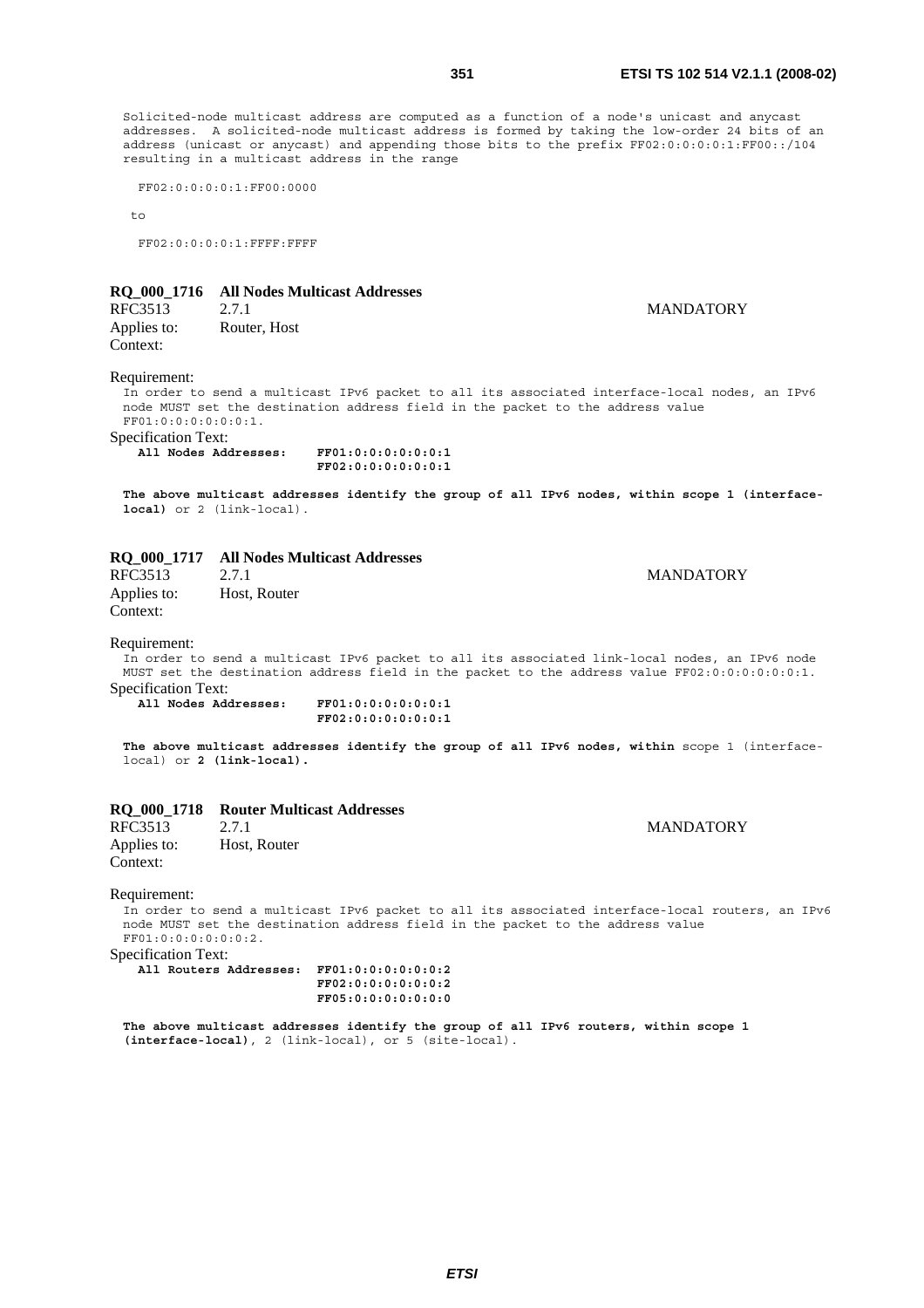Solicited-node multicast address are computed as a function of a node's unicast and anycast addresses. A solicited-node multicast address is formed by taking the low-order 24 bits of an address (unicast or anycast) and appending those bits to the prefix FF02:0:0:0:0:1:FF00::/104 resulting in a multicast address in the range

```
FF02:0:0:0:0:1:FF00:0000

to

FF02:0:0:0:0:1:FFFF:FFFF
```

### RQ_000_1716 All Nodes Multicast Addresses

RFC3513 2.7.1 MANDATORY

Applies to: Router, Host

Context:

Requirement:

In order to send a multicast IPv6 packet to all its associated interface-local nodes, an IPv6 node MUST set the destination address field in the packet to the address value FF01:0:0:0:0:0:0:1.

Specification Text:

**All Nodes Addresses: FF01:0:0:0:0:0:0:1**
**FF02:0:0:0:0:0:0:1**

**The above multicast addresses identify the group of all IPv6 nodes, within scope 1 (interface-local)** or 2 (link-local).

### RQ_000_1717 All Nodes Multicast Addresses

RFC3513 2.7.1 MANDATORY

Applies to: Host, Router

Context:

Requirement:

In order to send a multicast IPv6 packet to all its associated link-local nodes, an IPv6 node MUST set the destination address field in the packet to the address value FF02:0:0:0:0:0:0:1.

Specification Text:

**All Nodes Addresses: FF01:0:0:0:0:0:0:1**
**FF02:0:0:0:0:0:0:1**

**The above multicast addresses identify the group of all IPv6 nodes, within** scope 1 (interface-local) or **2 (link-local).**

### RQ_000_1718 Router Multicast Addresses

RFC3513 2.7.1 MANDATORY

Applies to: Host, Router

Context:

Requirement:

In order to send a multicast IPv6 packet to all its associated interface-local routers, an IPv6 node MUST set the destination address field in the packet to the address value FF01:0:0:0:0:0:0:2.

Specification Text:

**All Routers Addresses: FF01:0:0:0:0:0:0:2**
**FF02:0:0:0:0:0:0:2**
**FF05:0:0:0:0:0:0:0**

**The above multicast addresses identify the group of all IPv6 routers, within scope 1 (interface-local)**, 2 (link-local), or 5 (site-local).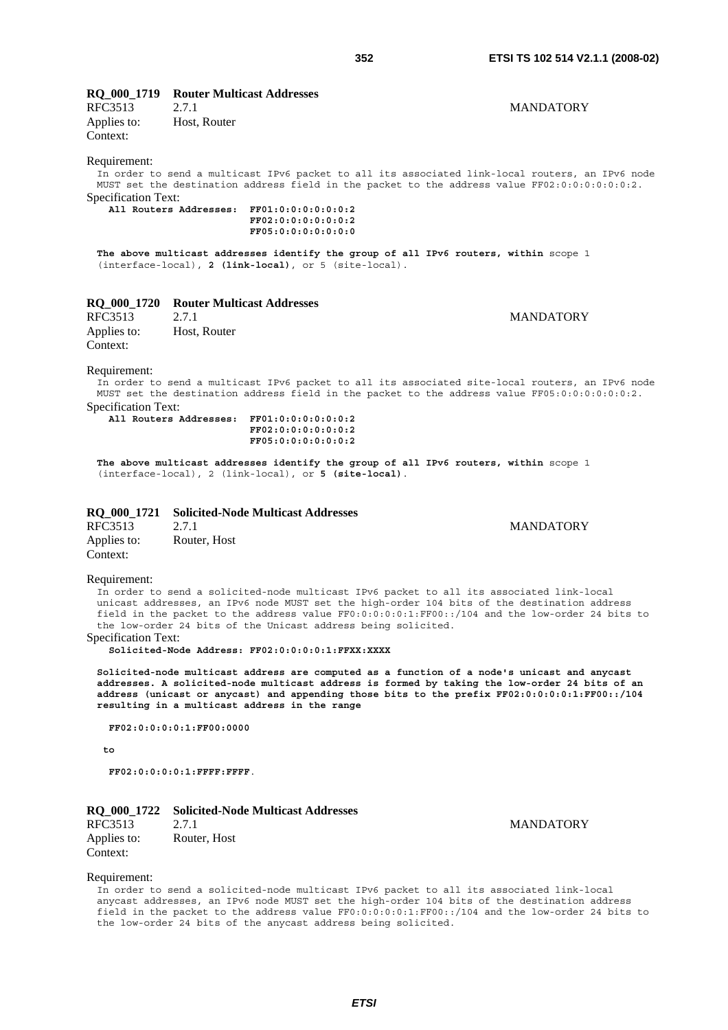**RQ_000_1719 Router Multicast Addresses**

RFC3513 2.7.1 MANDATORY

Applies to: Host, Router

Context:

Requirement:

In order to send a multicast IPv6 packet to all its associated link-local routers, an IPv6 node MUST set the destination address field in the packet to the address value FF02:0:0:0:0:0:0:2.

Specification Text:

```
All Routers Addresses:  FF01:0:0:0:0:0:0:2
                        FF02:0:0:0:0:0:0:2
                        FF05:0:0:0:0:0:0:0
```

**The above multicast addresses identify the group of all IPv6 routers, within** scope 1 (interface-local), **2 (link-local)**, or 5 (site-local).

**RQ_000_1720 Router Multicast Addresses**

RFC3513 2.7.1 MANDATORY

Applies to: Host, Router

Context:

Requirement:

In order to send a multicast IPv6 packet to all its associated site-local routers, an IPv6 node MUST set the destination address field in the packet to the address value FF05:0:0:0:0:0:0:2.

Specification Text:

```
All Routers Addresses:  FF01:0:0:0:0:0:0:2
                        FF02:0:0:0:0:0:0:2
                        FF05:0:0:0:0:0:0:2
```

**The above multicast addresses identify the group of all IPv6 routers, within** scope 1 (interface-local), 2 (link-local), or **5 (site-local)**.

**RQ_000_1721 Solicited-Node Multicast Addresses**

RFC3513 2.7.1 MANDATORY

Applies to: Router, Host

Context:

Requirement:

In order to send a solicited-node multicast IPv6 packet to all its associated link-local unicast addresses, an IPv6 node MUST set the high-order 104 bits of the destination address field in the packet to the address value FF0:0:0:0:0:1:FF00::/104 and the low-order 24 bits to the low-order 24 bits of the Unicast address being solicited.

Specification Text:

**Solicited-Node Address: FF02:0:0:0:0:1:FFXX:XXXX**

**Solicited-node multicast address are computed as a function of a node's unicast and anycast addresses. A solicited-node multicast address is formed by taking the low-order 24 bits of an address (unicast or anycast) and appending those bits to the prefix FF02:0:0:0:0:1:FF00::/104 resulting in a multicast address in the range**

**FF02:0:0:0:0:1:FF00:0000**

**to**

**FF02:0:0:0:0:1:FFFF:FFFF**.

**RQ_000_1722 Solicited-Node Multicast Addresses**

RFC3513 2.7.1 MANDATORY

Applies to: Router, Host

Context:

Requirement:

In order to send a solicited-node multicast IPv6 packet to all its associated link-local anycast addresses, an IPv6 node MUST set the high-order 104 bits of the destination address field in the packet to the address value FF0:0:0:0:0:1:FF00::/104 and the low-order 24 bits to the low-order 24 bits of the anycast address being solicited.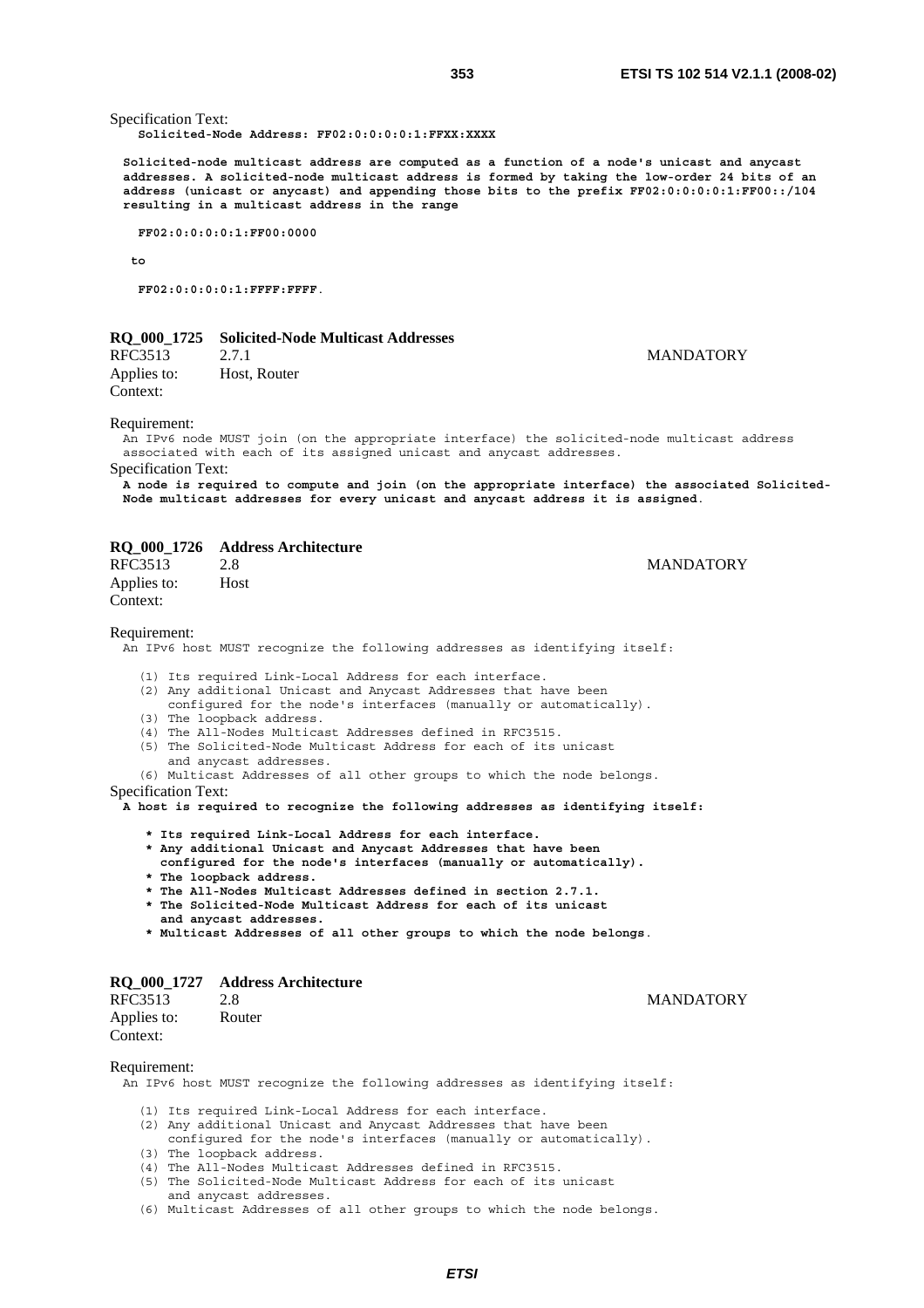Specification Text:

**Solicited-Node Address: FF02:0:0:0:0:1:FFXX:XXXX**

**Solicited-node multicast address are computed as a function of a node's unicast and anycast addresses. A solicited-node multicast address is formed by taking the low-order 24 bits of an address (unicast or anycast) and appending those bits to the prefix FF02:0:0:0:0:1:FF00::/104 resulting in a multicast address in the range**

**FF02:0:0:0:0:1:FF00:0000**

**to**

**FF02:0:0:0:0:1:FFFF:FFFF**.

### RQ_000_1725 Solicited-Node Multicast Addresses

RFC3513 2.7.1 MANDATORY

Applies to: Host, Router

Context:

Requirement:

An IPv6 node MUST join (on the appropriate interface) the solicited-node multicast address associated with each of its assigned unicast and anycast addresses.

Specification Text:

**A node is required to compute and join (on the appropriate interface) the associated Solicited-Node multicast addresses for every unicast and anycast address it is assigned**.

### RQ_000_1726 Address Architecture

RFC3513 2.8 MANDATORY

Applies to: Host

Context:

Requirement:

An IPv6 host MUST recognize the following addresses as identifying itself:

(1) Its required Link-Local Address for each interface.
(2) Any additional Unicast and Anycast Addresses that have been configured for the node's interfaces (manually or automatically).
(3) The loopback address.
(4) The All-Nodes Multicast Addresses defined in RFC3515.
(5) The Solicited-Node Multicast Address for each of its unicast and anycast addresses.
(6) Multicast Addresses of all other groups to which the node belongs.

Specification Text:

**A host is required to recognize the following addresses as identifying itself:**

- **Its required Link-Local Address for each interface.**
- **Any additional Unicast and Anycast Addresses that have been configured for the node's interfaces (manually or automatically).**
- **The loopback address.**
- **The All-Nodes Multicast Addresses defined in section 2.7.1.**
- **The Solicited-Node Multicast Address for each of its unicast and anycast addresses.**
- **Multicast Addresses of all other groups to which the node belongs**.

### RQ_000_1727 Address Architecture

RFC3513 2.8 MANDATORY

Applies to: Router

Context:

Requirement:

An IPv6 host MUST recognize the following addresses as identifying itself:

(1) Its required Link-Local Address for each interface.
(2) Any additional Unicast and Anycast Addresses that have been configured for the node's interfaces (manually or automatically).
(3) The loopback address.
(4) The All-Nodes Multicast Addresses defined in RFC3515.
(5) The Solicited-Node Multicast Address for each of its unicast and anycast addresses.
(6) Multicast Addresses of all other groups to which the node belongs.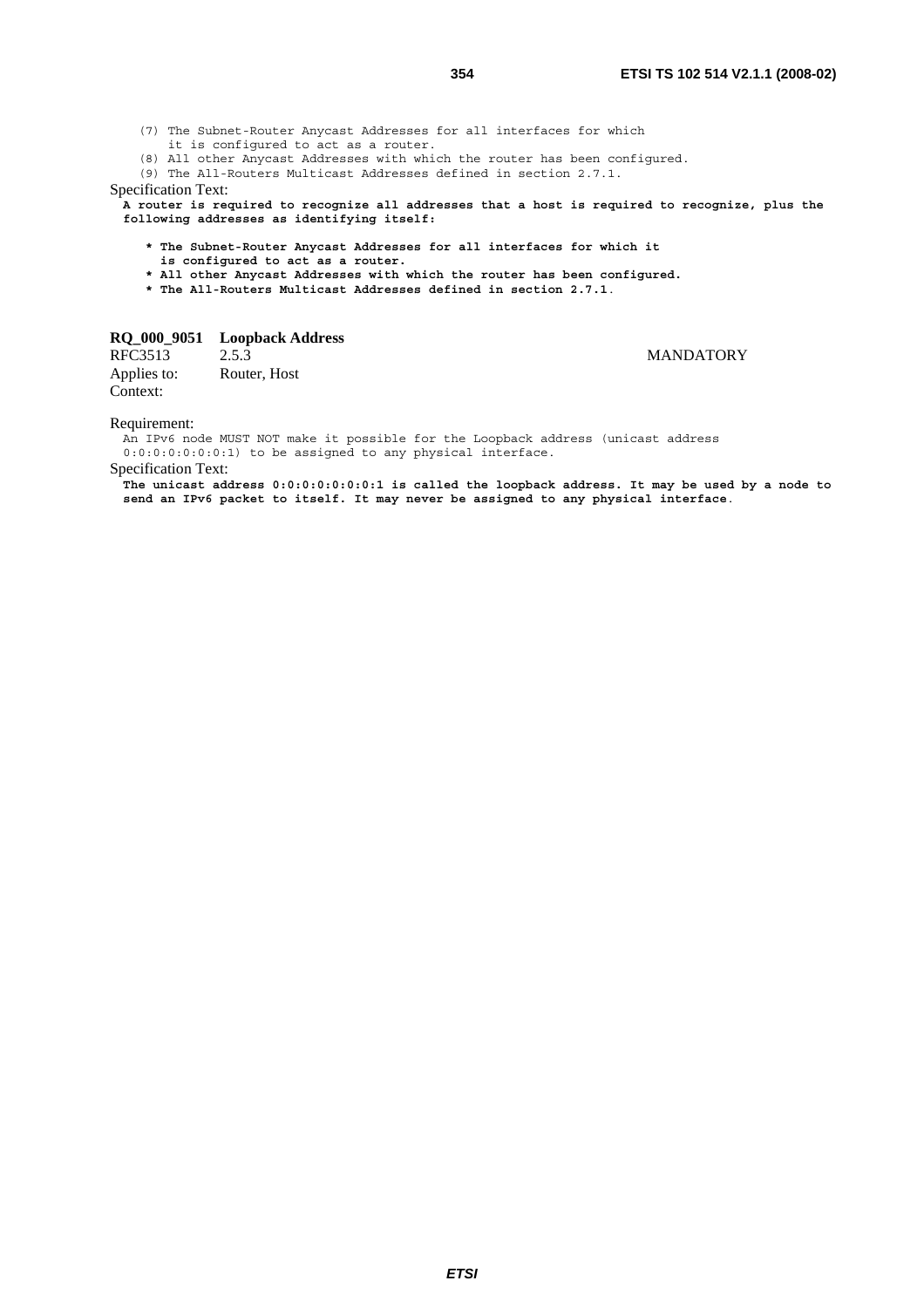```
   (7) The Subnet-Router Anycast Addresses for all interfaces for which
       it is configured to act as a router.
   (8) All other Anycast Addresses with which the router has been configured.
   (9) The All-Routers Multicast Addresses defined in section 2.7.1.
```

Specification Text:

**A router is required to recognize all addresses that a host is required to recognize, plus the following addresses as identifying itself:**

```
   * The Subnet-Router Anycast Addresses for all interfaces for which it
     is configured to act as a router.
   * All other Anycast Addresses with which the router has been configured.
   * The All-Routers Multicast Addresses defined in section 2.7.1.
```

**RQ_000_9051 Loopback Address**

RFC3513 2.5.3 MANDATORY

Applies to: Router, Host

Context:

Requirement:

An IPv6 node MUST NOT make it possible for the Loopback address (unicast address 0:0:0:0:0:0:0:1) to be assigned to any physical interface.

Specification Text:

**The unicast address 0:0:0:0:0:0:0:1 is called the loopback address. It may be used by a node to send an IPv6 packet to itself. It may never be assigned to any physical interface.**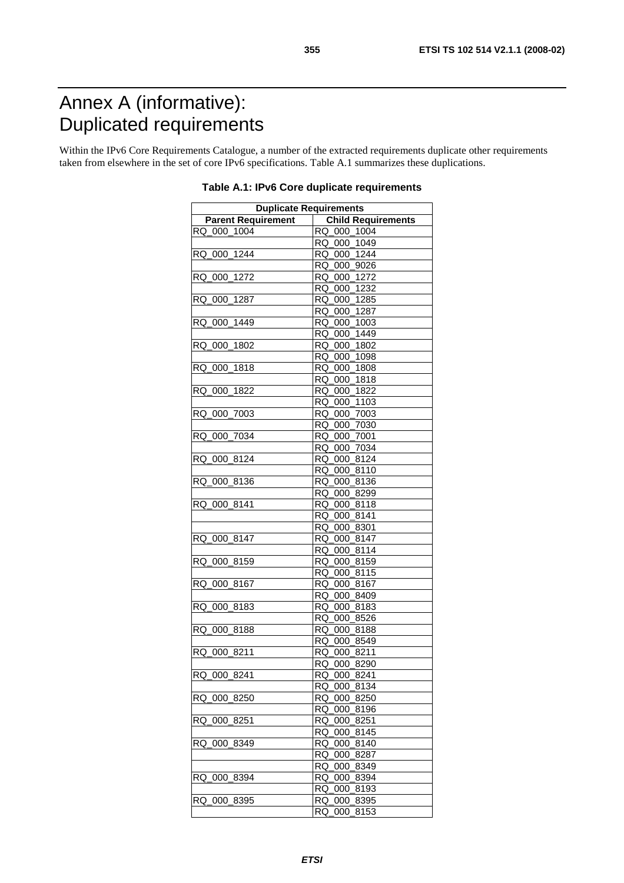# Annex A (informative): Duplicated requirements

Within the IPv6 Core Requirements Catalogue, a number of the extracted requirements duplicate other requirements taken from elsewhere in the set of core IPv6 specifications. Table A.1 summarizes these duplications.

**Table A.1: IPv6 Core duplicate requirements**

| Duplicate Requirements | |
|---|---|
| **Parent Requirement** | **Child Requirements** |
| RQ_000_1004 | RQ_000_1004 |
| | RQ_000_1049 |
| RQ_000_1244 | RQ_000_1244 |
| | RQ_000_9026 |
| RQ_000_1272 | RQ_000_1272 |
| | RQ_000_1232 |
| RQ_000_1287 | RQ_000_1285 |
| | RQ_000_1287 |
| RQ_000_1449 | RQ_000_1003 |
| | RQ_000_1449 |
| RQ_000_1802 | RQ_000_1802 |
| | RQ_000_1098 |
| RQ_000_1818 | RQ_000_1808 |
| | RQ_000_1818 |
| RQ_000_1822 | RQ_000_1822 |
| | RQ_000_1103 |
| RQ_000_7003 | RQ_000_7003 |
| | RQ_000_7030 |
| RQ_000_7034 | RQ_000_7001 |
| | RQ_000_7034 |
| RQ_000_8124 | RQ_000_8124 |
| | RQ_000_8110 |
| RQ_000_8136 | RQ_000_8136 |
| | RQ_000_8299 |
| RQ_000_8141 | RQ_000_8118 |
| | RQ_000_8141 |
| | RQ_000_8301 |
| RQ_000_8147 | RQ_000_8147 |
| | RQ_000_8114 |
| RQ_000_8159 | RQ_000_8159 |
| | RQ_000_8115 |
| RQ_000_8167 | RQ_000_8167 |
| | RQ_000_8409 |
| RQ_000_8183 | RQ_000_8183 |
| | RQ_000_8526 |
| RQ_000_8188 | RQ_000_8188 |
| | RQ_000_8549 |
| RQ_000_8211 | RQ_000_8211 |
| | RQ_000_8290 |
| RQ_000_8241 | RQ_000_8241 |
| | RQ_000_8134 |
| RQ_000_8250 | RQ_000_8250 |
| | RQ_000_8196 |
| RQ_000_8251 | RQ_000_8251 |
| | RQ_000_8145 |
| RQ_000_8349 | RQ_000_8140 |
| | RQ_000_8287 |
| | RQ_000_8349 |
| RQ_000_8394 | RQ_000_8394 |
| | RQ_000_8193 |
| RQ_000_8395 | RQ_000_8395 |
| | RQ_000_8153 |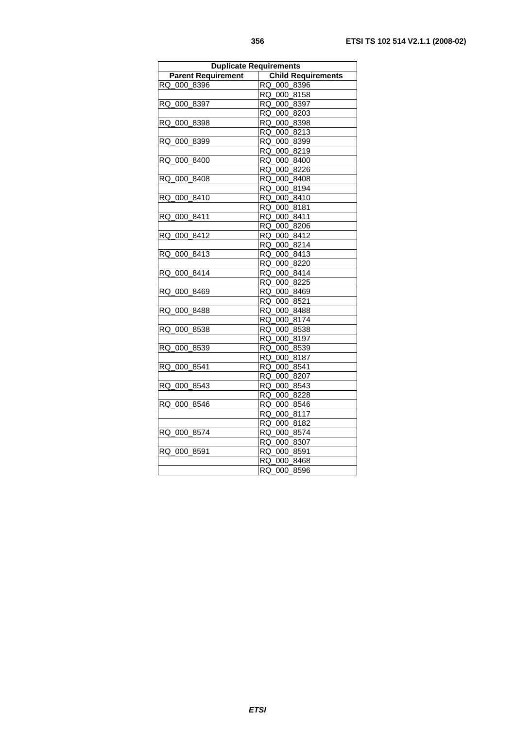| Duplicate Requirements | |
|---|---|
| **Parent Requirement** | **Child Requirements** |
| RQ_000_8396 | RQ_000_8396 |
| | RQ_000_8158 |
| RQ_000_8397 | RQ_000_8397 |
| | RQ_000_8203 |
| RQ_000_8398 | RQ_000_8398 |
| | RQ_000_8213 |
| RQ_000_8399 | RQ_000_8399 |
| | RQ_000_8219 |
| RQ_000_8400 | RQ_000_8400 |
| | RQ_000_8226 |
| RQ_000_8408 | RQ_000_8408 |
| | RQ_000_8194 |
| RQ_000_8410 | RQ_000_8410 |
| | RQ_000_8181 |
| RQ_000_8411 | RQ_000_8411 |
| | RQ_000_8206 |
| RQ_000_8412 | RQ_000_8412 |
| | RQ_000_8214 |
| RQ_000_8413 | RQ_000_8413 |
| | RQ_000_8220 |
| RQ_000_8414 | RQ_000_8414 |
| | RQ_000_8225 |
| RQ_000_8469 | RQ_000_8469 |
| | RQ_000_8521 |
| RQ_000_8488 | RQ_000_8488 |
| | RQ_000_8174 |
| RQ_000_8538 | RQ_000_8538 |
| | RQ_000_8197 |
| RQ_000_8539 | RQ_000_8539 |
| | RQ_000_8187 |
| RQ_000_8541 | RQ_000_8541 |
| | RQ_000_8207 |
| RQ_000_8543 | RQ_000_8543 |
| | RQ_000_8228 |
| RQ_000_8546 | RQ_000_8546 |
| | RQ_000_8117 |
| | RQ_000_8182 |
| RQ_000_8574 | RQ_000_8574 |
| | RQ_000_8307 |
| RQ_000_8591 | RQ_000_8591 |
| | RQ_000_8468 |
| | RQ_000_8596 |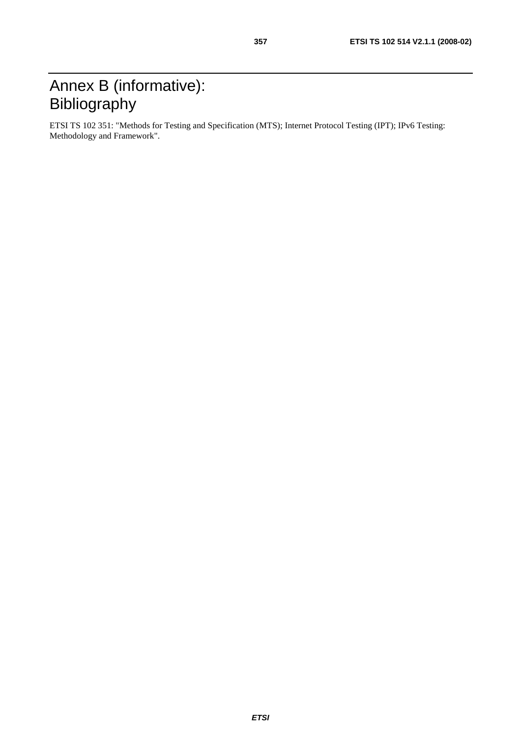# Annex B (informative): Bibliography

ETSI TS 102 351: "Methods for Testing and Specification (MTS); Internet Protocol Testing (IPT); IPv6 Testing: Methodology and Framework".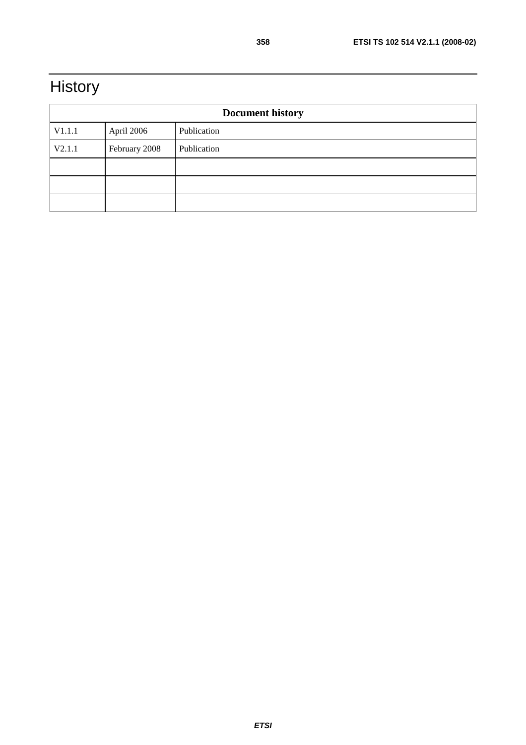# History

| Document history | | |
|---|---|---|
| V1.1.1 | April 2006 | Publication |
| V2.1.1 | February 2008 | Publication |
| | | |
| | | |
| | | |